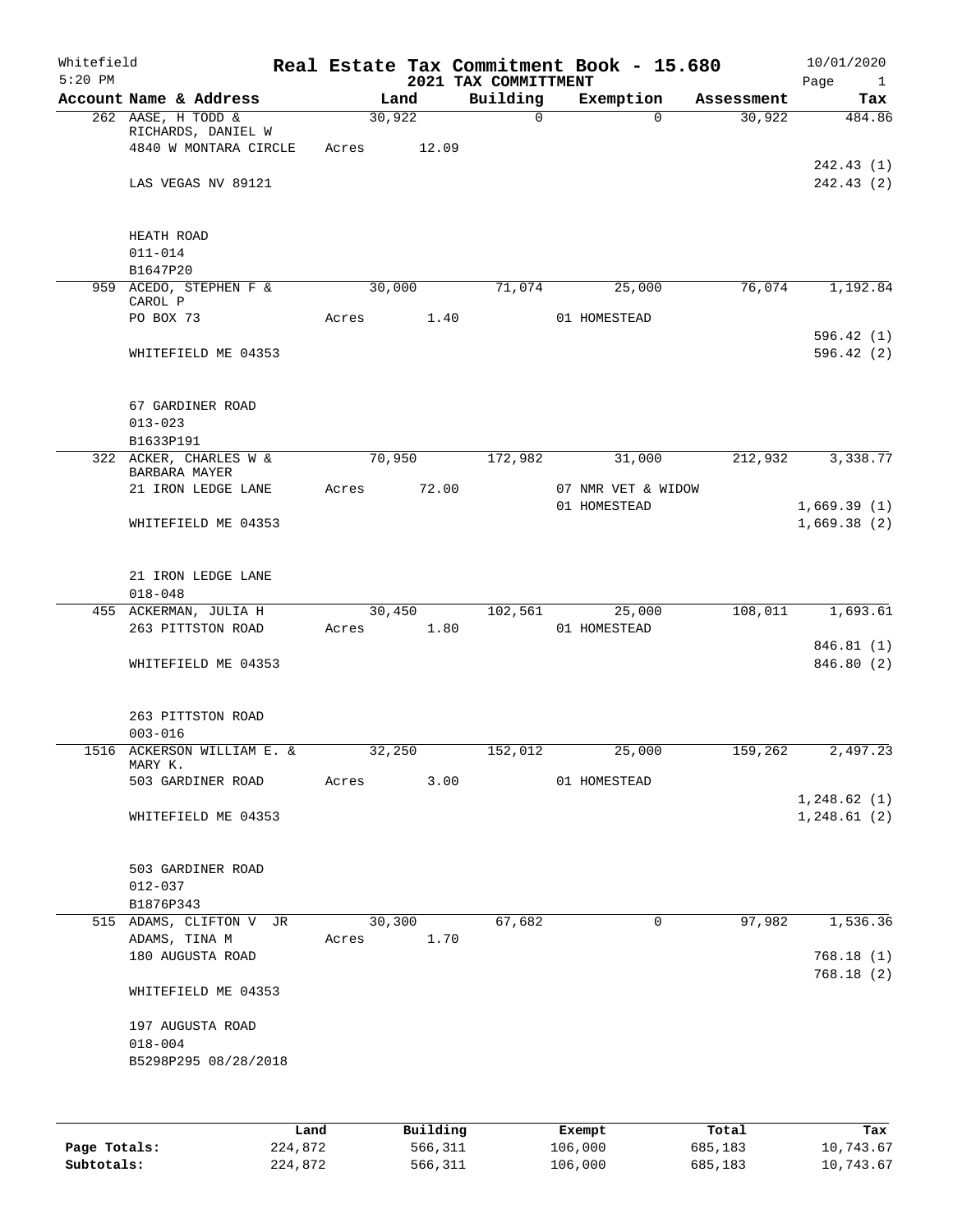# Real Estate Tax Commitment Book - 15.680

Whitefield
5:20 PM

## 2021 TAX COMMITTMENT

10/01/2020

| Account | Name & Address | Land | Building | Exemption | Assessment | Tax |
|---|---|---|---|---|---|---|
| 262 | AASE, H TODD & RICHARDS, DANIEL W<br>4840 W MONTARA CIRCLE<br>LAS VEGAS NV 89121<br><br>HEATH ROAD<br>011-014<br>B1647P20 | 30,922<br>Acres 12.09 | 0 | 0 | 30,922 | 484.86<br>242.43 (1)<br>242.43 (2) |
| 959 | ACEDO, STEPHEN F & CAROL P<br>PO BOX 73<br>WHITEFIELD ME 04353<br><br>67 GARDINER ROAD<br>013-023<br>B1633P191 | 30,000<br>Acres 1.40 | 71,074 | 25,000<br>01 HOMESTEAD | 76,074 | 1,192.84<br>596.42 (1)<br>596.42 (2) |
| 322 | ACKER, CHARLES W & BARBARA MAYER<br>21 IRON LEDGE LANE<br>WHITEFIELD ME 04353<br><br>21 IRON LEDGE LANE<br>018-048 | 70,950<br>Acres 72.00 | 172,982 | 31,000<br>07 NMR VET & WIDOW<br>01 HOMESTEAD | 212,932 | 3,338.77<br>1,669.39 (1)<br>1,669.38 (2) |
| 455 | ACKERMAN, JULIA H<br>263 PITTSTON ROAD<br>WHITEFIELD ME 04353<br><br>263 PITTSTON ROAD<br>003-016 | 30,450<br>Acres 1.80 | 102,561 | 25,000<br>01 HOMESTEAD | 108,011 | 1,693.61<br>846.81 (1)<br>846.80 (2) |
| 1516 | ACKERSON WILLIAM E. & MARY K.<br>503 GARDINER ROAD<br>WHITEFIELD ME 04353<br><br>503 GARDINER ROAD<br>012-037<br>B1876P343 | 32,250<br>Acres 3.00 | 152,012 | 25,000<br>01 HOMESTEAD | 159,262 | 2,497.23<br>1,248.62 (1)<br>1,248.61 (2) |
| 515 | ADAMS, CLIFTON V JR<br>ADAMS, TINA M<br>180 AUGUSTA ROAD<br>WHITEFIELD ME 04353<br><br>197 AUGUSTA ROAD<br>018-004<br>B5298P295 08/28/2018 | 30,300<br>Acres 1.70 | 67,682 | 0 | 97,982 | 1,536.36<br>768.18 (1)<br>768.18 (2) |

| | Land | Building | Exempt | Total | Tax |
|---|---|---|---|---|---|
| **Page Totals:** | 224,872 | 566,311 | 106,000 | 685,183 | 10,743.67 |
| **Subtotals:** | 224,872 | 566,311 | 106,000 | 685,183 | 10,743.67 |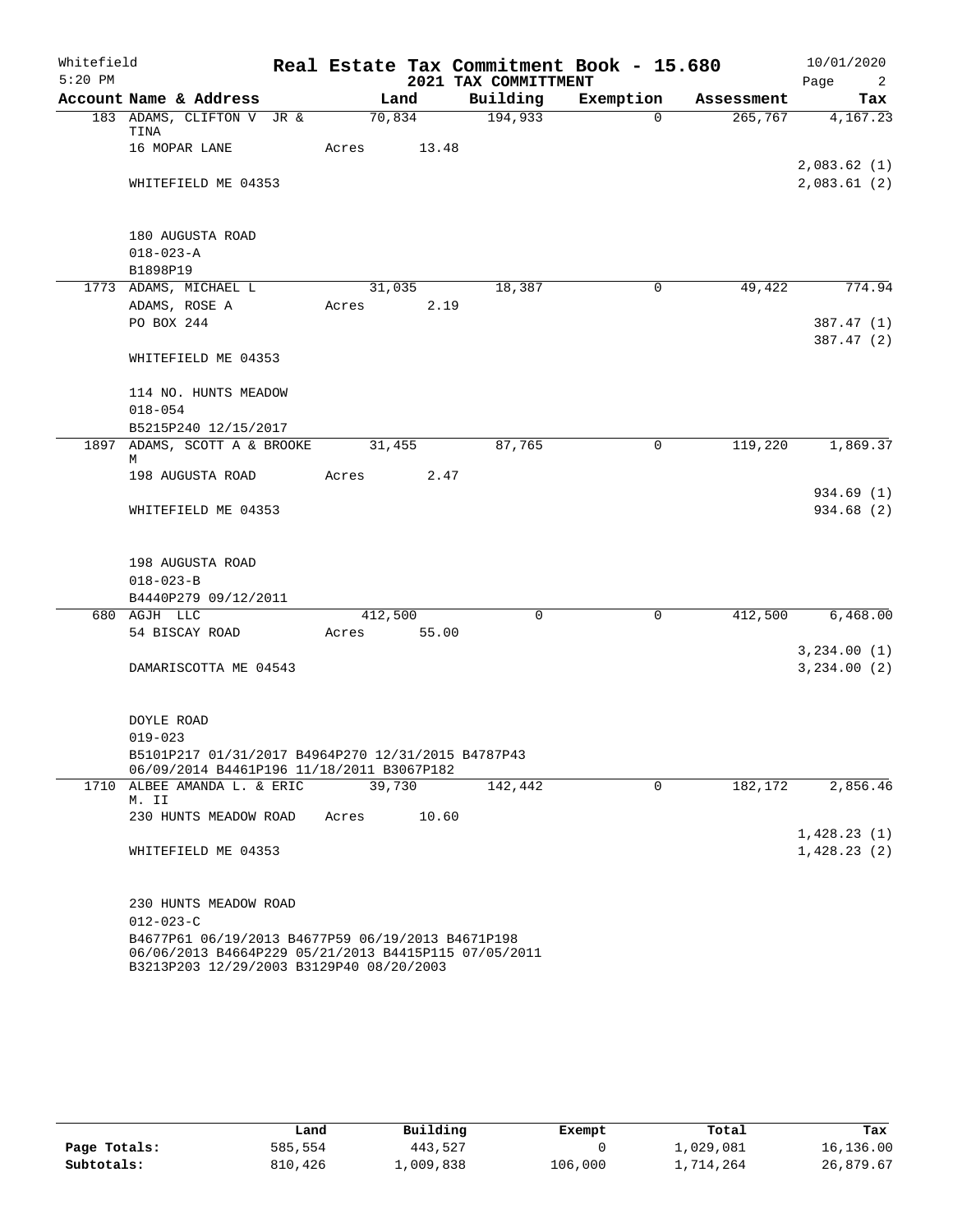Whitefield 5:20 PM

# Real Estate Tax Commitment Book - 15.680

## 2021 TAX COMMITTMENT

10/01/2020

| Account Name & Address | Land | Building | Exemption | Assessment | Tax |
|---|---|---|---|---|---|
| 183 ADAMS, CLIFTON V JR & TINA | 70,834 | 194,933 | 0 | 265,767 | 4,167.23 |
| 16 MOPAR LANE | Acres 13.48 | | | | |
| | | | | | 2,083.62 (1) |
| WHITEFIELD ME 04353 | | | | | 2,083.61 (2) |
| 180 AUGUSTA ROAD | | | | | |
| 018-023-A | | | | | |
| B1898P19 | | | | | |
| 1773 ADAMS, MICHAEL L | 31,035 | 18,387 | 0 | 49,422 | 774.94 |
| ADAMS, ROSE A | Acres 2.19 | | | | |
| PO BOX 244 | | | | | 387.47 (1) |
| | | | | | 387.47 (2) |
| WHITEFIELD ME 04353 | | | | | |
| 114 NO. HUNTS MEADOW | | | | | |
| 018-054 | | | | | |
| B5215P240 12/15/2017 | | | | | |
| 1897 ADAMS, SCOTT A & BROOKE M | 31,455 | 87,765 | 0 | 119,220 | 1,869.37 |
| 198 AUGUSTA ROAD | Acres 2.47 | | | | |
| | | | | | 934.69 (1) |
| WHITEFIELD ME 04353 | | | | | 934.68 (2) |
| 198 AUGUSTA ROAD | | | | | |
| 018-023-B | | | | | |
| B4440P279 09/12/2011 | | | | | |
| 680 AGJH LLC | 412,500 | 0 | 0 | 412,500 | 6,468.00 |
| 54 BISCAY ROAD | Acres 55.00 | | | | |
| | | | | | 3,234.00 (1) |
| DAMARISCOTTA ME 04543 | | | | | 3,234.00 (2) |
| DOYLE ROAD | | | | | |
| 019-023 | | | | | |
| B5101P217 01/31/2017 B4964P270 12/31/2015 B4787P43 06/09/2014 B4461P196 11/18/2011 B3067P182 | | | | | |
| 1710 ALBEE AMANDA L. & ERIC M. II | 39,730 | 142,442 | 0 | 182,172 | 2,856.46 |
| 230 HUNTS MEADOW ROAD | Acres 10.60 | | | | |
| | | | | | 1,428.23 (1) |
| WHITEFIELD ME 04353 | | | | | 1,428.23 (2) |
| 230 HUNTS MEADOW ROAD | | | | | |
| 012-023-C | | | | | |
| B4677P61 06/19/2013 B4677P59 06/19/2013 B4671P198 06/06/2013 B4664P229 05/21/2013 B4415P115 07/05/2011 B3213P203 12/29/2003 B3129P40 08/20/2003 | | | | | |

| | Land | Building | Exempt | Total | Tax |
|---|---|---|---|---|---|
| Page Totals: | 585,554 | 443,527 | 0 | 1,029,081 | 16,136.00 |
| Subtotals: | 810,426 | 1,009,838 | 106,000 | 1,714,264 | 26,879.67 |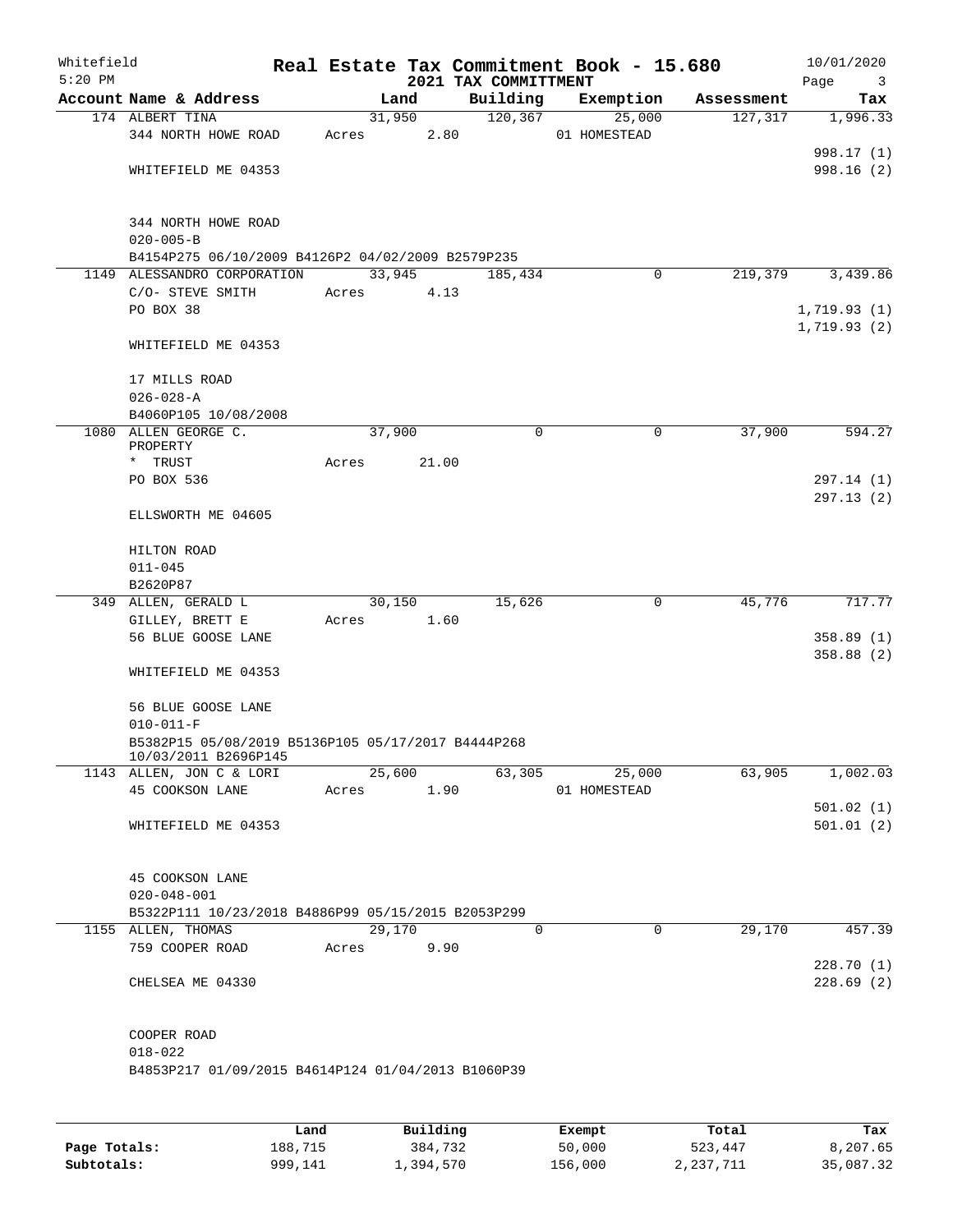Whitefield 5:20 PM

# Real Estate Tax Commitment Book - 15.680

## 2021 TAX COMMITTMENT

10/01/2020

| Account Name & Address | Land | Building | Exemption | Assessment | Tax |
|---|---|---|---|---|---|
| 174 ALBERT TINA | 31,950 | 120,367 | 25,000 | 127,317 | 1,996.33 |
| 344 NORTH HOWE ROAD | Acres 2.80 | | 01 HOMESTEAD | | |
| | | | | | 998.17 (1) |
| WHITEFIELD ME 04353 | | | | | 998.16 (2) |
| 344 NORTH HOWE ROAD | | | | | |
| 020-005-B | | | | | |
| B4154P275 06/10/2009 B4126P2 04/02/2009 B2579P235 | | | | | |
| 1149 ALESSANDRO CORPORATION | 33,945 | 185,434 | 0 | 219,379 | 3,439.86 |
| C/O- STEVE SMITH | Acres 4.13 | | | | |
| PO BOX 38 | | | | | 1,719.93 (1) |
| | | | | | 1,719.93 (2) |
| WHITEFIELD ME 04353 | | | | | |
| 17 MILLS ROAD | | | | | |
| 026-028-A | | | | | |
| B4060P105 10/08/2008 | | | | | |
| 1080 ALLEN GEORGE C. PROPERTY | 37,900 | 0 | 0 | 37,900 | 594.27 |
| * TRUST | Acres 21.00 | | | | |
| PO BOX 536 | | | | | 297.14 (1) |
| | | | | | 297.13 (2) |
| ELLSWORTH ME 04605 | | | | | |
| HILTON ROAD | | | | | |
| 011-045 | | | | | |
| B2620P87 | | | | | |
| 349 ALLEN, GERALD L | 30,150 | 15,626 | 0 | 45,776 | 717.77 |
| GILLEY, BRETT E | Acres 1.60 | | | | |
| 56 BLUE GOOSE LANE | | | | | 358.89 (1) |
| | | | | | 358.88 (2) |
| WHITEFIELD ME 04353 | | | | | |
| 56 BLUE GOOSE LANE | | | | | |
| 010-011-F | | | | | |
| B5382P15 05/08/2019 B5136P105 05/17/2017 B4444P268 10/03/2011 B2696P145 | | | | | |
| 1143 ALLEN, JON C & LORI | 25,600 | 63,305 | 25,000 | 63,905 | 1,002.03 |
| 45 COOKSON LANE | Acres 1.90 | | 01 HOMESTEAD | | |
| | | | | | 501.02 (1) |
| WHITEFIELD ME 04353 | | | | | 501.01 (2) |
| 45 COOKSON LANE | | | | | |
| 020-048-001 | | | | | |
| B5322P111 10/23/2018 B4886P99 05/15/2015 B2053P299 | | | | | |
| 1155 ALLEN, THOMAS | 29,170 | 0 | 0 | 29,170 | 457.39 |
| 759 COOPER ROAD | Acres 9.90 | | | | |
| | | | | | 228.70 (1) |
| CHELSEA ME 04330 | | | | | 228.69 (2) |
| COOPER ROAD | | | | | |
| 018-022 | | | | | |
| B4853P217 01/09/2015 B4614P124 01/04/2013 B1060P39 | | | | | |

| | Land | Building | Exempt | Total | Tax |
|---|---|---|---|---|---|
| Page Totals: | 188,715 | 384,732 | 50,000 | 523,447 | 8,207.65 |
| Subtotals: | 999,141 | 1,394,570 | 156,000 | 2,237,711 | 35,087.32 |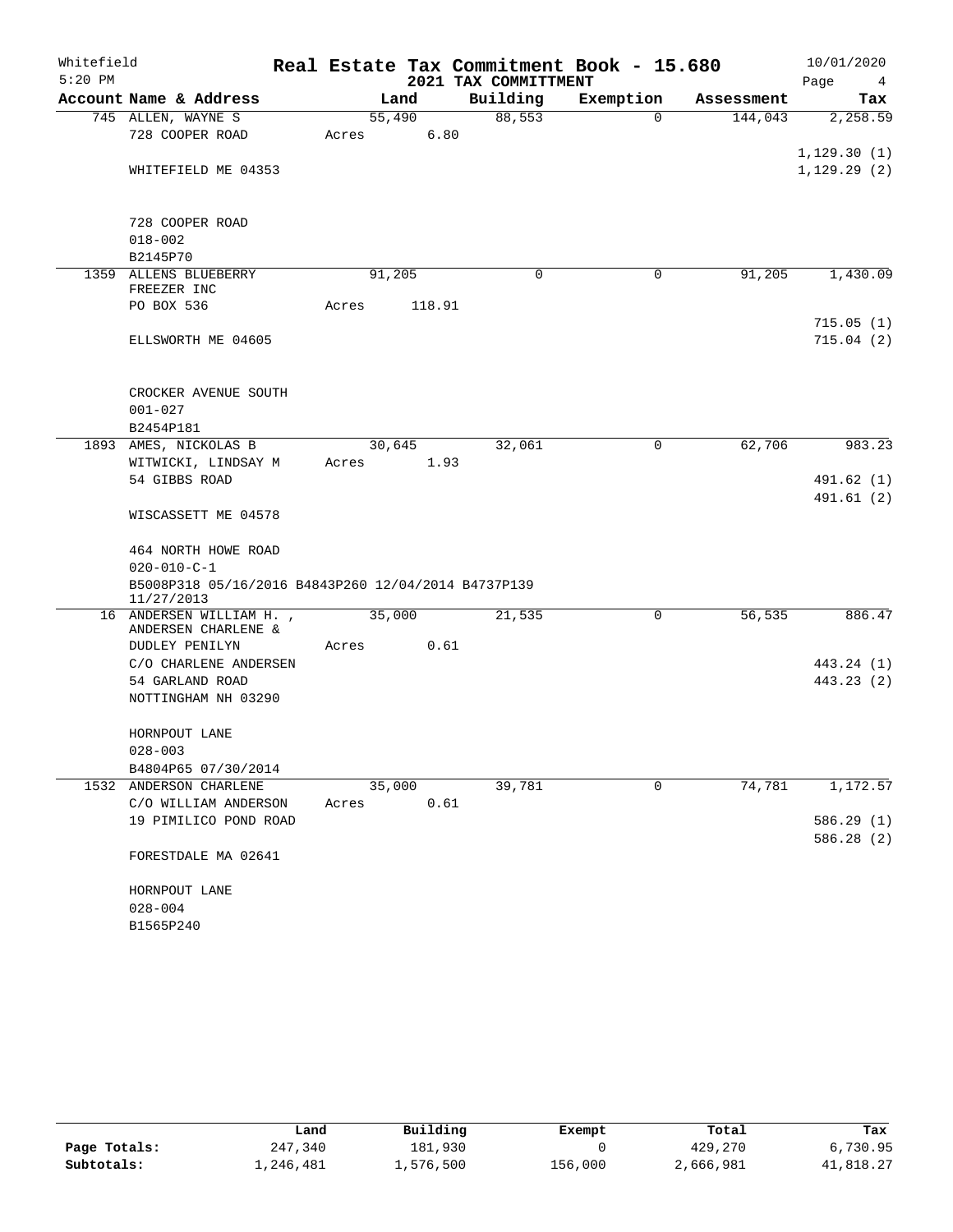Whitefield 5:20 PM

# Real Estate Tax Commitment Book - 15.680

## 2021 TAX COMMITTMENT

10/01/2020

| Account Name & Address | Land | Building | Exemption | Assessment | Tax |
|---|---|---|---|---|---|
| 745 ALLEN, WAYNE S<br>728 COOPER ROAD<br><br>WHITEFIELD ME 04353<br><br>728 COOPER ROAD<br>018-002<br>B2145P70 | 55,490<br>Acres 6.80 | 88,553 | 0 | 144,043 | 2,258.59<br><br>1,129.30 (1)<br>1,129.29 (2) |
| 1359 ALLENS BLUEBERRY FREEZER INC<br>PO BOX 536<br><br>ELLSWORTH ME 04605<br><br>CROCKER AVENUE SOUTH<br>001-027<br>B2454P181 | 91,205<br>Acres 118.91 | 0 | 0 | 91,205 | 1,430.09<br><br>715.05 (1)<br>715.04 (2) |
| 1893 AMES, NICKOLAS B<br>WITWICKI, LINDSAY M<br>54 GIBBS ROAD<br><br>WISCASSETT ME 04578<br><br>464 NORTH HOWE ROAD<br>020-010-C-1<br>B5008P318 05/16/2016 B4843P260 12/04/2014 B4737P139 11/27/2013 | 30,645<br>Acres 1.93 | 32,061 | 0 | 62,706 | 983.23<br><br>491.62 (1)<br>491.61 (2) |
| 16 ANDERSEN WILLIAM H. , ANDERSEN CHARLENE & DUDLEY PENILYN<br>C/O CHARLENE ANDERSEN<br>54 GARLAND ROAD<br>NOTTINGHAM NH 03290<br><br>HORNPOUT LANE<br>028-003<br>B4804P65 07/30/2014 | 35,000<br>Acres 0.61 | 21,535 | 0 | 56,535 | 886.47<br><br>443.24 (1)<br>443.23 (2) |
| 1532 ANDERSON CHARLENE<br>C/O WILLIAM ANDERSON<br>19 PIMILICO POND ROAD<br><br>FORESTDALE MA 02641<br><br>HORNPOUT LANE<br>028-004<br>B1565P240 | 35,000<br>Acres 0.61 | 39,781 | 0 | 74,781 | 1,172.57<br><br>586.29 (1)<br>586.28 (2) |

| | Land | Building | Exempt | Total | Tax |
|---|---|---|---|---|---|
| Page Totals: | 247,340 | 181,930 | 0 | 429,270 | 6,730.95 |
| Subtotals: | 1,246,481 | 1,576,500 | 156,000 | 2,666,981 | 41,818.27 |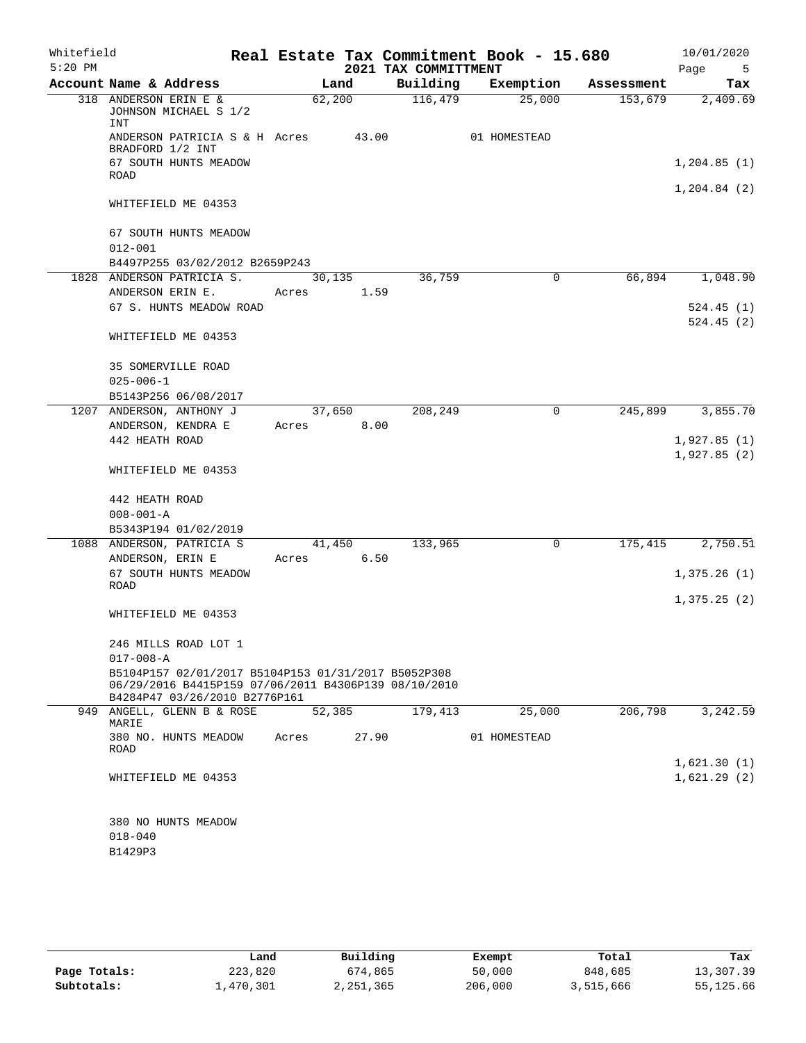Whitefield 5:20 PM

# Real Estate Tax Commitment Book - 15.680
## 2021 TAX COMMITTMENT

10/01/2020

| Account Name & Address | Land | Building | Exemption | Assessment | Tax |
|---|---|---|---|---|---|
| 318 ANDERSON ERIN E & JOHNSON MICHAEL S 1/2 INT | 62,200 | 116,479 | 25,000 | 153,679 | 2,409.69 |
| ANDERSON PATRICIA S & H BRADFORD 1/2 INT | Acres 43.00 | | 01 HOMESTEAD | | |
| 67 SOUTH HUNTS MEADOW ROAD | | | | | 1,204.85 (1) |
| | | | | | 1,204.84 (2) |
| WHITEFIELD ME 04353 | | | | | |
| 67 SOUTH HUNTS MEADOW | | | | | |
| 012-001 | | | | | |
| B4497P255 03/02/2012 B2659P243 | | | | | |
| 1828 ANDERSON PATRICIA S. | 30,135 | 36,759 | 0 | 66,894 | 1,048.90 |
| ANDERSON ERIN E. | Acres 1.59 | | | | |
| 67 S. HUNTS MEADOW ROAD | | | | | 524.45 (1) |
| | | | | | 524.45 (2) |
| WHITEFIELD ME 04353 | | | | | |
| 35 SOMERVILLE ROAD | | | | | |
| 025-006-1 | | | | | |
| B5143P256 06/08/2017 | | | | | |
| 1207 ANDERSON, ANTHONY J | 37,650 | 208,249 | 0 | 245,899 | 3,855.70 |
| ANDERSON, KENDRA E | Acres 8.00 | | | | |
| 442 HEATH ROAD | | | | | 1,927.85 (1) |
| | | | | | 1,927.85 (2) |
| WHITEFIELD ME 04353 | | | | | |
| 442 HEATH ROAD | | | | | |
| 008-001-A | | | | | |
| B5343P194 01/02/2019 | | | | | |
| 1088 ANDERSON, PATRICIA S | 41,450 | 133,965 | 0 | 175,415 | 2,750.51 |
| ANDERSON, ERIN E | Acres 6.50 | | | | |
| 67 SOUTH HUNTS MEADOW ROAD | | | | | 1,375.26 (1) |
| | | | | | 1,375.25 (2) |
| WHITEFIELD ME 04353 | | | | | |
| 246 MILLS ROAD LOT 1 | | | | | |
| 017-008-A | | | | | |
| B5104P157 02/01/2017 B5104P153 01/31/2017 B5052P308 06/29/2016 B4415P159 07/06/2011 B4306P139 08/10/2010 B4284P47 03/26/2010 B2776P161 | | | | | |
| 949 ANGELL, GLENN B & ROSE MARIE | 52,385 | 179,413 | 25,000 | 206,798 | 3,242.59 |
| 380 NO. HUNTS MEADOW ROAD | Acres 27.90 | | 01 HOMESTEAD | | |
| | | | | | 1,621.30 (1) |
| WHITEFIELD ME 04353 | | | | | 1,621.29 (2) |
| 380 NO HUNTS MEADOW | | | | | |
| 018-040 | | | | | |
| B1429P3 | | | | | |

| | Land | Building | Exempt | Total | Tax |
|---|---|---|---|---|---|
| Page Totals: | 223,820 | 674,865 | 50,000 | 848,685 | 13,307.39 |
| Subtotals: | 1,470,301 | 2,251,365 | 206,000 | 3,515,666 | 55,125.66 |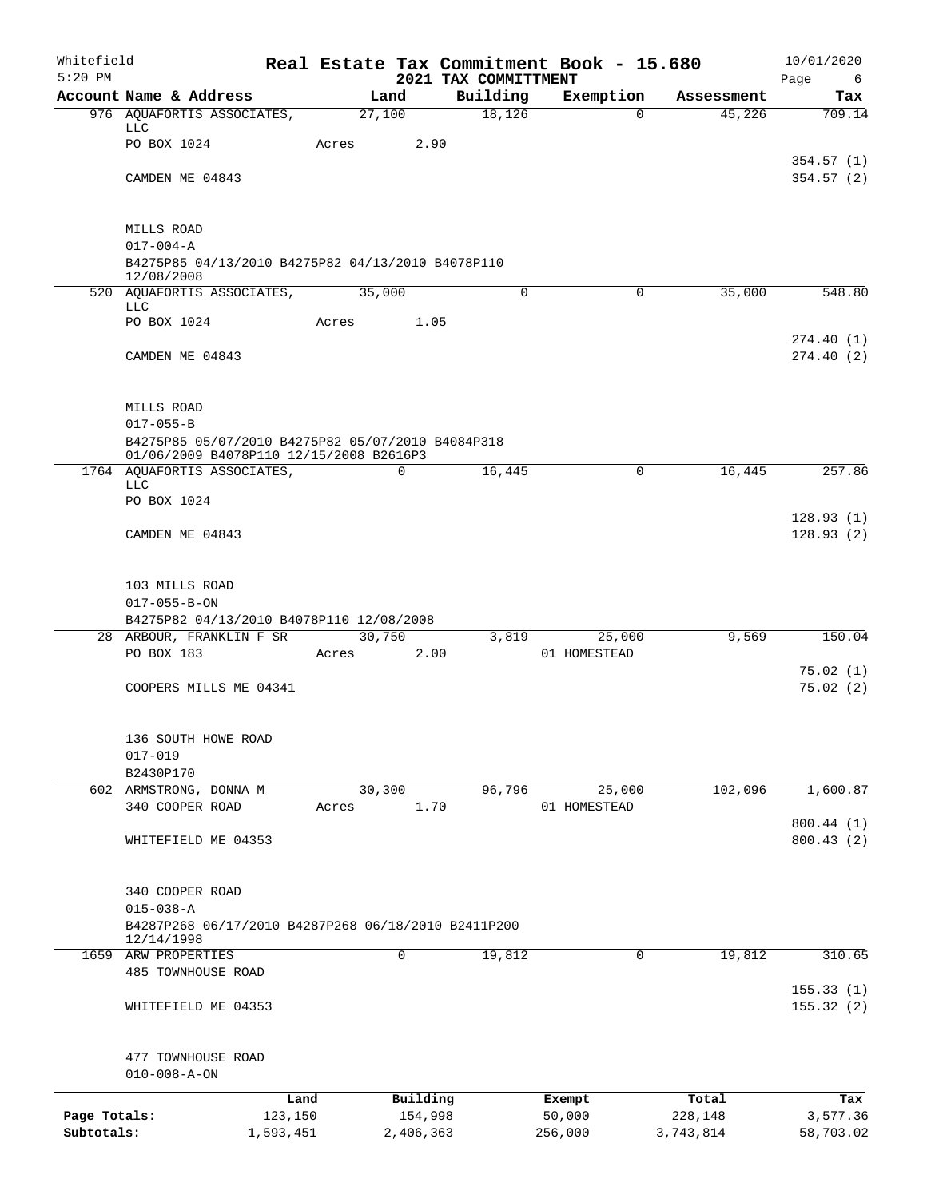Whitefield 5:20 PM

# Real Estate Tax Commitment Book - 15.680

## 2021 TAX COMMITTMENT

10/01/2020 Page 6

| Account Name & Address | Land | Building | Exemption | Assessment | Tax |
|---|---|---|---|---|---|
| 976 AQUAFORTIS ASSOCIATES, LLC | 27,100 | 18,126 | 0 | 45,226 | 709.14 |
| PO BOX 1024 | Acres 2.90 | | | | |
| | | | | | 354.57 (1) |
| CAMDEN ME 04843 | | | | | 354.57 (2) |
| MILLS ROAD | | | | | |
| 017-004-A | | | | | |
| B4275P85 04/13/2010 B4275P82 04/13/2010 B4078P110 12/08/2008 | | | | | |
| 520 AQUAFORTIS ASSOCIATES, LLC | 35,000 | 0 | 0 | 35,000 | 548.80 |
| PO BOX 1024 | Acres 1.05 | | | | |
| | | | | | 274.40 (1) |
| CAMDEN ME 04843 | | | | | 274.40 (2) |
| MILLS ROAD | | | | | |
| 017-055-B | | | | | |
| B4275P85 05/07/2010 B4275P82 05/07/2010 B4084P318 01/06/2009 B4078P110 12/15/2008 B2616P3 | | | | | |
| 1764 AQUAFORTIS ASSOCIATES, LLC | 0 | 16,445 | 0 | 16,445 | 257.86 |
| PO BOX 1024 | | | | | |
| | | | | | 128.93 (1) |
| CAMDEN ME 04843 | | | | | 128.93 (2) |
| 103 MILLS ROAD | | | | | |
| 017-055-B-ON | | | | | |
| B4275P82 04/13/2010 B4078P110 12/08/2008 | | | | | |
| 28 ARBOUR, FRANKLIN F SR | 30,750 | 3,819 | 25,000 | 9,569 | 150.04 |
| PO BOX 183 | Acres 2.00 | | 01 HOMESTEAD | | |
| | | | | | 75.02 (1) |
| COOPERS MILLS ME 04341 | | | | | 75.02 (2) |
| 136 SOUTH HOWE ROAD | | | | | |
| 017-019 | | | | | |
| B2430P170 | | | | | |
| 602 ARMSTRONG, DONNA M | 30,300 | 96,796 | 25,000 | 102,096 | 1,600.87 |
| 340 COOPER ROAD | Acres 1.70 | | 01 HOMESTEAD | | |
| | | | | | 800.44 (1) |
| WHITEFIELD ME 04353 | | | | | 800.43 (2) |
| 340 COOPER ROAD | | | | | |
| 015-038-A | | | | | |
| B4287P268 06/17/2010 B4287P268 06/18/2010 B2411P200 12/14/1998 | | | | | |
| 1659 ARW PROPERTIES | 0 | 19,812 | 0 | 19,812 | 310.65 |
| 485 TOWNHOUSE ROAD | | | | | |
| | | | | | 155.33 (1) |
| WHITEFIELD ME 04353 | | | | | 155.32 (2) |
| 477 TOWNHOUSE ROAD | | | | | |
| 010-008-A-ON | | | | | |

| | Land | Building | Exempt | Total | Tax |
|---|---|---|---|---|---|
| Page Totals: | 123,150 | 154,998 | 50,000 | 228,148 | 3,577.36 |
| Subtotals: | 1,593,451 | 2,406,363 | 256,000 | 3,743,814 | 58,703.02 |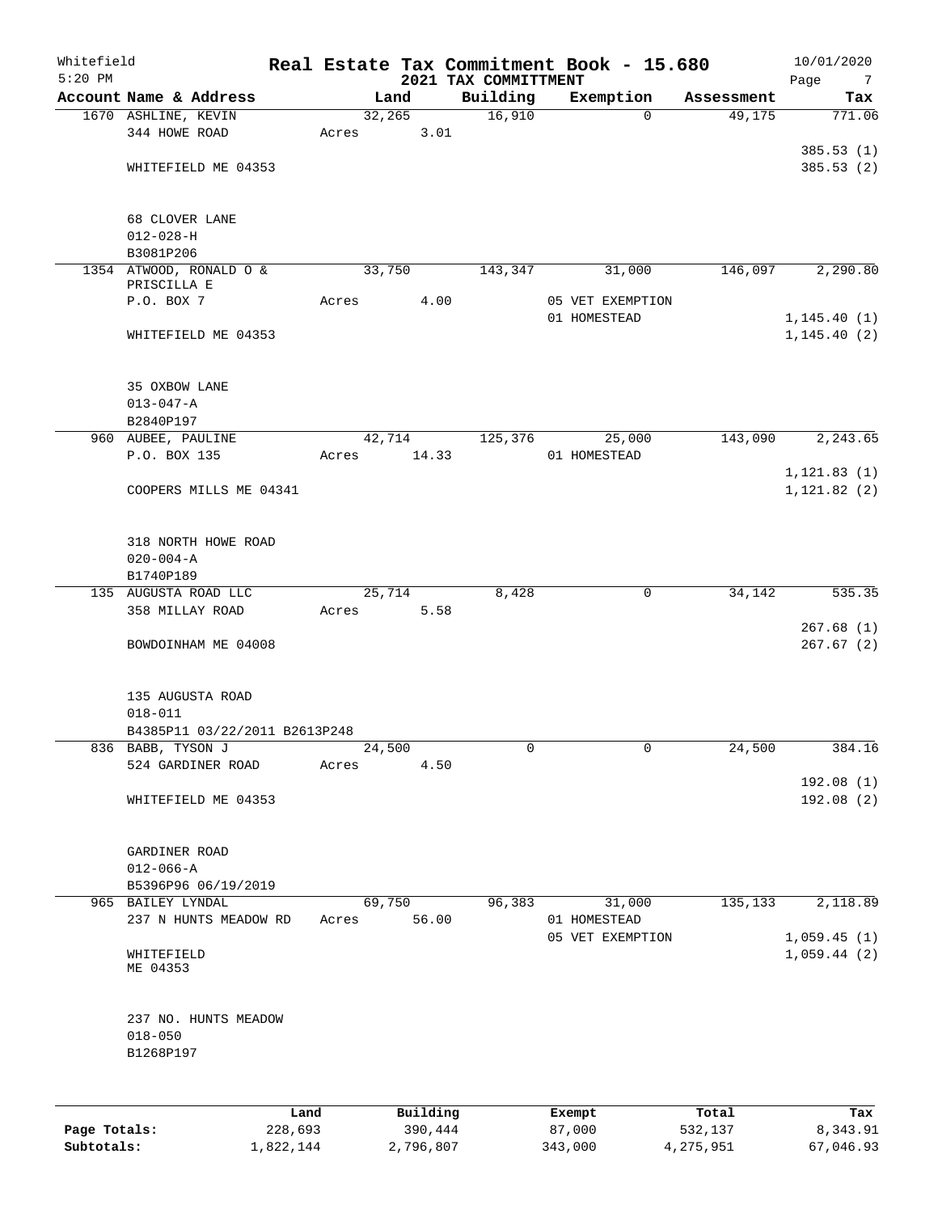# Whitefield — Real Estate Tax Commitment Book - 15.680

## 2021 TAX COMMITTMENT

5:20 PM — 10/01/2020

| Account Name & Address | Land | Building | Exemption | Assessment | Tax |
|---|---|---|---|---|---|
| 1670 ASHLINE, KEVIN<br>344 HOWE ROAD<br><br>WHITEFIELD ME 04353<br><br>68 CLOVER LANE<br>012-028-H<br>B3081P206 | 32,265<br>Acres 3.01 | 16,910 | 0 | 49,175 | 771.06<br><br>385.53 (1)<br>385.53 (2) |
| 1354 ATWOOD, RONALD O &<br>PRISCILLA E<br>P.O. BOX 7<br><br>WHITEFIELD ME 04353<br><br>35 OXBOW LANE<br>013-047-A<br>B2840P197 | 33,750<br><br>Acres 4.00 | 143,347 | 31,000<br><br>05 VET EXEMPTION<br>01 HOMESTEAD | 146,097 | 2,290.80<br><br><br>1,145.40 (1)<br>1,145.40 (2) |
| 960 AUBEE, PAULINE<br>P.O. BOX 135<br><br>COOPERS MILLS ME 04341<br><br>318 NORTH HOWE ROAD<br>020-004-A<br>B1740P189 | 42,714<br>Acres 14.33 | 125,376 | 25,000<br>01 HOMESTEAD | 143,090 | 2,243.65<br><br>1,121.83 (1)<br>1,121.82 (2) |
| 135 AUGUSTA ROAD LLC<br>358 MILLAY ROAD<br><br>BOWDOINHAM ME 04008<br><br>135 AUGUSTA ROAD<br>018-011<br>B4385P11 03/22/2011 B2613P248 | 25,714<br>Acres 5.58 | 8,428 | 0 | 34,142 | 535.35<br><br>267.68 (1)<br>267.67 (2) |
| 836 BABB, TYSON J<br>524 GARDINER ROAD<br><br>WHITEFIELD ME 04353<br><br>GARDINER ROAD<br>012-066-A<br>B5396P96 06/19/2019 | 24,500<br>Acres 4.50 | 0 | 0 | 24,500 | 384.16<br><br>192.08 (1)<br>192.08 (2) |
| 965 BAILEY LYNDAL<br>237 N HUNTS MEADOW RD<br><br>WHITEFIELD<br>ME 04353<br><br>237 NO. HUNTS MEADOW<br>018-050<br>B1268P197 | 69,750<br>Acres 56.00 | 96,383 | 31,000<br>01 HOMESTEAD<br>05 VET EXEMPTION | 135,133 | 2,118.89<br><br>1,059.45 (1)<br>1,059.44 (2) |

| | Land | Building | Exempt | Total | Tax |
|---|---|---|---|---|---|
| **Page Totals:** | 228,693 | 390,444 | 87,000 | 532,137 | 8,343.91 |
| **Subtotals:** | 1,822,144 | 2,796,807 | 343,000 | 4,275,951 | 67,046.93 |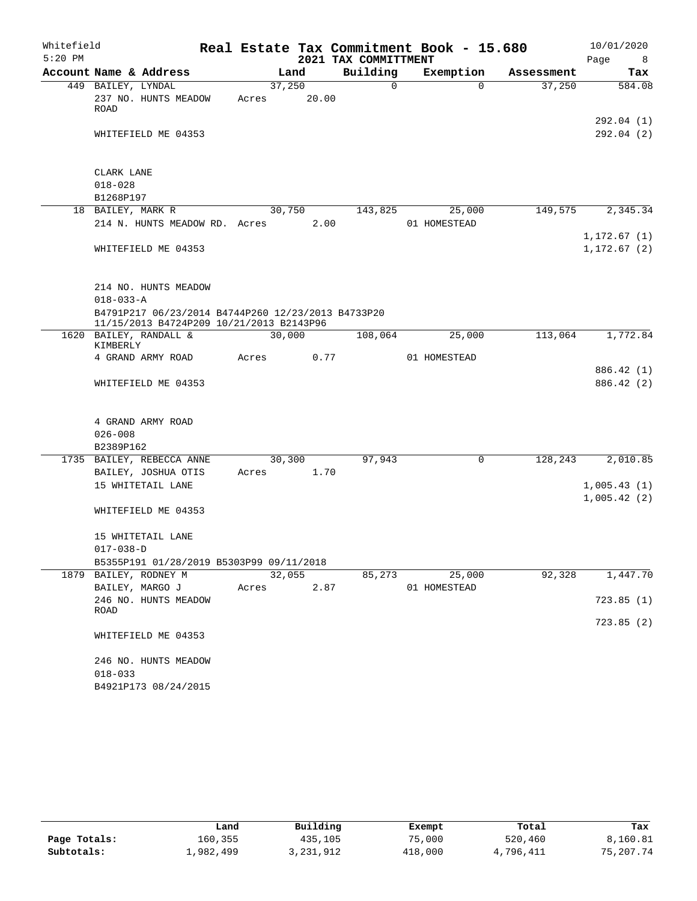Whitefield 5:20 PM

# Real Estate Tax Commitment Book - 15.680
## 2021 TAX COMMITTMENT

10/01/2020

| Account Name & Address | Land | Building | Exemption | Assessment | Tax |
|---|---|---|---|---|---|
| 449 BAILEY, LYNDAL | 37,250 | 0 | 0 | 37,250 | 584.08 |
| 237 NO. HUNTS MEADOW ROAD | Acres 20.00 | | | | |
| | | | | | 292.04 (1) |
| WHITEFIELD ME 04353 | | | | | 292.04 (2) |
| CLARK LANE | | | | | |
| 018-028 | | | | | |
| B1268P197 | | | | | |
| 18 BAILEY, MARK R | 30,750 | 143,825 | 25,000 | 149,575 | 2,345.34 |
| 214 N. HUNTS MEADOW RD. | Acres 2.00 | | 01 HOMESTEAD | | |
| | | | | | 1,172.67 (1) |
| WHITEFIELD ME 04353 | | | | | 1,172.67 (2) |
| 214 NO. HUNTS MEADOW | | | | | |
| 018-033-A | | | | | |
| B4791P217 06/23/2014 B4744P260 12/23/2013 B4733P20 11/15/2013 B4724P209 10/21/2013 B2143P96 | | | | | |
| 1620 BAILEY, RANDALL & KIMBERLY | 30,000 | 108,064 | 25,000 | 113,064 | 1,772.84 |
| 4 GRAND ARMY ROAD | Acres 0.77 | | 01 HOMESTEAD | | |
| | | | | | 886.42 (1) |
| WHITEFIELD ME 04353 | | | | | 886.42 (2) |
| 4 GRAND ARMY ROAD | | | | | |
| 026-008 | | | | | |
| B2389P162 | | | | | |
| 1735 BAILEY, REBECCA ANNE | 30,300 | 97,943 | 0 | 128,243 | 2,010.85 |
| BAILEY, JOSHUA OTIS | Acres 1.70 | | | | |
| 15 WHITETAIL LANE | | | | | 1,005.43 (1) |
| | | | | | 1,005.42 (2) |
| WHITEFIELD ME 04353 | | | | | |
| 15 WHITETAIL LANE | | | | | |
| 017-038-D | | | | | |
| B5355P191 01/28/2019 B5303P99 09/11/2018 | | | | | |
| 1879 BAILEY, RODNEY M | 32,055 | 85,273 | 25,000 | 92,328 | 1,447.70 |
| BAILEY, MARGO J | Acres 2.87 | | 01 HOMESTEAD | | |
| 246 NO. HUNTS MEADOW ROAD | | | | | 723.85 (1) |
| | | | | | 723.85 (2) |
| WHITEFIELD ME 04353 | | | | | |
| 246 NO. HUNTS MEADOW | | | | | |
| 018-033 | | | | | |
| B4921P173 08/24/2015 | | | | | |

| | Land | Building | Exempt | Total | Tax |
|---|---|---|---|---|---|
| Page Totals: | 160,355 | 435,105 | 75,000 | 520,460 | 8,160.81 |
| Subtotals: | 1,982,499 | 3,231,912 | 418,000 | 4,796,411 | 75,207.74 |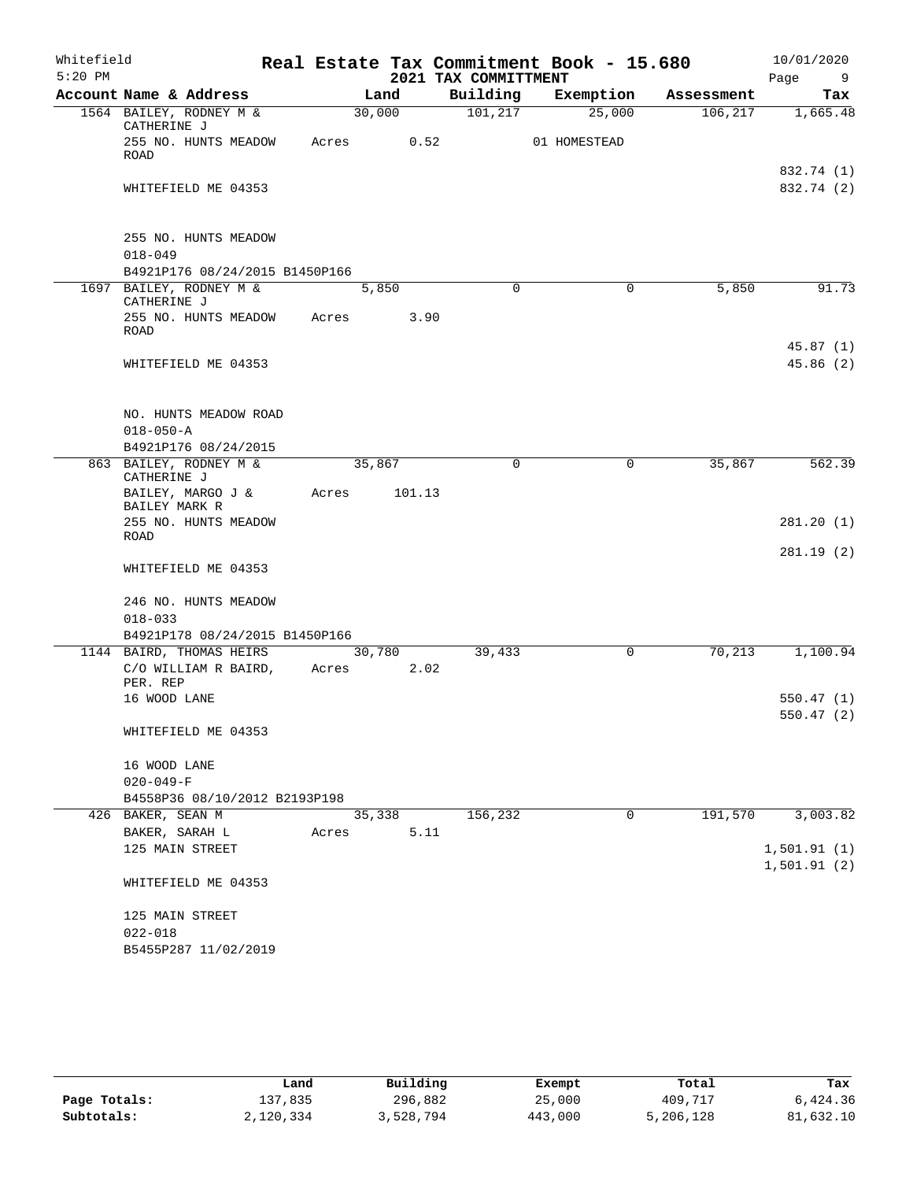Whitefield
5:20 PM

# Real Estate Tax Commitment Book - 15.680
## 2021 TAX COMMITTMENT

10/01/2020

| Account Name & Address | Land | | Building | Exemption | Assessment | Tax |
|---|---|---|---|---|---|---|
| 1564 BAILEY, RODNEY M & CATHERINE J | 30,000 | | 101,217 | 25,000 | 106,217 | 1,665.48 |
| 255 NO. HUNTS MEADOW ROAD | Acres | 0.52 | | 01 HOMESTEAD | | |
| | | | | | | 832.74 (1) |
| WHITEFIELD ME 04353 | | | | | | 832.74 (2) |
| 255 NO. HUNTS MEADOW | | | | | | |
| 018-049 | | | | | | |
| B4921P176 08/24/2015 B1450P166 | | | | | | |
| 1697 BAILEY, RODNEY M & CATHERINE J | 5,850 | | 0 | 0 | 5,850 | 91.73 |
| 255 NO. HUNTS MEADOW ROAD | Acres | 3.90 | | | | |
| | | | | | | 45.87 (1) |
| WHITEFIELD ME 04353 | | | | | | 45.86 (2) |
| NO. HUNTS MEADOW ROAD | | | | | | |
| 018-050-A | | | | | | |
| B4921P176 08/24/2015 | | | | | | |
| 863 BAILEY, RODNEY M & CATHERINE J | 35,867 | | 0 | 0 | 35,867 | 562.39 |
| BAILEY, MARGO J & BAILEY MARK R | Acres | 101.13 | | | | |
| 255 NO. HUNTS MEADOW ROAD | | | | | | 281.20 (1) |
| | | | | | | 281.19 (2) |
| WHITEFIELD ME 04353 | | | | | | |
| 246 NO. HUNTS MEADOW | | | | | | |
| 018-033 | | | | | | |
| B4921P178 08/24/2015 B1450P166 | | | | | | |
| 1144 BAIRD, THOMAS HEIRS | 30,780 | | 39,433 | 0 | 70,213 | 1,100.94 |
| C/O WILLIAM R BAIRD, PER. REP | Acres | 2.02 | | | | |
| 16 WOOD LANE | | | | | | 550.47 (1) |
| | | | | | | 550.47 (2) |
| WHITEFIELD ME 04353 | | | | | | |
| 16 WOOD LANE | | | | | | |
| 020-049-F | | | | | | |
| B4558P36 08/10/2012 B2193P198 | | | | | | |
| 426 BAKER, SEAN M | 35,338 | | 156,232 | 0 | 191,570 | 3,003.82 |
| BAKER, SARAH L | Acres | 5.11 | | | | |
| 125 MAIN STREET | | | | | | 1,501.91 (1) |
| | | | | | | 1,501.91 (2) |
| WHITEFIELD ME 04353 | | | | | | |
| 125 MAIN STREET | | | | | | |
| 022-018 | | | | | | |
| B5455P287 11/02/2019 | | | | | | |

| | Land | Building | Exempt | Total | Tax |
|---|---|---|---|---|---|
| Page Totals: | 137,835 | 296,882 | 25,000 | 409,717 | 6,424.36 |
| Subtotals: | 2,120,334 | 3,528,794 | 443,000 | 5,206,128 | 81,632.10 |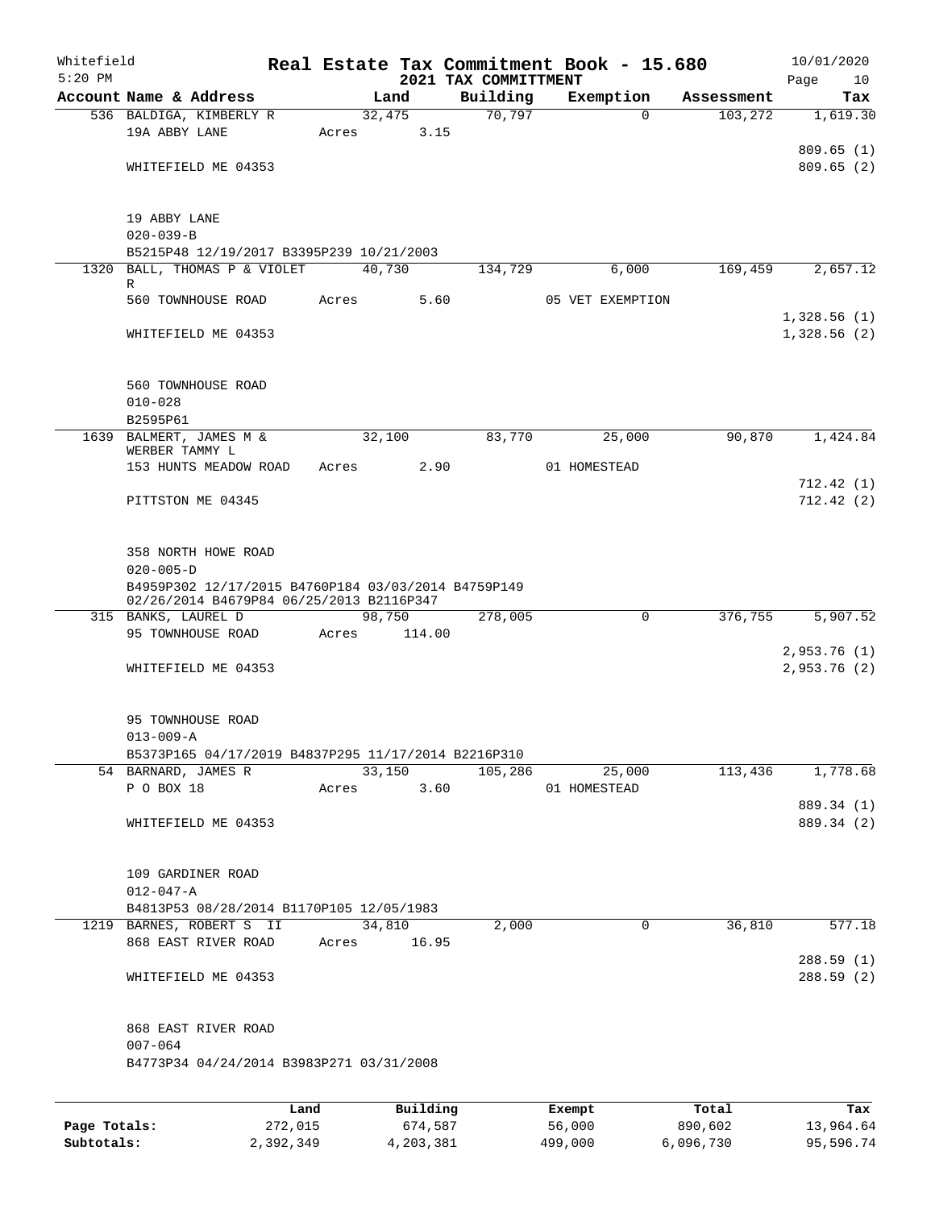Whitefield 5:20 PM

# Real Estate Tax Commitment Book - 15.680

## 2021 TAX COMMITTMENT

10/01/2020

| Account Name & Address | Land | Building | Exemption | Assessment | Tax |
|---|---|---|---|---|---|
| 536 BALDIGA, KIMBERLY R | 32,475 | 70,797 | 0 | 103,272 | 1,619.30 |
| 19A ABBY LANE | Acres 3.15 | | | | |
| | | | | | 809.65 (1) |
| WHITEFIELD ME 04353 | | | | | 809.65 (2) |
| 19 ABBY LANE | | | | | |
| 020-039-B | | | | | |
| B5215P48 12/19/2017 B3395P239 10/21/2003 | | | | | |
| 1320 BALL, THOMAS P & VIOLET R | 40,730 | 134,729 | 6,000 | 169,459 | 2,657.12 |
| 560 TOWNHOUSE ROAD | Acres 5.60 | | 05 VET EXEMPTION | | |
| | | | | | 1,328.56 (1) |
| WHITEFIELD ME 04353 | | | | | 1,328.56 (2) |
| 560 TOWNHOUSE ROAD | | | | | |
| 010-028 | | | | | |
| B2595P61 | | | | | |
| 1639 BALMERT, JAMES M & WERBER TAMMY L | 32,100 | 83,770 | 25,000 | 90,870 | 1,424.84 |
| 153 HUNTS MEADOW ROAD | Acres 2.90 | | 01 HOMESTEAD | | |
| | | | | | 712.42 (1) |
| PITTSTON ME 04345 | | | | | 712.42 (2) |
| 358 NORTH HOWE ROAD | | | | | |
| 020-005-D | | | | | |
| B4959P302 12/17/2015 B4760P184 03/03/2014 B4759P149 02/26/2014 B4679P84 06/25/2013 B2116P347 | | | | | |
| 315 BANKS, LAUREL D | 98,750 | 278,005 | 0 | 376,755 | 5,907.52 |
| 95 TOWNHOUSE ROAD | Acres 114.00 | | | | |
| | | | | | 2,953.76 (1) |
| WHITEFIELD ME 04353 | | | | | 2,953.76 (2) |
| 95 TOWNHOUSE ROAD | | | | | |
| 013-009-A | | | | | |
| B5373P165 04/17/2019 B4837P295 11/17/2014 B2216P310 | | | | | |
| 54 BARNARD, JAMES R | 33,150 | 105,286 | 25,000 | 113,436 | 1,778.68 |
| P O BOX 18 | Acres 3.60 | | 01 HOMESTEAD | | |
| | | | | | 889.34 (1) |
| WHITEFIELD ME 04353 | | | | | 889.34 (2) |
| 109 GARDINER ROAD | | | | | |
| 012-047-A | | | | | |
| B4813P53 08/28/2014 B1170P105 12/05/1983 | | | | | |
| 1219 BARNES, ROBERT S II | 34,810 | 2,000 | 0 | 36,810 | 577.18 |
| 868 EAST RIVER ROAD | Acres 16.95 | | | | |
| | | | | | 288.59 (1) |
| WHITEFIELD ME 04353 | | | | | 288.59 (2) |
| 868 EAST RIVER ROAD | | | | | |
| 007-064 | | | | | |
| B4773P34 04/24/2014 B3983P271 03/31/2008 | | | | | |

| | Land | Building | Exempt | Total | Tax |
|---|---|---|---|---|---|
| Page Totals: | 272,015 | 674,587 | 56,000 | 890,602 | 13,964.64 |
| Subtotals: | 2,392,349 | 4,203,381 | 499,000 | 6,096,730 | 95,596.74 |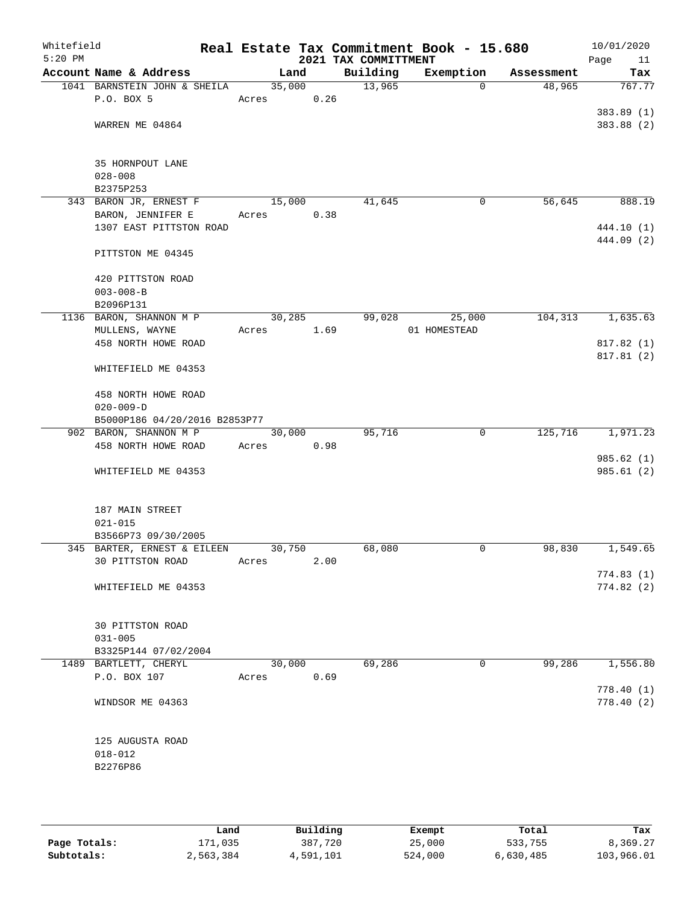Whitefield 5:20 PM

# Real Estate Tax Commitment Book - 15.680

## 2021 TAX COMMITTMENT

10/01/2020 Page 11

| Account Name & Address | Land | Building | Exemption | Assessment | Tax |
|---|---|---|---|---|---|
| 1041 BARNSTEIN JOHN & SHEILA | 35,000 | 13,965 | 0 | 48,965 | 767.77 |
| P.O. BOX 5 | Acres 0.26 | | | | |
| | | | | | 383.89 (1) |
| WARREN ME 04864 | | | | | 383.88 (2) |
| 35 HORNPOUT LANE | | | | | |
| 028-008 | | | | | |
| B2375P253 | | | | | |
| 343 BARON JR, ERNEST F | 15,000 | 41,645 | 0 | 56,645 | 888.19 |
| BARON, JENNIFER E | Acres 0.38 | | | | |
| 1307 EAST PITTSTON ROAD | | | | | 444.10 (1) |
| | | | | | 444.09 (2) |
| PITTSTON ME 04345 | | | | | |
| 420 PITTSTON ROAD | | | | | |
| 003-008-B | | | | | |
| B2096P131 | | | | | |
| 1136 BARON, SHANNON M P | 30,285 | 99,028 | 25,000 | 104,313 | 1,635.63 |
| MULLENS, WAYNE | Acres 1.69 | | 01 HOMESTEAD | | |
| 458 NORTH HOWE ROAD | | | | | 817.82 (1) |
| | | | | | 817.81 (2) |
| WHITEFIELD ME 04353 | | | | | |
| 458 NORTH HOWE ROAD | | | | | |
| 020-009-D | | | | | |
| B5000P186 04/20/2016 B2853P77 | | | | | |
| 902 BARON, SHANNON M P | 30,000 | 95,716 | 0 | 125,716 | 1,971.23 |
| 458 NORTH HOWE ROAD | Acres 0.98 | | | | |
| | | | | | 985.62 (1) |
| WHITEFIELD ME 04353 | | | | | 985.61 (2) |
| 187 MAIN STREET | | | | | |
| 021-015 | | | | | |
| B3566P73 09/30/2005 | | | | | |
| 345 BARTER, ERNEST & EILEEN | 30,750 | 68,080 | 0 | 98,830 | 1,549.65 |
| 30 PITTSTON ROAD | Acres 2.00 | | | | |
| | | | | | 774.83 (1) |
| WHITEFIELD ME 04353 | | | | | 774.82 (2) |
| 30 PITTSTON ROAD | | | | | |
| 031-005 | | | | | |
| B3325P144 07/02/2004 | | | | | |
| 1489 BARTLETT, CHERYL | 30,000 | 69,286 | 0 | 99,286 | 1,556.80 |
| P.O. BOX 107 | Acres 0.69 | | | | |
| | | | | | 778.40 (1) |
| WINDSOR ME 04363 | | | | | 778.40 (2) |
| 125 AUGUSTA ROAD | | | | | |
| 018-012 | | | | | |
| B2276P86 | | | | | |

| | Land | Building | Exempt | Total | Tax |
|---|---|---|---|---|---|
| Page Totals: | 171,035 | 387,720 | 25,000 | 533,755 | 8,369.27 |
| Subtotals: | 2,563,384 | 4,591,101 | 524,000 | 6,630,485 | 103,966.01 |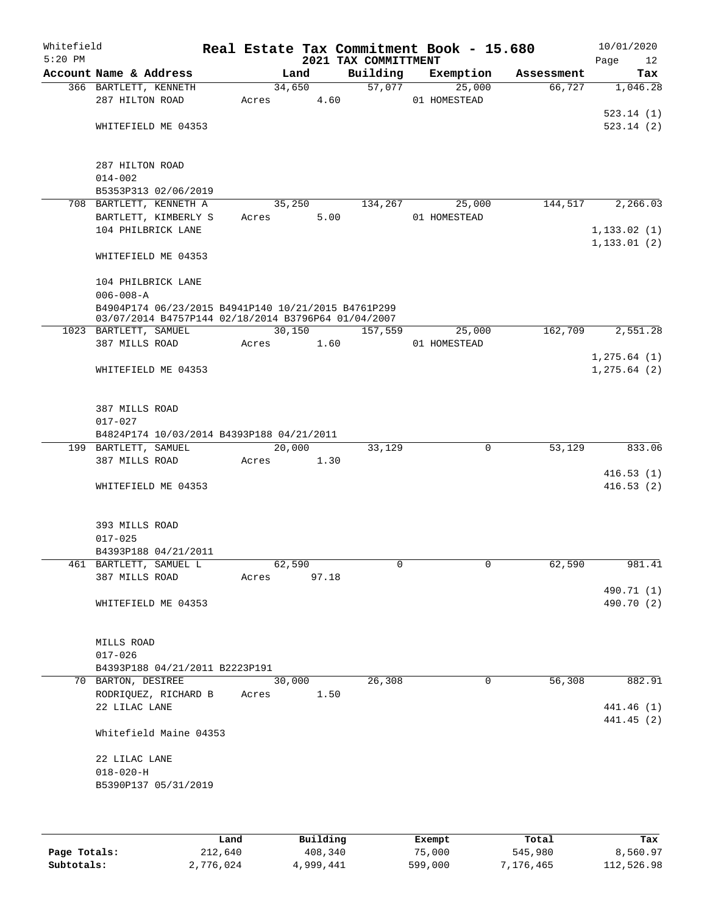Whitefield 5:20 PM

# Real Estate Tax Commitment Book - 15.680

## 2021 TAX COMMITTMENT

10/01/2020

| Account Name & Address | Land | Building | Exemption | Assessment | Tax |
|---|---|---|---|---|---|
| 366 BARTLETT, KENNETH | 34,650 | 57,077 | 25,000 | 66,727 | 1,046.28 |
| 287 HILTON ROAD | Acres 4.60 | | 01 HOMESTEAD | | |
| | | | | | 523.14 (1) |
| WHITEFIELD ME 04353 | | | | | 523.14 (2) |
| 287 HILTON ROAD | | | | | |
| 014-002 | | | | | |
| B5353P313 02/06/2019 | | | | | |
| 708 BARTLETT, KENNETH A | 35,250 | 134,267 | 25,000 | 144,517 | 2,266.03 |
| BARTLETT, KIMBERLY S | Acres 5.00 | | 01 HOMESTEAD | | |
| 104 PHILBRICK LANE | | | | | 1,133.02 (1) |
| | | | | | 1,133.01 (2) |
| WHITEFIELD ME 04353 | | | | | |
| 104 PHILBRICK LANE | | | | | |
| 006-008-A | | | | | |
| B4904P174 06/23/2015 B4941P140 10/21/2015 B4761P299 03/07/2014 B4757P144 02/18/2014 B3796P64 01/04/2007 | | | | | |
| 1023 BARTLETT, SAMUEL | 30,150 | 157,559 | 25,000 | 162,709 | 2,551.28 |
| 387 MILLS ROAD | Acres 1.60 | | 01 HOMESTEAD | | |
| | | | | | 1,275.64 (1) |
| WHITEFIELD ME 04353 | | | | | 1,275.64 (2) |
| 387 MILLS ROAD | | | | | |
| 017-027 | | | | | |
| B4824P174 10/03/2014 B4393P188 04/21/2011 | | | | | |
| 199 BARTLETT, SAMUEL | 20,000 | 33,129 | 0 | 53,129 | 833.06 |
| 387 MILLS ROAD | Acres 1.30 | | | | |
| | | | | | 416.53 (1) |
| WHITEFIELD ME 04353 | | | | | 416.53 (2) |
| 393 MILLS ROAD | | | | | |
| 017-025 | | | | | |
| B4393P188 04/21/2011 | | | | | |
| 461 BARTLETT, SAMUEL L | 62,590 | 0 | 0 | 62,590 | 981.41 |
| 387 MILLS ROAD | Acres 97.18 | | | | |
| | | | | | 490.71 (1) |
| WHITEFIELD ME 04353 | | | | | 490.70 (2) |
| MILLS ROAD | | | | | |
| 017-026 | | | | | |
| B4393P188 04/21/2011 B2223P191 | | | | | |
| 70 BARTON, DESIREE | 30,000 | 26,308 | 0 | 56,308 | 882.91 |
| RODRIQUEZ, RICHARD B | Acres 1.50 | | | | |
| 22 LILAC LANE | | | | | 441.46 (1) |
| | | | | | 441.45 (2) |
| Whitefield Maine 04353 | | | | | |
| 22 LILAC LANE | | | | | |
| 018-020-H | | | | | |
| B5390P137 05/31/2019 | | | | | |

| | Land | Building | Exempt | Total | Tax |
|---|---|---|---|---|---|
| Page Totals: | 212,640 | 408,340 | 75,000 | 545,980 | 8,560.97 |
| Subtotals: | 2,776,024 | 4,999,441 | 599,000 | 7,176,465 | 112,526.98 |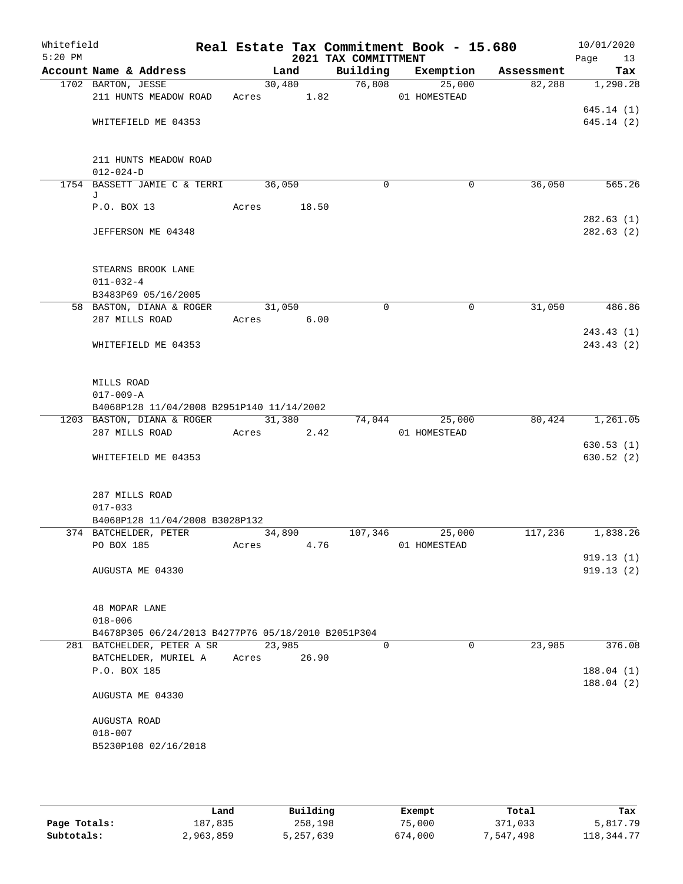Whitefield 5:20 PM

# Real Estate Tax Commitment Book - 15.680

## 2021 TAX COMMITTMENT

10/01/2020

| Account Name & Address | Land | Building | Exemption | Assessment | Tax |
|---|---|---|---|---|---|
| 1702 BARTON, JESSE | 30,480 | 76,808 | 25,000 | 82,288 | 1,290.28 |
| 211 HUNTS MEADOW ROAD | Acres 1.82 | | 01 HOMESTEAD | | |
| | | | | | 645.14 (1) |
| WHITEFIELD ME 04353 | | | | | 645.14 (2) |
| 211 HUNTS MEADOW ROAD | | | | | |
| 012-024-D | | | | | |
| 1754 BASSETT JAMIE C & TERRI J | 36,050 | 0 | 0 | 36,050 | 565.26 |
| P.O. BOX 13 | Acres 18.50 | | | | |
| | | | | | 282.63 (1) |
| JEFFERSON ME 04348 | | | | | 282.63 (2) |
| STEARNS BROOK LANE | | | | | |
| 011-032-4 | | | | | |
| B3483P69 05/16/2005 | | | | | |
| 58 BASTON, DIANA & ROGER | 31,050 | 0 | 0 | 31,050 | 486.86 |
| 287 MILLS ROAD | Acres 6.00 | | | | |
| | | | | | 243.43 (1) |
| WHITEFIELD ME 04353 | | | | | 243.43 (2) |
| MILLS ROAD | | | | | |
| 017-009-A | | | | | |
| B4068P128 11/04/2008 B2951P140 11/14/2002 | | | | | |
| 1203 BASTON, DIANA & ROGER | 31,380 | 74,044 | 25,000 | 80,424 | 1,261.05 |
| 287 MILLS ROAD | Acres 2.42 | | 01 HOMESTEAD | | |
| | | | | | 630.53 (1) |
| WHITEFIELD ME 04353 | | | | | 630.52 (2) |
| 287 MILLS ROAD | | | | | |
| 017-033 | | | | | |
| B4068P128 11/04/2008 B3028P132 | | | | | |
| 374 BATCHELDER, PETER | 34,890 | 107,346 | 25,000 | 117,236 | 1,838.26 |
| PO BOX 185 | Acres 4.76 | | 01 HOMESTEAD | | |
| | | | | | 919.13 (1) |
| AUGUSTA ME 04330 | | | | | 919.13 (2) |
| 48 MOPAR LANE | | | | | |
| 018-006 | | | | | |
| B4678P305 06/24/2013 B4277P76 05/18/2010 B2051P304 | | | | | |
| 281 BATCHELDER, PETER A SR | 23,985 | 0 | 0 | 23,985 | 376.08 |
| BATCHELDER, MURIEL A | Acres 26.90 | | | | |
| P.O. BOX 185 | | | | | 188.04 (1) |
| | | | | | 188.04 (2) |
| AUGUSTA ME 04330 | | | | | |
| AUGUSTA ROAD | | | | | |
| 018-007 | | | | | |
| B5230P108 02/16/2018 | | | | | |

| | Land | Building | Exempt | Total | Tax |
|---|---|---|---|---|---|
| Page Totals: | 187,835 | 258,198 | 75,000 | 371,033 | 5,817.79 |
| Subtotals: | 2,963,859 | 5,257,639 | 674,000 | 7,547,498 | 118,344.77 |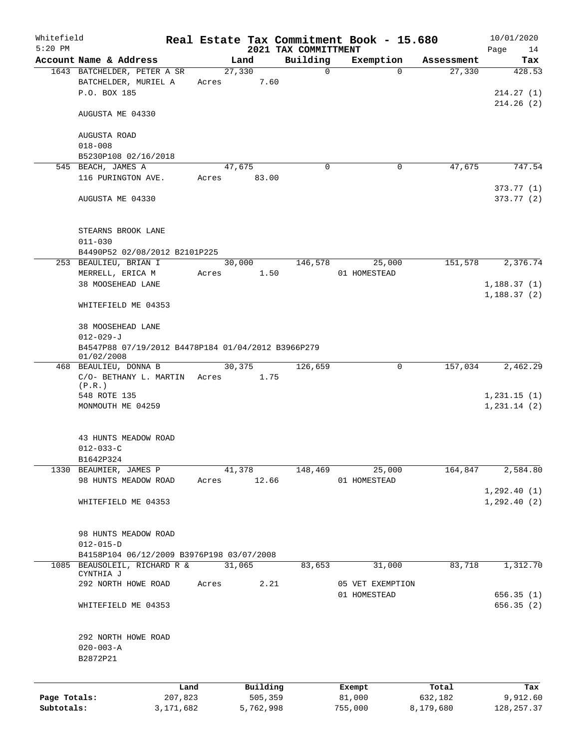Whitefield 5:20 PM

# Real Estate Tax Commitment Book - 15.680
## 2021 TAX COMMITTMENT

10/01/2020

| Account Name & Address | Land | Building | Exemption | Assessment | Tax |
|---|---|---|---|---|---|
| 1643 BATCHELDER, PETER A SR | 27,330 | 0 | 0 | 27,330 | 428.53 |
| BATCHELDER, MURIEL A | Acres 7.60 | | | | |
| P.O. BOX 185 | | | | | 214.27 (1) |
| | | | | | 214.26 (2) |
| AUGUSTA ME 04330 | | | | | |
| AUGUSTA ROAD | | | | | |
| 018-008 | | | | | |
| B5230P108 02/16/2018 | | | | | |
| 545 BEACH, JAMES A | 47,675 | 0 | 0 | 47,675 | 747.54 |
| 116 PURINGTON AVE. | Acres 83.00 | | | | |
| | | | | | 373.77 (1) |
| AUGUSTA ME 04330 | | | | | 373.77 (2) |
| STEARNS BROOK LANE | | | | | |
| 011-030 | | | | | |
| B4490P52 02/08/2012 B2101P225 | | | | | |
| 253 BEAULIEU, BRIAN I | 30,000 | 146,578 | 25,000 | 151,578 | 2,376.74 |
| MERRELL, ERICA M | Acres 1.50 | | 01 HOMESTEAD | | |
| 38 MOOSEHEAD LANE | | | | | 1,188.37 (1) |
| | | | | | 1,188.37 (2) |
| WHITEFIELD ME 04353 | | | | | |
| 38 MOOSEHEAD LANE | | | | | |
| 012-029-J | | | | | |
| B4547P88 07/19/2012 B4478P184 01/04/2012 B3966P279 01/02/2008 | | | | | |
| 468 BEAULIEU, DONNA B | 30,375 | 126,659 | 0 | 157,034 | 2,462.29 |
| C/O- BETHANY L. MARTIN (P.R.) | Acres 1.75 | | | | |
| 548 ROTE 135 | | | | | 1,231.15 (1) |
| MONMOUTH ME 04259 | | | | | 1,231.14 (2) |
| 43 HUNTS MEADOW ROAD | | | | | |
| 012-033-C | | | | | |
| B1642P324 | | | | | |
| 1330 BEAUMIER, JAMES P | 41,378 | 148,469 | 25,000 | 164,847 | 2,584.80 |
| 98 HUNTS MEADOW ROAD | Acres 12.66 | | 01 HOMESTEAD | | |
| | | | | | 1,292.40 (1) |
| WHITEFIELD ME 04353 | | | | | 1,292.40 (2) |
| 98 HUNTS MEADOW ROAD | | | | | |
| 012-015-D | | | | | |
| B4158P104 06/12/2009 B3976P198 03/07/2008 | | | | | |
| 1085 BEAUSOLEIL, RICHARD R & CYNTHIA J | 31,065 | 83,653 | 31,000 | 83,718 | 1,312.70 |
| 292 NORTH HOWE ROAD | Acres 2.21 | | 05 VET EXEMPTION | | |
| | | | 01 HOMESTEAD | | 656.35 (1) |
| WHITEFIELD ME 04353 | | | | | 656.35 (2) |
| 292 NORTH HOWE ROAD | | | | | |
| 020-003-A | | | | | |
| B2872P21 | | | | | |

| | Land | Building | Exempt | Total | Tax |
|---|---|---|---|---|---|
| Page Totals: | 207,823 | 505,359 | 81,000 | 632,182 | 9,912.60 |
| Subtotals: | 3,171,682 | 5,762,998 | 755,000 | 8,179,680 | 128,257.37 |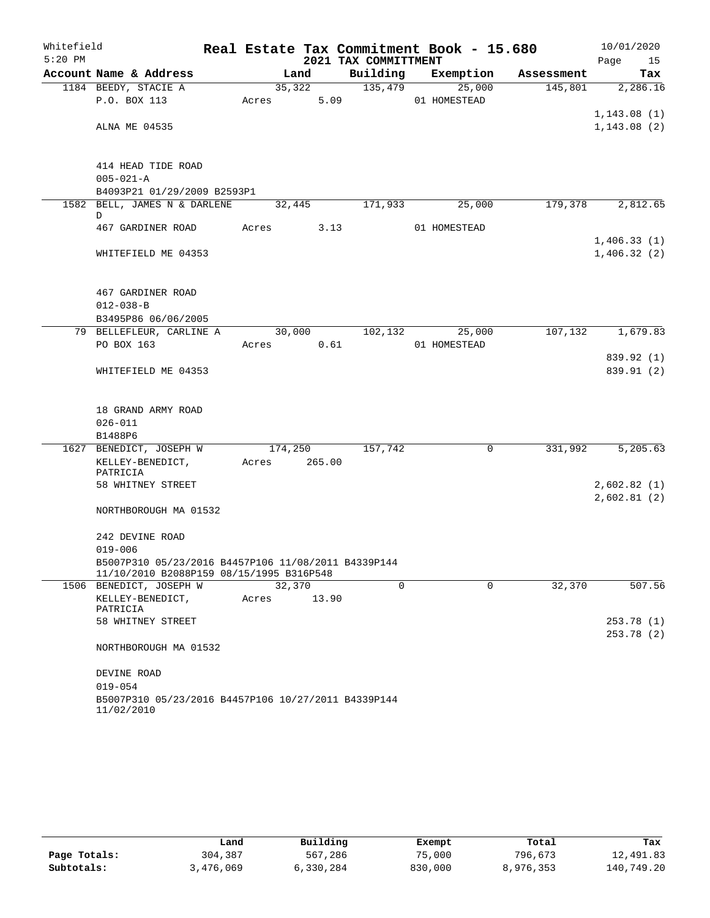Whitefield 5:20 PM

# Real Estate Tax Commitment Book - 15.680

## 2021 TAX COMMITTMENT

10/01/2020

| Account Name & Address | Land | Building | Exemption | Assessment | Tax |
|---|---|---|---|---|---|
| 1184 BEEDY, STACIE A | 35,322 | 135,479 | 25,000 | 145,801 | 2,286.16 |
| P.O. BOX 113 | Acres 5.09 | | 01 HOMESTEAD | | |
| | | | | | 1,143.08 (1) |
| ALNA ME 04535 | | | | | 1,143.08 (2) |
| 414 HEAD TIDE ROAD | | | | | |
| 005-021-A | | | | | |
| B4093P21 01/29/2009 B2593P1 | | | | | |
| 1582 BELL, JAMES N & DARLENE D | 32,445 | 171,933 | 25,000 | 179,378 | 2,812.65 |
| 467 GARDINER ROAD | Acres 3.13 | | 01 HOMESTEAD | | |
| | | | | | 1,406.33 (1) |
| WHITEFIELD ME 04353 | | | | | 1,406.32 (2) |
| 467 GARDINER ROAD | | | | | |
| 012-038-B | | | | | |
| B3495P86 06/06/2005 | | | | | |
| 79 BELLEFLEUR, CARLINE A | 30,000 | 102,132 | 25,000 | 107,132 | 1,679.83 |
| PO BOX 163 | Acres 0.61 | | 01 HOMESTEAD | | |
| | | | | | 839.92 (1) |
| WHITEFIELD ME 04353 | | | | | 839.91 (2) |
| 18 GRAND ARMY ROAD | | | | | |
| 026-011 | | | | | |
| B1488P6 | | | | | |
| 1627 BENEDICT, JOSEPH W | 174,250 | 157,742 | 0 | 331,992 | 5,205.63 |
| KELLEY-BENEDICT, PATRICIA | Acres 265.00 | | | | |
| 58 WHITNEY STREET | | | | | 2,602.82 (1) |
| | | | | | 2,602.81 (2) |
| NORTHBOROUGH MA 01532 | | | | | |
| 242 DEVINE ROAD | | | | | |
| 019-006 | | | | | |
| B5007P310 05/23/2016 B4457P106 11/08/2011 B4339P144 11/10/2010 B2088P159 08/15/1995 B316P548 | | | | | |
| 1506 BENEDICT, JOSEPH W | 32,370 | 0 | 0 | 32,370 | 507.56 |
| KELLEY-BENEDICT, PATRICIA | Acres 13.90 | | | | |
| 58 WHITNEY STREET | | | | | 253.78 (1) |
| | | | | | 253.78 (2) |
| NORTHBOROUGH MA 01532 | | | | | |
| DEVINE ROAD | | | | | |
| 019-054 | | | | | |
| B5007P310 05/23/2016 B4457P106 10/27/2011 B4339P144 11/02/2010 | | | | | |

| | Land | Building | Exempt | Total | Tax |
|---|---|---|---|---|---|
| Page Totals: | 304,387 | 567,286 | 75,000 | 796,673 | 12,491.83 |
| Subtotals: | 3,476,069 | 6,330,284 | 830,000 | 8,976,353 | 140,749.20 |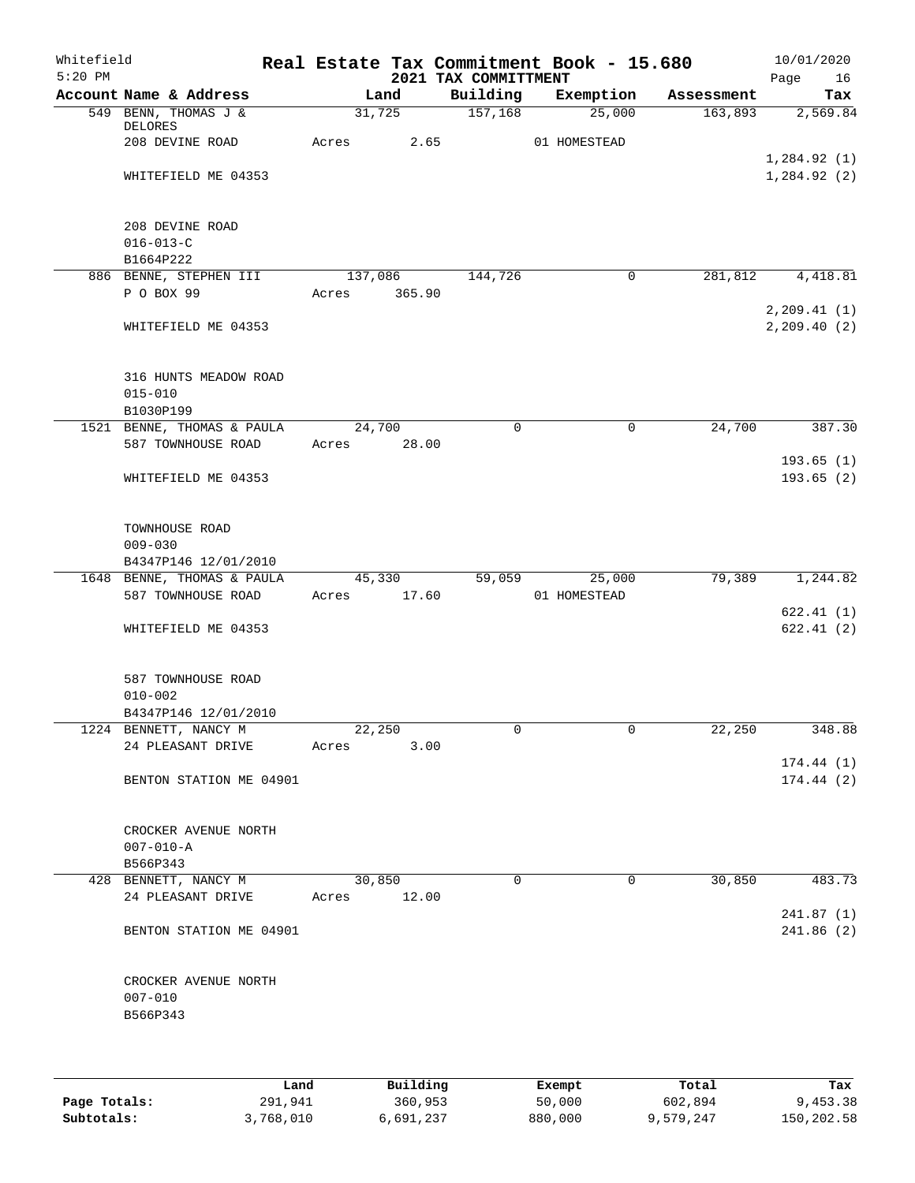Whitefield
5:20 PM

# Real Estate Tax Commitment Book - 15.680
## 2021 TAX COMMITTMENT

10/01/2020
Page 16

| Account Name & Address | Land | Building | Exemption | Assessment | Tax |
|---|---|---|---|---|---|
| 549 BENN, THOMAS J & DELORES | 31,725 | 157,168 | 25,000 | 163,893 | 2,569.84 |
| 208 DEVINE ROAD | Acres 2.65 | | 01 HOMESTEAD | | |
| | | | | | 1,284.92 (1) |
| WHITEFIELD ME 04353 | | | | | 1,284.92 (2) |
| 208 DEVINE ROAD | | | | | |
| 016-013-C | | | | | |
| B1664P222 | | | | | |
| 886 BENNE, STEPHEN III | 137,086 | 144,726 | 0 | 281,812 | 4,418.81 |
| P O BOX 99 | Acres 365.90 | | | | |
| | | | | | 2,209.41 (1) |
| WHITEFIELD ME 04353 | | | | | 2,209.40 (2) |
| 316 HUNTS MEADOW ROAD | | | | | |
| 015-010 | | | | | |
| B1030P199 | | | | | |
| 1521 BENNE, THOMAS & PAULA | 24,700 | 0 | 0 | 24,700 | 387.30 |
| 587 TOWNHOUSE ROAD | Acres 28.00 | | | | |
| | | | | | 193.65 (1) |
| WHITEFIELD ME 04353 | | | | | 193.65 (2) |
| TOWNHOUSE ROAD | | | | | |
| 009-030 | | | | | |
| B4347P146 12/01/2010 | | | | | |
| 1648 BENNE, THOMAS & PAULA | 45,330 | 59,059 | 25,000 | 79,389 | 1,244.82 |
| 587 TOWNHOUSE ROAD | Acres 17.60 | | 01 HOMESTEAD | | |
| | | | | | 622.41 (1) |
| WHITEFIELD ME 04353 | | | | | 622.41 (2) |
| 587 TOWNHOUSE ROAD | | | | | |
| 010-002 | | | | | |
| B4347P146 12/01/2010 | | | | | |
| 1224 BENNETT, NANCY M | 22,250 | 0 | 0 | 22,250 | 348.88 |
| 24 PLEASANT DRIVE | Acres 3.00 | | | | |
| | | | | | 174.44 (1) |
| BENTON STATION ME 04901 | | | | | 174.44 (2) |
| CROCKER AVENUE NORTH | | | | | |
| 007-010-A | | | | | |
| B566P343 | | | | | |
| 428 BENNETT, NANCY M | 30,850 | 0 | 0 | 30,850 | 483.73 |
| 24 PLEASANT DRIVE | Acres 12.00 | | | | |
| | | | | | 241.87 (1) |
| BENTON STATION ME 04901 | | | | | 241.86 (2) |
| CROCKER AVENUE NORTH | | | | | |
| 007-010 | | | | | |
| B566P343 | | | | | |

| | Land | Building | Exempt | Total | Tax |
|---|---|---|---|---|---|
| Page Totals: | 291,941 | 360,953 | 50,000 | 602,894 | 9,453.38 |
| Subtotals: | 3,768,010 | 6,691,237 | 880,000 | 9,579,247 | 150,202.58 |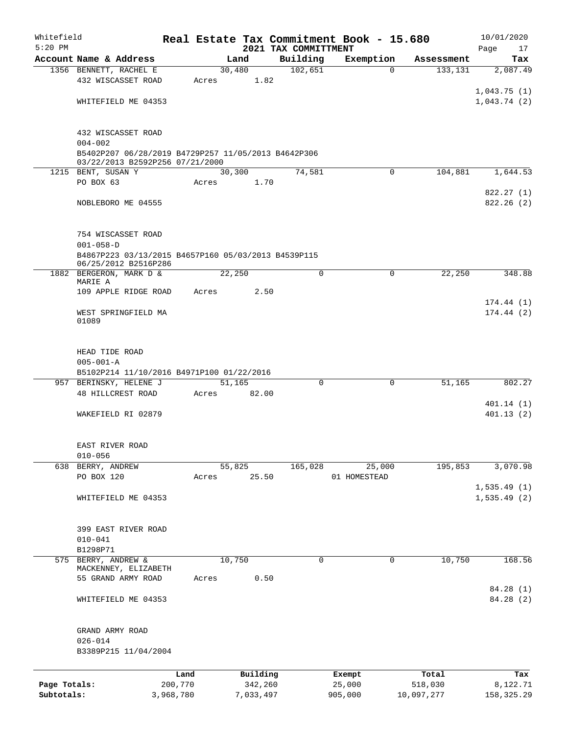Whitefield 5:20 PM

# Real Estate Tax Commitment Book - 15.680

## 2021 TAX COMMITTMENT

10/01/2020

| Account Name & Address | Land | Building | Exemption | Assessment | Tax |
|---|---|---|---|---|---|
| 1356 BENNETT, RACHEL E | 30,480 | 102,651 | 0 | 133,131 | 2,087.49 |
| 432 WISCASSET ROAD | Acres 1.82 | | | | |
| | | | | | 1,043.75 (1) |
| WHITEFIELD ME 04353 | | | | | 1,043.74 (2) |
| 432 WISCASSET ROAD | | | | | |
| 004-002 | | | | | |
| B5402P207 06/28/2019 B4729P257 11/05/2013 B4642P306 03/22/2013 B2592P256 07/21/2000 | | | | | |
| 1215 BENT, SUSAN Y | 30,300 | 74,581 | 0 | 104,881 | 1,644.53 |
| PO BOX 63 | Acres 1.70 | | | | |
| | | | | | 822.27 (1) |
| NOBLEBORO ME 04555 | | | | | 822.26 (2) |
| 754 WISCASSET ROAD | | | | | |
| 001-058-D | | | | | |
| B4867P223 03/13/2015 B4657P160 05/03/2013 B4539P115 06/25/2012 B2516P286 | | | | | |
| 1882 BERGERON, MARK D & MARIE A | 22,250 | 0 | 0 | 22,250 | 348.88 |
| 109 APPLE RIDGE ROAD | Acres 2.50 | | | | |
| | | | | | 174.44 (1) |
| WEST SPRINGFIELD MA 01089 | | | | | 174.44 (2) |
| HEAD TIDE ROAD | | | | | |
| 005-001-A | | | | | |
| B5102P214 11/10/2016 B4971P100 01/22/2016 | | | | | |
| 957 BERINSKY, HELENE J | 51,165 | 0 | 0 | 51,165 | 802.27 |
| 48 HILLCREST ROAD | Acres 82.00 | | | | |
| | | | | | 401.14 (1) |
| WAKEFIELD RI 02879 | | | | | 401.13 (2) |
| EAST RIVER ROAD | | | | | |
| 010-056 | | | | | |
| 638 BERRY, ANDREW | 55,825 | 165,028 | 25,000 | 195,853 | 3,070.98 |
| PO BOX 120 | Acres 25.50 | | 01 HOMESTEAD | | |
| | | | | | 1,535.49 (1) |
| WHITEFIELD ME 04353 | | | | | 1,535.49 (2) |
| 399 EAST RIVER ROAD | | | | | |
| 010-041 | | | | | |
| B1298P71 | | | | | |
| 575 BERRY, ANDREW & MACKENNEY, ELIZABETH | 10,750 | 0 | 0 | 10,750 | 168.56 |
| 55 GRAND ARMY ROAD | Acres 0.50 | | | | |
| | | | | | 84.28 (1) |
| WHITEFIELD ME 04353 | | | | | 84.28 (2) |
| GRAND ARMY ROAD | | | | | |
| 026-014 | | | | | |
| B3389P215 11/04/2004 | | | | | |

| | Land | Building | Exempt | Total | Tax |
|---|---|---|---|---|---|
| Page Totals: | 200,770 | 342,260 | 25,000 | 518,030 | 8,122.71 |
| Subtotals: | 3,968,780 | 7,033,497 | 905,000 | 10,097,277 | 158,325.29 |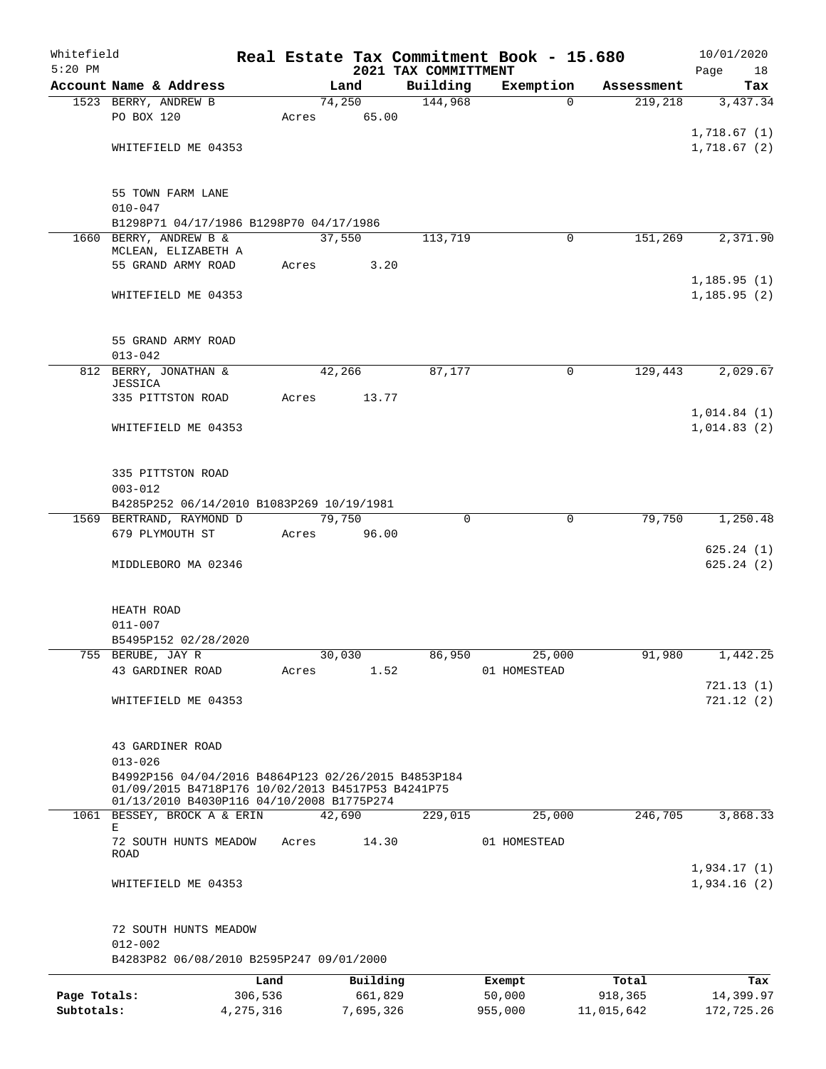Whitefield 5:20 PM

# Real Estate Tax Commitment Book - 15.680

## 2021 TAX COMMITTMENT

10/01/2020

| Account Name & Address | Land | Building | Exemption | Assessment | Tax |
|---|---|---|---|---|---|
| 1523 BERRY, ANDREW B | 74,250 | 144,968 | 0 | 219,218 | 3,437.34 |
| PO BOX 120 | Acres 65.00 | | | | |
| | | | | | 1,718.67 (1) |
| WHITEFIELD ME 04353 | | | | | 1,718.67 (2) |
| 55 TOWN FARM LANE | | | | | |
| 010-047 | | | | | |
| B1298P71 04/17/1986 B1298P70 04/17/1986 | | | | | |
| 1660 BERRY, ANDREW B & MCLEAN, ELIZABETH A | 37,550 | 113,719 | 0 | 151,269 | 2,371.90 |
| 55 GRAND ARMY ROAD | Acres 3.20 | | | | |
| | | | | | 1,185.95 (1) |
| WHITEFIELD ME 04353 | | | | | 1,185.95 (2) |
| 55 GRAND ARMY ROAD | | | | | |
| 013-042 | | | | | |
| 812 BERRY, JONATHAN & JESSICA | 42,266 | 87,177 | 0 | 129,443 | 2,029.67 |
| 335 PITTSTON ROAD | Acres 13.77 | | | | |
| | | | | | 1,014.84 (1) |
| WHITEFIELD ME 04353 | | | | | 1,014.83 (2) |
| 335 PITTSTON ROAD | | | | | |
| 003-012 | | | | | |
| B4285P252 06/14/2010 B1083P269 10/19/1981 | | | | | |
| 1569 BERTRAND, RAYMOND D | 79,750 | 0 | 0 | 79,750 | 1,250.48 |
| 679 PLYMOUTH ST | Acres 96.00 | | | | |
| | | | | | 625.24 (1) |
| MIDDLEBORO MA 02346 | | | | | 625.24 (2) |
| HEATH ROAD | | | | | |
| 011-007 | | | | | |
| B5495P152 02/28/2020 | | | | | |
| 755 BERUBE, JAY R | 30,030 | 86,950 | 25,000 | 91,980 | 1,442.25 |
| 43 GARDINER ROAD | Acres 1.52 | | 01 HOMESTEAD | | |
| | | | | | 721.13 (1) |
| WHITEFIELD ME 04353 | | | | | 721.12 (2) |
| 43 GARDINER ROAD | | | | | |
| 013-026 | | | | | |
| B4992P156 04/04/2016 B4864P123 02/26/2015 B4853P184 01/09/2015 B4718P176 10/02/2013 B4517P53 B4241P75 01/13/2010 B4030P116 04/10/2008 B1775P274 | | | | | |
| 1061 BESSEY, BROCK A & ERIN E | 42,690 | 229,015 | 25,000 | 246,705 | 3,868.33 |
| 72 SOUTH HUNTS MEADOW ROAD | Acres 14.30 | | 01 HOMESTEAD | | |
| | | | | | 1,934.17 (1) |
| WHITEFIELD ME 04353 | | | | | 1,934.16 (2) |
| 72 SOUTH HUNTS MEADOW | | | | | |
| 012-002 | | | | | |
| B4283P82 06/08/2010 B2595P247 09/01/2000 | | | | | |

| | Land | Building | Exempt | Total | Tax |
|---|---|---|---|---|---|
| Page Totals: | 306,536 | 661,829 | 50,000 | 918,365 | 14,399.97 |
| Subtotals: | 4,275,316 | 7,695,326 | 955,000 | 11,015,642 | 172,725.26 |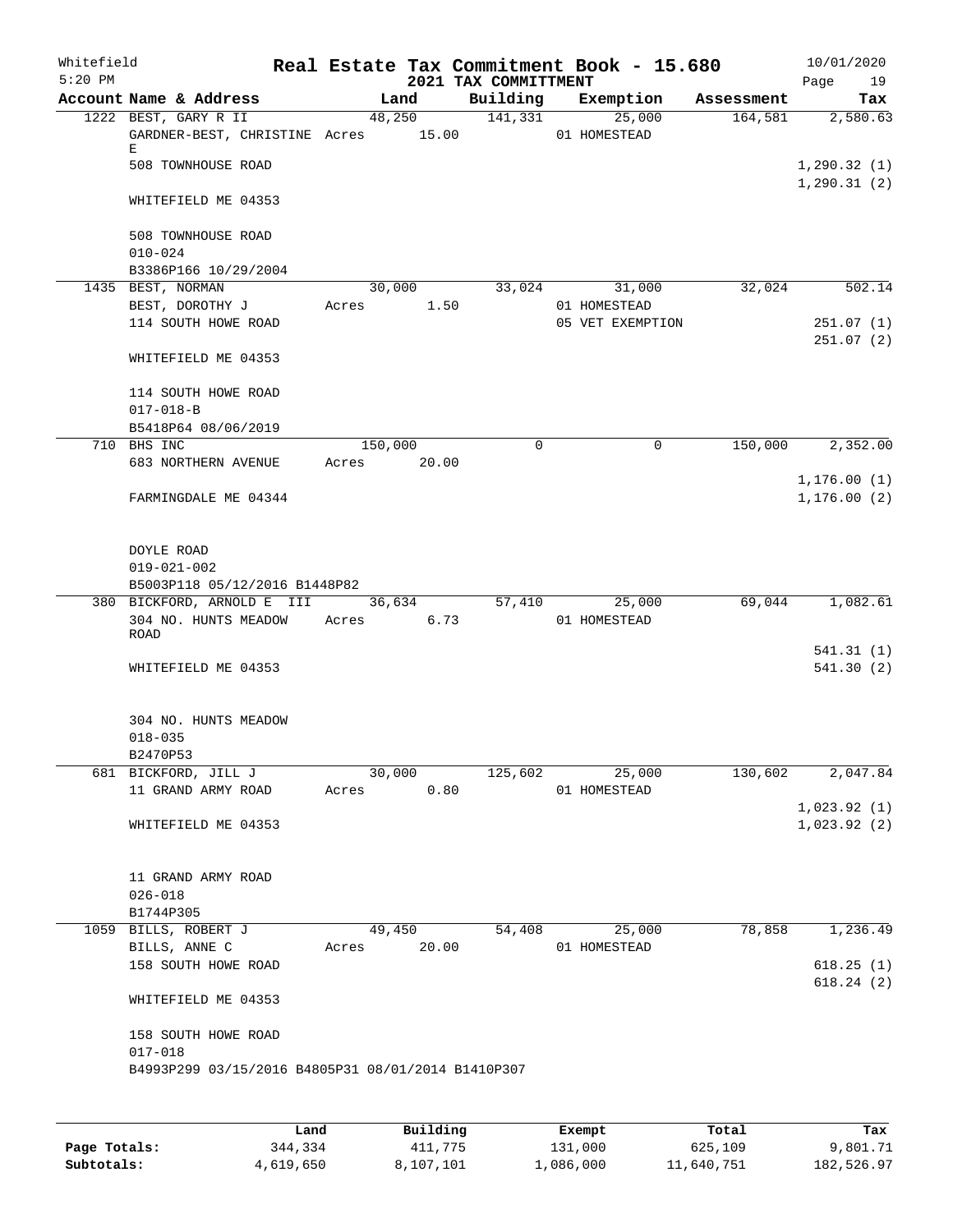Whitefield 5:20 PM

# Real Estate Tax Commitment Book - 15.680

## 2021 TAX COMMITTMENT

10/01/2020

| Account | Name & Address | Land | Building | Exemption | Assessment | Tax |
|---|---|---|---|---|---|---|
| 1222 | BEST, GARY R II<br>GARDNER-BEST, CHRISTINE E<br>508 TOWNHOUSE ROAD<br>WHITEFIELD ME 04353<br>508 TOWNHOUSE ROAD<br>010-024<br>B3386P166 10/29/2004 | 48,250<br>Acres 15.00 | 141,331 | 25,000<br>01 HOMESTEAD | 164,581 | 2,580.63<br>1,290.32 (1)<br>1,290.31 (2) |
| 1435 | BEST, NORMAN<br>BEST, DOROTHY J<br>114 SOUTH HOWE ROAD<br>WHITEFIELD ME 04353<br>114 SOUTH HOWE ROAD<br>017-018-B<br>B5418P64 08/06/2019 | 30,000<br>Acres 1.50 | 33,024 | 31,000<br>01 HOMESTEAD<br>05 VET EXEMPTION | 32,024 | 502.14<br>251.07 (1)<br>251.07 (2) |
| 710 | BHS INC<br>683 NORTHERN AVENUE<br>FARMINGDALE ME 04344<br>DOYLE ROAD<br>019-021-002<br>B5003P118 05/12/2016 B1448P82 | 150,000<br>Acres 20.00 | 0 | 0 | 150,000 | 2,352.00<br>1,176.00 (1)<br>1,176.00 (2) |
| 380 | BICKFORD, ARNOLD E III<br>304 NO. HUNTS MEADOW ROAD<br>WHITEFIELD ME 04353<br>304 NO. HUNTS MEADOW<br>018-035<br>B2470P53 | 36,634<br>Acres 6.73 | 57,410 | 25,000<br>01 HOMESTEAD | 69,044 | 1,082.61<br>541.31 (1)<br>541.30 (2) |
| 681 | BICKFORD, JILL J<br>11 GRAND ARMY ROAD<br>WHITEFIELD ME 04353<br>11 GRAND ARMY ROAD<br>026-018<br>B1744P305 | 30,000<br>Acres 0.80 | 125,602 | 25,000<br>01 HOMESTEAD | 130,602 | 2,047.84<br>1,023.92 (1)<br>1,023.92 (2) |
| 1059 | BILLS, ROBERT J<br>BILLS, ANNE C<br>158 SOUTH HOWE ROAD<br>WHITEFIELD ME 04353<br>158 SOUTH HOWE ROAD<br>017-018<br>B4993P299 03/15/2016 B4805P31 08/01/2014 B1410P307 | 49,450<br>Acres 20.00 | 54,408 | 25,000<br>01 HOMESTEAD | 78,858 | 1,236.49<br>618.25 (1)<br>618.24 (2) |

| | Land | Building | Exempt | Total | Tax |
|---|---|---|---|---|---|
| Page Totals: | 344,334 | 411,775 | 131,000 | 625,109 | 9,801.71 |
| Subtotals: | 4,619,650 | 8,107,101 | 1,086,000 | 11,640,751 | 182,526.97 |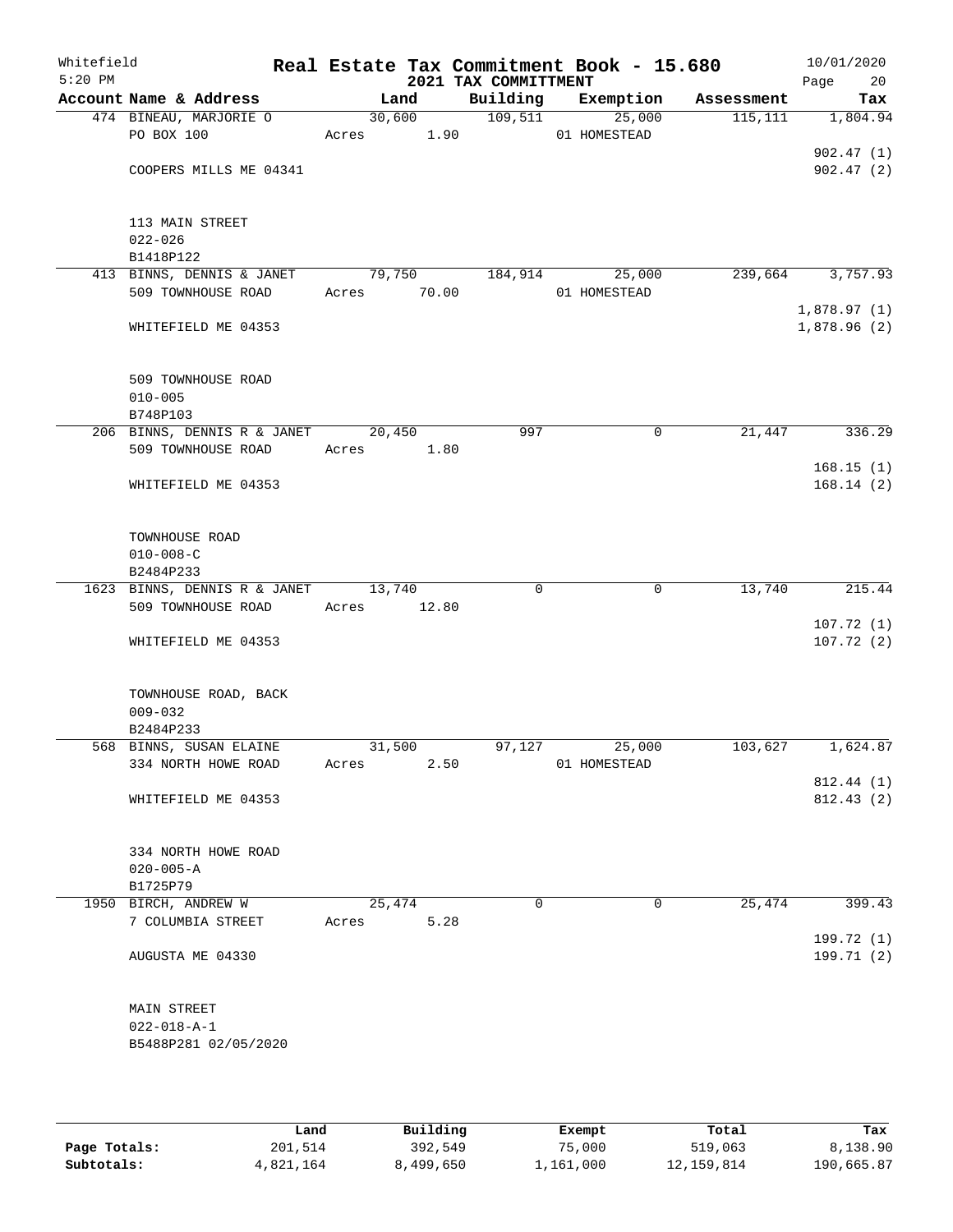Whitefield — Real Estate Tax Commitment Book - 15.680 — 10/01/2020
5:20 PM — 2021 TAX COMMITTMENT

| Account Name & Address | Land | Building | Exemption | Assessment | Tax |
|---|---|---|---|---|---|
| 474 BINEAU, MARJORIE O | 30,600 | 109,511 | 25,000 | 115,111 | 1,804.94 |
| PO BOX 100 | Acres 1.90 | | 01 HOMESTEAD | | |
| | | | | | 902.47 (1) |
| COOPERS MILLS ME 04341 | | | | | 902.47 (2) |
| 113 MAIN STREET | | | | | |
| 022-026 | | | | | |
| B1418P122 | | | | | |
| 413 BINNS, DENNIS & JANET | 79,750 | 184,914 | 25,000 | 239,664 | 3,757.93 |
| 509 TOWNHOUSE ROAD | Acres 70.00 | | 01 HOMESTEAD | | |
| | | | | | 1,878.97 (1) |
| WHITEFIELD ME 04353 | | | | | 1,878.96 (2) |
| 509 TOWNHOUSE ROAD | | | | | |
| 010-005 | | | | | |
| B748P103 | | | | | |
| 206 BINNS, DENNIS R & JANET | 20,450 | 997 | 0 | 21,447 | 336.29 |
| 509 TOWNHOUSE ROAD | Acres 1.80 | | | | |
| | | | | | 168.15 (1) |
| WHITEFIELD ME 04353 | | | | | 168.14 (2) |
| TOWNHOUSE ROAD | | | | | |
| 010-008-C | | | | | |
| B2484P233 | | | | | |
| 1623 BINNS, DENNIS R & JANET | 13,740 | 0 | 0 | 13,740 | 215.44 |
| 509 TOWNHOUSE ROAD | Acres 12.80 | | | | |
| | | | | | 107.72 (1) |
| WHITEFIELD ME 04353 | | | | | 107.72 (2) |
| TOWNHOUSE ROAD, BACK | | | | | |
| 009-032 | | | | | |
| B2484P233 | | | | | |
| 568 BINNS, SUSAN ELAINE | 31,500 | 97,127 | 25,000 | 103,627 | 1,624.87 |
| 334 NORTH HOWE ROAD | Acres 2.50 | | 01 HOMESTEAD | | |
| | | | | | 812.44 (1) |
| WHITEFIELD ME 04353 | | | | | 812.43 (2) |
| 334 NORTH HOWE ROAD | | | | | |
| 020-005-A | | | | | |
| B1725P79 | | | | | |
| 1950 BIRCH, ANDREW W | 25,474 | 0 | 0 | 25,474 | 399.43 |
| 7 COLUMBIA STREET | Acres 5.28 | | | | |
| | | | | | 199.72 (1) |
| AUGUSTA ME 04330 | | | | | 199.71 (2) |
| MAIN STREET | | | | | |
| 022-018-A-1 | | | | | |
| B5488P281 02/05/2020 | | | | | |

| | Land | Building | Exempt | Total | Tax |
|---|---|---|---|---|---|
| Page Totals: | 201,514 | 392,549 | 75,000 | 519,063 | 8,138.90 |
| Subtotals: | 4,821,164 | 8,499,650 | 1,161,000 | 12,159,814 | 190,665.87 |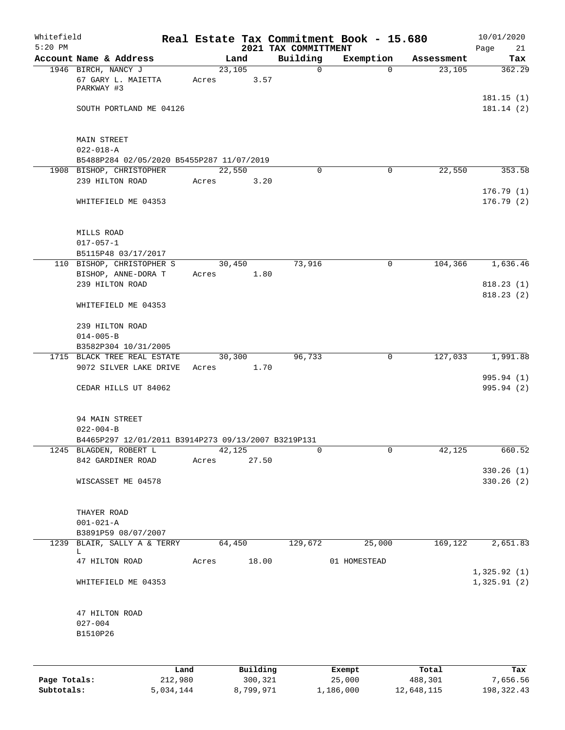Whitefield 5:20 PM

# Real Estate Tax Commitment Book - 15.680

## 2021 TAX COMMITTMENT

10/01/2020

| Account Name & Address | Land | Building | Exemption | Assessment | Tax |
|---|---|---|---|---|---|
| 1946 BIRCH, NANCY J | 23,105 | 0 | 0 | 23,105 | 362.29 |
| 67 GARY L. MAIETTA PARKWAY #3 | Acres 3.57 | | | | |
| | | | | | 181.15 (1) |
| SOUTH PORTLAND ME 04126 | | | | | 181.14 (2) |
| MAIN STREET | | | | | |
| 022-018-A | | | | | |
| B5488P284 02/05/2020 B5455P287 11/07/2019 | | | | | |
| 1908 BISHOP, CHRISTOPHER | 22,550 | 0 | 0 | 22,550 | 353.58 |
| 239 HILTON ROAD | Acres 3.20 | | | | |
| | | | | | 176.79 (1) |
| WHITEFIELD ME 04353 | | | | | 176.79 (2) |
| MILLS ROAD | | | | | |
| 017-057-1 | | | | | |
| B5115P48 03/17/2017 | | | | | |
| 110 BISHOP, CHRISTOPHER S | 30,450 | 73,916 | 0 | 104,366 | 1,636.46 |
| BISHOP, ANNE-DORA T | Acres 1.80 | | | | |
| 239 HILTON ROAD | | | | | 818.23 (1) |
| | | | | | 818.23 (2) |
| WHITEFIELD ME 04353 | | | | | |
| 239 HILTON ROAD | | | | | |
| 014-005-B | | | | | |
| B3582P304 10/31/2005 | | | | | |
| 1715 BLACK TREE REAL ESTATE | 30,300 | 96,733 | 0 | 127,033 | 1,991.88 |
| 9072 SILVER LAKE DRIVE | Acres 1.70 | | | | |
| | | | | | 995.94 (1) |
| CEDAR HILLS UT 84062 | | | | | 995.94 (2) |
| 94 MAIN STREET | | | | | |
| 022-004-B | | | | | |
| B4465P297 12/01/2011 B3914P273 09/13/2007 B3219P131 | | | | | |
| 1245 BLAGDEN, ROBERT L | 42,125 | 0 | 0 | 42,125 | 660.52 |
| 842 GARDINER ROAD | Acres 27.50 | | | | |
| | | | | | 330.26 (1) |
| WISCASSET ME 04578 | | | | | 330.26 (2) |
| THAYER ROAD | | | | | |
| 001-021-A | | | | | |
| B3891P59 08/07/2007 | | | | | |
| 1239 BLAIR, SALLY A & TERRY L | 64,450 | 129,672 | 25,000 | 169,122 | 2,651.83 |
| 47 HILTON ROAD | Acres 18.00 | | 01 HOMESTEAD | | |
| | | | | | 1,325.92 (1) |
| WHITEFIELD ME 04353 | | | | | 1,325.91 (2) |
| 47 HILTON ROAD | | | | | |
| 027-004 | | | | | |
| B1510P26 | | | | | |

| | Land | Building | Exempt | Total | Tax |
|---|---|---|---|---|---|
| Page Totals: | 212,980 | 300,321 | 25,000 | 488,301 | 7,656.56 |
| Subtotals: | 5,034,144 | 8,799,971 | 1,186,000 | 12,648,115 | 198,322.43 |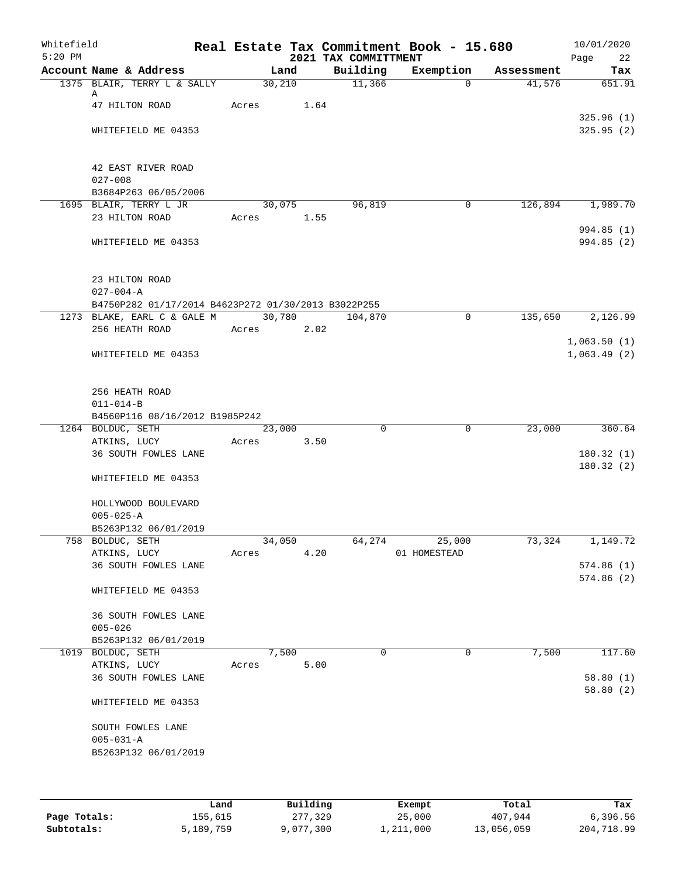Whitefield 5:20 PM

# Real Estate Tax Commitment Book - 15.680
## 2021 TAX COMMITTMENT

10/01/2020 Page 22

| Account Name & Address | Land | Building | Exemption | Assessment | Tax |
|---|---|---|---|---|---|
| 1375 BLAIR, TERRY L & SALLY A | 30,210 | 11,366 | 0 | 41,576 | 651.91 |
| 47 HILTON ROAD | Acres 1.64 | | | | |
| | | | | | 325.96 (1) |
| WHITEFIELD ME 04353 | | | | | 325.95 (2) |
| 42 EAST RIVER ROAD | | | | | |
| 027-008 | | | | | |
| B3684P263 06/05/2006 | | | | | |
| 1695 BLAIR, TERRY L JR | 30,075 | 96,819 | 0 | 126,894 | 1,989.70 |
| 23 HILTON ROAD | Acres 1.55 | | | | |
| | | | | | 994.85 (1) |
| WHITEFIELD ME 04353 | | | | | 994.85 (2) |
| 23 HILTON ROAD | | | | | |
| 027-004-A | | | | | |
| B4750P282 01/17/2014 B4623P272 01/30/2013 B3022P255 | | | | | |
| 1273 BLAKE, EARL C & GALE M | 30,780 | 104,870 | 0 | 135,650 | 2,126.99 |
| 256 HEATH ROAD | Acres 2.02 | | | | |
| | | | | | 1,063.50 (1) |
| WHITEFIELD ME 04353 | | | | | 1,063.49 (2) |
| 256 HEATH ROAD | | | | | |
| 011-014-B | | | | | |
| B4560P116 08/16/2012 B1985P242 | | | | | |
| 1264 BOLDUC, SETH | 23,000 | 0 | 0 | 23,000 | 360.64 |
| ATKINS, LUCY | Acres 3.50 | | | | |
| 36 SOUTH FOWLES LANE | | | | | 180.32 (1) |
| | | | | | 180.32 (2) |
| WHITEFIELD ME 04353 | | | | | |
| HOLLYWOOD BOULEVARD | | | | | |
| 005-025-A | | | | | |
| B5263P132 06/01/2019 | | | | | |
| 758 BOLDUC, SETH | 34,050 | 64,274 | 25,000 | 73,324 | 1,149.72 |
| ATKINS, LUCY | Acres 4.20 | | 01 HOMESTEAD | | |
| 36 SOUTH FOWLES LANE | | | | | 574.86 (1) |
| | | | | | 574.86 (2) |
| WHITEFIELD ME 04353 | | | | | |
| 36 SOUTH FOWLES LANE | | | | | |
| 005-026 | | | | | |
| B5263P132 06/01/2019 | | | | | |
| 1019 BOLDUC, SETH | 7,500 | 0 | 0 | 7,500 | 117.60 |
| ATKINS, LUCY | Acres 5.00 | | | | |
| 36 SOUTH FOWLES LANE | | | | | 58.80 (1) |
| | | | | | 58.80 (2) |
| WHITEFIELD ME 04353 | | | | | |
| SOUTH FOWLES LANE | | | | | |
| 005-031-A | | | | | |
| B5263P132 06/01/2019 | | | | | |

| | Land | Building | Exempt | Total | Tax |
|---|---|---|---|---|---|
| Page Totals: | 155,615 | 277,329 | 25,000 | 407,944 | 6,396.56 |
| Subtotals: | 5,189,759 | 9,077,300 | 1,211,000 | 13,056,059 | 204,718.99 |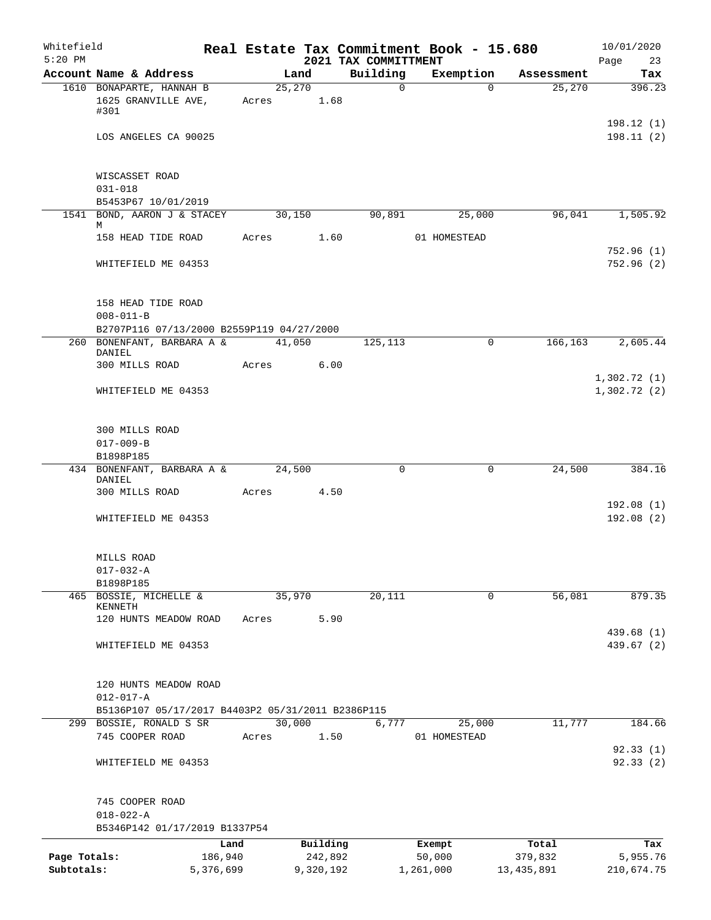Whitefield 5:20 PM

# Real Estate Tax Commitment Book - 15.680

## 2021 TAX COMMITTMENT

10/01/2020

| Account | Name & Address | Land | Building | Exemption | Assessment | Tax |
|---|---|---|---|---|---|---|
| 1610 | BONAPARTE, HANNAH B | 25,270 | 0 | 0 | 25,270 | 396.23 |
| | 1625 GRANVILLE AVE, #301 | Acres 1.68 | | | | |
| | | | | | | 198.12 (1) |
| | LOS ANGELES CA 90025 | | | | | 198.11 (2) |
| | WISCASSET ROAD | | | | | |
| | 031-018 | | | | | |
| | B5453P67 10/01/2019 | | | | | |
| 1541 | BOND, AARON J & STACEY M | 30,150 | 90,891 | 25,000 | 96,041 | 1,505.92 |
| | 158 HEAD TIDE ROAD | Acres 1.60 | | 01 HOMESTEAD | | |
| | | | | | | 752.96 (1) |
| | WHITEFIELD ME 04353 | | | | | 752.96 (2) |
| | 158 HEAD TIDE ROAD | | | | | |
| | 008-011-B | | | | | |
| | B2707P116 07/13/2000 B2559P119 04/27/2000 | | | | | |
| 260 | BONENFANT, BARBARA A & DANIEL | 41,050 | 125,113 | 0 | 166,163 | 2,605.44 |
| | 300 MILLS ROAD | Acres 6.00 | | | | |
| | | | | | | 1,302.72 (1) |
| | WHITEFIELD ME 04353 | | | | | 1,302.72 (2) |
| | 300 MILLS ROAD | | | | | |
| | 017-009-B | | | | | |
| | B1898P185 | | | | | |
| 434 | BONENFANT, BARBARA A & DANIEL | 24,500 | 0 | 0 | 24,500 | 384.16 |
| | 300 MILLS ROAD | Acres 4.50 | | | | |
| | | | | | | 192.08 (1) |
| | WHITEFIELD ME 04353 | | | | | 192.08 (2) |
| | MILLS ROAD | | | | | |
| | 017-032-A | | | | | |
| | B1898P185 | | | | | |
| 465 | BOSSIE, MICHELLE & KENNETH | 35,970 | 20,111 | 0 | 56,081 | 879.35 |
| | 120 HUNTS MEADOW ROAD | Acres 5.90 | | | | |
| | | | | | | 439.68 (1) |
| | WHITEFIELD ME 04353 | | | | | 439.67 (2) |
| | 120 HUNTS MEADOW ROAD | | | | | |
| | 012-017-A | | | | | |
| | B5136P107 05/17/2017 B4403P2 05/31/2011 B2386P115 | | | | | |
| 299 | BOSSIE, RONALD S SR | 30,000 | 6,777 | 25,000 | 11,777 | 184.66 |
| | 745 COOPER ROAD | Acres 1.50 | | 01 HOMESTEAD | | |
| | | | | | | 92.33 (1) |
| | WHITEFIELD ME 04353 | | | | | 92.33 (2) |
| | 745 COOPER ROAD | | | | | |
| | 018-022-A | | | | | |
| | B5346P142 01/17/2019 B1337P54 | | | | | |

| | Land | Building | Exempt | Total | Tax |
|---|---|---|---|---|---|
| Page Totals: | 186,940 | 242,892 | 50,000 | 379,832 | 5,955.76 |
| Subtotals: | 5,376,699 | 9,320,192 | 1,261,000 | 13,435,891 | 210,674.75 |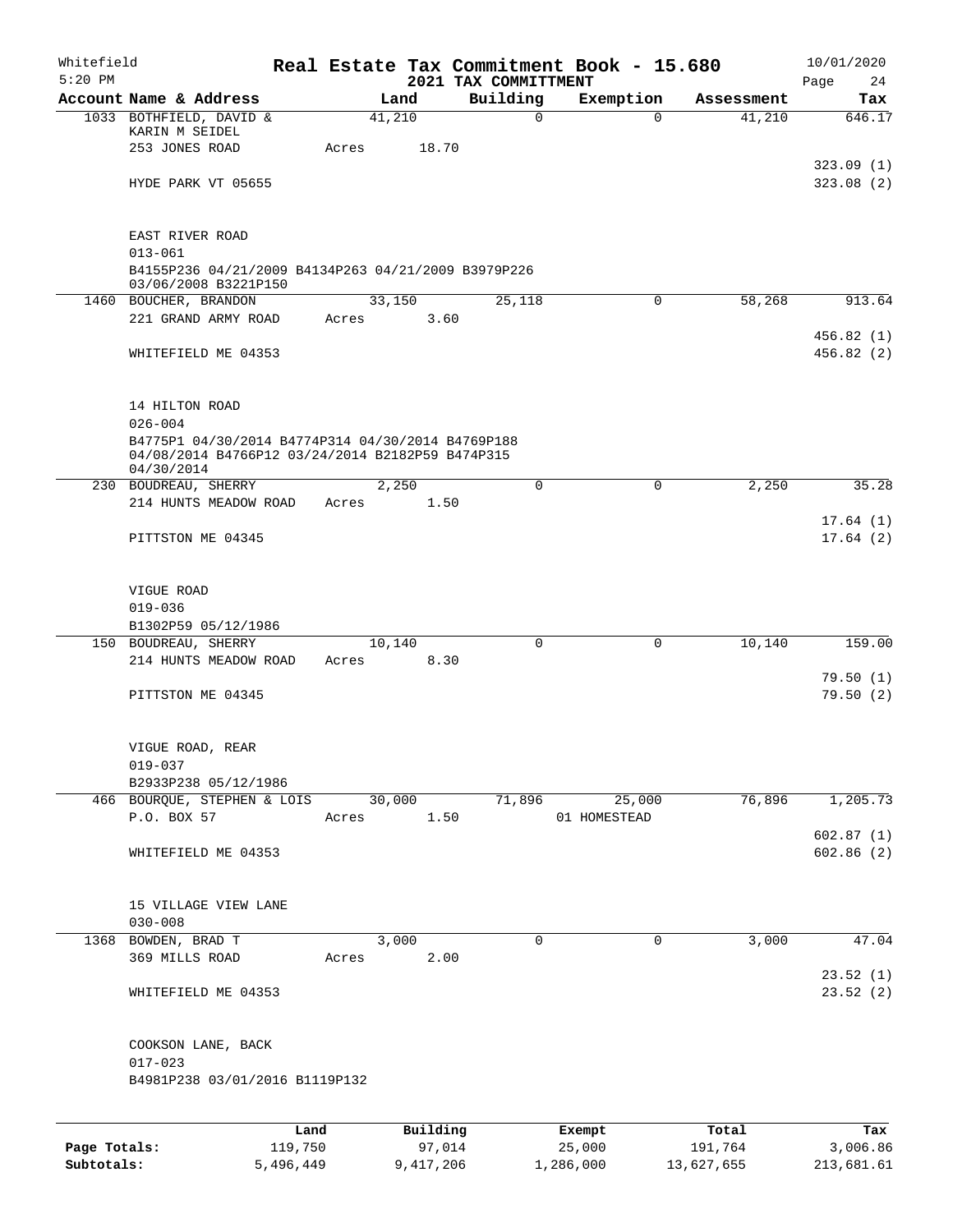Whitefield
5:20 PM

# Real Estate Tax Commitment Book - 15.680

## 2021 TAX COMMITTMENT

10/01/2020

| Account Name & Address | Land | Building | Exemption | Assessment | Tax |
|---|---|---|---|---|---|
| 1033 BOTHFIELD, DAVID & KARIN M SEIDEL | 41,210 | 0 | 0 | 41,210 | 646.17 |
| 253 JONES ROAD | Acres 18.70 | | | | |
| | | | | | 323.09 (1) |
| HYDE PARK VT 05655 | | | | | 323.08 (2) |
| EAST RIVER ROAD | | | | | |
| 013-061 | | | | | |
| B4155P236 04/21/2009 B4134P263 04/21/2009 B3979P226 03/06/2008 B3221P150 | | | | | |
| 1460 BOUCHER, BRANDON | 33,150 | 25,118 | 0 | 58,268 | 913.64 |
| 221 GRAND ARMY ROAD | Acres 3.60 | | | | |
| | | | | | 456.82 (1) |
| WHITEFIELD ME 04353 | | | | | 456.82 (2) |
| 14 HILTON ROAD | | | | | |
| 026-004 | | | | | |
| B4775P1 04/30/2014 B4774P314 04/30/2014 B4769P188 04/08/2014 B4766P12 03/24/2014 B2182P59 B474P315 04/30/2014 | | | | | |
| 230 BOUDREAU, SHERRY | 2,250 | 0 | 0 | 2,250 | 35.28 |
| 214 HUNTS MEADOW ROAD | Acres 1.50 | | | | |
| | | | | | 17.64 (1) |
| PITTSTON ME 04345 | | | | | 17.64 (2) |
| VIGUE ROAD | | | | | |
| 019-036 | | | | | |
| B1302P59 05/12/1986 | | | | | |
| 150 BOUDREAU, SHERRY | 10,140 | 0 | 0 | 10,140 | 159.00 |
| 214 HUNTS MEADOW ROAD | Acres 8.30 | | | | |
| | | | | | 79.50 (1) |
| PITTSTON ME 04345 | | | | | 79.50 (2) |
| VIGUE ROAD, REAR | | | | | |
| 019-037 | | | | | |
| B2933P238 05/12/1986 | | | | | |
| 466 BOURQUE, STEPHEN & LOIS | 30,000 | 71,896 | 25,000 | 76,896 | 1,205.73 |
| P.O. BOX 57 | Acres 1.50 | | 01 HOMESTEAD | | |
| | | | | | 602.87 (1) |
| WHITEFIELD ME 04353 | | | | | 602.86 (2) |
| 15 VILLAGE VIEW LANE | | | | | |
| 030-008 | | | | | |
| 1368 BOWDEN, BRAD T | 3,000 | 0 | 0 | 3,000 | 47.04 |
| 369 MILLS ROAD | Acres 2.00 | | | | |
| | | | | | 23.52 (1) |
| WHITEFIELD ME 04353 | | | | | 23.52 (2) |
| COOKSON LANE, BACK | | | | | |
| 017-023 | | | | | |
| B4981P238 03/01/2016 B1119P132 | | | | | |

| | Land | Building | Exempt | Total | Tax |
|---|---|---|---|---|---|
| Page Totals: | 119,750 | 97,014 | 25,000 | 191,764 | 3,006.86 |
| Subtotals: | 5,496,449 | 9,417,206 | 1,286,000 | 13,627,655 | 213,681.61 |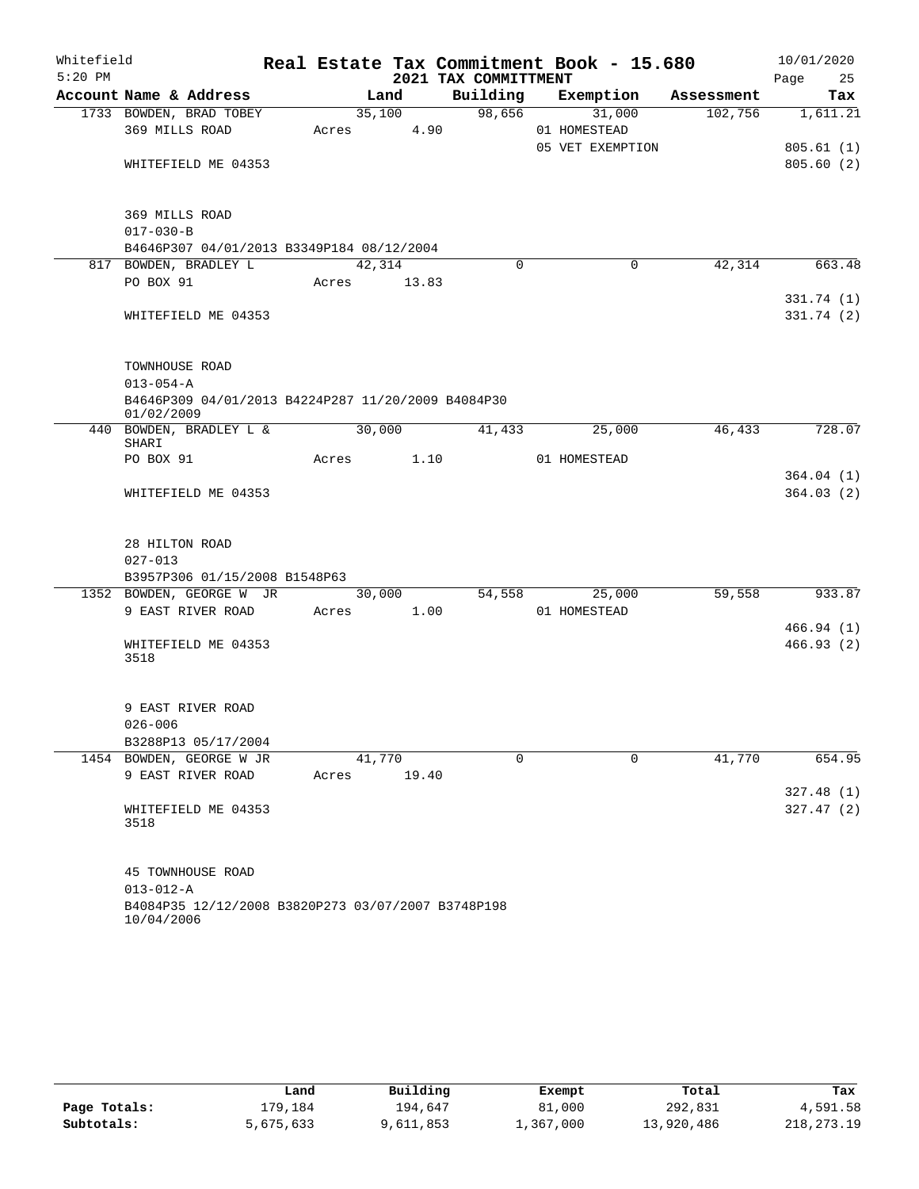Whitefield
5:20 PM

# Real Estate Tax Commitment Book - 15.680

## 2021 TAX COMMITTMENT

10/01/2020

| Account Name & Address | Land | Building | Exemption | Assessment | Tax |
|---|---|---|---|---|---|
| 1733 BOWDEN, BRAD TOBEY | 35,100 | 98,656 | 31,000 | 102,756 | 1,611.21 |
| 369 MILLS ROAD | Acres 4.90 | | 01 HOMESTEAD | | |
| | | | 05 VET EXEMPTION | | 805.61 (1) |
| WHITEFIELD ME 04353 | | | | | 805.60 (2) |
| 369 MILLS ROAD | | | | | |
| 017-030-B | | | | | |
| B4646P307 04/01/2013 B3349P184 08/12/2004 | | | | | |
| 817 BOWDEN, BRADLEY L | 42,314 | 0 | 0 | 42,314 | 663.48 |
| PO BOX 91 | Acres 13.83 | | | | |
| | | | | | 331.74 (1) |
| WHITEFIELD ME 04353 | | | | | 331.74 (2) |
| TOWNHOUSE ROAD | | | | | |
| 013-054-A | | | | | |
| B4646P309 04/01/2013 B4224P287 11/20/2009 B4084P30 01/02/2009 | | | | | |
| 440 BOWDEN, BRADLEY L & SHARI | 30,000 | 41,433 | 25,000 | 46,433 | 728.07 |
| PO BOX 91 | Acres 1.10 | | 01 HOMESTEAD | | |
| | | | | | 364.04 (1) |
| WHITEFIELD ME 04353 | | | | | 364.03 (2) |
| 28 HILTON ROAD | | | | | |
| 027-013 | | | | | |
| B3957P306 01/15/2008 B1548P63 | | | | | |
| 1352 BOWDEN, GEORGE W JR | 30,000 | 54,558 | 25,000 | 59,558 | 933.87 |
| 9 EAST RIVER ROAD | Acres 1.00 | | 01 HOMESTEAD | | |
| | | | | | 466.94 (1) |
| WHITEFIELD ME 04353 3518 | | | | | 466.93 (2) |
| 9 EAST RIVER ROAD | | | | | |
| 026-006 | | | | | |
| B3288P13 05/17/2004 | | | | | |
| 1454 BOWDEN, GEORGE W JR | 41,770 | 0 | 0 | 41,770 | 654.95 |
| 9 EAST RIVER ROAD | Acres 19.40 | | | | |
| | | | | | 327.48 (1) |
| WHITEFIELD ME 04353 3518 | | | | | 327.47 (2) |
| 45 TOWNHOUSE ROAD | | | | | |
| 013-012-A | | | | | |
| B4084P35 12/12/2008 B3820P273 03/07/2007 B3748P198 10/04/2006 | | | | | |

| | Land | Building | Exempt | Total | Tax |
|---|---|---|---|---|---|
| Page Totals: | 179,184 | 194,647 | 81,000 | 292,831 | 4,591.58 |
| Subtotals: | 5,675,633 | 9,611,853 | 1,367,000 | 13,920,486 | 218,273.19 |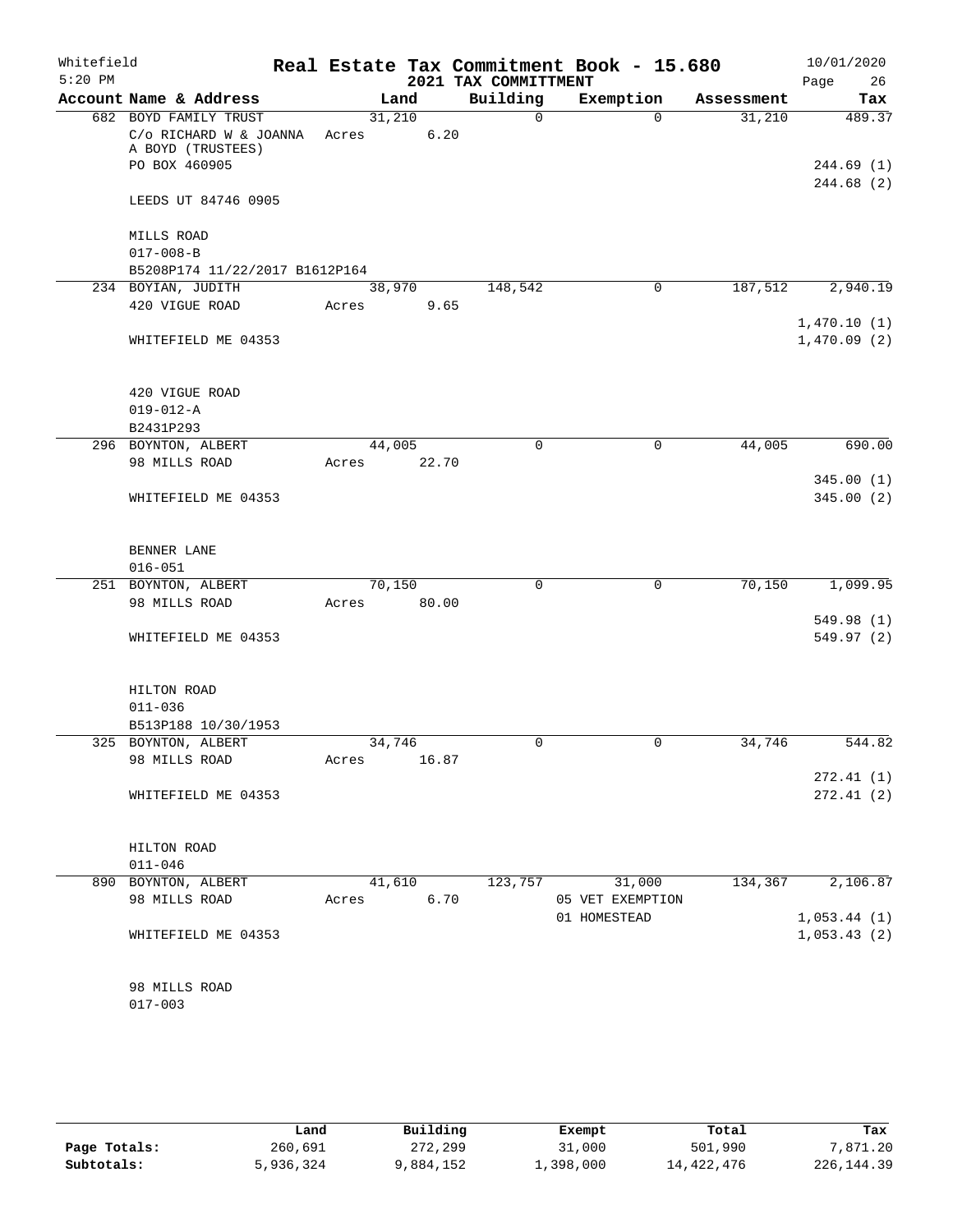Whitefield
5:20 PM

# Real Estate Tax Commitment Book - 15.680
## 2021 TAX COMMITTMENT

10/01/2020
Page 26

| Account Name & Address | Land | Building | Exemption | Assessment | Tax |
|---|---|---|---|---|---|
| 682 BOYD FAMILY TRUST | 31,210 | 0 | 0 | 31,210 | 489.37 |
| C/o RICHARD W & JOANNA A BOYD (TRUSTEES) | Acres 6.20 | | | | |
| PO BOX 460905 | | | | | 244.69 (1) |
| | | | | | 244.68 (2) |
| LEEDS UT 84746 0905 | | | | | |
| MILLS ROAD | | | | | |
| 017-008-B | | | | | |
| B5208P174 11/22/2017 B1612P164 | | | | | |
| 234 BOYIAN, JUDITH | 38,970 | 148,542 | 0 | 187,512 | 2,940.19 |
| 420 VIGUE ROAD | Acres 9.65 | | | | |
| | | | | | 1,470.10 (1) |
| WHITEFIELD ME 04353 | | | | | 1,470.09 (2) |
| 420 VIGUE ROAD | | | | | |
| 019-012-A | | | | | |
| B2431P293 | | | | | |
| 296 BOYNTON, ALBERT | 44,005 | 0 | 0 | 44,005 | 690.00 |
| 98 MILLS ROAD | Acres 22.70 | | | | |
| | | | | | 345.00 (1) |
| WHITEFIELD ME 04353 | | | | | 345.00 (2) |
| BENNER LANE | | | | | |
| 016-051 | | | | | |
| 251 BOYNTON, ALBERT | 70,150 | 0 | 0 | 70,150 | 1,099.95 |
| 98 MILLS ROAD | Acres 80.00 | | | | |
| | | | | | 549.98 (1) |
| WHITEFIELD ME 04353 | | | | | 549.97 (2) |
| HILTON ROAD | | | | | |
| 011-036 | | | | | |
| B513P188 10/30/1953 | | | | | |
| 325 BOYNTON, ALBERT | 34,746 | 0 | 0 | 34,746 | 544.82 |
| 98 MILLS ROAD | Acres 16.87 | | | | |
| | | | | | 272.41 (1) |
| WHITEFIELD ME 04353 | | | | | 272.41 (2) |
| HILTON ROAD | | | | | |
| 011-046 | | | | | |
| 890 BOYNTON, ALBERT | 41,610 | 123,757 | 31,000 | 134,367 | 2,106.87 |
| 98 MILLS ROAD | Acres 6.70 | | 05 VET EXEMPTION | | |
| | | | 01 HOMESTEAD | | 1,053.44 (1) |
| WHITEFIELD ME 04353 | | | | | 1,053.43 (2) |
| 98 MILLS ROAD | | | | | |
| 017-003 | | | | | |

| | Land | Building | Exempt | Total | Tax |
|---|---|---|---|---|---|
| Page Totals: | 260,691 | 272,299 | 31,000 | 501,990 | 7,871.20 |
| Subtotals: | 5,936,324 | 9,884,152 | 1,398,000 | 14,422,476 | 226,144.39 |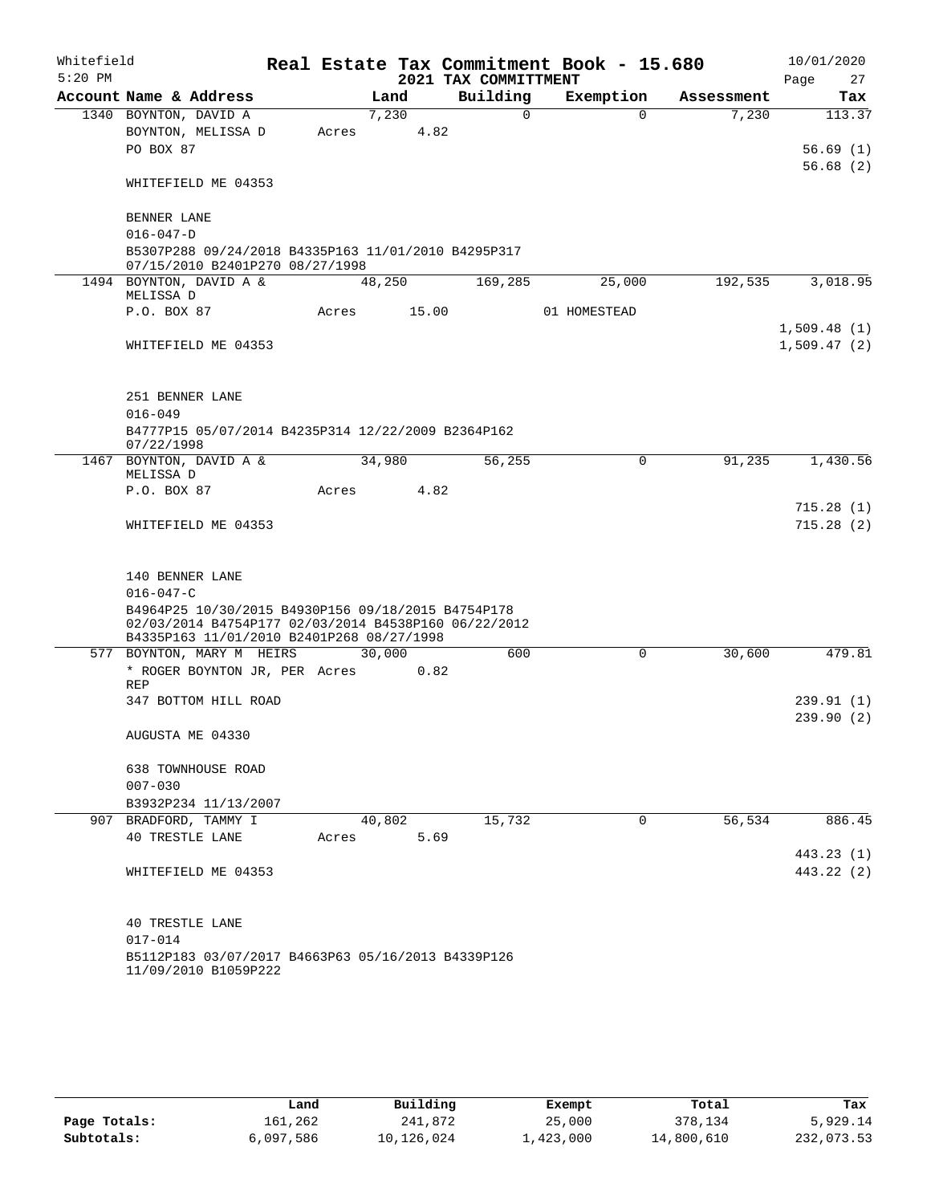Whitefield
5:20 PM

# Real Estate Tax Commitment Book - 15.680
## 2021 TAX COMMITTMENT

10/01/2020

| Account Name & Address | Land | Building | Exemption | Assessment | Tax |
|---|---|---|---|---|---|
| 1340 BOYNTON, DAVID A | 7,230 | 0 | 0 | 7,230 | 113.37 |
| BOYNTON, MELISSA D | Acres 4.82 | | | | |
| PO BOX 87 | | | | | 56.69 (1) |
| | | | | | 56.68 (2) |
| WHITEFIELD ME 04353 | | | | | |
| BENNER LANE | | | | | |
| 016-047-D | | | | | |
| B5307P288 09/24/2018 B4335P163 11/01/2010 B4295P317 07/15/2010 B2401P270 08/27/1998 | | | | | |
| 1494 BOYNTON, DAVID A & MELISSA D | 48,250 | 169,285 | 25,000 | 192,535 | 3,018.95 |
| P.O. BOX 87 | Acres 15.00 | | 01 HOMESTEAD | | |
| | | | | | 1,509.48 (1) |
| WHITEFIELD ME 04353 | | | | | 1,509.47 (2) |
| 251 BENNER LANE | | | | | |
| 016-049 | | | | | |
| B4777P15 05/07/2014 B4235P314 12/22/2009 B2364P162 07/22/1998 | | | | | |
| 1467 BOYNTON, DAVID A & MELISSA D | 34,980 | 56,255 | 0 | 91,235 | 1,430.56 |
| P.O. BOX 87 | Acres 4.82 | | | | |
| | | | | | 715.28 (1) |
| WHITEFIELD ME 04353 | | | | | 715.28 (2) |
| 140 BENNER LANE | | | | | |
| 016-047-C | | | | | |
| B4964P25 10/30/2015 B4930P156 09/18/2015 B4754P178 02/03/2014 B4754P177 02/03/2014 B4538P160 06/22/2012 B4335P163 11/01/2010 B2401P268 08/27/1998 | | | | | |
| 577 BOYNTON, MARY M HEIRS | 30,000 | 600 | 0 | 30,600 | 479.81 |
| * ROGER BOYNTON JR, PER REP | Acres 0.82 | | | | |
| 347 BOTTOM HILL ROAD | | | | | 239.91 (1) |
| | | | | | 239.90 (2) |
| AUGUSTA ME 04330 | | | | | |
| 638 TOWNHOUSE ROAD | | | | | |
| 007-030 | | | | | |
| B3932P234 11/13/2007 | | | | | |
| 907 BRADFORD, TAMMY I | 40,802 | 15,732 | 0 | 56,534 | 886.45 |
| 40 TRESTLE LANE | Acres 5.69 | | | | |
| | | | | | 443.23 (1) |
| WHITEFIELD ME 04353 | | | | | 443.22 (2) |
| 40 TRESTLE LANE | | | | | |
| 017-014 | | | | | |
| B5112P183 03/07/2017 B4663P63 05/16/2013 B4339P126 11/09/2010 B1059P222 | | | | | |

| | Land | Building | Exempt | Total | Tax |
|---|---|---|---|---|---|
| Page Totals: | 161,262 | 241,872 | 25,000 | 378,134 | 5,929.14 |
| Subtotals: | 6,097,586 | 10,126,024 | 1,423,000 | 14,800,610 | 232,073.53 |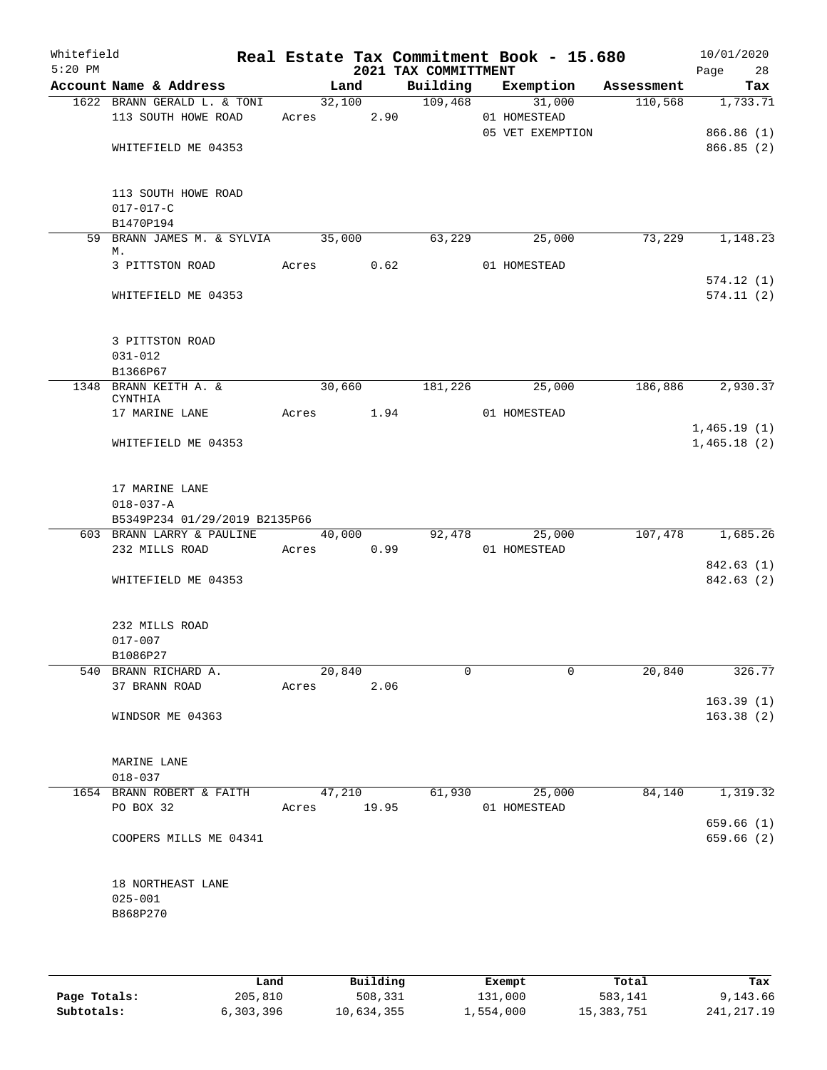Whitefield
5:20 PM

# Real Estate Tax Commitment Book - 15.680
## 2021 TAX COMMITTMENT

10/01/2020

| Account Name & Address | Land | Building | Exemption | Assessment | Tax |
|---|---|---|---|---|---|
| 1622 BRANN GERALD L. & TONI | 32,100 | 109,468 | 31,000 | 110,568 | 1,733.71 |
| 113 SOUTH HOWE ROAD | Acres 2.90 | | 01 HOMESTEAD | | |
| | | | 05 VET EXEMPTION | | 866.86 (1) |
| WHITEFIELD ME 04353 | | | | | 866.85 (2) |
| 113 SOUTH HOWE ROAD | | | | | |
| 017-017-C | | | | | |
| B1470P194 | | | | | |
| 59 BRANN JAMES M. & SYLVIA M. | 35,000 | 63,229 | 25,000 | 73,229 | 1,148.23 |
| 3 PITTSTON ROAD | Acres 0.62 | | 01 HOMESTEAD | | |
| | | | | | 574.12 (1) |
| WHITEFIELD ME 04353 | | | | | 574.11 (2) |
| 3 PITTSTON ROAD | | | | | |
| 031-012 | | | | | |
| B1366P67 | | | | | |
| 1348 BRANN KEITH A. & CYNTHIA | 30,660 | 181,226 | 25,000 | 186,886 | 2,930.37 |
| 17 MARINE LANE | Acres 1.94 | | 01 HOMESTEAD | | |
| | | | | | 1,465.19 (1) |
| WHITEFIELD ME 04353 | | | | | 1,465.18 (2) |
| 17 MARINE LANE | | | | | |
| 018-037-A | | | | | |
| B5349P234 01/29/2019 B2135P66 | | | | | |
| 603 BRANN LARRY & PAULINE | 40,000 | 92,478 | 25,000 | 107,478 | 1,685.26 |
| 232 MILLS ROAD | Acres 0.99 | | 01 HOMESTEAD | | |
| | | | | | 842.63 (1) |
| WHITEFIELD ME 04353 | | | | | 842.63 (2) |
| 232 MILLS ROAD | | | | | |
| 017-007 | | | | | |
| B1086P27 | | | | | |
| 540 BRANN RICHARD A. | 20,840 | 0 | 0 | 20,840 | 326.77 |
| 37 BRANN ROAD | Acres 2.06 | | | | |
| | | | | | 163.39 (1) |
| WINDSOR ME 04363 | | | | | 163.38 (2) |
| MARINE LANE | | | | | |
| 018-037 | | | | | |
| 1654 BRANN ROBERT & FAITH | 47,210 | 61,930 | 25,000 | 84,140 | 1,319.32 |
| PO BOX 32 | Acres 19.95 | | 01 HOMESTEAD | | |
| | | | | | 659.66 (1) |
| COOPERS MILLS ME 04341 | | | | | 659.66 (2) |
| 18 NORTHEAST LANE | | | | | |
| 025-001 | | | | | |
| B868P270 | | | | | |

| | Land | Building | Exempt | Total | Tax |
|---|---|---|---|---|---|
| Page Totals: | 205,810 | 508,331 | 131,000 | 583,141 | 9,143.66 |
| Subtotals: | 6,303,396 | 10,634,355 | 1,554,000 | 15,383,751 | 241,217.19 |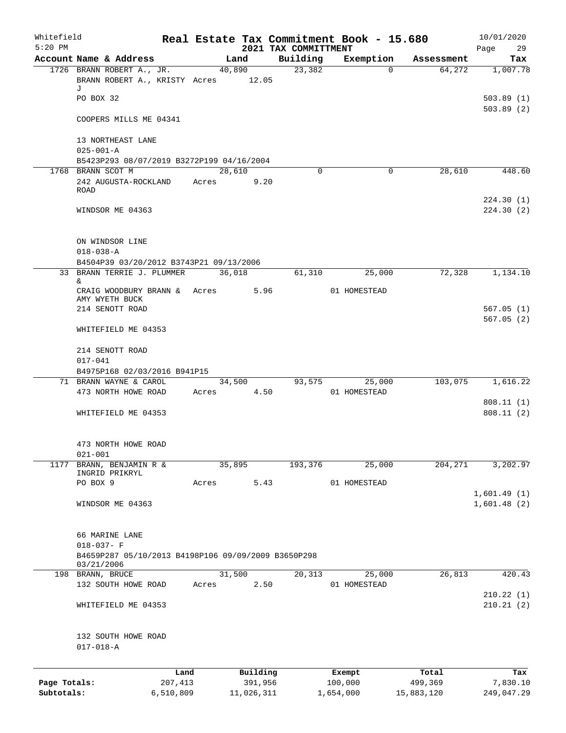Whitefield 5:20 PM

# Real Estate Tax Commitment Book - 15.680

## 2021 TAX COMMITTMENT

10/01/2020

| Account Name & Address | Land | Building | Exemption | Assessment | Tax |
|---|---|---|---|---|---|
| 1726 BRANN ROBERT A., JR. | 40,890 | 23,382 | 0 | 64,272 | 1,007.78 |
| BRANN ROBERT A., KRISTY J | Acres 12.05 | | | | |
| PO BOX 32 | | | | | 503.89 (1) |
| | | | | | 503.89 (2) |
| COOPERS MILLS ME 04341 | | | | | |
| 13 NORTHEAST LANE | | | | | |
| 025-001-A | | | | | |
| B5423P293 08/07/2019 B3272P199 04/16/2004 | | | | | |
| 1768 BRANN SCOT M | 28,610 | 0 | 0 | 28,610 | 448.60 |
| 242 AUGUSTA-ROCKLAND ROAD | Acres 9.20 | | | | |
| | | | | | 224.30 (1) |
| WINDSOR ME 04363 | | | | | 224.30 (2) |
| ON WINDSOR LINE | | | | | |
| 018-038-A | | | | | |
| B4504P39 03/20/2012 B3743P21 09/13/2006 | | | | | |
| 33 BRANN TERRIE J. PLUMMER & | 36,018 | 61,310 | 25,000 | 72,328 | 1,134.10 |
| CRAIG WOODBURY BRANN & AMY WYETH BUCK | Acres 5.96 | | 01 HOMESTEAD | | |
| 214 SENOTT ROAD | | | | | 567.05 (1) |
| | | | | | 567.05 (2) |
| WHITEFIELD ME 04353 | | | | | |
| 214 SENOTT ROAD | | | | | |
| 017-041 | | | | | |
| B4975P168 02/03/2016 B941P15 | | | | | |
| 71 BRANN WAYNE & CAROL | 34,500 | 93,575 | 25,000 | 103,075 | 1,616.22 |
| 473 NORTH HOWE ROAD | Acres 4.50 | | 01 HOMESTEAD | | |
| | | | | | 808.11 (1) |
| WHITEFIELD ME 04353 | | | | | 808.11 (2) |
| 473 NORTH HOWE ROAD | | | | | |
| 021-001 | | | | | |
| 1177 BRANN, BENJAMIN R & INGRID PRIKRYL | 35,895 | 193,376 | 25,000 | 204,271 | 3,202.97 |
| PO BOX 9 | Acres 5.43 | | 01 HOMESTEAD | | |
| | | | | | 1,601.49 (1) |
| WINDSOR ME 04363 | | | | | 1,601.48 (2) |
| 66 MARINE LANE | | | | | |
| 018-037- F | | | | | |
| B4659P287 05/10/2013 B4198P106 09/09/2009 B3650P298 03/21/2006 | | | | | |
| 198 BRANN, BRUCE | 31,500 | 20,313 | 25,000 | 26,813 | 420.43 |
| 132 SOUTH HOWE ROAD | Acres 2.50 | | 01 HOMESTEAD | | |
| | | | | | 210.22 (1) |
| WHITEFIELD ME 04353 | | | | | 210.21 (2) |
| 132 SOUTH HOWE ROAD | | | | | |
| 017-018-A | | | | | |

| | Land | Building | Exempt | Total | Tax |
|---|---|---|---|---|---|
| Page Totals: | 207,413 | 391,956 | 100,000 | 499,369 | 7,830.10 |
| Subtotals: | 6,510,809 | 11,026,311 | 1,654,000 | 15,883,120 | 249,047.29 |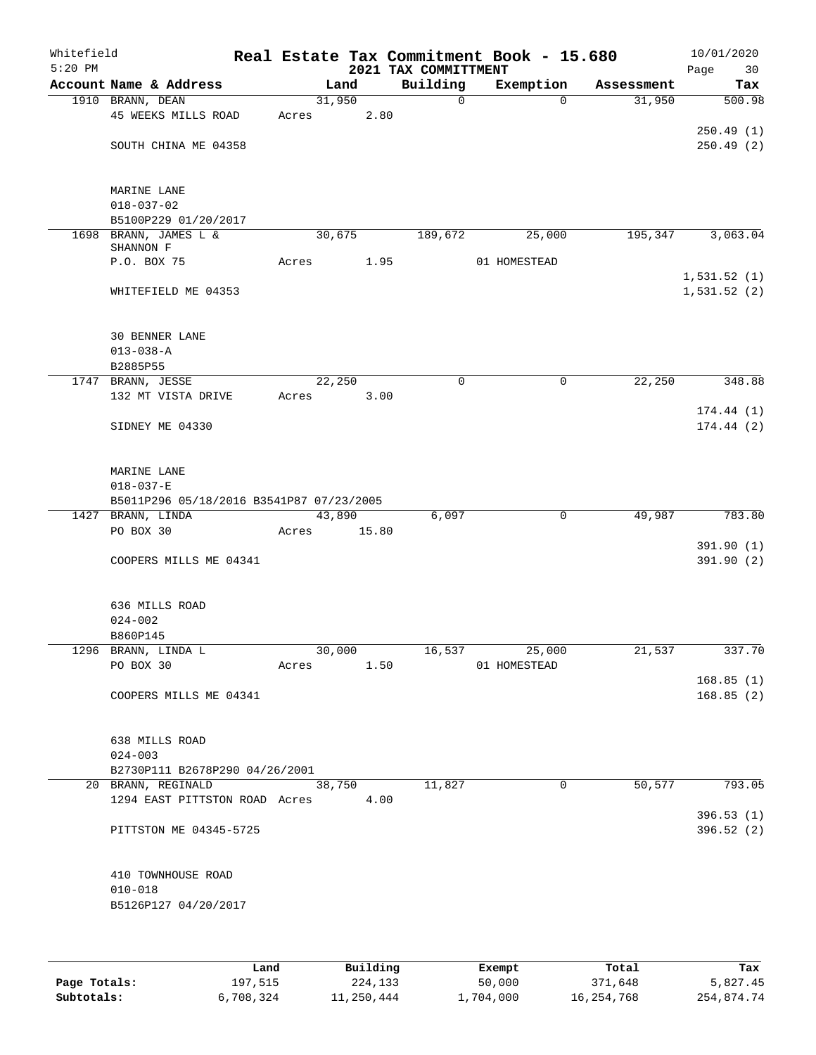Whitefield 5:20 PM

# Real Estate Tax Commitment Book - 15.680
## 2021 TAX COMMITTMENT

10/01/2020 Page 30

| Account Name & Address | Land | Building | Exemption | Assessment | Tax |
|---|---|---|---|---|---|
| 1910 BRANN, DEAN | 31,950 | 0 | 0 | 31,950 | 500.98 |
| 45 WEEKS MILLS ROAD | Acres 2.80 | | | | |
| | | | | | 250.49 (1) |
| SOUTH CHINA ME 04358 | | | | | 250.49 (2) |
| MARINE LANE | | | | | |
| 018-037-02 | | | | | |
| B5100P229 01/20/2017 | | | | | |
| 1698 BRANN, JAMES L & SHANNON F | 30,675 | 189,672 | 25,000 | 195,347 | 3,063.04 |
| P.O. BOX 75 | Acres 1.95 | | 01 HOMESTEAD | | |
| | | | | | 1,531.52 (1) |
| WHITEFIELD ME 04353 | | | | | 1,531.52 (2) |
| 30 BENNER LANE | | | | | |
| 013-038-A | | | | | |
| B2885P55 | | | | | |
| 1747 BRANN, JESSE | 22,250 | 0 | 0 | 22,250 | 348.88 |
| 132 MT VISTA DRIVE | Acres 3.00 | | | | |
| | | | | | 174.44 (1) |
| SIDNEY ME 04330 | | | | | 174.44 (2) |
| MARINE LANE | | | | | |
| 018-037-E | | | | | |
| B5011P296 05/18/2016 B3541P87 07/23/2005 | | | | | |
| 1427 BRANN, LINDA | 43,890 | 6,097 | 0 | 49,987 | 783.80 |
| PO BOX 30 | Acres 15.80 | | | | |
| | | | | | 391.90 (1) |
| COOPERS MILLS ME 04341 | | | | | 391.90 (2) |
| 636 MILLS ROAD | | | | | |
| 024-002 | | | | | |
| B860P145 | | | | | |
| 1296 BRANN, LINDA L | 30,000 | 16,537 | 25,000 | 21,537 | 337.70 |
| PO BOX 30 | Acres 1.50 | | 01 HOMESTEAD | | |
| | | | | | 168.85 (1) |
| COOPERS MILLS ME 04341 | | | | | 168.85 (2) |
| 638 MILLS ROAD | | | | | |
| 024-003 | | | | | |
| B2730P111 B2678P290 04/26/2001 | | | | | |
| 20 BRANN, REGINALD | 38,750 | 11,827 | 0 | 50,577 | 793.05 |
| 1294 EAST PITTSTON ROAD | Acres 4.00 | | | | |
| | | | | | 396.53 (1) |
| PITTSTON ME 04345-5725 | | | | | 396.52 (2) |
| 410 TOWNHOUSE ROAD | | | | | |
| 010-018 | | | | | |
| B5126P127 04/20/2017 | | | | | |

| | Land | Building | Exempt | Total | Tax |
|---|---|---|---|---|---|
| Page Totals: | 197,515 | 224,133 | 50,000 | 371,648 | 5,827.45 |
| Subtotals: | 6,708,324 | 11,250,444 | 1,704,000 | 16,254,768 | 254,874.74 |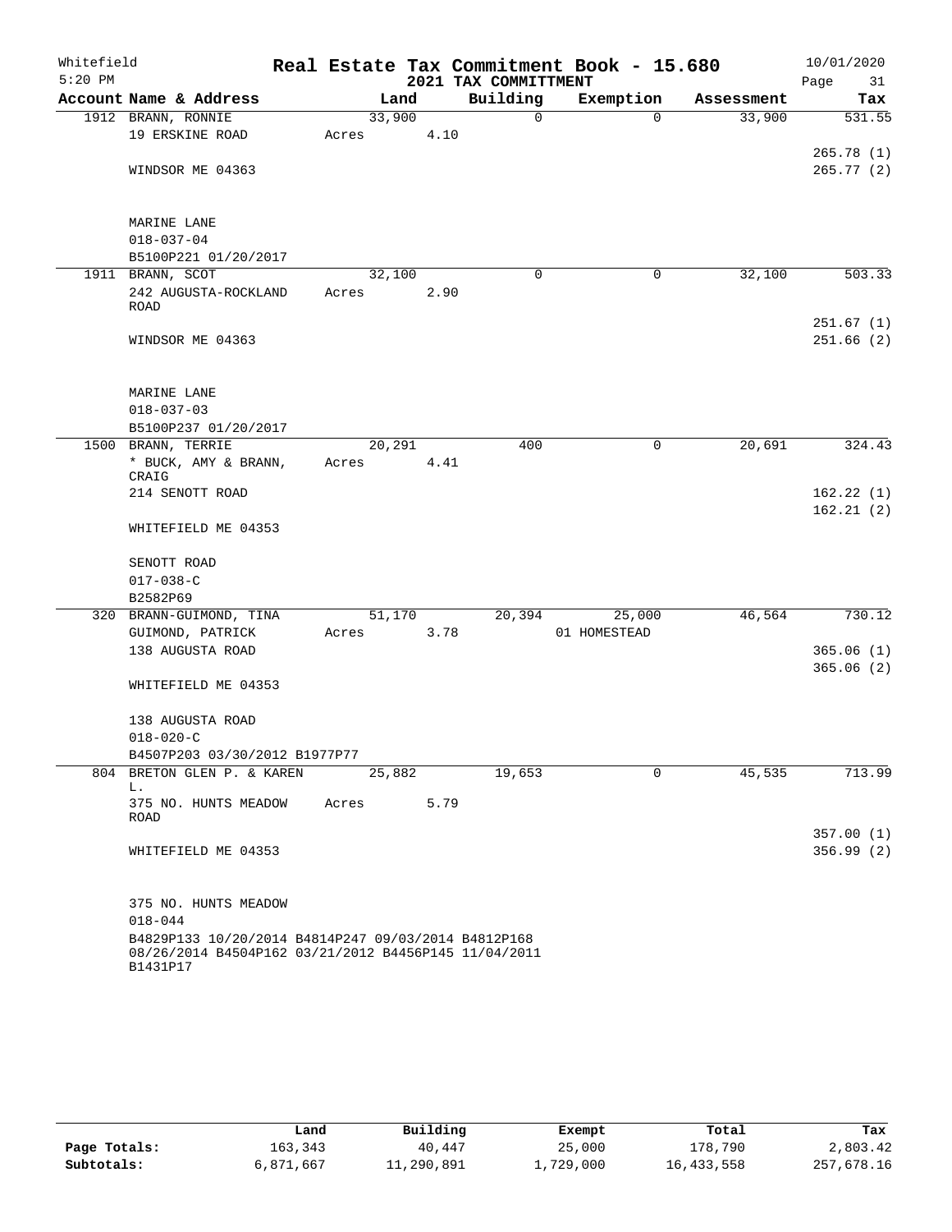Whitefield 5:20 PM

# Real Estate Tax Commitment Book - 15.680
## 2021 TAX COMMITTMENT

10/01/2020

| Account Name & Address | Land | Building | Exemption | Assessment | Tax |
|---|---|---|---|---|---|
| 1912 BRANN, RONNIE | 33,900 | 0 | 0 | 33,900 | 531.55 |
| 19 ERSKINE ROAD | Acres 4.10 | | | | |
| | | | | | 265.78 (1) |
| WINDSOR ME 04363 | | | | | 265.77 (2) |
| MARINE LANE | | | | | |
| 018-037-04 | | | | | |
| B5100P221 01/20/2017 | | | | | |
| 1911 BRANN, SCOT | 32,100 | 0 | 0 | 32,100 | 503.33 |
| 242 AUGUSTA-ROCKLAND ROAD | Acres 2.90 | | | | |
| | | | | | 251.67 (1) |
| WINDSOR ME 04363 | | | | | 251.66 (2) |
| MARINE LANE | | | | | |
| 018-037-03 | | | | | |
| B5100P237 01/20/2017 | | | | | |
| 1500 BRANN, TERRIE | 20,291 | 400 | 0 | 20,691 | 324.43 |
| * BUCK, AMY & BRANN, CRAIG | Acres 4.41 | | | | |
| 214 SENOTT ROAD | | | | | 162.22 (1) |
| | | | | | 162.21 (2) |
| WHITEFIELD ME 04353 | | | | | |
| SENOTT ROAD | | | | | |
| 017-038-C | | | | | |
| B2582P69 | | | | | |
| 320 BRANN-GUIMOND, TINA | 51,170 | 20,394 | 25,000 | 46,564 | 730.12 |
| GUIMOND, PATRICK | Acres 3.78 | | 01 HOMESTEAD | | |
| 138 AUGUSTA ROAD | | | | | 365.06 (1) |
| | | | | | 365.06 (2) |
| WHITEFIELD ME 04353 | | | | | |
| 138 AUGUSTA ROAD | | | | | |
| 018-020-C | | | | | |
| B4507P203 03/30/2012 B1977P77 | | | | | |
| 804 BRETON GLEN P. & KAREN L. | 25,882 | 19,653 | 0 | 45,535 | 713.99 |
| 375 NO. HUNTS MEADOW ROAD | Acres 5.79 | | | | |
| | | | | | 357.00 (1) |
| WHITEFIELD ME 04353 | | | | | 356.99 (2) |
| 375 NO. HUNTS MEADOW | | | | | |
| 018-044 | | | | | |
| B4829P133 10/20/2014 B4814P247 09/03/2014 B4812P168 08/26/2014 B4504P162 03/21/2012 B4456P145 11/04/2011 B1431P17 | | | | | |

| | Land | Building | Exempt | Total | Tax |
|---|---|---|---|---|---|
| Page Totals: | 163,343 | 40,447 | 25,000 | 178,790 | 2,803.42 |
| Subtotals: | 6,871,667 | 11,290,891 | 1,729,000 | 16,433,558 | 257,678.16 |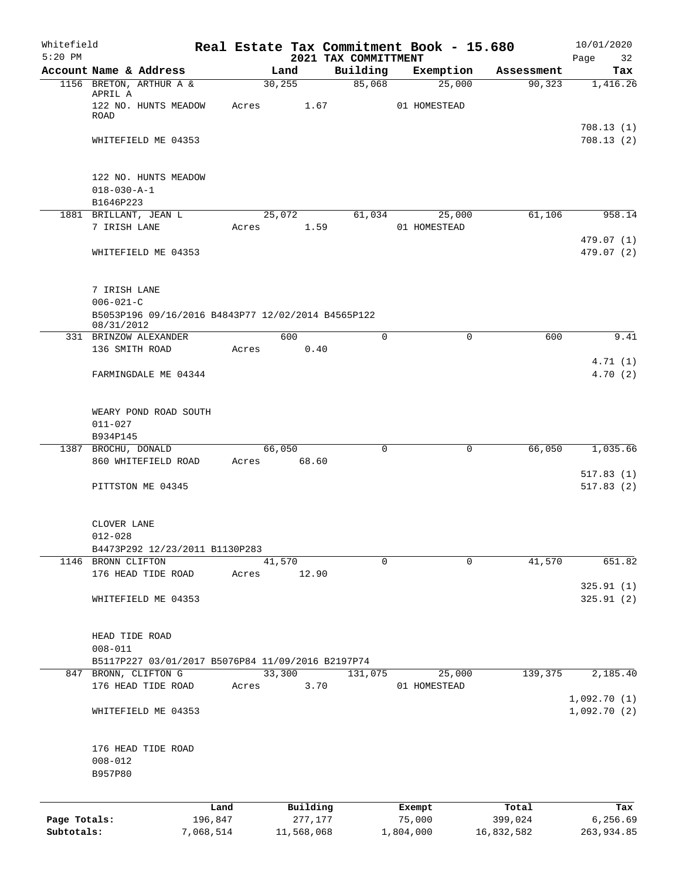Whitefield 5:20 PM

# Real Estate Tax Commitment Book - 15.680

## 2021 TAX COMMITTMENT

10/01/2020

| Account Name & Address | Land | Building | Exemption | Assessment | Tax |
|---|---|---|---|---|---|
| 1156 BRETON, ARTHUR A & APRIL A | 30,255 | 85,068 | 25,000 | 90,323 | 1,416.26 |
| 122 NO. HUNTS MEADOW ROAD | Acres 1.67 | | 01 HOMESTEAD | | |
| | | | | | 708.13 (1) |
| WHITEFIELD ME 04353 | | | | | 708.13 (2) |
| 122 NO. HUNTS MEADOW | | | | | |
| 018-030-A-1 | | | | | |
| B1646P223 | | | | | |
| 1881 BRILLANT, JEAN L | 25,072 | 61,034 | 25,000 | 61,106 | 958.14 |
| 7 IRISH LANE | Acres 1.59 | | 01 HOMESTEAD | | |
| | | | | | 479.07 (1) |
| WHITEFIELD ME 04353 | | | | | 479.07 (2) |
| 7 IRISH LANE | | | | | |
| 006-021-C | | | | | |
| B5053P196 09/16/2016 B4843P77 12/02/2014 B4565P122 08/31/2012 | | | | | |
| 331 BRINZOW ALEXANDER | 600 | 0 | 0 | 600 | 9.41 |
| 136 SMITH ROAD | Acres 0.40 | | | | |
| | | | | | 4.71 (1) |
| FARMINGDALE ME 04344 | | | | | 4.70 (2) |
| WEARY POND ROAD SOUTH | | | | | |
| 011-027 | | | | | |
| B934P145 | | | | | |
| 1387 BROCHU, DONALD | 66,050 | 0 | 0 | 66,050 | 1,035.66 |
| 860 WHITEFIELD ROAD | Acres 68.60 | | | | |
| | | | | | 517.83 (1) |
| PITTSTON ME 04345 | | | | | 517.83 (2) |
| CLOVER LANE | | | | | |
| 012-028 | | | | | |
| B4473P292 12/23/2011 B1130P283 | | | | | |
| 1146 BRONN CLIFTON | 41,570 | 0 | 0 | 41,570 | 651.82 |
| 176 HEAD TIDE ROAD | Acres 12.90 | | | | |
| | | | | | 325.91 (1) |
| WHITEFIELD ME 04353 | | | | | 325.91 (2) |
| HEAD TIDE ROAD | | | | | |
| 008-011 | | | | | |
| B5117P227 03/01/2017 B5076P84 11/09/2016 B2197P74 | | | | | |
| 847 BRONN, CLIFTON G | 33,300 | 131,075 | 25,000 | 139,375 | 2,185.40 |
| 176 HEAD TIDE ROAD | Acres 3.70 | | 01 HOMESTEAD | | |
| | | | | | 1,092.70 (1) |
| WHITEFIELD ME 04353 | | | | | 1,092.70 (2) |
| 176 HEAD TIDE ROAD | | | | | |
| 008-012 | | | | | |
| B957P80 | | | | | |

| | Land | Building | Exempt | Total | Tax |
|---|---|---|---|---|---|
| Page Totals: | 196,847 | 277,177 | 75,000 | 399,024 | 6,256.69 |
| Subtotals: | 7,068,514 | 11,568,068 | 1,804,000 | 16,832,582 | 263,934.85 |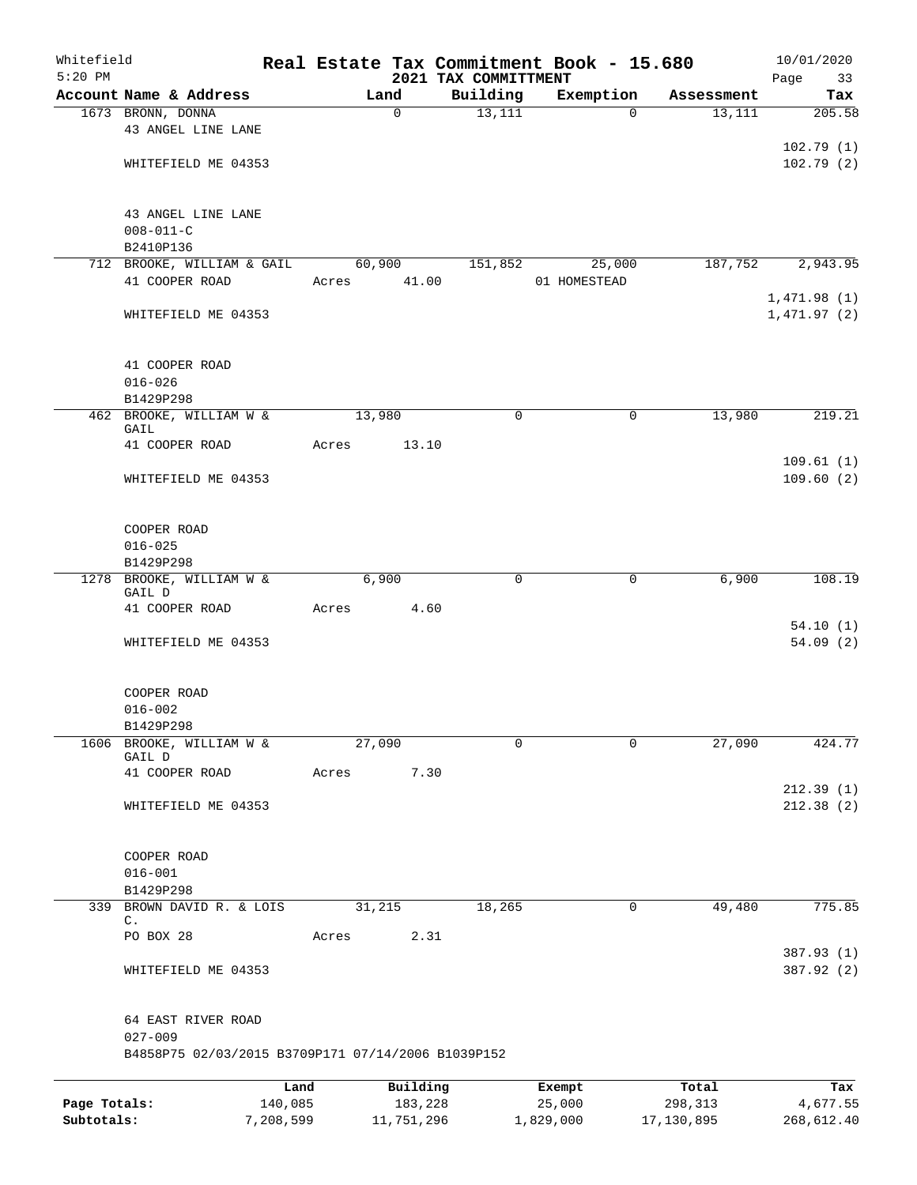# Real Estate Tax Commitment Book - 15.680

## 2021 TAX COMMITTMENT

Whitefield
5:20 PM
10/01/2020

| Account Name & Address | Land | Building | Exemption | Assessment | Tax |
|---|---|---|---|---|---|
| 1673 BRONN, DONNA | 0 | 13,111 | 0 | 13,111 | 205.58 |
| 43 ANGEL LINE LANE | | | | | |
| | | | | | 102.79 (1) |
| WHITEFIELD ME 04353 | | | | | 102.79 (2) |
| 43 ANGEL LINE LANE | | | | | |
| 008-011-C | | | | | |
| B2410P136 | | | | | |
| 712 BROOKE, WILLIAM & GAIL | 60,900 | 151,852 | 25,000 | 187,752 | 2,943.95 |
| 41 COOPER ROAD | Acres 41.00 | | 01 HOMESTEAD | | |
| | | | | | 1,471.98 (1) |
| WHITEFIELD ME 04353 | | | | | 1,471.97 (2) |
| 41 COOPER ROAD | | | | | |
| 016-026 | | | | | |
| B1429P298 | | | | | |
| 462 BROOKE, WILLIAM W & GAIL | 13,980 | 0 | 0 | 13,980 | 219.21 |
| 41 COOPER ROAD | Acres 13.10 | | | | |
| | | | | | 109.61 (1) |
| WHITEFIELD ME 04353 | | | | | 109.60 (2) |
| COOPER ROAD | | | | | |
| 016-025 | | | | | |
| B1429P298 | | | | | |
| 1278 BROOKE, WILLIAM W & GAIL D | 6,900 | 0 | 0 | 6,900 | 108.19 |
| 41 COOPER ROAD | Acres 4.60 | | | | |
| | | | | | 54.10 (1) |
| WHITEFIELD ME 04353 | | | | | 54.09 (2) |
| COOPER ROAD | | | | | |
| 016-002 | | | | | |
| B1429P298 | | | | | |
| 1606 BROOKE, WILLIAM W & GAIL D | 27,090 | 0 | 0 | 27,090 | 424.77 |
| 41 COOPER ROAD | Acres 7.30 | | | | |
| | | | | | 212.39 (1) |
| WHITEFIELD ME 04353 | | | | | 212.38 (2) |
| COOPER ROAD | | | | | |
| 016-001 | | | | | |
| B1429P298 | | | | | |
| 339 BROWN DAVID R. & LOIS C. | 31,215 | 18,265 | 0 | 49,480 | 775.85 |
| PO BOX 28 | Acres 2.31 | | | | |
| | | | | | 387.93 (1) |
| WHITEFIELD ME 04353 | | | | | 387.92 (2) |
| 64 EAST RIVER ROAD | | | | | |
| 027-009 | | | | | |
| B4858P75 02/03/2015 B3709P171 07/14/2006 B1039P152 | | | | | |

| | Land | Building | Exempt | Total | Tax |
|---|---|---|---|---|---|
| Page Totals: | 140,085 | 183,228 | 25,000 | 298,313 | 4,677.55 |
| Subtotals: | 7,208,599 | 11,751,296 | 1,829,000 | 17,130,895 | 268,612.40 |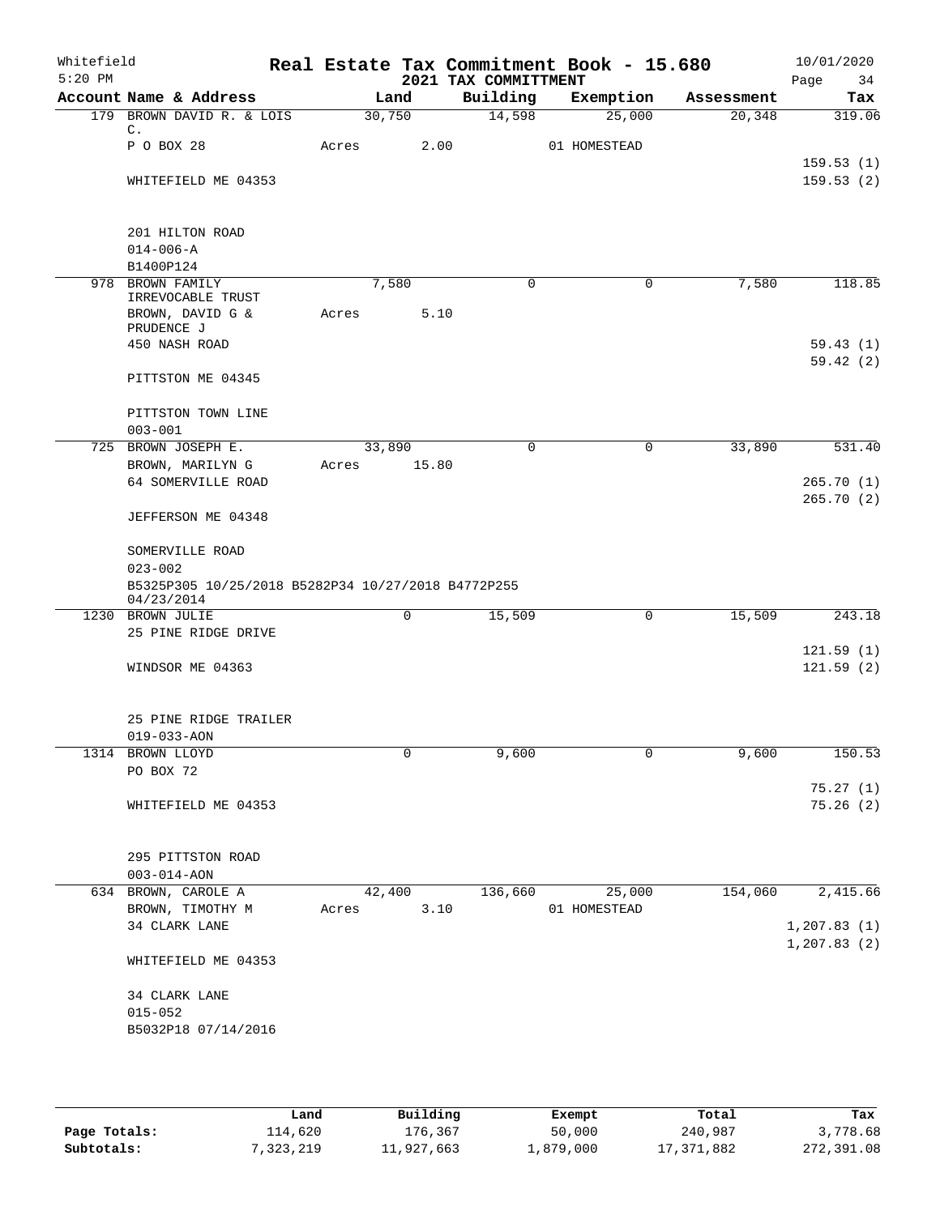Whitefield 5:20 PM

# Real Estate Tax Commitment Book - 15.680

## 2021 TAX COMMITTMENT

10/01/2020

| Account Name & Address | Land | Building | Exemption | Assessment | Tax |
|---|---|---|---|---|---|
| 179 BROWN DAVID R. & LOIS C. | 30,750 | 14,598 | 25,000 | 20,348 | 319.06 |
| P O BOX 28 | Acres 2.00 | | 01 HOMESTEAD | | |
| | | | | | 159.53 (1) |
| WHITEFIELD ME 04353 | | | | | 159.53 (2) |
| 201 HILTON ROAD | | | | | |
| 014-006-A | | | | | |
| B1400P124 | | | | | |
| 978 BROWN FAMILY IRREVOCABLE TRUST | 7,580 | 0 | 0 | 7,580 | 118.85 |
| BROWN, DAVID G & PRUDENCE J | Acres 5.10 | | | | |
| 450 NASH ROAD | | | | | 59.43 (1) |
| | | | | | 59.42 (2) |
| PITTSTON ME 04345 | | | | | |
| PITTSTON TOWN LINE | | | | | |
| 003-001 | | | | | |
| 725 BROWN JOSEPH E. | 33,890 | 0 | 0 | 33,890 | 531.40 |
| BROWN, MARILYN G | Acres 15.80 | | | | |
| 64 SOMERVILLE ROAD | | | | | 265.70 (1) |
| | | | | | 265.70 (2) |
| JEFFERSON ME 04348 | | | | | |
| SOMERVILLE ROAD | | | | | |
| 023-002 | | | | | |
| B5325P305 10/25/2018 B5282P34 10/27/2018 B4772P255 04/23/2014 | | | | | |
| 1230 BROWN JULIE | 0 | 15,509 | 0 | 15,509 | 243.18 |
| 25 PINE RIDGE DRIVE | | | | | |
| | | | | | 121.59 (1) |
| WINDSOR ME 04363 | | | | | 121.59 (2) |
| 25 PINE RIDGE TRAILER | | | | | |
| 019-033-AON | | | | | |
| 1314 BROWN LLOYD | 0 | 9,600 | 0 | 9,600 | 150.53 |
| PO BOX 72 | | | | | |
| | | | | | 75.27 (1) |
| WHITEFIELD ME 04353 | | | | | 75.26 (2) |
| 295 PITTSTON ROAD | | | | | |
| 003-014-AON | | | | | |
| 634 BROWN, CAROLE A | 42,400 | 136,660 | 25,000 | 154,060 | 2,415.66 |
| BROWN, TIMOTHY M | Acres 3.10 | | 01 HOMESTEAD | | |
| 34 CLARK LANE | | | | | 1,207.83 (1) |
| | | | | | 1,207.83 (2) |
| WHITEFIELD ME 04353 | | | | | |
| 34 CLARK LANE | | | | | |
| 015-052 | | | | | |
| B5032P18 07/14/2016 | | | | | |

| | Land | Building | Exempt | Total | Tax |
|---|---|---|---|---|---|
| Page Totals: | 114,620 | 176,367 | 50,000 | 240,987 | 3,778.68 |
| Subtotals: | 7,323,219 | 11,927,663 | 1,879,000 | 17,371,882 | 272,391.08 |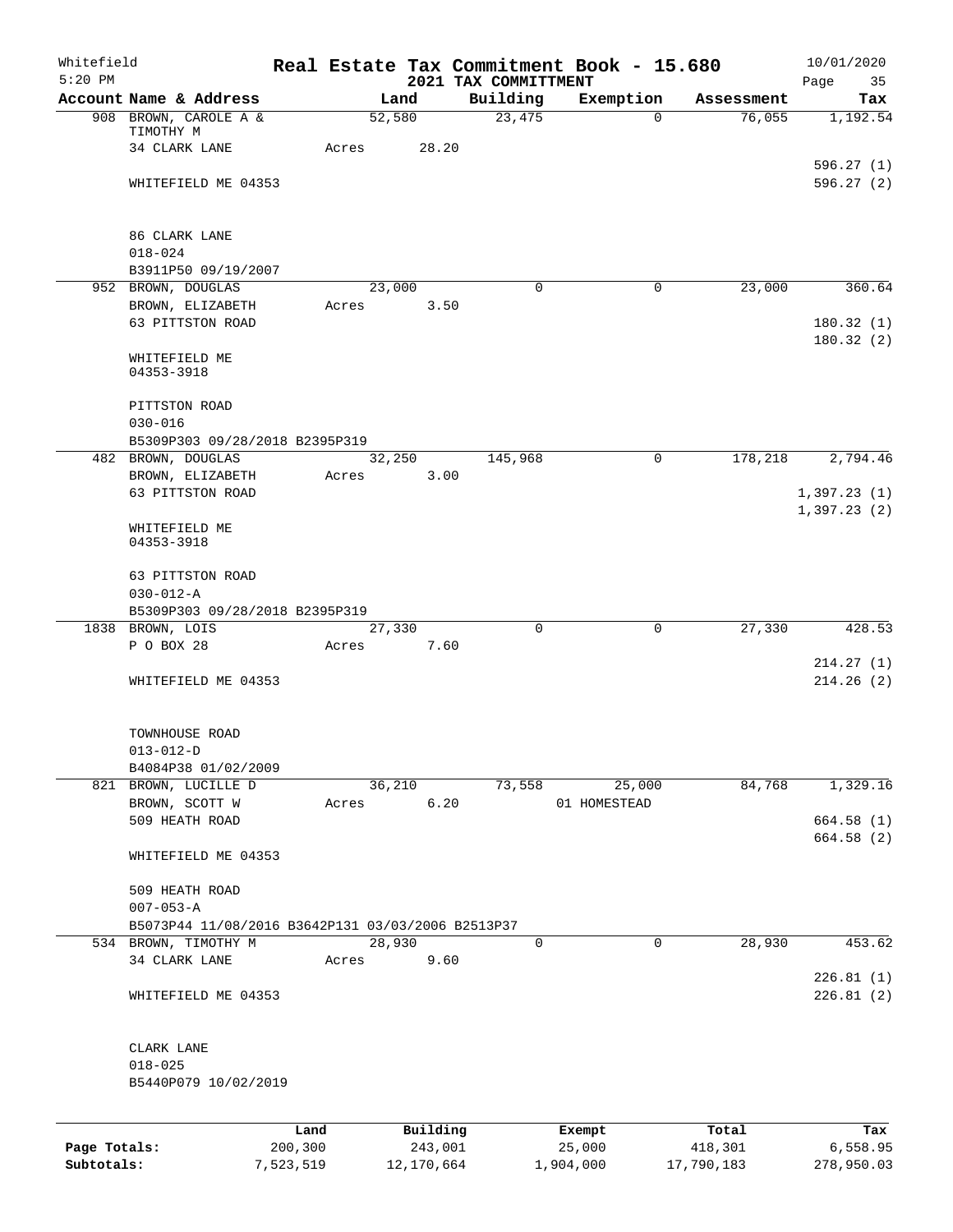Whitefield 5:20 PM

# Real Estate Tax Commitment Book - 15.680
## 2021 TAX COMMITTMENT

10/01/2020

| Account Name & Address | Land | Building | Exemption | Assessment | Tax |
|---|---|---|---|---|---|
| 908 BROWN, CAROLE A & TIMOTHY M | 52,580 | 23,475 | 0 | 76,055 | 1,192.54 |
| 34 CLARK LANE | Acres 28.20 | | | | |
| | | | | | 596.27 (1) |
| WHITEFIELD ME 04353 | | | | | 596.27 (2) |
| 86 CLARK LANE | | | | | |
| 018-024 | | | | | |
| B3911P50 09/19/2007 | | | | | |
| 952 BROWN, DOUGLAS | 23,000 | 0 | 0 | 23,000 | 360.64 |
| BROWN, ELIZABETH | Acres 3.50 | | | | |
| 63 PITTSTON ROAD | | | | | 180.32 (1) |
| | | | | | 180.32 (2) |
| WHITEFIELD ME 04353-3918 | | | | | |
| PITTSTON ROAD | | | | | |
| 030-016 | | | | | |
| B5309P303 09/28/2018 B2395P319 | | | | | |
| 482 BROWN, DOUGLAS | 32,250 | 145,968 | 0 | 178,218 | 2,794.46 |
| BROWN, ELIZABETH | Acres 3.00 | | | | |
| 63 PITTSTON ROAD | | | | | 1,397.23 (1) |
| | | | | | 1,397.23 (2) |
| WHITEFIELD ME 04353-3918 | | | | | |
| 63 PITTSTON ROAD | | | | | |
| 030-012-A | | | | | |
| B5309P303 09/28/2018 B2395P319 | | | | | |
| 1838 BROWN, LOIS | 27,330 | 0 | 0 | 27,330 | 428.53 |
| P O BOX 28 | Acres 7.60 | | | | |
| | | | | | 214.27 (1) |
| WHITEFIELD ME 04353 | | | | | 214.26 (2) |
| TOWNHOUSE ROAD | | | | | |
| 013-012-D | | | | | |
| B4084P38 01/02/2009 | | | | | |
| 821 BROWN, LUCILLE D | 36,210 | 73,558 | 25,000 | 84,768 | 1,329.16 |
| BROWN, SCOTT W | Acres 6.20 | | 01 HOMESTEAD | | |
| 509 HEATH ROAD | | | | | 664.58 (1) |
| | | | | | 664.58 (2) |
| WHITEFIELD ME 04353 | | | | | |
| 509 HEATH ROAD | | | | | |
| 007-053-A | | | | | |
| B5073P44 11/08/2016 B3642P131 03/03/2006 B2513P37 | | | | | |
| 534 BROWN, TIMOTHY M | 28,930 | 0 | 0 | 28,930 | 453.62 |
| 34 CLARK LANE | Acres 9.60 | | | | |
| | | | | | 226.81 (1) |
| WHITEFIELD ME 04353 | | | | | 226.81 (2) |
| CLARK LANE | | | | | |
| 018-025 | | | | | |
| B5440P079 10/02/2019 | | | | | |

| | Land | Building | Exempt | Total | Tax |
|---|---|---|---|---|---|
| Page Totals: | 200,300 | 243,001 | 25,000 | 418,301 | 6,558.95 |
| Subtotals: | 7,523,519 | 12,170,664 | 1,904,000 | 17,790,183 | 278,950.03 |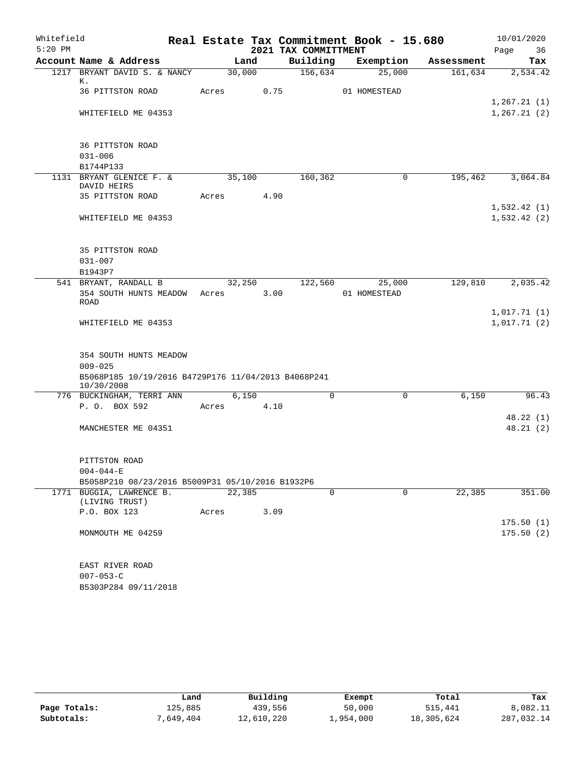Whitefield
5:20 PM

# Real Estate Tax Commitment Book - 15.680

## 2021 TAX COMMITTMENT

10/01/2020

| Account Name & Address | Land | Building | Exemption | Assessment | Tax |
|---|---|---|---|---|---|
| 1217 BRYANT DAVID S. & NANCY K. | 30,000 | 156,634 | 25,000 | 161,634 | 2,534.42 |
| 36 PITTSTON ROAD | Acres 0.75 | | 01 HOMESTEAD | | |
| | | | | | 1,267.21 (1) |
| WHITEFIELD ME 04353 | | | | | 1,267.21 (2) |
| 36 PITTSTON ROAD | | | | | |
| 031-006 | | | | | |
| B1744P133 | | | | | |
| 1131 BRYANT GLENICE F. & DAVID HEIRS | 35,100 | 160,362 | 0 | 195,462 | 3,064.84 |
| 35 PITTSTON ROAD | Acres 4.90 | | | | |
| | | | | | 1,532.42 (1) |
| WHITEFIELD ME 04353 | | | | | 1,532.42 (2) |
| 35 PITTSTON ROAD | | | | | |
| 031-007 | | | | | |
| B1943P7 | | | | | |
| 541 BRYANT, RANDALL B | 32,250 | 122,560 | 25,000 | 129,810 | 2,035.42 |
| 354 SOUTH HUNTS MEADOW ROAD | Acres 3.00 | | 01 HOMESTEAD | | |
| | | | | | 1,017.71 (1) |
| WHITEFIELD ME 04353 | | | | | 1,017.71 (2) |
| 354 SOUTH HUNTS MEADOW | | | | | |
| 009-025 | | | | | |
| B5068P185 10/19/2016 B4729P176 11/04/2013 B4068P241 10/30/2008 | | | | | |
| 776 BUCKINGHAM, TERRI ANN | 6,150 | 0 | 0 | 6,150 | 96.43 |
| P. O. BOX 592 | Acres 4.10 | | | | |
| | | | | | 48.22 (1) |
| MANCHESTER ME 04351 | | | | | 48.21 (2) |
| PITTSTON ROAD | | | | | |
| 004-044-E | | | | | |
| B5058P210 08/23/2016 B5009P31 05/10/2016 B1932P6 | | | | | |
| 1771 BUGGIA, LAWRENCE B. (LIVING TRUST) | 22,385 | 0 | 0 | 22,385 | 351.00 |
| P.O. BOX 123 | Acres 3.09 | | | | |
| | | | | | 175.50 (1) |
| MONMOUTH ME 04259 | | | | | 175.50 (2) |
| EAST RIVER ROAD | | | | | |
| 007-053-C | | | | | |
| B5303P284 09/11/2018 | | | | | |

| | Land | Building | Exempt | Total | Tax |
|---|---|---|---|---|---|
| Page Totals: | 125,885 | 439,556 | 50,000 | 515,441 | 8,082.11 |
| Subtotals: | 7,649,404 | 12,610,220 | 1,954,000 | 18,305,624 | 287,032.14 |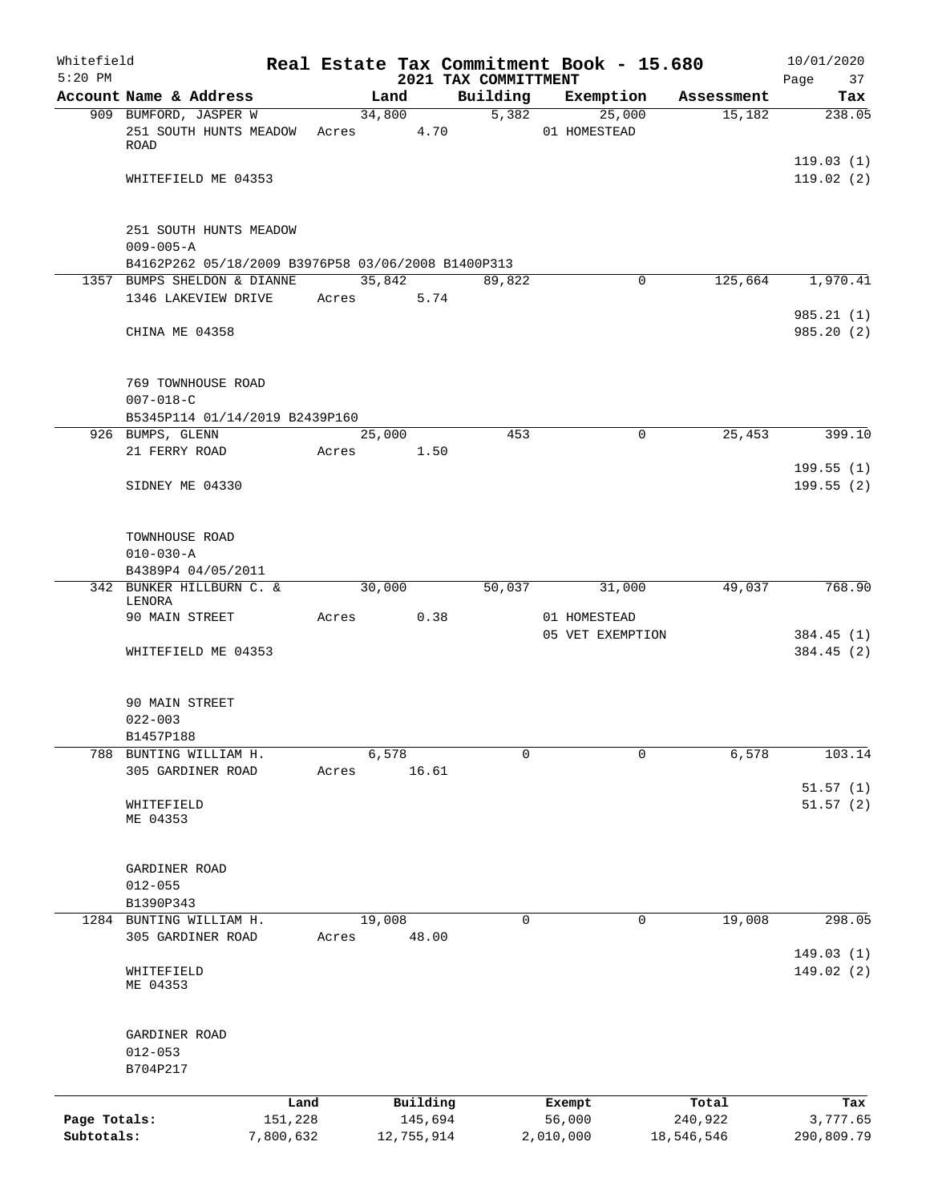Whitefield 5:20 PM

# Real Estate Tax Commitment Book - 15.680

## 2021 TAX COMMITTMENT

10/01/2020

| Account Name & Address | Land | Building | Exemption | Assessment | Tax |
|---|---|---|---|---|---|
| 909 BUMFORD, JASPER W | 34,800 | 5,382 | 25,000 | 15,182 | 238.05 |
| 251 SOUTH HUNTS MEADOW ROAD | Acres 4.70 | | 01 HOMESTEAD | | |
| | | | | | 119.03 (1) |
| WHITEFIELD ME 04353 | | | | | 119.02 (2) |
| 251 SOUTH HUNTS MEADOW | | | | | |
| 009-005-A | | | | | |
| B4162P262 05/18/2009 B3976P58 03/06/2008 B1400P313 | | | | | |
| 1357 BUMPS SHELDON & DIANNE | 35,842 | 89,822 | 0 | 125,664 | 1,970.41 |
| 1346 LAKEVIEW DRIVE | Acres 5.74 | | | | |
| | | | | | 985.21 (1) |
| CHINA ME 04358 | | | | | 985.20 (2) |
| 769 TOWNHOUSE ROAD | | | | | |
| 007-018-C | | | | | |
| B5345P114 01/14/2019 B2439P160 | | | | | |
| 926 BUMPS, GLENN | 25,000 | 453 | 0 | 25,453 | 399.10 |
| 21 FERRY ROAD | Acres 1.50 | | | | |
| | | | | | 199.55 (1) |
| SIDNEY ME 04330 | | | | | 199.55 (2) |
| TOWNHOUSE ROAD | | | | | |
| 010-030-A | | | | | |
| B4389P4 04/05/2011 | | | | | |
| 342 BUNKER HILLBURN C. & LENORA | 30,000 | 50,037 | 31,000 | 49,037 | 768.90 |
| 90 MAIN STREET | Acres 0.38 | | 01 HOMESTEAD | | |
| | | | 05 VET EXEMPTION | | 384.45 (1) |
| WHITEFIELD ME 04353 | | | | | 384.45 (2) |
| 90 MAIN STREET | | | | | |
| 022-003 | | | | | |
| B1457P188 | | | | | |
| 788 BUNTING WILLIAM H. | 6,578 | 0 | 0 | 6,578 | 103.14 |
| 305 GARDINER ROAD | Acres 16.61 | | | | |
| | | | | | 51.57 (1) |
| WHITEFIELD ME 04353 | | | | | 51.57 (2) |
| GARDINER ROAD | | | | | |
| 012-055 | | | | | |
| B1390P343 | | | | | |
| 1284 BUNTING WILLIAM H. | 19,008 | 0 | 0 | 19,008 | 298.05 |
| 305 GARDINER ROAD | Acres 48.00 | | | | |
| | | | | | 149.03 (1) |
| WHITEFIELD ME 04353 | | | | | 149.02 (2) |
| GARDINER ROAD | | | | | |
| 012-053 | | | | | |
| B704P217 | | | | | |

| | Land | Building | Exempt | Total | Tax |
|---|---|---|---|---|---|
| Page Totals: | 151,228 | 145,694 | 56,000 | 240,922 | 3,777.65 |
| Subtotals: | 7,800,632 | 12,755,914 | 2,010,000 | 18,546,546 | 290,809.79 |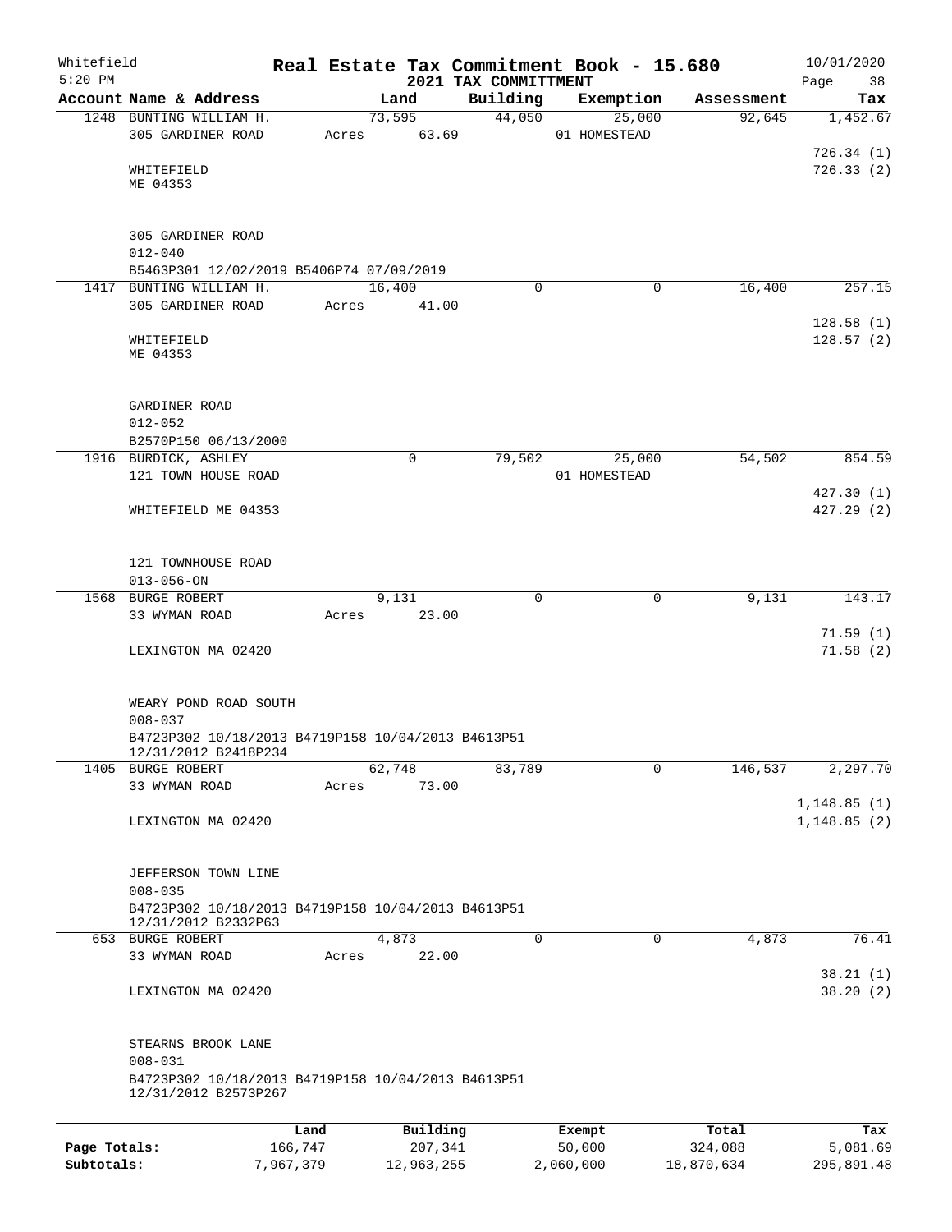# Real Estate Tax Commitment Book - 15.680

## 2021 TAX COMMITTMENT

Whitefield 5:20 PM — 10/01/2020

| Account Name & Address | Land | Building | Exemption | Assessment | Tax |
|---|---|---|---|---|---|
| 1248 BUNTING WILLIAM H.<br>305 GARDINER ROAD<br><br>WHITEFIELD<br>ME 04353<br><br>305 GARDINER ROAD<br>012-040<br>B5463P301 12/02/2019 B5406P74 07/09/2019 | 73,595<br>Acres 63.69 | 44,050 | 25,000<br>01 HOMESTEAD | 92,645 | 1,452.67<br><br>726.34 (1)<br>726.33 (2) |
| 1417 BUNTING WILLIAM H.<br>305 GARDINER ROAD<br><br>WHITEFIELD<br>ME 04353<br><br>GARDINER ROAD<br>012-052<br>B2570P150 06/13/2000 | 16,400<br>Acres 41.00 | 0 | 0 | 16,400 | 257.15<br><br>128.58 (1)<br>128.57 (2) |
| 1916 BURDICK, ASHLEY<br>121 TOWN HOUSE ROAD<br><br>WHITEFIELD ME 04353<br><br>121 TOWNHOUSE ROAD<br>013-056-ON | 0 | 79,502 | 25,000<br>01 HOMESTEAD | 54,502 | 854.59<br><br>427.30 (1)<br>427.29 (2) |
| 1568 BURGE ROBERT<br>33 WYMAN ROAD<br><br>LEXINGTON MA 02420<br><br>WEARY POND ROAD SOUTH<br>008-037<br>B4723P302 10/18/2013 B4719P158 10/04/2013 B4613P51 12/31/2012 B2418P234 | 9,131<br>Acres 23.00 | 0 | 0 | 9,131 | 143.17<br><br>71.59 (1)<br>71.58 (2) |
| 1405 BURGE ROBERT<br>33 WYMAN ROAD<br><br>LEXINGTON MA 02420<br><br>JEFFERSON TOWN LINE<br>008-035<br>B4723P302 10/18/2013 B4719P158 10/04/2013 B4613P51 12/31/2012 B2332P63 | 62,748<br>Acres 73.00 | 83,789 | 0 | 146,537 | 2,297.70<br><br>1,148.85 (1)<br>1,148.85 (2) |
| 653 BURGE ROBERT<br>33 WYMAN ROAD<br><br>LEXINGTON MA 02420<br><br>STEARNS BROOK LANE<br>008-031<br>B4723P302 10/18/2013 B4719P158 10/04/2013 B4613P51 12/31/2012 B2573P267 | 4,873<br>Acres 22.00 | 0 | 0 | 4,873 | 76.41<br><br>38.21 (1)<br>38.20 (2) |

| | Land | Building | Exempt | Total | Tax |
|---|---|---|---|---|---|
| Page Totals: | 166,747 | 207,341 | 50,000 | 324,088 | 5,081.69 |
| Subtotals: | 7,967,379 | 12,963,255 | 2,060,000 | 18,870,634 | 295,891.48 |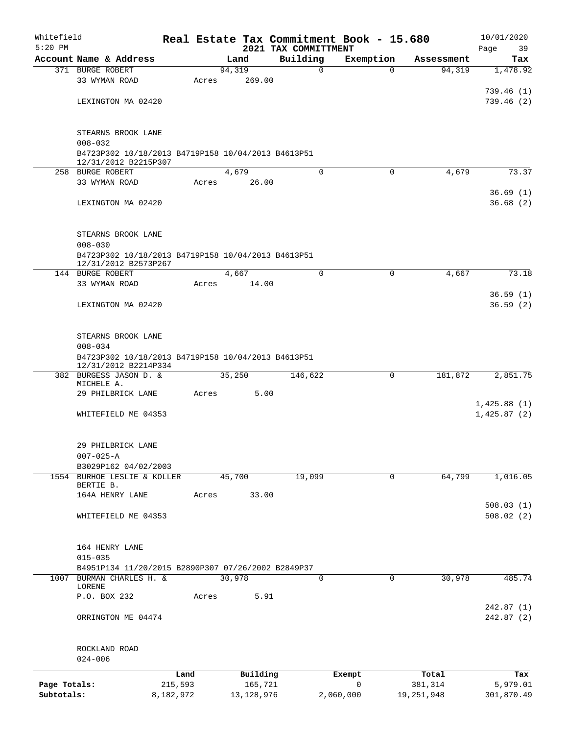Whitefield
5:20 PM

# Real Estate Tax Commitment Book - 15.680

## 2021 TAX COMMITTMENT

10/01/2020

| Account Name & Address | Land | Building | Exemption | Assessment | Tax |
|---|---|---|---|---|---|
| 371 BURGE ROBERT | 94,319 | 0 | 0 | 94,319 | 1,478.92 |
| 33 WYMAN ROAD | Acres 269.00 | | | | |
| | | | | | 739.46 (1) |
| LEXINGTON MA 02420 | | | | | 739.46 (2) |
| STEARNS BROOK LANE | | | | | |
| 008-032 | | | | | |
| B4723P302 10/18/2013 B4719P158 10/04/2013 B4613P51 12/31/2012 B2215P307 | | | | | |
| 258 BURGE ROBERT | 4,679 | 0 | 0 | 4,679 | 73.37 |
| 33 WYMAN ROAD | Acres 26.00 | | | | |
| | | | | | 36.69 (1) |
| LEXINGTON MA 02420 | | | | | 36.68 (2) |
| STEARNS BROOK LANE | | | | | |
| 008-030 | | | | | |
| B4723P302 10/18/2013 B4719P158 10/04/2013 B4613P51 12/31/2012 B2573P267 | | | | | |
| 144 BURGE ROBERT | 4,667 | 0 | 0 | 4,667 | 73.18 |
| 33 WYMAN ROAD | Acres 14.00 | | | | |
| | | | | | 36.59 (1) |
| LEXINGTON MA 02420 | | | | | 36.59 (2) |
| STEARNS BROOK LANE | | | | | |
| 008-034 | | | | | |
| B4723P302 10/18/2013 B4719P158 10/04/2013 B4613P51 12/31/2012 B2214P334 | | | | | |
| 382 BURGESS JASON D. & MICHELE A. | 35,250 | 146,622 | 0 | 181,872 | 2,851.75 |
| 29 PHILBRICK LANE | Acres 5.00 | | | | |
| | | | | | 1,425.88 (1) |
| WHITEFIELD ME 04353 | | | | | 1,425.87 (2) |
| 29 PHILBRICK LANE | | | | | |
| 007-025-A | | | | | |
| B3029P162 04/02/2003 | | | | | |
| 1554 BURHOE LESLIE & KOLLER BERTIE B. | 45,700 | 19,099 | 0 | 64,799 | 1,016.05 |
| 164A HENRY LANE | Acres 33.00 | | | | |
| | | | | | 508.03 (1) |
| WHITEFIELD ME 04353 | | | | | 508.02 (2) |
| 164 HENRY LANE | | | | | |
| 015-035 | | | | | |
| B4951P134 11/20/2015 B2890P307 07/26/2002 B2849P37 | | | | | |
| 1007 BURMAN CHARLES H. & LORENE | 30,978 | 0 | 0 | 30,978 | 485.74 |
| P.O. BOX 232 | Acres 5.91 | | | | |
| | | | | | 242.87 (1) |
| ORRINGTON ME 04474 | | | | | 242.87 (2) |
| ROCKLAND ROAD | | | | | |
| 024-006 | | | | | |

| | Land | Building | Exempt | Total | Tax |
|---|---|---|---|---|---|
| Page Totals: | 215,593 | 165,721 | 0 | 381,314 | 5,979.01 |
| Subtotals: | 8,182,972 | 13,128,976 | 2,060,000 | 19,251,948 | 301,870.49 |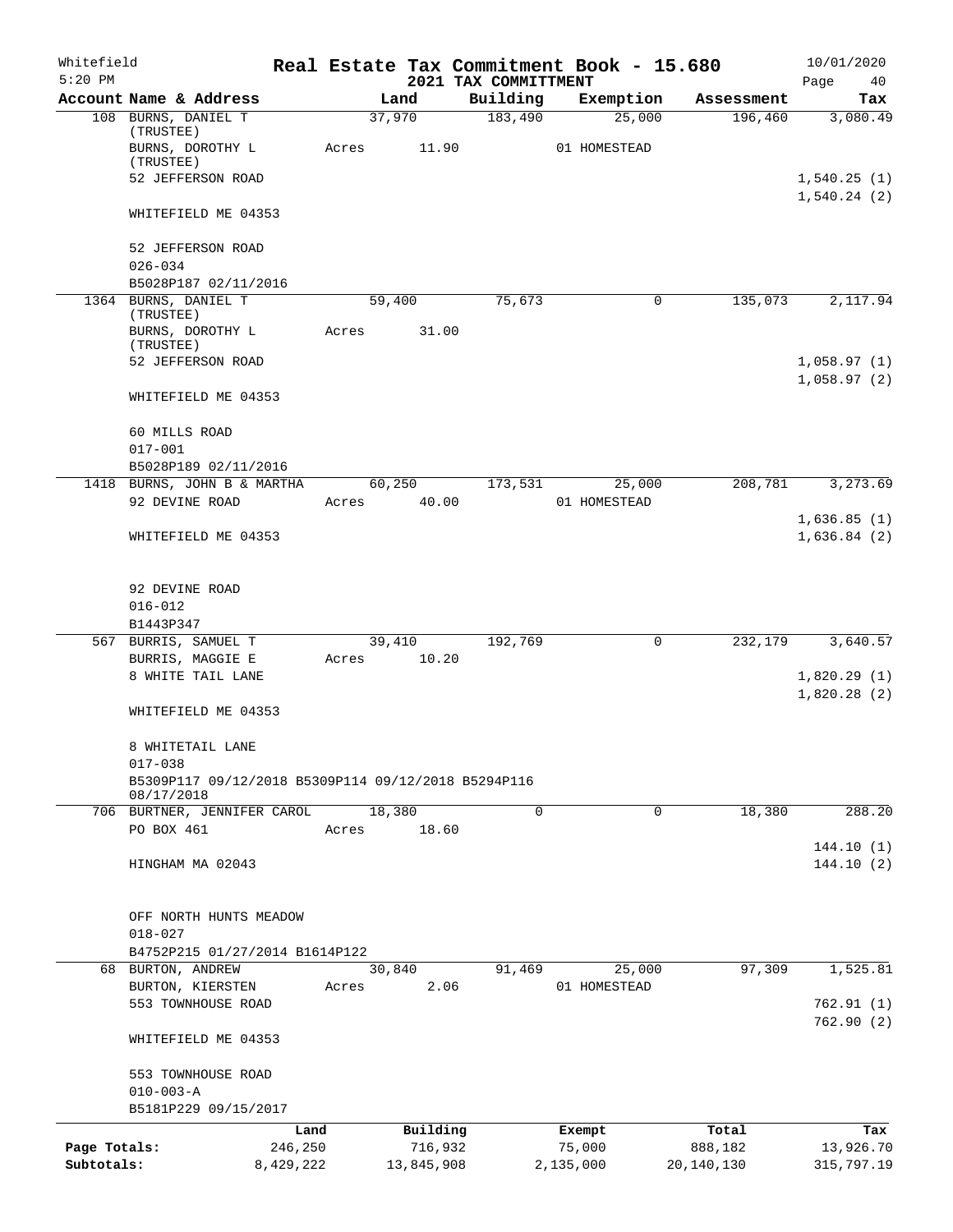Whitefield
5:20 PM

# Real Estate Tax Commitment Book - 15.680
## 2021 TAX COMMITTMENT

10/01/2020

| Account Name & Address | Land | Building | Exemption | Assessment | Tax |
|---|---|---|---|---|---|
| 108 BURNS, DANIEL T (TRUSTEE) | 37,970 | 183,490 | 25,000 | 196,460 | 3,080.49 |
| BURNS, DOROTHY L (TRUSTEE) | Acres 11.90 | | 01 HOMESTEAD | | |
| 52 JEFFERSON ROAD | | | | | 1,540.25 (1) |
| | | | | | 1,540.24 (2) |
| WHITEFIELD ME 04353 | | | | | |
| 52 JEFFERSON ROAD | | | | | |
| 026-034 | | | | | |
| B5028P187 02/11/2016 | | | | | |
| 1364 BURNS, DANIEL T (TRUSTEE) | 59,400 | 75,673 | 0 | 135,073 | 2,117.94 |
| BURNS, DOROTHY L (TRUSTEE) | Acres 31.00 | | | | |
| 52 JEFFERSON ROAD | | | | | 1,058.97 (1) |
| | | | | | 1,058.97 (2) |
| WHITEFIELD ME 04353 | | | | | |
| 60 MILLS ROAD | | | | | |
| 017-001 | | | | | |
| B5028P189 02/11/2016 | | | | | |
| 1418 BURNS, JOHN B & MARTHA | 60,250 | 173,531 | 25,000 | 208,781 | 3,273.69 |
| 92 DEVINE ROAD | Acres 40.00 | | 01 HOMESTEAD | | |
| | | | | | 1,636.85 (1) |
| WHITEFIELD ME 04353 | | | | | 1,636.84 (2) |
| 92 DEVINE ROAD | | | | | |
| 016-012 | | | | | |
| B1443P347 | | | | | |
| 567 BURRIS, SAMUEL T | 39,410 | 192,769 | 0 | 232,179 | 3,640.57 |
| BURRIS, MAGGIE E | Acres 10.20 | | | | |
| 8 WHITE TAIL LANE | | | | | 1,820.29 (1) |
| | | | | | 1,820.28 (2) |
| WHITEFIELD ME 04353 | | | | | |
| 8 WHITETAIL LANE | | | | | |
| 017-038 | | | | | |
| B5309P117 09/12/2018 B5309P114 09/12/2018 B5294P116 08/17/2018 | | | | | |
| 706 BURTNER, JENNIFER CAROL | 18,380 | 0 | 0 | 18,380 | 288.20 |
| PO BOX 461 | Acres 18.60 | | | | |
| | | | | | 144.10 (1) |
| HINGHAM MA 02043 | | | | | 144.10 (2) |
| OFF NORTH HUNTS MEADOW | | | | | |
| 018-027 | | | | | |
| B4752P215 01/27/2014 B1614P122 | | | | | |
| 68 BURTON, ANDREW | 30,840 | 91,469 | 25,000 | 97,309 | 1,525.81 |
| BURTON, KIERSTEN | Acres 2.06 | | 01 HOMESTEAD | | |
| 553 TOWNHOUSE ROAD | | | | | 762.91 (1) |
| | | | | | 762.90 (2) |
| WHITEFIELD ME 04353 | | | | | |
| 553 TOWNHOUSE ROAD | | | | | |
| 010-003-A | | | | | |
| B5181P229 09/15/2017 | | | | | |

| | Land | Building | Exempt | Total | Tax |
|---|---|---|---|---|---|
| Page Totals: | 246,250 | 716,932 | 75,000 | 888,182 | 13,926.70 |
| Subtotals: | 8,429,222 | 13,845,908 | 2,135,000 | 20,140,130 | 315,797.19 |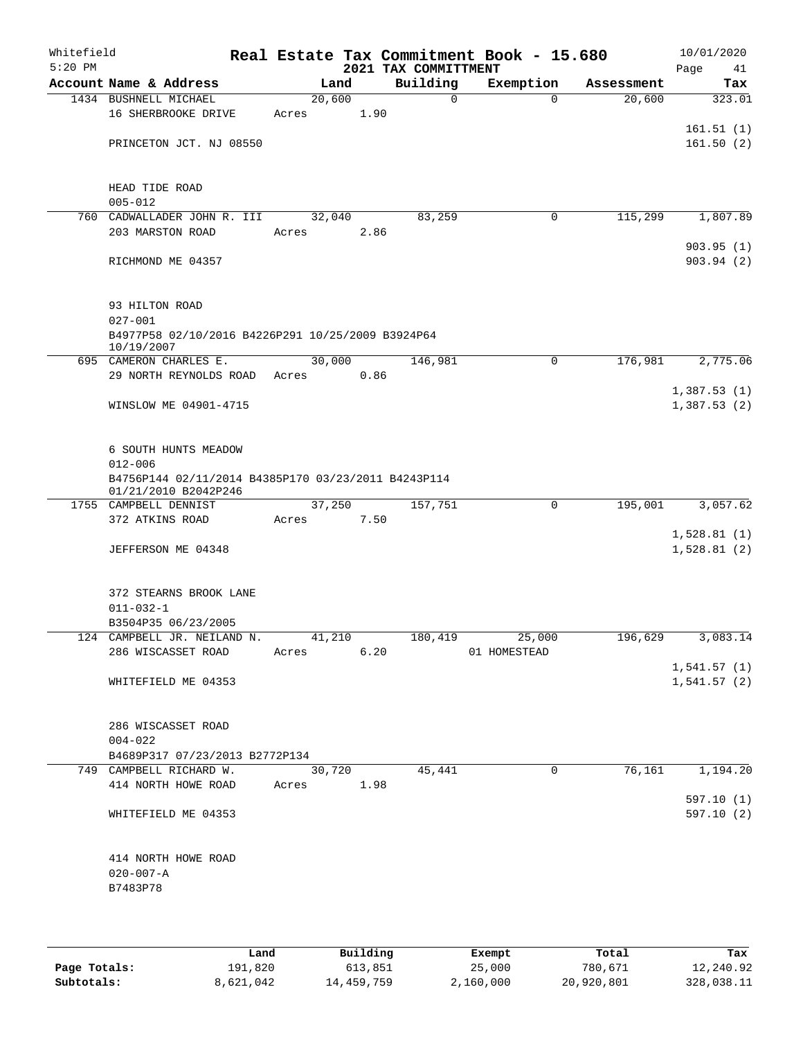Whitefield

# Real Estate Tax Commitment Book - 15.680

## 2021 TAX COMMITTMENT

5:20 PM — 10/01/2020

| Account Name & Address | Land | Building | Exemption | Assessment | Tax |
|---|---|---|---|---|---|
| 1434 BUSHNELL MICHAEL | 20,600 | 0 | 0 | 20,600 | 323.01 |
| 16 SHERBROOKE DRIVE | Acres 1.90 | | | | |
| | | | | | 161.51 (1) |
| PRINCETON JCT. NJ 08550 | | | | | 161.50 (2) |
| HEAD TIDE ROAD | | | | | |
| 005-012 | | | | | |
| 760 CADWALLADER JOHN R. III | 32,040 | 83,259 | 0 | 115,299 | 1,807.89 |
| 203 MARSTON ROAD | Acres 2.86 | | | | |
| | | | | | 903.95 (1) |
| RICHMOND ME 04357 | | | | | 903.94 (2) |
| 93 HILTON ROAD | | | | | |
| 027-001 | | | | | |
| B4977P58 02/10/2016 B4226P291 10/25/2009 B3924P64 10/19/2007 | | | | | |
| 695 CAMERON CHARLES E. | 30,000 | 146,981 | 0 | 176,981 | 2,775.06 |
| 29 NORTH REYNOLDS ROAD | Acres 0.86 | | | | |
| | | | | | 1,387.53 (1) |
| WINSLOW ME 04901-4715 | | | | | 1,387.53 (2) |
| 6 SOUTH HUNTS MEADOW | | | | | |
| 012-006 | | | | | |
| B4756P144 02/11/2014 B4385P170 03/23/2011 B4243P114 01/21/2010 B2042P246 | | | | | |
| 1755 CAMPBELL DENNIST | 37,250 | 157,751 | 0 | 195,001 | 3,057.62 |
| 372 ATKINS ROAD | Acres 7.50 | | | | |
| | | | | | 1,528.81 (1) |
| JEFFERSON ME 04348 | | | | | 1,528.81 (2) |
| 372 STEARNS BROOK LANE | | | | | |
| 011-032-1 | | | | | |
| B3504P35 06/23/2005 | | | | | |
| 124 CAMPBELL JR. NEILAND N. | 41,210 | 180,419 | 25,000 | 196,629 | 3,083.14 |
| 286 WISCASSET ROAD | Acres 6.20 | | 01 HOMESTEAD | | |
| | | | | | 1,541.57 (1) |
| WHITEFIELD ME 04353 | | | | | 1,541.57 (2) |
| 286 WISCASSET ROAD | | | | | |
| 004-022 | | | | | |
| B4689P317 07/23/2013 B2772P134 | | | | | |
| 749 CAMPBELL RICHARD W. | 30,720 | 45,441 | 0 | 76,161 | 1,194.20 |
| 414 NORTH HOWE ROAD | Acres 1.98 | | | | |
| | | | | | 597.10 (1) |
| WHITEFIELD ME 04353 | | | | | 597.10 (2) |
| 414 NORTH HOWE ROAD | | | | | |
| 020-007-A | | | | | |
| B7483P78 | | | | | |

| | Land | Building | Exempt | Total | Tax |
|---|---|---|---|---|---|
| Page Totals: | 191,820 | 613,851 | 25,000 | 780,671 | 12,240.92 |
| Subtotals: | 8,621,042 | 14,459,759 | 2,160,000 | 20,920,801 | 328,038.11 |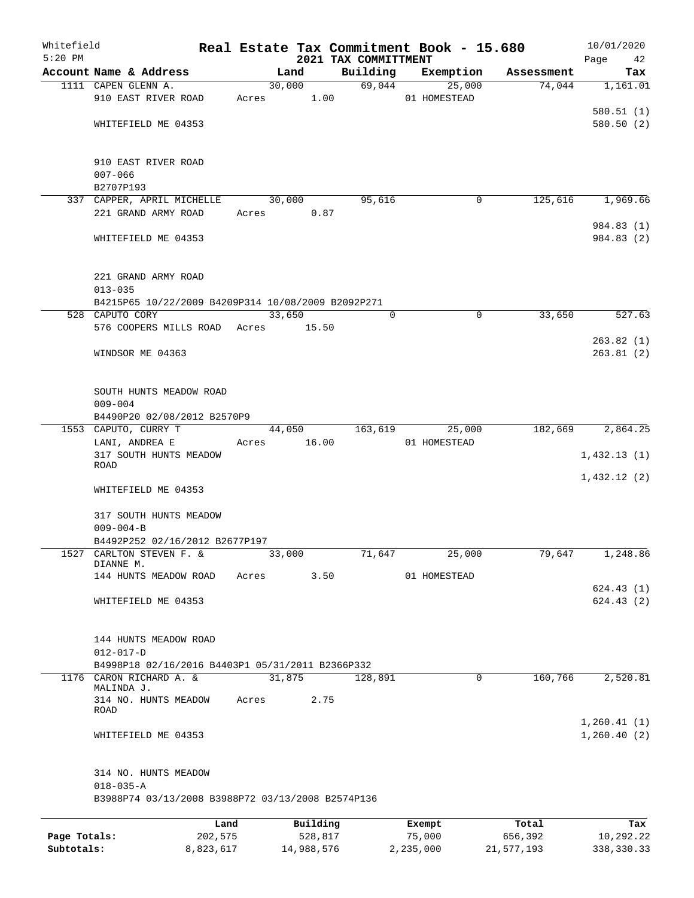Whitefield
5:20 PM

# Real Estate Tax Commitment Book - 15.680

## 2021 TAX COMMITTMENT

10/01/2020

| Account Name & Address | Land | Building | Exemption | Assessment | Tax |
|---|---|---|---|---|---|
| 1111 CAPEN GLENN A. | 30,000 | 69,044 | 25,000 | 74,044 | 1,161.01 |
| 910 EAST RIVER ROAD | Acres 1.00 | | 01 HOMESTEAD | | |
| | | | | | 580.51 (1) |
| WHITEFIELD ME 04353 | | | | | 580.50 (2) |
| 910 EAST RIVER ROAD | | | | | |
| 007-066 | | | | | |
| B2707P193 | | | | | |
| 337 CAPPER, APRIL MICHELLE | 30,000 | 95,616 | 0 | 125,616 | 1,969.66 |
| 221 GRAND ARMY ROAD | Acres 0.87 | | | | |
| | | | | | 984.83 (1) |
| WHITEFIELD ME 04353 | | | | | 984.83 (2) |
| 221 GRAND ARMY ROAD | | | | | |
| 013-035 | | | | | |
| B4215P65 10/22/2009 B4209P314 10/08/2009 B2092P271 | | | | | |
| 528 CAPUTO CORY | 33,650 | 0 | 0 | 33,650 | 527.63 |
| 576 COOPERS MILLS ROAD | Acres 15.50 | | | | |
| | | | | | 263.82 (1) |
| WINDSOR ME 04363 | | | | | 263.81 (2) |
| SOUTH HUNTS MEADOW ROAD | | | | | |
| 009-004 | | | | | |
| B4490P20 02/08/2012 B2570P9 | | | | | |
| 1553 CAPUTO, CURRY T | 44,050 | 163,619 | 25,000 | 182,669 | 2,864.25 |
| LANI, ANDREA E | Acres 16.00 | | 01 HOMESTEAD | | |
| 317 SOUTH HUNTS MEADOW ROAD | | | | | 1,432.13 (1) |
| | | | | | 1,432.12 (2) |
| WHITEFIELD ME 04353 | | | | | |
| 317 SOUTH HUNTS MEADOW | | | | | |
| 009-004-B | | | | | |
| B4492P252 02/16/2012 B2677P197 | | | | | |
| 1527 CARLTON STEVEN F. & DIANNE M. | 33,000 | 71,647 | 25,000 | 79,647 | 1,248.86 |
| 144 HUNTS MEADOW ROAD | Acres 3.50 | | 01 HOMESTEAD | | |
| | | | | | 624.43 (1) |
| WHITEFIELD ME 04353 | | | | | 624.43 (2) |
| 144 HUNTS MEADOW ROAD | | | | | |
| 012-017-D | | | | | |
| B4998P18 02/16/2016 B4403P1 05/31/2011 B2366P332 | | | | | |
| 1176 CARON RICHARD A. & MALINDA J. | 31,875 | 128,891 | 0 | 160,766 | 2,520.81 |
| 314 NO. HUNTS MEADOW ROAD | Acres 2.75 | | | | |
| | | | | | 1,260.41 (1) |
| WHITEFIELD ME 04353 | | | | | 1,260.40 (2) |
| 314 NO. HUNTS MEADOW | | | | | |
| 018-035-A | | | | | |
| B3988P74 03/13/2008 B3988P72 03/13/2008 B2574P136 | | | | | |

| | Land | Building | Exempt | Total | Tax |
|---|---|---|---|---|---|
| Page Totals: | 202,575 | 528,817 | 75,000 | 656,392 | 10,292.22 |
| Subtotals: | 8,823,617 | 14,988,576 | 2,235,000 | 21,577,193 | 338,330.33 |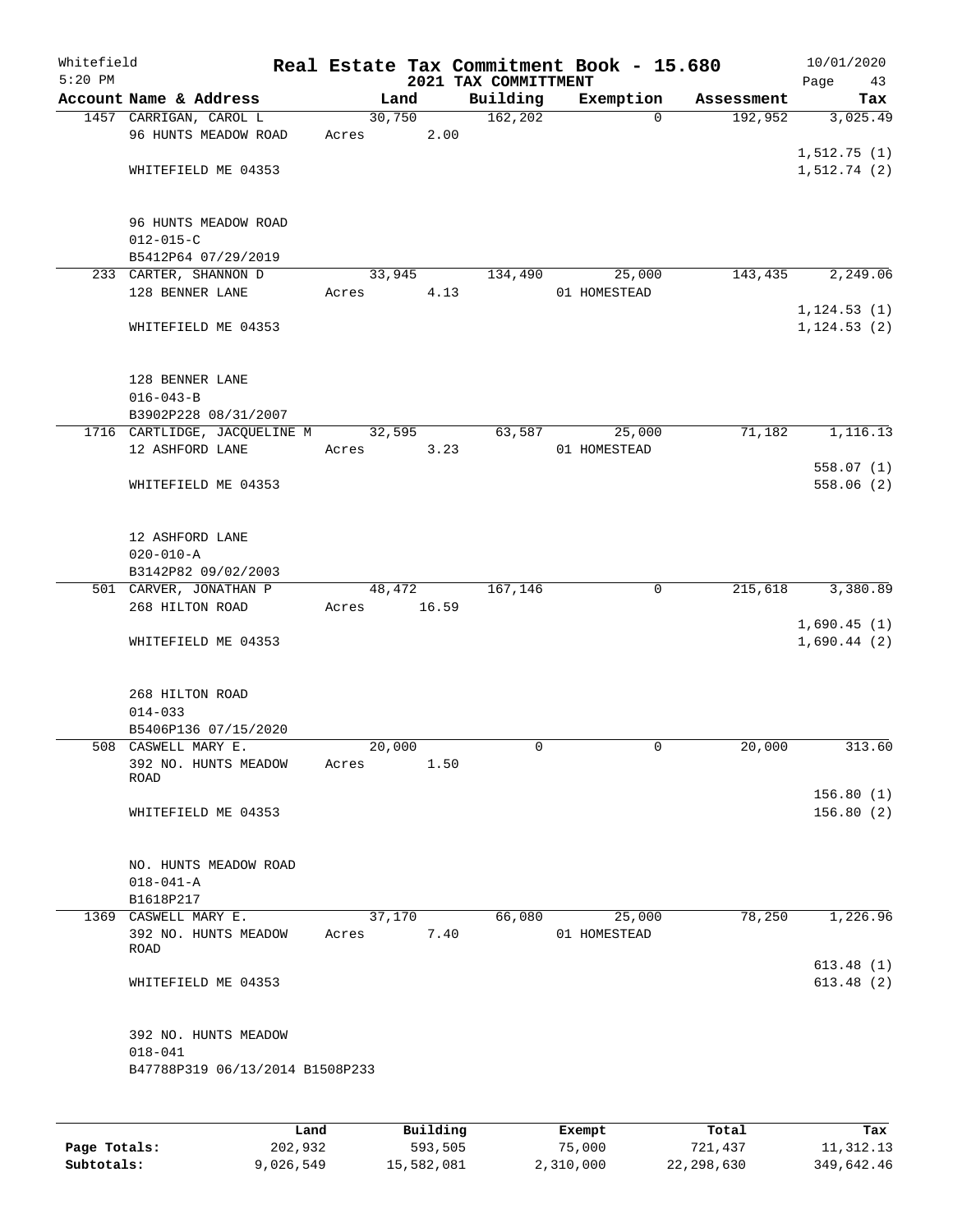Whitefield
5:20 PM

# Real Estate Tax Commitment Book - 15.680

## 2021 TAX COMMITTMENT

10/01/2020

| Account | Name & Address | Land | Building | Exemption | Assessment | Tax |
|---|---|---|---|---|---|---|
| 1457 | CARRIGAN, CAROL L<br>96 HUNTS MEADOW ROAD<br>WHITEFIELD ME 04353<br><br>96 HUNTS MEADOW ROAD<br>012-015-C<br>B5412P64 07/29/2019 | 30,750<br>Acres 2.00 | 162,202 | 0 | 192,952 | 3,025.49<br>1,512.75 (1)<br>1,512.74 (2) |
| 233 | CARTER, SHANNON D<br>128 BENNER LANE<br>WHITEFIELD ME 04353<br><br>128 BENNER LANE<br>016-043-B<br>B3902P228 08/31/2007 | 33,945<br>Acres 4.13 | 134,490 | 25,000<br>01 HOMESTEAD | 143,435 | 2,249.06<br>1,124.53 (1)<br>1,124.53 (2) |
| 1716 | CARTLIDGE, JACQUELINE M<br>12 ASHFORD LANE<br>WHITEFIELD ME 04353<br><br>12 ASHFORD LANE<br>020-010-A<br>B3142P82 09/02/2003 | 32,595<br>Acres 3.23 | 63,587 | 25,000<br>01 HOMESTEAD | 71,182 | 1,116.13<br>558.07 (1)<br>558.06 (2) |
| 501 | CARVER, JONATHAN P<br>268 HILTON ROAD<br>WHITEFIELD ME 04353<br><br>268 HILTON ROAD<br>014-033<br>B5406P136 07/15/2020 | 48,472<br>Acres 16.59 | 167,146 | 0 | 215,618 | 3,380.89<br>1,690.45 (1)<br>1,690.44 (2) |
| 508 | CASWELL MARY E.<br>392 NO. HUNTS MEADOW ROAD<br>WHITEFIELD ME 04353<br><br>NO. HUNTS MEADOW ROAD<br>018-041-A<br>B1618P217 | 20,000<br>Acres 1.50 | 0 | 0 | 20,000 | 313.60<br>156.80 (1)<br>156.80 (2) |
| 1369 | CASWELL MARY E.<br>392 NO. HUNTS MEADOW ROAD<br>WHITEFIELD ME 04353<br><br>392 NO. HUNTS MEADOW<br>018-041<br>B47788P319 06/13/2014 B1508P233 | 37,170<br>Acres 7.40 | 66,080 | 25,000<br>01 HOMESTEAD | 78,250 | 1,226.96<br>613.48 (1)<br>613.48 (2) |

| | Land | Building | Exempt | Total | Tax |
|---|---|---|---|---|---|
| Page Totals: | 202,932 | 593,505 | 75,000 | 721,437 | 11,312.13 |
| Subtotals: | 9,026,549 | 15,582,081 | 2,310,000 | 22,298,630 | 349,642.46 |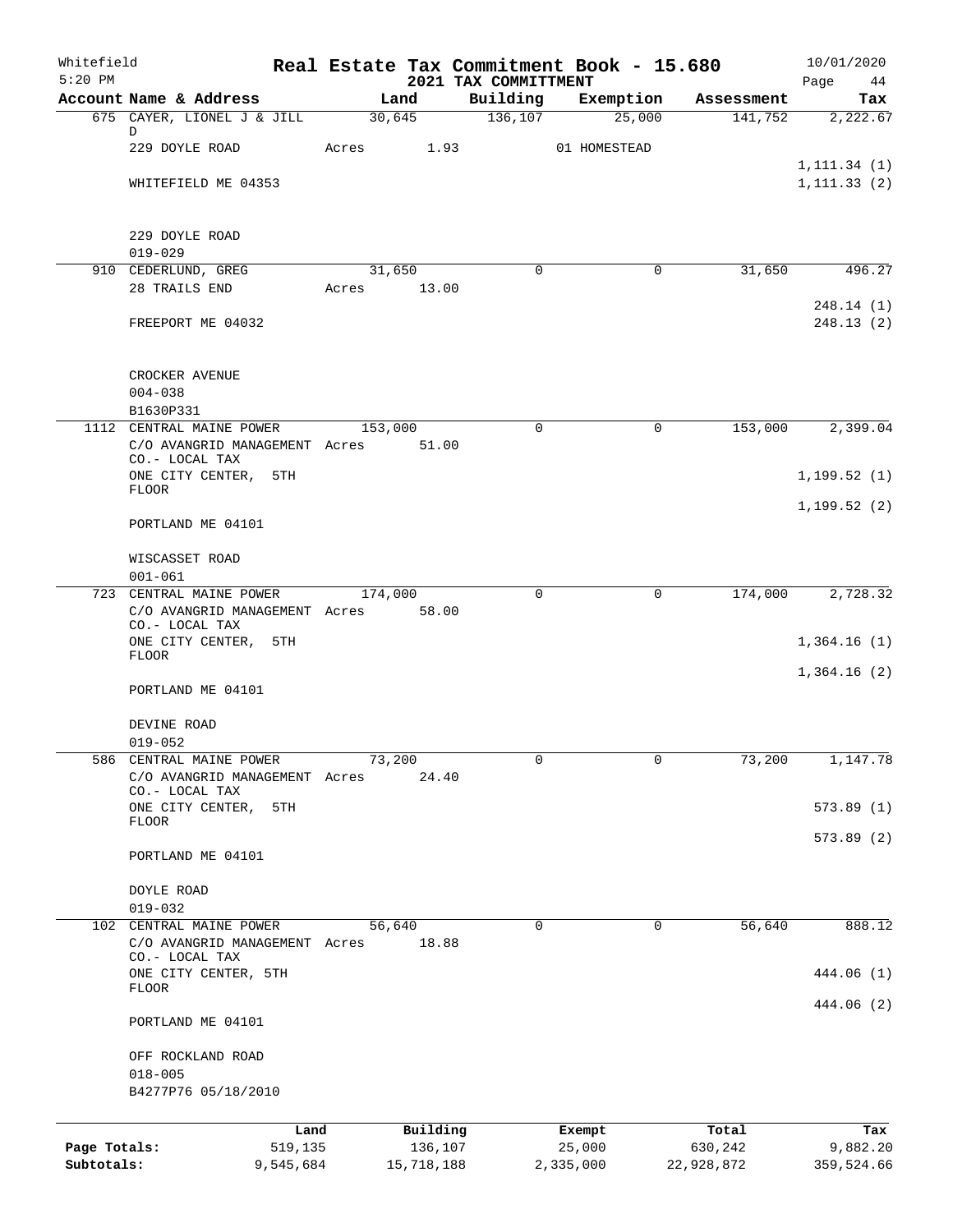# Real Estate Tax Commitment Book - 15.680

Whitefield
5:20 PM

## 2021 TAX COMMITTMENT

10/01/2020

| Account Name & Address | Land | Building | Exemption | Assessment | Tax |
|---|---|---|---|---|---|
| 675 CAYER, LIONEL J & JILL D | 30,645 | 136,107 | 25,000 | 141,752 | 2,222.67 |
| 229 DOYLE ROAD | Acres 1.93 | | 01 HOMESTEAD | | |
| | | | | | 1,111.34 (1) |
| WHITEFIELD ME 04353 | | | | | 1,111.33 (2) |
| 229 DOYLE ROAD | | | | | |
| 019-029 | | | | | |
| 910 CEDERLUND, GREG | 31,650 | 0 | 0 | 31,650 | 496.27 |
| 28 TRAILS END | Acres 13.00 | | | | |
| | | | | | 248.14 (1) |
| FREEPORT ME 04032 | | | | | 248.13 (2) |
| CROCKER AVENUE | | | | | |
| 004-038 | | | | | |
| B1630P331 | | | | | |
| 1112 CENTRAL MAINE POWER | 153,000 | 0 | 0 | 153,000 | 2,399.04 |
| C/O AVANGRID MANAGEMENT CO.- LOCAL TAX | Acres 51.00 | | | | |
| ONE CITY CENTER, 5TH FLOOR | | | | | 1,199.52 (1) |
| | | | | | 1,199.52 (2) |
| PORTLAND ME 04101 | | | | | |
| WISCASSET ROAD | | | | | |
| 001-061 | | | | | |
| 723 CENTRAL MAINE POWER | 174,000 | 0 | 0 | 174,000 | 2,728.32 |
| C/O AVANGRID MANAGEMENT CO.- LOCAL TAX | Acres 58.00 | | | | |
| ONE CITY CENTER, 5TH FLOOR | | | | | 1,364.16 (1) |
| | | | | | 1,364.16 (2) |
| PORTLAND ME 04101 | | | | | |
| DEVINE ROAD | | | | | |
| 019-052 | | | | | |
| 586 CENTRAL MAINE POWER | 73,200 | 0 | 0 | 73,200 | 1,147.78 |
| C/O AVANGRID MANAGEMENT CO.- LOCAL TAX | Acres 24.40 | | | | |
| ONE CITY CENTER, 5TH FLOOR | | | | | 573.89 (1) |
| | | | | | 573.89 (2) |
| PORTLAND ME 04101 | | | | | |
| DOYLE ROAD | | | | | |
| 019-032 | | | | | |
| 102 CENTRAL MAINE POWER | 56,640 | 0 | 0 | 56,640 | 888.12 |
| C/O AVANGRID MANAGEMENT CO.- LOCAL TAX | Acres 18.88 | | | | |
| ONE CITY CENTER, 5TH FLOOR | | | | | 444.06 (1) |
| | | | | | 444.06 (2) |
| PORTLAND ME 04101 | | | | | |
| OFF ROCKLAND ROAD | | | | | |
| 018-005 | | | | | |
| B4277P76 05/18/2010 | | | | | |

| | Land | Building | Exempt | Total | Tax |
|---|---|---|---|---|---|
| Page Totals: | 519,135 | 136,107 | 25,000 | 630,242 | 9,882.20 |
| Subtotals: | 9,545,684 | 15,718,188 | 2,335,000 | 22,928,872 | 359,524.66 |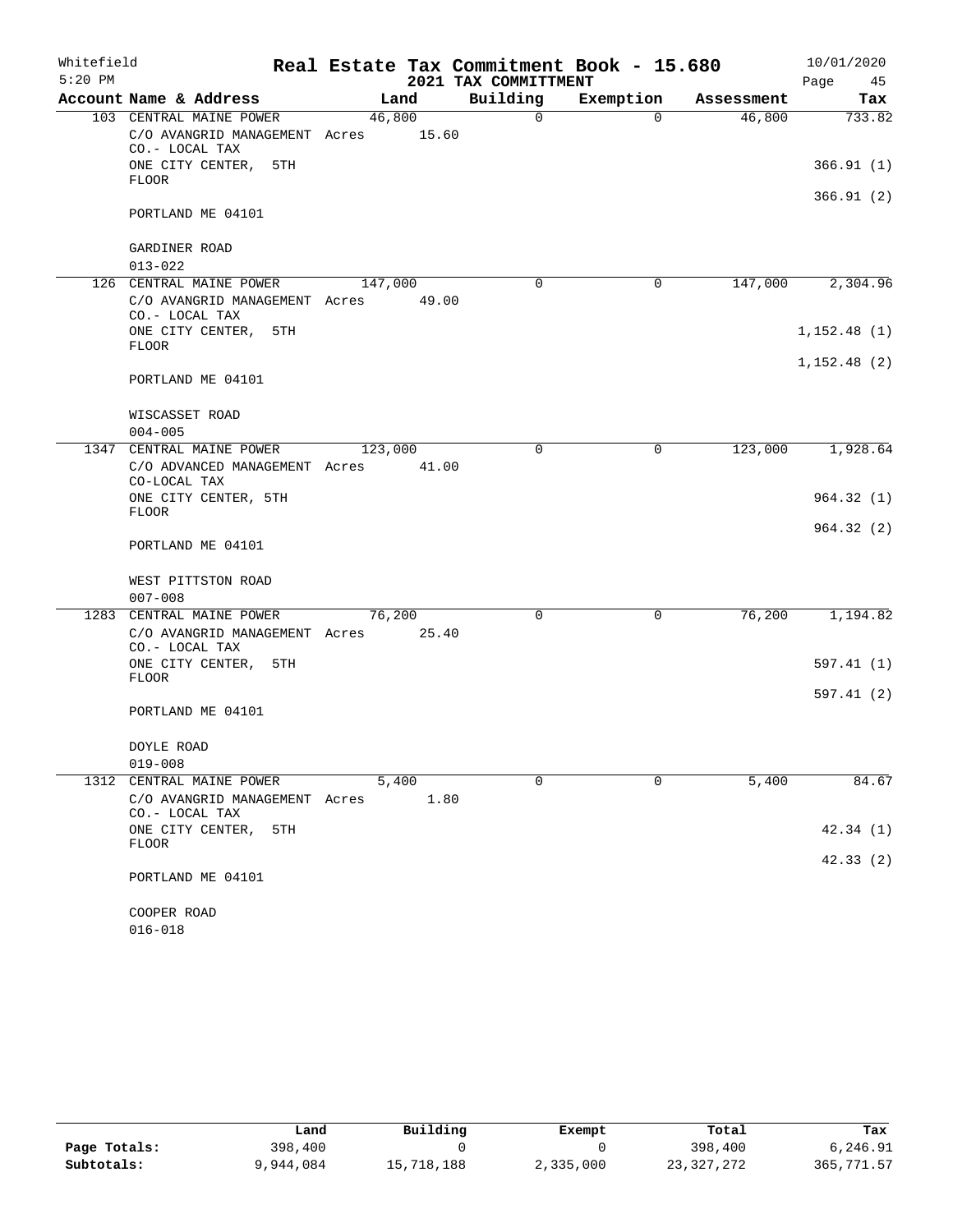Whitefield 5:20 PM

# Real Estate Tax Commitment Book - 15.680

## 2021 TAX COMMITTMENT

10/01/2020

| Account Name & Address | Land | Building | Exemption | Assessment | Tax |
|---|---|---|---|---|---|
| 103 CENTRAL MAINE POWER | 46,800 | 0 | 0 | 46,800 | 733.82 |
| C/O AVANGRID MANAGEMENT CO.- LOCAL TAX | Acres 15.60 | | | | |
| ONE CITY CENTER, 5TH FLOOR | | | | | 366.91 (1) |
| PORTLAND ME 04101 | | | | | 366.91 (2) |
| GARDINER ROAD | | | | | |
| 013-022 | | | | | |
| 126 CENTRAL MAINE POWER | 147,000 | 0 | 0 | 147,000 | 2,304.96 |
| C/O AVANGRID MANAGEMENT CO.- LOCAL TAX | Acres 49.00 | | | | |
| ONE CITY CENTER, 5TH FLOOR | | | | | 1,152.48 (1) |
| PORTLAND ME 04101 | | | | | 1,152.48 (2) |
| WISCASSET ROAD | | | | | |
| 004-005 | | | | | |
| 1347 CENTRAL MAINE POWER | 123,000 | 0 | 0 | 123,000 | 1,928.64 |
| C/O ADVANCED MANAGEMENT CO-LOCAL TAX | Acres 41.00 | | | | |
| ONE CITY CENTER, 5TH FLOOR | | | | | 964.32 (1) |
| PORTLAND ME 04101 | | | | | 964.32 (2) |
| WEST PITTSTON ROAD | | | | | |
| 007-008 | | | | | |
| 1283 CENTRAL MAINE POWER | 76,200 | 0 | 0 | 76,200 | 1,194.82 |
| C/O AVANGRID MANAGEMENT CO.- LOCAL TAX | Acres 25.40 | | | | |
| ONE CITY CENTER, 5TH FLOOR | | | | | 597.41 (1) |
| PORTLAND ME 04101 | | | | | 597.41 (2) |
| DOYLE ROAD | | | | | |
| 019-008 | | | | | |
| 1312 CENTRAL MAINE POWER | 5,400 | 0 | 0 | 5,400 | 84.67 |
| C/O AVANGRID MANAGEMENT CO.- LOCAL TAX | Acres 1.80 | | | | |
| ONE CITY CENTER, 5TH FLOOR | | | | | 42.34 (1) |
| PORTLAND ME 04101 | | | | | 42.33 (2) |
| COOPER ROAD | | | | | |
| 016-018 | | | | | |

| | Land | Building | Exempt | Total | Tax |
|---|---|---|---|---|---|
| Page Totals: | 398,400 | 0 | 0 | 398,400 | 6,246.91 |
| Subtotals: | 9,944,084 | 15,718,188 | 2,335,000 | 23,327,272 | 365,771.57 |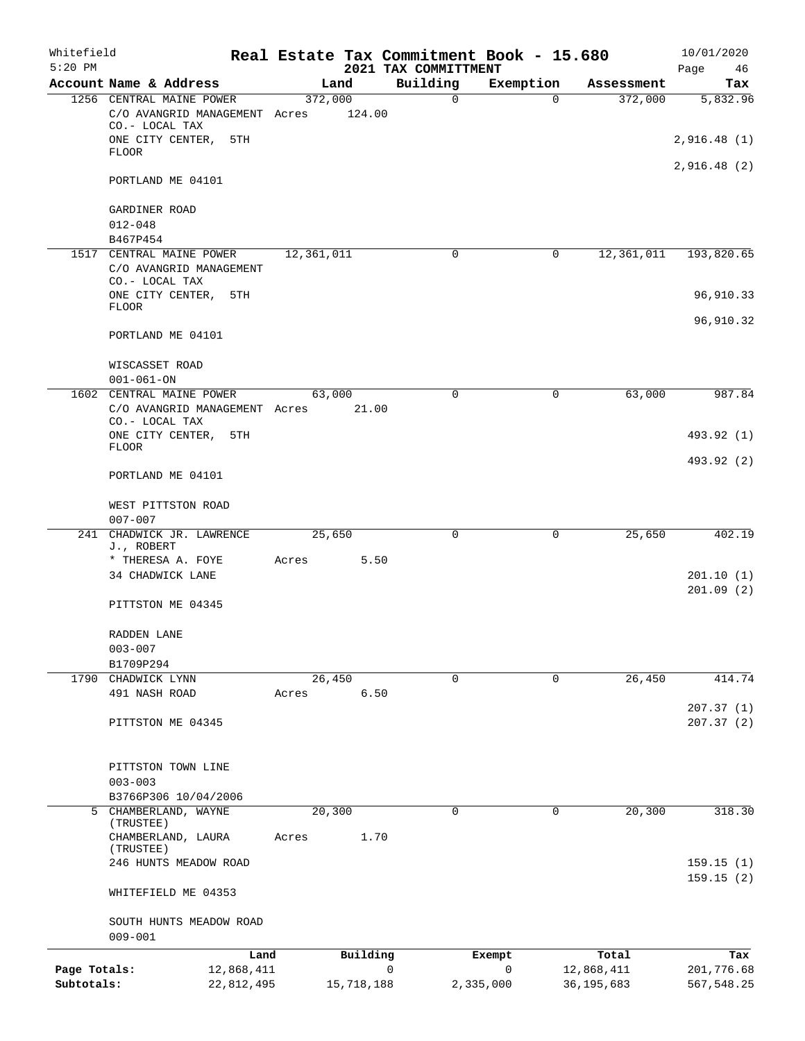Whitefield 5:20 PM

# Real Estate Tax Commitment Book - 15.680

## 2021 TAX COMMITTMENT

10/01/2020

| Account Name & Address | Land | Building | Exemption | Assessment | Tax |
|---|---|---|---|---|---|
| 1256 CENTRAL MAINE POWER<br>C/O AVANGRID MANAGEMENT CO.- LOCAL TAX<br>ONE CITY CENTER, 5TH FLOOR<br>PORTLAND ME 04101<br><br>GARDINER ROAD<br>012-048<br>B467P454 | 372,000<br>Acres 124.00 | 0 | 0 | 372,000 | 5,832.96<br>2,916.48 (1)<br>2,916.48 (2) |
| 1517 CENTRAL MAINE POWER<br>C/O AVANGRID MANAGEMENT CO.- LOCAL TAX<br>ONE CITY CENTER, 5TH FLOOR<br>PORTLAND ME 04101<br><br>WISCASSET ROAD<br>001-061-ON | 12,361,011 | 0 | 0 | 12,361,011 | 193,820.65<br>96,910.33<br>96,910.32 |
| 1602 CENTRAL MAINE POWER<br>C/O AVANGRID MANAGEMENT CO.- LOCAL TAX<br>ONE CITY CENTER, 5TH FLOOR<br>PORTLAND ME 04101<br><br>WEST PITTSTON ROAD<br>007-007 | 63,000<br>Acres 21.00 | 0 | 0 | 63,000 | 987.84<br>493.92 (1)<br>493.92 (2) |
| 241 CHADWICK JR. LAWRENCE J., ROBERT<br>* THERESA A. FOYE<br>34 CHADWICK LANE<br>PITTSTON ME 04345<br><br>RADDEN LANE<br>003-007<br>B1709P294 | 25,650<br>Acres 5.50 | 0 | 0 | 25,650 | 402.19<br>201.10 (1)<br>201.09 (2) |
| 1790 CHADWICK LYNN<br>491 NASH ROAD<br>PITTSTON ME 04345<br><br>PITTSTON TOWN LINE<br>003-003<br>B3766P306 10/04/2006 | 26,450<br>Acres 6.50 | 0 | 0 | 26,450 | 414.74<br>207.37 (1)<br>207.37 (2) |
| 5 CHAMBERLAND, WAYNE (TRUSTEE)<br>CHAMBERLAND, LAURA (TRUSTEE)<br>246 HUNTS MEADOW ROAD<br>WHITEFIELD ME 04353<br><br>SOUTH HUNTS MEADOW ROAD<br>009-001 | 20,300<br>Acres 1.70 | 0 | 0 | 20,300 | 318.30<br>159.15 (1)<br>159.15 (2) |

| | Land | Building | Exempt | Total | Tax |
|---|---|---|---|---|---|
| Page Totals: | 12,868,411 | 0 | 0 | 12,868,411 | 201,776.68 |
| Subtotals: | 22,812,495 | 15,718,188 | 2,335,000 | 36,195,683 | 567,548.25 |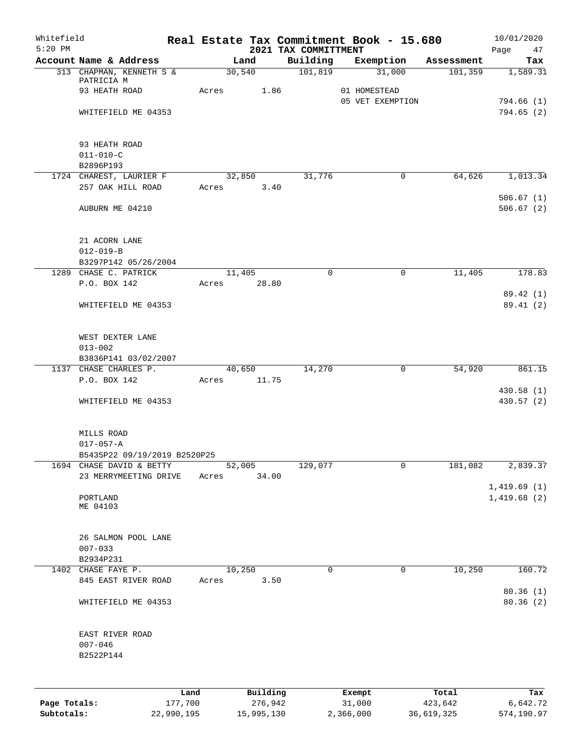Whitefield 5:20 PM

# Real Estate Tax Commitment Book - 15.680
## 2021 TAX COMMITTMENT

10/01/2020

| Account Name & Address | Land | Building | Exemption | Assessment | Tax |
|---|---|---|---|---|---|
| 313 CHAPMAN, KENNETH S & PATRICIA M | 30,540 | 101,819 | 31,000 | 101,359 | 1,589.31 |
| 93 HEATH ROAD | Acres 1.86 | | 01 HOMESTEAD | | |
| | | | 05 VET EXEMPTION | | 794.66 (1) |
| WHITEFIELD ME 04353 | | | | | 794.65 (2) |
| 93 HEATH ROAD | | | | | |
| 011-010-C | | | | | |
| B2896P193 | | | | | |
| 1724 CHAREST, LAURIER F | 32,850 | 31,776 | 0 | 64,626 | 1,013.34 |
| 257 OAK HILL ROAD | Acres 3.40 | | | | |
| | | | | | 506.67 (1) |
| AUBURN ME 04210 | | | | | 506.67 (2) |
| 21 ACORN LANE | | | | | |
| 012-019-B | | | | | |
| B3297P142 05/26/2004 | | | | | |
| 1289 CHASE C. PATRICK | 11,405 | 0 | 0 | 11,405 | 178.83 |
| P.O. BOX 142 | Acres 28.80 | | | | |
| | | | | | 89.42 (1) |
| WHITEFIELD ME 04353 | | | | | 89.41 (2) |
| WEST DEXTER LANE | | | | | |
| 013-002 | | | | | |
| B3836P141 03/02/2007 | | | | | |
| 1137 CHASE CHARLES P. | 40,650 | 14,270 | 0 | 54,920 | 861.15 |
| P.O. BOX 142 | Acres 11.75 | | | | |
| | | | | | 430.58 (1) |
| WHITEFIELD ME 04353 | | | | | 430.57 (2) |
| MILLS ROAD | | | | | |
| 017-057-A | | | | | |
| B5435P22 09/19/2019 B2520P25 | | | | | |
| 1694 CHASE DAVID & BETTY | 52,005 | 129,077 | 0 | 181,082 | 2,839.37 |
| 23 MERRYMEETING DRIVE | Acres 34.00 | | | | |
| | | | | | 1,419.69 (1) |
| PORTLAND ME 04103 | | | | | 1,419.68 (2) |
| 26 SALMON POOL LANE | | | | | |
| 007-033 | | | | | |
| B2934P231 | | | | | |
| 1402 CHASE FAYE P. | 10,250 | 0 | 0 | 10,250 | 160.72 |
| 845 EAST RIVER ROAD | Acres 3.50 | | | | |
| | | | | | 80.36 (1) |
| WHITEFIELD ME 04353 | | | | | 80.36 (2) |
| EAST RIVER ROAD | | | | | |
| 007-046 | | | | | |
| B2522P144 | | | | | |

| | Land | Building | Exempt | Total | Tax |
|---|---|---|---|---|---|
| Page Totals: | 177,700 | 276,942 | 31,000 | 423,642 | 6,642.72 |
| Subtotals: | 22,990,195 | 15,995,130 | 2,366,000 | 36,619,325 | 574,190.97 |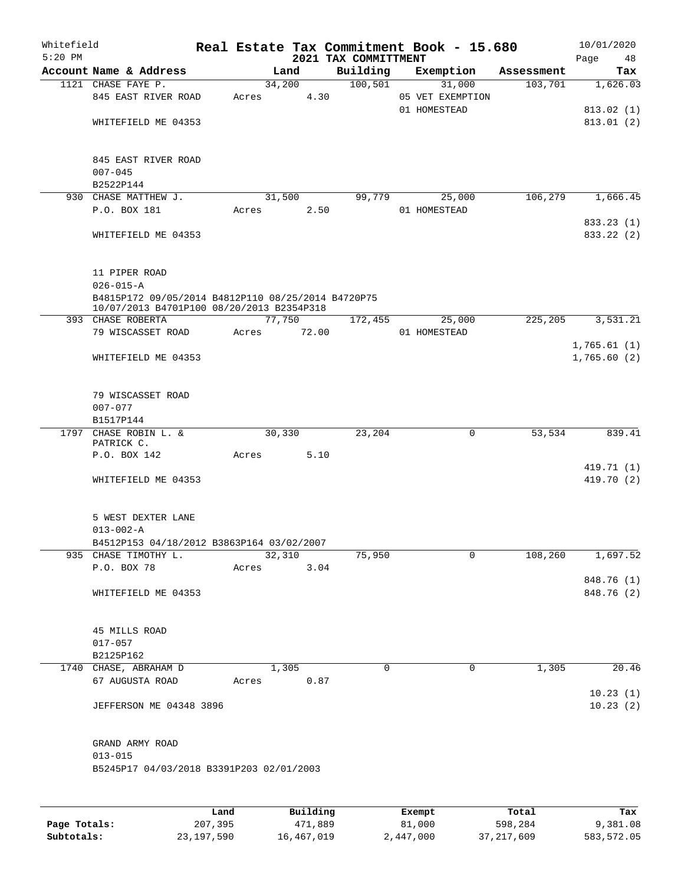# Real Estate Tax Commitment Book - 15.680

Whitefield
5:20 PM

## 2021 TAX COMMITTMENT

10/01/2020

| Account Name & Address | Land | Building | Exemption | Assessment | Tax |
|---|---|---|---|---|---|
| 1121 CHASE FAYE P. | 34,200 | 100,501 | 31,000 | 103,701 | 1,626.03 |
| 845 EAST RIVER ROAD | Acres 4.30 | | 05 VET EXEMPTION | | |
| | | | 01 HOMESTEAD | | 813.02 (1) |
| WHITEFIELD ME 04353 | | | | | 813.01 (2) |
| 845 EAST RIVER ROAD | | | | | |
| 007-045 | | | | | |
| B2522P144 | | | | | |
| 930 CHASE MATTHEW J. | 31,500 | 99,779 | 25,000 | 106,279 | 1,666.45 |
| P.O. BOX 181 | Acres 2.50 | | 01 HOMESTEAD | | |
| | | | | | 833.23 (1) |
| WHITEFIELD ME 04353 | | | | | 833.22 (2) |
| 11 PIPER ROAD | | | | | |
| 026-015-A | | | | | |
| B4815P172 09/05/2014 B4812P110 08/25/2014 B4720P75 10/07/2013 B4701P100 08/20/2013 B2354P318 | | | | | |
| 393 CHASE ROBERTA | 77,750 | 172,455 | 25,000 | 225,205 | 3,531.21 |
| 79 WISCASSET ROAD | Acres 72.00 | | 01 HOMESTEAD | | |
| | | | | | 1,765.61 (1) |
| WHITEFIELD ME 04353 | | | | | 1,765.60 (2) |
| 79 WISCASSET ROAD | | | | | |
| 007-077 | | | | | |
| B1517P144 | | | | | |
| 1797 CHASE ROBIN L. & PATRICK C. | 30,330 | 23,204 | 0 | 53,534 | 839.41 |
| P.O. BOX 142 | Acres 5.10 | | | | |
| | | | | | 419.71 (1) |
| WHITEFIELD ME 04353 | | | | | 419.70 (2) |
| 5 WEST DEXTER LANE | | | | | |
| 013-002-A | | | | | |
| B4512P153 04/18/2012 B3863P164 03/02/2007 | | | | | |
| 935 CHASE TIMOTHY L. | 32,310 | 75,950 | 0 | 108,260 | 1,697.52 |
| P.O. BOX 78 | Acres 3.04 | | | | |
| | | | | | 848.76 (1) |
| WHITEFIELD ME 04353 | | | | | 848.76 (2) |
| 45 MILLS ROAD | | | | | |
| 017-057 | | | | | |
| B2125P162 | | | | | |
| 1740 CHASE, ABRAHAM D | 1,305 | 0 | 0 | 1,305 | 20.46 |
| 67 AUGUSTA ROAD | Acres 0.87 | | | | |
| | | | | | 10.23 (1) |
| JEFFERSON ME 04348 3896 | | | | | 10.23 (2) |
| GRAND ARMY ROAD | | | | | |
| 013-015 | | | | | |
| B5245P17 04/03/2018 B3391P203 02/01/2003 | | | | | |

| | Land | Building | Exempt | Total | Tax |
|---|---|---|---|---|---|
| Page Totals: | 207,395 | 471,889 | 81,000 | 598,284 | 9,381.08 |
| Subtotals: | 23,197,590 | 16,467,019 | 2,447,000 | 37,217,609 | 583,572.05 |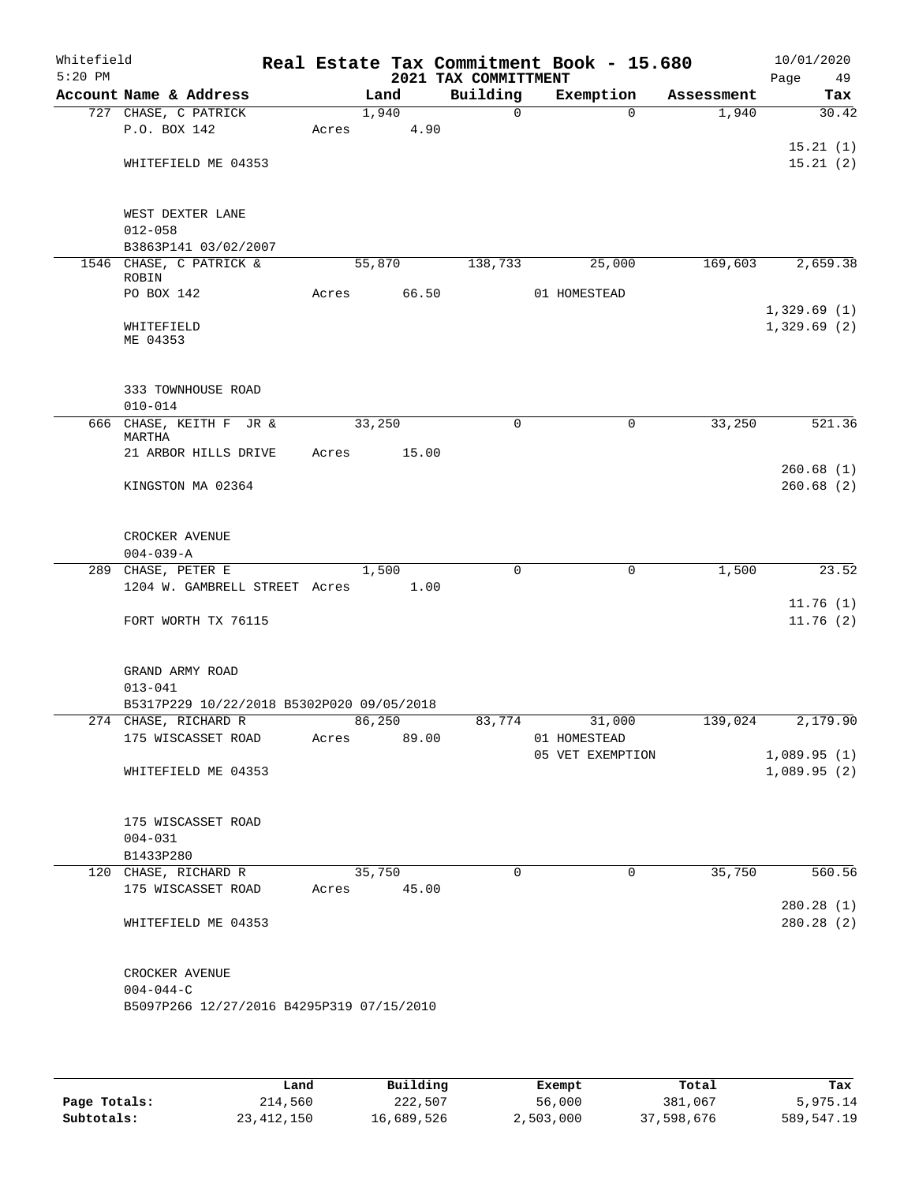# Real Estate Tax Commitment Book - 15.680

Whitefield 5:20 PM — 2021 TAX COMMITTMENT — 10/01/2020

| Account Name & Address | Land | Building | Exemption | Assessment | Tax |
|---|---|---|---|---|---|
| 727 CHASE, C PATRICK | 1,940 | 0 | 0 | 1,940 | 30.42 |
| P.O. BOX 142 | Acres 4.90 | | | | |
| | | | | | 15.21 (1) |
| WHITEFIELD ME 04353 | | | | | 15.21 (2) |
| WEST DEXTER LANE | | | | | |
| 012-058 | | | | | |
| B3863P141 03/02/2007 | | | | | |
| 1546 CHASE, C PATRICK & ROBIN | 55,870 | 138,733 | 25,000 | 169,603 | 2,659.38 |
| PO BOX 142 | Acres 66.50 | | 01 HOMESTEAD | | |
| | | | | | 1,329.69 (1) |
| WHITEFIELD ME 04353 | | | | | 1,329.69 (2) |
| 333 TOWNHOUSE ROAD | | | | | |
| 010-014 | | | | | |
| 666 CHASE, KEITH F JR & MARTHA | 33,250 | 0 | 0 | 33,250 | 521.36 |
| 21 ARBOR HILLS DRIVE | Acres 15.00 | | | | |
| | | | | | 260.68 (1) |
| KINGSTON MA 02364 | | | | | 260.68 (2) |
| CROCKER AVENUE | | | | | |
| 004-039-A | | | | | |
| 289 CHASE, PETER E | 1,500 | 0 | 0 | 1,500 | 23.52 |
| 1204 W. GAMBRELL STREET | Acres 1.00 | | | | |
| | | | | | 11.76 (1) |
| FORT WORTH TX 76115 | | | | | 11.76 (2) |
| GRAND ARMY ROAD | | | | | |
| 013-041 | | | | | |
| B5317P229 10/22/2018 B5302P020 09/05/2018 | | | | | |
| 274 CHASE, RICHARD R | 86,250 | 83,774 | 31,000 | 139,024 | 2,179.90 |
| 175 WISCASSET ROAD | Acres 89.00 | | 01 HOMESTEAD | | |
| | | | 05 VET EXEMPTION | | 1,089.95 (1) |
| WHITEFIELD ME 04353 | | | | | 1,089.95 (2) |
| 175 WISCASSET ROAD | | | | | |
| 004-031 | | | | | |
| B1433P280 | | | | | |
| 120 CHASE, RICHARD R | 35,750 | 0 | 0 | 35,750 | 560.56 |
| 175 WISCASSET ROAD | Acres 45.00 | | | | |
| | | | | | 280.28 (1) |
| WHITEFIELD ME 04353 | | | | | 280.28 (2) |
| CROCKER AVENUE | | | | | |
| 004-044-C | | | | | |
| B5097P266 12/27/2016 B4295P319 07/15/2010 | | | | | |

| | Land | Building | Exempt | Total | Tax |
|---|---|---|---|---|---|
| Page Totals: | 214,560 | 222,507 | 56,000 | 381,067 | 5,975.14 |
| Subtotals: | 23,412,150 | 16,689,526 | 2,503,000 | 37,598,676 | 589,547.19 |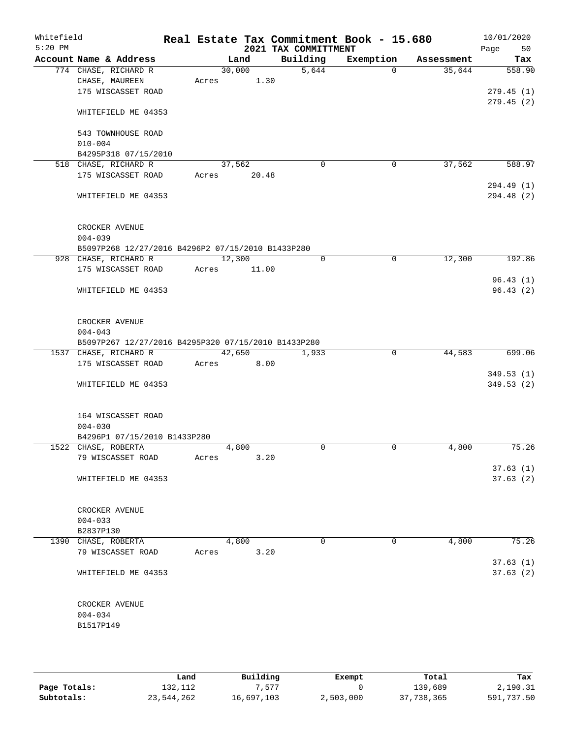Whitefield
5:20 PM

# Real Estate Tax Commitment Book - 15.680
## 2021 TAX COMMITTMENT

10/01/2020

| Account | Name & Address | Land | Building | Exemption | Assessment | Tax |
|---|---|---|---|---|---|---|
| 774 | CHASE, RICHARD R<br>CHASE, MAUREEN<br>175 WISCASSET ROAD<br><br>WHITEFIELD ME 04353<br><br>543 TOWNHOUSE ROAD<br>010-004<br>B4295P318 07/15/2010 | 30,000<br>Acres 1.30 | 5,644 | 0 | 35,644 | 558.90<br><br>279.45 (1)<br>279.45 (2) |
| 518 | CHASE, RICHARD R<br>175 WISCASSET ROAD<br><br>WHITEFIELD ME 04353<br><br>CROCKER AVENUE<br>004-039<br>B5097P268 12/27/2016 B4296P2 07/15/2010 B1433P280 | 37,562<br>Acres 20.48 | 0 | 0 | 37,562 | 588.97<br><br>294.49 (1)<br>294.48 (2) |
| 928 | CHASE, RICHARD R<br>175 WISCASSET ROAD<br><br>WHITEFIELD ME 04353<br><br>CROCKER AVENUE<br>004-043<br>B5097P267 12/27/2016 B4295P320 07/15/2010 B1433P280 | 12,300<br>Acres 11.00 | 0 | 0 | 12,300 | 192.86<br><br>96.43 (1)<br>96.43 (2) |
| 1537 | CHASE, RICHARD R<br>175 WISCASSET ROAD<br><br>WHITEFIELD ME 04353<br><br>164 WISCASSET ROAD<br>004-030<br>B4296P1 07/15/2010 B1433P280 | 42,650<br>Acres 8.00 | 1,933 | 0 | 44,583 | 699.06<br><br>349.53 (1)<br>349.53 (2) |
| 1522 | CHASE, ROBERTA<br>79 WISCASSET ROAD<br><br>WHITEFIELD ME 04353<br><br>CROCKER AVENUE<br>004-033<br>B2837P130 | 4,800<br>Acres 3.20 | 0 | 0 | 4,800 | 75.26<br><br>37.63 (1)<br>37.63 (2) |
| 1390 | CHASE, ROBERTA<br>79 WISCASSET ROAD<br><br>WHITEFIELD ME 04353<br><br>CROCKER AVENUE<br>004-034<br>B1517P149 | 4,800<br>Acres 3.20 | 0 | 0 | 4,800 | 75.26<br><br>37.63 (1)<br>37.63 (2) |

| | Land | Building | Exempt | Total | Tax |
|---|---|---|---|---|---|
| **Page Totals:** | 132,112 | 7,577 | 0 | 139,689 | 2,190.31 |
| **Subtotals:** | 23,544,262 | 16,697,103 | 2,503,000 | 37,738,365 | 591,737.50 |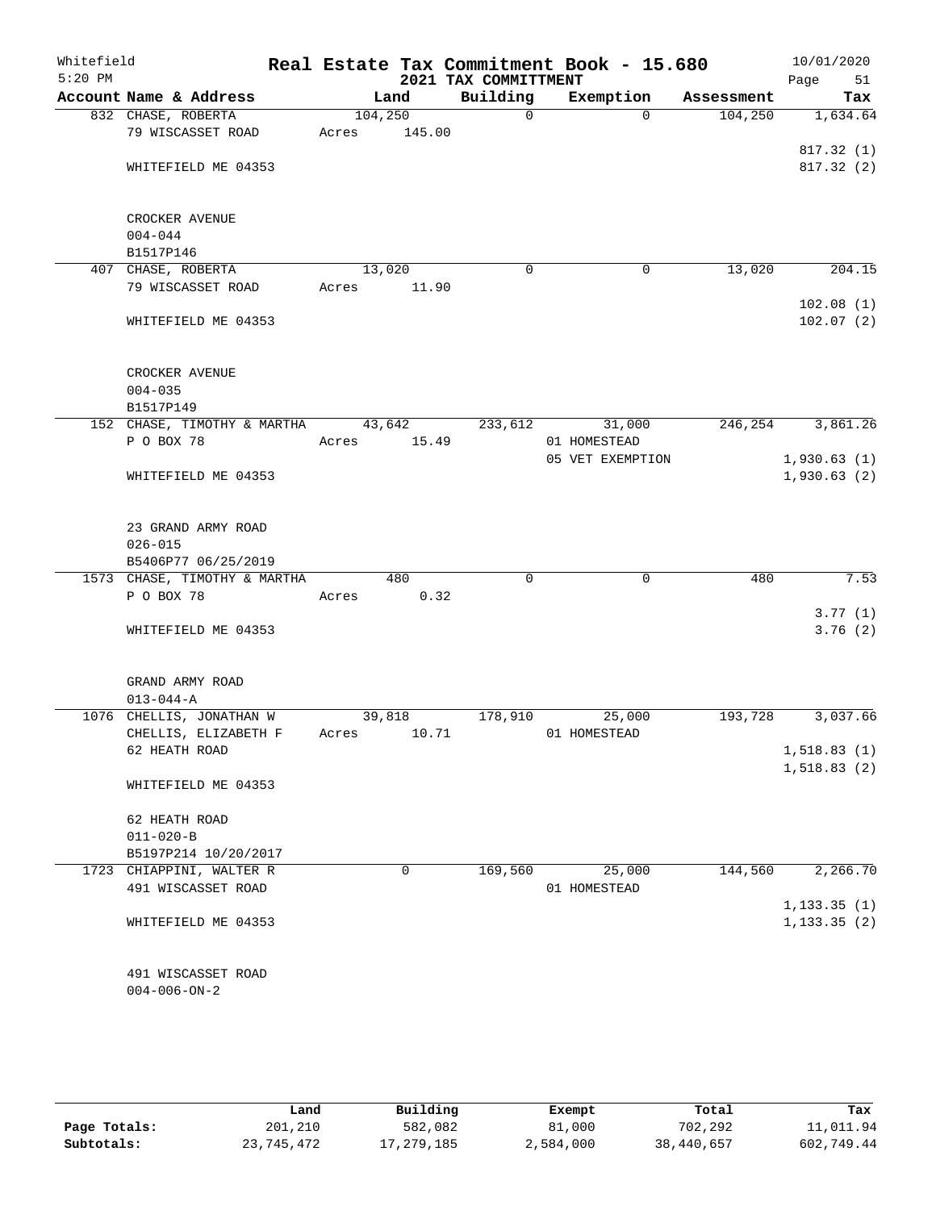Whitefield
5:20 PM

# Real Estate Tax Commitment Book - 15.680
## 2021 TAX COMMITTMENT

10/01/2020
Page 51

| Account Name & Address | Land | Building | Exemption | Assessment | Tax |
|---|---|---|---|---|---|
| 832 CHASE, ROBERTA<br>79 WISCASSET ROAD<br><br>WHITEFIELD ME 04353<br><br>CROCKER AVENUE<br>004-044<br>B1517P146 | 104,250<br>Acres 145.00 | 0 | 0 | 104,250 | 1,634.64<br><br>817.32 (1)<br>817.32 (2) |
| 407 CHASE, ROBERTA<br>79 WISCASSET ROAD<br><br>WHITEFIELD ME 04353<br><br>CROCKER AVENUE<br>004-035<br>B1517P149 | 13,020<br>Acres 11.90 | 0 | 0 | 13,020 | 204.15<br><br>102.08 (1)<br>102.07 (2) |
| 152 CHASE, TIMOTHY & MARTHA<br>P O BOX 78<br><br>WHITEFIELD ME 04353<br><br>23 GRAND ARMY ROAD<br>026-015<br>B5406P77 06/25/2019 | 43,642<br>Acres 15.49 | 233,612 | 31,000<br>01 HOMESTEAD<br>05 VET EXEMPTION | 246,254 | 3,861.26<br><br>1,930.63 (1)<br>1,930.63 (2) |
| 1573 CHASE, TIMOTHY & MARTHA<br>P O BOX 78<br><br>WHITEFIELD ME 04353<br><br>GRAND ARMY ROAD<br>013-044-A | 480<br>Acres 0.32 | 0 | 0 | 480 | 7.53<br><br>3.77 (1)<br>3.76 (2) |
| 1076 CHELLIS, JONATHAN W<br>CHELLIS, ELIZABETH F<br>62 HEATH ROAD<br><br>WHITEFIELD ME 04353<br><br>62 HEATH ROAD<br>011-020-B<br>B5197P214 10/20/2017 | 39,818<br>Acres 10.71 | 178,910 | 25,000<br>01 HOMESTEAD | 193,728 | 3,037.66<br><br>1,518.83 (1)<br>1,518.83 (2) |
| 1723 CHIAPPINI, WALTER R<br>491 WISCASSET ROAD<br><br>WHITEFIELD ME 04353<br><br>491 WISCASSET ROAD<br>004-006-ON-2 | 0 | 169,560 | 25,000<br>01 HOMESTEAD | 144,560 | 2,266.70<br><br>1,133.35 (1)<br>1,133.35 (2) |

| | Land | Building | Exempt | Total | Tax |
|---|---|---|---|---|---|
| Page Totals: | 201,210 | 582,082 | 81,000 | 702,292 | 11,011.94 |
| Subtotals: | 23,745,472 | 17,279,185 | 2,584,000 | 38,440,657 | 602,749.44 |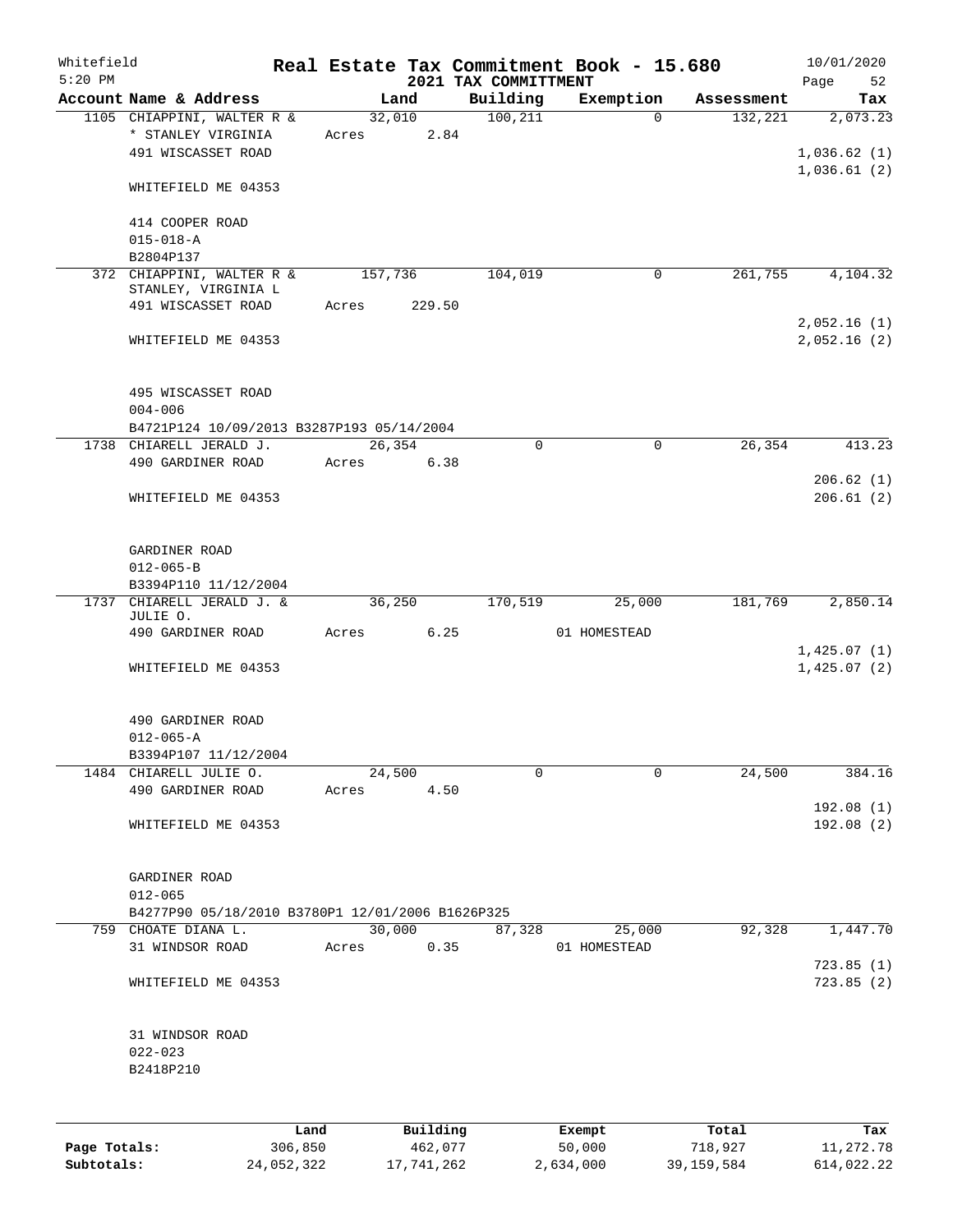# Real Estate Tax Commitment Book - 15.680

Whitefield
5:20 PM

2021 TAX COMMITTMENT

10/01/2020
Page 52

| Account Name & Address | Land | Building | Exemption | Assessment | Tax |
|---|---|---|---|---|---|
| 1105 CHIAPPINI, WALTER R & | 32,010 | 100,211 | 0 | 132,221 | 2,073.23 |
| * STANLEY VIRGINIA | Acres 2.84 | | | | |
| 491 WISCASSET ROAD | | | | | 1,036.62 (1) |
| | | | | | 1,036.61 (2) |
| WHITEFIELD ME 04353 | | | | | |
| 414 COOPER ROAD | | | | | |
| 015-018-A | | | | | |
| B2804P137 | | | | | |
| 372 CHIAPPINI, WALTER R & | 157,736 | 104,019 | 0 | 261,755 | 4,104.32 |
| STANLEY, VIRGINIA L | | | | | |
| 491 WISCASSET ROAD | Acres 229.50 | | | | |
| | | | | | 2,052.16 (1) |
| WHITEFIELD ME 04353 | | | | | 2,052.16 (2) |
| 495 WISCASSET ROAD | | | | | |
| 004-006 | | | | | |
| B4721P124 10/09/2013 B3287P193 05/14/2004 | | | | | |
| 1738 CHIARELL JERALD J. | 26,354 | 0 | 0 | 26,354 | 413.23 |
| 490 GARDINER ROAD | Acres 6.38 | | | | |
| | | | | | 206.62 (1) |
| WHITEFIELD ME 04353 | | | | | 206.61 (2) |
| GARDINER ROAD | | | | | |
| 012-065-B | | | | | |
| B3394P110 11/12/2004 | | | | | |
| 1737 CHIARELL JERALD J. & | 36,250 | 170,519 | 25,000 | 181,769 | 2,850.14 |
| JULIE O. | | | | | |
| 490 GARDINER ROAD | Acres 6.25 | | 01 HOMESTEAD | | |
| | | | | | 1,425.07 (1) |
| WHITEFIELD ME 04353 | | | | | 1,425.07 (2) |
| 490 GARDINER ROAD | | | | | |
| 012-065-A | | | | | |
| B3394P107 11/12/2004 | | | | | |
| 1484 CHIARELL JULIE O. | 24,500 | 0 | 0 | 24,500 | 384.16 |
| 490 GARDINER ROAD | Acres 4.50 | | | | |
| | | | | | 192.08 (1) |
| WHITEFIELD ME 04353 | | | | | 192.08 (2) |
| GARDINER ROAD | | | | | |
| 012-065 | | | | | |
| B4277P90 05/18/2010 B3780P1 12/01/2006 B1626P325 | | | | | |
| 759 CHOATE DIANA L. | 30,000 | 87,328 | 25,000 | 92,328 | 1,447.70 |
| 31 WINDSOR ROAD | Acres 0.35 | | 01 HOMESTEAD | | |
| | | | | | 723.85 (1) |
| WHITEFIELD ME 04353 | | | | | 723.85 (2) |
| 31 WINDSOR ROAD | | | | | |
| 022-023 | | | | | |
| B2418P210 | | | | | |

| | Land | Building | Exempt | Total | Tax |
|---|---|---|---|---|---|
| Page Totals: | 306,850 | 462,077 | 50,000 | 718,927 | 11,272.78 |
| Subtotals: | 24,052,322 | 17,741,262 | 2,634,000 | 39,159,584 | 614,022.22 |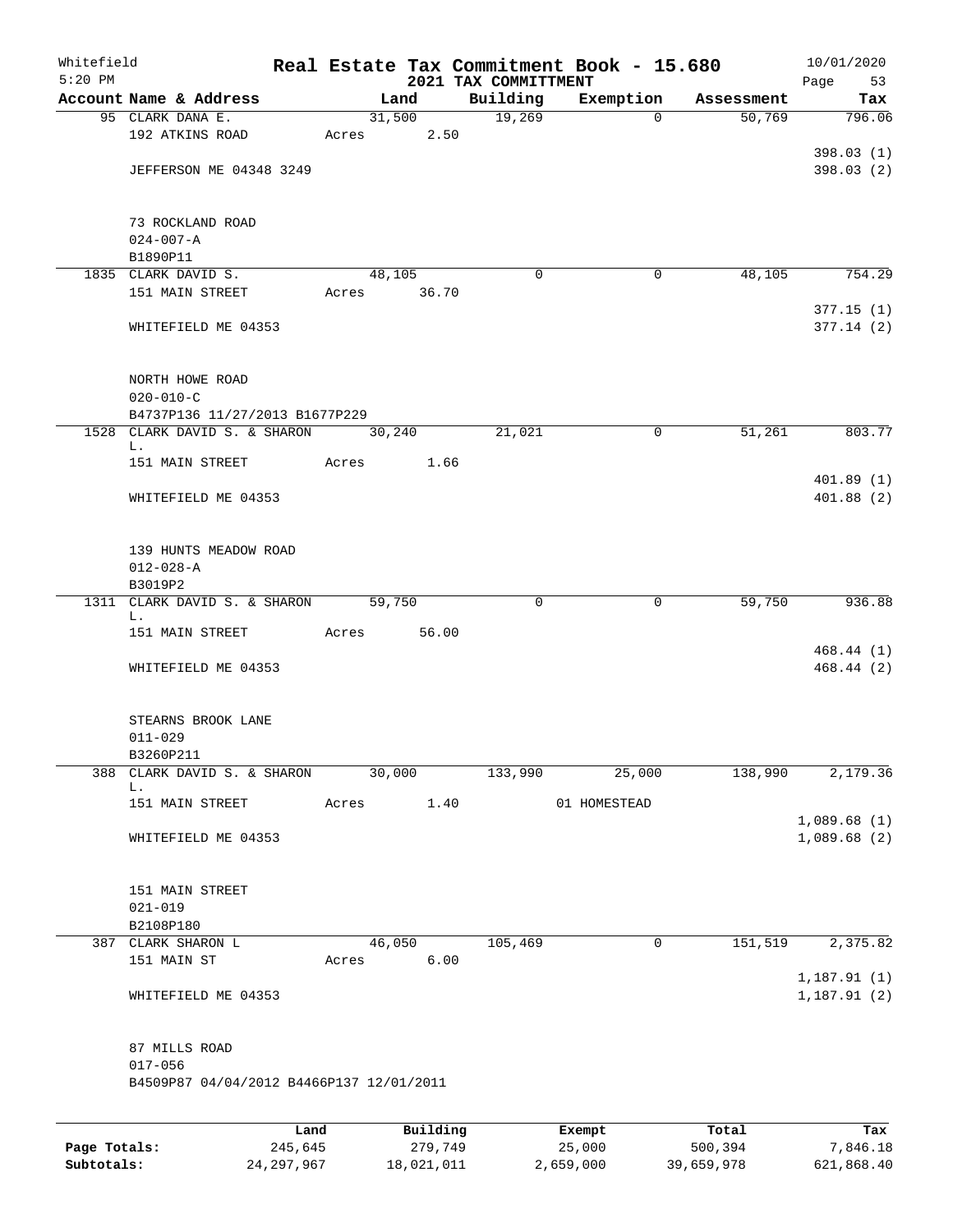Whitefield
5:20 PM

# Real Estate Tax Commitment Book - 15.680
## 2021 TAX COMMITTMENT

10/01/2020

| Account Name & Address | Land | Building | Exemption | Assessment | Tax |
|---|---|---|---|---|---|
| 95 CLARK DANA E. | 31,500 | 19,269 | 0 | 50,769 | 796.06 |
| 192 ATKINS ROAD | Acres 2.50 | | | | |
| | | | | | 398.03 (1) |
| JEFFERSON ME 04348 3249 | | | | | 398.03 (2) |
| 73 ROCKLAND ROAD | | | | | |
| 024-007-A | | | | | |
| B1890P11 | | | | | |
| 1835 CLARK DAVID S. | 48,105 | 0 | 0 | 48,105 | 754.29 |
| 151 MAIN STREET | Acres 36.70 | | | | |
| | | | | | 377.15 (1) |
| WHITEFIELD ME 04353 | | | | | 377.14 (2) |
| NORTH HOWE ROAD | | | | | |
| 020-010-C | | | | | |
| B4737P136 11/27/2013 B1677P229 | | | | | |
| 1528 CLARK DAVID S. & SHARON L. | 30,240 | 21,021 | 0 | 51,261 | 803.77 |
| 151 MAIN STREET | Acres 1.66 | | | | |
| | | | | | 401.89 (1) |
| WHITEFIELD ME 04353 | | | | | 401.88 (2) |
| 139 HUNTS MEADOW ROAD | | | | | |
| 012-028-A | | | | | |
| B3019P2 | | | | | |
| 1311 CLARK DAVID S. & SHARON L. | 59,750 | 0 | 0 | 59,750 | 936.88 |
| 151 MAIN STREET | Acres 56.00 | | | | |
| | | | | | 468.44 (1) |
| WHITEFIELD ME 04353 | | | | | 468.44 (2) |
| STEARNS BROOK LANE | | | | | |
| 011-029 | | | | | |
| B3260P211 | | | | | |
| 388 CLARK DAVID S. & SHARON L. | 30,000 | 133,990 | 25,000 | 138,990 | 2,179.36 |
| 151 MAIN STREET | Acres 1.40 | | 01 HOMESTEAD | | |
| | | | | | 1,089.68 (1) |
| WHITEFIELD ME 04353 | | | | | 1,089.68 (2) |
| 151 MAIN STREET | | | | | |
| 021-019 | | | | | |
| B2108P180 | | | | | |
| 387 CLARK SHARON L | 46,050 | 105,469 | 0 | 151,519 | 2,375.82 |
| 151 MAIN ST | Acres 6.00 | | | | |
| | | | | | 1,187.91 (1) |
| WHITEFIELD ME 04353 | | | | | 1,187.91 (2) |
| 87 MILLS ROAD | | | | | |
| 017-056 | | | | | |
| B4509P87 04/04/2012 B4466P137 12/01/2011 | | | | | |

| | Land | Building | Exempt | Total | Tax |
|---|---|---|---|---|---|
| Page Totals: | 245,645 | 279,749 | 25,000 | 500,394 | 7,846.18 |
| Subtotals: | 24,297,967 | 18,021,011 | 2,659,000 | 39,659,978 | 621,868.40 |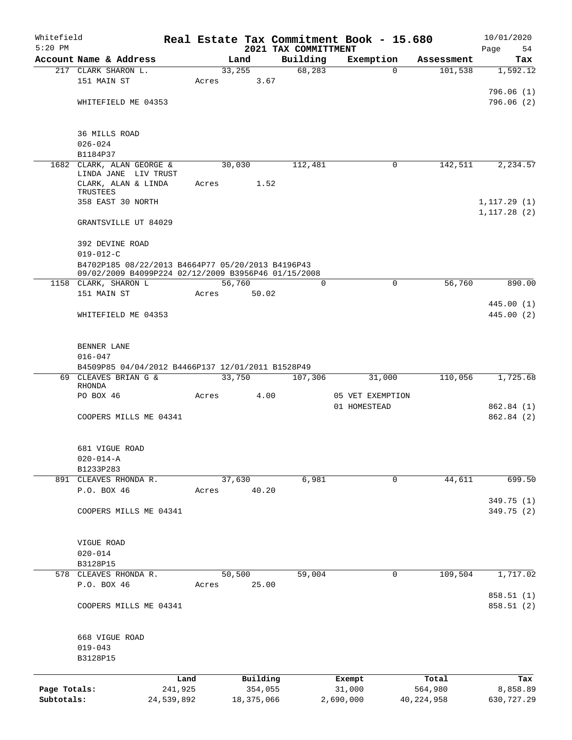Whitefield
5:20 PM

# Real Estate Tax Commitment Book - 15.680

## 2021 TAX COMMITTMENT

10/01/2020
Page 54

| Account Name & Address | Land | Building | Exemption | Assessment | Tax |
|---|---|---|---|---|---|
| 217 CLARK SHARON L. | 33,255 | 68,283 | 0 | 101,538 | 1,592.12 |
| 151 MAIN ST | Acres 3.67 | | | | |
| | | | | | 796.06 (1) |
| WHITEFIELD ME 04353 | | | | | 796.06 (2) |
| 36 MILLS ROAD | | | | | |
| 026-024 | | | | | |
| B1184P37 | | | | | |
| 1682 CLARK, ALAN GEORGE & LINDA JANE LIV TRUST | 30,030 | 112,481 | 0 | 142,511 | 2,234.57 |
| CLARK, ALAN & LINDA TRUSTEES | Acres 1.52 | | | | |
| 358 EAST 30 NORTH | | | | | 1,117.29 (1) |
| | | | | | 1,117.28 (2) |
| GRANTSVILLE UT 84029 | | | | | |
| 392 DEVINE ROAD | | | | | |
| 019-012-C | | | | | |
| B4702P185 08/22/2013 B4664P77 05/20/2013 B4196P43 09/02/2009 B4099P224 02/12/2009 B3956P46 01/15/2008 | | | | | |
| 1158 CLARK, SHARON L | 56,760 | 0 | 0 | 56,760 | 890.00 |
| 151 MAIN ST | Acres 50.02 | | | | |
| | | | | | 445.00 (1) |
| WHITEFIELD ME 04353 | | | | | 445.00 (2) |
| BENNER LANE | | | | | |
| 016-047 | | | | | |
| B4509P85 04/04/2012 B4466P137 12/01/2011 B1528P49 | | | | | |
| 69 CLEAVES BRIAN G & RHONDA | 33,750 | 107,306 | 31,000 | 110,056 | 1,725.68 |
| PO BOX 46 | Acres 4.00 | | 05 VET EXEMPTION | | |
| | | | 01 HOMESTEAD | | 862.84 (1) |
| COOPERS MILLS ME 04341 | | | | | 862.84 (2) |
| 681 VIGUE ROAD | | | | | |
| 020-014-A | | | | | |
| B1233P283 | | | | | |
| 891 CLEAVES RHONDA R. | 37,630 | 6,981 | 0 | 44,611 | 699.50 |
| P.O. BOX 46 | Acres 40.20 | | | | |
| | | | | | 349.75 (1) |
| COOPERS MILLS ME 04341 | | | | | 349.75 (2) |
| VIGUE ROAD | | | | | |
| 020-014 | | | | | |
| B3128P15 | | | | | |
| 578 CLEAVES RHONDA R. | 50,500 | 59,004 | 0 | 109,504 | 1,717.02 |
| P.O. BOX 46 | Acres 25.00 | | | | |
| | | | | | 858.51 (1) |
| COOPERS MILLS ME 04341 | | | | | 858.51 (2) |
| 668 VIGUE ROAD | | | | | |
| 019-043 | | | | | |
| B3128P15 | | | | | |

| | Land | Building | Exempt | Total | Tax |
|---|---|---|---|---|---|
| Page Totals: | 241,925 | 354,055 | 31,000 | 564,980 | 8,858.89 |
| Subtotals: | 24,539,892 | 18,375,066 | 2,690,000 | 40,224,958 | 630,727.29 |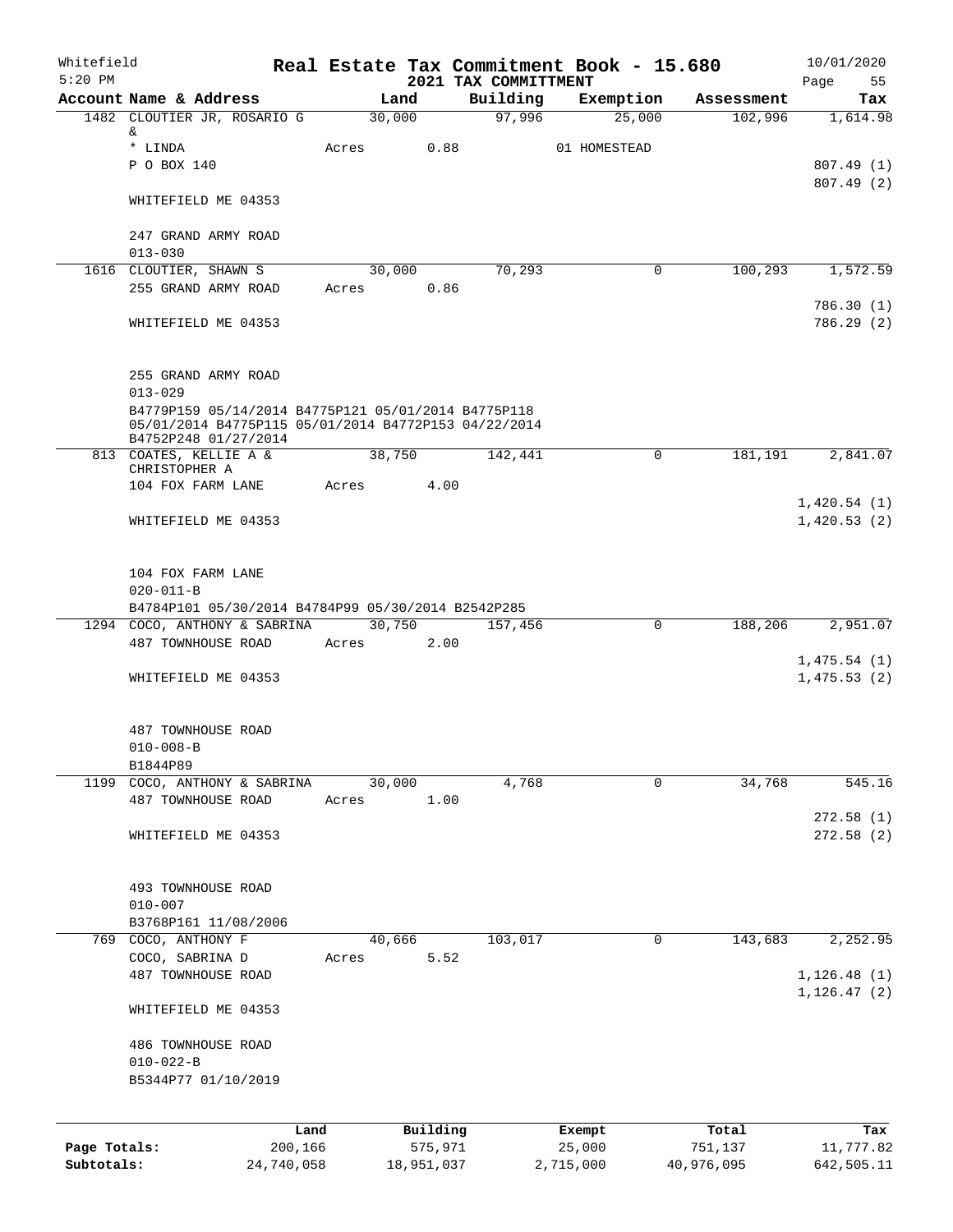Whitefield 5:20 PM

# Real Estate Tax Commitment Book - 15.680

## 2021 TAX COMMITTMENT

10/01/2020

| Account Name & Address | Land | Building | Exemption | Assessment | Tax |
|---|---|---|---|---|---|
| 1482 CLOUTIER JR, ROSARIO G & | 30,000 | 97,996 | 25,000 | 102,996 | 1,614.98 |
| * LINDA | Acres 0.88 | | 01 HOMESTEAD | | |
| P O BOX 140 | | | | | 807.49 (1) |
| | | | | | 807.49 (2) |
| WHITEFIELD ME 04353 | | | | | |
| 247 GRAND ARMY ROAD | | | | | |
| 013-030 | | | | | |
| 1616 CLOUTIER, SHAWN S | 30,000 | 70,293 | 0 | 100,293 | 1,572.59 |
| 255 GRAND ARMY ROAD | Acres 0.86 | | | | |
| | | | | | 786.30 (1) |
| WHITEFIELD ME 04353 | | | | | 786.29 (2) |
| 255 GRAND ARMY ROAD | | | | | |
| 013-029 | | | | | |
| B4779P159 05/14/2014 B4775P121 05/01/2014 B4775P118 05/01/2014 B4775P115 05/01/2014 B4772P153 04/22/2014 B4752P248 01/27/2014 | | | | | |
| 813 COATES, KELLIE A & CHRISTOPHER A | 38,750 | 142,441 | 0 | 181,191 | 2,841.07 |
| 104 FOX FARM LANE | Acres 4.00 | | | | |
| | | | | | 1,420.54 (1) |
| WHITEFIELD ME 04353 | | | | | 1,420.53 (2) |
| 104 FOX FARM LANE | | | | | |
| 020-011-B | | | | | |
| B4784P101 05/30/2014 B4784P99 05/30/2014 B2542P285 | | | | | |
| 1294 COCO, ANTHONY & SABRINA | 30,750 | 157,456 | 0 | 188,206 | 2,951.07 |
| 487 TOWNHOUSE ROAD | Acres 2.00 | | | | |
| | | | | | 1,475.54 (1) |
| WHITEFIELD ME 04353 | | | | | 1,475.53 (2) |
| 487 TOWNHOUSE ROAD | | | | | |
| 010-008-B | | | | | |
| B1844P89 | | | | | |
| 1199 COCO, ANTHONY & SABRINA | 30,000 | 4,768 | 0 | 34,768 | 545.16 |
| 487 TOWNHOUSE ROAD | Acres 1.00 | | | | |
| | | | | | 272.58 (1) |
| WHITEFIELD ME 04353 | | | | | 272.58 (2) |
| 493 TOWNHOUSE ROAD | | | | | |
| 010-007 | | | | | |
| B3768P161 11/08/2006 | | | | | |
| 769 COCO, ANTHONY F | 40,666 | 103,017 | 0 | 143,683 | 2,252.95 |
| COCO, SABRINA D | Acres 5.52 | | | | |
| 487 TOWNHOUSE ROAD | | | | | 1,126.48 (1) |
| | | | | | 1,126.47 (2) |
| WHITEFIELD ME 04353 | | | | | |
| 486 TOWNHOUSE ROAD | | | | | |
| 010-022-B | | | | | |
| B5344P77 01/10/2019 | | | | | |

| | Land | Building | Exempt | Total | Tax |
|---|---|---|---|---|---|
| Page Totals: | 200,166 | 575,971 | 25,000 | 751,137 | 11,777.82 |
| Subtotals: | 24,740,058 | 18,951,037 | 2,715,000 | 40,976,095 | 642,505.11 |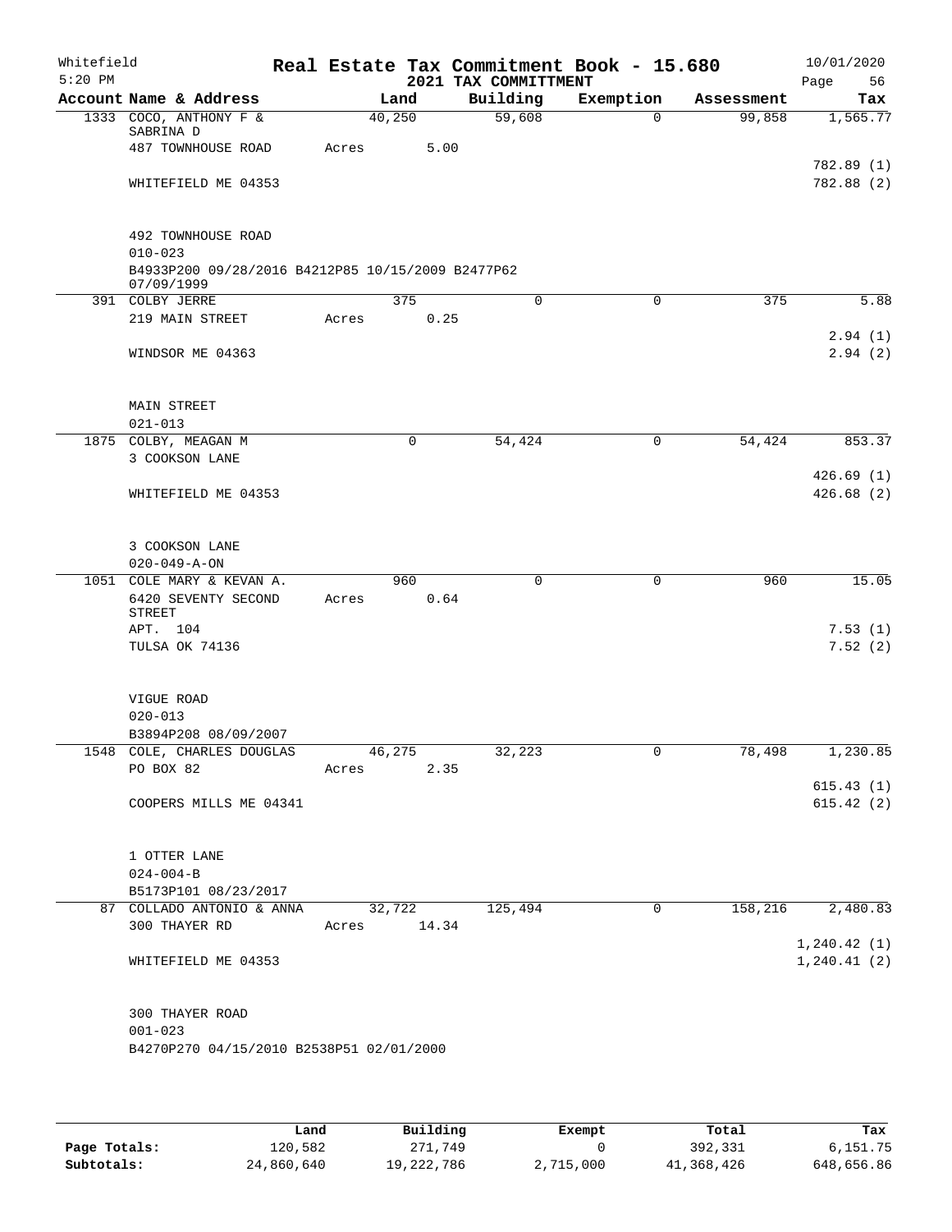Whitefield
5:20 PM

# Real Estate Tax Commitment Book - 15.680
## 2021 TAX COMMITTMENT

10/01/2020

| Account Name & Address | Land | Building | Exemption | Assessment | Tax |
|---|---|---|---|---|---|
| 1333 COCO, ANTHONY F & SABRINA D | 40,250 | 59,608 | 0 | 99,858 | 1,565.77 |
| 487 TOWNHOUSE ROAD | Acres 5.00 | | | | |
| | | | | | 782.89 (1) |
| WHITEFIELD ME 04353 | | | | | 782.88 (2) |
| 492 TOWNHOUSE ROAD | | | | | |
| 010-023 | | | | | |
| B4933P200 09/28/2016 B4212P85 10/15/2009 B2477P62 07/09/1999 | | | | | |
| 391 COLBY JERRE | 375 | 0 | 0 | 375 | 5.88 |
| 219 MAIN STREET | Acres 0.25 | | | | |
| | | | | | 2.94 (1) |
| WINDSOR ME 04363 | | | | | 2.94 (2) |
| MAIN STREET | | | | | |
| 021-013 | | | | | |
| 1875 COLBY, MEAGAN M | 0 | 54,424 | 0 | 54,424 | 853.37 |
| 3 COOKSON LANE | | | | | |
| | | | | | 426.69 (1) |
| WHITEFIELD ME 04353 | | | | | 426.68 (2) |
| 3 COOKSON LANE | | | | | |
| 020-049-A-ON | | | | | |
| 1051 COLE MARY & KEVAN A. | 960 | 0 | 0 | 960 | 15.05 |
| 6420 SEVENTY SECOND STREET | Acres 0.64 | | | | |
| APT. 104 | | | | | 7.53 (1) |
| TULSA OK 74136 | | | | | 7.52 (2) |
| VIGUE ROAD | | | | | |
| 020-013 | | | | | |
| B3894P208 08/09/2007 | | | | | |
| 1548 COLE, CHARLES DOUGLAS | 46,275 | 32,223 | 0 | 78,498 | 1,230.85 |
| PO BOX 82 | Acres 2.35 | | | | |
| | | | | | 615.43 (1) |
| COOPERS MILLS ME 04341 | | | | | 615.42 (2) |
| 1 OTTER LANE | | | | | |
| 024-004-B | | | | | |
| B5173P101 08/23/2017 | | | | | |
| 87 COLLADO ANTONIO & ANNA | 32,722 | 125,494 | 0 | 158,216 | 2,480.83 |
| 300 THAYER RD | Acres 14.34 | | | | |
| | | | | | 1,240.42 (1) |
| WHITEFIELD ME 04353 | | | | | 1,240.41 (2) |
| 300 THAYER ROAD | | | | | |
| 001-023 | | | | | |
| B4270P270 04/15/2010 B2538P51 02/01/2000 | | | | | |

| | Land | Building | Exempt | Total | Tax |
|---|---|---|---|---|---|
| Page Totals: | 120,582 | 271,749 | 0 | 392,331 | 6,151.75 |
| Subtotals: | 24,860,640 | 19,222,786 | 2,715,000 | 41,368,426 | 648,656.86 |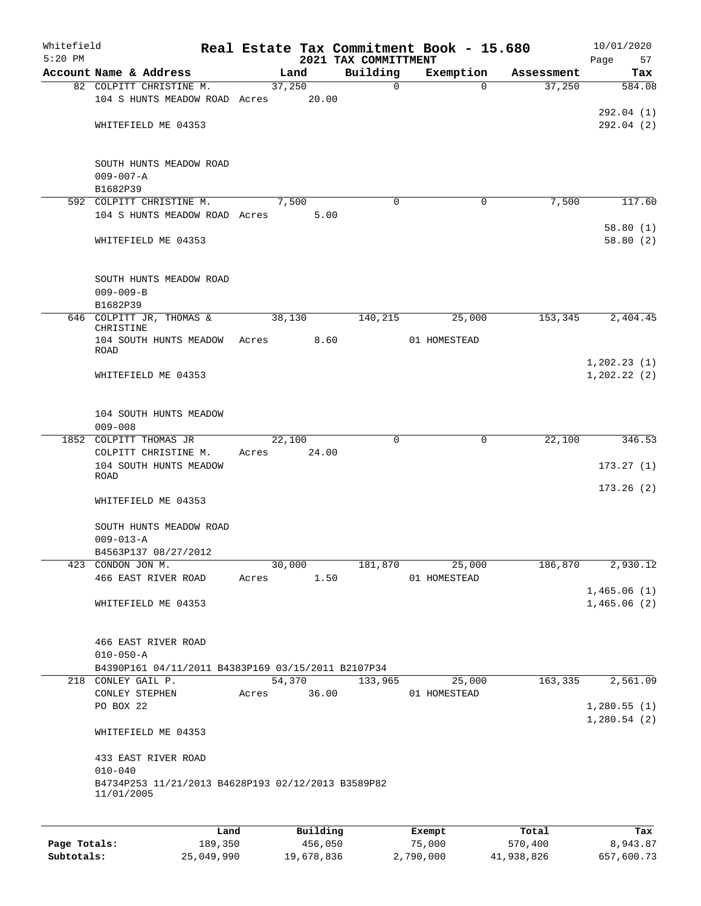Whitefield
5:20 PM

# Real Estate Tax Commitment Book - 15.680
## 2021 TAX COMMITTMENT

10/01/2020

| Account Name & Address | Land | Building | Exemption | Assessment | Tax |
|---|---|---|---|---|---|
| 82 COLPITT CHRISTINE M. | 37,250 | 0 | 0 | 37,250 | 584.08 |
| 104 S HUNTS MEADOW ROAD | Acres 20.00 | | | | |
| | | | | | 292.04 (1) |
| WHITEFIELD ME 04353 | | | | | 292.04 (2) |
| SOUTH HUNTS MEADOW ROAD | | | | | |
| 009-007-A | | | | | |
| B1682P39 | | | | | |
| 592 COLPITT CHRISTINE M. | 7,500 | 0 | 0 | 7,500 | 117.60 |
| 104 S HUNTS MEADOW ROAD | Acres 5.00 | | | | |
| | | | | | 58.80 (1) |
| WHITEFIELD ME 04353 | | | | | 58.80 (2) |
| SOUTH HUNTS MEADOW ROAD | | | | | |
| 009-009-B | | | | | |
| B1682P39 | | | | | |
| 646 COLPITT JR, THOMAS & CHRISTINE | 38,130 | 140,215 | 25,000 | 153,345 | 2,404.45 |
| 104 SOUTH HUNTS MEADOW ROAD | Acres 8.60 | | 01 HOMESTEAD | | |
| | | | | | 1,202.23 (1) |
| WHITEFIELD ME 04353 | | | | | 1,202.22 (2) |
| 104 SOUTH HUNTS MEADOW | | | | | |
| 009-008 | | | | | |
| 1852 COLPITT THOMAS JR | 22,100 | 0 | 0 | 22,100 | 346.53 |
| COLPITT CHRISTINE M. | Acres 24.00 | | | | |
| 104 SOUTH HUNTS MEADOW ROAD | | | | | 173.27 (1) |
| | | | | | 173.26 (2) |
| WHITEFIELD ME 04353 | | | | | |
| SOUTH HUNTS MEADOW ROAD | | | | | |
| 009-013-A | | | | | |
| B4563P137 08/27/2012 | | | | | |
| 423 CONDON JON M. | 30,000 | 181,870 | 25,000 | 186,870 | 2,930.12 |
| 466 EAST RIVER ROAD | Acres 1.50 | | 01 HOMESTEAD | | |
| | | | | | 1,465.06 (1) |
| WHITEFIELD ME 04353 | | | | | 1,465.06 (2) |
| 466 EAST RIVER ROAD | | | | | |
| 010-050-A | | | | | |
| B4390P161 04/11/2011 B4383P169 03/15/2011 B2107P34 | | | | | |
| 218 CONLEY GAIL P. | 54,370 | 133,965 | 25,000 | 163,335 | 2,561.09 |
| CONLEY STEPHEN | Acres 36.00 | | 01 HOMESTEAD | | |
| PO BOX 22 | | | | | 1,280.55 (1) |
| | | | | | 1,280.54 (2) |
| WHITEFIELD ME 04353 | | | | | |
| 433 EAST RIVER ROAD | | | | | |
| 010-040 | | | | | |
| B4734P253 11/21/2013 B4628P193 02/12/2013 B3589P82 11/01/2005 | | | | | |

| | Land | Building | Exempt | Total | Tax |
|---|---|---|---|---|---|
| Page Totals: | 189,350 | 456,050 | 75,000 | 570,400 | 8,943.87 |
| Subtotals: | 25,049,990 | 19,678,836 | 2,790,000 | 41,938,826 | 657,600.73 |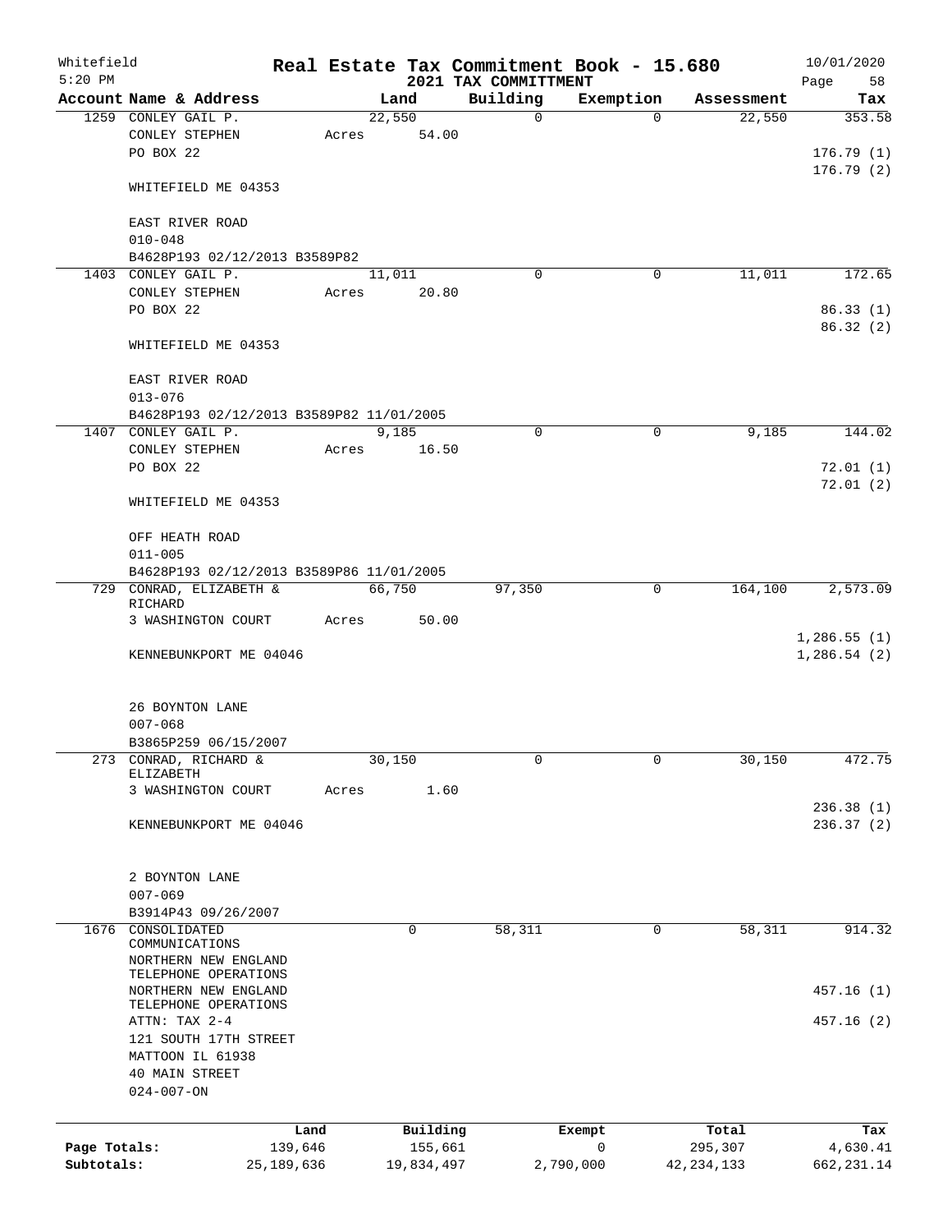Whitefield 5:20 PM

# Real Estate Tax Commitment Book - 15.680
## 2021 TAX COMMITTMENT

10/01/2020

| Account Name & Address | Land | Building | Exemption | Assessment | Tax |
|---|---|---|---|---|---|
| 1259 CONLEY GAIL P.<br>CONLEY STEPHEN<br>PO BOX 22<br><br>WHITEFIELD ME 04353<br><br>EAST RIVER ROAD<br>010-048<br>B4628P193 02/12/2013 B3589P82 | 22,550<br>Acres 54.00 | 0 | 0 | 22,550 | 353.58<br><br>176.79 (1)<br>176.79 (2) |
| 1403 CONLEY GAIL P.<br>CONLEY STEPHEN<br>PO BOX 22<br><br>WHITEFIELD ME 04353<br><br>EAST RIVER ROAD<br>013-076<br>B4628P193 02/12/2013 B3589P82 11/01/2005 | 11,011<br>Acres 20.80 | 0 | 0 | 11,011 | 172.65<br><br>86.33 (1)<br>86.32 (2) |
| 1407 CONLEY GAIL P.<br>CONLEY STEPHEN<br>PO BOX 22<br><br>WHITEFIELD ME 04353<br><br>OFF HEATH ROAD<br>011-005<br>B4628P193 02/12/2013 B3589P86 11/01/2005 | 9,185<br>Acres 16.50 | 0 | 0 | 9,185 | 144.02<br><br>72.01 (1)<br>72.01 (2) |
| 729 CONRAD, ELIZABETH & RICHARD<br>3 WASHINGTON COURT<br><br>KENNEBUNKPORT ME 04046<br><br>26 BOYNTON LANE<br>007-068<br>B3865P259 06/15/2007 | 66,750<br>Acres 50.00 | 97,350 | 0 | 164,100 | 2,573.09<br><br>1,286.55 (1)<br>1,286.54 (2) |
| 273 CONRAD, RICHARD & ELIZABETH<br>3 WASHINGTON COURT<br><br>KENNEBUNKPORT ME 04046<br><br>2 BOYNTON LANE<br>007-069<br>B3914P43 09/26/2007 | 30,150<br>Acres 1.60 | 0 | 0 | 30,150 | 472.75<br><br>236.38 (1)<br>236.37 (2) |
| 1676 CONSOLIDATED COMMUNICATIONS<br>NORTHERN NEW ENGLAND TELEPHONE OPERATIONS<br>NORTHERN NEW ENGLAND TELEPHONE OPERATIONS<br>ATTN: TAX 2-4<br>121 SOUTH 17TH STREET<br>MATTOON IL 61938<br>40 MAIN STREET<br>024-007-ON | 0 | 58,311 | 0 | 58,311 | 914.32<br><br>457.16 (1)<br>457.16 (2) |

| | Land | Building | Exempt | Total | Tax |
|---|---|---|---|---|---|
| Page Totals: | 139,646 | 155,661 | 0 | 295,307 | 4,630.41 |
| Subtotals: | 25,189,636 | 19,834,497 | 2,790,000 | 42,234,133 | 662,231.14 |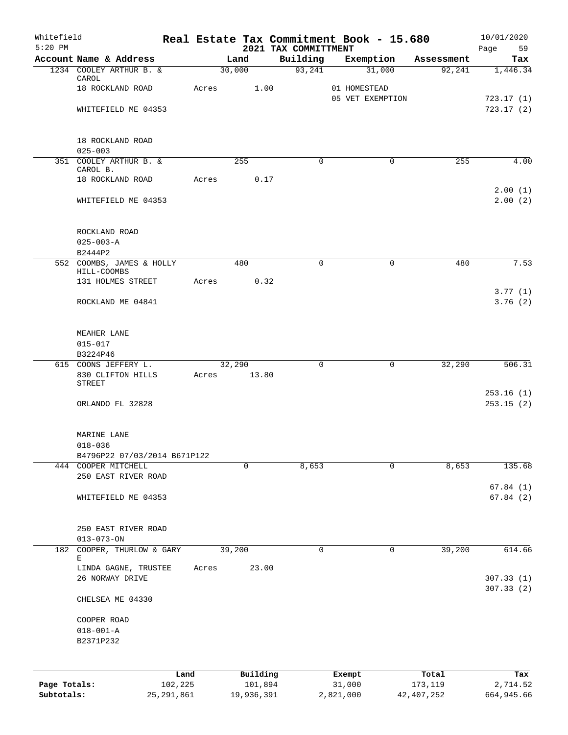Whitefield 5:20 PM

# Real Estate Tax Commitment Book - 15.680
## 2021 TAX COMMITTMENT

10/01/2020 Page 59

| Account | Name & Address | Land | Building | Exemption | Assessment | Tax |
|---|---|---|---|---|---|---|
| 1234 | COOLEY ARTHUR B. & CAROL | 30,000 | 93,241 | 31,000 | 92,241 | 1,446.34 |
| | 18 ROCKLAND ROAD | Acres 1.00 | | 01 HOMESTEAD | | |
| | | | | 05 VET EXEMPTION | | 723.17 (1) |
| | WHITEFIELD ME 04353 | | | | | 723.17 (2) |
| | 18 ROCKLAND ROAD | | | | | |
| | 025-003 | | | | | |
| 351 | COOLEY ARTHUR B. & CAROL B. | 255 | 0 | 0 | 255 | 4.00 |
| | 18 ROCKLAND ROAD | Acres 0.17 | | | | |
| | | | | | | 2.00 (1) |
| | WHITEFIELD ME 04353 | | | | | 2.00 (2) |
| | ROCKLAND ROAD | | | | | |
| | 025-003-A | | | | | |
| | B2444P2 | | | | | |
| 552 | COOMBS, JAMES & HOLLY HILL-COOMBS | 480 | 0 | 0 | 480 | 7.53 |
| | 131 HOLMES STREET | Acres 0.32 | | | | |
| | | | | | | 3.77 (1) |
| | ROCKLAND ME 04841 | | | | | 3.76 (2) |
| | MEAHER LANE | | | | | |
| | 015-017 | | | | | |
| | B3224P46 | | | | | |
| 615 | COONS JEFFERY L. | 32,290 | 0 | 0 | 32,290 | 506.31 |
| | 830 CLIFTON HILLS STREET | Acres 13.80 | | | | |
| | | | | | | 253.16 (1) |
| | ORLANDO FL 32828 | | | | | 253.15 (2) |
| | MARINE LANE | | | | | |
| | 018-036 | | | | | |
| | B4796P22 07/03/2014 B671P122 | | | | | |
| 444 | COOPER MITCHELL | 0 | 8,653 | 0 | 8,653 | 135.68 |
| | 250 EAST RIVER ROAD | | | | | |
| | | | | | | 67.84 (1) |
| | WHITEFIELD ME 04353 | | | | | 67.84 (2) |
| | 250 EAST RIVER ROAD | | | | | |
| | 013-073-ON | | | | | |
| 182 | COOPER, THURLOW & GARY E | 39,200 | 0 | 0 | 39,200 | 614.66 |
| | LINDA GAGNE, TRUSTEE | Acres 23.00 | | | | |
| | 26 NORWAY DRIVE | | | | | 307.33 (1) |
| | | | | | | 307.33 (2) |
| | CHELSEA ME 04330 | | | | | |
| | COOPER ROAD | | | | | |
| | 018-001-A | | | | | |
| | B2371P232 | | | | | |

| | Land | Building | Exempt | Total | Tax |
|---|---|---|---|---|---|
| Page Totals: | 102,225 | 101,894 | 31,000 | 173,119 | 2,714.52 |
| Subtotals: | 25,291,861 | 19,936,391 | 2,821,000 | 42,407,252 | 664,945.66 |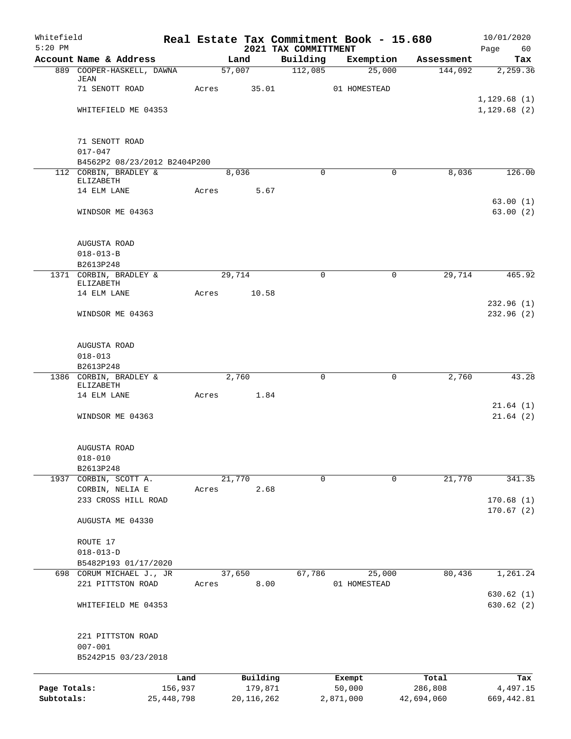Whitefield
5:20 PM

# Real Estate Tax Commitment Book - 15.680
## 2021 TAX COMMITTMENT

10/01/2020
Page 60

| Account Name & Address | Land | Building | Exemption | Assessment | Tax |
|---|---|---|---|---|---|
| 889 COOPER-HASKELL, DAWNA JEAN | 57,007 | 112,085 | 25,000 | 144,092 | 2,259.36 |
| 71 SENOTT ROAD | Acres 35.01 | | 01 HOMESTEAD | | |
| | | | | | 1,129.68 (1) |
| WHITEFIELD ME 04353 | | | | | 1,129.68 (2) |
| 71 SENOTT ROAD | | | | | |
| 017-047 | | | | | |
| B4562P2 08/23/2012 B2404P200 | | | | | |
| 112 CORBIN, BRADLEY & ELIZABETH | 8,036 | 0 | 0 | 8,036 | 126.00 |
| 14 ELM LANE | Acres 5.67 | | | | |
| | | | | | 63.00 (1) |
| WINDSOR ME 04363 | | | | | 63.00 (2) |
| AUGUSTA ROAD | | | | | |
| 018-013-B | | | | | |
| B2613P248 | | | | | |
| 1371 CORBIN, BRADLEY & ELIZABETH | 29,714 | 0 | 0 | 29,714 | 465.92 |
| 14 ELM LANE | Acres 10.58 | | | | |
| | | | | | 232.96 (1) |
| WINDSOR ME 04363 | | | | | 232.96 (2) |
| AUGUSTA ROAD | | | | | |
| 018-013 | | | | | |
| B2613P248 | | | | | |
| 1386 CORBIN, BRADLEY & ELIZABETH | 2,760 | 0 | 0 | 2,760 | 43.28 |
| 14 ELM LANE | Acres 1.84 | | | | |
| | | | | | 21.64 (1) |
| WINDSOR ME 04363 | | | | | 21.64 (2) |
| AUGUSTA ROAD | | | | | |
| 018-010 | | | | | |
| B2613P248 | | | | | |
| 1937 CORBIN, SCOTT A. | 21,770 | 0 | 0 | 21,770 | 341.35 |
| CORBIN, NELIA E | Acres 2.68 | | | | |
| 233 CROSS HILL ROAD | | | | | 170.68 (1) |
| | | | | | 170.67 (2) |
| AUGUSTA ME 04330 | | | | | |
| ROUTE 17 | | | | | |
| 018-013-D | | | | | |
| B5482P193 01/17/2020 | | | | | |
| 698 CORUM MICHAEL J., JR | 37,650 | 67,786 | 25,000 | 80,436 | 1,261.24 |
| 221 PITTSTON ROAD | Acres 8.00 | | 01 HOMESTEAD | | |
| | | | | | 630.62 (1) |
| WHITEFIELD ME 04353 | | | | | 630.62 (2) |
| 221 PITTSTON ROAD | | | | | |
| 007-001 | | | | | |
| B5242P15 03/23/2018 | | | | | |

| | Land | Building | Exempt | Total | Tax |
|---|---|---|---|---|---|
| Page Totals: | 156,937 | 179,871 | 50,000 | 286,808 | 4,497.15 |
| Subtotals: | 25,448,798 | 20,116,262 | 2,871,000 | 42,694,060 | 669,442.81 |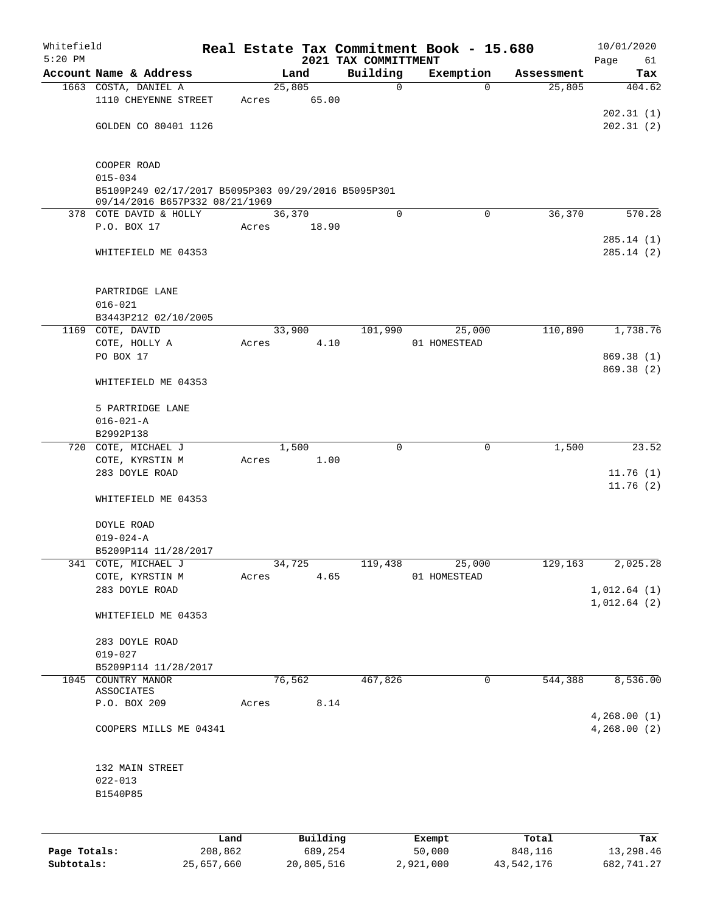Whitefield
5:20 PM

# Real Estate Tax Commitment Book - 15.680
## 2021 TAX COMMITTMENT

10/01/2020

| Account Name & Address | Land | Building | Exemption | Assessment | Tax |
|---|---|---|---|---|---|
| 1663 COSTA, DANIEL A | 25,805 | 0 | 0 | 25,805 | 404.62 |
| 1110 CHEYENNE STREET | Acres 65.00 | | | | |
| | | | | | 202.31 (1) |
| GOLDEN CO 80401 1126 | | | | | 202.31 (2) |
| COOPER ROAD | | | | | |
| 015-034 | | | | | |
| B5109P249 02/17/2017 B5095P303 09/29/2016 B5095P301 09/14/2016 B657P332 08/21/1969 | | | | | |
| 378 COTE DAVID & HOLLY | 36,370 | 0 | 0 | 36,370 | 570.28 |
| P.O. BOX 17 | Acres 18.90 | | | | |
| | | | | | 285.14 (1) |
| WHITEFIELD ME 04353 | | | | | 285.14 (2) |
| PARTRIDGE LANE | | | | | |
| 016-021 | | | | | |
| B3443P212 02/10/2005 | | | | | |
| 1169 COTE, DAVID | 33,900 | 101,990 | 25,000 | 110,890 | 1,738.76 |
| COTE, HOLLY A | Acres 4.10 | | 01 HOMESTEAD | | |
| PO BOX 17 | | | | | 869.38 (1) |
| | | | | | 869.38 (2) |
| WHITEFIELD ME 04353 | | | | | |
| 5 PARTRIDGE LANE | | | | | |
| 016-021-A | | | | | |
| B2992P138 | | | | | |
| 720 COTE, MICHAEL J | 1,500 | 0 | 0 | 1,500 | 23.52 |
| COTE, KYRSTIN M | Acres 1.00 | | | | |
| 283 DOYLE ROAD | | | | | 11.76 (1) |
| | | | | | 11.76 (2) |
| WHITEFIELD ME 04353 | | | | | |
| DOYLE ROAD | | | | | |
| 019-024-A | | | | | |
| B5209P114 11/28/2017 | | | | | |
| 341 COTE, MICHAEL J | 34,725 | 119,438 | 25,000 | 129,163 | 2,025.28 |
| COTE, KYRSTIN M | Acres 4.65 | | 01 HOMESTEAD | | |
| 283 DOYLE ROAD | | | | | 1,012.64 (1) |
| | | | | | 1,012.64 (2) |
| WHITEFIELD ME 04353 | | | | | |
| 283 DOYLE ROAD | | | | | |
| 019-027 | | | | | |
| B5209P114 11/28/2017 | | | | | |
| 1045 COUNTRY MANOR ASSOCIATES | 76,562 | 467,826 | 0 | 544,388 | 8,536.00 |
| P.O. BOX 209 | Acres 8.14 | | | | |
| | | | | | 4,268.00 (1) |
| COOPERS MILLS ME 04341 | | | | | 4,268.00 (2) |
| 132 MAIN STREET | | | | | |
| 022-013 | | | | | |
| B1540P85 | | | | | |

| | Land | Building | Exempt | Total | Tax |
|---|---|---|---|---|---|
| Page Totals: | 208,862 | 689,254 | 50,000 | 848,116 | 13,298.46 |
| Subtotals: | 25,657,660 | 20,805,516 | 2,921,000 | 43,542,176 | 682,741.27 |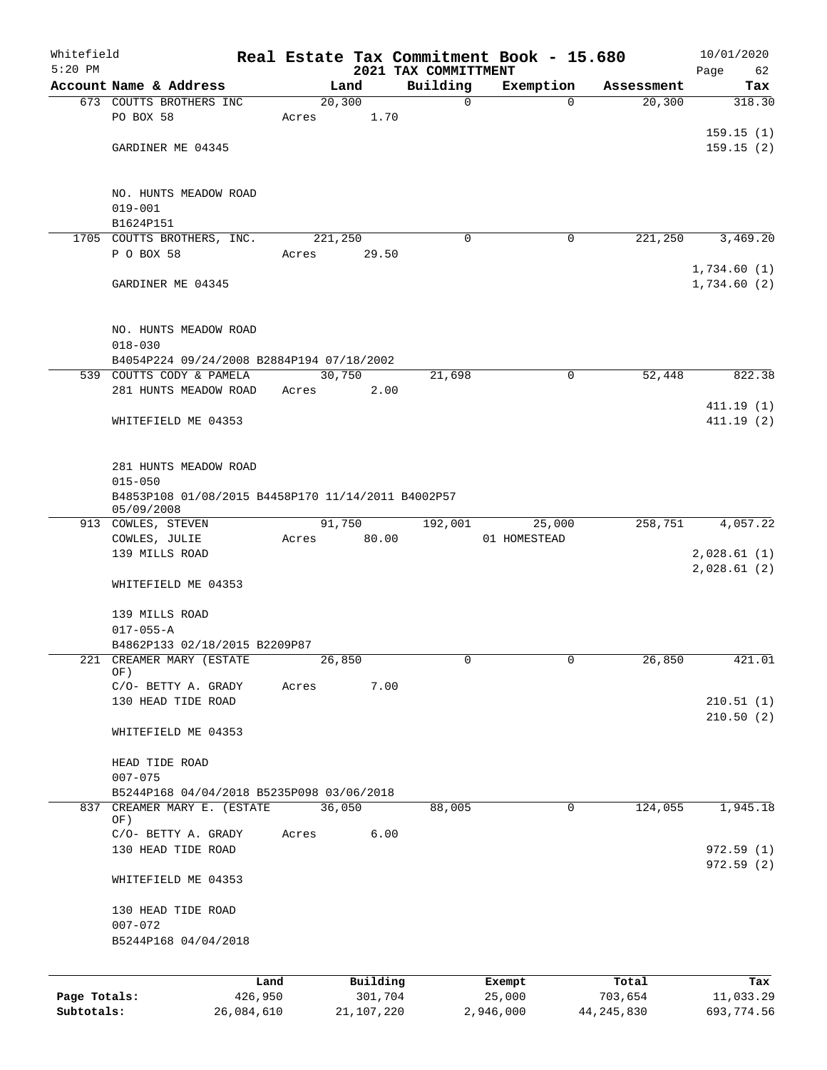Whitefield 5:20 PM

# Real Estate Tax Commitment Book - 15.680

## 2021 TAX COMMITTMENT

10/01/2020 Page 62

| Account Name & Address | Land | Building | Exemption | Assessment | Tax |
|---|---|---|---|---|---|
| 673 COUTTS BROTHERS INC | 20,300 | 0 | 0 | 20,300 | 318.30 |
| PO BOX 58 | Acres 1.70 | | | | |
| | | | | | 159.15 (1) |
| GARDINER ME 04345 | | | | | 159.15 (2) |
| NO. HUNTS MEADOW ROAD | | | | | |
| 019-001 | | | | | |
| B1624P151 | | | | | |
| 1705 COUTTS BROTHERS, INC. | 221,250 | 0 | 0 | 221,250 | 3,469.20 |
| P O BOX 58 | Acres 29.50 | | | | |
| | | | | | 1,734.60 (1) |
| GARDINER ME 04345 | | | | | 1,734.60 (2) |
| NO. HUNTS MEADOW ROAD | | | | | |
| 018-030 | | | | | |
| B4054P224 09/24/2008 B2884P194 07/18/2002 | | | | | |
| 539 COUTTS CODY & PAMELA | 30,750 | 21,698 | 0 | 52,448 | 822.38 |
| 281 HUNTS MEADOW ROAD | Acres 2.00 | | | | |
| | | | | | 411.19 (1) |
| WHITEFIELD ME 04353 | | | | | 411.19 (2) |
| 281 HUNTS MEADOW ROAD | | | | | |
| 015-050 | | | | | |
| B4853P108 01/08/2015 B4458P170 11/14/2011 B4002P57 05/09/2008 | | | | | |
| 913 COWLES, STEVEN | 91,750 | 192,001 | 25,000 | 258,751 | 4,057.22 |
| COWLES, JULIE | Acres 80.00 | | 01 HOMESTEAD | | |
| 139 MILLS ROAD | | | | | 2,028.61 (1) |
| | | | | | 2,028.61 (2) |
| WHITEFIELD ME 04353 | | | | | |
| 139 MILLS ROAD | | | | | |
| 017-055-A | | | | | |
| B4862P133 02/18/2015 B2209P87 | | | | | |
| 221 CREAMER MARY (ESTATE OF) | 26,850 | 0 | 0 | 26,850 | 421.01 |
| C/O- BETTY A. GRADY | Acres 7.00 | | | | |
| 130 HEAD TIDE ROAD | | | | | 210.51 (1) |
| | | | | | 210.50 (2) |
| WHITEFIELD ME 04353 | | | | | |
| HEAD TIDE ROAD | | | | | |
| 007-075 | | | | | |
| B5244P168 04/04/2018 B5235P098 03/06/2018 | | | | | |
| 837 CREAMER MARY E. (ESTATE OF) | 36,050 | 88,005 | 0 | 124,055 | 1,945.18 |
| C/O- BETTY A. GRADY | Acres 6.00 | | | | |
| 130 HEAD TIDE ROAD | | | | | 972.59 (1) |
| | | | | | 972.59 (2) |
| WHITEFIELD ME 04353 | | | | | |
| 130 HEAD TIDE ROAD | | | | | |
| 007-072 | | | | | |
| B5244P168 04/04/2018 | | | | | |

| | Land | Building | Exempt | Total | Tax |
|---|---|---|---|---|---|
| Page Totals: | 426,950 | 301,704 | 25,000 | 703,654 | 11,033.29 |
| Subtotals: | 26,084,610 | 21,107,220 | 2,946,000 | 44,245,830 | 693,774.56 |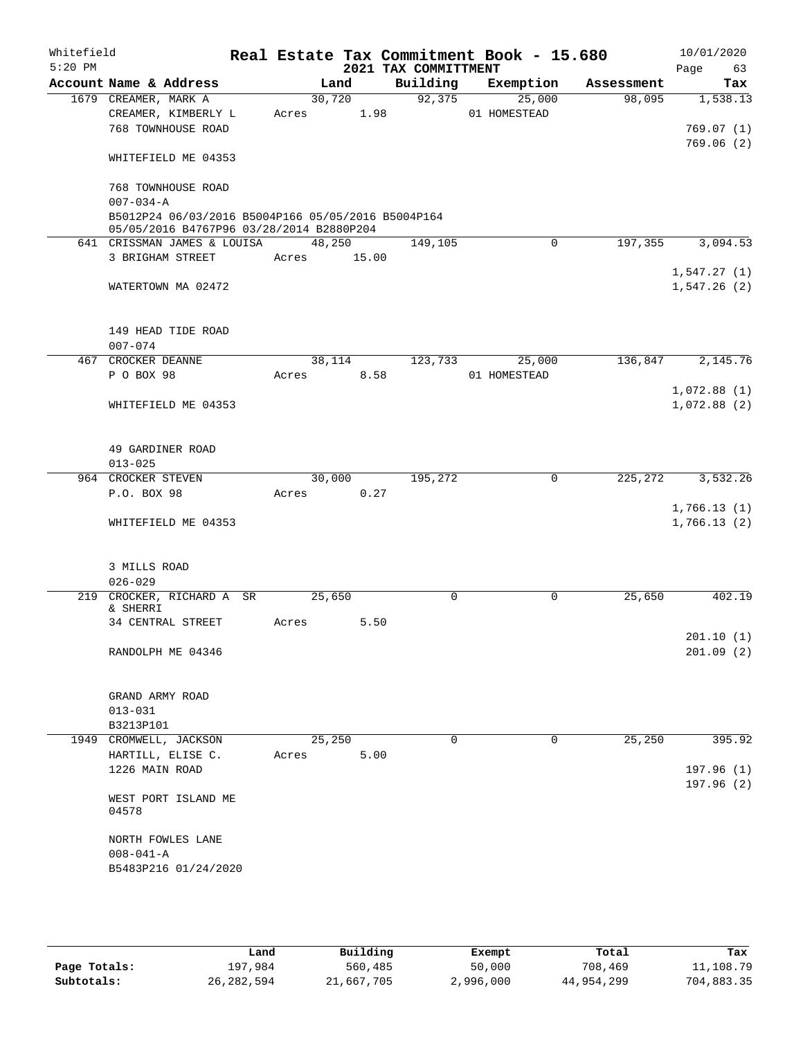Whitefield
5:20 PM

# Real Estate Tax Commitment Book - 15.680
## 2021 TAX COMMITTMENT

10/01/2020

| Account Name & Address | Land | Building | Exemption | Assessment | Tax |
|---|---|---|---|---|---|
| 1679 CREAMER, MARK A | 30,720 | 92,375 | 25,000 | 98,095 | 1,538.13 |
| CREAMER, KIMBERLY L | Acres 1.98 | | 01 HOMESTEAD | | |
| 768 TOWNHOUSE ROAD | | | | | 769.07 (1) |
| | | | | | 769.06 (2) |
| WHITEFIELD ME 04353 | | | | | |
| 768 TOWNHOUSE ROAD | | | | | |
| 007-034-A | | | | | |
| B5012P24 06/03/2016 B5004P166 05/05/2016 B5004P164 05/05/2016 B4767P96 03/28/2014 B2880P204 | | | | | |
| 641 CRISSMAN JAMES & LOUISA | 48,250 | 149,105 | 0 | 197,355 | 3,094.53 |
| 3 BRIGHAM STREET | Acres 15.00 | | | | |
| | | | | | 1,547.27 (1) |
| WATERTOWN MA 02472 | | | | | 1,547.26 (2) |
| 149 HEAD TIDE ROAD | | | | | |
| 007-074 | | | | | |
| 467 CROCKER DEANNE | 38,114 | 123,733 | 25,000 | 136,847 | 2,145.76 |
| P O BOX 98 | Acres 8.58 | | 01 HOMESTEAD | | |
| | | | | | 1,072.88 (1) |
| WHITEFIELD ME 04353 | | | | | 1,072.88 (2) |
| 49 GARDINER ROAD | | | | | |
| 013-025 | | | | | |
| 964 CROCKER STEVEN | 30,000 | 195,272 | 0 | 225,272 | 3,532.26 |
| P.O. BOX 98 | Acres 0.27 | | | | |
| | | | | | 1,766.13 (1) |
| WHITEFIELD ME 04353 | | | | | 1,766.13 (2) |
| 3 MILLS ROAD | | | | | |
| 026-029 | | | | | |
| 219 CROCKER, RICHARD A SR & SHERRI | 25,650 | 0 | 0 | 25,650 | 402.19 |
| 34 CENTRAL STREET | Acres 5.50 | | | | |
| | | | | | 201.10 (1) |
| RANDOLPH ME 04346 | | | | | 201.09 (2) |
| GRAND ARMY ROAD | | | | | |
| 013-031 | | | | | |
| B3213P101 | | | | | |
| 1949 CROMWELL, JACKSON | 25,250 | 0 | 0 | 25,250 | 395.92 |
| HARTILL, ELISE C. | Acres 5.00 | | | | |
| 1226 MAIN ROAD | | | | | 197.96 (1) |
| | | | | | 197.96 (2) |
| WEST PORT ISLAND ME 04578 | | | | | |
| NORTH FOWLES LANE | | | | | |
| 008-041-A | | | | | |
| B5483P216 01/24/2020 | | | | | |

| | Land | Building | Exempt | Total | Tax |
|---|---|---|---|---|---|
| Page Totals: | 197,984 | 560,485 | 50,000 | 708,469 | 11,108.79 |
| Subtotals: | 26,282,594 | 21,667,705 | 2,996,000 | 44,954,299 | 704,883.35 |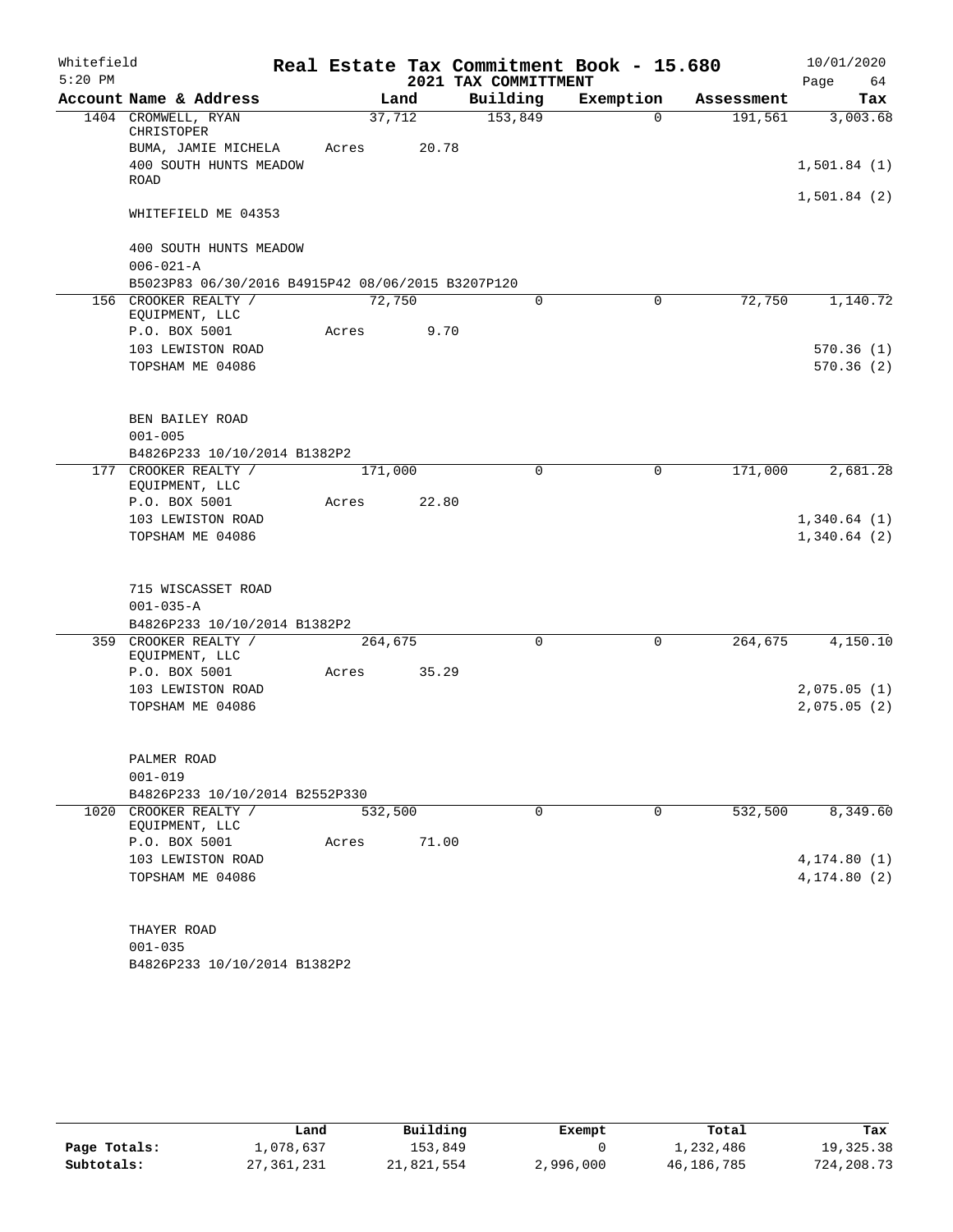Whitefield 5:20 PM

# Real Estate Tax Commitment Book - 15.680

## 2021 TAX COMMITTMENT

10/01/2020

| Account Name & Address | Land | Building | Exemption | Assessment | Tax |
|---|---|---|---|---|---|
| 1404 CROMWELL, RYAN CHRISTOPHER | 37,712 | 153,849 | 0 | 191,561 | 3,003.68 |
| BUMA, JAMIE MICHELA | Acres 20.78 | | | | |
| 400 SOUTH HUNTS MEADOW ROAD | | | | | 1,501.84 (1) |
| | | | | | 1,501.84 (2) |
| WHITEFIELD ME 04353 | | | | | |
| 400 SOUTH HUNTS MEADOW | | | | | |
| 006-021-A | | | | | |
| B5023P83 06/30/2016 B4915P42 08/06/2015 B3207P120 | | | | | |
| 156 CROOKER REALTY / EQUIPMENT, LLC | 72,750 | 0 | 0 | 72,750 | 1,140.72 |
| P.O. BOX 5001 | Acres 9.70 | | | | |
| 103 LEWISTON ROAD | | | | | 570.36 (1) |
| TOPSHAM ME 04086 | | | | | 570.36 (2) |
| BEN BAILEY ROAD | | | | | |
| 001-005 | | | | | |
| B4826P233 10/10/2014 B1382P2 | | | | | |
| 177 CROOKER REALTY / EQUIPMENT, LLC | 171,000 | 0 | 0 | 171,000 | 2,681.28 |
| P.O. BOX 5001 | Acres 22.80 | | | | |
| 103 LEWISTON ROAD | | | | | 1,340.64 (1) |
| TOPSHAM ME 04086 | | | | | 1,340.64 (2) |
| 715 WISCASSET ROAD | | | | | |
| 001-035-A | | | | | |
| B4826P233 10/10/2014 B1382P2 | | | | | |
| 359 CROOKER REALTY / EQUIPMENT, LLC | 264,675 | 0 | 0 | 264,675 | 4,150.10 |
| P.O. BOX 5001 | Acres 35.29 | | | | |
| 103 LEWISTON ROAD | | | | | 2,075.05 (1) |
| TOPSHAM ME 04086 | | | | | 2,075.05 (2) |
| PALMER ROAD | | | | | |
| 001-019 | | | | | |
| B4826P233 10/10/2014 B2552P330 | | | | | |
| 1020 CROOKER REALTY / EQUIPMENT, LLC | 532,500 | 0 | 0 | 532,500 | 8,349.60 |
| P.O. BOX 5001 | Acres 71.00 | | | | |
| 103 LEWISTON ROAD | | | | | 4,174.80 (1) |
| TOPSHAM ME 04086 | | | | | 4,174.80 (2) |
| THAYER ROAD | | | | | |
| 001-035 | | | | | |
| B4826P233 10/10/2014 B1382P2 | | | | | |

| | Land | Building | Exempt | Total | Tax |
|---|---|---|---|---|---|
| Page Totals: | 1,078,637 | 153,849 | 0 | 1,232,486 | 19,325.38 |
| Subtotals: | 27,361,231 | 21,821,554 | 2,996,000 | 46,186,785 | 724,208.73 |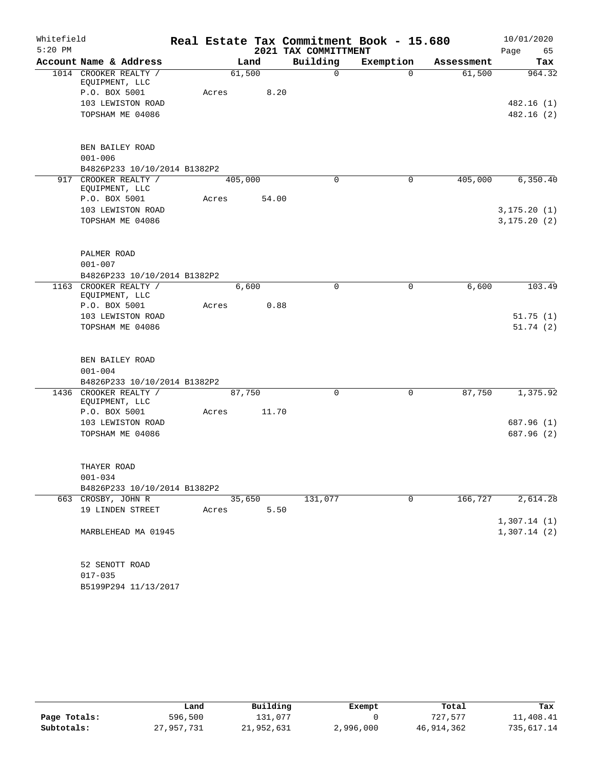Whitefield — Real Estate Tax Commitment Book - 15.680 — 10/01/2020
5:20 PM — 2021 TAX COMMITTMENT — Page 65

| Account Name & Address | Land | Building | Exemption | Assessment | Tax |
|---|---|---|---|---|---|
| 1014 CROOKER REALTY / EQUIPMENT, LLC | 61,500 | 0 | 0 | 61,500 | 964.32 |
| P.O. BOX 5001 | Acres 8.20 | | | | |
| 103 LEWISTON ROAD | | | | | 482.16 (1) |
| TOPSHAM ME 04086 | | | | | 482.16 (2) |
| BEN BAILEY ROAD | | | | | |
| 001-006 | | | | | |
| B4826P233 10/10/2014 B1382P2 | | | | | |
| 917 CROOKER REALTY / EQUIPMENT, LLC | 405,000 | 0 | 0 | 405,000 | 6,350.40 |
| P.O. BOX 5001 | Acres 54.00 | | | | |
| 103 LEWISTON ROAD | | | | | 3,175.20 (1) |
| TOPSHAM ME 04086 | | | | | 3,175.20 (2) |
| PALMER ROAD | | | | | |
| 001-007 | | | | | |
| B4826P233 10/10/2014 B1382P2 | | | | | |
| 1163 CROOKER REALTY / EQUIPMENT, LLC | 6,600 | 0 | 0 | 6,600 | 103.49 |
| P.O. BOX 5001 | Acres 0.88 | | | | |
| 103 LEWISTON ROAD | | | | | 51.75 (1) |
| TOPSHAM ME 04086 | | | | | 51.74 (2) |
| BEN BAILEY ROAD | | | | | |
| 001-004 | | | | | |
| B4826P233 10/10/2014 B1382P2 | | | | | |
| 1436 CROOKER REALTY / EQUIPMENT, LLC | 87,750 | 0 | 0 | 87,750 | 1,375.92 |
| P.O. BOX 5001 | Acres 11.70 | | | | |
| 103 LEWISTON ROAD | | | | | 687.96 (1) |
| TOPSHAM ME 04086 | | | | | 687.96 (2) |
| THAYER ROAD | | | | | |
| 001-034 | | | | | |
| B4826P233 10/10/2014 B1382P2 | | | | | |
| 663 CROSBY, JOHN R | 35,650 | 131,077 | 0 | 166,727 | 2,614.28 |
| 19 LINDEN STREET | Acres 5.50 | | | | |
| | | | | | 1,307.14 (1) |
| MARBLEHEAD MA 01945 | | | | | 1,307.14 (2) |
| 52 SENOTT ROAD | | | | | |
| 017-035 | | | | | |
| B5199P294 11/13/2017 | | | | | |

| | Land | Building | Exempt | Total | Tax |
|---|---|---|---|---|---|
| Page Totals: | 596,500 | 131,077 | 0 | 727,577 | 11,408.41 |
| Subtotals: | 27,957,731 | 21,952,631 | 2,996,000 | 46,914,362 | 735,617.14 |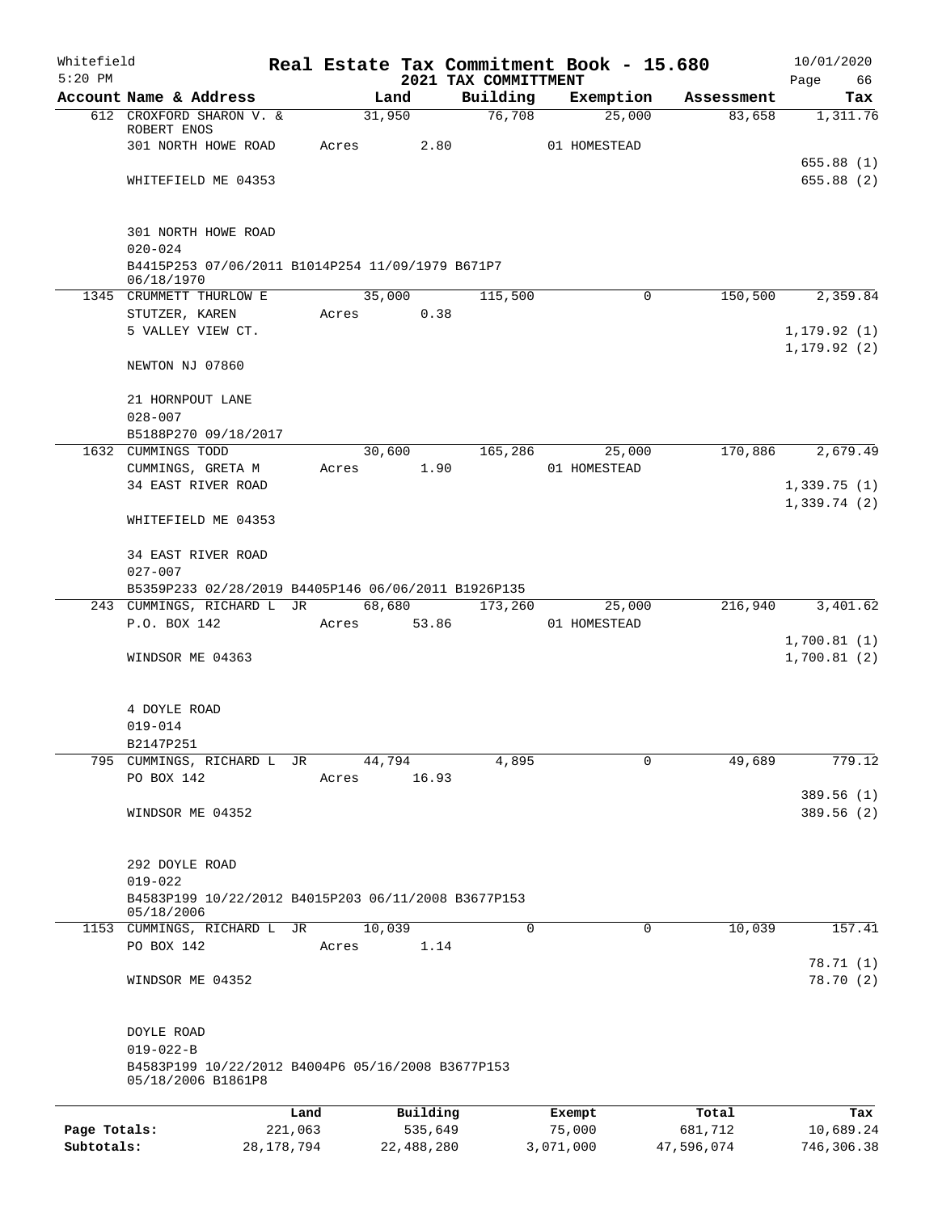# Real Estate Tax Commitment Book - 15.680

Whitefield 5:20 PM — 2021 TAX COMMITTMENT — 10/01/2020

| Account Name & Address | Land | Building | Exemption | Assessment | Tax |
|---|---|---|---|---|---|
| 612 CROXFORD SHARON V. & ROBERT ENOS | 31,950 | 76,708 | 25,000 | 83,658 | 1,311.76 |
| 301 NORTH HOWE ROAD | Acres 2.80 | | 01 HOMESTEAD | | |
| | | | | | 655.88 (1) |
| WHITEFIELD ME 04353 | | | | | 655.88 (2) |
| 301 NORTH HOWE ROAD | | | | | |
| 020-024 | | | | | |
| B4415P253 07/06/2011 B1014P254 11/09/1979 B671P7 06/18/1970 | | | | | |
| 1345 CRUMMETT THURLOW E | 35,000 | 115,500 | 0 | 150,500 | 2,359.84 |
| STUTZER, KAREN | Acres 0.38 | | | | |
| 5 VALLEY VIEW CT. | | | | | 1,179.92 (1) |
| | | | | | 1,179.92 (2) |
| NEWTON NJ 07860 | | | | | |
| 21 HORNPOUT LANE | | | | | |
| 028-007 | | | | | |
| B5188P270 09/18/2017 | | | | | |
| 1632 CUMMINGS TODD | 30,600 | 165,286 | 25,000 | 170,886 | 2,679.49 |
| CUMMINGS, GRETA M | Acres 1.90 | | 01 HOMESTEAD | | |
| 34 EAST RIVER ROAD | | | | | 1,339.75 (1) |
| | | | | | 1,339.74 (2) |
| WHITEFIELD ME 04353 | | | | | |
| 34 EAST RIVER ROAD | | | | | |
| 027-007 | | | | | |
| B5359P233 02/28/2019 B4405P146 06/06/2011 B1926P135 | | | | | |
| 243 CUMMINGS, RICHARD L JR | 68,680 | 173,260 | 25,000 | 216,940 | 3,401.62 |
| P.O. BOX 142 | Acres 53.86 | | 01 HOMESTEAD | | |
| | | | | | 1,700.81 (1) |
| WINDSOR ME 04363 | | | | | 1,700.81 (2) |
| 4 DOYLE ROAD | | | | | |
| 019-014 | | | | | |
| B2147P251 | | | | | |
| 795 CUMMINGS, RICHARD L JR | 44,794 | 4,895 | 0 | 49,689 | 779.12 |
| PO BOX 142 | Acres 16.93 | | | | |
| | | | | | 389.56 (1) |
| WINDSOR ME 04352 | | | | | 389.56 (2) |
| 292 DOYLE ROAD | | | | | |
| 019-022 | | | | | |
| B4583P199 10/22/2012 B4015P203 06/11/2008 B3677P153 05/18/2006 | | | | | |
| 1153 CUMMINGS, RICHARD L JR | 10,039 | 0 | 0 | 10,039 | 157.41 |
| PO BOX 142 | Acres 1.14 | | | | |
| | | | | | 78.71 (1) |
| WINDSOR ME 04352 | | | | | 78.70 (2) |
| DOYLE ROAD | | | | | |
| 019-022-B | | | | | |
| B4583P199 10/22/2012 B4004P6 05/16/2008 B3677P153 05/18/2006 B1861P8 | | | | | |

| | Land | Building | Exempt | Total | Tax |
|---|---|---|---|---|---|
| Page Totals: | 221,063 | 535,649 | 75,000 | 681,712 | 10,689.24 |
| Subtotals: | 28,178,794 | 22,488,280 | 3,071,000 | 47,596,074 | 746,306.38 |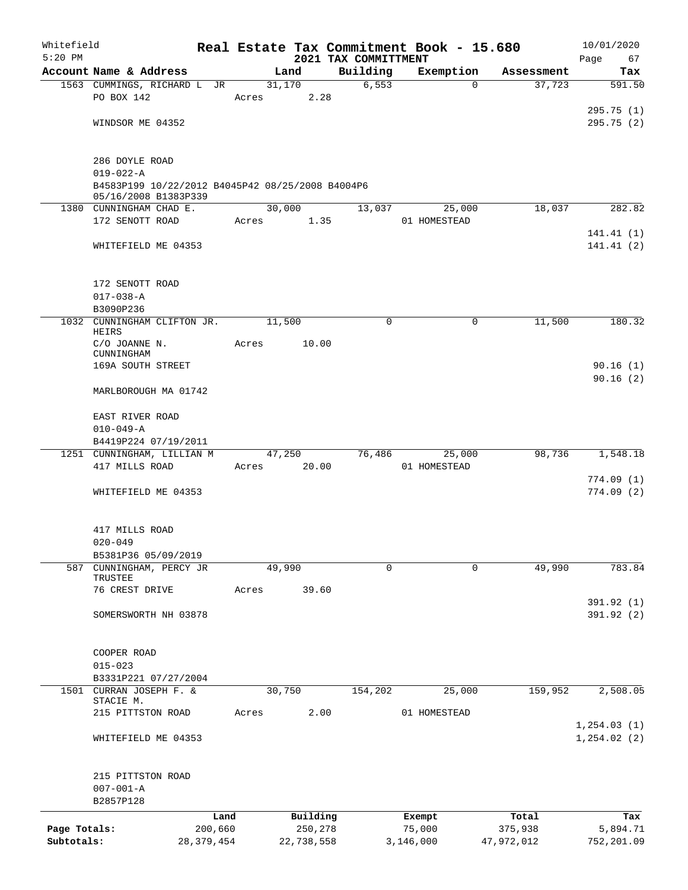Whitefield 5:20 PM

# Real Estate Tax Commitment Book - 15.680

## 2021 TAX COMMITTMENT

10/01/2020

| Account Name & Address | Land | Building | Exemption | Assessment | Tax |
|---|---|---|---|---|---|
| 1563 CUMMINGS, RICHARD L JR<br>PO BOX 142<br><br>WINDSOR ME 04352<br><br>286 DOYLE ROAD<br>019-022-A<br>B4583P199 10/22/2012 B4045P42 08/25/2008 B4004P6 05/16/2008 B1383P339 | 31,170<br>Acres 2.28 | 6,553 | 0 | 37,723 | 591.50<br><br>295.75 (1)<br>295.75 (2) |
| 1380 CUNNINGHAM CHAD E.<br>172 SENOTT ROAD<br><br>WHITEFIELD ME 04353<br><br>172 SENOTT ROAD<br>017-038-A<br>B3090P236 | 30,000<br>Acres 1.35 | 13,037 | 25,000<br>01 HOMESTEAD | 18,037 | 282.82<br><br>141.41 (1)<br>141.41 (2) |
| 1032 CUNNINGHAM CLIFTON JR. HEIRS<br>C/O JOANNE N. CUNNINGHAM<br>169A SOUTH STREET<br><br>MARLBOROUGH MA 01742<br><br>EAST RIVER ROAD<br>010-049-A<br>B4419P224 07/19/2011 | 11,500<br>Acres 10.00 | 0 | 0 | 11,500 | 180.32<br><br>90.16 (1)<br>90.16 (2) |
| 1251 CUNNINGHAM, LILLIAN M<br>417 MILLS ROAD<br><br>WHITEFIELD ME 04353<br><br>417 MILLS ROAD<br>020-049<br>B5381P36 05/09/2019 | 47,250<br>Acres 20.00 | 76,486 | 25,000<br>01 HOMESTEAD | 98,736 | 1,548.18<br><br>774.09 (1)<br>774.09 (2) |
| 587 CUNNINGHAM, PERCY JR TRUSTEE<br>76 CREST DRIVE<br><br>SOMERSWORTH NH 03878<br><br>COOPER ROAD<br>015-023<br>B3331P221 07/27/2004 | 49,990<br>Acres 39.60 | 0 | 0 | 49,990 | 783.84<br><br>391.92 (1)<br>391.92 (2) |
| 1501 CURRAN JOSEPH F. & STACIE M.<br>215 PITTSTON ROAD<br><br>WHITEFIELD ME 04353<br><br>215 PITTSTON ROAD<br>007-001-A<br>B2857P128 | 30,750<br>Acres 2.00 | 154,202 | 25,000<br>01 HOMESTEAD | 159,952 | 2,508.05<br><br>1,254.03 (1)<br>1,254.02 (2) |

| | Land | Building | Exempt | Total | Tax |
|---|---|---|---|---|---|
| Page Totals: | 200,660 | 250,278 | 75,000 | 375,938 | 5,894.71 |
| Subtotals: | 28,379,454 | 22,738,558 | 3,146,000 | 47,972,012 | 752,201.09 |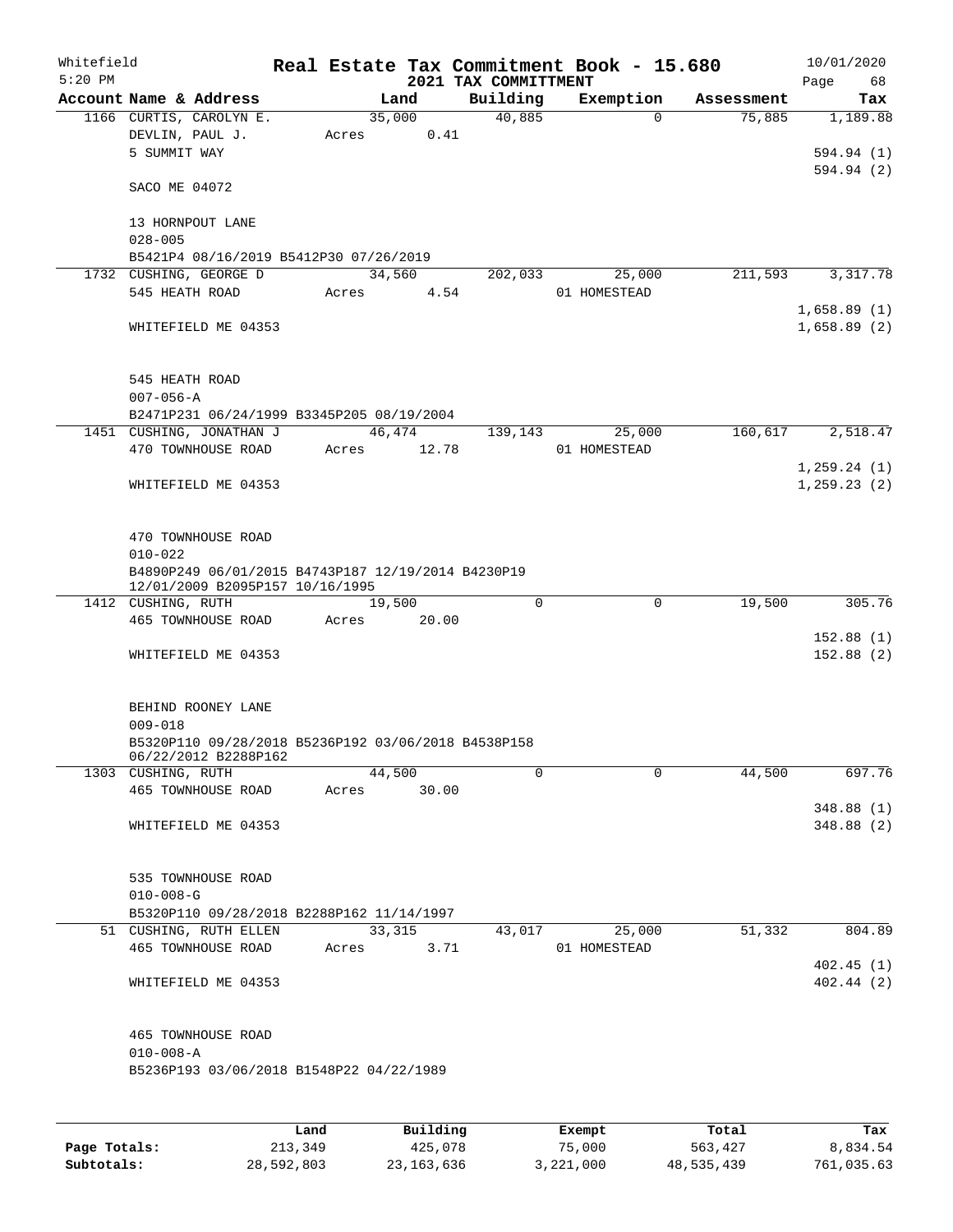Whitefield 5:20 PM

# Real Estate Tax Commitment Book - 15.680

## 2021 TAX COMMITTMENT

10/01/2020 Page 68

| Account | Name & Address | Land | Building | Exemption | Assessment | Tax |
|---|---|---|---|---|---|---|
| 1166 | CURTIS, CAROLYN E. | 35,000 | 40,885 | 0 | 75,885 | 1,189.88 |
| | DEVLIN, PAUL J. | Acres 0.41 | | | | |
| | 5 SUMMIT WAY | | | | | 594.94 (1) |
| | | | | | | 594.94 (2) |
| | SACO ME 04072 | | | | | |
| | 13 HORNPOUT LANE | | | | | |
| | 028-005 | | | | | |
| | B5421P4 08/16/2019 B5412P30 07/26/2019 | | | | | |
| 1732 | CUSHING, GEORGE D | 34,560 | 202,033 | 25,000 | 211,593 | 3,317.78 |
| | 545 HEATH ROAD | Acres 4.54 | | 01 HOMESTEAD | | |
| | | | | | | 1,658.89 (1) |
| | WHITEFIELD ME 04353 | | | | | 1,658.89 (2) |
| | 545 HEATH ROAD | | | | | |
| | 007-056-A | | | | | |
| | B2471P231 06/24/1999 B3345P205 08/19/2004 | | | | | |
| 1451 | CUSHING, JONATHAN J | 46,474 | 139,143 | 25,000 | 160,617 | 2,518.47 |
| | 470 TOWNHOUSE ROAD | Acres 12.78 | | 01 HOMESTEAD | | |
| | | | | | | 1,259.24 (1) |
| | WHITEFIELD ME 04353 | | | | | 1,259.23 (2) |
| | 470 TOWNHOUSE ROAD | | | | | |
| | 010-022 | | | | | |
| | B4890P249 06/01/2015 B4743P187 12/19/2014 B4230P19 12/01/2009 B2095P157 10/16/1995 | | | | | |
| 1412 | CUSHING, RUTH | 19,500 | 0 | 0 | 19,500 | 305.76 |
| | 465 TOWNHOUSE ROAD | Acres 20.00 | | | | |
| | | | | | | 152.88 (1) |
| | WHITEFIELD ME 04353 | | | | | 152.88 (2) |
| | BEHIND ROONEY LANE | | | | | |
| | 009-018 | | | | | |
| | B5320P110 09/28/2018 B5236P192 03/06/2018 B4538P158 06/22/2012 B2288P162 | | | | | |
| 1303 | CUSHING, RUTH | 44,500 | 0 | 0 | 44,500 | 697.76 |
| | 465 TOWNHOUSE ROAD | Acres 30.00 | | | | |
| | | | | | | 348.88 (1) |
| | WHITEFIELD ME 04353 | | | | | 348.88 (2) |
| | 535 TOWNHOUSE ROAD | | | | | |
| | 010-008-G | | | | | |
| | B5320P110 09/28/2018 B2288P162 11/14/1997 | | | | | |
| 51 | CUSHING, RUTH ELLEN | 33,315 | 43,017 | 25,000 | 51,332 | 804.89 |
| | 465 TOWNHOUSE ROAD | Acres 3.71 | | 01 HOMESTEAD | | |
| | | | | | | 402.45 (1) |
| | WHITEFIELD ME 04353 | | | | | 402.44 (2) |
| | 465 TOWNHOUSE ROAD | | | | | |
| | 010-008-A | | | | | |
| | B5236P193 03/06/2018 B1548P22 04/22/1989 | | | | | |

| | Land | Building | Exempt | Total | Tax |
|---|---|---|---|---|---|
| Page Totals: | 213,349 | 425,078 | 75,000 | 563,427 | 8,834.54 |
| Subtotals: | 28,592,803 | 23,163,636 | 3,221,000 | 48,535,439 | 761,035.63 |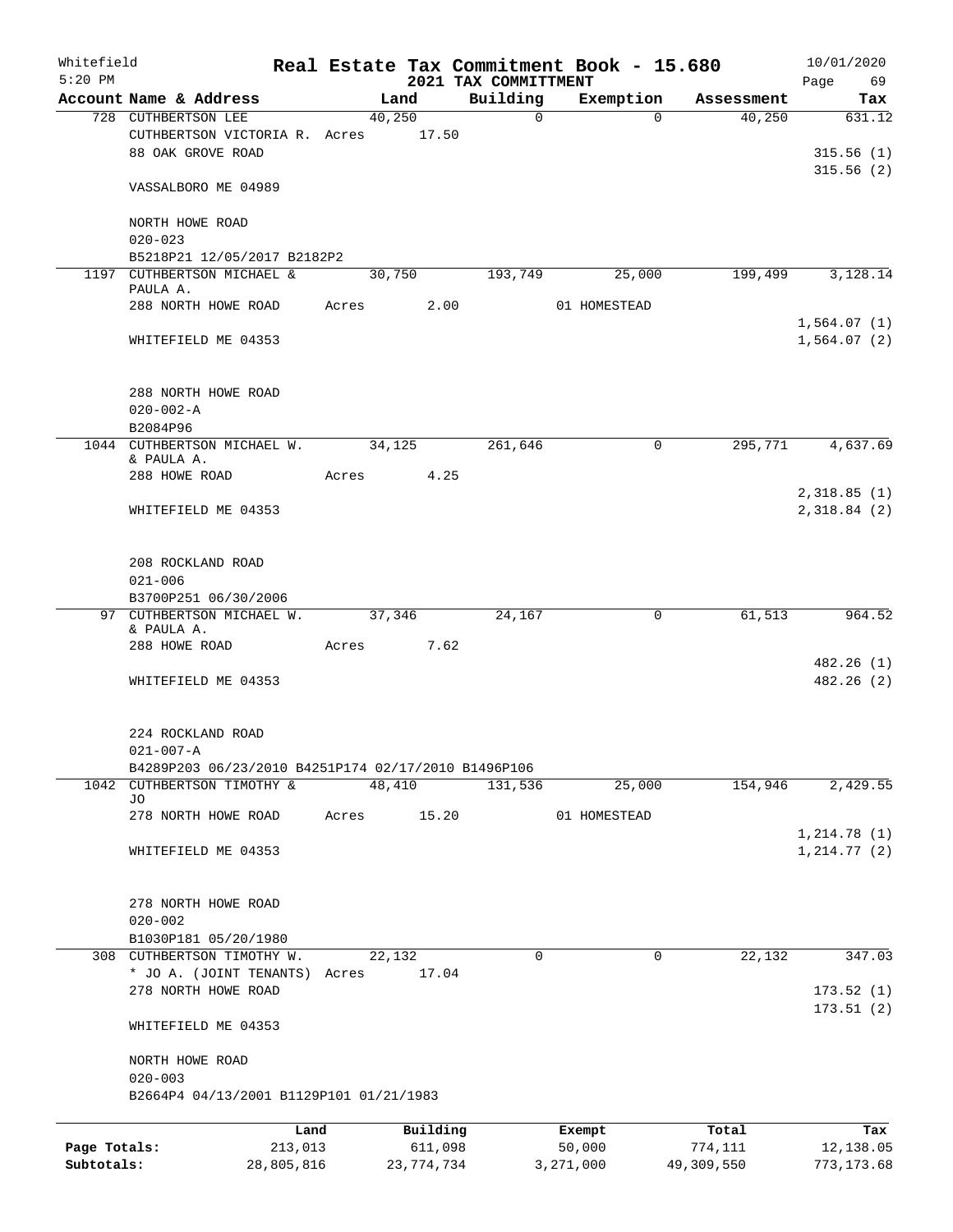Whitefield 5:20 PM

# Real Estate Tax Commitment Book - 15.680

## 2021 TAX COMMITTMENT

10/01/2020

| Account Name & Address | Land | Building | Exemption | Assessment | Tax |
|---|---|---|---|---|---|
| 728 CUTHBERTSON LEE | 40,250 | 0 | 0 | 40,250 | 631.12 |
| CUTHBERTSON VICTORIA R. Acres 17.50 | | | | | |
| 88 OAK GROVE ROAD | | | | | 315.56 (1) |
| | | | | | 315.56 (2) |
| VASSALBORO ME 04989 | | | | | |
| NORTH HOWE ROAD | | | | | |
| 020-023 | | | | | |
| B5218P21 12/05/2017 B2182P2 | | | | | |
| 1197 CUTHBERTSON MICHAEL & PAULA A. | 30,750 | 193,749 | 25,000 | 199,499 | 3,128.14 |
| 288 NORTH HOWE ROAD Acres 2.00 | | | 01 HOMESTEAD | | |
| | | | | | 1,564.07 (1) |
| WHITEFIELD ME 04353 | | | | | 1,564.07 (2) |
| 288 NORTH HOWE ROAD | | | | | |
| 020-002-A | | | | | |
| B2084P96 | | | | | |
| 1044 CUTHBERTSON MICHAEL W. & PAULA A. | 34,125 | 261,646 | 0 | 295,771 | 4,637.69 |
| 288 HOWE ROAD Acres 4.25 | | | | | |
| | | | | | 2,318.85 (1) |
| WHITEFIELD ME 04353 | | | | | 2,318.84 (2) |
| 208 ROCKLAND ROAD | | | | | |
| 021-006 | | | | | |
| B3700P251 06/30/2006 | | | | | |
| 97 CUTHBERTSON MICHAEL W. & PAULA A. | 37,346 | 24,167 | 0 | 61,513 | 964.52 |
| 288 HOWE ROAD Acres 7.62 | | | | | |
| | | | | | 482.26 (1) |
| WHITEFIELD ME 04353 | | | | | 482.26 (2) |
| 224 ROCKLAND ROAD | | | | | |
| 021-007-A | | | | | |
| B4289P203 06/23/2010 B4251P174 02/17/2010 B1496P106 | | | | | |
| 1042 CUTHBERTSON TIMOTHY & JO | 48,410 | 131,536 | 25,000 | 154,946 | 2,429.55 |
| 278 NORTH HOWE ROAD Acres 15.20 | | | 01 HOMESTEAD | | |
| | | | | | 1,214.78 (1) |
| WHITEFIELD ME 04353 | | | | | 1,214.77 (2) |
| 278 NORTH HOWE ROAD | | | | | |
| 020-002 | | | | | |
| B1030P181 05/20/1980 | | | | | |
| 308 CUTHBERTSON TIMOTHY W. | 22,132 | 0 | 0 | 22,132 | 347.03 |
| * JO A. (JOINT TENANTS) Acres 17.04 | | | | | |
| 278 NORTH HOWE ROAD | | | | | 173.52 (1) |
| | | | | | 173.51 (2) |
| WHITEFIELD ME 04353 | | | | | |
| NORTH HOWE ROAD | | | | | |
| 020-003 | | | | | |
| B2664P4 04/13/2001 B1129P101 01/21/1983 | | | | | |

| | Land | Building | Exempt | Total | Tax |
|---|---|---|---|---|---|
| Page Totals: | 213,013 | 611,098 | 50,000 | 774,111 | 12,138.05 |
| Subtotals: | 28,805,816 | 23,774,734 | 3,271,000 | 49,309,550 | 773,173.68 |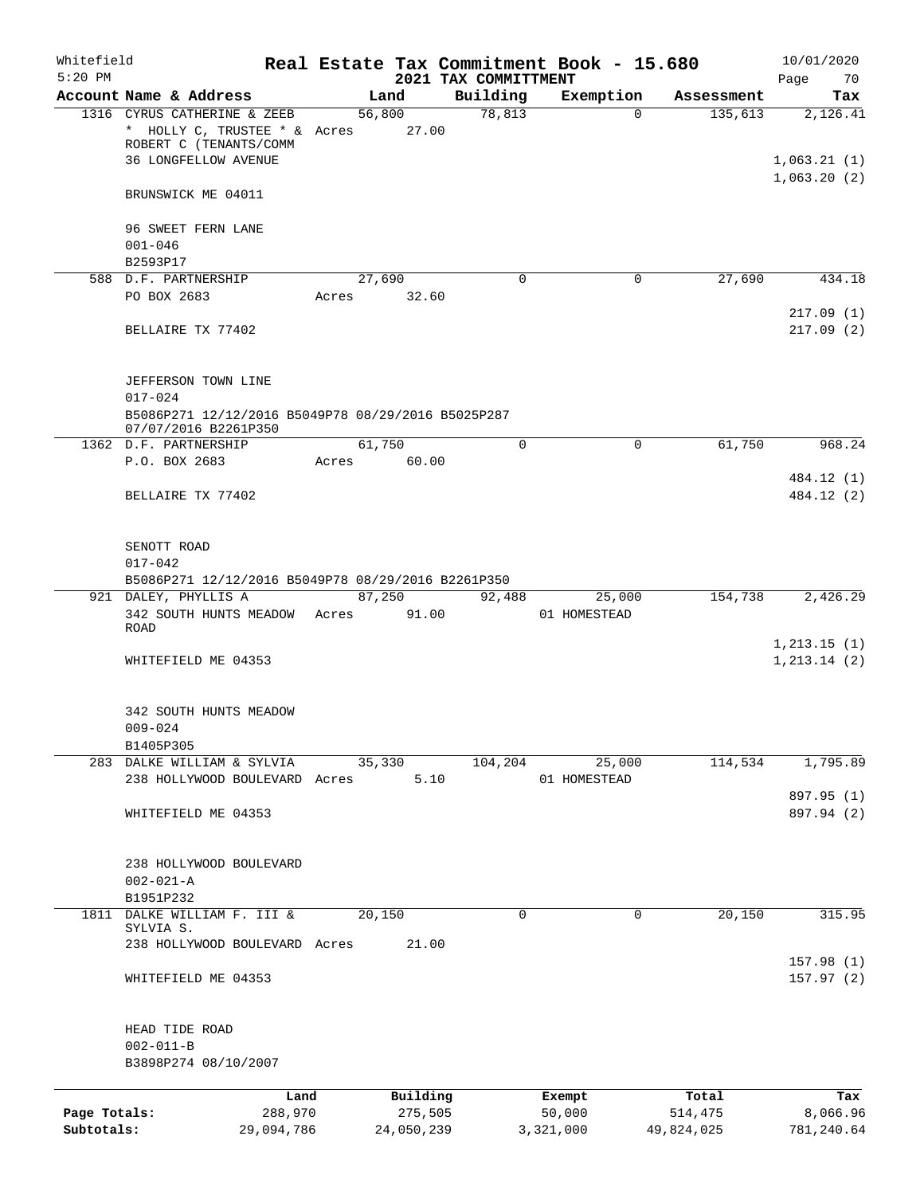Whitefield
5:20 PM

# Real Estate Tax Commitment Book - 15.680

## 2021 TAX COMMITTMENT

10/01/2020

| Account Name & Address | Land | Building | Exemption | Assessment | Tax |
|---|---|---|---|---|---|
| 1316 CYRUS CATHERINE & ZEEB | 56,800 | 78,813 | 0 | 135,613 | 2,126.41 |
| * HOLLY C, TRUSTEE * & ROBERT C (TENANTS/COMM | Acres 27.00 | | | | |
| 36 LONGFELLOW AVENUE | | | | | 1,063.21 (1) |
| | | | | | 1,063.20 (2) |
| BRUNSWICK ME 04011 | | | | | |
| 96 SWEET FERN LANE | | | | | |
| 001-046 | | | | | |
| B2593P17 | | | | | |
| 588 D.F. PARTNERSHIP | 27,690 | 0 | 0 | 27,690 | 434.18 |
| PO BOX 2683 | Acres 32.60 | | | | |
| | | | | | 217.09 (1) |
| BELLAIRE TX 77402 | | | | | 217.09 (2) |
| JEFFERSON TOWN LINE | | | | | |
| 017-024 | | | | | |
| B5086P271 12/12/2016 B5049P78 08/29/2016 B5025P287 07/07/2016 B2261P350 | | | | | |
| 1362 D.F. PARTNERSHIP | 61,750 | 0 | 0 | 61,750 | 968.24 |
| P.O. BOX 2683 | Acres 60.00 | | | | |
| | | | | | 484.12 (1) |
| BELLAIRE TX 77402 | | | | | 484.12 (2) |
| SENOTT ROAD | | | | | |
| 017-042 | | | | | |
| B5086P271 12/12/2016 B5049P78 08/29/2016 B2261P350 | | | | | |
| 921 DALEY, PHYLLIS A | 87,250 | 92,488 | 25,000 | 154,738 | 2,426.29 |
| 342 SOUTH HUNTS MEADOW ROAD | Acres 91.00 | | 01 HOMESTEAD | | |
| | | | | | 1,213.15 (1) |
| WHITEFIELD ME 04353 | | | | | 1,213.14 (2) |
| 342 SOUTH HUNTS MEADOW | | | | | |
| 009-024 | | | | | |
| B1405P305 | | | | | |
| 283 DALKE WILLIAM & SYLVIA | 35,330 | 104,204 | 25,000 | 114,534 | 1,795.89 |
| 238 HOLLYWOOD BOULEVARD | Acres 5.10 | | 01 HOMESTEAD | | |
| | | | | | 897.95 (1) |
| WHITEFIELD ME 04353 | | | | | 897.94 (2) |
| 238 HOLLYWOOD BOULEVARD | | | | | |
| 002-021-A | | | | | |
| B1951P232 | | | | | |
| 1811 DALKE WILLIAM F. III & SYLVIA S. | 20,150 | 0 | 0 | 20,150 | 315.95 |
| 238 HOLLYWOOD BOULEVARD | Acres 21.00 | | | | |
| | | | | | 157.98 (1) |
| WHITEFIELD ME 04353 | | | | | 157.97 (2) |
| HEAD TIDE ROAD | | | | | |
| 002-011-B | | | | | |
| B3898P274 08/10/2007 | | | | | |

| | Land | Building | Exempt | Total | Tax |
|---|---|---|---|---|---|
| Page Totals: | 288,970 | 275,505 | 50,000 | 514,475 | 8,066.96 |
| Subtotals: | 29,094,786 | 24,050,239 | 3,321,000 | 49,824,025 | 781,240.64 |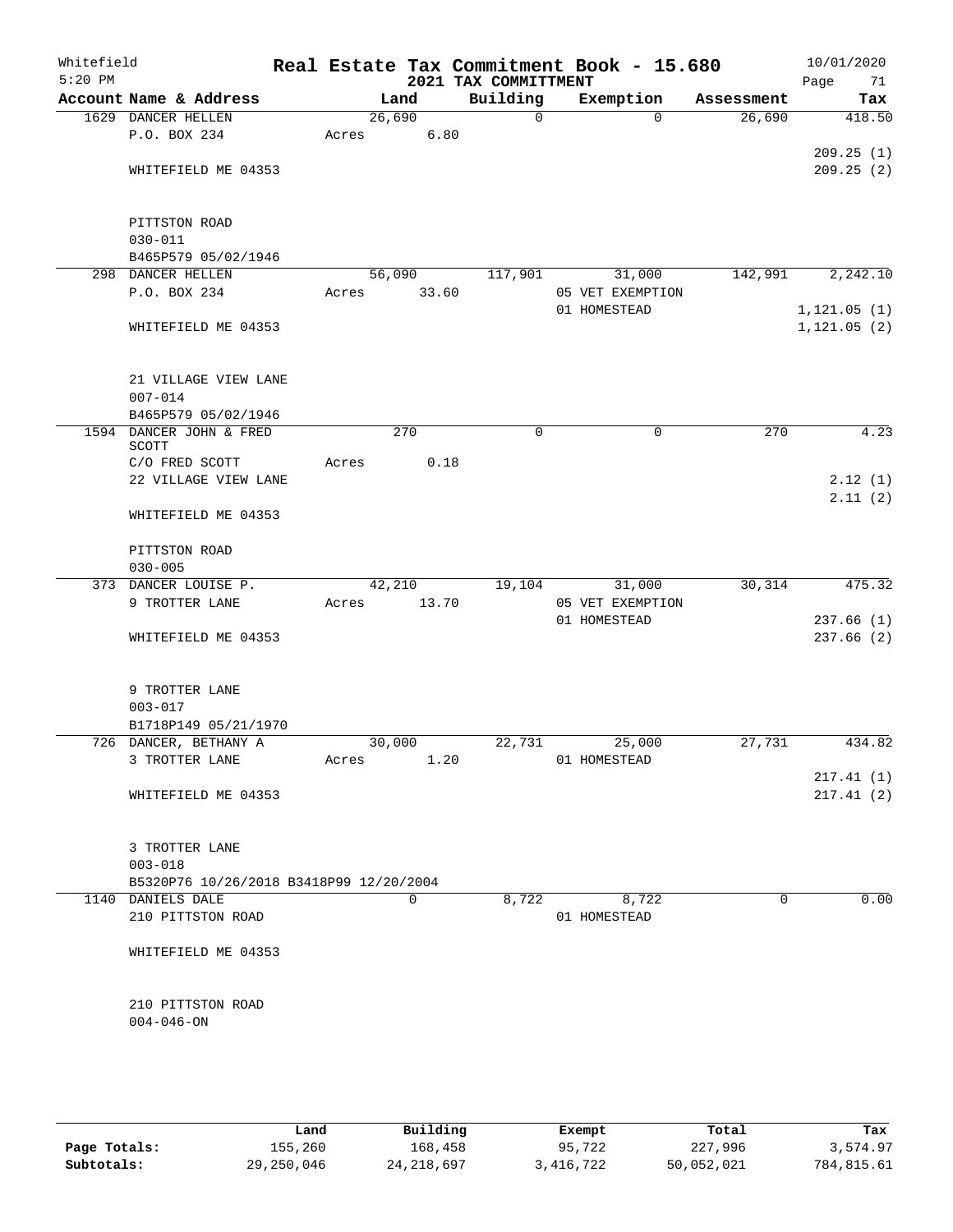Whitefield 5:20 PM

# Real Estate Tax Commitment Book - 15.680

## 2021 TAX COMMITTMENT

10/01/2020

| Account Name & Address | Land | Building | Exemption | Assessment | Tax |
|---|---|---|---|---|---|
| 1629 DANCER HELLEN | 26,690 | 0 | 0 | 26,690 | 418.50 |
| P.O. BOX 234 | Acres 6.80 | | | | |
| | | | | | 209.25 (1) |
| WHITEFIELD ME 04353 | | | | | 209.25 (2) |
| PITTSTON ROAD | | | | | |
| 030-011 | | | | | |
| B465P579 05/02/1946 | | | | | |
| 298 DANCER HELLEN | 56,090 | 117,901 | 31,000 | 142,991 | 2,242.10 |
| P.O. BOX 234 | Acres 33.60 | | 05 VET EXEMPTION | | |
| | | | 01 HOMESTEAD | | 1,121.05 (1) |
| WHITEFIELD ME 04353 | | | | | 1,121.05 (2) |
| 21 VILLAGE VIEW LANE | | | | | |
| 007-014 | | | | | |
| B465P579 05/02/1946 | | | | | |
| 1594 DANCER JOHN & FRED SCOTT | 270 | 0 | 0 | 270 | 4.23 |
| C/O FRED SCOTT | Acres 0.18 | | | | |
| 22 VILLAGE VIEW LANE | | | | | 2.12 (1) |
| | | | | | 2.11 (2) |
| WHITEFIELD ME 04353 | | | | | |
| PITTSTON ROAD | | | | | |
| 030-005 | | | | | |
| 373 DANCER LOUISE P. | 42,210 | 19,104 | 31,000 | 30,314 | 475.32 |
| 9 TROTTER LANE | Acres 13.70 | | 05 VET EXEMPTION | | |
| | | | 01 HOMESTEAD | | 237.66 (1) |
| WHITEFIELD ME 04353 | | | | | 237.66 (2) |
| 9 TROTTER LANE | | | | | |
| 003-017 | | | | | |
| B1718P149 05/21/1970 | | | | | |
| 726 DANCER, BETHANY A | 30,000 | 22,731 | 25,000 | 27,731 | 434.82 |
| 3 TROTTER LANE | Acres 1.20 | | 01 HOMESTEAD | | |
| | | | | | 217.41 (1) |
| WHITEFIELD ME 04353 | | | | | 217.41 (2) |
| 3 TROTTER LANE | | | | | |
| 003-018 | | | | | |
| B5320P76 10/26/2018 B3418P99 12/20/2004 | | | | | |
| 1140 DANIELS DALE | 0 | 8,722 | 8,722 | 0 | 0.00 |
| 210 PITTSTON ROAD | | | 01 HOMESTEAD | | |
| WHITEFIELD ME 04353 | | | | | |
| 210 PITTSTON ROAD | | | | | |
| 004-046-ON | | | | | |

| | Land | Building | Exempt | Total | Tax |
|---|---|---|---|---|---|
| Page Totals: | 155,260 | 168,458 | 95,722 | 227,996 | 3,574.97 |
| Subtotals: | 29,250,046 | 24,218,697 | 3,416,722 | 50,052,021 | 784,815.61 |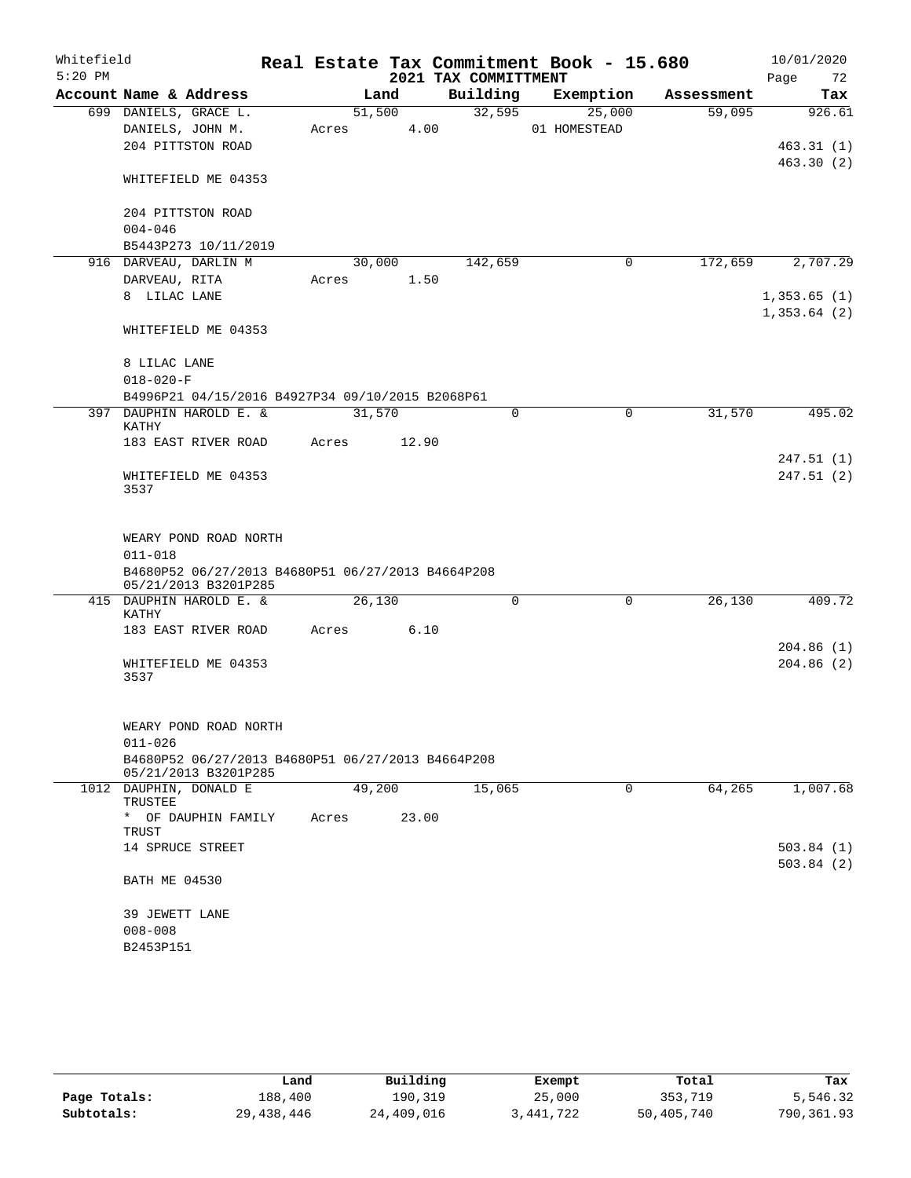Whitefield 5:20 PM

# Real Estate Tax Commitment Book - 15.680
## 2021 TAX COMMITTMENT

10/01/2020 Page 72

| Account Name & Address | Land | Building | Exemption | Assessment | Tax |
|---|---|---|---|---|---|
| 699 DANIELS, GRACE L. | 51,500 | 32,595 | 25,000 | 59,095 | 926.61 |
| DANIELS, JOHN M. | Acres 4.00 | | 01 HOMESTEAD | | |
| 204 PITTSTON ROAD | | | | | 463.31 (1) |
| | | | | | 463.30 (2) |
| WHITEFIELD ME 04353 | | | | | |
| 204 PITTSTON ROAD | | | | | |
| 004-046 | | | | | |
| B5443P273 10/11/2019 | | | | | |
| 916 DARVEAU, DARLIN M | 30,000 | 142,659 | 0 | 172,659 | 2,707.29 |
| DARVEAU, RITA | Acres 1.50 | | | | |
| 8 LILAC LANE | | | | | 1,353.65 (1) |
| | | | | | 1,353.64 (2) |
| WHITEFIELD ME 04353 | | | | | |
| 8 LILAC LANE | | | | | |
| 018-020-F | | | | | |
| B4996P21 04/15/2016 B4927P34 09/10/2015 B2068P61 | | | | | |
| 397 DAUPHIN HAROLD E. & KATHY | 31,570 | 0 | 0 | 31,570 | 495.02 |
| 183 EAST RIVER ROAD | Acres 12.90 | | | | |
| | | | | | 247.51 (1) |
| WHITEFIELD ME 04353 3537 | | | | | 247.51 (2) |
| WEARY POND ROAD NORTH | | | | | |
| 011-018 | | | | | |
| B4680P52 06/27/2013 B4680P51 06/27/2013 B4664P208 05/21/2013 B3201P285 | | | | | |
| 415 DAUPHIN HAROLD E. & KATHY | 26,130 | 0 | 0 | 26,130 | 409.72 |
| 183 EAST RIVER ROAD | Acres 6.10 | | | | |
| | | | | | 204.86 (1) |
| WHITEFIELD ME 04353 3537 | | | | | 204.86 (2) |
| WEARY POND ROAD NORTH | | | | | |
| 011-026 | | | | | |
| B4680P52 06/27/2013 B4680P51 06/27/2013 B4664P208 05/21/2013 B3201P285 | | | | | |
| 1012 DAUPHIN, DONALD E TRUSTEE | 49,200 | 15,065 | 0 | 64,265 | 1,007.68 |
| * OF DAUPHIN FAMILY TRUST | Acres 23.00 | | | | |
| 14 SPRUCE STREET | | | | | 503.84 (1) |
| | | | | | 503.84 (2) |
| BATH ME 04530 | | | | | |
| 39 JEWETT LANE | | | | | |
| 008-008 | | | | | |
| B2453P151 | | | | | |

| | Land | Building | Exempt | Total | Tax |
|---|---|---|---|---|---|
| Page Totals: | 188,400 | 190,319 | 25,000 | 353,719 | 5,546.32 |
| Subtotals: | 29,438,446 | 24,409,016 | 3,441,722 | 50,405,740 | 790,361.93 |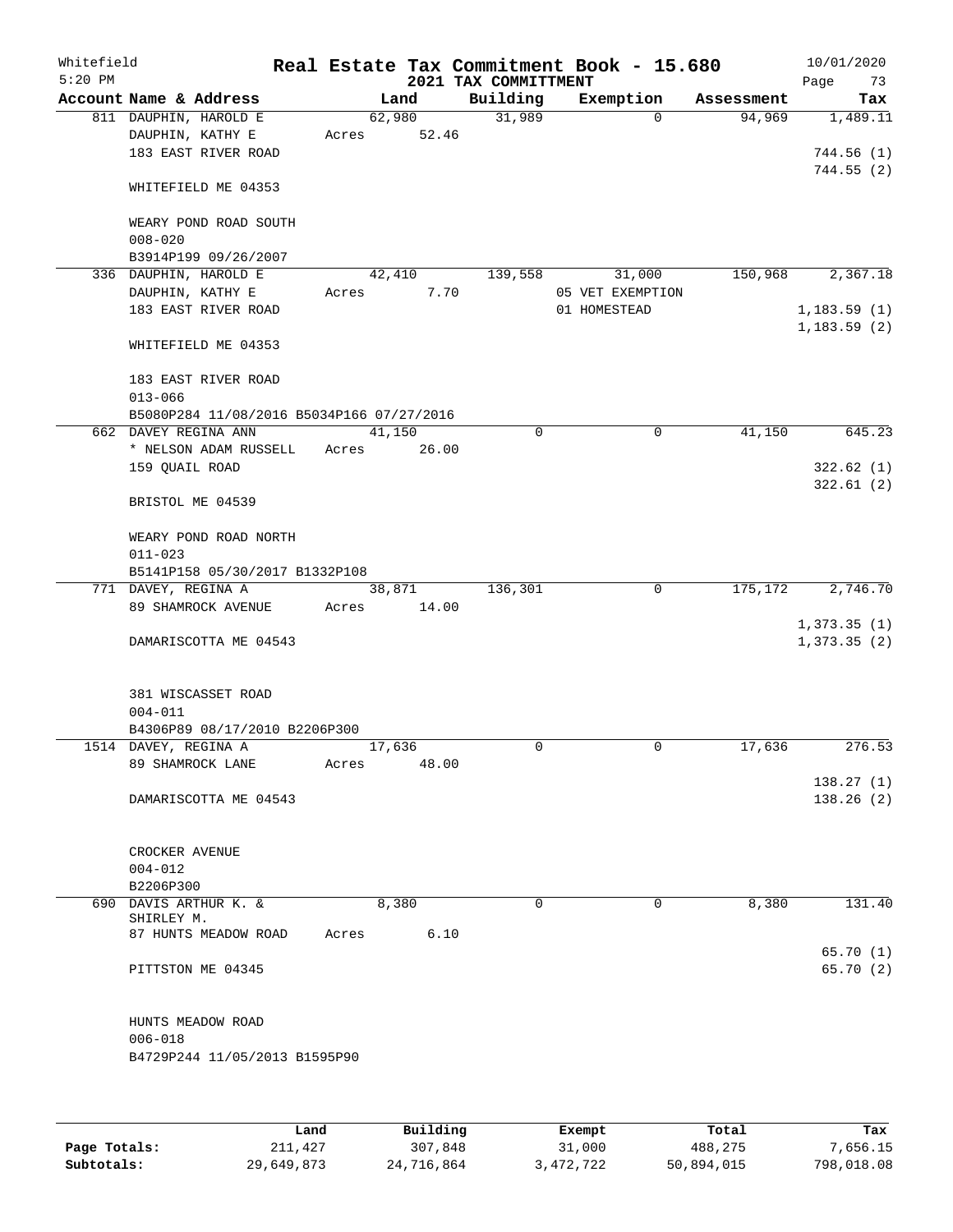Whitefield 5:20 PM

# Real Estate Tax Commitment Book - 15.680

## 2021 TAX COMMITTMENT

10/01/2020

| Account Name & Address | Land | Building | Exemption | Assessment | Tax |
|---|---|---|---|---|---|
| 811 DAUPHIN, HAROLD E<br>DAUPHIN, KATHY E<br>183 EAST RIVER ROAD<br><br>WHITEFIELD ME 04353<br><br>WEARY POND ROAD SOUTH<br>008-020<br>B3914P199 09/26/2007 | 62,980<br>Acres 52.46 | 31,989 | 0 | 94,969 | 1,489.11<br><br>744.56 (1)<br>744.55 (2) |
| 336 DAUPHIN, HAROLD E<br>DAUPHIN, KATHY E<br>183 EAST RIVER ROAD<br><br>WHITEFIELD ME 04353<br><br>183 EAST RIVER ROAD<br>013-066<br>B5080P284 11/08/2016 B5034P166 07/27/2016 | 42,410<br>Acres 7.70 | 139,558 | 31,000<br>05 VET EXEMPTION<br>01 HOMESTEAD | 150,968 | 2,367.18<br><br>1,183.59 (1)<br>1,183.59 (2) |
| 662 DAVEY REGINA ANN<br>* NELSON ADAM RUSSELL<br>159 QUAIL ROAD<br><br>BRISTOL ME 04539<br><br>WEARY POND ROAD NORTH<br>011-023<br>B5141P158 05/30/2017 B1332P108 | 41,150<br>Acres 26.00 | 0 | 0 | 41,150 | 645.23<br><br>322.62 (1)<br>322.61 (2) |
| 771 DAVEY, REGINA A<br>89 SHAMROCK AVENUE<br><br>DAMARISCOTTA ME 04543<br><br>381 WISCASSET ROAD<br>004-011<br>B4306P89 08/17/2010 B2206P300 | 38,871<br>Acres 14.00 | 136,301 | 0 | 175,172 | 2,746.70<br><br>1,373.35 (1)<br>1,373.35 (2) |
| 1514 DAVEY, REGINA A<br>89 SHAMROCK LANE<br><br>DAMARISCOTTA ME 04543<br><br>CROCKER AVENUE<br>004-012<br>B2206P300 | 17,636<br>Acres 48.00 | 0 | 0 | 17,636 | 276.53<br><br>138.27 (1)<br>138.26 (2) |
| 690 DAVIS ARTHUR K. & SHIRLEY M.<br>87 HUNTS MEADOW ROAD<br><br>PITTSTON ME 04345<br><br>HUNTS MEADOW ROAD<br>006-018<br>B4729P244 11/05/2013 B1595P90 | 8,380<br>Acres 6.10 | 0 | 0 | 8,380 | 131.40<br><br>65.70 (1)<br>65.70 (2) |

|  | Land | Building | Exempt | Total | Tax |
|---|---|---|---|---|---|
| Page Totals: | 211,427 | 307,848 | 31,000 | 488,275 | 7,656.15 |
| Subtotals: | 29,649,873 | 24,716,864 | 3,472,722 | 50,894,015 | 798,018.08 |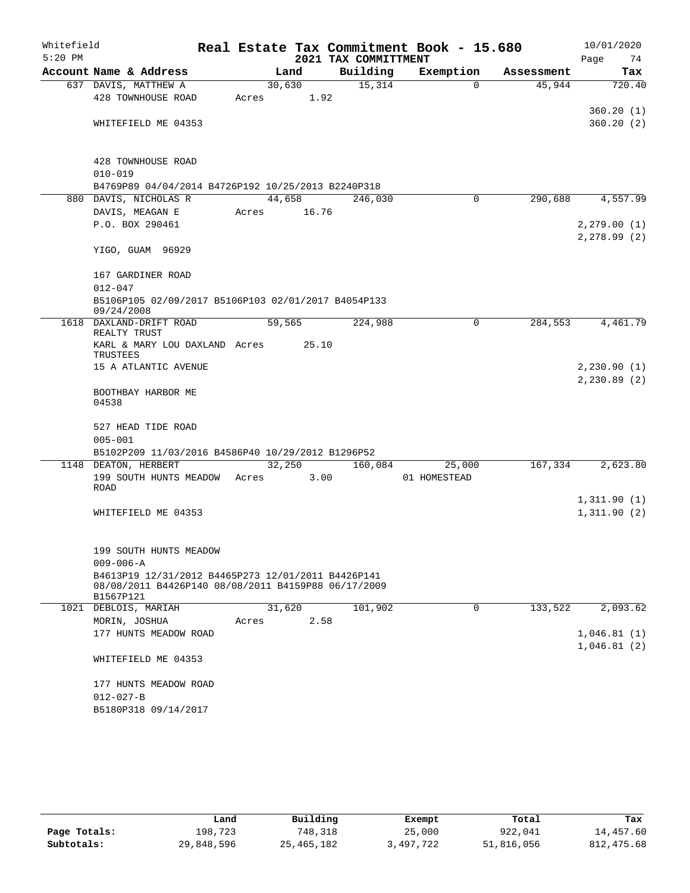Whitefield 5:20 PM

# Real Estate Tax Commitment Book - 15.680

## 2021 TAX COMMITTMENT

10/01/2020

| Account Name & Address | Land | Building | Exemption | Assessment | Tax |
|---|---|---|---|---|---|
| 637 DAVIS, MATTHEW A | 30,630 | 15,314 | 0 | 45,944 | 720.40 |
| 428 TOWNHOUSE ROAD | Acres 1.92 | | | | |
| | | | | | 360.20 (1) |
| WHITEFIELD ME 04353 | | | | | 360.20 (2) |
| 428 TOWNHOUSE ROAD | | | | | |
| 010-019 | | | | | |
| B4769P89 04/04/2014 B4726P192 10/25/2013 B2240P318 | | | | | |
| 880 DAVIS, NICHOLAS R | 44,658 | 246,030 | 0 | 290,688 | 4,557.99 |
| DAVIS, MEAGAN E | Acres 16.76 | | | | |
| P.O. BOX 290461 | | | | | 2,279.00 (1) |
| | | | | | 2,278.99 (2) |
| YIGO, GUAM 96929 | | | | | |
| 167 GARDINER ROAD | | | | | |
| 012-047 | | | | | |
| B5106P105 02/09/2017 B5106P103 02/01/2017 B4054P133 09/24/2008 | | | | | |
| 1618 DAXLAND-DRIFT ROAD REALTY TRUST | 59,565 | 224,988 | 0 | 284,553 | 4,461.79 |
| KARL & MARY LOU DAXLAND TRUSTEES | Acres 25.10 | | | | |
| 15 A ATLANTIC AVENUE | | | | | 2,230.90 (1) |
| | | | | | 2,230.89 (2) |
| BOOTHBAY HARBOR ME 04538 | | | | | |
| 527 HEAD TIDE ROAD | | | | | |
| 005-001 | | | | | |
| B5102P209 11/03/2016 B4586P40 10/29/2012 B1296P52 | | | | | |
| 1148 DEATON, HERBERT | 32,250 | 160,084 | 25,000 | 167,334 | 2,623.80 |
| 199 SOUTH HUNTS MEADOW ROAD | Acres 3.00 | | 01 HOMESTEAD | | |
| | | | | | 1,311.90 (1) |
| WHITEFIELD ME 04353 | | | | | 1,311.90 (2) |
| 199 SOUTH HUNTS MEADOW | | | | | |
| 009-006-A | | | | | |
| B4613P19 12/31/2012 B4465P273 12/01/2011 B4426P141 08/08/2011 B4426P140 08/08/2011 B4159P88 06/17/2009 B1567P121 | | | | | |
| 1021 DEBLOIS, MARIAH | 31,620 | 101,902 | 0 | 133,522 | 2,093.62 |
| MORIN, JOSHUA | Acres 2.58 | | | | |
| 177 HUNTS MEADOW ROAD | | | | | 1,046.81 (1) |
| | | | | | 1,046.81 (2) |
| WHITEFIELD ME 04353 | | | | | |
| 177 HUNTS MEADOW ROAD | | | | | |
| 012-027-B | | | | | |
| B5180P318 09/14/2017 | | | | | |

| | Land | Building | Exempt | Total | Tax |
|---|---|---|---|---|---|
| Page Totals: | 198,723 | 748,318 | 25,000 | 922,041 | 14,457.60 |
| Subtotals: | 29,848,596 | 25,465,182 | 3,497,722 | 51,816,056 | 812,475.68 |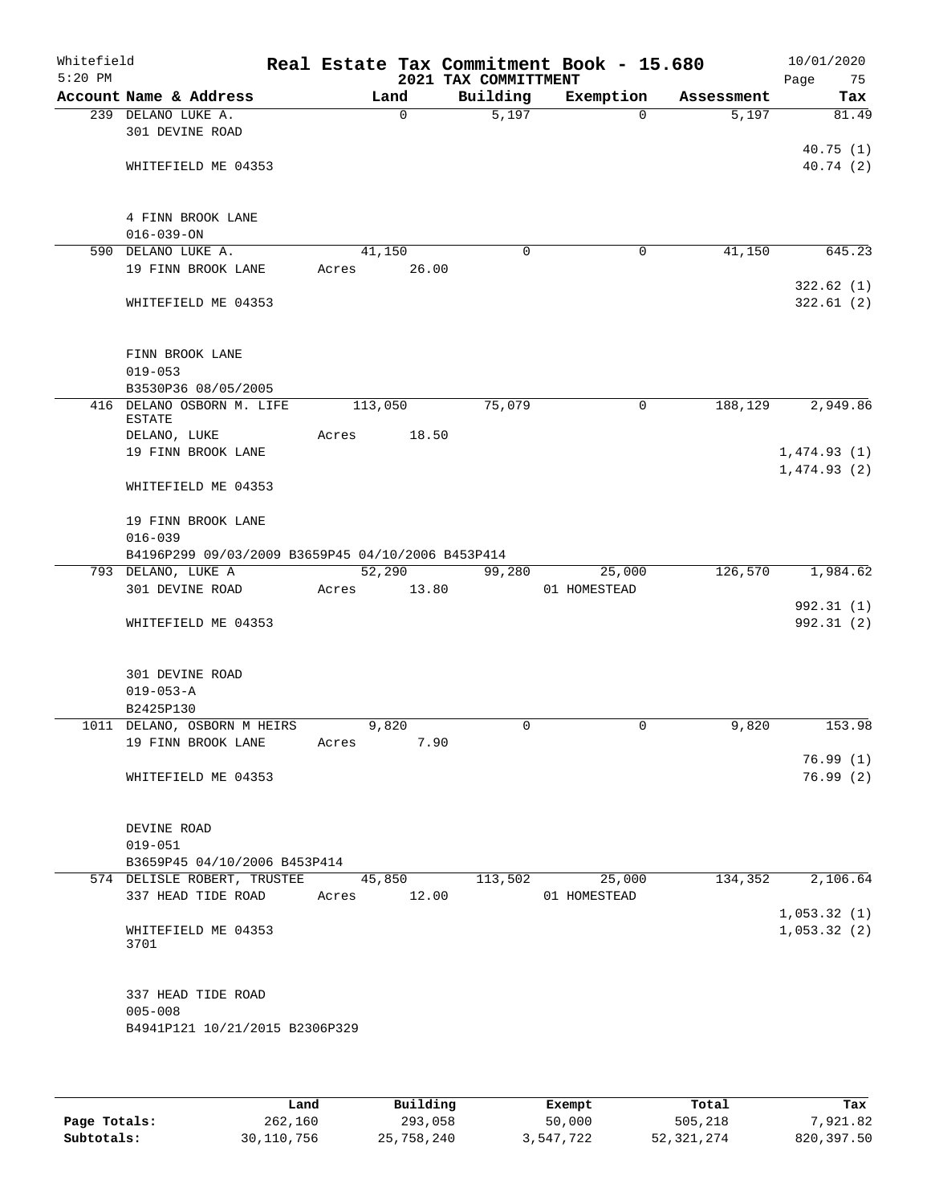Whitefield 5:20 PM

# Real Estate Tax Commitment Book - 15.680

## 2021 TAX COMMITTMENT

10/01/2020

| Account Name & Address | Land | Building | Exemption | Assessment | Tax |
|---|---|---|---|---|---|
| 239 DELANO LUKE A. | 0 | 5,197 | 0 | 5,197 | 81.49 |
| 301 DEVINE ROAD | | | | | 40.75 (1) |
| WHITEFIELD ME 04353 | | | | | 40.74 (2) |
| 4 FINN BROOK LANE | | | | | |
| 016-039-ON | | | | | |
| 590 DELANO LUKE A. | 41,150 | 0 | 0 | 41,150 | 645.23 |
| 19 FINN BROOK LANE | Acres 26.00 | | | | 322.62 (1) |
| WHITEFIELD ME 04353 | | | | | 322.61 (2) |
| FINN BROOK LANE | | | | | |
| 019-053 | | | | | |
| B3530P36 08/05/2005 | | | | | |
| 416 DELANO OSBORN M. LIFE ESTATE | 113,050 | 75,079 | 0 | 188,129 | 2,949.86 |
| DELANO, LUKE | Acres 18.50 | | | | |
| 19 FINN BROOK LANE | | | | | 1,474.93 (1) |
| WHITEFIELD ME 04353 | | | | | 1,474.93 (2) |
| 19 FINN BROOK LANE | | | | | |
| 016-039 | | | | | |
| B4196P299 09/03/2009 B3659P45 04/10/2006 B453P414 | | | | | |
| 793 DELANO, LUKE A | 52,290 | 99,280 | 25,000 | 126,570 | 1,984.62 |
| 301 DEVINE ROAD | Acres 13.80 | | 01 HOMESTEAD | | 992.31 (1) |
| WHITEFIELD ME 04353 | | | | | 992.31 (2) |
| 301 DEVINE ROAD | | | | | |
| 019-053-A | | | | | |
| B2425P130 | | | | | |
| 1011 DELANO, OSBORN M HEIRS | 9,820 | 0 | 0 | 9,820 | 153.98 |
| 19 FINN BROOK LANE | Acres 7.90 | | | | 76.99 (1) |
| WHITEFIELD ME 04353 | | | | | 76.99 (2) |
| DEVINE ROAD | | | | | |
| 019-051 | | | | | |
| B3659P45 04/10/2006 B453P414 | | | | | |
| 574 DELISLE ROBERT, TRUSTEE | 45,850 | 113,502 | 25,000 | 134,352 | 2,106.64 |
| 337 HEAD TIDE ROAD | Acres 12.00 | | 01 HOMESTEAD | | 1,053.32 (1) |
| WHITEFIELD ME 04353 3701 | | | | | 1,053.32 (2) |
| 337 HEAD TIDE ROAD | | | | | |
| 005-008 | | | | | |
| B4941P121 10/21/2015 B2306P329 | | | | | |

| | Land | Building | Exempt | Total | Tax |
|---|---|---|---|---|---|
| Page Totals: | 262,160 | 293,058 | 50,000 | 505,218 | 7,921.82 |
| Subtotals: | 30,110,756 | 25,758,240 | 3,547,722 | 52,321,274 | 820,397.50 |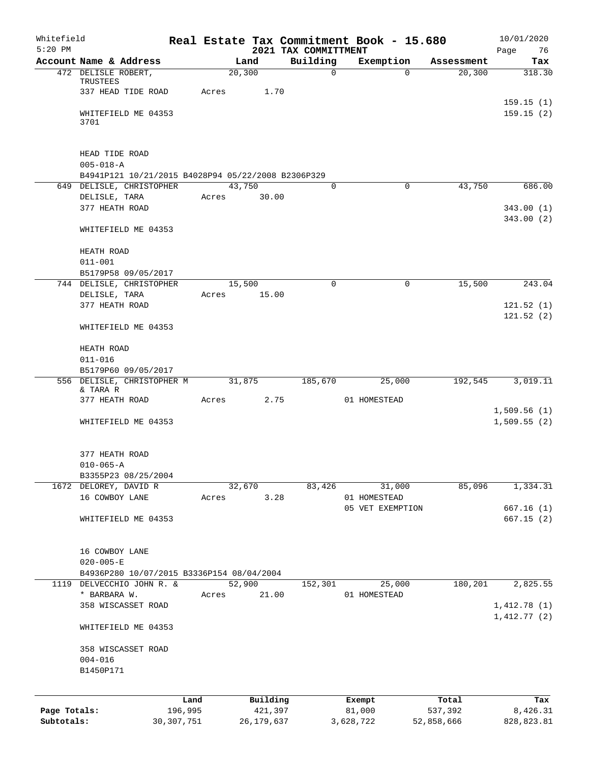# Real Estate Tax Commitment Book - 15.680

Whitefield 5:20 PM — 2021 TAX COMMITTMENT — 10/01/2020 — Page 76

| Account Name & Address | Land | Building | Exemption | Assessment | Tax |
|---|---|---|---|---|---|
| 472 DELISLE ROBERT, TRUSTEES<br>337 HEAD TIDE ROAD<br><br>WHITEFIELD ME 04353<br>3701<br><br>HEAD TIDE ROAD<br>005-018-A<br>B4941P121 10/21/2015 B4028P94 05/22/2008 B2306P329 | 20,300<br>Acres 1.70 | 0 | 0 | 20,300 | 318.30<br><br>159.15 (1)<br>159.15 (2) |
| 649 DELISLE, CHRISTOPHER<br>DELISLE, TARA<br>377 HEATH ROAD<br><br>WHITEFIELD ME 04353<br><br>HEATH ROAD<br>011-001<br>B5179P58 09/05/2017 | 43,750<br>Acres 30.00 | 0 | 0 | 43,750 | 686.00<br><br>343.00 (1)<br>343.00 (2) |
| 744 DELISLE, CHRISTOPHER<br>DELISLE, TARA<br>377 HEATH ROAD<br><br>WHITEFIELD ME 04353<br><br>HEATH ROAD<br>011-016<br>B5179P60 09/05/2017 | 15,500<br>Acres 15.00 | 0 | 0 | 15,500 | 243.04<br><br>121.52 (1)<br>121.52 (2) |
| 556 DELISLE, CHRISTOPHER M & TARA R<br>377 HEATH ROAD<br><br>WHITEFIELD ME 04353<br><br>377 HEATH ROAD<br>010-065-A<br>B3355P23 08/25/2004 | 31,875<br>Acres 2.75 | 185,670 | 25,000<br>01 HOMESTEAD | 192,545 | 3,019.11<br><br>1,509.56 (1)<br>1,509.55 (2) |
| 1672 DELOREY, DAVID R<br>16 COWBOY LANE<br><br>WHITEFIELD ME 04353<br><br>16 COWBOY LANE<br>020-005-E<br>B4936P280 10/07/2015 B3336P154 08/04/2004 | 32,670<br>Acres 3.28 | 83,426 | 31,000<br>01 HOMESTEAD<br>05 VET EXEMPTION | 85,096 | 1,334.31<br><br>667.16 (1)<br>667.15 (2) |
| 1119 DELVECCHIO JOHN R. & * BARBARA W.<br>358 WISCASSET ROAD<br><br>WHITEFIELD ME 04353<br><br>358 WISCASSET ROAD<br>004-016<br>B1450P171 | 52,900<br>Acres 21.00 | 152,301 | 25,000<br>01 HOMESTEAD | 180,201 | 2,825.55<br><br>1,412.78 (1)<br>1,412.77 (2) |

| | Land | Building | Exempt | Total | Tax |
|---|---|---|---|---|---|
| Page Totals: | 196,995 | 421,397 | 81,000 | 537,392 | 8,426.31 |
| Subtotals: | 30,307,751 | 26,179,637 | 3,628,722 | 52,858,666 | 828,823.81 |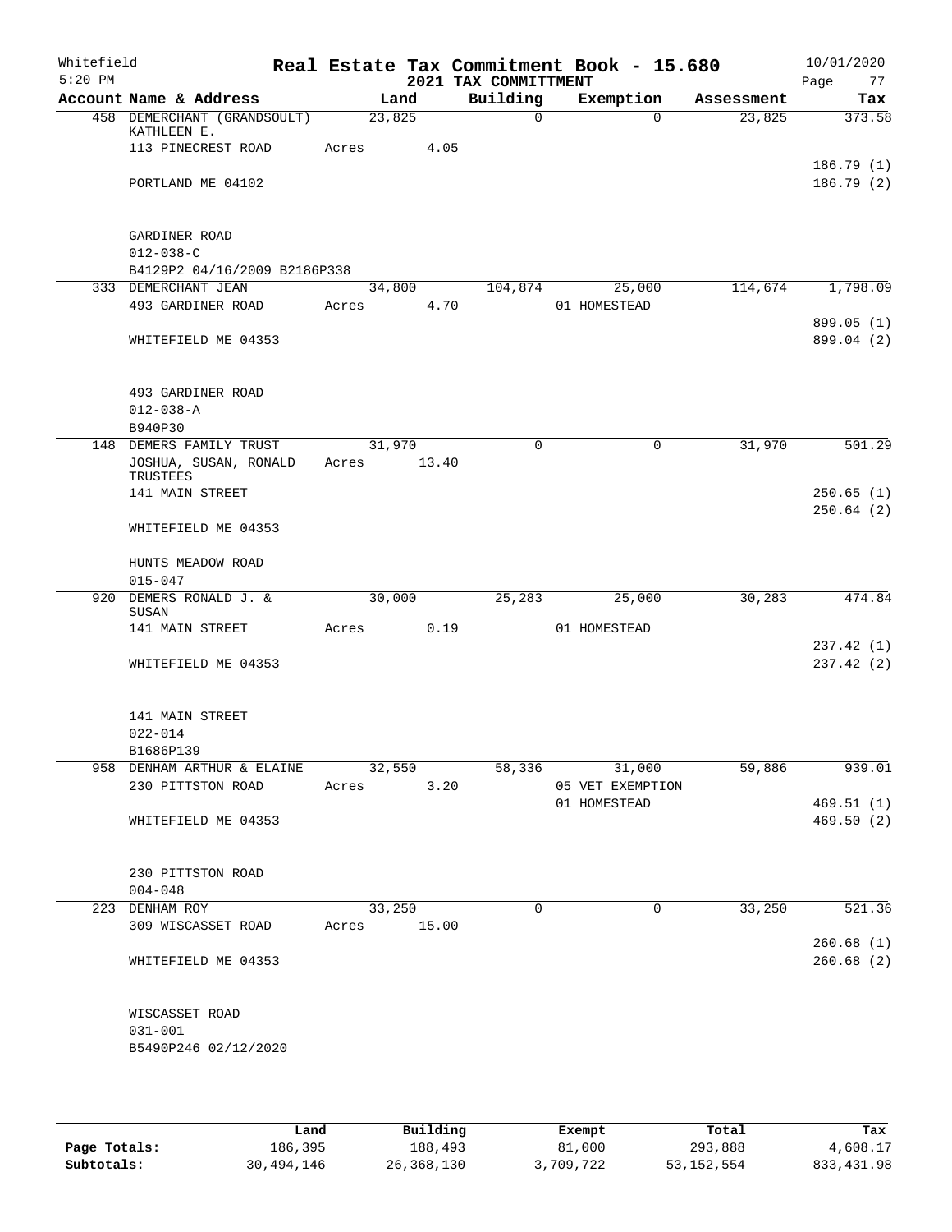Whitefield 5:20 PM

# Real Estate Tax Commitment Book - 15.680
## 2021 TAX COMMITTMENT

10/01/2020 Page 77

| Account Name & Address | Land | Building | Exemption | Assessment | Tax |
|---|---|---|---|---|---|
| 458 DEMERCHANT (GRANDSOULT) KATHLEEN E. | 23,825 | 0 | 0 | 23,825 | 373.58 |
| 113 PINECREST ROAD | Acres 4.05 | | | | |
| | | | | | 186.79 (1) |
| PORTLAND ME 04102 | | | | | 186.79 (2) |
| GARDINER ROAD | | | | | |
| 012-038-C | | | | | |
| B4129P2 04/16/2009 B2186P338 | | | | | |
| 333 DEMERCHANT JEAN | 34,800 | 104,874 | 25,000 | 114,674 | 1,798.09 |
| 493 GARDINER ROAD | Acres 4.70 | | 01 HOMESTEAD | | |
| | | | | | 899.05 (1) |
| WHITEFIELD ME 04353 | | | | | 899.04 (2) |
| 493 GARDINER ROAD | | | | | |
| 012-038-A | | | | | |
| B940P30 | | | | | |
| 148 DEMERS FAMILY TRUST | 31,970 | 0 | 0 | 31,970 | 501.29 |
| JOSHUA, SUSAN, RONALD TRUSTEES | Acres 13.40 | | | | |
| 141 MAIN STREET | | | | | 250.65 (1) |
| | | | | | 250.64 (2) |
| WHITEFIELD ME 04353 | | | | | |
| HUNTS MEADOW ROAD | | | | | |
| 015-047 | | | | | |
| 920 DEMERS RONALD J. & SUSAN | 30,000 | 25,283 | 25,000 | 30,283 | 474.84 |
| 141 MAIN STREET | Acres 0.19 | | 01 HOMESTEAD | | |
| | | | | | 237.42 (1) |
| WHITEFIELD ME 04353 | | | | | 237.42 (2) |
| 141 MAIN STREET | | | | | |
| 022-014 | | | | | |
| B1686P139 | | | | | |
| 958 DENHAM ARTHUR & ELAINE | 32,550 | 58,336 | 31,000 | 59,886 | 939.01 |
| 230 PITTSTON ROAD | Acres 3.20 | | 05 VET EXEMPTION | | |
| | | | 01 HOMESTEAD | | 469.51 (1) |
| WHITEFIELD ME 04353 | | | | | 469.50 (2) |
| 230 PITTSTON ROAD | | | | | |
| 004-048 | | | | | |
| 223 DENHAM ROY | 33,250 | 0 | 0 | 33,250 | 521.36 |
| 309 WISCASSET ROAD | Acres 15.00 | | | | |
| | | | | | 260.68 (1) |
| WHITEFIELD ME 04353 | | | | | 260.68 (2) |
| WISCASSET ROAD | | | | | |
| 031-001 | | | | | |
| B5490P246 02/12/2020 | | | | | |

| | Land | Building | Exempt | Total | Tax |
|---|---|---|---|---|---|
| Page Totals: | 186,395 | 188,493 | 81,000 | 293,888 | 4,608.17 |
| Subtotals: | 30,494,146 | 26,368,130 | 3,709,722 | 53,152,554 | 833,431.98 |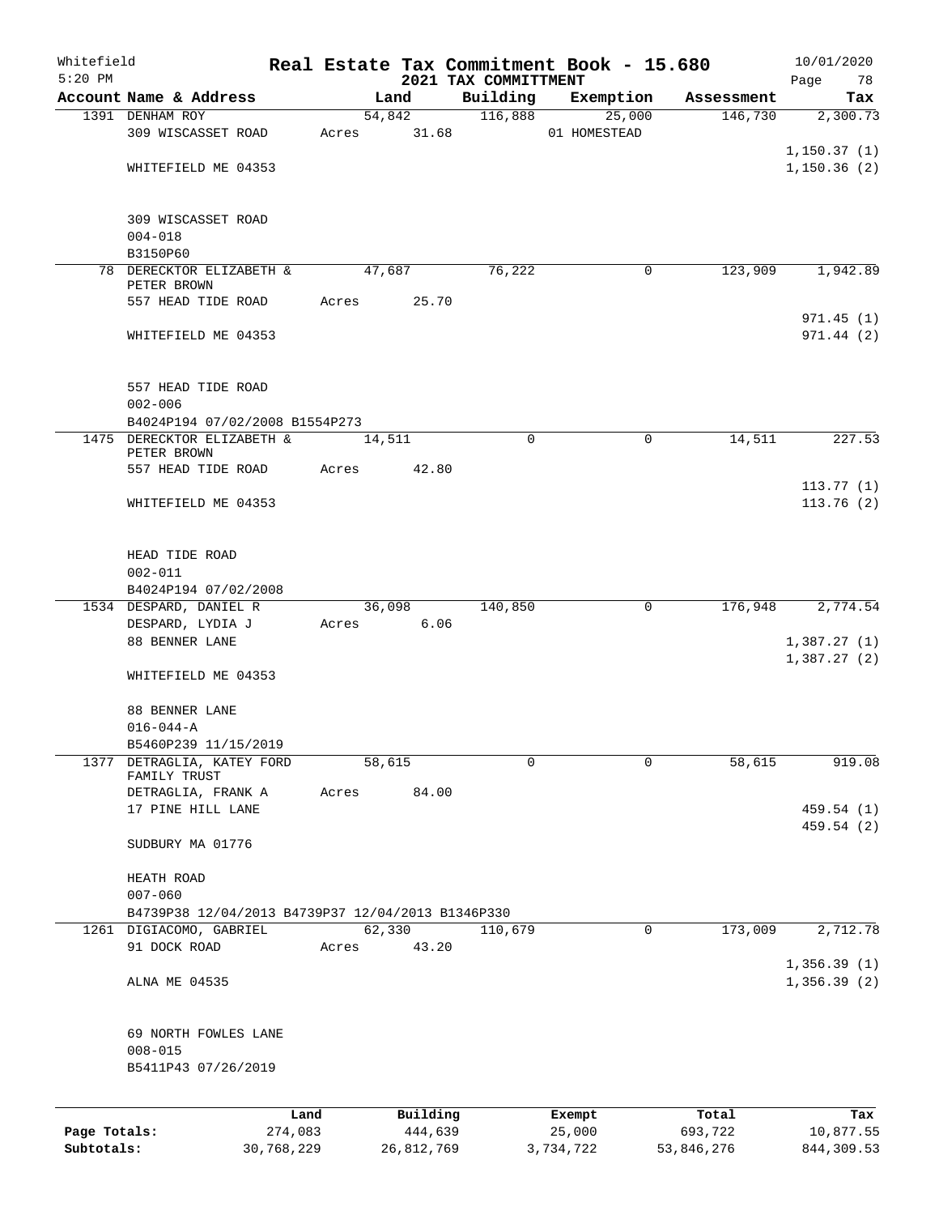Whitefield 5:20 PM

# Real Estate Tax Commitment Book - 15.680

## 2021 TAX COMMITTMENT

10/01/2020

| Account Name & Address | Land | Building | Exemption | Assessment | Tax |
|---|---|---|---|---|---|
| 1391 DENHAM ROY<br>309 WISCASSET ROAD<br>WHITEFIELD ME 04353<br>309 WISCASSET ROAD<br>004-018<br>B3150P60 | 54,842<br>Acres 31.68 | 116,888 | 25,000<br>01 HOMESTEAD | 146,730 | 2,300.73<br>1,150.37 (1)<br>1,150.36 (2) |
| 78 DERECKTOR ELIZABETH & PETER BROWN<br>557 HEAD TIDE ROAD<br>WHITEFIELD ME 04353<br>557 HEAD TIDE ROAD<br>002-006<br>B4024P194 07/02/2008 B1554P273 | 47,687<br>Acres 25.70 | 76,222 | 0 | 123,909 | 1,942.89<br>971.45 (1)<br>971.44 (2) |
| 1475 DERECKTOR ELIZABETH & PETER BROWN<br>557 HEAD TIDE ROAD<br>WHITEFIELD ME 04353<br>HEAD TIDE ROAD<br>002-011<br>B4024P194 07/02/2008 | 14,511<br>Acres 42.80 | 0 | 0 | 14,511 | 227.53<br>113.77 (1)<br>113.76 (2) |
| 1534 DESPARD, DANIEL R<br>DESPARD, LYDIA J<br>88 BENNER LANE<br>WHITEFIELD ME 04353<br>88 BENNER LANE<br>016-044-A<br>B5460P239 11/15/2019 | 36,098<br>Acres 6.06 | 140,850 | 0 | 176,948 | 2,774.54<br>1,387.27 (1)<br>1,387.27 (2) |
| 1377 DETRAGLIA, KATEY FORD FAMILY TRUST<br>DETRAGLIA, FRANK A<br>17 PINE HILL LANE<br>SUDBURY MA 01776<br>HEATH ROAD<br>007-060<br>B4739P38 12/04/2013 B4739P37 12/04/2013 B1346P330 | 58,615<br>Acres 84.00 | 0 | 0 | 58,615 | 919.08<br>459.54 (1)<br>459.54 (2) |
| 1261 DIGIACOMO, GABRIEL<br>91 DOCK ROAD<br>ALNA ME 04535<br>69 NORTH FOWLES LANE<br>008-015<br>B5411P43 07/26/2019 | 62,330<br>Acres 43.20 | 110,679 | 0 | 173,009 | 2,712.78<br>1,356.39 (1)<br>1,356.39 (2) |

| | Land | Building | Exempt | Total | Tax |
|---|---|---|---|---|---|
| Page Totals: | 274,083 | 444,639 | 25,000 | 693,722 | 10,877.55 |
| Subtotals: | 30,768,229 | 26,812,769 | 3,734,722 | 53,846,276 | 844,309.53 |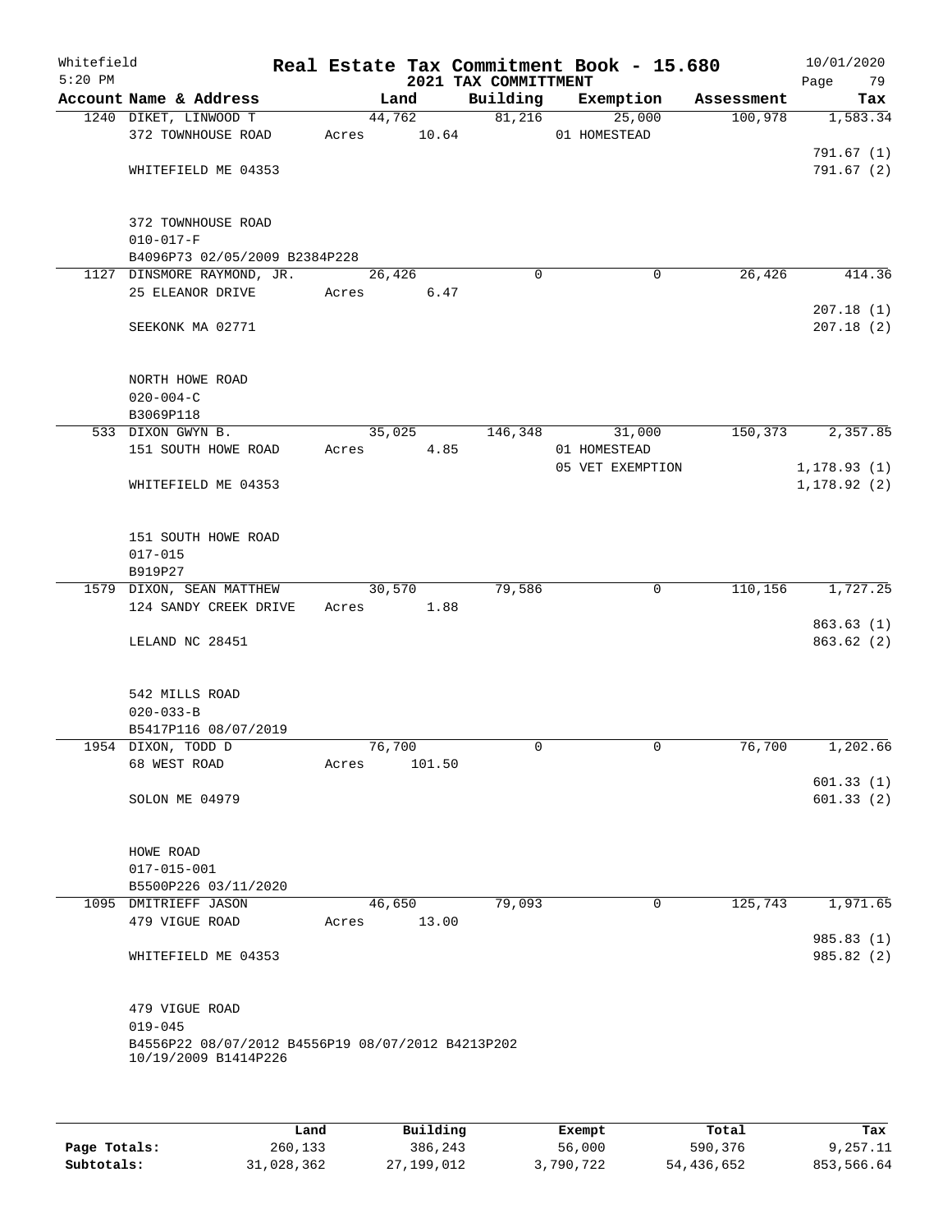Whitefield
5:20 PM

# Real Estate Tax Commitment Book - 15.680
## 2021 TAX COMMITTMENT

10/01/2020

| Account Name & Address | Land | Building | Exemption | Assessment | Tax |
|---|---|---|---|---|---|
| 1240 DIKET, LINWOOD T | 44,762 | 81,216 | 25,000 | 100,978 | 1,583.34 |
| 372 TOWNHOUSE ROAD | Acres 10.64 | | 01 HOMESTEAD | | |
| | | | | | 791.67 (1) |
| WHITEFIELD ME 04353 | | | | | 791.67 (2) |
| 372 TOWNHOUSE ROAD | | | | | |
| 010-017-F | | | | | |
| B4096P73 02/05/2009 B2384P228 | | | | | |
| 1127 DINSMORE RAYMOND, JR. | 26,426 | 0 | 0 | 26,426 | 414.36 |
| 25 ELEANOR DRIVE | Acres 6.47 | | | | |
| | | | | | 207.18 (1) |
| SEEKONK MA 02771 | | | | | 207.18 (2) |
| NORTH HOWE ROAD | | | | | |
| 020-004-C | | | | | |
| B3069P118 | | | | | |
| 533 DIXON GWYN B. | 35,025 | 146,348 | 31,000 | 150,373 | 2,357.85 |
| 151 SOUTH HOWE ROAD | Acres 4.85 | | 01 HOMESTEAD | | |
| | | | 05 VET EXEMPTION | | 1,178.93 (1) |
| WHITEFIELD ME 04353 | | | | | 1,178.92 (2) |
| 151 SOUTH HOWE ROAD | | | | | |
| 017-015 | | | | | |
| B919P27 | | | | | |
| 1579 DIXON, SEAN MATTHEW | 30,570 | 79,586 | 0 | 110,156 | 1,727.25 |
| 124 SANDY CREEK DRIVE | Acres 1.88 | | | | |
| | | | | | 863.63 (1) |
| LELAND NC 28451 | | | | | 863.62 (2) |
| 542 MILLS ROAD | | | | | |
| 020-033-B | | | | | |
| B5417P116 08/07/2019 | | | | | |
| 1954 DIXON, TODD D | 76,700 | 0 | 0 | 76,700 | 1,202.66 |
| 68 WEST ROAD | Acres 101.50 | | | | |
| | | | | | 601.33 (1) |
| SOLON ME 04979 | | | | | 601.33 (2) |
| HOWE ROAD | | | | | |
| 017-015-001 | | | | | |
| B5500P226 03/11/2020 | | | | | |
| 1095 DMITRIEFF JASON | 46,650 | 79,093 | 0 | 125,743 | 1,971.65 |
| 479 VIGUE ROAD | Acres 13.00 | | | | |
| | | | | | 985.83 (1) |
| WHITEFIELD ME 04353 | | | | | 985.82 (2) |
| 479 VIGUE ROAD | | | | | |
| 019-045 | | | | | |
| B4556P22 08/07/2012 B4556P19 08/07/2012 B4213P202 10/19/2009 B1414P226 | | | | | |

| | Land | Building | Exempt | Total | Tax |
|---|---|---|---|---|---|
| Page Totals: | 260,133 | 386,243 | 56,000 | 590,376 | 9,257.11 |
| Subtotals: | 31,028,362 | 27,199,012 | 3,790,722 | 54,436,652 | 853,566.64 |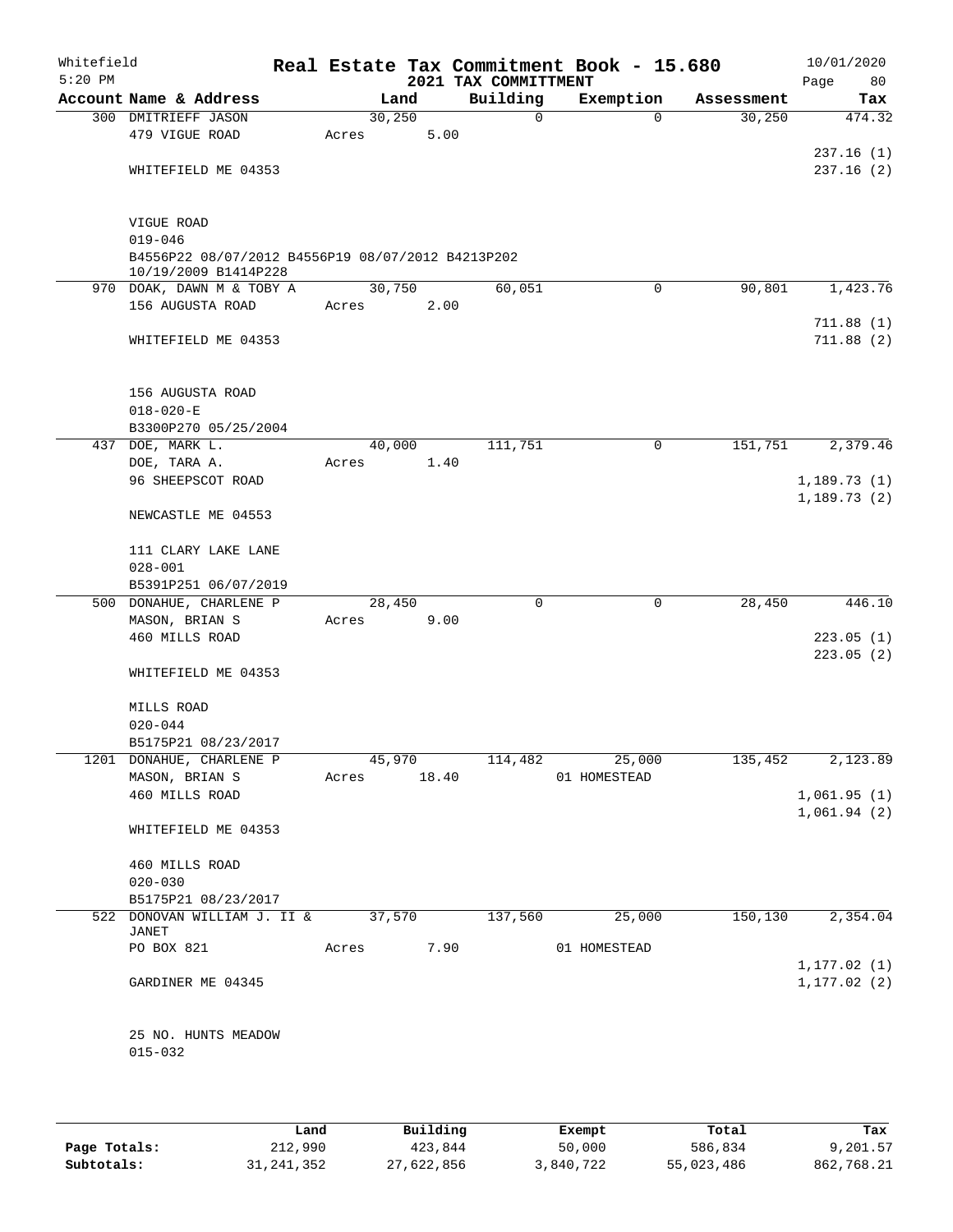Whitefield
5:20 PM

# Real Estate Tax Commitment Book - 15.680
## 2021 TAX COMMITTMENT

10/01/2020
Page 80

| Account Name & Address | Land | Building | Exemption | Assessment | Tax |
|---|---|---|---|---|---|
| 300 DMITRIEFF JASON | 30,250 | 0 | 0 | 30,250 | 474.32 |
| 479 VIGUE ROAD | Acres 5.00 | | | | |
| | | | | | 237.16 (1) |
| WHITEFIELD ME 04353 | | | | | 237.16 (2) |
| VIGUE ROAD | | | | | |
| 019-046 | | | | | |
| B4556P22 08/07/2012 B4556P19 08/07/2012 B4213P202 10/19/2009 B1414P228 | | | | | |
| 970 DOAK, DAWN M & TOBY A | 30,750 | 60,051 | 0 | 90,801 | 1,423.76 |
| 156 AUGUSTA ROAD | Acres 2.00 | | | | |
| | | | | | 711.88 (1) |
| WHITEFIELD ME 04353 | | | | | 711.88 (2) |
| 156 AUGUSTA ROAD | | | | | |
| 018-020-E | | | | | |
| B3300P270 05/25/2004 | | | | | |
| 437 DOE, MARK L. | 40,000 | 111,751 | 0 | 151,751 | 2,379.46 |
| DOE, TARA A. | Acres 1.40 | | | | |
| 96 SHEEPSCOT ROAD | | | | | 1,189.73 (1) |
| | | | | | 1,189.73 (2) |
| NEWCASTLE ME 04553 | | | | | |
| 111 CLARY LAKE LANE | | | | | |
| 028-001 | | | | | |
| B5391P251 06/07/2019 | | | | | |
| 500 DONAHUE, CHARLENE P | 28,450 | 0 | 0 | 28,450 | 446.10 |
| MASON, BRIAN S | Acres 9.00 | | | | |
| 460 MILLS ROAD | | | | | 223.05 (1) |
| | | | | | 223.05 (2) |
| WHITEFIELD ME 04353 | | | | | |
| MILLS ROAD | | | | | |
| 020-044 | | | | | |
| B5175P21 08/23/2017 | | | | | |
| 1201 DONAHUE, CHARLENE P | 45,970 | 114,482 | 25,000 | 135,452 | 2,123.89 |
| MASON, BRIAN S | Acres 18.40 | | 01 HOMESTEAD | | |
| 460 MILLS ROAD | | | | | 1,061.95 (1) |
| | | | | | 1,061.94 (2) |
| WHITEFIELD ME 04353 | | | | | |
| 460 MILLS ROAD | | | | | |
| 020-030 | | | | | |
| B5175P21 08/23/2017 | | | | | |
| 522 DONOVAN WILLIAM J. II & JANET | 37,570 | 137,560 | 25,000 | 150,130 | 2,354.04 |
| PO BOX 821 | Acres 7.90 | | 01 HOMESTEAD | | |
| | | | | | 1,177.02 (1) |
| GARDINER ME 04345 | | | | | 1,177.02 (2) |
| 25 NO. HUNTS MEADOW | | | | | |
| 015-032 | | | | | |

| | Land | Building | Exempt | Total | Tax |
|---|---|---|---|---|---|
| **Page Totals:** | 212,990 | 423,844 | 50,000 | 586,834 | 9,201.57 |
| **Subtotals:** | 31,241,352 | 27,622,856 | 3,840,722 | 55,023,486 | 862,768.21 |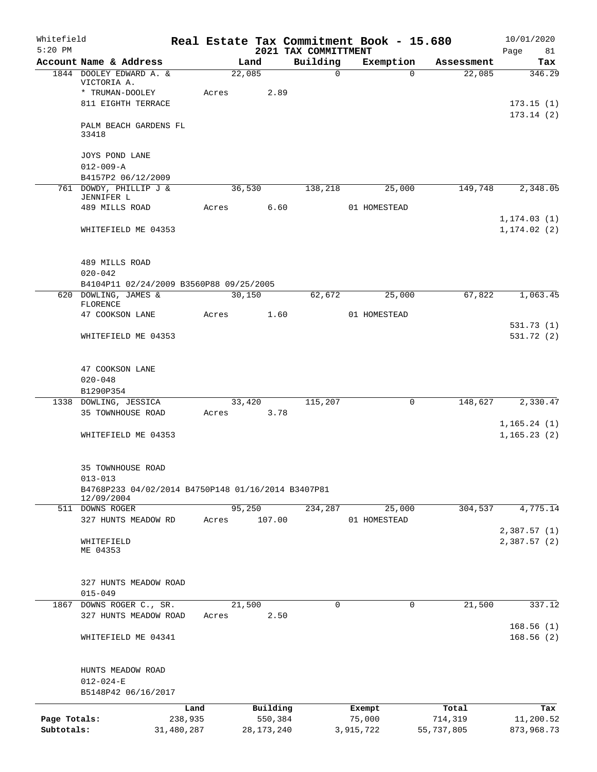Whitefield 5:20 PM

# Real Estate Tax Commitment Book - 15.680

## 2021 TAX COMMITTMENT

10/01/2020

| Account Name & Address | Land | Building | Exemption | Assessment | Tax |
|---|---|---|---|---|---|
| 1844 DOOLEY EDWARD A. & VICTORIA A. | 22,085 | 0 | 0 | 22,085 | 346.29 |
| * TRUMAN-DOOLEY | Acres 2.89 | | | | |
| 811 EIGHTH TERRACE | | | | | 173.15 (1) |
| | | | | | 173.14 (2) |
| PALM BEACH GARDENS FL 33418 | | | | | |
| JOYS POND LANE | | | | | |
| 012-009-A | | | | | |
| B4157P2 06/12/2009 | | | | | |
| 761 DOWDY, PHILLIP J & JENNIFER L | 36,530 | 138,218 | 25,000 | 149,748 | 2,348.05 |
| 489 MILLS ROAD | Acres 6.60 | | 01 HOMESTEAD | | |
| | | | | | 1,174.03 (1) |
| WHITEFIELD ME 04353 | | | | | 1,174.02 (2) |
| 489 MILLS ROAD | | | | | |
| 020-042 | | | | | |
| B4104P11 02/24/2009 B3560P88 09/25/2005 | | | | | |
| 620 DOWLING, JAMES & FLORENCE | 30,150 | 62,672 | 25,000 | 67,822 | 1,063.45 |
| 47 COOKSON LANE | Acres 1.60 | | 01 HOMESTEAD | | |
| | | | | | 531.73 (1) |
| WHITEFIELD ME 04353 | | | | | 531.72 (2) |
| 47 COOKSON LANE | | | | | |
| 020-048 | | | | | |
| B1290P354 | | | | | |
| 1338 DOWLING, JESSICA | 33,420 | 115,207 | 0 | 148,627 | 2,330.47 |
| 35 TOWNHOUSE ROAD | Acres 3.78 | | | | |
| | | | | | 1,165.24 (1) |
| WHITEFIELD ME 04353 | | | | | 1,165.23 (2) |
| 35 TOWNHOUSE ROAD | | | | | |
| 013-013 | | | | | |
| B4768P233 04/02/2014 B4750P148 01/16/2014 B3407P81 12/09/2004 | | | | | |
| 511 DOWNS ROGER | 95,250 | 234,287 | 25,000 | 304,537 | 4,775.14 |
| 327 HUNTS MEADOW RD | Acres 107.00 | | 01 HOMESTEAD | | |
| | | | | | 2,387.57 (1) |
| WHITEFIELD ME 04353 | | | | | 2,387.57 (2) |
| 327 HUNTS MEADOW ROAD | | | | | |
| 015-049 | | | | | |
| 1867 DOWNS ROGER C., SR. | 21,500 | 0 | 0 | 21,500 | 337.12 |
| 327 HUNTS MEADOW ROAD | Acres 2.50 | | | | |
| | | | | | 168.56 (1) |
| WHITEFIELD ME 04341 | | | | | 168.56 (2) |
| HUNTS MEADOW ROAD | | | | | |
| 012-024-E | | | | | |
| B5148P42 06/16/2017 | | | | | |

| | Land | Building | Exempt | Total | Tax |
|---|---|---|---|---|---|
| Page Totals: | 238,935 | 550,384 | 75,000 | 714,319 | 11,200.52 |
| Subtotals: | 31,480,287 | 28,173,240 | 3,915,722 | 55,737,805 | 873,968.73 |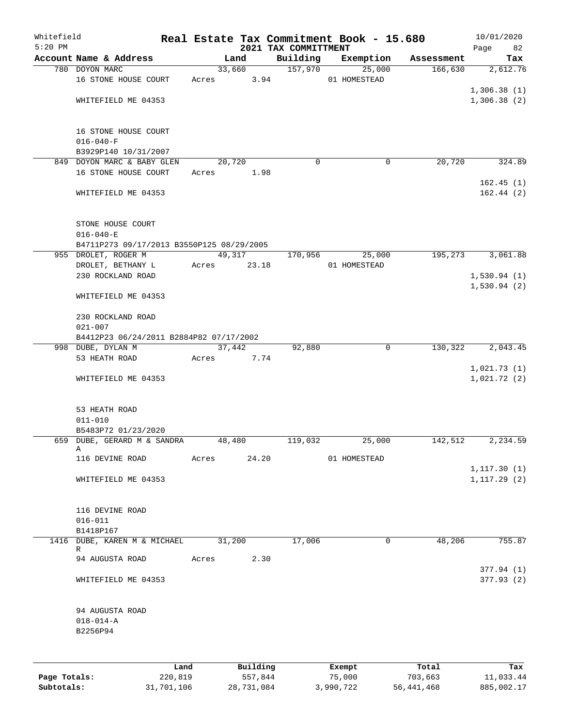Whitefield 5:20 PM

# Real Estate Tax Commitment Book - 15.680

## 2021 TAX COMMITTMENT

10/01/2020

| Account Name & Address | Land | Building | Exemption | Assessment | Tax |
|---|---|---|---|---|---|
| 780 DOYON MARC | 33,660 | 157,970 | 25,000 | 166,630 | 2,612.76 |
| 16 STONE HOUSE COURT | Acres 3.94 | | 01 HOMESTEAD | | |
| | | | | | 1,306.38 (1) |
| WHITEFIELD ME 04353 | | | | | 1,306.38 (2) |
| 16 STONE HOUSE COURT | | | | | |
| 016-040-F | | | | | |
| B3929P140 10/31/2007 | | | | | |
| 849 DOYON MARC & BABY GLEN | 20,720 | 0 | 0 | 20,720 | 324.89 |
| 16 STONE HOUSE COURT | Acres 1.98 | | | | |
| | | | | | 162.45 (1) |
| WHITEFIELD ME 04353 | | | | | 162.44 (2) |
| STONE HOUSE COURT | | | | | |
| 016-040-E | | | | | |
| B4711P273 09/17/2013 B3550P125 08/29/2005 | | | | | |
| 955 DROLET, ROGER M | 49,317 | 170,956 | 25,000 | 195,273 | 3,061.88 |
| DROLET, BETHANY L | Acres 23.18 | | 01 HOMESTEAD | | |
| 230 ROCKLAND ROAD | | | | | 1,530.94 (1) |
| | | | | | 1,530.94 (2) |
| WHITEFIELD ME 04353 | | | | | |
| 230 ROCKLAND ROAD | | | | | |
| 021-007 | | | | | |
| B4412P23 06/24/2011 B2884P82 07/17/2002 | | | | | |
| 998 DUBE, DYLAN M | 37,442 | 92,880 | 0 | 130,322 | 2,043.45 |
| 53 HEATH ROAD | Acres 7.74 | | | | |
| | | | | | 1,021.73 (1) |
| WHITEFIELD ME 04353 | | | | | 1,021.72 (2) |
| 53 HEATH ROAD | | | | | |
| 011-010 | | | | | |
| B5483P72 01/23/2020 | | | | | |
| 659 DUBE, GERARD M & SANDRA A | 48,480 | 119,032 | 25,000 | 142,512 | 2,234.59 |
| 116 DEVINE ROAD | Acres 24.20 | | 01 HOMESTEAD | | |
| | | | | | 1,117.30 (1) |
| WHITEFIELD ME 04353 | | | | | 1,117.29 (2) |
| 116 DEVINE ROAD | | | | | |
| 016-011 | | | | | |
| B1418P167 | | | | | |
| 1416 DUBE, KAREN M & MICHAEL R | 31,200 | 17,006 | 0 | 48,206 | 755.87 |
| 94 AUGUSTA ROAD | Acres 2.30 | | | | |
| | | | | | 377.94 (1) |
| WHITEFIELD ME 04353 | | | | | 377.93 (2) |
| 94 AUGUSTA ROAD | | | | | |
| 018-014-A | | | | | |
| B2256P94 | | | | | |

| | Land | Building | Exempt | Total | Tax |
|---|---|---|---|---|---|
| Page Totals: | 220,819 | 557,844 | 75,000 | 703,663 | 11,033.44 |
| Subtotals: | 31,701,106 | 28,731,084 | 3,990,722 | 56,441,468 | 885,002.17 |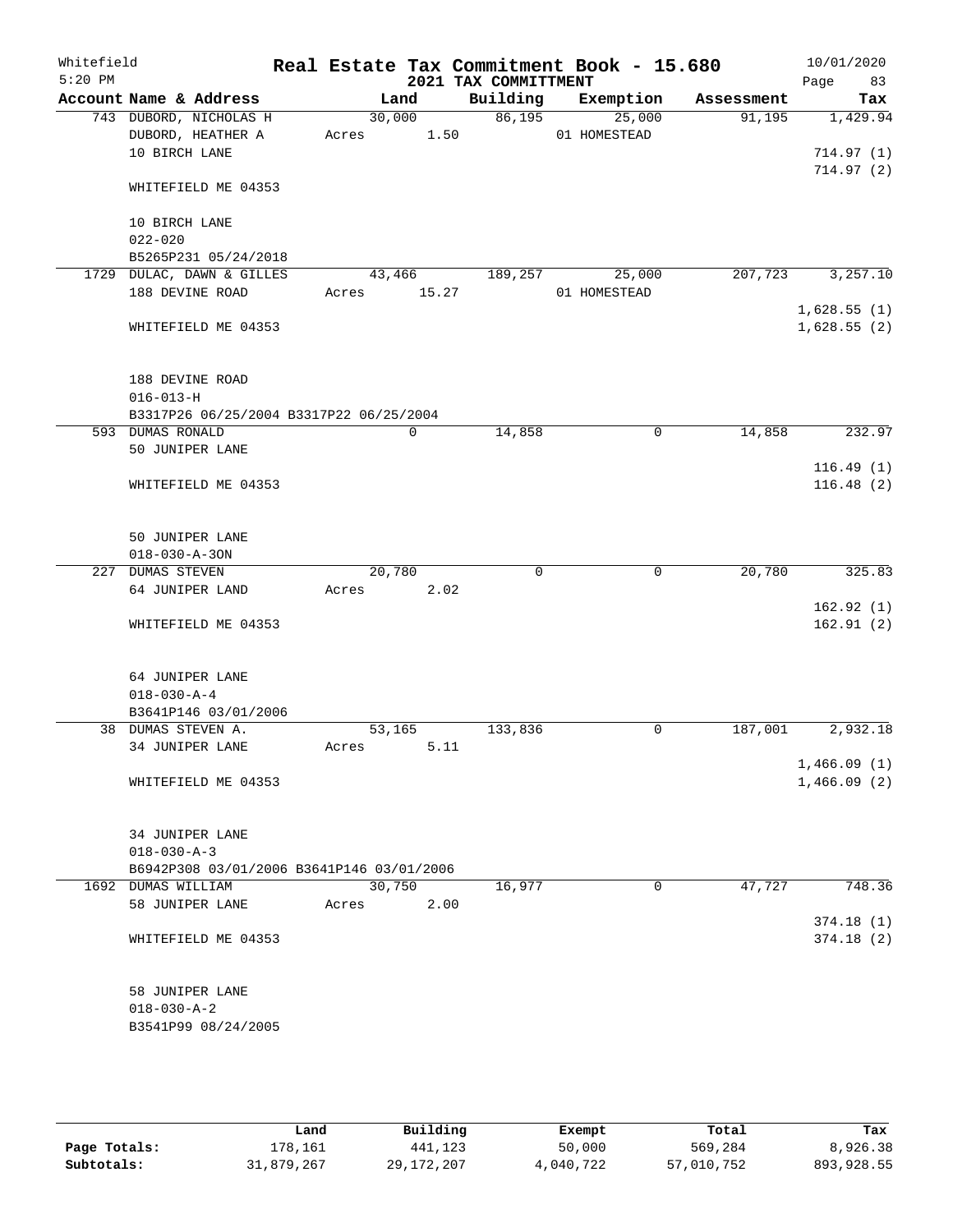Whitefield
5:20 PM

# Real Estate Tax Commitment Book - 15.680
## 2021 TAX COMMITTMENT

10/01/2020

| Account Name & Address | Land | Building | Exemption | Assessment | Tax |
|---|---|---|---|---|---|
| 743 DUBORD, NICHOLAS H | 30,000 | 86,195 | 25,000 | 91,195 | 1,429.94 |
| DUBORD, HEATHER A | Acres 1.50 | | 01 HOMESTEAD | | |
| 10 BIRCH LANE | | | | | 714.97 (1) |
| | | | | | 714.97 (2) |
| WHITEFIELD ME 04353 | | | | | |
| 10 BIRCH LANE | | | | | |
| 022-020 | | | | | |
| B5265P231 05/24/2018 | | | | | |
| 1729 DULAC, DAWN & GILLES | 43,466 | 189,257 | 25,000 | 207,723 | 3,257.10 |
| 188 DEVINE ROAD | Acres 15.27 | | 01 HOMESTEAD | | |
| | | | | | 1,628.55 (1) |
| WHITEFIELD ME 04353 | | | | | 1,628.55 (2) |
| 188 DEVINE ROAD | | | | | |
| 016-013-H | | | | | |
| B3317P26 06/25/2004 B3317P22 06/25/2004 | | | | | |
| 593 DUMAS RONALD | 0 | 14,858 | 0 | 14,858 | 232.97 |
| 50 JUNIPER LANE | | | | | |
| | | | | | 116.49 (1) |
| WHITEFIELD ME 04353 | | | | | 116.48 (2) |
| 50 JUNIPER LANE | | | | | |
| 018-030-A-3ON | | | | | |
| 227 DUMAS STEVEN | 20,780 | 0 | 0 | 20,780 | 325.83 |
| 64 JUNIPER LAND | Acres 2.02 | | | | |
| | | | | | 162.92 (1) |
| WHITEFIELD ME 04353 | | | | | 162.91 (2) |
| 64 JUNIPER LANE | | | | | |
| 018-030-A-4 | | | | | |
| B3641P146 03/01/2006 | | | | | |
| 38 DUMAS STEVEN A. | 53,165 | 133,836 | 0 | 187,001 | 2,932.18 |
| 34 JUNIPER LANE | Acres 5.11 | | | | |
| | | | | | 1,466.09 (1) |
| WHITEFIELD ME 04353 | | | | | 1,466.09 (2) |
| 34 JUNIPER LANE | | | | | |
| 018-030-A-3 | | | | | |
| B6942P308 03/01/2006 B3641P146 03/01/2006 | | | | | |
| 1692 DUMAS WILLIAM | 30,750 | 16,977 | 0 | 47,727 | 748.36 |
| 58 JUNIPER LANE | Acres 2.00 | | | | |
| | | | | | 374.18 (1) |
| WHITEFIELD ME 04353 | | | | | 374.18 (2) |
| 58 JUNIPER LANE | | | | | |
| 018-030-A-2 | | | | | |
| B3541P99 08/24/2005 | | | | | |

| | Land | Building | Exempt | Total | Tax |
|---|---|---|---|---|---|
| Page Totals: | 178,161 | 441,123 | 50,000 | 569,284 | 8,926.38 |
| Subtotals: | 31,879,267 | 29,172,207 | 4,040,722 | 57,010,752 | 893,928.55 |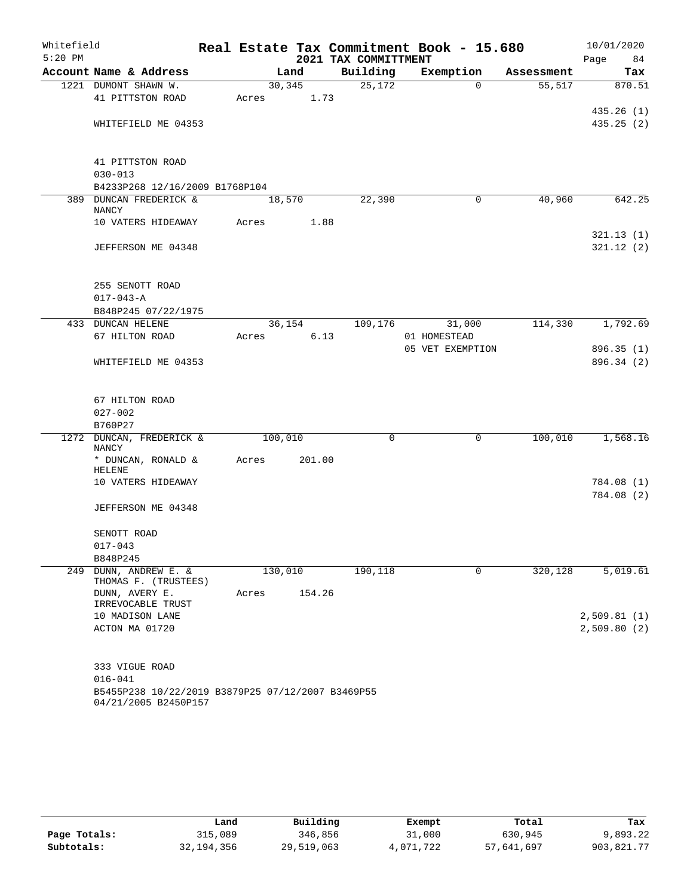Whitefield 5:20 PM

# Real Estate Tax Commitment Book - 15.680
## 2021 TAX COMMITTMENT

10/01/2020

| Account Name & Address | Land | Building | Exemption | Assessment | Tax |
|---|---|---|---|---|---|
| 1221 DUMONT SHAWN W. | 30,345 | 25,172 | 0 | 55,517 | 870.51 |
| 41 PITTSTON ROAD | Acres 1.73 | | | | |
| | | | | | 435.26 (1) |
| WHITEFIELD ME 04353 | | | | | 435.25 (2) |
| 41 PITTSTON ROAD | | | | | |
| 030-013 | | | | | |
| B4233P268 12/16/2009 B1768P104 | | | | | |
| 389 DUNCAN FREDERICK & NANCY | 18,570 | 22,390 | 0 | 40,960 | 642.25 |
| 10 VATERS HIDEAWAY | Acres 1.88 | | | | |
| | | | | | 321.13 (1) |
| JEFFERSON ME 04348 | | | | | 321.12 (2) |
| 255 SENOTT ROAD | | | | | |
| 017-043-A | | | | | |
| B848P245 07/22/1975 | | | | | |
| 433 DUNCAN HELENE | 36,154 | 109,176 | 31,000 | 114,330 | 1,792.69 |
| 67 HILTON ROAD | Acres 6.13 | | 01 HOMESTEAD | | |
| | | | 05 VET EXEMPTION | | 896.35 (1) |
| WHITEFIELD ME 04353 | | | | | 896.34 (2) |
| 67 HILTON ROAD | | | | | |
| 027-002 | | | | | |
| B760P27 | | | | | |
| 1272 DUNCAN, FREDERICK & NANCY | 100,010 | 0 | 0 | 100,010 | 1,568.16 |
| * DUNCAN, RONALD & HELENE | Acres 201.00 | | | | |
| 10 VATERS HIDEAWAY | | | | | 784.08 (1) |
| | | | | | 784.08 (2) |
| JEFFERSON ME 04348 | | | | | |
| SENOTT ROAD | | | | | |
| 017-043 | | | | | |
| B848P245 | | | | | |
| 249 DUNN, ANDREW E. & THOMAS F. (TRUSTEES) | 130,010 | 190,118 | 0 | 320,128 | 5,019.61 |
| DUNN, AVERY E. IRREVOCABLE TRUST | Acres 154.26 | | | | |
| 10 MADISON LANE | | | | | 2,509.81 (1) |
| ACTON MA 01720 | | | | | 2,509.80 (2) |
| 333 VIGUE ROAD | | | | | |
| 016-041 | | | | | |
| B5455P238 10/22/2019 B3879P25 07/12/2007 B3469P55 04/21/2005 B2450P157 | | | | | |

| | Land | Building | Exempt | Total | Tax |
|---|---|---|---|---|---|
| Page Totals: | 315,089 | 346,856 | 31,000 | 630,945 | 9,893.22 |
| Subtotals: | 32,194,356 | 29,519,063 | 4,071,722 | 57,641,697 | 903,821.77 |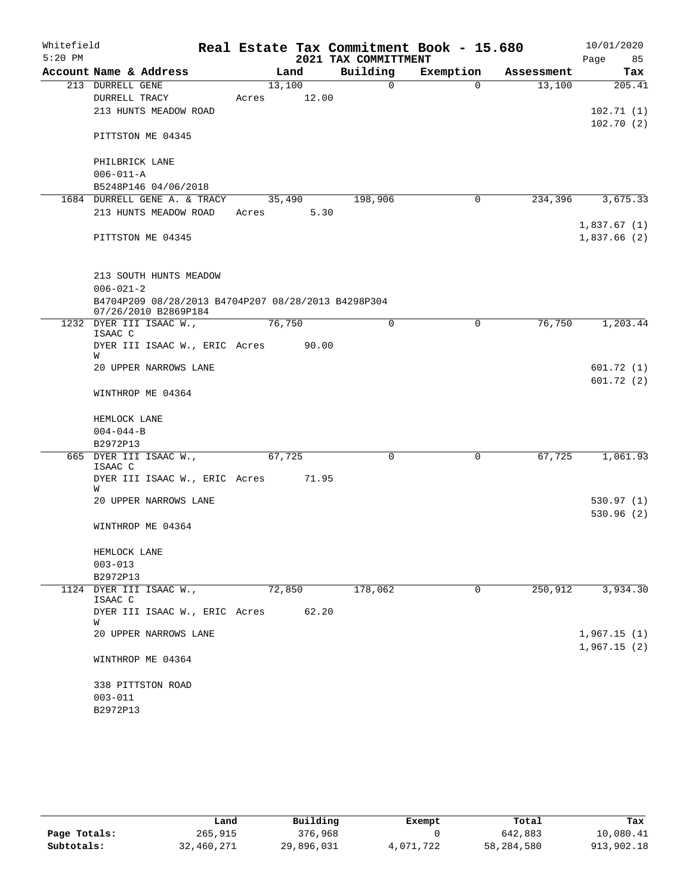Whitefield 5:20 PM

# Real Estate Tax Commitment Book - 15.680

## 2021 TAX COMMITTMENT

10/01/2020

| Account Name & Address | Land | Building | Exemption | Assessment | Tax |
|---|---|---|---|---|---|
| 213 DURRELL GENE | 13,100 | 0 | 0 | 13,100 | 205.41 |
| DURRELL TRACY | Acres 12.00 | | | | |
| 213 HUNTS MEADOW ROAD | | | | | 102.71 (1) |
| | | | | | 102.70 (2) |
| PITTSTON ME 04345 | | | | | |
| PHILBRICK LANE | | | | | |
| 006-011-A | | | | | |
| B5248P146 04/06/2018 | | | | | |
| 1684 DURRELL GENE A. & TRACY | 35,490 | 198,906 | 0 | 234,396 | 3,675.33 |
| 213 HUNTS MEADOW ROAD | Acres 5.30 | | | | |
| | | | | | 1,837.67 (1) |
| PITTSTON ME 04345 | | | | | 1,837.66 (2) |
| 213 SOUTH HUNTS MEADOW | | | | | |
| 006-021-2 | | | | | |
| B4704P209 08/28/2013 B4704P207 08/28/2013 B4298P304 07/26/2010 B2869P184 | | | | | |
| 1232 DYER III ISAAC W., ISAAC C | 76,750 | 0 | 0 | 76,750 | 1,203.44 |
| DYER III ISAAC W., ERIC W | Acres 90.00 | | | | |
| 20 UPPER NARROWS LANE | | | | | 601.72 (1) |
| | | | | | 601.72 (2) |
| WINTHROP ME 04364 | | | | | |
| HEMLOCK LANE | | | | | |
| 004-044-B | | | | | |
| B2972P13 | | | | | |
| 665 DYER III ISAAC W., ISAAC C | 67,725 | 0 | 0 | 67,725 | 1,061.93 |
| DYER III ISAAC W., ERIC W | Acres 71.95 | | | | |
| 20 UPPER NARROWS LANE | | | | | 530.97 (1) |
| | | | | | 530.96 (2) |
| WINTHROP ME 04364 | | | | | |
| HEMLOCK LANE | | | | | |
| 003-013 | | | | | |
| B2972P13 | | | | | |
| 1124 DYER III ISAAC W., ISAAC C | 72,850 | 178,062 | 0 | 250,912 | 3,934.30 |
| DYER III ISAAC W., ERIC W | Acres 62.20 | | | | |
| 20 UPPER NARROWS LANE | | | | | 1,967.15 (1) |
| | | | | | 1,967.15 (2) |
| WINTHROP ME 04364 | | | | | |
| 338 PITTSTON ROAD | | | | | |
| 003-011 | | | | | |
| B2972P13 | | | | | |

| | Land | Building | Exempt | Total | Tax |
|---|---|---|---|---|---|
| Page Totals: | 265,915 | 376,968 | 0 | 642,883 | 10,080.41 |
| Subtotals: | 32,460,271 | 29,896,031 | 4,071,722 | 58,284,580 | 913,902.18 |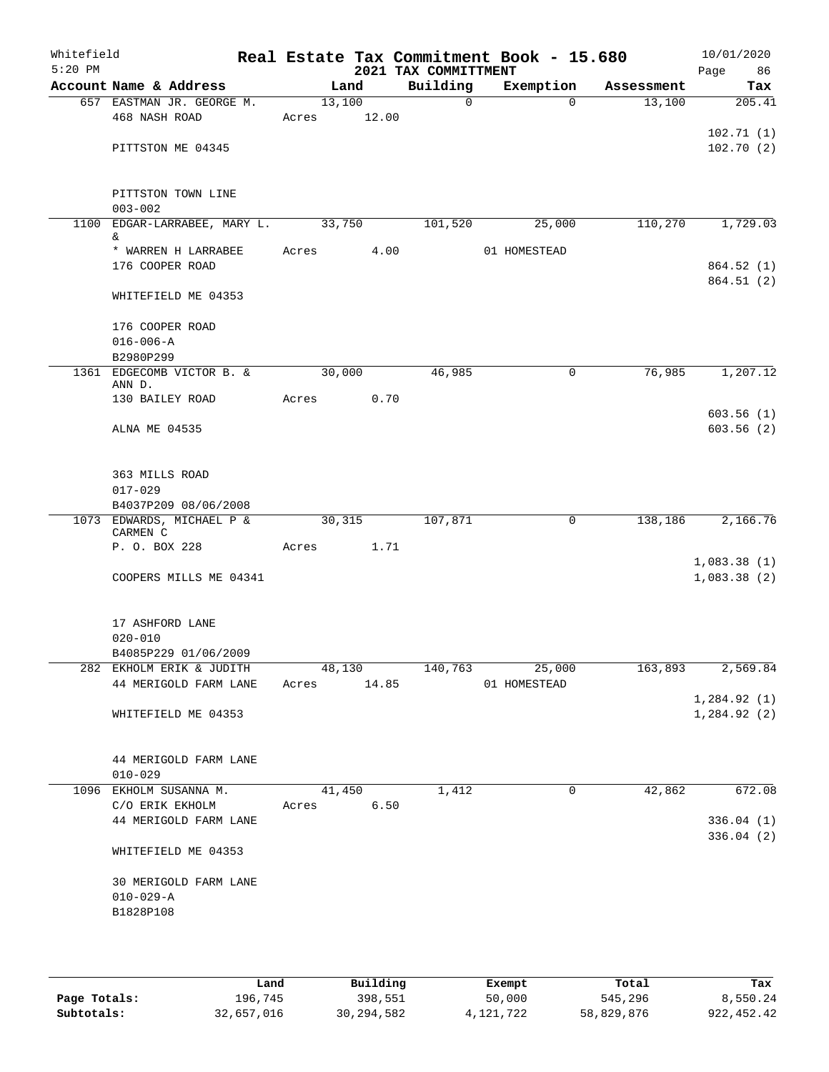Whitefield
5:20 PM

# Real Estate Tax Commitment Book - 15.680

## 2021 TAX COMMITTMENT

10/01/2020
Page 86

| Account Name & Address | Land | Building | Exemption | Assessment | Tax |
|---|---|---|---|---|---|
| 657 EASTMAN JR. GEORGE M. | 13,100 | 0 | 0 | 13,100 | 205.41 |
| 468 NASH ROAD | Acres 12.00 | | | | |
| | | | | | 102.71 (1) |
| PITTSTON ME 04345 | | | | | 102.70 (2) |
| PITTSTON TOWN LINE | | | | | |
| 003-002 | | | | | |
| 1100 EDGAR-LARRABEE, MARY L. & | 33,750 | 101,520 | 25,000 | 110,270 | 1,729.03 |
| * WARREN H LARRABEE | Acres 4.00 | | 01 HOMESTEAD | | |
| 176 COOPER ROAD | | | | | 864.52 (1) |
| | | | | | 864.51 (2) |
| WHITEFIELD ME 04353 | | | | | |
| 176 COOPER ROAD | | | | | |
| 016-006-A | | | | | |
| B2980P299 | | | | | |
| 1361 EDGECOMB VICTOR B. & ANN D. | 30,000 | 46,985 | 0 | 76,985 | 1,207.12 |
| 130 BAILEY ROAD | Acres 0.70 | | | | |
| | | | | | 603.56 (1) |
| ALNA ME 04535 | | | | | 603.56 (2) |
| 363 MILLS ROAD | | | | | |
| 017-029 | | | | | |
| B4037P209 08/06/2008 | | | | | |
| 1073 EDWARDS, MICHAEL P & CARMEN C | 30,315 | 107,871 | 0 | 138,186 | 2,166.76 |
| P. O. BOX 228 | Acres 1.71 | | | | |
| | | | | | 1,083.38 (1) |
| COOPERS MILLS ME 04341 | | | | | 1,083.38 (2) |
| 17 ASHFORD LANE | | | | | |
| 020-010 | | | | | |
| B4085P229 01/06/2009 | | | | | |
| 282 EKHOLM ERIK & JUDITH | 48,130 | 140,763 | 25,000 | 163,893 | 2,569.84 |
| 44 MERIGOLD FARM LANE | Acres 14.85 | | 01 HOMESTEAD | | |
| | | | | | 1,284.92 (1) |
| WHITEFIELD ME 04353 | | | | | 1,284.92 (2) |
| 44 MERIGOLD FARM LANE | | | | | |
| 010-029 | | | | | |
| 1096 EKHOLM SUSANNA M. | 41,450 | 1,412 | 0 | 42,862 | 672.08 |
| C/O ERIK EKHOLM | Acres 6.50 | | | | |
| 44 MERIGOLD FARM LANE | | | | | 336.04 (1) |
| | | | | | 336.04 (2) |
| WHITEFIELD ME 04353 | | | | | |
| 30 MERIGOLD FARM LANE | | | | | |
| 010-029-A | | | | | |
| B1828P108 | | | | | |

| | Land | Building | Exempt | Total | Tax |
|---|---|---|---|---|---|
| **Page Totals:** | 196,745 | 398,551 | 50,000 | 545,296 | 8,550.24 |
| **Subtotals:** | 32,657,016 | 30,294,582 | 4,121,722 | 58,829,876 | 922,452.42 |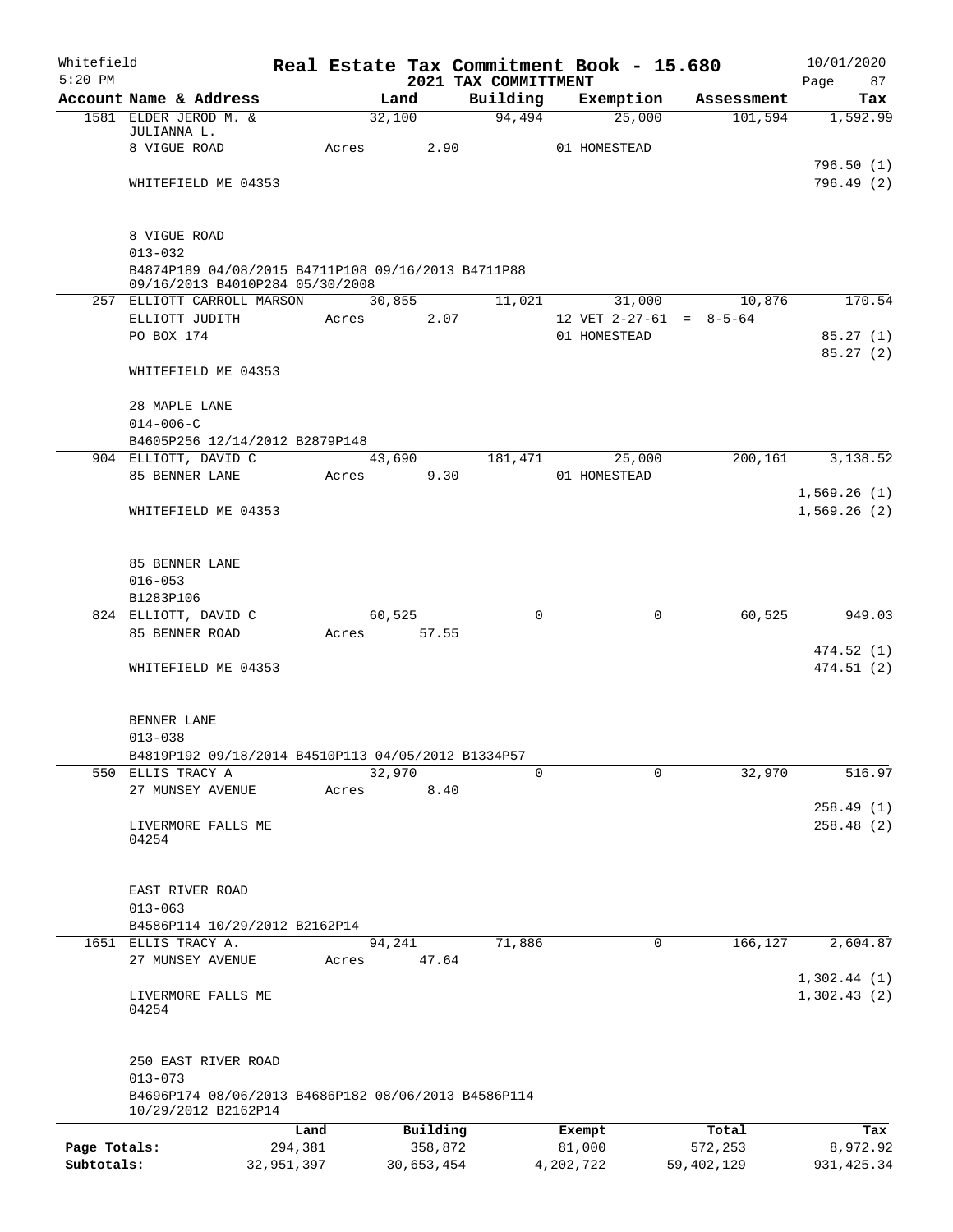Whitefield 5:20 PM

# Real Estate Tax Commitment Book - 15.680

## 2021 TAX COMMITTMENT

10/01/2020 Page 87

| Account Name & Address | Land | Building | Exemption | Assessment | Tax |
|---|---|---|---|---|---|
| 1581 ELDER JEROD M. & JULIANNA L. | 32,100 | 94,494 | 25,000 | 101,594 | 1,592.99 |
| 8 VIGUE ROAD | Acres 2.90 | | 01 HOMESTEAD | | |
| | | | | | 796.50 (1) |
| WHITEFIELD ME 04353 | | | | | 796.49 (2) |
| 8 VIGUE ROAD | | | | | |
| 013-032 | | | | | |
| B4874P189 04/08/2015 B4711P108 09/16/2013 B4711P88 09/16/2013 B4010P284 05/30/2008 | | | | | |
| 257 ELLIOTT CARROLL MARSON | 30,855 | 11,021 | 31,000 | 10,876 | 170.54 |
| ELLIOTT JUDITH | Acres 2.07 | | 12 VET 2-27-61 = 8-5-64 | | |
| PO BOX 174 | | | 01 HOMESTEAD | | 85.27 (1) |
| | | | | | 85.27 (2) |
| WHITEFIELD ME 04353 | | | | | |
| 28 MAPLE LANE | | | | | |
| 014-006-C | | | | | |
| B4605P256 12/14/2012 B2879P148 | | | | | |
| 904 ELLIOTT, DAVID C | 43,690 | 181,471 | 25,000 | 200,161 | 3,138.52 |
| 85 BENNER LANE | Acres 9.30 | | 01 HOMESTEAD | | |
| | | | | | 1,569.26 (1) |
| WHITEFIELD ME 04353 | | | | | 1,569.26 (2) |
| 85 BENNER LANE | | | | | |
| 016-053 | | | | | |
| B1283P106 | | | | | |
| 824 ELLIOTT, DAVID C | 60,525 | 0 | 0 | 60,525 | 949.03 |
| 85 BENNER ROAD | Acres 57.55 | | | | |
| | | | | | 474.52 (1) |
| WHITEFIELD ME 04353 | | | | | 474.51 (2) |
| BENNER LANE | | | | | |
| 013-038 | | | | | |
| B4819P192 09/18/2014 B4510P113 04/05/2012 B1334P57 | | | | | |
| 550 ELLIS TRACY A | 32,970 | 0 | 0 | 32,970 | 516.97 |
| 27 MUNSEY AVENUE | Acres 8.40 | | | | |
| | | | | | 258.49 (1) |
| LIVERMORE FALLS ME 04254 | | | | | 258.48 (2) |
| EAST RIVER ROAD | | | | | |
| 013-063 | | | | | |
| B4586P114 10/29/2012 B2162P14 | | | | | |
| 1651 ELLIS TRACY A. | 94,241 | 71,886 | 0 | 166,127 | 2,604.87 |
| 27 MUNSEY AVENUE | Acres 47.64 | | | | |
| | | | | | 1,302.44 (1) |
| LIVERMORE FALLS ME 04254 | | | | | 1,302.43 (2) |
| 250 EAST RIVER ROAD | | | | | |
| 013-073 | | | | | |
| B4696P174 08/06/2013 B4686P182 08/06/2013 B4586P114 10/29/2012 B2162P14 | | | | | |

| | Land | Building | Exempt | Total | Tax |
|---|---|---|---|---|---|
| Page Totals: | 294,381 | 358,872 | 81,000 | 572,253 | 8,972.92 |
| Subtotals: | 32,951,397 | 30,653,454 | 4,202,722 | 59,402,129 | 931,425.34 |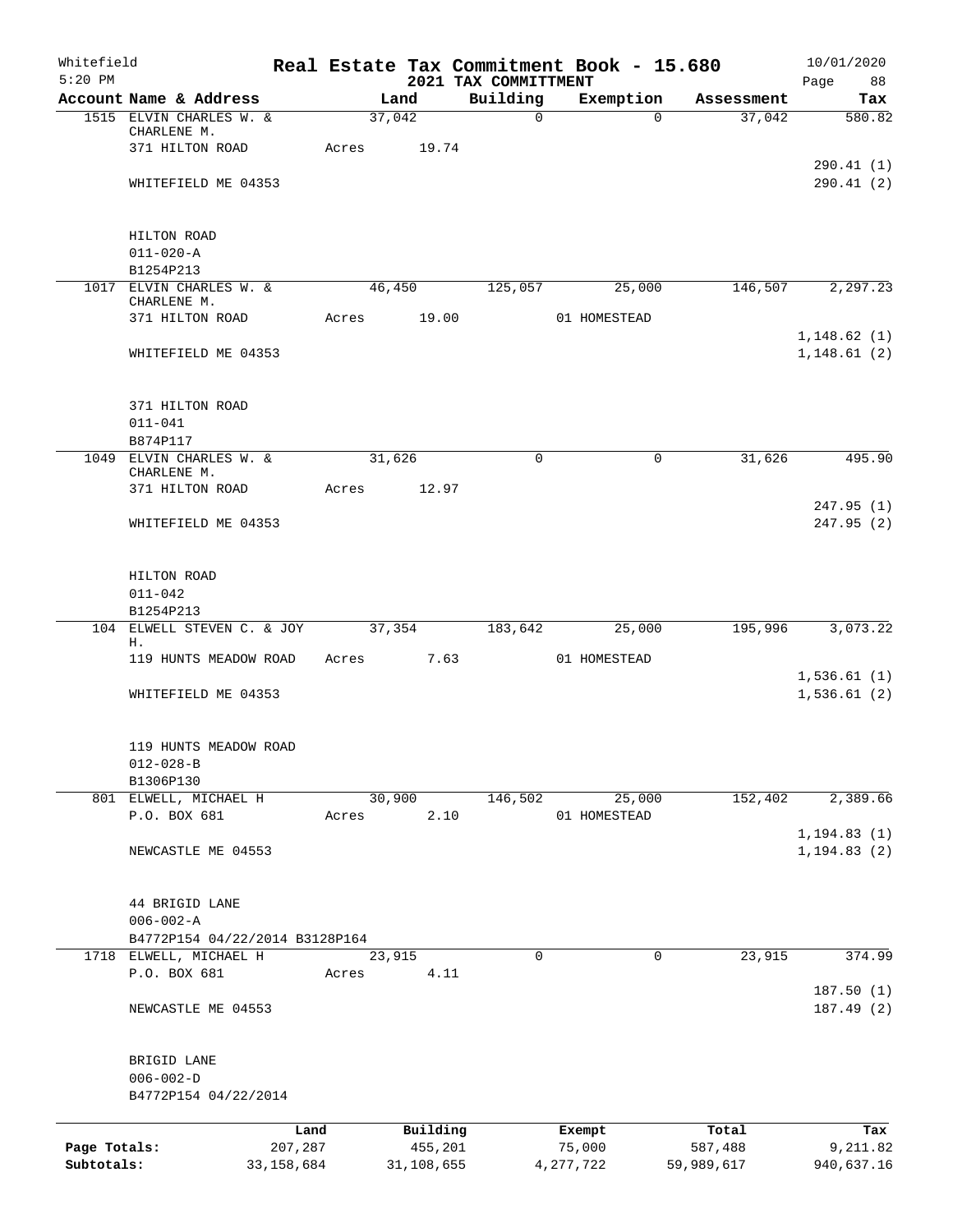# Real Estate Tax Commitment Book - 15.680

Whitefield
5:20 PM
2021 TAX COMMITTMENT
10/01/2020

| Account Name & Address | Land | Building | Exemption | Assessment | Tax |
|---|---|---|---|---|---|
| 1515 ELVIN CHARLES W. & CHARLENE M. | 37,042 | 0 | 0 | 37,042 | 580.82 |
| 371 HILTON ROAD | Acres 19.74 | | | | |
| | | | | | 290.41 (1) |
| WHITEFIELD ME 04353 | | | | | 290.41 (2) |
| HILTON ROAD | | | | | |
| 011-020-A | | | | | |
| B1254P213 | | | | | |
| 1017 ELVIN CHARLES W. & CHARLENE M. | 46,450 | 125,057 | 25,000 | 146,507 | 2,297.23 |
| 371 HILTON ROAD | Acres 19.00 | | 01 HOMESTEAD | | |
| | | | | | 1,148.62 (1) |
| WHITEFIELD ME 04353 | | | | | 1,148.61 (2) |
| 371 HILTON ROAD | | | | | |
| 011-041 | | | | | |
| B874P117 | | | | | |
| 1049 ELVIN CHARLES W. & CHARLENE M. | 31,626 | 0 | 0 | 31,626 | 495.90 |
| 371 HILTON ROAD | Acres 12.97 | | | | |
| | | | | | 247.95 (1) |
| WHITEFIELD ME 04353 | | | | | 247.95 (2) |
| HILTON ROAD | | | | | |
| 011-042 | | | | | |
| B1254P213 | | | | | |
| 104 ELWELL STEVEN C. & JOY H. | 37,354 | 183,642 | 25,000 | 195,996 | 3,073.22 |
| 119 HUNTS MEADOW ROAD | Acres 7.63 | | 01 HOMESTEAD | | |
| | | | | | 1,536.61 (1) |
| WHITEFIELD ME 04353 | | | | | 1,536.61 (2) |
| 119 HUNTS MEADOW ROAD | | | | | |
| 012-028-B | | | | | |
| B1306P130 | | | | | |
| 801 ELWELL, MICHAEL H | 30,900 | 146,502 | 25,000 | 152,402 | 2,389.66 |
| P.O. BOX 681 | Acres 2.10 | | 01 HOMESTEAD | | |
| | | | | | 1,194.83 (1) |
| NEWCASTLE ME 04553 | | | | | 1,194.83 (2) |
| 44 BRIGID LANE | | | | | |
| 006-002-A | | | | | |
| B4772P154 04/22/2014 B3128P164 | | | | | |
| 1718 ELWELL, MICHAEL H | 23,915 | 0 | 0 | 23,915 | 374.99 |
| P.O. BOX 681 | Acres 4.11 | | | | |
| | | | | | 187.50 (1) |
| NEWCASTLE ME 04553 | | | | | 187.49 (2) |
| BRIGID LANE | | | | | |
| 006-002-D | | | | | |
| B4772P154 04/22/2014 | | | | | |

| | Land | Building | Exempt | Total | Tax |
|---|---|---|---|---|---|
| Page Totals: | 207,287 | 455,201 | 75,000 | 587,488 | 9,211.82 |
| Subtotals: | 33,158,684 | 31,108,655 | 4,277,722 | 59,989,617 | 940,637.16 |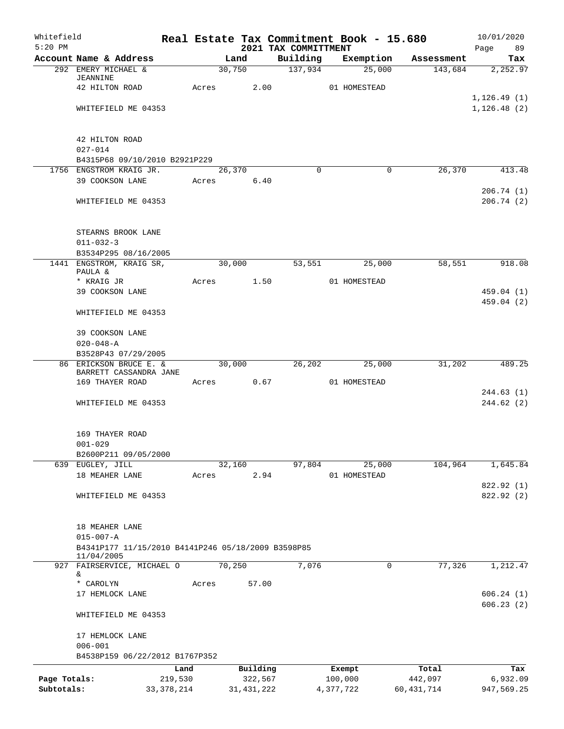Whitefield 5:20 PM

# Real Estate Tax Commitment Book - 15.680

## 2021 TAX COMMITTMENT

10/01/2020

| Account Name & Address | Land | Building | Exemption | Assessment | Tax |
|---|---|---|---|---|---|
| 292 EMERY MICHAEL & JEANNINE | 30,750 | 137,934 | 25,000 | 143,684 | 2,252.97 |
| 42 HILTON ROAD | Acres 2.00 | | 01 HOMESTEAD | | |
| | | | | | 1,126.49 (1) |
| WHITEFIELD ME 04353 | | | | | 1,126.48 (2) |
| 42 HILTON ROAD | | | | | |
| 027-014 | | | | | |
| B4315P68 09/10/2010 B2921P229 | | | | | |
| 1756 ENGSTROM KRAIG JR. | 26,370 | 0 | 0 | 26,370 | 413.48 |
| 39 COOKSON LANE | Acres 6.40 | | | | |
| | | | | | 206.74 (1) |
| WHITEFIELD ME 04353 | | | | | 206.74 (2) |
| STEARNS BROOK LANE | | | | | |
| 011-032-3 | | | | | |
| B3534P295 08/16/2005 | | | | | |
| 1441 ENGSTROM, KRAIG SR, PAULA & | 30,000 | 53,551 | 25,000 | 58,551 | 918.08 |
| * KRAIG JR | Acres 1.50 | | 01 HOMESTEAD | | |
| 39 COOKSON LANE | | | | | 459.04 (1) |
| | | | | | 459.04 (2) |
| WHITEFIELD ME 04353 | | | | | |
| 39 COOKSON LANE | | | | | |
| 020-048-A | | | | | |
| B3528P43 07/29/2005 | | | | | |
| 86 ERICKSON BRUCE E. & BARRETT CASSANDRA JANE | 30,000 | 26,202 | 25,000 | 31,202 | 489.25 |
| 169 THAYER ROAD | Acres 0.67 | | 01 HOMESTEAD | | |
| | | | | | 244.63 (1) |
| WHITEFIELD ME 04353 | | | | | 244.62 (2) |
| 169 THAYER ROAD | | | | | |
| 001-029 | | | | | |
| B2600P211 09/05/2000 | | | | | |
| 639 EUGLEY, JILL | 32,160 | 97,804 | 25,000 | 104,964 | 1,645.84 |
| 18 MEAHER LANE | Acres 2.94 | | 01 HOMESTEAD | | |
| | | | | | 822.92 (1) |
| WHITEFIELD ME 04353 | | | | | 822.92 (2) |
| 18 MEAHER LANE | | | | | |
| 015-007-A | | | | | |
| B4341P177 11/15/2010 B4141P246 05/18/2009 B3598P85 11/04/2005 | | | | | |
| 927 FAIRSERVICE, MICHAEL O & | 70,250 | 7,076 | 0 | 77,326 | 1,212.47 |
| * CAROLYN | Acres 57.00 | | | | |
| 17 HEMLOCK LANE | | | | | 606.24 (1) |
| | | | | | 606.23 (2) |
| WHITEFIELD ME 04353 | | | | | |
| 17 HEMLOCK LANE | | | | | |
| 006-001 | | | | | |
| B4538P159 06/22/2012 B1767P352 | | | | | |

| | Land | Building | Exempt | Total | Tax |
|---|---|---|---|---|---|
| Page Totals: | 219,530 | 322,567 | 100,000 | 442,097 | 6,932.09 |
| Subtotals: | 33,378,214 | 31,431,222 | 4,377,722 | 60,431,714 | 947,569.25 |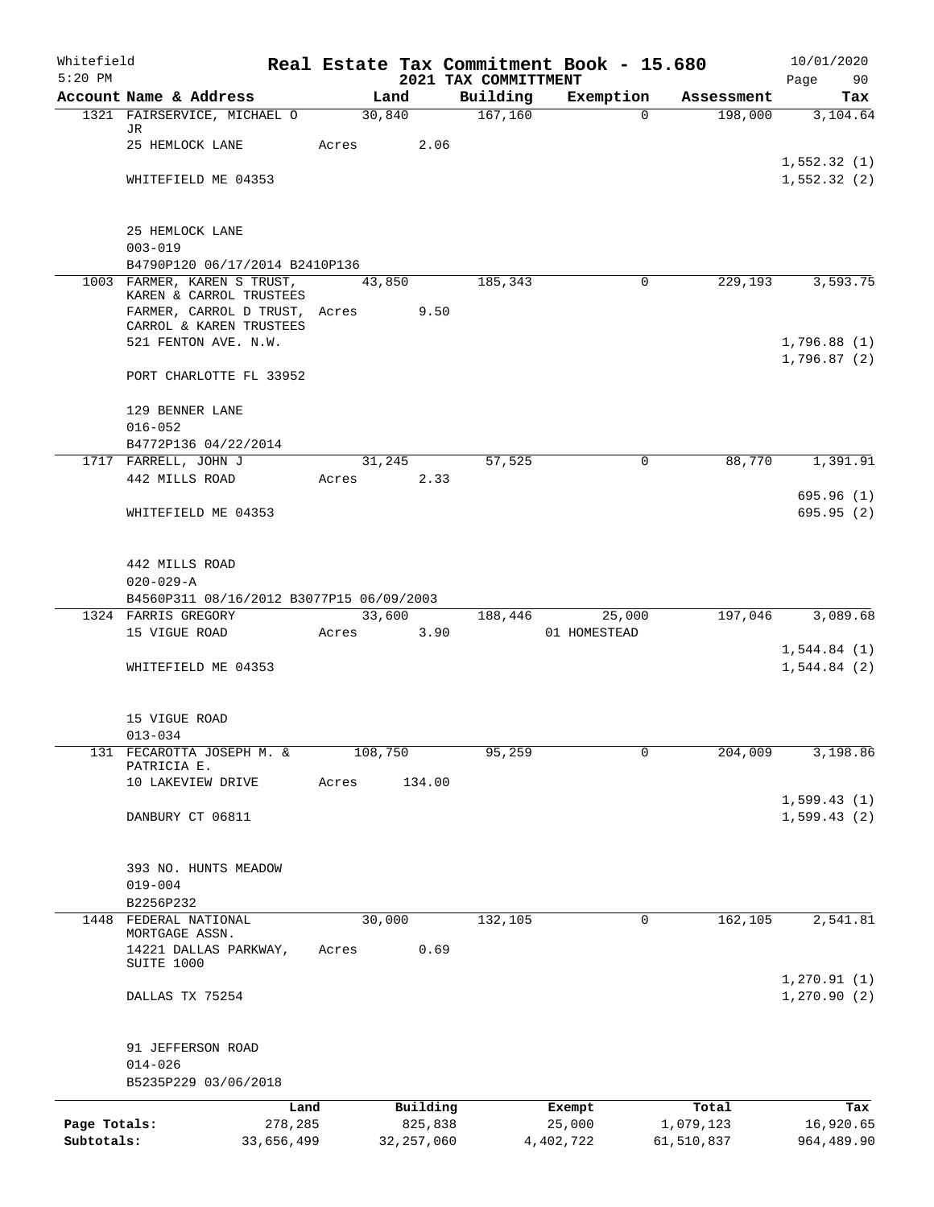Whitefield 5:20 PM

# Real Estate Tax Commitment Book - 15.680

## 2021 TAX COMMITTMENT

10/01/2020

| Account | Name & Address | Land | Building | Exemption | Assessment | Tax |
|---|---|---|---|---|---|---|
| 1321 | FAIRSERVICE, MICHAEL O JR<br>25 HEMLOCK LANE<br><br>WHITEFIELD ME 04353<br><br>25 HEMLOCK LANE<br>003-019<br>B4790P120 06/17/2014 B2410P136 | 30,840<br>Acres 2.06 | 167,160 | 0 | 198,000 | 3,104.64<br><br>1,552.32 (1)<br>1,552.32 (2) |
| 1003 | FARMER, KAREN S TRUST, KAREN & CARROL TRUSTEES<br>FARMER, CARROL D TRUST, CARROL & KAREN TRUSTEES<br>521 FENTON AVE. N.W.<br><br>PORT CHARLOTTE FL 33952<br><br>129 BENNER LANE<br>016-052<br>B4772P136 04/22/2014 | 43,850<br>Acres 9.50 | 185,343 | 0 | 229,193 | 3,593.75<br><br>1,796.88 (1)<br>1,796.87 (2) |
| 1717 | FARRELL, JOHN J<br>442 MILLS ROAD<br><br>WHITEFIELD ME 04353<br><br>442 MILLS ROAD<br>020-029-A<br>B4560P311 08/16/2012 B3077P15 06/09/2003 | 31,245<br>Acres 2.33 | 57,525 | 0 | 88,770 | 1,391.91<br><br>695.96 (1)<br>695.95 (2) |
| 1324 | FARRIS GREGORY<br>15 VIGUE ROAD<br><br>WHITEFIELD ME 04353<br><br>15 VIGUE ROAD<br>013-034 | 33,600<br>Acres 3.90 | 188,446 | 25,000<br>01 HOMESTEAD | 197,046 | 3,089.68<br><br>1,544.84 (1)<br>1,544.84 (2) |
| 131 | FECAROTTA JOSEPH M. & PATRICIA E.<br>10 LAKEVIEW DRIVE<br><br>DANBURY CT 06811<br><br>393 NO. HUNTS MEADOW<br>019-004<br>B2256P232 | 108,750<br>Acres 134.00 | 95,259 | 0 | 204,009 | 3,198.86<br><br>1,599.43 (1)<br>1,599.43 (2) |
| 1448 | FEDERAL NATIONAL MORTGAGE ASSN.<br>14221 DALLAS PARKWAY, SUITE 1000<br><br>DALLAS TX 75254<br><br>91 JEFFERSON ROAD<br>014-026<br>B5235P229 03/06/2018 | 30,000<br>Acres 0.69 | 132,105 | 0 | 162,105 | 2,541.81<br><br>1,270.91 (1)<br>1,270.90 (2) |

| | Land | Building | Exempt | Total | Tax |
|---|---|---|---|---|---|
| Page Totals: | 278,285 | 825,838 | 25,000 | 1,079,123 | 16,920.65 |
| Subtotals: | 33,656,499 | 32,257,060 | 4,402,722 | 61,510,837 | 964,489.90 |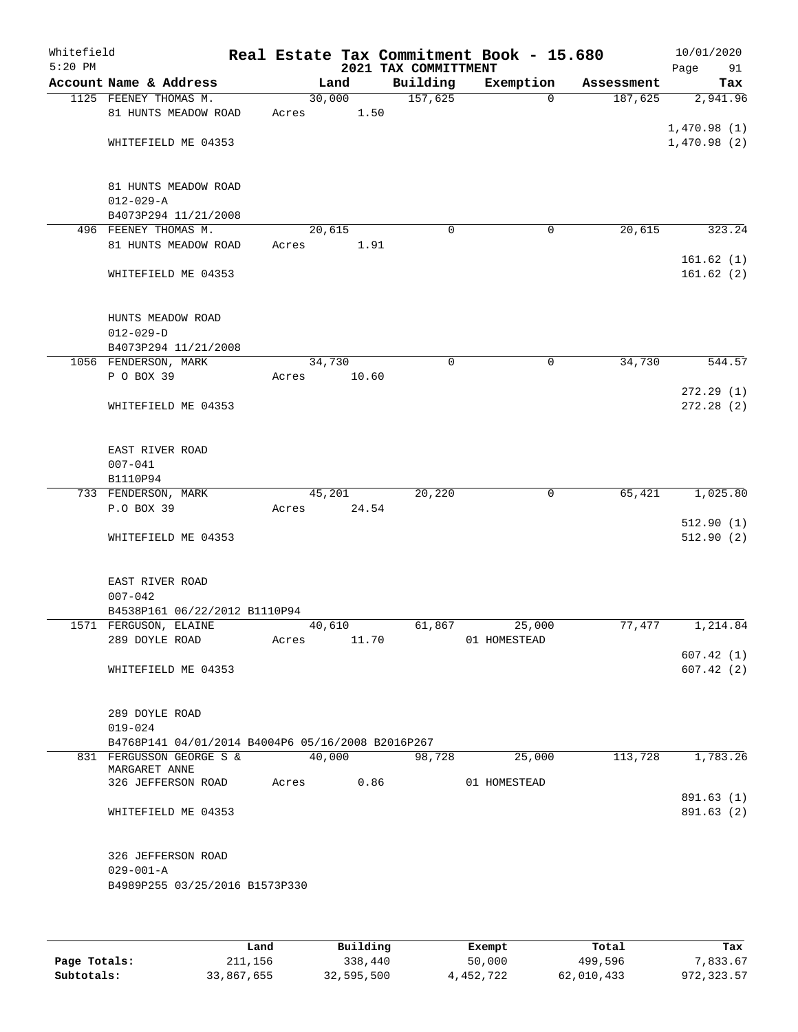Whitefield
5:20 PM

# Real Estate Tax Commitment Book - 15.680
## 2021 TAX COMMITTMENT

10/01/2020

| Account Name & Address | Land | Building | Exemption | Assessment | Tax |
|---|---|---|---|---|---|
| 1125 FEENEY THOMAS M. | 30,000 | 157,625 | 0 | 187,625 | 2,941.96 |
| 81 HUNTS MEADOW ROAD | Acres 1.50 | | | | |
| | | | | | 1,470.98 (1) |
| WHITEFIELD ME 04353 | | | | | 1,470.98 (2) |
| 81 HUNTS MEADOW ROAD | | | | | |
| 012-029-A | | | | | |
| B4073P294 11/21/2008 | | | | | |
| 496 FEENEY THOMAS M. | 20,615 | 0 | 0 | 20,615 | 323.24 |
| 81 HUNTS MEADOW ROAD | Acres 1.91 | | | | |
| | | | | | 161.62 (1) |
| WHITEFIELD ME 04353 | | | | | 161.62 (2) |
| HUNTS MEADOW ROAD | | | | | |
| 012-029-D | | | | | |
| B4073P294 11/21/2008 | | | | | |
| 1056 FENDERSON, MARK | 34,730 | 0 | 0 | 34,730 | 544.57 |
| P O BOX 39 | Acres 10.60 | | | | |
| | | | | | 272.29 (1) |
| WHITEFIELD ME 04353 | | | | | 272.28 (2) |
| EAST RIVER ROAD | | | | | |
| 007-041 | | | | | |
| B1110P94 | | | | | |
| 733 FENDERSON, MARK | 45,201 | 20,220 | 0 | 65,421 | 1,025.80 |
| P.O BOX 39 | Acres 24.54 | | | | |
| | | | | | 512.90 (1) |
| WHITEFIELD ME 04353 | | | | | 512.90 (2) |
| EAST RIVER ROAD | | | | | |
| 007-042 | | | | | |
| B4538P161 06/22/2012 B1110P94 | | | | | |
| 1571 FERGUSON, ELAINE | 40,610 | 61,867 | 25,000 | 77,477 | 1,214.84 |
| 289 DOYLE ROAD | Acres 11.70 | | 01 HOMESTEAD | | |
| | | | | | 607.42 (1) |
| WHITEFIELD ME 04353 | | | | | 607.42 (2) |
| 289 DOYLE ROAD | | | | | |
| 019-024 | | | | | |
| B4768P141 04/01/2014 B4004P6 05/16/2008 B2016P267 | | | | | |
| 831 FERGUSSON GEORGE S & MARGARET ANNE | 40,000 | 98,728 | 25,000 | 113,728 | 1,783.26 |
| 326 JEFFERSON ROAD | Acres 0.86 | | 01 HOMESTEAD | | |
| | | | | | 891.63 (1) |
| WHITEFIELD ME 04353 | | | | | 891.63 (2) |
| 326 JEFFERSON ROAD | | | | | |
| 029-001-A | | | | | |
| B4989P255 03/25/2016 B1573P330 | | | | | |

| | Land | Building | Exempt | Total | Tax |
|---|---|---|---|---|---|
| Page Totals: | 211,156 | 338,440 | 50,000 | 499,596 | 7,833.67 |
| Subtotals: | 33,867,655 | 32,595,500 | 4,452,722 | 62,010,433 | 972,323.57 |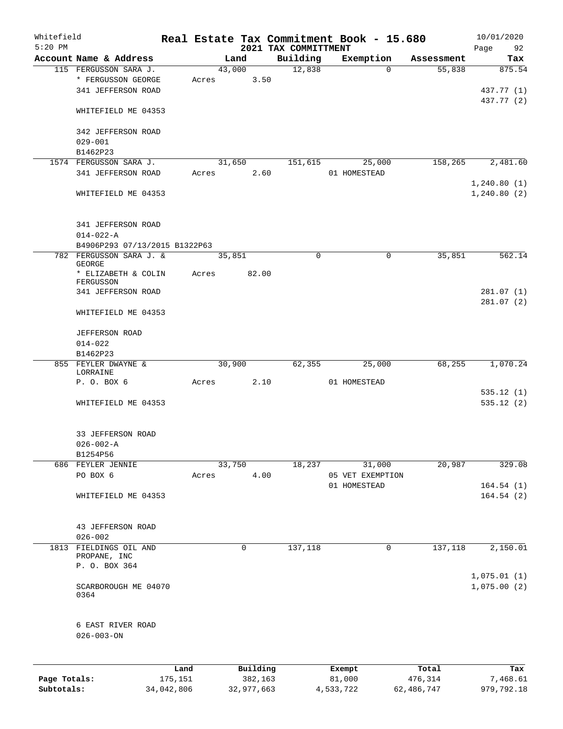Whitefield
5:20 PM

# Real Estate Tax Commitment Book - 15.680
## 2021 TAX COMMITTMENT

10/01/2020

| Account | Name & Address | Land | Building | Exemption | Assessment | Tax |
|---|---|---|---|---|---|---|
| 115 | FERGUSSON SARA J. | 43,000 | 12,838 | 0 | 55,838 | 875.54 |
| | * FERGUSSON GEORGE | Acres 3.50 | | | | |
| | 341 JEFFERSON ROAD | | | | | 437.77 (1) |
| | | | | | | 437.77 (2) |
| | WHITEFIELD ME 04353 | | | | | |
| | 342 JEFFERSON ROAD | | | | | |
| | 029-001 | | | | | |
| | B1462P23 | | | | | |
| 1574 | FERGUSSON SARA J. | 31,650 | 151,615 | 25,000 | 158,265 | 2,481.60 |
| | 341 JEFFERSON ROAD | Acres 2.60 | | 01 HOMESTEAD | | |
| | | | | | | 1,240.80 (1) |
| | WHITEFIELD ME 04353 | | | | | 1,240.80 (2) |
| | 341 JEFFERSON ROAD | | | | | |
| | 014-022-A | | | | | |
| | B4906P293 07/13/2015 B1322P63 | | | | | |
| 782 | FERGUSSON SARA J. & GEORGE | 35,851 | 0 | 0 | 35,851 | 562.14 |
| | * ELIZABETH & COLIN FERGUSSON | Acres 82.00 | | | | |
| | 341 JEFFERSON ROAD | | | | | 281.07 (1) |
| | | | | | | 281.07 (2) |
| | WHITEFIELD ME 04353 | | | | | |
| | JEFFERSON ROAD | | | | | |
| | 014-022 | | | | | |
| | B1462P23 | | | | | |
| 855 | FEYLER DWAYNE & LORRAINE | 30,900 | 62,355 | 25,000 | 68,255 | 1,070.24 |
| | P. O. BOX 6 | Acres 2.10 | | 01 HOMESTEAD | | |
| | | | | | | 535.12 (1) |
| | WHITEFIELD ME 04353 | | | | | 535.12 (2) |
| | 33 JEFFERSON ROAD | | | | | |
| | 026-002-A | | | | | |
| | B1254P56 | | | | | |
| 686 | FEYLER JENNIE | 33,750 | 18,237 | 31,000 | 20,987 | 329.08 |
| | PO BOX 6 | Acres 4.00 | | 05 VET EXEMPTION | | |
| | | | | 01 HOMESTEAD | | 164.54 (1) |
| | WHITEFIELD ME 04353 | | | | | 164.54 (2) |
| | 43 JEFFERSON ROAD | | | | | |
| | 026-002 | | | | | |
| 1813 | FIELDINGS OIL AND PROPANE, INC | 0 | 137,118 | 0 | 137,118 | 2,150.01 |
| | P. O. BOX 364 | | | | | |
| | | | | | | 1,075.01 (1) |
| | SCARBOROUGH ME 04070 0364 | | | | | 1,075.00 (2) |
| | 6 EAST RIVER ROAD | | | | | |
| | 026-003-ON | | | | | |

| | Land | Building | Exempt | Total | Tax |
|---|---|---|---|---|---|
| Page Totals: | 175,151 | 382,163 | 81,000 | 476,314 | 7,468.61 |
| Subtotals: | 34,042,806 | 32,977,663 | 4,533,722 | 62,486,747 | 979,792.18 |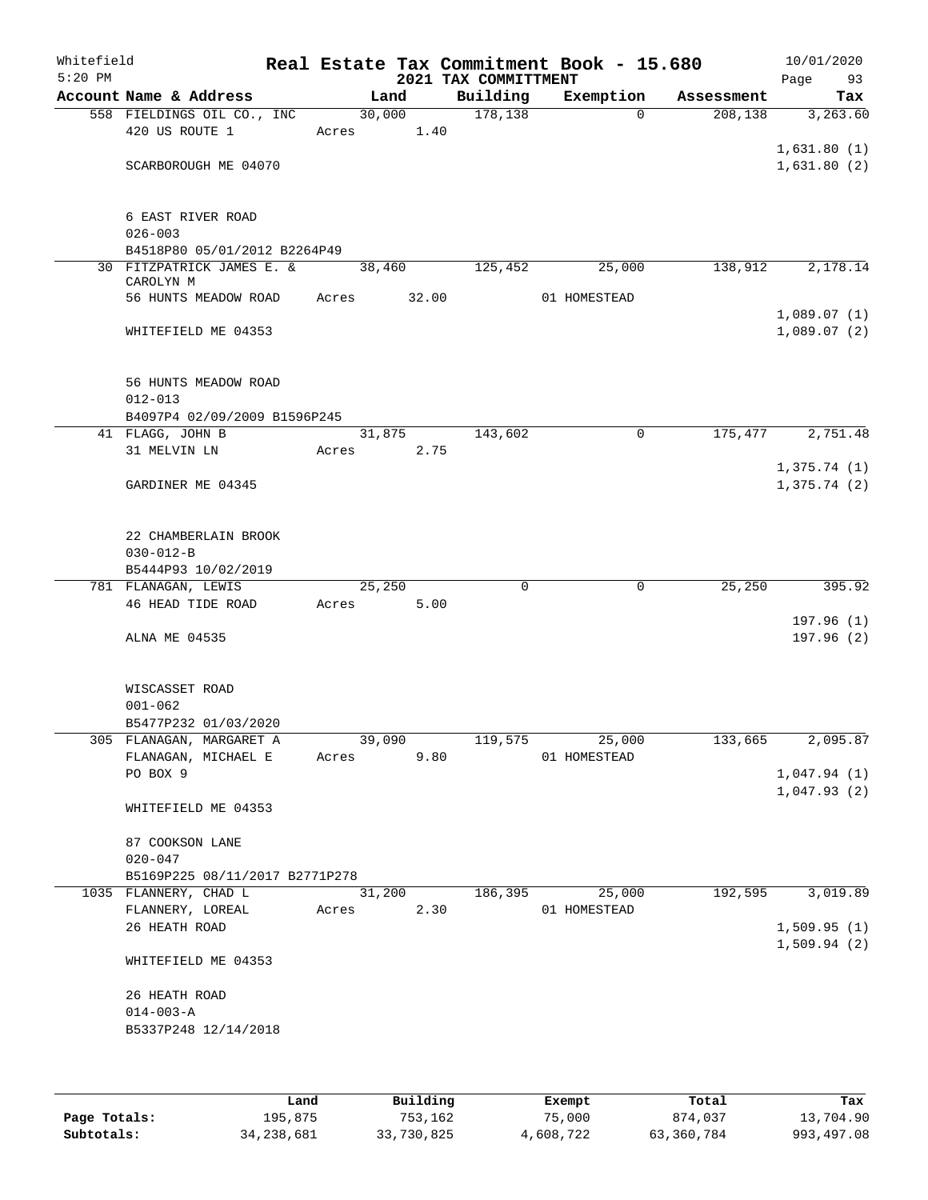Whitefield
5:20 PM

# Real Estate Tax Commitment Book - 15.680

## 2021 TAX COMMITTMENT

10/01/2020
Page 93

| Account Name & Address | Land | Building | Exemption | Assessment | Tax |
|---|---|---|---|---|---|
| 558 FIELDINGS OIL CO., INC | 30,000 | 178,138 | 0 | 208,138 | 3,263.60 |
| 420 US ROUTE 1 | Acres 1.40 | | | | |
| | | | | | 1,631.80 (1) |
| SCARBOROUGH ME 04070 | | | | | 1,631.80 (2) |
| 6 EAST RIVER ROAD | | | | | |
| 026-003 | | | | | |
| B4518P80 05/01/2012 B2264P49 | | | | | |
| 30 FITZPATRICK JAMES E. & CAROLYN M | 38,460 | 125,452 | 25,000 | 138,912 | 2,178.14 |
| 56 HUNTS MEADOW ROAD | Acres 32.00 | | 01 HOMESTEAD | | |
| | | | | | 1,089.07 (1) |
| WHITEFIELD ME 04353 | | | | | 1,089.07 (2) |
| 56 HUNTS MEADOW ROAD | | | | | |
| 012-013 | | | | | |
| B4097P4 02/09/2009 B1596P245 | | | | | |
| 41 FLAGG, JOHN B | 31,875 | 143,602 | 0 | 175,477 | 2,751.48 |
| 31 MELVIN LN | Acres 2.75 | | | | |
| | | | | | 1,375.74 (1) |
| GARDINER ME 04345 | | | | | 1,375.74 (2) |
| 22 CHAMBERLAIN BROOK | | | | | |
| 030-012-B | | | | | |
| B5444P93 10/02/2019 | | | | | |
| 781 FLANAGAN, LEWIS | 25,250 | 0 | 0 | 25,250 | 395.92 |
| 46 HEAD TIDE ROAD | Acres 5.00 | | | | |
| | | | | | 197.96 (1) |
| ALNA ME 04535 | | | | | 197.96 (2) |
| WISCASSET ROAD | | | | | |
| 001-062 | | | | | |
| B5477P232 01/03/2020 | | | | | |
| 305 FLANAGAN, MARGARET A | 39,090 | 119,575 | 25,000 | 133,665 | 2,095.87 |
| FLANAGAN, MICHAEL E | Acres 9.80 | | 01 HOMESTEAD | | |
| PO BOX 9 | | | | | 1,047.94 (1) |
| | | | | | 1,047.93 (2) |
| WHITEFIELD ME 04353 | | | | | |
| 87 COOKSON LANE | | | | | |
| 020-047 | | | | | |
| B5169P225 08/11/2017 B2771P278 | | | | | |
| 1035 FLANNERY, CHAD L | 31,200 | 186,395 | 25,000 | 192,595 | 3,019.89 |
| FLANNERY, LOREAL | Acres 2.30 | | 01 HOMESTEAD | | |
| 26 HEATH ROAD | | | | | 1,509.95 (1) |
| | | | | | 1,509.94 (2) |
| WHITEFIELD ME 04353 | | | | | |
| 26 HEATH ROAD | | | | | |
| 014-003-A | | | | | |
| B5337P248 12/14/2018 | | | | | |

| | Land | Building | Exempt | Total | Tax |
|---|---|---|---|---|---|
| Page Totals: | 195,875 | 753,162 | 75,000 | 874,037 | 13,704.90 |
| Subtotals: | 34,238,681 | 33,730,825 | 4,608,722 | 63,360,784 | 993,497.08 |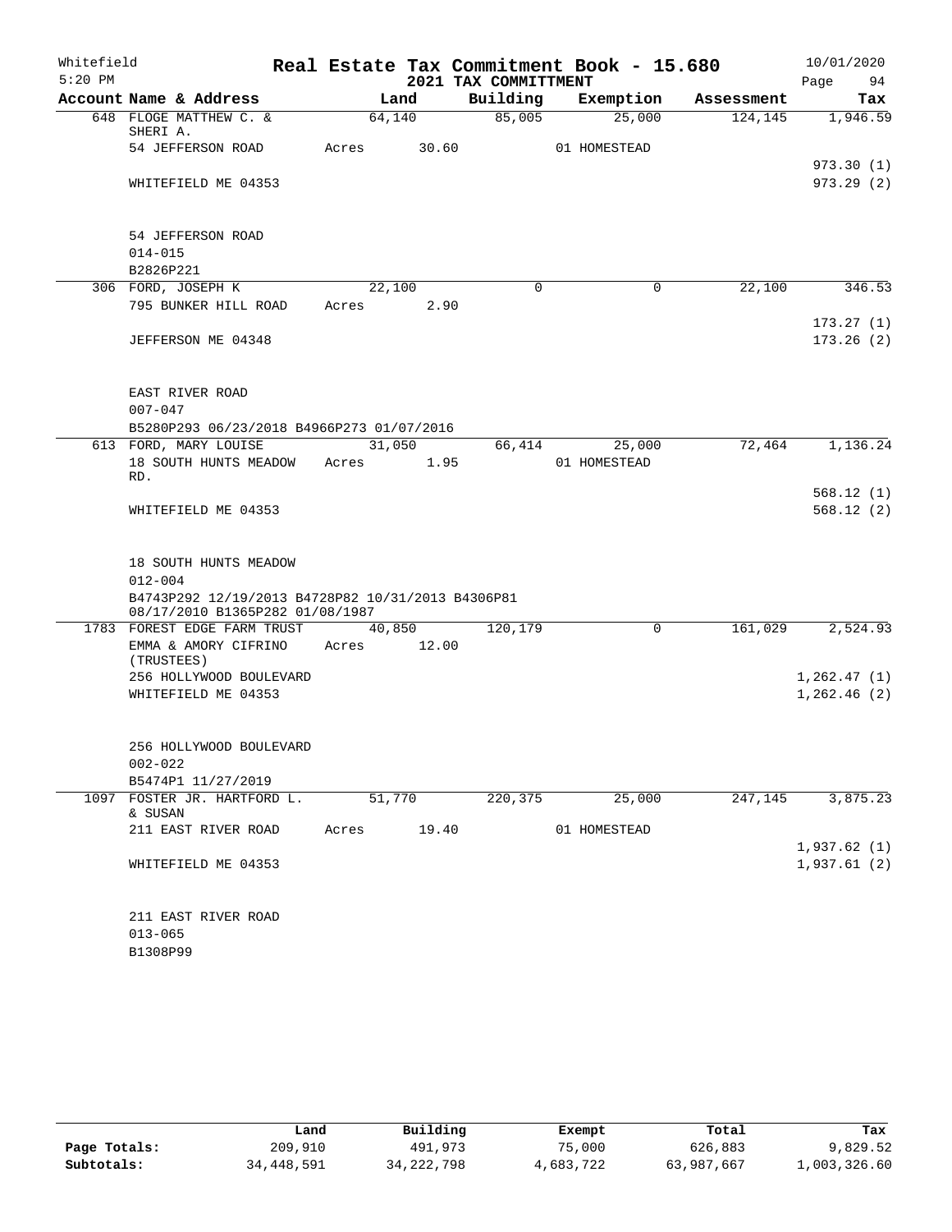Whitefield 5:20 PM

# Real Estate Tax Commitment Book - 15.680

## 2021 TAX COMMITTMENT

10/01/2020

| Account Name & Address | Land | Building | Exemption | Assessment | Tax |
|---|---|---|---|---|---|
| 648 FLOGE MATTHEW C. & SHERI A. | 64,140 | 85,005 | 25,000 | 124,145 | 1,946.59 |
| 54 JEFFERSON ROAD | Acres 30.60 | | 01 HOMESTEAD | | |
| | | | | | 973.30 (1) |
| WHITEFIELD ME 04353 | | | | | 973.29 (2) |
| 54 JEFFERSON ROAD | | | | | |
| 014-015 | | | | | |
| B2826P221 | | | | | |
| 306 FORD, JOSEPH K | 22,100 | 0 | 0 | 22,100 | 346.53 |
| 795 BUNKER HILL ROAD | Acres 2.90 | | | | |
| | | | | | 173.27 (1) |
| JEFFERSON ME 04348 | | | | | 173.26 (2) |
| EAST RIVER ROAD | | | | | |
| 007-047 | | | | | |
| B5280P293 06/23/2018 B4966P273 01/07/2016 | | | | | |
| 613 FORD, MARY LOUISE | 31,050 | 66,414 | 25,000 | 72,464 | 1,136.24 |
| 18 SOUTH HUNTS MEADOW RD. | Acres 1.95 | | 01 HOMESTEAD | | |
| | | | | | 568.12 (1) |
| WHITEFIELD ME 04353 | | | | | 568.12 (2) |
| 18 SOUTH HUNTS MEADOW | | | | | |
| 012-004 | | | | | |
| B4743P292 12/19/2013 B4728P82 10/31/2013 B4306P81 08/17/2010 B1365P282 01/08/1987 | | | | | |
| 1783 FOREST EDGE FARM TRUST | 40,850 | 120,179 | 0 | 161,029 | 2,524.93 |
| EMMA & AMORY CIFRINO (TRUSTEES) | Acres 12.00 | | | | |
| 256 HOLLYWOOD BOULEVARD | | | | | 1,262.47 (1) |
| WHITEFIELD ME 04353 | | | | | 1,262.46 (2) |
| 256 HOLLYWOOD BOULEVARD | | | | | |
| 002-022 | | | | | |
| B5474P1 11/27/2019 | | | | | |
| 1097 FOSTER JR. HARTFORD L. & SUSAN | 51,770 | 220,375 | 25,000 | 247,145 | 3,875.23 |
| 211 EAST RIVER ROAD | Acres 19.40 | | 01 HOMESTEAD | | |
| | | | | | 1,937.62 (1) |
| WHITEFIELD ME 04353 | | | | | 1,937.61 (2) |
| 211 EAST RIVER ROAD | | | | | |
| 013-065 | | | | | |
| B1308P99 | | | | | |

| | Land | Building | Exempt | Total | Tax |
|---|---|---|---|---|---|
| **Page Totals:** | 209,910 | 491,973 | 75,000 | 626,883 | 9,829.52 |
| **Subtotals:** | 34,448,591 | 34,222,798 | 4,683,722 | 63,987,667 | 1,003,326.60 |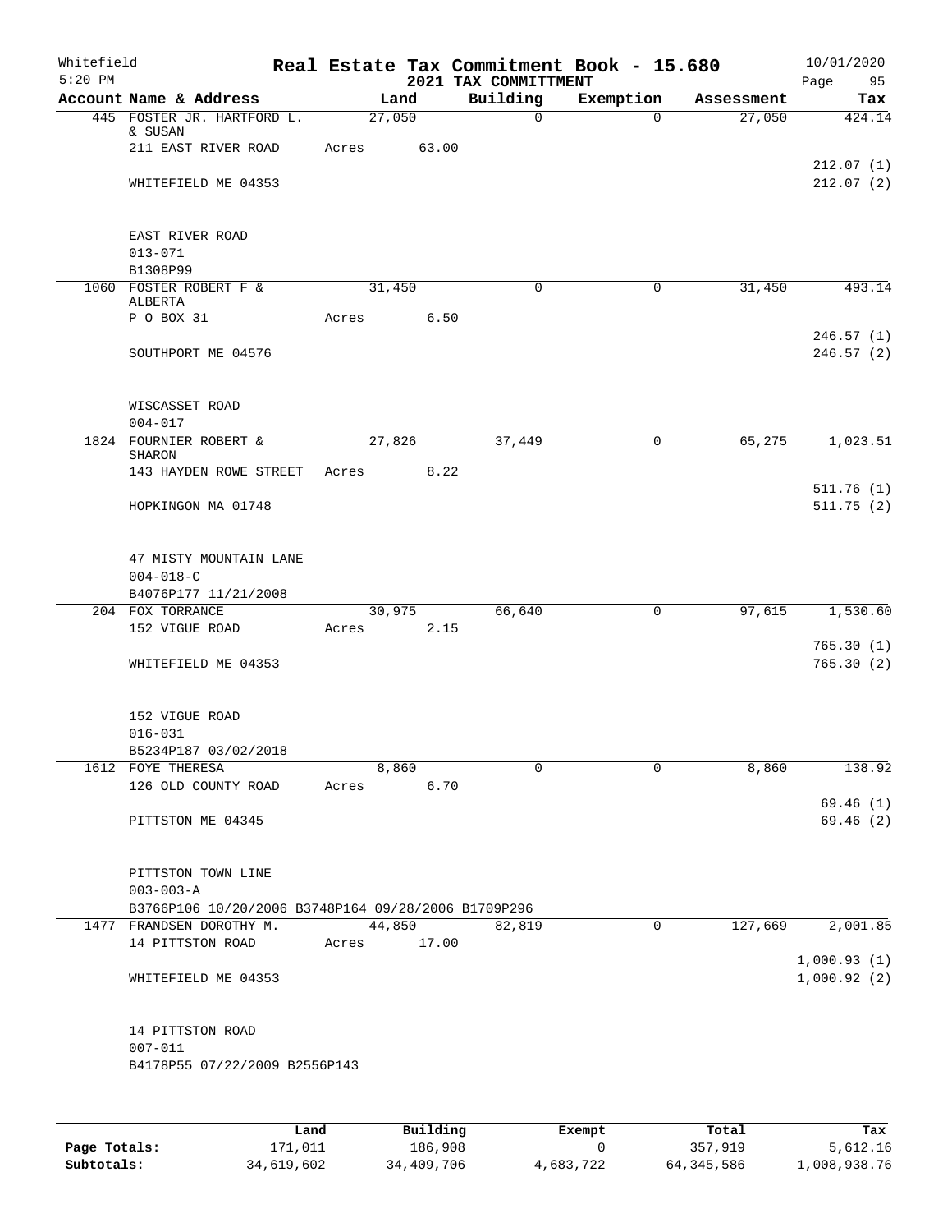Whitefield
5:20 PM

# Real Estate Tax Commitment Book - 15.680
## 2021 TAX COMMITTMENT

10/01/2020
Page 95

| Account Name & Address | Land | Building | Exemption | Assessment | Tax |
|---|---|---|---|---|---|
| 445 FOSTER JR. HARTFORD L. & SUSAN | 27,050 | 0 | 0 | 27,050 | 424.14 |
| 211 EAST RIVER ROAD | Acres 63.00 | | | | |
| | | | | | 212.07 (1) |
| WHITEFIELD ME 04353 | | | | | 212.07 (2) |
| EAST RIVER ROAD | | | | | |
| 013-071 | | | | | |
| B1308P99 | | | | | |
| 1060 FOSTER ROBERT F & ALBERTA | 31,450 | 0 | 0 | 31,450 | 493.14 |
| P O BOX 31 | Acres 6.50 | | | | |
| | | | | | 246.57 (1) |
| SOUTHPORT ME 04576 | | | | | 246.57 (2) |
| WISCASSET ROAD | | | | | |
| 004-017 | | | | | |
| 1824 FOURNIER ROBERT & SHARON | 27,826 | 37,449 | 0 | 65,275 | 1,023.51 |
| 143 HAYDEN ROWE STREET | Acres 8.22 | | | | |
| | | | | | 511.76 (1) |
| HOPKINGON MA 01748 | | | | | 511.75 (2) |
| 47 MISTY MOUNTAIN LANE | | | | | |
| 004-018-C | | | | | |
| B4076P177 11/21/2008 | | | | | |
| 204 FOX TORRANCE | 30,975 | 66,640 | 0 | 97,615 | 1,530.60 |
| 152 VIGUE ROAD | Acres 2.15 | | | | |
| | | | | | 765.30 (1) |
| WHITEFIELD ME 04353 | | | | | 765.30 (2) |
| 152 VIGUE ROAD | | | | | |
| 016-031 | | | | | |
| B5234P187 03/02/2018 | | | | | |
| 1612 FOYE THERESA | 8,860 | 0 | 0 | 8,860 | 138.92 |
| 126 OLD COUNTY ROAD | Acres 6.70 | | | | |
| | | | | | 69.46 (1) |
| PITTSTON ME 04345 | | | | | 69.46 (2) |
| PITTSTON TOWN LINE | | | | | |
| 003-003-A | | | | | |
| B3766P106 10/20/2006 B3748P164 09/28/2006 B1709P296 | | | | | |
| 1477 FRANDSEN DOROTHY M. | 44,850 | 82,819 | 0 | 127,669 | 2,001.85 |
| 14 PITTSTON ROAD | Acres 17.00 | | | | |
| | | | | | 1,000.93 (1) |
| WHITEFIELD ME 04353 | | | | | 1,000.92 (2) |
| 14 PITTSTON ROAD | | | | | |
| 007-011 | | | | | |
| B4178P55 07/22/2009 B2556P143 | | | | | |

| | Land | Building | Exempt | Total | Tax |
|---|---|---|---|---|---|
| Page Totals: | 171,011 | 186,908 | 0 | 357,919 | 5,612.16 |
| Subtotals: | 34,619,602 | 34,409,706 | 4,683,722 | 64,345,586 | 1,008,938.76 |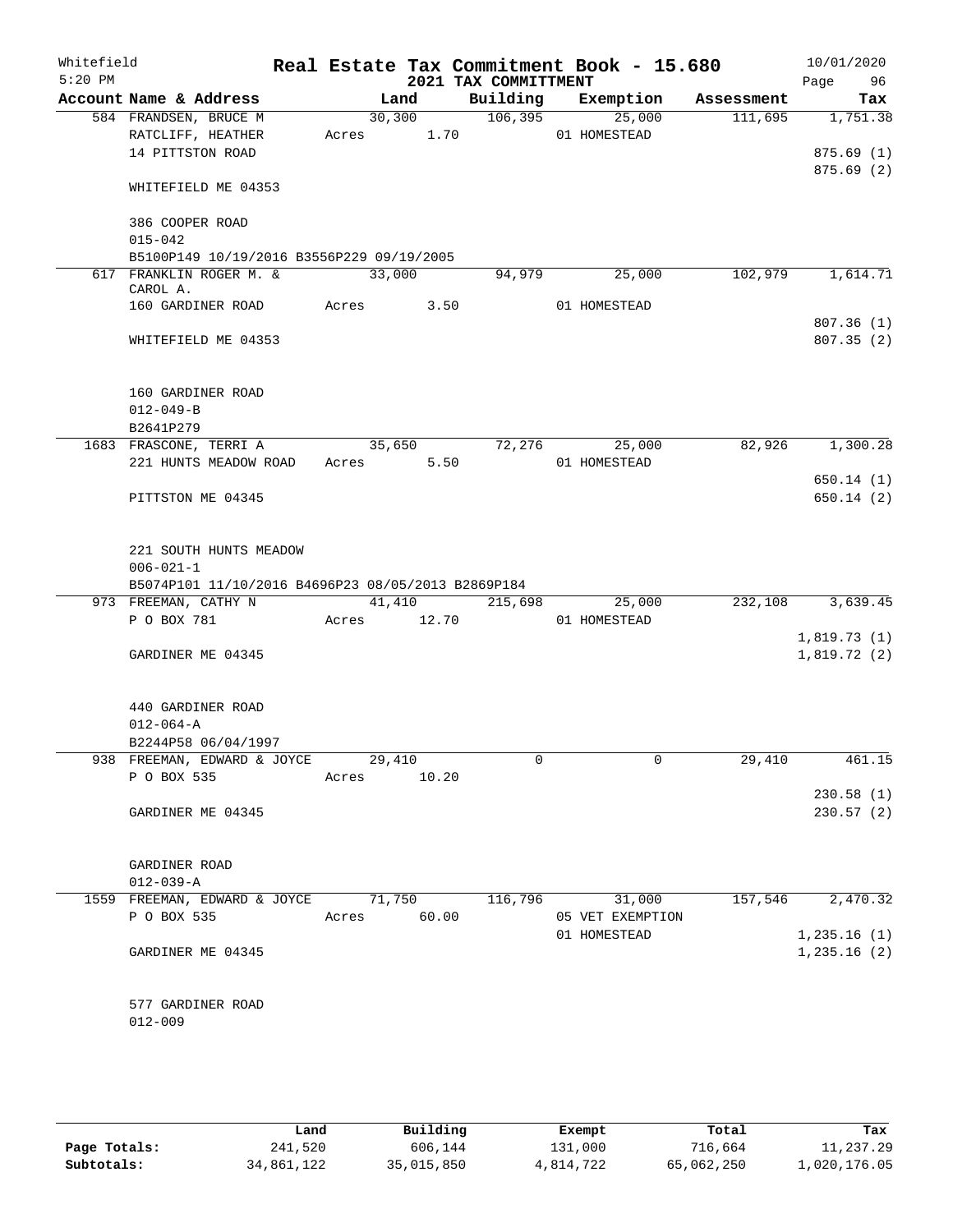Whitefield 5:20 PM

# Real Estate Tax Commitment Book - 15.680

## 2021 TAX COMMITTMENT

10/01/2020

| Account Name & Address | Land | Building | Exemption | Assessment | Tax |
|---|---|---|---|---|---|
| 584 FRANDSEN, BRUCE M | 30,300 | 106,395 | 25,000 | 111,695 | 1,751.38 |
| RATCLIFF, HEATHER | Acres 1.70 | | 01 HOMESTEAD | | |
| 14 PITTSTON ROAD | | | | | 875.69 (1) |
| | | | | | 875.69 (2) |
| WHITEFIELD ME 04353 | | | | | |
| 386 COOPER ROAD | | | | | |
| 015-042 | | | | | |
| B5100P149 10/19/2016 B3556P229 09/19/2005 | | | | | |
| 617 FRANKLIN ROGER M. & CAROL A. | 33,000 | 94,979 | 25,000 | 102,979 | 1,614.71 |
| 160 GARDINER ROAD | Acres 3.50 | | 01 HOMESTEAD | | |
| | | | | | 807.36 (1) |
| WHITEFIELD ME 04353 | | | | | 807.35 (2) |
| 160 GARDINER ROAD | | | | | |
| 012-049-B | | | | | |
| B2641P279 | | | | | |
| 1683 FRASCONE, TERRI A | 35,650 | 72,276 | 25,000 | 82,926 | 1,300.28 |
| 221 HUNTS MEADOW ROAD | Acres 5.50 | | 01 HOMESTEAD | | |
| | | | | | 650.14 (1) |
| PITTSTON ME 04345 | | | | | 650.14 (2) |
| 221 SOUTH HUNTS MEADOW | | | | | |
| 006-021-1 | | | | | |
| B5074P101 11/10/2016 B4696P23 08/05/2013 B2869P184 | | | | | |
| 973 FREEMAN, CATHY N | 41,410 | 215,698 | 25,000 | 232,108 | 3,639.45 |
| P O BOX 781 | Acres 12.70 | | 01 HOMESTEAD | | |
| | | | | | 1,819.73 (1) |
| GARDINER ME 04345 | | | | | 1,819.72 (2) |
| 440 GARDINER ROAD | | | | | |
| 012-064-A | | | | | |
| B2244P58 06/04/1997 | | | | | |
| 938 FREEMAN, EDWARD & JOYCE | 29,410 | 0 | 0 | 29,410 | 461.15 |
| P O BOX 535 | Acres 10.20 | | | | |
| | | | | | 230.58 (1) |
| GARDINER ME 04345 | | | | | 230.57 (2) |
| GARDINER ROAD | | | | | |
| 012-039-A | | | | | |
| 1559 FREEMAN, EDWARD & JOYCE | 71,750 | 116,796 | 31,000 | 157,546 | 2,470.32 |
| P O BOX 535 | Acres 60.00 | | 05 VET EXEMPTION | | |
| | | | 01 HOMESTEAD | | 1,235.16 (1) |
| GARDINER ME 04345 | | | | | 1,235.16 (2) |
| 577 GARDINER ROAD | | | | | |
| 012-009 | | | | | |

| | Land | Building | Exempt | Total | Tax |
|---|---|---|---|---|---|
| Page Totals: | 241,520 | 606,144 | 131,000 | 716,664 | 11,237.29 |
| Subtotals: | 34,861,122 | 35,015,850 | 4,814,722 | 65,062,250 | 1,020,176.05 |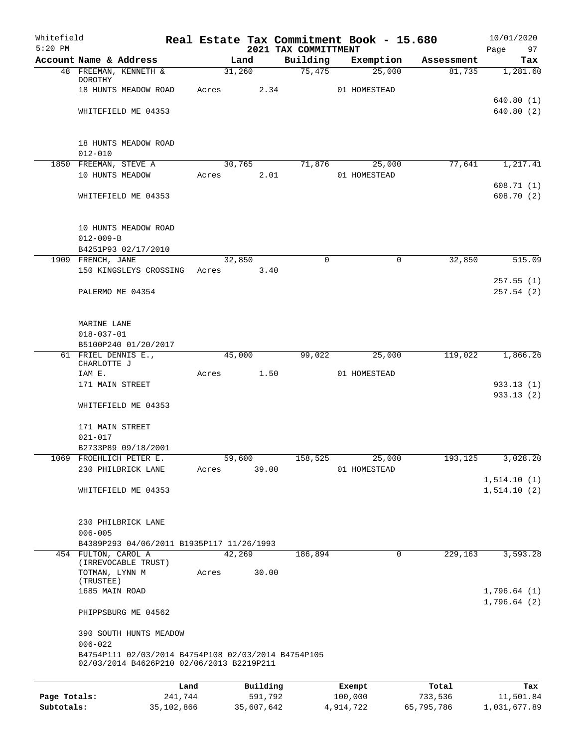Whitefield
5:20 PM

# Real Estate Tax Commitment Book - 15.680

## 2021 TAX COMMITTMENT

10/01/2020
Page 97

| Account | Name & Address | Land | Building | Exemption | Assessment | Tax |
|---|---|---|---|---|---|---|
| 48 | FREEMAN, KENNETH & DOROTHY | 31,260 | 75,475 | 25,000 | 81,735 | 1,281.60 |
| | 18 HUNTS MEADOW ROAD | Acres 2.34 | | 01 HOMESTEAD | | |
| | | | | | | 640.80 (1) |
| | WHITEFIELD ME 04353 | | | | | 640.80 (2) |
| | 18 HUNTS MEADOW ROAD | | | | | |
| | 012-010 | | | | | |
| 1850 | FREEMAN, STEVE A | 30,765 | 71,876 | 25,000 | 77,641 | 1,217.41 |
| | 10 HUNTS MEADOW | Acres 2.01 | | 01 HOMESTEAD | | |
| | | | | | | 608.71 (1) |
| | WHITEFIELD ME 04353 | | | | | 608.70 (2) |
| | 10 HUNTS MEADOW ROAD | | | | | |
| | 012-009-B | | | | | |
| | B4251P93 02/17/2010 | | | | | |
| 1909 | FRENCH, JANE | 32,850 | 0 | 0 | 32,850 | 515.09 |
| | 150 KINGSLEYS CROSSING | Acres 3.40 | | | | |
| | | | | | | 257.55 (1) |
| | PALERMO ME 04354 | | | | | 257.54 (2) |
| | MARINE LANE | | | | | |
| | 018-037-01 | | | | | |
| | B5100P240 01/20/2017 | | | | | |
| 61 | FRIEL DENNIS E., CHARLOTTE J | 45,000 | 99,022 | 25,000 | 119,022 | 1,866.26 |
| | IAM E. | Acres 1.50 | | 01 HOMESTEAD | | |
| | 171 MAIN STREET | | | | | 933.13 (1) |
| | | | | | | 933.13 (2) |
| | WHITEFIELD ME 04353 | | | | | |
| | 171 MAIN STREET | | | | | |
| | 021-017 | | | | | |
| | B2733P89 09/18/2001 | | | | | |
| 1069 | FROEHLICH PETER E. | 59,600 | 158,525 | 25,000 | 193,125 | 3,028.20 |
| | 230 PHILBRICK LANE | Acres 39.00 | | 01 HOMESTEAD | | |
| | | | | | | 1,514.10 (1) |
| | WHITEFIELD ME 04353 | | | | | 1,514.10 (2) |
| | 230 PHILBRICK LANE | | | | | |
| | 006-005 | | | | | |
| | B4389P293 04/06/2011 B1935P117 11/26/1993 | | | | | |
| 454 | FULTON, CAROL A (IRREVOCABLE TRUST) | 42,269 | 186,894 | 0 | 229,163 | 3,593.28 |
| | TOTMAN, LYNN M (TRUSTEE) | Acres 30.00 | | | | |
| | 1685 MAIN ROAD | | | | | 1,796.64 (1) |
| | | | | | | 1,796.64 (2) |
| | PHIPPSBURG ME 04562 | | | | | |
| | 390 SOUTH HUNTS MEADOW | | | | | |
| | 006-022 | | | | | |
| | B4754P111 02/03/2014 B4754P108 02/03/2014 B4754P105 02/03/2014 B4626P210 02/06/2013 B2219P211 | | | | | |

| | Land | Building | Exempt | Total | Tax |
|---|---|---|---|---|---|
| Page Totals: | 241,744 | 591,792 | 100,000 | 733,536 | 11,501.84 |
| Subtotals: | 35,102,866 | 35,607,642 | 4,914,722 | 65,795,786 | 1,031,677.89 |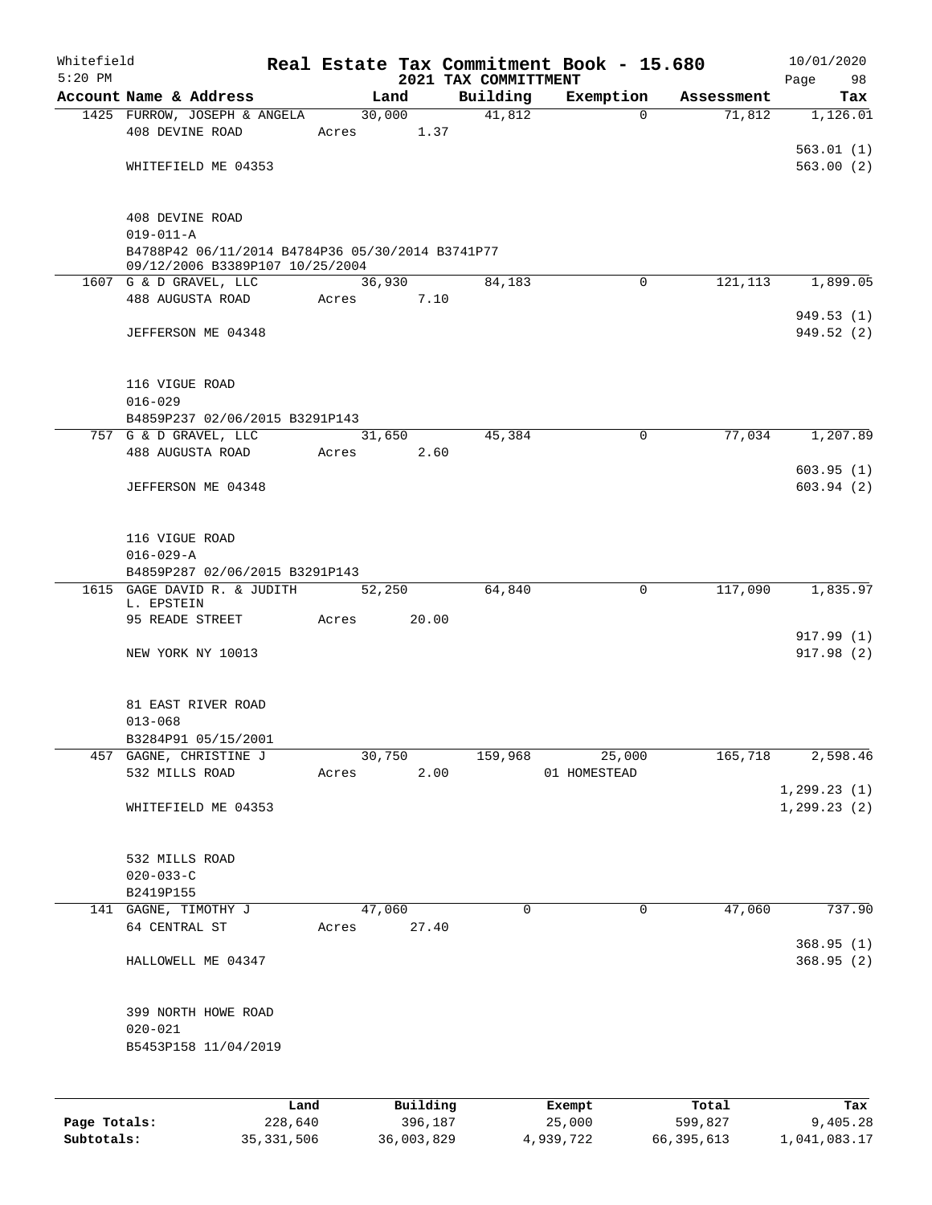Whitefield
5:20 PM

# Real Estate Tax Commitment Book - 15.680

## 2021 TAX COMMITTMENT

10/01/2020

| Account | Name & Address | Land | Building | Exemption | Assessment | Tax |
|---|---|---|---|---|---|---|
| 1425 | FURROW, JOSEPH & ANGELA<br>408 DEVINE ROAD<br><br>WHITEFIELD ME 04353<br><br>408 DEVINE ROAD<br>019-011-A<br>B4788P42 06/11/2014 B4784P36 05/30/2014 B3741P77 09/12/2006 B3389P107 10/25/2004 | 30,000<br>Acres 1.37 | 41,812 | 0 | 71,812 | 1,126.01<br><br>563.01 (1)<br>563.00 (2) |
| 1607 | G & D GRAVEL, LLC<br>488 AUGUSTA ROAD<br><br>JEFFERSON ME 04348<br><br>116 VIGUE ROAD<br>016-029<br>B4859P237 02/06/2015 B3291P143 | 36,930<br>Acres 7.10 | 84,183 | 0 | 121,113 | 1,899.05<br><br>949.53 (1)<br>949.52 (2) |
| 757 | G & D GRAVEL, LLC<br>488 AUGUSTA ROAD<br><br>JEFFERSON ME 04348<br><br>116 VIGUE ROAD<br>016-029-A<br>B4859P287 02/06/2015 B3291P143 | 31,650<br>Acres 2.60 | 45,384 | 0 | 77,034 | 1,207.89<br><br>603.95 (1)<br>603.94 (2) |
| 1615 | GAGE DAVID R. & JUDITH L. EPSTEIN<br>95 READE STREET<br><br>NEW YORK NY 10013<br><br>81 EAST RIVER ROAD<br>013-068<br>B3284P91 05/15/2001 | 52,250<br>Acres 20.00 | 64,840 | 0 | 117,090 | 1,835.97<br><br>917.99 (1)<br>917.98 (2) |
| 457 | GAGNE, CHRISTINE J<br>532 MILLS ROAD<br><br>WHITEFIELD ME 04353<br><br>532 MILLS ROAD<br>020-033-C<br>B2419P155 | 30,750<br>Acres 2.00 | 159,968 | 25,000<br>01 HOMESTEAD | 165,718 | 2,598.46<br><br>1,299.23 (1)<br>1,299.23 (2) |
| 141 | GAGNE, TIMOTHY J<br>64 CENTRAL ST<br><br>HALLOWELL ME 04347<br><br>399 NORTH HOWE ROAD<br>020-021<br>B5453P158 11/04/2019 | 47,060<br>Acres 27.40 | 0 | 0 | 47,060 | 737.90<br><br>368.95 (1)<br>368.95 (2) |

| | Land | Building | Exempt | Total | Tax |
|---|---|---|---|---|---|
| Page Totals: | 228,640 | 396,187 | 25,000 | 599,827 | 9,405.28 |
| Subtotals: | 35,331,506 | 36,003,829 | 4,939,722 | 66,395,613 | 1,041,083.17 |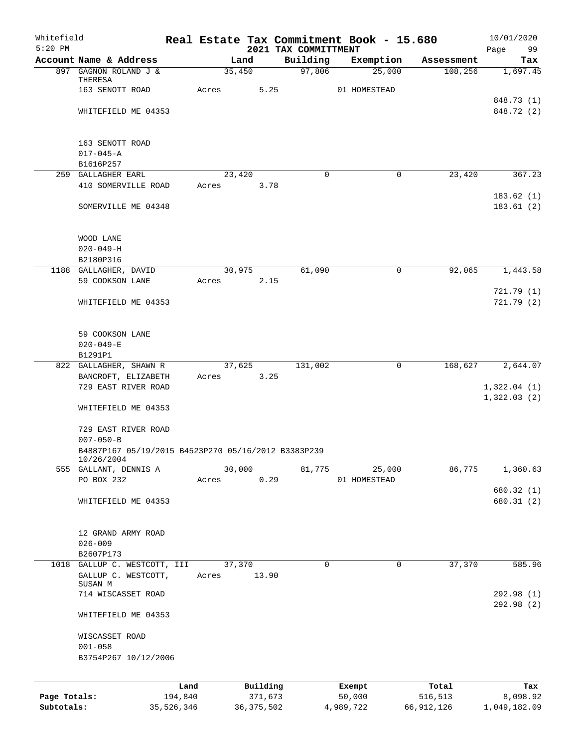Whitefield 5:20 PM

# Real Estate Tax Commitment Book - 15.680

## 2021 TAX COMMITTMENT

10/01/2020 Page 99

| Account Name & Address | Land | Building | Exemption | Assessment | Tax |
|---|---|---|---|---|---|
| 897 GAGNON ROLAND J & THERESA | 35,450 | 97,806 | 25,000 | 108,256 | 1,697.45 |
| 163 SENOTT ROAD | Acres 5.25 | | 01 HOMESTEAD | | |
| | | | | | 848.73 (1) |
| WHITEFIELD ME 04353 | | | | | 848.72 (2) |
| 163 SENOTT ROAD | | | | | |
| 017-045-A | | | | | |
| B1616P257 | | | | | |
| 259 GALLAGHER EARL | 23,420 | 0 | 0 | 23,420 | 367.23 |
| 410 SOMERVILLE ROAD | Acres 3.78 | | | | |
| | | | | | 183.62 (1) |
| SOMERVILLE ME 04348 | | | | | 183.61 (2) |
| WOOD LANE | | | | | |
| 020-049-H | | | | | |
| B2180P316 | | | | | |
| 1188 GALLAGHER, DAVID | 30,975 | 61,090 | 0 | 92,065 | 1,443.58 |
| 59 COOKSON LANE | Acres 2.15 | | | | |
| | | | | | 721.79 (1) |
| WHITEFIELD ME 04353 | | | | | 721.79 (2) |
| 59 COOKSON LANE | | | | | |
| 020-049-E | | | | | |
| B1291P1 | | | | | |
| 822 GALLAGHER, SHAWN R | 37,625 | 131,002 | 0 | 168,627 | 2,644.07 |
| BANCROFT, ELIZABETH | Acres 3.25 | | | | |
| 729 EAST RIVER ROAD | | | | | 1,322.04 (1) |
| | | | | | 1,322.03 (2) |
| WHITEFIELD ME 04353 | | | | | |
| 729 EAST RIVER ROAD | | | | | |
| 007-050-B | | | | | |
| B4887P167 05/19/2015 B4523P270 05/16/2012 B3383P239 10/26/2004 | | | | | |
| 555 GALLANT, DENNIS A | 30,000 | 81,775 | 25,000 | 86,775 | 1,360.63 |
| PO BOX 232 | Acres 0.29 | | 01 HOMESTEAD | | |
| | | | | | 680.32 (1) |
| WHITEFIELD ME 04353 | | | | | 680.31 (2) |
| 12 GRAND ARMY ROAD | | | | | |
| 026-009 | | | | | |
| B2607P173 | | | | | |
| 1018 GALLUP C. WESTCOTT, III | 37,370 | 0 | 0 | 37,370 | 585.96 |
| GALLUP C. WESTCOTT, SUSAN M | Acres 13.90 | | | | |
| 714 WISCASSET ROAD | | | | | 292.98 (1) |
| | | | | | 292.98 (2) |
| WHITEFIELD ME 04353 | | | | | |
| WISCASSET ROAD | | | | | |
| 001-058 | | | | | |
| B3754P267 10/12/2006 | | | | | |

| | Land | Building | Exempt | Total | Tax |
|---|---|---|---|---|---|
| Page Totals: | 194,840 | 371,673 | 50,000 | 516,513 | 8,098.92 |
| Subtotals: | 35,526,346 | 36,375,502 | 4,989,722 | 66,912,126 | 1,049,182.09 |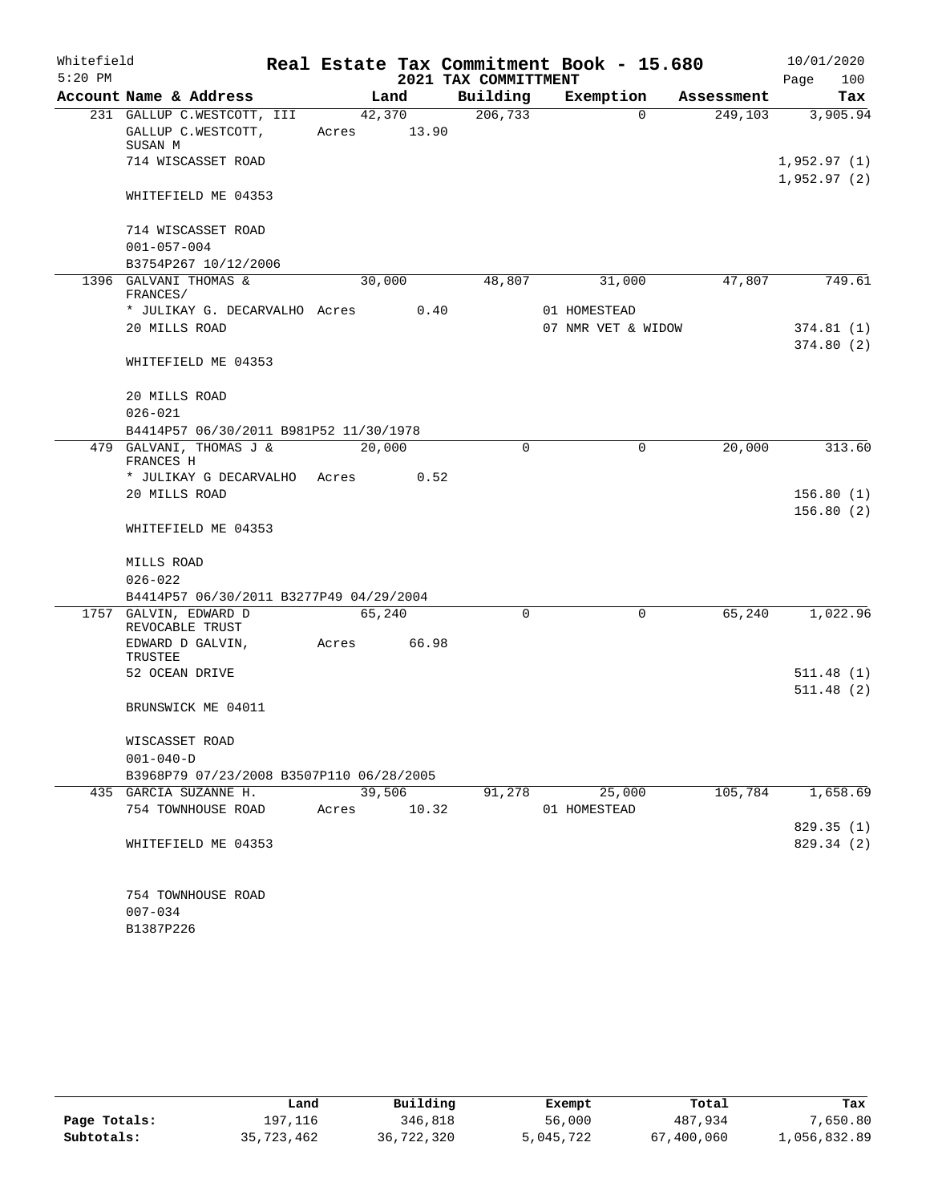Whitefield 5:20 PM

# Real Estate Tax Commitment Book - 15.680

## 2021 TAX COMMITTMENT

10/01/2020 Page 100

| Account Name & Address | Land | Building | Exemption | Assessment | Tax |
|---|---|---|---|---|---|
| 231 GALLUP C.WESTCOTT, III | 42,370 | 206,733 | 0 | 249,103 | 3,905.94 |
| GALLUP C.WESTCOTT, SUSAN M | Acres 13.90 | | | | |
| 714 WISCASSET ROAD | | | | | 1,952.97 (1) |
| | | | | | 1,952.97 (2) |
| WHITEFIELD ME 04353 | | | | | |
| 714 WISCASSET ROAD | | | | | |
| 001-057-004 | | | | | |
| B3754P267 10/12/2006 | | | | | |
| 1396 GALVANI THOMAS & FRANCES/ | 30,000 | 48,807 | 31,000 | 47,807 | 749.61 |
| * JULIKAY G. DECARVALHO | Acres 0.40 | | 01 HOMESTEAD | | |
| 20 MILLS ROAD | | | 07 NMR VET & WIDOW | | 374.81 (1) |
| | | | | | 374.80 (2) |
| WHITEFIELD ME 04353 | | | | | |
| 20 MILLS ROAD | | | | | |
| 026-021 | | | | | |
| B4414P57 06/30/2011 B981P52 11/30/1978 | | | | | |
| 479 GALVANI, THOMAS J & FRANCES H | 20,000 | 0 | 0 | 20,000 | 313.60 |
| * JULIKAY G DECARVALHO | Acres 0.52 | | | | |
| 20 MILLS ROAD | | | | | 156.80 (1) |
| | | | | | 156.80 (2) |
| WHITEFIELD ME 04353 | | | | | |
| MILLS ROAD | | | | | |
| 026-022 | | | | | |
| B4414P57 06/30/2011 B3277P49 04/29/2004 | | | | | |
| 1757 GALVIN, EDWARD D REVOCABLE TRUST | 65,240 | 0 | 0 | 65,240 | 1,022.96 |
| EDWARD D GALVIN, TRUSTEE | Acres 66.98 | | | | |
| 52 OCEAN DRIVE | | | | | 511.48 (1) |
| | | | | | 511.48 (2) |
| BRUNSWICK ME 04011 | | | | | |
| WISCASSET ROAD | | | | | |
| 001-040-D | | | | | |
| B3968P79 07/23/2008 B3507P110 06/28/2005 | | | | | |
| 435 GARCIA SUZANNE H. | 39,506 | 91,278 | 25,000 | 105,784 | 1,658.69 |
| 754 TOWNHOUSE ROAD | Acres 10.32 | | 01 HOMESTEAD | | |
| | | | | | 829.35 (1) |
| WHITEFIELD ME 04353 | | | | | 829.34 (2) |
| 754 TOWNHOUSE ROAD | | | | | |
| 007-034 | | | | | |
| B1387P226 | | | | | |

| | Land | Building | Exempt | Total | Tax |
|---|---|---|---|---|---|
| Page Totals: | 197,116 | 346,818 | 56,000 | 487,934 | 7,650.80 |
| Subtotals: | 35,723,462 | 36,722,320 | 5,045,722 | 67,400,060 | 1,056,832.89 |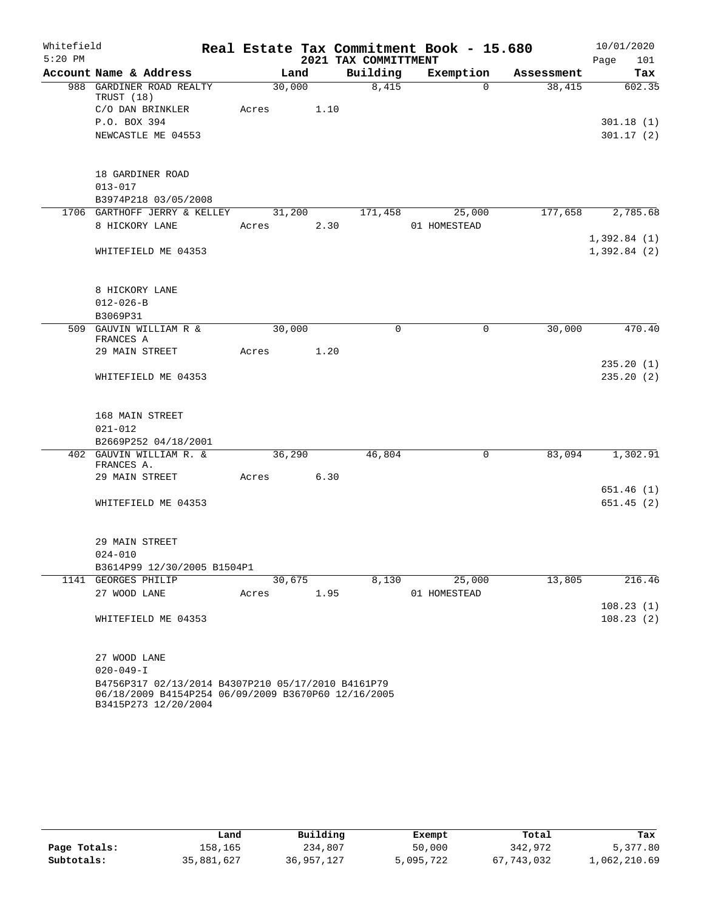Whitefield 5:20 PM

# Real Estate Tax Commitment Book - 15.680
## 2021 TAX COMMITTMENT

10/01/2020 Page 101

| Account Name & Address | Land | Building | Exemption | Assessment | Tax |
|---|---|---|---|---|---|
| 988 GARDINER ROAD REALTY TRUST (18) | 30,000 | 8,415 | 0 | 38,415 | 602.35 |
| C/O DAN BRINKLER | Acres 1.10 | | | | |
| P.O. BOX 394 | | | | | 301.18 (1) |
| NEWCASTLE ME 04553 | | | | | 301.17 (2) |
| 18 GARDINER ROAD | | | | | |
| 013-017 | | | | | |
| B3974P218 03/05/2008 | | | | | |
| 1706 GARTHOFF JERRY & KELLEY | 31,200 | 171,458 | 25,000 | 177,658 | 2,785.68 |
| 8 HICKORY LANE | Acres 2.30 | | 01 HOMESTEAD | | |
| | | | | | 1,392.84 (1) |
| WHITEFIELD ME 04353 | | | | | 1,392.84 (2) |
| 8 HICKORY LANE | | | | | |
| 012-026-B | | | | | |
| B3069P31 | | | | | |
| 509 GAUVIN WILLIAM R & FRANCES A | 30,000 | 0 | 0 | 30,000 | 470.40 |
| 29 MAIN STREET | Acres 1.20 | | | | |
| | | | | | 235.20 (1) |
| WHITEFIELD ME 04353 | | | | | 235.20 (2) |
| 168 MAIN STREET | | | | | |
| 021-012 | | | | | |
| B2669P252 04/18/2001 | | | | | |
| 402 GAUVIN WILLIAM R. & FRANCES A. | 36,290 | 46,804 | 0 | 83,094 | 1,302.91 |
| 29 MAIN STREET | Acres 6.30 | | | | |
| | | | | | 651.46 (1) |
| WHITEFIELD ME 04353 | | | | | 651.45 (2) |
| 29 MAIN STREET | | | | | |
| 024-010 | | | | | |
| B3614P99 12/30/2005 B1504P1 | | | | | |
| 1141 GEORGES PHILIP | 30,675 | 8,130 | 25,000 | 13,805 | 216.46 |
| 27 WOOD LANE | Acres 1.95 | | 01 HOMESTEAD | | |
| | | | | | 108.23 (1) |
| WHITEFIELD ME 04353 | | | | | 108.23 (2) |
| 27 WOOD LANE | | | | | |
| 020-049-I | | | | | |
| B4756P317 02/13/2014 B4307P210 05/17/2010 B4161P79 06/18/2009 B4154P254 06/09/2009 B3670P60 12/16/2005 B3415P273 12/20/2004 | | | | | |

| | Land | Building | Exempt | Total | Tax |
|---|---|---|---|---|---|
| Page Totals: | 158,165 | 234,807 | 50,000 | 342,972 | 5,377.80 |
| Subtotals: | 35,881,627 | 36,957,127 | 5,095,722 | 67,743,032 | 1,062,210.69 |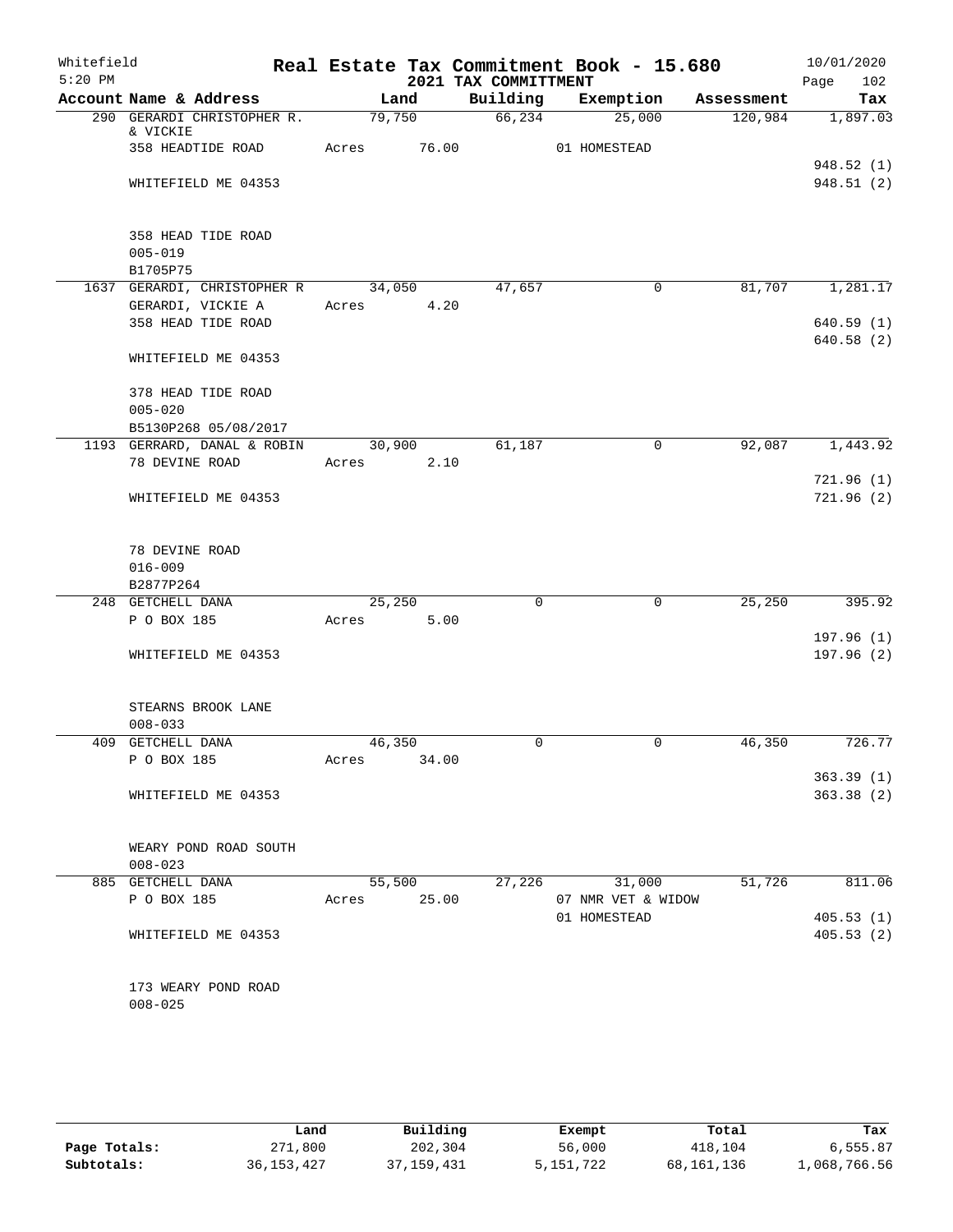Whitefield
5:20 PM

# Real Estate Tax Commitment Book - 15.680
## 2021 TAX COMMITTMENT

10/01/2020
Page 102

| Account Name & Address | Land | Building | Exemption | Assessment | Tax |
|---|---|---|---|---|---|
| 290 GERARDI CHRISTOPHER R. & VICKIE | 79,750 | 66,234 | 25,000 | 120,984 | 1,897.03 |
| 358 HEADTIDE ROAD | Acres 76.00 | | 01 HOMESTEAD | | |
| | | | | | 948.52 (1) |
| WHITEFIELD ME 04353 | | | | | 948.51 (2) |
| 358 HEAD TIDE ROAD | | | | | |
| 005-019 | | | | | |
| B1705P75 | | | | | |
| 1637 GERARDI, CHRISTOPHER R | 34,050 | 47,657 | 0 | 81,707 | 1,281.17 |
| GERARDI, VICKIE A | Acres 4.20 | | | | |
| 358 HEAD TIDE ROAD | | | | | 640.59 (1) |
| | | | | | 640.58 (2) |
| WHITEFIELD ME 04353 | | | | | |
| 378 HEAD TIDE ROAD | | | | | |
| 005-020 | | | | | |
| B5130P268 05/08/2017 | | | | | |
| 1193 GERRARD, DANAL & ROBIN | 30,900 | 61,187 | 0 | 92,087 | 1,443.92 |
| 78 DEVINE ROAD | Acres 2.10 | | | | |
| | | | | | 721.96 (1) |
| WHITEFIELD ME 04353 | | | | | 721.96 (2) |
| 78 DEVINE ROAD | | | | | |
| 016-009 | | | | | |
| B2877P264 | | | | | |
| 248 GETCHELL DANA | 25,250 | 0 | 0 | 25,250 | 395.92 |
| P O BOX 185 | Acres 5.00 | | | | |
| | | | | | 197.96 (1) |
| WHITEFIELD ME 04353 | | | | | 197.96 (2) |
| STEARNS BROOK LANE | | | | | |
| 008-033 | | | | | |
| 409 GETCHELL DANA | 46,350 | 0 | 0 | 46,350 | 726.77 |
| P O BOX 185 | Acres 34.00 | | | | |
| | | | | | 363.39 (1) |
| WHITEFIELD ME 04353 | | | | | 363.38 (2) |
| WEARY POND ROAD SOUTH | | | | | |
| 008-023 | | | | | |
| 885 GETCHELL DANA | 55,500 | 27,226 | 31,000 | 51,726 | 811.06 |
| P O BOX 185 | Acres 25.00 | | 07 NMR VET & WIDOW | | |
| | | | 01 HOMESTEAD | | 405.53 (1) |
| WHITEFIELD ME 04353 | | | | | 405.53 (2) |
| 173 WEARY POND ROAD | | | | | |
| 008-025 | | | | | |

| | Land | Building | Exempt | Total | Tax |
|---|---|---|---|---|---|
| Page Totals: | 271,800 | 202,304 | 56,000 | 418,104 | 6,555.87 |
| Subtotals: | 36,153,427 | 37,159,431 | 5,151,722 | 68,161,136 | 1,068,766.56 |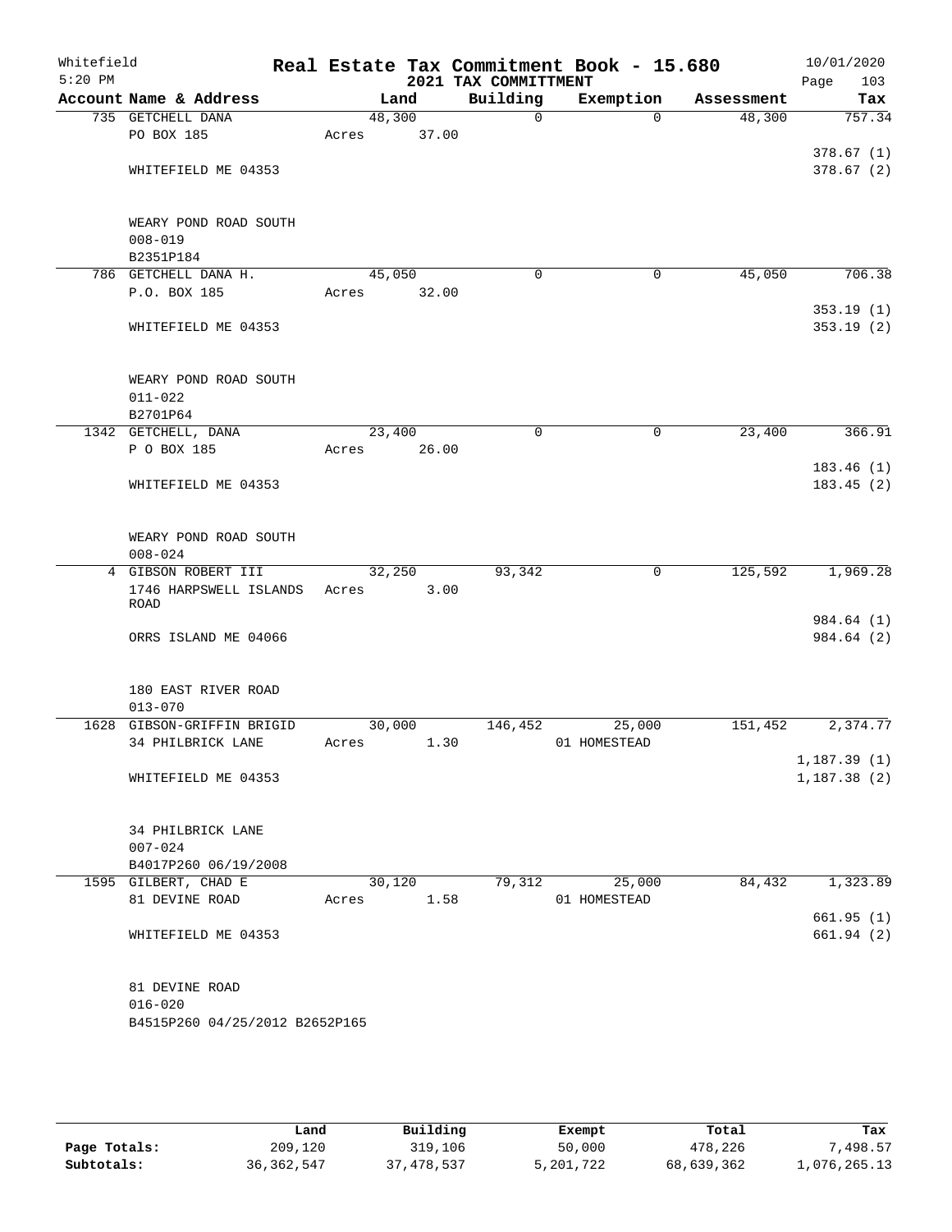Whitefield
5:20 PM

# Real Estate Tax Commitment Book - 15.680

## 2021 TAX COMMITTMENT

10/01/2020
Page 103

| Account Name & Address | Land | Building | Exemption | Assessment | Tax |
|---|---|---|---|---|---|
| 735 GETCHELL DANA | 48,300 | 0 | 0 | 48,300 | 757.34 |
| PO BOX 185 | Acres 37.00 | | | | |
| | | | | | 378.67 (1) |
| WHITEFIELD ME 04353 | | | | | 378.67 (2) |
| WEARY POND ROAD SOUTH | | | | | |
| 008-019 | | | | | |
| B2351P184 | | | | | |
| 786 GETCHELL DANA H. | 45,050 | 0 | 0 | 45,050 | 706.38 |
| P.O. BOX 185 | Acres 32.00 | | | | |
| | | | | | 353.19 (1) |
| WHITEFIELD ME 04353 | | | | | 353.19 (2) |
| WEARY POND ROAD SOUTH | | | | | |
| 011-022 | | | | | |
| B2701P64 | | | | | |
| 1342 GETCHELL, DANA | 23,400 | 0 | 0 | 23,400 | 366.91 |
| P O BOX 185 | Acres 26.00 | | | | |
| | | | | | 183.46 (1) |
| WHITEFIELD ME 04353 | | | | | 183.45 (2) |
| WEARY POND ROAD SOUTH | | | | | |
| 008-024 | | | | | |
| 4 GIBSON ROBERT III | 32,250 | 93,342 | 0 | 125,592 | 1,969.28 |
| 1746 HARPSWELL ISLANDS ROAD | Acres 3.00 | | | | |
| | | | | | 984.64 (1) |
| ORRS ISLAND ME 04066 | | | | | 984.64 (2) |
| 180 EAST RIVER ROAD | | | | | |
| 013-070 | | | | | |
| 1628 GIBSON-GRIFFIN BRIGID | 30,000 | 146,452 | 25,000 | 151,452 | 2,374.77 |
| 34 PHILBRICK LANE | Acres 1.30 | | 01 HOMESTEAD | | |
| | | | | | 1,187.39 (1) |
| WHITEFIELD ME 04353 | | | | | 1,187.38 (2) |
| 34 PHILBRICK LANE | | | | | |
| 007-024 | | | | | |
| B4017P260 06/19/2008 | | | | | |
| 1595 GILBERT, CHAD E | 30,120 | 79,312 | 25,000 | 84,432 | 1,323.89 |
| 81 DEVINE ROAD | Acres 1.58 | | 01 HOMESTEAD | | |
| | | | | | 661.95 (1) |
| WHITEFIELD ME 04353 | | | | | 661.94 (2) |
| 81 DEVINE ROAD | | | | | |
| 016-020 | | | | | |
| B4515P260 04/25/2012 B2652P165 | | | | | |

| | Land | Building | Exempt | Total | Tax |
|---|---|---|---|---|---|
| Page Totals: | 209,120 | 319,106 | 50,000 | 478,226 | 7,498.57 |
| Subtotals: | 36,362,547 | 37,478,537 | 5,201,722 | 68,639,362 | 1,076,265.13 |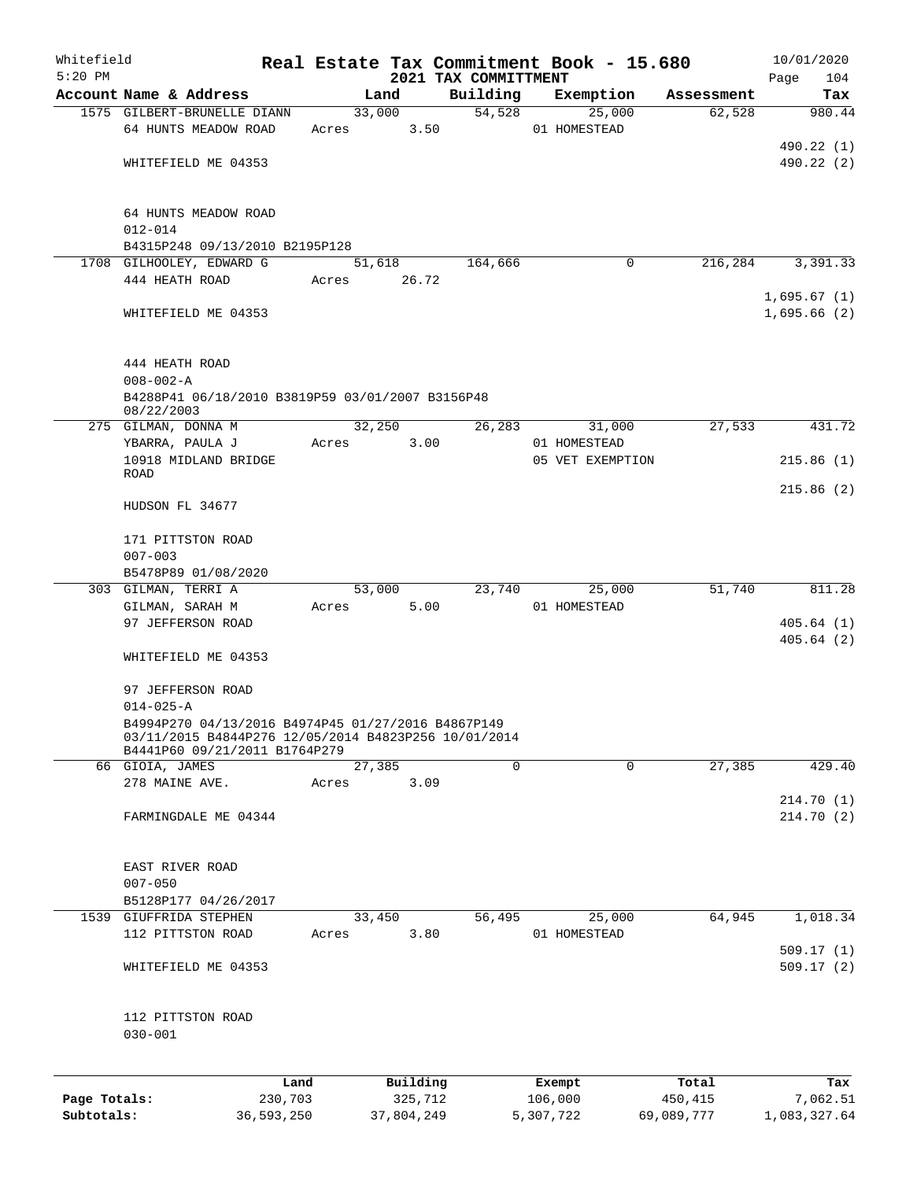Whitefield 5:20 PM

# Real Estate Tax Commitment Book - 15.680

## 2021 TAX COMMITTMENT

10/01/2020 Page 104

| Account Name & Address | Land | Building | Exemption | Assessment | Tax |
|---|---|---|---|---|---|
| 1575 GILBERT-BRUNELLE DIANN | 33,000 | 54,528 | 25,000 | 62,528 | 980.44 |
| 64 HUNTS MEADOW ROAD | Acres 3.50 | | 01 HOMESTEAD | | |
| | | | | | 490.22 (1) |
| WHITEFIELD ME 04353 | | | | | 490.22 (2) |
| 64 HUNTS MEADOW ROAD | | | | | |
| 012-014 | | | | | |
| B4315P248 09/13/2010 B2195P128 | | | | | |
| 1708 GILHOOLEY, EDWARD G | 51,618 | 164,666 | 0 | 216,284 | 3,391.33 |
| 444 HEATH ROAD | Acres 26.72 | | | | |
| | | | | | 1,695.67 (1) |
| WHITEFIELD ME 04353 | | | | | 1,695.66 (2) |
| 444 HEATH ROAD | | | | | |
| 008-002-A | | | | | |
| B4288P41 06/18/2010 B3819P59 03/01/2007 B3156P48 08/22/2003 | | | | | |
| 275 GILMAN, DONNA M | 32,250 | 26,283 | 31,000 | 27,533 | 431.72 |
| YBARRA, PAULA J | Acres 3.00 | | 01 HOMESTEAD | | |
| 10918 MIDLAND BRIDGE ROAD | | | 05 VET EXEMPTION | | 215.86 (1) |
| | | | | | 215.86 (2) |
| HUDSON FL 34677 | | | | | |
| 171 PITTSTON ROAD | | | | | |
| 007-003 | | | | | |
| B5478P89 01/08/2020 | | | | | |
| 303 GILMAN, TERRI A | 53,000 | 23,740 | 25,000 | 51,740 | 811.28 |
| GILMAN, SARAH M | Acres 5.00 | | 01 HOMESTEAD | | |
| 97 JEFFERSON ROAD | | | | | 405.64 (1) |
| | | | | | 405.64 (2) |
| WHITEFIELD ME 04353 | | | | | |
| 97 JEFFERSON ROAD | | | | | |
| 014-025-A | | | | | |
| B4994P270 04/13/2016 B4974P45 01/27/2016 B4867P149 03/11/2015 B4844P276 12/05/2014 B4823P256 10/01/2014 B4441P60 09/21/2011 B1764P279 | | | | | |
| 66 GIOIA, JAMES | 27,385 | 0 | 0 | 27,385 | 429.40 |
| 278 MAINE AVE. | Acres 3.09 | | | | |
| | | | | | 214.70 (1) |
| FARMINGDALE ME 04344 | | | | | 214.70 (2) |
| EAST RIVER ROAD | | | | | |
| 007-050 | | | | | |
| B5128P177 04/26/2017 | | | | | |
| 1539 GIUFFRIDA STEPHEN | 33,450 | 56,495 | 25,000 | 64,945 | 1,018.34 |
| 112 PITTSTON ROAD | Acres 3.80 | | 01 HOMESTEAD | | |
| | | | | | 509.17 (1) |
| WHITEFIELD ME 04353 | | | | | 509.17 (2) |
| 112 PITTSTON ROAD | | | | | |
| 030-001 | | | | | |

| | Land | Building | Exempt | Total | Tax |
|---|---|---|---|---|---|
| Page Totals: | 230,703 | 325,712 | 106,000 | 450,415 | 7,062.51 |
| Subtotals: | 36,593,250 | 37,804,249 | 5,307,722 | 69,089,777 | 1,083,327.64 |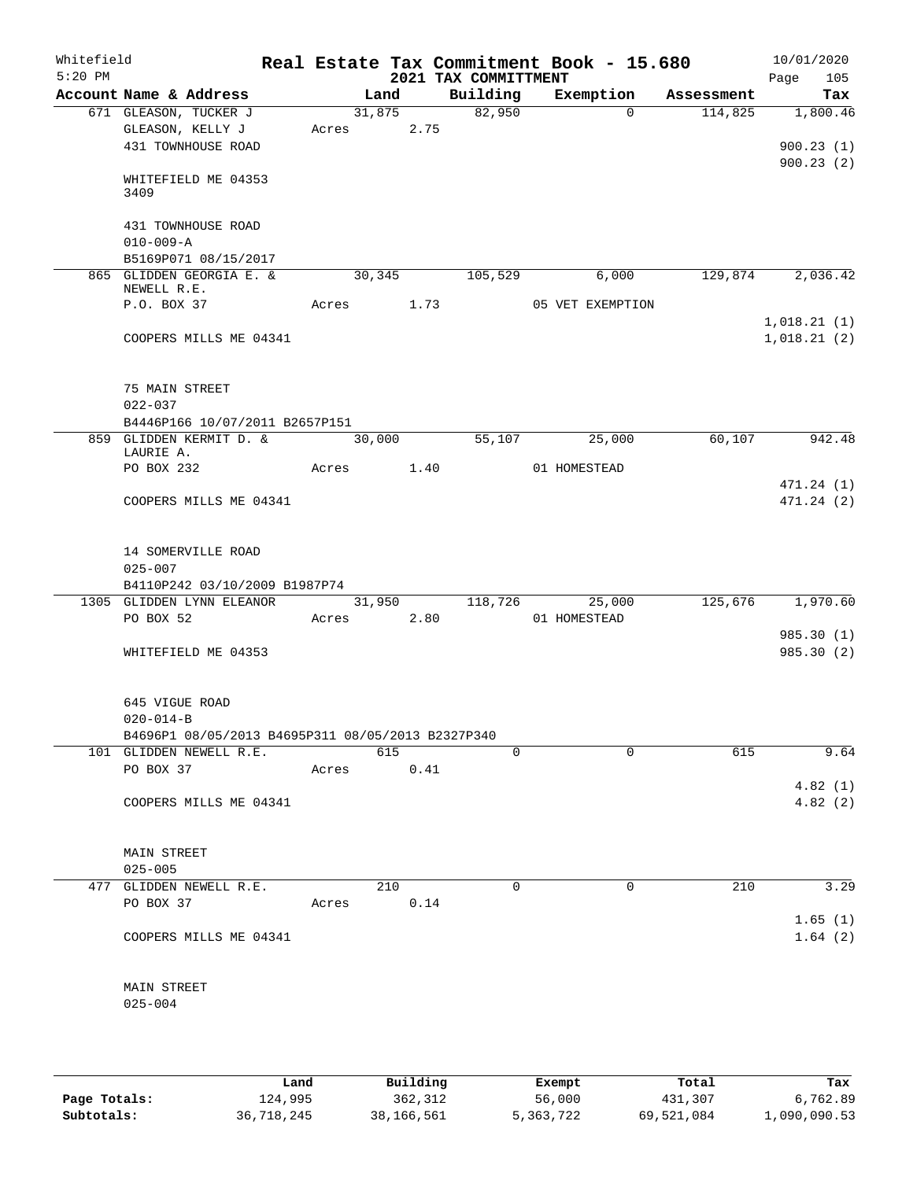Whitefield 5:20 PM

# Real Estate Tax Commitment Book - 15.680

## 2021 TAX COMMITTMENT

10/01/2020 Page 105

| Account Name & Address | Land | Building | Exemption | Assessment | Tax |
|---|---|---|---|---|---|
| 671 GLEASON, TUCKER J | 31,875 | 82,950 | 0 | 114,825 | 1,800.46 |
| GLEASON, KELLY J | Acres 2.75 | | | | |
| 431 TOWNHOUSE ROAD | | | | | 900.23 (1) |
| | | | | | 900.23 (2) |
| WHITEFIELD ME 04353 3409 | | | | | |
| 431 TOWNHOUSE ROAD | | | | | |
| 010-009-A | | | | | |
| B5169P071 08/15/2017 | | | | | |
| 865 GLIDDEN GEORGIA E. & NEWELL R.E. | 30,345 | 105,529 | 6,000 | 129,874 | 2,036.42 |
| P.O. BOX 37 | Acres 1.73 | | 05 VET EXEMPTION | | |
| | | | | | 1,018.21 (1) |
| COOPERS MILLS ME 04341 | | | | | 1,018.21 (2) |
| 75 MAIN STREET | | | | | |
| 022-037 | | | | | |
| B4446P166 10/07/2011 B2657P151 | | | | | |
| 859 GLIDDEN KERMIT D. & LAURIE A. | 30,000 | 55,107 | 25,000 | 60,107 | 942.48 |
| PO BOX 232 | Acres 1.40 | | 01 HOMESTEAD | | |
| | | | | | 471.24 (1) |
| COOPERS MILLS ME 04341 | | | | | 471.24 (2) |
| 14 SOMERVILLE ROAD | | | | | |
| 025-007 | | | | | |
| B4110P242 03/10/2009 B1987P74 | | | | | |
| 1305 GLIDDEN LYNN ELEANOR | 31,950 | 118,726 | 25,000 | 125,676 | 1,970.60 |
| PO BOX 52 | Acres 2.80 | | 01 HOMESTEAD | | |
| | | | | | 985.30 (1) |
| WHITEFIELD ME 04353 | | | | | 985.30 (2) |
| 645 VIGUE ROAD | | | | | |
| 020-014-B | | | | | |
| B4696P1 08/05/2013 B4695P311 08/05/2013 B2327P340 | | | | | |
| 101 GLIDDEN NEWELL R.E. | 615 | 0 | 0 | 615 | 9.64 |
| PO BOX 37 | Acres 0.41 | | | | |
| | | | | | 4.82 (1) |
| COOPERS MILLS ME 04341 | | | | | 4.82 (2) |
| MAIN STREET | | | | | |
| 025-005 | | | | | |
| 477 GLIDDEN NEWELL R.E. | 210 | 0 | 0 | 210 | 3.29 |
| PO BOX 37 | Acres 0.14 | | | | |
| | | | | | 1.65 (1) |
| COOPERS MILLS ME 04341 | | | | | 1.64 (2) |
| MAIN STREET | | | | | |
| 025-004 | | | | | |

| | Land | Building | Exempt | Total | Tax |
|---|---|---|---|---|---|
| Page Totals: | 124,995 | 362,312 | 56,000 | 431,307 | 6,762.89 |
| Subtotals: | 36,718,245 | 38,166,561 | 5,363,722 | 69,521,084 | 1,090,090.53 |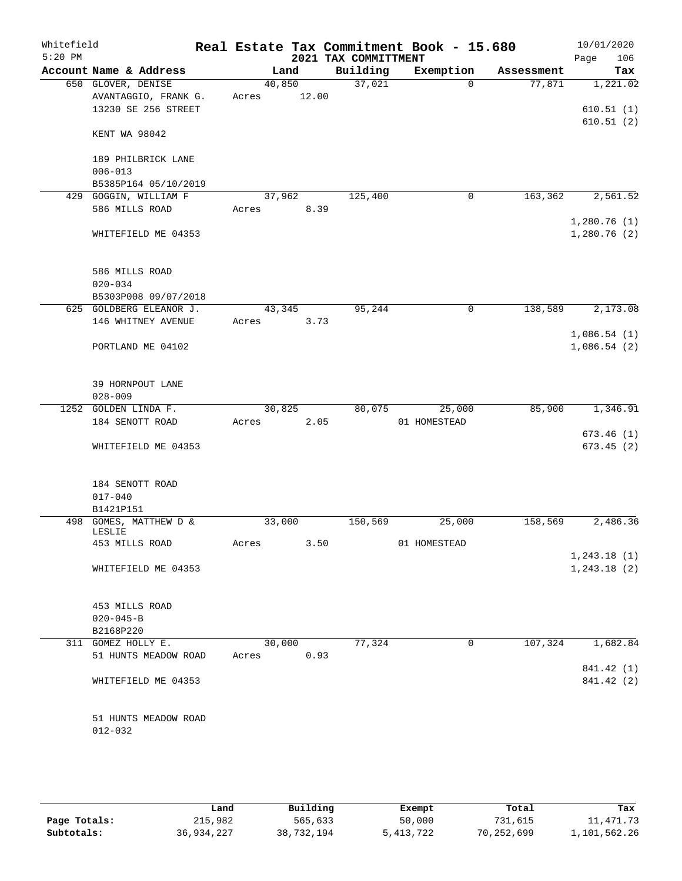Whitefield 5:20 PM

# Real Estate Tax Commitment Book - 15.680

## 2021 TAX COMMITTMENT

10/01/2020

| Account Name & Address | Land | Building | Exemption | Assessment | Tax |
|---|---|---|---|---|---|
| 650 GLOVER, DENISE<br>AVANTAGGIO, FRANK G.<br>13230 SE 256 STREET<br><br>KENT WA 98042<br><br>189 PHILBRICK LANE<br>006-013<br>B5385P164 05/10/2019 | 40,850<br>Acres 12.00 | 37,021 | 0 | 77,871 | 1,221.02<br><br>610.51 (1)<br>610.51 (2) |
| 429 GOGGIN, WILLIAM F<br>586 MILLS ROAD<br><br>WHITEFIELD ME 04353<br><br>586 MILLS ROAD<br>020-034<br>B5303P008 09/07/2018 | 37,962<br>Acres 8.39 | 125,400 | 0 | 163,362 | 2,561.52<br><br>1,280.76 (1)<br>1,280.76 (2) |
| 625 GOLDBERG ELEANOR J.<br>146 WHITNEY AVENUE<br><br>PORTLAND ME 04102<br><br>39 HORNPOUT LANE<br>028-009 | 43,345<br>Acres 3.73 | 95,244 | 0 | 138,589 | 2,173.08<br><br>1,086.54 (1)<br>1,086.54 (2) |
| 1252 GOLDEN LINDA F.<br>184 SENOTT ROAD<br><br>WHITEFIELD ME 04353<br><br>184 SENOTT ROAD<br>017-040<br>B1421P151 | 30,825<br>Acres 2.05 | 80,075 | 25,000<br>01 HOMESTEAD | 85,900 | 1,346.91<br><br>673.46 (1)<br>673.45 (2) |
| 498 GOMES, MATTHEW D & LESLIE<br>453 MILLS ROAD<br><br>WHITEFIELD ME 04353<br><br>453 MILLS ROAD<br>020-045-B<br>B2168P220 | 33,000<br>Acres 3.50 | 150,569 | 25,000<br>01 HOMESTEAD | 158,569 | 2,486.36<br><br>1,243.18 (1)<br>1,243.18 (2) |
| 311 GOMEZ HOLLY E.<br>51 HUNTS MEADOW ROAD<br><br>WHITEFIELD ME 04353<br><br>51 HUNTS MEADOW ROAD<br>012-032 | 30,000<br>Acres 0.93 | 77,324 | 0 | 107,324 | 1,682.84<br><br>841.42 (1)<br>841.42 (2) |

| | Land | Building | Exempt | Total | Tax |
|---|---|---|---|---|---|
| Page Totals: | 215,982 | 565,633 | 50,000 | 731,615 | 11,471.73 |
| Subtotals: | 36,934,227 | 38,732,194 | 5,413,722 | 70,252,699 | 1,101,562.26 |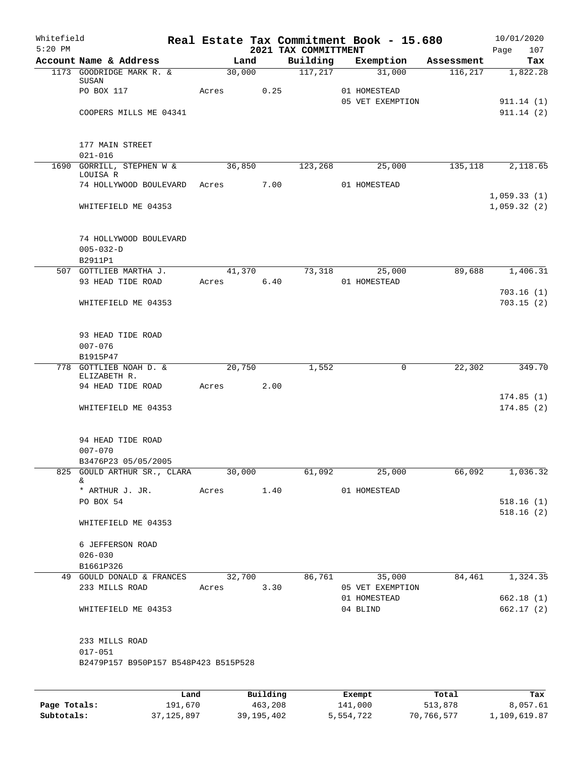Whitefield
5:20 PM

# Real Estate Tax Commitment Book - 15.680
## 2021 TAX COMMITTMENT

10/01/2020

| Account Name & Address | Land | Building | Exemption | Assessment | Tax |
|---|---|---|---|---|---|
| 1173 GOODRIDGE MARK R. & SUSAN | 30,000 | 117,217 | 31,000 | 116,217 | 1,822.28 |
| PO BOX 117 | Acres 0.25 | | 01 HOMESTEAD | | |
| | | | 05 VET EXEMPTION | | 911.14 (1) |
| COOPERS MILLS ME 04341 | | | | | 911.14 (2) |
| 177 MAIN STREET | | | | | |
| 021-016 | | | | | |
| 1690 GORRILL, STEPHEN W & LOUISA R | 36,850 | 123,268 | 25,000 | 135,118 | 2,118.65 |
| 74 HOLLYWOOD BOULEVARD | Acres 7.00 | | 01 HOMESTEAD | | |
| | | | | | 1,059.33 (1) |
| WHITEFIELD ME 04353 | | | | | 1,059.32 (2) |
| 74 HOLLYWOOD BOULEVARD | | | | | |
| 005-032-D | | | | | |
| B2911P1 | | | | | |
| 507 GOTTLIEB MARTHA J. | 41,370 | 73,318 | 25,000 | 89,688 | 1,406.31 |
| 93 HEAD TIDE ROAD | Acres 6.40 | | 01 HOMESTEAD | | |
| | | | | | 703.16 (1) |
| WHITEFIELD ME 04353 | | | | | 703.15 (2) |
| 93 HEAD TIDE ROAD | | | | | |
| 007-076 | | | | | |
| B1915P47 | | | | | |
| 778 GOTTLIEB NOAH D. & ELIZABETH R. | 20,750 | 1,552 | 0 | 22,302 | 349.70 |
| 94 HEAD TIDE ROAD | Acres 2.00 | | | | |
| | | | | | 174.85 (1) |
| WHITEFIELD ME 04353 | | | | | 174.85 (2) |
| 94 HEAD TIDE ROAD | | | | | |
| 007-070 | | | | | |
| B3476P23 05/05/2005 | | | | | |
| 825 GOULD ARTHUR SR., CLARA & | 30,000 | 61,092 | 25,000 | 66,092 | 1,036.32 |
| * ARTHUR J. JR. | Acres 1.40 | | 01 HOMESTEAD | | |
| PO BOX 54 | | | | | 518.16 (1) |
| | | | | | 518.16 (2) |
| WHITEFIELD ME 04353 | | | | | |
| 6 JEFFERSON ROAD | | | | | |
| 026-030 | | | | | |
| B1661P326 | | | | | |
| 49 GOULD DONALD & FRANCES | 32,700 | 86,761 | 35,000 | 84,461 | 1,324.35 |
| 233 MILLS ROAD | Acres 3.30 | | 05 VET EXEMPTION | | |
| | | | 01 HOMESTEAD | | 662.18 (1) |
| WHITEFIELD ME 04353 | | | 04 BLIND | | 662.17 (2) |
| 233 MILLS ROAD | | | | | |
| 017-051 | | | | | |
| B2479P157 B950P157 B548P423 B515P528 | | | | | |

| | Land | Building | Exempt | Total | Tax |
|---|---|---|---|---|---|
| Page Totals: | 191,670 | 463,208 | 141,000 | 513,878 | 8,057.61 |
| Subtotals: | 37,125,897 | 39,195,402 | 5,554,722 | 70,766,577 | 1,109,619.87 |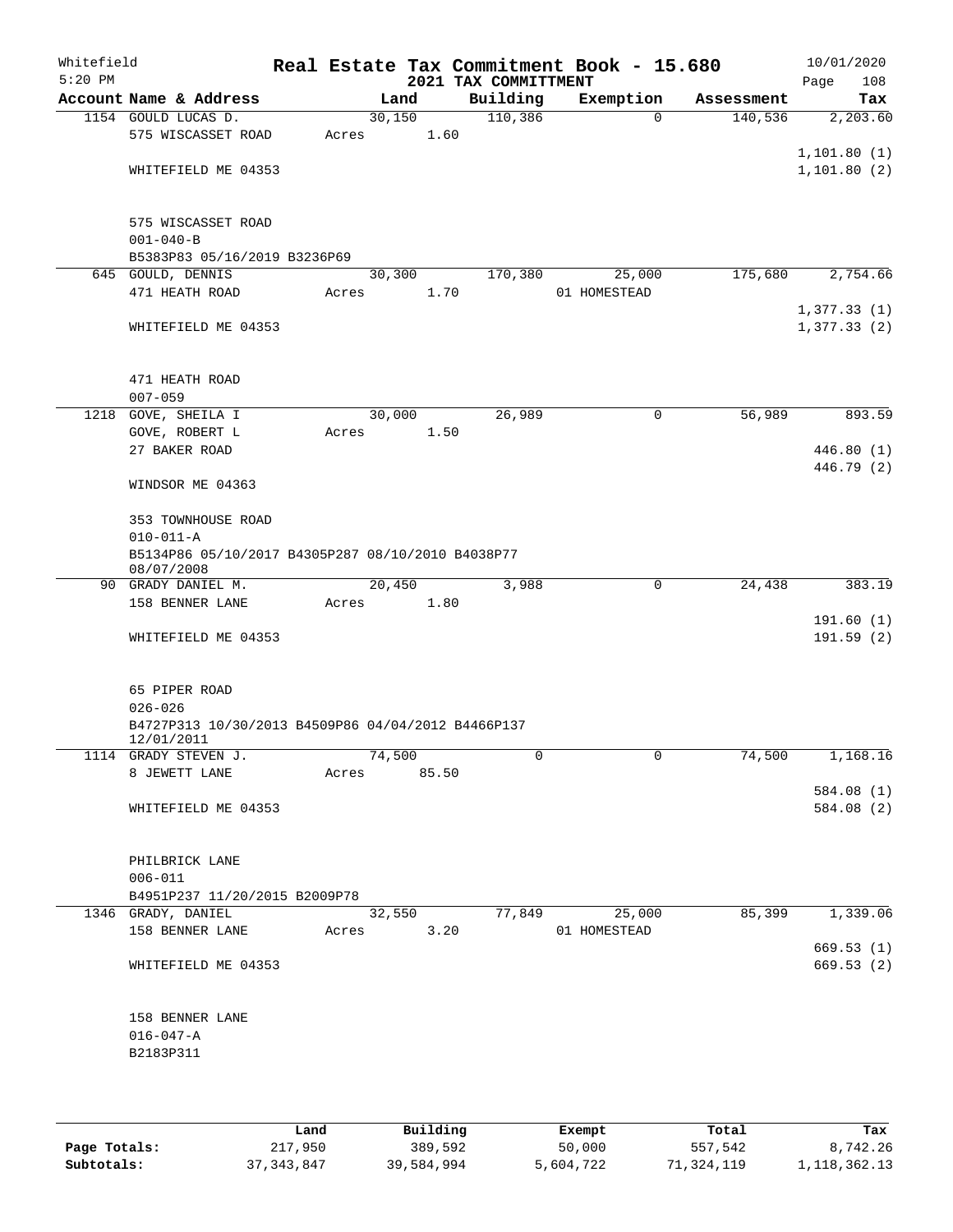Whitefield 5:20 PM

# Real Estate Tax Commitment Book - 15.680

## 2021 TAX COMMITTMENT

10/01/2020

| Account Name & Address | Land | Building | Exemption | Assessment | Tax |
|---|---|---|---|---|---|
| 1154 GOULD LUCAS D. | 30,150 | 110,386 | 0 | 140,536 | 2,203.60 |
| 575 WISCASSET ROAD | Acres 1.60 | | | | |
| | | | | | 1,101.80 (1) |
| WHITEFIELD ME 04353 | | | | | 1,101.80 (2) |
| 575 WISCASSET ROAD | | | | | |
| 001-040-B | | | | | |
| B5383P83 05/16/2019 B3236P69 | | | | | |
| 645 GOULD, DENNIS | 30,300 | 170,380 | 25,000 | 175,680 | 2,754.66 |
| 471 HEATH ROAD | Acres 1.70 | | 01 HOMESTEAD | | |
| | | | | | 1,377.33 (1) |
| WHITEFIELD ME 04353 | | | | | 1,377.33 (2) |
| 471 HEATH ROAD | | | | | |
| 007-059 | | | | | |
| 1218 GOVE, SHEILA I | 30,000 | 26,989 | 0 | 56,989 | 893.59 |
| GOVE, ROBERT L | Acres 1.50 | | | | |
| 27 BAKER ROAD | | | | | 446.80 (1) |
| | | | | | 446.79 (2) |
| WINDSOR ME 04363 | | | | | |
| 353 TOWNHOUSE ROAD | | | | | |
| 010-011-A | | | | | |
| B5134P86 05/10/2017 B4305P287 08/10/2010 B4038P77 08/07/2008 | | | | | |
| 90 GRADY DANIEL M. | 20,450 | 3,988 | 0 | 24,438 | 383.19 |
| 158 BENNER LANE | Acres 1.80 | | | | |
| | | | | | 191.60 (1) |
| WHITEFIELD ME 04353 | | | | | 191.59 (2) |
| 65 PIPER ROAD | | | | | |
| 026-026 | | | | | |
| B4727P313 10/30/2013 B4509P86 04/04/2012 B4466P137 12/01/2011 | | | | | |
| 1114 GRADY STEVEN J. | 74,500 | 0 | 0 | 74,500 | 1,168.16 |
| 8 JEWETT LANE | Acres 85.50 | | | | |
| | | | | | 584.08 (1) |
| WHITEFIELD ME 04353 | | | | | 584.08 (2) |
| PHILBRICK LANE | | | | | |
| 006-011 | | | | | |
| B4951P237 11/20/2015 B2009P78 | | | | | |
| 1346 GRADY, DANIEL | 32,550 | 77,849 | 25,000 | 85,399 | 1,339.06 |
| 158 BENNER LANE | Acres 3.20 | | 01 HOMESTEAD | | |
| | | | | | 669.53 (1) |
| WHITEFIELD ME 04353 | | | | | 669.53 (2) |
| 158 BENNER LANE | | | | | |
| 016-047-A | | | | | |
| B2183P311 | | | | | |

| | Land | Building | Exempt | Total | Tax |
|---|---|---|---|---|---|
| Page Totals: | 217,950 | 389,592 | 50,000 | 557,542 | 8,742.26 |
| Subtotals: | 37,343,847 | 39,584,994 | 5,604,722 | 71,324,119 | 1,118,362.13 |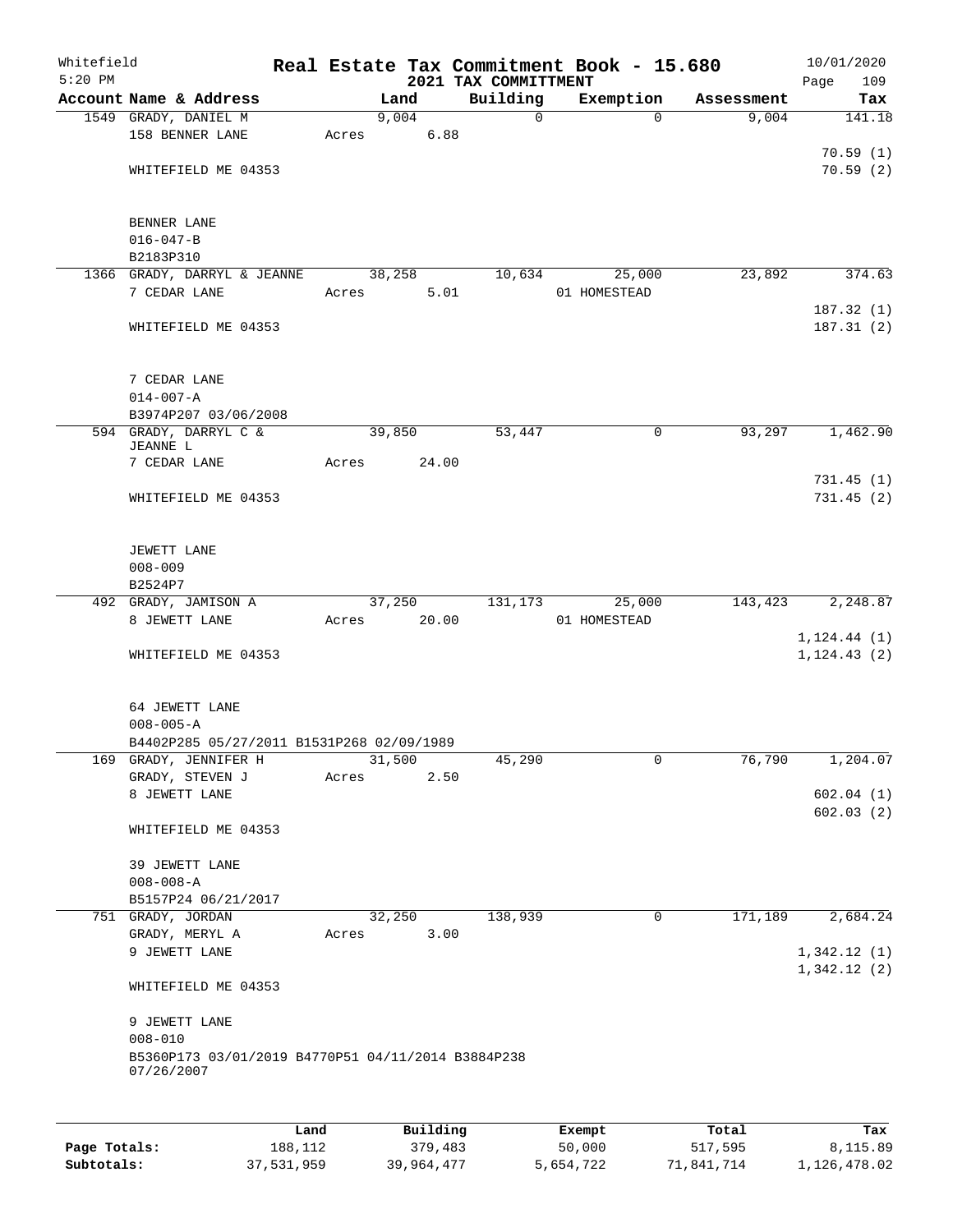Whitefield 5:20 PM

# Real Estate Tax Commitment Book - 15.680

## 2021 TAX COMMITTMENT

10/01/2020

| Account Name & Address | Land | Building | Exemption | Assessment | Tax |
|---|---|---|---|---|---|
| 1549 GRADY, DANIEL M<br>158 BENNER LANE<br><br>WHITEFIELD ME 04353<br><br>BENNER LANE<br>016-047-B<br>B2183P310 | 9,004<br>Acres 6.88 | 0 | 0 | 9,004 | 141.18<br><br>70.59 (1)<br>70.59 (2) |
| 1366 GRADY, DARRYL & JEANNE<br>7 CEDAR LANE<br><br>WHITEFIELD ME 04353<br><br>7 CEDAR LANE<br>014-007-A<br>B3974P207 03/06/2008 | 38,258<br>Acres 5.01 | 10,634 | 25,000<br>01 HOMESTEAD | 23,892 | 374.63<br><br>187.32 (1)<br>187.31 (2) |
| 594 GRADY, DARRYL C &<br>JEANNE L<br>7 CEDAR LANE<br><br>WHITEFIELD ME 04353<br><br>JEWETT LANE<br>008-009<br>B2524P7 | 39,850<br>Acres 24.00 | 53,447 | 0 | 93,297 | 1,462.90<br><br>731.45 (1)<br>731.45 (2) |
| 492 GRADY, JAMISON A<br>8 JEWETT LANE<br><br>WHITEFIELD ME 04353<br><br>64 JEWETT LANE<br>008-005-A<br>B4402P285 05/27/2011 B1531P268 02/09/1989 | 37,250<br>Acres 20.00 | 131,173 | 25,000<br>01 HOMESTEAD | 143,423 | 2,248.87<br><br>1,124.44 (1)<br>1,124.43 (2) |
| 169 GRADY, JENNIFER H<br>GRADY, STEVEN J<br>8 JEWETT LANE<br><br>WHITEFIELD ME 04353<br><br>39 JEWETT LANE<br>008-008-A<br>B5157P24 06/21/2017 | 31,500<br>Acres 2.50 | 45,290 | 0 | 76,790 | 1,204.07<br><br>602.04 (1)<br>602.03 (2) |
| 751 GRADY, JORDAN<br>GRADY, MERYL A<br>9 JEWETT LANE<br><br>WHITEFIELD ME 04353<br><br>9 JEWETT LANE<br>008-010<br>B5360P173 03/01/2019 B4770P51 04/11/2014 B3884P238 07/26/2007 | 32,250<br>Acres 3.00 | 138,939 | 0 | 171,189 | 2,684.24<br><br>1,342.12 (1)<br>1,342.12 (2) |

| | Land | Building | Exempt | Total | Tax |
|---|---|---|---|---|---|
| **Page Totals:** | 188,112 | 379,483 | 50,000 | 517,595 | 8,115.89 |
| **Subtotals:** | 37,531,959 | 39,964,477 | 5,654,722 | 71,841,714 | 1,126,478.02 |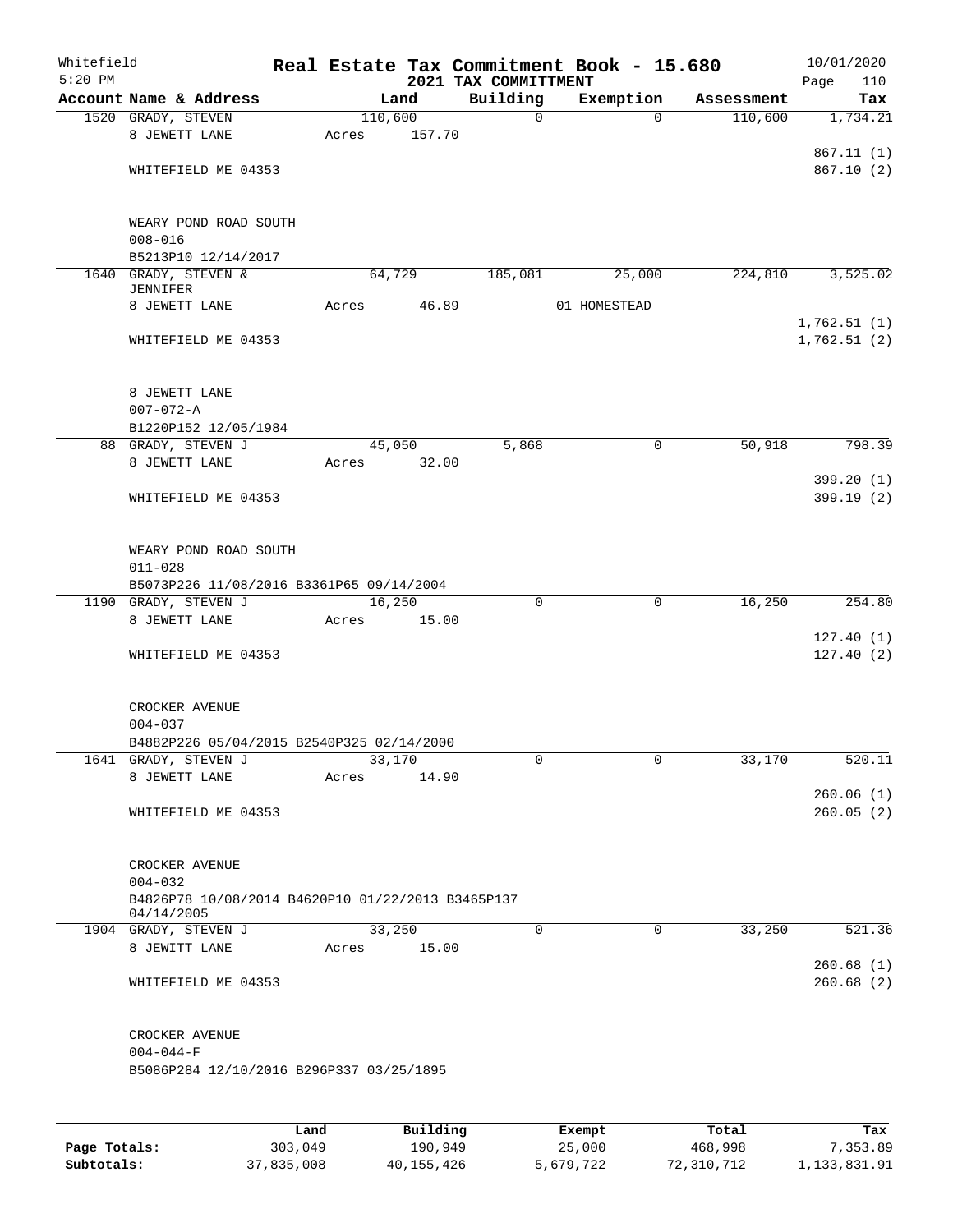Whitefield
5:20 PM

# Real Estate Tax Commitment Book - 15.680
## 2021 TAX COMMITTMENT

10/01/2020

| Account Name & Address | Land | Building | Exemption | Assessment | Tax |
|---|---|---|---|---|---|
| 1520 GRADY, STEVEN | 110,600 | 0 | 0 | 110,600 | 1,734.21 |
| 8 JEWETT LANE | Acres 157.70 | | | | 867.11 (1) |
| WHITEFIELD ME 04353 | | | | | 867.10 (2) |
| WEARY POND ROAD SOUTH | | | | | |
| 008-016 | | | | | |
| B5213P10 12/14/2017 | | | | | |
| 1640 GRADY, STEVEN & JENNIFER | 64,729 | 185,081 | 25,000 | 224,810 | 3,525.02 |
| 8 JEWETT LANE | Acres 46.89 | | 01 HOMESTEAD | | 1,762.51 (1) |
| WHITEFIELD ME 04353 | | | | | 1,762.51 (2) |
| 8 JEWETT LANE | | | | | |
| 007-072-A | | | | | |
| B1220P152 12/05/1984 | | | | | |
| 88 GRADY, STEVEN J | 45,050 | 5,868 | 0 | 50,918 | 798.39 |
| 8 JEWETT LANE | Acres 32.00 | | | | 399.20 (1) |
| WHITEFIELD ME 04353 | | | | | 399.19 (2) |
| WEARY POND ROAD SOUTH | | | | | |
| 011-028 | | | | | |
| B5073P226 11/08/2016 B3361P65 09/14/2004 | | | | | |
| 1190 GRADY, STEVEN J | 16,250 | 0 | 0 | 16,250 | 254.80 |
| 8 JEWETT LANE | Acres 15.00 | | | | 127.40 (1) |
| WHITEFIELD ME 04353 | | | | | 127.40 (2) |
| CROCKER AVENUE | | | | | |
| 004-037 | | | | | |
| B4882P226 05/04/2015 B2540P325 02/14/2000 | | | | | |
| 1641 GRADY, STEVEN J | 33,170 | 0 | 0 | 33,170 | 520.11 |
| 8 JEWETT LANE | Acres 14.90 | | | | 260.06 (1) |
| WHITEFIELD ME 04353 | | | | | 260.05 (2) |
| CROCKER AVENUE | | | | | |
| 004-032 | | | | | |
| B4826P78 10/08/2014 B4620P10 01/22/2013 B3465P137 04/14/2005 | | | | | |
| 1904 GRADY, STEVEN J | 33,250 | 0 | 0 | 33,250 | 521.36 |
| 8 JEWITT LANE | Acres 15.00 | | | | 260.68 (1) |
| WHITEFIELD ME 04353 | | | | | 260.68 (2) |
| CROCKER AVENUE | | | | | |
| 004-044-F | | | | | |
| B5086P284 12/10/2016 B296P337 03/25/1895 | | | | | |

| | Land | Building | Exempt | Total | Tax |
|---|---|---|---|---|---|
| Page Totals: | 303,049 | 190,949 | 25,000 | 468,998 | 7,353.89 |
| Subtotals: | 37,835,008 | 40,155,426 | 5,679,722 | 72,310,712 | 1,133,831.91 |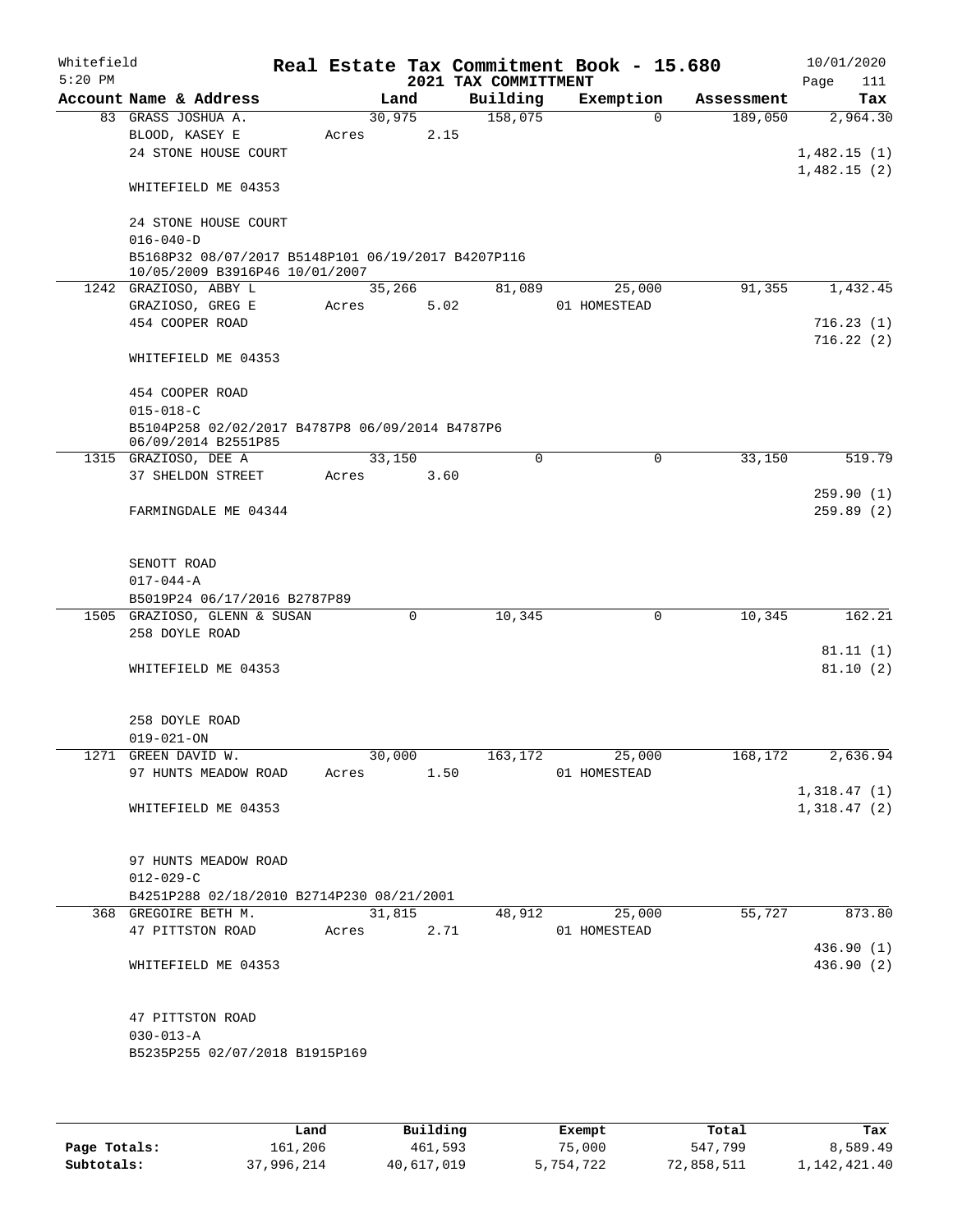Whitefield 5:20 PM

# Real Estate Tax Commitment Book - 15.680
## 2021 TAX COMMITTMENT

10/01/2020 Page 111

| Account Name & Address | Land | Building | Exemption | Assessment | Tax |
|---|---|---|---|---|---|
| 83 GRASS JOSHUA A. | 30,975 | 158,075 | 0 | 189,050 | 2,964.30 |
| BLOOD, KASEY E | Acres 2.15 | | | | |
| 24 STONE HOUSE COURT | | | | | 1,482.15 (1) |
| | | | | | 1,482.15 (2) |
| WHITEFIELD ME 04353 | | | | | |
| 24 STONE HOUSE COURT | | | | | |
| 016-040-D | | | | | |
| B5168P32 08/07/2017 B5148P101 06/19/2017 B4207P116 10/05/2009 B3916P46 10/01/2007 | | | | | |
| 1242 GRAZIOSO, ABBY L | 35,266 | 81,089 | 25,000 | 91,355 | 1,432.45 |
| GRAZIOSO, GREG E | Acres 5.02 | | 01 HOMESTEAD | | |
| 454 COOPER ROAD | | | | | 716.23 (1) |
| | | | | | 716.22 (2) |
| WHITEFIELD ME 04353 | | | | | |
| 454 COOPER ROAD | | | | | |
| 015-018-C | | | | | |
| B5104P258 02/02/2017 B4787P8 06/09/2014 B4787P6 06/09/2014 B2551P85 | | | | | |
| 1315 GRAZIOSO, DEE A | 33,150 | 0 | 0 | 33,150 | 519.79 |
| 37 SHELDON STREET | Acres 3.60 | | | | |
| | | | | | 259.90 (1) |
| FARMINGDALE ME 04344 | | | | | 259.89 (2) |
| SENOTT ROAD | | | | | |
| 017-044-A | | | | | |
| B5019P24 06/17/2016 B2787P89 | | | | | |
| 1505 GRAZIOSO, GLENN & SUSAN | 0 | 10,345 | 0 | 10,345 | 162.21 |
| 258 DOYLE ROAD | | | | | |
| | | | | | 81.11 (1) |
| WHITEFIELD ME 04353 | | | | | 81.10 (2) |
| 258 DOYLE ROAD | | | | | |
| 019-021-ON | | | | | |
| 1271 GREEN DAVID W. | 30,000 | 163,172 | 25,000 | 168,172 | 2,636.94 |
| 97 HUNTS MEADOW ROAD | Acres 1.50 | | 01 HOMESTEAD | | |
| | | | | | 1,318.47 (1) |
| WHITEFIELD ME 04353 | | | | | 1,318.47 (2) |
| 97 HUNTS MEADOW ROAD | | | | | |
| 012-029-C | | | | | |
| B4251P288 02/18/2010 B2714P230 08/21/2001 | | | | | |
| 368 GREGOIRE BETH M. | 31,815 | 48,912 | 25,000 | 55,727 | 873.80 |
| 47 PITTSTON ROAD | Acres 2.71 | | 01 HOMESTEAD | | |
| | | | | | 436.90 (1) |
| WHITEFIELD ME 04353 | | | | | 436.90 (2) |
| 47 PITTSTON ROAD | | | | | |
| 030-013-A | | | | | |
| B5235P255 02/07/2018 B1915P169 | | | | | |

| | Land | Building | Exempt | Total | Tax |
|---|---|---|---|---|---|
| Page Totals: | 161,206 | 461,593 | 75,000 | 547,799 | 8,589.49 |
| Subtotals: | 37,996,214 | 40,617,019 | 5,754,722 | 72,858,511 | 1,142,421.40 |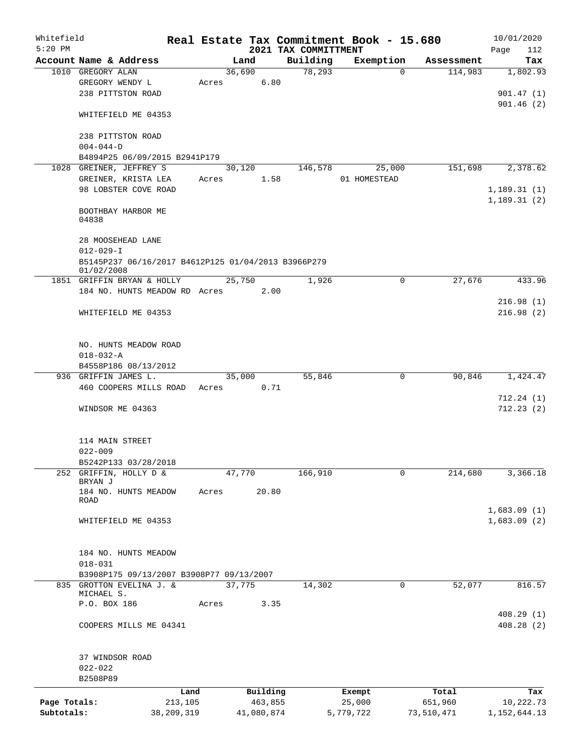Whitefield 5:20 PM

# Real Estate Tax Commitment Book - 15.680

## 2021 TAX COMMITTMENT

10/01/2020

| Account Name & Address | Land | Building | Exemption | Assessment | Tax |
|---|---|---|---|---|---|
| 1010 GREGORY ALAN | 36,690 | 78,293 | 0 | 114,983 | 1,802.93 |
| GREGORY WENDY L | Acres 6.80 | | | | |
| 238 PITTSTON ROAD | | | | | 901.47 (1) |
| | | | | | 901.46 (2) |
| WHITEFIELD ME 04353 | | | | | |
| 238 PITTSTON ROAD | | | | | |
| 004-044-D | | | | | |
| B4894P25 06/09/2015 B2941P179 | | | | | |
| 1028 GREINER, JEFFREY S | 30,120 | 146,578 | 25,000 | 151,698 | 2,378.62 |
| GREINER, KRISTA LEA | Acres 1.58 | | 01 HOMESTEAD | | |
| 98 LOBSTER COVE ROAD | | | | | 1,189.31 (1) |
| | | | | | 1,189.31 (2) |
| BOOTHBAY HARBOR ME 04838 | | | | | |
| 28 MOOSEHEAD LANE | | | | | |
| 012-029-I | | | | | |
| B5145P237 06/16/2017 B4612P125 01/04/2013 B3966P279 01/02/2008 | | | | | |
| 1851 GRIFFIN BRYAN & HOLLY | 25,750 | 1,926 | 0 | 27,676 | 433.96 |
| 184 NO. HUNTS MEADOW RD | Acres 2.00 | | | | |
| | | | | | 216.98 (1) |
| WHITEFIELD ME 04353 | | | | | 216.98 (2) |
| NO. HUNTS MEADOW ROAD | | | | | |
| 018-032-A | | | | | |
| B4558P186 08/13/2012 | | | | | |
| 936 GRIFFIN JAMES L. | 35,000 | 55,846 | 0 | 90,846 | 1,424.47 |
| 460 COOPERS MILLS ROAD | Acres 0.71 | | | | |
| | | | | | 712.24 (1) |
| WINDSOR ME 04363 | | | | | 712.23 (2) |
| 114 MAIN STREET | | | | | |
| 022-009 | | | | | |
| B5242P133 03/28/2018 | | | | | |
| 252 GRIFFIN, HOLLY D & BRYAN J | 47,770 | 166,910 | 0 | 214,680 | 3,366.18 |
| 184 NO. HUNTS MEADOW ROAD | Acres 20.80 | | | | |
| | | | | | 1,683.09 (1) |
| WHITEFIELD ME 04353 | | | | | 1,683.09 (2) |
| 184 NO. HUNTS MEADOW | | | | | |
| 018-031 | | | | | |
| B3908P175 09/13/2007 B3908P77 09/13/2007 | | | | | |
| 835 GROTTON EVELINA J. & MICHAEL S. | 37,775 | 14,302 | 0 | 52,077 | 816.57 |
| P.O. BOX 186 | Acres 3.35 | | | | |
| | | | | | 408.29 (1) |
| COOPERS MILLS ME 04341 | | | | | 408.28 (2) |
| 37 WINDSOR ROAD | | | | | |
| 022-022 | | | | | |
| B2508P89 | | | | | |

| | Land | Building | Exempt | Total | Tax |
|---|---|---|---|---|---|
| Page Totals: | 213,105 | 463,855 | 25,000 | 651,960 | 10,222.73 |
| Subtotals: | 38,209,319 | 41,080,874 | 5,779,722 | 73,510,471 | 1,152,644.13 |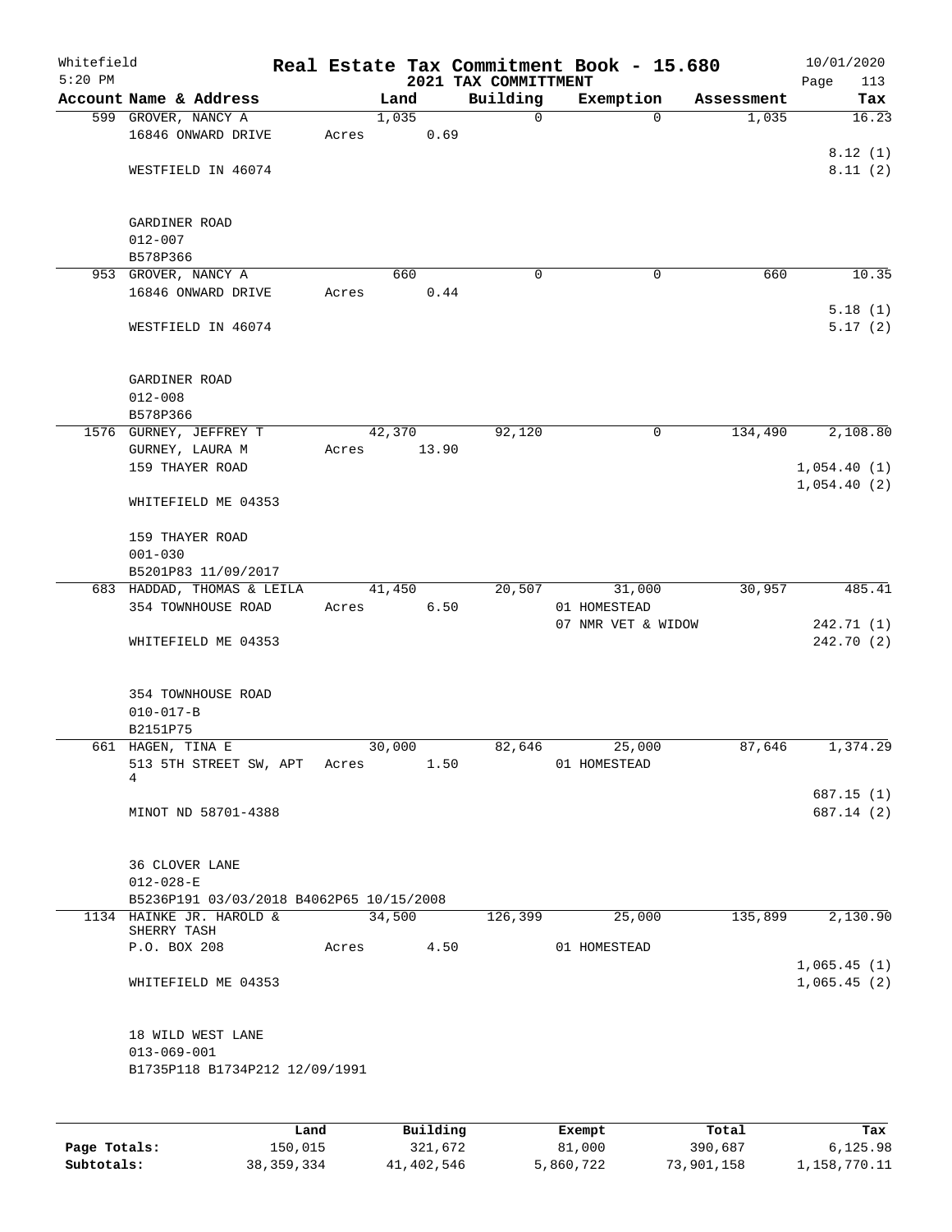Whitefield 5:20 PM

# Real Estate Tax Commitment Book - 15.680

## 2021 TAX COMMITTMENT

10/01/2020

| Account Name & Address | Land | Building | Exemption | Assessment | Tax |
|---|---|---|---|---|---|
| 599 GROVER, NANCY A<br>16846 ONWARD DRIVE<br><br>WESTFIELD IN 46074<br><br>GARDINER ROAD<br>012-007<br>B578P366 | 1,035<br>Acres 0.69 | 0 | 0 | 1,035 | 16.23<br><br>8.12 (1)<br>8.11 (2) |
| 953 GROVER, NANCY A<br>16846 ONWARD DRIVE<br><br>WESTFIELD IN 46074<br><br>GARDINER ROAD<br>012-008<br>B578P366 | 660<br>Acres 0.44 | 0 | 0 | 660 | 10.35<br><br>5.18 (1)<br>5.17 (2) |
| 1576 GURNEY, JEFFREY T<br>GURNEY, LAURA M<br>159 THAYER ROAD<br><br>WHITEFIELD ME 04353<br><br>159 THAYER ROAD<br>001-030<br>B5201P83 11/09/2017 | 42,370<br>Acres 13.90 | 92,120 | 0 | 134,490 | 2,108.80<br><br>1,054.40 (1)<br>1,054.40 (2) |
| 683 HADDAD, THOMAS & LEILA<br>354 TOWNHOUSE ROAD<br><br>WHITEFIELD ME 04353<br><br>354 TOWNHOUSE ROAD<br>010-017-B<br>B2151P75 | 41,450<br>Acres 6.50 | 20,507 | 31,000<br>01 HOMESTEAD<br>07 NMR VET & WIDOW | 30,957 | 485.41<br><br>242.71 (1)<br>242.70 (2) |
| 661 HAGEN, TINA E<br>513 5TH STREET SW, APT 4<br><br>MINOT ND 58701-4388<br><br>36 CLOVER LANE<br>012-028-E<br>B5236P191 03/03/2018 B4062P65 10/15/2008 | 30,000<br>Acres 1.50 | 82,646 | 25,000<br>01 HOMESTEAD | 87,646 | 1,374.29<br><br>687.15 (1)<br>687.14 (2) |
| 1134 HAINKE JR. HAROLD & SHERRY TASH<br>P.O. BOX 208<br><br>WHITEFIELD ME 04353<br><br>18 WILD WEST LANE<br>013-069-001<br>B1735P118 B1734P212 12/09/1991 | 34,500<br>Acres 4.50 | 126,399 | 25,000<br>01 HOMESTEAD | 135,899 | 2,130.90<br><br>1,065.45 (1)<br>1,065.45 (2) |

| | Land | Building | Exempt | Total | Tax |
|---|---|---|---|---|---|
| Page Totals: | 150,015 | 321,672 | 81,000 | 390,687 | 6,125.98 |
| Subtotals: | 38,359,334 | 41,402,546 | 5,860,722 | 73,901,158 | 1,158,770.11 |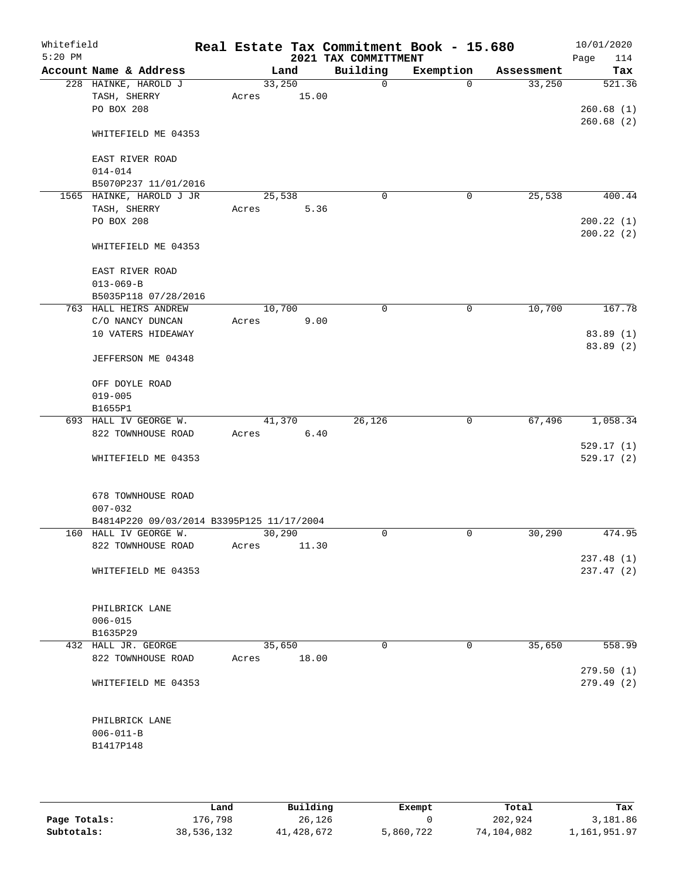# Real Estate Tax Commitment Book - 15.680

## 2021 TAX COMMITTMENT

Whitefield 5:20 PM — 10/01/2020 — Page 114

| Account Name & Address | Land | Building | Exemption | Assessment | Tax |
|---|---|---|---|---|---|
| 228 HAINKE, HAROLD J<br>TASH, SHERRY<br>PO BOX 208<br><br>WHITEFIELD ME 04353<br><br>EAST RIVER ROAD<br>014-014<br>B5070P237 11/01/2016 | 33,250<br>Acres 15.00 | 0 | 0 | 33,250 | 521.36<br><br>260.68 (1)<br>260.68 (2) |
| 1565 HAINKE, HAROLD J JR<br>TASH, SHERRY<br>PO BOX 208<br><br>WHITEFIELD ME 04353<br><br>EAST RIVER ROAD<br>013-069-B<br>B5035P118 07/28/2016 | 25,538<br>Acres 5.36 | 0 | 0 | 25,538 | 400.44<br><br>200.22 (1)<br>200.22 (2) |
| 763 HALL HEIRS ANDREW<br>C/O NANCY DUNCAN<br>10 VATERS HIDEAWAY<br><br>JEFFERSON ME 04348<br><br>OFF DOYLE ROAD<br>019-005<br>B1655P1 | 10,700<br>Acres 9.00 | 0 | 0 | 10,700 | 167.78<br><br>83.89 (1)<br>83.89 (2) |
| 693 HALL IV GEORGE W.<br>822 TOWNHOUSE ROAD<br><br>WHITEFIELD ME 04353<br><br>678 TOWNHOUSE ROAD<br>007-032<br>B4814P220 09/03/2014 B3395P125 11/17/2004 | 41,370<br>Acres 6.40 | 26,126 | 0 | 67,496 | 1,058.34<br><br>529.17 (1)<br>529.17 (2) |
| 160 HALL IV GEORGE W.<br>822 TOWNHOUSE ROAD<br><br>WHITEFIELD ME 04353<br><br>PHILBRICK LANE<br>006-015<br>B1635P29 | 30,290<br>Acres 11.30 | 0 | 0 | 30,290 | 474.95<br><br>237.48 (1)<br>237.47 (2) |
| 432 HALL JR. GEORGE<br>822 TOWNHOUSE ROAD<br><br>WHITEFIELD ME 04353<br><br>PHILBRICK LANE<br>006-011-B<br>B1417P148 | 35,650<br>Acres 18.00 | 0 | 0 | 35,650 | 558.99<br><br>279.50 (1)<br>279.49 (2) |

| | Land | Building | Exempt | Total | Tax |
|---|---|---|---|---|---|
| **Page Totals:** | 176,798 | 26,126 | 0 | 202,924 | 3,181.86 |
| **Subtotals:** | 38,536,132 | 41,428,672 | 5,860,722 | 74,104,082 | 1,161,951.97 |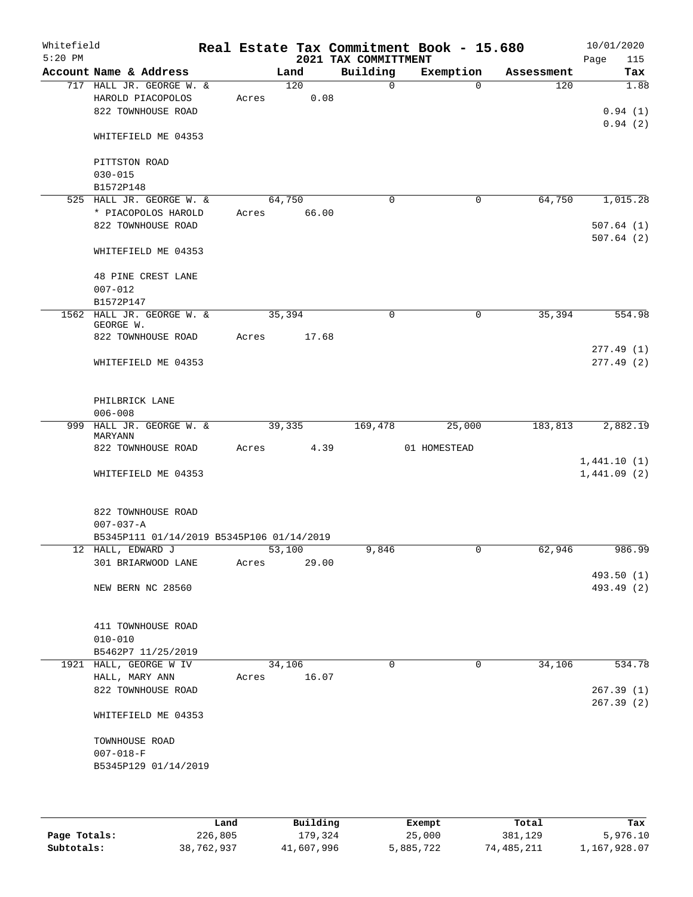Whitefield 5:20 PM

# Real Estate Tax Commitment Book - 15.680

## 2021 TAX COMMITTMENT

10/01/2020

| Account Name & Address | Land | Building | Exemption | Assessment | Tax |
|---|---|---|---|---|---|
| 717 HALL JR. GEORGE W. & | 120 | 0 | 0 | 120 | 1.88 |
| HAROLD PIACOPOLOS | Acres 0.08 | | | | |
| 822 TOWNHOUSE ROAD | | | | | 0.94 (1) |
| | | | | | 0.94 (2) |
| WHITEFIELD ME 04353 | | | | | |
| PITTSTON ROAD | | | | | |
| 030-015 | | | | | |
| B1572P148 | | | | | |
| 525 HALL JR. GEORGE W. & | 64,750 | 0 | 0 | 64,750 | 1,015.28 |
| * PIACOPOLOS HAROLD | Acres 66.00 | | | | |
| 822 TOWNHOUSE ROAD | | | | | 507.64 (1) |
| | | | | | 507.64 (2) |
| WHITEFIELD ME 04353 | | | | | |
| 48 PINE CREST LANE | | | | | |
| 007-012 | | | | | |
| B1572P147 | | | | | |
| 1562 HALL JR. GEORGE W. & GEORGE W. | 35,394 | 0 | 0 | 35,394 | 554.98 |
| 822 TOWNHOUSE ROAD | Acres 17.68 | | | | |
| | | | | | 277.49 (1) |
| WHITEFIELD ME 04353 | | | | | 277.49 (2) |
| PHILBRICK LANE | | | | | |
| 006-008 | | | | | |
| 999 HALL JR. GEORGE W. & MARYANN | 39,335 | 169,478 | 25,000 | 183,813 | 2,882.19 |
| 822 TOWNHOUSE ROAD | Acres 4.39 | | 01 HOMESTEAD | | |
| | | | | | 1,441.10 (1) |
| WHITEFIELD ME 04353 | | | | | 1,441.09 (2) |
| 822 TOWNHOUSE ROAD | | | | | |
| 007-037-A | | | | | |
| B5345P111 01/14/2019 B5345P106 01/14/2019 | | | | | |
| 12 HALL, EDWARD J | 53,100 | 9,846 | 0 | 62,946 | 986.99 |
| 301 BRIARWOOD LANE | Acres 29.00 | | | | |
| | | | | | 493.50 (1) |
| NEW BERN NC 28560 | | | | | 493.49 (2) |
| 411 TOWNHOUSE ROAD | | | | | |
| 010-010 | | | | | |
| B5462P7 11/25/2019 | | | | | |
| 1921 HALL, GEORGE W IV | 34,106 | 0 | 0 | 34,106 | 534.78 |
| HALL, MARY ANN | Acres 16.07 | | | | |
| 822 TOWNHOUSE ROAD | | | | | 267.39 (1) |
| | | | | | 267.39 (2) |
| WHITEFIELD ME 04353 | | | | | |
| TOWNHOUSE ROAD | | | | | |
| 007-018-F | | | | | |
| B5345P129 01/14/2019 | | | | | |

| | Land | Building | Exempt | Total | Tax |
|---|---|---|---|---|---|
| Page Totals: | 226,805 | 179,324 | 25,000 | 381,129 | 5,976.10 |
| Subtotals: | 38,762,937 | 41,607,996 | 5,885,722 | 74,485,211 | 1,167,928.07 |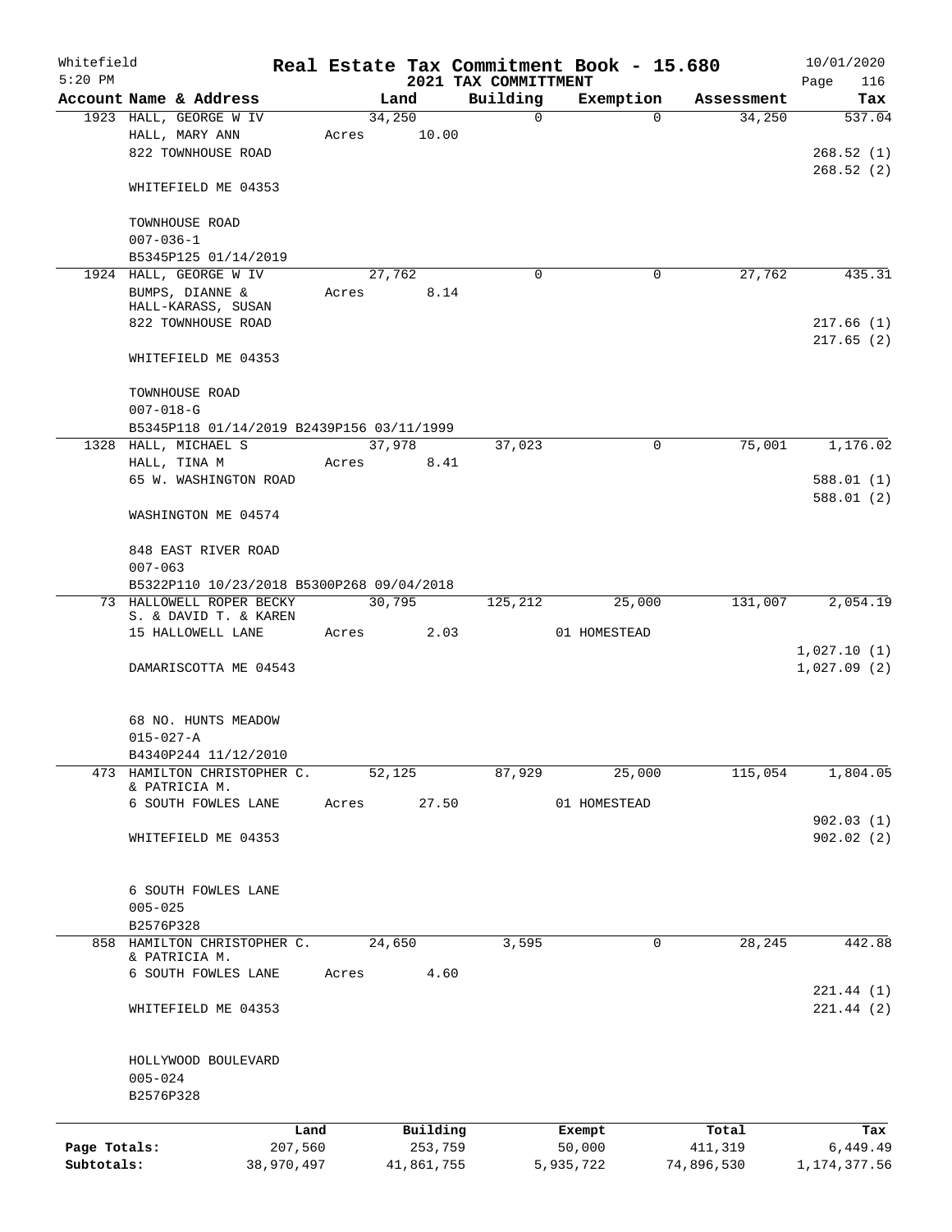Whitefield 5:20 PM

# Real Estate Tax Commitment Book - 15.680

## 2021 TAX COMMITTMENT

10/01/2020

| Account | Name & Address | Land | Building | Exemption | Assessment | Tax |
|---|---|---|---|---|---|---|
| 1923 | HALL, GEORGE W IV | 34,250 | 0 | 0 | 34,250 | 537.04 |
| | HALL, MARY ANN | Acres 10.00 | | | | |
| | 822 TOWNHOUSE ROAD | | | | | 268.52 (1) |
| | | | | | | 268.52 (2) |
| | WHITEFIELD ME 04353 | | | | | |
| | TOWNHOUSE ROAD | | | | | |
| | 007-036-1 | | | | | |
| | B5345P125 01/14/2019 | | | | | |
| 1924 | HALL, GEORGE W IV | 27,762 | 0 | 0 | 27,762 | 435.31 |
| | BUMPS, DIANNE & | Acres 8.14 | | | | |
| | HALL-KARASS, SUSAN | | | | | |
| | 822 TOWNHOUSE ROAD | | | | | 217.66 (1) |
| | | | | | | 217.65 (2) |
| | WHITEFIELD ME 04353 | | | | | |
| | TOWNHOUSE ROAD | | | | | |
| | 007-018-G | | | | | |
| | B5345P118 01/14/2019 B2439P156 03/11/1999 | | | | | |
| 1328 | HALL, MICHAEL S | 37,978 | 37,023 | 0 | 75,001 | 1,176.02 |
| | HALL, TINA M | Acres 8.41 | | | | |
| | 65 W. WASHINGTON ROAD | | | | | 588.01 (1) |
| | | | | | | 588.01 (2) |
| | WASHINGTON ME 04574 | | | | | |
| | 848 EAST RIVER ROAD | | | | | |
| | 007-063 | | | | | |
| | B5322P110 10/23/2018 B5300P268 09/04/2018 | | | | | |
| 73 | HALLOWELL ROPER BECKY | 30,795 | 125,212 | 25,000 | 131,007 | 2,054.19 |
| | S. & DAVID T. & KAREN | | | | | |
| | 15 HALLOWELL LANE | Acres 2.03 | | 01 HOMESTEAD | | |
| | | | | | | 1,027.10 (1) |
| | DAMARISCOTTA ME 04543 | | | | | 1,027.09 (2) |
| | 68 NO. HUNTS MEADOW | | | | | |
| | 015-027-A | | | | | |
| | B4340P244 11/12/2010 | | | | | |
| 473 | HAMILTON CHRISTOPHER C. | 52,125 | 87,929 | 25,000 | 115,054 | 1,804.05 |
| | & PATRICIA M. | | | | | |
| | 6 SOUTH FOWLES LANE | Acres 27.50 | | 01 HOMESTEAD | | |
| | | | | | | 902.03 (1) |
| | WHITEFIELD ME 04353 | | | | | 902.02 (2) |
| | 6 SOUTH FOWLES LANE | | | | | |
| | 005-025 | | | | | |
| | B2576P328 | | | | | |
| 858 | HAMILTON CHRISTOPHER C. | 24,650 | 3,595 | 0 | 28,245 | 442.88 |
| | & PATRICIA M. | | | | | |
| | 6 SOUTH FOWLES LANE | Acres 4.60 | | | | |
| | | | | | | 221.44 (1) |
| | WHITEFIELD ME 04353 | | | | | 221.44 (2) |
| | HOLLYWOOD BOULEVARD | | | | | |
| | 005-024 | | | | | |
| | B2576P328 | | | | | |

| | Land | Building | Exempt | Total | Tax |
|---|---|---|---|---|---|
| Page Totals: | 207,560 | 253,759 | 50,000 | 411,319 | 6,449.49 |
| Subtotals: | 38,970,497 | 41,861,755 | 5,935,722 | 74,896,530 | 1,174,377.56 |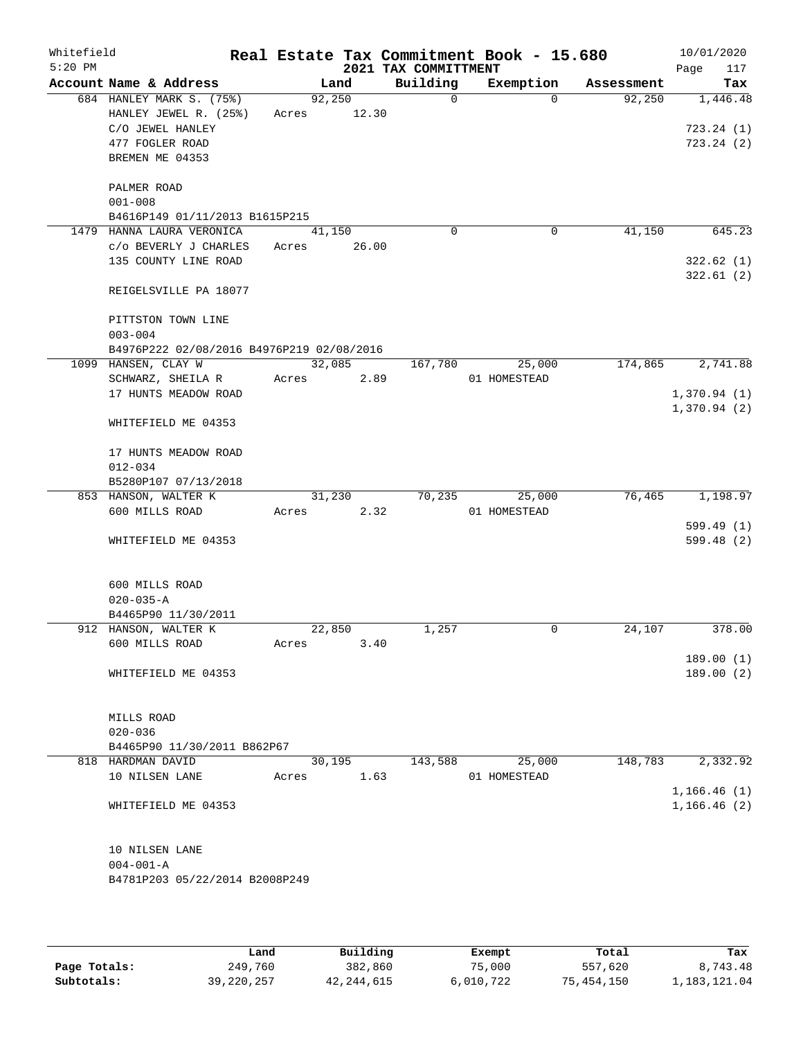Whitefield 5:20 PM

# Real Estate Tax Commitment Book - 15.680

## 2021 TAX COMMITTMENT

10/01/2020 Page 117

| Account Name & Address | Land | Building | Exemption | Assessment | Tax |
|---|---|---|---|---|---|
| 684 HANLEY MARK S. (75%) | 92,250 | 0 | 0 | 92,250 | 1,446.48 |
| HANLEY JEWEL R. (25%) | Acres 12.30 | | | | |
| C/O JEWEL HANLEY | | | | | 723.24 (1) |
| 477 FOGLER ROAD | | | | | 723.24 (2) |
| BREMEN ME 04353 | | | | | |
| PALMER ROAD | | | | | |
| 001-008 | | | | | |
| B4616P149 01/11/2013 B1615P215 | | | | | |
| 1479 HANNA LAURA VERONICA | 41,150 | 0 | 0 | 41,150 | 645.23 |
| c/o BEVERLY J CHARLES | Acres 26.00 | | | | |
| 135 COUNTY LINE ROAD | | | | | 322.62 (1) |
| | | | | | 322.61 (2) |
| REIGELSVILLE PA 18077 | | | | | |
| PITTSTON TOWN LINE | | | | | |
| 003-004 | | | | | |
| B4976P222 02/08/2016 B4976P219 02/08/2016 | | | | | |
| 1099 HANSEN, CLAY W | 32,085 | 167,780 | 25,000 | 174,865 | 2,741.88 |
| SCHWARZ, SHEILA R | Acres 2.89 | | 01 HOMESTEAD | | |
| 17 HUNTS MEADOW ROAD | | | | | 1,370.94 (1) |
| | | | | | 1,370.94 (2) |
| WHITEFIELD ME 04353 | | | | | |
| 17 HUNTS MEADOW ROAD | | | | | |
| 012-034 | | | | | |
| B5280P107 07/13/2018 | | | | | |
| 853 HANSON, WALTER K | 31,230 | 70,235 | 25,000 | 76,465 | 1,198.97 |
| 600 MILLS ROAD | Acres 2.32 | | 01 HOMESTEAD | | |
| | | | | | 599.49 (1) |
| WHITEFIELD ME 04353 | | | | | 599.48 (2) |
| 600 MILLS ROAD | | | | | |
| 020-035-A | | | | | |
| B4465P90 11/30/2011 | | | | | |
| 912 HANSON, WALTER K | 22,850 | 1,257 | 0 | 24,107 | 378.00 |
| 600 MILLS ROAD | Acres 3.40 | | | | |
| | | | | | 189.00 (1) |
| WHITEFIELD ME 04353 | | | | | 189.00 (2) |
| MILLS ROAD | | | | | |
| 020-036 | | | | | |
| B4465P90 11/30/2011 B862P67 | | | | | |
| 818 HARDMAN DAVID | 30,195 | 143,588 | 25,000 | 148,783 | 2,332.92 |
| 10 NILSEN LANE | Acres 1.63 | | 01 HOMESTEAD | | |
| | | | | | 1,166.46 (1) |
| WHITEFIELD ME 04353 | | | | | 1,166.46 (2) |
| 10 NILSEN LANE | | | | | |
| 004-001-A | | | | | |
| B4781P203 05/22/2014 B2008P249 | | | | | |

| | Land | Building | Exempt | Total | Tax |
|---|---|---|---|---|---|
| Page Totals: | 249,760 | 382,860 | 75,000 | 557,620 | 8,743.48 |
| Subtotals: | 39,220,257 | 42,244,615 | 6,010,722 | 75,454,150 | 1,183,121.04 |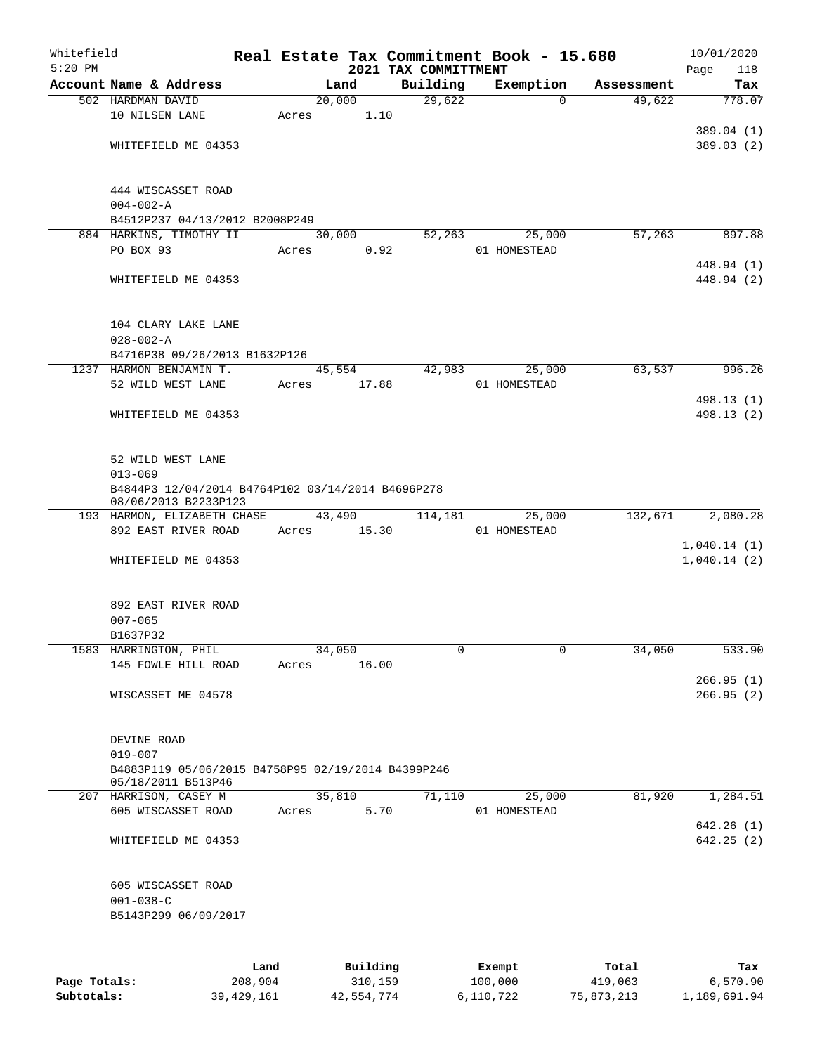Whitefield 5:20 PM

# Real Estate Tax Commitment Book - 15.680

## 2021 TAX COMMITTMENT

10/01/2020

| Account Name & Address | Land | Building | Exemption | Assessment | Tax |
|---|---|---|---|---|---|
| 502 HARDMAN DAVID | 20,000 | 29,622 | 0 | 49,622 | 778.07 |
| 10 NILSEN LANE | Acres 1.10 | | | | |
| | | | | | 389.04 (1) |
| WHITEFIELD ME 04353 | | | | | 389.03 (2) |
| 444 WISCASSET ROAD | | | | | |
| 004-002-A | | | | | |
| B4512P237 04/13/2012 B2008P249 | | | | | |
| 884 HARKINS, TIMOTHY II | 30,000 | 52,263 | 25,000 | 57,263 | 897.88 |
| PO BOX 93 | Acres 0.92 | | 01 HOMESTEAD | | |
| | | | | | 448.94 (1) |
| WHITEFIELD ME 04353 | | | | | 448.94 (2) |
| 104 CLARY LAKE LANE | | | | | |
| 028-002-A | | | | | |
| B4716P38 09/26/2013 B1632P126 | | | | | |
| 1237 HARMON BENJAMIN T. | 45,554 | 42,983 | 25,000 | 63,537 | 996.26 |
| 52 WILD WEST LANE | Acres 17.88 | | 01 HOMESTEAD | | |
| | | | | | 498.13 (1) |
| WHITEFIELD ME 04353 | | | | | 498.13 (2) |
| 52 WILD WEST LANE | | | | | |
| 013-069 | | | | | |
| B4844P3 12/04/2014 B4764P102 03/14/2014 B4696P278 08/06/2013 B2233P123 | | | | | |
| 193 HARMON, ELIZABETH CHASE | 43,490 | 114,181 | 25,000 | 132,671 | 2,080.28 |
| 892 EAST RIVER ROAD | Acres 15.30 | | 01 HOMESTEAD | | |
| | | | | | 1,040.14 (1) |
| WHITEFIELD ME 04353 | | | | | 1,040.14 (2) |
| 892 EAST RIVER ROAD | | | | | |
| 007-065 | | | | | |
| B1637P32 | | | | | |
| 1583 HARRINGTON, PHIL | 34,050 | 0 | 0 | 34,050 | 533.90 |
| 145 FOWLE HILL ROAD | Acres 16.00 | | | | |
| | | | | | 266.95 (1) |
| WISCASSET ME 04578 | | | | | 266.95 (2) |
| DEVINE ROAD | | | | | |
| 019-007 | | | | | |
| B4883P119 05/06/2015 B4758P95 02/19/2014 B4399P246 05/18/2011 B513P46 | | | | | |
| 207 HARRISON, CASEY M | 35,810 | 71,110 | 25,000 | 81,920 | 1,284.51 |
| 605 WISCASSET ROAD | Acres 5.70 | | 01 HOMESTEAD | | |
| | | | | | 642.26 (1) |
| WHITEFIELD ME 04353 | | | | | 642.25 (2) |
| 605 WISCASSET ROAD | | | | | |
| 001-038-C | | | | | |
| B5143P299 06/09/2017 | | | | | |

| | Land | Building | Exempt | Total | Tax |
|---|---|---|---|---|---|
| Page Totals: | 208,904 | 310,159 | 100,000 | 419,063 | 6,570.90 |
| Subtotals: | 39,429,161 | 42,554,774 | 6,110,722 | 75,873,213 | 1,189,691.94 |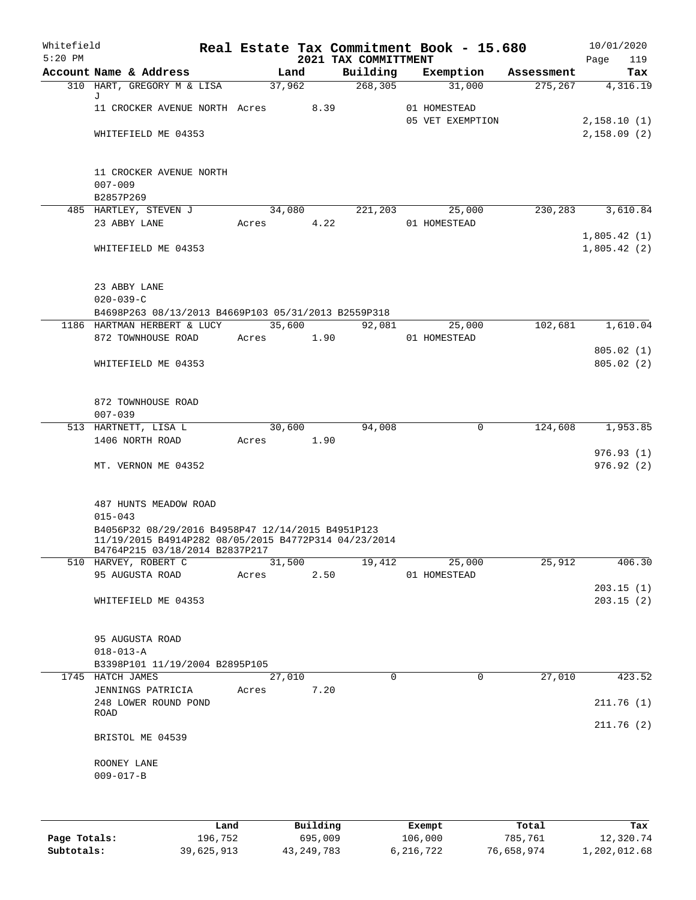Whitefield 5:20 PM

# Real Estate Tax Commitment Book - 15.680

## 2021 TAX COMMITTMENT

10/01/2020

| Account Name & Address | Land | Building | Exemption | Assessment | Tax |
|---|---|---|---|---|---|
| 310 HART, GREGORY M & LISA J | 37,962 | 268,305 | 31,000 | 275,267 | 4,316.19 |
| 11 CROCKER AVENUE NORTH | Acres 8.39 | | 01 HOMESTEAD | | |
| | | | 05 VET EXEMPTION | | 2,158.10 (1) |
| WHITEFIELD ME 04353 | | | | | 2,158.09 (2) |
| 11 CROCKER AVENUE NORTH | | | | | |
| 007-009 | | | | | |
| B2857P269 | | | | | |
| 485 HARTLEY, STEVEN J | 34,080 | 221,203 | 25,000 | 230,283 | 3,610.84 |
| 23 ABBY LANE | Acres 4.22 | | 01 HOMESTEAD | | |
| | | | | | 1,805.42 (1) |
| WHITEFIELD ME 04353 | | | | | 1,805.42 (2) |
| 23 ABBY LANE | | | | | |
| 020-039-C | | | | | |
| B4698P263 08/13/2013 B4669P103 05/31/2013 B2559P318 | | | | | |
| 1186 HARTMAN HERBERT & LUCY | 35,600 | 92,081 | 25,000 | 102,681 | 1,610.04 |
| 872 TOWNHOUSE ROAD | Acres 1.90 | | 01 HOMESTEAD | | |
| | | | | | 805.02 (1) |
| WHITEFIELD ME 04353 | | | | | 805.02 (2) |
| 872 TOWNHOUSE ROAD | | | | | |
| 007-039 | | | | | |
| 513 HARTNETT, LISA L | 30,600 | 94,008 | 0 | 124,608 | 1,953.85 |
| 1406 NORTH ROAD | Acres 1.90 | | | | |
| | | | | | 976.93 (1) |
| MT. VERNON ME 04352 | | | | | 976.92 (2) |
| 487 HUNTS MEADOW ROAD | | | | | |
| 015-043 | | | | | |
| B4056P32 08/29/2016 B4958P47 12/14/2015 B4951P123 11/19/2015 B4914P282 08/05/2015 B4772P314 04/23/2014 B4764P215 03/18/2014 B2837P217 | | | | | |
| 510 HARVEY, ROBERT C | 31,500 | 19,412 | 25,000 | 25,912 | 406.30 |
| 95 AUGUSTA ROAD | Acres 2.50 | | 01 HOMESTEAD | | |
| | | | | | 203.15 (1) |
| WHITEFIELD ME 04353 | | | | | 203.15 (2) |
| 95 AUGUSTA ROAD | | | | | |
| 018-013-A | | | | | |
| B3398P101 11/19/2004 B2895P105 | | | | | |
| 1745 HATCH JAMES | 27,010 | 0 | 0 | 27,010 | 423.52 |
| JENNINGS PATRICIA | Acres 7.20 | | | | |
| 248 LOWER ROUND POND ROAD | | | | | 211.76 (1) |
| | | | | | 211.76 (2) |
| BRISTOL ME 04539 | | | | | |
| ROONEY LANE | | | | | |
| 009-017-B | | | | | |

| | Land | Building | Exempt | Total | Tax |
|---|---|---|---|---|---|
| Page Totals: | 196,752 | 695,009 | 106,000 | 785,761 | 12,320.74 |
| Subtotals: | 39,625,913 | 43,249,783 | 6,216,722 | 76,658,974 | 1,202,012.68 |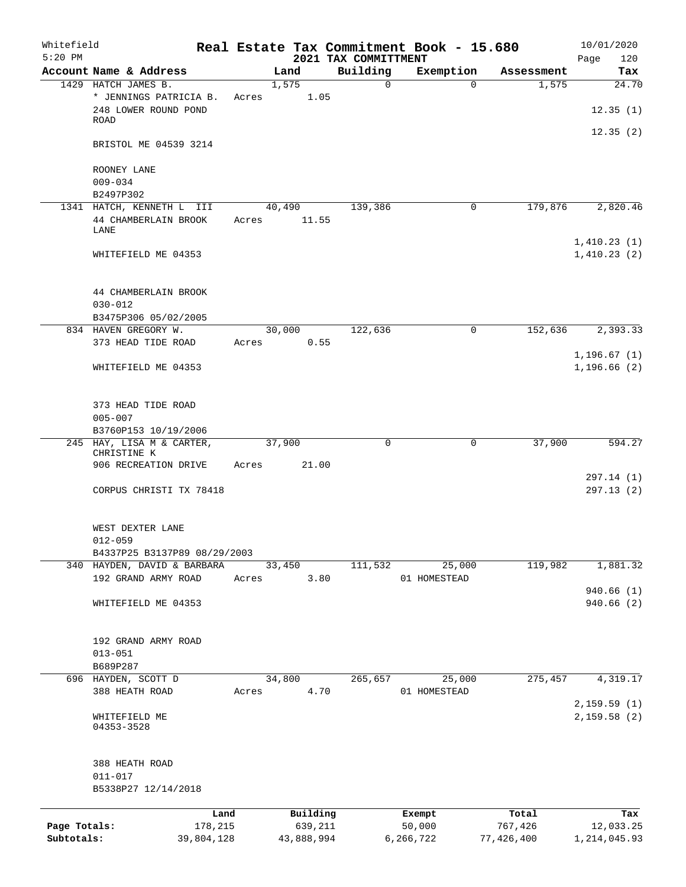Whitefield
5:20 PM

# Real Estate Tax Commitment Book - 15.680
## 2021 TAX COMMITTMENT

10/01/2020
Page 120

| Account Name & Address | Land | Building | Exemption | Assessment | Tax |
|---|---|---|---|---|---|
| 1429 HATCH JAMES B. | 1,575 | 0 | 0 | 1,575 | 24.70 |
| * JENNINGS PATRICIA B. | Acres 1.05 | | | | |
| 248 LOWER ROUND POND ROAD | | | | | 12.35 (1) |
| | | | | | 12.35 (2) |
| BRISTOL ME 04539 3214 | | | | | |
| ROONEY LANE | | | | | |
| 009-034 | | | | | |
| B2497P302 | | | | | |
| 1341 HATCH, KENNETH L III | 40,490 | 139,386 | 0 | 179,876 | 2,820.46 |
| 44 CHAMBERLAIN BROOK LANE | Acres 11.55 | | | | |
| | | | | | 1,410.23 (1) |
| WHITEFIELD ME 04353 | | | | | 1,410.23 (2) |
| 44 CHAMBERLAIN BROOK | | | | | |
| 030-012 | | | | | |
| B3475P306 05/02/2005 | | | | | |
| 834 HAVEN GREGORY W. | 30,000 | 122,636 | 0 | 152,636 | 2,393.33 |
| 373 HEAD TIDE ROAD | Acres 0.55 | | | | |
| | | | | | 1,196.67 (1) |
| WHITEFIELD ME 04353 | | | | | 1,196.66 (2) |
| 373 HEAD TIDE ROAD | | | | | |
| 005-007 | | | | | |
| B3760P153 10/19/2006 | | | | | |
| 245 HAY, LISA M & CARTER, CHRISTINE K | 37,900 | 0 | 0 | 37,900 | 594.27 |
| 906 RECREATION DRIVE | Acres 21.00 | | | | |
| | | | | | 297.14 (1) |
| CORPUS CHRISTI TX 78418 | | | | | 297.13 (2) |
| WEST DEXTER LANE | | | | | |
| 012-059 | | | | | |
| B4337P25 B3137P89 08/29/2003 | | | | | |
| 340 HAYDEN, DAVID & BARBARA | 33,450 | 111,532 | 25,000 | 119,982 | 1,881.32 |
| 192 GRAND ARMY ROAD | Acres 3.80 | | 01 HOMESTEAD | | |
| | | | | | 940.66 (1) |
| WHITEFIELD ME 04353 | | | | | 940.66 (2) |
| 192 GRAND ARMY ROAD | | | | | |
| 013-051 | | | | | |
| B689P287 | | | | | |
| 696 HAYDEN, SCOTT D | 34,800 | 265,657 | 25,000 | 275,457 | 4,319.17 |
| 388 HEATH ROAD | Acres 4.70 | | 01 HOMESTEAD | | |
| | | | | | 2,159.59 (1) |
| WHITEFIELD ME 04353-3528 | | | | | 2,159.58 (2) |
| 388 HEATH ROAD | | | | | |
| 011-017 | | | | | |
| B5338P27 12/14/2018 | | | | | |

| | Land | Building | Exempt | Total | Tax |
|---|---|---|---|---|---|
| Page Totals: | 178,215 | 639,211 | 50,000 | 767,426 | 12,033.25 |
| Subtotals: | 39,804,128 | 43,888,994 | 6,266,722 | 77,426,400 | 1,214,045.93 |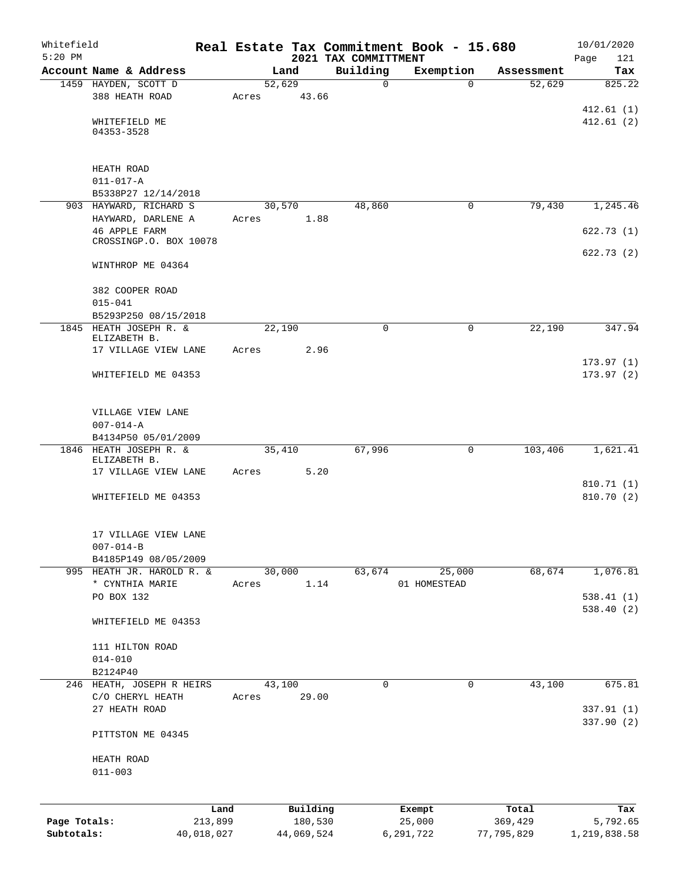Whitefield 5:20 PM

# Real Estate Tax Commitment Book - 15.680

## 2021 TAX COMMITTMENT

10/01/2020

| Account Name & Address | Land | Building | Exemption | Assessment | Tax |
|---|---|---|---|---|---|
| 1459 HAYDEN, SCOTT D<br>388 HEATH ROAD<br><br>WHITEFIELD ME<br>04353-3528<br><br>HEATH ROAD<br>011-017-A<br>B5338P27 12/14/2018 | 52,629<br>Acres 43.66 | 0 | 0 | 52,629 | 825.22<br><br>412.61 (1)<br>412.61 (2) |
| 903 HAYWARD, RICHARD S<br>HAYWARD, DARLENE A<br>46 APPLE FARM CROSSINGP.O. BOX 10078<br><br>WINTHROP ME 04364<br><br>382 COOPER ROAD<br>015-041<br>B5293P250 08/15/2018 | 30,570<br>Acres 1.88 | 48,860 | 0 | 79,430 | 1,245.46<br><br>622.73 (1)<br>622.73 (2) |
| 1845 HEATH JOSEPH R. & ELIZABETH B.<br>17 VILLAGE VIEW LANE<br><br>WHITEFIELD ME 04353<br><br>VILLAGE VIEW LANE<br>007-014-A<br>B4134P50 05/01/2009 | 22,190<br>Acres 2.96 | 0 | 0 | 22,190 | 347.94<br><br>173.97 (1)<br>173.97 (2) |
| 1846 HEATH JOSEPH R. & ELIZABETH B.<br>17 VILLAGE VIEW LANE<br><br>WHITEFIELD ME 04353<br><br>17 VILLAGE VIEW LANE<br>007-014-B<br>B4185P149 08/05/2009 | 35,410<br>Acres 5.20 | 67,996 | 0 | 103,406 | 1,621.41<br><br>810.71 (1)<br>810.70 (2) |
| 995 HEATH JR. HAROLD R. & * CYNTHIA MARIE<br>PO BOX 132<br><br>WHITEFIELD ME 04353<br><br>111 HILTON ROAD<br>014-010<br>B2124P40 | 30,000<br>Acres 1.14 | 63,674 | 25,000<br>01 HOMESTEAD | 68,674 | 1,076.81<br><br>538.41 (1)<br>538.40 (2) |
| 246 HEATH, JOSEPH R HEIRS<br>C/O CHERYL HEATH<br>27 HEATH ROAD<br><br>PITTSTON ME 04345<br><br>HEATH ROAD<br>011-003 | 43,100<br>Acres 29.00 | 0 | 0 | 43,100 | 675.81<br><br>337.91 (1)<br>337.90 (2) |

| | Land | Building | Exempt | Total | Tax |
|---|---|---|---|---|---|
| Page Totals: | 213,899 | 180,530 | 25,000 | 369,429 | 5,792.65 |
| Subtotals: | 40,018,027 | 44,069,524 | 6,291,722 | 77,795,829 | 1,219,838.58 |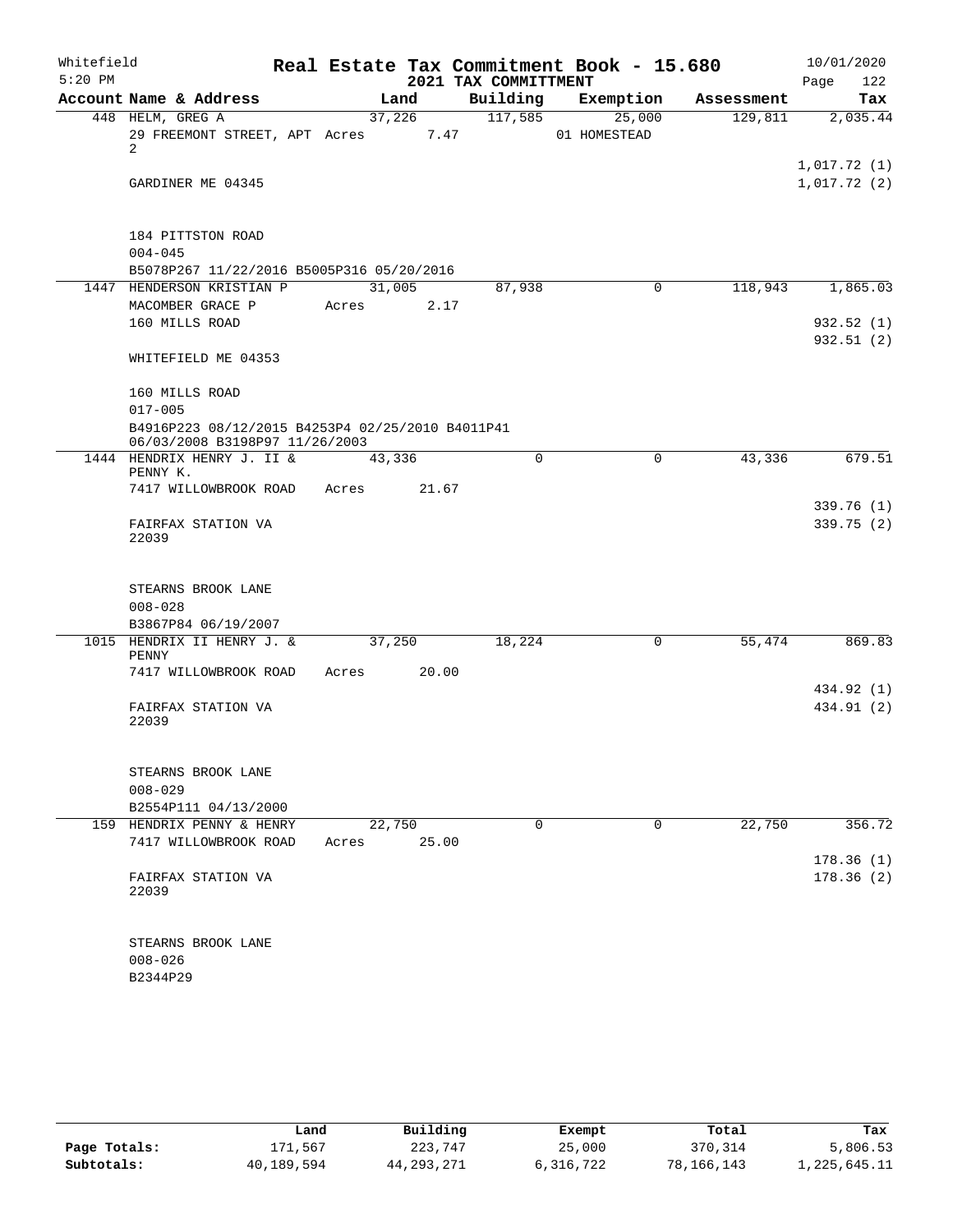Whitefield 5:20 PM

# Real Estate Tax Commitment Book - 15.680

## 2021 TAX COMMITTMENT

10/01/2020

| Account Name & Address | Land | Building | Exemption | Assessment | Tax |
|---|---|---|---|---|---|
| 448 HELM, GREG A | 37,226 | 117,585 | 25,000 | 129,811 | 2,035.44 |
| 29 FREEMONT STREET, APT 2 | Acres 7.47 | | 01 HOMESTEAD | | |
| | | | | | 1,017.72 (1) |
| GARDINER ME 04345 | | | | | 1,017.72 (2) |
| 184 PITTSTON ROAD | | | | | |
| 004-045 | | | | | |
| B5078P267 11/22/2016 B5005P316 05/20/2016 | | | | | |
| 1447 HENDERSON KRISTIAN P | 31,005 | 87,938 | 0 | 118,943 | 1,865.03 |
| MACOMBER GRACE P | Acres 2.17 | | | | |
| 160 MILLS ROAD | | | | | 932.52 (1) |
| | | | | | 932.51 (2) |
| WHITEFIELD ME 04353 | | | | | |
| 160 MILLS ROAD | | | | | |
| 017-005 | | | | | |
| B4916P223 08/12/2015 B4253P4 02/25/2010 B4011P41 06/03/2008 B3198P97 11/26/2003 | | | | | |
| 1444 HENDRIX HENRY J. II & PENNY K. | 43,336 | 0 | 0 | 43,336 | 679.51 |
| 7417 WILLOWBROOK ROAD | Acres 21.67 | | | | |
| | | | | | 339.76 (1) |
| FAIRFAX STATION VA 22039 | | | | | 339.75 (2) |
| STEARNS BROOK LANE | | | | | |
| 008-028 | | | | | |
| B3867P84 06/19/2007 | | | | | |
| 1015 HENDRIX II HENRY J. & PENNY | 37,250 | 18,224 | 0 | 55,474 | 869.83 |
| 7417 WILLOWBROOK ROAD | Acres 20.00 | | | | |
| | | | | | 434.92 (1) |
| FAIRFAX STATION VA 22039 | | | | | 434.91 (2) |
| STEARNS BROOK LANE | | | | | |
| 008-029 | | | | | |
| B2554P111 04/13/2000 | | | | | |
| 159 HENDRIX PENNY & HENRY | 22,750 | 0 | 0 | 22,750 | 356.72 |
| 7417 WILLOWBROOK ROAD | Acres 25.00 | | | | |
| | | | | | 178.36 (1) |
| FAIRFAX STATION VA 22039 | | | | | 178.36 (2) |
| STEARNS BROOK LANE | | | | | |
| 008-026 | | | | | |
| B2344P29 | | | | | |

| | Land | Building | Exempt | Total | Tax |
|---|---|---|---|---|---|
| Page Totals: | 171,567 | 223,747 | 25,000 | 370,314 | 5,806.53 |
| Subtotals: | 40,189,594 | 44,293,271 | 6,316,722 | 78,166,143 | 1,225,645.11 |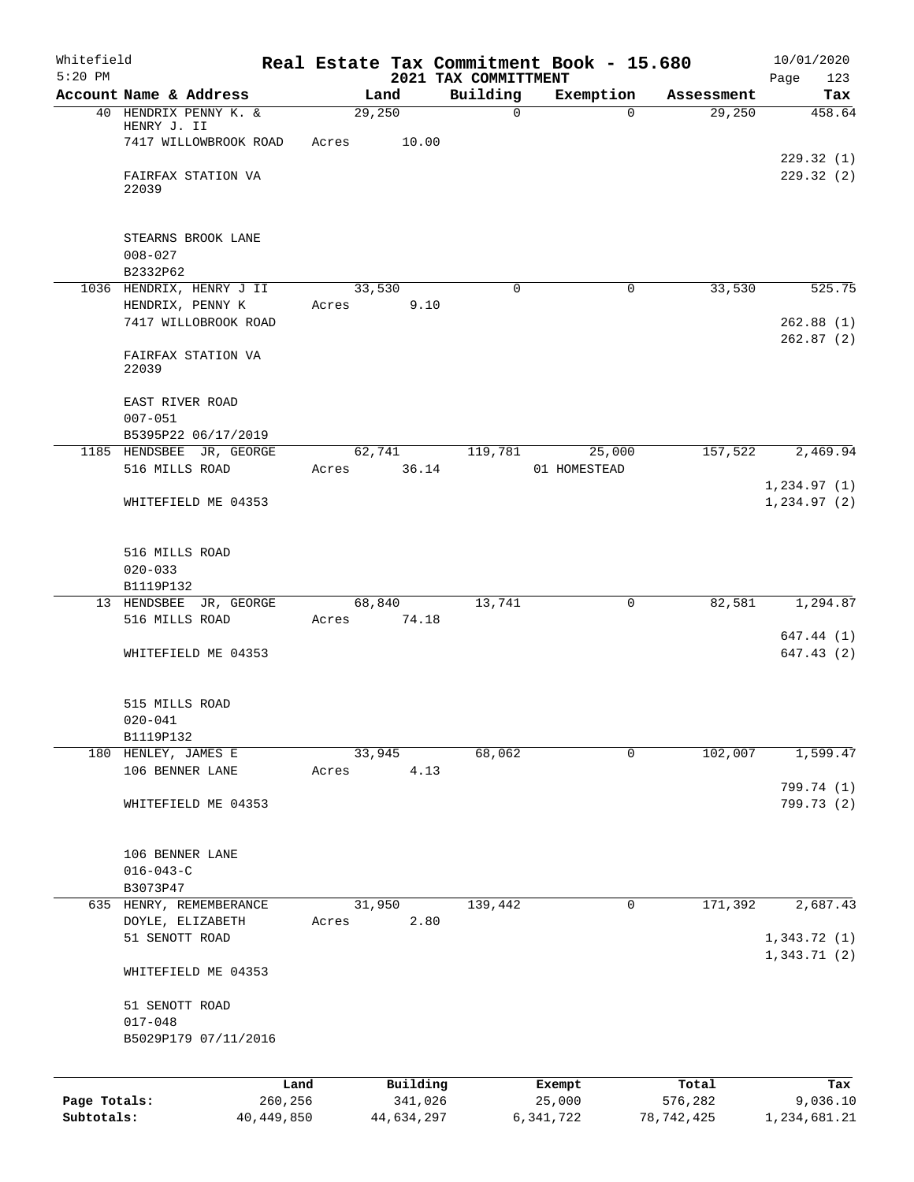Whitefield 5:20 PM

# Real Estate Tax Commitment Book - 15.680

## 2021 TAX COMMITTMENT

10/01/2020 Page 123

| Account Name & Address | Land | Building | Exemption | Assessment | Tax |
|---|---|---|---|---|---|
| 40 HENDRIX PENNY K. & HENRY J. II<br>7417 WILLOWBROOK ROAD<br><br>FAIRFAX STATION VA 22039<br><br>STEARNS BROOK LANE<br>008-027<br>B2332P62 | 29,250<br>Acres 10.00 | 0 | 0 | 29,250 | 458.64<br><br>229.32 (1)<br>229.32 (2) |
| 1036 HENDRIX, HENRY J II<br>HENDRIX, PENNY K<br>7417 WILLOBROOK ROAD<br><br>FAIRFAX STATION VA 22039<br><br>EAST RIVER ROAD<br>007-051<br>B5395P22 06/17/2019 | 33,530<br>Acres 9.10 | 0 | 0 | 33,530 | 525.75<br><br>262.88 (1)<br>262.87 (2) |
| 1185 HENDSBEE JR, GEORGE<br>516 MILLS ROAD<br><br>WHITEFIELD ME 04353<br><br>516 MILLS ROAD<br>020-033<br>B1119P132 | 62,741<br>Acres 36.14 | 119,781 | 25,000<br>01 HOMESTEAD | 157,522 | 2,469.94<br><br>1,234.97 (1)<br>1,234.97 (2) |
| 13 HENDSBEE JR, GEORGE<br>516 MILLS ROAD<br><br>WHITEFIELD ME 04353<br><br>515 MILLS ROAD<br>020-041<br>B1119P132 | 68,840<br>Acres 74.18 | 13,741 | 0 | 82,581 | 1,294.87<br><br>647.44 (1)<br>647.43 (2) |
| 180 HENLEY, JAMES E<br>106 BENNER LANE<br><br>WHITEFIELD ME 04353<br><br>106 BENNER LANE<br>016-043-C<br>B3073P47 | 33,945<br>Acres 4.13 | 68,062 | 0 | 102,007 | 1,599.47<br><br>799.74 (1)<br>799.73 (2) |
| 635 HENRY, REMEMBERANCE<br>DOYLE, ELIZABETH<br>51 SENOTT ROAD<br><br>WHITEFIELD ME 04353<br><br>51 SENOTT ROAD<br>017-048<br>B5029P179 07/11/2016 | 31,950<br>Acres 2.80 | 139,442 | 0 | 171,392 | 2,687.43<br><br>1,343.72 (1)<br>1,343.71 (2) |

| | Land | Building | Exempt | Total | Tax |
|---|---|---|---|---|---|
| Page Totals: | 260,256 | 341,026 | 25,000 | 576,282 | 9,036.10 |
| Subtotals: | 40,449,850 | 44,634,297 | 6,341,722 | 78,742,425 | 1,234,681.21 |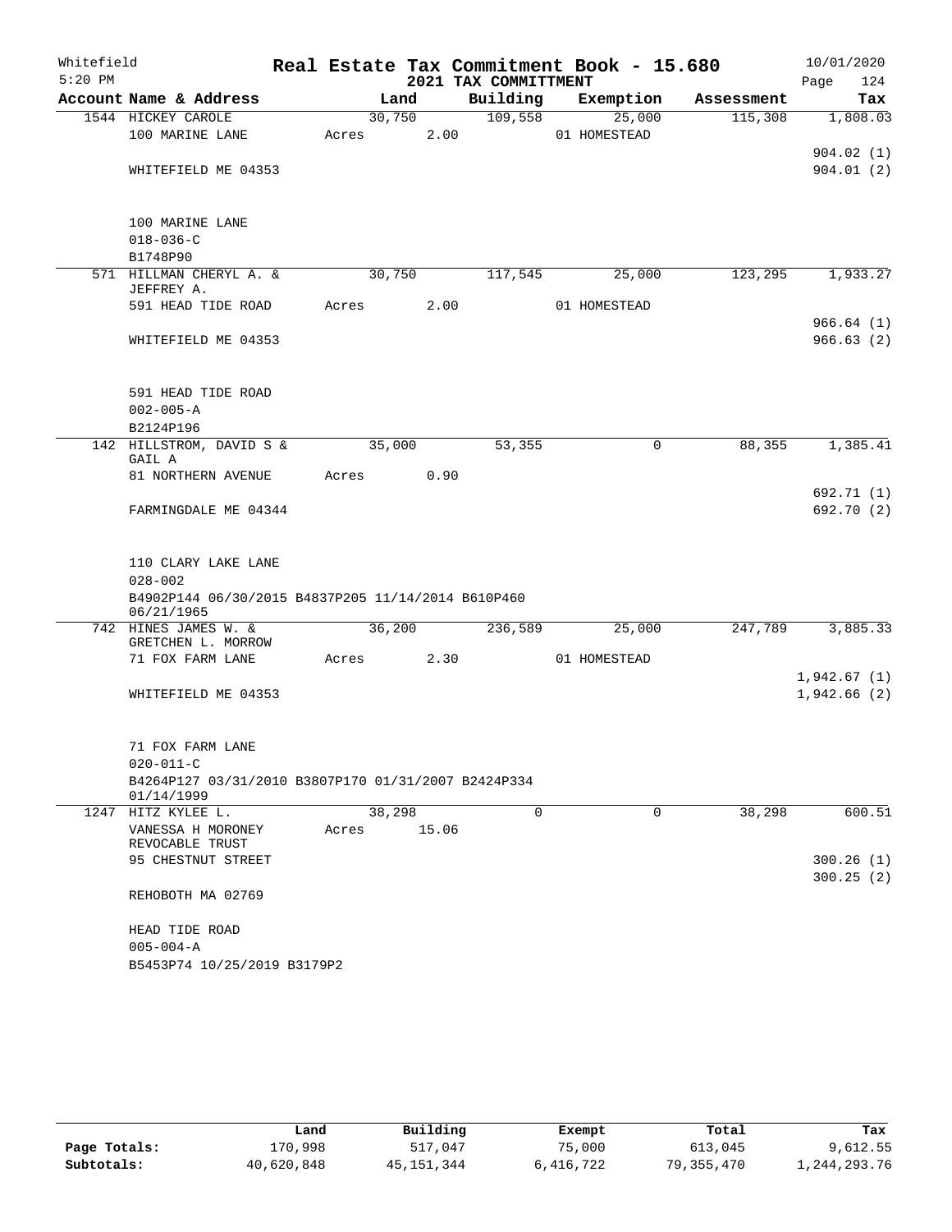Whitefield
5:20 PM

# Real Estate Tax Commitment Book - 15.680

## 2021 TAX COMMITTMENT

10/01/2020

| Account Name & Address | Land | Building | Exemption | Assessment | Tax |
|---|---|---|---|---|---|
| 1544 HICKEY CAROLE | 30,750 | 109,558 | 25,000 | 115,308 | 1,808.03 |
| 100 MARINE LANE | Acres 2.00 | | 01 HOMESTEAD | | |
| | | | | | 904.02 (1) |
| WHITEFIELD ME 04353 | | | | | 904.01 (2) |
| 100 MARINE LANE | | | | | |
| 018-036-C | | | | | |
| B1748P90 | | | | | |
| 571 HILLMAN CHERYL A. & JEFFREY A. | 30,750 | 117,545 | 25,000 | 123,295 | 1,933.27 |
| 591 HEAD TIDE ROAD | Acres 2.00 | | 01 HOMESTEAD | | |
| | | | | | 966.64 (1) |
| WHITEFIELD ME 04353 | | | | | 966.63 (2) |
| 591 HEAD TIDE ROAD | | | | | |
| 002-005-A | | | | | |
| B2124P196 | | | | | |
| 142 HILLSTROM, DAVID S & GAIL A | 35,000 | 53,355 | 0 | 88,355 | 1,385.41 |
| 81 NORTHERN AVENUE | Acres 0.90 | | | | |
| | | | | | 692.71 (1) |
| FARMINGDALE ME 04344 | | | | | 692.70 (2) |
| 110 CLARY LAKE LANE | | | | | |
| 028-002 | | | | | |
| B4902P144 06/30/2015 B4837P205 11/14/2014 B610P460 06/21/1965 | | | | | |
| 742 HINES JAMES W. & GRETCHEN L. MORROW | 36,200 | 236,589 | 25,000 | 247,789 | 3,885.33 |
| 71 FOX FARM LANE | Acres 2.30 | | 01 HOMESTEAD | | |
| | | | | | 1,942.67 (1) |
| WHITEFIELD ME 04353 | | | | | 1,942.66 (2) |
| 71 FOX FARM LANE | | | | | |
| 020-011-C | | | | | |
| B4264P127 03/31/2010 B3807P170 01/31/2007 B2424P334 01/14/1999 | | | | | |
| 1247 HITZ KYLEE L. | 38,298 | 0 | 0 | 38,298 | 600.51 |
| VANESSA H MORONEY REVOCABLE TRUST | Acres 15.06 | | | | |
| 95 CHESTNUT STREET | | | | | 300.26 (1) |
| | | | | | 300.25 (2) |
| REHOBOTH MA 02769 | | | | | |
| HEAD TIDE ROAD | | | | | |
| 005-004-A | | | | | |
| B5453P74 10/25/2019 B3179P2 | | | | | |

| | Land | Building | Exempt | Total | Tax |
|---|---|---|---|---|---|
| Page Totals: | 170,998 | 517,047 | 75,000 | 613,045 | 9,612.55 |
| Subtotals: | 40,620,848 | 45,151,344 | 6,416,722 | 79,355,470 | 1,244,293.76 |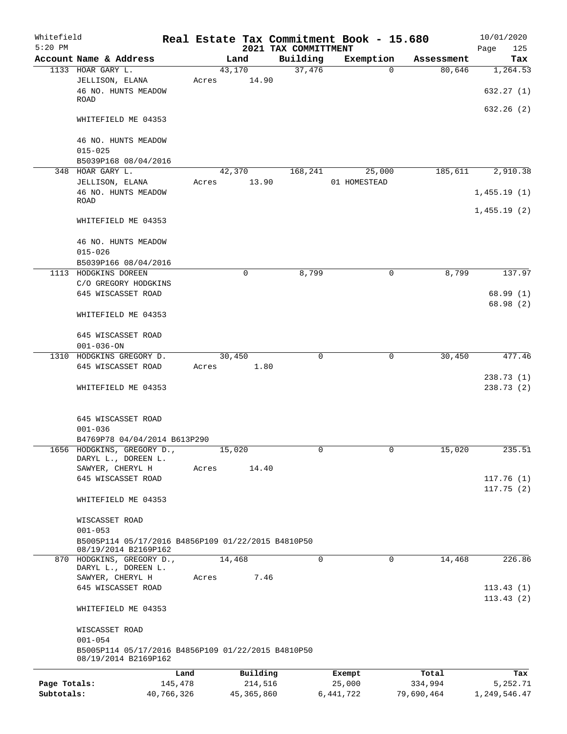Whitefield 5:20 PM

# Real Estate Tax Commitment Book - 15.680

## 2021 TAX COMMITTMENT

10/01/2020

| Account Name & Address | Land | Building | Exemption | Assessment | Tax |
|---|---|---|---|---|---|
| 1133 HOAR GARY L. | 43,170 | 37,476 | 0 | 80,646 | 1,264.53 |
| JELLISON, ELANA | Acres 14.90 | | | | |
| 46 NO. HUNTS MEADOW ROAD | | | | | 632.27 (1) |
| | | | | | 632.26 (2) |
| WHITEFIELD ME 04353 | | | | | |
| 46 NO. HUNTS MEADOW | | | | | |
| 015-025 | | | | | |
| B5039P168 08/04/2016 | | | | | |
| 348 HOAR GARY L. | 42,370 | 168,241 | 25,000 | 185,611 | 2,910.38 |
| JELLISON, ELANA | Acres 13.90 | | 01 HOMESTEAD | | |
| 46 NO. HUNTS MEADOW ROAD | | | | | 1,455.19 (1) |
| | | | | | 1,455.19 (2) |
| WHITEFIELD ME 04353 | | | | | |
| 46 NO. HUNTS MEADOW | | | | | |
| 015-026 | | | | | |
| B5039P166 08/04/2016 | | | | | |
| 1113 HODGKINS DOREEN | 0 | 8,799 | 0 | 8,799 | 137.97 |
| C/O GREGORY HODGKINS | | | | | |
| 645 WISCASSET ROAD | | | | | 68.99 (1) |
| | | | | | 68.98 (2) |
| WHITEFIELD ME 04353 | | | | | |
| 645 WISCASSET ROAD | | | | | |
| 001-036-ON | | | | | |
| 1310 HODGKINS GREGORY D. | 30,450 | 0 | 0 | 30,450 | 477.46 |
| 645 WISCASSET ROAD | Acres 1.80 | | | | |
| | | | | | 238.73 (1) |
| WHITEFIELD ME 04353 | | | | | 238.73 (2) |
| 645 WISCASSET ROAD | | | | | |
| 001-036 | | | | | |
| B4769P78 04/04/2014 B613P290 | | | | | |
| 1656 HODGKINS, GREGORY D., DARYL L., DOREEN L. | 15,020 | 0 | 0 | 15,020 | 235.51 |
| SAWYER, CHERYL H | Acres 14.40 | | | | |
| 645 WISCASSET ROAD | | | | | 117.76 (1) |
| | | | | | 117.75 (2) |
| WHITEFIELD ME 04353 | | | | | |
| WISCASSET ROAD | | | | | |
| 001-053 | | | | | |
| B5005P114 05/17/2016 B4856P109 01/22/2015 B4810P50 08/19/2014 B2169P162 | | | | | |
| 870 HODGKINS, GREGORY D., DARYL L., DOREEN L. | 14,468 | 0 | 0 | 14,468 | 226.86 |
| SAWYER, CHERYL H | Acres 7.46 | | | | |
| 645 WISCASSET ROAD | | | | | 113.43 (1) |
| | | | | | 113.43 (2) |
| WHITEFIELD ME 04353 | | | | | |
| WISCASSET ROAD | | | | | |
| 001-054 | | | | | |
| B5005P114 05/17/2016 B4856P109 01/22/2015 B4810P50 08/19/2014 B2169P162 | | | | | |

| | Land | Building | Exempt | Total | Tax |
|---|---|---|---|---|---|
| Page Totals: | 145,478 | 214,516 | 25,000 | 334,994 | 5,252.71 |
| Subtotals: | 40,766,326 | 45,365,860 | 6,441,722 | 79,690,464 | 1,249,546.47 |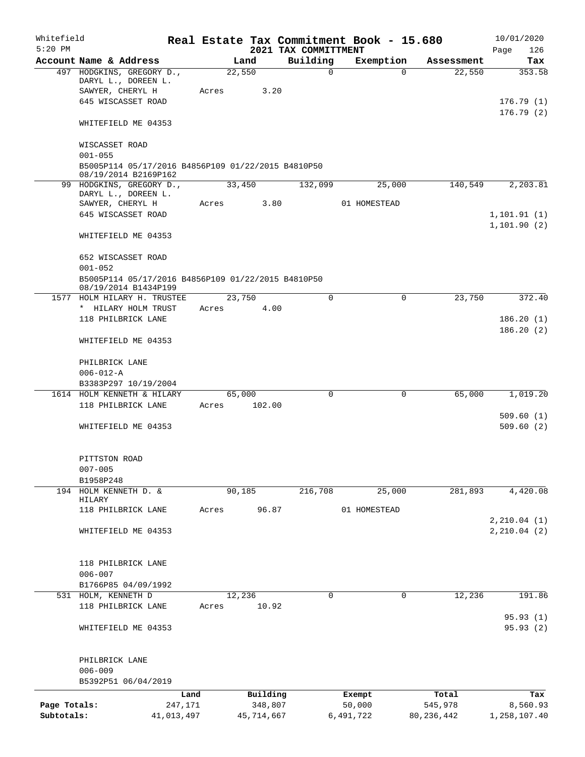Whitefield 5:20 PM

# Real Estate Tax Commitment Book - 15.680

## 2021 TAX COMMITTMENT

10/01/2020

| Account | Name & Address | Land | Building | Exemption | Assessment | Tax |
|---|---|---|---|---|---|---|
| 497 | HODGKINS, GREGORY D., DARYL L., DOREEN L. SAWYER, CHERYL H<br>645 WISCASSET ROAD<br>WHITEFIELD ME 04353<br>WISCASSET ROAD<br>001-055<br>B5005P114 05/17/2016 B4856P109 01/22/2015 B4810P50 08/19/2014 B2169P162 | 22,550<br>Acres 3.20 | 0 | 0 | 22,550 | 353.58<br>176.79 (1)<br>176.79 (2) |
| 99 | HODGKINS, GREGORY D., DARYL L., DOREEN L. SAWYER, CHERYL H<br>645 WISCASSET ROAD<br>WHITEFIELD ME 04353<br>652 WISCASSET ROAD<br>001-052<br>B5005P114 05/17/2016 B4856P109 01/22/2015 B4810P50 08/19/2014 B1434P199 | 33,450<br>Acres 3.80 | 132,099 | 25,000<br>01 HOMESTEAD | 140,549 | 2,203.81<br>1,101.91 (1)<br>1,101.90 (2) |
| 1577 | HOLM HILARY H. TRUSTEE<br>* HILARY HOLM TRUST<br>118 PHILBRICK LANE<br>WHITEFIELD ME 04353<br>PHILBRICK LANE<br>006-012-A<br>B3383P297 10/19/2004 | 23,750<br>Acres 4.00 | 0 | 0 | 23,750 | 372.40<br>186.20 (1)<br>186.20 (2) |
| 1614 | HOLM KENNETH & HILARY<br>118 PHILBRICK LANE<br>WHITEFIELD ME 04353<br>PITTSTON ROAD<br>007-005<br>B1958P248 | 65,000<br>Acres 102.00 | 0 | 0 | 65,000 | 1,019.20<br>509.60 (1)<br>509.60 (2) |
| 194 | HOLM KENNETH D. & HILARY<br>118 PHILBRICK LANE<br>WHITEFIELD ME 04353<br>118 PHILBRICK LANE<br>006-007<br>B1766P85 04/09/1992 | 90,185<br>Acres 96.87 | 216,708 | 25,000<br>01 HOMESTEAD | 281,893 | 4,420.08<br>2,210.04 (1)<br>2,210.04 (2) |
| 531 | HOLM, KENNETH D<br>118 PHILBRICK LANE<br>WHITEFIELD ME 04353<br>PHILBRICK LANE<br>006-009<br>B5392P51 06/04/2019 | 12,236<br>Acres 10.92 | 0 | 0 | 12,236 | 191.86<br>95.93 (1)<br>95.93 (2) |

| | Land | Building | Exempt | Total | Tax |
|---|---|---|---|---|---|
| Page Totals: | 247,171 | 348,807 | 50,000 | 545,978 | 8,560.93 |
| Subtotals: | 41,013,497 | 45,714,667 | 6,491,722 | 80,236,442 | 1,258,107.40 |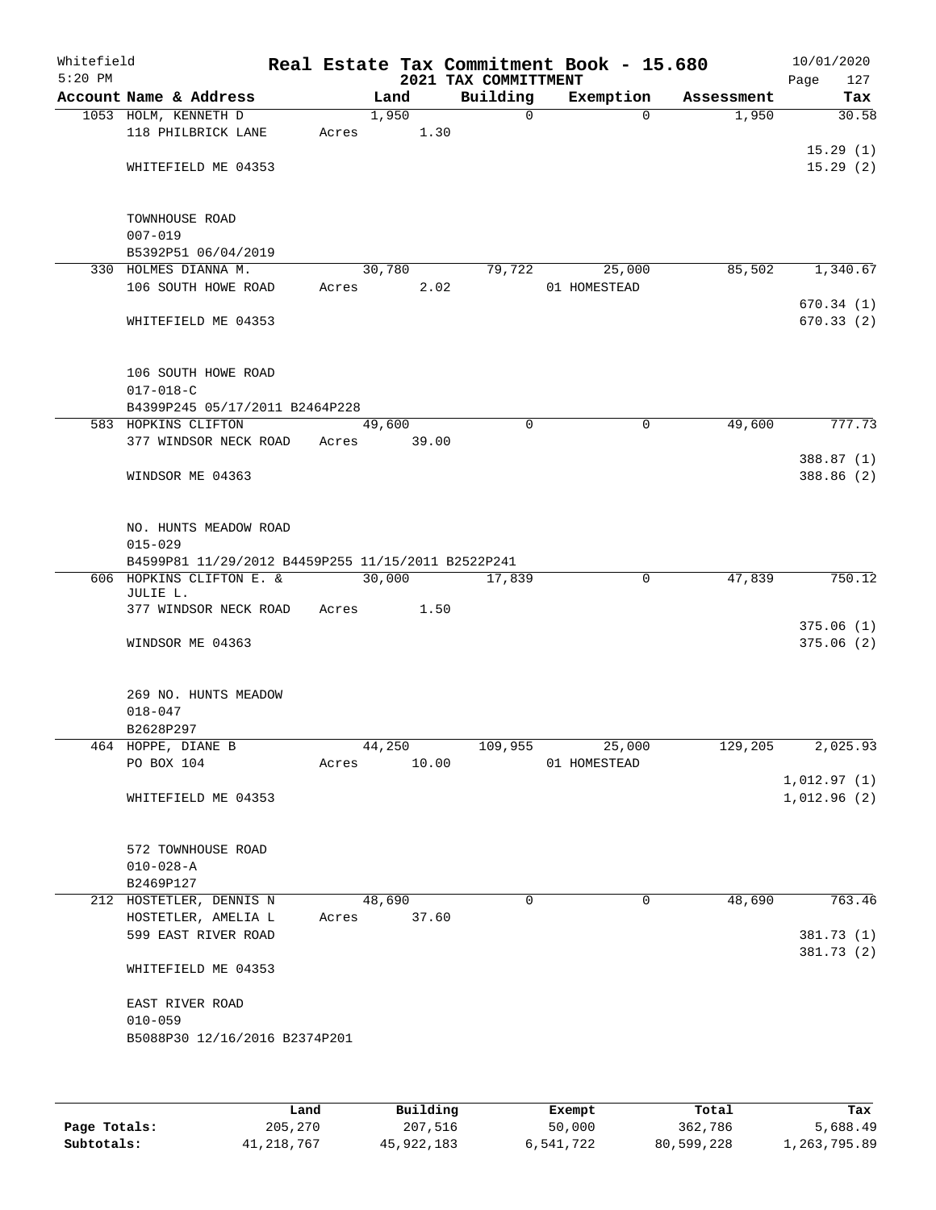Whitefield 5:20 PM

# Real Estate Tax Commitment Book - 15.680

## 2021 TAX COMMITTMENT

10/01/2020

| Account Name & Address | Land | Building | Exemption | Assessment | Tax |
|---|---|---|---|---|---|
| 1053 HOLM, KENNETH D<br>118 PHILBRICK LANE<br><br>WHITEFIELD ME 04353<br><br>TOWNHOUSE ROAD<br>007-019<br>B5392P51 06/04/2019 | 1,950<br>Acres 1.30 | 0 | 0 | 1,950 | 30.58<br><br>15.29 (1)<br>15.29 (2) |
| 330 HOLMES DIANNA M.<br>106 SOUTH HOWE ROAD<br><br>WHITEFIELD ME 04353<br><br>106 SOUTH HOWE ROAD<br>017-018-C<br>B4399P245 05/17/2011 B2464P228 | 30,780<br>Acres 2.02 | 79,722 | 25,000<br>01 HOMESTEAD | 85,502 | 1,340.67<br><br>670.34 (1)<br>670.33 (2) |
| 583 HOPKINS CLIFTON<br>377 WINDSOR NECK ROAD<br><br>WINDSOR ME 04363<br><br>NO. HUNTS MEADOW ROAD<br>015-029<br>B4599P81 11/29/2012 B4459P255 11/15/2011 B2522P241 | 49,600<br>Acres 39.00 | 0 | 0 | 49,600 | 777.73<br><br>388.87 (1)<br>388.86 (2) |
| 606 HOPKINS CLIFTON E. & JULIE L.<br>377 WINDSOR NECK ROAD<br><br>WINDSOR ME 04363<br><br>269 NO. HUNTS MEADOW<br>018-047<br>B2628P297 | 30,000<br>Acres 1.50 | 17,839 | 0 | 47,839 | 750.12<br><br>375.06 (1)<br>375.06 (2) |
| 464 HOPPE, DIANE B<br>PO BOX 104<br><br>WHITEFIELD ME 04353<br><br>572 TOWNHOUSE ROAD<br>010-028-A<br>B2469P127 | 44,250<br>Acres 10.00 | 109,955 | 25,000<br>01 HOMESTEAD | 129,205 | 2,025.93<br><br>1,012.97 (1)<br>1,012.96 (2) |
| 212 HOSTETLER, DENNIS N<br>HOSTETLER, AMELIA L<br>599 EAST RIVER ROAD<br><br>WHITEFIELD ME 04353<br><br>EAST RIVER ROAD<br>010-059<br>B5088P30 12/16/2016 B2374P201 | 48,690<br>Acres 37.60 | 0 | 0 | 48,690 | 763.46<br><br>381.73 (1)<br>381.73 (2) |

| | Land | Building | Exempt | Total | Tax |
|---|---|---|---|---|---|
| **Page Totals:** | 205,270 | 207,516 | 50,000 | 362,786 | 5,688.49 |
| **Subtotals:** | 41,218,767 | 45,922,183 | 6,541,722 | 80,599,228 | 1,263,795.89 |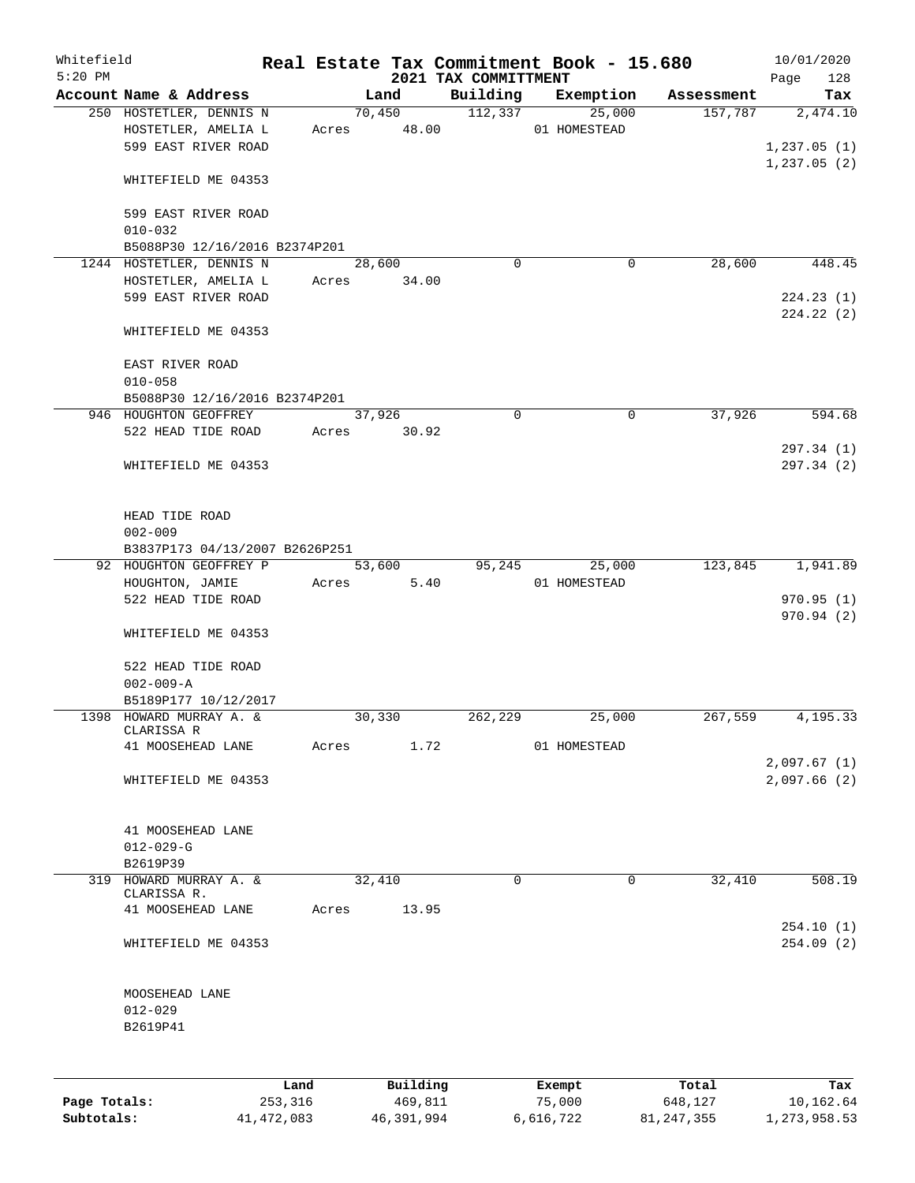Whitefield
5:20 PM

# Real Estate Tax Commitment Book - 15.680
## 2021 TAX COMMITTMENT

10/01/2020
Page 128

| Account Name & Address | Land | Building | Exemption | Assessment | Tax |
|---|---|---|---|---|---|
| 250 HOSTETLER, DENNIS N | 70,450 | 112,337 | 25,000 | 157,787 | 2,474.10 |
| HOSTETLER, AMELIA L | Acres 48.00 | | 01 HOMESTEAD | | |
| 599 EAST RIVER ROAD | | | | | 1,237.05 (1) |
| | | | | | 1,237.05 (2) |
| WHITEFIELD ME 04353 | | | | | |
| 599 EAST RIVER ROAD | | | | | |
| 010-032 | | | | | |
| B5088P30 12/16/2016 B2374P201 | | | | | |
| 1244 HOSTETLER, DENNIS N | 28,600 | 0 | 0 | 28,600 | 448.45 |
| HOSTETLER, AMELIA L | Acres 34.00 | | | | |
| 599 EAST RIVER ROAD | | | | | 224.23 (1) |
| | | | | | 224.22 (2) |
| WHITEFIELD ME 04353 | | | | | |
| EAST RIVER ROAD | | | | | |
| 010-058 | | | | | |
| B5088P30 12/16/2016 B2374P201 | | | | | |
| 946 HOUGHTON GEOFFREY | 37,926 | 0 | 0 | 37,926 | 594.68 |
| 522 HEAD TIDE ROAD | Acres 30.92 | | | | |
| | | | | | 297.34 (1) |
| WHITEFIELD ME 04353 | | | | | 297.34 (2) |
| HEAD TIDE ROAD | | | | | |
| 002-009 | | | | | |
| B3837P173 04/13/2007 B2626P251 | | | | | |
| 92 HOUGHTON GEOFFREY P | 53,600 | 95,245 | 25,000 | 123,845 | 1,941.89 |
| HOUGHTON, JAMIE | Acres 5.40 | | 01 HOMESTEAD | | |
| 522 HEAD TIDE ROAD | | | | | 970.95 (1) |
| | | | | | 970.94 (2) |
| WHITEFIELD ME 04353 | | | | | |
| 522 HEAD TIDE ROAD | | | | | |
| 002-009-A | | | | | |
| B5189P177 10/12/2017 | | | | | |
| 1398 HOWARD MURRAY A. & CLARISSA R | 30,330 | 262,229 | 25,000 | 267,559 | 4,195.33 |
| 41 MOOSEHEAD LANE | Acres 1.72 | | 01 HOMESTEAD | | |
| | | | | | 2,097.67 (1) |
| WHITEFIELD ME 04353 | | | | | 2,097.66 (2) |
| 41 MOOSEHEAD LANE | | | | | |
| 012-029-G | | | | | |
| B2619P39 | | | | | |
| 319 HOWARD MURRAY A. & CLARISSA R. | 32,410 | 0 | 0 | 32,410 | 508.19 |
| 41 MOOSEHEAD LANE | Acres 13.95 | | | | |
| | | | | | 254.10 (1) |
| WHITEFIELD ME 04353 | | | | | 254.09 (2) |
| MOOSEHEAD LANE | | | | | |
| 012-029 | | | | | |
| B2619P41 | | | | | |

| | Land | Building | Exempt | Total | Tax |
|---|---|---|---|---|---|
| Page Totals: | 253,316 | 469,811 | 75,000 | 648,127 | 10,162.64 |
| Subtotals: | 41,472,083 | 46,391,994 | 6,616,722 | 81,247,355 | 1,273,958.53 |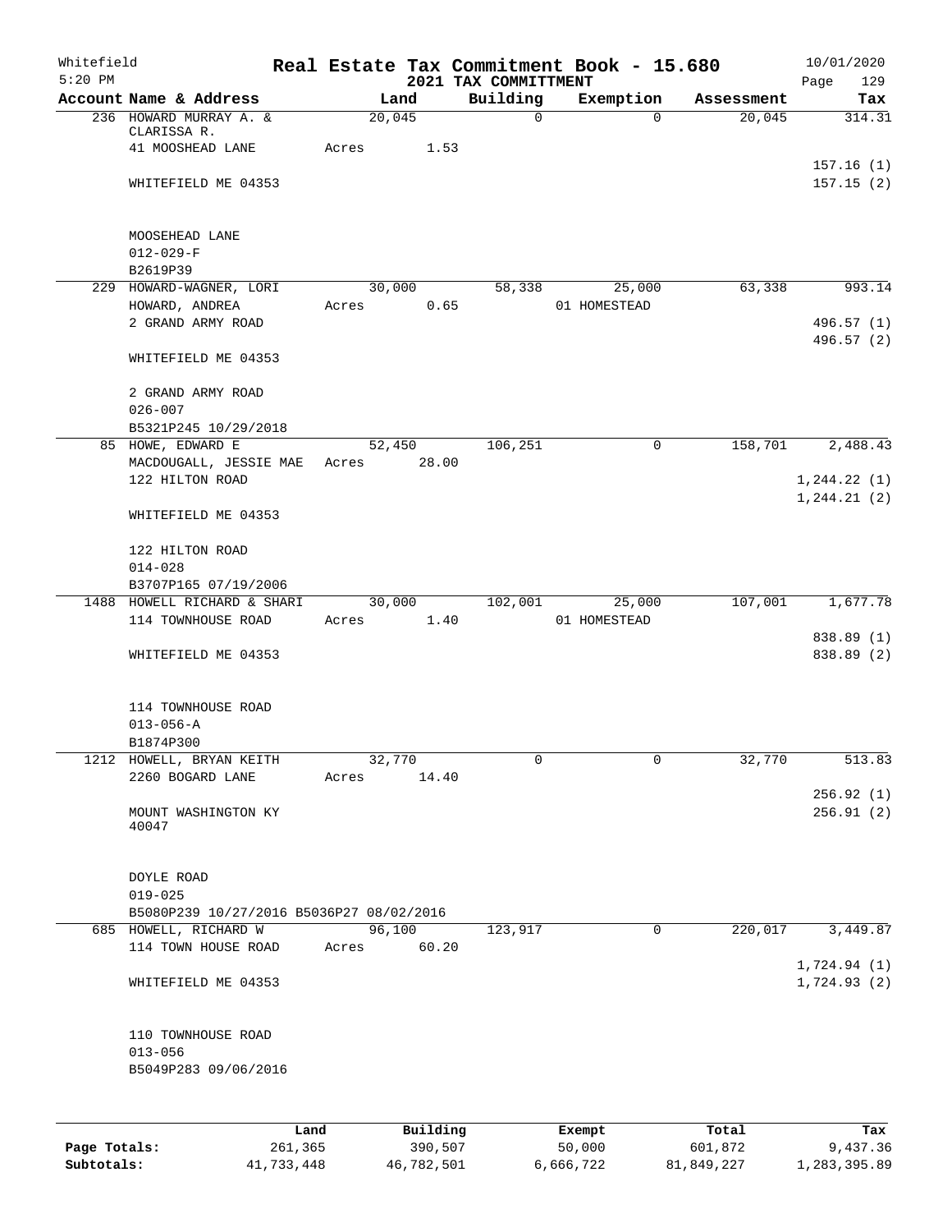Whitefield 5:20 PM

# Real Estate Tax Commitment Book - 15.680

## 2021 TAX COMMITTMENT

10/01/2020

| Account Name & Address | Land | Building | Exemption | Assessment | Tax |
|---|---|---|---|---|---|
| 236 HOWARD MURRAY A. & CLARISSA R. | 20,045 | 0 | 0 | 20,045 | 314.31 |
| 41 MOOSHEAD LANE | Acres 1.53 | | | | |
| | | | | | 157.16 (1) |
| WHITEFIELD ME 04353 | | | | | 157.15 (2) |
| MOOSEHEAD LANE | | | | | |
| 012-029-F | | | | | |
| B2619P39 | | | | | |
| 229 HOWARD-WAGNER, LORI | 30,000 | 58,338 | 25,000 | 63,338 | 993.14 |
| HOWARD, ANDREA | Acres 0.65 | | 01 HOMESTEAD | | |
| 2 GRAND ARMY ROAD | | | | | 496.57 (1) |
| | | | | | 496.57 (2) |
| WHITEFIELD ME 04353 | | | | | |
| 2 GRAND ARMY ROAD | | | | | |
| 026-007 | | | | | |
| B5321P245 10/29/2018 | | | | | |
| 85 HOWE, EDWARD E | 52,450 | 106,251 | 0 | 158,701 | 2,488.43 |
| MACDOUGALL, JESSIE MAE | Acres 28.00 | | | | |
| 122 HILTON ROAD | | | | | 1,244.22 (1) |
| | | | | | 1,244.21 (2) |
| WHITEFIELD ME 04353 | | | | | |
| 122 HILTON ROAD | | | | | |
| 014-028 | | | | | |
| B3707P165 07/19/2006 | | | | | |
| 1488 HOWELL RICHARD & SHARI | 30,000 | 102,001 | 25,000 | 107,001 | 1,677.78 |
| 114 TOWNHOUSE ROAD | Acres 1.40 | | 01 HOMESTEAD | | |
| | | | | | 838.89 (1) |
| WHITEFIELD ME 04353 | | | | | 838.89 (2) |
| 114 TOWNHOUSE ROAD | | | | | |
| 013-056-A | | | | | |
| B1874P300 | | | | | |
| 1212 HOWELL, BRYAN KEITH | 32,770 | 0 | 0 | 32,770 | 513.83 |
| 2260 BOGARD LANE | Acres 14.40 | | | | |
| | | | | | 256.92 (1) |
| MOUNT WASHINGTON KY 40047 | | | | | 256.91 (2) |
| DOYLE ROAD | | | | | |
| 019-025 | | | | | |
| B5080P239 10/27/2016 B5036P27 08/02/2016 | | | | | |
| 685 HOWELL, RICHARD W | 96,100 | 123,917 | 0 | 220,017 | 3,449.87 |
| 114 TOWN HOUSE ROAD | Acres 60.20 | | | | |
| | | | | | 1,724.94 (1) |
| WHITEFIELD ME 04353 | | | | | 1,724.93 (2) |
| 110 TOWNHOUSE ROAD | | | | | |
| 013-056 | | | | | |
| B5049P283 09/06/2016 | | | | | |

| | Land | Building | Exempt | Total | Tax |
|---|---|---|---|---|---|
| Page Totals: | 261,365 | 390,507 | 50,000 | 601,872 | 9,437.36 |
| Subtotals: | 41,733,448 | 46,782,501 | 6,666,722 | 81,849,227 | 1,283,395.89 |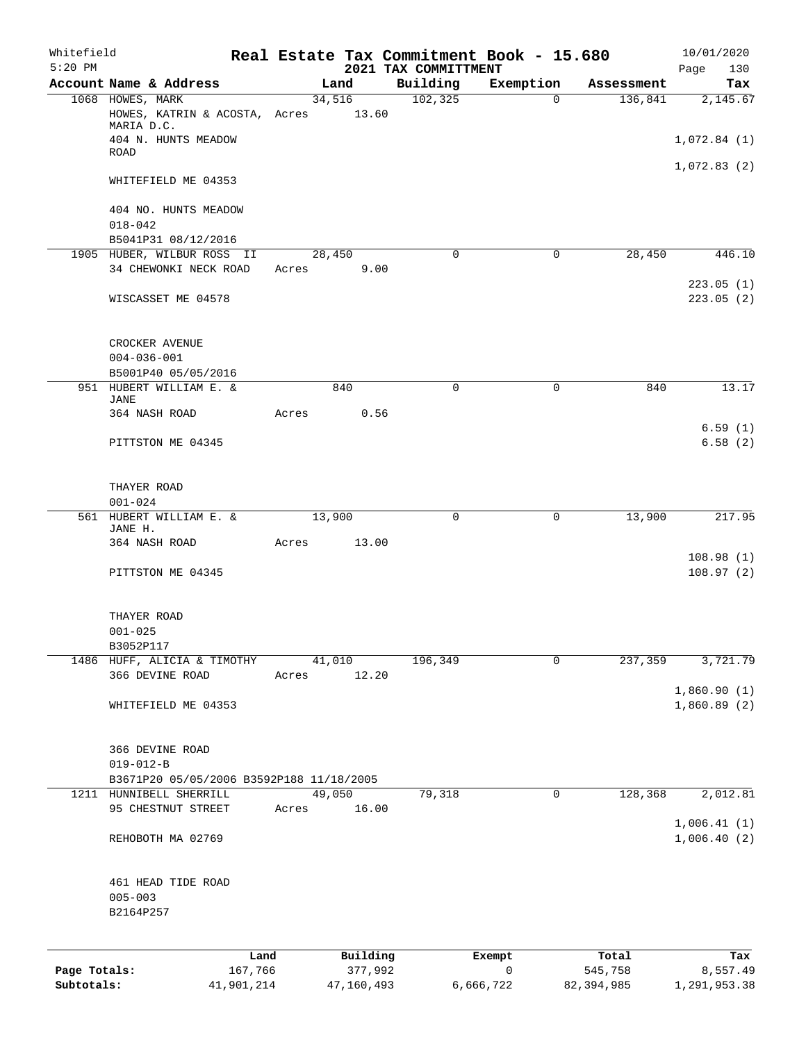Whitefield 5:20 PM

# Real Estate Tax Commitment Book - 15.680

## 2021 TAX COMMITTMENT

10/01/2020 Page 130

| Account Name & Address | Land | Building | Exemption | Assessment | Tax |
|---|---|---|---|---|---|
| 1068 HOWES, MARK<br>HOWES, KATRIN & ACOSTA, MARIA D.C.<br>404 N. HUNTS MEADOW ROAD<br><br>WHITEFIELD ME 04353<br><br>404 NO. HUNTS MEADOW<br>018-042<br>B5041P31 08/12/2016 | 34,516<br>Acres 13.60 | 102,325 | 0 | 136,841 | 2,145.67<br><br>1,072.84 (1)<br><br>1,072.83 (2) |
| 1905 HUBER, WILBUR ROSS II<br>34 CHEWONKI NECK ROAD<br><br>WISCASSET ME 04578<br><br>CROCKER AVENUE<br>004-036-001<br>B5001P40 05/05/2016 | 28,450<br>Acres 9.00 | 0 | 0 | 28,450 | 446.10<br><br>223.05 (1)<br>223.05 (2) |
| 951 HUBERT WILLIAM E. & JANE<br>364 NASH ROAD<br><br>PITTSTON ME 04345<br><br>THAYER ROAD<br>001-024 | 840<br>Acres 0.56 | 0 | 0 | 840 | 13.17<br><br>6.59 (1)<br>6.58 (2) |
| 561 HUBERT WILLIAM E. & JANE H.<br>364 NASH ROAD<br><br>PITTSTON ME 04345<br><br>THAYER ROAD<br>001-025<br>B3052P117 | 13,900<br>Acres 13.00 | 0 | 0 | 13,900 | 217.95<br><br>108.98 (1)<br>108.97 (2) |
| 1486 HUFF, ALICIA & TIMOTHY<br>366 DEVINE ROAD<br><br>WHITEFIELD ME 04353<br><br>366 DEVINE ROAD<br>019-012-B<br>B3671P20 05/05/2006 B3592P188 11/18/2005 | 41,010<br>Acres 12.20 | 196,349 | 0 | 237,359 | 3,721.79<br><br>1,860.90 (1)<br>1,860.89 (2) |
| 1211 HUNNIBELL SHERRILL<br>95 CHESTNUT STREET<br><br>REHOBOTH MA 02769<br><br>461 HEAD TIDE ROAD<br>005-003<br>B2164P257 | 49,050<br>Acres 16.00 | 79,318 | 0 | 128,368 | 2,012.81<br><br>1,006.41 (1)<br>1,006.40 (2) |

| | Land | Building | Exempt | Total | Tax |
|---|---|---|---|---|---|
| **Page Totals:** | 167,766 | 377,992 | 0 | 545,758 | 8,557.49 |
| **Subtotals:** | 41,901,214 | 47,160,493 | 6,666,722 | 82,394,985 | 1,291,953.38 |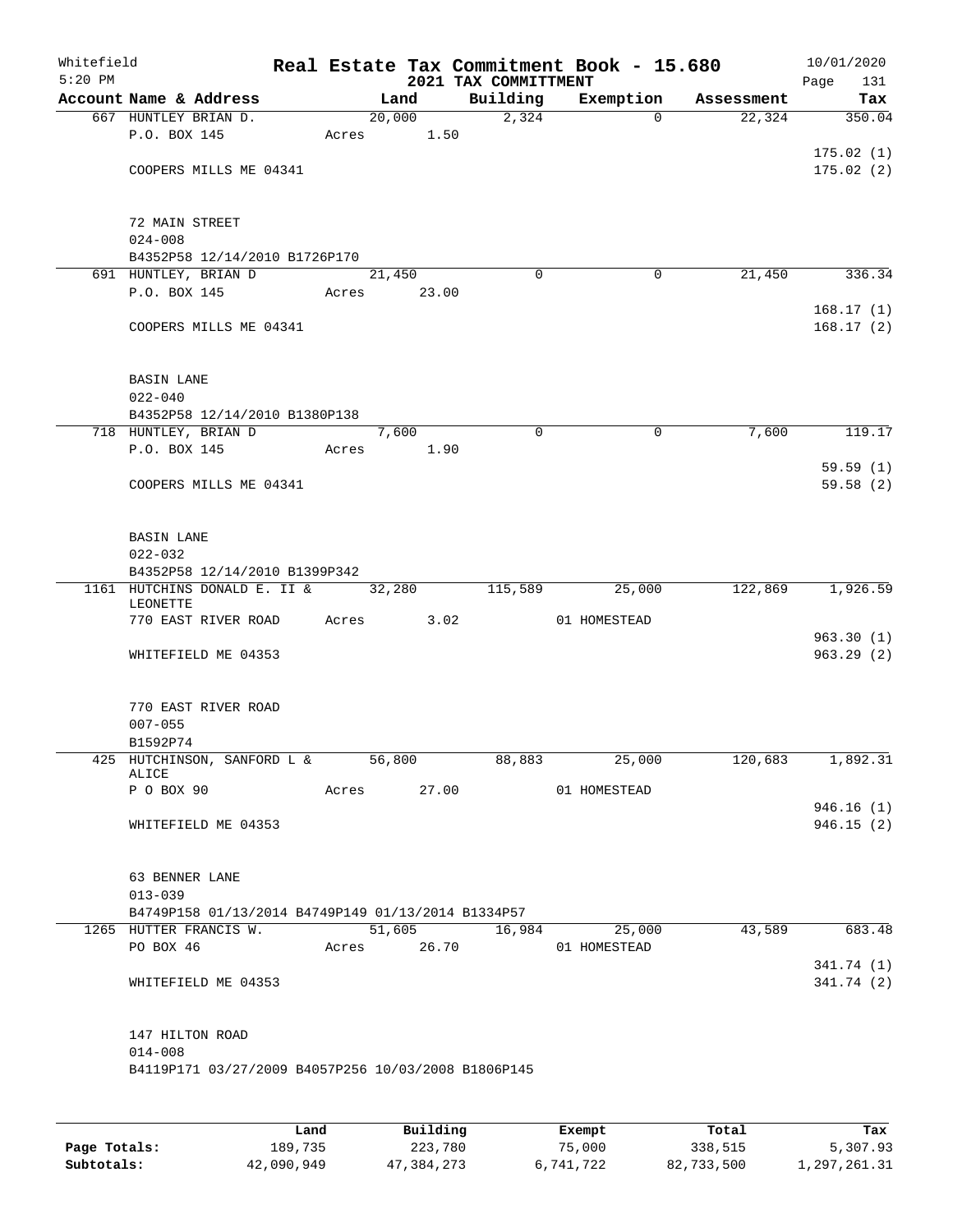Whitefield 5:20 PM

# Real Estate Tax Commitment Book - 15.680

## 2021 TAX COMMITTMENT

10/01/2020 Page 131

| Account Name & Address | Land | Building | Exemption | Assessment | Tax |
|---|---|---|---|---|---|
| 667 HUNTLEY BRIAN D. | 20,000 | 2,324 | 0 | 22,324 | 350.04 |
| P.O. BOX 145 | Acres 1.50 | | | | |
| | | | | | 175.02 (1) |
| COOPERS MILLS ME 04341 | | | | | 175.02 (2) |
| 72 MAIN STREET | | | | | |
| 024-008 | | | | | |
| B4352P58 12/14/2010 B1726P170 | | | | | |
| 691 HUNTLEY, BRIAN D | 21,450 | 0 | 0 | 21,450 | 336.34 |
| P.O. BOX 145 | Acres 23.00 | | | | |
| | | | | | 168.17 (1) |
| COOPERS MILLS ME 04341 | | | | | 168.17 (2) |
| BASIN LANE | | | | | |
| 022-040 | | | | | |
| B4352P58 12/14/2010 B1380P138 | | | | | |
| 718 HUNTLEY, BRIAN D | 7,600 | 0 | 0 | 7,600 | 119.17 |
| P.O. BOX 145 | Acres 1.90 | | | | |
| | | | | | 59.59 (1) |
| COOPERS MILLS ME 04341 | | | | | 59.58 (2) |
| BASIN LANE | | | | | |
| 022-032 | | | | | |
| B4352P58 12/14/2010 B1399P342 | | | | | |
| 1161 HUTCHINS DONALD E. II & LEONETTE | 32,280 | 115,589 | 25,000 | 122,869 | 1,926.59 |
| 770 EAST RIVER ROAD | Acres 3.02 | | 01 HOMESTEAD | | |
| | | | | | 963.30 (1) |
| WHITEFIELD ME 04353 | | | | | 963.29 (2) |
| 770 EAST RIVER ROAD | | | | | |
| 007-055 | | | | | |
| B1592P74 | | | | | |
| 425 HUTCHINSON, SANFORD L & ALICE | 56,800 | 88,883 | 25,000 | 120,683 | 1,892.31 |
| P O BOX 90 | Acres 27.00 | | 01 HOMESTEAD | | |
| | | | | | 946.16 (1) |
| WHITEFIELD ME 04353 | | | | | 946.15 (2) |
| 63 BENNER LANE | | | | | |
| 013-039 | | | | | |
| B4749P158 01/13/2014 B4749P149 01/13/2014 B1334P57 | | | | | |
| 1265 HUTTER FRANCIS W. | 51,605 | 16,984 | 25,000 | 43,589 | 683.48 |
| PO BOX 46 | Acres 26.70 | | 01 HOMESTEAD | | |
| | | | | | 341.74 (1) |
| WHITEFIELD ME 04353 | | | | | 341.74 (2) |
| 147 HILTON ROAD | | | | | |
| 014-008 | | | | | |
| B4119P171 03/27/2009 B4057P256 10/03/2008 B1806P145 | | | | | |

| | Land | Building | Exempt | Total | Tax |
|---|---|---|---|---|---|
| Page Totals: | 189,735 | 223,780 | 75,000 | 338,515 | 5,307.93 |
| Subtotals: | 42,090,949 | 47,384,273 | 6,741,722 | 82,733,500 | 1,297,261.31 |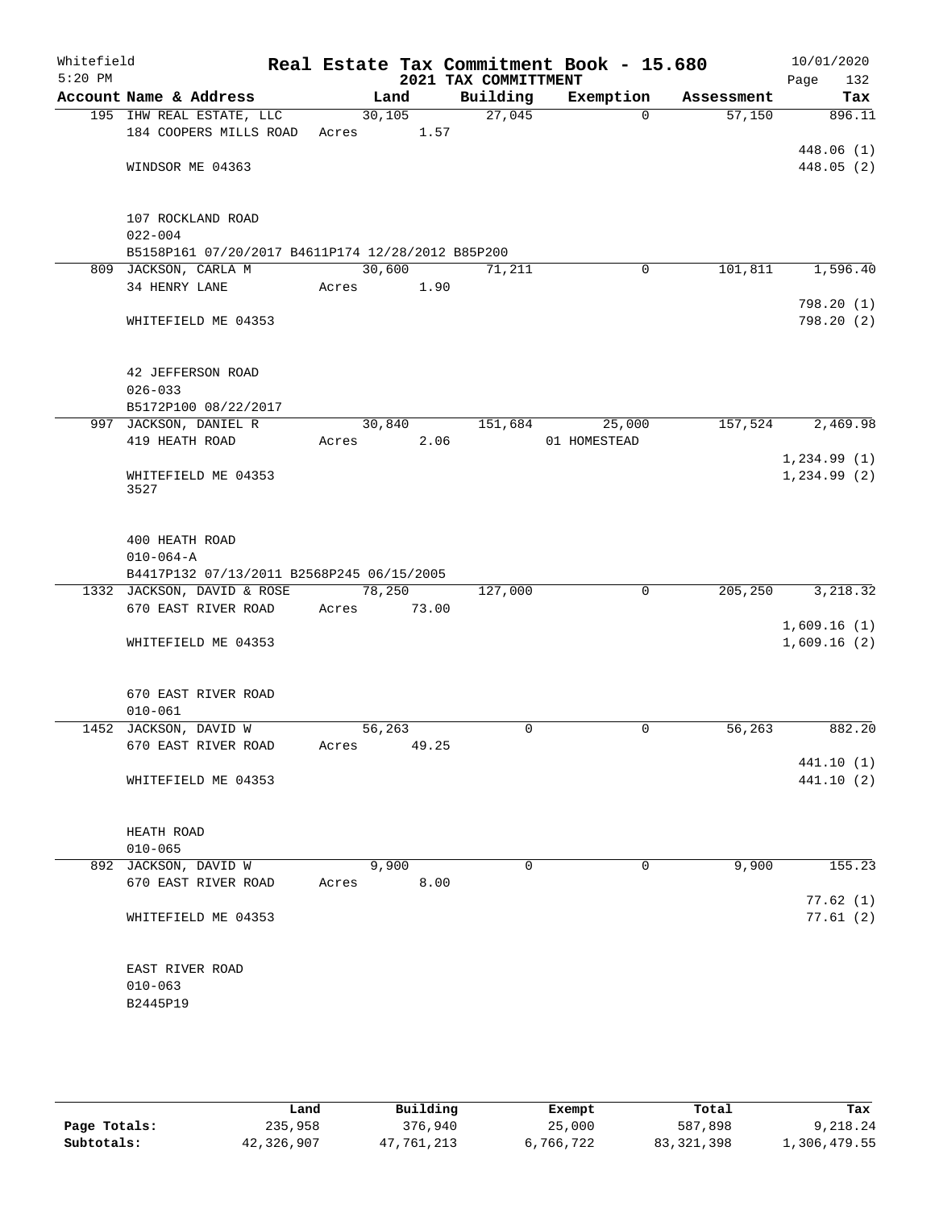Whitefield
5:20 PM

# Real Estate Tax Commitment Book - 15.680
## 2021 TAX COMMITTMENT

10/01/2020

| Account Name & Address | Land | Building | Exemption | Assessment | Tax |
|---|---|---|---|---|---|
| 195 IHW REAL ESTATE, LLC | 30,105 | 27,045 | 0 | 57,150 | 896.11 |
| 184 COOPERS MILLS ROAD | Acres 1.57 | | | | |
| | | | | | 448.06 (1) |
| WINDSOR ME 04363 | | | | | 448.05 (2) |
| 107 ROCKLAND ROAD | | | | | |
| 022-004 | | | | | |
| B5158P161 07/20/2017 B4611P174 12/28/2012 B85P200 | | | | | |
| 809 JACKSON, CARLA M | 30,600 | 71,211 | 0 | 101,811 | 1,596.40 |
| 34 HENRY LANE | Acres 1.90 | | | | |
| | | | | | 798.20 (1) |
| WHITEFIELD ME 04353 | | | | | 798.20 (2) |
| 42 JEFFERSON ROAD | | | | | |
| 026-033 | | | | | |
| B5172P100 08/22/2017 | | | | | |
| 997 JACKSON, DANIEL R | 30,840 | 151,684 | 25,000 | 157,524 | 2,469.98 |
| 419 HEATH ROAD | Acres 2.06 | | 01 HOMESTEAD | | |
| | | | | | 1,234.99 (1) |
| WHITEFIELD ME 04353 | | | | | 1,234.99 (2) |
| 3527 | | | | | |
| 400 HEATH ROAD | | | | | |
| 010-064-A | | | | | |
| B4417P132 07/13/2011 B2568P245 06/15/2005 | | | | | |
| 1332 JACKSON, DAVID & ROSE | 78,250 | 127,000 | 0 | 205,250 | 3,218.32 |
| 670 EAST RIVER ROAD | Acres 73.00 | | | | |
| | | | | | 1,609.16 (1) |
| WHITEFIELD ME 04353 | | | | | 1,609.16 (2) |
| 670 EAST RIVER ROAD | | | | | |
| 010-061 | | | | | |
| 1452 JACKSON, DAVID W | 56,263 | 0 | 0 | 56,263 | 882.20 |
| 670 EAST RIVER ROAD | Acres 49.25 | | | | |
| | | | | | 441.10 (1) |
| WHITEFIELD ME 04353 | | | | | 441.10 (2) |
| HEATH ROAD | | | | | |
| 010-065 | | | | | |
| 892 JACKSON, DAVID W | 9,900 | 0 | 0 | 9,900 | 155.23 |
| 670 EAST RIVER ROAD | Acres 8.00 | | | | |
| | | | | | 77.62 (1) |
| WHITEFIELD ME 04353 | | | | | 77.61 (2) |
| EAST RIVER ROAD | | | | | |
| 010-063 | | | | | |
| B2445P19 | | | | | |

| | Land | Building | Exempt | Total | Tax |
|---|---|---|---|---|---|
| Page Totals: | 235,958 | 376,940 | 25,000 | 587,898 | 9,218.24 |
| Subtotals: | 42,326,907 | 47,761,213 | 6,766,722 | 83,321,398 | 1,306,479.55 |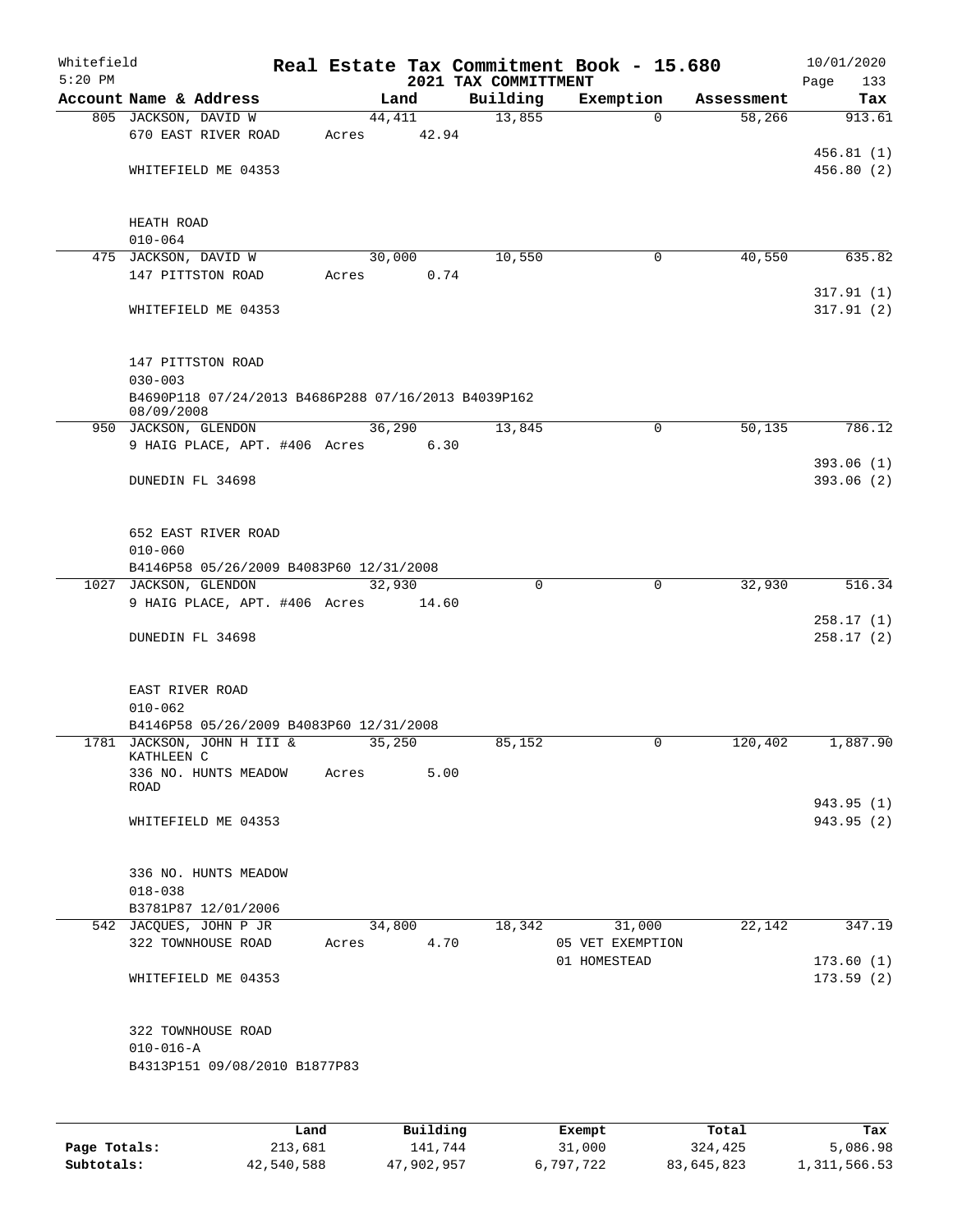Whitefield
5:20 PM

# Real Estate Tax Commitment Book - 15.680
## 2021 TAX COMMITTMENT

10/01/2020

| Account Name & Address | Land | Building | Exemption | Assessment | Tax |
|---|---|---|---|---|---|
| 805 JACKSON, DAVID W | 44,411 | 13,855 | 0 | 58,266 | 913.61 |
| 670 EAST RIVER ROAD | Acres 42.94 | | | | |
| | | | | | 456.81 (1) |
| WHITEFIELD ME 04353 | | | | | 456.80 (2) |
| HEATH ROAD | | | | | |
| 010-064 | | | | | |
| 475 JACKSON, DAVID W | 30,000 | 10,550 | 0 | 40,550 | 635.82 |
| 147 PITTSTON ROAD | Acres 0.74 | | | | |
| | | | | | 317.91 (1) |
| WHITEFIELD ME 04353 | | | | | 317.91 (2) |
| 147 PITTSTON ROAD | | | | | |
| 030-003 | | | | | |
| B4690P118 07/24/2013 B4686P288 07/16/2013 B4039P162 08/09/2008 | | | | | |
| 950 JACKSON, GLENDON | 36,290 | 13,845 | 0 | 50,135 | 786.12 |
| 9 HAIG PLACE, APT. #406 | Acres 6.30 | | | | |
| | | | | | 393.06 (1) |
| DUNEDIN FL 34698 | | | | | 393.06 (2) |
| 652 EAST RIVER ROAD | | | | | |
| 010-060 | | | | | |
| B4146P58 05/26/2009 B4083P60 12/31/2008 | | | | | |
| 1027 JACKSON, GLENDON | 32,930 | 0 | 0 | 32,930 | 516.34 |
| 9 HAIG PLACE, APT. #406 | Acres 14.60 | | | | |
| | | | | | 258.17 (1) |
| DUNEDIN FL 34698 | | | | | 258.17 (2) |
| EAST RIVER ROAD | | | | | |
| 010-062 | | | | | |
| B4146P58 05/26/2009 B4083P60 12/31/2008 | | | | | |
| 1781 JACKSON, JOHN H III & KATHLEEN C | 35,250 | 85,152 | 0 | 120,402 | 1,887.90 |
| 336 NO. HUNTS MEADOW ROAD | Acres 5.00 | | | | |
| | | | | | 943.95 (1) |
| WHITEFIELD ME 04353 | | | | | 943.95 (2) |
| 336 NO. HUNTS MEADOW | | | | | |
| 018-038 | | | | | |
| B3781P87 12/01/2006 | | | | | |
| 542 JACQUES, JOHN P JR | 34,800 | 18,342 | 31,000 | 22,142 | 347.19 |
| 322 TOWNHOUSE ROAD | Acres 4.70 | | 05 VET EXEMPTION | | |
| | | | 01 HOMESTEAD | | 173.60 (1) |
| WHITEFIELD ME 04353 | | | | | 173.59 (2) |
| 322 TOWNHOUSE ROAD | | | | | |
| 010-016-A | | | | | |
| B4313P151 09/08/2010 B1877P83 | | | | | |

| | Land | Building | Exempt | Total | Tax |
|---|---|---|---|---|---|
| Page Totals: | 213,681 | 141,744 | 31,000 | 324,425 | 5,086.98 |
| Subtotals: | 42,540,588 | 47,902,957 | 6,797,722 | 83,645,823 | 1,311,566.53 |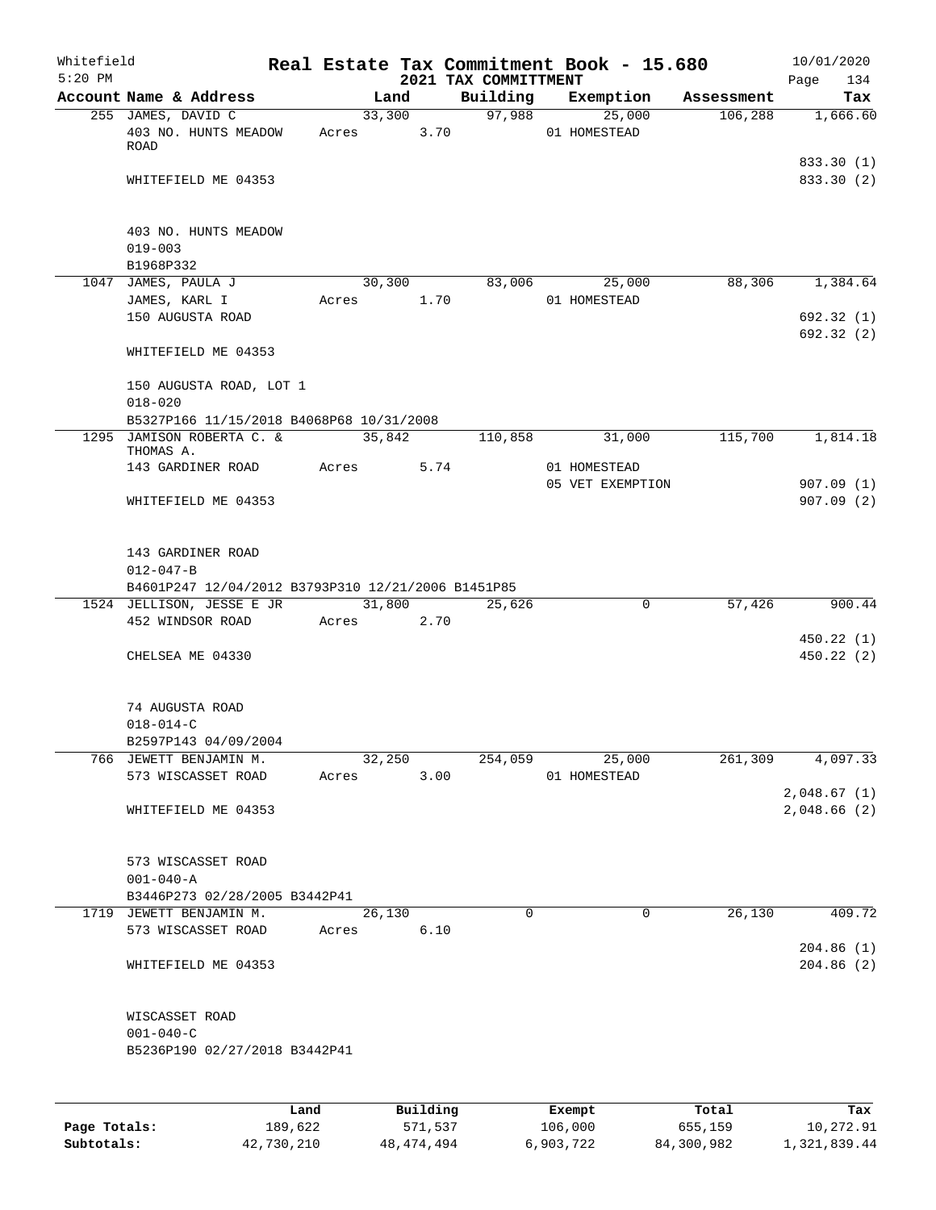Whitefield 5:20 PM

# Real Estate Tax Commitment Book - 15.680

## 2021 TAX COMMITTMENT

10/01/2020

| Account Name & Address | Land | Building | Exemption | Assessment | Tax |
|---|---|---|---|---|---|
| 255 JAMES, DAVID C<br>403 NO. HUNTS MEADOW ROAD<br><br>WHITEFIELD ME 04353<br><br>403 NO. HUNTS MEADOW<br>019-003<br>B1968P332 | 33,300<br>Acres 3.70 | 97,988 | 25,000<br>01 HOMESTEAD | 106,288 | 1,666.60<br><br>833.30 (1)<br>833.30 (2) |
| 1047 JAMES, PAULA J<br>JAMES, KARL I<br>150 AUGUSTA ROAD<br><br>WHITEFIELD ME 04353<br><br>150 AUGUSTA ROAD, LOT 1<br>018-020<br>B5327P166 11/15/2018 B4068P68 10/31/2008 | 30,300<br>Acres 1.70 | 83,006 | 25,000<br>01 HOMESTEAD | 88,306 | 1,384.64<br><br>692.32 (1)<br>692.32 (2) |
| 1295 JAMISON ROBERTA C. & THOMAS A.<br>143 GARDINER ROAD<br><br>WHITEFIELD ME 04353<br><br>143 GARDINER ROAD<br>012-047-B<br>B4601P247 12/04/2012 B3793P310 12/21/2006 B1451P85 | 35,842<br>Acres 5.74 | 110,858 | 31,000<br>01 HOMESTEAD<br>05 VET EXEMPTION | 115,700 | 1,814.18<br><br>907.09 (1)<br>907.09 (2) |
| 1524 JELLISON, JESSE E JR<br>452 WINDSOR ROAD<br><br>CHELSEA ME 04330<br><br>74 AUGUSTA ROAD<br>018-014-C<br>B2597P143 04/09/2004 | 31,800<br>Acres 2.70 | 25,626 | 0 | 57,426 | 900.44<br><br>450.22 (1)<br>450.22 (2) |
| 766 JEWETT BENJAMIN M.<br>573 WISCASSET ROAD<br><br>WHITEFIELD ME 04353<br><br>573 WISCASSET ROAD<br>001-040-A<br>B3446P273 02/28/2005 B3442P41 | 32,250<br>Acres 3.00 | 254,059 | 25,000<br>01 HOMESTEAD | 261,309 | 4,097.33<br><br>2,048.67 (1)<br>2,048.66 (2) |
| 1719 JEWETT BENJAMIN M.<br>573 WISCASSET ROAD<br><br>WHITEFIELD ME 04353<br><br>WISCASSET ROAD<br>001-040-C<br>B5236P190 02/27/2018 B3442P41 | 26,130<br>Acres 6.10 | 0 | 0 | 26,130 | 409.72<br><br>204.86 (1)<br>204.86 (2) |

| | Land | Building | Exempt | Total | Tax |
|---|---|---|---|---|---|
| Page Totals: | 189,622 | 571,537 | 106,000 | 655,159 | 10,272.91 |
| Subtotals: | 42,730,210 | 48,474,494 | 6,903,722 | 84,300,982 | 1,321,839.44 |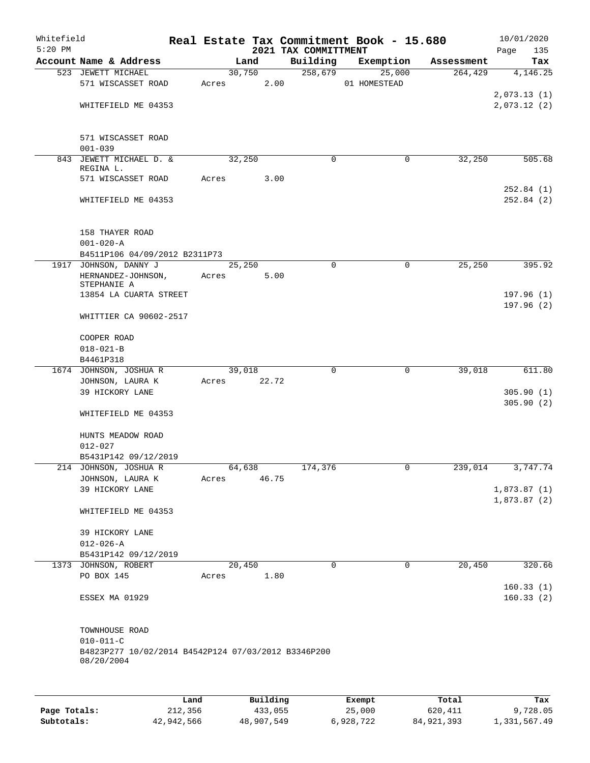Whitefield
5:20 PM

# Real Estate Tax Commitment Book - 15.680
## 2021 TAX COMMITTMENT

10/01/2020
Page 135

| Account Name & Address | Land | Building | Exemption | Assessment | Tax |
|---|---|---|---|---|---|
| 523 JEWETT MICHAEL | 30,750 | 258,679 | 25,000 | 264,429 | 4,146.25 |
| 571 WISCASSET ROAD | Acres 2.00 | | 01 HOMESTEAD | | |
| | | | | | 2,073.13 (1) |
| WHITEFIELD ME 04353 | | | | | 2,073.12 (2) |
| 571 WISCASSET ROAD | | | | | |
| 001-039 | | | | | |
| 843 JEWETT MICHAEL D. & REGINA L. | 32,250 | 0 | 0 | 32,250 | 505.68 |
| 571 WISCASSET ROAD | Acres 3.00 | | | | |
| | | | | | 252.84 (1) |
| WHITEFIELD ME 04353 | | | | | 252.84 (2) |
| 158 THAYER ROAD | | | | | |
| 001-020-A | | | | | |
| B4511P106 04/09/2012 B2311P73 | | | | | |
| 1917 JOHNSON, DANNY J | 25,250 | 0 | 0 | 25,250 | 395.92 |
| HERNANDEZ-JOHNSON, STEPHANIE A | Acres 5.00 | | | | |
| 13854 LA CUARTA STREET | | | | | 197.96 (1) |
| | | | | | 197.96 (2) |
| WHITTIER CA 90602-2517 | | | | | |
| COOPER ROAD | | | | | |
| 018-021-B | | | | | |
| B4461P318 | | | | | |
| 1674 JOHNSON, JOSHUA R | 39,018 | 0 | 0 | 39,018 | 611.80 |
| JOHNSON, LAURA K | Acres 22.72 | | | | |
| 39 HICKORY LANE | | | | | 305.90 (1) |
| | | | | | 305.90 (2) |
| WHITEFIELD ME 04353 | | | | | |
| HUNTS MEADOW ROAD | | | | | |
| 012-027 | | | | | |
| B5431P142 09/12/2019 | | | | | |
| 214 JOHNSON, JOSHUA R | 64,638 | 174,376 | 0 | 239,014 | 3,747.74 |
| JOHNSON, LAURA K | Acres 46.75 | | | | |
| 39 HICKORY LANE | | | | | 1,873.87 (1) |
| | | | | | 1,873.87 (2) |
| WHITEFIELD ME 04353 | | | | | |
| 39 HICKORY LANE | | | | | |
| 012-026-A | | | | | |
| B5431P142 09/12/2019 | | | | | |
| 1373 JOHNSON, ROBERT | 20,450 | 0 | 0 | 20,450 | 320.66 |
| PO BOX 145 | Acres 1.80 | | | | |
| | | | | | 160.33 (1) |
| ESSEX MA 01929 | | | | | 160.33 (2) |
| TOWNHOUSE ROAD | | | | | |
| 010-011-C | | | | | |
| B4823P277 10/02/2014 B4542P124 07/03/2012 B3346P200 08/20/2004 | | | | | |

| | Land | Building | Exempt | Total | Tax |
|---|---|---|---|---|---|
| Page Totals: | 212,356 | 433,055 | 25,000 | 620,411 | 9,728.05 |
| Subtotals: | 42,942,566 | 48,907,549 | 6,928,722 | 84,921,393 | 1,331,567.49 |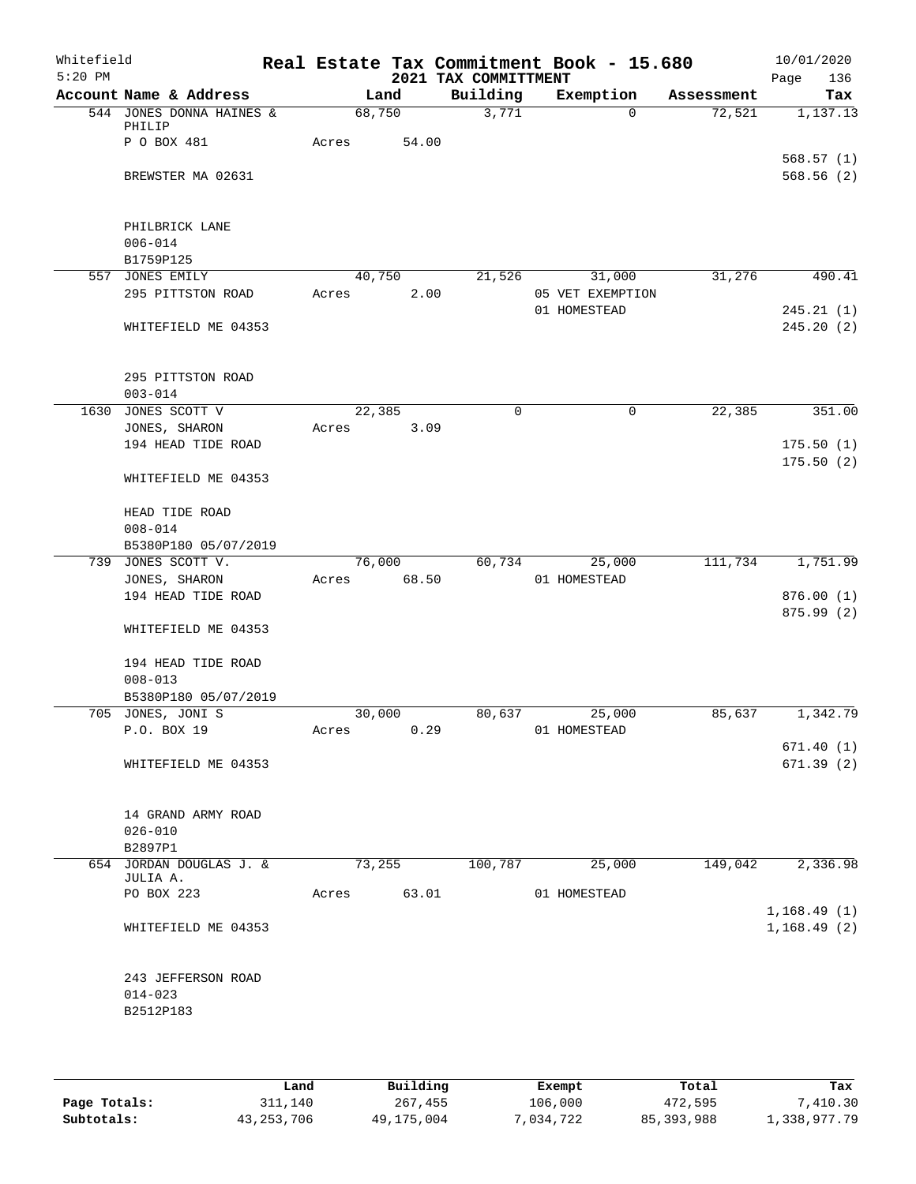Whitefield 5:20 PM

# Real Estate Tax Commitment Book - 15.680

## 2021 TAX COMMITTMENT

10/01/2020

| Account Name & Address | Land | Building | Exemption | Assessment | Tax |
|---|---|---|---|---|---|
| 544 JONES DONNA HAINES & PHILIP | 68,750 | 3,771 | 0 | 72,521 | 1,137.13 |
| P O BOX 481 | Acres 54.00 | | | | |
| | | | | | 568.57 (1) |
| BREWSTER MA 02631 | | | | | 568.56 (2) |
| PHILBRICK LANE | | | | | |
| 006-014 | | | | | |
| B1759P125 | | | | | |
| 557 JONES EMILY | 40,750 | 21,526 | 31,000 | 31,276 | 490.41 |
| 295 PITTSTON ROAD | Acres 2.00 | | 05 VET EXEMPTION | | |
| | | | 01 HOMESTEAD | | 245.21 (1) |
| WHITEFIELD ME 04353 | | | | | 245.20 (2) |
| 295 PITTSTON ROAD | | | | | |
| 003-014 | | | | | |
| 1630 JONES SCOTT V | 22,385 | 0 | 0 | 22,385 | 351.00 |
| JONES, SHARON | Acres 3.09 | | | | |
| 194 HEAD TIDE ROAD | | | | | 175.50 (1) |
| | | | | | 175.50 (2) |
| WHITEFIELD ME 04353 | | | | | |
| HEAD TIDE ROAD | | | | | |
| 008-014 | | | | | |
| B5380P180 05/07/2019 | | | | | |
| 739 JONES SCOTT V. | 76,000 | 60,734 | 25,000 | 111,734 | 1,751.99 |
| JONES, SHARON | Acres 68.50 | | 01 HOMESTEAD | | |
| 194 HEAD TIDE ROAD | | | | | 876.00 (1) |
| | | | | | 875.99 (2) |
| WHITEFIELD ME 04353 | | | | | |
| 194 HEAD TIDE ROAD | | | | | |
| 008-013 | | | | | |
| B5380P180 05/07/2019 | | | | | |
| 705 JONES, JONI S | 30,000 | 80,637 | 25,000 | 85,637 | 1,342.79 |
| P.O. BOX 19 | Acres 0.29 | | 01 HOMESTEAD | | |
| | | | | | 671.40 (1) |
| WHITEFIELD ME 04353 | | | | | 671.39 (2) |
| 14 GRAND ARMY ROAD | | | | | |
| 026-010 | | | | | |
| B2897P1 | | | | | |
| 654 JORDAN DOUGLAS J. & JULIA A. | 73,255 | 100,787 | 25,000 | 149,042 | 2,336.98 |
| PO BOX 223 | Acres 63.01 | | 01 HOMESTEAD | | |
| | | | | | 1,168.49 (1) |
| WHITEFIELD ME 04353 | | | | | 1,168.49 (2) |
| 243 JEFFERSON ROAD | | | | | |
| 014-023 | | | | | |
| B2512P183 | | | | | |

| | Land | Building | Exempt | Total | Tax |
|---|---|---|---|---|---|
| Page Totals: | 311,140 | 267,455 | 106,000 | 472,595 | 7,410.30 |
| Subtotals: | 43,253,706 | 49,175,004 | 7,034,722 | 85,393,988 | 1,338,977.79 |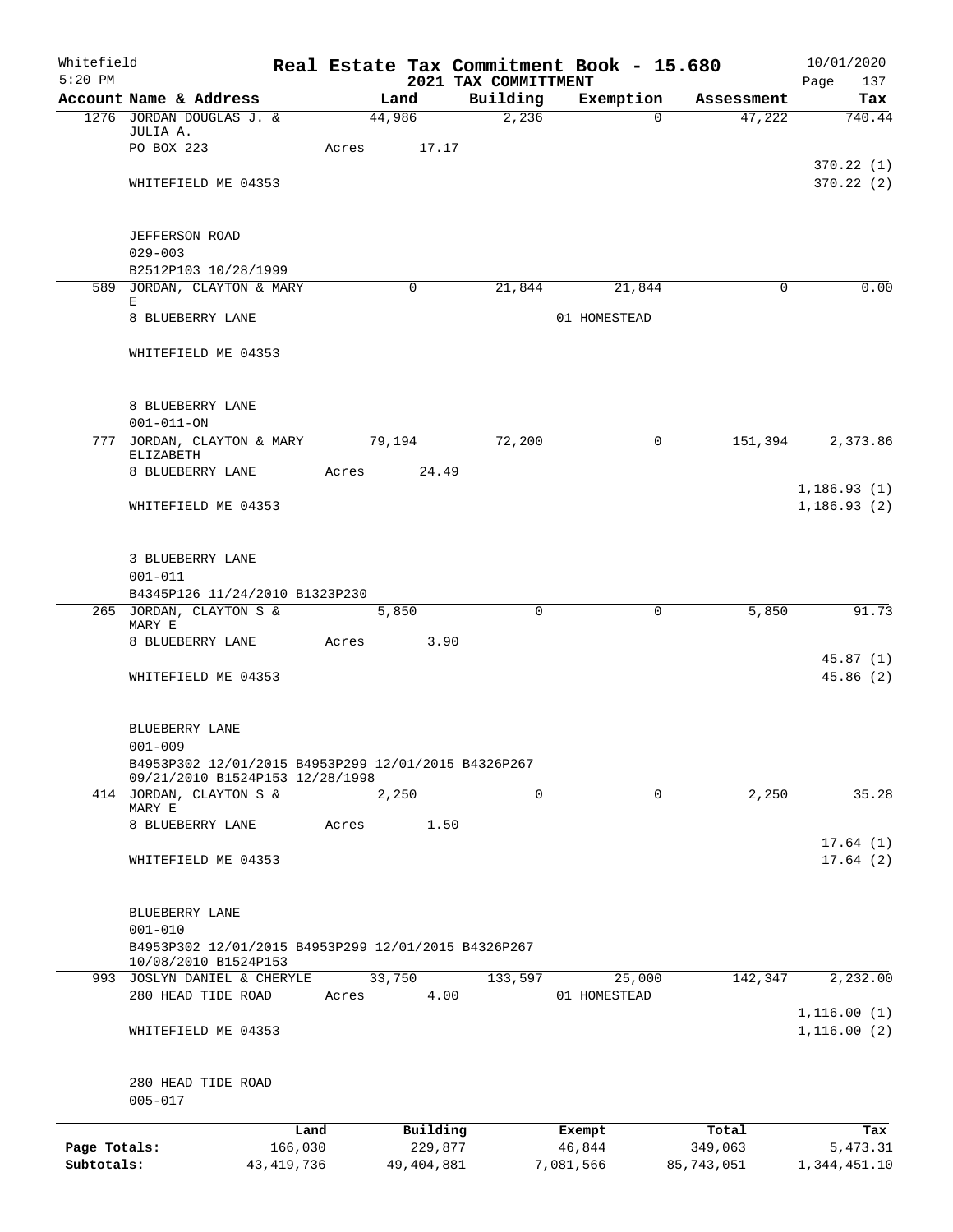Whitefield 5:20 PM

# Real Estate Tax Commitment Book - 15.680

## 2021 TAX COMMITTMENT

10/01/2020

| Account Name & Address | Land | Building | Exemption | Assessment | Tax |
|---|---|---|---|---|---|
| 1276 JORDAN DOUGLAS J. & JULIA A. | 44,986 | 2,236 | 0 | 47,222 | 740.44 |
| PO BOX 223 | Acres 17.17 | | | | |
| | | | | | 370.22 (1) |
| WHITEFIELD ME 04353 | | | | | 370.22 (2) |
| JEFFERSON ROAD | | | | | |
| 029-003 | | | | | |
| B2512P103 10/28/1999 | | | | | |
| 589 JORDAN, CLAYTON & MARY E | 0 | 21,844 | 21,844 | 0 | 0.00 |
| 8 BLUEBERRY LANE | | | 01 HOMESTEAD | | |
| WHITEFIELD ME 04353 | | | | | |
| 8 BLUEBERRY LANE | | | | | |
| 001-011-ON | | | | | |
| 777 JORDAN, CLAYTON & MARY ELIZABETH | 79,194 | 72,200 | 0 | 151,394 | 2,373.86 |
| 8 BLUEBERRY LANE | Acres 24.49 | | | | |
| | | | | | 1,186.93 (1) |
| WHITEFIELD ME 04353 | | | | | 1,186.93 (2) |
| 3 BLUEBERRY LANE | | | | | |
| 001-011 | | | | | |
| B4345P126 11/24/2010 B1323P230 | | | | | |
| 265 JORDAN, CLAYTON S & MARY E | 5,850 | 0 | 0 | 5,850 | 91.73 |
| 8 BLUEBERRY LANE | Acres 3.90 | | | | |
| | | | | | 45.87 (1) |
| WHITEFIELD ME 04353 | | | | | 45.86 (2) |
| BLUEBERRY LANE | | | | | |
| 001-009 | | | | | |
| B4953P302 12/01/2015 B4953P299 12/01/2015 B4326P267 09/21/2010 B1524P153 12/28/1998 | | | | | |
| 414 JORDAN, CLAYTON S & MARY E | 2,250 | 0 | 0 | 2,250 | 35.28 |
| 8 BLUEBERRY LANE | Acres 1.50 | | | | |
| | | | | | 17.64 (1) |
| WHITEFIELD ME 04353 | | | | | 17.64 (2) |
| BLUEBERRY LANE | | | | | |
| 001-010 | | | | | |
| B4953P302 12/01/2015 B4953P299 12/01/2015 B4326P267 10/08/2010 B1524P153 | | | | | |
| 993 JOSLYN DANIEL & CHERYLE | 33,750 | 133,597 | 25,000 | 142,347 | 2,232.00 |
| 280 HEAD TIDE ROAD | Acres 4.00 | | 01 HOMESTEAD | | |
| | | | | | 1,116.00 (1) |
| WHITEFIELD ME 04353 | | | | | 1,116.00 (2) |
| 280 HEAD TIDE ROAD | | | | | |
| 005-017 | | | | | |

| | Land | Building | Exempt | Total | Tax |
|---|---|---|---|---|---|
| Page Totals: | 166,030 | 229,877 | 46,844 | 349,063 | 5,473.31 |
| Subtotals: | 43,419,736 | 49,404,881 | 7,081,566 | 85,743,051 | 1,344,451.10 |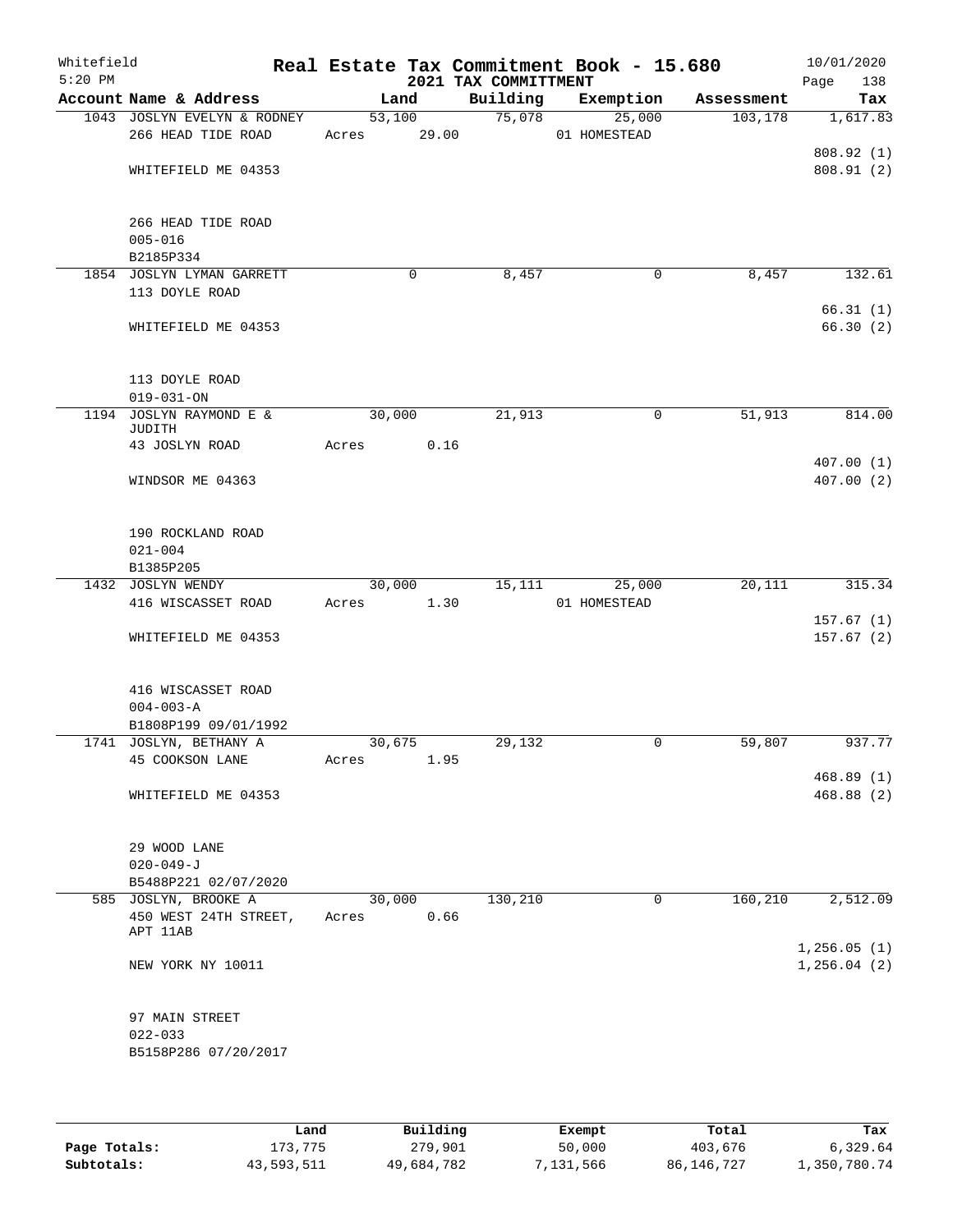Whitefield 5:20 PM

# Real Estate Tax Commitment Book - 15.680

## 2021 TAX COMMITTMENT

10/01/2020

| Account Name & Address | Land | Building | Exemption | Assessment | Tax |
|---|---|---|---|---|---|
| 1043 JOSLYN EVELYN & RODNEY<br>266 HEAD TIDE ROAD<br><br>WHITEFIELD ME 04353<br><br>266 HEAD TIDE ROAD<br>005-016<br>B2185P334 | 53,100<br>Acres 29.00 | 75,078 | 25,000<br>01 HOMESTEAD | 103,178 | 1,617.83<br><br>808.92 (1)<br>808.91 (2) |
| 1854 JOSLYN LYMAN GARRETT<br>113 DOYLE ROAD<br><br>WHITEFIELD ME 04353<br><br>113 DOYLE ROAD<br>019-031-ON | 0 | 8,457 | 0 | 8,457 | 132.61<br><br>66.31 (1)<br>66.30 (2) |
| 1194 JOSLYN RAYMOND E & JUDITH<br>43 JOSLYN ROAD<br><br>WINDSOR ME 04363<br><br>190 ROCKLAND ROAD<br>021-004<br>B1385P205 | 30,000<br>Acres 0.16 | 21,913 | 0 | 51,913 | 814.00<br><br>407.00 (1)<br>407.00 (2) |
| 1432 JOSLYN WENDY<br>416 WISCASSET ROAD<br><br>WHITEFIELD ME 04353<br><br>416 WISCASSET ROAD<br>004-003-A<br>B1808P199 09/01/1992 | 30,000<br>Acres 1.30 | 15,111 | 25,000<br>01 HOMESTEAD | 20,111 | 315.34<br><br>157.67 (1)<br>157.67 (2) |
| 1741 JOSLYN, BETHANY A<br>45 COOKSON LANE<br><br>WHITEFIELD ME 04353<br><br>29 WOOD LANE<br>020-049-J<br>B5488P221 02/07/2020 | 30,675<br>Acres 1.95 | 29,132 | 0 | 59,807 | 937.77<br><br>468.89 (1)<br>468.88 (2) |
| 585 JOSLYN, BROOKE A<br>450 WEST 24TH STREET, APT 11AB<br><br>NEW YORK NY 10011<br><br>97 MAIN STREET<br>022-033<br>B5158P286 07/20/2017 | 30,000<br>Acres 0.66 | 130,210 | 0 | 160,210 | 2,512.09<br><br>1,256.05 (1)<br>1,256.04 (2) |

| | Land | Building | Exempt | Total | Tax |
|---|---|---|---|---|---|
| Page Totals: | 173,775 | 279,901 | 50,000 | 403,676 | 6,329.64 |
| Subtotals: | 43,593,511 | 49,684,782 | 7,131,566 | 86,146,727 | 1,350,780.74 |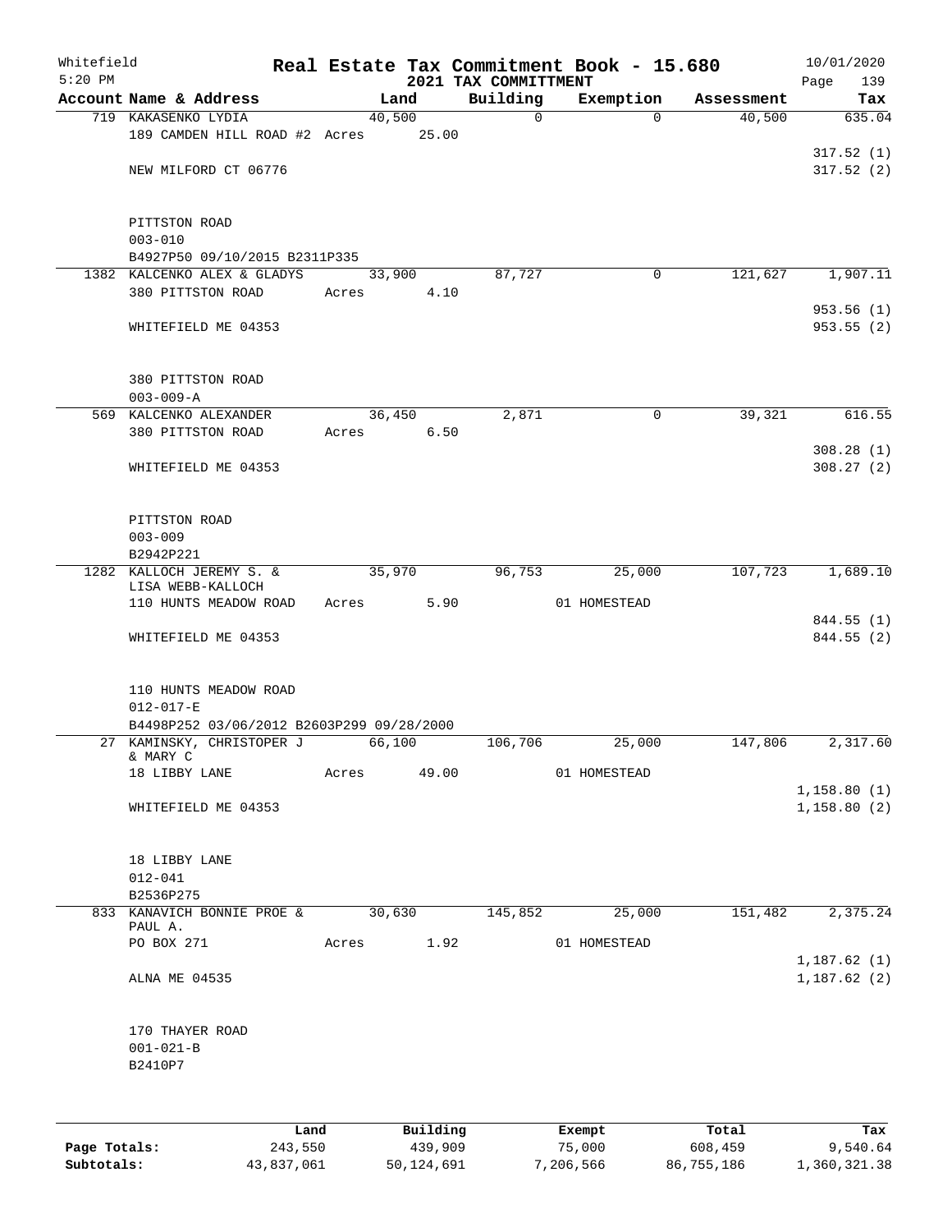Whitefield 5:20 PM

# Real Estate Tax Commitment Book - 15.680

## 2021 TAX COMMITTMENT

10/01/2020 Page 139

| Account Name & Address | Land | Building | Exemption | Assessment | Tax |
|---|---|---|---|---|---|
| 719 KAKASENKO LYDIA | 40,500 | 0 | 0 | 40,500 | 635.04 |
| 189 CAMDEN HILL ROAD #2 Acres 25.00 | | | | | |
| | | | | | 317.52 (1) |
| NEW MILFORD CT 06776 | | | | | 317.52 (2) |
| PITTSTON ROAD | | | | | |
| 003-010 | | | | | |
| B4927P50 09/10/2015 B2311P335 | | | | | |
| 1382 KALCENKO ALEX & GLADYS | 33,900 | 87,727 | 0 | 121,627 | 1,907.11 |
| 380 PITTSTON ROAD Acres 4.10 | | | | | |
| | | | | | 953.56 (1) |
| WHITEFIELD ME 04353 | | | | | 953.55 (2) |
| 380 PITTSTON ROAD | | | | | |
| 003-009-A | | | | | |
| 569 KALCENKO ALEXANDER | 36,450 | 2,871 | 0 | 39,321 | 616.55 |
| 380 PITTSTON ROAD Acres 6.50 | | | | | |
| | | | | | 308.28 (1) |
| WHITEFIELD ME 04353 | | | | | 308.27 (2) |
| PITTSTON ROAD | | | | | |
| 003-009 | | | | | |
| B2942P221 | | | | | |
| 1282 KALLOCH JEREMY S. & LISA WEBB-KALLOCH | 35,970 | 96,753 | 25,000 | 107,723 | 1,689.10 |
| 110 HUNTS MEADOW ROAD Acres 5.90 | | | 01 HOMESTEAD | | |
| | | | | | 844.55 (1) |
| WHITEFIELD ME 04353 | | | | | 844.55 (2) |
| 110 HUNTS MEADOW ROAD | | | | | |
| 012-017-E | | | | | |
| B4498P252 03/06/2012 B2603P299 09/28/2000 | | | | | |
| 27 KAMINSKY, CHRISTOPER J & MARY C | 66,100 | 106,706 | 25,000 | 147,806 | 2,317.60 |
| 18 LIBBY LANE Acres 49.00 | | | 01 HOMESTEAD | | |
| | | | | | 1,158.80 (1) |
| WHITEFIELD ME 04353 | | | | | 1,158.80 (2) |
| 18 LIBBY LANE | | | | | |
| 012-041 | | | | | |
| B2536P275 | | | | | |
| 833 KANAVICH BONNIE PROE & PAUL A. | 30,630 | 145,852 | 25,000 | 151,482 | 2,375.24 |
| PO BOX 271 Acres 1.92 | | | 01 HOMESTEAD | | |
| | | | | | 1,187.62 (1) |
| ALNA ME 04535 | | | | | 1,187.62 (2) |
| 170 THAYER ROAD | | | | | |
| 001-021-B | | | | | |
| B2410P7 | | | | | |

| | Land | Building | Exempt | Total | Tax |
|---|---|---|---|---|---|
| Page Totals: | 243,550 | 439,909 | 75,000 | 608,459 | 9,540.64 |
| Subtotals: | 43,837,061 | 50,124,691 | 7,206,566 | 86,755,186 | 1,360,321.38 |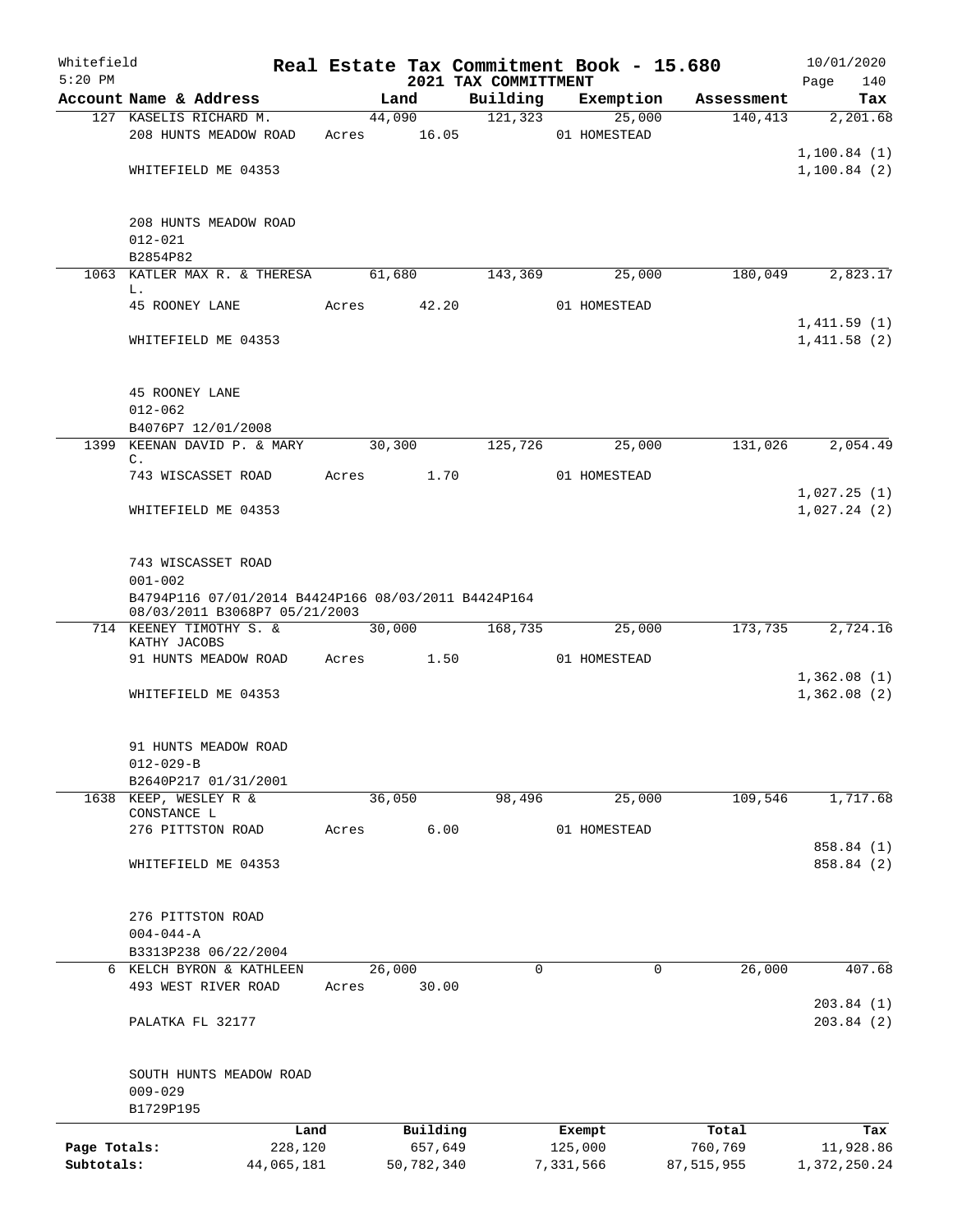Whitefield 5:20 PM

# Real Estate Tax Commitment Book - 15.680

## 2021 TAX COMMITTMENT

10/01/2020 Page 140

| Account Name & Address | Land | Building | Exemption | Assessment | Tax |
|---|---|---|---|---|---|
| 127 KASELIS RICHARD M. | 44,090 | 121,323 | 25,000 | 140,413 | 2,201.68 |
| 208 HUNTS MEADOW ROAD | Acres 16.05 | | 01 HOMESTEAD | | |
| | | | | | 1,100.84 (1) |
| WHITEFIELD ME 04353 | | | | | 1,100.84 (2) |
| 208 HUNTS MEADOW ROAD | | | | | |
| 012-021 | | | | | |
| B2854P82 | | | | | |
| 1063 KATLER MAX R. & THERESA L. | 61,680 | 143,369 | 25,000 | 180,049 | 2,823.17 |
| 45 ROONEY LANE | Acres 42.20 | | 01 HOMESTEAD | | |
| | | | | | 1,411.59 (1) |
| WHITEFIELD ME 04353 | | | | | 1,411.58 (2) |
| 45 ROONEY LANE | | | | | |
| 012-062 | | | | | |
| B4076P7 12/01/2008 | | | | | |
| 1399 KEENAN DAVID P. & MARY C. | 30,300 | 125,726 | 25,000 | 131,026 | 2,054.49 |
| 743 WISCASSET ROAD | Acres 1.70 | | 01 HOMESTEAD | | |
| | | | | | 1,027.25 (1) |
| WHITEFIELD ME 04353 | | | | | 1,027.24 (2) |
| 743 WISCASSET ROAD | | | | | |
| 001-002 | | | | | |
| B4794P116 07/01/2014 B4424P166 08/03/2011 B4424P164 08/03/2011 B3068P7 05/21/2003 | | | | | |
| 714 KEENEY TIMOTHY S. & KATHY JACOBS | 30,000 | 168,735 | 25,000 | 173,735 | 2,724.16 |
| 91 HUNTS MEADOW ROAD | Acres 1.50 | | 01 HOMESTEAD | | |
| | | | | | 1,362.08 (1) |
| WHITEFIELD ME 04353 | | | | | 1,362.08 (2) |
| 91 HUNTS MEADOW ROAD | | | | | |
| 012-029-B | | | | | |
| B2640P217 01/31/2001 | | | | | |
| 1638 KEEP, WESLEY R & CONSTANCE L | 36,050 | 98,496 | 25,000 | 109,546 | 1,717.68 |
| 276 PITTSTON ROAD | Acres 6.00 | | 01 HOMESTEAD | | |
| | | | | | 858.84 (1) |
| WHITEFIELD ME 04353 | | | | | 858.84 (2) |
| 276 PITTSTON ROAD | | | | | |
| 004-044-A | | | | | |
| B3313P238 06/22/2004 | | | | | |
| 6 KELCH BYRON & KATHLEEN | 26,000 | 0 | 0 | 26,000 | 407.68 |
| 493 WEST RIVER ROAD | Acres 30.00 | | | | |
| | | | | | 203.84 (1) |
| PALATKA FL 32177 | | | | | 203.84 (2) |
| SOUTH HUNTS MEADOW ROAD | | | | | |
| 009-029 | | | | | |
| B1729P195 | | | | | |

| | Land | Building | Exempt | Total | Tax |
|---|---|---|---|---|---|
| Page Totals: | 228,120 | 657,649 | 125,000 | 760,769 | 11,928.86 |
| Subtotals: | 44,065,181 | 50,782,340 | 7,331,566 | 87,515,955 | 1,372,250.24 |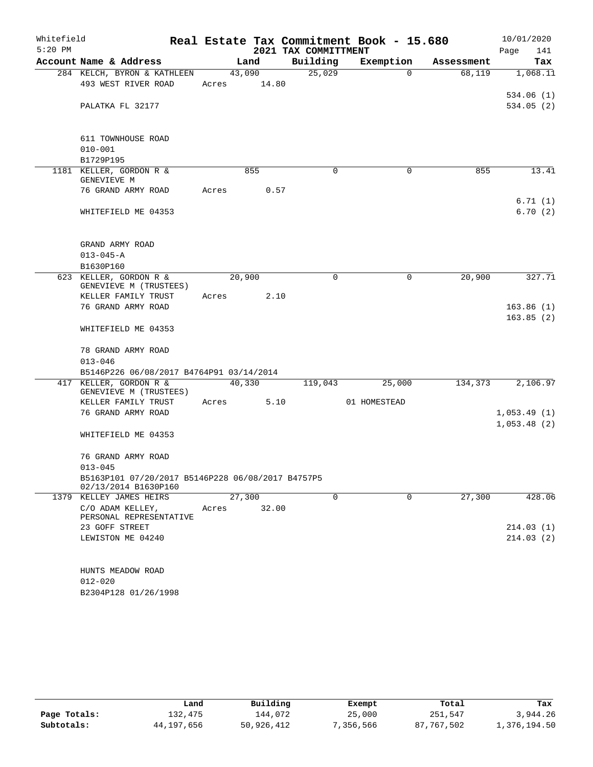Whitefield 5:20 PM

# Real Estate Tax Commitment Book - 15.680

## 2021 TAX COMMITTMENT

10/01/2020 Page 141

| Account Name & Address | Land | Building | Exemption | Assessment | Tax |
|---|---|---|---|---|---|
| 284 KELCH, BYRON & KATHLEEN | 43,090 | 25,029 | 0 | 68,119 | 1,068.11 |
| 493 WEST RIVER ROAD | Acres 14.80 | | | | |
| | | | | | 534.06 (1) |
| PALATKA FL 32177 | | | | | 534.05 (2) |
| 611 TOWNHOUSE ROAD | | | | | |
| 010-001 | | | | | |
| B1729P195 | | | | | |
| 1181 KELLER, GORDON R & GENEVIEVE M | 855 | 0 | 0 | 855 | 13.41 |
| 76 GRAND ARMY ROAD | Acres 0.57 | | | | |
| | | | | | 6.71 (1) |
| WHITEFIELD ME 04353 | | | | | 6.70 (2) |
| GRAND ARMY ROAD | | | | | |
| 013-045-A | | | | | |
| B1630P160 | | | | | |
| 623 KELLER, GORDON R & GENEVIEVE M (TRUSTEES) | 20,900 | 0 | 0 | 20,900 | 327.71 |
| KELLER FAMILY TRUST | Acres 2.10 | | | | |
| 76 GRAND ARMY ROAD | | | | | 163.86 (1) |
| | | | | | 163.85 (2) |
| WHITEFIELD ME 04353 | | | | | |
| 78 GRAND ARMY ROAD | | | | | |
| 013-046 | | | | | |
| B5146P226 06/08/2017 B4764P91 03/14/2014 | | | | | |
| 417 KELLER, GORDON R & GENEVIEVE M (TRUSTEES) | 40,330 | 119,043 | 25,000 | 134,373 | 2,106.97 |
| KELLER FAMILY TRUST | Acres 5.10 | | 01 HOMESTEAD | | |
| 76 GRAND ARMY ROAD | | | | | 1,053.49 (1) |
| | | | | | 1,053.48 (2) |
| WHITEFIELD ME 04353 | | | | | |
| 76 GRAND ARMY ROAD | | | | | |
| 013-045 | | | | | |
| B5163P101 07/20/2017 B5146P228 06/08/2017 B4757P5 02/13/2014 B1630P160 | | | | | |
| 1379 KELLEY JAMES HEIRS | 27,300 | 0 | 0 | 27,300 | 428.06 |
| C/O ADAM KELLEY, PERSONAL REPRESENTATIVE | Acres 32.00 | | | | |
| 23 GOFF STREET | | | | | 214.03 (1) |
| LEWISTON ME 04240 | | | | | 214.03 (2) |
| HUNTS MEADOW ROAD | | | | | |
| 012-020 | | | | | |
| B2304P128 01/26/1998 | | | | | |

| | Land | Building | Exempt | Total | Tax |
|---|---|---|---|---|---|
| Page Totals: | 132,475 | 144,072 | 25,000 | 251,547 | 3,944.26 |
| Subtotals: | 44,197,656 | 50,926,412 | 7,356,566 | 87,767,502 | 1,376,194.50 |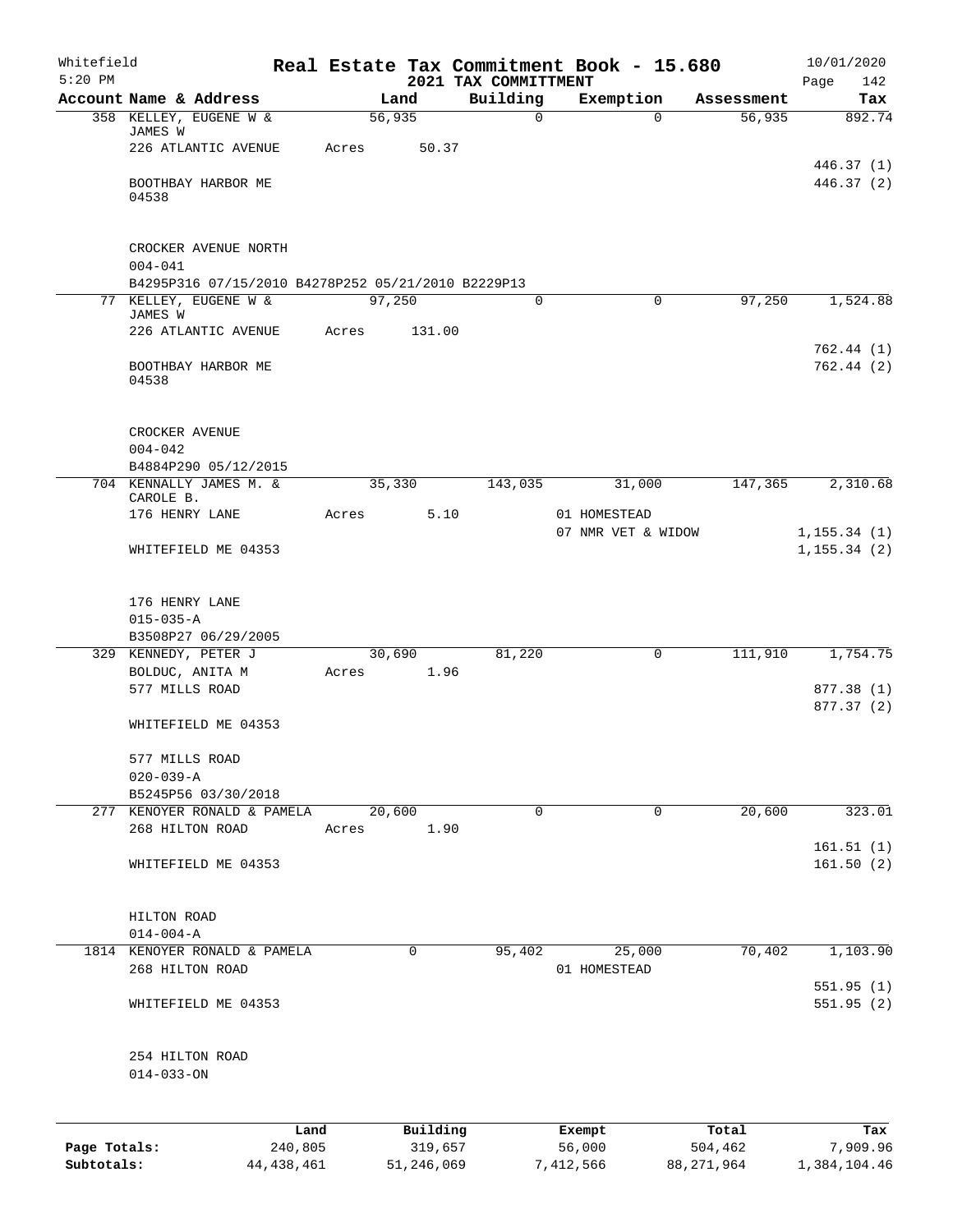Whitefield
5:20 PM

# Real Estate Tax Commitment Book - 15.680

## 2021 TAX COMMITTMENT

10/01/2020
Page 142

| Account Name & Address | Land | Building | Exemption | Assessment | Tax |
|---|---|---|---|---|---|
| 358 KELLEY, EUGENE W & JAMES W | 56,935 | 0 | 0 | 56,935 | 892.74 |
| 226 ATLANTIC AVENUE | Acres 50.37 | | | | |
| | | | | | 446.37 (1) |
| BOOTHBAY HARBOR ME 04538 | | | | | 446.37 (2) |
| CROCKER AVENUE NORTH | | | | | |
| 004-041 | | | | | |
| B4295P316 07/15/2010 B4278P252 05/21/2010 B2229P13 | | | | | |
| 77 KELLEY, EUGENE W & JAMES W | 97,250 | 0 | 0 | 97,250 | 1,524.88 |
| 226 ATLANTIC AVENUE | Acres 131.00 | | | | |
| | | | | | 762.44 (1) |
| BOOTHBAY HARBOR ME 04538 | | | | | 762.44 (2) |
| CROCKER AVENUE | | | | | |
| 004-042 | | | | | |
| B4884P290 05/12/2015 | | | | | |
| 704 KENNALLY JAMES M. & CAROLE B. | 35,330 | 143,035 | 31,000 | 147,365 | 2,310.68 |
| 176 HENRY LANE | Acres 5.10 | | 01 HOMESTEAD | | |
| | | | 07 NMR VET & WIDOW | | 1,155.34 (1) |
| WHITEFIELD ME 04353 | | | | | 1,155.34 (2) |
| 176 HENRY LANE | | | | | |
| 015-035-A | | | | | |
| B3508P27 06/29/2005 | | | | | |
| 329 KENNEDY, PETER J | 30,690 | 81,220 | 0 | 111,910 | 1,754.75 |
| BOLDUC, ANITA M | Acres 1.96 | | | | |
| 577 MILLS ROAD | | | | | 877.38 (1) |
| | | | | | 877.37 (2) |
| WHITEFIELD ME 04353 | | | | | |
| 577 MILLS ROAD | | | | | |
| 020-039-A | | | | | |
| B5245P56 03/30/2018 | | | | | |
| 277 KENOYER RONALD & PAMELA | 20,600 | 0 | 0 | 20,600 | 323.01 |
| 268 HILTON ROAD | Acres 1.90 | | | | |
| | | | | | 161.51 (1) |
| WHITEFIELD ME 04353 | | | | | 161.50 (2) |
| HILTON ROAD | | | | | |
| 014-004-A | | | | | |
| 1814 KENOYER RONALD & PAMELA | 0 | 95,402 | 25,000 | 70,402 | 1,103.90 |
| 268 HILTON ROAD | | | 01 HOMESTEAD | | |
| | | | | | 551.95 (1) |
| WHITEFIELD ME 04353 | | | | | 551.95 (2) |
| 254 HILTON ROAD | | | | | |
| 014-033-ON | | | | | |

| | Land | Building | Exempt | Total | Tax |
|---|---|---|---|---|---|
| Page Totals: | 240,805 | 319,657 | 56,000 | 504,462 | 7,909.96 |
| Subtotals: | 44,438,461 | 51,246,069 | 7,412,566 | 88,271,964 | 1,384,104.46 |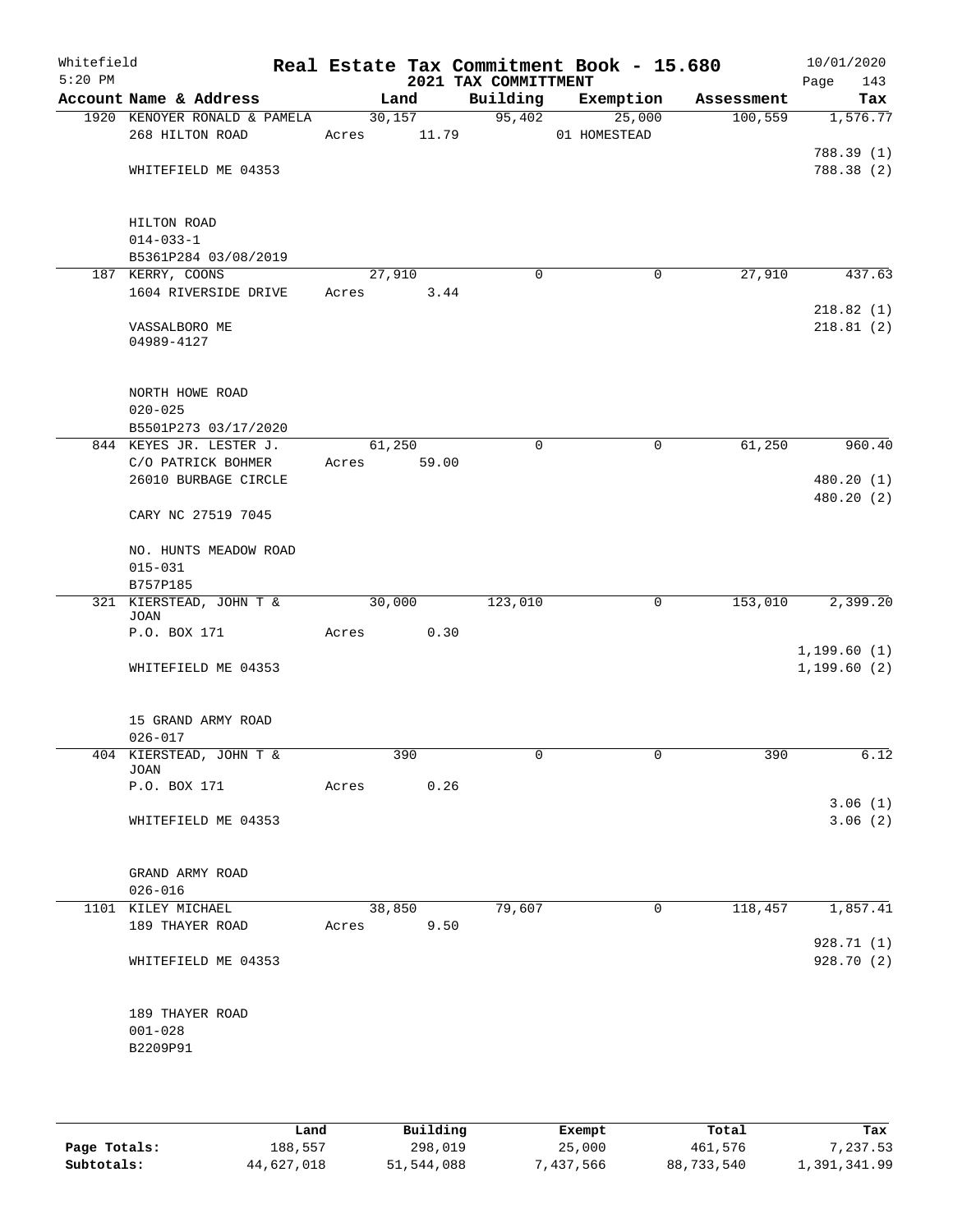Whitefield
5:20 PM

# Real Estate Tax Commitment Book - 15.680
## 2021 TAX COMMITTMENT

10/01/2020
Page 143

| Account Name & Address | Land | Building | Exemption | Assessment | Tax |
|---|---|---|---|---|---|
| 1920 KENOYER RONALD & PAMELA | 30,157 | 95,402 | 25,000 | 100,559 | 1,576.77 |
| 268 HILTON ROAD | Acres 11.79 | | 01 HOMESTEAD | | |
| | | | | | 788.39 (1) |
| WHITEFIELD ME 04353 | | | | | 788.38 (2) |
| HILTON ROAD | | | | | |
| 014-033-1 | | | | | |
| B5361P284 03/08/2019 | | | | | |
| 187 KERRY, COONS | 27,910 | 0 | 0 | 27,910 | 437.63 |
| 1604 RIVERSIDE DRIVE | Acres 3.44 | | | | |
| | | | | | 218.82 (1) |
| VASSALBORO ME 04989-4127 | | | | | 218.81 (2) |
| NORTH HOWE ROAD | | | | | |
| 020-025 | | | | | |
| B5501P273 03/17/2020 | | | | | |
| 844 KEYES JR. LESTER J. | 61,250 | 0 | 0 | 61,250 | 960.40 |
| C/O PATRICK BOHMER | Acres 59.00 | | | | |
| 26010 BURBAGE CIRCLE | | | | | 480.20 (1) |
| | | | | | 480.20 (2) |
| CARY NC 27519 7045 | | | | | |
| NO. HUNTS MEADOW ROAD | | | | | |
| 015-031 | | | | | |
| B757P185 | | | | | |
| 321 KIERSTEAD, JOHN T & JOAN | 30,000 | 123,010 | 0 | 153,010 | 2,399.20 |
| P.O. BOX 171 | Acres 0.30 | | | | |
| | | | | | 1,199.60 (1) |
| WHITEFIELD ME 04353 | | | | | 1,199.60 (2) |
| 15 GRAND ARMY ROAD | | | | | |
| 026-017 | | | | | |
| 404 KIERSTEAD, JOHN T & JOAN | 390 | 0 | 0 | 390 | 6.12 |
| P.O. BOX 171 | Acres 0.26 | | | | |
| | | | | | 3.06 (1) |
| WHITEFIELD ME 04353 | | | | | 3.06 (2) |
| GRAND ARMY ROAD | | | | | |
| 026-016 | | | | | |
| 1101 KILEY MICHAEL | 38,850 | 79,607 | 0 | 118,457 | 1,857.41 |
| 189 THAYER ROAD | Acres 9.50 | | | | |
| | | | | | 928.71 (1) |
| WHITEFIELD ME 04353 | | | | | 928.70 (2) |
| 189 THAYER ROAD | | | | | |
| 001-028 | | | | | |
| B2209P91 | | | | | |

| | Land | Building | Exempt | Total | Tax |
|---|---|---|---|---|---|
| Page Totals: | 188,557 | 298,019 | 25,000 | 461,576 | 7,237.53 |
| Subtotals: | 44,627,018 | 51,544,088 | 7,437,566 | 88,733,540 | 1,391,341.99 |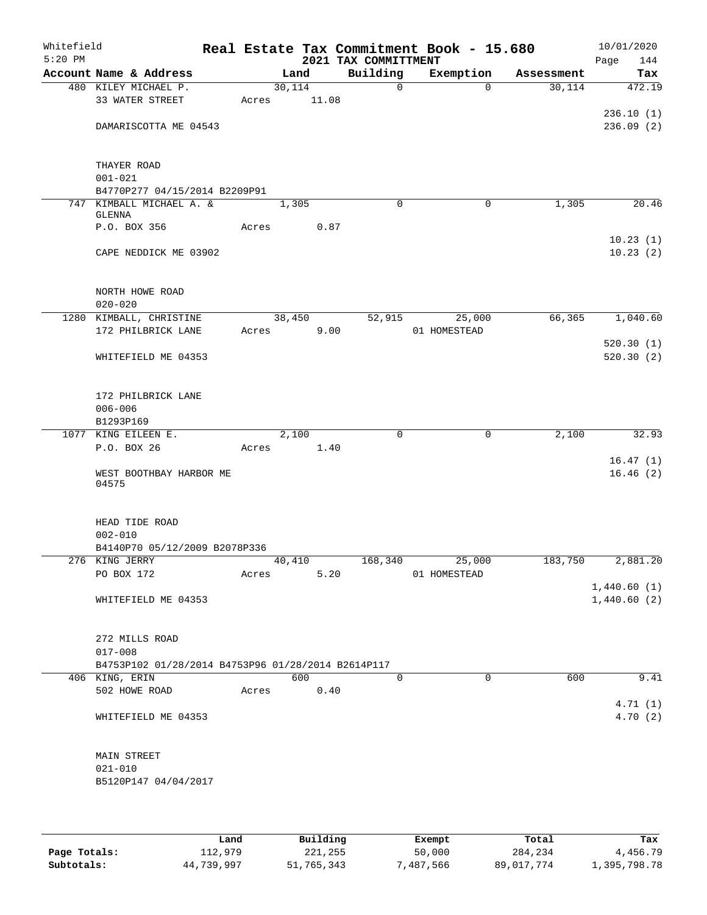Whitefield 5:20 PM

# Real Estate Tax Commitment Book - 15.680
## 2021 TAX COMMITTMENT

10/01/2020

| Account | Name & Address | Land | Building | Exemption | Assessment | Tax |
|---|---|---|---|---|---|---|
| 480 | KILEY MICHAEL P.<br>33 WATER STREET<br>DAMARISCOTTA ME 04543<br><br>THAYER ROAD<br>001-021<br>B4770P277 04/15/2014 B2209P91 | 30,114<br>Acres 11.08 | 0 | 0 | 30,114 | 472.19<br>236.10 (1)<br>236.09 (2) |
| 747 | KIMBALL MICHAEL A. & GLENNA<br>P.O. BOX 356<br>CAPE NEDDICK ME 03902<br><br>NORTH HOWE ROAD<br>020-020 | 1,305<br>Acres 0.87 | 0 | 0 | 1,305 | 20.46<br>10.23 (1)<br>10.23 (2) |
| 1280 | KIMBALL, CHRISTINE<br>172 PHILBRICK LANE<br>WHITEFIELD ME 04353<br><br>172 PHILBRICK LANE<br>006-006<br>B1293P169 | 38,450<br>Acres 9.00 | 52,915 | 25,000<br>01 HOMESTEAD | 66,365 | 1,040.60<br>520.30 (1)<br>520.30 (2) |
| 1077 | KING EILEEN E.<br>P.O. BOX 26<br>WEST BOOTHBAY HARBOR ME 04575<br><br>HEAD TIDE ROAD<br>002-010<br>B4140P70 05/12/2009 B2078P336 | 2,100<br>Acres 1.40 | 0 | 0 | 2,100 | 32.93<br>16.47 (1)<br>16.46 (2) |
| 276 | KING JERRY<br>PO BOX 172<br>WHITEFIELD ME 04353<br><br>272 MILLS ROAD<br>017-008<br>B4753P102 01/28/2014 B4753P96 01/28/2014 B2614P117 | 40,410<br>Acres 5.20 | 168,340 | 25,000<br>01 HOMESTEAD | 183,750 | 2,881.20<br>1,440.60 (1)<br>1,440.60 (2) |
| 406 | KING, ERIN<br>502 HOWE ROAD<br>WHITEFIELD ME 04353<br><br>MAIN STREET<br>021-010<br>B5120P147 04/04/2017 | 600<br>Acres 0.40 | 0 | 0 | 600 | 9.41<br>4.71 (1)<br>4.70 (2) |

| | Land | Building | Exempt | Total | Tax |
|---|---|---|---|---|---|
| Page Totals: | 112,979 | 221,255 | 50,000 | 284,234 | 4,456.79 |
| Subtotals: | 44,739,997 | 51,765,343 | 7,487,566 | 89,017,774 | 1,395,798.78 |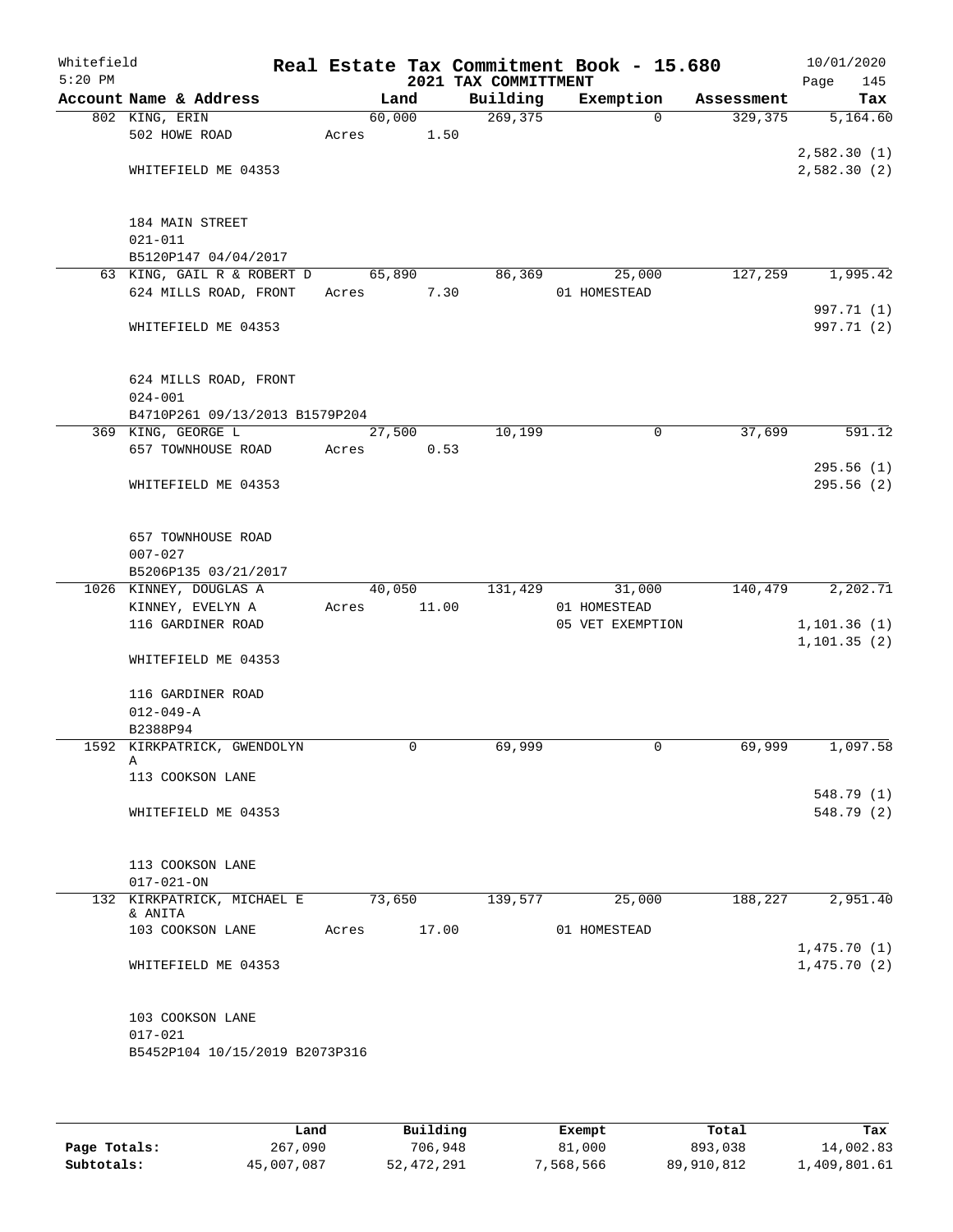Whitefield 5:20 PM

# Real Estate Tax Commitment Book - 15.680
## 2021 TAX COMMITTMENT

10/01/2020

| Account Name & Address | Land | Building | Exemption | Assessment | Tax |
|---|---|---|---|---|---|
| 802 KING, ERIN<br>502 HOWE ROAD<br><br>WHITEFIELD ME 04353<br><br>184 MAIN STREET<br>021-011<br>B5120P147 04/04/2017 | 60,000<br>Acres 1.50 | 269,375 | 0 | 329,375 | 5,164.60<br><br>2,582.30 (1)<br>2,582.30 (2) |
| 63 KING, GAIL R & ROBERT D<br>624 MILLS ROAD, FRONT<br><br>WHITEFIELD ME 04353<br><br>624 MILLS ROAD, FRONT<br>024-001<br>B4710P261 09/13/2013 B1579P204 | 65,890<br>Acres 7.30 | 86,369 | 25,000<br>01 HOMESTEAD | 127,259 | 1,995.42<br><br>997.71 (1)<br>997.71 (2) |
| 369 KING, GEORGE L<br>657 TOWNHOUSE ROAD<br><br>WHITEFIELD ME 04353<br><br>657 TOWNHOUSE ROAD<br>007-027<br>B5206P135 03/21/2017 | 27,500<br>Acres 0.53 | 10,199 | 0 | 37,699 | 591.12<br><br>295.56 (1)<br>295.56 (2) |
| 1026 KINNEY, DOUGLAS A<br>KINNEY, EVELYN A<br>116 GARDINER ROAD<br><br>WHITEFIELD ME 04353<br><br>116 GARDINER ROAD<br>012-049-A<br>B2388P94 | 40,050<br>Acres 11.00 | 131,429 | 31,000<br>01 HOMESTEAD<br>05 VET EXEMPTION | 140,479 | 2,202.71<br><br>1,101.36 (1)<br>1,101.35 (2) |
| 1592 KIRKPATRICK, GWENDOLYN A<br>113 COOKSON LANE<br><br>WHITEFIELD ME 04353<br><br>113 COOKSON LANE<br>017-021-ON | 0 | 69,999 | 0 | 69,999 | 1,097.58<br><br>548.79 (1)<br>548.79 (2) |
| 132 KIRKPATRICK, MICHAEL E & ANITA<br>103 COOKSON LANE<br><br>WHITEFIELD ME 04353<br><br>103 COOKSON LANE<br>017-021<br>B5452P104 10/15/2019 B2073P316 | 73,650<br>Acres 17.00 | 139,577 | 25,000<br>01 HOMESTEAD | 188,227 | 2,951.40<br><br>1,475.70 (1)<br>1,475.70 (2) |

| | Land | Building | Exempt | Total | Tax |
|---|---|---|---|---|---|
| Page Totals: | 267,090 | 706,948 | 81,000 | 893,038 | 14,002.83 |
| Subtotals: | 45,007,087 | 52,472,291 | 7,568,566 | 89,910,812 | 1,409,801.61 |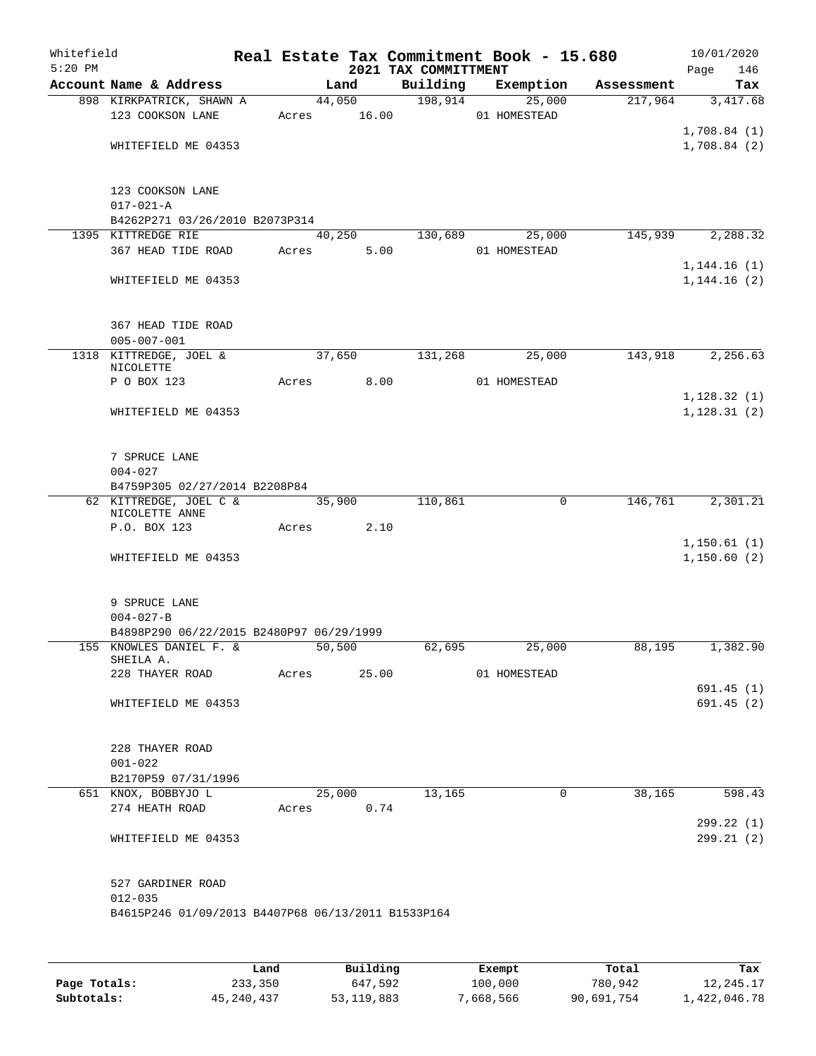Whitefield 5:20 PM

# Real Estate Tax Commitment Book - 15.680
## 2021 TAX COMMITTMENT

10/01/2020 Page 146

| Account Name & Address | Land | Building | Exemption | Assessment | Tax |
|---|---|---|---|---|---|
| 898 KIRKPATRICK, SHAWN A | 44,050 | 198,914 | 25,000 | 217,964 | 3,417.68 |
| 123 COOKSON LANE | Acres 16.00 | | 01 HOMESTEAD | | |
| | | | | | 1,708.84 (1) |
| WHITEFIELD ME 04353 | | | | | 1,708.84 (2) |
| 123 COOKSON LANE | | | | | |
| 017-021-A | | | | | |
| B4262P271 03/26/2010 B2073P314 | | | | | |
| 1395 KITTREDGE RIE | 40,250 | 130,689 | 25,000 | 145,939 | 2,288.32 |
| 367 HEAD TIDE ROAD | Acres 5.00 | | 01 HOMESTEAD | | |
| | | | | | 1,144.16 (1) |
| WHITEFIELD ME 04353 | | | | | 1,144.16 (2) |
| 367 HEAD TIDE ROAD | | | | | |
| 005-007-001 | | | | | |
| 1318 KITTREDGE, JOEL & NICOLETTE | 37,650 | 131,268 | 25,000 | 143,918 | 2,256.63 |
| P O BOX 123 | Acres 8.00 | | 01 HOMESTEAD | | |
| | | | | | 1,128.32 (1) |
| WHITEFIELD ME 04353 | | | | | 1,128.31 (2) |
| 7 SPRUCE LANE | | | | | |
| 004-027 | | | | | |
| B4759P305 02/27/2014 B2208P84 | | | | | |
| 62 KITTREDGE, JOEL C & NICOLETTE ANNE | 35,900 | 110,861 | 0 | 146,761 | 2,301.21 |
| P.O. BOX 123 | Acres 2.10 | | | | |
| | | | | | 1,150.61 (1) |
| WHITEFIELD ME 04353 | | | | | 1,150.60 (2) |
| 9 SPRUCE LANE | | | | | |
| 004-027-B | | | | | |
| B4898P290 06/22/2015 B2480P97 06/29/1999 | | | | | |
| 155 KNOWLES DANIEL F. & SHEILA A. | 50,500 | 62,695 | 25,000 | 88,195 | 1,382.90 |
| 228 THAYER ROAD | Acres 25.00 | | 01 HOMESTEAD | | |
| | | | | | 691.45 (1) |
| WHITEFIELD ME 04353 | | | | | 691.45 (2) |
| 228 THAYER ROAD | | | | | |
| 001-022 | | | | | |
| B2170P59 07/31/1996 | | | | | |
| 651 KNOX, BOBBYJO L | 25,000 | 13,165 | 0 | 38,165 | 598.43 |
| 274 HEATH ROAD | Acres 0.74 | | | | |
| | | | | | 299.22 (1) |
| WHITEFIELD ME 04353 | | | | | 299.21 (2) |
| 527 GARDINER ROAD | | | | | |
| 012-035 | | | | | |
| B4615P246 01/09/2013 B4407P68 06/13/2011 B1533P164 | | | | | |

| | Land | Building | Exempt | Total | Tax |
|---|---|---|---|---|---|
| Page Totals: | 233,350 | 647,592 | 100,000 | 780,942 | 12,245.17 |
| Subtotals: | 45,240,437 | 53,119,883 | 7,668,566 | 90,691,754 | 1,422,046.78 |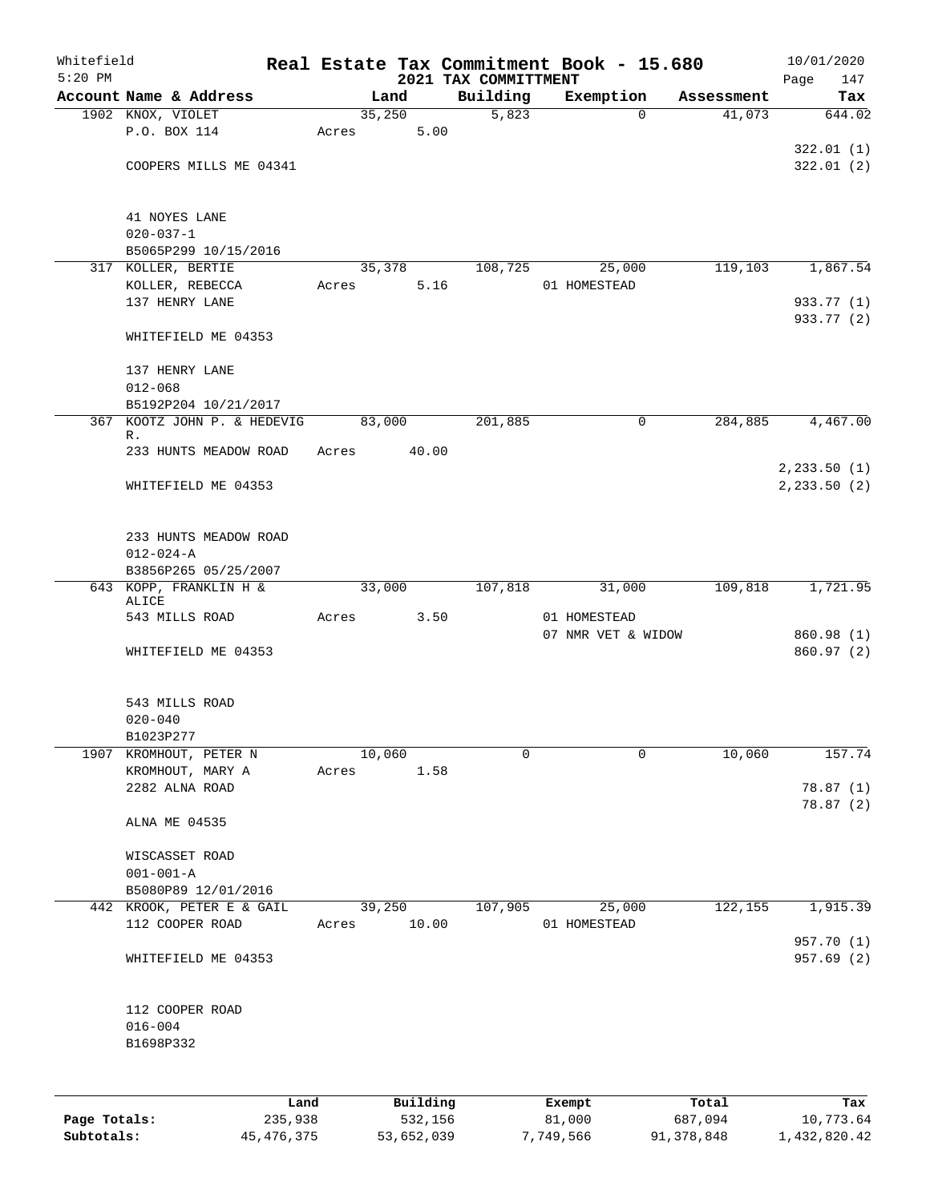Whitefield
5:20 PM

# Real Estate Tax Commitment Book - 15.680

## 2021 TAX COMMITTMENT

10/01/2020
Page 147

| Account Name & Address | Land | Building | Exemption | Assessment | Tax |
|---|---|---|---|---|---|
| 1902 KNOX, VIOLET | 35,250 | 5,823 | 0 | 41,073 | 644.02 |
| P.O. BOX 114 | Acres 5.00 | | | | |
| | | | | | 322.01 (1) |
| COOPERS MILLS ME 04341 | | | | | 322.01 (2) |
| 41 NOYES LANE | | | | | |
| 020-037-1 | | | | | |
| B5065P299 10/15/2016 | | | | | |
| 317 KOLLER, BERTIE | 35,378 | 108,725 | 25,000 | 119,103 | 1,867.54 |
| KOLLER, REBECCA | Acres 5.16 | | 01 HOMESTEAD | | |
| 137 HENRY LANE | | | | | 933.77 (1) |
| | | | | | 933.77 (2) |
| WHITEFIELD ME 04353 | | | | | |
| 137 HENRY LANE | | | | | |
| 012-068 | | | | | |
| B5192P204 10/21/2017 | | | | | |
| 367 KOOTZ JOHN P. & HEDEVIG R. | 83,000 | 201,885 | 0 | 284,885 | 4,467.00 |
| 233 HUNTS MEADOW ROAD | Acres 40.00 | | | | |
| | | | | | 2,233.50 (1) |
| WHITEFIELD ME 04353 | | | | | 2,233.50 (2) |
| 233 HUNTS MEADOW ROAD | | | | | |
| 012-024-A | | | | | |
| B3856P265 05/25/2007 | | | | | |
| 643 KOPP, FRANKLIN H & ALICE | 33,000 | 107,818 | 31,000 | 109,818 | 1,721.95 |
| 543 MILLS ROAD | Acres 3.50 | | 01 HOMESTEAD | | |
| | | | 07 NMR VET & WIDOW | | 860.98 (1) |
| WHITEFIELD ME 04353 | | | | | 860.97 (2) |
| 543 MILLS ROAD | | | | | |
| 020-040 | | | | | |
| B1023P277 | | | | | |
| 1907 KROMHOUT, PETER N | 10,060 | 0 | 0 | 10,060 | 157.74 |
| KROMHOUT, MARY A | Acres 1.58 | | | | |
| 2282 ALNA ROAD | | | | | 78.87 (1) |
| | | | | | 78.87 (2) |
| ALNA ME 04535 | | | | | |
| WISCASSET ROAD | | | | | |
| 001-001-A | | | | | |
| B5080P89 12/01/2016 | | | | | |
| 442 KROOK, PETER E & GAIL | 39,250 | 107,905 | 25,000 | 122,155 | 1,915.39 |
| 112 COOPER ROAD | Acres 10.00 | | 01 HOMESTEAD | | |
| | | | | | 957.70 (1) |
| WHITEFIELD ME 04353 | | | | | 957.69 (2) |
| 112 COOPER ROAD | | | | | |
| 016-004 | | | | | |
| B1698P332 | | | | | |

| | Land | Building | Exempt | Total | Tax |
|---|---|---|---|---|---|
| Page Totals: | 235,938 | 532,156 | 81,000 | 687,094 | 10,773.64 |
| Subtotals: | 45,476,375 | 53,652,039 | 7,749,566 | 91,378,848 | 1,432,820.42 |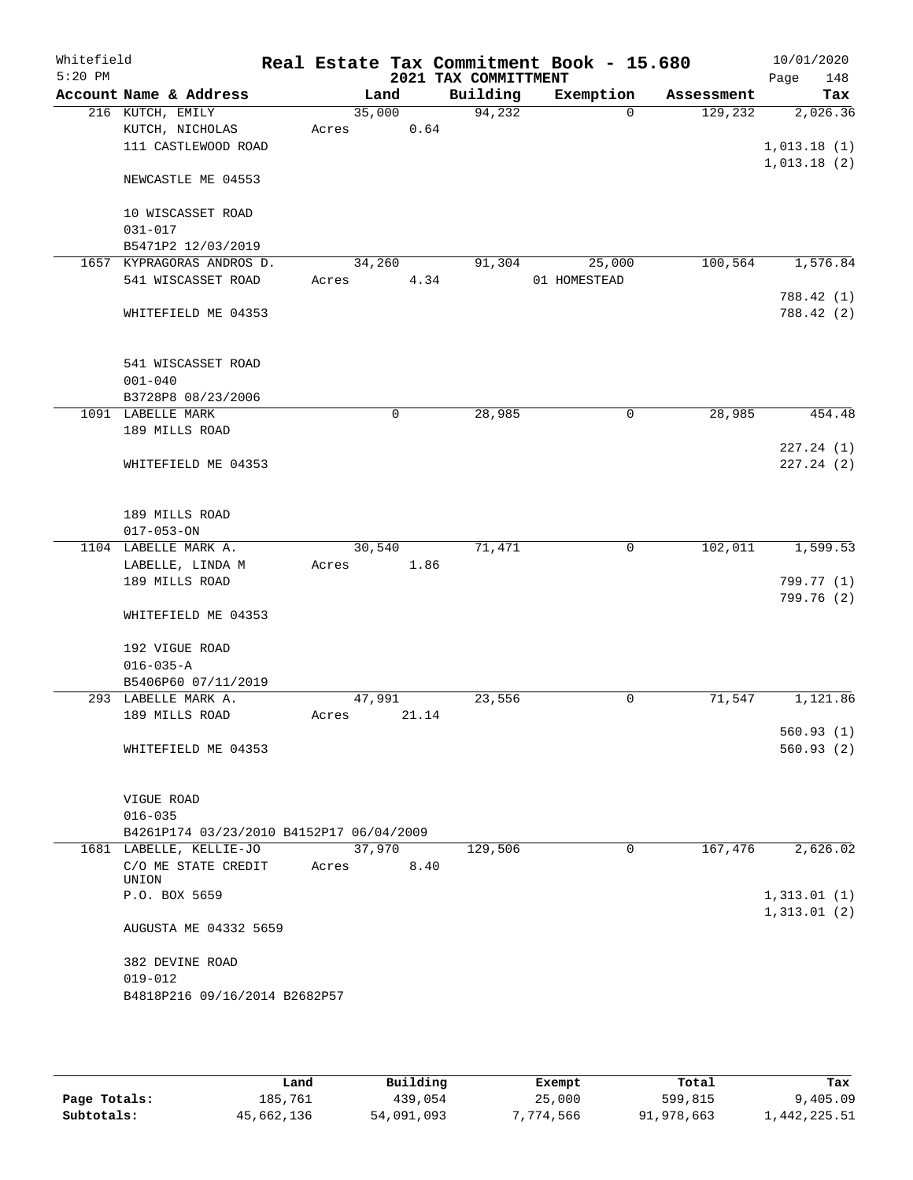Whitefield 5:20 PM

# Real Estate Tax Commitment Book - 15.680

## 2021 TAX COMMITTMENT

10/01/2020

| Account Name & Address | Land | Building | Exemption | Assessment | Tax |
|---|---|---|---|---|---|
| 216 KUTCH, EMILY<br>KUTCH, NICHOLAS<br>111 CASTLEWOOD ROAD<br><br>NEWCASTLE ME 04553<br><br>10 WISCASSET ROAD<br>031-017<br>B5471P2 12/03/2019 | 35,000<br>Acres 0.64 | 94,232 | 0 | 129,232 | 2,026.36<br><br>1,013.18 (1)<br>1,013.18 (2) |
| 1657 KYPRAGORAS ANDROS D.<br>541 WISCASSET ROAD<br><br>WHITEFIELD ME 04353<br><br>541 WISCASSET ROAD<br>001-040<br>B3728P8 08/23/2006 | 34,260<br>Acres 4.34 | 91,304 | 25,000<br>01 HOMESTEAD | 100,564 | 1,576.84<br><br>788.42 (1)<br>788.42 (2) |
| 1091 LABELLE MARK<br>189 MILLS ROAD<br><br>WHITEFIELD ME 04353<br><br>189 MILLS ROAD<br>017-053-ON | 0 | 28,985 | 0 | 28,985 | 454.48<br><br>227.24 (1)<br>227.24 (2) |
| 1104 LABELLE MARK A.<br>LABELLE, LINDA M<br>189 MILLS ROAD<br><br>WHITEFIELD ME 04353<br><br>192 VIGUE ROAD<br>016-035-A<br>B5406P60 07/11/2019 | 30,540<br>Acres 1.86 | 71,471 | 0 | 102,011 | 1,599.53<br><br>799.77 (1)<br>799.76 (2) |
| 293 LABELLE MARK A.<br>189 MILLS ROAD<br><br>WHITEFIELD ME 04353<br><br>VIGUE ROAD<br>016-035<br>B4261P174 03/23/2010 B4152P17 06/04/2009 | 47,991<br>Acres 21.14 | 23,556 | 0 | 71,547 | 1,121.86<br><br>560.93 (1)<br>560.93 (2) |
| 1681 LABELLE, KELLIE-JO<br>C/O ME STATE CREDIT UNION<br>P.O. BOX 5659<br><br>AUGUSTA ME 04332 5659<br><br>382 DEVINE ROAD<br>019-012<br>B4818P216 09/16/2014 B2682P57 | 37,970<br>Acres 8.40 | 129,506 | 0 | 167,476 | 2,626.02<br><br>1,313.01 (1)<br>1,313.01 (2) |

| | Land | Building | Exempt | Total | Tax |
|---|---|---|---|---|---|
| Page Totals: | 185,761 | 439,054 | 25,000 | 599,815 | 9,405.09 |
| Subtotals: | 45,662,136 | 54,091,093 | 7,774,566 | 91,978,663 | 1,442,225.51 |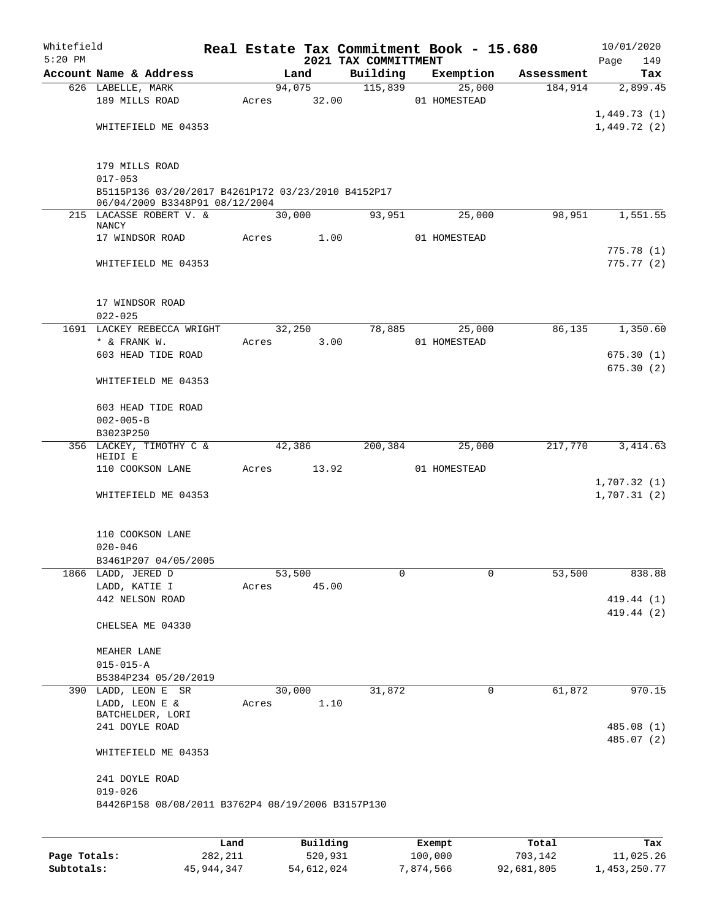Whitefield 5:20 PM

# Real Estate Tax Commitment Book - 15.680

## 2021 TAX COMMITTMENT

10/01/2020 Page 149

| Account Name & Address | Land | Building | Exemption | Assessment | Tax |
|---|---|---|---|---|---|
| 626 LABELLE, MARK | 94,075 | 115,839 | 25,000 | 184,914 | 2,899.45 |
| 189 MILLS ROAD | Acres 32.00 | | 01 HOMESTEAD | | |
| | | | | | 1,449.73 (1) |
| WHITEFIELD ME 04353 | | | | | 1,449.72 (2) |
| 179 MILLS ROAD | | | | | |
| 017-053 | | | | | |
| B5115P136 03/20/2017 B4261P172 03/23/2010 B4152P17 06/04/2009 B3348P91 08/12/2004 | | | | | |
| 215 LACASSE ROBERT V. & NANCY | 30,000 | 93,951 | 25,000 | 98,951 | 1,551.55 |
| 17 WINDSOR ROAD | Acres 1.00 | | 01 HOMESTEAD | | |
| | | | | | 775.78 (1) |
| WHITEFIELD ME 04353 | | | | | 775.77 (2) |
| 17 WINDSOR ROAD | | | | | |
| 022-025 | | | | | |
| 1691 LACKEY REBECCA WRIGHT | 32,250 | 78,885 | 25,000 | 86,135 | 1,350.60 |
| * & FRANK W. | Acres 3.00 | | 01 HOMESTEAD | | |
| 603 HEAD TIDE ROAD | | | | | 675.30 (1) |
| | | | | | 675.30 (2) |
| WHITEFIELD ME 04353 | | | | | |
| 603 HEAD TIDE ROAD | | | | | |
| 002-005-B | | | | | |
| B3023P250 | | | | | |
| 356 LACKEY, TIMOTHY C & HEIDI E | 42,386 | 200,384 | 25,000 | 217,770 | 3,414.63 |
| 110 COOKSON LANE | Acres 13.92 | | 01 HOMESTEAD | | |
| | | | | | 1,707.32 (1) |
| WHITEFIELD ME 04353 | | | | | 1,707.31 (2) |
| 110 COOKSON LANE | | | | | |
| 020-046 | | | | | |
| B3461P207 04/05/2005 | | | | | |
| 1866 LADD, JERED D | 53,500 | 0 | 0 | 53,500 | 838.88 |
| LADD, KATIE I | Acres 45.00 | | | | |
| 442 NELSON ROAD | | | | | 419.44 (1) |
| | | | | | 419.44 (2) |
| CHELSEA ME 04330 | | | | | |
| MEAHER LANE | | | | | |
| 015-015-A | | | | | |
| B5384P234 05/20/2019 | | | | | |
| 390 LADD, LEON E SR | 30,000 | 31,872 | 0 | 61,872 | 970.15 |
| LADD, LEON E & BATCHELDER, LORI | Acres 1.10 | | | | |
| 241 DOYLE ROAD | | | | | 485.08 (1) |
| | | | | | 485.07 (2) |
| WHITEFIELD ME 04353 | | | | | |
| 241 DOYLE ROAD | | | | | |
| 019-026 | | | | | |
| B4426P158 08/08/2011 B3762P4 08/19/2006 B3157P130 | | | | | |

| | Land | Building | Exempt | Total | Tax |
|---|---|---|---|---|---|
| Page Totals: | 282,211 | 520,931 | 100,000 | 703,142 | 11,025.26 |
| Subtotals: | 45,944,347 | 54,612,024 | 7,874,566 | 92,681,805 | 1,453,250.77 |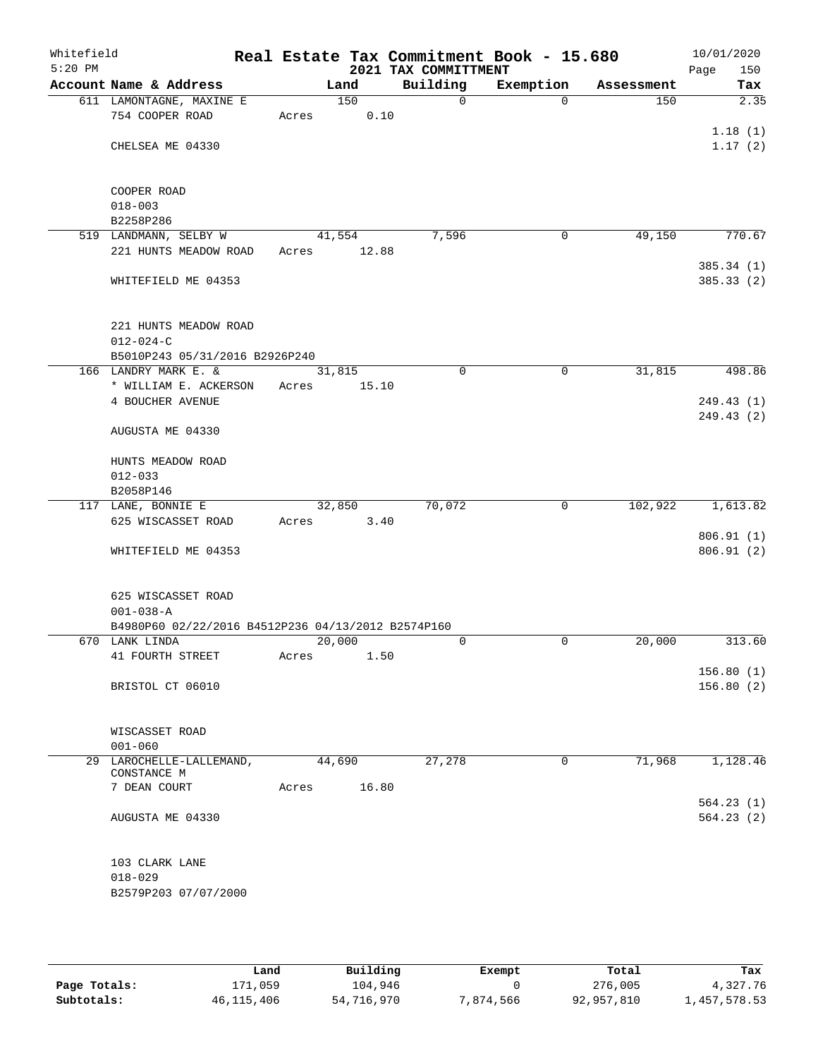Whitefield 5:20 PM

# Real Estate Tax Commitment Book - 15.680

## 2021 TAX COMMITTMENT

10/01/2020 Page 150

| Account Name & Address | Land | Building | Exemption | Assessment | Tax |
|---|---|---|---|---|---|
| 611 LAMONTAGNE, MAXINE E | 150 | 0 | 0 | 150 | 2.35 |
| 754 COOPER ROAD | Acres 0.10 | | | | |
| | | | | | 1.18 (1) |
| CHELSEA ME 04330 | | | | | 1.17 (2) |
| COOPER ROAD | | | | | |
| 018-003 | | | | | |
| B2258P286 | | | | | |
| 519 LANDMANN, SELBY W | 41,554 | 7,596 | 0 | 49,150 | 770.67 |
| 221 HUNTS MEADOW ROAD | Acres 12.88 | | | | |
| | | | | | 385.34 (1) |
| WHITEFIELD ME 04353 | | | | | 385.33 (2) |
| 221 HUNTS MEADOW ROAD | | | | | |
| 012-024-C | | | | | |
| B5010P243 05/31/2016 B2926P240 | | | | | |
| 166 LANDRY MARK E. & | 31,815 | 0 | 0 | 31,815 | 498.86 |
| * WILLIAM E. ACKERSON | Acres 15.10 | | | | |
| 4 BOUCHER AVENUE | | | | | 249.43 (1) |
| | | | | | 249.43 (2) |
| AUGUSTA ME 04330 | | | | | |
| HUNTS MEADOW ROAD | | | | | |
| 012-033 | | | | | |
| B2058P146 | | | | | |
| 117 LANE, BONNIE E | 32,850 | 70,072 | 0 | 102,922 | 1,613.82 |
| 625 WISCASSET ROAD | Acres 3.40 | | | | |
| | | | | | 806.91 (1) |
| WHITEFIELD ME 04353 | | | | | 806.91 (2) |
| 625 WISCASSET ROAD | | | | | |
| 001-038-A | | | | | |
| B4980P60 02/22/2016 B4512P236 04/13/2012 B2574P160 | | | | | |
| 670 LANK LINDA | 20,000 | 0 | 0 | 20,000 | 313.60 |
| 41 FOURTH STREET | Acres 1.50 | | | | |
| | | | | | 156.80 (1) |
| BRISTOL CT 06010 | | | | | 156.80 (2) |
| WISCASSET ROAD | | | | | |
| 001-060 | | | | | |
| 29 LAROCHELLE-LALLEMAND, CONSTANCE M | 44,690 | 27,278 | 0 | 71,968 | 1,128.46 |
| 7 DEAN COURT | Acres 16.80 | | | | |
| | | | | | 564.23 (1) |
| AUGUSTA ME 04330 | | | | | 564.23 (2) |
| 103 CLARK LANE | | | | | |
| 018-029 | | | | | |
| B2579P203 07/07/2000 | | | | | |

| | Land | Building | Exempt | Total | Tax |
|---|---|---|---|---|---|
| Page Totals: | 171,059 | 104,946 | 0 | 276,005 | 4,327.76 |
| Subtotals: | 46,115,406 | 54,716,970 | 7,874,566 | 92,957,810 | 1,457,578.53 |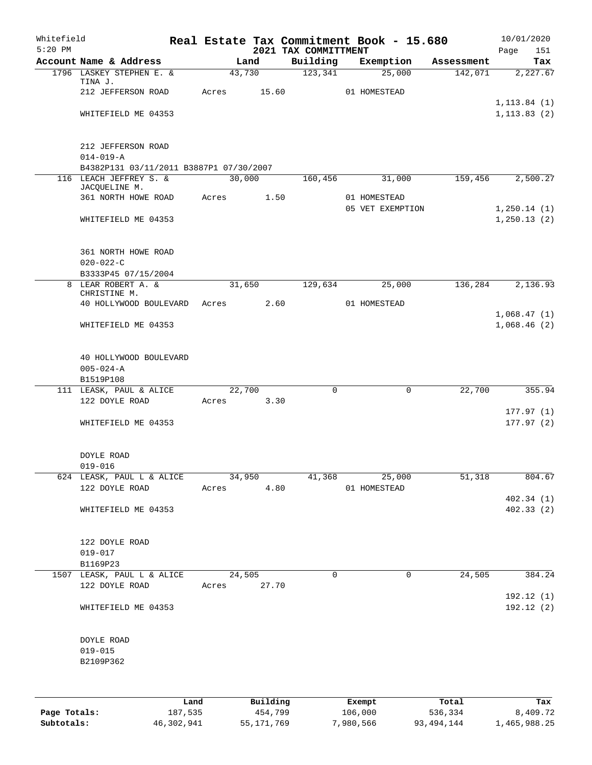Whitefield
5:20 PM

# Real Estate Tax Commitment Book - 15.680
## 2021 TAX COMMITTMENT

10/01/2020

| Account Name & Address | Land | Building | Exemption | Assessment | Tax |
|---|---|---|---|---|---|
| 1796 LASKEY STEPHEN E. & TINA J. | 43,730 | 123,341 | 25,000 | 142,071 | 2,227.67 |
| 212 JEFFERSON ROAD | Acres 15.60 | | 01 HOMESTEAD | | |
| | | | | | 1,113.84 (1) |
| WHITEFIELD ME 04353 | | | | | 1,113.83 (2) |
| 212 JEFFERSON ROAD | | | | | |
| 014-019-A | | | | | |
| B4382P131 03/11/2011 B3887P1 07/30/2007 | | | | | |
| 116 LEACH JEFFREY S. & JACQUELINE M. | 30,000 | 160,456 | 31,000 | 159,456 | 2,500.27 |
| 361 NORTH HOWE ROAD | Acres 1.50 | | 01 HOMESTEAD | | |
| | | | 05 VET EXEMPTION | | 1,250.14 (1) |
| WHITEFIELD ME 04353 | | | | | 1,250.13 (2) |
| 361 NORTH HOWE ROAD | | | | | |
| 020-022-C | | | | | |
| B3333P45 07/15/2004 | | | | | |
| 8 LEAR ROBERT A. & CHRISTINE M. | 31,650 | 129,634 | 25,000 | 136,284 | 2,136.93 |
| 40 HOLLYWOOD BOULEVARD | Acres 2.60 | | 01 HOMESTEAD | | |
| | | | | | 1,068.47 (1) |
| WHITEFIELD ME 04353 | | | | | 1,068.46 (2) |
| 40 HOLLYWOOD BOULEVARD | | | | | |
| 005-024-A | | | | | |
| B1519P108 | | | | | |
| 111 LEASK, PAUL & ALICE | 22,700 | 0 | 0 | 22,700 | 355.94 |
| 122 DOYLE ROAD | Acres 3.30 | | | | |
| | | | | | 177.97 (1) |
| WHITEFIELD ME 04353 | | | | | 177.97 (2) |
| DOYLE ROAD | | | | | |
| 019-016 | | | | | |
| 624 LEASK, PAUL L & ALICE | 34,950 | 41,368 | 25,000 | 51,318 | 804.67 |
| 122 DOYLE ROAD | Acres 4.80 | | 01 HOMESTEAD | | |
| | | | | | 402.34 (1) |
| WHITEFIELD ME 04353 | | | | | 402.33 (2) |
| 122 DOYLE ROAD | | | | | |
| 019-017 | | | | | |
| B1169P23 | | | | | |
| 1507 LEASK, PAUL L & ALICE | 24,505 | 0 | 0 | 24,505 | 384.24 |
| 122 DOYLE ROAD | Acres 27.70 | | | | |
| | | | | | 192.12 (1) |
| WHITEFIELD ME 04353 | | | | | 192.12 (2) |
| DOYLE ROAD | | | | | |
| 019-015 | | | | | |
| B2109P362 | | | | | |

| | Land | Building | Exempt | Total | Tax |
|---|---|---|---|---|---|
| Page Totals: | 187,535 | 454,799 | 106,000 | 536,334 | 8,409.72 |
| Subtotals: | 46,302,941 | 55,171,769 | 7,980,566 | 93,494,144 | 1,465,988.25 |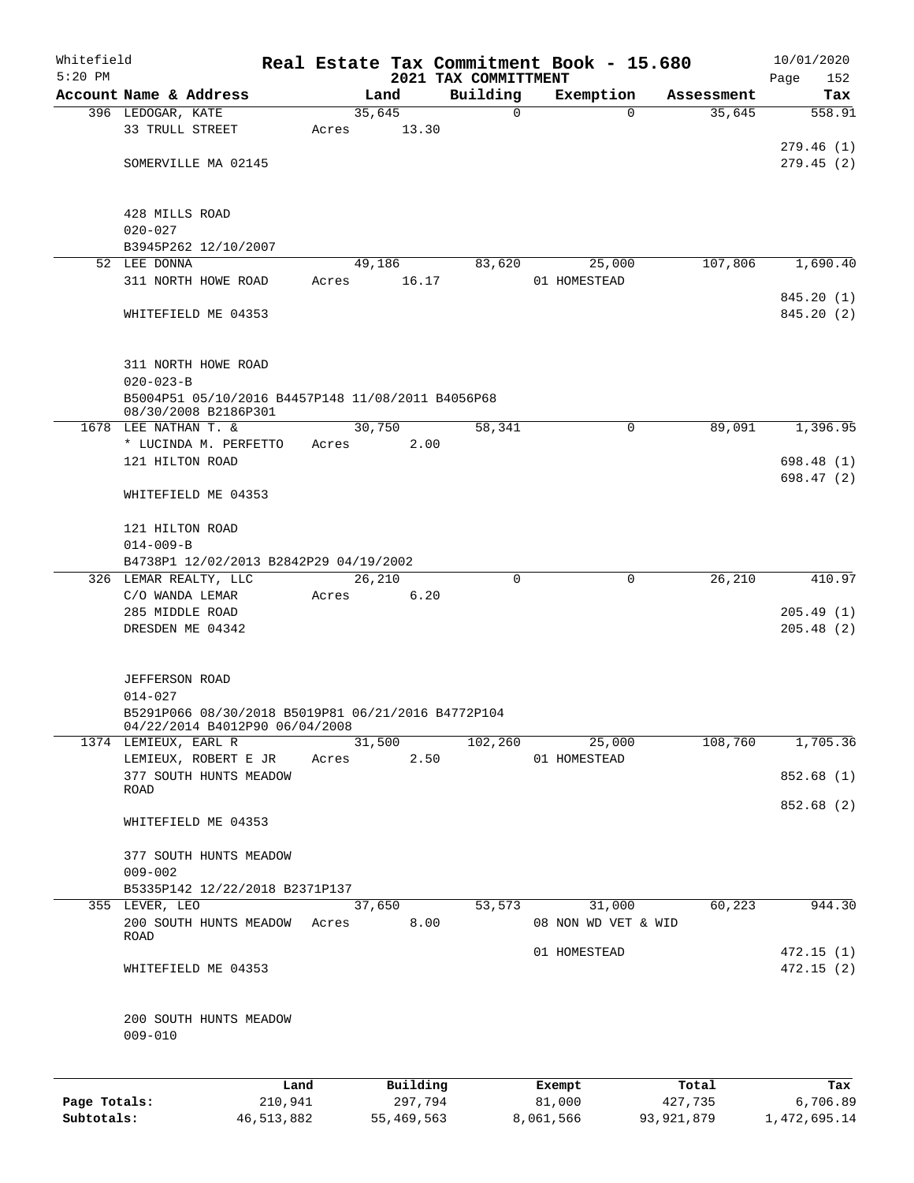Whitefield 5:20 PM

# Real Estate Tax Commitment Book - 15.680

## 2021 TAX COMMITTMENT

10/01/2020 Page 152

| Account Name & Address | Land | Building | Exemption | Assessment | Tax |
|---|---|---|---|---|---|
| 396 LEDOGAR, KATE | 35,645 | 0 | 0 | 35,645 | 558.91 |
| 33 TRULL STREET | Acres 13.30 | | | | |
| | | | | | 279.46 (1) |
| SOMERVILLE MA 02145 | | | | | 279.45 (2) |
| 428 MILLS ROAD | | | | | |
| 020-027 | | | | | |
| B3945P262 12/10/2007 | | | | | |
| 52 LEE DONNA | 49,186 | 83,620 | 25,000 | 107,806 | 1,690.40 |
| 311 NORTH HOWE ROAD | Acres 16.17 | | 01 HOMESTEAD | | |
| | | | | | 845.20 (1) |
| WHITEFIELD ME 04353 | | | | | 845.20 (2) |
| 311 NORTH HOWE ROAD | | | | | |
| 020-023-B | | | | | |
| B5004P51 05/10/2016 B4457P148 11/08/2011 B4056P68 08/30/2008 B2186P301 | | | | | |
| 1678 LEE NATHAN T. & | 30,750 | 58,341 | 0 | 89,091 | 1,396.95 |
| * LUCINDA M. PERFETTO | Acres 2.00 | | | | |
| 121 HILTON ROAD | | | | | 698.48 (1) |
| | | | | | 698.47 (2) |
| WHITEFIELD ME 04353 | | | | | |
| 121 HILTON ROAD | | | | | |
| 014-009-B | | | | | |
| B4738P1 12/02/2013 B2842P29 04/19/2002 | | | | | |
| 326 LEMAR REALTY, LLC | 26,210 | 0 | 0 | 26,210 | 410.97 |
| C/O WANDA LEMAR | Acres 6.20 | | | | |
| 285 MIDDLE ROAD | | | | | 205.49 (1) |
| DRESDEN ME 04342 | | | | | 205.48 (2) |
| JEFFERSON ROAD | | | | | |
| 014-027 | | | | | |
| B5291P066 08/30/2018 B5019P81 06/21/2016 B4772P104 04/22/2014 B4012P90 06/04/2008 | | | | | |
| 1374 LEMIEUX, EARL R | 31,500 | 102,260 | 25,000 | 108,760 | 1,705.36 |
| LEMIEUX, ROBERT E JR | Acres 2.50 | | 01 HOMESTEAD | | |
| 377 SOUTH HUNTS MEADOW ROAD | | | | | 852.68 (1) |
| | | | | | 852.68 (2) |
| WHITEFIELD ME 04353 | | | | | |
| 377 SOUTH HUNTS MEADOW | | | | | |
| 009-002 | | | | | |
| B5335P142 12/22/2018 B2371P137 | | | | | |
| 355 LEVER, LEO | 37,650 | 53,573 | 31,000 | 60,223 | 944.30 |
| 200 SOUTH HUNTS MEADOW ROAD | Acres 8.00 | | 08 NON WD VET & WID | | |
| | | | 01 HOMESTEAD | | 472.15 (1) |
| WHITEFIELD ME 04353 | | | | | 472.15 (2) |
| 200 SOUTH HUNTS MEADOW | | | | | |
| 009-010 | | | | | |

| | Land | Building | Exempt | Total | Tax |
|---|---|---|---|---|---|
| Page Totals: | 210,941 | 297,794 | 81,000 | 427,735 | 6,706.89 |
| Subtotals: | 46,513,882 | 55,469,563 | 8,061,566 | 93,921,879 | 1,472,695.14 |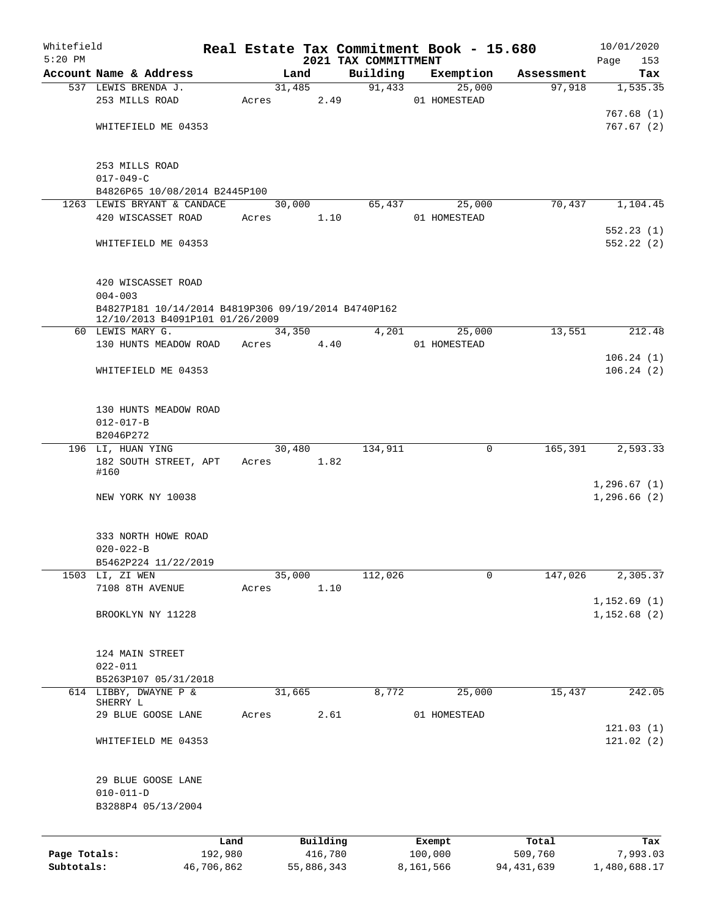Whitefield
5:20 PM

# Real Estate Tax Commitment Book - 15.680

## 2021 TAX COMMITTMENT

10/01/2020
Page 153

| Account Name & Address | Land | Building | Exemption | Assessment | Tax |
|---|---|---|---|---|---|
| 537 LEWIS BRENDA J. | 31,485 | 91,433 | 25,000 | 97,918 | 1,535.35 |
| 253 MILLS ROAD | Acres 2.49 | | 01 HOMESTEAD | | |
| | | | | | 767.68 (1) |
| WHITEFIELD ME 04353 | | | | | 767.67 (2) |
| 253 MILLS ROAD | | | | | |
| 017-049-C | | | | | |
| B4826P65 10/08/2014 B2445P100 | | | | | |
| 1263 LEWIS BRYANT & CANDACE | 30,000 | 65,437 | 25,000 | 70,437 | 1,104.45 |
| 420 WISCASSET ROAD | Acres 1.10 | | 01 HOMESTEAD | | |
| | | | | | 552.23 (1) |
| WHITEFIELD ME 04353 | | | | | 552.22 (2) |
| 420 WISCASSET ROAD | | | | | |
| 004-003 | | | | | |
| B4827P181 10/14/2014 B4819P306 09/19/2014 B4740P162 12/10/2013 B4091P101 01/26/2009 | | | | | |
| 60 LEWIS MARY G. | 34,350 | 4,201 | 25,000 | 13,551 | 212.48 |
| 130 HUNTS MEADOW ROAD | Acres 4.40 | | 01 HOMESTEAD | | |
| | | | | | 106.24 (1) |
| WHITEFIELD ME 04353 | | | | | 106.24 (2) |
| 130 HUNTS MEADOW ROAD | | | | | |
| 012-017-B | | | | | |
| B2046P272 | | | | | |
| 196 LI, HUAN YING | 30,480 | 134,911 | 0 | 165,391 | 2,593.33 |
| 182 SOUTH STREET, APT #160 | Acres 1.82 | | | | |
| | | | | | 1,296.67 (1) |
| NEW YORK NY 10038 | | | | | 1,296.66 (2) |
| 333 NORTH HOWE ROAD | | | | | |
| 020-022-B | | | | | |
| B5462P224 11/22/2019 | | | | | |
| 1503 LI, ZI WEN | 35,000 | 112,026 | 0 | 147,026 | 2,305.37 |
| 7108 8TH AVENUE | Acres 1.10 | | | | |
| | | | | | 1,152.69 (1) |
| BROOKLYN NY 11228 | | | | | 1,152.68 (2) |
| 124 MAIN STREET | | | | | |
| 022-011 | | | | | |
| B5263P107 05/31/2018 | | | | | |
| 614 LIBBY, DWAYNE P & SHERRY L | 31,665 | 8,772 | 25,000 | 15,437 | 242.05 |
| 29 BLUE GOOSE LANE | Acres 2.61 | | 01 HOMESTEAD | | |
| | | | | | 121.03 (1) |
| WHITEFIELD ME 04353 | | | | | 121.02 (2) |
| 29 BLUE GOOSE LANE | | | | | |
| 010-011-D | | | | | |
| B3288P4 05/13/2004 | | | | | |

| | Land | Building | Exempt | Total | Tax |
|---|---|---|---|---|---|
| Page Totals: | 192,980 | 416,780 | 100,000 | 509,760 | 7,993.03 |
| Subtotals: | 46,706,862 | 55,886,343 | 8,161,566 | 94,431,639 | 1,480,688.17 |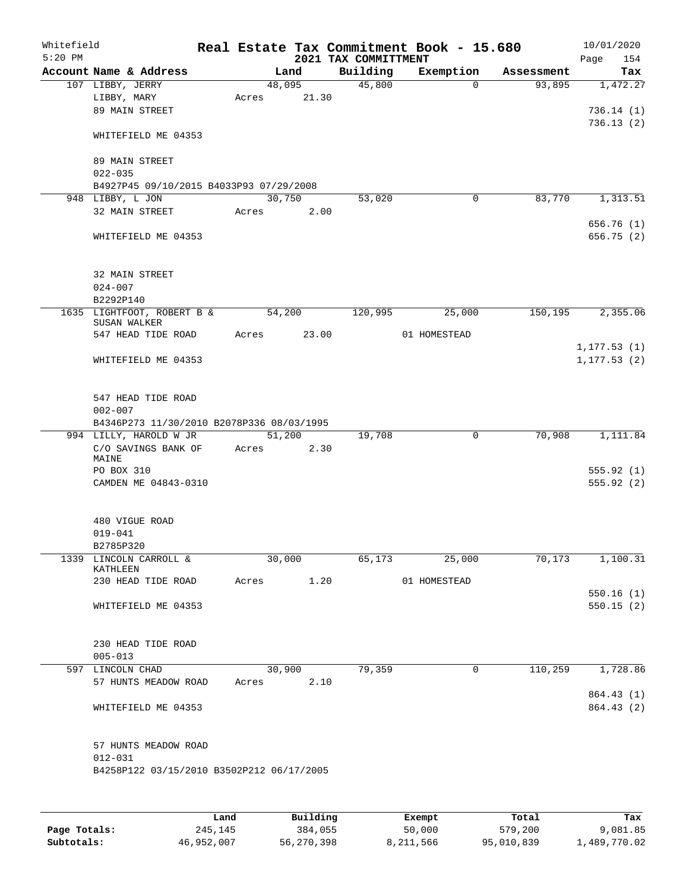Whitefield
5:20 PM

# Real Estate Tax Commitment Book - 15.680
## 2021 TAX COMMITTMENT

10/01/2020
Page 154

| Account Name & Address | Land | Building | Exemption | Assessment | Tax |
|---|---|---|---|---|---|
| 107 LIBBY, JERRY<br>LIBBY, MARY<br>89 MAIN STREET<br><br>WHITEFIELD ME 04353<br><br>89 MAIN STREET<br>022-035<br>B4927P45 09/10/2015 B4033P93 07/29/2008 | 48,095<br>Acres 21.30 | 45,800 | 0 | 93,895 | 1,472.27<br><br>736.14 (1)<br>736.13 (2) |
| 948 LIBBY, L JON<br>32 MAIN STREET<br><br>WHITEFIELD ME 04353<br><br>32 MAIN STREET<br>024-007<br>B2292P140 | 30,750<br>Acres 2.00 | 53,020 | 0 | 83,770 | 1,313.51<br><br>656.76 (1)<br>656.75 (2) |
| 1635 LIGHTFOOT, ROBERT B & SUSAN WALKER<br>547 HEAD TIDE ROAD<br><br>WHITEFIELD ME 04353<br><br>547 HEAD TIDE ROAD<br>002-007<br>B4346P273 11/30/2010 B2078P336 08/03/1995 | 54,200<br>Acres 23.00 | 120,995 | 25,000<br>01 HOMESTEAD | 150,195 | 2,355.06<br><br>1,177.53 (1)<br>1,177.53 (2) |
| 994 LILLY, HAROLD W JR<br>C/O SAVINGS BANK OF MAINE<br>PO BOX 310<br>CAMDEN ME 04843-0310<br><br>480 VIGUE ROAD<br>019-041<br>B2785P320 | 51,200<br>Acres 2.30 | 19,708 | 0 | 70,908 | 1,111.84<br><br>555.92 (1)<br>555.92 (2) |
| 1339 LINCOLN CARROLL & KATHLEEN<br>230 HEAD TIDE ROAD<br><br>WHITEFIELD ME 04353<br><br>230 HEAD TIDE ROAD<br>005-013 | 30,000<br>Acres 1.20 | 65,173 | 25,000<br>01 HOMESTEAD | 70,173 | 1,100.31<br><br>550.16 (1)<br>550.15 (2) |
| 597 LINCOLN CHAD<br>57 HUNTS MEADOW ROAD<br><br>WHITEFIELD ME 04353<br><br>57 HUNTS MEADOW ROAD<br>012-031<br>B4258P122 03/15/2010 B3502P212 06/17/2005 | 30,900<br>Acres 2.10 | 79,359 | 0 | 110,259 | 1,728.86<br><br>864.43 (1)<br>864.43 (2) |

| | Land | Building | Exempt | Total | Tax |
|---|---|---|---|---|---|
| Page Totals: | 245,145 | 384,055 | 50,000 | 579,200 | 9,081.85 |
| Subtotals: | 46,952,007 | 56,270,398 | 8,211,566 | 95,010,839 | 1,489,770.02 |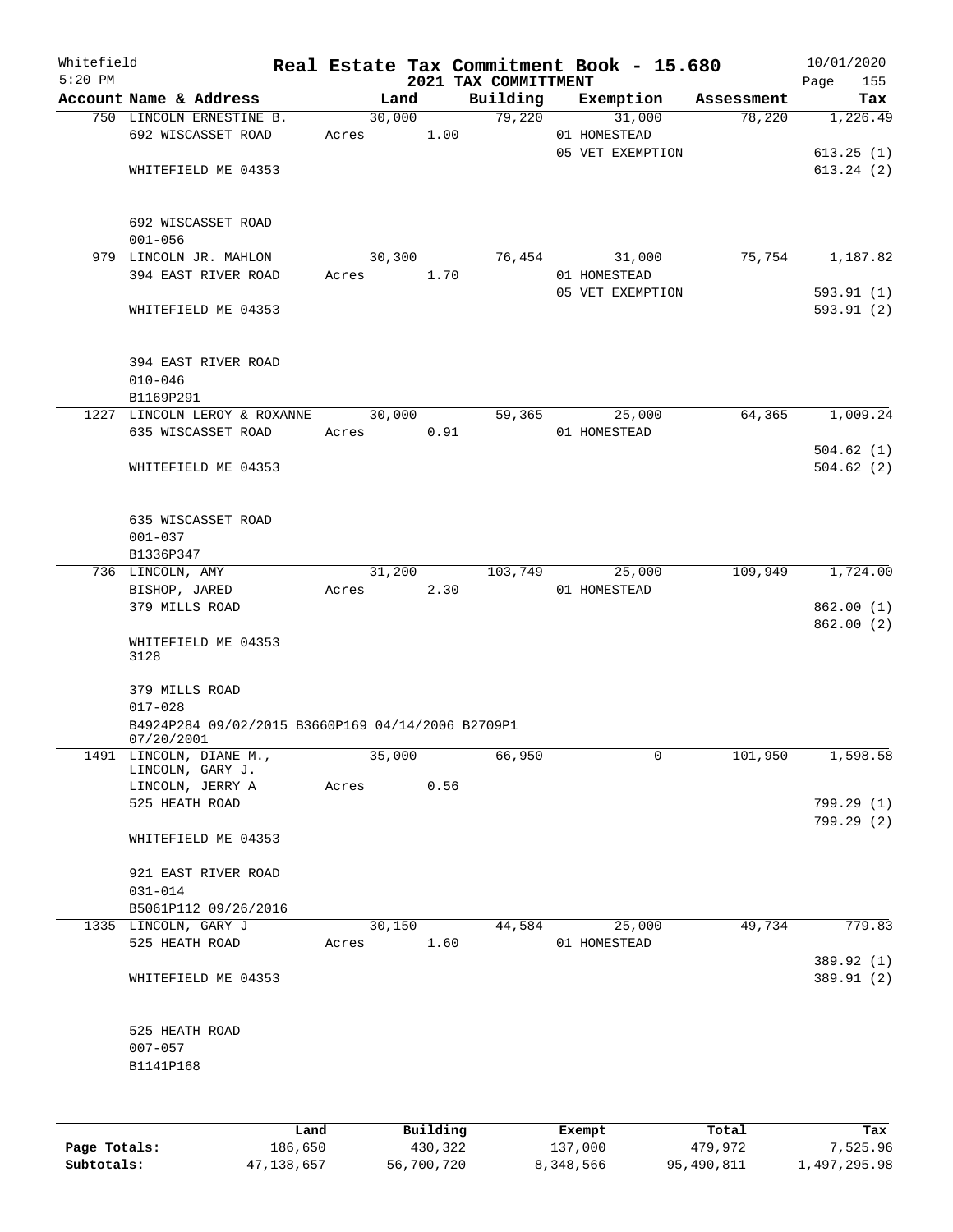# Whitefield — Real Estate Tax Commitment Book - 15.680

5:20 PM — 2021 TAX COMMITTMENT — 10/01/2020

| Account Name & Address | Land | Building | Exemption | Assessment | Tax |
|---|---|---|---|---|---|
| 750 LINCOLN ERNESTINE B. | 30,000 | 79,220 | 31,000 | 78,220 | 1,226.49 |
| 692 WISCASSET ROAD | Acres 1.00 | | 01 HOMESTEAD | | |
| | | | 05 VET EXEMPTION | | 613.25 (1) |
| WHITEFIELD ME 04353 | | | | | 613.24 (2) |
| 692 WISCASSET ROAD | | | | | |
| 001-056 | | | | | |
| 979 LINCOLN JR. MAHLON | 30,300 | 76,454 | 31,000 | 75,754 | 1,187.82 |
| 394 EAST RIVER ROAD | Acres 1.70 | | 01 HOMESTEAD | | |
| | | | 05 VET EXEMPTION | | 593.91 (1) |
| WHITEFIELD ME 04353 | | | | | 593.91 (2) |
| 394 EAST RIVER ROAD | | | | | |
| 010-046 | | | | | |
| B1169P291 | | | | | |
| 1227 LINCOLN LEROY & ROXANNE | 30,000 | 59,365 | 25,000 | 64,365 | 1,009.24 |
| 635 WISCASSET ROAD | Acres 0.91 | | 01 HOMESTEAD | | |
| | | | | | 504.62 (1) |
| WHITEFIELD ME 04353 | | | | | 504.62 (2) |
| 635 WISCASSET ROAD | | | | | |
| 001-037 | | | | | |
| B1336P347 | | | | | |
| 736 LINCOLN, AMY | 31,200 | 103,749 | 25,000 | 109,949 | 1,724.00 |
| BISHOP, JARED | Acres 2.30 | | 01 HOMESTEAD | | |
| 379 MILLS ROAD | | | | | 862.00 (1) |
| | | | | | 862.00 (2) |
| WHITEFIELD ME 04353 3128 | | | | | |
| 379 MILLS ROAD | | | | | |
| 017-028 | | | | | |
| B4924P284 09/02/2015 B3660P169 04/14/2006 B2709P1 07/20/2001 | | | | | |
| 1491 LINCOLN, DIANE M., LINCOLN, GARY J. | 35,000 | 66,950 | 0 | 101,950 | 1,598.58 |
| LINCOLN, JERRY A | Acres 0.56 | | | | |
| 525 HEATH ROAD | | | | | 799.29 (1) |
| | | | | | 799.29 (2) |
| WHITEFIELD ME 04353 | | | | | |
| 921 EAST RIVER ROAD | | | | | |
| 031-014 | | | | | |
| B5061P112 09/26/2016 | | | | | |
| 1335 LINCOLN, GARY J | 30,150 | 44,584 | 25,000 | 49,734 | 779.83 |
| 525 HEATH ROAD | Acres 1.60 | | 01 HOMESTEAD | | |
| | | | | | 389.92 (1) |
| WHITEFIELD ME 04353 | | | | | 389.91 (2) |
| 525 HEATH ROAD | | | | | |
| 007-057 | | | | | |
| B1141P168 | | | | | |

| | Land | Building | Exempt | Total | Tax |
|---|---|---|---|---|---|
| Page Totals: | 186,650 | 430,322 | 137,000 | 479,972 | 7,525.96 |
| Subtotals: | 47,138,657 | 56,700,720 | 8,348,566 | 95,490,811 | 1,497,295.98 |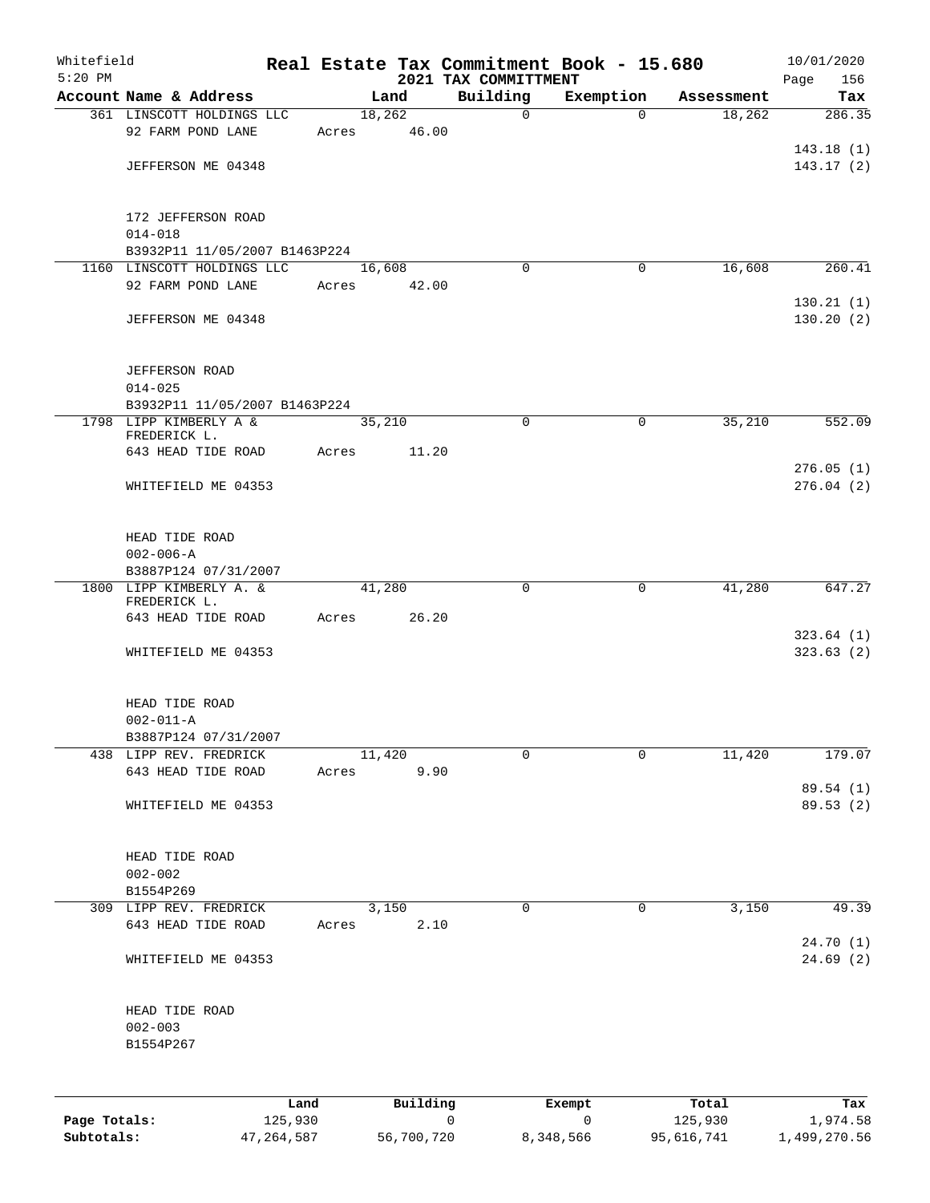Whitefield 5:20 PM

# Real Estate Tax Commitment Book - 15.680

## 2021 TAX COMMITTMENT

10/01/2020

| Account Name & Address | Land | Building | Exemption | Assessment | Tax |
|---|---|---|---|---|---|
| 361 LINSCOTT HOLDINGS LLC | 18,262 | 0 | 0 | 18,262 | 286.35 |
| 92 FARM POND LANE | Acres 46.00 | | | | |
| | | | | | 143.18 (1) |
| JEFFERSON ME 04348 | | | | | 143.17 (2) |
| 172 JEFFERSON ROAD | | | | | |
| 014-018 | | | | | |
| B3932P11 11/05/2007 B1463P224 | | | | | |
| 1160 LINSCOTT HOLDINGS LLC | 16,608 | 0 | 0 | 16,608 | 260.41 |
| 92 FARM POND LANE | Acres 42.00 | | | | |
| | | | | | 130.21 (1) |
| JEFFERSON ME 04348 | | | | | 130.20 (2) |
| JEFFERSON ROAD | | | | | |
| 014-025 | | | | | |
| B3932P11 11/05/2007 B1463P224 | | | | | |
| 1798 LIPP KIMBERLY A & FREDERICK L. | 35,210 | 0 | 0 | 35,210 | 552.09 |
| 643 HEAD TIDE ROAD | Acres 11.20 | | | | |
| | | | | | 276.05 (1) |
| WHITEFIELD ME 04353 | | | | | 276.04 (2) |
| HEAD TIDE ROAD | | | | | |
| 002-006-A | | | | | |
| B3887P124 07/31/2007 | | | | | |
| 1800 LIPP KIMBERLY A. & FREDERICK L. | 41,280 | 0 | 0 | 41,280 | 647.27 |
| 643 HEAD TIDE ROAD | Acres 26.20 | | | | |
| | | | | | 323.64 (1) |
| WHITEFIELD ME 04353 | | | | | 323.63 (2) |
| HEAD TIDE ROAD | | | | | |
| 002-011-A | | | | | |
| B3887P124 07/31/2007 | | | | | |
| 438 LIPP REV. FREDRICK | 11,420 | 0 | 0 | 11,420 | 179.07 |
| 643 HEAD TIDE ROAD | Acres 9.90 | | | | |
| | | | | | 89.54 (1) |
| WHITEFIELD ME 04353 | | | | | 89.53 (2) |
| HEAD TIDE ROAD | | | | | |
| 002-002 | | | | | |
| B1554P269 | | | | | |
| 309 LIPP REV. FREDRICK | 3,150 | 0 | 0 | 3,150 | 49.39 |
| 643 HEAD TIDE ROAD | Acres 2.10 | | | | |
| | | | | | 24.70 (1) |
| WHITEFIELD ME 04353 | | | | | 24.69 (2) |
| HEAD TIDE ROAD | | | | | |
| 002-003 | | | | | |
| B1554P267 | | | | | |

| | Land | Building | Exempt | Total | Tax |
|---|---|---|---|---|---|
| Page Totals: | 125,930 | 0 | 0 | 125,930 | 1,974.58 |
| Subtotals: | 47,264,587 | 56,700,720 | 8,348,566 | 95,616,741 | 1,499,270.56 |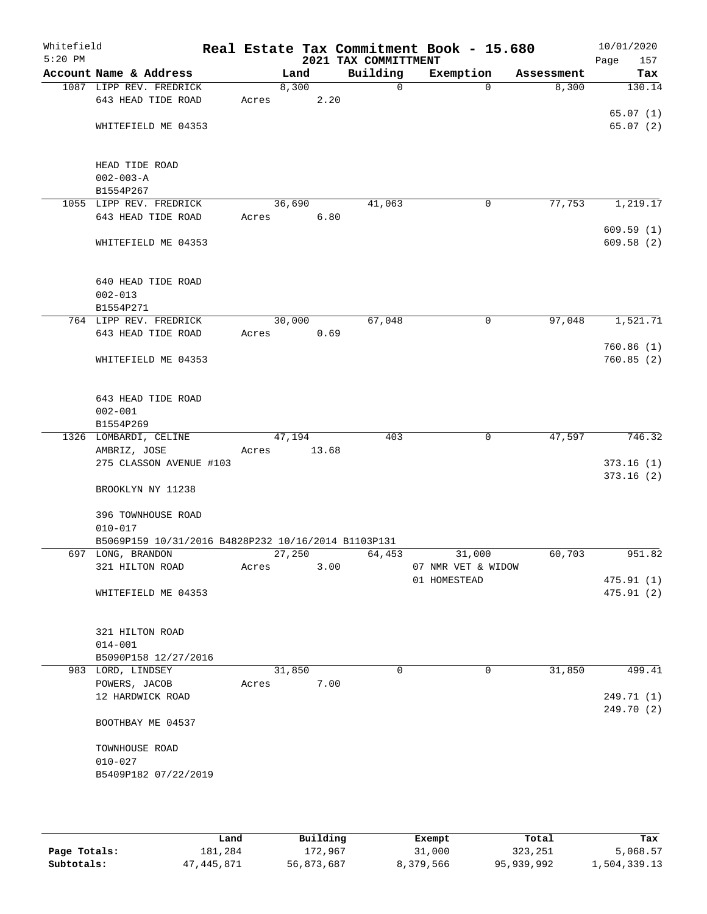Whitefield
5:20 PM

# Real Estate Tax Commitment Book - 15.680
## 2021 TAX COMMITTMENT

10/01/2020

| Account | Name & Address | Land | Building | Exemption | Assessment | Tax |
|---|---|---|---|---|---|---|
| 1087 | LIPP REV. FREDRICK<br>643 HEAD TIDE ROAD<br><br>WHITEFIELD ME 04353<br><br>HEAD TIDE ROAD<br>002-003-A<br>B1554P267 | 8,300<br>Acres 2.20 | 0 | 0 | 8,300 | 130.14<br><br>65.07 (1)<br>65.07 (2) |
| 1055 | LIPP REV. FREDRICK<br>643 HEAD TIDE ROAD<br><br>WHITEFIELD ME 04353<br><br>640 HEAD TIDE ROAD<br>002-013<br>B1554P271 | 36,690<br>Acres 6.80 | 41,063 | 0 | 77,753 | 1,219.17<br><br>609.59 (1)<br>609.58 (2) |
| 764 | LIPP REV. FREDRICK<br>643 HEAD TIDE ROAD<br><br>WHITEFIELD ME 04353<br><br>643 HEAD TIDE ROAD<br>002-001<br>B1554P269 | 30,000<br>Acres 0.69 | 67,048 | 0 | 97,048 | 1,521.71<br><br>760.86 (1)<br>760.85 (2) |
| 1326 | LOMBARDI, CELINE<br>AMBRIZ, JOSE<br>275 CLASSON AVENUE #103<br><br>BROOKLYN NY 11238<br><br>396 TOWNHOUSE ROAD<br>010-017<br>B5069P159 10/31/2016 B4828P232 10/16/2014 B1103P131 | 47,194<br>Acres 13.68 | 403 | 0 | 47,597 | 746.32<br><br>373.16 (1)<br>373.16 (2) |
| 697 | LONG, BRANDON<br>321 HILTON ROAD<br><br>WHITEFIELD ME 04353<br><br>321 HILTON ROAD<br>014-001<br>B5090P158 12/27/2016 | 27,250<br>Acres 3.00 | 64,453 | 31,000<br>07 NMR VET & WIDOW<br>01 HOMESTEAD | 60,703 | 951.82<br><br>475.91 (1)<br>475.91 (2) |
| 983 | LORD, LINDSEY<br>POWERS, JACOB<br>12 HARDWICK ROAD<br><br>BOOTHBAY ME 04537<br><br>TOWNHOUSE ROAD<br>010-027<br>B5409P182 07/22/2019 | 31,850<br>Acres 7.00 | 0 | 0 | 31,850 | 499.41<br><br>249.71 (1)<br>249.70 (2) |

| | Land | Building | Exempt | Total | Tax |
|---|---|---|---|---|---|
| Page Totals: | 181,284 | 172,967 | 31,000 | 323,251 | 5,068.57 |
| Subtotals: | 47,445,871 | 56,873,687 | 8,379,566 | 95,939,992 | 1,504,339.13 |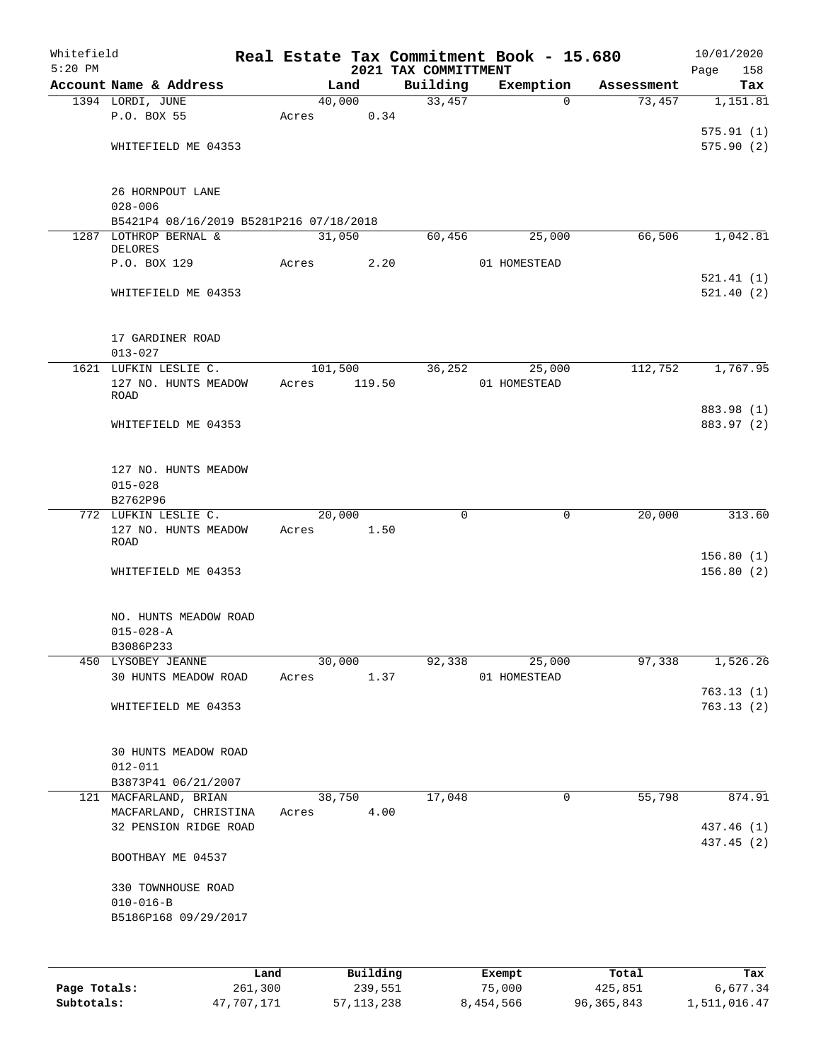Whitefield
5:20 PM

# Real Estate Tax Commitment Book - 15.680
## 2021 TAX COMMITTMENT

10/01/2020

| Account Name & Address | Land | Building | Exemption | Assessment | Tax |
|---|---|---|---|---|---|
| 1394 LORDI, JUNE | 40,000 | 33,457 | 0 | 73,457 | 1,151.81 |
| P.O. BOX 55 | Acres 0.34 | | | | |
| | | | | | 575.91 (1) |
| WHITEFIELD ME 04353 | | | | | 575.90 (2) |
| 26 HORNPOUT LANE | | | | | |
| 028-006 | | | | | |
| B5421P4 08/16/2019 B5281P216 07/18/2018 | | | | | |
| 1287 LOTHROP BERNAL & DELORES | 31,050 | 60,456 | 25,000 | 66,506 | 1,042.81 |
| P.O. BOX 129 | Acres 2.20 | | 01 HOMESTEAD | | |
| | | | | | 521.41 (1) |
| WHITEFIELD ME 04353 | | | | | 521.40 (2) |
| 17 GARDINER ROAD | | | | | |
| 013-027 | | | | | |
| 1621 LUFKIN LESLIE C. | 101,500 | 36,252 | 25,000 | 112,752 | 1,767.95 |
| 127 NO. HUNTS MEADOW ROAD | Acres 119.50 | | 01 HOMESTEAD | | |
| | | | | | 883.98 (1) |
| WHITEFIELD ME 04353 | | | | | 883.97 (2) |
| 127 NO. HUNTS MEADOW | | | | | |
| 015-028 | | | | | |
| B2762P96 | | | | | |
| 772 LUFKIN LESLIE C. | 20,000 | 0 | 0 | 20,000 | 313.60 |
| 127 NO. HUNTS MEADOW ROAD | Acres 1.50 | | | | |
| | | | | | 156.80 (1) |
| WHITEFIELD ME 04353 | | | | | 156.80 (2) |
| NO. HUNTS MEADOW ROAD | | | | | |
| 015-028-A | | | | | |
| B3086P233 | | | | | |
| 450 LYSOBEY JEANNE | 30,000 | 92,338 | 25,000 | 97,338 | 1,526.26 |
| 30 HUNTS MEADOW ROAD | Acres 1.37 | | 01 HOMESTEAD | | |
| | | | | | 763.13 (1) |
| WHITEFIELD ME 04353 | | | | | 763.13 (2) |
| 30 HUNTS MEADOW ROAD | | | | | |
| 012-011 | | | | | |
| B3873P41 06/21/2007 | | | | | |
| 121 MACFARLAND, BRIAN | 38,750 | 17,048 | 0 | 55,798 | 874.91 |
| MACFARLAND, CHRISTINA | Acres 4.00 | | | | |
| 32 PENSION RIDGE ROAD | | | | | 437.46 (1) |
| | | | | | 437.45 (2) |
| BOOTHBAY ME 04537 | | | | | |
| 330 TOWNHOUSE ROAD | | | | | |
| 010-016-B | | | | | |
| B5186P168 09/29/2017 | | | | | |

| | Land | Building | Exempt | Total | Tax |
|---|---|---|---|---|---|
| Page Totals: | 261,300 | 239,551 | 75,000 | 425,851 | 6,677.34 |
| Subtotals: | 47,707,171 | 57,113,238 | 8,454,566 | 96,365,843 | 1,511,016.47 |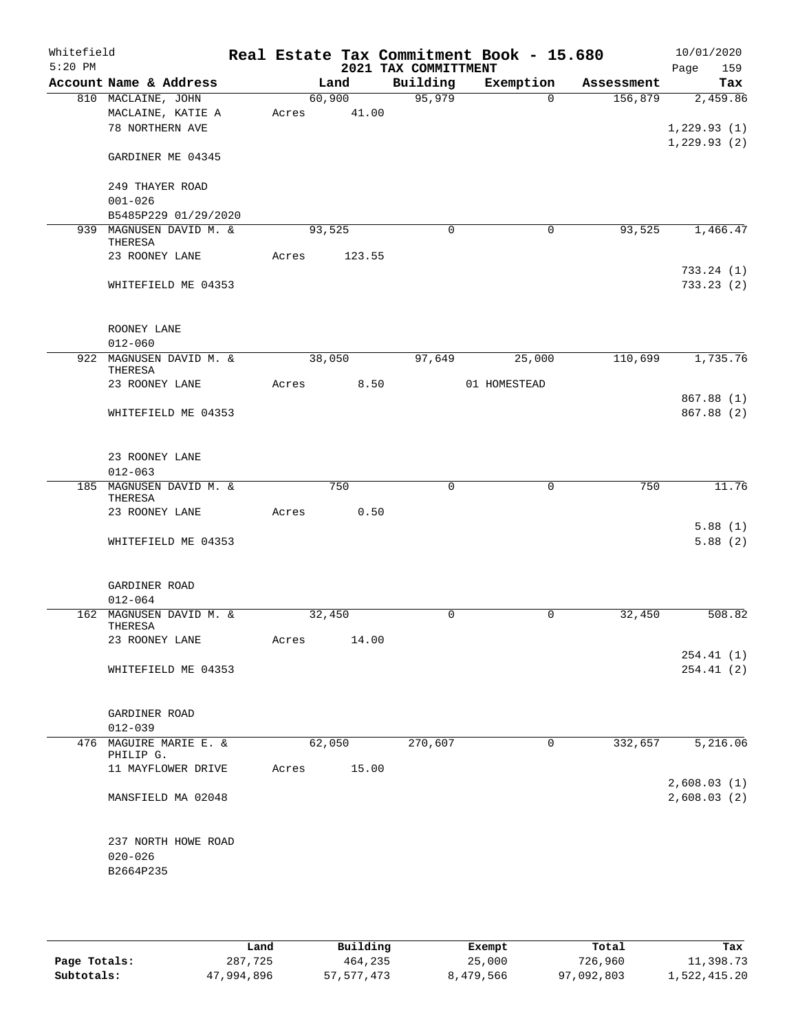Whitefield
5:20 PM

# Real Estate Tax Commitment Book - 15.680
## 2021 TAX COMMITTMENT

10/01/2020
Page 159

| Account Name & Address | Land | Building | Exemption | Assessment | Tax |
|---|---|---|---|---|---|
| 810 MACLAINE, JOHN | 60,900 | 95,979 | 0 | 156,879 | 2,459.86 |
| MACLAINE, KATIE A | Acres 41.00 | | | | |
| 78 NORTHERN AVE | | | | | 1,229.93 (1) |
| | | | | | 1,229.93 (2) |
| GARDINER ME 04345 | | | | | |
| 249 THAYER ROAD | | | | | |
| 001-026 | | | | | |
| B5485P229 01/29/2020 | | | | | |
| 939 MAGNUSEN DAVID M. & THERESA | 93,525 | 0 | 0 | 93,525 | 1,466.47 |
| 23 ROONEY LANE | Acres 123.55 | | | | |
| | | | | | 733.24 (1) |
| WHITEFIELD ME 04353 | | | | | 733.23 (2) |
| ROONEY LANE | | | | | |
| 012-060 | | | | | |
| 922 MAGNUSEN DAVID M. & THERESA | 38,050 | 97,649 | 25,000 | 110,699 | 1,735.76 |
| 23 ROONEY LANE | Acres 8.50 | | 01 HOMESTEAD | | |
| | | | | | 867.88 (1) |
| WHITEFIELD ME 04353 | | | | | 867.88 (2) |
| 23 ROONEY LANE | | | | | |
| 012-063 | | | | | |
| 185 MAGNUSEN DAVID M. & THERESA | 750 | 0 | 0 | 750 | 11.76 |
| 23 ROONEY LANE | Acres 0.50 | | | | |
| | | | | | 5.88 (1) |
| WHITEFIELD ME 04353 | | | | | 5.88 (2) |
| GARDINER ROAD | | | | | |
| 012-064 | | | | | |
| 162 MAGNUSEN DAVID M. & THERESA | 32,450 | 0 | 0 | 32,450 | 508.82 |
| 23 ROONEY LANE | Acres 14.00 | | | | |
| | | | | | 254.41 (1) |
| WHITEFIELD ME 04353 | | | | | 254.41 (2) |
| GARDINER ROAD | | | | | |
| 012-039 | | | | | |
| 476 MAGUIRE MARIE E. & PHILIP G. | 62,050 | 270,607 | 0 | 332,657 | 5,216.06 |
| 11 MAYFLOWER DRIVE | Acres 15.00 | | | | |
| | | | | | 2,608.03 (1) |
| MANSFIELD MA 02048 | | | | | 2,608.03 (2) |
| 237 NORTH HOWE ROAD | | | | | |
| 020-026 | | | | | |
| B2664P235 | | | | | |

| | Land | Building | Exempt | Total | Tax |
|---|---|---|---|---|---|
| Page Totals: | 287,725 | 464,235 | 25,000 | 726,960 | 11,398.73 |
| Subtotals: | 47,994,896 | 57,577,473 | 8,479,566 | 97,092,803 | 1,522,415.20 |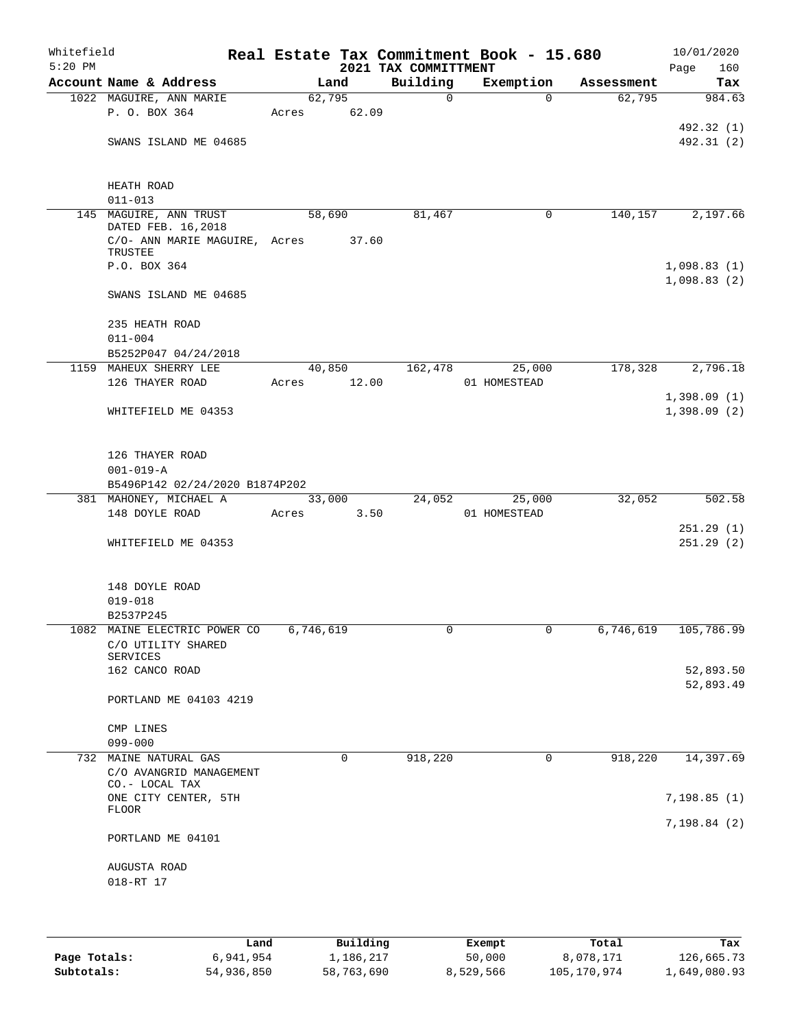Whitefield 5:20 PM

# Real Estate Tax Commitment Book - 15.680

## 2021 TAX COMMITTMENT

10/01/2020

| Account Name & Address | Land | Building | Exemption | Assessment | Tax |
|---|---|---|---|---|---|
| 1022 MAGUIRE, ANN MARIE | 62,795 | 0 | 0 | 62,795 | 984.63 |
| P. O. BOX 364 | Acres 62.09 | | | | |
| | | | | | 492.32 (1) |
| SWANS ISLAND ME 04685 | | | | | 492.31 (2) |
| HEATH ROAD | | | | | |
| 011-013 | | | | | |
| 145 MAGUIRE, ANN TRUST DATED FEB. 16,2018 | 58,690 | 81,467 | 0 | 140,157 | 2,197.66 |
| C/O- ANN MARIE MAGUIRE, TRUSTEE | Acres 37.60 | | | | |
| P.O. BOX 364 | | | | | 1,098.83 (1) |
| | | | | | 1,098.83 (2) |
| SWANS ISLAND ME 04685 | | | | | |
| 235 HEATH ROAD | | | | | |
| 011-004 | | | | | |
| B5252P047 04/24/2018 | | | | | |
| 1159 MAHEUX SHERRY LEE | 40,850 | 162,478 | 25,000 | 178,328 | 2,796.18 |
| 126 THAYER ROAD | Acres 12.00 | | 01 HOMESTEAD | | |
| | | | | | 1,398.09 (1) |
| WHITEFIELD ME 04353 | | | | | 1,398.09 (2) |
| 126 THAYER ROAD | | | | | |
| 001-019-A | | | | | |
| B5496P142 02/24/2020 B1874P202 | | | | | |
| 381 MAHONEY, MICHAEL A | 33,000 | 24,052 | 25,000 | 32,052 | 502.58 |
| 148 DOYLE ROAD | Acres 3.50 | | 01 HOMESTEAD | | |
| | | | | | 251.29 (1) |
| WHITEFIELD ME 04353 | | | | | 251.29 (2) |
| 148 DOYLE ROAD | | | | | |
| 019-018 | | | | | |
| B2537P245 | | | | | |
| 1082 MAINE ELECTRIC POWER CO | 6,746,619 | 0 | 0 | 6,746,619 | 105,786.99 |
| C/O UTILITY SHARED SERVICES | | | | | |
| 162 CANCO ROAD | | | | | 52,893.50 |
| | | | | | 52,893.49 |
| PORTLAND ME 04103 4219 | | | | | |
| CMP LINES | | | | | |
| 099-000 | | | | | |
| 732 MAINE NATURAL GAS | 0 | 918,220 | 0 | 918,220 | 14,397.69 |
| C/O AVANGRID MANAGEMENT CO.- LOCAL TAX | | | | | |
| ONE CITY CENTER, 5TH FLOOR | | | | | 7,198.85 (1) |
| | | | | | 7,198.84 (2) |
| PORTLAND ME 04101 | | | | | |
| AUGUSTA ROAD | | | | | |
| 018-RT 17 | | | | | |

| | Land | Building | Exempt | Total | Tax |
|---|---|---|---|---|---|
| Page Totals: | 6,941,954 | 1,186,217 | 50,000 | 8,078,171 | 126,665.73 |
| Subtotals: | 54,936,850 | 58,763,690 | 8,529,566 | 105,170,974 | 1,649,080.93 |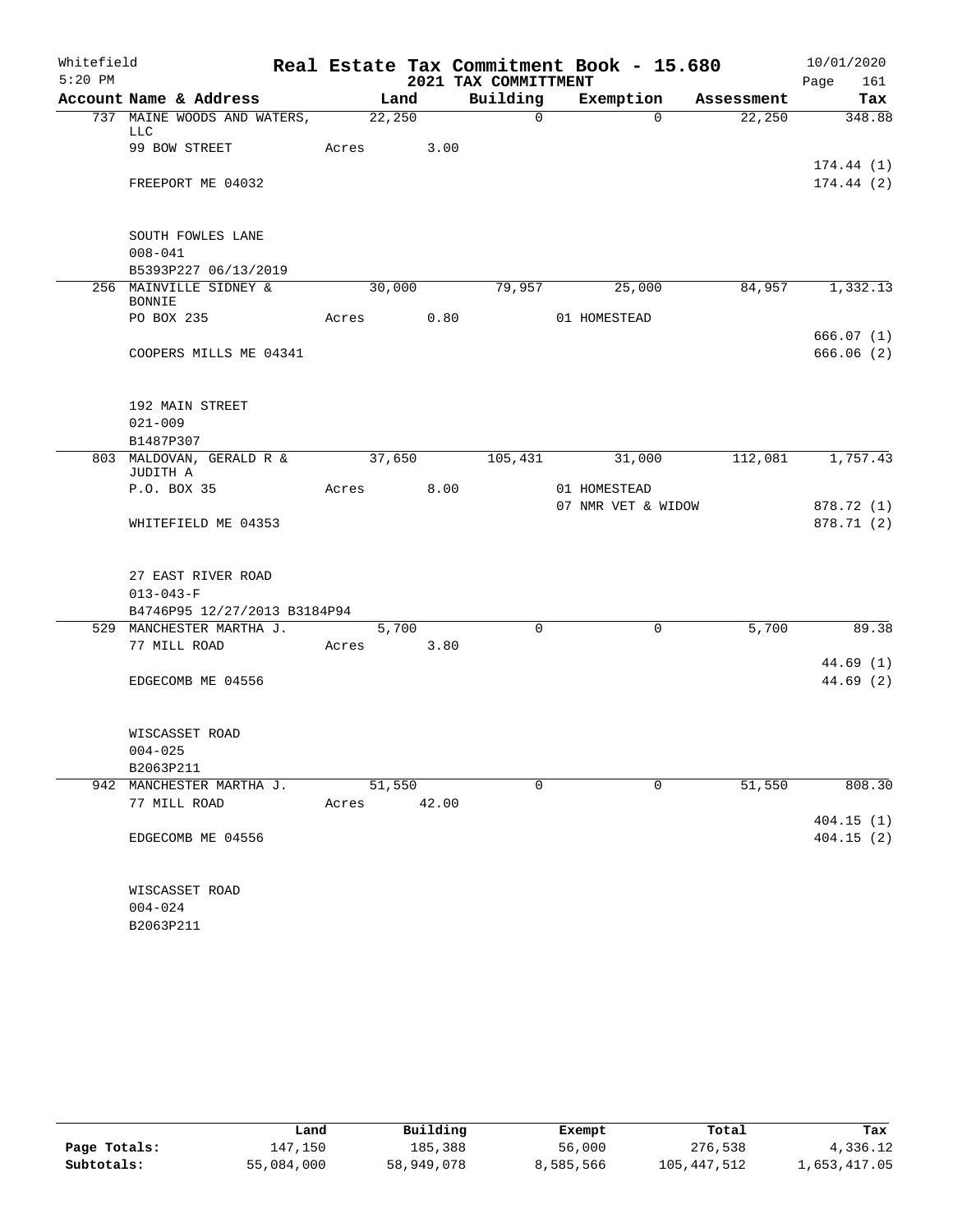# Real Estate Tax Commitment Book - 15.680

Whitefield
5:20 PM

2021 TAX COMMITTMENT

10/01/2020

| Account Name & Address | Land | Building | Exemption | Assessment | Tax |
|---|---|---|---|---|---|
| 737 MAINE WOODS AND WATERS, LLC | 22,250 | 0 | 0 | 22,250 | 348.88 |
| 99 BOW STREET | Acres 3.00 | | | | |
| | | | | | 174.44 (1) |
| FREEPORT ME 04032 | | | | | 174.44 (2) |
| SOUTH FOWLES LANE | | | | | |
| 008-041 | | | | | |
| B5393P227 06/13/2019 | | | | | |
| 256 MAINVILLE SIDNEY & BONNIE | 30,000 | 79,957 | 25,000 | 84,957 | 1,332.13 |
| PO BOX 235 | Acres 0.80 | | 01 HOMESTEAD | | |
| | | | | | 666.07 (1) |
| COOPERS MILLS ME 04341 | | | | | 666.06 (2) |
| 192 MAIN STREET | | | | | |
| 021-009 | | | | | |
| B1487P307 | | | | | |
| 803 MALDOVAN, GERALD R & JUDITH A | 37,650 | 105,431 | 31,000 | 112,081 | 1,757.43 |
| P.O. BOX 35 | Acres 8.00 | | 01 HOMESTEAD | | |
| | | | 07 NMR VET & WIDOW | | 878.72 (1) |
| WHITEFIELD ME 04353 | | | | | 878.71 (2) |
| 27 EAST RIVER ROAD | | | | | |
| 013-043-F | | | | | |
| B4746P95 12/27/2013 B3184P94 | | | | | |
| 529 MANCHESTER MARTHA J. | 5,700 | 0 | 0 | 5,700 | 89.38 |
| 77 MILL ROAD | Acres 3.80 | | | | |
| | | | | | 44.69 (1) |
| EDGECOMB ME 04556 | | | | | 44.69 (2) |
| WISCASSET ROAD | | | | | |
| 004-025 | | | | | |
| B2063P211 | | | | | |
| 942 MANCHESTER MARTHA J. | 51,550 | 0 | 0 | 51,550 | 808.30 |
| 77 MILL ROAD | Acres 42.00 | | | | |
| | | | | | 404.15 (1) |
| EDGECOMB ME 04556 | | | | | 404.15 (2) |
| WISCASSET ROAD | | | | | |
| 004-024 | | | | | |
| B2063P211 | | | | | |

| | Land | Building | Exempt | Total | Tax |
|---|---|---|---|---|---|
| Page Totals: | 147,150 | 185,388 | 56,000 | 276,538 | 4,336.12 |
| Subtotals: | 55,084,000 | 58,949,078 | 8,585,566 | 105,447,512 | 1,653,417.05 |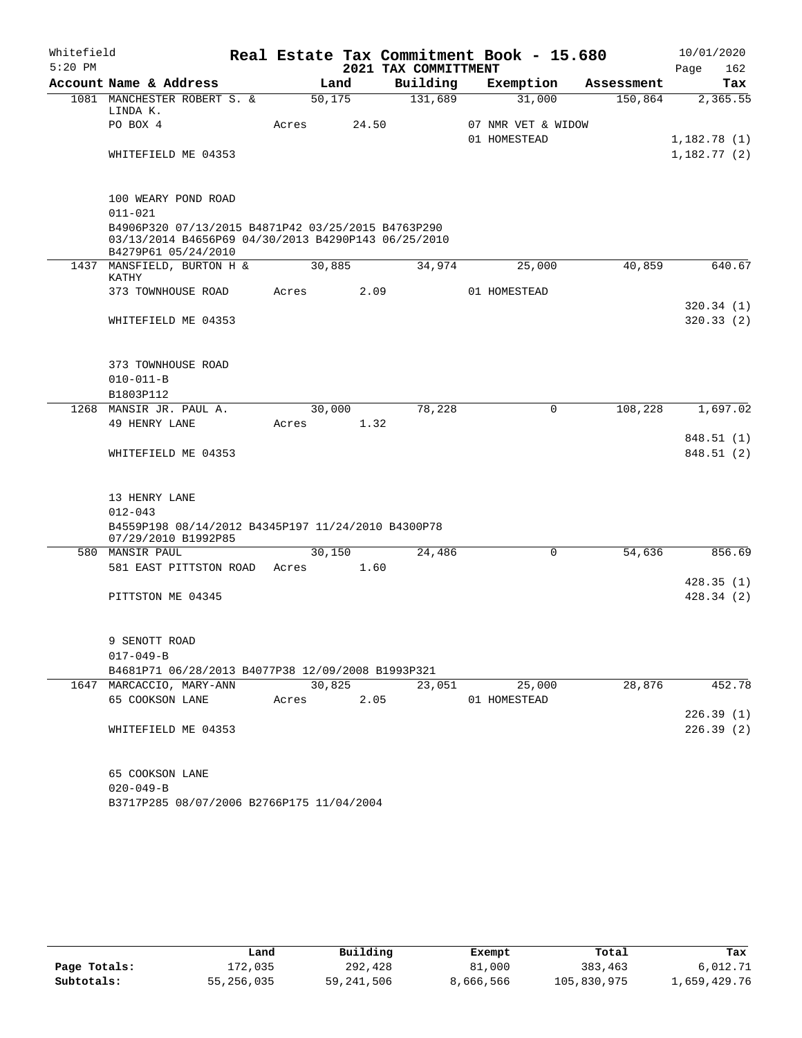Whitefield 5:20 PM

**Real Estate Tax Commitment Book - 15.680**

**2021 TAX COMMITTMENT**

10/01/2020

| Account Name & Address | Land | Building | Exemption | Assessment | Tax |
|---|---|---|---|---|---|
| 1081 MANCHESTER ROBERT S. & LINDA K. | 50,175 | 131,689 | 31,000 | 150,864 | 2,365.55 |
| PO BOX 4 | Acres 24.50 | | 07 NMR VET & WIDOW | | |
| | | | 01 HOMESTEAD | | 1,182.78 (1) |
| WHITEFIELD ME 04353 | | | | | 1,182.77 (2) |
| 100 WEARY POND ROAD | | | | | |
| 011-021 | | | | | |
| B4906P320 07/13/2015 B4871P42 03/25/2015 B4763P290 03/13/2014 B4656P69 04/30/2013 B4290P143 06/25/2010 B4279P61 05/24/2010 | | | | | |
| 1437 MANSFIELD, BURTON H & KATHY | 30,885 | 34,974 | 25,000 | 40,859 | 640.67 |
| 373 TOWNHOUSE ROAD | Acres 2.09 | | 01 HOMESTEAD | | |
| | | | | | 320.34 (1) |
| WHITEFIELD ME 04353 | | | | | 320.33 (2) |
| 373 TOWNHOUSE ROAD | | | | | |
| 010-011-B | | | | | |
| B1803P112 | | | | | |
| 1268 MANSIR JR. PAUL A. | 30,000 | 78,228 | 0 | 108,228 | 1,697.02 |
| 49 HENRY LANE | Acres 1.32 | | | | |
| | | | | | 848.51 (1) |
| WHITEFIELD ME 04353 | | | | | 848.51 (2) |
| 13 HENRY LANE | | | | | |
| 012-043 | | | | | |
| B4559P198 08/14/2012 B4345P197 11/24/2010 B4300P78 07/29/2010 B1992P85 | | | | | |
| 580 MANSIR PAUL | 30,150 | 24,486 | 0 | 54,636 | 856.69 |
| 581 EAST PITTSTON ROAD | Acres 1.60 | | | | |
| | | | | | 428.35 (1) |
| PITTSTON ME 04345 | | | | | 428.34 (2) |
| 9 SENOTT ROAD | | | | | |
| 017-049-B | | | | | |
| B4681P71 06/28/2013 B4077P38 12/09/2008 B1993P321 | | | | | |
| 1647 MARCACCIO, MARY-ANN | 30,825 | 23,051 | 25,000 | 28,876 | 452.78 |
| 65 COOKSON LANE | Acres 2.05 | | 01 HOMESTEAD | | |
| | | | | | 226.39 (1) |
| WHITEFIELD ME 04353 | | | | | 226.39 (2) |
| 65 COOKSON LANE | | | | | |
| 020-049-B | | | | | |
| B3717P285 08/07/2006 B2766P175 11/04/2004 | | | | | |

| | Land | Building | Exempt | Total | Tax |
|---|---|---|---|---|---|
| Page Totals: | 172,035 | 292,428 | 81,000 | 383,463 | 6,012.71 |
| Subtotals: | 55,256,035 | 59,241,506 | 8,666,566 | 105,830,975 | 1,659,429.76 |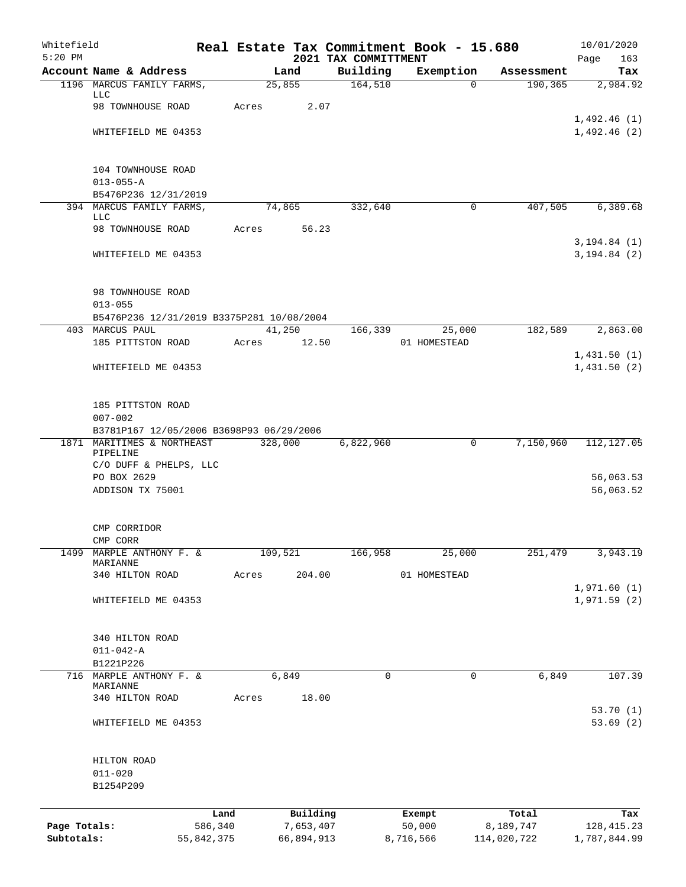Whitefield
5:20 PM

# Real Estate Tax Commitment Book - 15.680
## 2021 TAX COMMITTMENT

10/01/2020

| Account | Name & Address | Land | Building | Exemption | Assessment | Tax |
|---|---|---|---|---|---|---|
| 1196 | MARCUS FAMILY FARMS, LLC | 25,855 | 164,510 | 0 | 190,365 | 2,984.92 |
| | 98 TOWNHOUSE ROAD | Acres 2.07 | | | | |
| | | | | | | 1,492.46 (1) |
| | WHITEFIELD ME 04353 | | | | | 1,492.46 (2) |
| | 104 TOWNHOUSE ROAD | | | | | |
| | 013-055-A | | | | | |
| | B5476P236 12/31/2019 | | | | | |
| 394 | MARCUS FAMILY FARMS, LLC | 74,865 | 332,640 | 0 | 407,505 | 6,389.68 |
| | 98 TOWNHOUSE ROAD | Acres 56.23 | | | | |
| | | | | | | 3,194.84 (1) |
| | WHITEFIELD ME 04353 | | | | | 3,194.84 (2) |
| | 98 TOWNHOUSE ROAD | | | | | |
| | 013-055 | | | | | |
| | B5476P236 12/31/2019 B3375P281 10/08/2004 | | | | | |
| 403 | MARCUS PAUL | 41,250 | 166,339 | 25,000 | 182,589 | 2,863.00 |
| | 185 PITTSTON ROAD | Acres 12.50 | | 01 HOMESTEAD | | |
| | | | | | | 1,431.50 (1) |
| | WHITEFIELD ME 04353 | | | | | 1,431.50 (2) |
| | 185 PITTSTON ROAD | | | | | |
| | 007-002 | | | | | |
| | B3781P167 12/05/2006 B3698P93 06/29/2006 | | | | | |
| 1871 | MARITIMES & NORTHEAST PIPELINE | 328,000 | 6,822,960 | 0 | 7,150,960 | 112,127.05 |
| | C/O DUFF & PHELPS, LLC | | | | | |
| | PO BOX 2629 | | | | | 56,063.53 |
| | ADDISON TX 75001 | | | | | 56,063.52 |
| | CMP CORRIDOR | | | | | |
| | CMP CORR | | | | | |
| 1499 | MARPLE ANTHONY F. & MARIANNE | 109,521 | 166,958 | 25,000 | 251,479 | 3,943.19 |
| | 340 HILTON ROAD | Acres 204.00 | | 01 HOMESTEAD | | |
| | | | | | | 1,971.60 (1) |
| | WHITEFIELD ME 04353 | | | | | 1,971.59 (2) |
| | 340 HILTON ROAD | | | | | |
| | 011-042-A | | | | | |
| | B1221P226 | | | | | |
| 716 | MARPLE ANTHONY F. & MARIANNE | 6,849 | 0 | 0 | 6,849 | 107.39 |
| | 340 HILTON ROAD | Acres 18.00 | | | | |
| | | | | | | 53.70 (1) |
| | WHITEFIELD ME 04353 | | | | | 53.69 (2) |
| | HILTON ROAD | | | | | |
| | 011-020 | | | | | |
| | B1254P209 | | | | | |

| | Land | Building | Exempt | Total | Tax |
|---|---|---|---|---|---|
| Page Totals: | 586,340 | 7,653,407 | 50,000 | 8,189,747 | 128,415.23 |
| Subtotals: | 55,842,375 | 66,894,913 | 8,716,566 | 114,020,722 | 1,787,844.99 |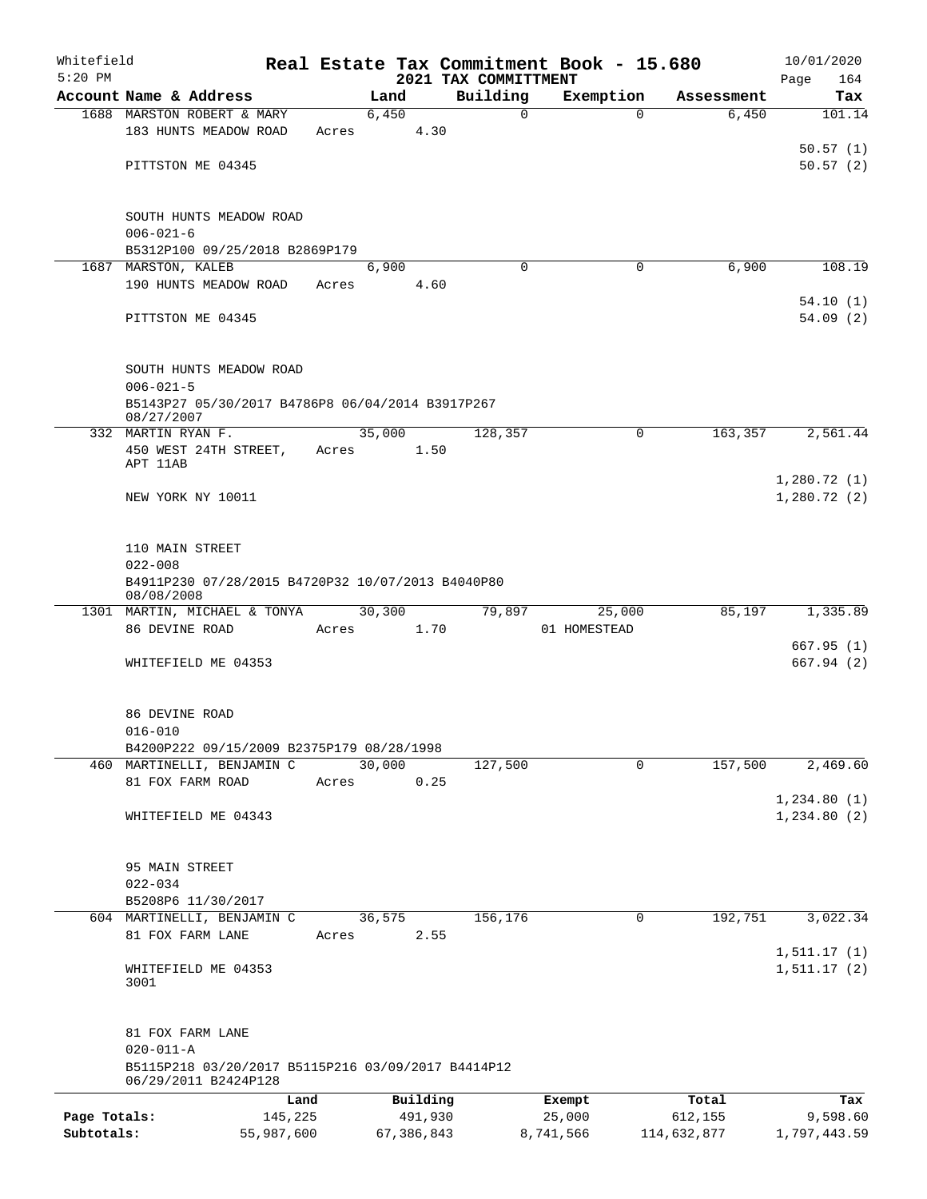# Real Estate Tax Commitment Book - 15.680

Whitefield 5:20 PM — 2021 TAX COMMITTMENT — 10/01/2020

| Account Name & Address | Land | Building | Exemption | Assessment | Tax |
|---|---|---|---|---|---|
| 1688 MARSTON ROBERT & MARY | 6,450 | 0 | 0 | 6,450 | 101.14 |
| 183 HUNTS MEADOW ROAD | Acres 4.30 | | | | |
| | | | | | 50.57 (1) |
| PITTSTON ME 04345 | | | | | 50.57 (2) |
| SOUTH HUNTS MEADOW ROAD | | | | | |
| 006-021-6 | | | | | |
| B5312P100 09/25/2018 B2869P179 | | | | | |
| 1687 MARSTON, KALEB | 6,900 | 0 | 0 | 6,900 | 108.19 |
| 190 HUNTS MEADOW ROAD | Acres 4.60 | | | | |
| | | | | | 54.10 (1) |
| PITTSTON ME 04345 | | | | | 54.09 (2) |
| SOUTH HUNTS MEADOW ROAD | | | | | |
| 006-021-5 | | | | | |
| B5143P27 05/30/2017 B4786P8 06/04/2014 B3917P267 08/27/2007 | | | | | |
| 332 MARTIN RYAN F. | 35,000 | 128,357 | 0 | 163,357 | 2,561.44 |
| 450 WEST 24TH STREET, APT 11AB | Acres 1.50 | | | | |
| | | | | | 1,280.72 (1) |
| NEW YORK NY 10011 | | | | | 1,280.72 (2) |
| 110 MAIN STREET | | | | | |
| 022-008 | | | | | |
| B4911P230 07/28/2015 B4720P32 10/07/2013 B4040P80 08/08/2008 | | | | | |
| 1301 MARTIN, MICHAEL & TONYA | 30,300 | 79,897 | 25,000 | 85,197 | 1,335.89 |
| 86 DEVINE ROAD | Acres 1.70 | | 01 HOMESTEAD | | |
| | | | | | 667.95 (1) |
| WHITEFIELD ME 04353 | | | | | 667.94 (2) |
| 86 DEVINE ROAD | | | | | |
| 016-010 | | | | | |
| B4200P222 09/15/2009 B2375P179 08/28/1998 | | | | | |
| 460 MARTINELLI, BENJAMIN C | 30,000 | 127,500 | 0 | 157,500 | 2,469.60 |
| 81 FOX FARM ROAD | Acres 0.25 | | | | |
| | | | | | 1,234.80 (1) |
| WHITEFIELD ME 04343 | | | | | 1,234.80 (2) |
| 95 MAIN STREET | | | | | |
| 022-034 | | | | | |
| B5208P6 11/30/2017 | | | | | |
| 604 MARTINELLI, BENJAMIN C | 36,575 | 156,176 | 0 | 192,751 | 3,022.34 |
| 81 FOX FARM LANE | Acres 2.55 | | | | |
| | | | | | 1,511.17 (1) |
| WHITEFIELD ME 04353 3001 | | | | | 1,511.17 (2) |
| 81 FOX FARM LANE | | | | | |
| 020-011-A | | | | | |
| B5115P218 03/20/2017 B5115P216 03/09/2017 B4414P12 06/29/2011 B2424P128 | | | | | |

| | Land | Building | Exempt | Total | Tax |
|---|---|---|---|---|---|
| Page Totals: | 145,225 | 491,930 | 25,000 | 612,155 | 9,598.60 |
| Subtotals: | 55,987,600 | 67,386,843 | 8,741,566 | 114,632,877 | 1,797,443.59 |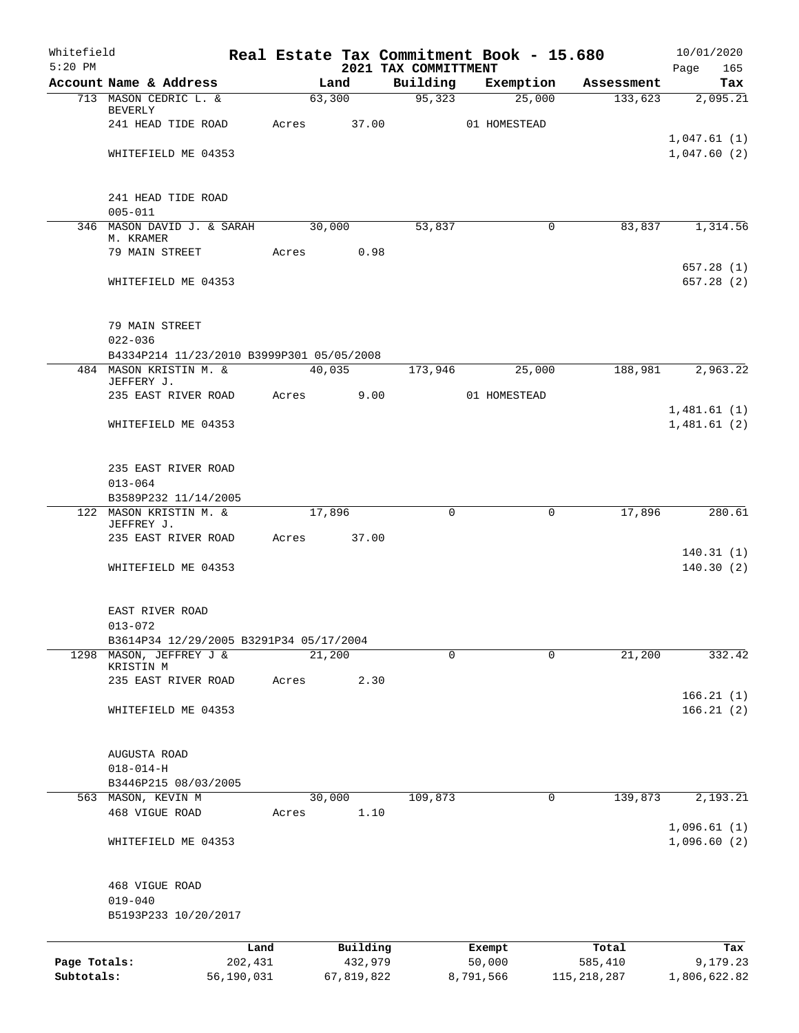Whitefield
5:20 PM

# Real Estate Tax Commitment Book - 15.680
## 2021 TAX COMMITTMENT

10/01/2020
Page 165

| Account Name & Address | Land | Building | Exemption | Assessment | Tax |
|---|---|---|---|---|---|
| 713 MASON CEDRIC L. & BEVERLY | 63,300 | 95,323 | 25,000 | 133,623 | 2,095.21 |
| 241 HEAD TIDE ROAD | Acres 37.00 | | 01 HOMESTEAD | | |
| | | | | | 1,047.61 (1) |
| WHITEFIELD ME 04353 | | | | | 1,047.60 (2) |
| 241 HEAD TIDE ROAD | | | | | |
| 005-011 | | | | | |
| 346 MASON DAVID J. & SARAH M. KRAMER | 30,000 | 53,837 | 0 | 83,837 | 1,314.56 |
| 79 MAIN STREET | Acres 0.98 | | | | |
| | | | | | 657.28 (1) |
| WHITEFIELD ME 04353 | | | | | 657.28 (2) |
| 79 MAIN STREET | | | | | |
| 022-036 | | | | | |
| B4334P214 11/23/2010 B3999P301 05/05/2008 | | | | | |
| 484 MASON KRISTIN M. & JEFFERY J. | 40,035 | 173,946 | 25,000 | 188,981 | 2,963.22 |
| 235 EAST RIVER ROAD | Acres 9.00 | | 01 HOMESTEAD | | |
| | | | | | 1,481.61 (1) |
| WHITEFIELD ME 04353 | | | | | 1,481.61 (2) |
| 235 EAST RIVER ROAD | | | | | |
| 013-064 | | | | | |
| B3589P232 11/14/2005 | | | | | |
| 122 MASON KRISTIN M. & JEFFREY J. | 17,896 | 0 | 0 | 17,896 | 280.61 |
| 235 EAST RIVER ROAD | Acres 37.00 | | | | |
| | | | | | 140.31 (1) |
| WHITEFIELD ME 04353 | | | | | 140.30 (2) |
| EAST RIVER ROAD | | | | | |
| 013-072 | | | | | |
| B3614P34 12/29/2005 B3291P34 05/17/2004 | | | | | |
| 1298 MASON, JEFFREY J & KRISTIN M | 21,200 | 0 | 0 | 21,200 | 332.42 |
| 235 EAST RIVER ROAD | Acres 2.30 | | | | |
| | | | | | 166.21 (1) |
| WHITEFIELD ME 04353 | | | | | 166.21 (2) |
| AUGUSTA ROAD | | | | | |
| 018-014-H | | | | | |
| B3446P215 08/03/2005 | | | | | |
| 563 MASON, KEVIN M | 30,000 | 109,873 | 0 | 139,873 | 2,193.21 |
| 468 VIGUE ROAD | Acres 1.10 | | | | |
| | | | | | 1,096.61 (1) |
| WHITEFIELD ME 04353 | | | | | 1,096.60 (2) |
| 468 VIGUE ROAD | | | | | |
| 019-040 | | | | | |
| B5193P233 10/20/2017 | | | | | |

| | Land | Building | Exempt | Total | Tax |
|---|---|---|---|---|---|
| Page Totals: | 202,431 | 432,979 | 50,000 | 585,410 | 9,179.23 |
| Subtotals: | 56,190,031 | 67,819,822 | 8,791,566 | 115,218,287 | 1,806,622.82 |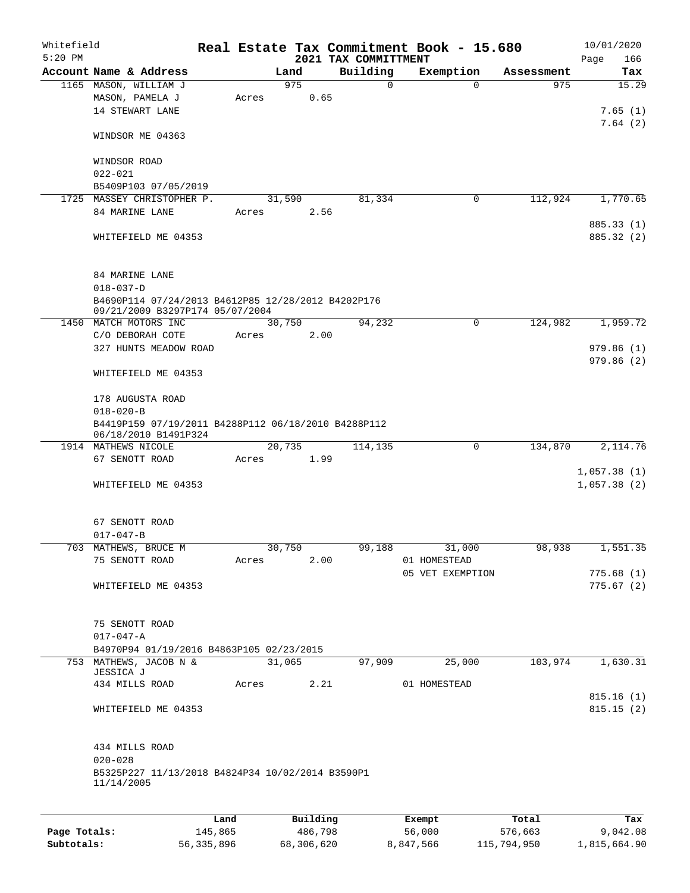Whitefield
5:20 PM

# Real Estate Tax Commitment Book - 15.680
## 2021 TAX COMMITTMENT

10/01/2020

| Account Name & Address | Land | Building | Exemption | Assessment | Tax |
|---|---|---|---|---|---|
| 1165 MASON, WILLIAM J | 975 | 0 | 0 | 975 | 15.29 |
| MASON, PAMELA J | Acres 0.65 | | | | |
| 14 STEWART LANE | | | | | 7.65 (1) |
| | | | | | 7.64 (2) |
| WINDSOR ME 04363 | | | | | |
| WINDSOR ROAD | | | | | |
| 022-021 | | | | | |
| B5409P103 07/05/2019 | | | | | |
| 1725 MASSEY CHRISTOPHER P. | 31,590 | 81,334 | 0 | 112,924 | 1,770.65 |
| 84 MARINE LANE | Acres 2.56 | | | | |
| | | | | | 885.33 (1) |
| WHITEFIELD ME 04353 | | | | | 885.32 (2) |
| 84 MARINE LANE | | | | | |
| 018-037-D | | | | | |
| B4690P114 07/24/2013 B4612P85 12/28/2012 B4202P176 09/21/2009 B3297P174 05/07/2004 | | | | | |
| 1450 MATCH MOTORS INC | 30,750 | 94,232 | 0 | 124,982 | 1,959.72 |
| C/O DEBORAH COTE | Acres 2.00 | | | | |
| 327 HUNTS MEADOW ROAD | | | | | 979.86 (1) |
| | | | | | 979.86 (2) |
| WHITEFIELD ME 04353 | | | | | |
| 178 AUGUSTA ROAD | | | | | |
| 018-020-B | | | | | |
| B4419P159 07/19/2011 B4288P112 06/18/2010 B4288P112 06/18/2010 B1491P324 | | | | | |
| 1914 MATHEWS NICOLE | 20,735 | 114,135 | 0 | 134,870 | 2,114.76 |
| 67 SENOTT ROAD | Acres 1.99 | | | | |
| | | | | | 1,057.38 (1) |
| WHITEFIELD ME 04353 | | | | | 1,057.38 (2) |
| 67 SENOTT ROAD | | | | | |
| 017-047-B | | | | | |
| 703 MATHEWS, BRUCE M | 30,750 | 99,188 | 31,000 | 98,938 | 1,551.35 |
| 75 SENOTT ROAD | Acres 2.00 | | 01 HOMESTEAD | | |
| | | | 05 VET EXEMPTION | | 775.68 (1) |
| WHITEFIELD ME 04353 | | | | | 775.67 (2) |
| 75 SENOTT ROAD | | | | | |
| 017-047-A | | | | | |
| B4970P94 01/19/2016 B4863P105 02/23/2015 | | | | | |
| 753 MATHEWS, JACOB N & JESSICA J | 31,065 | 97,909 | 25,000 | 103,974 | 1,630.31 |
| 434 MILLS ROAD | Acres 2.21 | | 01 HOMESTEAD | | |
| | | | | | 815.16 (1) |
| WHITEFIELD ME 04353 | | | | | 815.15 (2) |
| 434 MILLS ROAD | | | | | |
| 020-028 | | | | | |
| B5325P227 11/13/2018 B4824P34 10/02/2014 B3590P1 11/14/2005 | | | | | |

| | Land | Building | Exempt | Total | Tax |
|---|---|---|---|---|---|
| Page Totals: | 145,865 | 486,798 | 56,000 | 576,663 | 9,042.08 |
| Subtotals: | 56,335,896 | 68,306,620 | 8,847,566 | 115,794,950 | 1,815,664.90 |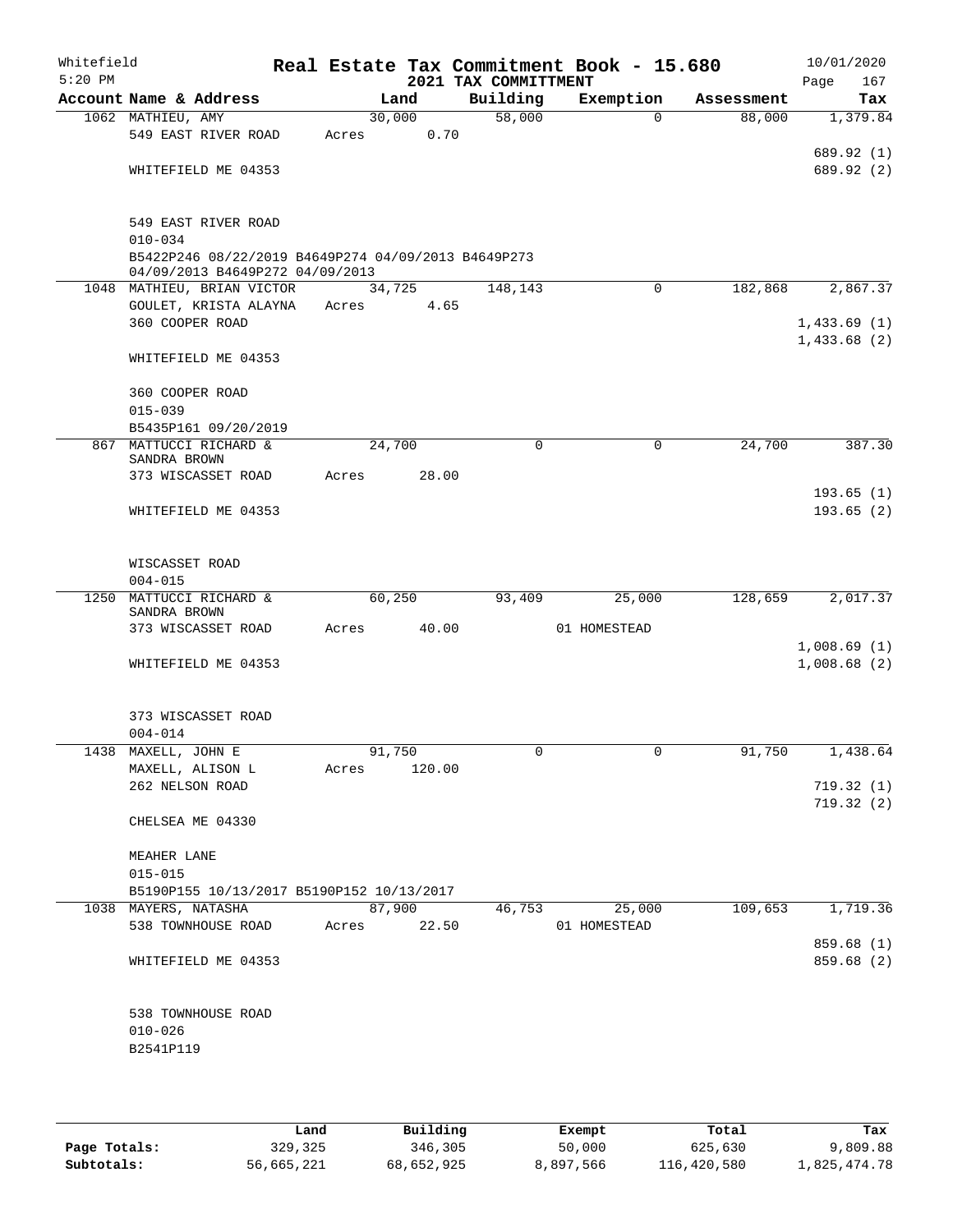Whitefield
5:20 PM

# Real Estate Tax Commitment Book - 15.680

## 2021 TAX COMMITTMENT

10/01/2020
Page 167

| Account Name & Address | Land | Building | Exemption | Assessment | Tax |
|---|---|---|---|---|---|
| 1062 MATHIEU, AMY | 30,000 | 58,000 | 0 | 88,000 | 1,379.84 |
| 549 EAST RIVER ROAD | Acres 0.70 | | | | |
| | | | | | 689.92 (1) |
| WHITEFIELD ME 04353 | | | | | 689.92 (2) |
| 549 EAST RIVER ROAD | | | | | |
| 010-034 | | | | | |
| B5422P246 08/22/2019 B4649P274 04/09/2013 B4649P273 04/09/2013 B4649P272 04/09/2013 | | | | | |
| 1048 MATHIEU, BRIAN VICTOR | 34,725 | 148,143 | 0 | 182,868 | 2,867.37 |
| GOULET, KRISTA ALAYNA | Acres 4.65 | | | | |
| 360 COOPER ROAD | | | | | 1,433.69 (1) |
| | | | | | 1,433.68 (2) |
| WHITEFIELD ME 04353 | | | | | |
| 360 COOPER ROAD | | | | | |
| 015-039 | | | | | |
| B5435P161 09/20/2019 | | | | | |
| 867 MATTUCCI RICHARD & SANDRA BROWN | 24,700 | 0 | 0 | 24,700 | 387.30 |
| 373 WISCASSET ROAD | Acres 28.00 | | | | |
| | | | | | 193.65 (1) |
| WHITEFIELD ME 04353 | | | | | 193.65 (2) |
| WISCASSET ROAD | | | | | |
| 004-015 | | | | | |
| 1250 MATTUCCI RICHARD & SANDRA BROWN | 60,250 | 93,409 | 25,000 | 128,659 | 2,017.37 |
| 373 WISCASSET ROAD | Acres 40.00 | | 01 HOMESTEAD | | |
| | | | | | 1,008.69 (1) |
| WHITEFIELD ME 04353 | | | | | 1,008.68 (2) |
| 373 WISCASSET ROAD | | | | | |
| 004-014 | | | | | |
| 1438 MAXELL, JOHN E | 91,750 | 0 | 0 | 91,750 | 1,438.64 |
| MAXELL, ALISON L | Acres 120.00 | | | | |
| 262 NELSON ROAD | | | | | 719.32 (1) |
| | | | | | 719.32 (2) |
| CHELSEA ME 04330 | | | | | |
| MEAHER LANE | | | | | |
| 015-015 | | | | | |
| B5190P155 10/13/2017 B5190P152 10/13/2017 | | | | | |
| 1038 MAYERS, NATASHA | 87,900 | 46,753 | 25,000 | 109,653 | 1,719.36 |
| 538 TOWNHOUSE ROAD | Acres 22.50 | | 01 HOMESTEAD | | |
| | | | | | 859.68 (1) |
| WHITEFIELD ME 04353 | | | | | 859.68 (2) |
| 538 TOWNHOUSE ROAD | | | | | |
| 010-026 | | | | | |
| B2541P119 | | | | | |

| | Land | Building | Exempt | Total | Tax |
|---|---|---|---|---|---|
| Page Totals: | 329,325 | 346,305 | 50,000 | 625,630 | 9,809.88 |
| Subtotals: | 56,665,221 | 68,652,925 | 8,897,566 | 116,420,580 | 1,825,474.78 |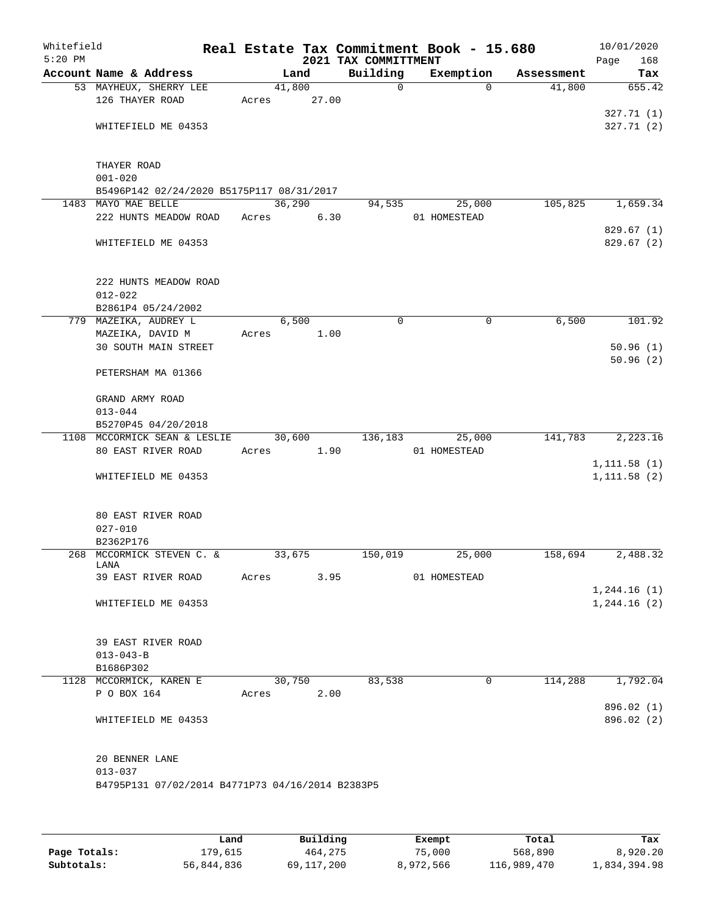Whitefield
5:20 PM

# Real Estate Tax Commitment Book - 15.680
## 2021 TAX COMMITTMENT

10/01/2020

| Account Name & Address | Land | Building | Exemption | Assessment | Tax |
|---|---|---|---|---|---|
| 53 MAYHEUX, SHERRY LEE<br>126 THAYER ROAD<br><br>WHITEFIELD ME 04353<br><br>THAYER ROAD<br>001-020<br>B5496P142 02/24/2020 B5175P117 08/31/2017 | 41,800<br>Acres 27.00 | 0 | 0 | 41,800 | 655.42<br><br>327.71 (1)<br>327.71 (2) |
| 1483 MAYO MAE BELLE<br>222 HUNTS MEADOW ROAD<br><br>WHITEFIELD ME 04353<br><br>222 HUNTS MEADOW ROAD<br>012-022<br>B2861P4 05/24/2002 | 36,290<br>Acres 6.30 | 94,535 | 25,000<br>01 HOMESTEAD | 105,825 | 1,659.34<br><br>829.67 (1)<br>829.67 (2) |
| 779 MAZEIKA, AUDREY L<br>MAZEIKA, DAVID M<br>30 SOUTH MAIN STREET<br><br>PETERSHAM MA 01366<br><br>GRAND ARMY ROAD<br>013-044<br>B5270P45 04/20/2018 | 6,500<br>Acres 1.00 | 0 | 0 | 6,500 | 101.92<br><br>50.96 (1)<br>50.96 (2) |
| 1108 MCCORMICK SEAN & LESLIE<br>80 EAST RIVER ROAD<br><br>WHITEFIELD ME 04353<br><br>80 EAST RIVER ROAD<br>027-010<br>B2362P176 | 30,600<br>Acres 1.90 | 136,183 | 25,000<br>01 HOMESTEAD | 141,783 | 2,223.16<br><br>1,111.58 (1)<br>1,111.58 (2) |
| 268 MCCORMICK STEVEN C. & LANA<br>39 EAST RIVER ROAD<br><br>WHITEFIELD ME 04353<br><br>39 EAST RIVER ROAD<br>013-043-B<br>B1686P302 | 33,675<br>Acres 3.95 | 150,019 | 25,000<br>01 HOMESTEAD | 158,694 | 2,488.32<br><br>1,244.16 (1)<br>1,244.16 (2) |
| 1128 MCCORMICK, KAREN E<br>P O BOX 164<br><br>WHITEFIELD ME 04353<br><br>20 BENNER LANE<br>013-037<br>B4795P131 07/02/2014 B4771P73 04/16/2014 B2383P5 | 30,750<br>Acres 2.00 | 83,538 | 0 | 114,288 | 1,792.04<br><br>896.02 (1)<br>896.02 (2) |

| | Land | Building | Exempt | Total | Tax |
|---|---|---|---|---|---|
| Page Totals: | 179,615 | 464,275 | 75,000 | 568,890 | 8,920.20 |
| Subtotals: | 56,844,836 | 69,117,200 | 8,972,566 | 116,989,470 | 1,834,394.98 |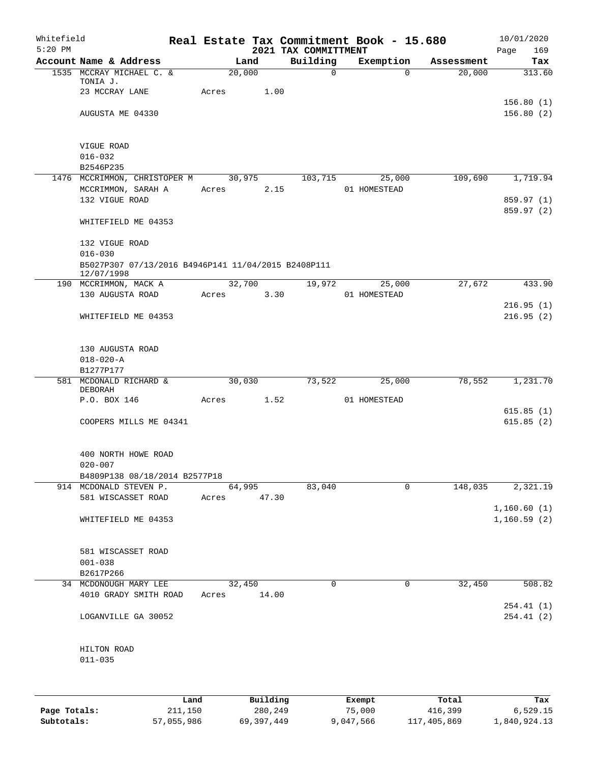Whitefield
5:20 PM

# Real Estate Tax Commitment Book - 15.680
## 2021 TAX COMMITTMENT

10/01/2020

| Account Name & Address | Land | Building | Exemption | Assessment | Tax |
|---|---|---|---|---|---|
| 1535 MCCRAY MICHAEL C. & TONIA J. | 20,000 | 0 | 0 | 20,000 | 313.60 |
| 23 MCCRAY LANE | Acres 1.00 | | | | |
| | | | | | 156.80 (1) |
| AUGUSTA ME 04330 | | | | | 156.80 (2) |
| VIGUE ROAD | | | | | |
| 016-032 | | | | | |
| B2546P235 | | | | | |
| 1476 MCCRIMMON, CHRISTOPER M | 30,975 | 103,715 | 25,000 | 109,690 | 1,719.94 |
| MCCRIMMON, SARAH A | Acres 2.15 | | 01 HOMESTEAD | | |
| 132 VIGUE ROAD | | | | | 859.97 (1) |
| | | | | | 859.97 (2) |
| WHITEFIELD ME 04353 | | | | | |
| 132 VIGUE ROAD | | | | | |
| 016-030 | | | | | |
| B5027P307 07/13/2016 B4946P141 11/04/2015 B2408P111 12/07/1998 | | | | | |
| 190 MCCRIMMON, MACK A | 32,700 | 19,972 | 25,000 | 27,672 | 433.90 |
| 130 AUGUSTA ROAD | Acres 3.30 | | 01 HOMESTEAD | | |
| | | | | | 216.95 (1) |
| WHITEFIELD ME 04353 | | | | | 216.95 (2) |
| 130 AUGUSTA ROAD | | | | | |
| 018-020-A | | | | | |
| B1277P177 | | | | | |
| 581 MCDONALD RICHARD & DEBORAH | 30,030 | 73,522 | 25,000 | 78,552 | 1,231.70 |
| P.O. BOX 146 | Acres 1.52 | | 01 HOMESTEAD | | |
| | | | | | 615.85 (1) |
| COOPERS MILLS ME 04341 | | | | | 615.85 (2) |
| 400 NORTH HOWE ROAD | | | | | |
| 020-007 | | | | | |
| B4809P138 08/18/2014 B2577P18 | | | | | |
| 914 MCDONALD STEVEN P. | 64,995 | 83,040 | 0 | 148,035 | 2,321.19 |
| 581 WISCASSET ROAD | Acres 47.30 | | | | |
| | | | | | 1,160.60 (1) |
| WHITEFIELD ME 04353 | | | | | 1,160.59 (2) |
| 581 WISCASSET ROAD | | | | | |
| 001-038 | | | | | |
| B2617P266 | | | | | |
| 34 MCDONOUGH MARY LEE | 32,450 | 0 | 0 | 32,450 | 508.82 |
| 4010 GRADY SMITH ROAD | Acres 14.00 | | | | |
| | | | | | 254.41 (1) |
| LOGANVILLE GA 30052 | | | | | 254.41 (2) |
| HILTON ROAD | | | | | |
| 011-035 | | | | | |

| | Land | Building | Exempt | Total | Tax |
|---|---|---|---|---|---|
| Page Totals: | 211,150 | 280,249 | 75,000 | 416,399 | 6,529.15 |
| Subtotals: | 57,055,986 | 69,397,449 | 9,047,566 | 117,405,869 | 1,840,924.13 |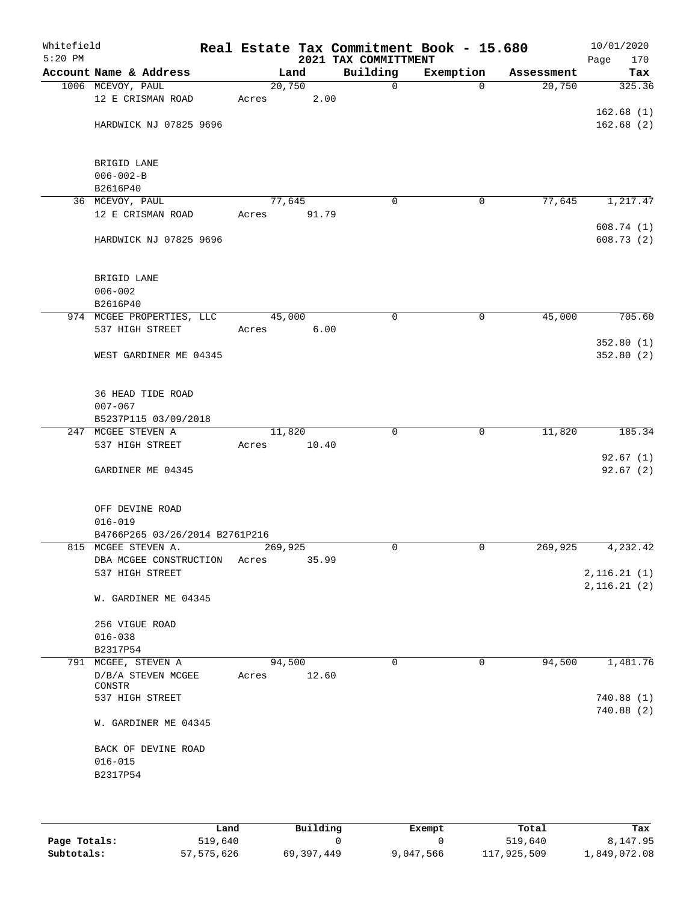Whitefield 5:20 PM

# Real Estate Tax Commitment Book - 15.680
## 2021 TAX COMMITTMENT

10/01/2020

| Account Name & Address | Land | Building | Exemption | Assessment | Tax |
|---|---|---|---|---|---|
| 1006 MCEVOY, PAUL<br>12 E CRISMAN ROAD<br><br>HARDWICK NJ 07825 9696<br><br>BRIGID LANE<br>006-002-B<br>B2616P40 | 20,750<br>Acres 2.00 | 0 | 0 | 20,750 | 325.36<br><br>162.68 (1)<br>162.68 (2) |
| 36 MCEVOY, PAUL<br>12 E CRISMAN ROAD<br><br>HARDWICK NJ 07825 9696<br><br>BRIGID LANE<br>006-002<br>B2616P40 | 77,645<br>Acres 91.79 | 0 | 0 | 77,645 | 1,217.47<br><br>608.74 (1)<br>608.73 (2) |
| 974 MCGEE PROPERTIES, LLC<br>537 HIGH STREET<br><br>WEST GARDINER ME 04345<br><br>36 HEAD TIDE ROAD<br>007-067<br>B5237P115 03/09/2018 | 45,000<br>Acres 6.00 | 0 | 0 | 45,000 | 705.60<br><br>352.80 (1)<br>352.80 (2) |
| 247 MCGEE STEVEN A<br>537 HIGH STREET<br><br>GARDINER ME 04345<br><br>OFF DEVINE ROAD<br>016-019<br>B4766P265 03/26/2014 B2761P216 | 11,820<br>Acres 10.40 | 0 | 0 | 11,820 | 185.34<br><br>92.67 (1)<br>92.67 (2) |
| 815 MCGEE STEVEN A.<br>DBA MCGEE CONSTRUCTION<br>537 HIGH STREET<br><br>W. GARDINER ME 04345<br><br>256 VIGUE ROAD<br>016-038<br>B2317P54 | 269,925<br>Acres 35.99 | 0 | 0 | 269,925 | 4,232.42<br><br>2,116.21 (1)<br>2,116.21 (2) |
| 791 MCGEE, STEVEN A<br>D/B/A STEVEN MCGEE CONSTR<br>537 HIGH STREET<br><br>W. GARDINER ME 04345<br><br>BACK OF DEVINE ROAD<br>016-015<br>B2317P54 | 94,500<br>Acres 12.60 | 0 | 0 | 94,500 | 1,481.76<br><br>740.88 (1)<br>740.88 (2) |

| | Land | Building | Exempt | Total | Tax |
|---|---|---|---|---|---|
| Page Totals: | 519,640 | 0 | 0 | 519,640 | 8,147.95 |
| Subtotals: | 57,575,626 | 69,397,449 | 9,047,566 | 117,925,509 | 1,849,072.08 |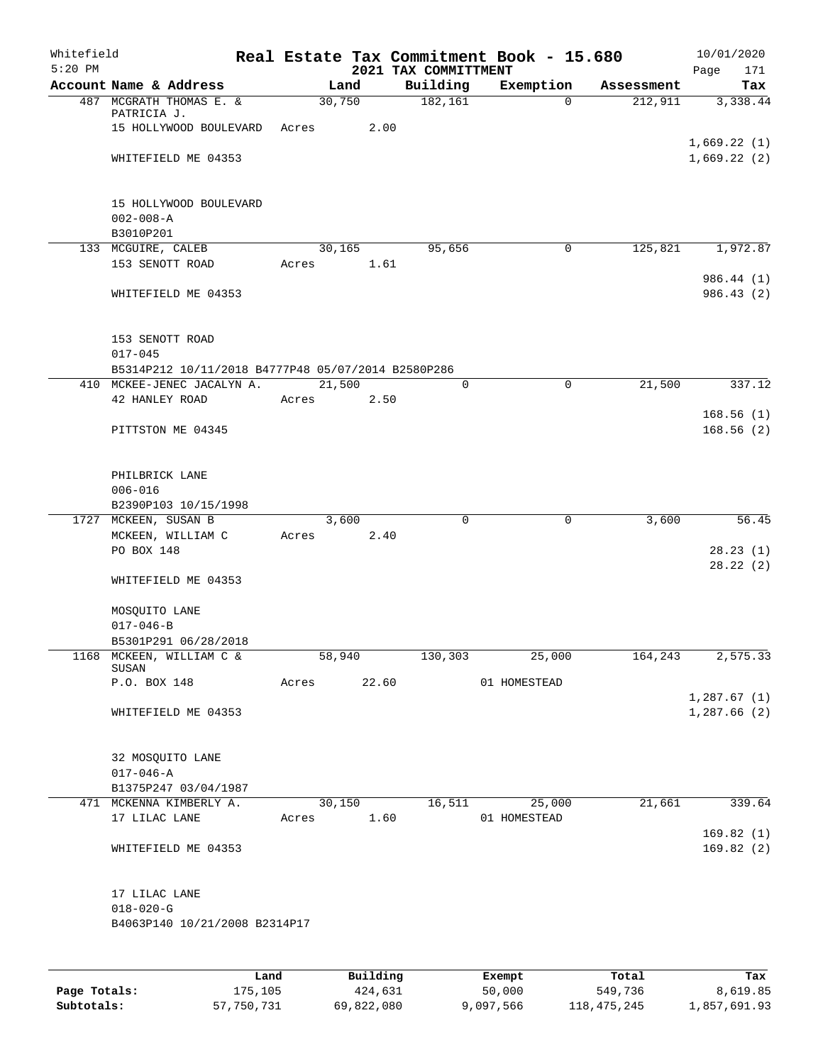# Real Estate Tax Commitment Book - 15.680

Whitefield 5:20 PM — 2021 TAX COMMITTMENT — 10/01/2020

| Account Name & Address | Land | Building | Exemption | Assessment | Tax |
|---|---|---|---|---|---|
| 487 MCGRATH THOMAS E. & PATRICIA J. | 30,750 | 182,161 | 0 | 212,911 | 3,338.44 |
| 15 HOLLYWOOD BOULEVARD | Acres 2.00 | | | | |
| | | | | | 1,669.22 (1) |
| WHITEFIELD ME 04353 | | | | | 1,669.22 (2) |
| 15 HOLLYWOOD BOULEVARD | | | | | |
| 002-008-A | | | | | |
| B3010P201 | | | | | |
| 133 MCGUIRE, CALEB | 30,165 | 95,656 | 0 | 125,821 | 1,972.87 |
| 153 SENOTT ROAD | Acres 1.61 | | | | |
| | | | | | 986.44 (1) |
| WHITEFIELD ME 04353 | | | | | 986.43 (2) |
| 153 SENOTT ROAD | | | | | |
| 017-045 | | | | | |
| B5314P212 10/11/2018 B4777P48 05/07/2014 B2580P286 | | | | | |
| 410 MCKEE-JENEC JACALYN A. | 21,500 | 0 | 0 | 21,500 | 337.12 |
| 42 HANLEY ROAD | Acres 2.50 | | | | |
| | | | | | 168.56 (1) |
| PITTSTON ME 04345 | | | | | 168.56 (2) |
| PHILBRICK LANE | | | | | |
| 006-016 | | | | | |
| B2390P103 10/15/1998 | | | | | |
| 1727 MCKEEN, SUSAN B | 3,600 | 0 | 0 | 3,600 | 56.45 |
| MCKEEN, WILLIAM C | Acres 2.40 | | | | |
| PO BOX 148 | | | | | 28.23 (1) |
| | | | | | 28.22 (2) |
| WHITEFIELD ME 04353 | | | | | |
| MOSQUITO LANE | | | | | |
| 017-046-B | | | | | |
| B5301P291 06/28/2018 | | | | | |
| 1168 MCKEEN, WILLIAM C & SUSAN | 58,940 | 130,303 | 25,000 | 164,243 | 2,575.33 |
| P.O. BOX 148 | Acres 22.60 | | 01 HOMESTEAD | | |
| | | | | | 1,287.67 (1) |
| WHITEFIELD ME 04353 | | | | | 1,287.66 (2) |
| 32 MOSQUITO LANE | | | | | |
| 017-046-A | | | | | |
| B1375P247 03/04/1987 | | | | | |
| 471 MCKENNA KIMBERLY A. | 30,150 | 16,511 | 25,000 | 21,661 | 339.64 |
| 17 LILAC LANE | Acres 1.60 | | 01 HOMESTEAD | | |
| | | | | | 169.82 (1) |
| WHITEFIELD ME 04353 | | | | | 169.82 (2) |
| 17 LILAC LANE | | | | | |
| 018-020-G | | | | | |
| B4063P140 10/21/2008 B2314P17 | | | | | |

| | Land | Building | Exempt | Total | Tax |
|---|---|---|---|---|---|
| Page Totals: | 175,105 | 424,631 | 50,000 | 549,736 | 8,619.85 |
| Subtotals: | 57,750,731 | 69,822,080 | 9,097,566 | 118,475,245 | 1,857,691.93 |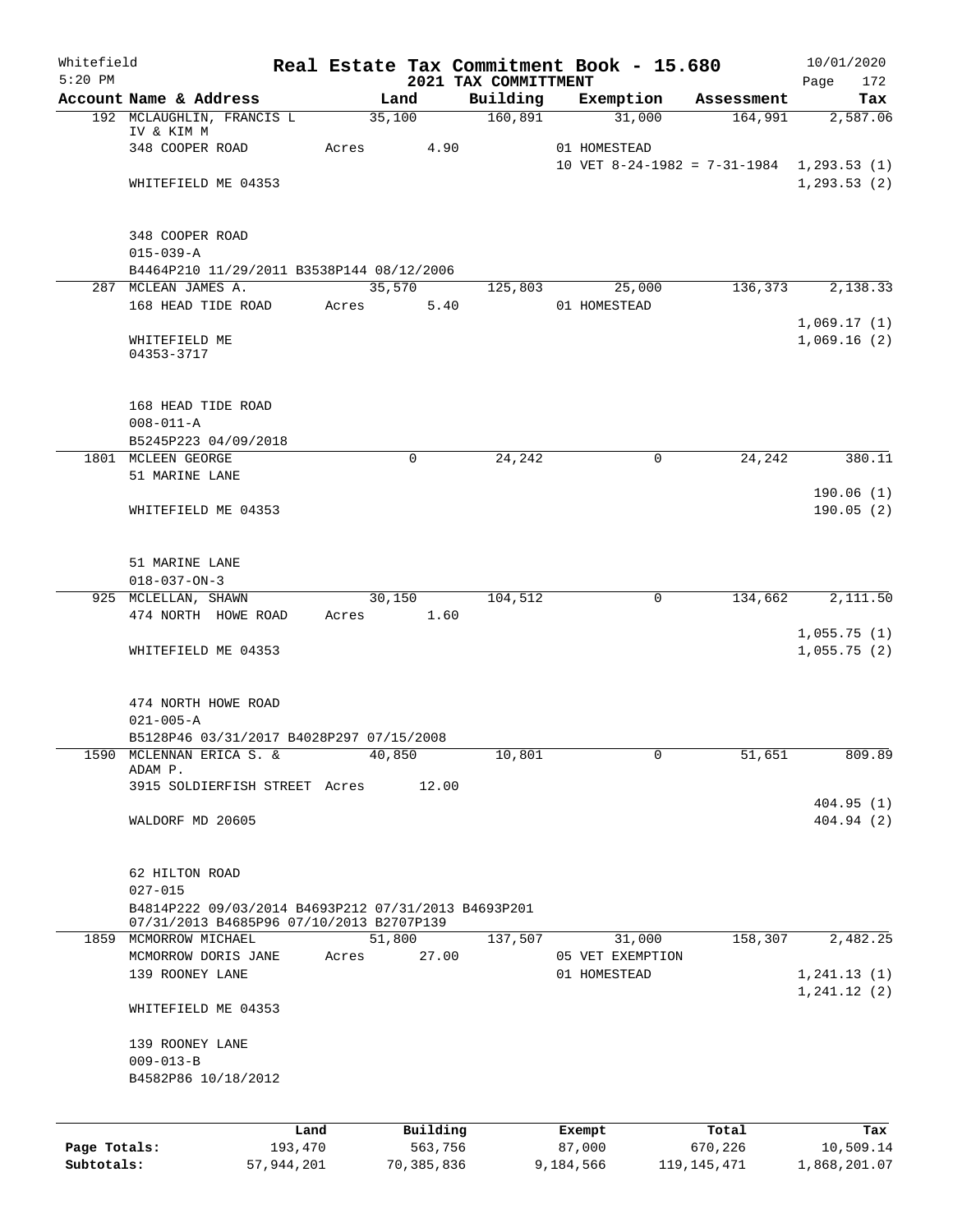Whitefield 5:20 PM

# Real Estate Tax Commitment Book - 15.680

## 2021 TAX COMMITTMENT

10/01/2020 Page 172

| Account Name & Address | Land | Building | Exemption | Assessment | Tax |
|---|---|---|---|---|---|
| 192 MCLAUGHLIN, FRANCIS L IV & KIM M | 35,100 | 160,891 | 31,000 | 164,991 | 2,587.06 |
| 348 COOPER ROAD | Acres 4.90 | | 01 HOMESTEAD | | |
| | | | 10 VET 8-24-1982 = 7-31-1984 | | 1,293.53 (1) |
| WHITEFIELD ME 04353 | | | | | 1,293.53 (2) |
| 348 COOPER ROAD | | | | | |
| 015-039-A | | | | | |
| B4464P210 11/29/2011 B3538P144 08/12/2006 | | | | | |
| 287 MCLEAN JAMES A. | 35,570 | 125,803 | 25,000 | 136,373 | 2,138.33 |
| 168 HEAD TIDE ROAD | Acres 5.40 | | 01 HOMESTEAD | | |
| | | | | | 1,069.17 (1) |
| WHITEFIELD ME 04353-3717 | | | | | 1,069.16 (2) |
| 168 HEAD TIDE ROAD | | | | | |
| 008-011-A | | | | | |
| B5245P223 04/09/2018 | | | | | |
| 1801 MCLEEN GEORGE | 0 | 24,242 | 0 | 24,242 | 380.11 |
| 51 MARINE LANE | | | | | |
| | | | | | 190.06 (1) |
| WHITEFIELD ME 04353 | | | | | 190.05 (2) |
| 51 MARINE LANE | | | | | |
| 018-037-ON-3 | | | | | |
| 925 MCLELLAN, SHAWN | 30,150 | 104,512 | 0 | 134,662 | 2,111.50 |
| 474 NORTH HOWE ROAD | Acres 1.60 | | | | |
| | | | | | 1,055.75 (1) |
| WHITEFIELD ME 04353 | | | | | 1,055.75 (2) |
| 474 NORTH HOWE ROAD | | | | | |
| 021-005-A | | | | | |
| B5128P46 03/31/2017 B4028P297 07/15/2008 | | | | | |
| 1590 MCLENNAN ERICA S. & ADAM P. | 40,850 | 10,801 | 0 | 51,651 | 809.89 |
| 3915 SOLDIERFISH STREET | Acres 12.00 | | | | |
| | | | | | 404.95 (1) |
| WALDORF MD 20605 | | | | | 404.94 (2) |
| 62 HILTON ROAD | | | | | |
| 027-015 | | | | | |
| B4814P222 09/03/2014 B4693P212 07/31/2013 B4693P201 07/31/2013 B4685P96 07/10/2013 B2707P139 | | | | | |
| 1859 MCMORROW MICHAEL | 51,800 | 137,507 | 31,000 | 158,307 | 2,482.25 |
| MCMORROW DORIS JANE | Acres 27.00 | | 05 VET EXEMPTION | | |
| 139 ROONEY LANE | | | 01 HOMESTEAD | | 1,241.13 (1) |
| | | | | | 1,241.12 (2) |
| WHITEFIELD ME 04353 | | | | | |
| 139 ROONEY LANE | | | | | |
| 009-013-B | | | | | |
| B4582P86 10/18/2012 | | | | | |

| | Land | Building | Exempt | Total | Tax |
|---|---|---|---|---|---|
| Page Totals: | 193,470 | 563,756 | 87,000 | 670,226 | 10,509.14 |
| Subtotals: | 57,944,201 | 70,385,836 | 9,184,566 | 119,145,471 | 1,868,201.07 |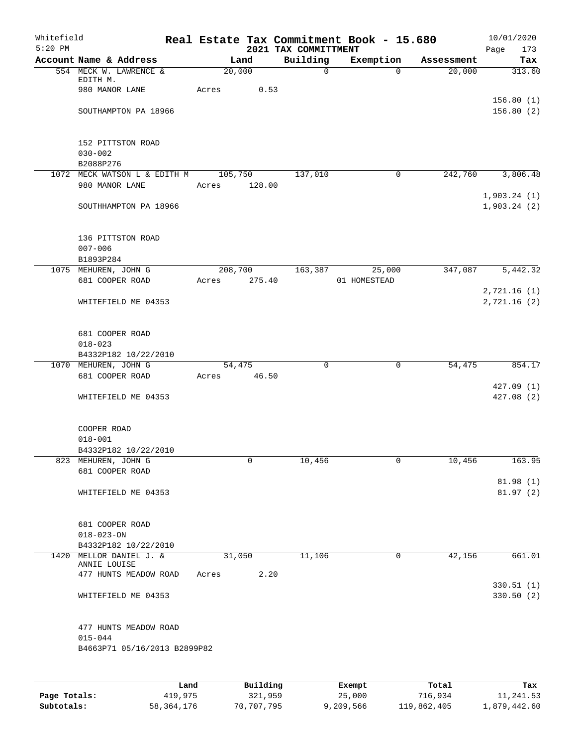Whitefield 5:20 PM

# Real Estate Tax Commitment Book - 15.680

## 2021 TAX COMMITTMENT

10/01/2020 Page 173

| Account Name & Address | Land | Building | Exemption | Assessment | Tax |
|---|---|---|---|---|---|
| 554 MECK W. LAWRENCE & EDITH M. | 20,000 | 0 | 0 | 20,000 | 313.60 |
| 980 MANOR LANE | Acres 0.53 | | | | |
| | | | | | 156.80 (1) |
| SOUTHAMPTON PA 18966 | | | | | 156.80 (2) |
| 152 PITTSTON ROAD | | | | | |
| 030-002 | | | | | |
| B2088P276 | | | | | |
| 1072 MECK WATSON L & EDITH M | 105,750 | 137,010 | 0 | 242,760 | 3,806.48 |
| 980 MANOR LANE | Acres 128.00 | | | | |
| | | | | | 1,903.24 (1) |
| SOUTHHAMPTON PA 18966 | | | | | 1,903.24 (2) |
| 136 PITTSTON ROAD | | | | | |
| 007-006 | | | | | |
| B1893P284 | | | | | |
| 1075 MEHUREN, JOHN G | 208,700 | 163,387 | 25,000 | 347,087 | 5,442.32 |
| 681 COOPER ROAD | Acres 275.40 | | 01 HOMESTEAD | | |
| | | | | | 2,721.16 (1) |
| WHITEFIELD ME 04353 | | | | | 2,721.16 (2) |
| 681 COOPER ROAD | | | | | |
| 018-023 | | | | | |
| B4332P182 10/22/2010 | | | | | |
| 1070 MEHUREN, JOHN G | 54,475 | 0 | 0 | 54,475 | 854.17 |
| 681 COOPER ROAD | Acres 46.50 | | | | |
| | | | | | 427.09 (1) |
| WHITEFIELD ME 04353 | | | | | 427.08 (2) |
| COOPER ROAD | | | | | |
| 018-001 | | | | | |
| B4332P182 10/22/2010 | | | | | |
| 823 MEHUREN, JOHN G | 0 | 10,456 | 0 | 10,456 | 163.95 |
| 681 COOPER ROAD | | | | | |
| | | | | | 81.98 (1) |
| WHITEFIELD ME 04353 | | | | | 81.97 (2) |
| 681 COOPER ROAD | | | | | |
| 018-023-ON | | | | | |
| B4332P182 10/22/2010 | | | | | |
| 1420 MELLOR DANIEL J. & ANNIE LOUISE | 31,050 | 11,106 | 0 | 42,156 | 661.01 |
| 477 HUNTS MEADOW ROAD | Acres 2.20 | | | | |
| | | | | | 330.51 (1) |
| WHITEFIELD ME 04353 | | | | | 330.50 (2) |
| 477 HUNTS MEADOW ROAD | | | | | |
| 015-044 | | | | | |
| B4663P71 05/16/2013 B2899P82 | | | | | |

| | Land | Building | Exempt | Total | Tax |
|---|---|---|---|---|---|
| Page Totals: | 419,975 | 321,959 | 25,000 | 716,934 | 11,241.53 |
| Subtotals: | 58,364,176 | 70,707,795 | 9,209,566 | 119,862,405 | 1,879,442.60 |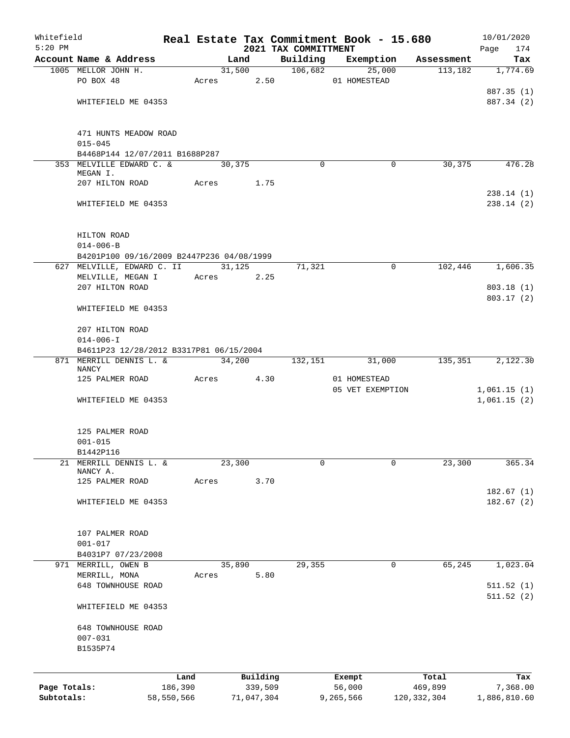Whitefield 5:20 PM

# Real Estate Tax Commitment Book - 15.680

2021 TAX COMMITTMENT

10/01/2020 Page 174

| Account Name & Address | Land | Building | Exemption | Assessment | Tax |
|---|---|---|---|---|---|
| 1005 MELLOR JOHN H. | 31,500 | 106,682 | 25,000 | 113,182 | 1,774.69 |
| PO BOX 48 | Acres 2.50 | | 01 HOMESTEAD | | |
| | | | | | 887.35 (1) |
| WHITEFIELD ME 04353 | | | | | 887.34 (2) |
| 471 HUNTS MEADOW ROAD | | | | | |
| 015-045 | | | | | |
| B4468P144 12/07/2011 B1688P287 | | | | | |
| 353 MELVILLE EDWARD C. & MEGAN I. | 30,375 | 0 | 0 | 30,375 | 476.28 |
| 207 HILTON ROAD | Acres 1.75 | | | | |
| | | | | | 238.14 (1) |
| WHITEFIELD ME 04353 | | | | | 238.14 (2) |
| HILTON ROAD | | | | | |
| 014-006-B | | | | | |
| B4201P100 09/16/2009 B2447P236 04/08/1999 | | | | | |
| 627 MELVILLE, EDWARD C. II | 31,125 | 71,321 | 0 | 102,446 | 1,606.35 |
| MELVILLE, MEGAN I | Acres 2.25 | | | | |
| 207 HILTON ROAD | | | | | 803.18 (1) |
| | | | | | 803.17 (2) |
| WHITEFIELD ME 04353 | | | | | |
| 207 HILTON ROAD | | | | | |
| 014-006-I | | | | | |
| B4611P23 12/28/2012 B3317P81 06/15/2004 | | | | | |
| 871 MERRILL DENNIS L. & NANCY | 34,200 | 132,151 | 31,000 | 135,351 | 2,122.30 |
| 125 PALMER ROAD | Acres 4.30 | | 01 HOMESTEAD | | |
| | | | 05 VET EXEMPTION | | 1,061.15 (1) |
| WHITEFIELD ME 04353 | | | | | 1,061.15 (2) |
| 125 PALMER ROAD | | | | | |
| 001-015 | | | | | |
| B1442P116 | | | | | |
| 21 MERRILL DENNIS L. & NANCY A. | 23,300 | 0 | 0 | 23,300 | 365.34 |
| 125 PALMER ROAD | Acres 3.70 | | | | |
| | | | | | 182.67 (1) |
| WHITEFIELD ME 04353 | | | | | 182.67 (2) |
| 107 PALMER ROAD | | | | | |
| 001-017 | | | | | |
| B4031P7 07/23/2008 | | | | | |
| 971 MERRILL, OWEN B | 35,890 | 29,355 | 0 | 65,245 | 1,023.04 |
| MERRILL, MONA | Acres 5.80 | | | | |
| 648 TOWNHOUSE ROAD | | | | | 511.52 (1) |
| | | | | | 511.52 (2) |
| WHITEFIELD ME 04353 | | | | | |
| 648 TOWNHOUSE ROAD | | | | | |
| 007-031 | | | | | |
| B1535P74 | | | | | |

| | Land | Building | Exempt | Total | Tax |
|---|---|---|---|---|---|
| Page Totals: | 186,390 | 339,509 | 56,000 | 469,899 | 7,368.00 |
| Subtotals: | 58,550,566 | 71,047,304 | 9,265,566 | 120,332,304 | 1,886,810.60 |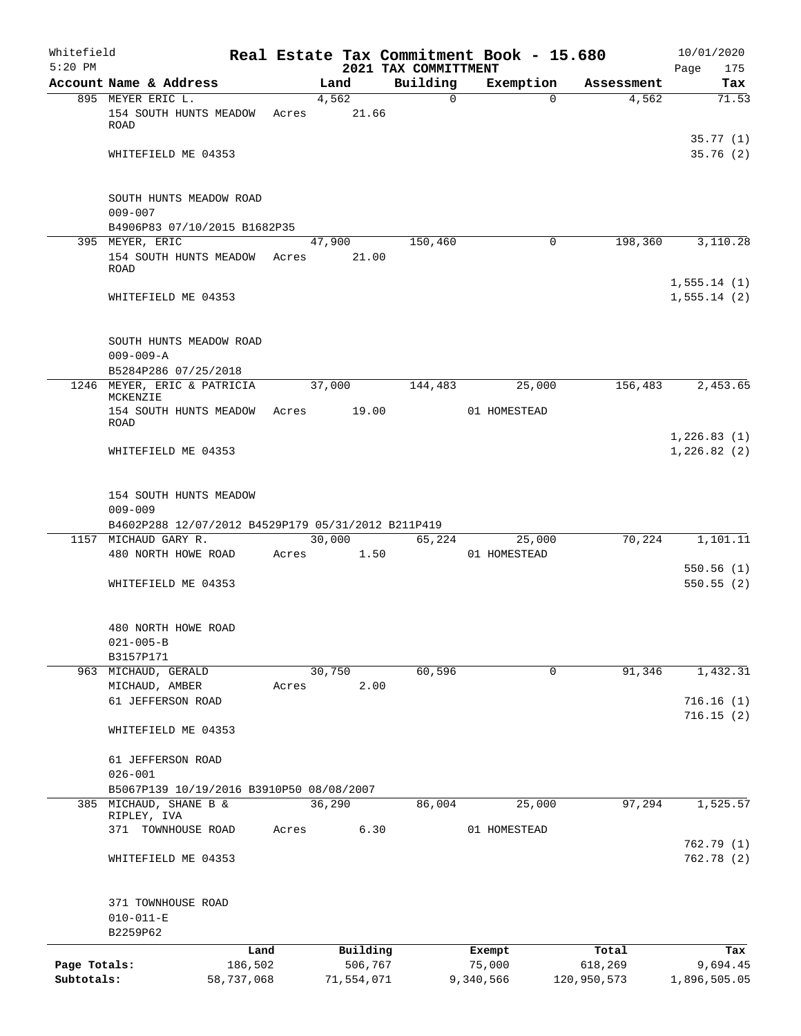Whitefield 5:20 PM

# Real Estate Tax Commitment Book - 15.680

## 2021 TAX COMMITTMENT

10/01/2020

| Account Name & Address | Land | Building | Exemption | Assessment | Tax |
|---|---|---|---|---|---|
| 895 MEYER ERIC L. | 4,562 | 0 | 0 | 4,562 | 71.53 |
| 154 SOUTH HUNTS MEADOW ROAD | Acres 21.66 | | | | |
| | | | | | 35.77 (1) |
| WHITEFIELD ME 04353 | | | | | 35.76 (2) |
| SOUTH HUNTS MEADOW ROAD | | | | | |
| 009-007 | | | | | |
| B4906P83 07/10/2015 B1682P35 | | | | | |
| 395 MEYER, ERIC | 47,900 | 150,460 | 0 | 198,360 | 3,110.28 |
| 154 SOUTH HUNTS MEADOW ROAD | Acres 21.00 | | | | |
| | | | | | 1,555.14 (1) |
| WHITEFIELD ME 04353 | | | | | 1,555.14 (2) |
| SOUTH HUNTS MEADOW ROAD | | | | | |
| 009-009-A | | | | | |
| B5284P286 07/25/2018 | | | | | |
| 1246 MEYER, ERIC & PATRICIA MCKENZIE | 37,000 | 144,483 | 25,000 | 156,483 | 2,453.65 |
| 154 SOUTH HUNTS MEADOW ROAD | Acres 19.00 | | 01 HOMESTEAD | | |
| | | | | | 1,226.83 (1) |
| WHITEFIELD ME 04353 | | | | | 1,226.82 (2) |
| 154 SOUTH HUNTS MEADOW | | | | | |
| 009-009 | | | | | |
| B4602P288 12/07/2012 B4529P179 05/31/2012 B211P419 | | | | | |
| 1157 MICHAUD GARY R. | 30,000 | 65,224 | 25,000 | 70,224 | 1,101.11 |
| 480 NORTH HOWE ROAD | Acres 1.50 | | 01 HOMESTEAD | | |
| | | | | | 550.56 (1) |
| WHITEFIELD ME 04353 | | | | | 550.55 (2) |
| 480 NORTH HOWE ROAD | | | | | |
| 021-005-B | | | | | |
| B3157P171 | | | | | |
| 963 MICHAUD, GERALD | 30,750 | 60,596 | 0 | 91,346 | 1,432.31 |
| MICHAUD, AMBER | Acres 2.00 | | | | |
| 61 JEFFERSON ROAD | | | | | 716.16 (1) |
| | | | | | 716.15 (2) |
| WHITEFIELD ME 04353 | | | | | |
| 61 JEFFERSON ROAD | | | | | |
| 026-001 | | | | | |
| B5067P139 10/19/2016 B3910P50 08/08/2007 | | | | | |
| 385 MICHAUD, SHANE B & RIPLEY, IVA | 36,290 | 86,004 | 25,000 | 97,294 | 1,525.57 |
| 371 TOWNHOUSE ROAD | Acres 6.30 | | 01 HOMESTEAD | | |
| | | | | | 762.79 (1) |
| WHITEFIELD ME 04353 | | | | | 762.78 (2) |
| 371 TOWNHOUSE ROAD | | | | | |
| 010-011-E | | | | | |
| B2259P62 | | | | | |

| | Land | Building | Exempt | Total | Tax |
|---|---|---|---|---|---|
| Page Totals: | 186,502 | 506,767 | 75,000 | 618,269 | 9,694.45 |
| Subtotals: | 58,737,068 | 71,554,071 | 9,340,566 | 120,950,573 | 1,896,505.05 |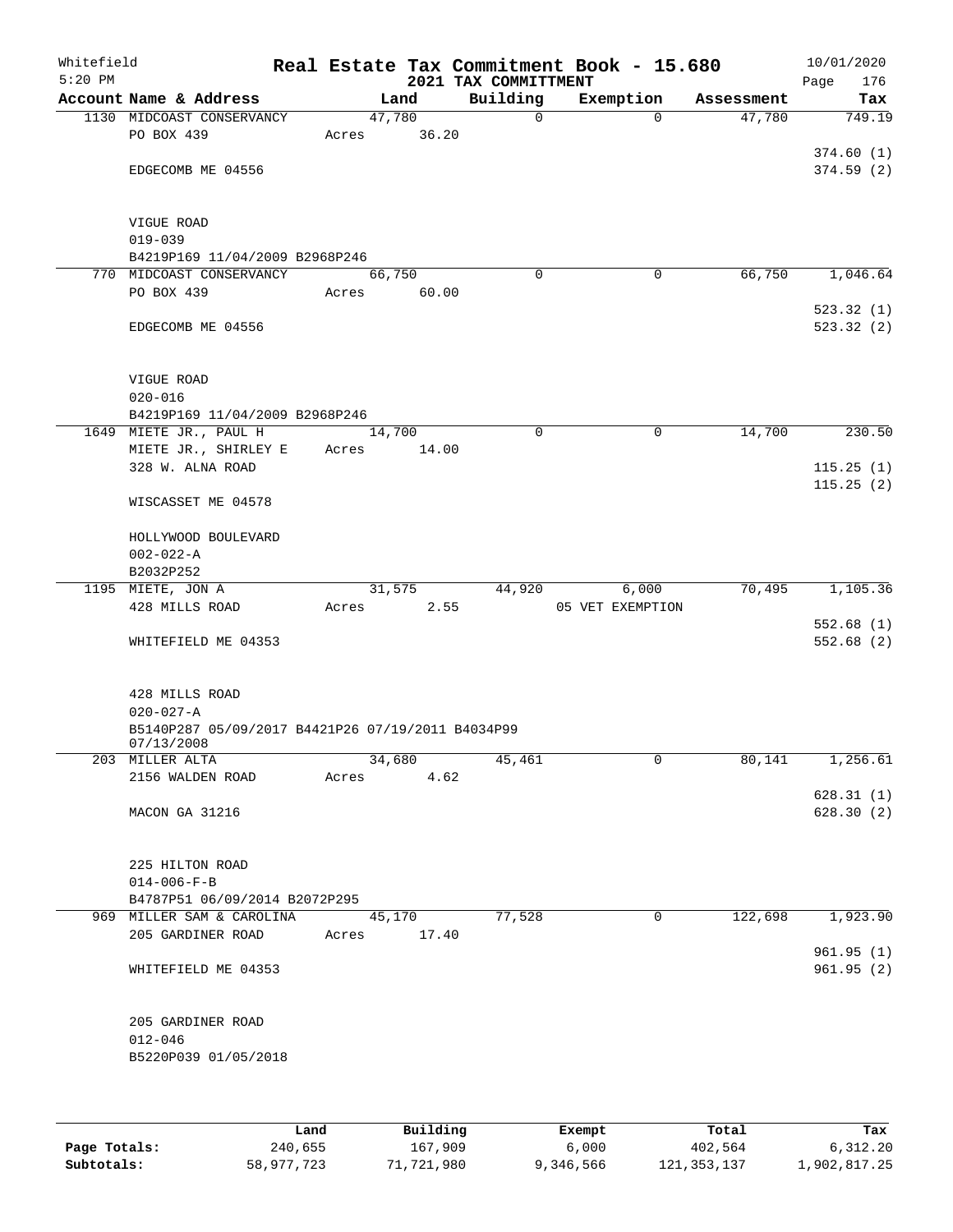Whitefield 5:20 PM

# Real Estate Tax Commitment Book - 15.680

## 2021 TAX COMMITTMENT

10/01/2020 Page 176

| Account Name & Address | Land | Building | Exemption | Assessment | Tax |
|---|---|---|---|---|---|
| 1130 MIDCOAST CONSERVANCY | 47,780 | 0 | 0 | 47,780 | 749.19 |
| PO BOX 439 | Acres 36.20 | | | | |
| | | | | | 374.60 (1) |
| EDGECOMB ME 04556 | | | | | 374.59 (2) |
| VIGUE ROAD | | | | | |
| 019-039 | | | | | |
| B4219P169 11/04/2009 B2968P246 | | | | | |
| 770 MIDCOAST CONSERVANCY | 66,750 | 0 | 0 | 66,750 | 1,046.64 |
| PO BOX 439 | Acres 60.00 | | | | |
| | | | | | 523.32 (1) |
| EDGECOMB ME 04556 | | | | | 523.32 (2) |
| VIGUE ROAD | | | | | |
| 020-016 | | | | | |
| B4219P169 11/04/2009 B2968P246 | | | | | |
| 1649 MIETE JR., PAUL H | 14,700 | 0 | 0 | 14,700 | 230.50 |
| MIETE JR., SHIRLEY E | Acres 14.00 | | | | |
| 328 W. ALNA ROAD | | | | | 115.25 (1) |
| | | | | | 115.25 (2) |
| WISCASSET ME 04578 | | | | | |
| HOLLYWOOD BOULEVARD | | | | | |
| 002-022-A | | | | | |
| B2032P252 | | | | | |
| 1195 MIETE, JON A | 31,575 | 44,920 | 6,000 | 70,495 | 1,105.36 |
| 428 MILLS ROAD | Acres 2.55 | | 05 VET EXEMPTION | | |
| | | | | | 552.68 (1) |
| WHITEFIELD ME 04353 | | | | | 552.68 (2) |
| 428 MILLS ROAD | | | | | |
| 020-027-A | | | | | |
| B5140P287 05/09/2017 B4421P26 07/19/2011 B4034P99 07/13/2008 | | | | | |
| 203 MILLER ALTA | 34,680 | 45,461 | 0 | 80,141 | 1,256.61 |
| 2156 WALDEN ROAD | Acres 4.62 | | | | |
| | | | | | 628.31 (1) |
| MACON GA 31216 | | | | | 628.30 (2) |
| 225 HILTON ROAD | | | | | |
| 014-006-F-B | | | | | |
| B4787P51 06/09/2014 B2072P295 | | | | | |
| 969 MILLER SAM & CAROLINA | 45,170 | 77,528 | 0 | 122,698 | 1,923.90 |
| 205 GARDINER ROAD | Acres 17.40 | | | | |
| | | | | | 961.95 (1) |
| WHITEFIELD ME 04353 | | | | | 961.95 (2) |
| 205 GARDINER ROAD | | | | | |
| 012-046 | | | | | |
| B5220P039 01/05/2018 | | | | | |

| | Land | Building | Exempt | Total | Tax |
|---|---|---|---|---|---|
| Page Totals: | 240,655 | 167,909 | 6,000 | 402,564 | 6,312.20 |
| Subtotals: | 58,977,723 | 71,721,980 | 9,346,566 | 121,353,137 | 1,902,817.25 |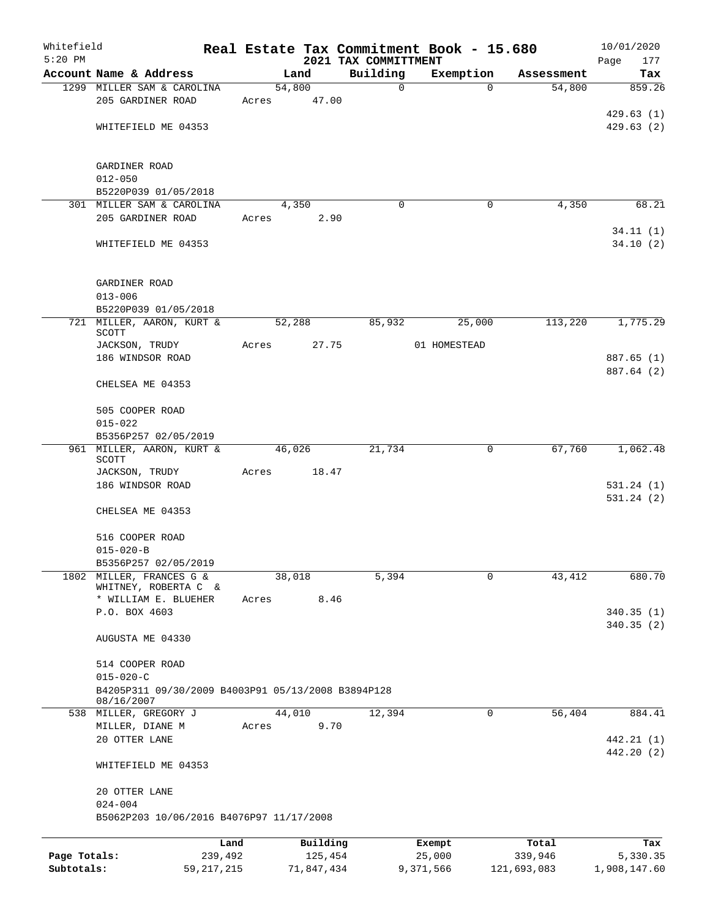Whitefield 5:20 PM

# Real Estate Tax Commitment Book - 15.680

## 2021 TAX COMMITTMENT

10/01/2020

| Account Name & Address | Land | Building | Exemption | Assessment | Tax |
|---|---|---|---|---|---|
| 1299 MILLER SAM & CAROLINA | 54,800 | 0 | 0 | 54,800 | 859.26 |
| 205 GARDINER ROAD | Acres 47.00 | | | | |
| | | | | | 429.63 (1) |
| WHITEFIELD ME 04353 | | | | | 429.63 (2) |
| GARDINER ROAD | | | | | |
| 012-050 | | | | | |
| B5220P039 01/05/2018 | | | | | |
| 301 MILLER SAM & CAROLINA | 4,350 | 0 | 0 | 4,350 | 68.21 |
| 205 GARDINER ROAD | Acres 2.90 | | | | |
| | | | | | 34.11 (1) |
| WHITEFIELD ME 04353 | | | | | 34.10 (2) |
| GARDINER ROAD | | | | | |
| 013-006 | | | | | |
| B5220P039 01/05/2018 | | | | | |
| 721 MILLER, AARON, KURT & SCOTT | 52,288 | 85,932 | 25,000 | 113,220 | 1,775.29 |
| JACKSON, TRUDY | Acres 27.75 | | 01 HOMESTEAD | | |
| 186 WINDSOR ROAD | | | | | 887.65 (1) |
| | | | | | 887.64 (2) |
| CHELSEA ME 04353 | | | | | |
| 505 COOPER ROAD | | | | | |
| 015-022 | | | | | |
| B5356P257 02/05/2019 | | | | | |
| 961 MILLER, AARON, KURT & SCOTT | 46,026 | 21,734 | 0 | 67,760 | 1,062.48 |
| JACKSON, TRUDY | Acres 18.47 | | | | |
| 186 WINDSOR ROAD | | | | | 531.24 (1) |
| | | | | | 531.24 (2) |
| CHELSEA ME 04353 | | | | | |
| 516 COOPER ROAD | | | | | |
| 015-020-B | | | | | |
| B5356P257 02/05/2019 | | | | | |
| 1802 MILLER, FRANCES G & WHITNEY, ROBERTA C & | 38,018 | 5,394 | 0 | 43,412 | 680.70 |
| * WILLIAM E. BLUEHER | Acres 8.46 | | | | |
| P.O. BOX 4603 | | | | | 340.35 (1) |
| | | | | | 340.35 (2) |
| AUGUSTA ME 04330 | | | | | |
| 514 COOPER ROAD | | | | | |
| 015-020-C | | | | | |
| B4205P311 09/30/2009 B4003P91 05/13/2008 B3894P128 08/16/2007 | | | | | |
| 538 MILLER, GREGORY J | 44,010 | 12,394 | 0 | 56,404 | 884.41 |
| MILLER, DIANE M | Acres 9.70 | | | | |
| 20 OTTER LANE | | | | | 442.21 (1) |
| | | | | | 442.20 (2) |
| WHITEFIELD ME 04353 | | | | | |
| 20 OTTER LANE | | | | | |
| 024-004 | | | | | |
| B5062P203 10/06/2016 B4076P97 11/17/2008 | | | | | |

| | Land | Building | Exempt | Total | Tax |
|---|---|---|---|---|---|
| Page Totals: | 239,492 | 125,454 | 25,000 | 339,946 | 5,330.35 |
| Subtotals: | 59,217,215 | 71,847,434 | 9,371,566 | 121,693,083 | 1,908,147.60 |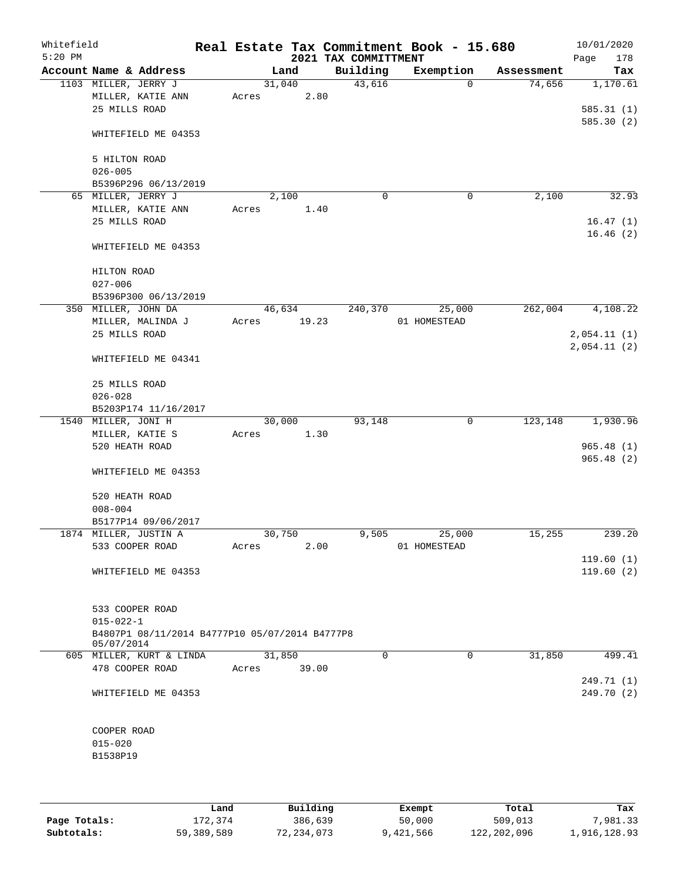Whitefield 5:20 PM

# Real Estate Tax Commitment Book - 15.680

## 2021 TAX COMMITTMENT

10/01/2020 Page 178

| Account Name & Address | Land | Building | Exemption | Assessment | Tax |
|---|---|---|---|---|---|
| 1103 MILLER, JERRY J<br>MILLER, KATIE ANN<br>25 MILLS ROAD<br><br>WHITEFIELD ME 04353<br><br>5 HILTON ROAD<br>026-005<br>B5396P296 06/13/2019 | 31,040<br>Acres 2.80 | 43,616 | 0 | 74,656 | 1,170.61<br><br>585.31 (1)<br>585.30 (2) |
| 65 MILLER, JERRY J<br>MILLER, KATIE ANN<br>25 MILLS ROAD<br><br>WHITEFIELD ME 04353<br><br>HILTON ROAD<br>027-006<br>B5396P300 06/13/2019 | 2,100<br>Acres 1.40 | 0 | 0 | 2,100 | 32.93<br><br>16.47 (1)<br>16.46 (2) |
| 350 MILLER, JOHN DA<br>MILLER, MALINDA J<br>25 MILLS ROAD<br><br>WHITEFIELD ME 04341<br><br>25 MILLS ROAD<br>026-028<br>B5203P174 11/16/2017 | 46,634<br>Acres 19.23 | 240,370 | 25,000<br>01 HOMESTEAD | 262,004 | 4,108.22<br><br>2,054.11 (1)<br>2,054.11 (2) |
| 1540 MILLER, JONI H<br>MILLER, KATIE S<br>520 HEATH ROAD<br><br>WHITEFIELD ME 04353<br><br>520 HEATH ROAD<br>008-004<br>B5177P14 09/06/2017 | 30,000<br>Acres 1.30 | 93,148 | 0 | 123,148 | 1,930.96<br><br>965.48 (1)<br>965.48 (2) |
| 1874 MILLER, JUSTIN A<br>533 COOPER ROAD<br><br>WHITEFIELD ME 04353<br><br>533 COOPER ROAD<br>015-022-1<br>B4807P1 08/11/2014 B4777P10 05/07/2014 B4777P8 05/07/2014 | 30,750<br>Acres 2.00 | 9,505 | 25,000<br>01 HOMESTEAD | 15,255 | 239.20<br><br>119.60 (1)<br>119.60 (2) |
| 605 MILLER, KURT & LINDA<br>478 COOPER ROAD<br><br>WHITEFIELD ME 04353<br><br>COOPER ROAD<br>015-020<br>B1538P19 | 31,850<br>Acres 39.00 | 0 | 0 | 31,850 | 499.41<br><br>249.71 (1)<br>249.70 (2) |

| | Land | Building | Exempt | Total | Tax |
|---|---|---|---|---|---|
| Page Totals: | 172,374 | 386,639 | 50,000 | 509,013 | 7,981.33 |
| Subtotals: | 59,389,589 | 72,234,073 | 9,421,566 | 122,202,096 | 1,916,128.93 |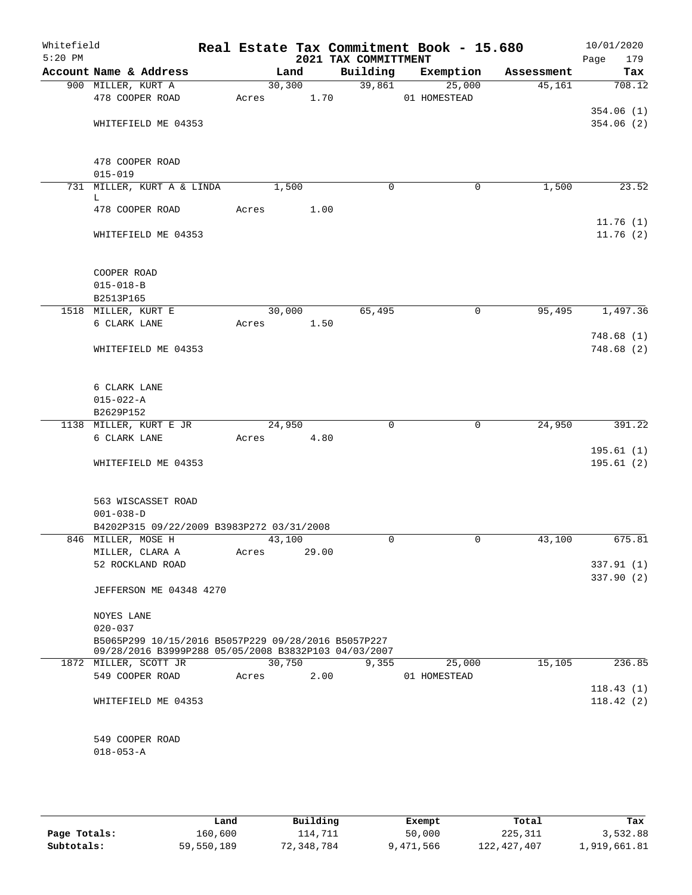Whitefield
5:20 PM

# Real Estate Tax Commitment Book - 15.680
## 2021 TAX COMMITTMENT

10/01/2020

| Account Name & Address | Land | Building | Exemption | Assessment | Tax |
|---|---|---|---|---|---|
| 900 MILLER, KURT A | 30,300 | 39,861 | 25,000 | 45,161 | 708.12 |
| 478 COOPER ROAD | Acres 1.70 | | 01 HOMESTEAD | | |
| | | | | | 354.06 (1) |
| WHITEFIELD ME 04353 | | | | | 354.06 (2) |
| 478 COOPER ROAD | | | | | |
| 015-019 | | | | | |
| 731 MILLER, KURT A & LINDA L | 1,500 | 0 | 0 | 1,500 | 23.52 |
| 478 COOPER ROAD | Acres 1.00 | | | | |
| | | | | | 11.76 (1) |
| WHITEFIELD ME 04353 | | | | | 11.76 (2) |
| COOPER ROAD | | | | | |
| 015-018-B | | | | | |
| B2513P165 | | | | | |
| 1518 MILLER, KURT E | 30,000 | 65,495 | 0 | 95,495 | 1,497.36 |
| 6 CLARK LANE | Acres 1.50 | | | | |
| | | | | | 748.68 (1) |
| WHITEFIELD ME 04353 | | | | | 748.68 (2) |
| 6 CLARK LANE | | | | | |
| 015-022-A | | | | | |
| B2629P152 | | | | | |
| 1138 MILLER, KURT E JR | 24,950 | 0 | 0 | 24,950 | 391.22 |
| 6 CLARK LANE | Acres 4.80 | | | | |
| | | | | | 195.61 (1) |
| WHITEFIELD ME 04353 | | | | | 195.61 (2) |
| 563 WISCASSET ROAD | | | | | |
| 001-038-D | | | | | |
| B4202P315 09/22/2009 B3983P272 03/31/2008 | | | | | |
| 846 MILLER, MOSE H | 43,100 | 0 | 0 | 43,100 | 675.81 |
| MILLER, CLARA A | Acres 29.00 | | | | |
| 52 ROCKLAND ROAD | | | | | 337.91 (1) |
| | | | | | 337.90 (2) |
| JEFFERSON ME 04348 4270 | | | | | |
| NOYES LANE | | | | | |
| 020-037 | | | | | |
| B5065P299 10/15/2016 B5057P229 09/28/2016 B5057P227 09/28/2016 B3999P288 05/05/2008 B3832P103 04/03/2007 | | | | | |
| 1872 MILLER, SCOTT JR | 30,750 | 9,355 | 25,000 | 15,105 | 236.85 |
| 549 COOPER ROAD | Acres 2.00 | | 01 HOMESTEAD | | |
| | | | | | 118.43 (1) |
| WHITEFIELD ME 04353 | | | | | 118.42 (2) |
| 549 COOPER ROAD | | | | | |
| 018-053-A | | | | | |

| | Land | Building | Exempt | Total | Tax |
|---|---|---|---|---|---|
| Page Totals: | 160,600 | 114,711 | 50,000 | 225,311 | 3,532.88 |
| Subtotals: | 59,550,189 | 72,348,784 | 9,471,566 | 122,427,407 | 1,919,661.81 |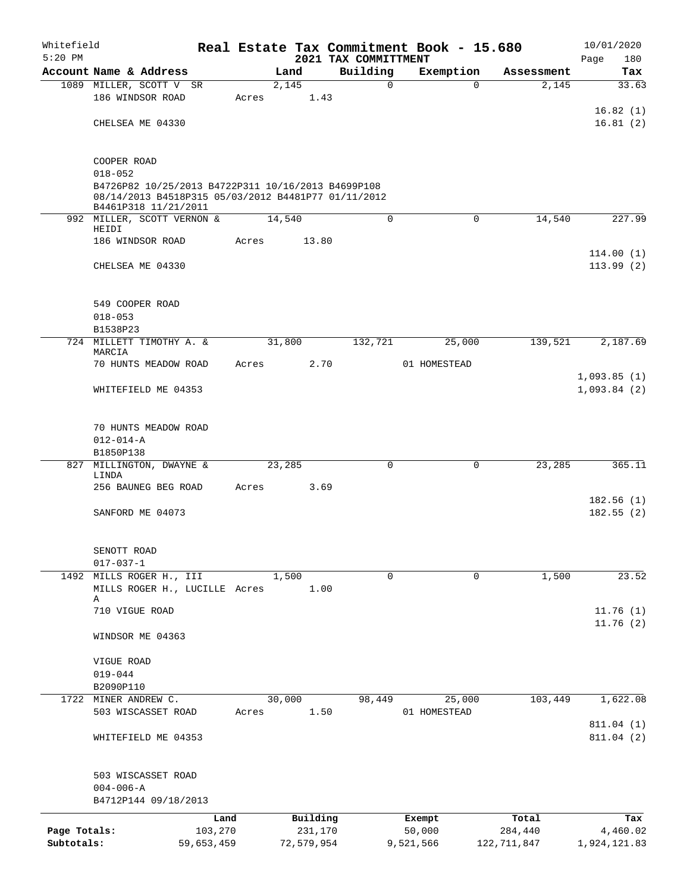Whitefield 5:20 PM

# Real Estate Tax Commitment Book - 15.680

## 2021 TAX COMMITTMENT

10/01/2020

| Account Name & Address | Land | Building | Exemption | Assessment | Tax |
|---|---|---|---|---|---|
| 1089 MILLER, SCOTT V SR | 2,145 | 0 | 0 | 2,145 | 33.63 |
| 186 WINDSOR ROAD | Acres 1.43 | | | | |
| | | | | | 16.82 (1) |
| CHELSEA ME 04330 | | | | | 16.81 (2) |
| COOPER ROAD | | | | | |
| 018-052 | | | | | |
| B4726P82 10/25/2013 B4722P311 10/16/2013 B4699P108 08/14/2013 B4518P315 05/03/2012 B4481P77 01/11/2012 B4461P318 11/21/2011 | | | | | |
| 992 MILLER, SCOTT VERNON & HEIDI | 14,540 | 0 | 0 | 14,540 | 227.99 |
| 186 WINDSOR ROAD | Acres 13.80 | | | | |
| | | | | | 114.00 (1) |
| CHELSEA ME 04330 | | | | | 113.99 (2) |
| 549 COOPER ROAD | | | | | |
| 018-053 | | | | | |
| B1538P23 | | | | | |
| 724 MILLETT TIMOTHY A. & MARCIA | 31,800 | 132,721 | 25,000 | 139,521 | 2,187.69 |
| 70 HUNTS MEADOW ROAD | Acres 2.70 | | 01 HOMESTEAD | | |
| | | | | | 1,093.85 (1) |
| WHITEFIELD ME 04353 | | | | | 1,093.84 (2) |
| 70 HUNTS MEADOW ROAD | | | | | |
| 012-014-A | | | | | |
| B1850P138 | | | | | |
| 827 MILLINGTON, DWAYNE & LINDA | 23,285 | 0 | 0 | 23,285 | 365.11 |
| 256 BAUNEG BEG ROAD | Acres 3.69 | | | | |
| | | | | | 182.56 (1) |
| SANFORD ME 04073 | | | | | 182.55 (2) |
| SENOTT ROAD | | | | | |
| 017-037-1 | | | | | |
| 1492 MILLS ROGER H., III | 1,500 | 0 | 0 | 1,500 | 23.52 |
| MILLS ROGER H., LUCILLE A | Acres 1.00 | | | | |
| 710 VIGUE ROAD | | | | | 11.76 (1) |
| | | | | | 11.76 (2) |
| WINDSOR ME 04363 | | | | | |
| VIGUE ROAD | | | | | |
| 019-044 | | | | | |
| B2090P110 | | | | | |
| 1722 MINER ANDREW C. | 30,000 | 98,449 | 25,000 | 103,449 | 1,622.08 |
| 503 WISCASSET ROAD | Acres 1.50 | | 01 HOMESTEAD | | |
| | | | | | 811.04 (1) |
| WHITEFIELD ME 04353 | | | | | 811.04 (2) |
| 503 WISCASSET ROAD | | | | | |
| 004-006-A | | | | | |
| B4712P144 09/18/2013 | | | | | |

| | Land | Building | Exempt | Total | Tax |
|---|---|---|---|---|---|
| Page Totals: | 103,270 | 231,170 | 50,000 | 284,440 | 4,460.02 |
| Subtotals: | 59,653,459 | 72,579,954 | 9,521,566 | 122,711,847 | 1,924,121.83 |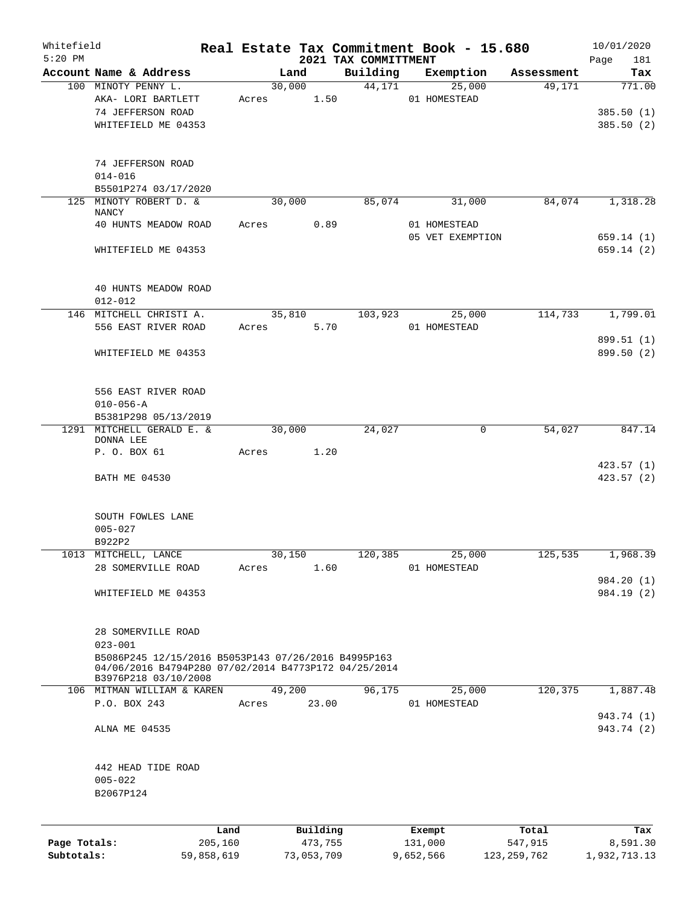Whitefield 5:20 PM

# Real Estate Tax Commitment Book - 15.680

## 2021 TAX COMMITTMENT

10/01/2020

| Account Name & Address | Land | Building | Exemption | Assessment | Tax |
|---|---|---|---|---|---|
| 100 MINOTY PENNY L. | 30,000 | 44,171 | 25,000 | 49,171 | 771.00 |
| AKA- LORI BARTLETT | Acres 1.50 | | 01 HOMESTEAD | | |
| 74 JEFFERSON ROAD | | | | | 385.50 (1) |
| WHITEFIELD ME 04353 | | | | | 385.50 (2) |
| 74 JEFFERSON ROAD | | | | | |
| 014-016 | | | | | |
| B5501P274 03/17/2020 | | | | | |
| 125 MINOTY ROBERT D. & NANCY | 30,000 | 85,074 | 31,000 | 84,074 | 1,318.28 |
| 40 HUNTS MEADOW ROAD | Acres 0.89 | | 01 HOMESTEAD | | |
| | | | 05 VET EXEMPTION | | 659.14 (1) |
| WHITEFIELD ME 04353 | | | | | 659.14 (2) |
| 40 HUNTS MEADOW ROAD | | | | | |
| 012-012 | | | | | |
| 146 MITCHELL CHRISTI A. | 35,810 | 103,923 | 25,000 | 114,733 | 1,799.01 |
| 556 EAST RIVER ROAD | Acres 5.70 | | 01 HOMESTEAD | | |
| | | | | | 899.51 (1) |
| WHITEFIELD ME 04353 | | | | | 899.50 (2) |
| 556 EAST RIVER ROAD | | | | | |
| 010-056-A | | | | | |
| B5381P298 05/13/2019 | | | | | |
| 1291 MITCHELL GERALD E. & DONNA LEE | 30,000 | 24,027 | 0 | 54,027 | 847.14 |
| P. O. BOX 61 | Acres 1.20 | | | | |
| | | | | | 423.57 (1) |
| BATH ME 04530 | | | | | 423.57 (2) |
| SOUTH FOWLES LANE | | | | | |
| 005-027 | | | | | |
| B922P2 | | | | | |
| 1013 MITCHELL, LANCE | 30,150 | 120,385 | 25,000 | 125,535 | 1,968.39 |
| 28 SOMERVILLE ROAD | Acres 1.60 | | 01 HOMESTEAD | | |
| | | | | | 984.20 (1) |
| WHITEFIELD ME 04353 | | | | | 984.19 (2) |
| 28 SOMERVILLE ROAD | | | | | |
| 023-001 | | | | | |
| B5086P245 12/15/2016 B5053P143 07/26/2016 B4995P163 04/06/2016 B4794P280 07/02/2014 B4773P172 04/25/2014 B3976P218 03/10/2008 | | | | | |
| 106 MITMAN WILLIAM & KAREN | 49,200 | 96,175 | 25,000 | 120,375 | 1,887.48 |
| P.O. BOX 243 | Acres 23.00 | | 01 HOMESTEAD | | |
| | | | | | 943.74 (1) |
| ALNA ME 04535 | | | | | 943.74 (2) |
| 442 HEAD TIDE ROAD | | | | | |
| 005-022 | | | | | |
| B2067P124 | | | | | |

| | Land | Building | Exempt | Total | Tax |
|---|---|---|---|---|---|
| Page Totals: | 205,160 | 473,755 | 131,000 | 547,915 | 8,591.30 |
| Subtotals: | 59,858,619 | 73,053,709 | 9,652,566 | 123,259,762 | 1,932,713.13 |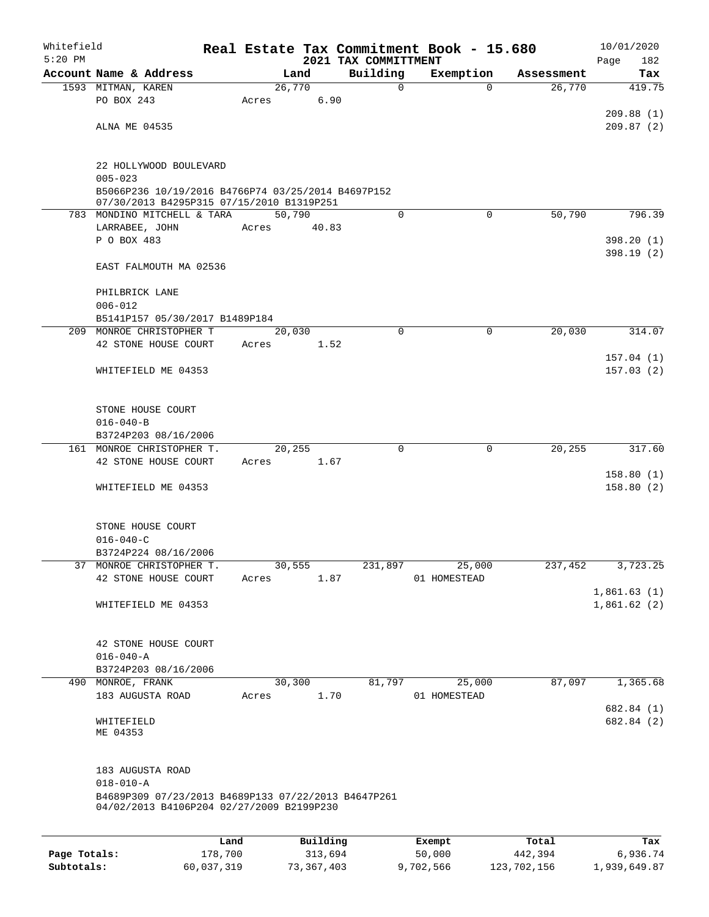Whitefield
5:20 PM

# Real Estate Tax Commitment Book - 15.680
## 2021 TAX COMMITTMENT

10/01/2020

| Account Name & Address | Land | Building | Exemption | Assessment | Tax |
|---|---|---|---|---|---|
| 1593 MITMAN, KAREN | 26,770 | 0 | 0 | 26,770 | 419.75 |
| PO BOX 243 | Acres 6.90 | | | | |
| | | | | | 209.88 (1) |
| ALNA ME 04535 | | | | | 209.87 (2) |
| 22 HOLLYWOOD BOULEVARD | | | | | |
| 005-023 | | | | | |
| B5066P236 10/19/2016 B4766P74 03/25/2014 B4697P152 07/30/2013 B4295P315 07/15/2010 B1319P251 | | | | | |
| 783 MONDINO MITCHELL & TARA | 50,790 | 0 | 0 | 50,790 | 796.39 |
| LARRABEE, JOHN | Acres 40.83 | | | | |
| P O BOX 483 | | | | | 398.20 (1) |
| | | | | | 398.19 (2) |
| EAST FALMOUTH MA 02536 | | | | | |
| PHILBRICK LANE | | | | | |
| 006-012 | | | | | |
| B5141P157 05/30/2017 B1489P184 | | | | | |
| 209 MONROE CHRISTOPHER T | 20,030 | 0 | 0 | 20,030 | 314.07 |
| 42 STONE HOUSE COURT | Acres 1.52 | | | | |
| | | | | | 157.04 (1) |
| WHITEFIELD ME 04353 | | | | | 157.03 (2) |
| STONE HOUSE COURT | | | | | |
| 016-040-B | | | | | |
| B3724P203 08/16/2006 | | | | | |
| 161 MONROE CHRISTOPHER T. | 20,255 | 0 | 0 | 20,255 | 317.60 |
| 42 STONE HOUSE COURT | Acres 1.67 | | | | |
| | | | | | 158.80 (1) |
| WHITEFIELD ME 04353 | | | | | 158.80 (2) |
| STONE HOUSE COURT | | | | | |
| 016-040-C | | | | | |
| B3724P224 08/16/2006 | | | | | |
| 37 MONROE CHRISTOPHER T. | 30,555 | 231,897 | 25,000 | 237,452 | 3,723.25 |
| 42 STONE HOUSE COURT | Acres 1.87 | | 01 HOMESTEAD | | |
| | | | | | 1,861.63 (1) |
| WHITEFIELD ME 04353 | | | | | 1,861.62 (2) |
| 42 STONE HOUSE COURT | | | | | |
| 016-040-A | | | | | |
| B3724P203 08/16/2006 | | | | | |
| 490 MONROE, FRANK | 30,300 | 81,797 | 25,000 | 87,097 | 1,365.68 |
| 183 AUGUSTA ROAD | Acres 1.70 | | 01 HOMESTEAD | | |
| | | | | | 682.84 (1) |
| WHITEFIELD | | | | | 682.84 (2) |
| ME 04353 | | | | | |
| 183 AUGUSTA ROAD | | | | | |
| 018-010-A | | | | | |
| B4689P309 07/23/2013 B4689P133 07/22/2013 B4647P261 04/02/2013 B4106P204 02/27/2009 B2199P230 | | | | | |

| | Land | Building | Exempt | Total | Tax |
|---|---|---|---|---|---|
| Page Totals: | 178,700 | 313,694 | 50,000 | 442,394 | 6,936.74 |
| Subtotals: | 60,037,319 | 73,367,403 | 9,702,566 | 123,702,156 | 1,939,649.87 |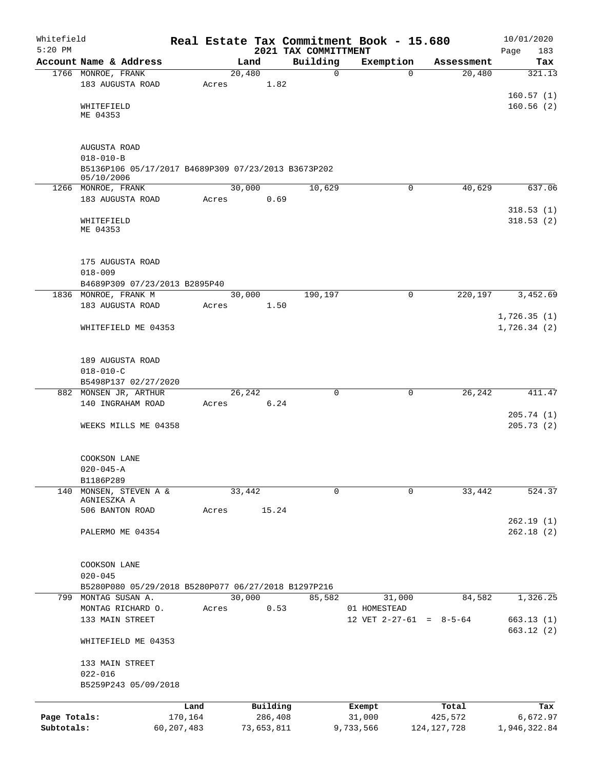Whitefield 5:20 PM

# Real Estate Tax Commitment Book - 15.680

## 2021 TAX COMMITTMENT

10/01/2020

| Account | Name & Address | Land | Building | Exemption | Assessment | Tax |
|---|---|---|---|---|---|---|
| 1766 | MONROE, FRANK<br>183 AUGUSTA ROAD<br><br>WHITEFIELD<br>ME 04353<br><br>AUGUSTA ROAD<br>018-010-B<br>B5136P106 05/17/2017 B4689P309 07/23/2013 B3673P202 05/10/2006 | 20,480<br>Acres 1.82 | 0 | 0 | 20,480 | 321.13<br><br>160.57 (1)<br>160.56 (2) |
| 1266 | MONROE, FRANK<br>183 AUGUSTA ROAD<br><br>WHITEFIELD<br>ME 04353<br><br>175 AUGUSTA ROAD<br>018-009<br>B4689P309 07/23/2013 B2895P40 | 30,000<br>Acres 0.69 | 10,629 | 0 | 40,629 | 637.06<br><br>318.53 (1)<br>318.53 (2) |
| 1836 | MONROE, FRANK M<br>183 AUGUSTA ROAD<br><br>WHITEFIELD ME 04353<br><br>189 AUGUSTA ROAD<br>018-010-C<br>B5498P137 02/27/2020 | 30,000<br>Acres 1.50 | 190,197 | 0 | 220,197 | 3,452.69<br><br>1,726.35 (1)<br>1,726.34 (2) |
| 882 | MONSEN JR, ARTHUR<br>140 INGRAHAM ROAD<br><br>WEEKS MILLS ME 04358<br><br>COOKSON LANE<br>020-045-A<br>B1186P289 | 26,242<br>Acres 6.24 | 0 | 0 | 26,242 | 411.47<br><br>205.74 (1)<br>205.73 (2) |
| 140 | MONSEN, STEVEN A & AGNIESZKA A<br>506 BANTON ROAD<br><br>PALERMO ME 04354<br><br>COOKSON LANE<br>020-045<br>B5280P080 05/29/2018 B5280P077 06/27/2018 B1297P216 | 33,442<br>Acres 15.24 | 0 | 0 | 33,442 | 524.37<br><br>262.19 (1)<br>262.18 (2) |
| 799 | MONTAG SUSAN A.<br>MONTAG RICHARD O.<br>133 MAIN STREET<br><br>WHITEFIELD ME 04353<br><br>133 MAIN STREET<br>022-016<br>B5259P243 05/09/2018 | 30,000<br>Acres 0.53 | 85,582 | 31,000<br>01 HOMESTEAD<br>12 VET 2-27-61 = 8-5-64 | 84,582 | 1,326.25<br><br>663.13 (1)<br>663.12 (2) |

| | Land | Building | Exempt | Total | Tax |
|---|---|---|---|---|---|
| Page Totals: | 170,164 | 286,408 | 31,000 | 425,572 | 6,672.97 |
| Subtotals: | 60,207,483 | 73,653,811 | 9,733,566 | 124,127,728 | 1,946,322.84 |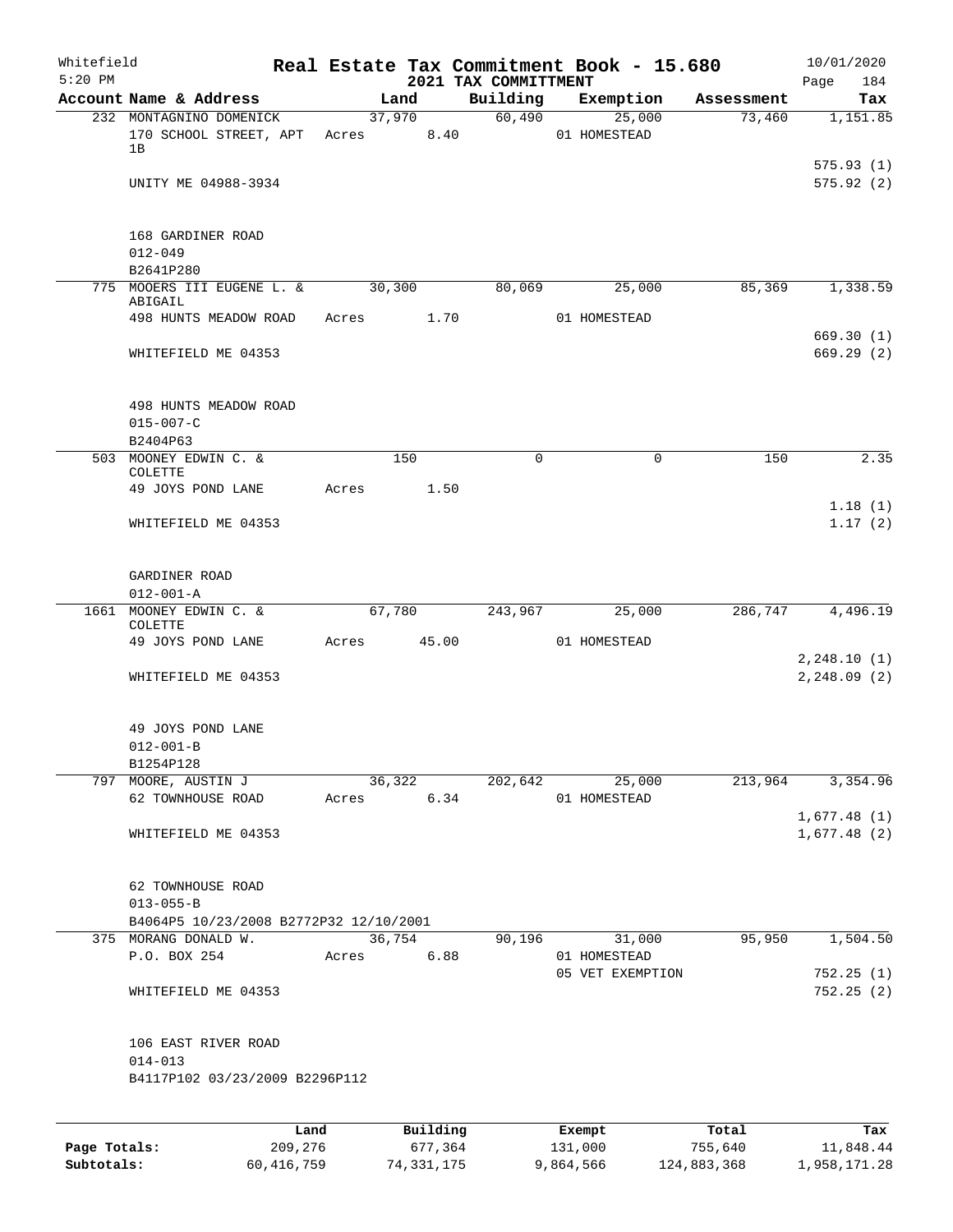Whitefield 5:20 PM

# Real Estate Tax Commitment Book - 15.680
## 2021 TAX COMMITTMENT

10/01/2020 Page 184

| Account | Name & Address | Land | Building | Exemption | Assessment | Tax |
|---|---|---|---|---|---|---|
| 232 | MONTAGNINO DOMENICK | 37,970 | 60,490 | 25,000 | 73,460 | 1,151.85 |
| | 170 SCHOOL STREET, APT 1B | Acres 8.40 | | 01 HOMESTEAD | | |
| | | | | | | 575.93 (1) |
| | UNITY ME 04988-3934 | | | | | 575.92 (2) |
| | 168 GARDINER ROAD | | | | | |
| | 012-049 | | | | | |
| | B2641P280 | | | | | |
| 775 | MOOERS III EUGENE L. & ABIGAIL | 30,300 | 80,069 | 25,000 | 85,369 | 1,338.59 |
| | 498 HUNTS MEADOW ROAD | Acres 1.70 | | 01 HOMESTEAD | | |
| | | | | | | 669.30 (1) |
| | WHITEFIELD ME 04353 | | | | | 669.29 (2) |
| | 498 HUNTS MEADOW ROAD | | | | | |
| | 015-007-C | | | | | |
| | B2404P63 | | | | | |
| 503 | MOONEY EDWIN C. & COLETTE | 150 | 0 | 0 | 150 | 2.35 |
| | 49 JOYS POND LANE | Acres 1.50 | | | | |
| | | | | | | 1.18 (1) |
| | WHITEFIELD ME 04353 | | | | | 1.17 (2) |
| | GARDINER ROAD | | | | | |
| | 012-001-A | | | | | |
| 1661 | MOONEY EDWIN C. & COLETTE | 67,780 | 243,967 | 25,000 | 286,747 | 4,496.19 |
| | 49 JOYS POND LANE | Acres 45.00 | | 01 HOMESTEAD | | |
| | | | | | | 2,248.10 (1) |
| | WHITEFIELD ME 04353 | | | | | 2,248.09 (2) |
| | 49 JOYS POND LANE | | | | | |
| | 012-001-B | | | | | |
| | B1254P128 | | | | | |
| 797 | MOORE, AUSTIN J | 36,322 | 202,642 | 25,000 | 213,964 | 3,354.96 |
| | 62 TOWNHOUSE ROAD | Acres 6.34 | | 01 HOMESTEAD | | |
| | | | | | | 1,677.48 (1) |
| | WHITEFIELD ME 04353 | | | | | 1,677.48 (2) |
| | 62 TOWNHOUSE ROAD | | | | | |
| | 013-055-B | | | | | |
| | B4064P5 10/23/2008 B2772P32 12/10/2001 | | | | | |
| 375 | MORANG DONALD W. | 36,754 | 90,196 | 31,000 | 95,950 | 1,504.50 |
| | P.O. BOX 254 | Acres 6.88 | | 01 HOMESTEAD | | |
| | | | | 05 VET EXEMPTION | | 752.25 (1) |
| | WHITEFIELD ME 04353 | | | | | 752.25 (2) |
| | 106 EAST RIVER ROAD | | | | | |
| | 014-013 | | | | | |
| | B4117P102 03/23/2009 B2296P112 | | | | | |

| | Land | Building | Exempt | Total | Tax |
|---|---|---|---|---|---|
| Page Totals: | 209,276 | 677,364 | 131,000 | 755,640 | 11,848.44 |
| Subtotals: | 60,416,759 | 74,331,175 | 9,864,566 | 124,883,368 | 1,958,171.28 |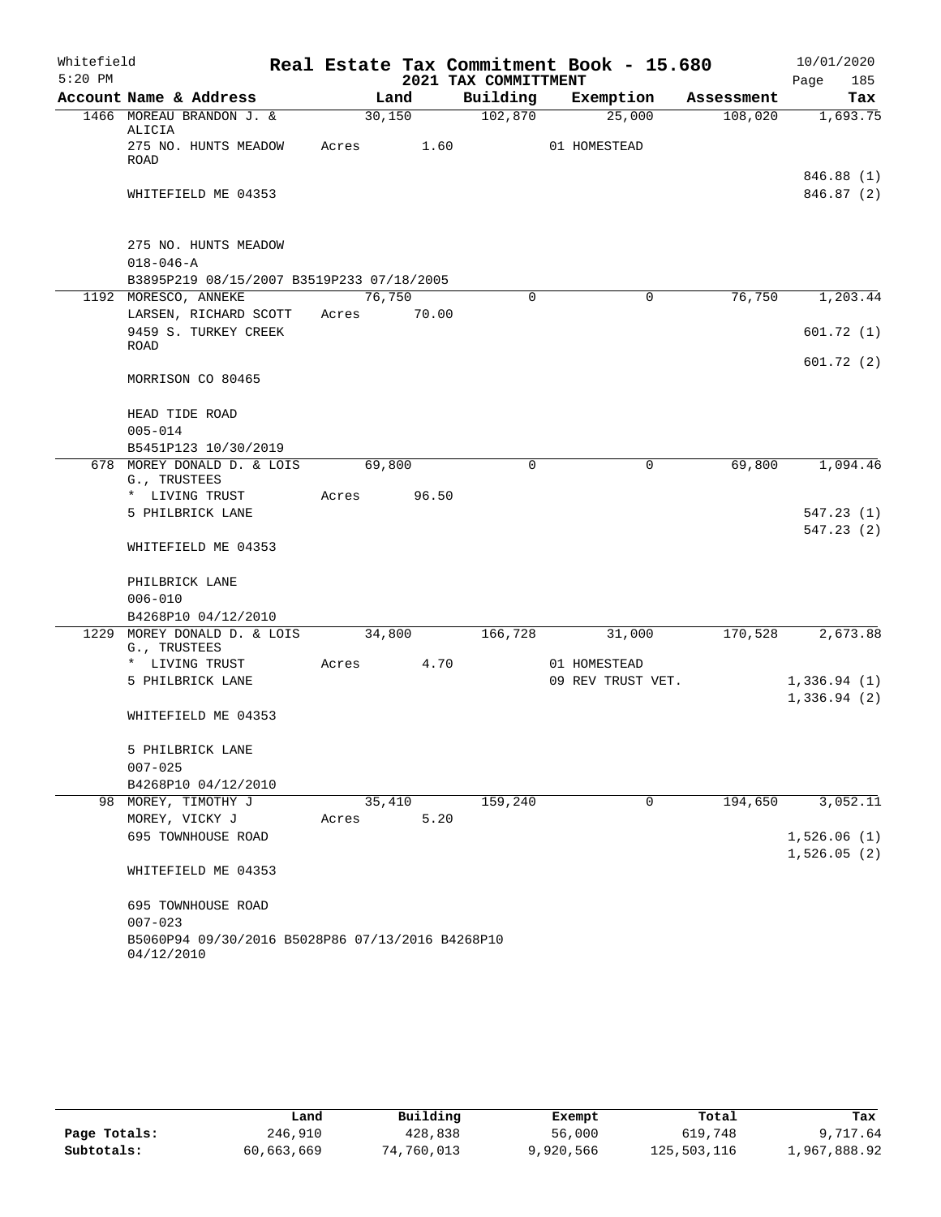Whitefield 5:20 PM

# Real Estate Tax Commitment Book - 15.680
## 2021 TAX COMMITTMENT

10/01/2020

| Account Name & Address | Land | Building | Exemption | Assessment | Tax |
|---|---|---|---|---|---|
| 1466 MOREAU BRANDON J. & ALICIA | 30,150 | 102,870 | 25,000 | 108,020 | 1,693.75 |
| 275 NO. HUNTS MEADOW ROAD | Acres 1.60 | | 01 HOMESTEAD | | |
| | | | | | 846.88 (1) |
| WHITEFIELD ME 04353 | | | | | 846.87 (2) |
| 275 NO. HUNTS MEADOW | | | | | |
| 018-046-A | | | | | |
| B3895P219 08/15/2007 B3519P233 07/18/2005 | | | | | |
| 1192 MORESCO, ANNEKE | 76,750 | 0 | 0 | 76,750 | 1,203.44 |
| LARSEN, RICHARD SCOTT | Acres 70.00 | | | | |
| 9459 S. TURKEY CREEK ROAD | | | | | 601.72 (1) |
| | | | | | 601.72 (2) |
| MORRISON CO 80465 | | | | | |
| HEAD TIDE ROAD | | | | | |
| 005-014 | | | | | |
| B5451P123 10/30/2019 | | | | | |
| 678 MOREY DONALD D. & LOIS G., TRUSTEES | 69,800 | 0 | 0 | 69,800 | 1,094.46 |
| * LIVING TRUST | Acres 96.50 | | | | |
| 5 PHILBRICK LANE | | | | | 547.23 (1) |
| | | | | | 547.23 (2) |
| WHITEFIELD ME 04353 | | | | | |
| PHILBRICK LANE | | | | | |
| 006-010 | | | | | |
| B4268P10 04/12/2010 | | | | | |
| 1229 MOREY DONALD D. & LOIS G., TRUSTEES | 34,800 | 166,728 | 31,000 | 170,528 | 2,673.88 |
| * LIVING TRUST | Acres 4.70 | | 01 HOMESTEAD | | |
| 5 PHILBRICK LANE | | | 09 REV TRUST VET. | | 1,336.94 (1) |
| | | | | | 1,336.94 (2) |
| WHITEFIELD ME 04353 | | | | | |
| 5 PHILBRICK LANE | | | | | |
| 007-025 | | | | | |
| B4268P10 04/12/2010 | | | | | |
| 98 MOREY, TIMOTHY J | 35,410 | 159,240 | 0 | 194,650 | 3,052.11 |
| MOREY, VICKY J | Acres 5.20 | | | | |
| 695 TOWNHOUSE ROAD | | | | | 1,526.06 (1) |
| | | | | | 1,526.05 (2) |
| WHITEFIELD ME 04353 | | | | | |
| 695 TOWNHOUSE ROAD | | | | | |
| 007-023 | | | | | |
| B5060P94 09/30/2016 B5028P86 07/13/2016 B4268P10 04/12/2010 | | | | | |

| | Land | Building | Exempt | Total | Tax |
|---|---|---|---|---|---|
| Page Totals: | 246,910 | 428,838 | 56,000 | 619,748 | 9,717.64 |
| Subtotals: | 60,663,669 | 74,760,013 | 9,920,566 | 125,503,116 | 1,967,888.92 |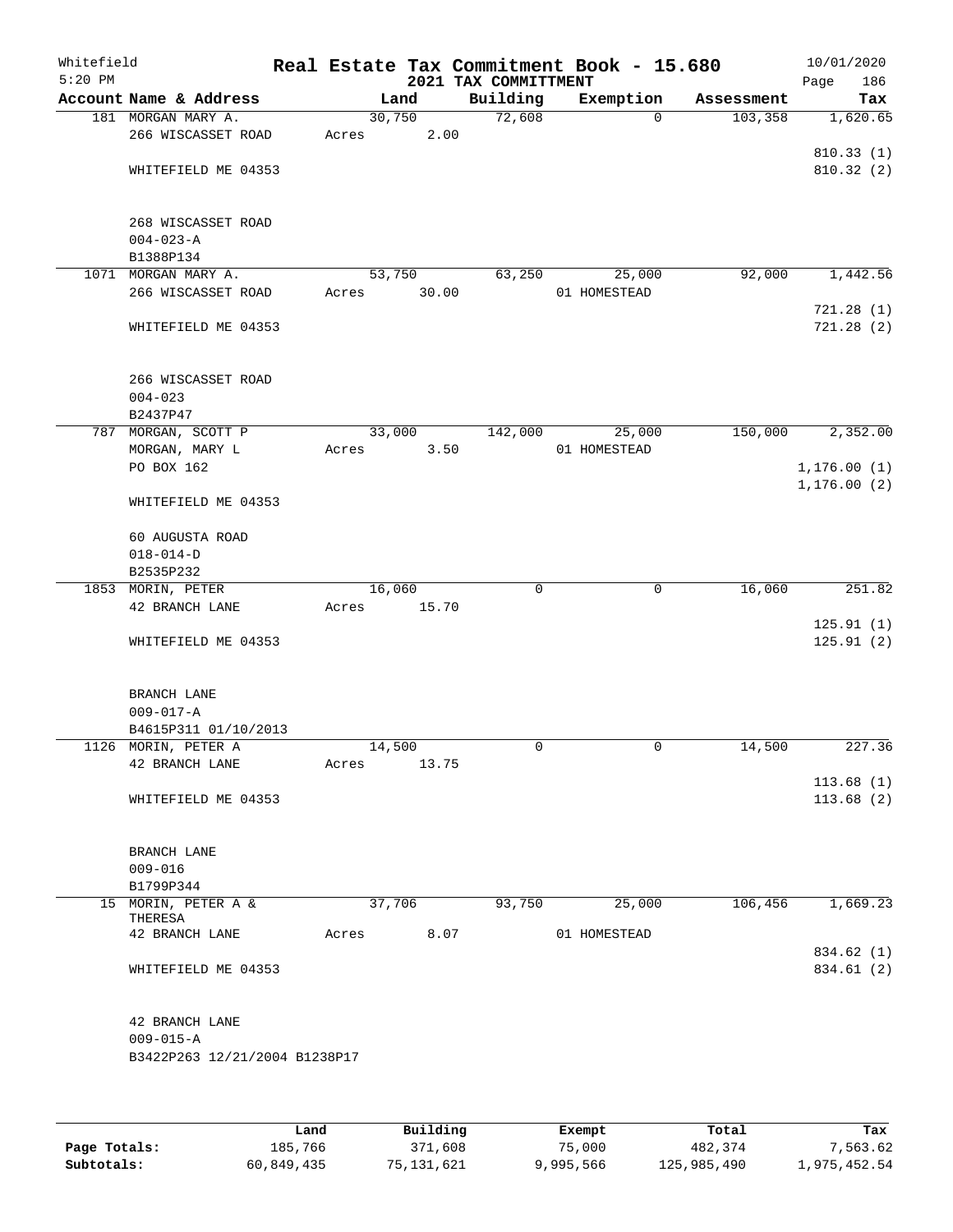# Real Estate Tax Commitment Book - 15.680

Whitefield
5:20 PM

## 2021 TAX COMMITTMENT

10/01/2020

| Account Name & Address | Land | Building | Exemption | Assessment | Tax |
|---|---|---|---|---|---|
| 181 MORGAN MARY A. | 30,750 | 72,608 | 0 | 103,358 | 1,620.65 |
| 266 WISCASSET ROAD | Acres 2.00 | | | | |
| | | | | | 810.33 (1) |
| WHITEFIELD ME 04353 | | | | | 810.32 (2) |
| 268 WISCASSET ROAD | | | | | |
| 004-023-A | | | | | |
| B1388P134 | | | | | |
| 1071 MORGAN MARY A. | 53,750 | 63,250 | 25,000 | 92,000 | 1,442.56 |
| 266 WISCASSET ROAD | Acres 30.00 | | 01 HOMESTEAD | | |
| | | | | | 721.28 (1) |
| WHITEFIELD ME 04353 | | | | | 721.28 (2) |
| 266 WISCASSET ROAD | | | | | |
| 004-023 | | | | | |
| B2437P47 | | | | | |
| 787 MORGAN, SCOTT P | 33,000 | 142,000 | 25,000 | 150,000 | 2,352.00 |
| MORGAN, MARY L | Acres 3.50 | | 01 HOMESTEAD | | |
| PO BOX 162 | | | | | 1,176.00 (1) |
| | | | | | 1,176.00 (2) |
| WHITEFIELD ME 04353 | | | | | |
| 60 AUGUSTA ROAD | | | | | |
| 018-014-D | | | | | |
| B2535P232 | | | | | |
| 1853 MORIN, PETER | 16,060 | 0 | 0 | 16,060 | 251.82 |
| 42 BRANCH LANE | Acres 15.70 | | | | |
| | | | | | 125.91 (1) |
| WHITEFIELD ME 04353 | | | | | 125.91 (2) |
| BRANCH LANE | | | | | |
| 009-017-A | | | | | |
| B4615P311 01/10/2013 | | | | | |
| 1126 MORIN, PETER A | 14,500 | 0 | 0 | 14,500 | 227.36 |
| 42 BRANCH LANE | Acres 13.75 | | | | |
| | | | | | 113.68 (1) |
| WHITEFIELD ME 04353 | | | | | 113.68 (2) |
| BRANCH LANE | | | | | |
| 009-016 | | | | | |
| B1799P344 | | | | | |
| 15 MORIN, PETER A & THERESA | 37,706 | 93,750 | 25,000 | 106,456 | 1,669.23 |
| 42 BRANCH LANE | Acres 8.07 | | 01 HOMESTEAD | | |
| | | | | | 834.62 (1) |
| WHITEFIELD ME 04353 | | | | | 834.61 (2) |
| 42 BRANCH LANE | | | | | |
| 009-015-A | | | | | |
| B3422P263 12/21/2004 B1238P17 | | | | | |

| | Land | Building | Exempt | Total | Tax |
|---|---|---|---|---|---|
| Page Totals: | 185,766 | 371,608 | 75,000 | 482,374 | 7,563.62 |
| Subtotals: | 60,849,435 | 75,131,621 | 9,995,566 | 125,985,490 | 1,975,452.54 |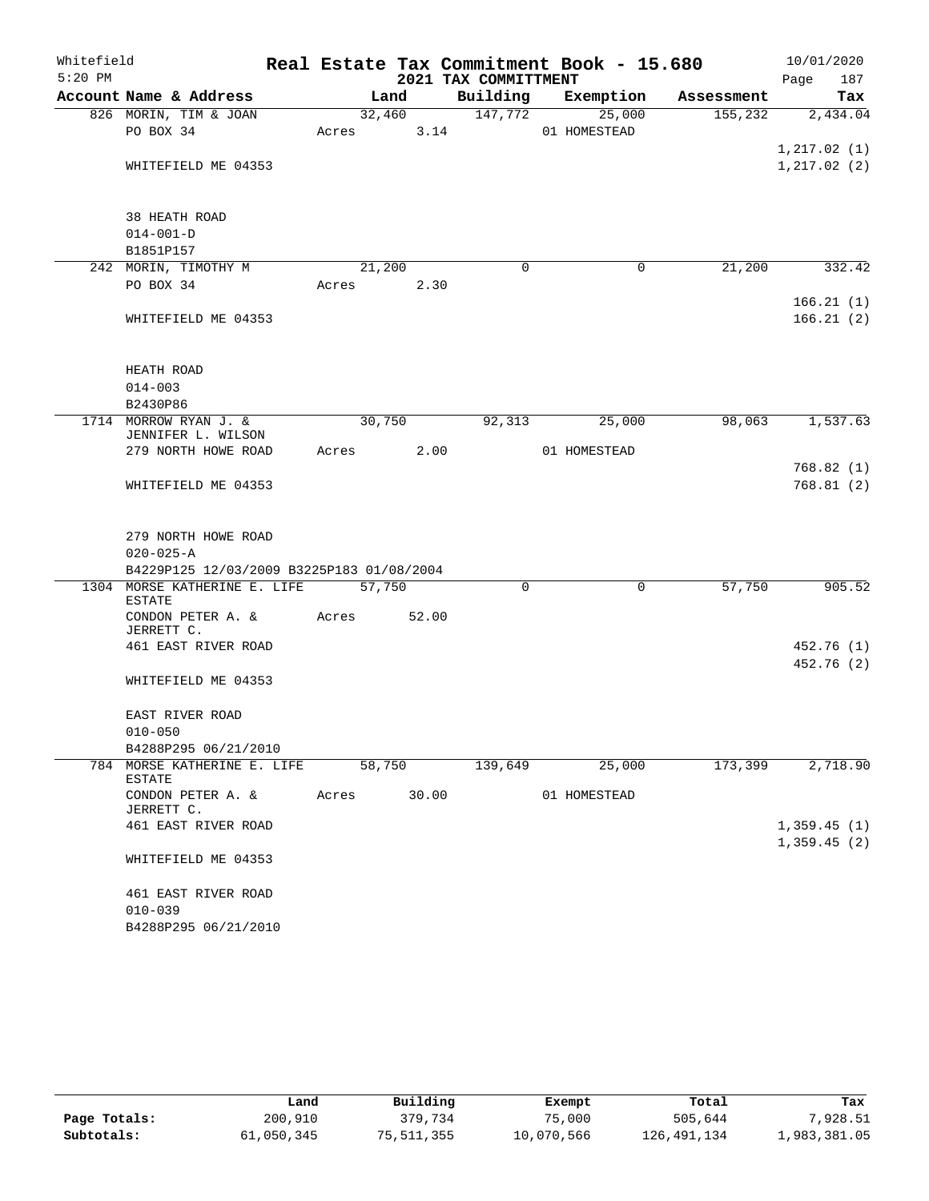Whitefield
5:20 PM

# Real Estate Tax Commitment Book - 15.680

## 2021 TAX COMMITTMENT

10/01/2020

| Account Name & Address | Land | Building | Exemption | Assessment | Tax |
|---|---|---|---|---|---|
| 826 MORIN, TIM & JOAN | 32,460 | 147,772 | 25,000 | 155,232 | 2,434.04 |
| PO BOX 34 | Acres 3.14 | | 01 HOMESTEAD | | |
| | | | | | 1,217.02 (1) |
| WHITEFIELD ME 04353 | | | | | 1,217.02 (2) |
| 38 HEATH ROAD | | | | | |
| 014-001-D | | | | | |
| B1851P157 | | | | | |
| 242 MORIN, TIMOTHY M | 21,200 | 0 | 0 | 21,200 | 332.42 |
| PO BOX 34 | Acres 2.30 | | | | |
| | | | | | 166.21 (1) |
| WHITEFIELD ME 04353 | | | | | 166.21 (2) |
| HEATH ROAD | | | | | |
| 014-003 | | | | | |
| B2430P86 | | | | | |
| 1714 MORROW RYAN J. & JENNIFER L. WILSON | 30,750 | 92,313 | 25,000 | 98,063 | 1,537.63 |
| 279 NORTH HOWE ROAD | Acres 2.00 | | 01 HOMESTEAD | | |
| | | | | | 768.82 (1) |
| WHITEFIELD ME 04353 | | | | | 768.81 (2) |
| 279 NORTH HOWE ROAD | | | | | |
| 020-025-A | | | | | |
| B4229P125 12/03/2009 B3225P183 01/08/2004 | | | | | |
| 1304 MORSE KATHERINE E. LIFE ESTATE | 57,750 | 0 | 0 | 57,750 | 905.52 |
| CONDON PETER A. & JERRETT C. | Acres 52.00 | | | | |
| 461 EAST RIVER ROAD | | | | | 452.76 (1) |
| | | | | | 452.76 (2) |
| WHITEFIELD ME 04353 | | | | | |
| EAST RIVER ROAD | | | | | |
| 010-050 | | | | | |
| B4288P295 06/21/2010 | | | | | |
| 784 MORSE KATHERINE E. LIFE ESTATE | 58,750 | 139,649 | 25,000 | 173,399 | 2,718.90 |
| CONDON PETER A. & JERRETT C. | Acres 30.00 | | 01 HOMESTEAD | | |
| 461 EAST RIVER ROAD | | | | | 1,359.45 (1) |
| | | | | | 1,359.45 (2) |
| WHITEFIELD ME 04353 | | | | | |
| 461 EAST RIVER ROAD | | | | | |
| 010-039 | | | | | |
| B4288P295 06/21/2010 | | | | | |

| | Land | Building | Exempt | Total | Tax |
|---|---|---|---|---|---|
| Page Totals: | 200,910 | 379,734 | 75,000 | 505,644 | 7,928.51 |
| Subtotals: | 61,050,345 | 75,511,355 | 10,070,566 | 126,491,134 | 1,983,381.05 |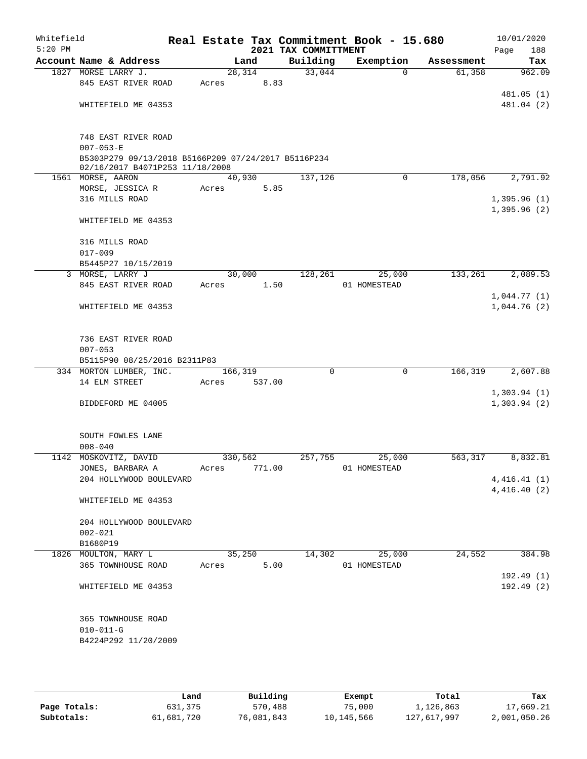Whitefield 5:20 PM

# Real Estate Tax Commitment Book - 15.680

## 2021 TAX COMMITTMENT

10/01/2020 Page 188

| Account Name & Address | Land | Building | Exemption | Assessment | Tax |
|---|---|---|---|---|---|
| 1827 MORSE LARRY J. | 28,314 | 33,044 | 0 | 61,358 | 962.09 |
| 845 EAST RIVER ROAD | Acres 8.83 | | | | |
| | | | | | 481.05 (1) |
| WHITEFIELD ME 04353 | | | | | 481.04 (2) |
| 748 EAST RIVER ROAD | | | | | |
| 007-053-E | | | | | |
| B5303P279 09/13/2018 B5166P209 07/24/2017 B5116P234 02/16/2017 B4071P253 11/18/2008 | | | | | |
| 1561 MORSE, AARON | 40,930 | 137,126 | 0 | 178,056 | 2,791.92 |
| MORSE, JESSICA R | Acres 5.85 | | | | |
| 316 MILLS ROAD | | | | | 1,395.96 (1) |
| | | | | | 1,395.96 (2) |
| WHITEFIELD ME 04353 | | | | | |
| 316 MILLS ROAD | | | | | |
| 017-009 | | | | | |
| B5445P27 10/15/2019 | | | | | |
| 3 MORSE, LARRY J | 30,000 | 128,261 | 25,000 | 133,261 | 2,089.53 |
| 845 EAST RIVER ROAD | Acres 1.50 | | 01 HOMESTEAD | | |
| | | | | | 1,044.77 (1) |
| WHITEFIELD ME 04353 | | | | | 1,044.76 (2) |
| 736 EAST RIVER ROAD | | | | | |
| 007-053 | | | | | |
| B5115P90 08/25/2016 B2311P83 | | | | | |
| 334 MORTON LUMBER, INC. | 166,319 | 0 | 0 | 166,319 | 2,607.88 |
| 14 ELM STREET | Acres 537.00 | | | | |
| | | | | | 1,303.94 (1) |
| BIDDEFORD ME 04005 | | | | | 1,303.94 (2) |
| SOUTH FOWLES LANE | | | | | |
| 008-040 | | | | | |
| 1142 MOSKOVITZ, DAVID | 330,562 | 257,755 | 25,000 | 563,317 | 8,832.81 |
| JONES, BARBARA A | Acres 771.00 | | 01 HOMESTEAD | | |
| 204 HOLLYWOOD BOULEVARD | | | | | 4,416.41 (1) |
| | | | | | 4,416.40 (2) |
| WHITEFIELD ME 04353 | | | | | |
| 204 HOLLYWOOD BOULEVARD | | | | | |
| 002-021 | | | | | |
| B1680P19 | | | | | |
| 1826 MOULTON, MARY L | 35,250 | 14,302 | 25,000 | 24,552 | 384.98 |
| 365 TOWNHOUSE ROAD | Acres 5.00 | | 01 HOMESTEAD | | |
| | | | | | 192.49 (1) |
| WHITEFIELD ME 04353 | | | | | 192.49 (2) |
| 365 TOWNHOUSE ROAD | | | | | |
| 010-011-G | | | | | |
| B4224P292 11/20/2009 | | | | | |

| | Land | Building | Exempt | Total | Tax |
|---|---|---|---|---|---|
| Page Totals: | 631,375 | 570,488 | 75,000 | 1,126,863 | 17,669.21 |
| Subtotals: | 61,681,720 | 76,081,843 | 10,145,566 | 127,617,997 | 2,001,050.26 |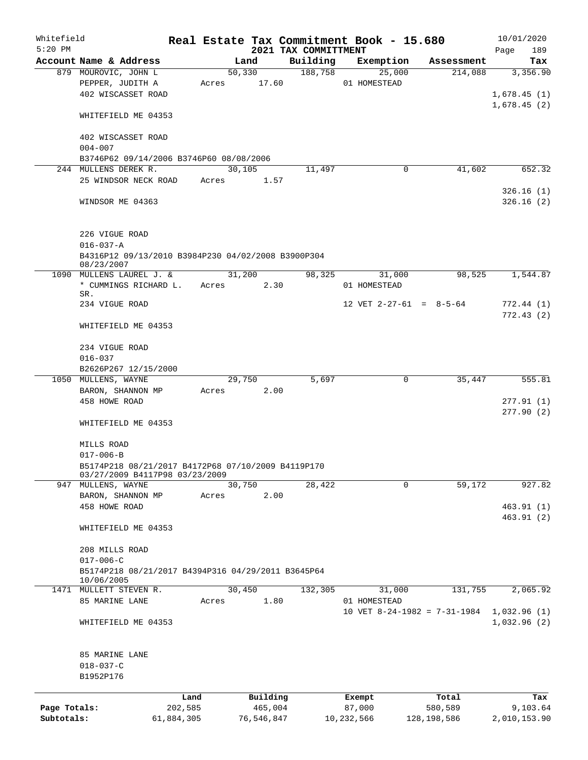Whitefield 5:20 PM

# Real Estate Tax Commitment Book - 15.680
## 2021 TAX COMMITTMENT

10/01/2020

| Account Name & Address | Land | Building | Exemption | Assessment | Tax |
|---|---|---|---|---|---|
| 879 MOUROVIC, JOHN L | 50,330 | 188,758 | 25,000 | 214,088 | 3,356.90 |
| PEPPER, JUDITH A | Acres 17.60 | | 01 HOMESTEAD | | |
| 402 WISCASSET ROAD | | | | | 1,678.45 (1) |
| | | | | | 1,678.45 (2) |
| WHITEFIELD ME 04353 | | | | | |
| 402 WISCASSET ROAD | | | | | |
| 004-007 | | | | | |
| B3746P62 09/14/2006 B3746P60 08/08/2006 | | | | | |
| 244 MULLENS DEREK R. | 30,105 | 11,497 | 0 | 41,602 | 652.32 |
| 25 WINDSOR NECK ROAD | Acres 1.57 | | | | |
| | | | | | 326.16 (1) |
| WINDSOR ME 04363 | | | | | 326.16 (2) |
| 226 VIGUE ROAD | | | | | |
| 016-037-A | | | | | |
| B4316P12 09/13/2010 B3984P230 04/02/2008 B3900P304 08/23/2007 | | | | | |
| 1090 MULLENS LAUREL J. & | 31,200 | 98,325 | 31,000 | 98,525 | 1,544.87 |
| * CUMMINGS RICHARD L. SR. | Acres 2.30 | | 01 HOMESTEAD | | |
| 234 VIGUE ROAD | | | 12 VET 2-27-61 = 8-5-64 | | 772.44 (1) |
| | | | | | 772.43 (2) |
| WHITEFIELD ME 04353 | | | | | |
| 234 VIGUE ROAD | | | | | |
| 016-037 | | | | | |
| B2626P267 12/15/2000 | | | | | |
| 1050 MULLENS, WAYNE | 29,750 | 5,697 | 0 | 35,447 | 555.81 |
| BARON, SHANNON MP | Acres 2.00 | | | | |
| 458 HOWE ROAD | | | | | 277.91 (1) |
| | | | | | 277.90 (2) |
| WHITEFIELD ME 04353 | | | | | |
| MILLS ROAD | | | | | |
| 017-006-B | | | | | |
| B5174P218 08/21/2017 B4172P68 07/10/2009 B4119P170 03/27/2009 B4117P98 03/23/2009 | | | | | |
| 947 MULLENS, WAYNE | 30,750 | 28,422 | 0 | 59,172 | 927.82 |
| BARON, SHANNON MP | Acres 2.00 | | | | |
| 458 HOWE ROAD | | | | | 463.91 (1) |
| | | | | | 463.91 (2) |
| WHITEFIELD ME 04353 | | | | | |
| 208 MILLS ROAD | | | | | |
| 017-006-C | | | | | |
| B5174P218 08/21/2017 B4394P316 04/29/2011 B3645P64 10/06/2005 | | | | | |
| 1471 MULLETT STEVEN R. | 30,450 | 132,305 | 31,000 | 131,755 | 2,065.92 |
| 85 MARINE LANE | Acres 1.80 | | 01 HOMESTEAD | | |
| | | | 10 VET 8-24-1982 = 7-31-1984 | | 1,032.96 (1) |
| WHITEFIELD ME 04353 | | | | | 1,032.96 (2) |
| 85 MARINE LANE | | | | | |
| 018-037-C | | | | | |
| B1952P176 | | | | | |

| | Land | Building | Exempt | Total | Tax |
|---|---|---|---|---|---|
| Page Totals: | 202,585 | 465,004 | 87,000 | 580,589 | 9,103.64 |
| Subtotals: | 61,884,305 | 76,546,847 | 10,232,566 | 128,198,586 | 2,010,153.90 |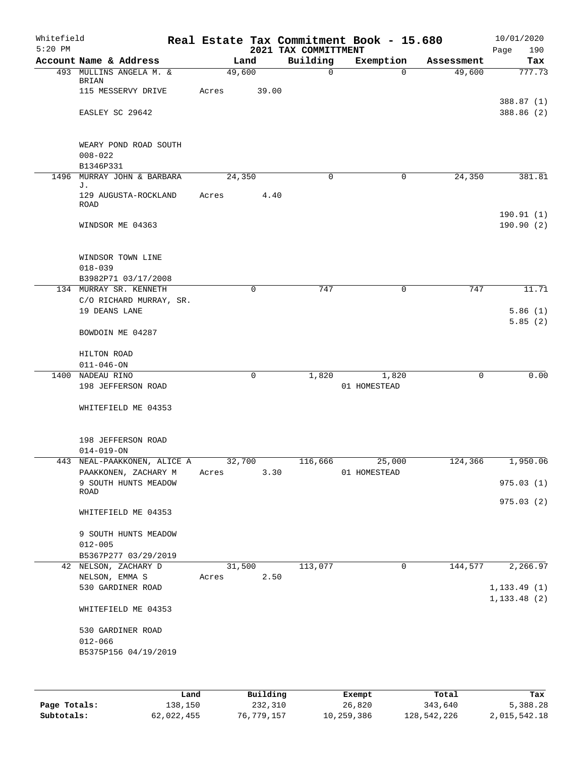Whitefield 5:20 PM

# Real Estate Tax Commitment Book - 15.680

## 2021 TAX COMMITTMENT

10/01/2020 Page 190

| Account Name & Address | Land | Building | Exemption | Assessment | Tax |
|---|---|---|---|---|---|
| 493 MULLINS ANGELA M. & BRIAN | 49,600 | 0 | 0 | 49,600 | 777.73 |
| 115 MESSERVY DRIVE | Acres 39.00 | | | | |
| | | | | | 388.87 (1) |
| EASLEY SC 29642 | | | | | 388.86 (2) |
| WEARY POND ROAD SOUTH | | | | | |
| 008-022 | | | | | |
| B1346P331 | | | | | |
| 1496 MURRAY JOHN & BARBARA J. | 24,350 | 0 | 0 | 24,350 | 381.81 |
| 129 AUGUSTA-ROCKLAND ROAD | Acres 4.40 | | | | |
| | | | | | 190.91 (1) |
| WINDSOR ME 04363 | | | | | 190.90 (2) |
| WINDSOR TOWN LINE | | | | | |
| 018-039 | | | | | |
| B3982P71 03/17/2008 | | | | | |
| 134 MURRAY SR. KENNETH | 0 | 747 | 0 | 747 | 11.71 |
| C/O RICHARD MURRAY, SR. | | | | | |
| 19 DEANS LANE | | | | | 5.86 (1) |
| | | | | | 5.85 (2) |
| BOWDOIN ME 04287 | | | | | |
| HILTON ROAD | | | | | |
| 011-046-ON | | | | | |
| 1400 NADEAU RINO | 0 | 1,820 | 1,820 | 0 | 0.00 |
| 198 JEFFERSON ROAD | | | 01 HOMESTEAD | | |
| WHITEFIELD ME 04353 | | | | | |
| 198 JEFFERSON ROAD | | | | | |
| 014-019-ON | | | | | |
| 443 NEAL-PAAKKONEN, ALICE A | 32,700 | 116,666 | 25,000 | 124,366 | 1,950.06 |
| PAAKKONEN, ZACHARY M | Acres 3.30 | | 01 HOMESTEAD | | |
| 9 SOUTH HUNTS MEADOW ROAD | | | | | 975.03 (1) |
| | | | | | 975.03 (2) |
| WHITEFIELD ME 04353 | | | | | |
| 9 SOUTH HUNTS MEADOW | | | | | |
| 012-005 | | | | | |
| B5367P277 03/29/2019 | | | | | |
| 42 NELSON, ZACHARY D | 31,500 | 113,077 | 0 | 144,577 | 2,266.97 |
| NELSON, EMMA S | Acres 2.50 | | | | |
| 530 GARDINER ROAD | | | | | 1,133.49 (1) |
| | | | | | 1,133.48 (2) |
| WHITEFIELD ME 04353 | | | | | |
| 530 GARDINER ROAD | | | | | |
| 012-066 | | | | | |
| B5375P156 04/19/2019 | | | | | |

| | Land | Building | Exempt | Total | Tax |
|---|---|---|---|---|---|
| Page Totals: | 138,150 | 232,310 | 26,820 | 343,640 | 5,388.28 |
| Subtotals: | 62,022,455 | 76,779,157 | 10,259,386 | 128,542,226 | 2,015,542.18 |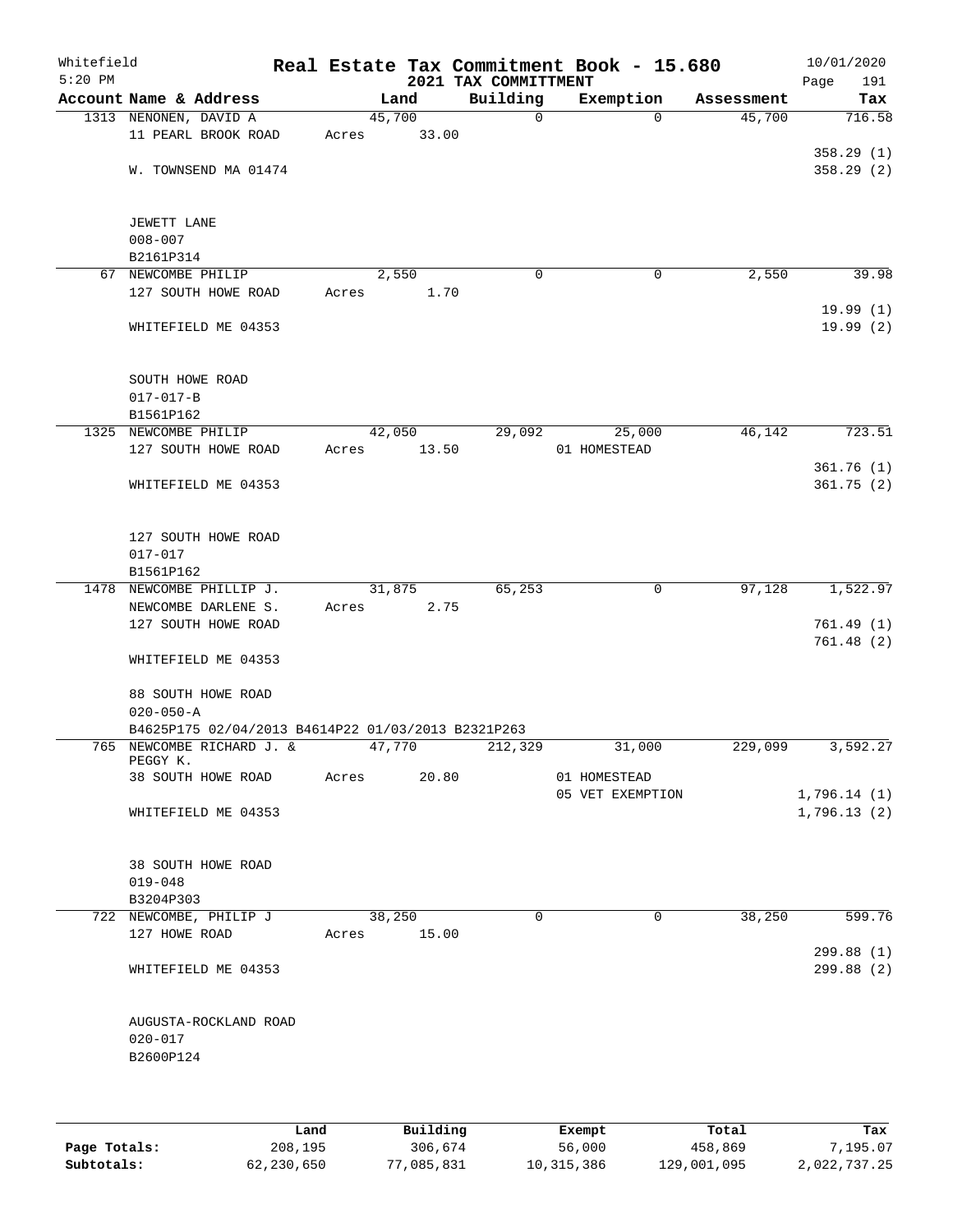Whitefield 5:20 PM

# Real Estate Tax Commitment Book - 15.680
## 2021 TAX COMMITTMENT

10/01/2020 Page 191

| Account Name & Address | Land | Building | Exemption | Assessment | Tax |
|---|---|---|---|---|---|
| 1313 NENONEN, DAVID A | 45,700 | 0 | 0 | 45,700 | 716.58 |
| 11 PEARL BROOK ROAD | Acres 33.00 | | | | |
| | | | | | 358.29 (1) |
| W. TOWNSEND MA 01474 | | | | | 358.29 (2) |
| JEWETT LANE | | | | | |
| 008-007 | | | | | |
| B2161P314 | | | | | |
| 67 NEWCOMBE PHILIP | 2,550 | 0 | 0 | 2,550 | 39.98 |
| 127 SOUTH HOWE ROAD | Acres 1.70 | | | | |
| | | | | | 19.99 (1) |
| WHITEFIELD ME 04353 | | | | | 19.99 (2) |
| SOUTH HOWE ROAD | | | | | |
| 017-017-B | | | | | |
| B1561P162 | | | | | |
| 1325 NEWCOMBE PHILIP | 42,050 | 29,092 | 25,000 | 46,142 | 723.51 |
| 127 SOUTH HOWE ROAD | Acres 13.50 | | 01 HOMESTEAD | | |
| | | | | | 361.76 (1) |
| WHITEFIELD ME 04353 | | | | | 361.75 (2) |
| 127 SOUTH HOWE ROAD | | | | | |
| 017-017 | | | | | |
| B1561P162 | | | | | |
| 1478 NEWCOMBE PHILLIP J. | 31,875 | 65,253 | 0 | 97,128 | 1,522.97 |
| NEWCOMBE DARLENE S. | Acres 2.75 | | | | |
| 127 SOUTH HOWE ROAD | | | | | 761.49 (1) |
| | | | | | 761.48 (2) |
| WHITEFIELD ME 04353 | | | | | |
| 88 SOUTH HOWE ROAD | | | | | |
| 020-050-A | | | | | |
| B4625P175 02/04/2013 B4614P22 01/03/2013 B2321P263 | | | | | |
| 765 NEWCOMBE RICHARD J. & PEGGY K. | 47,770 | 212,329 | 31,000 | 229,099 | 3,592.27 |
| 38 SOUTH HOWE ROAD | Acres 20.80 | | 01 HOMESTEAD | | |
| | | | 05 VET EXEMPTION | | 1,796.14 (1) |
| WHITEFIELD ME 04353 | | | | | 1,796.13 (2) |
| 38 SOUTH HOWE ROAD | | | | | |
| 019-048 | | | | | |
| B3204P303 | | | | | |
| 722 NEWCOMBE, PHILIP J | 38,250 | 0 | 0 | 38,250 | 599.76 |
| 127 HOWE ROAD | Acres 15.00 | | | | |
| | | | | | 299.88 (1) |
| WHITEFIELD ME 04353 | | | | | 299.88 (2) |
| AUGUSTA-ROCKLAND ROAD | | | | | |
| 020-017 | | | | | |
| B2600P124 | | | | | |

| | Land | Building | Exempt | Total | Tax |
|---|---|---|---|---|---|
| Page Totals: | 208,195 | 306,674 | 56,000 | 458,869 | 7,195.07 |
| Subtotals: | 62,230,650 | 77,085,831 | 10,315,386 | 129,001,095 | 2,022,737.25 |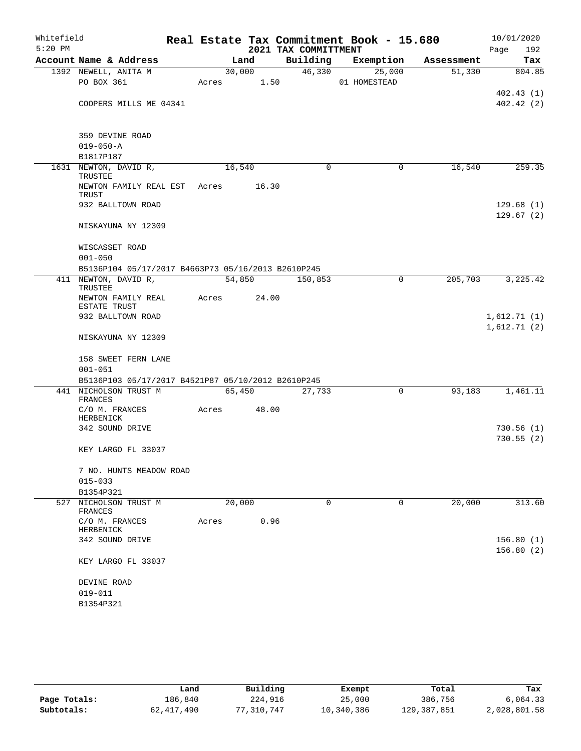Whitefield 5:20 PM

# Real Estate Tax Commitment Book - 15.680

## 2021 TAX COMMITTMENT

10/01/2020

| Account Name & Address | Land | Building | Exemption | Assessment | Tax |
|---|---|---|---|---|---|
| 1392 NEWELL, ANITA M | 30,000 | 46,330 | 25,000 | 51,330 | 804.85 |
| PO BOX 361 | Acres 1.50 | | 01 HOMESTEAD | | |
| | | | | | 402.43 (1) |
| COOPERS MILLS ME 04341 | | | | | 402.42 (2) |
| 359 DEVINE ROAD | | | | | |
| 019-050-A | | | | | |
| B1817P187 | | | | | |
| 1631 NEWTON, DAVID R, TRUSTEE | 16,540 | 0 | 0 | 16,540 | 259.35 |
| NEWTON FAMILY REAL EST TRUST | Acres 16.30 | | | | |
| 932 BALLTOWN ROAD | | | | | 129.68 (1) |
| | | | | | 129.67 (2) |
| NISKAYUNA NY 12309 | | | | | |
| WISCASSET ROAD | | | | | |
| 001-050 | | | | | |
| B5136P104 05/17/2017 B4663P73 05/16/2013 B2610P245 | | | | | |
| 411 NEWTON, DAVID R, TRUSTEE | 54,850 | 150,853 | 0 | 205,703 | 3,225.42 |
| NEWTON FAMILY REAL ESTATE TRUST | Acres 24.00 | | | | |
| 932 BALLTOWN ROAD | | | | | 1,612.71 (1) |
| | | | | | 1,612.71 (2) |
| NISKAYUNA NY 12309 | | | | | |
| 158 SWEET FERN LANE | | | | | |
| 001-051 | | | | | |
| B5136P103 05/17/2017 B4521P87 05/10/2012 B2610P245 | | | | | |
| 441 NICHOLSON TRUST M FRANCES | 65,450 | 27,733 | 0 | 93,183 | 1,461.11 |
| C/O M. FRANCES HERBENICK | Acres 48.00 | | | | |
| 342 SOUND DRIVE | | | | | 730.56 (1) |
| | | | | | 730.55 (2) |
| KEY LARGO FL 33037 | | | | | |
| 7 NO. HUNTS MEADOW ROAD | | | | | |
| 015-033 | | | | | |
| B1354P321 | | | | | |
| 527 NICHOLSON TRUST M FRANCES | 20,000 | 0 | 0 | 20,000 | 313.60 |
| C/O M. FRANCES HERBENICK | Acres 0.96 | | | | |
| 342 SOUND DRIVE | | | | | 156.80 (1) |
| | | | | | 156.80 (2) |
| KEY LARGO FL 33037 | | | | | |
| DEVINE ROAD | | | | | |
| 019-011 | | | | | |
| B1354P321 | | | | | |

| | Land | Building | Exempt | Total | Tax |
|---|---|---|---|---|---|
| Page Totals: | 186,840 | 224,916 | 25,000 | 386,756 | 6,064.33 |
| Subtotals: | 62,417,490 | 77,310,747 | 10,340,386 | 129,387,851 | 2,028,801.58 |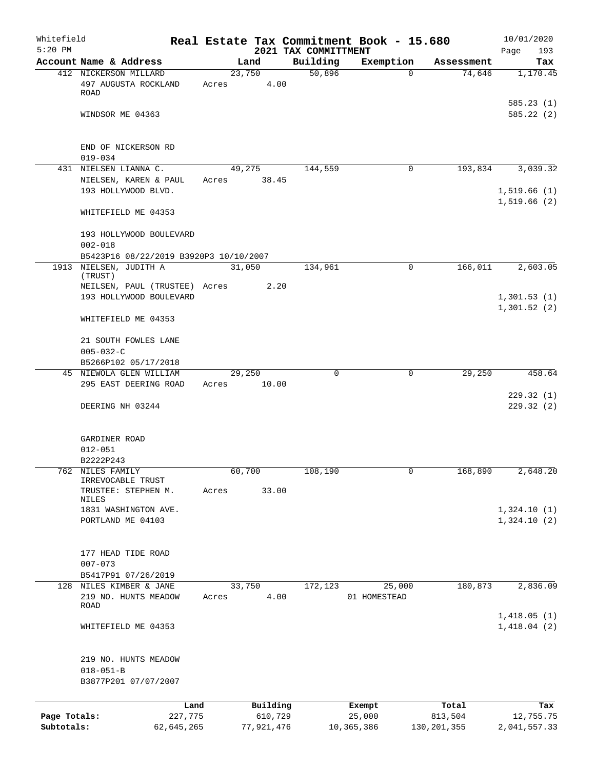Whitefield 5:20 PM

# Real Estate Tax Commitment Book - 15.680
## 2021 TAX COMMITTMENT

10/01/2020 Page 193

| Account Name & Address | Land | Building | Exemption | Assessment | Tax |
|---|---|---|---|---|---|
| 412 NICKERSON MILLARD<br>497 AUGUSTA ROCKLAND ROAD<br><br>WINDSOR ME 04363<br><br>END OF NICKERSON RD<br>019-034 | 23,750<br>Acres 4.00 | 50,896 | 0 | 74,646 | 1,170.45<br><br>585.23 (1)<br>585.22 (2) |
| 431 NIELSEN LIANNA C.<br>NIELSEN, KAREN & PAUL<br>193 HOLLYWOOD BLVD.<br><br>WHITEFIELD ME 04353<br><br>193 HOLLYWOOD BOULEVARD<br>002-018<br>B5423P16 08/22/2019 B3920P3 10/10/2007 | 49,275<br>Acres 38.45 | 144,559 | 0 | 193,834 | 3,039.32<br><br>1,519.66 (1)<br>1,519.66 (2) |
| 1913 NIELSEN, JUDITH A (TRUST)<br>NEILSEN, PAUL (TRUSTEE)<br>193 HOLLYWOOD BOULEVARD<br><br>WHITEFIELD ME 04353<br><br>21 SOUTH FOWLES LANE<br>005-032-C<br>B5266P102 05/17/2018 | 31,050<br>Acres 2.20 | 134,961 | 0 | 166,011 | 2,603.05<br><br>1,301.53 (1)<br>1,301.52 (2) |
| 45 NIEWOLA GLEN WILLIAM<br>295 EAST DEERING ROAD<br><br>DEERING NH 03244<br><br>GARDINER ROAD<br>012-051<br>B2222P243 | 29,250<br>Acres 10.00 | 0 | 0 | 29,250 | 458.64<br><br>229.32 (1)<br>229.32 (2) |
| 762 NILES FAMILY IRREVOCABLE TRUST<br>TRUSTEE: STEPHEN M. NILES<br>1831 WASHINGTON AVE.<br>PORTLAND ME 04103<br><br>177 HEAD TIDE ROAD<br>007-073<br>B5417P91 07/26/2019 | 60,700<br>Acres 33.00 | 108,190 | 0 | 168,890 | 2,648.20<br><br>1,324.10 (1)<br>1,324.10 (2) |
| 128 NILES KIMBER & JANE<br>219 NO. HUNTS MEADOW ROAD<br><br>WHITEFIELD ME 04353<br><br>219 NO. HUNTS MEADOW<br>018-051-B<br>B3877P201 07/07/2007 | 33,750<br>Acres 4.00 | 172,123 | 25,000<br>01 HOMESTEAD | 180,873 | 2,836.09<br><br>1,418.05 (1)<br>1,418.04 (2) |

| | Land | Building | Exempt | Total | Tax |
|---|---|---|---|---|---|
| Page Totals: | 227,775 | 610,729 | 25,000 | 813,504 | 12,755.75 |
| Subtotals: | 62,645,265 | 77,921,476 | 10,365,386 | 130,201,355 | 2,041,557.33 |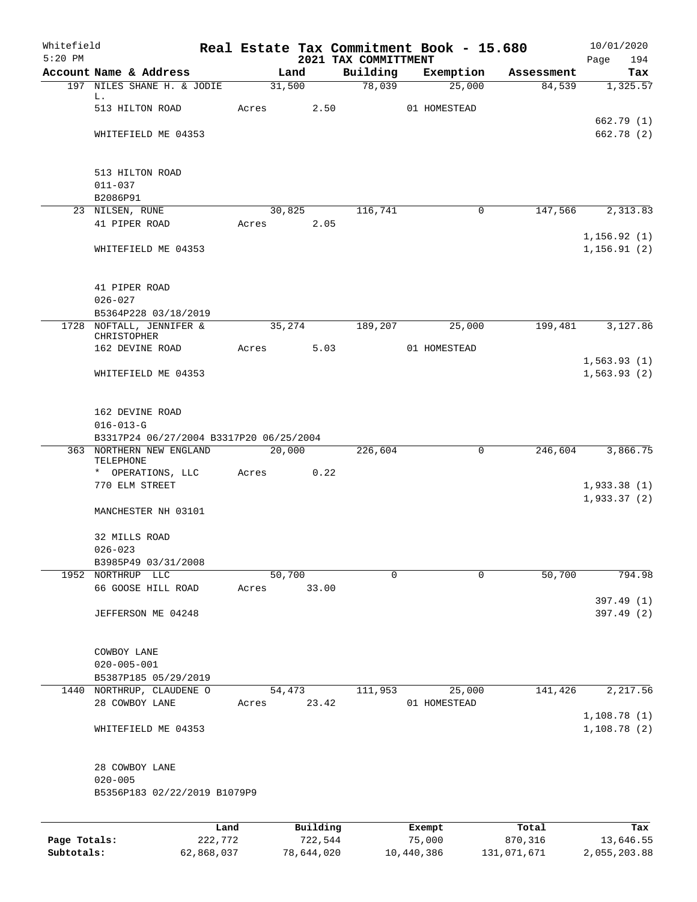Whitefield
5:20 PM

# Real Estate Tax Commitment Book - 15.680
## 2021 TAX COMMITTMENT

10/01/2020
Page 194

| Account Name & Address | Land | Building | Exemption | Assessment | Tax |
|---|---|---|---|---|---|
| 197 NILES SHANE H. & JODIE L. | 31,500 | 78,039 | 25,000 | 84,539 | 1,325.57 |
| 513 HILTON ROAD | Acres 2.50 | | 01 HOMESTEAD | | |
| | | | | | 662.79 (1) |
| WHITEFIELD ME 04353 | | | | | 662.78 (2) |
| 513 HILTON ROAD | | | | | |
| 011-037 | | | | | |
| B2086P91 | | | | | |
| 23 NILSEN, RUNE | 30,825 | 116,741 | 0 | 147,566 | 2,313.83 |
| 41 PIPER ROAD | Acres 2.05 | | | | |
| | | | | | 1,156.92 (1) |
| WHITEFIELD ME 04353 | | | | | 1,156.91 (2) |
| 41 PIPER ROAD | | | | | |
| 026-027 | | | | | |
| B5364P228 03/18/2019 | | | | | |
| 1728 NOFTALL, JENNIFER & CHRISTOPHER | 35,274 | 189,207 | 25,000 | 199,481 | 3,127.86 |
| 162 DEVINE ROAD | Acres 5.03 | | 01 HOMESTEAD | | |
| | | | | | 1,563.93 (1) |
| WHITEFIELD ME 04353 | | | | | 1,563.93 (2) |
| 162 DEVINE ROAD | | | | | |
| 016-013-G | | | | | |
| B3317P24 06/27/2004 B3317P20 06/25/2004 | | | | | |
| 363 NORTHERN NEW ENGLAND TELEPHONE | 20,000 | 226,604 | 0 | 246,604 | 3,866.75 |
| * OPERATIONS, LLC | Acres 0.22 | | | | |
| 770 ELM STREET | | | | | 1,933.38 (1) |
| | | | | | 1,933.37 (2) |
| MANCHESTER NH 03101 | | | | | |
| 32 MILLS ROAD | | | | | |
| 026-023 | | | | | |
| B3985P49 03/31/2008 | | | | | |
| 1952 NORTHRUP LLC | 50,700 | 0 | 0 | 50,700 | 794.98 |
| 66 GOOSE HILL ROAD | Acres 33.00 | | | | |
| | | | | | 397.49 (1) |
| JEFFERSON ME 04248 | | | | | 397.49 (2) |
| COWBOY LANE | | | | | |
| 020-005-001 | | | | | |
| B5387P185 05/29/2019 | | | | | |
| 1440 NORTHRUP, CLAUDENE O | 54,473 | 111,953 | 25,000 | 141,426 | 2,217.56 |
| 28 COWBOY LANE | Acres 23.42 | | 01 HOMESTEAD | | |
| | | | | | 1,108.78 (1) |
| WHITEFIELD ME 04353 | | | | | 1,108.78 (2) |
| 28 COWBOY LANE | | | | | |
| 020-005 | | | | | |
| B5356P183 02/22/2019 B1079P9 | | | | | |

| | Land | Building | Exempt | Total | Tax |
|---|---|---|---|---|---|
| Page Totals: | 222,772 | 722,544 | 75,000 | 870,316 | 13,646.55 |
| Subtotals: | 62,868,037 | 78,644,020 | 10,440,386 | 131,071,671 | 2,055,203.88 |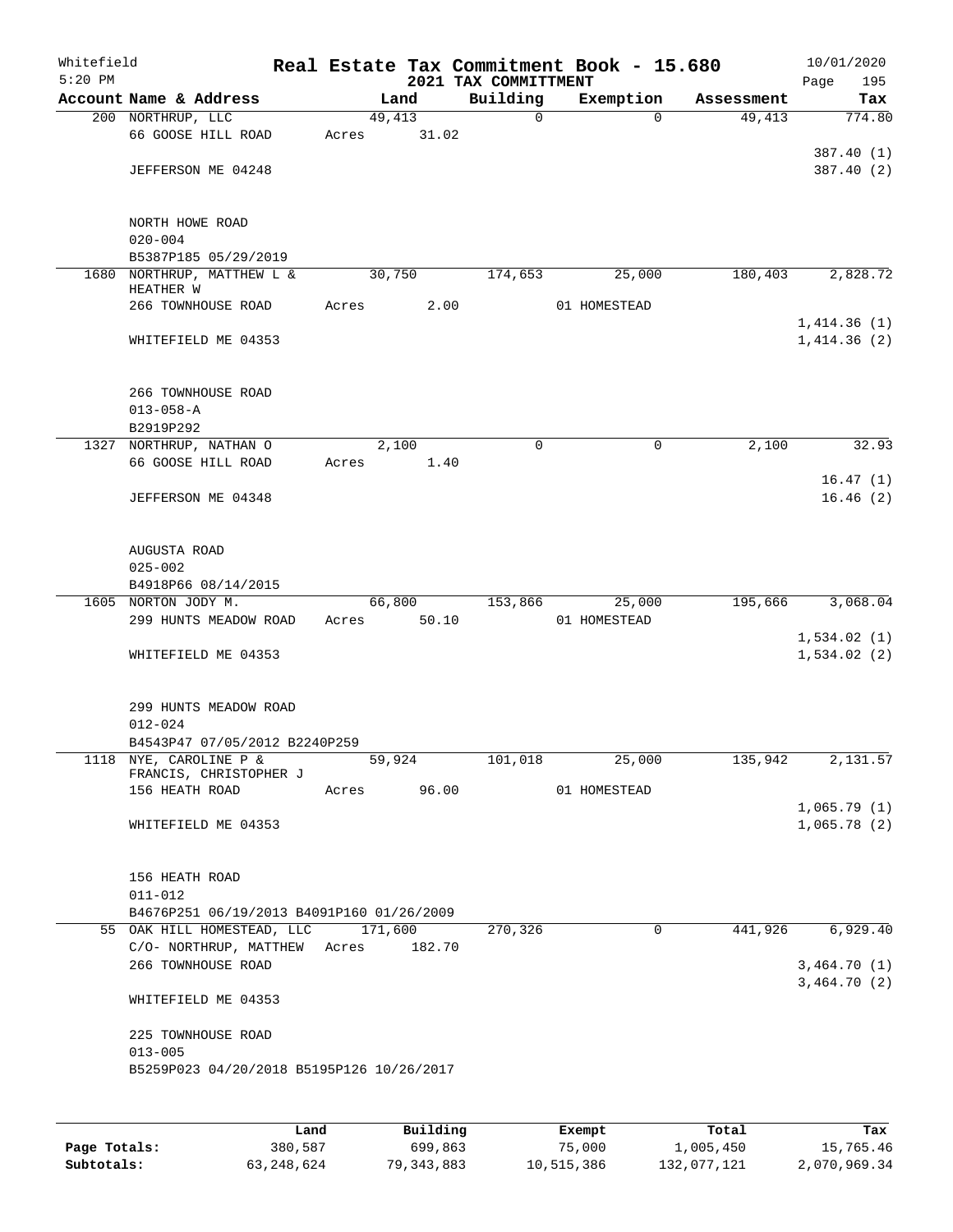Whitefield

5:20 PM

# Real Estate Tax Commitment Book - 15.680

## 2021 TAX COMMITTMENT

10/01/2020

| Account | Name & Address | Land | Building | Exemption | Assessment | Tax |
|---|---|---|---|---|---|---|
| 200 | NORTHRUP, LLC<br>66 GOOSE HILL ROAD<br><br>JEFFERSON ME 04248<br><br>NORTH HOWE ROAD<br>020-004<br>B5387P185 05/29/2019 | 49,413<br>Acres 31.02 | 0 | 0 | 49,413 | 774.80<br><br>387.40 (1)<br>387.40 (2) |
| 1680 | NORTHRUP, MATTHEW L &<br>HEATHER W<br>266 TOWNHOUSE ROAD<br><br>WHITEFIELD ME 04353<br><br>266 TOWNHOUSE ROAD<br>013-058-A<br>B2919P292 | 30,750<br>Acres 2.00 | 174,653 | 25,000<br>01 HOMESTEAD | 180,403 | 2,828.72<br><br>1,414.36 (1)<br>1,414.36 (2) |
| 1327 | NORTHRUP, NATHAN O<br>66 GOOSE HILL ROAD<br><br>JEFFERSON ME 04348<br><br>AUGUSTA ROAD<br>025-002<br>B4918P66 08/14/2015 | 2,100<br>Acres 1.40 | 0 | 0 | 2,100 | 32.93<br><br>16.47 (1)<br>16.46 (2) |
| 1605 | NORTON JODY M.<br>299 HUNTS MEADOW ROAD<br><br>WHITEFIELD ME 04353<br><br>299 HUNTS MEADOW ROAD<br>012-024<br>B4543P47 07/05/2012 B2240P259 | 66,800<br>Acres 50.10 | 153,866 | 25,000<br>01 HOMESTEAD | 195,666 | 3,068.04<br><br>1,534.02 (1)<br>1,534.02 (2) |
| 1118 | NYE, CAROLINE P &<br>FRANCIS, CHRISTOPHER J<br>156 HEATH ROAD<br><br>WHITEFIELD ME 04353<br><br>156 HEATH ROAD<br>011-012<br>B4676P251 06/19/2013 B4091P160 01/26/2009 | 59,924<br>Acres 96.00 | 101,018 | 25,000<br>01 HOMESTEAD | 135,942 | 2,131.57<br><br>1,065.79 (1)<br>1,065.78 (2) |
| 55 | OAK HILL HOMESTEAD, LLC<br>C/O- NORTHRUP, MATTHEW<br>266 TOWNHOUSE ROAD<br><br>WHITEFIELD ME 04353<br><br>225 TOWNHOUSE ROAD<br>013-005<br>B5259P023 04/20/2018 B5195P126 10/26/2017 | 171,600<br>Acres 182.70 | 270,326 | 0 | 441,926 | 6,929.40<br><br>3,464.70 (1)<br>3,464.70 (2) |

| | Land | Building | Exempt | Total | Tax |
|---|---|---|---|---|---|
| Page Totals: | 380,587 | 699,863 | 75,000 | 1,005,450 | 15,765.46 |
| Subtotals: | 63,248,624 | 79,343,883 | 10,515,386 | 132,077,121 | 2,070,969.34 |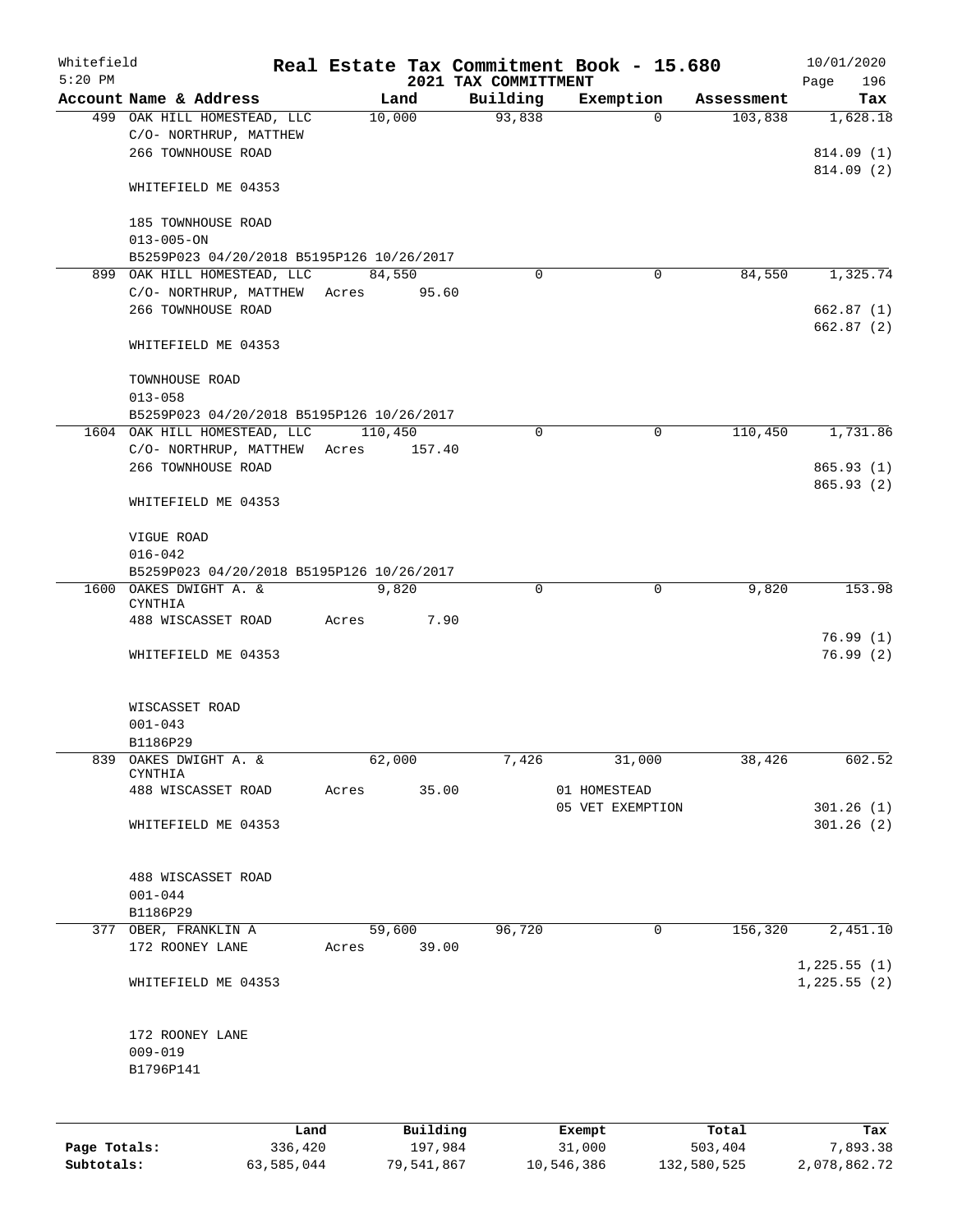# Real Estate Tax Commitment Book - 15.680

Whitefield 5:20 PM — 2021 TAX COMMITTMENT — 10/01/2020 Page 196

| Account Name & Address | Land | Building | Exemption | Assessment | Tax |
|---|---|---|---|---|---|
| 499 OAK HILL HOMESTEAD, LLC<br>C/O- NORTHRUP, MATTHEW<br>266 TOWNHOUSE ROAD<br>WHITEFIELD ME 04353<br><br>185 TOWNHOUSE ROAD<br>013-005-ON<br>B5259P023 04/20/2018 B5195P126 10/26/2017 | 10,000 | 93,838 | 0 | 103,838 | 1,628.18<br>814.09 (1)<br>814.09 (2) |
| 899 OAK HILL HOMESTEAD, LLC<br>C/O- NORTHRUP, MATTHEW<br>266 TOWNHOUSE ROAD<br>WHITEFIELD ME 04353<br><br>TOWNHOUSE ROAD<br>013-058<br>B5259P023 04/20/2018 B5195P126 10/26/2017 | 84,550<br>Acres 95.60 | 0 | 0 | 84,550 | 1,325.74<br>662.87 (1)<br>662.87 (2) |
| 1604 OAK HILL HOMESTEAD, LLC<br>C/O- NORTHRUP, MATTHEW<br>266 TOWNHOUSE ROAD<br>WHITEFIELD ME 04353<br><br>VIGUE ROAD<br>016-042<br>B5259P023 04/20/2018 B5195P126 10/26/2017 | 110,450<br>Acres 157.40 | 0 | 0 | 110,450 | 1,731.86<br>865.93 (1)<br>865.93 (2) |
| 1600 OAKES DWIGHT A. & CYNTHIA<br>488 WISCASSET ROAD<br>WHITEFIELD ME 04353<br><br>WISCASSET ROAD<br>001-043<br>B1186P29 | 9,820<br>Acres 7.90 | 0 | 0 | 9,820 | 153.98<br>76.99 (1)<br>76.99 (2) |
| 839 OAKES DWIGHT A. & CYNTHIA<br>488 WISCASSET ROAD<br>WHITEFIELD ME 04353<br><br>488 WISCASSET ROAD<br>001-044<br>B1186P29 | 62,000<br>Acres 35.00 | 7,426 | 31,000<br>01 HOMESTEAD<br>05 VET EXEMPTION | 38,426 | 602.52<br>301.26 (1)<br>301.26 (2) |
| 377 OBER, FRANKLIN A<br>172 ROONEY LANE<br>WHITEFIELD ME 04353<br><br>172 ROONEY LANE<br>009-019<br>B1796P141 | 59,600<br>Acres 39.00 | 96,720 | 0 | 156,320 | 2,451.10<br>1,225.55 (1)<br>1,225.55 (2) |

| | Land | Building | Exempt | Total | Tax |
|---|---|---|---|---|---|
| Page Totals: | 336,420 | 197,984 | 31,000 | 503,404 | 7,893.38 |
| Subtotals: | 63,585,044 | 79,541,867 | 10,546,386 | 132,580,525 | 2,078,862.72 |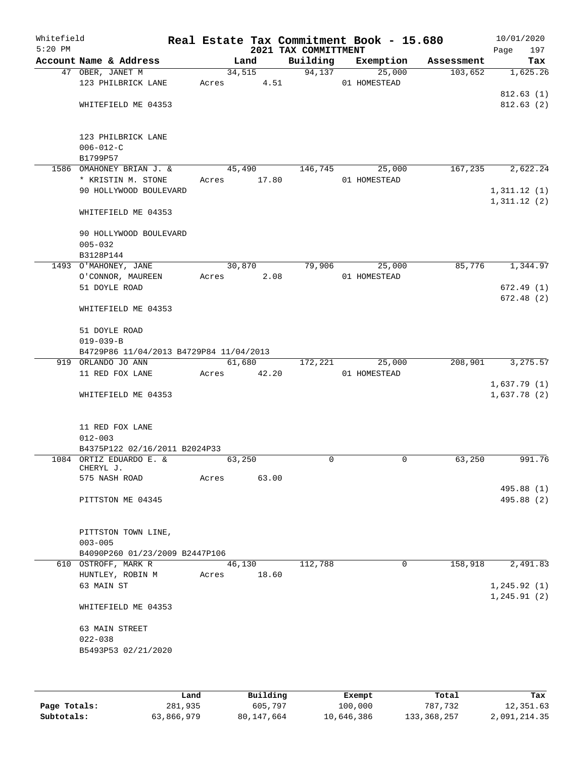Whitefield 5:20 PM

# Real Estate Tax Commitment Book - 15.680
## 2021 TAX COMMITTMENT

10/01/2020 Page 197

| Account Name & Address | Land | Building | Exemption | Assessment | Tax |
|---|---|---|---|---|---|
| 47 OBER, JANET M<br>123 PHILBRICK LANE<br><br>WHITEFIELD ME 04353<br><br>123 PHILBRICK LANE<br>006-012-C<br>B1799P57 | 34,515<br>Acres 4.51 | 94,137 | 25,000<br>01 HOMESTEAD | 103,652 | 1,625.26<br><br>812.63 (1)<br>812.63 (2) |
| 1586 OMAHONEY BRIAN J. &<br>* KRISTIN M. STONE<br>90 HOLLYWOOD BOULEVARD<br><br>WHITEFIELD ME 04353<br><br>90 HOLLYWOOD BOULEVARD<br>005-032<br>B3128P144 | 45,490<br>Acres 17.80 | 146,745 | 25,000<br>01 HOMESTEAD | 167,235 | 2,622.24<br><br>1,311.12 (1)<br>1,311.12 (2) |
| 1493 O'MAHONEY, JANE<br>O'CONNOR, MAUREEN<br>51 DOYLE ROAD<br><br>WHITEFIELD ME 04353<br><br>51 DOYLE ROAD<br>019-039-B<br>B4729P86 11/04/2013 B4729P84 11/04/2013 | 30,870<br>Acres 2.08 | 79,906 | 25,000<br>01 HOMESTEAD | 85,776 | 1,344.97<br><br>672.49 (1)<br>672.48 (2) |
| 919 ORLANDO JO ANN<br>11 RED FOX LANE<br><br>WHITEFIELD ME 04353<br><br>11 RED FOX LANE<br>012-003<br>B4375P122 02/16/2011 B2024P33 | 61,680<br>Acres 42.20 | 172,221 | 25,000<br>01 HOMESTEAD | 208,901 | 3,275.57<br><br>1,637.79 (1)<br>1,637.78 (2) |
| 1084 ORTIZ EDUARDO E. &<br>CHERYL J.<br>575 NASH ROAD<br><br>PITTSTON ME 04345<br><br>PITTSTON TOWN LINE,<br>003-005<br>B4090P260 01/23/2009 B2447P106 | 63,250<br>Acres 63.00 | 0 | 0 | 63,250 | 991.76<br><br>495.88 (1)<br>495.88 (2) |
| 610 OSTROFF, MARK R<br>HUNTLEY, ROBIN M<br>63 MAIN ST<br><br>WHITEFIELD ME 04353<br><br>63 MAIN STREET<br>022-038<br>B5493P53 02/21/2020 | 46,130<br>Acres 18.60 | 112,788 | 0 | 158,918 | 2,491.83<br><br>1,245.92 (1)<br>1,245.91 (2) |

| | Land | Building | Exempt | Total | Tax |
|---|---|---|---|---|---|
| Page Totals: | 281,935 | 605,797 | 100,000 | 787,732 | 12,351.63 |
| Subtotals: | 63,866,979 | 80,147,664 | 10,646,386 | 133,368,257 | 2,091,214.35 |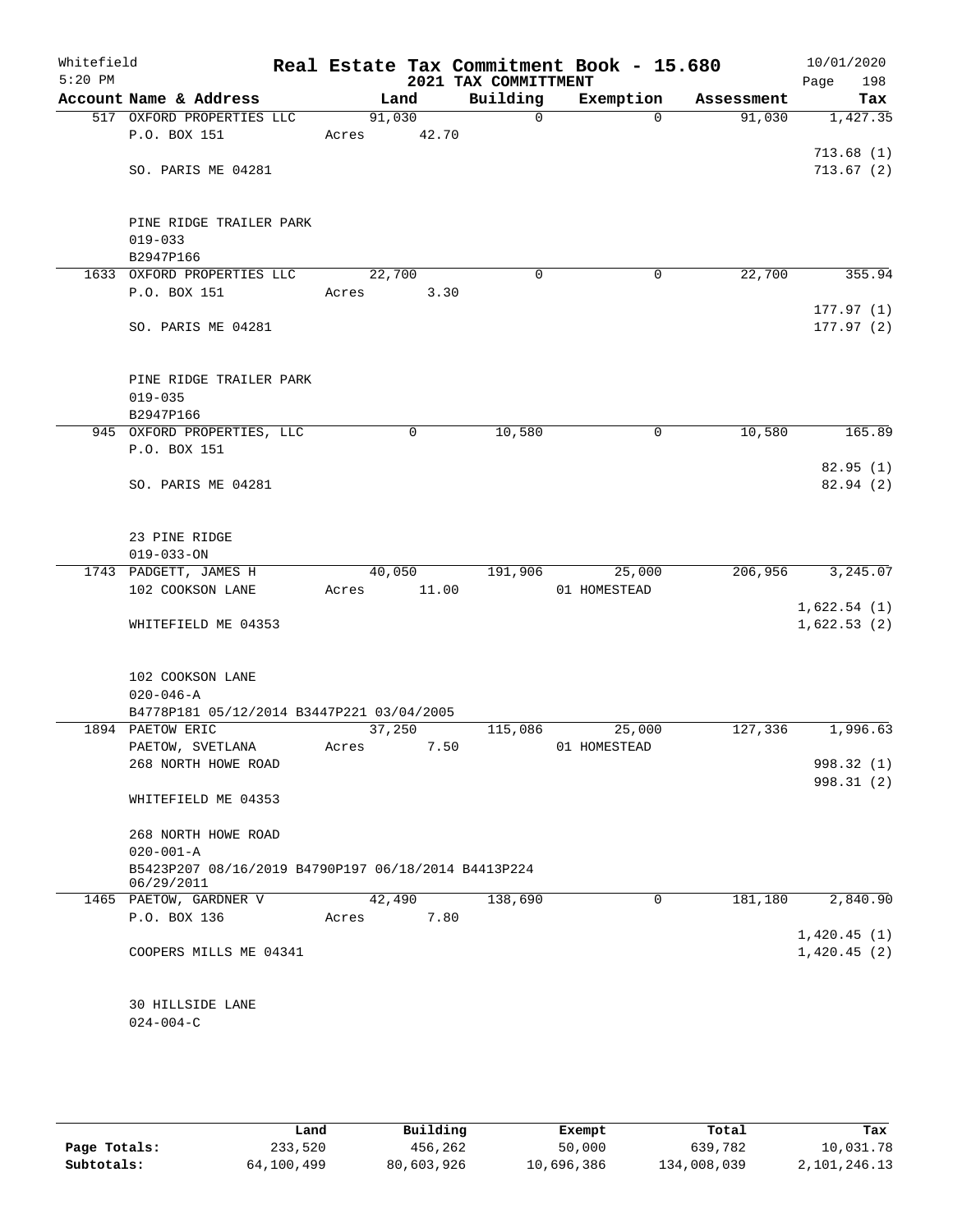Whitefield
5:20 PM

# Real Estate Tax Commitment Book - 15.680

2021 TAX COMMITTMENT

10/01/2020

| Account Name & Address | Land | Building | Exemption | Assessment | Tax |
|---|---|---|---|---|---|
| 517 OXFORD PROPERTIES LLC | 91,030 | 0 | 0 | 91,030 | 1,427.35 |
| P.O. BOX 151 | Acres 42.70 | | | | |
| | | | | | 713.68 (1) |
| SO. PARIS ME 04281 | | | | | 713.67 (2) |
| PINE RIDGE TRAILER PARK | | | | | |
| 019-033 | | | | | |
| B2947P166 | | | | | |
| 1633 OXFORD PROPERTIES LLC | 22,700 | 0 | 0 | 22,700 | 355.94 |
| P.O. BOX 151 | Acres 3.30 | | | | |
| | | | | | 177.97 (1) |
| SO. PARIS ME 04281 | | | | | 177.97 (2) |
| PINE RIDGE TRAILER PARK | | | | | |
| 019-035 | | | | | |
| B2947P166 | | | | | |
| 945 OXFORD PROPERTIES, LLC | 0 | 10,580 | 0 | 10,580 | 165.89 |
| P.O. BOX 151 | | | | | |
| | | | | | 82.95 (1) |
| SO. PARIS ME 04281 | | | | | 82.94 (2) |
| 23 PINE RIDGE | | | | | |
| 019-033-ON | | | | | |
| 1743 PADGETT, JAMES H | 40,050 | 191,906 | 25,000 | 206,956 | 3,245.07 |
| 102 COOKSON LANE | Acres 11.00 | | 01 HOMESTEAD | | |
| | | | | | 1,622.54 (1) |
| WHITEFIELD ME 04353 | | | | | 1,622.53 (2) |
| 102 COOKSON LANE | | | | | |
| 020-046-A | | | | | |
| B4778P181 05/12/2014 B3447P221 03/04/2005 | | | | | |
| 1894 PAETOW ERIC | 37,250 | 115,086 | 25,000 | 127,336 | 1,996.63 |
| PAETOW, SVETLANA | Acres 7.50 | | 01 HOMESTEAD | | |
| 268 NORTH HOWE ROAD | | | | | 998.32 (1) |
| | | | | | 998.31 (2) |
| WHITEFIELD ME 04353 | | | | | |
| 268 NORTH HOWE ROAD | | | | | |
| 020-001-A | | | | | |
| B5423P207 08/16/2019 B4790P197 06/18/2014 B4413P224 06/29/2011 | | | | | |
| 1465 PAETOW, GARDNER V | 42,490 | 138,690 | 0 | 181,180 | 2,840.90 |
| P.O. BOX 136 | Acres 7.80 | | | | |
| | | | | | 1,420.45 (1) |
| COOPERS MILLS ME 04341 | | | | | 1,420.45 (2) |
| 30 HILLSIDE LANE | | | | | |
| 024-004-C | | | | | |

| | Land | Building | Exempt | Total | Tax |
|---|---|---|---|---|---|
| Page Totals: | 233,520 | 456,262 | 50,000 | 639,782 | 10,031.78 |
| Subtotals: | 64,100,499 | 80,603,926 | 10,696,386 | 134,008,039 | 2,101,246.13 |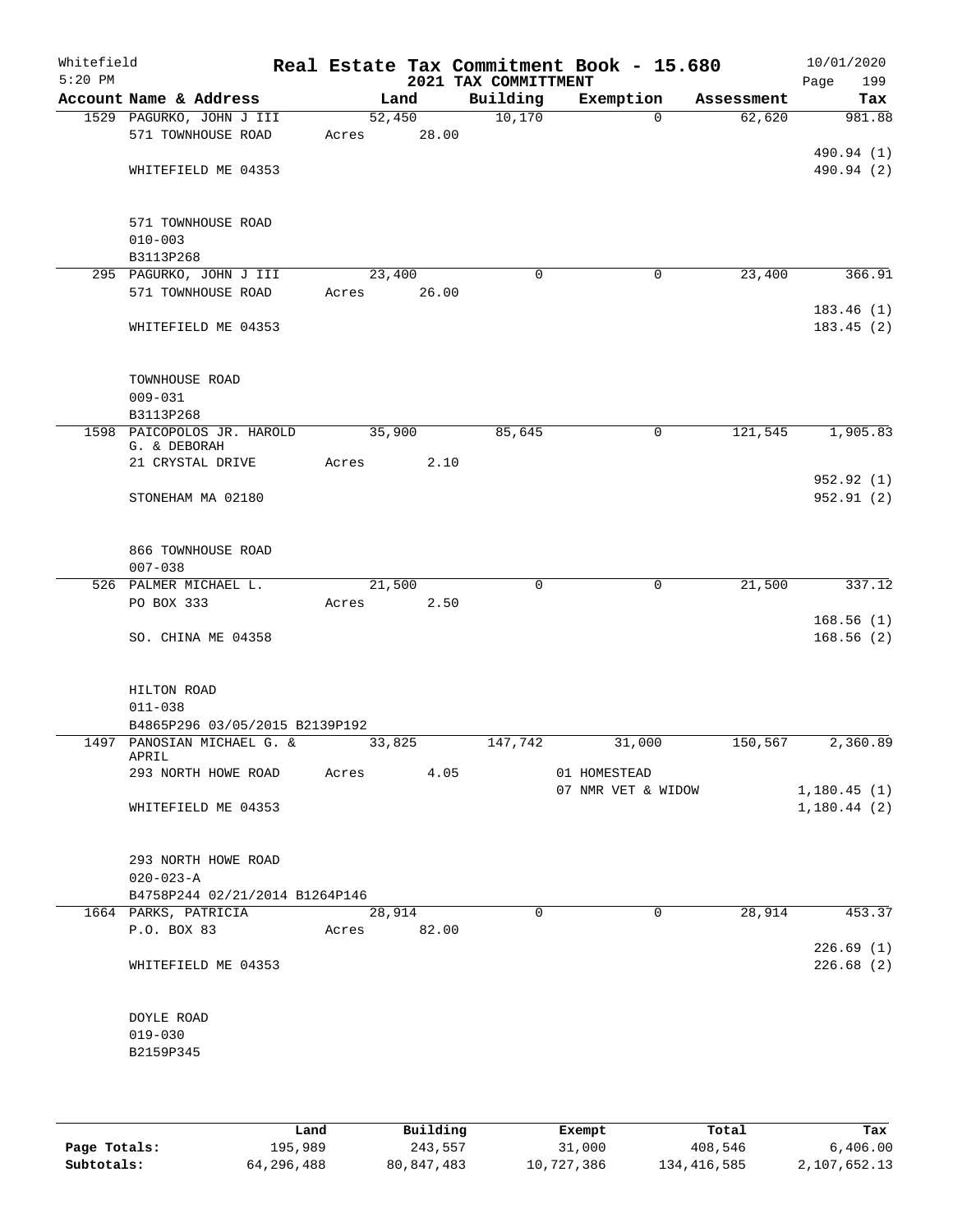Whitefield

5:20 PM

# Real Estate Tax Commitment Book - 15.680

## 2021 TAX COMMITTMENT

10/01/2020

| Account | Name & Address | Land | Building | Exemption | Assessment | Tax |
|---|---|---|---|---|---|---|
| 1529 | PAGURKO, JOHN J III<br>571 TOWNHOUSE ROAD<br><br>WHITEFIELD ME 04353<br><br>571 TOWNHOUSE ROAD<br>010-003<br>B3113P268 | 52,450<br>Acres 28.00 | 10,170 | 0 | 62,620 | 981.88<br><br>490.94 (1)<br>490.94 (2) |
| 295 | PAGURKO, JOHN J III<br>571 TOWNHOUSE ROAD<br><br>WHITEFIELD ME 04353<br><br>TOWNHOUSE ROAD<br>009-031<br>B3113P268 | 23,400<br>Acres 26.00 | 0 | 0 | 23,400 | 366.91<br><br>183.46 (1)<br>183.45 (2) |
| 1598 | PAICOPOLOS JR. HAROLD G. & DEBORAH<br>21 CRYSTAL DRIVE<br><br>STONEHAM MA 02180<br><br>866 TOWNHOUSE ROAD<br>007-038 | 35,900<br>Acres 2.10 | 85,645 | 0 | 121,545 | 1,905.83<br><br>952.92 (1)<br>952.91 (2) |
| 526 | PALMER MICHAEL L.<br>PO BOX 333<br><br>SO. CHINA ME 04358<br><br>HILTON ROAD<br>011-038<br>B4865P296 03/05/2015 B2139P192 | 21,500<br>Acres 2.50 | 0 | 0 | 21,500 | 337.12<br><br>168.56 (1)<br>168.56 (2) |
| 1497 | PANOSIAN MICHAEL G. & APRIL<br>293 NORTH HOWE ROAD<br><br>WHITEFIELD ME 04353<br><br>293 NORTH HOWE ROAD<br>020-023-A<br>B4758P244 02/21/2014 B1264P146 | 33,825<br>Acres 4.05 | 147,742 | 31,000<br>01 HOMESTEAD<br>07 NMR VET & WIDOW | 150,567 | 2,360.89<br><br>1,180.45 (1)<br>1,180.44 (2) |
| 1664 | PARKS, PATRICIA<br>P.O. BOX 83<br><br>WHITEFIELD ME 04353<br><br>DOYLE ROAD<br>019-030<br>B2159P345 | 28,914<br>Acres 82.00 | 0 | 0 | 28,914 | 453.37<br><br>226.69 (1)<br>226.68 (2) |

| | Land | Building | Exempt | Total | Tax |
|---|---|---|---|---|---|
| Page Totals: | 195,989 | 243,557 | 31,000 | 408,546 | 6,406.00 |
| Subtotals: | 64,296,488 | 80,847,483 | 10,727,386 | 134,416,585 | 2,107,652.13 |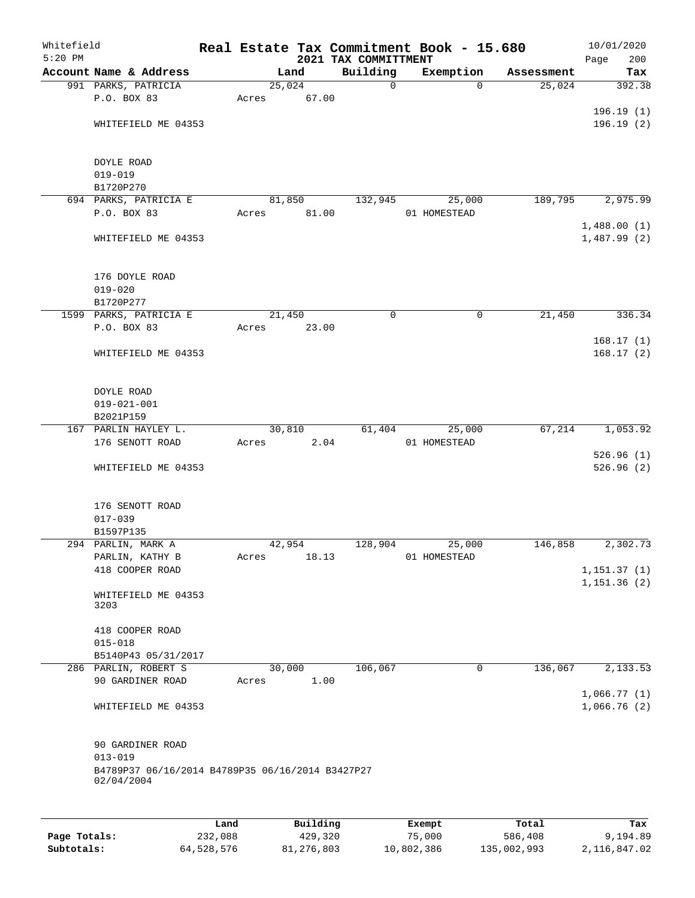Whitefield
5:20 PM

# Real Estate Tax Commitment Book - 15.680

## 2021 TAX COMMITTMENT

10/01/2020
Page 200

| Account Name & Address | Land | Building | Exemption | Assessment | Tax |
|---|---|---|---|---|---|
| 991 PARKS, PATRICIA | 25,024 | 0 | 0 | 25,024 | 392.38 |
| P.O. BOX 83 | Acres 67.00 | | | | |
| | | | | | 196.19 (1) |
| WHITEFIELD ME 04353 | | | | | 196.19 (2) |
| DOYLE ROAD | | | | | |
| 019-019 | | | | | |
| B1720P270 | | | | | |
| 694 PARKS, PATRICIA E | 81,850 | 132,945 | 25,000 | 189,795 | 2,975.99 |
| P.O. BOX 83 | Acres 81.00 | | 01 HOMESTEAD | | |
| | | | | | 1,488.00 (1) |
| WHITEFIELD ME 04353 | | | | | 1,487.99 (2) |
| 176 DOYLE ROAD | | | | | |
| 019-020 | | | | | |
| B1720P277 | | | | | |
| 1599 PARKS, PATRICIA E | 21,450 | 0 | 0 | 21,450 | 336.34 |
| P.O. BOX 83 | Acres 23.00 | | | | |
| | | | | | 168.17 (1) |
| WHITEFIELD ME 04353 | | | | | 168.17 (2) |
| DOYLE ROAD | | | | | |
| 019-021-001 | | | | | |
| B2021P159 | | | | | |
| 167 PARLIN HAYLEY L. | 30,810 | 61,404 | 25,000 | 67,214 | 1,053.92 |
| 176 SENOTT ROAD | Acres 2.04 | | 01 HOMESTEAD | | |
| | | | | | 526.96 (1) |
| WHITEFIELD ME 04353 | | | | | 526.96 (2) |
| 176 SENOTT ROAD | | | | | |
| 017-039 | | | | | |
| B1597P135 | | | | | |
| 294 PARLIN, MARK A | 42,954 | 128,904 | 25,000 | 146,858 | 2,302.73 |
| PARLIN, KATHY B | Acres 18.13 | | 01 HOMESTEAD | | |
| 418 COOPER ROAD | | | | | 1,151.37 (1) |
| | | | | | 1,151.36 (2) |
| WHITEFIELD ME 04353 3203 | | | | | |
| 418 COOPER ROAD | | | | | |
| 015-018 | | | | | |
| B5140P43 05/31/2017 | | | | | |
| 286 PARLIN, ROBERT S | 30,000 | 106,067 | 0 | 136,067 | 2,133.53 |
| 90 GARDINER ROAD | Acres 1.00 | | | | |
| | | | | | 1,066.77 (1) |
| WHITEFIELD ME 04353 | | | | | 1,066.76 (2) |
| 90 GARDINER ROAD | | | | | |
| 013-019 | | | | | |
| B4789P37 06/16/2014 B4789P35 06/16/2014 B3427P27 02/04/2004 | | | | | |

| | Land | Building | Exempt | Total | Tax |
|---|---|---|---|---|---|
| Page Totals: | 232,088 | 429,320 | 75,000 | 586,408 | 9,194.89 |
| Subtotals: | 64,528,576 | 81,276,803 | 10,802,386 | 135,002,993 | 2,116,847.02 |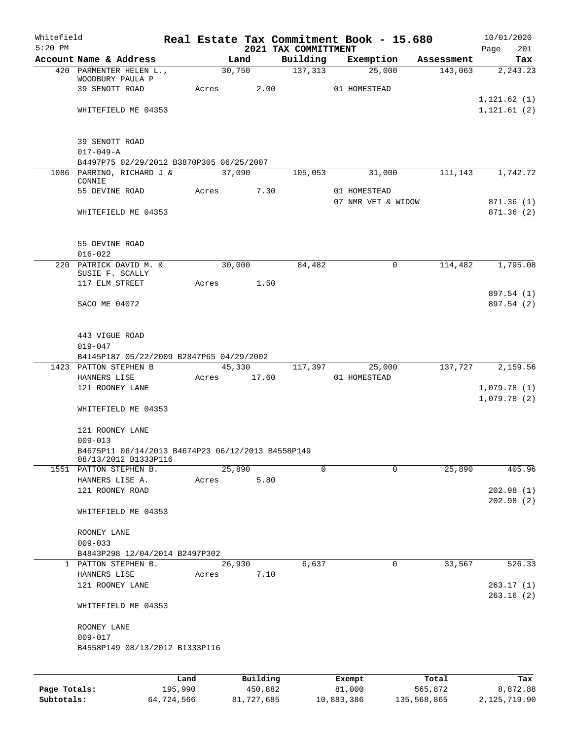# Real Estate Tax Commitment Book - 15.680

Whitefield
5:20 PM

2021 TAX COMMITTMENT

10/01/2020
Page 201

| Account Name & Address | Land | Building | Exemption | Assessment | Tax |
|---|---|---|---|---|---|
| 420 PARMENTER HELEN L., WOODBURY PAULA P | 30,750 | 137,313 | 25,000 | 143,063 | 2,243.23 |
| 39 SENOTT ROAD | Acres 2.00 | | 01 HOMESTEAD | | |
| | | | | | 1,121.62 (1) |
| WHITEFIELD ME 04353 | | | | | 1,121.61 (2) |
| 39 SENOTT ROAD | | | | | |
| 017-049-A | | | | | |
| B4497P75 02/29/2012 B3870P305 06/25/2007 | | | | | |
| 1086 PARRINO, RICHARD J & CONNIE | 37,090 | 105,053 | 31,000 | 111,143 | 1,742.72 |
| 55 DEVINE ROAD | Acres 7.30 | | 01 HOMESTEAD | | |
| | | | 07 NMR VET & WIDOW | | 871.36 (1) |
| WHITEFIELD ME 04353 | | | | | 871.36 (2) |
| 55 DEVINE ROAD | | | | | |
| 016-022 | | | | | |
| 220 PATRICK DAVID M. & SUSIE F. SCALLY | 30,000 | 84,482 | 0 | 114,482 | 1,795.08 |
| 117 ELM STREET | Acres 1.50 | | | | |
| | | | | | 897.54 (1) |
| SACO ME 04072 | | | | | 897.54 (2) |
| 443 VIGUE ROAD | | | | | |
| 019-047 | | | | | |
| B4145P187 05/22/2009 B2847P65 04/29/2002 | | | | | |
| 1423 PATTON STEPHEN B | 45,330 | 117,397 | 25,000 | 137,727 | 2,159.56 |
| HANNERS LISE | Acres 17.60 | | 01 HOMESTEAD | | |
| 121 ROONEY LANE | | | | | 1,079.78 (1) |
| | | | | | 1,079.78 (2) |
| WHITEFIELD ME 04353 | | | | | |
| 121 ROONEY LANE | | | | | |
| 009-013 | | | | | |
| B4675P11 06/14/2013 B4674P23 06/12/2013 B4558P149 08/13/2012 B1333P116 | | | | | |
| 1551 PATTON STEPHEN B. | 25,890 | 0 | 0 | 25,890 | 405.96 |
| HANNERS LISE A. | Acres 5.80 | | | | |
| 121 ROONEY ROAD | | | | | 202.98 (1) |
| | | | | | 202.98 (2) |
| WHITEFIELD ME 04353 | | | | | |
| ROONEY LANE | | | | | |
| 009-033 | | | | | |
| B4843P298 12/04/2014 B2497P302 | | | | | |
| 1 PATTON STEPHEN B. | 26,930 | 6,637 | 0 | 33,567 | 526.33 |
| HANNERS LISE | Acres 7.10 | | | | |
| 121 ROONEY LANE | | | | | 263.17 (1) |
| | | | | | 263.16 (2) |
| WHITEFIELD ME 04353 | | | | | |
| ROONEY LANE | | | | | |
| 009-017 | | | | | |
| B4558P149 08/13/2012 B1333P116 | | | | | |

| | Land | Building | Exempt | Total | Tax |
|---|---|---|---|---|---|
| Page Totals: | 195,990 | 450,882 | 81,000 | 565,872 | 8,872.88 |
| Subtotals: | 64,724,566 | 81,727,685 | 10,883,386 | 135,568,865 | 2,125,719.90 |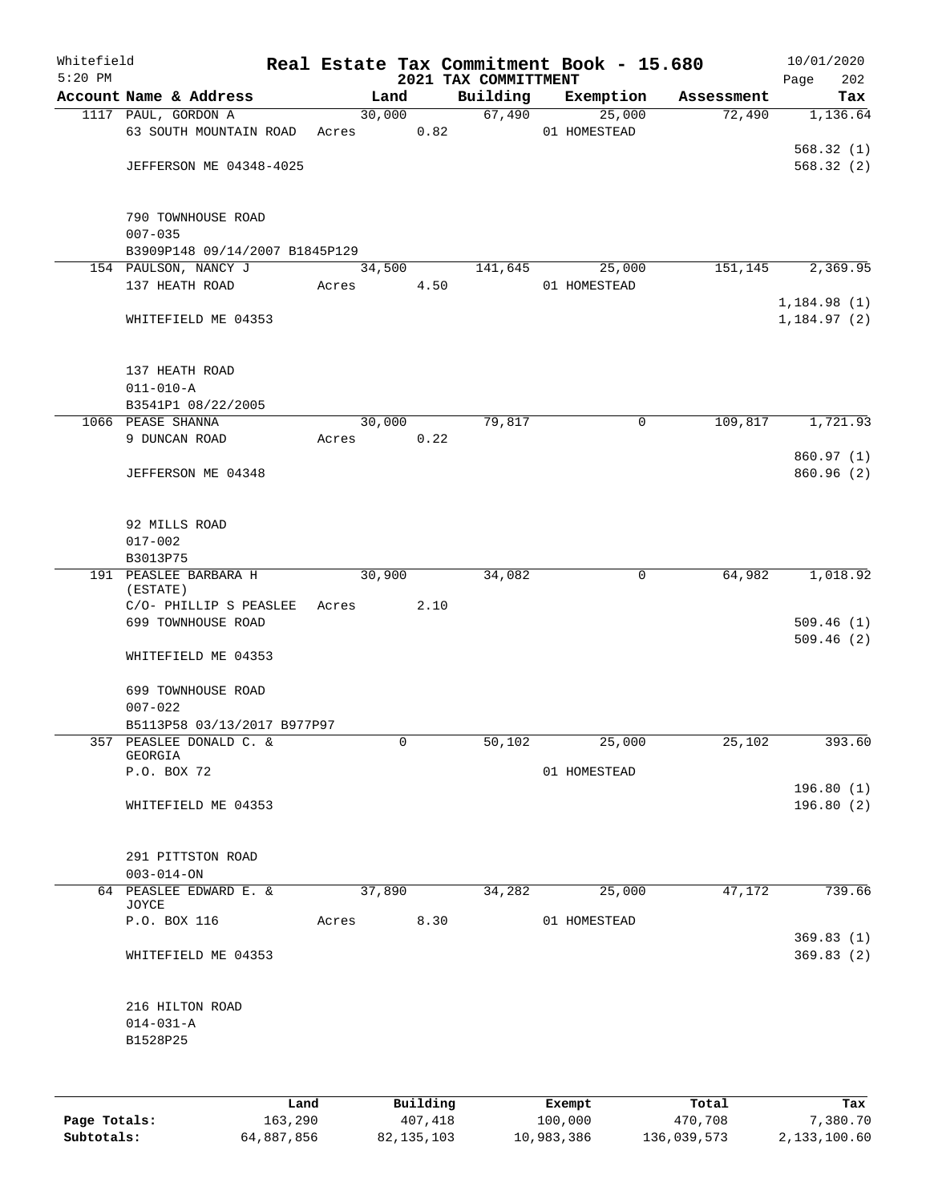Whitefield
5:20 PM

# Real Estate Tax Commitment Book - 15.680
## 2021 TAX COMMITTMENT

10/01/2020
Page 202

| Account Name & Address | Land | Building | Exemption | Assessment | Tax |
|---|---|---|---|---|---|
| 1117 PAUL, GORDON A | 30,000 | 67,490 | 25,000 | 72,490 | 1,136.64 |
| 63 SOUTH MOUNTAIN ROAD | Acres 0.82 | | 01 HOMESTEAD | | |
| | | | | | 568.32 (1) |
| JEFFERSON ME 04348-4025 | | | | | 568.32 (2) |
| 790 TOWNHOUSE ROAD | | | | | |
| 007-035 | | | | | |
| B3909P148 09/14/2007 B1845P129 | | | | | |
| 154 PAULSON, NANCY J | 34,500 | 141,645 | 25,000 | 151,145 | 2,369.95 |
| 137 HEATH ROAD | Acres 4.50 | | 01 HOMESTEAD | | |
| | | | | | 1,184.98 (1) |
| WHITEFIELD ME 04353 | | | | | 1,184.97 (2) |
| 137 HEATH ROAD | | | | | |
| 011-010-A | | | | | |
| B3541P1 08/22/2005 | | | | | |
| 1066 PEASE SHANNA | 30,000 | 79,817 | 0 | 109,817 | 1,721.93 |
| 9 DUNCAN ROAD | Acres 0.22 | | | | |
| | | | | | 860.97 (1) |
| JEFFERSON ME 04348 | | | | | 860.96 (2) |
| 92 MILLS ROAD | | | | | |
| 017-002 | | | | | |
| B3013P75 | | | | | |
| 191 PEASLEE BARBARA H (ESTATE) | 30,900 | 34,082 | 0 | 64,982 | 1,018.92 |
| C/O- PHILLIP S PEASLEE | Acres 2.10 | | | | |
| 699 TOWNHOUSE ROAD | | | | | 509.46 (1) |
| | | | | | 509.46 (2) |
| WHITEFIELD ME 04353 | | | | | |
| 699 TOWNHOUSE ROAD | | | | | |
| 007-022 | | | | | |
| B5113P58 03/13/2017 B977P97 | | | | | |
| 357 PEASLEE DONALD C. & GEORGIA | 0 | 50,102 | 25,000 | 25,102 | 393.60 |
| P.O. BOX 72 | | | 01 HOMESTEAD | | |
| | | | | | 196.80 (1) |
| WHITEFIELD ME 04353 | | | | | 196.80 (2) |
| 291 PITTSTON ROAD | | | | | |
| 003-014-ON | | | | | |
| 64 PEASLEE EDWARD E. & JOYCE | 37,890 | 34,282 | 25,000 | 47,172 | 739.66 |
| P.O. BOX 116 | Acres 8.30 | | 01 HOMESTEAD | | |
| | | | | | 369.83 (1) |
| WHITEFIELD ME 04353 | | | | | 369.83 (2) |
| 216 HILTON ROAD | | | | | |
| 014-031-A | | | | | |
| B1528P25 | | | | | |

| | Land | Building | Exempt | Total | Tax |
|---|---|---|---|---|---|
| Page Totals: | 163,290 | 407,418 | 100,000 | 470,708 | 7,380.70 |
| Subtotals: | 64,887,856 | 82,135,103 | 10,983,386 | 136,039,573 | 2,133,100.60 |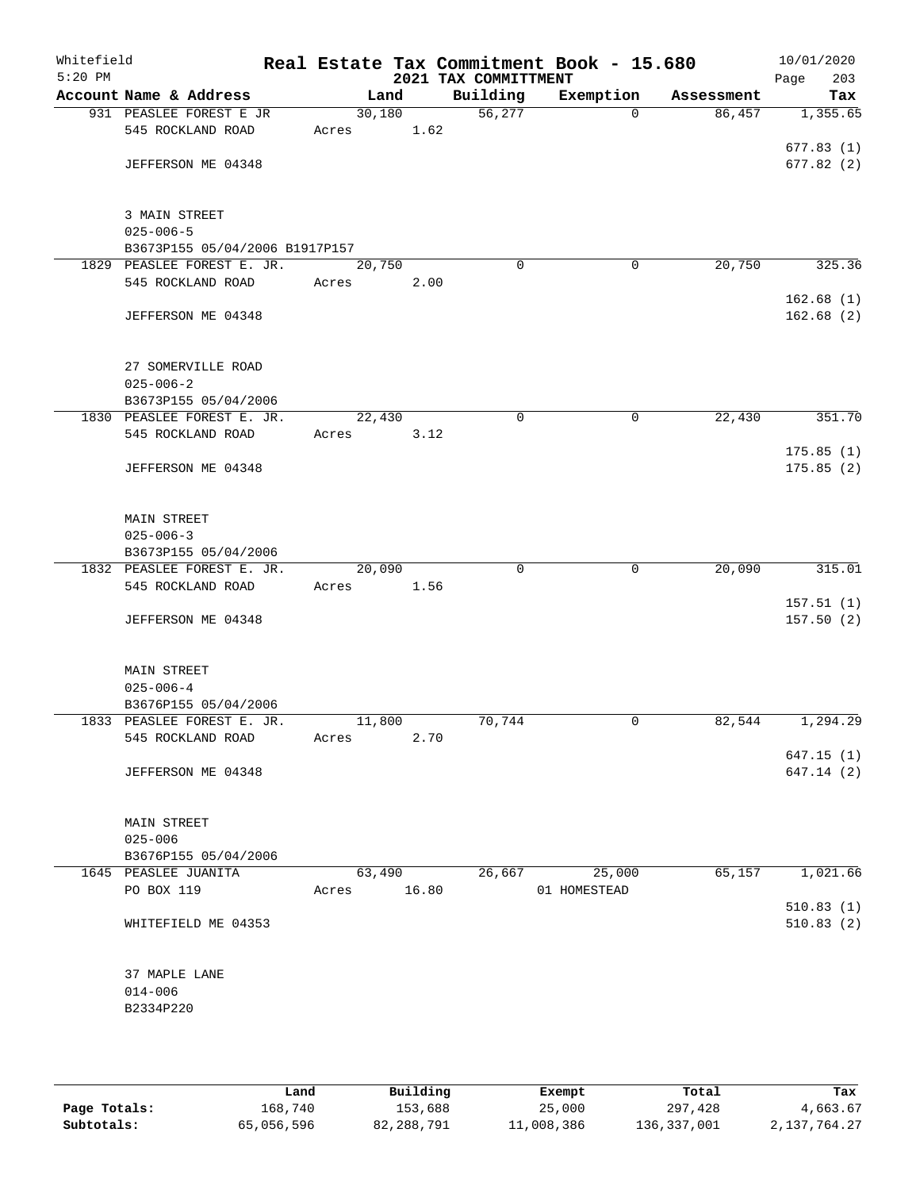Whitefield 5:20 PM

# Real Estate Tax Commitment Book - 15.680
## 2021 TAX COMMITTMENT

10/01/2020 Page 203

| Account Name & Address | Land | Building | Exemption | Assessment | Tax |
|---|---|---|---|---|---|
| 931 PEASLEE FOREST E JR | 30,180 | 56,277 | 0 | 86,457 | 1,355.65 |
| 545 ROCKLAND ROAD | Acres 1.62 | | | | |
| | | | | | 677.83 (1) |
| JEFFERSON ME 04348 | | | | | 677.82 (2) |
| 3 MAIN STREET | | | | | |
| 025-006-5 | | | | | |
| B3673P155 05/04/2006 B1917P157 | | | | | |
| 1829 PEASLEE FOREST E. JR. | 20,750 | 0 | 0 | 20,750 | 325.36 |
| 545 ROCKLAND ROAD | Acres 2.00 | | | | |
| | | | | | 162.68 (1) |
| JEFFERSON ME 04348 | | | | | 162.68 (2) |
| 27 SOMERVILLE ROAD | | | | | |
| 025-006-2 | | | | | |
| B3673P155 05/04/2006 | | | | | |
| 1830 PEASLEE FOREST E. JR. | 22,430 | 0 | 0 | 22,430 | 351.70 |
| 545 ROCKLAND ROAD | Acres 3.12 | | | | |
| | | | | | 175.85 (1) |
| JEFFERSON ME 04348 | | | | | 175.85 (2) |
| MAIN STREET | | | | | |
| 025-006-3 | | | | | |
| B3673P155 05/04/2006 | | | | | |
| 1832 PEASLEE FOREST E. JR. | 20,090 | 0 | 0 | 20,090 | 315.01 |
| 545 ROCKLAND ROAD | Acres 1.56 | | | | |
| | | | | | 157.51 (1) |
| JEFFERSON ME 04348 | | | | | 157.50 (2) |
| MAIN STREET | | | | | |
| 025-006-4 | | | | | |
| B3676P155 05/04/2006 | | | | | |
| 1833 PEASLEE FOREST E. JR. | 11,800 | 70,744 | 0 | 82,544 | 1,294.29 |
| 545 ROCKLAND ROAD | Acres 2.70 | | | | |
| | | | | | 647.15 (1) |
| JEFFERSON ME 04348 | | | | | 647.14 (2) |
| MAIN STREET | | | | | |
| 025-006 | | | | | |
| B3676P155 05/04/2006 | | | | | |
| 1645 PEASLEE JUANITA | 63,490 | 26,667 | 25,000 | 65,157 | 1,021.66 |
| PO BOX 119 | Acres 16.80 | | 01 HOMESTEAD | | |
| | | | | | 510.83 (1) |
| WHITEFIELD ME 04353 | | | | | 510.83 (2) |
| 37 MAPLE LANE | | | | | |
| 014-006 | | | | | |
| B2334P220 | | | | | |

| | Land | Building | Exempt | Total | Tax |
|---|---|---|---|---|---|
| Page Totals: | 168,740 | 153,688 | 25,000 | 297,428 | 4,663.67 |
| Subtotals: | 65,056,596 | 82,288,791 | 11,008,386 | 136,337,001 | 2,137,764.27 |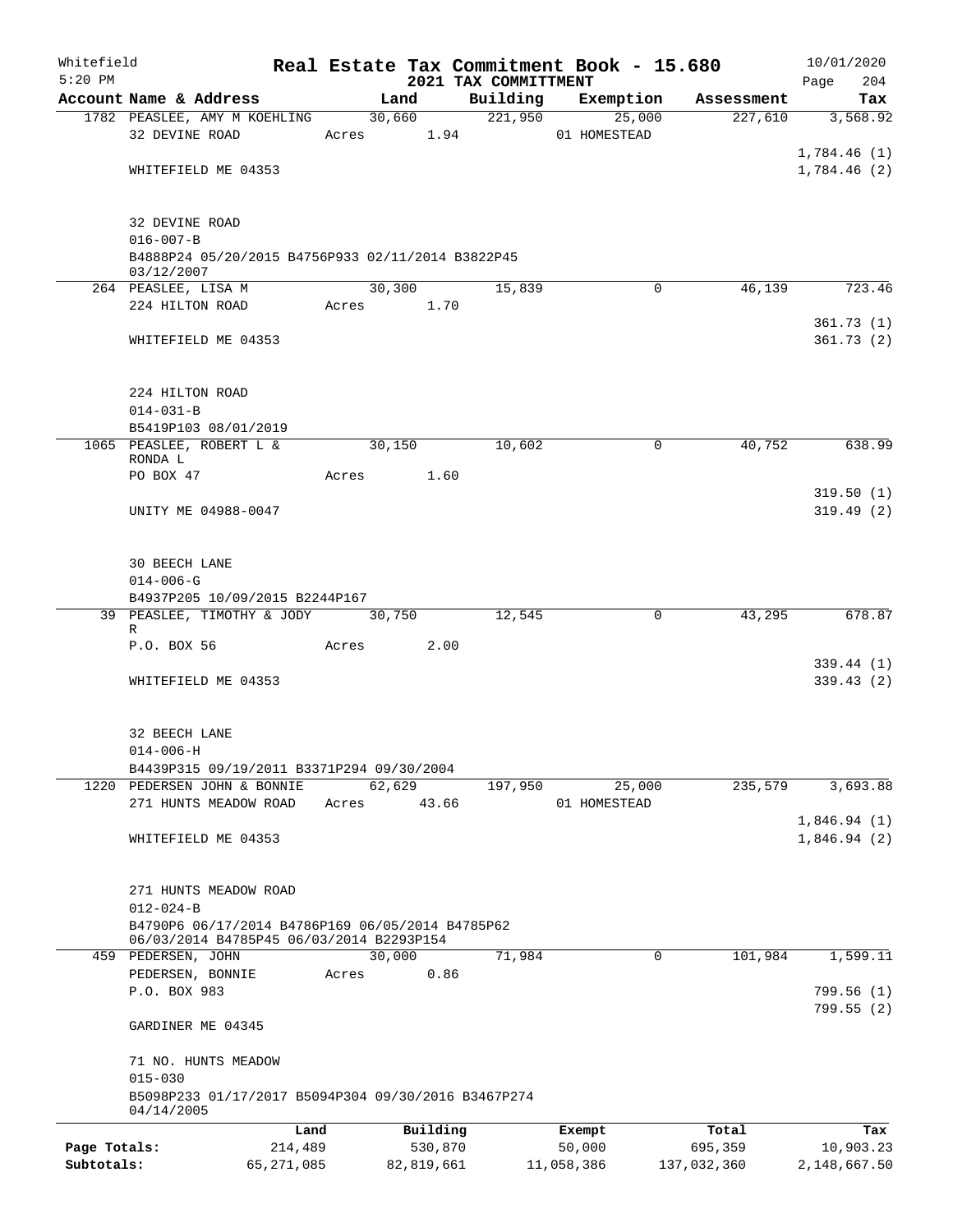Whitefield
5:20 PM

# Real Estate Tax Commitment Book - 15.680
## 2021 TAX COMMITTMENT

10/01/2020

| Account Name & Address | Land | Building | Exemption | Assessment | Tax |
|---|---|---|---|---|---|
| 1782 PEASLEE, AMY M KOEHLING | 30,660 | 221,950 | 25,000 | 227,610 | 3,568.92 |
| 32 DEVINE ROAD | Acres 1.94 | | 01 HOMESTEAD | | |
| | | | | | 1,784.46 (1) |
| WHITEFIELD ME 04353 | | | | | 1,784.46 (2) |
| 32 DEVINE ROAD | | | | | |
| 016-007-B | | | | | |
| B4888P24 05/20/2015 B4756P933 02/11/2014 B3822P45 03/12/2007 | | | | | |
| 264 PEASLEE, LISA M | 30,300 | 15,839 | 0 | 46,139 | 723.46 |
| 224 HILTON ROAD | Acres 1.70 | | | | |
| | | | | | 361.73 (1) |
| WHITEFIELD ME 04353 | | | | | 361.73 (2) |
| 224 HILTON ROAD | | | | | |
| 014-031-B | | | | | |
| B5419P103 08/01/2019 | | | | | |
| 1065 PEASLEE, ROBERT L & RONDA L | 30,150 | 10,602 | 0 | 40,752 | 638.99 |
| PO BOX 47 | Acres 1.60 | | | | |
| | | | | | 319.50 (1) |
| UNITY ME 04988-0047 | | | | | 319.49 (2) |
| 30 BEECH LANE | | | | | |
| 014-006-G | | | | | |
| B4937P205 10/09/2015 B2244P167 | | | | | |
| 39 PEASLEE, TIMOTHY & JODY R | 30,750 | 12,545 | 0 | 43,295 | 678.87 |
| P.O. BOX 56 | Acres 2.00 | | | | |
| | | | | | 339.44 (1) |
| WHITEFIELD ME 04353 | | | | | 339.43 (2) |
| 32 BEECH LANE | | | | | |
| 014-006-H | | | | | |
| B4439P315 09/19/2011 B3371P294 09/30/2004 | | | | | |
| 1220 PEDERSEN JOHN & BONNIE | 62,629 | 197,950 | 25,000 | 235,579 | 3,693.88 |
| 271 HUNTS MEADOW ROAD | Acres 43.66 | | 01 HOMESTEAD | | |
| | | | | | 1,846.94 (1) |
| WHITEFIELD ME 04353 | | | | | 1,846.94 (2) |
| 271 HUNTS MEADOW ROAD | | | | | |
| 012-024-B | | | | | |
| B4790P6 06/17/2014 B4786P169 06/05/2014 B4785P62 06/03/2014 B4785P45 06/03/2014 B2293P154 | | | | | |
| 459 PEDERSEN, JOHN | 30,000 | 71,984 | 0 | 101,984 | 1,599.11 |
| PEDERSEN, BONNIE | Acres 0.86 | | | | |
| P.O. BOX 983 | | | | | 799.56 (1) |
| | | | | | 799.55 (2) |
| GARDINER ME 04345 | | | | | |
| 71 NO. HUNTS MEADOW | | | | | |
| 015-030 | | | | | |
| B5098P233 01/17/2017 B5094P304 09/30/2016 B3467P274 04/14/2005 | | | | | |

| | Land | Building | Exempt | Total | Tax |
|---|---|---|---|---|---|
| Page Totals: | 214,489 | 530,870 | 50,000 | 695,359 | 10,903.23 |
| Subtotals: | 65,271,085 | 82,819,661 | 11,058,386 | 137,032,360 | 2,148,667.50 |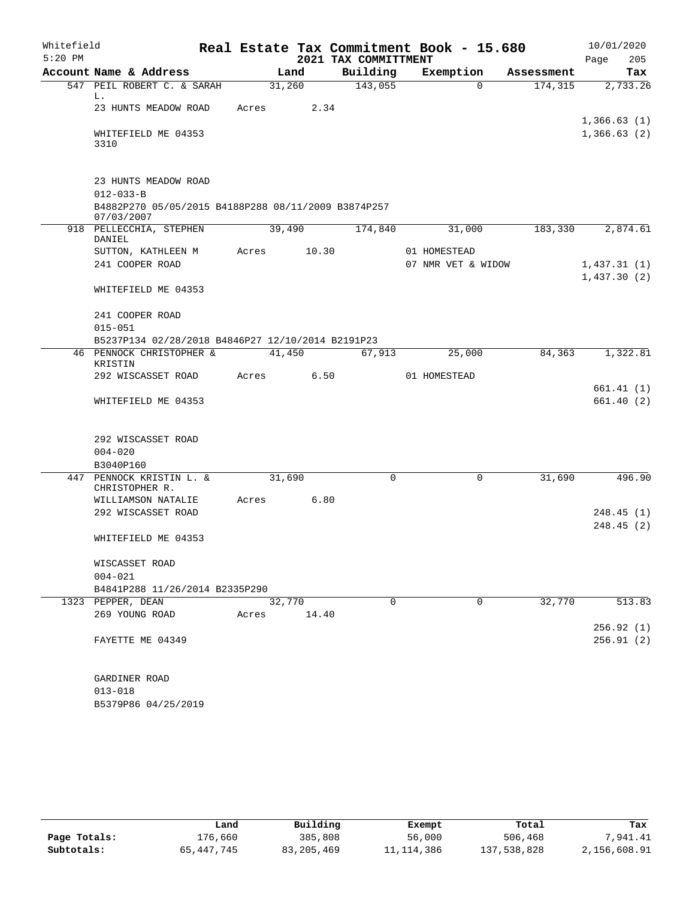Whitefield 5:20 PM

# Real Estate Tax Commitment Book - 15.680
## 2021 TAX COMMITTMENT

10/01/2020 Page 205

| Account Name & Address | Land | Building | Exemption | Assessment | Tax |
|---|---|---|---|---|---|
| 547 PEIL ROBERT C. & SARAH L. | 31,260 | 143,055 | 0 | 174,315 | 2,733.26 |
| 23 HUNTS MEADOW ROAD | Acres 2.34 | | | | |
| | | | | | 1,366.63 (1) |
| WHITEFIELD ME 04353 3310 | | | | | 1,366.63 (2) |
| 23 HUNTS MEADOW ROAD | | | | | |
| 012-033-B | | | | | |
| B4882P270 05/05/2015 B4188P288 08/11/2009 B3874P257 07/03/2007 | | | | | |
| 918 PELLECCHIA, STEPHEN DANIEL | 39,490 | 174,840 | 31,000 | 183,330 | 2,874.61 |
| SUTTON, KATHLEEN M | Acres 10.30 | | 01 HOMESTEAD | | |
| 241 COOPER ROAD | | | 07 NMR VET & WIDOW | | 1,437.31 (1) |
| | | | | | 1,437.30 (2) |
| WHITEFIELD ME 04353 | | | | | |
| 241 COOPER ROAD | | | | | |
| 015-051 | | | | | |
| B5237P134 02/28/2018 B4846P27 12/10/2014 B2191P23 | | | | | |
| 46 PENNOCK CHRISTOPHER & KRISTIN | 41,450 | 67,913 | 25,000 | 84,363 | 1,322.81 |
| 292 WISCASSET ROAD | Acres 6.50 | | 01 HOMESTEAD | | |
| | | | | | 661.41 (1) |
| WHITEFIELD ME 04353 | | | | | 661.40 (2) |
| 292 WISCASSET ROAD | | | | | |
| 004-020 | | | | | |
| B3040P160 | | | | | |
| 447 PENNOCK KRISTIN L. & CHRISTOPHER R. | 31,690 | 0 | 0 | 31,690 | 496.90 |
| WILLIAMSON NATALIE | Acres 6.80 | | | | |
| 292 WISCASSET ROAD | | | | | 248.45 (1) |
| | | | | | 248.45 (2) |
| WHITEFIELD ME 04353 | | | | | |
| WISCASSET ROAD | | | | | |
| 004-021 | | | | | |
| B4841P288 11/26/2014 B2335P290 | | | | | |
| 1323 PEPPER, DEAN | 32,770 | 0 | 0 | 32,770 | 513.83 |
| 269 YOUNG ROAD | Acres 14.40 | | | | |
| | | | | | 256.92 (1) |
| FAYETTE ME 04349 | | | | | 256.91 (2) |
| GARDINER ROAD | | | | | |
| 013-018 | | | | | |
| B5379P86 04/25/2019 | | | | | |

| | Land | Building | Exempt | Total | Tax |
|---|---|---|---|---|---|
| Page Totals: | 176,660 | 385,808 | 56,000 | 506,468 | 7,941.41 |
| Subtotals: | 65,447,745 | 83,205,469 | 11,114,386 | 137,538,828 | 2,156,608.91 |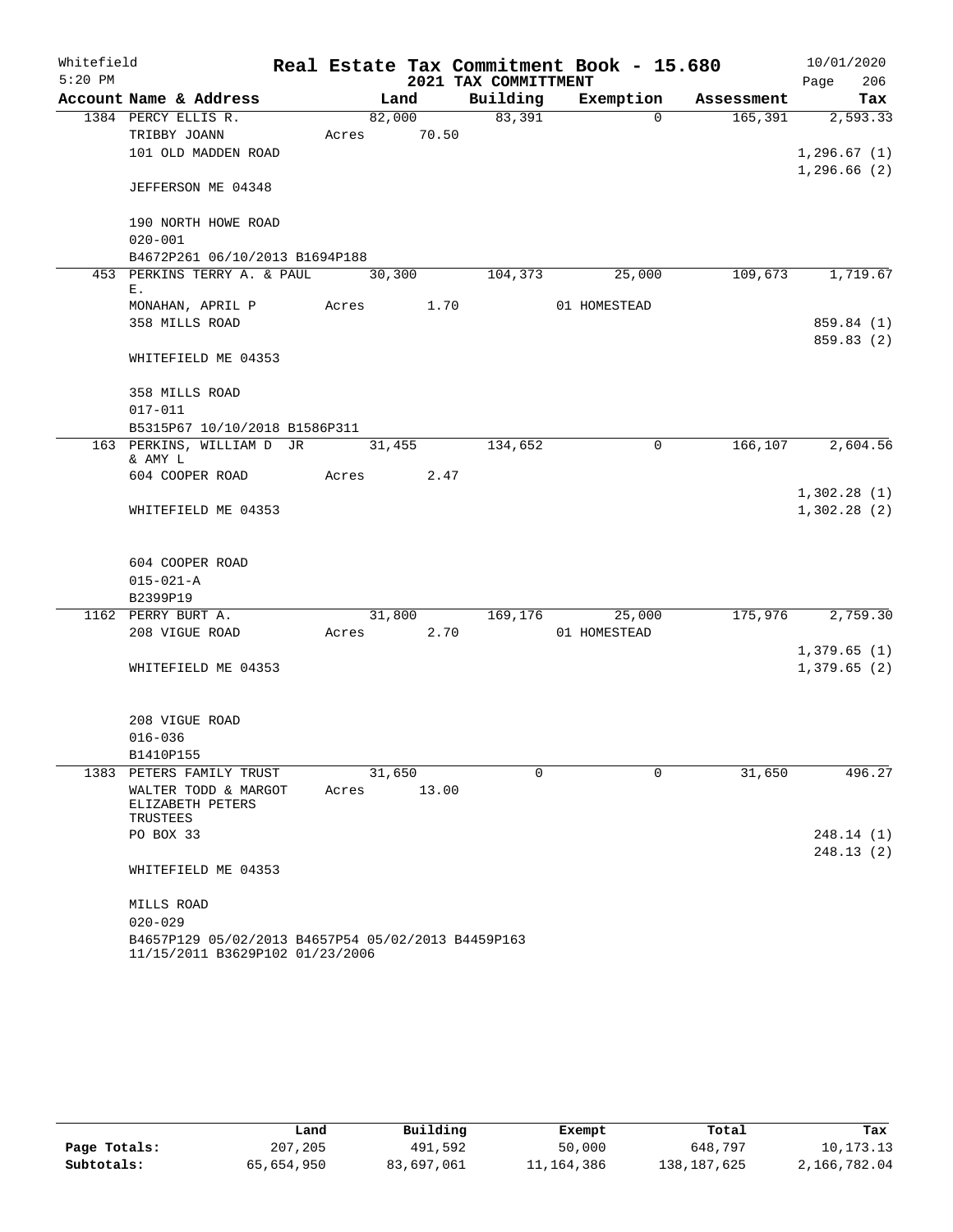Whitefield 5:20 PM

# Real Estate Tax Commitment Book - 15.680

## 2021 TAX COMMITTMENT

10/01/2020 Page 206

| Account Name & Address | Land | Building | Exemption | Assessment | Tax |
|---|---|---|---|---|---|
| 1384 PERCY ELLIS R. | 82,000 | 83,391 | 0 | 165,391 | 2,593.33 |
| TRIBBY JOANN | Acres 70.50 | | | | |
| 101 OLD MADDEN ROAD | | | | | 1,296.67 (1) |
| | | | | | 1,296.66 (2) |
| JEFFERSON ME 04348 | | | | | |
| 190 NORTH HOWE ROAD | | | | | |
| 020-001 | | | | | |
| B4672P261 06/10/2013 B1694P188 | | | | | |
| 453 PERKINS TERRY A. & PAUL E. | 30,300 | 104,373 | 25,000 | 109,673 | 1,719.67 |
| MONAHAN, APRIL P | Acres 1.70 | | 01 HOMESTEAD | | |
| 358 MILLS ROAD | | | | | 859.84 (1) |
| | | | | | 859.83 (2) |
| WHITEFIELD ME 04353 | | | | | |
| 358 MILLS ROAD | | | | | |
| 017-011 | | | | | |
| B5315P67 10/10/2018 B1586P311 | | | | | |
| 163 PERKINS, WILLIAM D JR & AMY L | 31,455 | 134,652 | 0 | 166,107 | 2,604.56 |
| 604 COOPER ROAD | Acres 2.47 | | | | |
| | | | | | 1,302.28 (1) |
| WHITEFIELD ME 04353 | | | | | 1,302.28 (2) |
| 604 COOPER ROAD | | | | | |
| 015-021-A | | | | | |
| B2399P19 | | | | | |
| 1162 PERRY BURT A. | 31,800 | 169,176 | 25,000 | 175,976 | 2,759.30 |
| 208 VIGUE ROAD | Acres 2.70 | | 01 HOMESTEAD | | |
| | | | | | 1,379.65 (1) |
| WHITEFIELD ME 04353 | | | | | 1,379.65 (2) |
| 208 VIGUE ROAD | | | | | |
| 016-036 | | | | | |
| B1410P155 | | | | | |
| 1383 PETERS FAMILY TRUST | 31,650 | 0 | 0 | 31,650 | 496.27 |
| WALTER TODD & MARGOT ELIZABETH PETERS TRUSTEES | Acres 13.00 | | | | |
| PO BOX 33 | | | | | 248.14 (1) |
| | | | | | 248.13 (2) |
| WHITEFIELD ME 04353 | | | | | |
| MILLS ROAD | | | | | |
| 020-029 | | | | | |
| B4657P129 05/02/2013 B4657P54 05/02/2013 B4459P163 11/15/2011 B3629P102 01/23/2006 | | | | | |

| | Land | Building | Exempt | Total | Tax |
|---|---|---|---|---|---|
| Page Totals: | 207,205 | 491,592 | 50,000 | 648,797 | 10,173.13 |
| Subtotals: | 65,654,950 | 83,697,061 | 11,164,386 | 138,187,625 | 2,166,782.04 |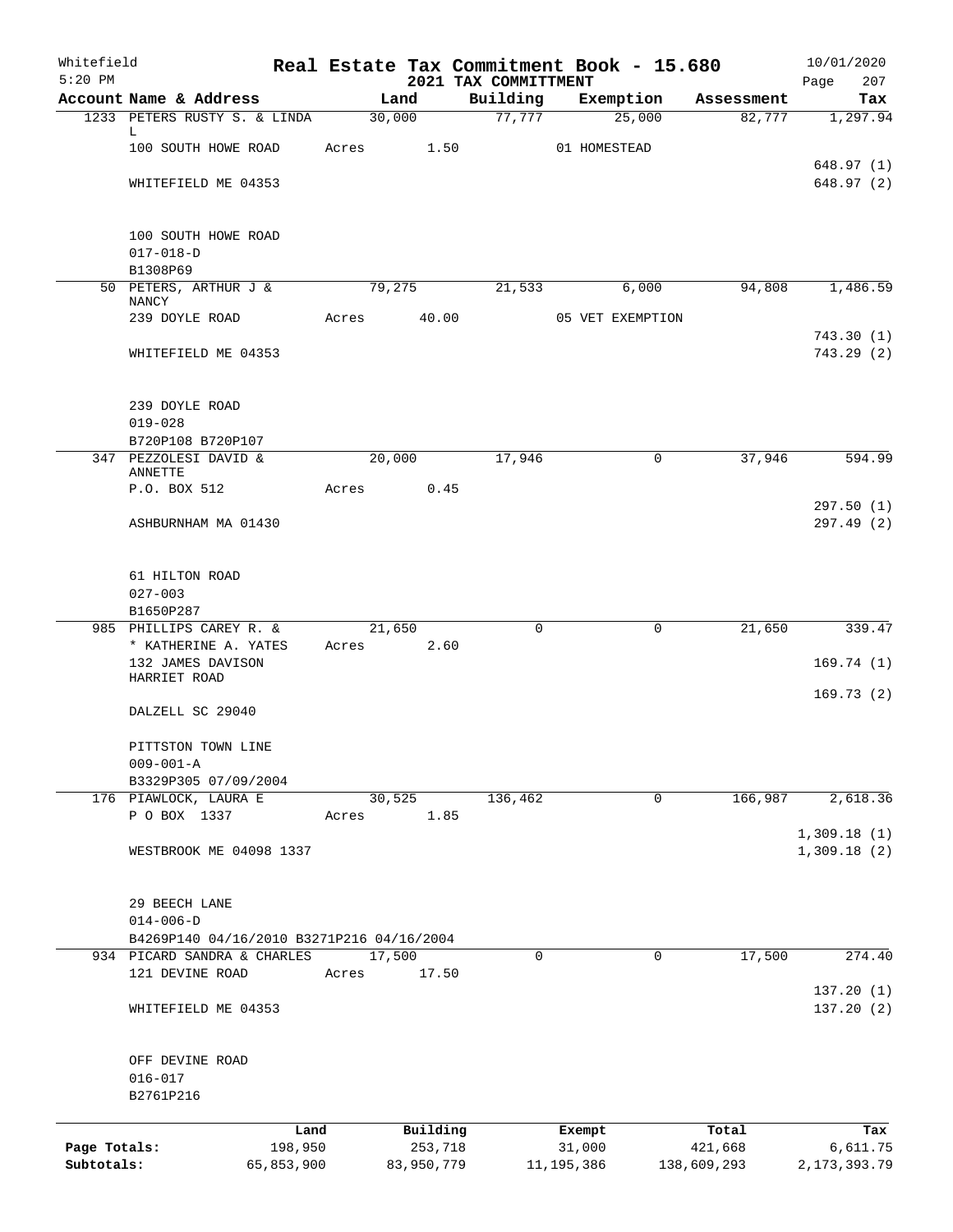Whitefield 5:20 PM

# Real Estate Tax Commitment Book - 15.680
## 2021 TAX COMMITTMENT

10/01/2020

| Account | Name & Address | Land | Building | Exemption | Assessment | Tax |
|---|---|---|---|---|---|---|
| 1233 | PETERS RUSTY S. & LINDA L | 30,000 | 77,777 | 25,000 | 82,777 | 1,297.94 |
| | 100 SOUTH HOWE ROAD | Acres 1.50 | | 01 HOMESTEAD | | |
| | | | | | | 648.97 (1) |
| | WHITEFIELD ME 04353 | | | | | 648.97 (2) |
| | 100 SOUTH HOWE ROAD | | | | | |
| | 017-018-D | | | | | |
| | B1308P69 | | | | | |
| 50 | PETERS, ARTHUR J & NANCY | 79,275 | 21,533 | 6,000 | 94,808 | 1,486.59 |
| | 239 DOYLE ROAD | Acres 40.00 | | 05 VET EXEMPTION | | |
| | | | | | | 743.30 (1) |
| | WHITEFIELD ME 04353 | | | | | 743.29 (2) |
| | 239 DOYLE ROAD | | | | | |
| | 019-028 | | | | | |
| | B720P108 B720P107 | | | | | |
| 347 | PEZZOLESI DAVID & ANNETTE | 20,000 | 17,946 | 0 | 37,946 | 594.99 |
| | P.O. BOX 512 | Acres 0.45 | | | | |
| | | | | | | 297.50 (1) |
| | ASHBURNHAM MA 01430 | | | | | 297.49 (2) |
| | 61 HILTON ROAD | | | | | |
| | 027-003 | | | | | |
| | B1650P287 | | | | | |
| 985 | PHILLIPS CAREY R. & | 21,650 | 0 | 0 | 21,650 | 339.47 |
| | * KATHERINE A. YATES | Acres 2.60 | | | | |
| | 132 JAMES DAVISON HARRIET ROAD | | | | | 169.74 (1) |
| | | | | | | 169.73 (2) |
| | DALZELL SC 29040 | | | | | |
| | PITTSTON TOWN LINE | | | | | |
| | 009-001-A | | | | | |
| | B3329P305 07/09/2004 | | | | | |
| 176 | PIAWLOCK, LAURA E | 30,525 | 136,462 | 0 | 166,987 | 2,618.36 |
| | P O BOX 1337 | Acres 1.85 | | | | |
| | | | | | | 1,309.18 (1) |
| | WESTBROOK ME 04098 1337 | | | | | 1,309.18 (2) |
| | 29 BEECH LANE | | | | | |
| | 014-006-D | | | | | |
| | B4269P140 04/16/2010 B3271P216 04/16/2004 | | | | | |
| 934 | PICARD SANDRA & CHARLES | 17,500 | 0 | 0 | 17,500 | 274.40 |
| | 121 DEVINE ROAD | Acres 17.50 | | | | |
| | | | | | | 137.20 (1) |
| | WHITEFIELD ME 04353 | | | | | 137.20 (2) |
| | OFF DEVINE ROAD | | | | | |
| | 016-017 | | | | | |
| | B2761P216 | | | | | |

| | Land | Building | Exempt | Total | Tax |
|---|---|---|---|---|---|
| Page Totals: | 198,950 | 253,718 | 31,000 | 421,668 | 6,611.75 |
| Subtotals: | 65,853,900 | 83,950,779 | 11,195,386 | 138,609,293 | 2,173,393.79 |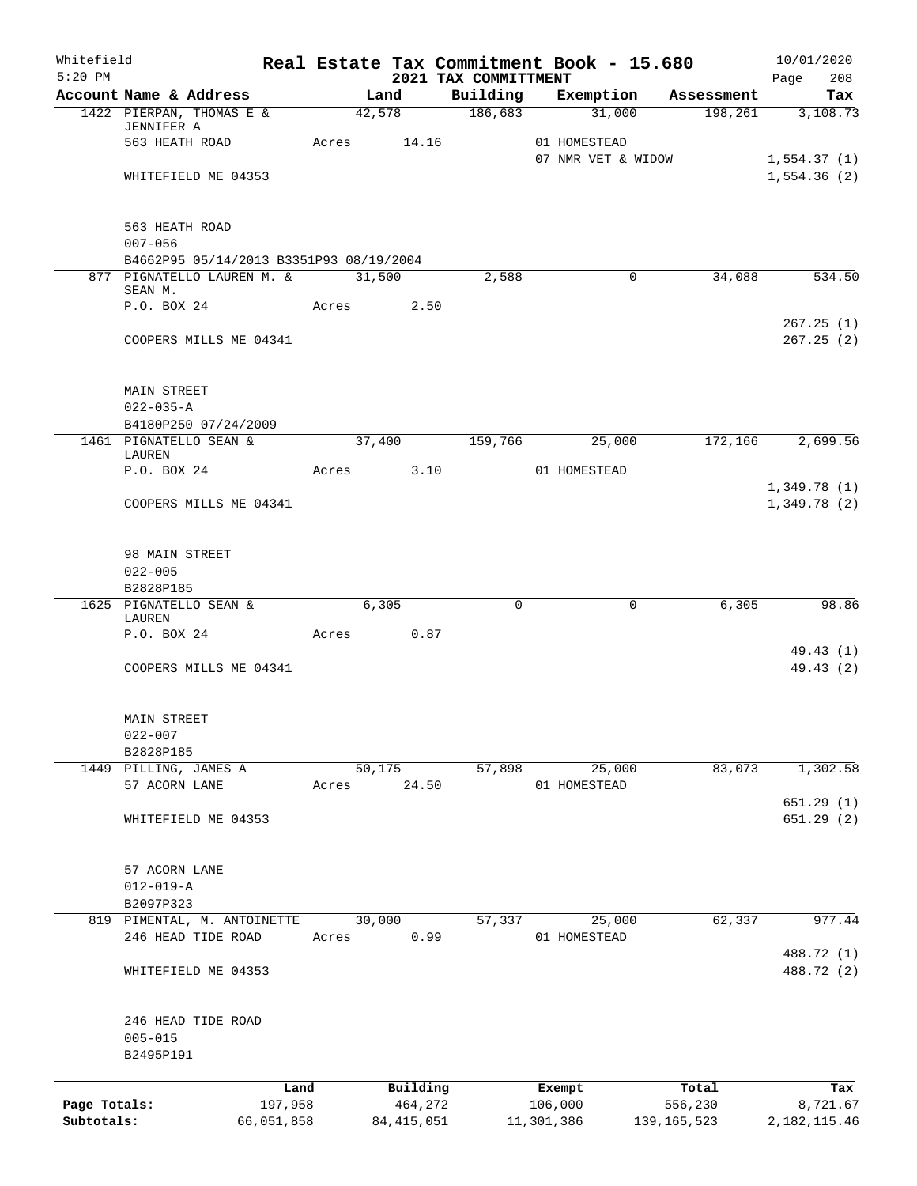Whitefield
5:20 PM

# Real Estate Tax Commitment Book - 15.680
## 2021 TAX COMMITTMENT

10/01/2020
Page 208

| Account Name & Address | Land | Building | Exemption | Assessment | Tax |
|---|---|---|---|---|---|
| 1422 PIERPAN, THOMAS E & JENNIFER A | 42,578 | 186,683 | 31,000 | 198,261 | 3,108.73 |
| 563 HEATH ROAD | Acres 14.16 | | 01 HOMESTEAD | | |
| | | | 07 NMR VET & WIDOW | | 1,554.37 (1) |
| WHITEFIELD ME 04353 | | | | | 1,554.36 (2) |
| 563 HEATH ROAD | | | | | |
| 007-056 | | | | | |
| B4662P95 05/14/2013 B3351P93 08/19/2004 | | | | | |
| 877 PIGNATELLO LAUREN M. & SEAN M. | 31,500 | 2,588 | 0 | 34,088 | 534.50 |
| P.O. BOX 24 | Acres 2.50 | | | | |
| | | | | | 267.25 (1) |
| COOPERS MILLS ME 04341 | | | | | 267.25 (2) |
| MAIN STREET | | | | | |
| 022-035-A | | | | | |
| B4180P250 07/24/2009 | | | | | |
| 1461 PIGNATELLO SEAN & LAUREN | 37,400 | 159,766 | 25,000 | 172,166 | 2,699.56 |
| P.O. BOX 24 | Acres 3.10 | | 01 HOMESTEAD | | |
| | | | | | 1,349.78 (1) |
| COOPERS MILLS ME 04341 | | | | | 1,349.78 (2) |
| 98 MAIN STREET | | | | | |
| 022-005 | | | | | |
| B2828P185 | | | | | |
| 1625 PIGNATELLO SEAN & LAUREN | 6,305 | 0 | 0 | 6,305 | 98.86 |
| P.O. BOX 24 | Acres 0.87 | | | | |
| | | | | | 49.43 (1) |
| COOPERS MILLS ME 04341 | | | | | 49.43 (2) |
| MAIN STREET | | | | | |
| 022-007 | | | | | |
| B2828P185 | | | | | |
| 1449 PILLING, JAMES A | 50,175 | 57,898 | 25,000 | 83,073 | 1,302.58 |
| 57 ACORN LANE | Acres 24.50 | | 01 HOMESTEAD | | |
| | | | | | 651.29 (1) |
| WHITEFIELD ME 04353 | | | | | 651.29 (2) |
| 57 ACORN LANE | | | | | |
| 012-019-A | | | | | |
| B2097P323 | | | | | |
| 819 PIMENTAL, M. ANTOINETTE | 30,000 | 57,337 | 25,000 | 62,337 | 977.44 |
| 246 HEAD TIDE ROAD | Acres 0.99 | | 01 HOMESTEAD | | |
| | | | | | 488.72 (1) |
| WHITEFIELD ME 04353 | | | | | 488.72 (2) |
| 246 HEAD TIDE ROAD | | | | | |
| 005-015 | | | | | |
| B2495P191 | | | | | |

| | Land | Building | Exempt | Total | Tax |
|---|---|---|---|---|---|
| Page Totals: | 197,958 | 464,272 | 106,000 | 556,230 | 8,721.67 |
| Subtotals: | 66,051,858 | 84,415,051 | 11,301,386 | 139,165,523 | 2,182,115.46 |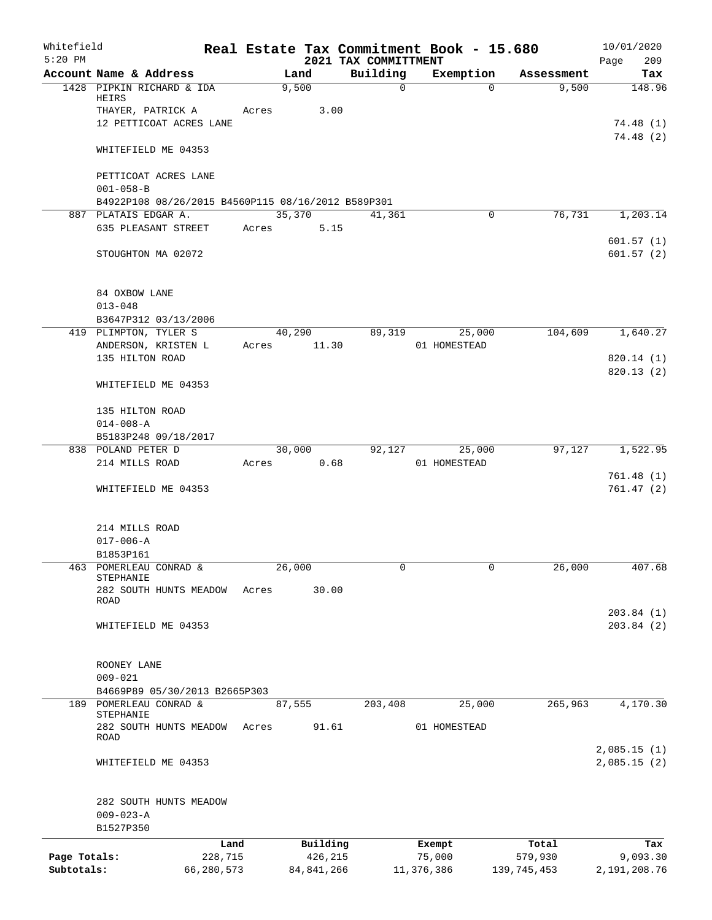Whitefield 5:20 PM

# Real Estate Tax Commitment Book - 15.680
## 2021 TAX COMMITTMENT

10/01/2020 Page 209

| Account Name & Address | Land | Building | Exemption | Assessment | Tax |
|---|---|---|---|---|---|
| 1428 PIPKIN RICHARD & IDA HEIRS | 9,500 | 0 | 0 | 9,500 | 148.96 |
| THAYER, PATRICK A | Acres 3.00 | | | | |
| 12 PETTICOAT ACRES LANE | | | | | 74.48 (1) |
| | | | | | 74.48 (2) |
| WHITEFIELD ME 04353 | | | | | |
| PETTICOAT ACRES LANE | | | | | |
| 001-058-B | | | | | |
| B4922P108 08/26/2015 B4560P115 08/16/2012 B589P301 | | | | | |
| 887 PLATAIS EDGAR A. | 35,370 | 41,361 | 0 | 76,731 | 1,203.14 |
| 635 PLEASANT STREET | Acres 5.15 | | | | |
| | | | | | 601.57 (1) |
| STOUGHTON MA 02072 | | | | | 601.57 (2) |
| 84 OXBOW LANE | | | | | |
| 013-048 | | | | | |
| B3647P312 03/13/2006 | | | | | |
| 419 PLIMPTON, TYLER S | 40,290 | 89,319 | 25,000 | 104,609 | 1,640.27 |
| ANDERSON, KRISTEN L | Acres 11.30 | | 01 HOMESTEAD | | |
| 135 HILTON ROAD | | | | | 820.14 (1) |
| | | | | | 820.13 (2) |
| WHITEFIELD ME 04353 | | | | | |
| 135 HILTON ROAD | | | | | |
| 014-008-A | | | | | |
| B5183P248 09/18/2017 | | | | | |
| 838 POLAND PETER D | 30,000 | 92,127 | 25,000 | 97,127 | 1,522.95 |
| 214 MILLS ROAD | Acres 0.68 | | 01 HOMESTEAD | | |
| | | | | | 761.48 (1) |
| WHITEFIELD ME 04353 | | | | | 761.47 (2) |
| 214 MILLS ROAD | | | | | |
| 017-006-A | | | | | |
| B1853P161 | | | | | |
| 463 POMERLEAU CONRAD & STEPHANIE | 26,000 | 0 | 0 | 26,000 | 407.68 |
| 282 SOUTH HUNTS MEADOW ROAD | Acres 30.00 | | | | |
| | | | | | 203.84 (1) |
| WHITEFIELD ME 04353 | | | | | 203.84 (2) |
| ROONEY LANE | | | | | |
| 009-021 | | | | | |
| B4669P89 05/30/2013 B2665P303 | | | | | |
| 189 POMERLEAU CONRAD & STEPHANIE | 87,555 | 203,408 | 25,000 | 265,963 | 4,170.30 |
| 282 SOUTH HUNTS MEADOW ROAD | Acres 91.61 | | 01 HOMESTEAD | | |
| | | | | | 2,085.15 (1) |
| WHITEFIELD ME 04353 | | | | | 2,085.15 (2) |
| 282 SOUTH HUNTS MEADOW | | | | | |
| 009-023-A | | | | | |
| B1527P350 | | | | | |

| | Land | Building | Exempt | Total | Tax |
|---|---|---|---|---|---|
| Page Totals: | 228,715 | 426,215 | 75,000 | 579,930 | 9,093.30 |
| Subtotals: | 66,280,573 | 84,841,266 | 11,376,386 | 139,745,453 | 2,191,208.76 |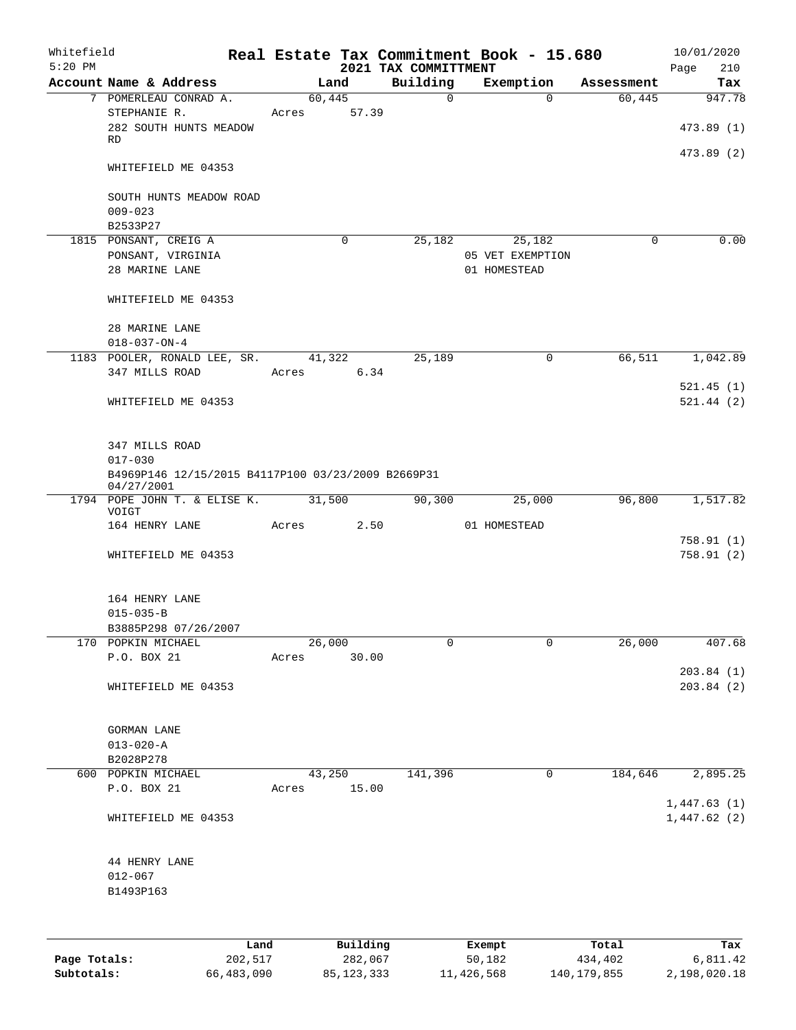Whitefield 5:20 PM

# Real Estate Tax Commitment Book - 15.680
## 2021 TAX COMMITTMENT

10/01/2020 Page 210

| Account | Name & Address | Land | Building | Exemption | Assessment | Tax |
|---|---|---|---|---|---|---|
| 7 | POMERLEAU CONRAD A.<br>STEPHANIE R.<br>282 SOUTH HUNTS MEADOW RD<br>WHITEFIELD ME 04353<br><br>SOUTH HUNTS MEADOW ROAD<br>009-023<br>B2533P27 | 60,445<br>Acres 57.39 | 0 | 0 | 60,445 | 947.78<br>473.89 (1)<br>473.89 (2) |
| 1815 | PONSANT, CREIG A<br>PONSANT, VIRGINIA<br>28 MARINE LANE<br>WHITEFIELD ME 04353<br><br>28 MARINE LANE<br>018-037-ON-4 | 0 | 25,182 | 25,182<br>05 VET EXEMPTION<br>01 HOMESTEAD | 0 | 0.00 |
| 1183 | POOLER, RONALD LEE, SR.<br>347 MILLS ROAD<br>WHITEFIELD ME 04353<br><br>347 MILLS ROAD<br>017-030<br>B4969P146 12/15/2015 B4117P100 03/23/2009 B2669P31 04/27/2001 | 41,322<br>Acres 6.34 | 25,189 | 0 | 66,511 | 1,042.89<br>521.45 (1)<br>521.44 (2) |
| 1794 | POPE JOHN T. & ELISE K. VOIGT<br>164 HENRY LANE<br>WHITEFIELD ME 04353<br><br>164 HENRY LANE<br>015-035-B<br>B3885P298 07/26/2007 | 31,500<br>Acres 2.50 | 90,300 | 25,000<br>01 HOMESTEAD | 96,800 | 1,517.82<br>758.91 (1)<br>758.91 (2) |
| 170 | POPKIN MICHAEL<br>P.O. BOX 21<br>WHITEFIELD ME 04353<br><br>GORMAN LANE<br>013-020-A<br>B2028P278 | 26,000<br>Acres 30.00 | 0 | 0 | 26,000 | 407.68<br>203.84 (1)<br>203.84 (2) |
| 600 | POPKIN MICHAEL<br>P.O. BOX 21<br>WHITEFIELD ME 04353<br><br>44 HENRY LANE<br>012-067<br>B1493P163 | 43,250<br>Acres 15.00 | 141,396 | 0 | 184,646 | 2,895.25<br>1,447.63 (1)<br>1,447.62 (2) |

| | Land | Building | Exempt | Total | Tax |
|---|---|---|---|---|---|
| Page Totals: | 202,517 | 282,067 | 50,182 | 434,402 | 6,811.42 |
| Subtotals: | 66,483,090 | 85,123,333 | 11,426,568 | 140,179,855 | 2,198,020.18 |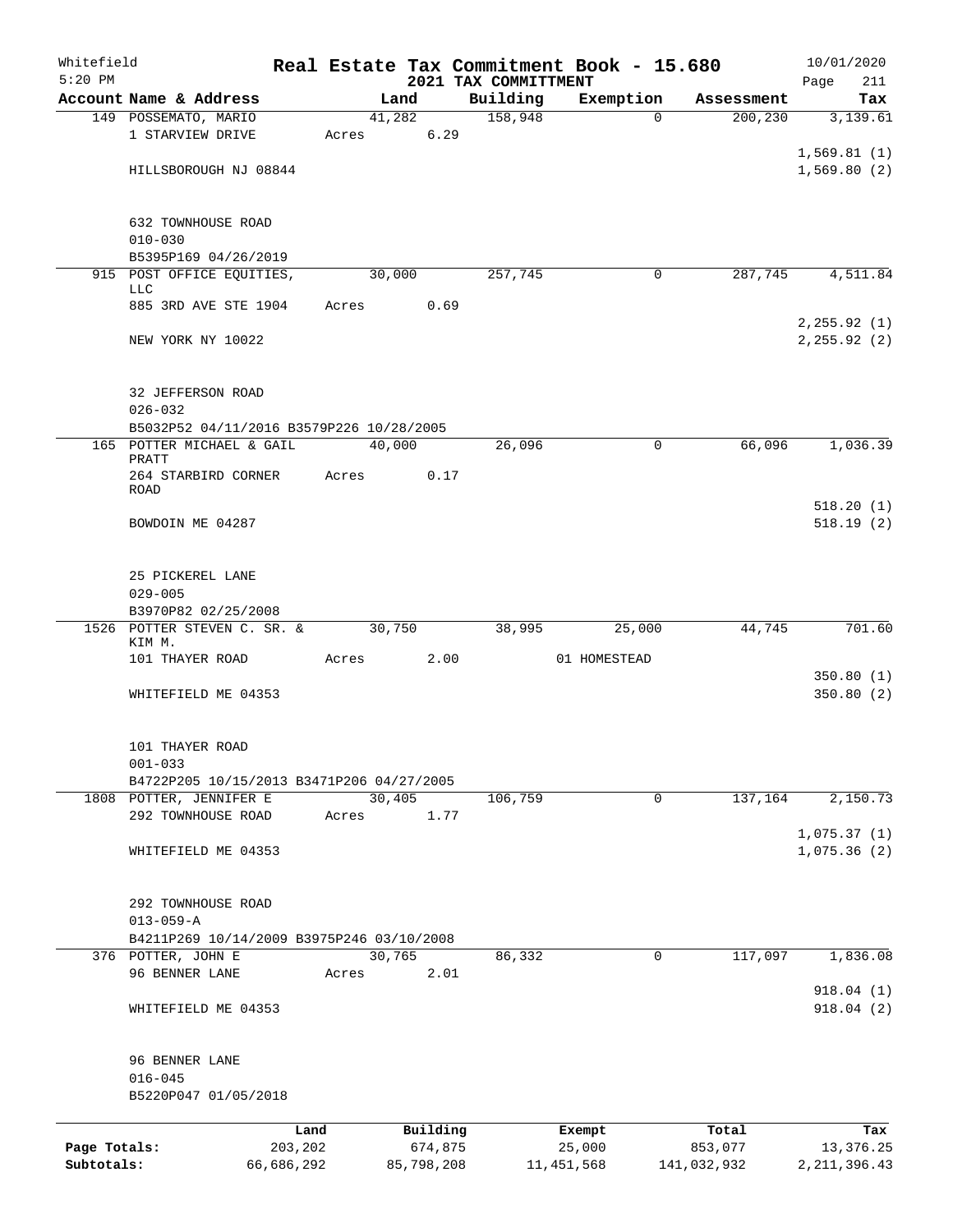Whitefield
5:20 PM

# Real Estate Tax Commitment Book - 15.680

## 2021 TAX COMMITTMENT

10/01/2020

| Account Name & Address | Land | Building | Exemption | Assessment | Tax |
|---|---|---|---|---|---|
| 149 POSSEMATO, MARIO | 41,282 | 158,948 | 0 | 200,230 | 3,139.61 |
| 1 STARVIEW DRIVE | Acres 6.29 | | | | |
| | | | | | 1,569.81 (1) |
| HILLSBOROUGH NJ 08844 | | | | | 1,569.80 (2) |
| 632 TOWNHOUSE ROAD | | | | | |
| 010-030 | | | | | |
| B5395P169 04/26/2019 | | | | | |
| 915 POST OFFICE EQUITIES, LLC | 30,000 | 257,745 | 0 | 287,745 | 4,511.84 |
| 885 3RD AVE STE 1904 | Acres 0.69 | | | | |
| | | | | | 2,255.92 (1) |
| NEW YORK NY 10022 | | | | | 2,255.92 (2) |
| 32 JEFFERSON ROAD | | | | | |
| 026-032 | | | | | |
| B5032P52 04/11/2016 B3579P226 10/28/2005 | | | | | |
| 165 POTTER MICHAEL & GAIL PRATT | 40,000 | 26,096 | 0 | 66,096 | 1,036.39 |
| 264 STARBIRD CORNER ROAD | Acres 0.17 | | | | |
| | | | | | 518.20 (1) |
| BOWDOIN ME 04287 | | | | | 518.19 (2) |
| 25 PICKEREL LANE | | | | | |
| 029-005 | | | | | |
| B3970P82 02/25/2008 | | | | | |
| 1526 POTTER STEVEN C. SR. & KIM M. | 30,750 | 38,995 | 25,000 | 44,745 | 701.60 |
| 101 THAYER ROAD | Acres 2.00 | | 01 HOMESTEAD | | |
| | | | | | 350.80 (1) |
| WHITEFIELD ME 04353 | | | | | 350.80 (2) |
| 101 THAYER ROAD | | | | | |
| 001-033 | | | | | |
| B4722P205 10/15/2013 B3471P206 04/27/2005 | | | | | |
| 1808 POTTER, JENNIFER E | 30,405 | 106,759 | 0 | 137,164 | 2,150.73 |
| 292 TOWNHOUSE ROAD | Acres 1.77 | | | | |
| | | | | | 1,075.37 (1) |
| WHITEFIELD ME 04353 | | | | | 1,075.36 (2) |
| 292 TOWNHOUSE ROAD | | | | | |
| 013-059-A | | | | | |
| B4211P269 10/14/2009 B3975P246 03/10/2008 | | | | | |
| 376 POTTER, JOHN E | 30,765 | 86,332 | 0 | 117,097 | 1,836.08 |
| 96 BENNER LANE | Acres 2.01 | | | | |
| | | | | | 918.04 (1) |
| WHITEFIELD ME 04353 | | | | | 918.04 (2) |
| 96 BENNER LANE | | | | | |
| 016-045 | | | | | |
| B5220P047 01/05/2018 | | | | | |

| | Land | Building | Exempt | Total | Tax |
|---|---|---|---|---|---|
| Page Totals: | 203,202 | 674,875 | 25,000 | 853,077 | 13,376.25 |
| Subtotals: | 66,686,292 | 85,798,208 | 11,451,568 | 141,032,932 | 2,211,396.43 |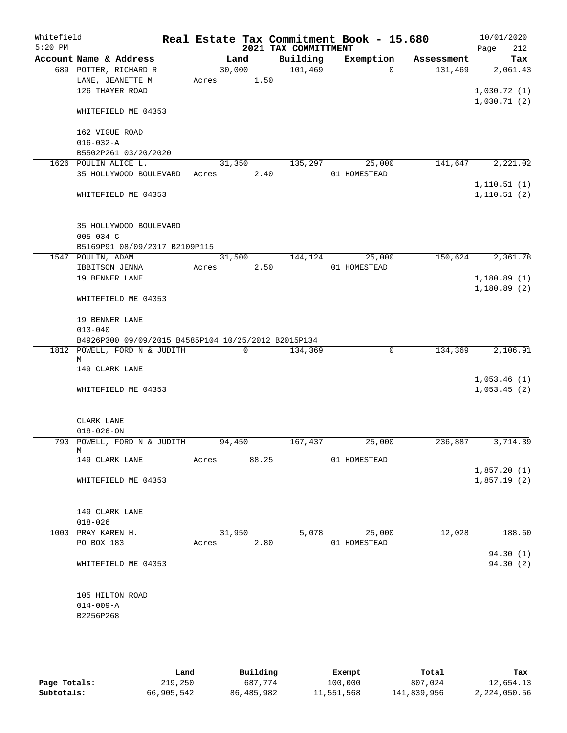Whitefield 5:20 PM

# Real Estate Tax Commitment Book - 15.680
## 2021 TAX COMMITTMENT

10/01/2020 Page 212

| Account Name & Address | Land | Building | Exemption | Assessment | Tax |
|---|---|---|---|---|---|
| 689 POTTER, RICHARD R | 30,000 | 101,469 | 0 | 131,469 | 2,061.43 |
| LANE, JEANETTE M | Acres 1.50 | | | | |
| 126 THAYER ROAD | | | | | 1,030.72 (1) |
| | | | | | 1,030.71 (2) |
| WHITEFIELD ME 04353 | | | | | |
| 162 VIGUE ROAD | | | | | |
| 016-032-A | | | | | |
| B5502P261 03/20/2020 | | | | | |
| 1626 POULIN ALICE L. | 31,350 | 135,297 | 25,000 | 141,647 | 2,221.02 |
| 35 HOLLYWOOD BOULEVARD | Acres 2.40 | | 01 HOMESTEAD | | |
| | | | | | 1,110.51 (1) |
| WHITEFIELD ME 04353 | | | | | 1,110.51 (2) |
| 35 HOLLYWOOD BOULEVARD | | | | | |
| 005-034-C | | | | | |
| B5169P91 08/09/2017 B2109P115 | | | | | |
| 1547 POULIN, ADAM | 31,500 | 144,124 | 25,000 | 150,624 | 2,361.78 |
| IBBITSON JENNA | Acres 2.50 | | 01 HOMESTEAD | | |
| 19 BENNER LANE | | | | | 1,180.89 (1) |
| | | | | | 1,180.89 (2) |
| WHITEFIELD ME 04353 | | | | | |
| 19 BENNER LANE | | | | | |
| 013-040 | | | | | |
| B4926P300 09/09/2015 B4585P104 10/25/2012 B2015P134 | | | | | |
| 1812 POWELL, FORD N & JUDITH M | 0 | 134,369 | 0 | 134,369 | 2,106.91 |
| 149 CLARK LANE | | | | | |
| | | | | | 1,053.46 (1) |
| WHITEFIELD ME 04353 | | | | | 1,053.45 (2) |
| CLARK LANE | | | | | |
| 018-026-ON | | | | | |
| 790 POWELL, FORD N & JUDITH M | 94,450 | 167,437 | 25,000 | 236,887 | 3,714.39 |
| 149 CLARK LANE | Acres 88.25 | | 01 HOMESTEAD | | |
| | | | | | 1,857.20 (1) |
| WHITEFIELD ME 04353 | | | | | 1,857.19 (2) |
| 149 CLARK LANE | | | | | |
| 018-026 | | | | | |
| 1000 PRAY KAREN H. | 31,950 | 5,078 | 25,000 | 12,028 | 188.60 |
| PO BOX 183 | Acres 2.80 | | 01 HOMESTEAD | | |
| | | | | | 94.30 (1) |
| WHITEFIELD ME 04353 | | | | | 94.30 (2) |
| 105 HILTON ROAD | | | | | |
| 014-009-A | | | | | |
| B2256P268 | | | | | |

| | Land | Building | Exempt | Total | Tax |
|---|---|---|---|---|---|
| Page Totals: | 219,250 | 687,774 | 100,000 | 807,024 | 12,654.13 |
| Subtotals: | 66,905,542 | 86,485,982 | 11,551,568 | 141,839,956 | 2,224,050.56 |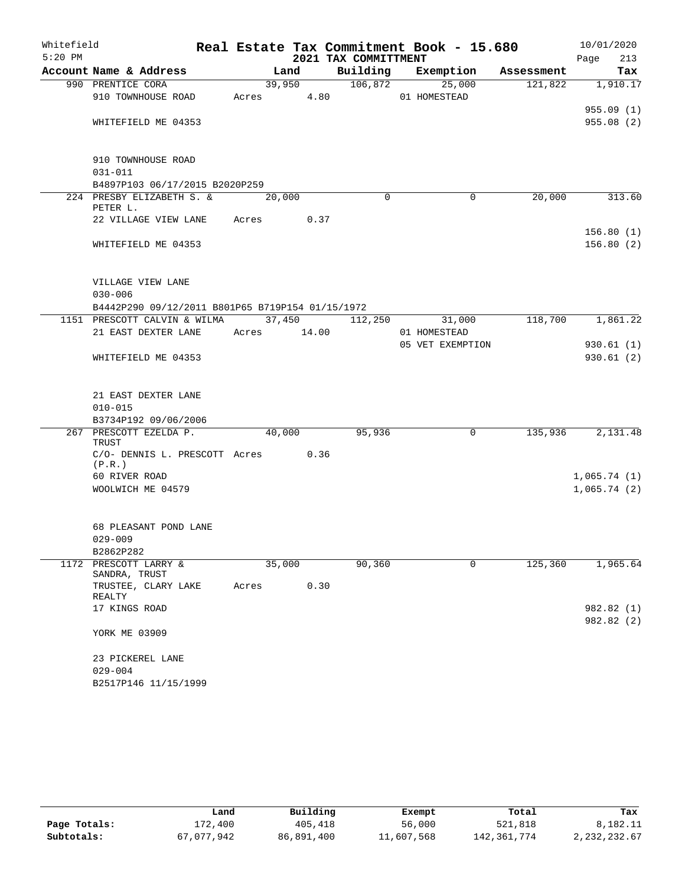Whitefield 5:20 PM

# Real Estate Tax Commitment Book - 15.680

## 2021 TAX COMMITTMENT

10/01/2020

| Account | Name & Address | Land | Building | Exemption | Assessment | Tax |
|---|---|---|---|---|---|---|
| 990 | PRENTICE CORA | 39,950 | 106,872 | 25,000 | 121,822 | 1,910.17 |
| | 910 TOWNHOUSE ROAD | Acres 4.80 | | 01 HOMESTEAD | | |
| | | | | | | 955.09 (1) |
| | WHITEFIELD ME 04353 | | | | | 955.08 (2) |
| | 910 TOWNHOUSE ROAD | | | | | |
| | 031-011 | | | | | |
| | B4897P103 06/17/2015 B2020P259 | | | | | |
| 224 | PRESBY ELIZABETH S. & PETER L. | 20,000 | 0 | 0 | 20,000 | 313.60 |
| | 22 VILLAGE VIEW LANE | Acres 0.37 | | | | |
| | | | | | | 156.80 (1) |
| | WHITEFIELD ME 04353 | | | | | 156.80 (2) |
| | VILLAGE VIEW LANE | | | | | |
| | 030-006 | | | | | |
| | B4442P290 09/12/2011 B801P65 B719P154 01/15/1972 | | | | | |
| 1151 | PRESCOTT CALVIN & WILMA | 37,450 | 112,250 | 31,000 | 118,700 | 1,861.22 |
| | 21 EAST DEXTER LANE | Acres 14.00 | | 01 HOMESTEAD | | |
| | | | | 05 VET EXEMPTION | | 930.61 (1) |
| | WHITEFIELD ME 04353 | | | | | 930.61 (2) |
| | 21 EAST DEXTER LANE | | | | | |
| | 010-015 | | | | | |
| | B3734P192 09/06/2006 | | | | | |
| 267 | PRESCOTT EZELDA P. TRUST | 40,000 | 95,936 | 0 | 135,936 | 2,131.48 |
| | C/O- DENNIS L. PRESCOTT (P.R.) | Acres 0.36 | | | | |
| | 60 RIVER ROAD | | | | | 1,065.74 (1) |
| | WOOLWICH ME 04579 | | | | | 1,065.74 (2) |
| | 68 PLEASANT POND LANE | | | | | |
| | 029-009 | | | | | |
| | B2862P282 | | | | | |
| 1172 | PRESCOTT LARRY & SANDRA, TRUST | 35,000 | 90,360 | 0 | 125,360 | 1,965.64 |
| | TRUSTEE, CLARY LAKE REALTY | Acres 0.30 | | | | |
| | 17 KINGS ROAD | | | | | 982.82 (1) |
| | | | | | | 982.82 (2) |
| | YORK ME 03909 | | | | | |
| | 23 PICKEREL LANE | | | | | |
| | 029-004 | | | | | |
| | B2517P146 11/15/1999 | | | | | |

| | Land | Building | Exempt | Total | Tax |
|---|---|---|---|---|---|
| Page Totals: | 172,400 | 405,418 | 56,000 | 521,818 | 8,182.11 |
| Subtotals: | 67,077,942 | 86,891,400 | 11,607,568 | 142,361,774 | 2,232,232.67 |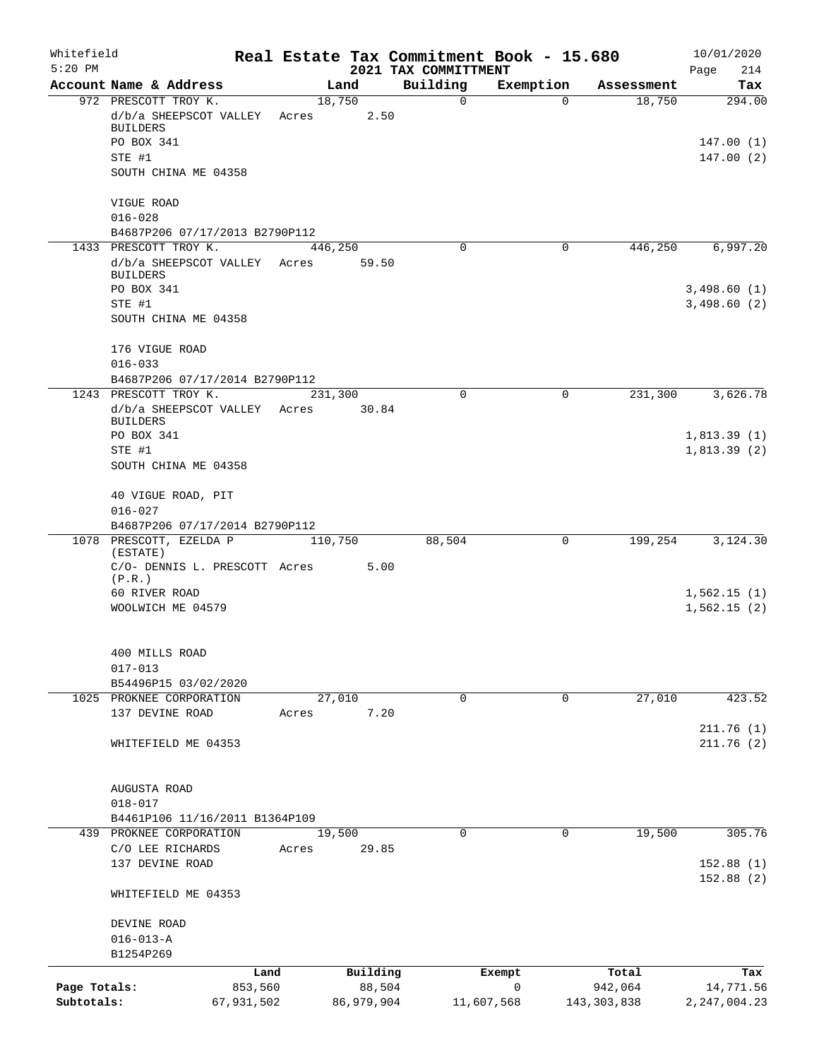Whitefield 5:20 PM

# Real Estate Tax Commitment Book - 15.680

## 2021 TAX COMMITTMENT

10/01/2020 Page 214

| Account Name & Address | Land | Building | Exemption | Assessment | Tax |
|---|---|---|---|---|---|
| 972 PRESCOTT TROY K. | 18,750 | 0 | 0 | 18,750 | 294.00 |
| d/b/a SHEEPSCOT VALLEY BUILDERS | Acres 2.50 | | | | |
| PO BOX 341 | | | | | 147.00 (1) |
| STE #1 | | | | | 147.00 (2) |
| SOUTH CHINA ME 04358 | | | | | |
| VIGUE ROAD | | | | | |
| 016-028 | | | | | |
| B4687P206 07/17/2013 B2790P112 | | | | | |
| 1433 PRESCOTT TROY K. | 446,250 | 0 | 0 | 446,250 | 6,997.20 |
| d/b/a SHEEPSCOT VALLEY BUILDERS | Acres 59.50 | | | | |
| PO BOX 341 | | | | | 3,498.60 (1) |
| STE #1 | | | | | 3,498.60 (2) |
| SOUTH CHINA ME 04358 | | | | | |
| 176 VIGUE ROAD | | | | | |
| 016-033 | | | | | |
| B4687P206 07/17/2014 B2790P112 | | | | | |
| 1243 PRESCOTT TROY K. | 231,300 | 0 | 0 | 231,300 | 3,626.78 |
| d/b/a SHEEPSCOT VALLEY BUILDERS | Acres 30.84 | | | | |
| PO BOX 341 | | | | | 1,813.39 (1) |
| STE #1 | | | | | 1,813.39 (2) |
| SOUTH CHINA ME 04358 | | | | | |
| 40 VIGUE ROAD, PIT | | | | | |
| 016-027 | | | | | |
| B4687P206 07/17/2014 B2790P112 | | | | | |
| 1078 PRESCOTT, EZELDA P (ESTATE) | 110,750 | 88,504 | 0 | 199,254 | 3,124.30 |
| C/O- DENNIS L. PRESCOTT (P.R.) | Acres 5.00 | | | | |
| 60 RIVER ROAD | | | | | 1,562.15 (1) |
| WOOLWICH ME 04579 | | | | | 1,562.15 (2) |
| 400 MILLS ROAD | | | | | |
| 017-013 | | | | | |
| B54496P15 03/02/2020 | | | | | |
| 1025 PROKNEE CORPORATION | 27,010 | 0 | 0 | 27,010 | 423.52 |
| 137 DEVINE ROAD | Acres 7.20 | | | | |
| | | | | | 211.76 (1) |
| WHITEFIELD ME 04353 | | | | | 211.76 (2) |
| AUGUSTA ROAD | | | | | |
| 018-017 | | | | | |
| B4461P106 11/16/2011 B1364P109 | | | | | |
| 439 PROKNEE CORPORATION | 19,500 | 0 | 0 | 19,500 | 305.76 |
| C/O LEE RICHARDS | Acres 29.85 | | | | |
| 137 DEVINE ROAD | | | | | 152.88 (1) |
| | | | | | 152.88 (2) |
| WHITEFIELD ME 04353 | | | | | |
| DEVINE ROAD | | | | | |
| 016-013-A | | | | | |
| B1254P269 | | | | | |

| | Land | Building | Exempt | Total | Tax |
|---|---|---|---|---|---|
| Page Totals: | 853,560 | 88,504 | 0 | 942,064 | 14,771.56 |
| Subtotals: | 67,931,502 | 86,979,904 | 11,607,568 | 143,303,838 | 2,247,004.23 |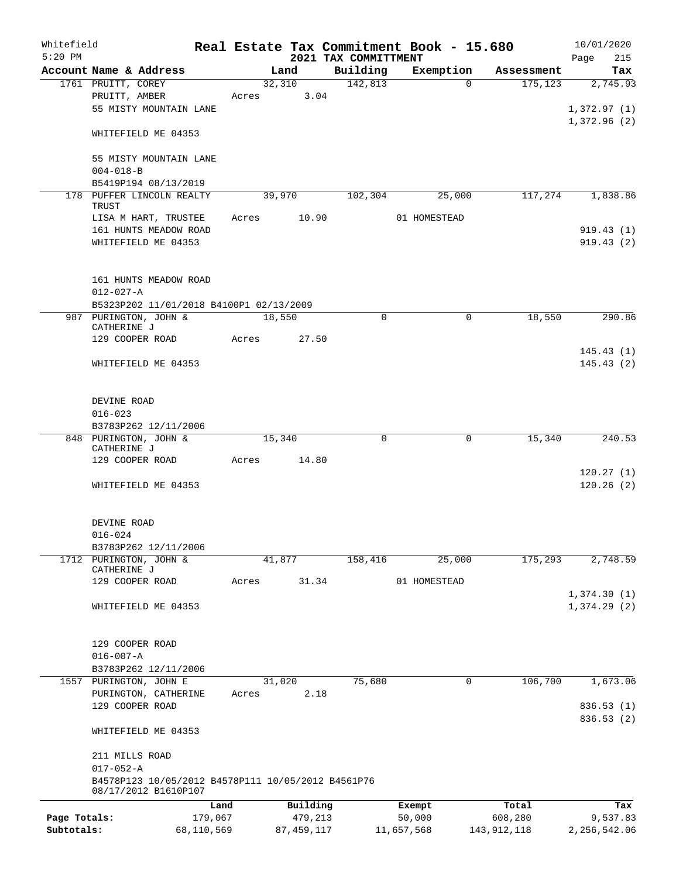Whitefield
5:20 PM

# Real Estate Tax Commitment Book - 15.680

## 2021 TAX COMMITTMENT

10/01/2020

| Account Name & Address | Land | Building | Exemption | Assessment | Tax |
|---|---|---|---|---|---|
| 1761 PRUITT, COREY | 32,310 | 142,813 | 0 | 175,123 | 2,745.93 |
| PRUITT, AMBER | Acres 3.04 | | | | |
| 55 MISTY MOUNTAIN LANE | | | | | 1,372.97 (1) |
| | | | | | 1,372.96 (2) |
| WHITEFIELD ME 04353 | | | | | |
| 55 MISTY MOUNTAIN LANE | | | | | |
| 004-018-B | | | | | |
| B5419P194 08/13/2019 | | | | | |
| 178 PUFFER LINCOLN REALTY TRUST | 39,970 | 102,304 | 25,000 | 117,274 | 1,838.86 |
| LISA M HART, TRUSTEE | Acres 10.90 | | 01 HOMESTEAD | | |
| 161 HUNTS MEADOW ROAD | | | | | 919.43 (1) |
| WHITEFIELD ME 04353 | | | | | 919.43 (2) |
| 161 HUNTS MEADOW ROAD | | | | | |
| 012-027-A | | | | | |
| B5323P202 11/01/2018 B4100P1 02/13/2009 | | | | | |
| 987 PURINGTON, JOHN & CATHERINE J | 18,550 | 0 | 0 | 18,550 | 290.86 |
| 129 COOPER ROAD | Acres 27.50 | | | | |
| | | | | | 145.43 (1) |
| WHITEFIELD ME 04353 | | | | | 145.43 (2) |
| DEVINE ROAD | | | | | |
| 016-023 | | | | | |
| B3783P262 12/11/2006 | | | | | |
| 848 PURINGTON, JOHN & CATHERINE J | 15,340 | 0 | 0 | 15,340 | 240.53 |
| 129 COOPER ROAD | Acres 14.80 | | | | |
| | | | | | 120.27 (1) |
| WHITEFIELD ME 04353 | | | | | 120.26 (2) |
| DEVINE ROAD | | | | | |
| 016-024 | | | | | |
| B3783P262 12/11/2006 | | | | | |
| 1712 PURINGTON, JOHN & CATHERINE J | 41,877 | 158,416 | 25,000 | 175,293 | 2,748.59 |
| 129 COOPER ROAD | Acres 31.34 | | 01 HOMESTEAD | | |
| | | | | | 1,374.30 (1) |
| WHITEFIELD ME 04353 | | | | | 1,374.29 (2) |
| 129 COOPER ROAD | | | | | |
| 016-007-A | | | | | |
| B3783P262 12/11/2006 | | | | | |
| 1557 PURINGTON, JOHN E | 31,020 | 75,680 | 0 | 106,700 | 1,673.06 |
| PURINGTON, CATHERINE | Acres 2.18 | | | | |
| 129 COOPER ROAD | | | | | 836.53 (1) |
| | | | | | 836.53 (2) |
| WHITEFIELD ME 04353 | | | | | |
| 211 MILLS ROAD | | | | | |
| 017-052-A | | | | | |
| B4578P123 10/05/2012 B4578P111 10/05/2012 B4561P76 08/17/2012 B1610P107 | | | | | |

| | Land | Building | Exempt | Total | Tax |
|---|---|---|---|---|---|
| Page Totals: | 179,067 | 479,213 | 50,000 | 608,280 | 9,537.83 |
| Subtotals: | 68,110,569 | 87,459,117 | 11,657,568 | 143,912,118 | 2,256,542.06 |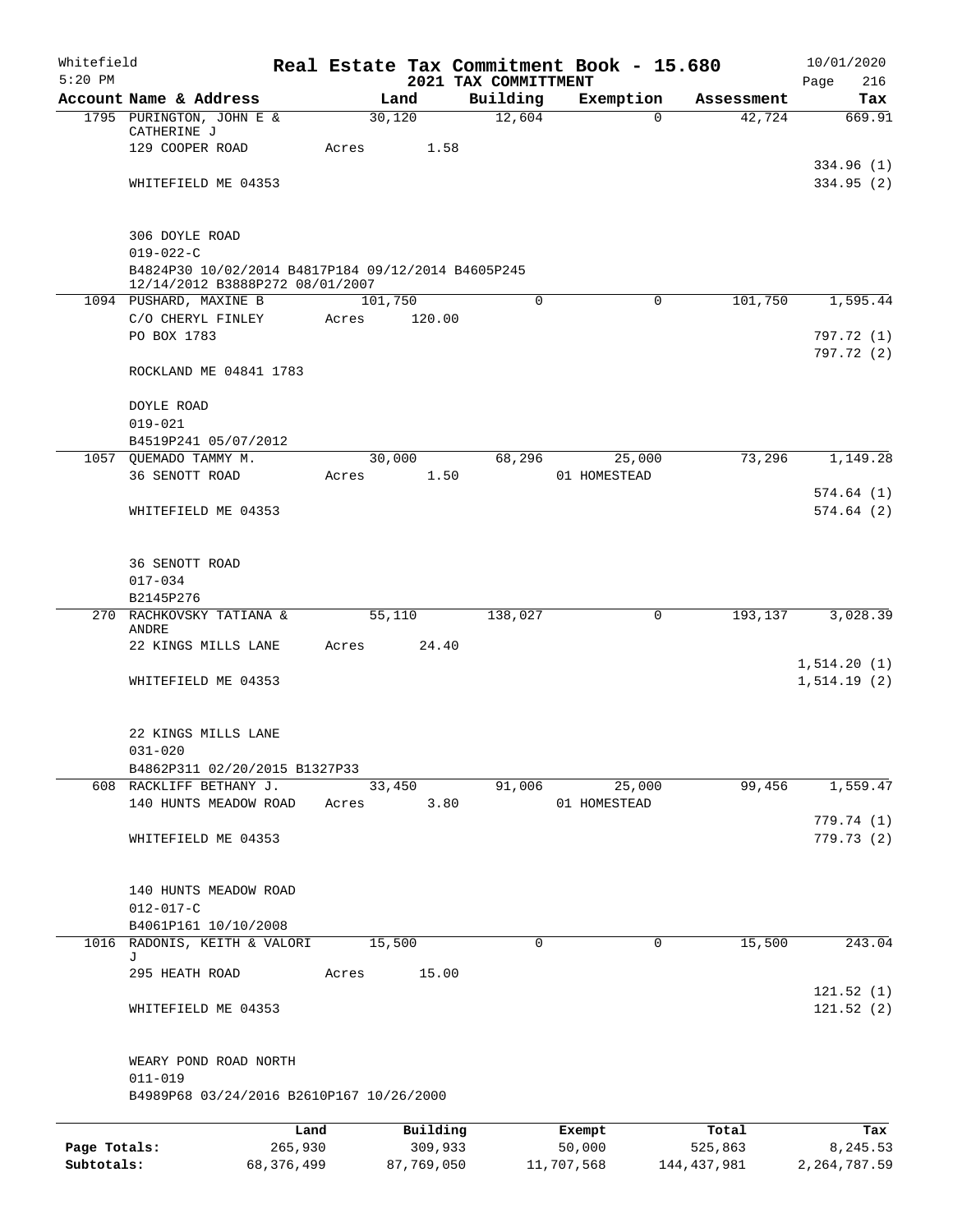Whitefield 5:20 PM

# Real Estate Tax Commitment Book - 15.680
## 2021 TAX COMMITTMENT

10/01/2020

| Account Name & Address | Land | Building | Exemption | Assessment | Tax |
|---|---|---|---|---|---|
| 1795 PURINGTON, JOHN E & CATHERINE J | 30,120 | 12,604 | 0 | 42,724 | 669.91 |
| 129 COOPER ROAD | Acres 1.58 | | | | |
| | | | | | 334.96 (1) |
| WHITEFIELD ME 04353 | | | | | 334.95 (2) |
| 306 DOYLE ROAD | | | | | |
| 019-022-C | | | | | |
| B4824P30 10/02/2014 B4817P184 09/12/2014 B4605P245 12/14/2012 B3888P272 08/01/2007 | | | | | |
| 1094 PUSHARD, MAXINE B | 101,750 | 0 | 0 | 101,750 | 1,595.44 |
| C/O CHERYL FINLEY | Acres 120.00 | | | | |
| PO BOX 1783 | | | | | 797.72 (1) |
| | | | | | 797.72 (2) |
| ROCKLAND ME 04841 1783 | | | | | |
| DOYLE ROAD | | | | | |
| 019-021 | | | | | |
| B4519P241 05/07/2012 | | | | | |
| 1057 QUEMADO TAMMY M. | 30,000 | 68,296 | 25,000 | 73,296 | 1,149.28 |
| 36 SENOTT ROAD | Acres 1.50 | | 01 HOMESTEAD | | |
| | | | | | 574.64 (1) |
| WHITEFIELD ME 04353 | | | | | 574.64 (2) |
| 36 SENOTT ROAD | | | | | |
| 017-034 | | | | | |
| B2145P276 | | | | | |
| 270 RACHKOVSKY TATIANA & ANDRE | 55,110 | 138,027 | 0 | 193,137 | 3,028.39 |
| 22 KINGS MILLS LANE | Acres 24.40 | | | | |
| | | | | | 1,514.20 (1) |
| WHITEFIELD ME 04353 | | | | | 1,514.19 (2) |
| 22 KINGS MILLS LANE | | | | | |
| 031-020 | | | | | |
| B4862P311 02/20/2015 B1327P33 | | | | | |
| 608 RACKLIFF BETHANY J. | 33,450 | 91,006 | 25,000 | 99,456 | 1,559.47 |
| 140 HUNTS MEADOW ROAD | Acres 3.80 | | 01 HOMESTEAD | | |
| | | | | | 779.74 (1) |
| WHITEFIELD ME 04353 | | | | | 779.73 (2) |
| 140 HUNTS MEADOW ROAD | | | | | |
| 012-017-C | | | | | |
| B4061P161 10/10/2008 | | | | | |
| 1016 RADONIS, KEITH & VALORI J | 15,500 | 0 | 0 | 15,500 | 243.04 |
| 295 HEATH ROAD | Acres 15.00 | | | | |
| | | | | | 121.52 (1) |
| WHITEFIELD ME 04353 | | | | | 121.52 (2) |
| WEARY POND ROAD NORTH | | | | | |
| 011-019 | | | | | |
| B4989P68 03/24/2016 B2610P167 10/26/2000 | | | | | |

| | Land | Building | Exempt | Total | Tax |
|---|---|---|---|---|---|
| Page Totals: | 265,930 | 309,933 | 50,000 | 525,863 | 8,245.53 |
| Subtotals: | 68,376,499 | 87,769,050 | 11,707,568 | 144,437,981 | 2,264,787.59 |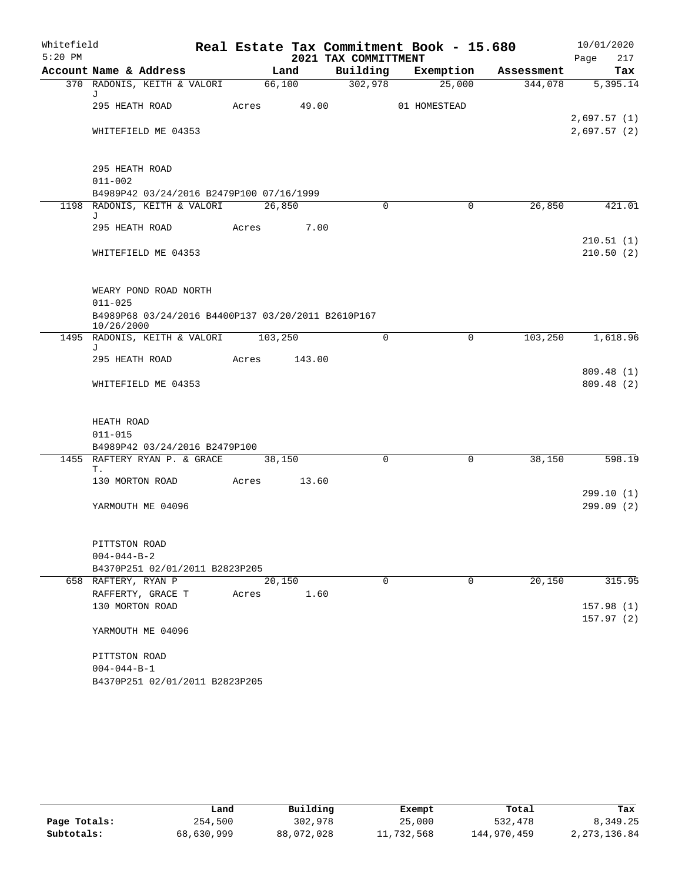Whitefield 5:20 PM

# Real Estate Tax Commitment Book - 15.680

## 2021 TAX COMMITTMENT

10/01/2020

| Account Name & Address | Land | Building | Exemption | Assessment | Tax |
|---|---|---|---|---|---|
| 370 RADONIS, KEITH & VALORI J | 66,100 | 302,978 | 25,000 | 344,078 | 5,395.14 |
| 295 HEATH ROAD | Acres 49.00 | | 01 HOMESTEAD | | |
| | | | | | 2,697.57 (1) |
| WHITEFIELD ME 04353 | | | | | 2,697.57 (2) |
| 295 HEATH ROAD | | | | | |
| 011-002 | | | | | |
| B4989P42 03/24/2016 B2479P100 07/16/1999 | | | | | |
| 1198 RADONIS, KEITH & VALORI J | 26,850 | 0 | 0 | 26,850 | 421.01 |
| 295 HEATH ROAD | Acres 7.00 | | | | |
| | | | | | 210.51 (1) |
| WHITEFIELD ME 04353 | | | | | 210.50 (2) |
| WEARY POND ROAD NORTH | | | | | |
| 011-025 | | | | | |
| B4989P68 03/24/2016 B4400P137 03/20/2011 B2610P167 10/26/2000 | | | | | |
| 1495 RADONIS, KEITH & VALORI J | 103,250 | 0 | 0 | 103,250 | 1,618.96 |
| 295 HEATH ROAD | Acres 143.00 | | | | |
| | | | | | 809.48 (1) |
| WHITEFIELD ME 04353 | | | | | 809.48 (2) |
| HEATH ROAD | | | | | |
| 011-015 | | | | | |
| B4989P42 03/24/2016 B2479P100 | | | | | |
| 1455 RAFTERY RYAN P. & GRACE T. | 38,150 | 0 | 0 | 38,150 | 598.19 |
| 130 MORTON ROAD | Acres 13.60 | | | | |
| | | | | | 299.10 (1) |
| YARMOUTH ME 04096 | | | | | 299.09 (2) |
| PITTSTON ROAD | | | | | |
| 004-044-B-2 | | | | | |
| B4370P251 02/01/2011 B2823P205 | | | | | |
| 658 RAFTERY, RYAN P | 20,150 | 0 | 0 | 20,150 | 315.95 |
| RAFFERTY, GRACE T | Acres 1.60 | | | | |
| 130 MORTON ROAD | | | | | 157.98 (1) |
| | | | | | 157.97 (2) |
| YARMOUTH ME 04096 | | | | | |
| PITTSTON ROAD | | | | | |
| 004-044-B-1 | | | | | |
| B4370P251 02/01/2011 B2823P205 | | | | | |

| | Land | Building | Exempt | Total | Tax |
|---|---|---|---|---|---|
| Page Totals: | 254,500 | 302,978 | 25,000 | 532,478 | 8,349.25 |
| Subtotals: | 68,630,999 | 88,072,028 | 11,732,568 | 144,970,459 | 2,273,136.84 |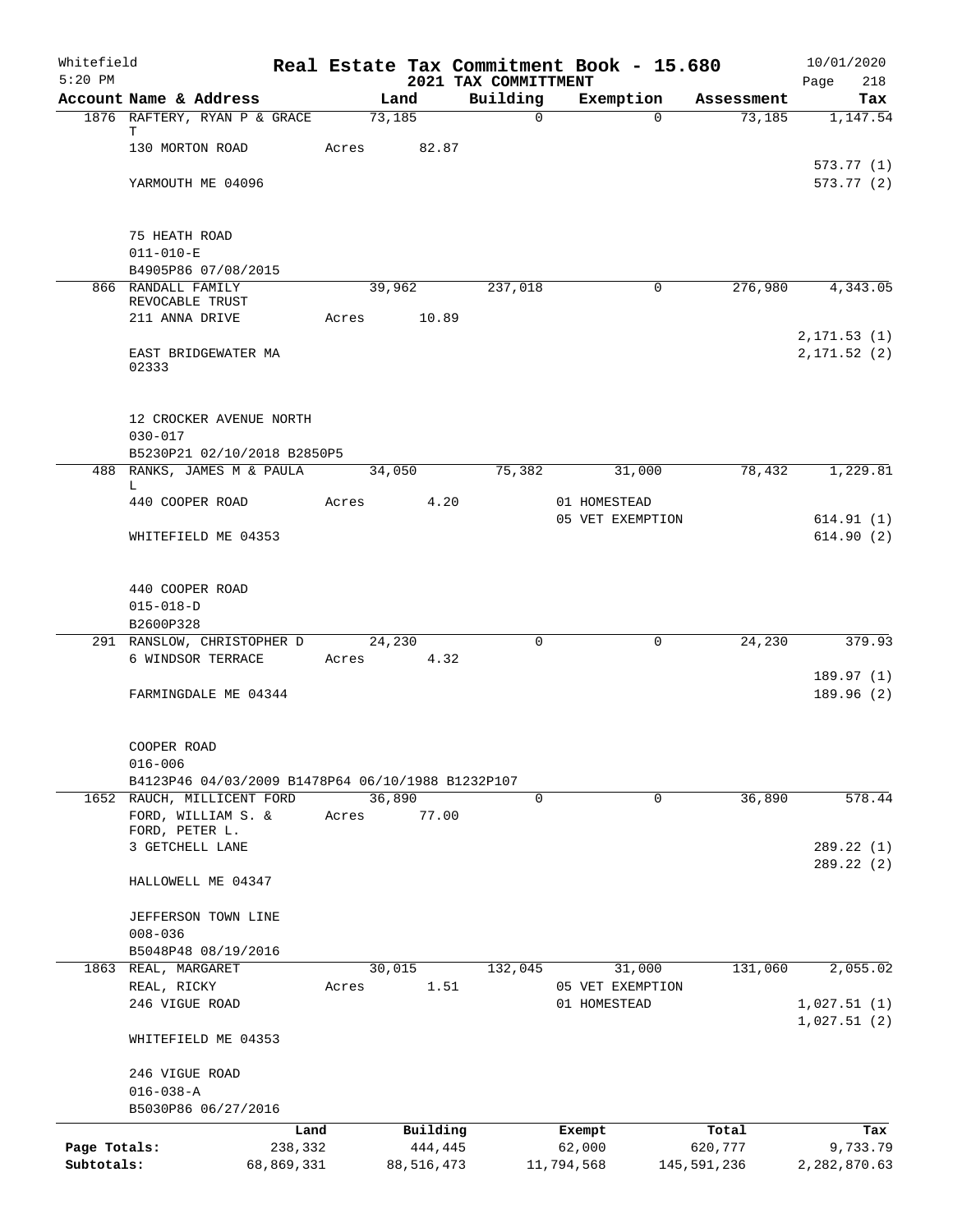Whitefield 5:20 PM

# Real Estate Tax Commitment Book - 15.680
## 2021 TAX COMMITTMENT

10/01/2020 Page 218

| Account Name & Address | Land | Building | Exemption | Assessment | Tax |
|---|---|---|---|---|---|
| 1876 RAFTERY, RYAN P & GRACE T | 73,185 | 0 | 0 | 73,185 | 1,147.54 |
| 130 MORTON ROAD | Acres 82.87 | | | | |
| | | | | | 573.77 (1) |
| YARMOUTH ME 04096 | | | | | 573.77 (2) |
| 75 HEATH ROAD | | | | | |
| 011-010-E | | | | | |
| B4905P86 07/08/2015 | | | | | |
| 866 RANDALL FAMILY REVOCABLE TRUST | 39,962 | 237,018 | 0 | 276,980 | 4,343.05 |
| 211 ANNA DRIVE | Acres 10.89 | | | | |
| | | | | | 2,171.53 (1) |
| EAST BRIDGEWATER MA 02333 | | | | | 2,171.52 (2) |
| 12 CROCKER AVENUE NORTH | | | | | |
| 030-017 | | | | | |
| B5230P21 02/10/2018 B2850P5 | | | | | |
| 488 RANKS, JAMES M & PAULA L | 34,050 | 75,382 | 31,000 | 78,432 | 1,229.81 |
| 440 COOPER ROAD | Acres 4.20 | | 01 HOMESTEAD | | |
| | | | 05 VET EXEMPTION | | 614.91 (1) |
| WHITEFIELD ME 04353 | | | | | 614.90 (2) |
| 440 COOPER ROAD | | | | | |
| 015-018-D | | | | | |
| B2600P328 | | | | | |
| 291 RANSLOW, CHRISTOPHER D | 24,230 | 0 | 0 | 24,230 | 379.93 |
| 6 WINDSOR TERRACE | Acres 4.32 | | | | |
| | | | | | 189.97 (1) |
| FARMINGDALE ME 04344 | | | | | 189.96 (2) |
| COOPER ROAD | | | | | |
| 016-006 | | | | | |
| B4123P46 04/03/2009 B1478P64 06/10/1988 B1232P107 | | | | | |
| 1652 RAUCH, MILLICENT FORD | 36,890 | 0 | 0 | 36,890 | 578.44 |
| FORD, WILLIAM S. & FORD, PETER L. | Acres 77.00 | | | | |
| 3 GETCHELL LANE | | | | | 289.22 (1) |
| | | | | | 289.22 (2) |
| HALLOWELL ME 04347 | | | | | |
| JEFFERSON TOWN LINE | | | | | |
| 008-036 | | | | | |
| B5048P48 08/19/2016 | | | | | |
| 1863 REAL, MARGARET | 30,015 | 132,045 | 31,000 | 131,060 | 2,055.02 |
| REAL, RICKY | Acres 1.51 | | 05 VET EXEMPTION | | |
| 246 VIGUE ROAD | | | 01 HOMESTEAD | | 1,027.51 (1) |
| | | | | | 1,027.51 (2) |
| WHITEFIELD ME 04353 | | | | | |
| 246 VIGUE ROAD | | | | | |
| 016-038-A | | | | | |
| B5030P86 06/27/2016 | | | | | |

| | Land | Building | Exempt | Total | Tax |
|---|---|---|---|---|---|
| Page Totals: | 238,332 | 444,445 | 62,000 | 620,777 | 9,733.79 |
| Subtotals: | 68,869,331 | 88,516,473 | 11,794,568 | 145,591,236 | 2,282,870.63 |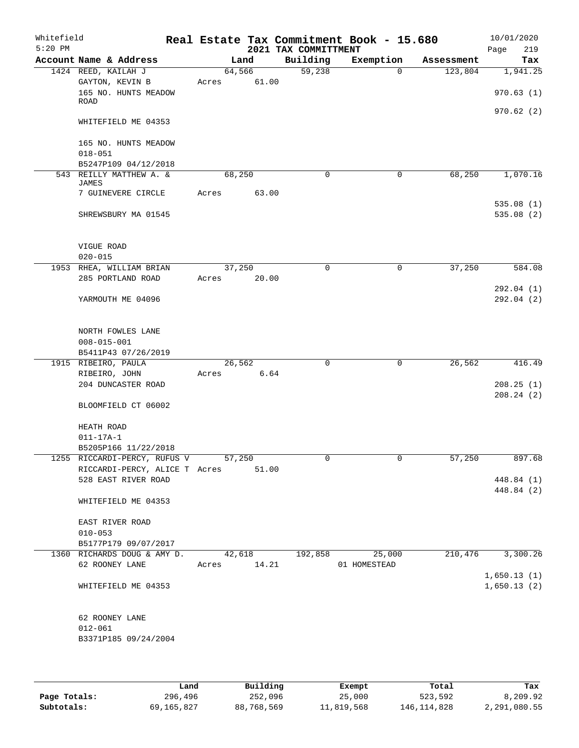Whitefield 5:20 PM

# Real Estate Tax Commitment Book - 15.680
## 2021 TAX COMMITTMENT

10/01/2020 Page 219

| Account Name & Address | Land | Building | Exemption | Assessment | Tax |
|---|---|---|---|---|---|
| 1424 REED, KAILAH J | 64,566 | 59,238 | 0 | 123,804 | 1,941.25 |
| GAYTON, KEVIN B | Acres 61.00 | | | | |
| 165 NO. HUNTS MEADOW ROAD | | | | | 970.63 (1) |
| | | | | | 970.62 (2) |
| WHITEFIELD ME 04353 | | | | | |
| 165 NO. HUNTS MEADOW | | | | | |
| 018-051 | | | | | |
| B5247P109 04/12/2018 | | | | | |
| 543 REILLY MATTHEW A. & JAMES | 68,250 | 0 | 0 | 68,250 | 1,070.16 |
| 7 GUINEVERE CIRCLE | Acres 63.00 | | | | |
| | | | | | 535.08 (1) |
| SHREWSBURY MA 01545 | | | | | 535.08 (2) |
| VIGUE ROAD | | | | | |
| 020-015 | | | | | |
| 1953 RHEA, WILLIAM BRIAN | 37,250 | 0 | 0 | 37,250 | 584.08 |
| 285 PORTLAND ROAD | Acres 20.00 | | | | |
| | | | | | 292.04 (1) |
| YARMOUTH ME 04096 | | | | | 292.04 (2) |
| NORTH FOWLES LANE | | | | | |
| 008-015-001 | | | | | |
| B5411P43 07/26/2019 | | | | | |
| 1915 RIBEIRO, PAULA | 26,562 | 0 | 0 | 26,562 | 416.49 |
| RIBEIRO, JOHN | Acres 6.64 | | | | |
| 204 DUNCASTER ROAD | | | | | 208.25 (1) |
| | | | | | 208.24 (2) |
| BLOOMFIELD CT 06002 | | | | | |
| HEATH ROAD | | | | | |
| 011-17A-1 | | | | | |
| B5205P166 11/22/2018 | | | | | |
| 1255 RICCARDI-PERCY, RUFUS V | 57,250 | 0 | 0 | 57,250 | 897.68 |
| RICCARDI-PERCY, ALICE T | Acres 51.00 | | | | |
| 528 EAST RIVER ROAD | | | | | 448.84 (1) |
| | | | | | 448.84 (2) |
| WHITEFIELD ME 04353 | | | | | |
| EAST RIVER ROAD | | | | | |
| 010-053 | | | | | |
| B5177P179 09/07/2017 | | | | | |
| 1360 RICHARDS DOUG & AMY D. | 42,618 | 192,858 | 25,000 | 210,476 | 3,300.26 |
| 62 ROONEY LANE | Acres 14.21 | | 01 HOMESTEAD | | |
| | | | | | 1,650.13 (1) |
| WHITEFIELD ME 04353 | | | | | 1,650.13 (2) |
| 62 ROONEY LANE | | | | | |
| 012-061 | | | | | |
| B3371P185 09/24/2004 | | | | | |

| | Land | Building | Exempt | Total | Tax |
|---|---|---|---|---|---|
| Page Totals: | 296,496 | 252,096 | 25,000 | 523,592 | 8,209.92 |
| Subtotals: | 69,165,827 | 88,768,569 | 11,819,568 | 146,114,828 | 2,291,080.55 |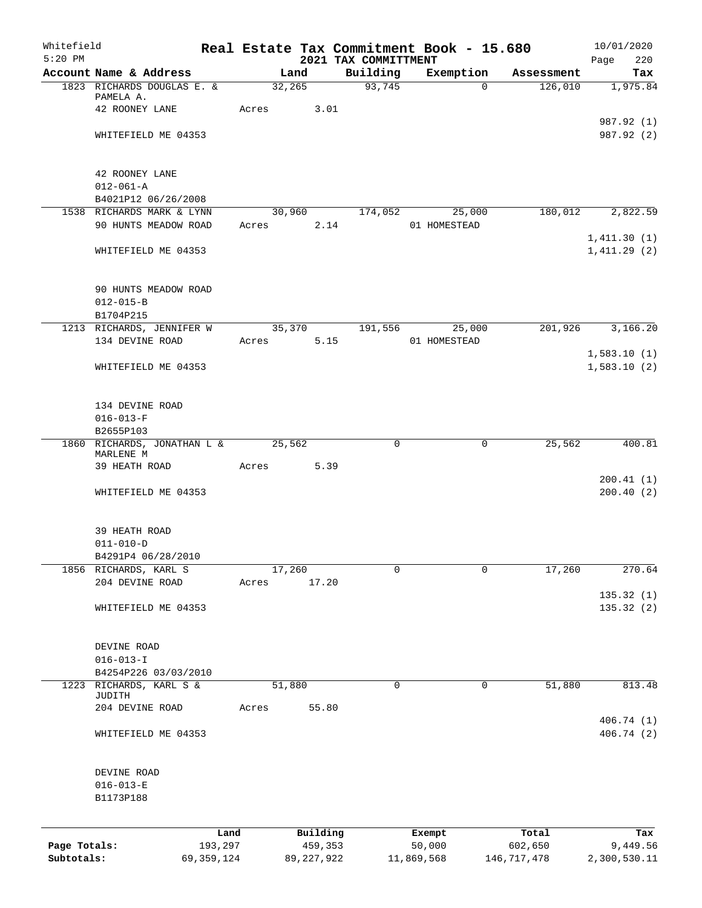Whitefield
5:20 PM

# Real Estate Tax Commitment Book - 15.680
## 2021 TAX COMMITTMENT

10/01/2020
Page 220

| Account Name & Address | Land | Building | Exemption | Assessment | Tax |
|---|---|---|---|---|---|
| 1823 RICHARDS DOUGLAS E. & PAMELA A. | 32,265 | 93,745 | 0 | 126,010 | 1,975.84 |
| 42 ROONEY LANE | Acres 3.01 | | | | |
| | | | | | 987.92 (1) |
| WHITEFIELD ME 04353 | | | | | 987.92 (2) |
| 42 ROONEY LANE | | | | | |
| 012-061-A | | | | | |
| B4021P12 06/26/2008 | | | | | |
| 1538 RICHARDS MARK & LYNN | 30,960 | 174,052 | 25,000 | 180,012 | 2,822.59 |
| 90 HUNTS MEADOW ROAD | Acres 2.14 | | 01 HOMESTEAD | | |
| | | | | | 1,411.30 (1) |
| WHITEFIELD ME 04353 | | | | | 1,411.29 (2) |
| 90 HUNTS MEADOW ROAD | | | | | |
| 012-015-B | | | | | |
| B1704P215 | | | | | |
| 1213 RICHARDS, JENNIFER W | 35,370 | 191,556 | 25,000 | 201,926 | 3,166.20 |
| 134 DEVINE ROAD | Acres 5.15 | | 01 HOMESTEAD | | |
| | | | | | 1,583.10 (1) |
| WHITEFIELD ME 04353 | | | | | 1,583.10 (2) |
| 134 DEVINE ROAD | | | | | |
| 016-013-F | | | | | |
| B2655P103 | | | | | |
| 1860 RICHARDS, JONATHAN L & MARLENE M | 25,562 | 0 | 0 | 25,562 | 400.81 |
| 39 HEATH ROAD | Acres 5.39 | | | | |
| | | | | | 200.41 (1) |
| WHITEFIELD ME 04353 | | | | | 200.40 (2) |
| 39 HEATH ROAD | | | | | |
| 011-010-D | | | | | |
| B4291P4 06/28/2010 | | | | | |
| 1856 RICHARDS, KARL S | 17,260 | 0 | 0 | 17,260 | 270.64 |
| 204 DEVINE ROAD | Acres 17.20 | | | | |
| | | | | | 135.32 (1) |
| WHITEFIELD ME 04353 | | | | | 135.32 (2) |
| DEVINE ROAD | | | | | |
| 016-013-I | | | | | |
| B4254P226 03/03/2010 | | | | | |
| 1223 RICHARDS, KARL S & JUDITH | 51,880 | 0 | 0 | 51,880 | 813.48 |
| 204 DEVINE ROAD | Acres 55.80 | | | | |
| | | | | | 406.74 (1) |
| WHITEFIELD ME 04353 | | | | | 406.74 (2) |
| DEVINE ROAD | | | | | |
| 016-013-E | | | | | |
| B1173P188 | | | | | |

| | Land | Building | Exempt | Total | Tax |
|---|---|---|---|---|---|
| Page Totals: | 193,297 | 459,353 | 50,000 | 602,650 | 9,449.56 |
| Subtotals: | 69,359,124 | 89,227,922 | 11,869,568 | 146,717,478 | 2,300,530.11 |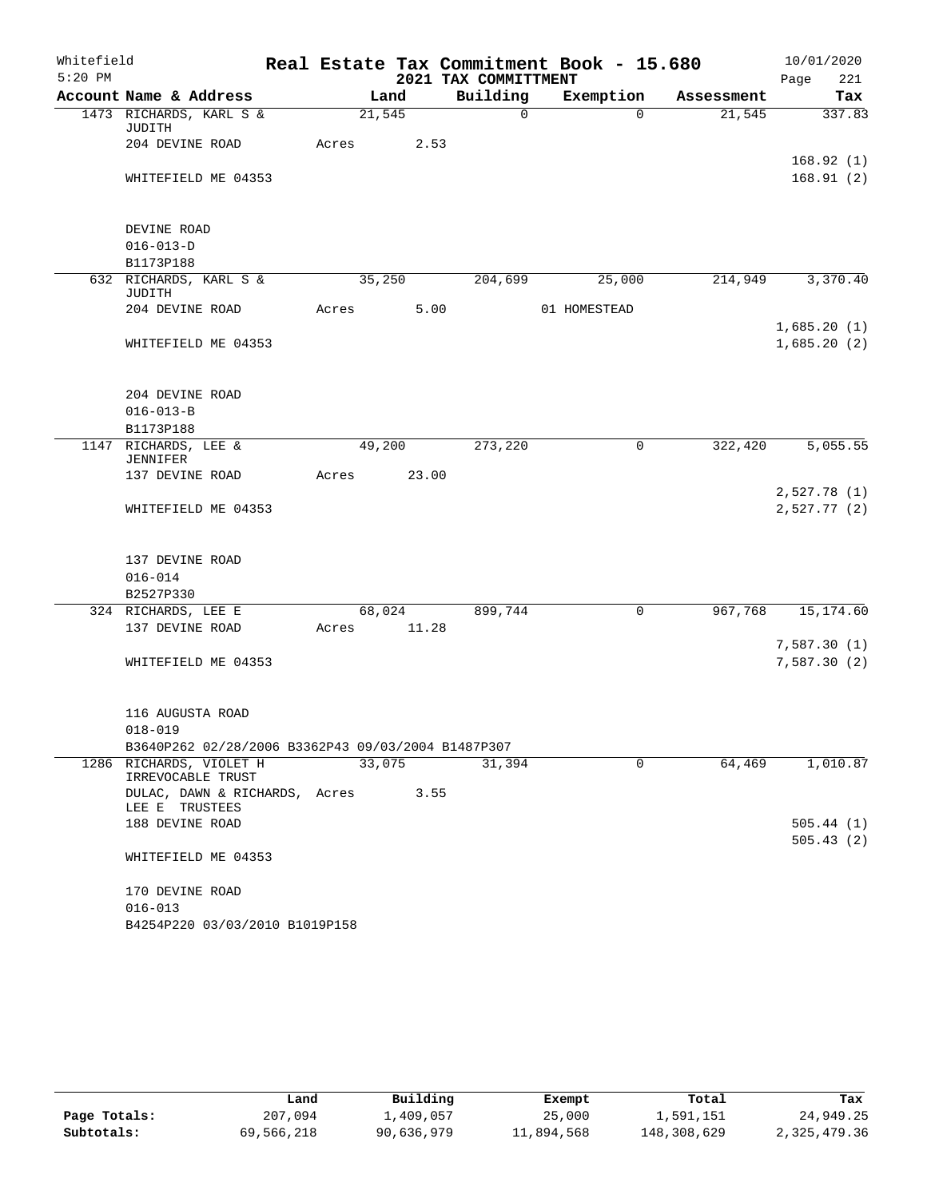Whitefield 5:20 PM

# Real Estate Tax Commitment Book - 15.680
## 2021 TAX COMMITTMENT

10/01/2020 Page 221

| Account Name & Address | Land | Building | Exemption | Assessment | Tax |
|---|---|---|---|---|---|
| 1473 RICHARDS, KARL S & JUDITH | 21,545 | 0 | 0 | 21,545 | 337.83 |
| 204 DEVINE ROAD | Acres 2.53 | | | | |
| | | | | | 168.92 (1) |
| WHITEFIELD ME 04353 | | | | | 168.91 (2) |
| DEVINE ROAD | | | | | |
| 016-013-D | | | | | |
| B1173P188 | | | | | |
| 632 RICHARDS, KARL S & JUDITH | 35,250 | 204,699 | 25,000 | 214,949 | 3,370.40 |
| 204 DEVINE ROAD | Acres 5.00 | | 01 HOMESTEAD | | |
| | | | | | 1,685.20 (1) |
| WHITEFIELD ME 04353 | | | | | 1,685.20 (2) |
| 204 DEVINE ROAD | | | | | |
| 016-013-B | | | | | |
| B1173P188 | | | | | |
| 1147 RICHARDS, LEE & JENNIFER | 49,200 | 273,220 | 0 | 322,420 | 5,055.55 |
| 137 DEVINE ROAD | Acres 23.00 | | | | |
| | | | | | 2,527.78 (1) |
| WHITEFIELD ME 04353 | | | | | 2,527.77 (2) |
| 137 DEVINE ROAD | | | | | |
| 016-014 | | | | | |
| B2527P330 | | | | | |
| 324 RICHARDS, LEE E | 68,024 | 899,744 | 0 | 967,768 | 15,174.60 |
| 137 DEVINE ROAD | Acres 11.28 | | | | |
| | | | | | 7,587.30 (1) |
| WHITEFIELD ME 04353 | | | | | 7,587.30 (2) |
| 116 AUGUSTA ROAD | | | | | |
| 018-019 | | | | | |
| B3640P262 02/28/2006 B3362P43 09/03/2004 B1487P307 | | | | | |
| 1286 RICHARDS, VIOLET H IRREVOCABLE TRUST | 33,075 | 31,394 | 0 | 64,469 | 1,010.87 |
| DULAC, DAWN & RICHARDS, LEE E TRUSTEES | Acres 3.55 | | | | |
| 188 DEVINE ROAD | | | | | 505.44 (1) |
| | | | | | 505.43 (2) |
| WHITEFIELD ME 04353 | | | | | |
| 170 DEVINE ROAD | | | | | |
| 016-013 | | | | | |
| B4254P220 03/03/2010 B1019P158 | | | | | |

| | Land | Building | Exempt | Total | Tax |
|---|---|---|---|---|---|
| Page Totals: | 207,094 | 1,409,057 | 25,000 | 1,591,151 | 24,949.25 |
| Subtotals: | 69,566,218 | 90,636,979 | 11,894,568 | 148,308,629 | 2,325,479.36 |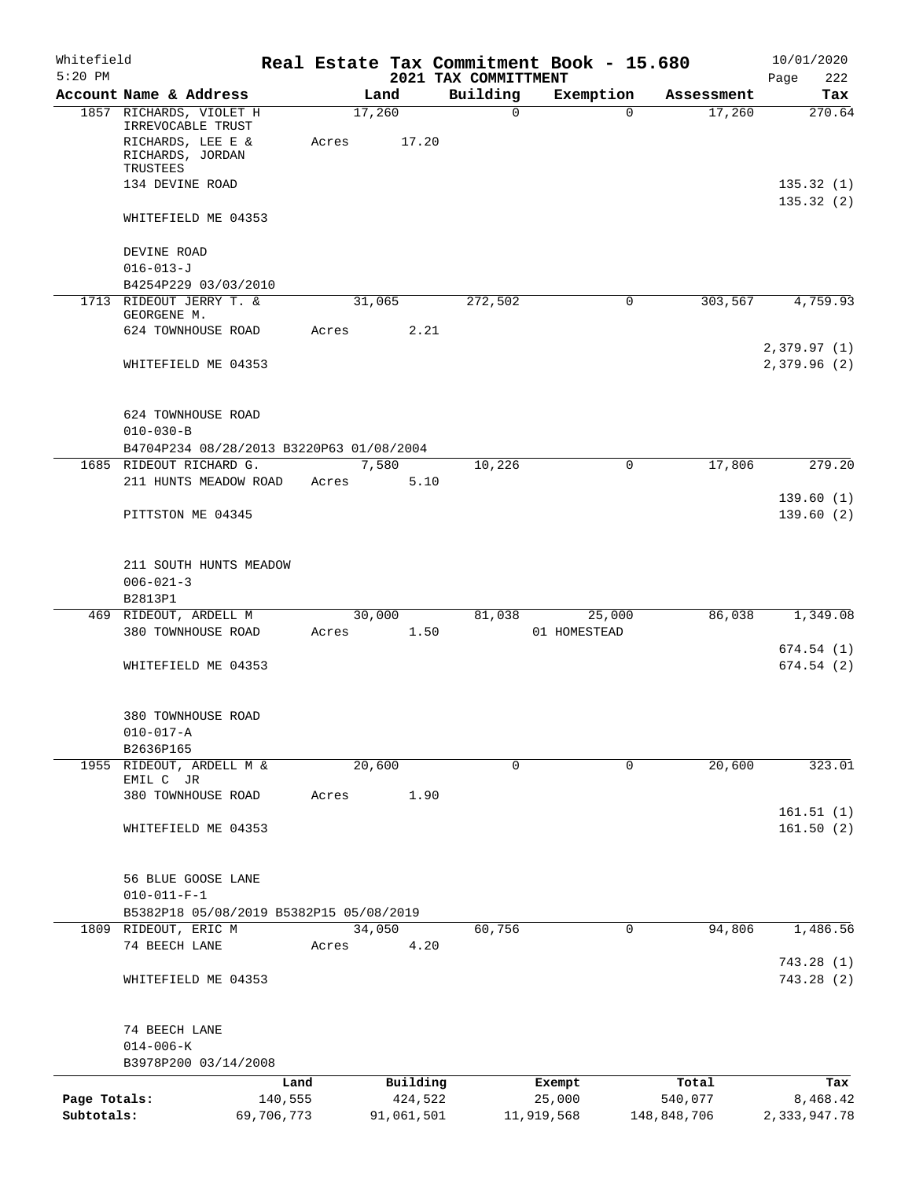Whitefield 5:20 PM

# Real Estate Tax Commitment Book - 15.680

## 2021 TAX COMMITTMENT

10/01/2020 Page 222

| Account Name & Address | Land | Building | Exemption | Assessment | Tax |
|---|---|---|---|---|---|
| 1857 RICHARDS, VIOLET H IRREVOCABLE TRUST | 17,260 | 0 | 0 | 17,260 | 270.64 |
| RICHARDS, LEE E & RICHARDS, JORDAN TRUSTEES | Acres 17.20 | | | | |
| 134 DEVINE ROAD | | | | | 135.32 (1) |
| WHITEFIELD ME 04353 | | | | | 135.32 (2) |
| DEVINE ROAD | | | | | |
| 016-013-J | | | | | |
| B4254P229 03/03/2010 | | | | | |
| 1713 RIDEOUT JERRY T. & GEORGENE M. | 31,065 | 272,502 | 0 | 303,567 | 4,759.93 |
| 624 TOWNHOUSE ROAD | Acres 2.21 | | | | |
| | | | | | 2,379.97 (1) |
| WHITEFIELD ME 04353 | | | | | 2,379.96 (2) |
| 624 TOWNHOUSE ROAD | | | | | |
| 010-030-B | | | | | |
| B4704P234 08/28/2013 B3220P63 01/08/2004 | | | | | |
| 1685 RIDEOUT RICHARD G. | 7,580 | 10,226 | 0 | 17,806 | 279.20 |
| 211 HUNTS MEADOW ROAD | Acres 5.10 | | | | |
| | | | | | 139.60 (1) |
| PITTSTON ME 04345 | | | | | 139.60 (2) |
| 211 SOUTH HUNTS MEADOW | | | | | |
| 006-021-3 | | | | | |
| B2813P1 | | | | | |
| 469 RIDEOUT, ARDELL M | 30,000 | 81,038 | 25,000 | 86,038 | 1,349.08 |
| 380 TOWNHOUSE ROAD | Acres 1.50 | | 01 HOMESTEAD | | |
| | | | | | 674.54 (1) |
| WHITEFIELD ME 04353 | | | | | 674.54 (2) |
| 380 TOWNHOUSE ROAD | | | | | |
| 010-017-A | | | | | |
| B2636P165 | | | | | |
| 1955 RIDEOUT, ARDELL M & EMIL C JR | 20,600 | 0 | 0 | 20,600 | 323.01 |
| 380 TOWNHOUSE ROAD | Acres 1.90 | | | | |
| | | | | | 161.51 (1) |
| WHITEFIELD ME 04353 | | | | | 161.50 (2) |
| 56 BLUE GOOSE LANE | | | | | |
| 010-011-F-1 | | | | | |
| B5382P18 05/08/2019 B5382P15 05/08/2019 | | | | | |
| 1809 RIDEOUT, ERIC M | 34,050 | 60,756 | 0 | 94,806 | 1,486.56 |
| 74 BEECH LANE | Acres 4.20 | | | | |
| | | | | | 743.28 (1) |
| WHITEFIELD ME 04353 | | | | | 743.28 (2) |
| 74 BEECH LANE | | | | | |
| 014-006-K | | | | | |
| B3978P200 03/14/2008 | | | | | |

| | Land | Building | Exempt | Total | Tax |
|---|---|---|---|---|---|
| Page Totals: | 140,555 | 424,522 | 25,000 | 540,077 | 8,468.42 |
| Subtotals: | 69,706,773 | 91,061,501 | 11,919,568 | 148,848,706 | 2,333,947.78 |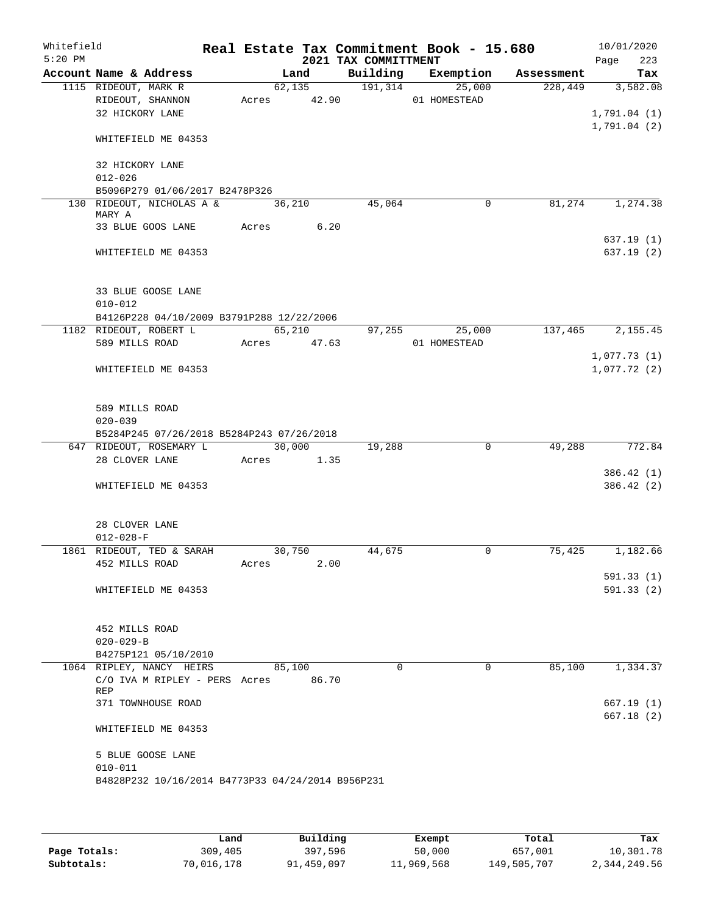Whitefield 5:20 PM

# Real Estate Tax Commitment Book - 15.680
## 2021 TAX COMMITTMENT

10/01/2020 Page 223

| Account Name & Address | Land | Building | Exemption | Assessment | Tax |
|---|---|---|---|---|---|
| 1115 RIDEOUT, MARK R<br>RIDEOUT, SHANNON<br>32 HICKORY LANE<br><br>WHITEFIELD ME 04353<br><br>32 HICKORY LANE<br>012-026<br>B5096P279 01/06/2017 B2478P326 | 62,135<br>Acres 42.90 | 191,314 | 25,000<br>01 HOMESTEAD | 228,449 | 3,582.08<br><br>1,791.04 (1)<br>1,791.04 (2) |
| 130 RIDEOUT, NICHOLAS A & MARY A<br>33 BLUE GOOS LANE<br><br>WHITEFIELD ME 04353<br><br>33 BLUE GOOSE LANE<br>010-012<br>B4126P228 04/10/2009 B3791P288 12/22/2006 | 36,210<br>Acres 6.20 | 45,064 | 0 | 81,274 | 1,274.38<br><br>637.19 (1)<br>637.19 (2) |
| 1182 RIDEOUT, ROBERT L<br>589 MILLS ROAD<br><br>WHITEFIELD ME 04353<br><br>589 MILLS ROAD<br>020-039<br>B5284P245 07/26/2018 B5284P243 07/26/2018 | 65,210<br>Acres 47.63 | 97,255 | 25,000<br>01 HOMESTEAD | 137,465 | 2,155.45<br><br>1,077.73 (1)<br>1,077.72 (2) |
| 647 RIDEOUT, ROSEMARY L<br>28 CLOVER LANE<br><br>WHITEFIELD ME 04353<br><br>28 CLOVER LANE<br>012-028-F | 30,000<br>Acres 1.35 | 19,288 | 0 | 49,288 | 772.84<br><br>386.42 (1)<br>386.42 (2) |
| 1861 RIDEOUT, TED & SARAH<br>452 MILLS ROAD<br><br>WHITEFIELD ME 04353<br><br>452 MILLS ROAD<br>020-029-B<br>B4275P121 05/10/2010 | 30,750<br>Acres 2.00 | 44,675 | 0 | 75,425 | 1,182.66<br><br>591.33 (1)<br>591.33 (2) |
| 1064 RIPLEY, NANCY HEIRS<br>C/O IVA M RIPLEY - PERS REP<br>371 TOWNHOUSE ROAD<br><br>WHITEFIELD ME 04353<br><br>5 BLUE GOOSE LANE<br>010-011<br>B4828P232 10/16/2014 B4773P33 04/24/2014 B956P231 | 85,100<br>Acres 86.70 | 0 | 0 | 85,100 | 1,334.37<br><br>667.19 (1)<br>667.18 (2) |

| | Land | Building | Exempt | Total | Tax |
|---|---|---|---|---|---|
| Page Totals: | 309,405 | 397,596 | 50,000 | 657,001 | 10,301.78 |
| Subtotals: | 70,016,178 | 91,459,097 | 11,969,568 | 149,505,707 | 2,344,249.56 |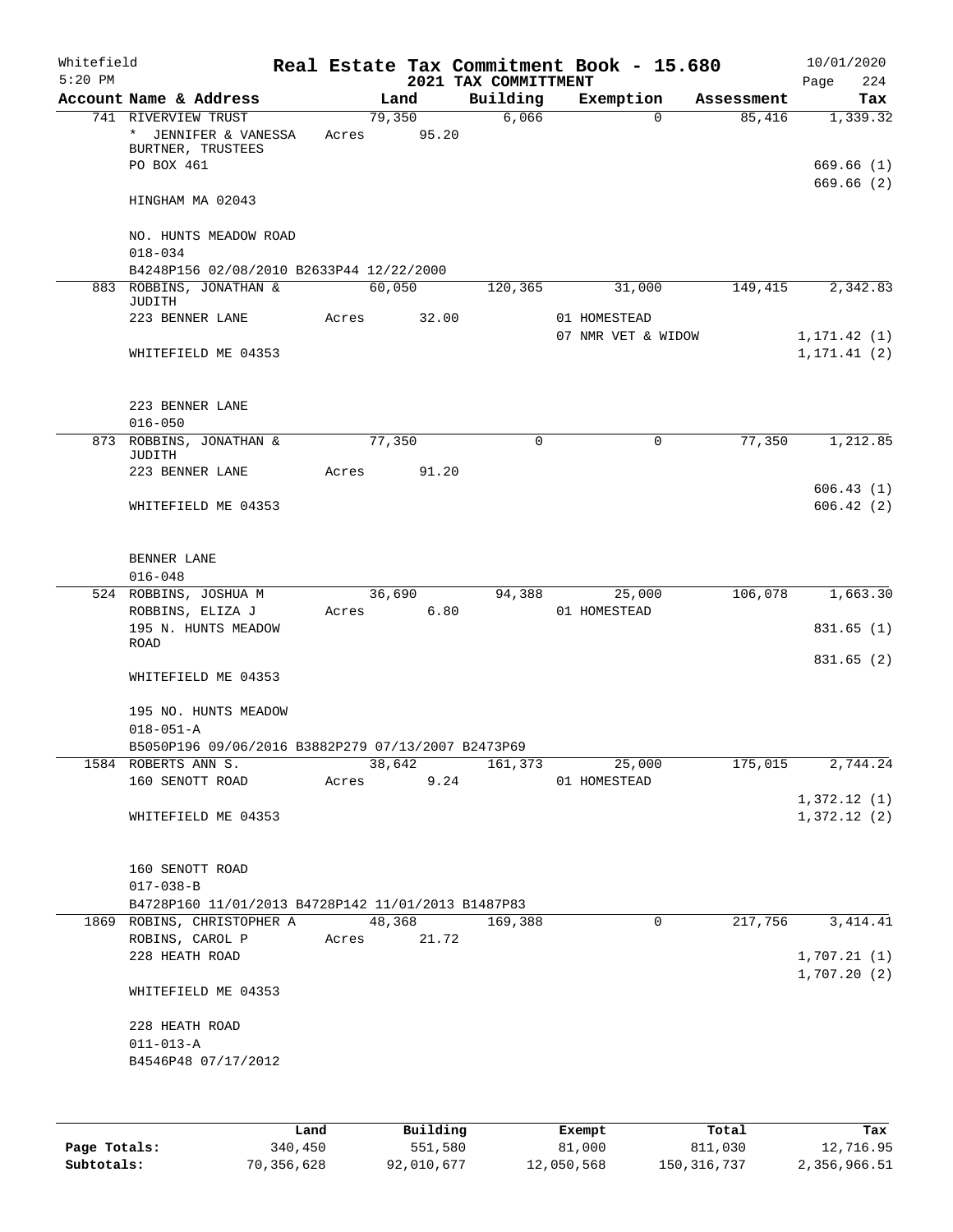Whitefield 5:20 PM

# Real Estate Tax Commitment Book - 15.680
## 2021 TAX COMMITTMENT

10/01/2020 Page 224

| Account Name & Address | Land | Building | Exemption | Assessment | Tax |
|---|---|---|---|---|---|
| 741 RIVERVIEW TRUST<br>* JENNIFER & VANESSA BURTNER, TRUSTEES<br>PO BOX 461<br><br>HINGHAM MA 02043<br><br>NO. HUNTS MEADOW ROAD<br>018-034<br>B4248P156 02/08/2010 B2633P44 12/22/2000 | 79,350<br>Acres 95.20 | 6,066 | 0 | 85,416 | 1,339.32<br><br>669.66 (1)<br>669.66 (2) |
| 883 ROBBINS, JONATHAN & JUDITH<br>223 BENNER LANE<br><br>WHITEFIELD ME 04353<br><br>223 BENNER LANE<br>016-050 | 60,050<br>Acres 32.00 | 120,365 | 31,000<br>01 HOMESTEAD<br>07 NMR VET & WIDOW | 149,415 | 2,342.83<br><br>1,171.42 (1)<br>1,171.41 (2) |
| 873 ROBBINS, JONATHAN & JUDITH<br>223 BENNER LANE<br><br>WHITEFIELD ME 04353<br><br>BENNER LANE<br>016-048 | 77,350<br>Acres 91.20 | 0 | 0 | 77,350 | 1,212.85<br><br>606.43 (1)<br>606.42 (2) |
| 524 ROBBINS, JOSHUA M<br>ROBBINS, ELIZA J<br>195 N. HUNTS MEADOW ROAD<br><br>WHITEFIELD ME 04353<br><br>195 NO. HUNTS MEADOW<br>018-051-A<br>B5050P196 09/06/2016 B3882P279 07/13/2007 B2473P69 | 36,690<br>Acres 6.80 | 94,388 | 25,000<br>01 HOMESTEAD | 106,078 | 1,663.30<br><br>831.65 (1)<br>831.65 (2) |
| 1584 ROBERTS ANN S.<br>160 SENOTT ROAD<br><br>WHITEFIELD ME 04353<br><br>160 SENOTT ROAD<br>017-038-B<br>B4728P160 11/01/2013 B4728P142 11/01/2013 B1487P83 | 38,642<br>Acres 9.24 | 161,373 | 25,000<br>01 HOMESTEAD | 175,015 | 2,744.24<br><br>1,372.12 (1)<br>1,372.12 (2) |
| 1869 ROBINS, CHRISTOPHER A<br>ROBINS, CAROL P<br>228 HEATH ROAD<br><br>WHITEFIELD ME 04353<br><br>228 HEATH ROAD<br>011-013-A<br>B4546P48 07/17/2012 | 48,368<br>Acres 21.72 | 169,388 | 0 | 217,756 | 3,414.41<br><br>1,707.21 (1)<br>1,707.20 (2) |

| | Land | Building | Exempt | Total | Tax |
|---|---|---|---|---|---|
| Page Totals: | 340,450 | 551,580 | 81,000 | 811,030 | 12,716.95 |
| Subtotals: | 70,356,628 | 92,010,677 | 12,050,568 | 150,316,737 | 2,356,966.51 |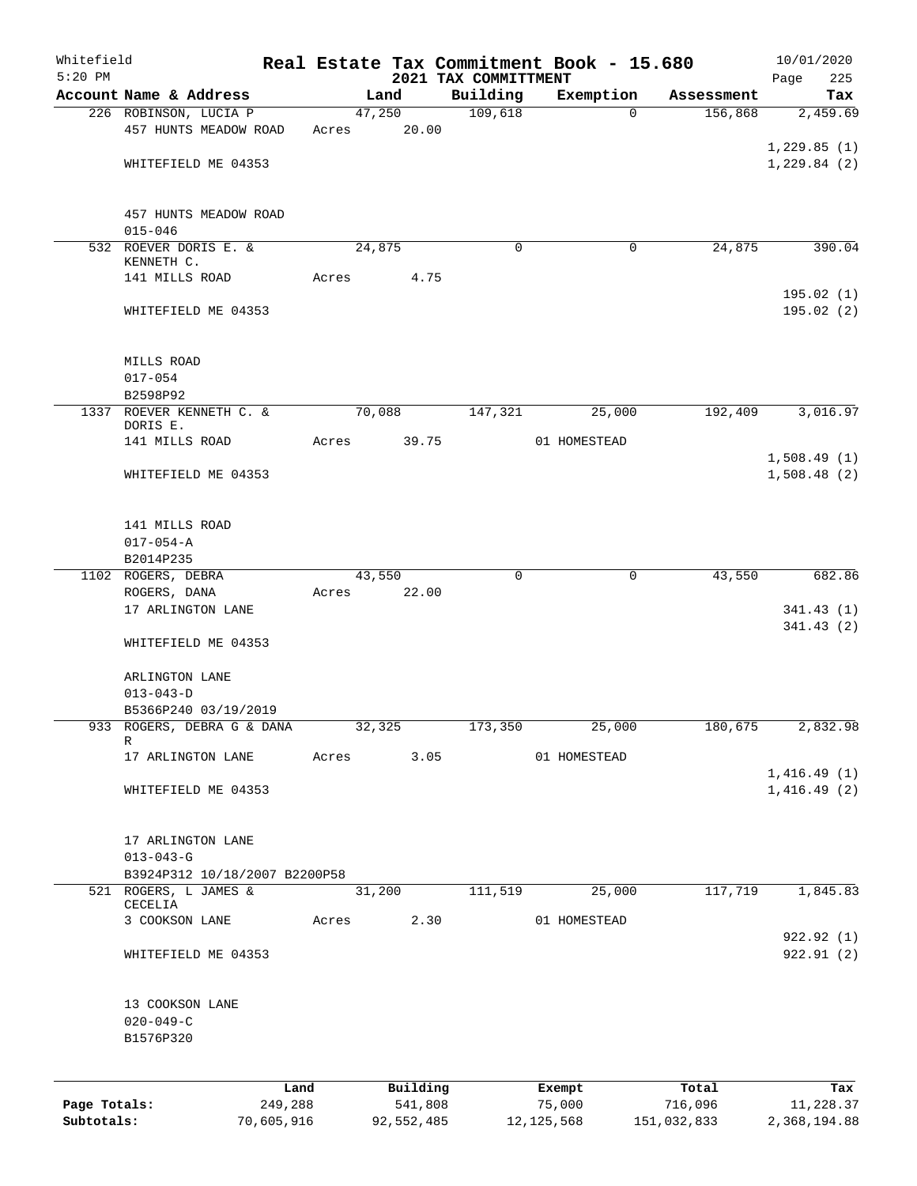Whitefield 5:20 PM

# Real Estate Tax Commitment Book - 15.680

## 2021 TAX COMMITTMENT

10/01/2020

| Account Name & Address | Land | Building | Exemption | Assessment | Tax |
|---|---|---|---|---|---|
| 226 ROBINSON, LUCIA P | 47,250 | 109,618 | 0 | 156,868 | 2,459.69 |
| 457 HUNTS MEADOW ROAD | Acres 20.00 | | | | |
| | | | | | 1,229.85 (1) |
| WHITEFIELD ME 04353 | | | | | 1,229.84 (2) |
| 457 HUNTS MEADOW ROAD | | | | | |
| 015-046 | | | | | |
| 532 ROEVER DORIS E. & KENNETH C. | 24,875 | 0 | 0 | 24,875 | 390.04 |
| 141 MILLS ROAD | Acres 4.75 | | | | |
| | | | | | 195.02 (1) |
| WHITEFIELD ME 04353 | | | | | 195.02 (2) |
| MILLS ROAD | | | | | |
| 017-054 | | | | | |
| B2598P92 | | | | | |
| 1337 ROEVER KENNETH C. & DORIS E. | 70,088 | 147,321 | 25,000 | 192,409 | 3,016.97 |
| 141 MILLS ROAD | Acres 39.75 | | 01 HOMESTEAD | | |
| | | | | | 1,508.49 (1) |
| WHITEFIELD ME 04353 | | | | | 1,508.48 (2) |
| 141 MILLS ROAD | | | | | |
| 017-054-A | | | | | |
| B2014P235 | | | | | |
| 1102 ROGERS, DEBRA | 43,550 | 0 | 0 | 43,550 | 682.86 |
| ROGERS, DANA | Acres 22.00 | | | | |
| 17 ARLINGTON LANE | | | | | 341.43 (1) |
| | | | | | 341.43 (2) |
| WHITEFIELD ME 04353 | | | | | |
| ARLINGTON LANE | | | | | |
| 013-043-D | | | | | |
| B5366P240 03/19/2019 | | | | | |
| 933 ROGERS, DEBRA G & DANA R | 32,325 | 173,350 | 25,000 | 180,675 | 2,832.98 |
| 17 ARLINGTON LANE | Acres 3.05 | | 01 HOMESTEAD | | |
| | | | | | 1,416.49 (1) |
| WHITEFIELD ME 04353 | | | | | 1,416.49 (2) |
| 17 ARLINGTON LANE | | | | | |
| 013-043-G | | | | | |
| B3924P312 10/18/2007 B2200P58 | | | | | |
| 521 ROGERS, L JAMES & CECELIA | 31,200 | 111,519 | 25,000 | 117,719 | 1,845.83 |
| 3 COOKSON LANE | Acres 2.30 | | 01 HOMESTEAD | | |
| | | | | | 922.92 (1) |
| WHITEFIELD ME 04353 | | | | | 922.91 (2) |
| 13 COOKSON LANE | | | | | |
| 020-049-C | | | | | |
| B1576P320 | | | | | |

| | Land | Building | Exempt | Total | Tax |
|---|---|---|---|---|---|
| Page Totals: | 249,288 | 541,808 | 75,000 | 716,096 | 11,228.37 |
| Subtotals: | 70,605,916 | 92,552,485 | 12,125,568 | 151,032,833 | 2,368,194.88 |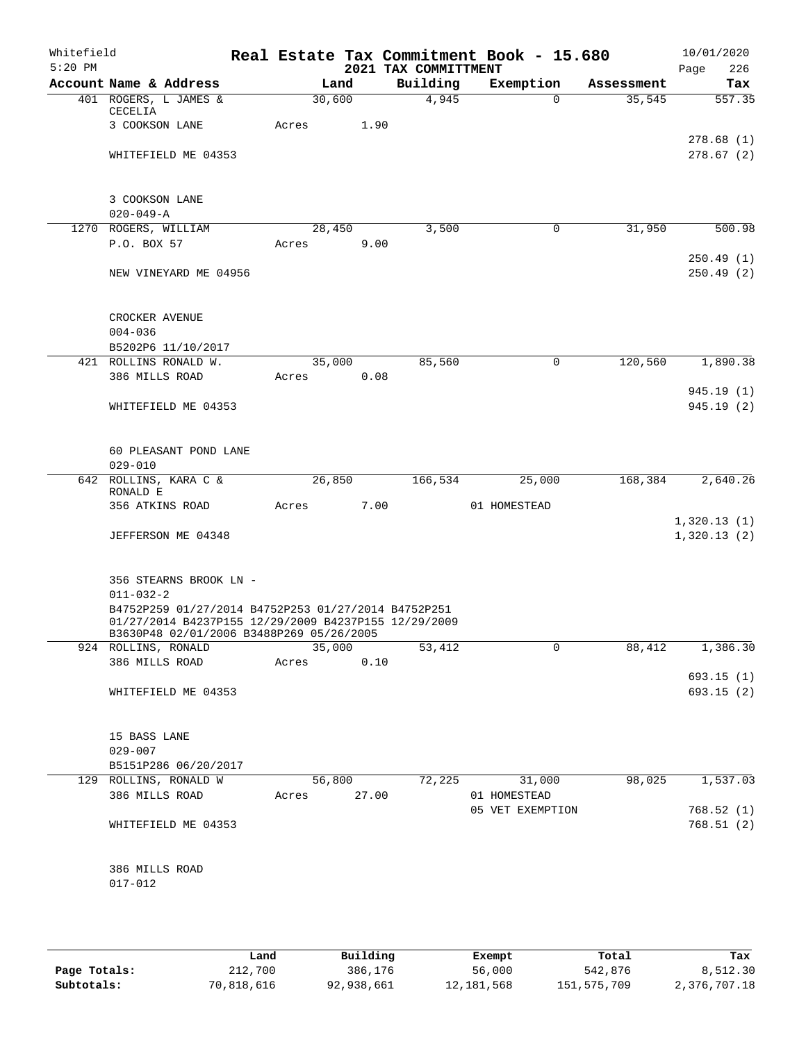Whitefield
5:20 PM

# Real Estate Tax Commitment Book - 15.680
## 2021 TAX COMMITTMENT

10/01/2020

| Account Name & Address | Land | Building | Exemption | Assessment | Tax |
|---|---|---|---|---|---|
| 401 ROGERS, L JAMES & CECELIA | 30,600 | 4,945 | 0 | 35,545 | 557.35 |
| 3 COOKSON LANE | Acres 1.90 | | | | |
| | | | | | 278.68 (1) |
| WHITEFIELD ME 04353 | | | | | 278.67 (2) |
| 3 COOKSON LANE | | | | | |
| 020-049-A | | | | | |
| 1270 ROGERS, WILLIAM | 28,450 | 3,500 | 0 | 31,950 | 500.98 |
| P.O. BOX 57 | Acres 9.00 | | | | |
| | | | | | 250.49 (1) |
| NEW VINEYARD ME 04956 | | | | | 250.49 (2) |
| CROCKER AVENUE | | | | | |
| 004-036 | | | | | |
| B5202P6 11/10/2017 | | | | | |
| 421 ROLLINS RONALD W. | 35,000 | 85,560 | 0 | 120,560 | 1,890.38 |
| 386 MILLS ROAD | Acres 0.08 | | | | |
| | | | | | 945.19 (1) |
| WHITEFIELD ME 04353 | | | | | 945.19 (2) |
| 60 PLEASANT POND LANE | | | | | |
| 029-010 | | | | | |
| 642 ROLLINS, KARA C & RONALD E | 26,850 | 166,534 | 25,000 | 168,384 | 2,640.26 |
| 356 ATKINS ROAD | Acres 7.00 | | 01 HOMESTEAD | | |
| | | | | | 1,320.13 (1) |
| JEFFERSON ME 04348 | | | | | 1,320.13 (2) |
| 356 STEARNS BROOK LN - | | | | | |
| 011-032-2 | | | | | |
| B4752P259 01/27/2014 B4752P253 01/27/2014 B4752P251 01/27/2014 B4237P155 12/29/2009 B4237P155 12/29/2009 B3630P48 02/01/2006 B3488P269 05/26/2005 | | | | | |
| 924 ROLLINS, RONALD | 35,000 | 53,412 | 0 | 88,412 | 1,386.30 |
| 386 MILLS ROAD | Acres 0.10 | | | | |
| | | | | | 693.15 (1) |
| WHITEFIELD ME 04353 | | | | | 693.15 (2) |
| 15 BASS LANE | | | | | |
| 029-007 | | | | | |
| B5151P286 06/20/2017 | | | | | |
| 129 ROLLINS, RONALD W | 56,800 | 72,225 | 31,000 | 98,025 | 1,537.03 |
| 386 MILLS ROAD | Acres 27.00 | | 01 HOMESTEAD | | |
| | | | 05 VET EXEMPTION | | 768.52 (1) |
| WHITEFIELD ME 04353 | | | | | 768.51 (2) |
| 386 MILLS ROAD | | | | | |
| 017-012 | | | | | |

| | Land | Building | Exempt | Total | Tax |
|---|---|---|---|---|---|
| Page Totals: | 212,700 | 386,176 | 56,000 | 542,876 | 8,512.30 |
| Subtotals: | 70,818,616 | 92,938,661 | 12,181,568 | 151,575,709 | 2,376,707.18 |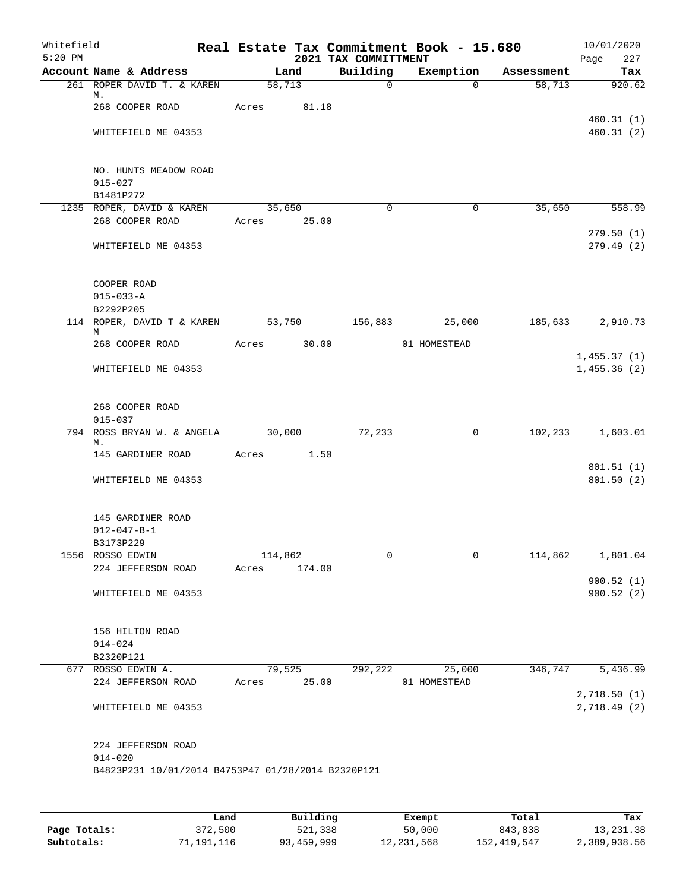Whitefield 5:20 PM

# Real Estate Tax Commitment Book - 15.680
## 2021 TAX COMMITTMENT

10/01/2020

| Account Name & Address | Land | Building | Exemption | Assessment | Tax |
|---|---|---|---|---|---|
| 261 ROPER DAVID T. & KAREN M. | 58,713 | 0 | 0 | 58,713 | 920.62 |
| 268 COOPER ROAD | Acres 81.18 | | | | |
| | | | | | 460.31 (1) |
| WHITEFIELD ME 04353 | | | | | 460.31 (2) |
| NO. HUNTS MEADOW ROAD | | | | | |
| 015-027 | | | | | |
| B1481P272 | | | | | |
| 1235 ROPER, DAVID & KAREN | 35,650 | 0 | 0 | 35,650 | 558.99 |
| 268 COOPER ROAD | Acres 25.00 | | | | |
| | | | | | 279.50 (1) |
| WHITEFIELD ME 04353 | | | | | 279.49 (2) |
| COOPER ROAD | | | | | |
| 015-033-A | | | | | |
| B2292P205 | | | | | |
| 114 ROPER, DAVID T & KAREN M | 53,750 | 156,883 | 25,000 | 185,633 | 2,910.73 |
| 268 COOPER ROAD | Acres 30.00 | | 01 HOMESTEAD | | |
| | | | | | 1,455.37 (1) |
| WHITEFIELD ME 04353 | | | | | 1,455.36 (2) |
| 268 COOPER ROAD | | | | | |
| 015-037 | | | | | |
| 794 ROSS BRYAN W. & ANGELA M. | 30,000 | 72,233 | 0 | 102,233 | 1,603.01 |
| 145 GARDINER ROAD | Acres 1.50 | | | | |
| | | | | | 801.51 (1) |
| WHITEFIELD ME 04353 | | | | | 801.50 (2) |
| 145 GARDINER ROAD | | | | | |
| 012-047-B-1 | | | | | |
| B3173P229 | | | | | |
| 1556 ROSSO EDWIN | 114,862 | 0 | 0 | 114,862 | 1,801.04 |
| 224 JEFFERSON ROAD | Acres 174.00 | | | | |
| | | | | | 900.52 (1) |
| WHITEFIELD ME 04353 | | | | | 900.52 (2) |
| 156 HILTON ROAD | | | | | |
| 014-024 | | | | | |
| B2320P121 | | | | | |
| 677 ROSSO EDWIN A. | 79,525 | 292,222 | 25,000 | 346,747 | 5,436.99 |
| 224 JEFFERSON ROAD | Acres 25.00 | | 01 HOMESTEAD | | |
| | | | | | 2,718.50 (1) |
| WHITEFIELD ME 04353 | | | | | 2,718.49 (2) |
| 224 JEFFERSON ROAD | | | | | |
| 014-020 | | | | | |
| B4823P231 10/01/2014 B4753P47 01/28/2014 B2320P121 | | | | | |

| | Land | Building | Exempt | Total | Tax |
|---|---|---|---|---|---|
| Page Totals: | 372,500 | 521,338 | 50,000 | 843,838 | 13,231.38 |
| Subtotals: | 71,191,116 | 93,459,999 | 12,231,568 | 152,419,547 | 2,389,938.56 |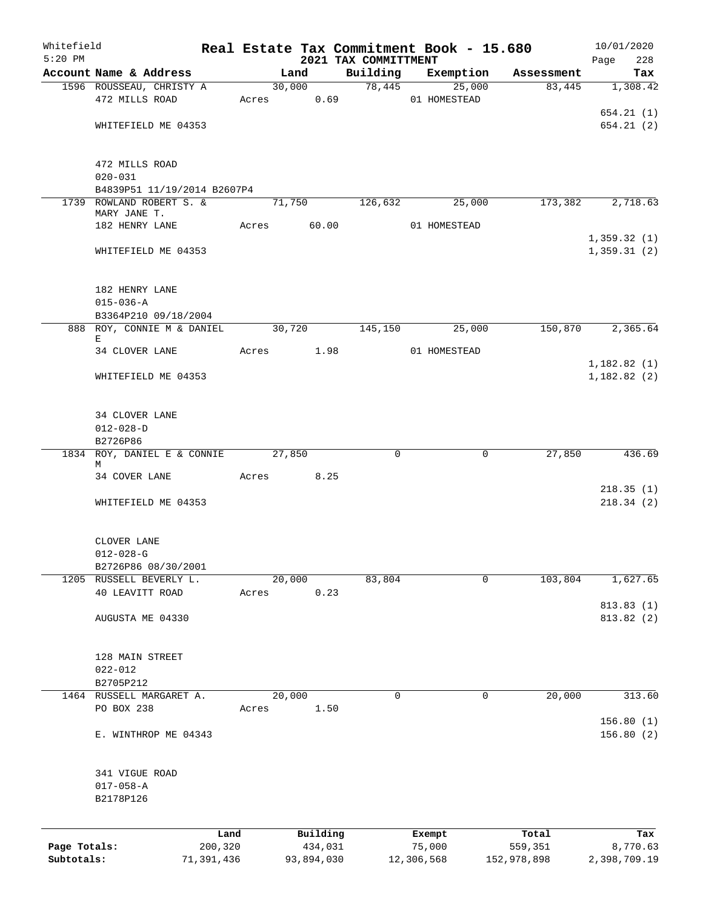Whitefield
5:20 PM

# Real Estate Tax Commitment Book - 15.680

## 2021 TAX COMMITTMENT

10/01/2020

| Account Name & Address | Land | Building | Exemption | Assessment | Tax |
|---|---|---|---|---|---|
| 1596 ROUSSEAU, CHRISTY A | 30,000 | 78,445 | 25,000 | 83,445 | 1,308.42 |
| 472 MILLS ROAD | Acres 0.69 | | 01 HOMESTEAD | | |
| | | | | | 654.21 (1) |
| WHITEFIELD ME 04353 | | | | | 654.21 (2) |
| 472 MILLS ROAD | | | | | |
| 020-031 | | | | | |
| B4839P51 11/19/2014 B2607P4 | | | | | |
| 1739 ROWLAND ROBERT S. & MARY JANE T. | 71,750 | 126,632 | 25,000 | 173,382 | 2,718.63 |
| 182 HENRY LANE | Acres 60.00 | | 01 HOMESTEAD | | |
| | | | | | 1,359.32 (1) |
| WHITEFIELD ME 04353 | | | | | 1,359.31 (2) |
| 182 HENRY LANE | | | | | |
| 015-036-A | | | | | |
| B3364P210 09/18/2004 | | | | | |
| 888 ROY, CONNIE M & DANIEL E | 30,720 | 145,150 | 25,000 | 150,870 | 2,365.64 |
| 34 CLOVER LANE | Acres 1.98 | | 01 HOMESTEAD | | |
| | | | | | 1,182.82 (1) |
| WHITEFIELD ME 04353 | | | | | 1,182.82 (2) |
| 34 CLOVER LANE | | | | | |
| 012-028-D | | | | | |
| B2726P86 | | | | | |
| 1834 ROY, DANIEL E & CONNIE M | 27,850 | 0 | 0 | 27,850 | 436.69 |
| 34 COVER LANE | Acres 8.25 | | | | |
| | | | | | 218.35 (1) |
| WHITEFIELD ME 04353 | | | | | 218.34 (2) |
| CLOVER LANE | | | | | |
| 012-028-G | | | | | |
| B2726P86 08/30/2001 | | | | | |
| 1205 RUSSELL BEVERLY L. | 20,000 | 83,804 | 0 | 103,804 | 1,627.65 |
| 40 LEAVITT ROAD | Acres 0.23 | | | | |
| | | | | | 813.83 (1) |
| AUGUSTA ME 04330 | | | | | 813.82 (2) |
| 128 MAIN STREET | | | | | |
| 022-012 | | | | | |
| B2705P212 | | | | | |
| 1464 RUSSELL MARGARET A. | 20,000 | 0 | 0 | 20,000 | 313.60 |
| PO BOX 238 | Acres 1.50 | | | | |
| | | | | | 156.80 (1) |
| E. WINTHROP ME 04343 | | | | | 156.80 (2) |
| 341 VIGUE ROAD | | | | | |
| 017-058-A | | | | | |
| B2178P126 | | | | | |

| | Land | Building | Exempt | Total | Tax |
|---|---|---|---|---|---|
| Page Totals: | 200,320 | 434,031 | 75,000 | 559,351 | 8,770.63 |
| Subtotals: | 71,391,436 | 93,894,030 | 12,306,568 | 152,978,898 | 2,398,709.19 |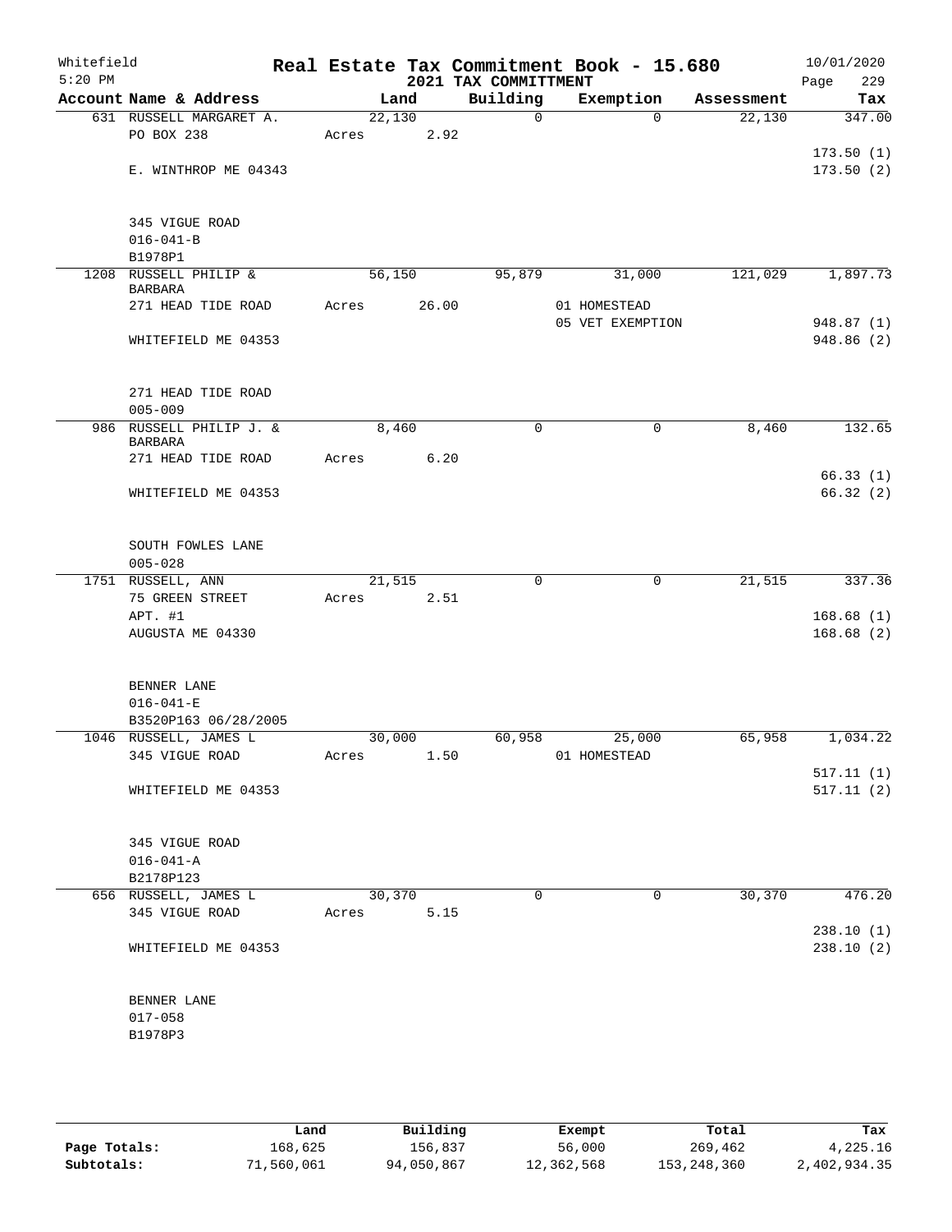Whitefield 5:20 PM

# Real Estate Tax Commitment Book - 15.680
## 2021 TAX COMMITTMENT

10/01/2020 Page 229

| Account Name & Address | Land | Building | Exemption | Assessment | Tax |
|---|---|---|---|---|---|
| 631 RUSSELL MARGARET A. | 22,130 | 0 | 0 | 22,130 | 347.00 |
| PO BOX 238 | Acres 2.92 | | | | |
| | | | | | 173.50 (1) |
| E. WINTHROP ME 04343 | | | | | 173.50 (2) |
| 345 VIGUE ROAD | | | | | |
| 016-041-B | | | | | |
| B1978P1 | | | | | |
| 1208 RUSSELL PHILIP & BARBARA | 56,150 | 95,879 | 31,000 | 121,029 | 1,897.73 |
| 271 HEAD TIDE ROAD | Acres 26.00 | | 01 HOMESTEAD | | |
| | | | 05 VET EXEMPTION | | 948.87 (1) |
| WHITEFIELD ME 04353 | | | | | 948.86 (2) |
| 271 HEAD TIDE ROAD | | | | | |
| 005-009 | | | | | |
| 986 RUSSELL PHILIP J. & BARBARA | 8,460 | 0 | 0 | 8,460 | 132.65 |
| 271 HEAD TIDE ROAD | Acres 6.20 | | | | |
| | | | | | 66.33 (1) |
| WHITEFIELD ME 04353 | | | | | 66.32 (2) |
| SOUTH FOWLES LANE | | | | | |
| 005-028 | | | | | |
| 1751 RUSSELL, ANN | 21,515 | 0 | 0 | 21,515 | 337.36 |
| 75 GREEN STREET | Acres 2.51 | | | | |
| APT. #1 | | | | | 168.68 (1) |
| AUGUSTA ME 04330 | | | | | 168.68 (2) |
| BENNER LANE | | | | | |
| 016-041-E | | | | | |
| B3520P163 06/28/2005 | | | | | |
| 1046 RUSSELL, JAMES L | 30,000 | 60,958 | 25,000 | 65,958 | 1,034.22 |
| 345 VIGUE ROAD | Acres 1.50 | | 01 HOMESTEAD | | |
| | | | | | 517.11 (1) |
| WHITEFIELD ME 04353 | | | | | 517.11 (2) |
| 345 VIGUE ROAD | | | | | |
| 016-041-A | | | | | |
| B2178P123 | | | | | |
| 656 RUSSELL, JAMES L | 30,370 | 0 | 0 | 30,370 | 476.20 |
| 345 VIGUE ROAD | Acres 5.15 | | | | |
| | | | | | 238.10 (1) |
| WHITEFIELD ME 04353 | | | | | 238.10 (2) |
| BENNER LANE | | | | | |
| 017-058 | | | | | |
| B1978P3 | | | | | |

| | Land | Building | Exempt | Total | Tax |
|---|---|---|---|---|---|
| Page Totals: | 168,625 | 156,837 | 56,000 | 269,462 | 4,225.16 |
| Subtotals: | 71,560,061 | 94,050,867 | 12,362,568 | 153,248,360 | 2,402,934.35 |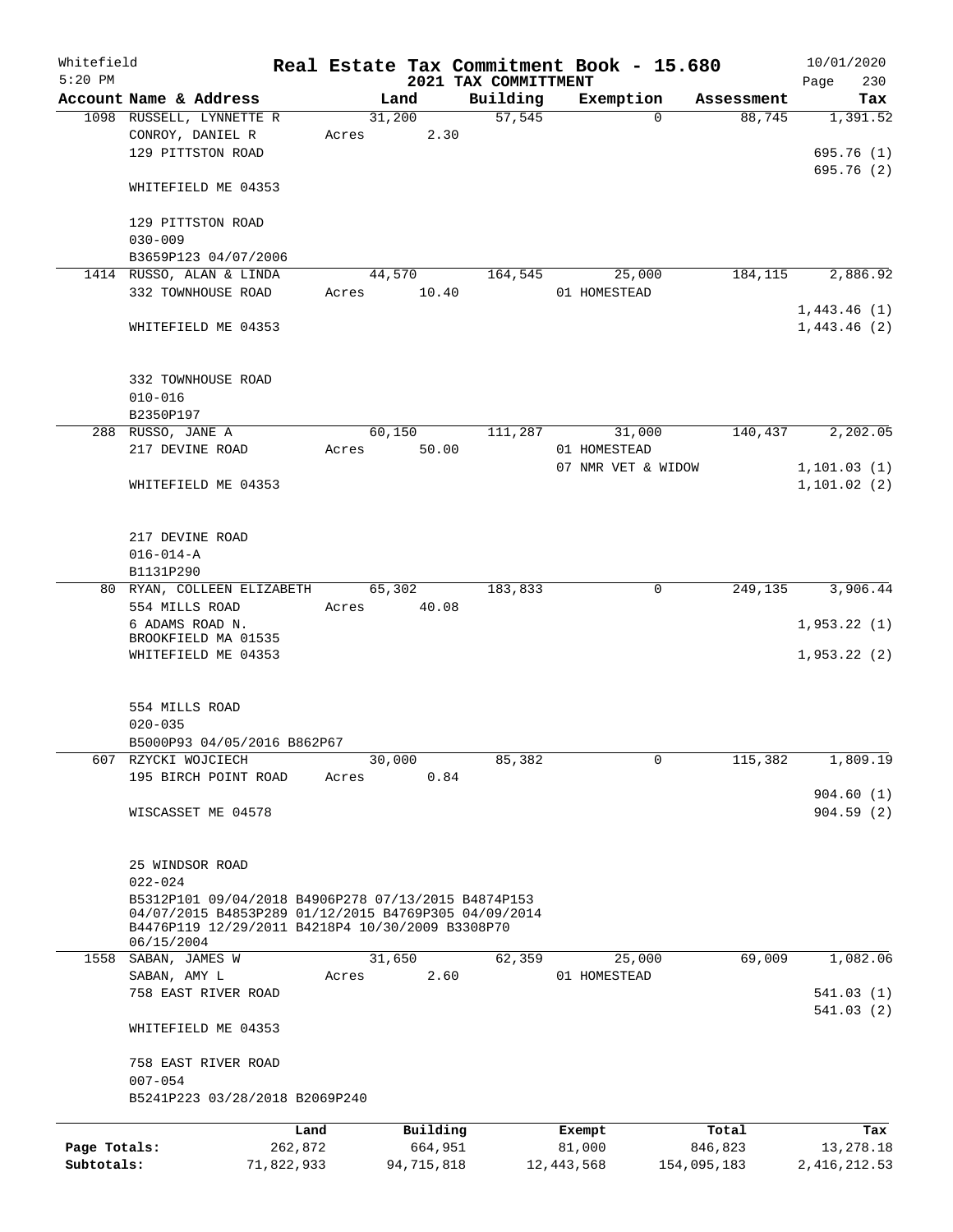Whitefield
5:20 PM

# Real Estate Tax Commitment Book - 15.680

## 2021 TAX COMMITTMENT

10/01/2020

| Account Name & Address | Land | Building | Exemption | Assessment | Tax |
|---|---|---|---|---|---|
| 1098 RUSSELL, LYNNETTE R | 31,200 | 57,545 | 0 | 88,745 | 1,391.52 |
| CONROY, DANIEL R | Acres 2.30 | | | | |
| 129 PITTSTON ROAD | | | | | 695.76 (1) |
| | | | | | 695.76 (2) |
| WHITEFIELD ME 04353 | | | | | |
| 129 PITTSTON ROAD | | | | | |
| 030-009 | | | | | |
| B3659P123 04/07/2006 | | | | | |
| 1414 RUSSO, ALAN & LINDA | 44,570 | 164,545 | 25,000 | 184,115 | 2,886.92 |
| 332 TOWNHOUSE ROAD | Acres 10.40 | | 01 HOMESTEAD | | |
| | | | | | 1,443.46 (1) |
| WHITEFIELD ME 04353 | | | | | 1,443.46 (2) |
| 332 TOWNHOUSE ROAD | | | | | |
| 010-016 | | | | | |
| B2350P197 | | | | | |
| 288 RUSSO, JANE A | 60,150 | 111,287 | 31,000 | 140,437 | 2,202.05 |
| 217 DEVINE ROAD | Acres 50.00 | | 01 HOMESTEAD | | |
| | | | 07 NMR VET & WIDOW | | 1,101.03 (1) |
| WHITEFIELD ME 04353 | | | | | 1,101.02 (2) |
| 217 DEVINE ROAD | | | | | |
| 016-014-A | | | | | |
| B1131P290 | | | | | |
| 80 RYAN, COLLEEN ELIZABETH | 65,302 | 183,833 | 0 | 249,135 | 3,906.44 |
| 554 MILLS ROAD | Acres 40.08 | | | | |
| 6 ADAMS ROAD N. | | | | | 1,953.22 (1) |
| BROOKFIELD MA 01535 | | | | | |
| WHITEFIELD ME 04353 | | | | | 1,953.22 (2) |
| 554 MILLS ROAD | | | | | |
| 020-035 | | | | | |
| B5000P93 04/05/2016 B862P67 | | | | | |
| 607 RZYCKI WOJCIECH | 30,000 | 85,382 | 0 | 115,382 | 1,809.19 |
| 195 BIRCH POINT ROAD | Acres 0.84 | | | | |
| | | | | | 904.60 (1) |
| WISCASSET ME 04578 | | | | | 904.59 (2) |
| 25 WINDSOR ROAD | | | | | |
| 022-024 | | | | | |
| B5312P101 09/04/2018 B4906P278 07/13/2015 B4874P153 04/07/2015 B4853P289 01/12/2015 B4769P305 04/09/2014 B4476P119 12/29/2011 B4218P4 10/30/2009 B3308P70 06/15/2004 | | | | | |
| 1558 SABAN, JAMES W | 31,650 | 62,359 | 25,000 | 69,009 | 1,082.06 |
| SABAN, AMY L | Acres 2.60 | | 01 HOMESTEAD | | |
| 758 EAST RIVER ROAD | | | | | 541.03 (1) |
| | | | | | 541.03 (2) |
| WHITEFIELD ME 04353 | | | | | |
| 758 EAST RIVER ROAD | | | | | |
| 007-054 | | | | | |
| B5241P223 03/28/2018 B2069P240 | | | | | |

| | Land | Building | Exempt | Total | Tax |
|---|---|---|---|---|---|
| Page Totals: | 262,872 | 664,951 | 81,000 | 846,823 | 13,278.18 |
| Subtotals: | 71,822,933 | 94,715,818 | 12,443,568 | 154,095,183 | 2,416,212.53 |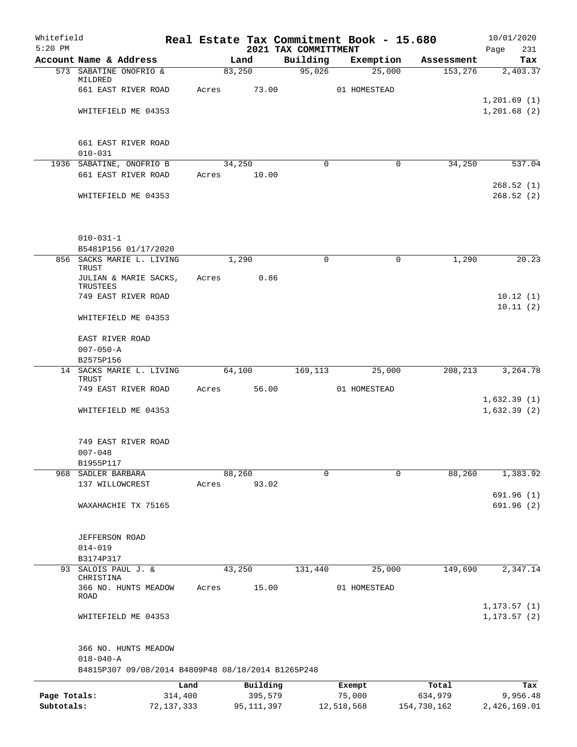Whitefield 5:20 PM

# Real Estate Tax Commitment Book - 15.680
## 2021 TAX COMMITTMENT

10/01/2020 Page 231

| Account Name & Address | Land | Building | Exemption | Assessment | Tax |
|---|---|---|---|---|---|
| 573 SABATINE ONOFRIO & MILDRED | 83,250 | 95,026 | 25,000 | 153,276 | 2,403.37 |
| 661 EAST RIVER ROAD | Acres 73.00 | | 01 HOMESTEAD | | |
| | | | | | 1,201.69 (1) |
| WHITEFIELD ME 04353 | | | | | 1,201.68 (2) |
| 661 EAST RIVER ROAD | | | | | |
| 010-031 | | | | | |
| 1936 SABATINE, ONOFRIO B | 34,250 | 0 | 0 | 34,250 | 537.04 |
| 661 EAST RIVER ROAD | Acres 10.00 | | | | |
| | | | | | 268.52 (1) |
| WHITEFIELD ME 04353 | | | | | 268.52 (2) |
| 010-031-1 | | | | | |
| B5481P156 01/17/2020 | | | | | |
| 856 SACKS MARIE L. LIVING TRUST | 1,290 | 0 | 0 | 1,290 | 20.23 |
| JULIAN & MARIE SACKS, TRUSTEES | Acres 0.86 | | | | |
| 749 EAST RIVER ROAD | | | | | 10.12 (1) |
| | | | | | 10.11 (2) |
| WHITEFIELD ME 04353 | | | | | |
| EAST RIVER ROAD | | | | | |
| 007-050-A | | | | | |
| B2575P156 | | | | | |
| 14 SACKS MARIE L. LIVING TRUST | 64,100 | 169,113 | 25,000 | 208,213 | 3,264.78 |
| 749 EAST RIVER ROAD | Acres 56.00 | | 01 HOMESTEAD | | |
| | | | | | 1,632.39 (1) |
| WHITEFIELD ME 04353 | | | | | 1,632.39 (2) |
| 749 EAST RIVER ROAD | | | | | |
| 007-048 | | | | | |
| B1955P117 | | | | | |
| 968 SADLER BARBARA | 88,260 | 0 | 0 | 88,260 | 1,383.92 |
| 137 WILLOWCREST | Acres 93.02 | | | | |
| | | | | | 691.96 (1) |
| WAXAHACHIE TX 75165 | | | | | 691.96 (2) |
| JEFFERSON ROAD | | | | | |
| 014-019 | | | | | |
| B3174P317 | | | | | |
| 93 SALOIS PAUL J. & CHRISTINA | 43,250 | 131,440 | 25,000 | 149,690 | 2,347.14 |
| 366 NO. HUNTS MEADOW ROAD | Acres 15.00 | | 01 HOMESTEAD | | |
| | | | | | 1,173.57 (1) |
| WHITEFIELD ME 04353 | | | | | 1,173.57 (2) |
| 366 NO. HUNTS MEADOW | | | | | |
| 018-040-A | | | | | |
| B4815P307 09/08/2014 B4809P48 08/18/2014 B1265P248 | | | | | |

| | Land | Building | Exempt | Total | Tax |
|---|---|---|---|---|---|
| Page Totals: | 314,400 | 395,579 | 75,000 | 634,979 | 9,956.48 |
| Subtotals: | 72,137,333 | 95,111,397 | 12,518,568 | 154,730,162 | 2,426,169.01 |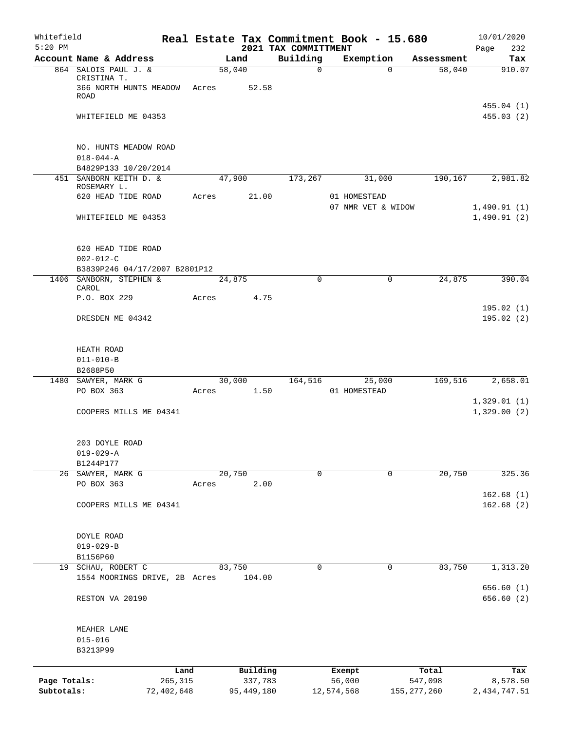Whitefield 5:20 PM

# Real Estate Tax Commitment Book - 15.680

## 2021 TAX COMMITTMENT

10/01/2020

| Account | Name & Address | Land | Building | Exemption | Assessment | Tax |
|---|---|---|---|---|---|---|
| 864 | SALOIS PAUL J. & CRISTINA T.<br>366 NORTH HUNTS MEADOW ROAD<br>WHITEFIELD ME 04353<br><br>NO. HUNTS MEADOW ROAD<br>018-044-A<br>B4829P133 10/20/2014 | 58,040<br>Acres 52.58 | 0 | 0 | 58,040 | 910.07<br><br>455.04 (1)<br>455.03 (2) |
| 451 | SANBORN KEITH D. & ROSEMARY L.<br>620 HEAD TIDE ROAD<br>WHITEFIELD ME 04353<br><br>620 HEAD TIDE ROAD<br>002-012-C<br>B3839P246 04/17/2007 B2801P12 | 47,900<br>Acres 21.00 | 173,267 | 31,000<br>01 HOMESTEAD<br>07 NMR VET & WIDOW | 190,167 | 2,981.82<br><br>1,490.91 (1)<br>1,490.91 (2) |
| 1406 | SANBORN, STEPHEN & CAROL<br>P.O. BOX 229<br>DRESDEN ME 04342<br><br>HEATH ROAD<br>011-010-B<br>B2688P50 | 24,875<br>Acres 4.75 | 0 | 0 | 24,875 | 390.04<br><br>195.02 (1)<br>195.02 (2) |
| 1480 | SAWYER, MARK G<br>PO BOX 363<br>COOPERS MILLS ME 04341<br><br>203 DOYLE ROAD<br>019-029-A<br>B1244P177 | 30,000<br>Acres 1.50 | 164,516 | 25,000<br>01 HOMESTEAD | 169,516 | 2,658.01<br><br>1,329.01 (1)<br>1,329.00 (2) |
| 26 | SAWYER, MARK G<br>PO BOX 363<br>COOPERS MILLS ME 04341<br><br>DOYLE ROAD<br>019-029-B<br>B1156P60 | 20,750<br>Acres 2.00 | 0 | 0 | 20,750 | 325.36<br><br>162.68 (1)<br>162.68 (2) |
| 19 | SCHAU, ROBERT C<br>1554 MOORINGS DRIVE, 2B<br>RESTON VA 20190<br><br>MEAHER LANE<br>015-016<br>B3213P99 | 83,750<br>Acres 104.00 | 0 | 0 | 83,750 | 1,313.20<br><br>656.60 (1)<br>656.60 (2) |

| | Land | Building | Exempt | Total | Tax |
|---|---|---|---|---|---|
| Page Totals: | 265,315 | 337,783 | 56,000 | 547,098 | 8,578.50 |
| Subtotals: | 72,402,648 | 95,449,180 | 12,574,568 | 155,277,260 | 2,434,747.51 |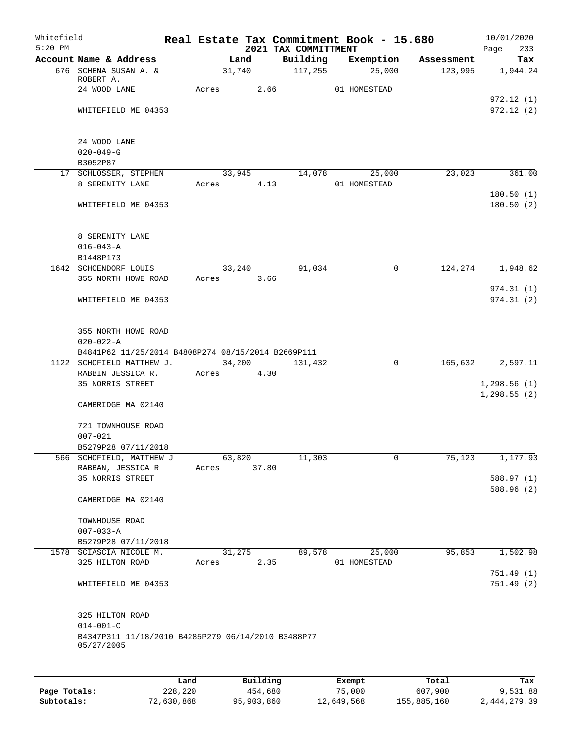Whitefield 5:20 PM

**Real Estate Tax Commitment Book - 15.680**

**2021 TAX COMMITTMENT**

10/01/2020

| Account Name & Address | Land | Building | Exemption | Assessment | Tax |
|---|---|---|---|---|---|
| 676 SCHENA SUSAN A. & ROBERT A. | 31,740 | 117,255 | 25,000 | 123,995 | 1,944.24 |
| 24 WOOD LANE | Acres 2.66 | | 01 HOMESTEAD | | |
| | | | | | 972.12 (1) |
| WHITEFIELD ME 04353 | | | | | 972.12 (2) |
| 24 WOOD LANE | | | | | |
| 020-049-G | | | | | |
| B3052P87 | | | | | |
| 17 SCHLOSSER, STEPHEN | 33,945 | 14,078 | 25,000 | 23,023 | 361.00 |
| 8 SERENITY LANE | Acres 4.13 | | 01 HOMESTEAD | | |
| | | | | | 180.50 (1) |
| WHITEFIELD ME 04353 | | | | | 180.50 (2) |
| 8 SERENITY LANE | | | | | |
| 016-043-A | | | | | |
| B1448P173 | | | | | |
| 1642 SCHOENDORF LOUIS | 33,240 | 91,034 | 0 | 124,274 | 1,948.62 |
| 355 NORTH HOWE ROAD | Acres 3.66 | | | | |
| | | | | | 974.31 (1) |
| WHITEFIELD ME 04353 | | | | | 974.31 (2) |
| 355 NORTH HOWE ROAD | | | | | |
| 020-022-A | | | | | |
| B4841P62 11/25/2014 B4808P274 08/15/2014 B2669P111 | | | | | |
| 1122 SCHOFIELD MATTHEW J. | 34,200 | 131,432 | 0 | 165,632 | 2,597.11 |
| RABBIN JESSICA R. | Acres 4.30 | | | | |
| 35 NORRIS STREET | | | | | 1,298.56 (1) |
| | | | | | 1,298.55 (2) |
| CAMBRIDGE MA 02140 | | | | | |
| 721 TOWNHOUSE ROAD | | | | | |
| 007-021 | | | | | |
| B5279P28 07/11/2018 | | | | | |
| 566 SCHOFIELD, MATTHEW J | 63,820 | 11,303 | 0 | 75,123 | 1,177.93 |
| RABBAN, JESSICA R | Acres 37.80 | | | | |
| 35 NORRIS STREET | | | | | 588.97 (1) |
| | | | | | 588.96 (2) |
| CAMBRIDGE MA 02140 | | | | | |
| TOWNHOUSE ROAD | | | | | |
| 007-033-A | | | | | |
| B5279P28 07/11/2018 | | | | | |
| 1578 SCIASCIA NICOLE M. | 31,275 | 89,578 | 25,000 | 95,853 | 1,502.98 |
| 325 HILTON ROAD | Acres 2.35 | | 01 HOMESTEAD | | |
| | | | | | 751.49 (1) |
| WHITEFIELD ME 04353 | | | | | 751.49 (2) |
| 325 HILTON ROAD | | | | | |
| 014-001-C | | | | | |
| B4347P311 11/18/2010 B4285P279 06/14/2010 B3488P77 05/27/2005 | | | | | |

| | Land | Building | Exempt | Total | Tax |
|---|---|---|---|---|---|
| Page Totals: | 228,220 | 454,680 | 75,000 | 607,900 | 9,531.88 |
| Subtotals: | 72,630,868 | 95,903,860 | 12,649,568 | 155,885,160 | 2,444,279.39 |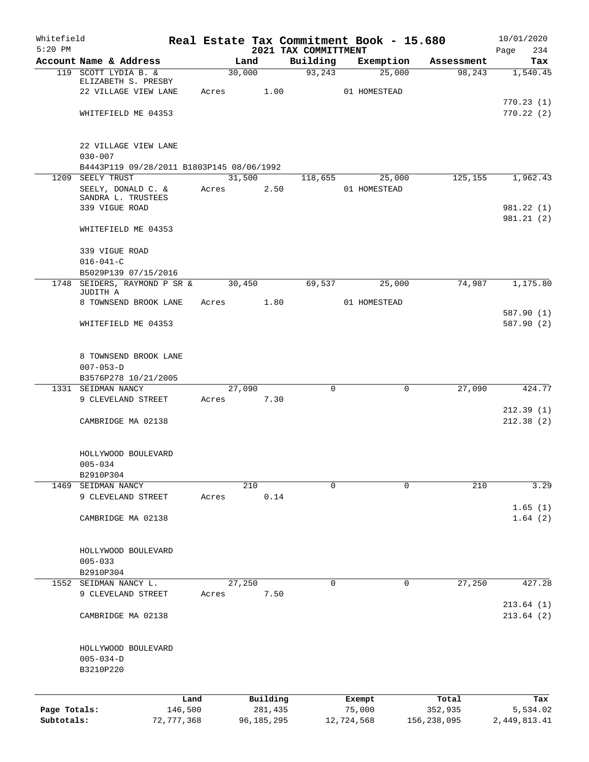Whitefield
5:20 PM

# Real Estate Tax Commitment Book - 15.680
## 2021 TAX COMMITTMENT

10/01/2020
Page 234

| Account Name & Address | Land | Building | Exemption | Assessment | Tax |
|---|---|---|---|---|---|
| 119 SCOTT LYDIA B. & ELIZABETH S. PRESBY | 30,000 | 93,243 | 25,000 | 98,243 | 1,540.45 |
| 22 VILLAGE VIEW LANE | Acres 1.00 | | 01 HOMESTEAD | | |
| | | | | | 770.23 (1) |
| WHITEFIELD ME 04353 | | | | | 770.22 (2) |
| 22 VILLAGE VIEW LANE | | | | | |
| 030-007 | | | | | |
| B4443P119 09/28/2011 B1803P145 08/06/1992 | | | | | |
| 1209 SEELY TRUST | 31,500 | 118,655 | 25,000 | 125,155 | 1,962.43 |
| SEELY, DONALD C. & SANDRA L. TRUSTEES | Acres 2.50 | | 01 HOMESTEAD | | |
| 339 VIGUE ROAD | | | | | 981.22 (1) |
| | | | | | 981.21 (2) |
| WHITEFIELD ME 04353 | | | | | |
| 339 VIGUE ROAD | | | | | |
| 016-041-C | | | | | |
| B5029P139 07/15/2016 | | | | | |
| 1748 SEIDERS, RAYMOND P SR & JUDITH A | 30,450 | 69,537 | 25,000 | 74,987 | 1,175.80 |
| 8 TOWNSEND BROOK LANE | Acres 1.80 | | 01 HOMESTEAD | | |
| | | | | | 587.90 (1) |
| WHITEFIELD ME 04353 | | | | | 587.90 (2) |
| 8 TOWNSEND BROOK LANE | | | | | |
| 007-053-D | | | | | |
| B3576P278 10/21/2005 | | | | | |
| 1331 SEIDMAN NANCY | 27,090 | 0 | 0 | 27,090 | 424.77 |
| 9 CLEVELAND STREET | Acres 7.30 | | | | |
| | | | | | 212.39 (1) |
| CAMBRIDGE MA 02138 | | | | | 212.38 (2) |
| HOLLYWOOD BOULEVARD | | | | | |
| 005-034 | | | | | |
| B2910P304 | | | | | |
| 1469 SEIDMAN NANCY | 210 | 0 | 0 | 210 | 3.29 |
| 9 CLEVELAND STREET | Acres 0.14 | | | | |
| | | | | | 1.65 (1) |
| CAMBRIDGE MA 02138 | | | | | 1.64 (2) |
| HOLLYWOOD BOULEVARD | | | | | |
| 005-033 | | | | | |
| B2910P304 | | | | | |
| 1552 SEIDMAN NANCY L. | 27,250 | 0 | 0 | 27,250 | 427.28 |
| 9 CLEVELAND STREET | Acres 7.50 | | | | |
| | | | | | 213.64 (1) |
| CAMBRIDGE MA 02138 | | | | | 213.64 (2) |
| HOLLYWOOD BOULEVARD | | | | | |
| 005-034-D | | | | | |
| B3210P220 | | | | | |

| | Land | Building | Exempt | Total | Tax |
|---|---|---|---|---|---|
| Page Totals: | 146,500 | 281,435 | 75,000 | 352,935 | 5,534.02 |
| Subtotals: | 72,777,368 | 96,185,295 | 12,724,568 | 156,238,095 | 2,449,813.41 |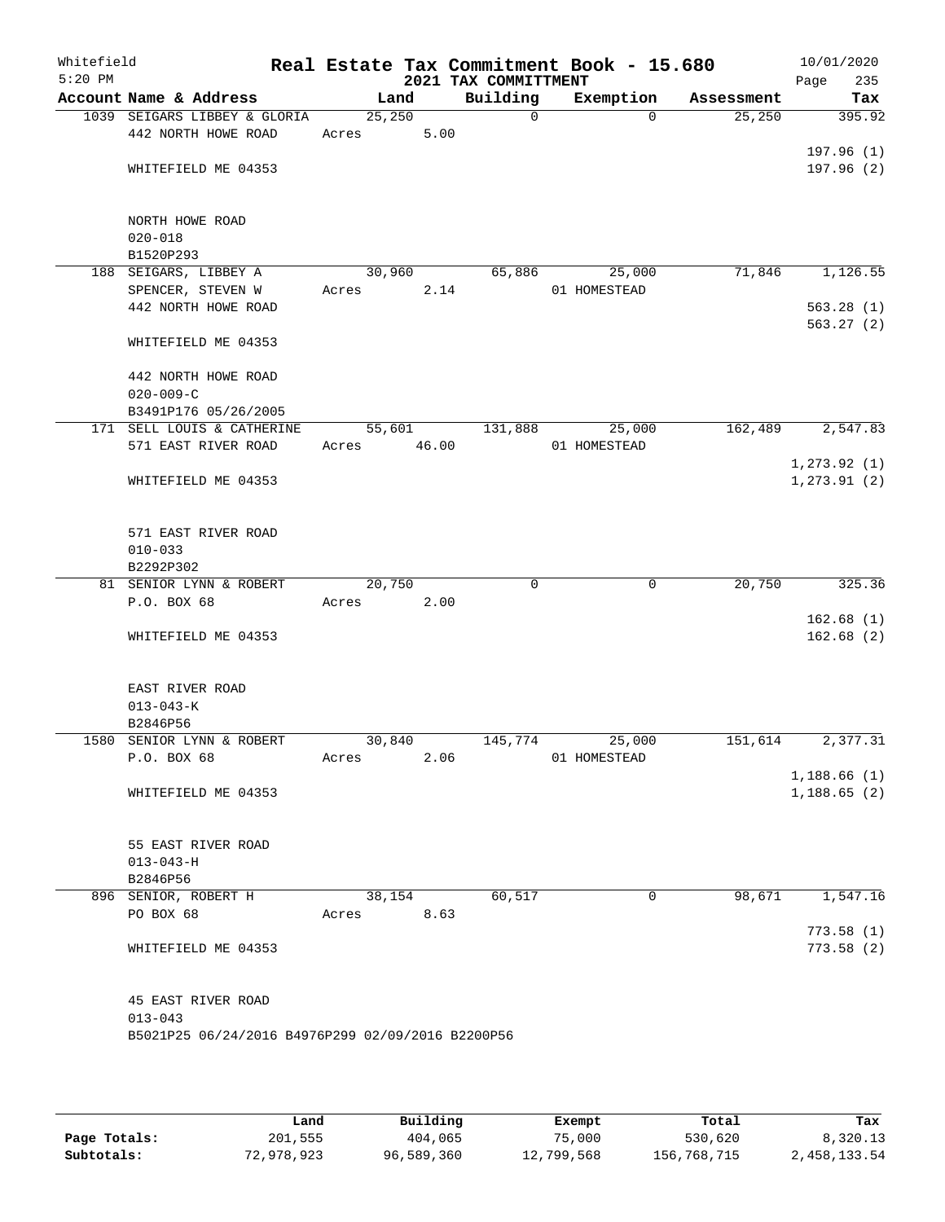Whitefield 5:20 PM

# Real Estate Tax Commitment Book - 15.680
## 2021 TAX COMMITTMENT

10/01/2020 Page 235

| Account Name & Address | Land | Building | Exemption | Assessment | Tax |
|---|---|---|---|---|---|
| 1039 SEIGARS LIBBEY & GLORIA | 25,250 | 0 | 0 | 25,250 | 395.92 |
| 442 NORTH HOWE ROAD | Acres 5.00 | | | | |
| | | | | | 197.96 (1) |
| WHITEFIELD ME 04353 | | | | | 197.96 (2) |
| NORTH HOWE ROAD | | | | | |
| 020-018 | | | | | |
| B1520P293 | | | | | |
| 188 SEIGARS, LIBBEY A | 30,960 | 65,886 | 25,000 | 71,846 | 1,126.55 |
| SPENCER, STEVEN W | Acres 2.14 | | 01 HOMESTEAD | | |
| 442 NORTH HOWE ROAD | | | | | 563.28 (1) |
| | | | | | 563.27 (2) |
| WHITEFIELD ME 04353 | | | | | |
| 442 NORTH HOWE ROAD | | | | | |
| 020-009-C | | | | | |
| B3491P176 05/26/2005 | | | | | |
| 171 SELL LOUIS & CATHERINE | 55,601 | 131,888 | 25,000 | 162,489 | 2,547.83 |
| 571 EAST RIVER ROAD | Acres 46.00 | | 01 HOMESTEAD | | |
| | | | | | 1,273.92 (1) |
| WHITEFIELD ME 04353 | | | | | 1,273.91 (2) |
| 571 EAST RIVER ROAD | | | | | |
| 010-033 | | | | | |
| B2292P302 | | | | | |
| 81 SENIOR LYNN & ROBERT | 20,750 | 0 | 0 | 20,750 | 325.36 |
| P.O. BOX 68 | Acres 2.00 | | | | |
| | | | | | 162.68 (1) |
| WHITEFIELD ME 04353 | | | | | 162.68 (2) |
| EAST RIVER ROAD | | | | | |
| 013-043-K | | | | | |
| B2846P56 | | | | | |
| 1580 SENIOR LYNN & ROBERT | 30,840 | 145,774 | 25,000 | 151,614 | 2,377.31 |
| P.O. BOX 68 | Acres 2.06 | | 01 HOMESTEAD | | |
| | | | | | 1,188.66 (1) |
| WHITEFIELD ME 04353 | | | | | 1,188.65 (2) |
| 55 EAST RIVER ROAD | | | | | |
| 013-043-H | | | | | |
| B2846P56 | | | | | |
| 896 SENIOR, ROBERT H | 38,154 | 60,517 | 0 | 98,671 | 1,547.16 |
| PO BOX 68 | Acres 8.63 | | | | |
| | | | | | 773.58 (1) |
| WHITEFIELD ME 04353 | | | | | 773.58 (2) |
| 45 EAST RIVER ROAD | | | | | |
| 013-043 | | | | | |
| B5021P25 06/24/2016 B4976P299 02/09/2016 B2200P56 | | | | | |

| | Land | Building | Exempt | Total | Tax |
|---|---|---|---|---|---|
| Page Totals: | 201,555 | 404,065 | 75,000 | 530,620 | 8,320.13 |
| Subtotals: | 72,978,923 | 96,589,360 | 12,799,568 | 156,768,715 | 2,458,133.54 |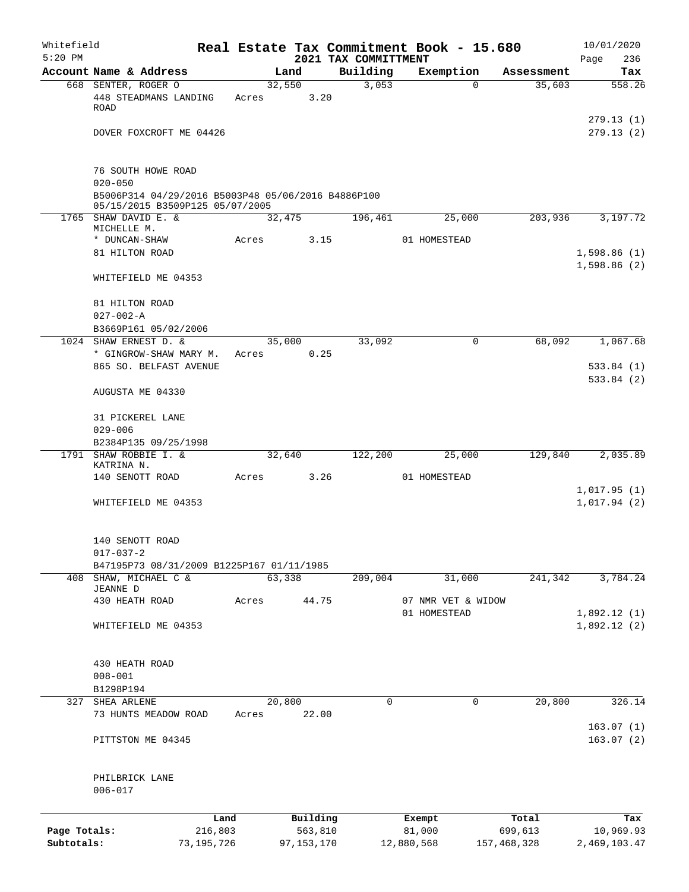Whitefield 5:20 PM

# Real Estate Tax Commitment Book - 15.680
## 2021 TAX COMMITTMENT

10/01/2020

| Account | Name & Address | Land | Building | Exemption | Assessment | Tax |
|---|---|---|---|---|---|---|
| 668 | SENTER, ROGER O<br>448 STEADMANS LANDING ROAD<br>DOVER FOXCROFT ME 04426<br><br>76 SOUTH HOWE ROAD<br>020-050<br>B5006P314 04/29/2016 B5003P48 05/06/2016 B4886P100 05/15/2015 B3509P125 05/07/2005 | 32,550<br>Acres 3.20 | 3,053 | 0 | 35,603 | 558.26<br><br>279.13 (1)<br>279.13 (2) |
| 1765 | SHAW DAVID E. & MICHELLE M.<br>* DUNCAN-SHAW<br>81 HILTON ROAD<br>WHITEFIELD ME 04353<br><br>81 HILTON ROAD<br>027-002-A<br>B3669P161 05/02/2006 | 32,475<br>Acres 3.15 | 196,461 | 25,000<br>01 HOMESTEAD | 203,936 | 3,197.72<br><br>1,598.86 (1)<br>1,598.86 (2) |
| 1024 | SHAW ERNEST D. &<br>* GINGROW-SHAW MARY M.<br>865 SO. BELFAST AVENUE<br>AUGUSTA ME 04330<br><br>31 PICKEREL LANE<br>029-006<br>B2384P135 09/25/1998 | 35,000<br>Acres 0.25 | 33,092 | 0 | 68,092 | 1,067.68<br><br>533.84 (1)<br>533.84 (2) |
| 1791 | SHAW ROBBIE I. & KATRINA N.<br>140 SENOTT ROAD<br>WHITEFIELD ME 04353<br><br>140 SENOTT ROAD<br>017-037-2<br>B47195P73 08/31/2009 B1225P167 01/11/1985 | 32,640<br>Acres 3.26 | 122,200 | 25,000<br>01 HOMESTEAD | 129,840 | 2,035.89<br><br>1,017.95 (1)<br>1,017.94 (2) |
| 408 | SHAW, MICHAEL C & JEANNE D<br>430 HEATH ROAD<br>WHITEFIELD ME 04353<br><br>430 HEATH ROAD<br>008-001<br>B1298P194 | 63,338<br>Acres 44.75 | 209,004 | 31,000<br>07 NMR VET & WIDOW<br>01 HOMESTEAD | 241,342 | 3,784.24<br><br>1,892.12 (1)<br>1,892.12 (2) |
| 327 | SHEA ARLENE<br>73 HUNTS MEADOW ROAD<br>PITTSTON ME 04345<br><br>PHILBRICK LANE<br>006-017 | 20,800<br>Acres 22.00 | 0 | 0 | 20,800 | 326.14<br><br>163.07 (1)<br>163.07 (2) |

| | Land | Building | Exempt | Total | Tax |
|---|---|---|---|---|---|
| Page Totals: | 216,803 | 563,810 | 81,000 | 699,613 | 10,969.93 |
| Subtotals: | 73,195,726 | 97,153,170 | 12,880,568 | 157,468,328 | 2,469,103.47 |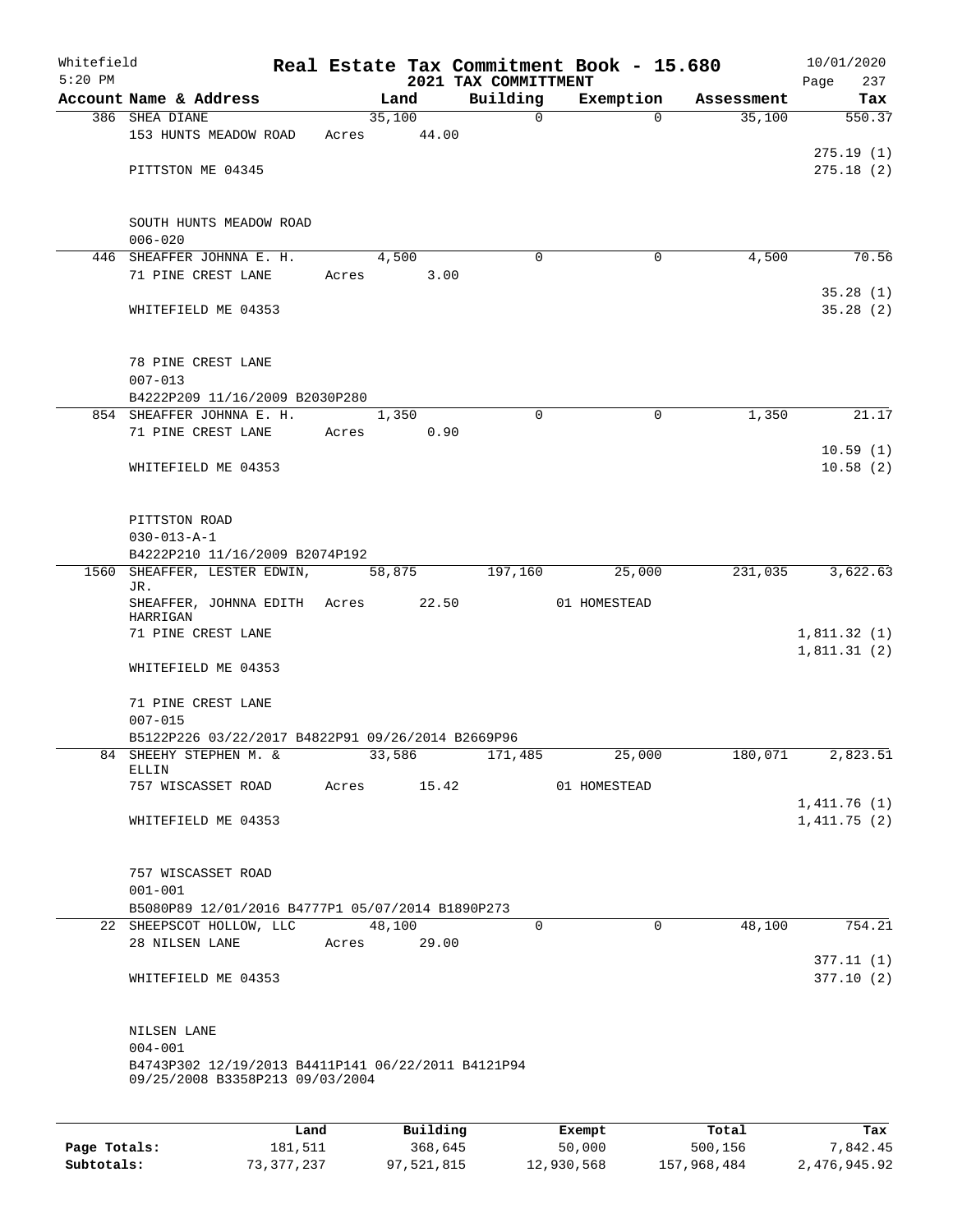Whitefield 5:20 PM

# Real Estate Tax Commitment Book - 15.680

## 2021 TAX COMMITTMENT

10/01/2020 Page 237

| Account Name & Address | Land | Building | Exemption | Assessment | Tax |
|---|---|---|---|---|---|
| 386 SHEA DIANE | 35,100 | 0 | 0 | 35,100 | 550.37 |
| 153 HUNTS MEADOW ROAD | Acres 44.00 | | | | |
| | | | | | 275.19 (1) |
| PITTSTON ME 04345 | | | | | 275.18 (2) |
| SOUTH HUNTS MEADOW ROAD | | | | | |
| 006-020 | | | | | |
| 446 SHEAFFER JOHNNA E. H. | 4,500 | 0 | 0 | 4,500 | 70.56 |
| 71 PINE CREST LANE | Acres 3.00 | | | | |
| | | | | | 35.28 (1) |
| WHITEFIELD ME 04353 | | | | | 35.28 (2) |
| 78 PINE CREST LANE | | | | | |
| 007-013 | | | | | |
| B4222P209 11/16/2009 B2030P280 | | | | | |
| 854 SHEAFFER JOHNNA E. H. | 1,350 | 0 | 0 | 1,350 | 21.17 |
| 71 PINE CREST LANE | Acres 0.90 | | | | |
| | | | | | 10.59 (1) |
| WHITEFIELD ME 04353 | | | | | 10.58 (2) |
| PITTSTON ROAD | | | | | |
| 030-013-A-1 | | | | | |
| B4222P210 11/16/2009 B2074P192 | | | | | |
| 1560 SHEAFFER, LESTER EDWIN, JR. | 58,875 | 197,160 | 25,000 | 231,035 | 3,622.63 |
| SHEAFFER, JOHNNA EDITH HARRIGAN | Acres 22.50 | | 01 HOMESTEAD | | |
| 71 PINE CREST LANE | | | | | 1,811.32 (1) |
| | | | | | 1,811.31 (2) |
| WHITEFIELD ME 04353 | | | | | |
| 71 PINE CREST LANE | | | | | |
| 007-015 | | | | | |
| B5122P226 03/22/2017 B4822P91 09/26/2014 B2669P96 | | | | | |
| 84 SHEEHY STEPHEN M. & ELLIN | 33,586 | 171,485 | 25,000 | 180,071 | 2,823.51 |
| 757 WISCASSET ROAD | Acres 15.42 | | 01 HOMESTEAD | | |
| | | | | | 1,411.76 (1) |
| WHITEFIELD ME 04353 | | | | | 1,411.75 (2) |
| 757 WISCASSET ROAD | | | | | |
| 001-001 | | | | | |
| B5080P89 12/01/2016 B4777P1 05/07/2014 B1890P273 | | | | | |
| 22 SHEEPSCOT HOLLOW, LLC | 48,100 | 0 | 0 | 48,100 | 754.21 |
| 28 NILSEN LANE | Acres 29.00 | | | | |
| | | | | | 377.11 (1) |
| WHITEFIELD ME 04353 | | | | | 377.10 (2) |
| NILSEN LANE | | | | | |
| 004-001 | | | | | |
| B4743P302 12/19/2013 B4411P141 06/22/2011 B4121P94 09/25/2008 B3358P213 09/03/2004 | | | | | |

| | Land | Building | Exempt | Total | Tax |
|---|---|---|---|---|---|
| Page Totals: | 181,511 | 368,645 | 50,000 | 500,156 | 7,842.45 |
| Subtotals: | 73,377,237 | 97,521,815 | 12,930,568 | 157,968,484 | 2,476,945.92 |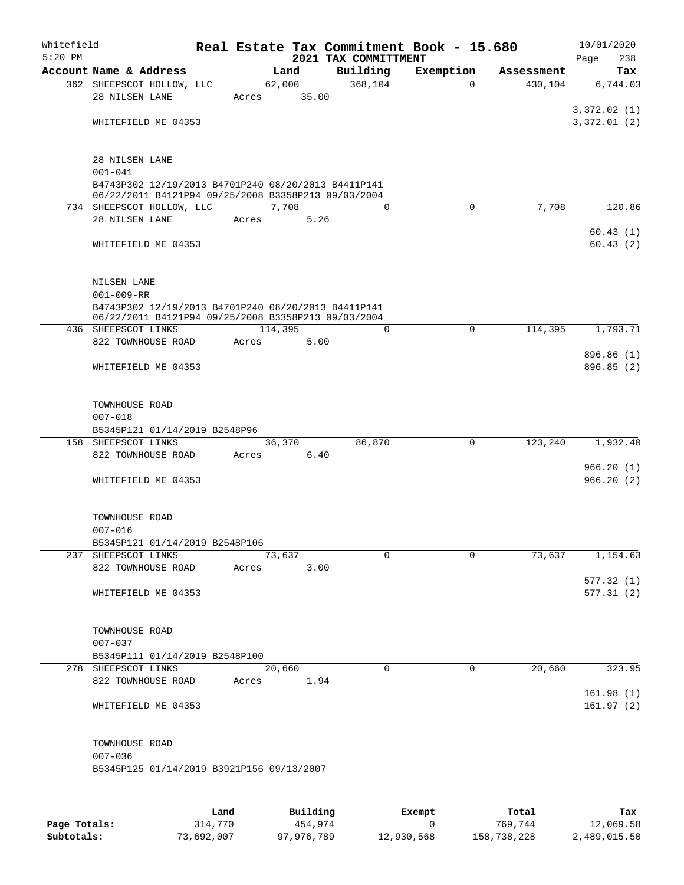Whitefield
5:20 PM

# Real Estate Tax Commitment Book - 15.680

## 2021 TAX COMMITTMENT

10/01/2020

| Account Name & Address | Land | Building | Exemption | Assessment | Tax |
|---|---|---|---|---|---|
| 362 SHEEPSCOT HOLLOW, LLC | 62,000 | 368,104 | 0 | 430,104 | 6,744.03 |
| 28 NILSEN LANE | Acres 35.00 | | | | |
| | | | | | 3,372.02 (1) |
| WHITEFIELD ME 04353 | | | | | 3,372.01 (2) |
| 28 NILSEN LANE | | | | | |
| 001-041 | | | | | |
| B4743P302 12/19/2013 B4701P240 08/20/2013 B4411P141 06/22/2011 B4121P94 09/25/2008 B3358P213 09/03/2004 | | | | | |
| 734 SHEEPSCOT HOLLOW, LLC | 7,708 | 0 | 0 | 7,708 | 120.86 |
| 28 NILSEN LANE | Acres 5.26 | | | | |
| | | | | | 60.43 (1) |
| WHITEFIELD ME 04353 | | | | | 60.43 (2) |
| NILSEN LANE | | | | | |
| 001-009-RR | | | | | |
| B4743P302 12/19/2013 B4701P240 08/20/2013 B4411P141 06/22/2011 B4121P94 09/25/2008 B3358P213 09/03/2004 | | | | | |
| 436 SHEEPSCOT LINKS | 114,395 | 0 | 0 | 114,395 | 1,793.71 |
| 822 TOWNHOUSE ROAD | Acres 5.00 | | | | |
| | | | | | 896.86 (1) |
| WHITEFIELD ME 04353 | | | | | 896.85 (2) |
| TOWNHOUSE ROAD | | | | | |
| 007-018 | | | | | |
| B5345P121 01/14/2019 B2548P96 | | | | | |
| 158 SHEEPSCOT LINKS | 36,370 | 86,870 | 0 | 123,240 | 1,932.40 |
| 822 TOWNHOUSE ROAD | Acres 6.40 | | | | |
| | | | | | 966.20 (1) |
| WHITEFIELD ME 04353 | | | | | 966.20 (2) |
| TOWNHOUSE ROAD | | | | | |
| 007-016 | | | | | |
| B5345P121 01/14/2019 B2548P106 | | | | | |
| 237 SHEEPSCOT LINKS | 73,637 | 0 | 0 | 73,637 | 1,154.63 |
| 822 TOWNHOUSE ROAD | Acres 3.00 | | | | |
| | | | | | 577.32 (1) |
| WHITEFIELD ME 04353 | | | | | 577.31 (2) |
| TOWNHOUSE ROAD | | | | | |
| 007-037 | | | | | |
| B5345P111 01/14/2019 B2548P100 | | | | | |
| 278 SHEEPSCOT LINKS | 20,660 | 0 | 0 | 20,660 | 323.95 |
| 822 TOWNHOUSE ROAD | Acres 1.94 | | | | |
| | | | | | 161.98 (1) |
| WHITEFIELD ME 04353 | | | | | 161.97 (2) |
| TOWNHOUSE ROAD | | | | | |
| 007-036 | | | | | |
| B5345P125 01/14/2019 B3921P156 09/13/2007 | | | | | |

| | Land | Building | Exempt | Total | Tax |
|---|---|---|---|---|---|
| Page Totals: | 314,770 | 454,974 | 0 | 769,744 | 12,069.58 |
| Subtotals: | 73,692,007 | 97,976,789 | 12,930,568 | 158,738,228 | 2,489,015.50 |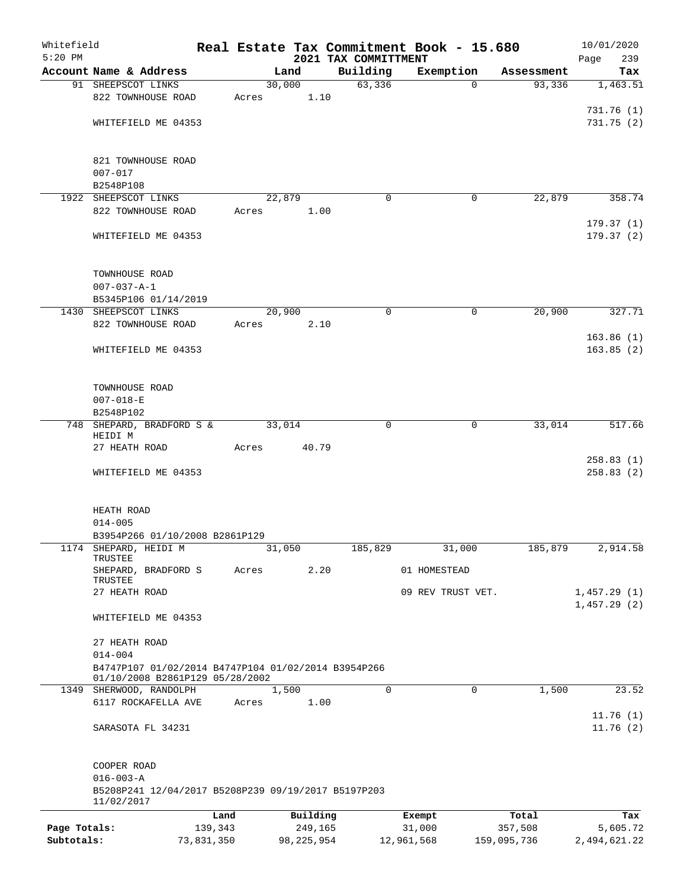Whitefield
5:20 PM

**Real Estate Tax Commitment Book - 15.680**
**2021 TAX COMMITTMENT**

10/01/2020

| Account Name & Address | Land | Building | Exemption | Assessment | Tax |
|---|---|---|---|---|---|
| 91 SHEEPSCOT LINKS | 30,000 | 63,336 | 0 | 93,336 | 1,463.51 |
| 822 TOWNHOUSE ROAD | Acres 1.10 | | | | |
| | | | | | 731.76 (1) |
| WHITEFIELD ME 04353 | | | | | 731.75 (2) |
| 821 TOWNHOUSE ROAD | | | | | |
| 007-017 | | | | | |
| B2548P108 | | | | | |
| 1922 SHEEPSCOT LINKS | 22,879 | 0 | 0 | 22,879 | 358.74 |
| 822 TOWNHOUSE ROAD | Acres 1.00 | | | | |
| | | | | | 179.37 (1) |
| WHITEFIELD ME 04353 | | | | | 179.37 (2) |
| TOWNHOUSE ROAD | | | | | |
| 007-037-A-1 | | | | | |
| B5345P106 01/14/2019 | | | | | |
| 1430 SHEEPSCOT LINKS | 20,900 | 0 | 0 | 20,900 | 327.71 |
| 822 TOWNHOUSE ROAD | Acres 2.10 | | | | |
| | | | | | 163.86 (1) |
| WHITEFIELD ME 04353 | | | | | 163.85 (2) |
| TOWNHOUSE ROAD | | | | | |
| 007-018-E | | | | | |
| B2548P102 | | | | | |
| 748 SHEPARD, BRADFORD S & HEIDI M | 33,014 | 0 | 0 | 33,014 | 517.66 |
| 27 HEATH ROAD | Acres 40.79 | | | | |
| | | | | | 258.83 (1) |
| WHITEFIELD ME 04353 | | | | | 258.83 (2) |
| HEATH ROAD | | | | | |
| 014-005 | | | | | |
| B3954P266 01/10/2008 B2861P129 | | | | | |
| 1174 SHEPARD, HEIDI M TRUSTEE | 31,050 | 185,829 | 31,000 | 185,879 | 2,914.58 |
| SHEPARD, BRADFORD S TRUSTEE | Acres 2.20 | | 01 HOMESTEAD | | |
| 27 HEATH ROAD | | | 09 REV TRUST VET. | | 1,457.29 (1) |
| | | | | | 1,457.29 (2) |
| WHITEFIELD ME 04353 | | | | | |
| 27 HEATH ROAD | | | | | |
| 014-004 | | | | | |
| B4747P107 01/02/2014 B4747P104 01/02/2014 B3954P266 01/10/2008 B2861P129 05/28/2002 | | | | | |
| 1349 SHERWOOD, RANDOLPH | 1,500 | 0 | 0 | 1,500 | 23.52 |
| 6117 ROCKAFELLA AVE | Acres 1.00 | | | | |
| | | | | | 11.76 (1) |
| SARASOTA FL 34231 | | | | | 11.76 (2) |
| COOPER ROAD | | | | | |
| 016-003-A | | | | | |
| B5208P241 12/04/2017 B5208P239 09/19/2017 B5197P203 11/02/2017 | | | | | |

| | Land | Building | Exempt | Total | Tax |
|---|---|---|---|---|---|
| Page Totals: | 139,343 | 249,165 | 31,000 | 357,508 | 5,605.72 |
| Subtotals: | 73,831,350 | 98,225,954 | 12,961,568 | 159,095,736 | 2,494,621.22 |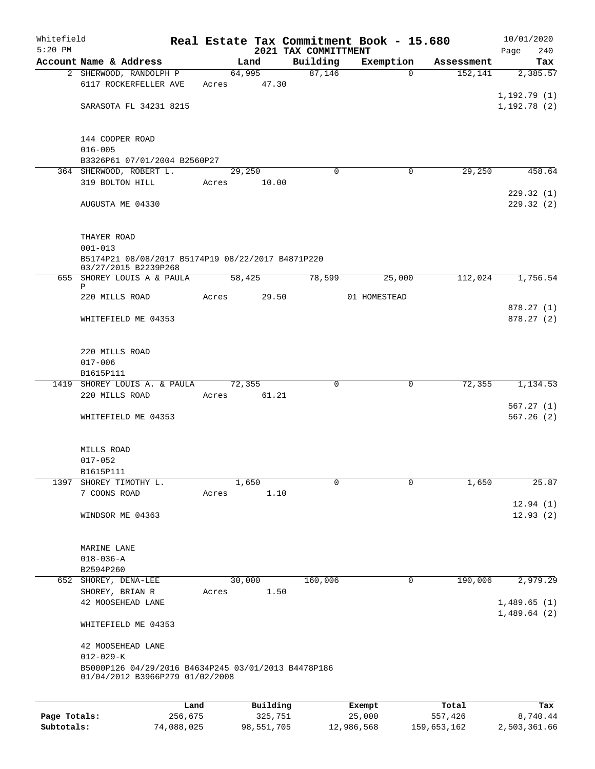Whitefield 5:20 PM

# Real Estate Tax Commitment Book - 15.680

## 2021 TAX COMMITTMENT

10/01/2020

| Account Name & Address | Land | Building | Exemption | Assessment | Tax |
|---|---|---|---|---|---|
| 2 SHERWOOD, RANDOLPH P | 64,995 | 87,146 | 0 | 152,141 | 2,385.57 |
| 6117 ROCKERFELLER AVE | Acres 47.30 | | | | |
| | | | | | 1,192.79 (1) |
| SARASOTA FL 34231 8215 | | | | | 1,192.78 (2) |
| 144 COOPER ROAD | | | | | |
| 016-005 | | | | | |
| B3326P61 07/01/2004 B2560P27 | | | | | |
| 364 SHERWOOD, ROBERT L. | 29,250 | 0 | 0 | 29,250 | 458.64 |
| 319 BOLTON HILL | Acres 10.00 | | | | |
| | | | | | 229.32 (1) |
| AUGUSTA ME 04330 | | | | | 229.32 (2) |
| THAYER ROAD | | | | | |
| 001-013 | | | | | |
| B5174P21 08/08/2017 B5174P19 08/22/2017 B4871P220 03/27/2015 B2239P268 | | | | | |
| 655 SHOREY LOUIS A & PAULA P | 58,425 | 78,599 | 25,000 | 112,024 | 1,756.54 |
| 220 MILLS ROAD | Acres 29.50 | | 01 HOMESTEAD | | |
| | | | | | 878.27 (1) |
| WHITEFIELD ME 04353 | | | | | 878.27 (2) |
| 220 MILLS ROAD | | | | | |
| 017-006 | | | | | |
| B1615P111 | | | | | |
| 1419 SHOREY LOUIS A. & PAULA | 72,355 | 0 | 0 | 72,355 | 1,134.53 |
| 220 MILLS ROAD | Acres 61.21 | | | | |
| | | | | | 567.27 (1) |
| WHITEFIELD ME 04353 | | | | | 567.26 (2) |
| MILLS ROAD | | | | | |
| 017-052 | | | | | |
| B1615P111 | | | | | |
| 1397 SHOREY TIMOTHY L. | 1,650 | 0 | 0 | 1,650 | 25.87 |
| 7 COONS ROAD | Acres 1.10 | | | | |
| | | | | | 12.94 (1) |
| WINDSOR ME 04363 | | | | | 12.93 (2) |
| MARINE LANE | | | | | |
| 018-036-A | | | | | |
| B2594P260 | | | | | |
| 652 SHOREY, DENA-LEE | 30,000 | 160,006 | 0 | 190,006 | 2,979.29 |
| SHOREY, BRIAN R | Acres 1.50 | | | | |
| 42 MOOSEHEAD LANE | | | | | 1,489.65 (1) |
| | | | | | 1,489.64 (2) |
| WHITEFIELD ME 04353 | | | | | |
| 42 MOOSEHEAD LANE | | | | | |
| 012-029-K | | | | | |
| B5000P126 04/29/2016 B4634P245 03/01/2013 B4478P186 01/04/2012 B3966P279 01/02/2008 | | | | | |

| | Land | Building | Exempt | Total | Tax |
|---|---|---|---|---|---|
| Page Totals: | 256,675 | 325,751 | 25,000 | 557,426 | 8,740.44 |
| Subtotals: | 74,088,025 | 98,551,705 | 12,986,568 | 159,653,162 | 2,503,361.66 |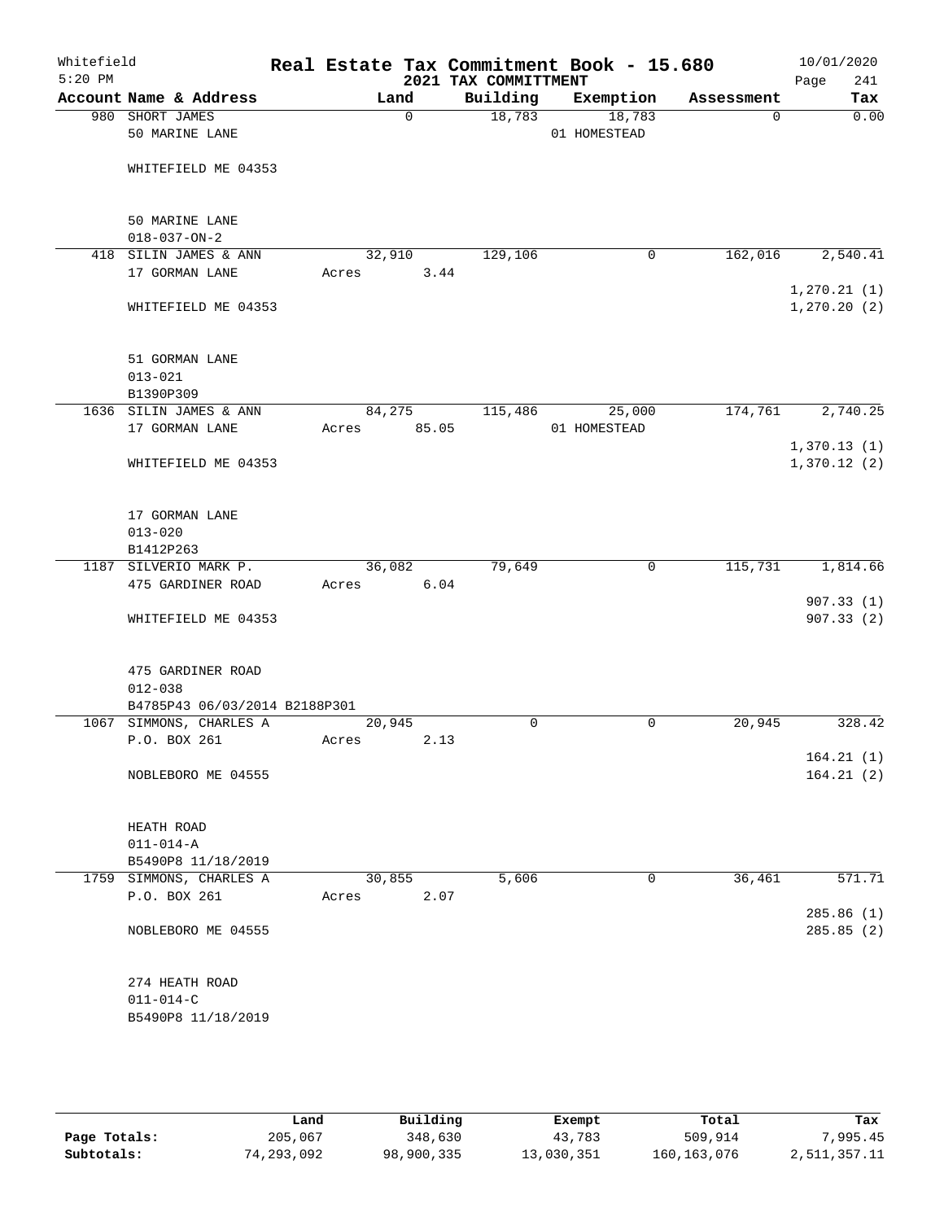# Real Estate Tax Commitment Book - 15.680

Whitefield
5:20 PM

2021 TAX COMMITTMENT

10/01/2020

| Account Name & Address | Land | Building | Exemption | Assessment | Tax |
|---|---|---|---|---|---|
| 980 SHORT JAMES<br>50 MARINE LANE<br><br>WHITEFIELD ME 04353<br><br>50 MARINE LANE<br>018-037-ON-2 | 0 | 18,783 | 18,783<br>01 HOMESTEAD | 0 | 0.00 |
| 418 SILIN JAMES & ANN<br>17 GORMAN LANE<br><br>WHITEFIELD ME 04353<br><br>51 GORMAN LANE<br>013-021<br>B1390P309 | 32,910<br>Acres 3.44 | 129,106 | 0 | 162,016 | 2,540.41<br><br>1,270.21 (1)<br>1,270.20 (2) |
| 1636 SILIN JAMES & ANN<br>17 GORMAN LANE<br><br>WHITEFIELD ME 04353<br><br>17 GORMAN LANE<br>013-020<br>B1412P263 | 84,275<br>Acres 85.05 | 115,486 | 25,000<br>01 HOMESTEAD | 174,761 | 2,740.25<br><br>1,370.13 (1)<br>1,370.12 (2) |
| 1187 SILVERIO MARK P.<br>475 GARDINER ROAD<br><br>WHITEFIELD ME 04353<br><br>475 GARDINER ROAD<br>012-038<br>B4785P43 06/03/2014 B2188P301 | 36,082<br>Acres 6.04 | 79,649 | 0 | 115,731 | 1,814.66<br><br>907.33 (1)<br>907.33 (2) |
| 1067 SIMMONS, CHARLES A<br>P.O. BOX 261<br><br>NOBLEBORO ME 04555<br><br>HEATH ROAD<br>011-014-A<br>B5490P8 11/18/2019 | 20,945<br>Acres 2.13 | 0 | 0 | 20,945 | 328.42<br><br>164.21 (1)<br>164.21 (2) |
| 1759 SIMMONS, CHARLES A<br>P.O. BOX 261<br><br>NOBLEBORO ME 04555<br><br>274 HEATH ROAD<br>011-014-C<br>B5490P8 11/18/2019 | 30,855<br>Acres 2.07 | 5,606 | 0 | 36,461 | 571.71<br><br>285.86 (1)<br>285.85 (2) |

| | Land | Building | Exempt | Total | Tax |
|---|---|---|---|---|---|
| **Page Totals:** | 205,067 | 348,630 | 43,783 | 509,914 | 7,995.45 |
| **Subtotals:** | 74,293,092 | 98,900,335 | 13,030,351 | 160,163,076 | 2,511,357.11 |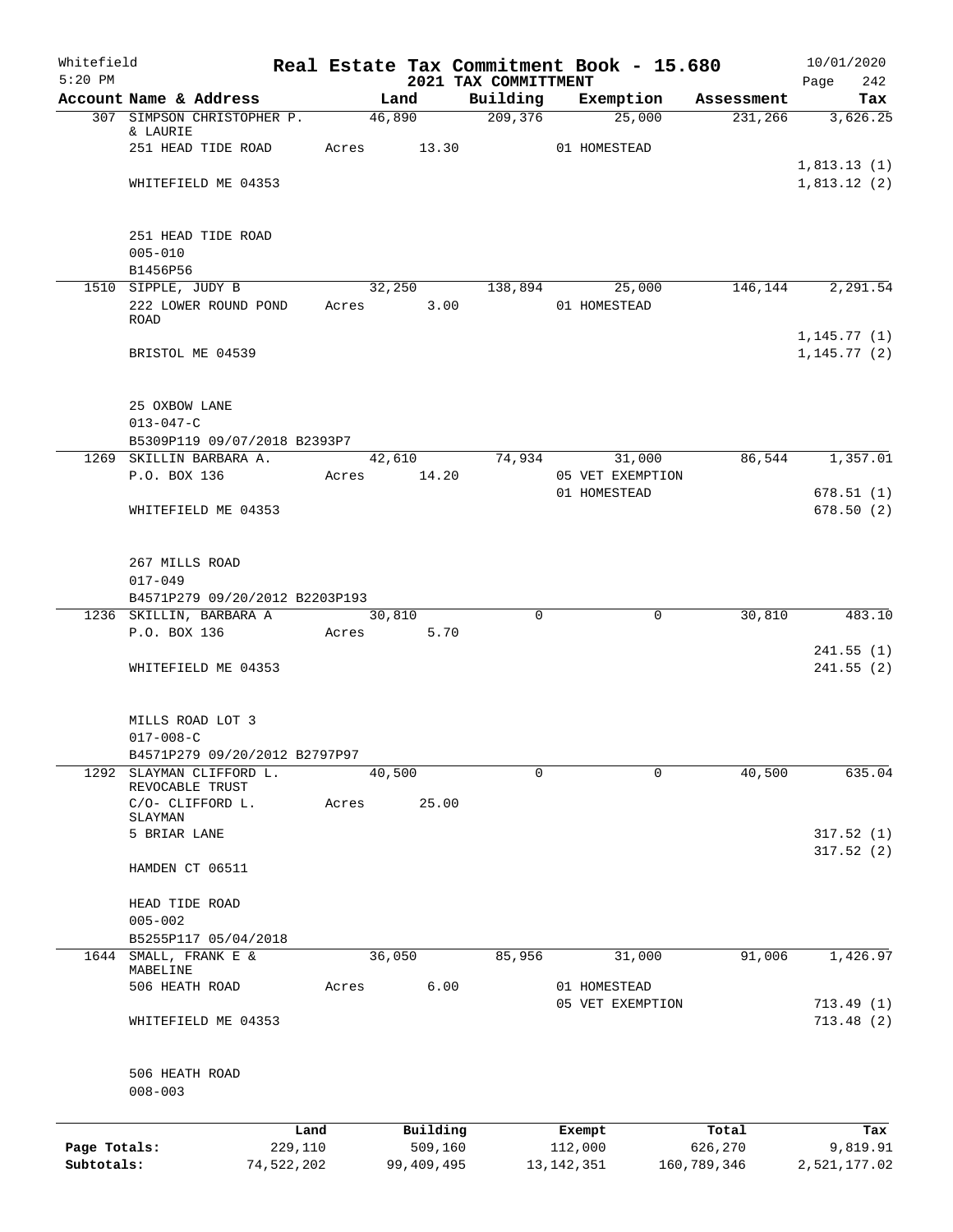Whitefield 5:20 PM

# Real Estate Tax Commitment Book - 15.680

## 2021 TAX COMMITTMENT

10/01/2020

| Account Name & Address | Land | Building | Exemption | Assessment | Tax |
|---|---|---|---|---|---|
| 307 SIMPSON CHRISTOPHER P. & LAURIE | 46,890 | 209,376 | 25,000 | 231,266 | 3,626.25 |
| 251 HEAD TIDE ROAD | Acres 13.30 | | 01 HOMESTEAD | | |
| | | | | | 1,813.13 (1) |
| WHITEFIELD ME 04353 | | | | | 1,813.12 (2) |
| 251 HEAD TIDE ROAD | | | | | |
| 005-010 | | | | | |
| B1456P56 | | | | | |
| 1510 SIPPLE, JUDY B | 32,250 | 138,894 | 25,000 | 146,144 | 2,291.54 |
| 222 LOWER ROUND POND ROAD | Acres 3.00 | | 01 HOMESTEAD | | |
| | | | | | 1,145.77 (1) |
| BRISTOL ME 04539 | | | | | 1,145.77 (2) |
| 25 OXBOW LANE | | | | | |
| 013-047-C | | | | | |
| B5309P119 09/07/2018 B2393P7 | | | | | |
| 1269 SKILLIN BARBARA A. | 42,610 | 74,934 | 31,000 | 86,544 | 1,357.01 |
| P.O. BOX 136 | Acres 14.20 | | 05 VET EXEMPTION | | |
| | | | 01 HOMESTEAD | | 678.51 (1) |
| WHITEFIELD ME 04353 | | | | | 678.50 (2) |
| 267 MILLS ROAD | | | | | |
| 017-049 | | | | | |
| B4571P279 09/20/2012 B2203P193 | | | | | |
| 1236 SKILLIN, BARBARA A | 30,810 | 0 | 0 | 30,810 | 483.10 |
| P.O. BOX 136 | Acres 5.70 | | | | |
| | | | | | 241.55 (1) |
| WHITEFIELD ME 04353 | | | | | 241.55 (2) |
| MILLS ROAD LOT 3 | | | | | |
| 017-008-C | | | | | |
| B4571P279 09/20/2012 B2797P97 | | | | | |
| 1292 SLAYMAN CLIFFORD L. REVOCABLE TRUST | 40,500 | 0 | 0 | 40,500 | 635.04 |
| C/O- CLIFFORD L. SLAYMAN | Acres 25.00 | | | | |
| 5 BRIAR LANE | | | | | 317.52 (1) |
| | | | | | 317.52 (2) |
| HAMDEN CT 06511 | | | | | |
| HEAD TIDE ROAD | | | | | |
| 005-002 | | | | | |
| B5255P117 05/04/2018 | | | | | |
| 1644 SMALL, FRANK E & MABELINE | 36,050 | 85,956 | 31,000 | 91,006 | 1,426.97 |
| 506 HEATH ROAD | Acres 6.00 | | 01 HOMESTEAD | | |
| | | | 05 VET EXEMPTION | | 713.49 (1) |
| WHITEFIELD ME 04353 | | | | | 713.48 (2) |
| 506 HEATH ROAD | | | | | |
| 008-003 | | | | | |

| | Land | Building | Exempt | Total | Tax |
|---|---|---|---|---|---|
| Page Totals: | 229,110 | 509,160 | 112,000 | 626,270 | 9,819.91 |
| Subtotals: | 74,522,202 | 99,409,495 | 13,142,351 | 160,789,346 | 2,521,177.02 |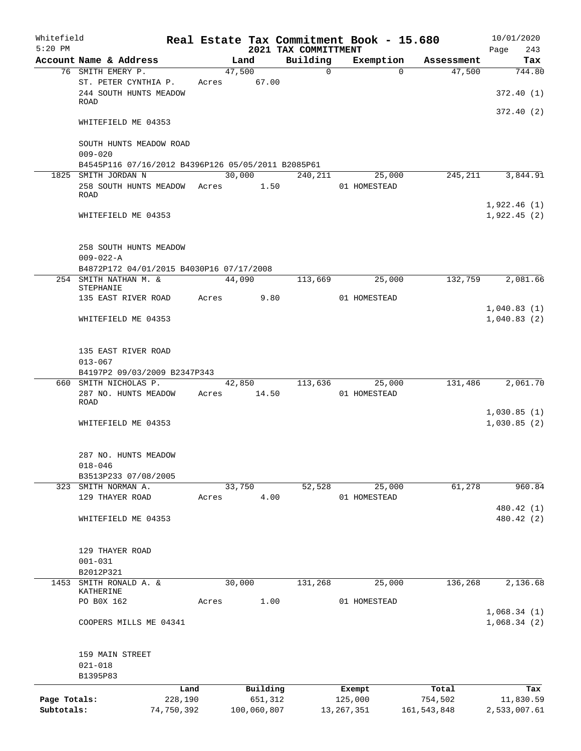Whitefield
5:20 PM

# Real Estate Tax Commitment Book - 15.680
## 2021 TAX COMMITTMENT

10/01/2020
Page 243

| Account Name & Address | Land | Building | Exemption | Assessment | Tax |
|---|---|---|---|---|---|
| 76 SMITH EMERY P. | 47,500 | 0 | 0 | 47,500 | 744.80 |
| ST. PETER CYNTHIA P. | Acres 67.00 | | | | |
| 244 SOUTH HUNTS MEADOW ROAD | | | | | 372.40 (1) |
| | | | | | 372.40 (2) |
| WHITEFIELD ME 04353 | | | | | |
| SOUTH HUNTS MEADOW ROAD | | | | | |
| 009-020 | | | | | |
| B4545P116 07/16/2012 B4396P126 05/05/2011 B2085P61 | | | | | |
| 1825 SMITH JORDAN N | 30,000 | 240,211 | 25,000 | 245,211 | 3,844.91 |
| 258 SOUTH HUNTS MEADOW ROAD | Acres 1.50 | | 01 HOMESTEAD | | |
| | | | | | 1,922.46 (1) |
| WHITEFIELD ME 04353 | | | | | 1,922.45 (2) |
| 258 SOUTH HUNTS MEADOW | | | | | |
| 009-022-A | | | | | |
| B4872P172 04/01/2015 B4030P16 07/17/2008 | | | | | |
| 254 SMITH NATHAN M. & STEPHANIE | 44,090 | 113,669 | 25,000 | 132,759 | 2,081.66 |
| 135 EAST RIVER ROAD | Acres 9.80 | | 01 HOMESTEAD | | |
| | | | | | 1,040.83 (1) |
| WHITEFIELD ME 04353 | | | | | 1,040.83 (2) |
| 135 EAST RIVER ROAD | | | | | |
| 013-067 | | | | | |
| B4197P2 09/03/2009 B2347P343 | | | | | |
| 660 SMITH NICHOLAS P. | 42,850 | 113,636 | 25,000 | 131,486 | 2,061.70 |
| 287 NO. HUNTS MEADOW ROAD | Acres 14.50 | | 01 HOMESTEAD | | |
| | | | | | 1,030.85 (1) |
| WHITEFIELD ME 04353 | | | | | 1,030.85 (2) |
| 287 NO. HUNTS MEADOW | | | | | |
| 018-046 | | | | | |
| B3513P233 07/08/2005 | | | | | |
| 323 SMITH NORMAN A. | 33,750 | 52,528 | 25,000 | 61,278 | 960.84 |
| 129 THAYER ROAD | Acres 4.00 | | 01 HOMESTEAD | | |
| | | | | | 480.42 (1) |
| WHITEFIELD ME 04353 | | | | | 480.42 (2) |
| 129 THAYER ROAD | | | | | |
| 001-031 | | | | | |
| B2012P321 | | | | | |
| 1453 SMITH RONALD A. & KATHERINE | 30,000 | 131,268 | 25,000 | 136,268 | 2,136.68 |
| PO B0X 162 | Acres 1.00 | | 01 HOMESTEAD | | |
| | | | | | 1,068.34 (1) |
| COOPERS MILLS ME 04341 | | | | | 1,068.34 (2) |
| 159 MAIN STREET | | | | | |
| 021-018 | | | | | |
| B1395P83 | | | | | |

| | Land | Building | Exempt | Total | Tax |
|---|---|---|---|---|---|
| Page Totals: | 228,190 | 651,312 | 125,000 | 754,502 | 11,830.59 |
| Subtotals: | 74,750,392 | 100,060,807 | 13,267,351 | 161,543,848 | 2,533,007.61 |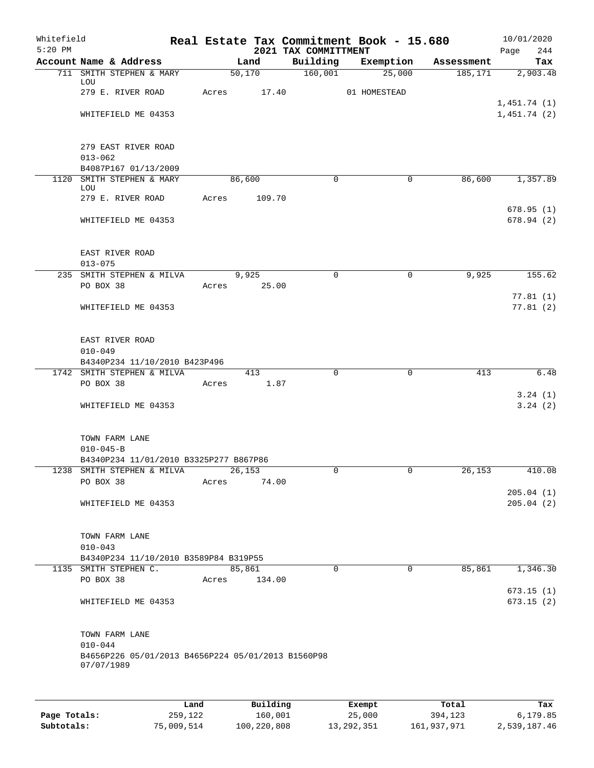Whitefield
5:20 PM

# Real Estate Tax Commitment Book - 15.680
## 2021 TAX COMMITTMENT

10/01/2020

| Account Name & Address | Land | Building | Exemption | Assessment | Tax |
|---|---|---|---|---|---|
| 711 SMITH STEPHEN & MARY LOU | 50,170 | 160,001 | 25,000 | 185,171 | 2,903.48 |
| 279 E. RIVER ROAD | Acres 17.40 | | 01 HOMESTEAD | | |
| | | | | | 1,451.74 (1) |
| WHITEFIELD ME 04353 | | | | | 1,451.74 (2) |
| 279 EAST RIVER ROAD | | | | | |
| 013-062 | | | | | |
| B4087P167 01/13/2009 | | | | | |
| 1120 SMITH STEPHEN & MARY LOU | 86,600 | 0 | 0 | 86,600 | 1,357.89 |
| 279 E. RIVER ROAD | Acres 109.70 | | | | |
| | | | | | 678.95 (1) |
| WHITEFIELD ME 04353 | | | | | 678.94 (2) |
| EAST RIVER ROAD | | | | | |
| 013-075 | | | | | |
| 235 SMITH STEPHEN & MILVA | 9,925 | 0 | 0 | 9,925 | 155.62 |
| PO BOX 38 | Acres 25.00 | | | | |
| | | | | | 77.81 (1) |
| WHITEFIELD ME 04353 | | | | | 77.81 (2) |
| EAST RIVER ROAD | | | | | |
| 010-049 | | | | | |
| B4340P234 11/10/2010 B423P496 | | | | | |
| 1742 SMITH STEPHEN & MILVA | 413 | 0 | 0 | 413 | 6.48 |
| PO BOX 38 | Acres 1.87 | | | | |
| | | | | | 3.24 (1) |
| WHITEFIELD ME 04353 | | | | | 3.24 (2) |
| TOWN FARM LANE | | | | | |
| 010-045-B | | | | | |
| B4340P234 11/01/2010 B3325P277 B867P86 | | | | | |
| 1238 SMITH STEPHEN & MILVA | 26,153 | 0 | 0 | 26,153 | 410.08 |
| PO BOX 38 | Acres 74.00 | | | | |
| | | | | | 205.04 (1) |
| WHITEFIELD ME 04353 | | | | | 205.04 (2) |
| TOWN FARM LANE | | | | | |
| 010-043 | | | | | |
| B4340P234 11/10/2010 B3589P84 B319P55 | | | | | |
| 1135 SMITH STEPHEN C. | 85,861 | 0 | 0 | 85,861 | 1,346.30 |
| PO BOX 38 | Acres 134.00 | | | | |
| | | | | | 673.15 (1) |
| WHITEFIELD ME 04353 | | | | | 673.15 (2) |
| TOWN FARM LANE | | | | | |
| 010-044 | | | | | |
| B4656P226 05/01/2013 B4656P224 05/01/2013 B1560P98 07/07/1989 | | | | | |

| | Land | Building | Exempt | Total | Tax |
|---|---|---|---|---|---|
| Page Totals: | 259,122 | 160,001 | 25,000 | 394,123 | 6,179.85 |
| Subtotals: | 75,009,514 | 100,220,808 | 13,292,351 | 161,937,971 | 2,539,187.46 |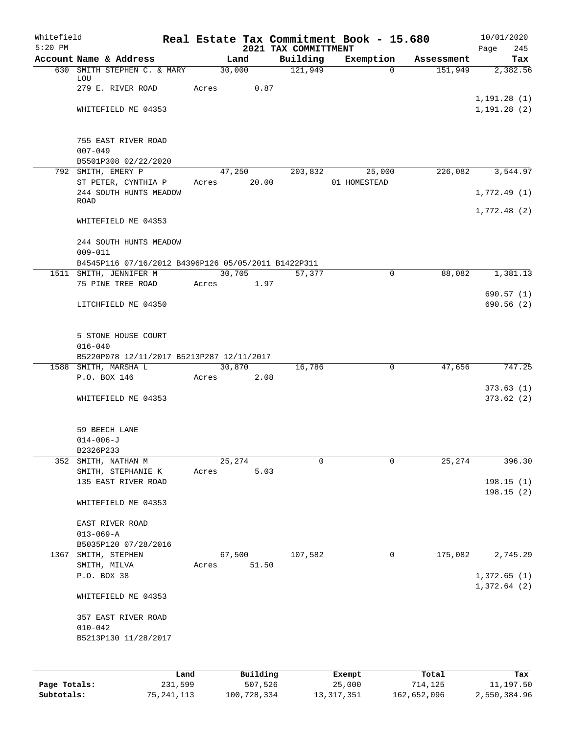Whitefield 5:20 PM

# Real Estate Tax Commitment Book - 15.680

## 2021 TAX COMMITTMENT

10/01/2020

| Account | Name & Address | Land | Building | Exemption | Assessment | Tax |
|---|---|---|---|---|---|---|
| 630 | SMITH STEPHEN C. & MARY LOU<br>279 E. RIVER ROAD<br><br>WHITEFIELD ME 04353<br><br>755 EAST RIVER ROAD<br>007-049<br>B5501P308 02/22/2020 | 30,000<br>Acres 0.87 | 121,949 | 0 | 151,949 | 2,382.56<br><br>1,191.28 (1)<br>1,191.28 (2) |
| 792 | SMITH, EMERY P<br>ST PETER, CYNTHIA P<br>244 SOUTH HUNTS MEADOW ROAD<br><br>WHITEFIELD ME 04353<br><br>244 SOUTH HUNTS MEADOW<br>009-011<br>B4545P116 07/16/2012 B4396P126 05/05/2011 B1422P311 | 47,250<br>Acres 20.00 | 203,832 | 25,000<br>01 HOMESTEAD | 226,082 | 3,544.97<br><br>1,772.49 (1)<br><br>1,772.48 (2) |
| 1511 | SMITH, JENNIFER M<br>75 PINE TREE ROAD<br><br>LITCHFIELD ME 04350<br><br>5 STONE HOUSE COURT<br>016-040<br>B5220P078 12/11/2017 B5213P287 12/11/2017 | 30,705<br>Acres 1.97 | 57,377 | 0 | 88,082 | 1,381.13<br><br>690.57 (1)<br>690.56 (2) |
| 1588 | SMITH, MARSHA L<br>P.O. BOX 146<br><br>WHITEFIELD ME 04353<br><br>59 BEECH LANE<br>014-006-J<br>B2326P233 | 30,870<br>Acres 2.08 | 16,786 | 0 | 47,656 | 747.25<br><br>373.63 (1)<br>373.62 (2) |
| 352 | SMITH, NATHAN M<br>SMITH, STEPHANIE K<br>135 EAST RIVER ROAD<br><br>WHITEFIELD ME 04353<br><br>EAST RIVER ROAD<br>013-069-A<br>B5035P120 07/28/2016 | 25,274<br>Acres 5.03 | 0 | 0 | 25,274 | 396.30<br><br>198.15 (1)<br>198.15 (2) |
| 1367 | SMITH, STEPHEN<br>SMITH, MILVA<br>P.O. BOX 38<br><br>WHITEFIELD ME 04353<br><br>357 EAST RIVER ROAD<br>010-042<br>B5213P130 11/28/2017 | 67,500<br>Acres 51.50 | 107,582 | 0 | 175,082 | 2,745.29<br><br>1,372.65 (1)<br>1,372.64 (2) |

| | Land | Building | Exempt | Total | Tax |
|---|---|---|---|---|---|
| Page Totals: | 231,599 | 507,526 | 25,000 | 714,125 | 11,197.50 |
| Subtotals: | 75,241,113 | 100,728,334 | 13,317,351 | 162,652,096 | 2,550,384.96 |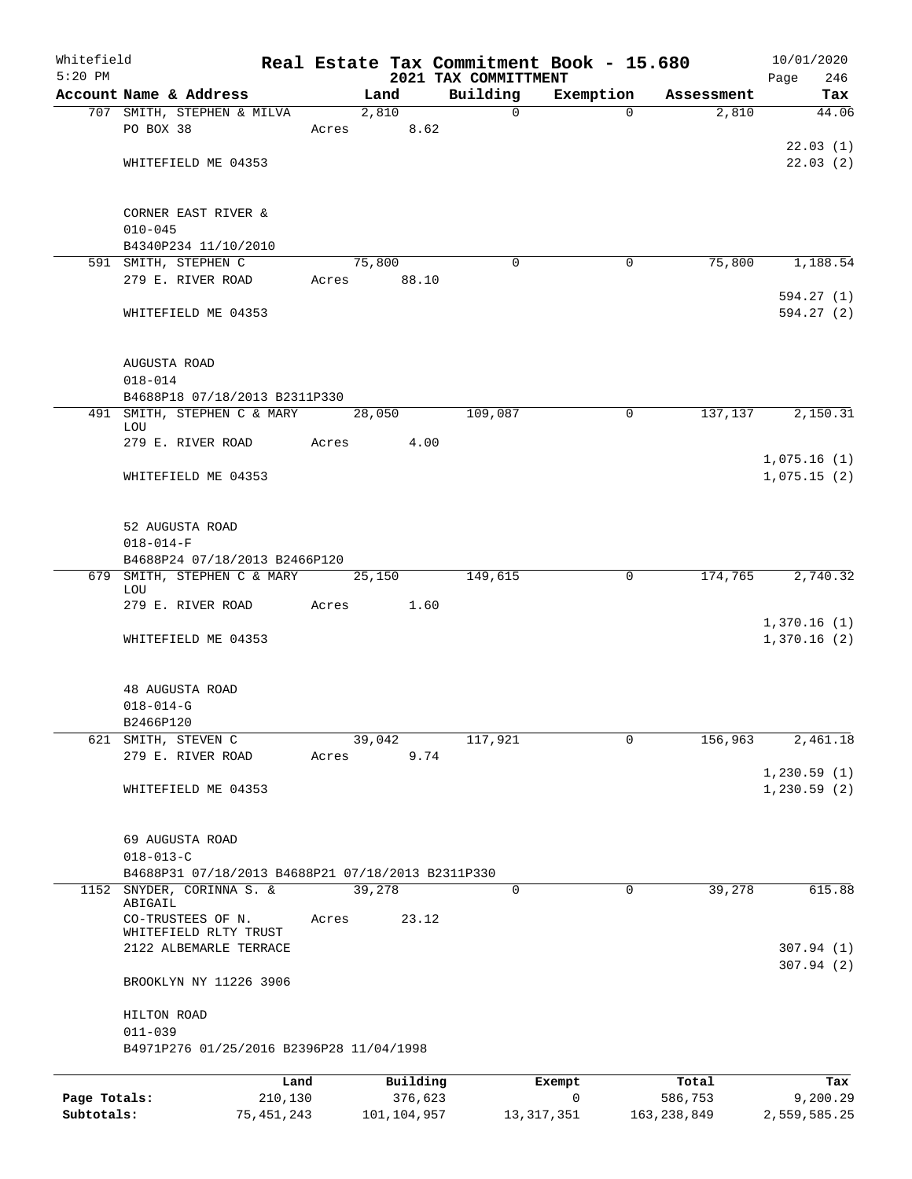Whitefield 5:20 PM

# Real Estate Tax Commitment Book - 15.680

## 2021 TAX COMMITTMENT

10/01/2020

| Account Name & Address | Land | Building | Exemption | Assessment | Tax |
|---|---|---|---|---|---|
| 707 SMITH, STEPHEN & MILVA | 2,810 | 0 | 0 | 2,810 | 44.06 |
| PO BOX 38 | Acres 8.62 | | | | |
| | | | | | 22.03 (1) |
| WHITEFIELD ME 04353 | | | | | 22.03 (2) |
| CORNER EAST RIVER & | | | | | |
| 010-045 | | | | | |
| B4340P234 11/10/2010 | | | | | |
| 591 SMITH, STEPHEN C | 75,800 | 0 | 0 | 75,800 | 1,188.54 |
| 279 E. RIVER ROAD | Acres 88.10 | | | | |
| | | | | | 594.27 (1) |
| WHITEFIELD ME 04353 | | | | | 594.27 (2) |
| AUGUSTA ROAD | | | | | |
| 018-014 | | | | | |
| B4688P18 07/18/2013 B2311P330 | | | | | |
| 491 SMITH, STEPHEN C & MARY LOU | 28,050 | 109,087 | 0 | 137,137 | 2,150.31 |
| 279 E. RIVER ROAD | Acres 4.00 | | | | |
| | | | | | 1,075.16 (1) |
| WHITEFIELD ME 04353 | | | | | 1,075.15 (2) |
| 52 AUGUSTA ROAD | | | | | |
| 018-014-F | | | | | |
| B4688P24 07/18/2013 B2466P120 | | | | | |
| 679 SMITH, STEPHEN C & MARY LOU | 25,150 | 149,615 | 0 | 174,765 | 2,740.32 |
| 279 E. RIVER ROAD | Acres 1.60 | | | | |
| | | | | | 1,370.16 (1) |
| WHITEFIELD ME 04353 | | | | | 1,370.16 (2) |
| 48 AUGUSTA ROAD | | | | | |
| 018-014-G | | | | | |
| B2466P120 | | | | | |
| 621 SMITH, STEVEN C | 39,042 | 117,921 | 0 | 156,963 | 2,461.18 |
| 279 E. RIVER ROAD | Acres 9.74 | | | | |
| | | | | | 1,230.59 (1) |
| WHITEFIELD ME 04353 | | | | | 1,230.59 (2) |
| 69 AUGUSTA ROAD | | | | | |
| 018-013-C | | | | | |
| B4688P31 07/18/2013 B4688P21 07/18/2013 B2311P330 | | | | | |
| 1152 SNYDER, CORINNA S. & ABIGAIL | 39,278 | 0 | 0 | 39,278 | 615.88 |
| CO-TRUSTEES OF N. WHITEFIELD RLTY TRUST | Acres 23.12 | | | | |
| 2122 ALBEMARLE TERRACE | | | | | 307.94 (1) |
| | | | | | 307.94 (2) |
| BROOKLYN NY 11226 3906 | | | | | |
| HILTON ROAD | | | | | |
| 011-039 | | | | | |
| B4971P276 01/25/2016 B2396P28 11/04/1998 | | | | | |

| | Land | Building | Exempt | Total | Tax |
|---|---|---|---|---|---|
| Page Totals: | 210,130 | 376,623 | 0 | 586,753 | 9,200.29 |
| Subtotals: | 75,451,243 | 101,104,957 | 13,317,351 | 163,238,849 | 2,559,585.25 |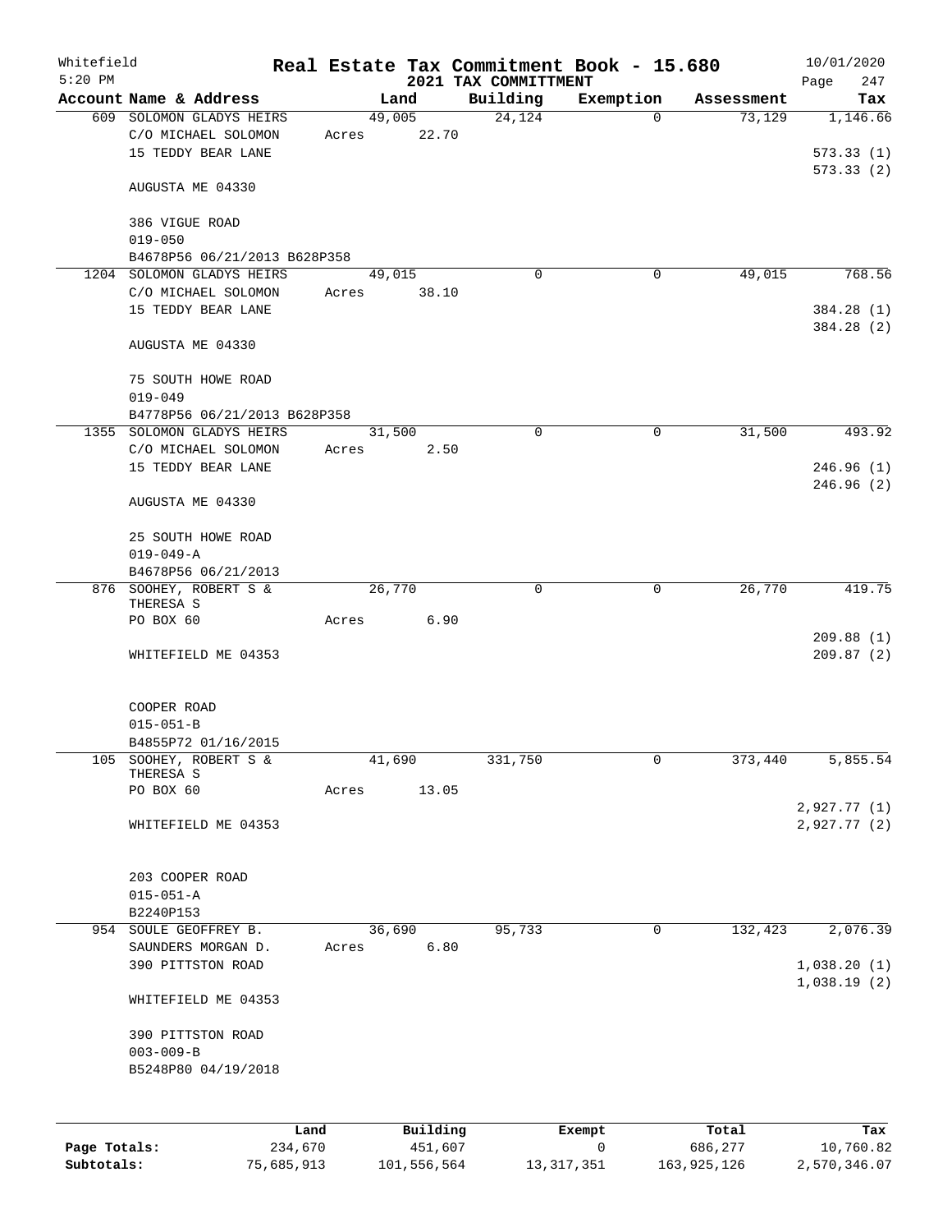Whitefield
5:20 PM

# Real Estate Tax Commitment Book - 15.680

## 2021 TAX COMMITTMENT

10/01/2020
Page 247

| Account Name & Address | Land | Building | Exemption | Assessment | Tax |
|---|---|---|---|---|---|
| 609 SOLOMON GLADYS HEIRS | 49,005 | 24,124 | 0 | 73,129 | 1,146.66 |
| C/O MICHAEL SOLOMON | Acres 22.70 | | | | |
| 15 TEDDY BEAR LANE | | | | | 573.33 (1) |
| | | | | | 573.33 (2) |
| AUGUSTA ME 04330 | | | | | |
| 386 VIGUE ROAD | | | | | |
| 019-050 | | | | | |
| B4678P56 06/21/2013 B628P358 | | | | | |
| 1204 SOLOMON GLADYS HEIRS | 49,015 | 0 | 0 | 49,015 | 768.56 |
| C/O MICHAEL SOLOMON | Acres 38.10 | | | | |
| 15 TEDDY BEAR LANE | | | | | 384.28 (1) |
| | | | | | 384.28 (2) |
| AUGUSTA ME 04330 | | | | | |
| 75 SOUTH HOWE ROAD | | | | | |
| 019-049 | | | | | |
| B4778P56 06/21/2013 B628P358 | | | | | |
| 1355 SOLOMON GLADYS HEIRS | 31,500 | 0 | 0 | 31,500 | 493.92 |
| C/O MICHAEL SOLOMON | Acres 2.50 | | | | |
| 15 TEDDY BEAR LANE | | | | | 246.96 (1) |
| | | | | | 246.96 (2) |
| AUGUSTA ME 04330 | | | | | |
| 25 SOUTH HOWE ROAD | | | | | |
| 019-049-A | | | | | |
| B4678P56 06/21/2013 | | | | | |
| 876 SOOHEY, ROBERT S & THERESA S | 26,770 | 0 | 0 | 26,770 | 419.75 |
| PO BOX 60 | Acres 6.90 | | | | |
| | | | | | 209.88 (1) |
| WHITEFIELD ME 04353 | | | | | 209.87 (2) |
| COOPER ROAD | | | | | |
| 015-051-B | | | | | |
| B4855P72 01/16/2015 | | | | | |
| 105 SOOHEY, ROBERT S & THERESA S | 41,690 | 331,750 | 0 | 373,440 | 5,855.54 |
| PO BOX 60 | Acres 13.05 | | | | |
| | | | | | 2,927.77 (1) |
| WHITEFIELD ME 04353 | | | | | 2,927.77 (2) |
| 203 COOPER ROAD | | | | | |
| 015-051-A | | | | | |
| B2240P153 | | | | | |
| 954 SOULE GEOFFREY B. | 36,690 | 95,733 | 0 | 132,423 | 2,076.39 |
| SAUNDERS MORGAN D. | Acres 6.80 | | | | |
| 390 PITTSTON ROAD | | | | | 1,038.20 (1) |
| | | | | | 1,038.19 (2) |
| WHITEFIELD ME 04353 | | | | | |
| 390 PITTSTON ROAD | | | | | |
| 003-009-B | | | | | |
| B5248P80 04/19/2018 | | | | | |

| | Land | Building | Exempt | Total | Tax |
|---|---|---|---|---|---|
| Page Totals: | 234,670 | 451,607 | 0 | 686,277 | 10,760.82 |
| Subtotals: | 75,685,913 | 101,556,564 | 13,317,351 | 163,925,126 | 2,570,346.07 |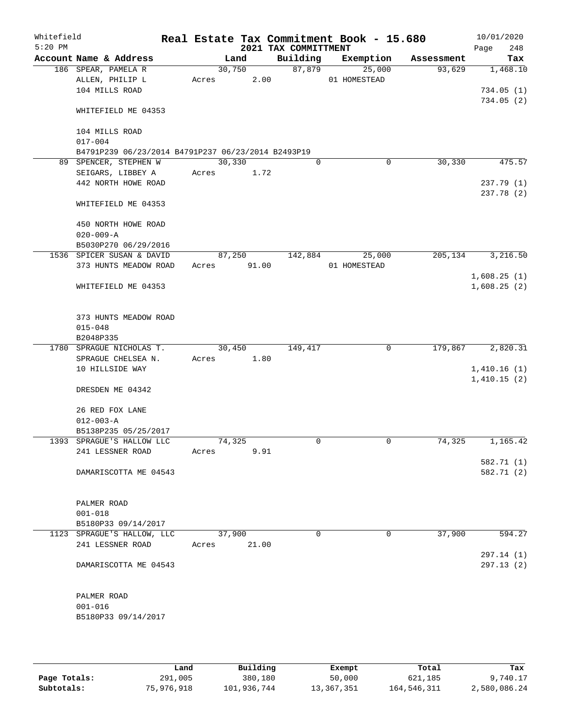Whitefield 5:20 PM

# Real Estate Tax Commitment Book - 15.680

## 2021 TAX COMMITTMENT

10/01/2020

| Account Name & Address | Land | Building | Exemption | Assessment | Tax |
|---|---|---|---|---|---|
| 186 SPEAR, PAMELA R | 30,750 | 87,879 | 25,000 | 93,629 | 1,468.10 |
| ALLEN, PHILIP L | Acres 2.00 | | 01 HOMESTEAD | | |
| 104 MILLS ROAD | | | | | 734.05 (1) |
| | | | | | 734.05 (2) |
| WHITEFIELD ME 04353 | | | | | |
| 104 MILLS ROAD | | | | | |
| 017-004 | | | | | |
| B4791P239 06/23/2014 B4791P237 06/23/2014 B2493P19 | | | | | |
| 89 SPENCER, STEPHEN W | 30,330 | 0 | 0 | 30,330 | 475.57 |
| SEIGARS, LIBBEY A | Acres 1.72 | | | | |
| 442 NORTH HOWE ROAD | | | | | 237.79 (1) |
| | | | | | 237.78 (2) |
| WHITEFIELD ME 04353 | | | | | |
| 450 NORTH HOWE ROAD | | | | | |
| 020-009-A | | | | | |
| B5030P270 06/29/2016 | | | | | |
| 1536 SPICER SUSAN & DAVID | 87,250 | 142,884 | 25,000 | 205,134 | 3,216.50 |
| 373 HUNTS MEADOW ROAD | Acres 91.00 | | 01 HOMESTEAD | | |
| | | | | | 1,608.25 (1) |
| WHITEFIELD ME 04353 | | | | | 1,608.25 (2) |
| 373 HUNTS MEADOW ROAD | | | | | |
| 015-048 | | | | | |
| B2048P335 | | | | | |
| 1780 SPRAGUE NICHOLAS T. | 30,450 | 149,417 | 0 | 179,867 | 2,820.31 |
| SPRAGUE CHELSEA N. | Acres 1.80 | | | | |
| 10 HILLSIDE WAY | | | | | 1,410.16 (1) |
| | | | | | 1,410.15 (2) |
| DRESDEN ME 04342 | | | | | |
| 26 RED FOX LANE | | | | | |
| 012-003-A | | | | | |
| B5138P235 05/25/2017 | | | | | |
| 1393 SPRAGUE'S HALLOW LLC | 74,325 | 0 | 0 | 74,325 | 1,165.42 |
| 241 LESSNER ROAD | Acres 9.91 | | | | |
| | | | | | 582.71 (1) |
| DAMARISCOTTA ME 04543 | | | | | 582.71 (2) |
| PALMER ROAD | | | | | |
| 001-018 | | | | | |
| B5180P33 09/14/2017 | | | | | |
| 1123 SPRAGUE'S HALLOW, LLC | 37,900 | 0 | 0 | 37,900 | 594.27 |
| 241 LESSNER ROAD | Acres 21.00 | | | | |
| | | | | | 297.14 (1) |
| DAMARISCOTTA ME 04543 | | | | | 297.13 (2) |
| PALMER ROAD | | | | | |
| 001-016 | | | | | |
| B5180P33 09/14/2017 | | | | | |

| | Land | Building | Exempt | Total | Tax |
|---|---|---|---|---|---|
| Page Totals: | 291,005 | 380,180 | 50,000 | 621,185 | 9,740.17 |
| Subtotals: | 75,976,918 | 101,936,744 | 13,367,351 | 164,546,311 | 2,580,086.24 |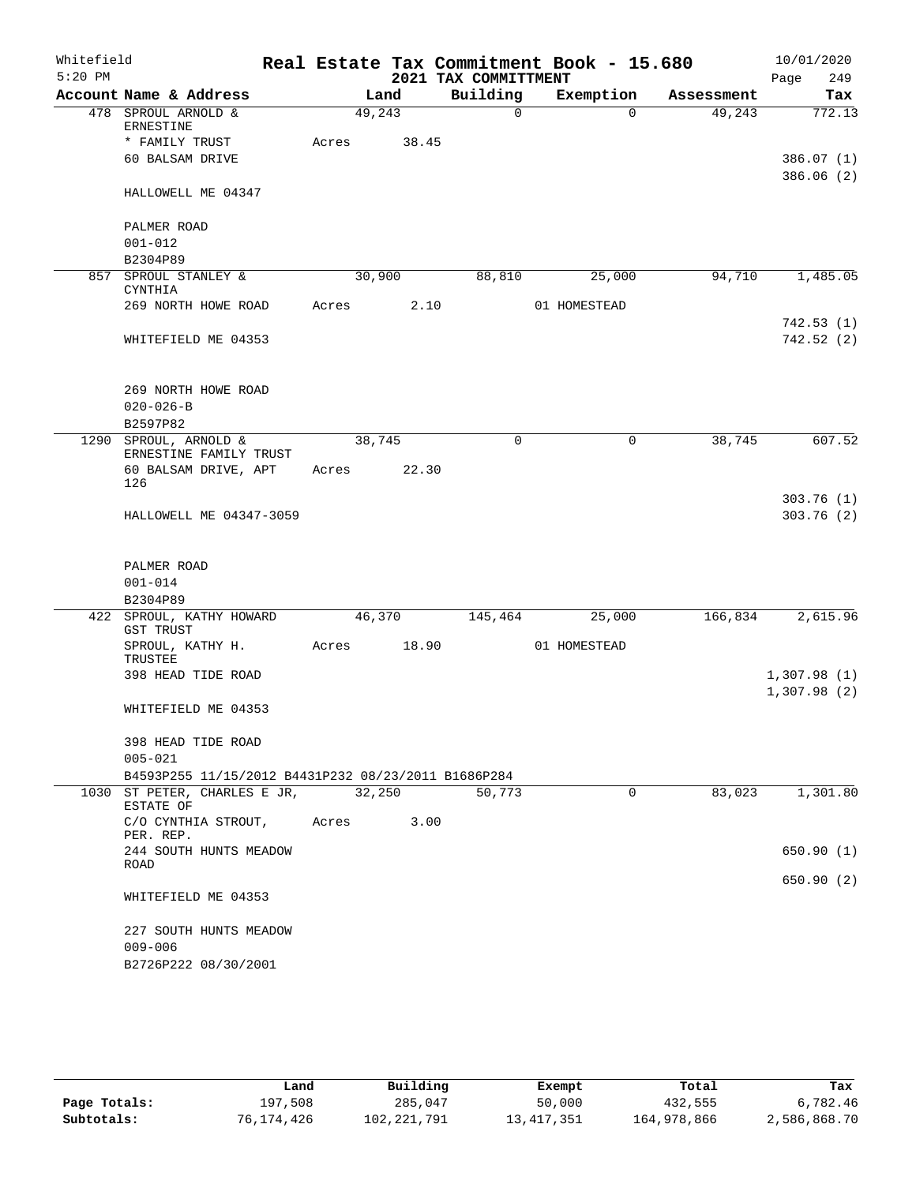Whitefield 5:20 PM

# Real Estate Tax Commitment Book - 15.680
## 2021 TAX COMMITTMENT

10/01/2020 Page 249

| Account Name & Address | Land | Building | Exemption | Assessment | Tax |
|---|---|---|---|---|---|
| 478 SPROUL ARNOLD & ERNESTINE | 49,243 | 0 | 0 | 49,243 | 772.13 |
| * FAMILY TRUST | Acres 38.45 | | | | |
| 60 BALSAM DRIVE | | | | | 386.07 (1) |
| | | | | | 386.06 (2) |
| HALLOWELL ME 04347 | | | | | |
| PALMER ROAD | | | | | |
| 001-012 | | | | | |
| B2304P89 | | | | | |
| 857 SPROUL STANLEY & CYNTHIA | 30,900 | 88,810 | 25,000 | 94,710 | 1,485.05 |
| 269 NORTH HOWE ROAD | Acres 2.10 | | 01 HOMESTEAD | | |
| | | | | | 742.53 (1) |
| WHITEFIELD ME 04353 | | | | | 742.52 (2) |
| 269 NORTH HOWE ROAD | | | | | |
| 020-026-B | | | | | |
| B2597P82 | | | | | |
| 1290 SPROUL, ARNOLD & ERNESTINE FAMILY TRUST | 38,745 | 0 | 0 | 38,745 | 607.52 |
| 60 BALSAM DRIVE, APT 126 | Acres 22.30 | | | | |
| | | | | | 303.76 (1) |
| HALLOWELL ME 04347-3059 | | | | | 303.76 (2) |
| PALMER ROAD | | | | | |
| 001-014 | | | | | |
| B2304P89 | | | | | |
| 422 SPROUL, KATHY HOWARD GST TRUST | 46,370 | 145,464 | 25,000 | 166,834 | 2,615.96 |
| SPROUL, KATHY H. TRUSTEE | Acres 18.90 | | 01 HOMESTEAD | | |
| 398 HEAD TIDE ROAD | | | | | 1,307.98 (1) |
| | | | | | 1,307.98 (2) |
| WHITEFIELD ME 04353 | | | | | |
| 398 HEAD TIDE ROAD | | | | | |
| 005-021 | | | | | |
| B4593P255 11/15/2012 B4431P232 08/23/2011 B1686P284 | | | | | |
| 1030 ST PETER, CHARLES E JR, ESTATE OF | 32,250 | 50,773 | 0 | 83,023 | 1,301.80 |
| C/O CYNTHIA STROUT, PER. REP. | Acres 3.00 | | | | |
| 244 SOUTH HUNTS MEADOW ROAD | | | | | 650.90 (1) |
| | | | | | 650.90 (2) |
| WHITEFIELD ME 04353 | | | | | |
| 227 SOUTH HUNTS MEADOW | | | | | |
| 009-006 | | | | | |
| B2726P222 08/30/2001 | | | | | |

| | Land | Building | Exempt | Total | Tax |
|---|---|---|---|---|---|
| Page Totals: | 197,508 | 285,047 | 50,000 | 432,555 | 6,782.46 |
| Subtotals: | 76,174,426 | 102,221,791 | 13,417,351 | 164,978,866 | 2,586,868.70 |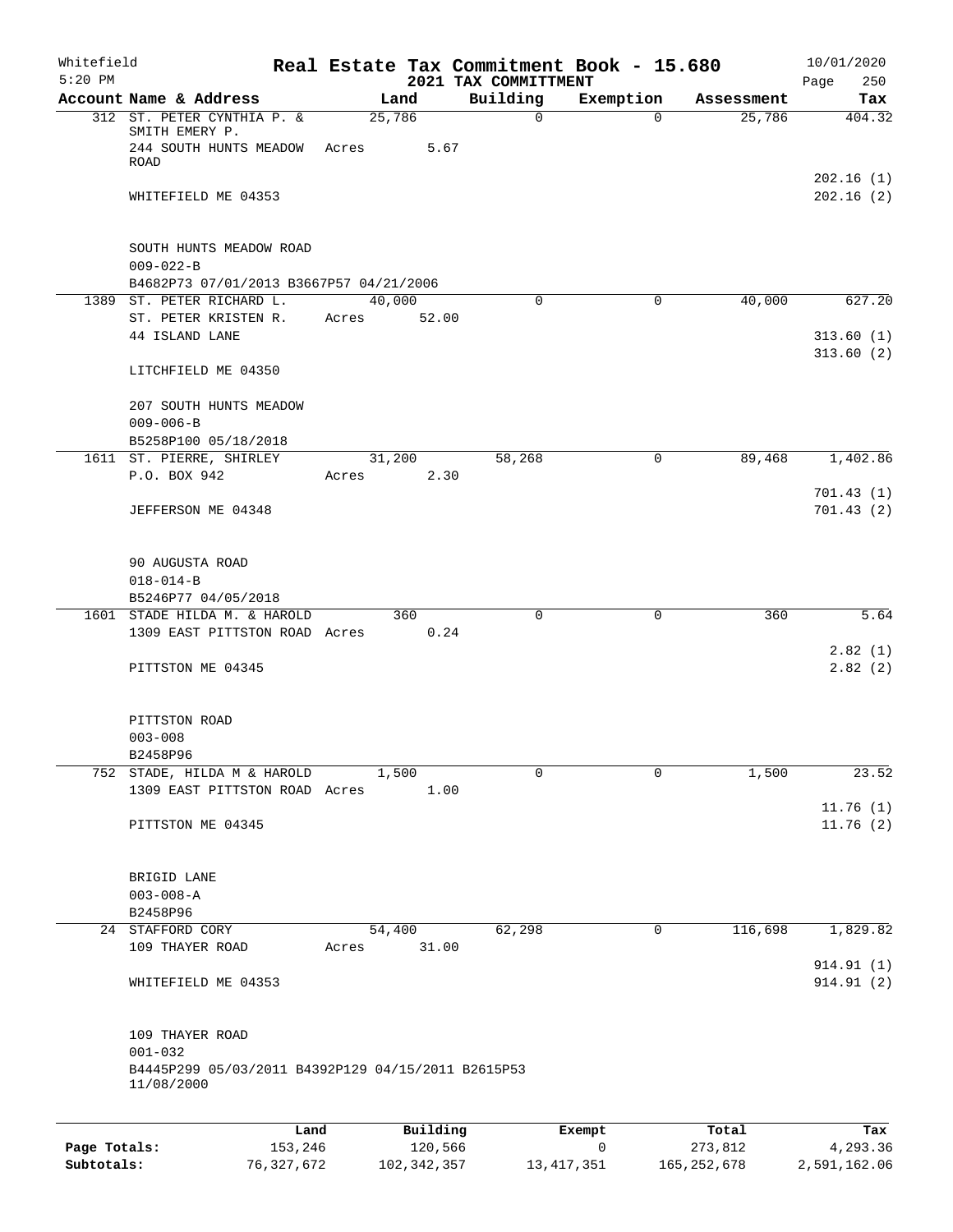Whitefield
5:20 PM

# Real Estate Tax Commitment Book - 15.680
## 2021 TAX COMMITTMENT

10/01/2020
Page 250

| Account Name & Address | Land | Building | Exemption | Assessment | Tax |
|---|---|---|---|---|---|
| 312 ST. PETER CYNTHIA P. & SMITH EMERY P. | 25,786 | 0 | 0 | 25,786 | 404.32 |
| 244 SOUTH HUNTS MEADOW ROAD | Acres 5.67 | | | | |
| | | | | | 202.16 (1) |
| WHITEFIELD ME 04353 | | | | | 202.16 (2) |
| SOUTH HUNTS MEADOW ROAD | | | | | |
| 009-022-B | | | | | |
| B4682P73 07/01/2013 B3667P57 04/21/2006 | | | | | |
| 1389 ST. PETER RICHARD L. | 40,000 | 0 | 0 | 40,000 | 627.20 |
| ST. PETER KRISTEN R. | Acres 52.00 | | | | |
| 44 ISLAND LANE | | | | | 313.60 (1) |
| | | | | | 313.60 (2) |
| LITCHFIELD ME 04350 | | | | | |
| 207 SOUTH HUNTS MEADOW | | | | | |
| 009-006-B | | | | | |
| B5258P100 05/18/2018 | | | | | |
| 1611 ST. PIERRE, SHIRLEY | 31,200 | 58,268 | 0 | 89,468 | 1,402.86 |
| P.O. BOX 942 | Acres 2.30 | | | | |
| | | | | | 701.43 (1) |
| JEFFERSON ME 04348 | | | | | 701.43 (2) |
| 90 AUGUSTA ROAD | | | | | |
| 018-014-B | | | | | |
| B5246P77 04/05/2018 | | | | | |
| 1601 STADE HILDA M. & HAROLD | 360 | 0 | 0 | 360 | 5.64 |
| 1309 EAST PITTSTON ROAD | Acres 0.24 | | | | |
| | | | | | 2.82 (1) |
| PITTSTON ME 04345 | | | | | 2.82 (2) |
| PITTSTON ROAD | | | | | |
| 003-008 | | | | | |
| B2458P96 | | | | | |
| 752 STADE, HILDA M & HAROLD | 1,500 | 0 | 0 | 1,500 | 23.52 |
| 1309 EAST PITTSTON ROAD | Acres 1.00 | | | | |
| | | | | | 11.76 (1) |
| PITTSTON ME 04345 | | | | | 11.76 (2) |
| BRIGID LANE | | | | | |
| 003-008-A | | | | | |
| B2458P96 | | | | | |
| 24 STAFFORD CORY | 54,400 | 62,298 | 0 | 116,698 | 1,829.82 |
| 109 THAYER ROAD | Acres 31.00 | | | | |
| | | | | | 914.91 (1) |
| WHITEFIELD ME 04353 | | | | | 914.91 (2) |
| 109 THAYER ROAD | | | | | |
| 001-032 | | | | | |
| B4445P299 05/03/2011 B4392P129 04/15/2011 B2615P53 11/08/2000 | | | | | |

| | Land | Building | Exempt | Total | Tax |
|---|---|---|---|---|---|
| Page Totals: | 153,246 | 120,566 | 0 | 273,812 | 4,293.36 |
| Subtotals: | 76,327,672 | 102,342,357 | 13,417,351 | 165,252,678 | 2,591,162.06 |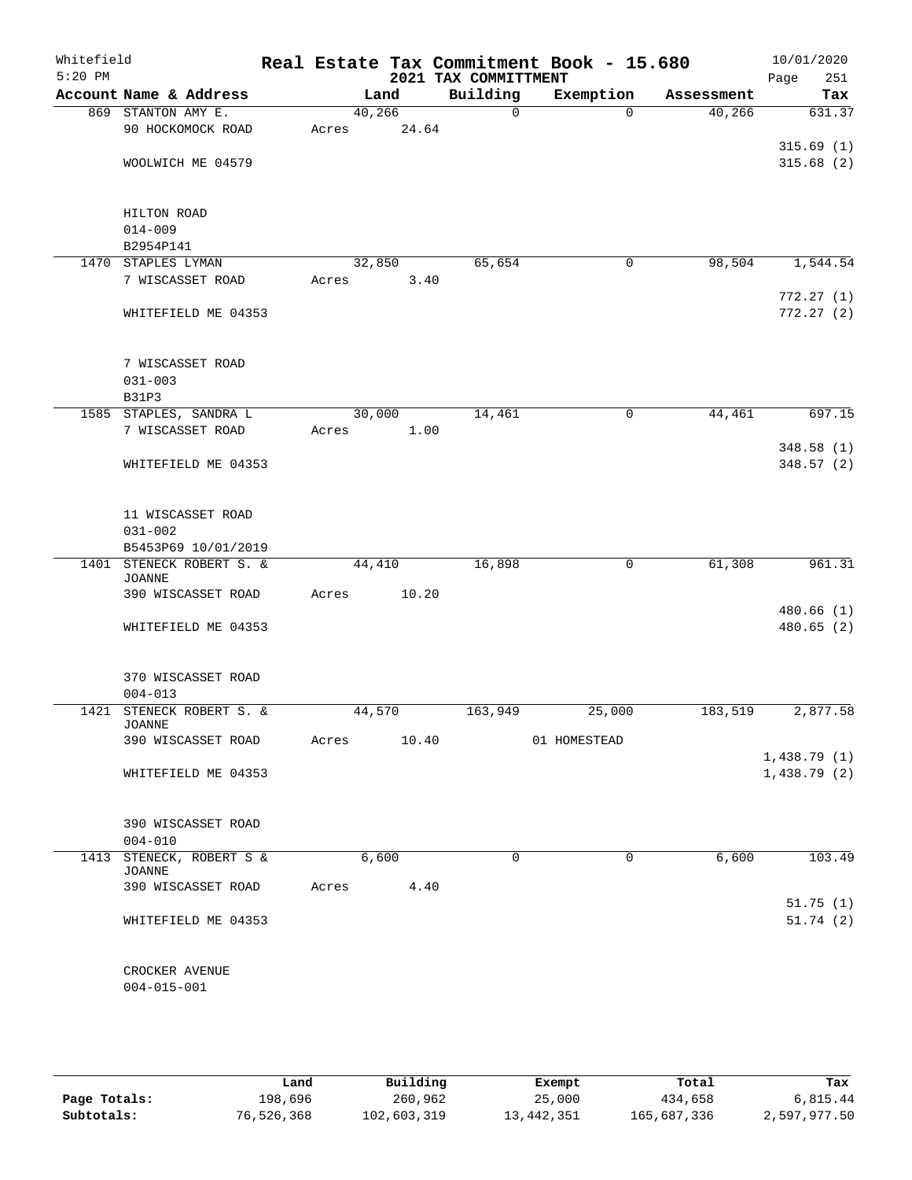Whitefield 5:20 PM

# Real Estate Tax Commitment Book - 15.680
## 2021 TAX COMMITTMENT

10/01/2020 Page 251

| Account Name & Address | Land | Building | Exemption | Assessment | Tax |
|---|---|---|---|---|---|
| 869 STANTON AMY E. | 40,266 | 0 | 0 | 40,266 | 631.37 |
| 90 HOCKOMOCK ROAD | Acres 24.64 | | | | |
| | | | | | 315.69 (1) |
| WOOLWICH ME 04579 | | | | | 315.68 (2) |
| HILTON ROAD | | | | | |
| 014-009 | | | | | |
| B2954P141 | | | | | |
| 1470 STAPLES LYMAN | 32,850 | 65,654 | 0 | 98,504 | 1,544.54 |
| 7 WISCASSET ROAD | Acres 3.40 | | | | |
| | | | | | 772.27 (1) |
| WHITEFIELD ME 04353 | | | | | 772.27 (2) |
| 7 WISCASSET ROAD | | | | | |
| 031-003 | | | | | |
| B31P3 | | | | | |
| 1585 STAPLES, SANDRA L | 30,000 | 14,461 | 0 | 44,461 | 697.15 |
| 7 WISCASSET ROAD | Acres 1.00 | | | | |
| | | | | | 348.58 (1) |
| WHITEFIELD ME 04353 | | | | | 348.57 (2) |
| 11 WISCASSET ROAD | | | | | |
| 031-002 | | | | | |
| B5453P69 10/01/2019 | | | | | |
| 1401 STENECK ROBERT S. & JOANNE | 44,410 | 16,898 | 0 | 61,308 | 961.31 |
| 390 WISCASSET ROAD | Acres 10.20 | | | | |
| | | | | | 480.66 (1) |
| WHITEFIELD ME 04353 | | | | | 480.65 (2) |
| 370 WISCASSET ROAD | | | | | |
| 004-013 | | | | | |
| 1421 STENECK ROBERT S. & JOANNE | 44,570 | 163,949 | 25,000 | 183,519 | 2,877.58 |
| 390 WISCASSET ROAD | Acres 10.40 | | 01 HOMESTEAD | | |
| | | | | | 1,438.79 (1) |
| WHITEFIELD ME 04353 | | | | | 1,438.79 (2) |
| 390 WISCASSET ROAD | | | | | |
| 004-010 | | | | | |
| 1413 STENECK, ROBERT S & JOANNE | 6,600 | 0 | 0 | 6,600 | 103.49 |
| 390 WISCASSET ROAD | Acres 4.40 | | | | |
| | | | | | 51.75 (1) |
| WHITEFIELD ME 04353 | | | | | 51.74 (2) |
| CROCKER AVENUE | | | | | |
| 004-015-001 | | | | | |

| | Land | Building | Exempt | Total | Tax |
|---|---|---|---|---|---|
| Page Totals: | 198,696 | 260,962 | 25,000 | 434,658 | 6,815.44 |
| Subtotals: | 76,526,368 | 102,603,319 | 13,442,351 | 165,687,336 | 2,597,977.50 |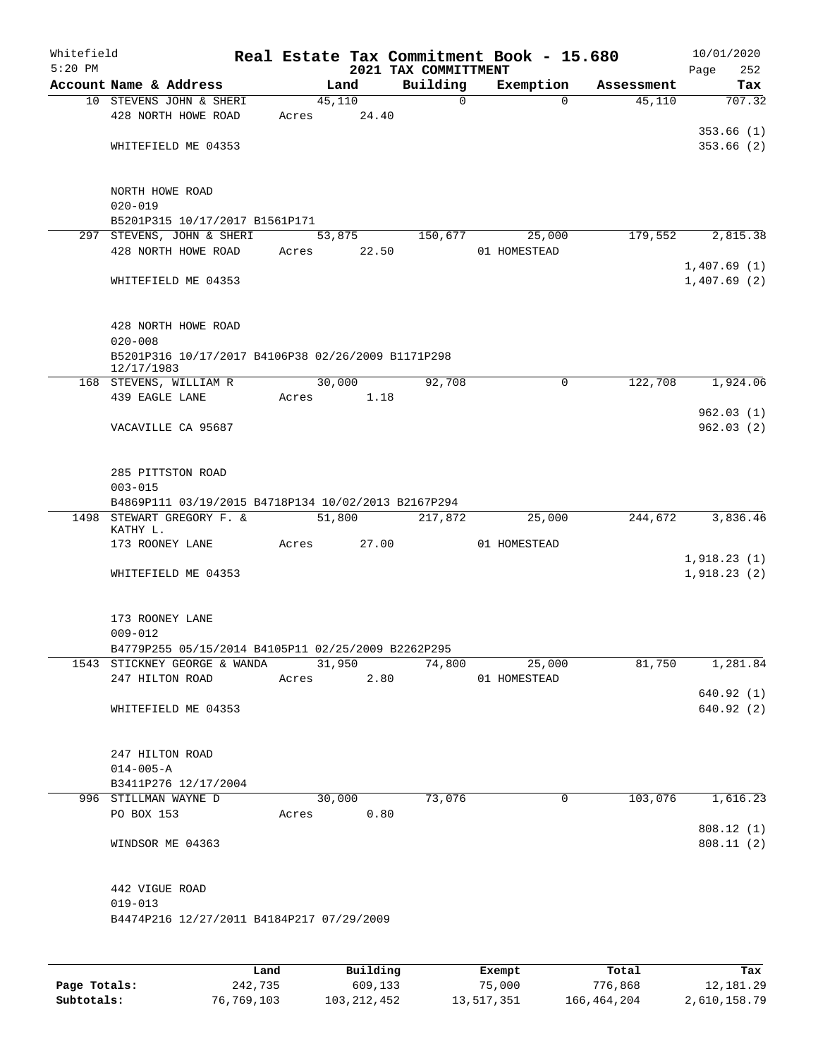Whitefield 5:20 PM

# Real Estate Tax Commitment Book - 15.680

## 2021 TAX COMMITTMENT

10/01/2020

| Account Name & Address | Land | Building | Exemption | Assessment | Tax |
|---|---|---|---|---|---|
| 10 STEVENS JOHN & SHERI | 45,110 | 0 | 0 | 45,110 | 707.32 |
| 428 NORTH HOWE ROAD | Acres 24.40 | | | | |
| | | | | | 353.66 (1) |
| WHITEFIELD ME 04353 | | | | | 353.66 (2) |
| NORTH HOWE ROAD | | | | | |
| 020-019 | | | | | |
| B5201P315 10/17/2017 B1561P171 | | | | | |
| 297 STEVENS, JOHN & SHERI | 53,875 | 150,677 | 25,000 | 179,552 | 2,815.38 |
| 428 NORTH HOWE ROAD | Acres 22.50 | | 01 HOMESTEAD | | |
| | | | | | 1,407.69 (1) |
| WHITEFIELD ME 04353 | | | | | 1,407.69 (2) |
| 428 NORTH HOWE ROAD | | | | | |
| 020-008 | | | | | |
| B5201P316 10/17/2017 B4106P38 02/26/2009 B1171P298 12/17/1983 | | | | | |
| 168 STEVENS, WILLIAM R | 30,000 | 92,708 | 0 | 122,708 | 1,924.06 |
| 439 EAGLE LANE | Acres 1.18 | | | | |
| | | | | | 962.03 (1) |
| VACAVILLE CA 95687 | | | | | 962.03 (2) |
| 285 PITTSTON ROAD | | | | | |
| 003-015 | | | | | |
| B4869P111 03/19/2015 B4718P134 10/02/2013 B2167P294 | | | | | |
| 1498 STEWART GREGORY F. & KATHY L. | 51,800 | 217,872 | 25,000 | 244,672 | 3,836.46 |
| 173 ROONEY LANE | Acres 27.00 | | 01 HOMESTEAD | | |
| | | | | | 1,918.23 (1) |
| WHITEFIELD ME 04353 | | | | | 1,918.23 (2) |
| 173 ROONEY LANE | | | | | |
| 009-012 | | | | | |
| B4779P255 05/15/2014 B4105P11 02/25/2009 B2262P295 | | | | | |
| 1543 STICKNEY GEORGE & WANDA | 31,950 | 74,800 | 25,000 | 81,750 | 1,281.84 |
| 247 HILTON ROAD | Acres 2.80 | | 01 HOMESTEAD | | |
| | | | | | 640.92 (1) |
| WHITEFIELD ME 04353 | | | | | 640.92 (2) |
| 247 HILTON ROAD | | | | | |
| 014-005-A | | | | | |
| B3411P276 12/17/2004 | | | | | |
| 996 STILLMAN WAYNE D | 30,000 | 73,076 | 0 | 103,076 | 1,616.23 |
| PO BOX 153 | Acres 0.80 | | | | |
| | | | | | 808.12 (1) |
| WINDSOR ME 04363 | | | | | 808.11 (2) |
| 442 VIGUE ROAD | | | | | |
| 019-013 | | | | | |
| B4474P216 12/27/2011 B4184P217 07/29/2009 | | | | | |

| | Land | Building | Exempt | Total | Tax |
|---|---|---|---|---|---|
| Page Totals: | 242,735 | 609,133 | 75,000 | 776,868 | 12,181.29 |
| Subtotals: | 76,769,103 | 103,212,452 | 13,517,351 | 166,464,204 | 2,610,158.79 |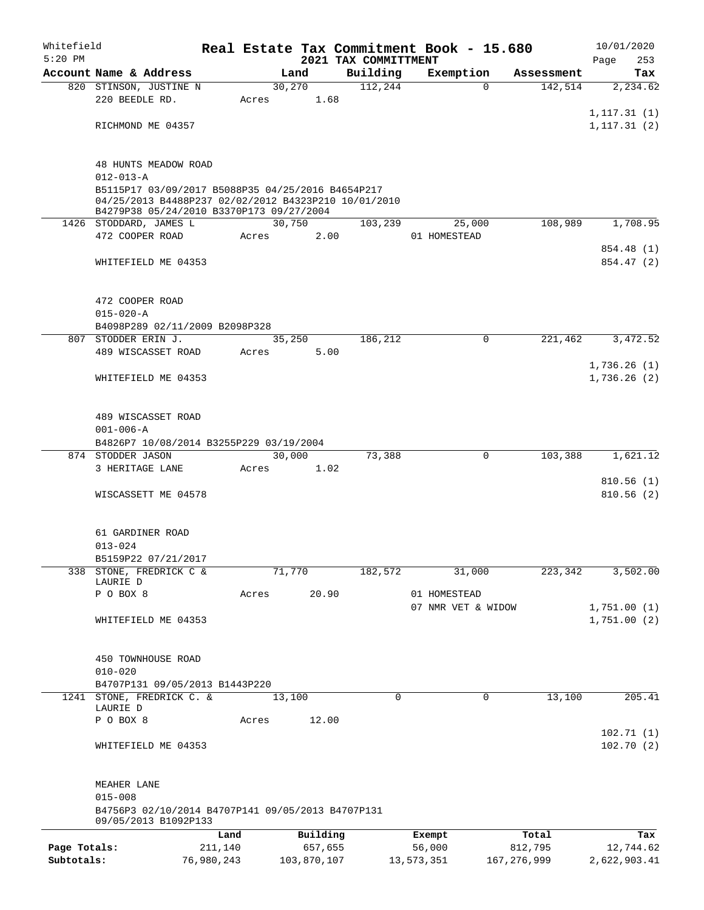Whitefield 5:20 PM

# Real Estate Tax Commitment Book - 15.680

## 2021 TAX COMMITTMENT

10/01/2020 Page 253

| Account Name & Address | Land | Building | Exemption | Assessment | Tax |
|---|---|---|---|---|---|
| 820 STINSON, JUSTINE N | 30,270 | 112,244 | 0 | 142,514 | 2,234.62 |
| 220 BEEDLE RD. | Acres 1.68 | | | | |
| | | | | | 1,117.31 (1) |
| RICHMOND ME 04357 | | | | | 1,117.31 (2) |
| 48 HUNTS MEADOW ROAD | | | | | |
| 012-013-A | | | | | |
| B5115P17 03/09/2017 B5088P35 04/25/2016 B4654P217 04/25/2013 B4488P237 02/02/2012 B4323P210 10/01/2010 B4279P38 05/24/2010 B3370P173 09/27/2004 | | | | | |
| 1426 STODDARD, JAMES L | 30,750 | 103,239 | 25,000 | 108,989 | 1,708.95 |
| 472 COOPER ROAD | Acres 2.00 | | 01 HOMESTEAD | | |
| | | | | | 854.48 (1) |
| WHITEFIELD ME 04353 | | | | | 854.47 (2) |
| 472 COOPER ROAD | | | | | |
| 015-020-A | | | | | |
| B4098P289 02/11/2009 B2098P328 | | | | | |
| 807 STODDER ERIN J. | 35,250 | 186,212 | 0 | 221,462 | 3,472.52 |
| 489 WISCASSET ROAD | Acres 5.00 | | | | |
| | | | | | 1,736.26 (1) |
| WHITEFIELD ME 04353 | | | | | 1,736.26 (2) |
| 489 WISCASSET ROAD | | | | | |
| 001-006-A | | | | | |
| B4826P7 10/08/2014 B3255P229 03/19/2004 | | | | | |
| 874 STODDER JASON | 30,000 | 73,388 | 0 | 103,388 | 1,621.12 |
| 3 HERITAGE LANE | Acres 1.02 | | | | |
| | | | | | 810.56 (1) |
| WISCASSETT ME 04578 | | | | | 810.56 (2) |
| 61 GARDINER ROAD | | | | | |
| 013-024 | | | | | |
| B5159P22 07/21/2017 | | | | | |
| 338 STONE, FREDRICK C & LAURIE D | 71,770 | 182,572 | 31,000 | 223,342 | 3,502.00 |
| P O BOX 8 | Acres 20.90 | | 01 HOMESTEAD | | |
| | | | 07 NMR VET & WIDOW | | 1,751.00 (1) |
| WHITEFIELD ME 04353 | | | | | 1,751.00 (2) |
| 450 TOWNHOUSE ROAD | | | | | |
| 010-020 | | | | | |
| B4707P131 09/05/2013 B1443P220 | | | | | |
| 1241 STONE, FREDRICK C. & LAURIE D | 13,100 | 0 | 0 | 13,100 | 205.41 |
| P O BOX 8 | Acres 12.00 | | | | |
| | | | | | 102.71 (1) |
| WHITEFIELD ME 04353 | | | | | 102.70 (2) |
| MEAHER LANE | | | | | |
| 015-008 | | | | | |
| B4756P3 02/10/2014 B4707P141 09/05/2013 B4707P131 09/05/2013 B1092P133 | | | | | |

| | Land | Building | Exempt | Total | Tax |
|---|---|---|---|---|---|
| Page Totals: | 211,140 | 657,655 | 56,000 | 812,795 | 12,744.62 |
| Subtotals: | 76,980,243 | 103,870,107 | 13,573,351 | 167,276,999 | 2,622,903.41 |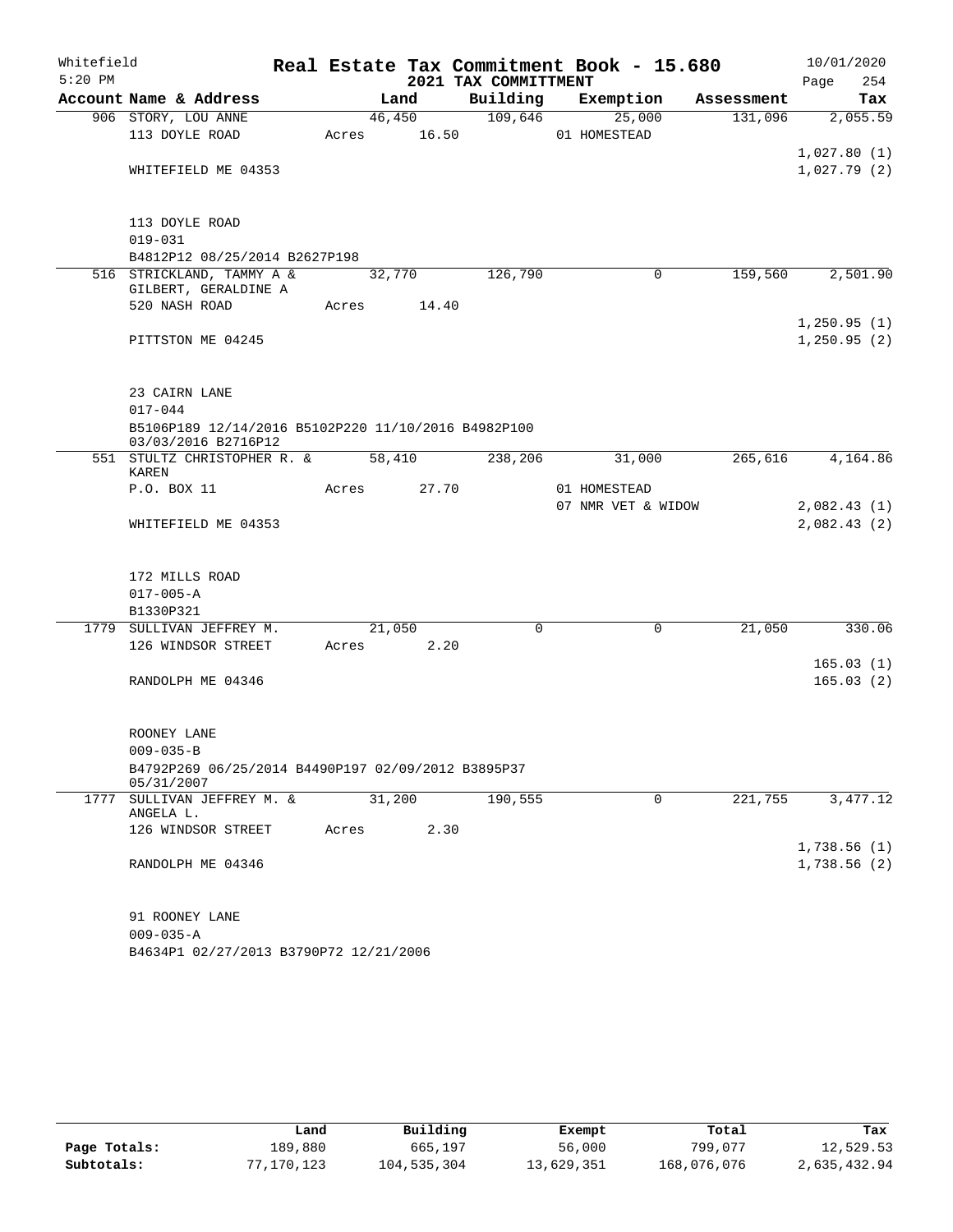Whitefield 5:20 PM

# Real Estate Tax Commitment Book - 15.680

## 2021 TAX COMMITTMENT

10/01/2020 Page 254

| Account Name & Address | Land | Building | Exemption | Assessment | Tax |
|---|---|---|---|---|---|
| 906 STORY, LOU ANNE | 46,450 | 109,646 | 25,000 | 131,096 | 2,055.59 |
| 113 DOYLE ROAD | Acres 16.50 | | 01 HOMESTEAD | | |
| | | | | | 1,027.80 (1) |
| WHITEFIELD ME 04353 | | | | | 1,027.79 (2) |
| 113 DOYLE ROAD | | | | | |
| 019-031 | | | | | |
| B4812P12 08/25/2014 B2627P198 | | | | | |
| 516 STRICKLAND, TAMMY A & GILBERT, GERALDINE A | 32,770 | 126,790 | 0 | 159,560 | 2,501.90 |
| 520 NASH ROAD | Acres 14.40 | | | | |
| | | | | | 1,250.95 (1) |
| PITTSTON ME 04245 | | | | | 1,250.95 (2) |
| 23 CAIRN LANE | | | | | |
| 017-044 | | | | | |
| B5106P189 12/14/2016 B5102P220 11/10/2016 B4982P100 03/03/2016 B2716P12 | | | | | |
| 551 STULTZ CHRISTOPHER R. & KAREN | 58,410 | 238,206 | 31,000 | 265,616 | 4,164.86 |
| P.O. BOX 11 | Acres 27.70 | | 01 HOMESTEAD | | |
| | | | 07 NMR VET & WIDOW | | 2,082.43 (1) |
| WHITEFIELD ME 04353 | | | | | 2,082.43 (2) |
| 172 MILLS ROAD | | | | | |
| 017-005-A | | | | | |
| B1330P321 | | | | | |
| 1779 SULLIVAN JEFFREY M. | 21,050 | 0 | 0 | 21,050 | 330.06 |
| 126 WINDSOR STREET | Acres 2.20 | | | | |
| | | | | | 165.03 (1) |
| RANDOLPH ME 04346 | | | | | 165.03 (2) |
| ROONEY LANE | | | | | |
| 009-035-B | | | | | |
| B4792P269 06/25/2014 B4490P197 02/09/2012 B3895P37 05/31/2007 | | | | | |
| 1777 SULLIVAN JEFFREY M. & ANGELA L. | 31,200 | 190,555 | 0 | 221,755 | 3,477.12 |
| 126 WINDSOR STREET | Acres 2.30 | | | | |
| | | | | | 1,738.56 (1) |
| RANDOLPH ME 04346 | | | | | 1,738.56 (2) |
| 91 ROONEY LANE | | | | | |
| 009-035-A | | | | | |
| B4634P1 02/27/2013 B3790P72 12/21/2006 | | | | | |

| | Land | Building | Exempt | Total | Tax |
|---|---|---|---|---|---|
| Page Totals: | 189,880 | 665,197 | 56,000 | 799,077 | 12,529.53 |
| Subtotals: | 77,170,123 | 104,535,304 | 13,629,351 | 168,076,076 | 2,635,432.94 |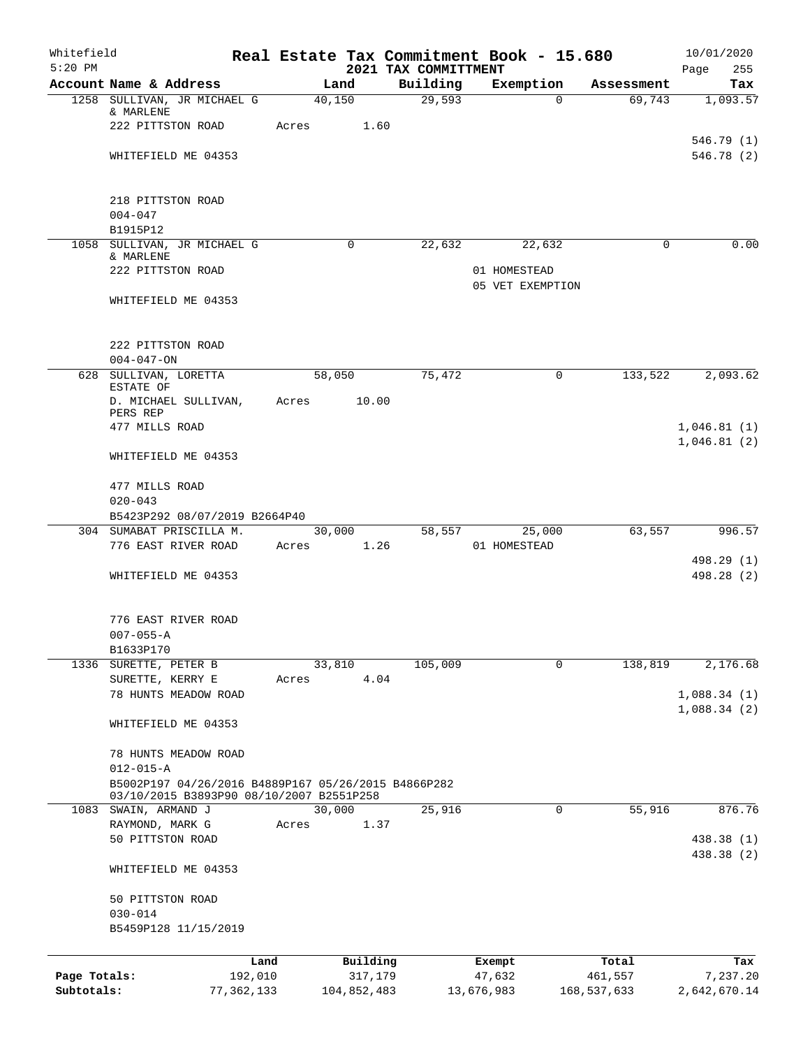Whitefield 5:20 PM

# Real Estate Tax Commitment Book - 15.680
## 2021 TAX COMMITTMENT

10/01/2020

| Account Name & Address | Land | Building | Exemption | Assessment | Tax |
|---|---|---|---|---|---|
| 1258 SULLIVAN, JR MICHAEL G & MARLENE | 40,150 | 29,593 | 0 | 69,743 | 1,093.57 |
| 222 PITTSTON ROAD | Acres 1.60 | | | | |
| | | | | | 546.79 (1) |
| WHITEFIELD ME 04353 | | | | | 546.78 (2) |
| 218 PITTSTON ROAD | | | | | |
| 004-047 | | | | | |
| B1915P12 | | | | | |
| 1058 SULLIVAN, JR MICHAEL G & MARLENE | 0 | 22,632 | 22,632 | 0 | 0.00 |
| 222 PITTSTON ROAD | | | 01 HOMESTEAD | | |
| | | | 05 VET EXEMPTION | | |
| WHITEFIELD ME 04353 | | | | | |
| 222 PITTSTON ROAD | | | | | |
| 004-047-ON | | | | | |
| 628 SULLIVAN, LORETTA ESTATE OF | 58,050 | 75,472 | 0 | 133,522 | 2,093.62 |
| D. MICHAEL SULLIVAN, PERS REP | Acres 10.00 | | | | |
| 477 MILLS ROAD | | | | | 1,046.81 (1) |
| | | | | | 1,046.81 (2) |
| WHITEFIELD ME 04353 | | | | | |
| 477 MILLS ROAD | | | | | |
| 020-043 | | | | | |
| B5423P292 08/07/2019 B2664P40 | | | | | |
| 304 SUMABAT PRISCILLA M. | 30,000 | 58,557 | 25,000 | 63,557 | 996.57 |
| 776 EAST RIVER ROAD | Acres 1.26 | | 01 HOMESTEAD | | |
| | | | | | 498.29 (1) |
| WHITEFIELD ME 04353 | | | | | 498.28 (2) |
| 776 EAST RIVER ROAD | | | | | |
| 007-055-A | | | | | |
| B1633P170 | | | | | |
| 1336 SURETTE, PETER B | 33,810 | 105,009 | 0 | 138,819 | 2,176.68 |
| SURETTE, KERRY E | Acres 4.04 | | | | |
| 78 HUNTS MEADOW ROAD | | | | | 1,088.34 (1) |
| | | | | | 1,088.34 (2) |
| WHITEFIELD ME 04353 | | | | | |
| 78 HUNTS MEADOW ROAD | | | | | |
| 012-015-A | | | | | |
| B5002P197 04/26/2016 B4889P167 05/26/2015 B4866P282 03/10/2015 B3893P90 08/10/2007 B2551P258 | | | | | |
| 1083 SWAIN, ARMAND J | 30,000 | 25,916 | 0 | 55,916 | 876.76 |
| RAYMOND, MARK G | Acres 1.37 | | | | |
| 50 PITTSTON ROAD | | | | | 438.38 (1) |
| | | | | | 438.38 (2) |
| WHITEFIELD ME 04353 | | | | | |
| 50 PITTSTON ROAD | | | | | |
| 030-014 | | | | | |
| B5459P128 11/15/2019 | | | | | |

| | Land | Building | Exempt | Total | Tax |
|---|---|---|---|---|---|
| Page Totals: | 192,010 | 317,179 | 47,632 | 461,557 | 7,237.20 |
| Subtotals: | 77,362,133 | 104,852,483 | 13,676,983 | 168,537,633 | 2,642,670.14 |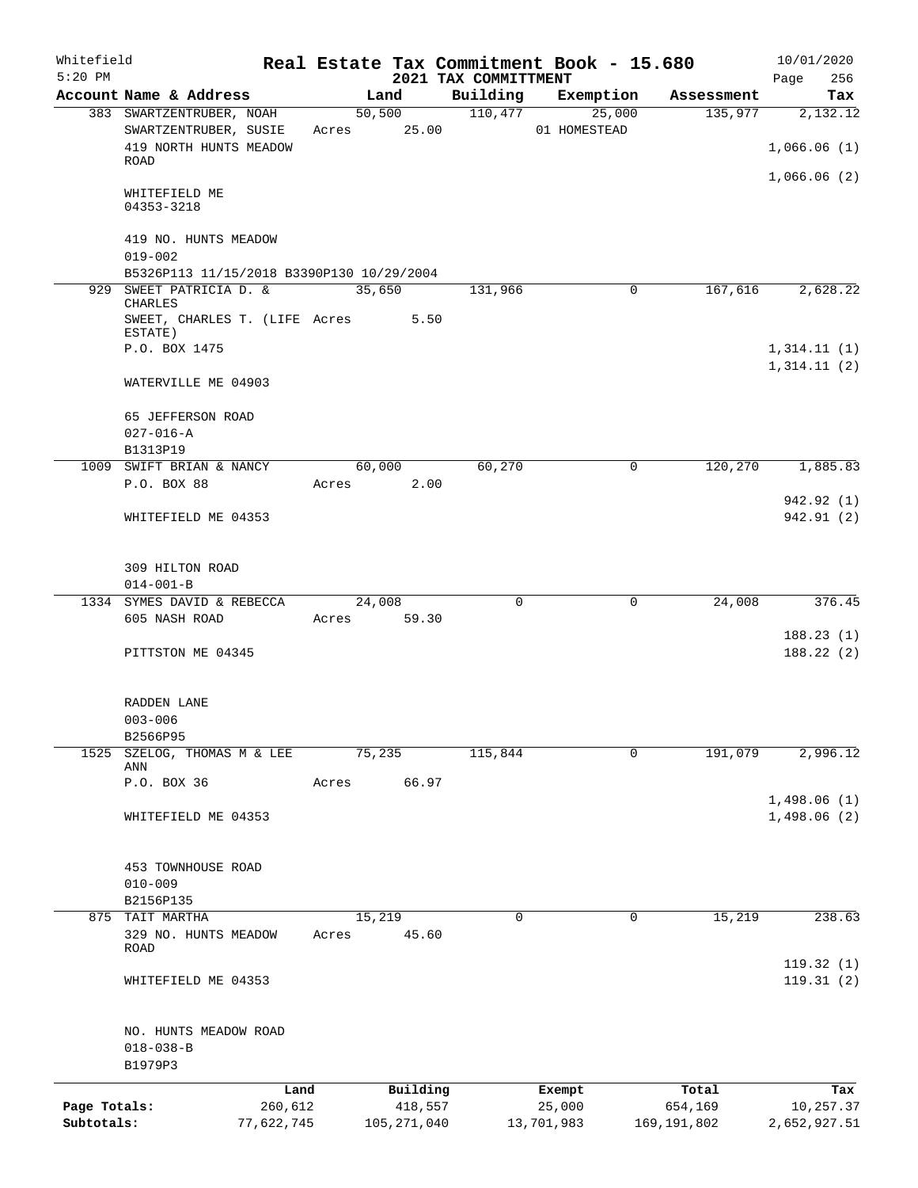Whitefield
5:20 PM

# Real Estate Tax Commitment Book - 15.680

## 2021 TAX COMMITTMENT

10/01/2020

| Account Name & Address | Land | Building | Exemption | Assessment | Tax |
|---|---|---|---|---|---|
| 383 SWARTZENTRUBER, NOAH | 50,500 | 110,477 | 25,000 | 135,977 | 2,132.12 |
| SWARTZENTRUBER, SUSIE | Acres 25.00 | | 01 HOMESTEAD | | |
| 419 NORTH HUNTS MEADOW ROAD | | | | | 1,066.06 (1) |
| | | | | | 1,066.06 (2) |
| WHITEFIELD ME 04353-3218 | | | | | |
| 419 NO. HUNTS MEADOW | | | | | |
| 019-002 | | | | | |
| B5326P113 11/15/2018 B3390P130 10/29/2004 | | | | | |
| 929 SWEET PATRICIA D. & CHARLES | 35,650 | 131,966 | 0 | 167,616 | 2,628.22 |
| SWEET, CHARLES T. (LIFE ESTATE) | Acres 5.50 | | | | |
| P.O. BOX 1475 | | | | | 1,314.11 (1) |
| | | | | | 1,314.11 (2) |
| WATERVILLE ME 04903 | | | | | |
| 65 JEFFERSON ROAD | | | | | |
| 027-016-A | | | | | |
| B1313P19 | | | | | |
| 1009 SWIFT BRIAN & NANCY | 60,000 | 60,270 | 0 | 120,270 | 1,885.83 |
| P.O. BOX 88 | Acres 2.00 | | | | |
| | | | | | 942.92 (1) |
| WHITEFIELD ME 04353 | | | | | 942.91 (2) |
| 309 HILTON ROAD | | | | | |
| 014-001-B | | | | | |
| 1334 SYMES DAVID & REBECCA | 24,008 | 0 | 0 | 24,008 | 376.45 |
| 605 NASH ROAD | Acres 59.30 | | | | |
| | | | | | 188.23 (1) |
| PITTSTON ME 04345 | | | | | 188.22 (2) |
| RADDEN LANE | | | | | |
| 003-006 | | | | | |
| B2566P95 | | | | | |
| 1525 SZELOG, THOMAS M & LEE ANN | 75,235 | 115,844 | 0 | 191,079 | 2,996.12 |
| P.O. BOX 36 | Acres 66.97 | | | | |
| | | | | | 1,498.06 (1) |
| WHITEFIELD ME 04353 | | | | | 1,498.06 (2) |
| 453 TOWNHOUSE ROAD | | | | | |
| 010-009 | | | | | |
| B2156P135 | | | | | |
| 875 TAIT MARTHA | 15,219 | 0 | 0 | 15,219 | 238.63 |
| 329 NO. HUNTS MEADOW ROAD | Acres 45.60 | | | | |
| | | | | | 119.32 (1) |
| WHITEFIELD ME 04353 | | | | | 119.31 (2) |
| NO. HUNTS MEADOW ROAD | | | | | |
| 018-038-B | | | | | |
| B1979P3 | | | | | |

| | Land | Building | Exempt | Total | Tax |
|---|---|---|---|---|---|
| Page Totals: | 260,612 | 418,557 | 25,000 | 654,169 | 10,257.37 |
| Subtotals: | 77,622,745 | 105,271,040 | 13,701,983 | 169,191,802 | 2,652,927.51 |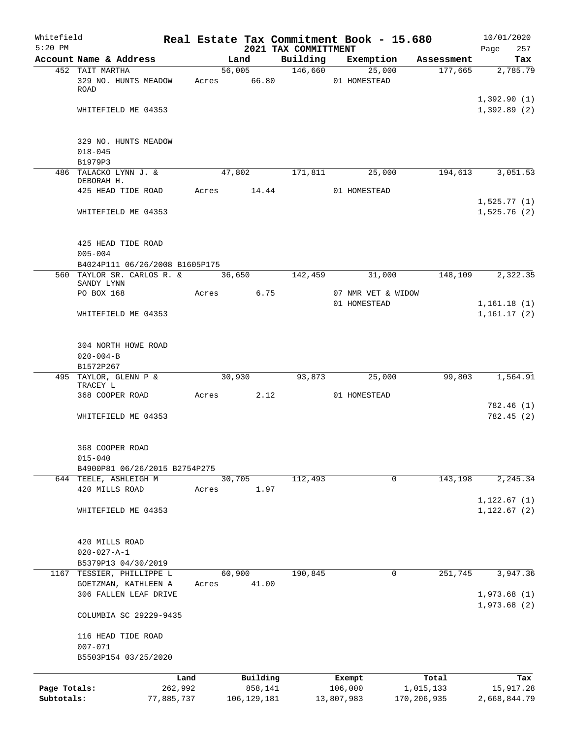Whitefield 5:20 PM

# Real Estate Tax Commitment Book - 15.680

## 2021 TAX COMMITTMENT

10/01/2020

| Account Name & Address | Land | Building | Exemption | Assessment | Tax |
|---|---|---|---|---|---|
| 452 TAIT MARTHA | 56,005 | 146,660 | 25,000 | 177,665 | 2,785.79 |
| 329 NO. HUNTS MEADOW ROAD | Acres 66.80 | | 01 HOMESTEAD | | |
| | | | | | 1,392.90 (1) |
| WHITEFIELD ME 04353 | | | | | 1,392.89 (2) |
| 329 NO. HUNTS MEADOW | | | | | |
| 018-045 | | | | | |
| B1979P3 | | | | | |
| 486 TALACKO LYNN J. & DEBORAH H. | 47,802 | 171,811 | 25,000 | 194,613 | 3,051.53 |
| 425 HEAD TIDE ROAD | Acres 14.44 | | 01 HOMESTEAD | | |
| | | | | | 1,525.77 (1) |
| WHITEFIELD ME 04353 | | | | | 1,525.76 (2) |
| 425 HEAD TIDE ROAD | | | | | |
| 005-004 | | | | | |
| B4024P111 06/26/2008 B1605P175 | | | | | |
| 560 TAYLOR SR. CARLOS R. & SANDY LYNN | 36,650 | 142,459 | 31,000 | 148,109 | 2,322.35 |
| PO BOX 168 | Acres 6.75 | | 07 NMR VET & WIDOW | | |
| | | | 01 HOMESTEAD | | 1,161.18 (1) |
| WHITEFIELD ME 04353 | | | | | 1,161.17 (2) |
| 304 NORTH HOWE ROAD | | | | | |
| 020-004-B | | | | | |
| B1572P267 | | | | | |
| 495 TAYLOR, GLENN P & TRACEY L | 30,930 | 93,873 | 25,000 | 99,803 | 1,564.91 |
| 368 COOPER ROAD | Acres 2.12 | | 01 HOMESTEAD | | |
| | | | | | 782.46 (1) |
| WHITEFIELD ME 04353 | | | | | 782.45 (2) |
| 368 COOPER ROAD | | | | | |
| 015-040 | | | | | |
| B4900P81 06/26/2015 B2754P275 | | | | | |
| 644 TEELE, ASHLEIGH M | 30,705 | 112,493 | 0 | 143,198 | 2,245.34 |
| 420 MILLS ROAD | Acres 1.97 | | | | |
| | | | | | 1,122.67 (1) |
| WHITEFIELD ME 04353 | | | | | 1,122.67 (2) |
| 420 MILLS ROAD | | | | | |
| 020-027-A-1 | | | | | |
| B5379P13 04/30/2019 | | | | | |
| 1167 TESSIER, PHILLIPPE L | 60,900 | 190,845 | 0 | 251,745 | 3,947.36 |
| GOETZMAN, KATHLEEN A | Acres 41.00 | | | | |
| 306 FALLEN LEAF DRIVE | | | | | 1,973.68 (1) |
| | | | | | 1,973.68 (2) |
| COLUMBIA SC 29229-9435 | | | | | |
| 116 HEAD TIDE ROAD | | | | | |
| 007-071 | | | | | |
| B5503P154 03/25/2020 | | | | | |

| | Land | Building | Exempt | Total | Tax |
|---|---|---|---|---|---|
| Page Totals: | 262,992 | 858,141 | 106,000 | 1,015,133 | 15,917.28 |
| Subtotals: | 77,885,737 | 106,129,181 | 13,807,983 | 170,206,935 | 2,668,844.79 |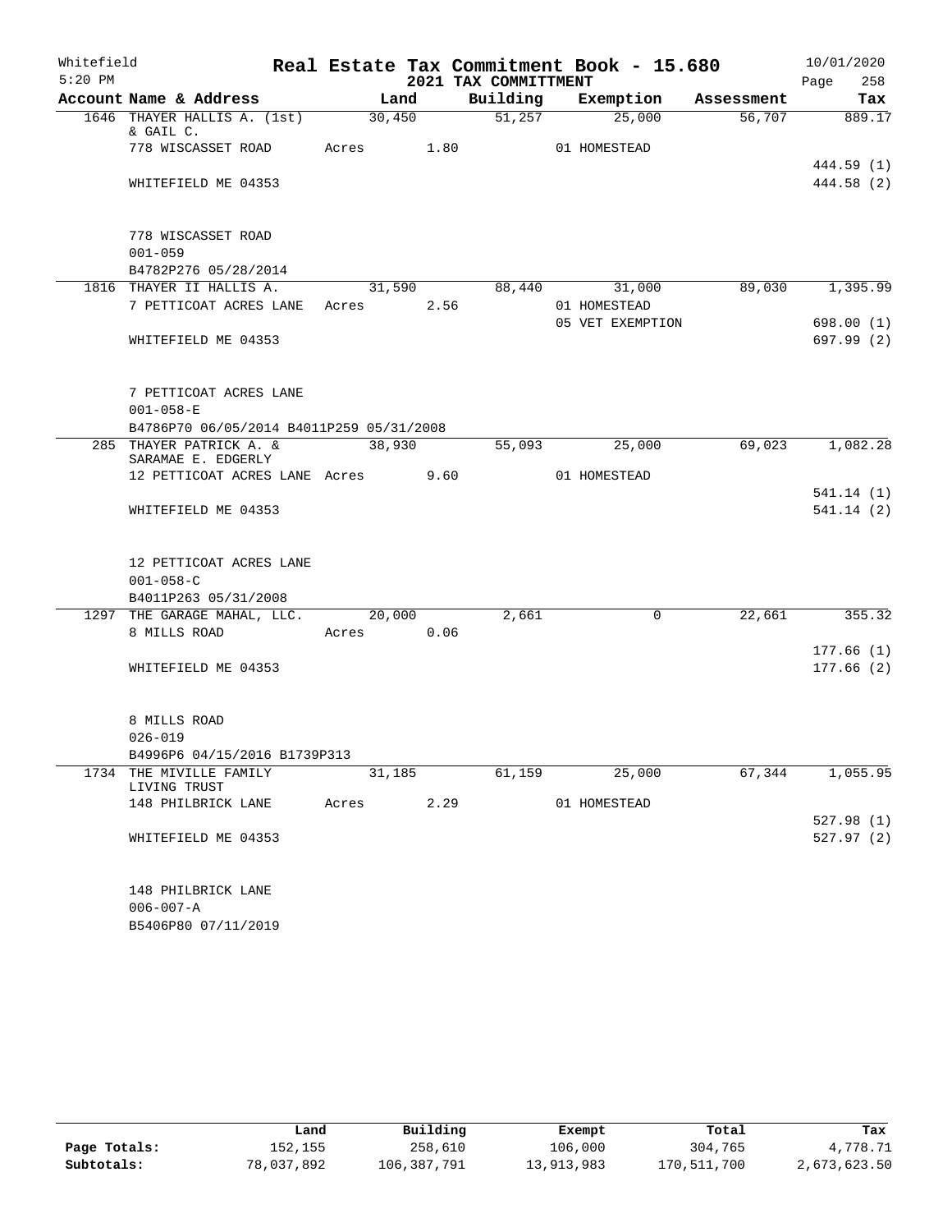Whitefield
5:20 PM

# Real Estate Tax Commitment Book - 15.680
## 2021 TAX COMMITTMENT

10/01/2020
Page 258

| Account Name & Address | Land | | Building | Exemption | Assessment | Tax |
|---|---|---|---|---|---|---|
| 1646 THAYER HALLIS A. (1st) & GAIL C. | 30,450 | | 51,257 | 25,000 | 56,707 | 889.17 |
| 778 WISCASSET ROAD | Acres | 1.80 | | 01 HOMESTEAD | | |
| | | | | | | 444.59 (1) |
| WHITEFIELD ME 04353 | | | | | | 444.58 (2) |
| 778 WISCASSET ROAD | | | | | | |
| 001-059 | | | | | | |
| B4782P276 05/28/2014 | | | | | | |
| 1816 THAYER II HALLIS A. | 31,590 | | 88,440 | 31,000 | 89,030 | 1,395.99 |
| 7 PETTICOAT ACRES LANE | Acres | 2.56 | | 01 HOMESTEAD | | |
| | | | | 05 VET EXEMPTION | | 698.00 (1) |
| WHITEFIELD ME 04353 | | | | | | 697.99 (2) |
| 7 PETTICOAT ACRES LANE | | | | | | |
| 001-058-E | | | | | | |
| B4786P70 06/05/2014 B4011P259 05/31/2008 | | | | | | |
| 285 THAYER PATRICK A. & SARAMAE E. EDGERLY | 38,930 | | 55,093 | 25,000 | 69,023 | 1,082.28 |
| 12 PETTICOAT ACRES LANE | Acres | 9.60 | | 01 HOMESTEAD | | |
| | | | | | | 541.14 (1) |
| WHITEFIELD ME 04353 | | | | | | 541.14 (2) |
| 12 PETTICOAT ACRES LANE | | | | | | |
| 001-058-C | | | | | | |
| B4011P263 05/31/2008 | | | | | | |
| 1297 THE GARAGE MAHAL, LLC. | 20,000 | | 2,661 | 0 | 22,661 | 355.32 |
| 8 MILLS ROAD | Acres | 0.06 | | | | |
| | | | | | | 177.66 (1) |
| WHITEFIELD ME 04353 | | | | | | 177.66 (2) |
| 8 MILLS ROAD | | | | | | |
| 026-019 | | | | | | |
| B4996P6 04/15/2016 B1739P313 | | | | | | |
| 1734 THE MIVILLE FAMILY LIVING TRUST | 31,185 | | 61,159 | 25,000 | 67,344 | 1,055.95 |
| 148 PHILBRICK LANE | Acres | 2.29 | | 01 HOMESTEAD | | |
| | | | | | | 527.98 (1) |
| WHITEFIELD ME 04353 | | | | | | 527.97 (2) |
| 148 PHILBRICK LANE | | | | | | |
| 006-007-A | | | | | | |
| B5406P80 07/11/2019 | | | | | | |

| | Land | Building | Exempt | Total | Tax |
|---|---|---|---|---|---|
| Page Totals: | 152,155 | 258,610 | 106,000 | 304,765 | 4,778.71 |
| Subtotals: | 78,037,892 | 106,387,791 | 13,913,983 | 170,511,700 | 2,673,623.50 |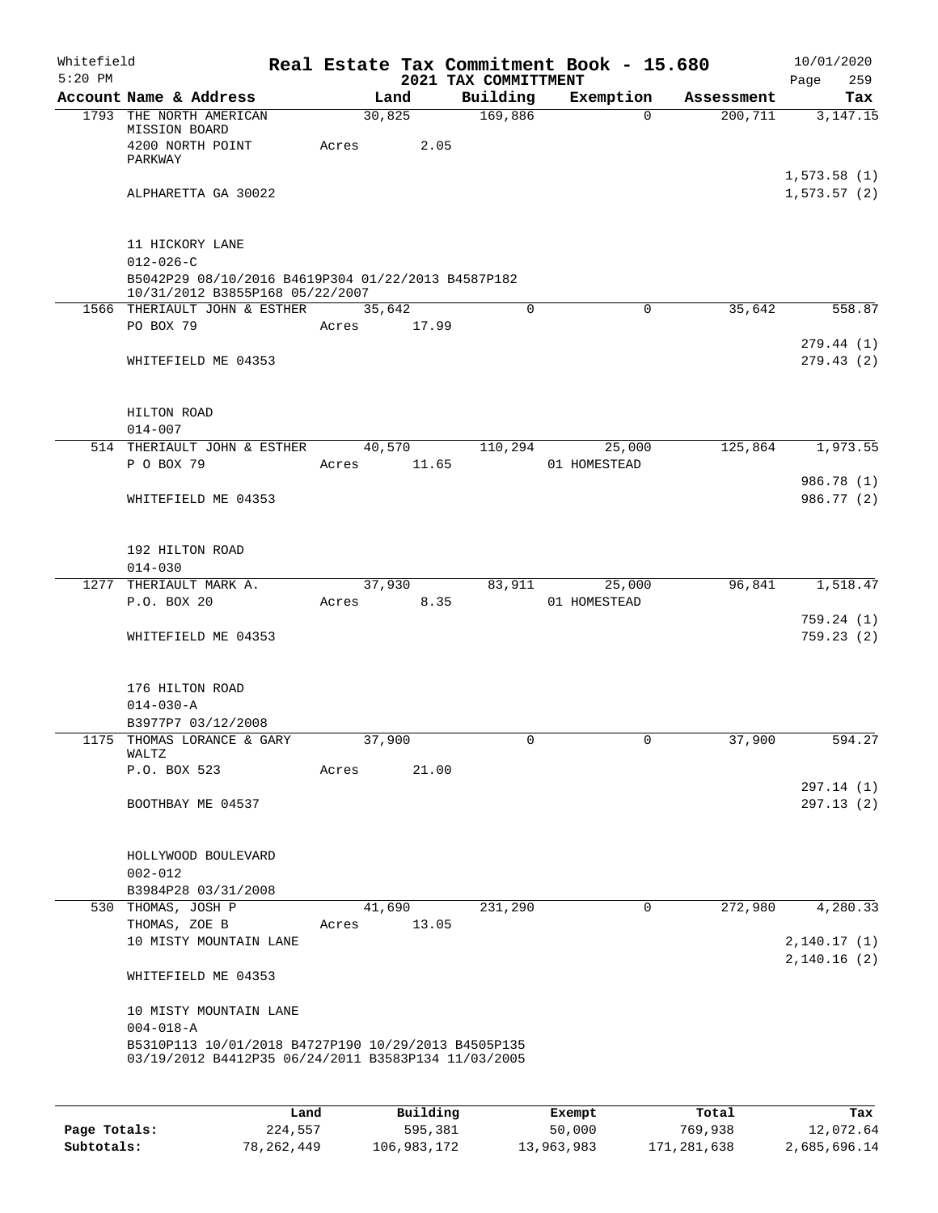Whitefield 5:20 PM

**Real Estate Tax Commitment Book - 15.680**

**2021 TAX COMMITTMENT**

10/01/2020

| Account Name & Address | Land | Building | Exemption | Assessment | Tax |
|---|---|---|---|---|---|
| 1793 THE NORTH AMERICAN MISSION BOARD<br>4200 NORTH POINT PARKWAY<br><br>ALPHARETTA GA 30022<br><br>11 HICKORY LANE<br>012-026-C<br>B5042P29 08/10/2016 B4619P304 01/22/2013 B4587P182 10/31/2012 B3855P168 05/22/2007 | 30,825<br>Acres 2.05 | 169,886 | 0 | 200,711 | 3,147.15<br><br>1,573.58 (1)<br>1,573.57 (2) |
| 1566 THERIAULT JOHN & ESTHER<br>PO BOX 79<br><br>WHITEFIELD ME 04353<br><br>HILTON ROAD<br>014-007 | 35,642<br>Acres 17.99 | 0 | 0 | 35,642 | 558.87<br><br>279.44 (1)<br>279.43 (2) |
| 514 THERIAULT JOHN & ESTHER<br>P O BOX 79<br><br>WHITEFIELD ME 04353<br><br>192 HILTON ROAD<br>014-030 | 40,570<br>Acres 11.65 | 110,294 | 25,000<br>01 HOMESTEAD | 125,864 | 1,973.55<br><br>986.78 (1)<br>986.77 (2) |
| 1277 THERIAULT MARK A.<br>P.O. BOX 20<br><br>WHITEFIELD ME 04353<br><br>176 HILTON ROAD<br>014-030-A<br>B3977P7 03/12/2008 | 37,930<br>Acres 8.35 | 83,911 | 25,000<br>01 HOMESTEAD | 96,841 | 1,518.47<br><br>759.24 (1)<br>759.23 (2) |
| 1175 THOMAS LORANCE & GARY WALTZ<br>P.O. BOX 523<br><br>BOOTHBAY ME 04537<br><br>HOLLYWOOD BOULEVARD<br>002-012<br>B3984P28 03/31/2008 | 37,900<br>Acres 21.00 | 0 | 0 | 37,900 | 594.27<br><br>297.14 (1)<br>297.13 (2) |
| 530 THOMAS, JOSH P<br>THOMAS, ZOE B<br>10 MISTY MOUNTAIN LANE<br><br>WHITEFIELD ME 04353<br><br>10 MISTY MOUNTAIN LANE<br>004-018-A<br>B5310P113 10/01/2018 B4727P190 10/29/2013 B4505P135 03/19/2012 B4412P35 06/24/2011 B3583P134 11/03/2005 | 41,690<br>Acres 13.05 | 231,290 | 0 | 272,980 | 4,280.33<br><br>2,140.17 (1)<br>2,140.16 (2) |

| | Land | Building | Exempt | Total | Tax |
|---|---|---|---|---|---|
| **Page Totals:** | 224,557 | 595,381 | 50,000 | 769,938 | 12,072.64 |
| **Subtotals:** | 78,262,449 | 106,983,172 | 13,963,983 | 171,281,638 | 2,685,696.14 |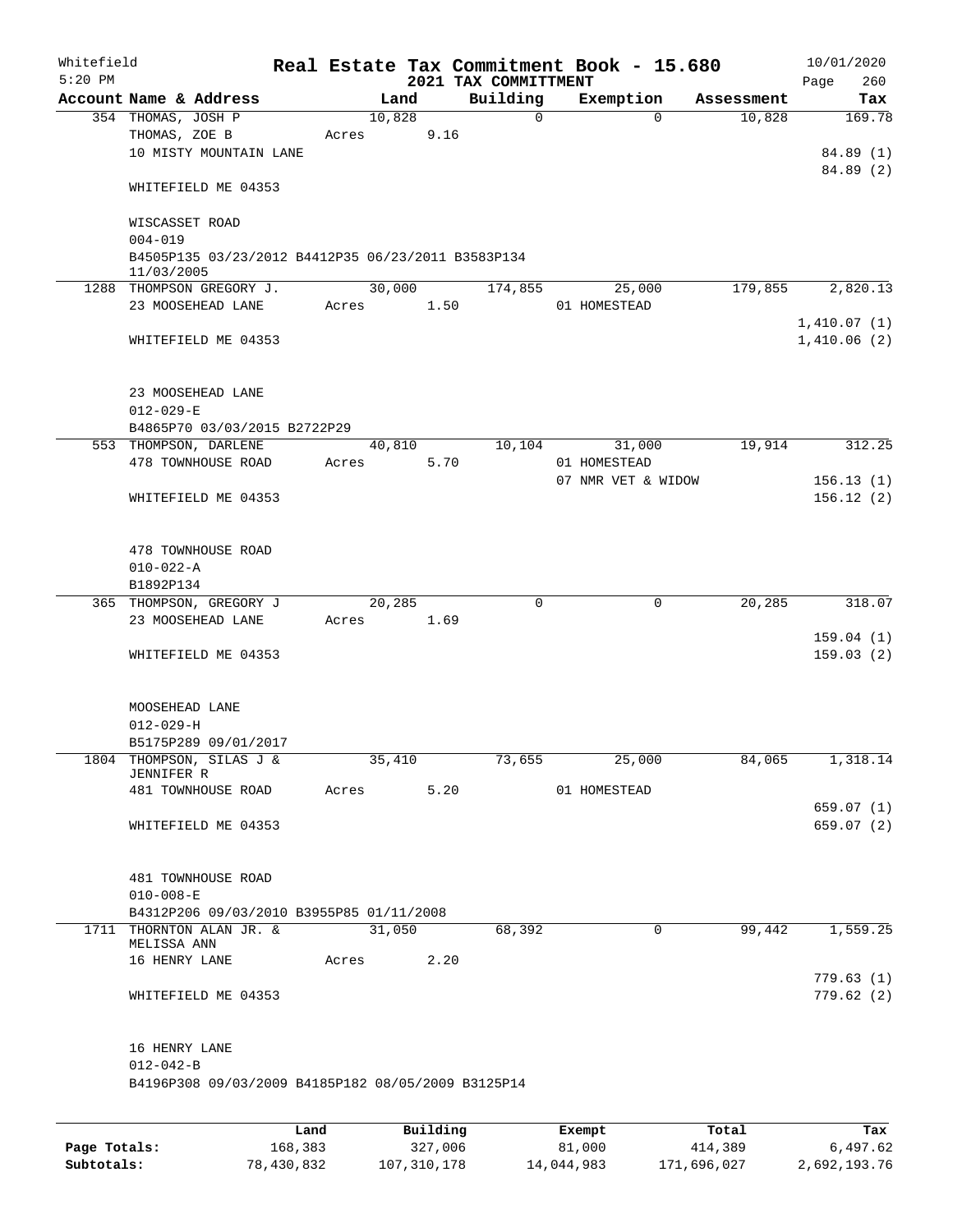Whitefield 5:20 PM

# Real Estate Tax Commitment Book - 15.680

## 2021 TAX COMMITTMENT

10/01/2020 Page 260

| Account Name & Address | Land | Building | Exemption | Assessment | Tax |
|---|---|---|---|---|---|
| 354 THOMAS, JOSH P<br>THOMAS, ZOE B<br>10 MISTY MOUNTAIN LANE<br><br>WHITEFIELD ME 04353<br><br>WISCASSET ROAD<br>004-019<br>B4505P135 03/23/2012 B4412P35 06/23/2011 B3583P134 11/03/2005 | 10,828<br>Acres 9.16 | 0 | 0 | 10,828 | 169.78<br><br>84.89 (1)<br>84.89 (2) |
| 1288 THOMPSON GREGORY J.<br>23 MOOSEHEAD LANE<br><br>WHITEFIELD ME 04353<br><br>23 MOOSEHEAD LANE<br>012-029-E<br>B4865P70 03/03/2015 B2722P29 | 30,000<br>Acres 1.50 | 174,855 | 25,000<br>01 HOMESTEAD | 179,855 | 2,820.13<br><br>1,410.07 (1)<br>1,410.06 (2) |
| 553 THOMPSON, DARLENE<br>478 TOWNHOUSE ROAD<br><br>WHITEFIELD ME 04353<br><br>478 TOWNHOUSE ROAD<br>010-022-A<br>B1892P134 | 40,810<br>Acres 5.70 | 10,104 | 31,000<br>01 HOMESTEAD<br>07 NMR VET & WIDOW | 19,914 | 312.25<br><br>156.13 (1)<br>156.12 (2) |
| 365 THOMPSON, GREGORY J<br>23 MOOSEHEAD LANE<br><br>WHITEFIELD ME 04353<br><br>MOOSEHEAD LANE<br>012-029-H<br>B5175P289 09/01/2017 | 20,285<br>Acres 1.69 | 0 | 0 | 20,285 | 318.07<br><br>159.04 (1)<br>159.03 (2) |
| 1804 THOMPSON, SILAS J & JENNIFER R<br>481 TOWNHOUSE ROAD<br><br>WHITEFIELD ME 04353<br><br>481 TOWNHOUSE ROAD<br>010-008-E<br>B4312P206 09/03/2010 B3955P85 01/11/2008 | 35,410<br>Acres 5.20 | 73,655 | 25,000<br>01 HOMESTEAD | 84,065 | 1,318.14<br><br>659.07 (1)<br>659.07 (2) |
| 1711 THORNTON ALAN JR. & MELISSA ANN<br>16 HENRY LANE<br><br>WHITEFIELD ME 04353<br><br>16 HENRY LANE<br>012-042-B<br>B4196P308 09/03/2009 B4185P182 08/05/2009 B3125P14 | 31,050<br>Acres 2.20 | 68,392 | 0 | 99,442 | 1,559.25<br><br>779.63 (1)<br>779.62 (2) |

| | Land | Building | Exempt | Total | Tax |
|---|---|---|---|---|---|
| Page Totals: | 168,383 | 327,006 | 81,000 | 414,389 | 6,497.62 |
| Subtotals: | 78,430,832 | 107,310,178 | 14,044,983 | 171,696,027 | 2,692,193.76 |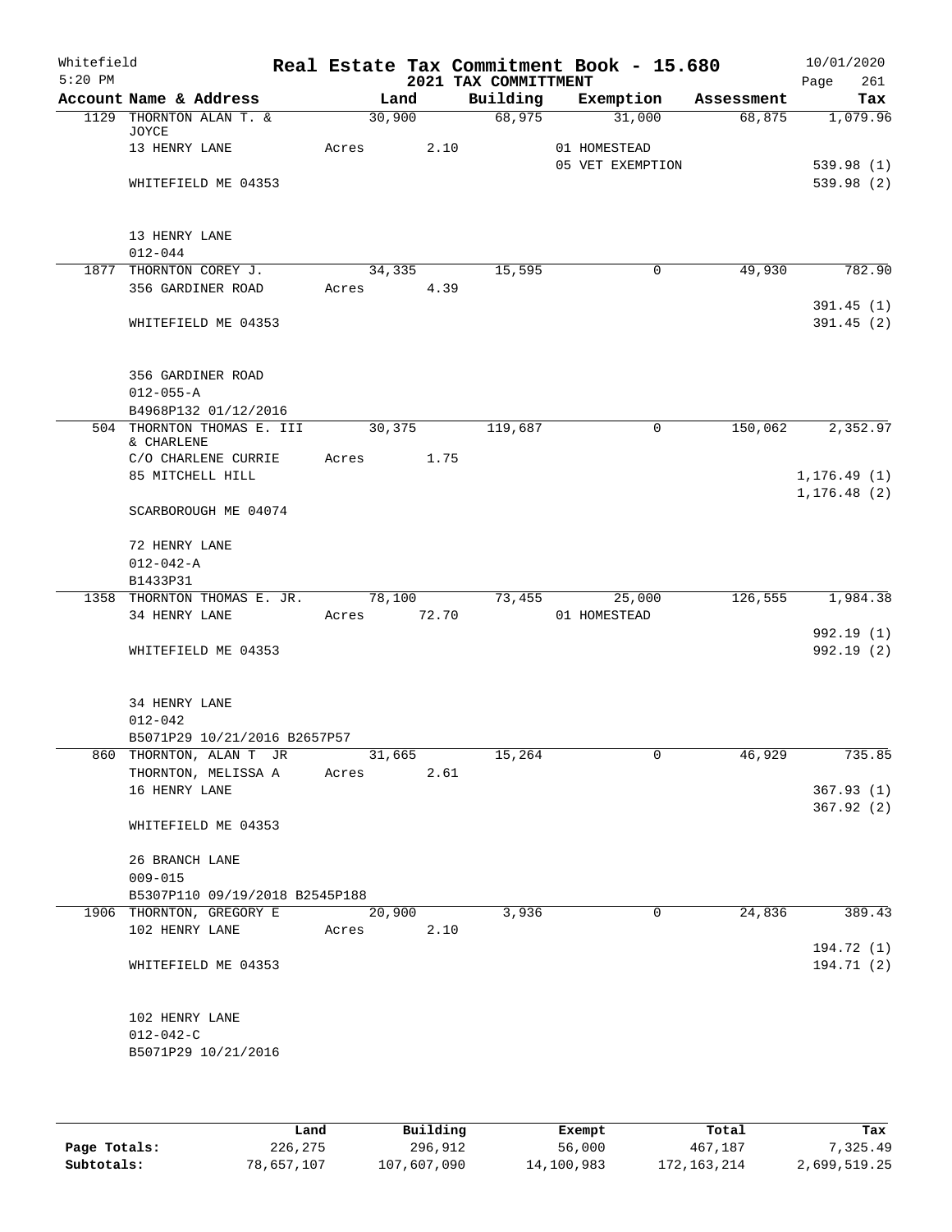Whitefield 5:20 PM

# Real Estate Tax Commitment Book - 15.680

## 2021 TAX COMMITTMENT

10/01/2020 Page 261

| Account | Name & Address | Land | Building | Exemption | Assessment | Tax |
|---|---|---|---|---|---|---|
| 1129 | THORNTON ALAN T. & JOYCE | 30,900 | 68,975 | 31,000 | 68,875 | 1,079.96 |
| | 13 HENRY LANE | Acres 2.10 | | 01 HOMESTEAD | | |
| | | | | 05 VET EXEMPTION | | 539.98 (1) |
| | WHITEFIELD ME 04353 | | | | | 539.98 (2) |
| | 13 HENRY LANE | | | | | |
| | 012-044 | | | | | |
| 1877 | THORNTON COREY J. | 34,335 | 15,595 | 0 | 49,930 | 782.90 |
| | 356 GARDINER ROAD | Acres 4.39 | | | | |
| | | | | | | 391.45 (1) |
| | WHITEFIELD ME 04353 | | | | | 391.45 (2) |
| | 356 GARDINER ROAD | | | | | |
| | 012-055-A | | | | | |
| | B4968P132 01/12/2016 | | | | | |
| 504 | THORNTON THOMAS E. III & CHARLENE | 30,375 | 119,687 | 0 | 150,062 | 2,352.97 |
| | C/O CHARLENE CURRIE | Acres 1.75 | | | | |
| | 85 MITCHELL HILL | | | | | 1,176.49 (1) |
| | | | | | | 1,176.48 (2) |
| | SCARBOROUGH ME 04074 | | | | | |
| | 72 HENRY LANE | | | | | |
| | 012-042-A | | | | | |
| | B1433P31 | | | | | |
| 1358 | THORNTON THOMAS E. JR. | 78,100 | 73,455 | 25,000 | 126,555 | 1,984.38 |
| | 34 HENRY LANE | Acres 72.70 | | 01 HOMESTEAD | | |
| | | | | | | 992.19 (1) |
| | WHITEFIELD ME 04353 | | | | | 992.19 (2) |
| | 34 HENRY LANE | | | | | |
| | 012-042 | | | | | |
| | B5071P29 10/21/2016 B2657P57 | | | | | |
| 860 | THORNTON, ALAN T JR | 31,665 | 15,264 | 0 | 46,929 | 735.85 |
| | THORNTON, MELISSA A | Acres 2.61 | | | | |
| | 16 HENRY LANE | | | | | 367.93 (1) |
| | | | | | | 367.92 (2) |
| | WHITEFIELD ME 04353 | | | | | |
| | 26 BRANCH LANE | | | | | |
| | 009-015 | | | | | |
| | B5307P110 09/19/2018 B2545P188 | | | | | |
| 1906 | THORNTON, GREGORY E | 20,900 | 3,936 | 0 | 24,836 | 389.43 |
| | 102 HENRY LANE | Acres 2.10 | | | | |
| | | | | | | 194.72 (1) |
| | WHITEFIELD ME 04353 | | | | | 194.71 (2) |
| | 102 HENRY LANE | | | | | |
| | 012-042-C | | | | | |
| | B5071P29 10/21/2016 | | | | | |

| | Land | Building | Exempt | Total | Tax |
|---|---|---|---|---|---|
| Page Totals: | 226,275 | 296,912 | 56,000 | 467,187 | 7,325.49 |
| Subtotals: | 78,657,107 | 107,607,090 | 14,100,983 | 172,163,214 | 2,699,519.25 |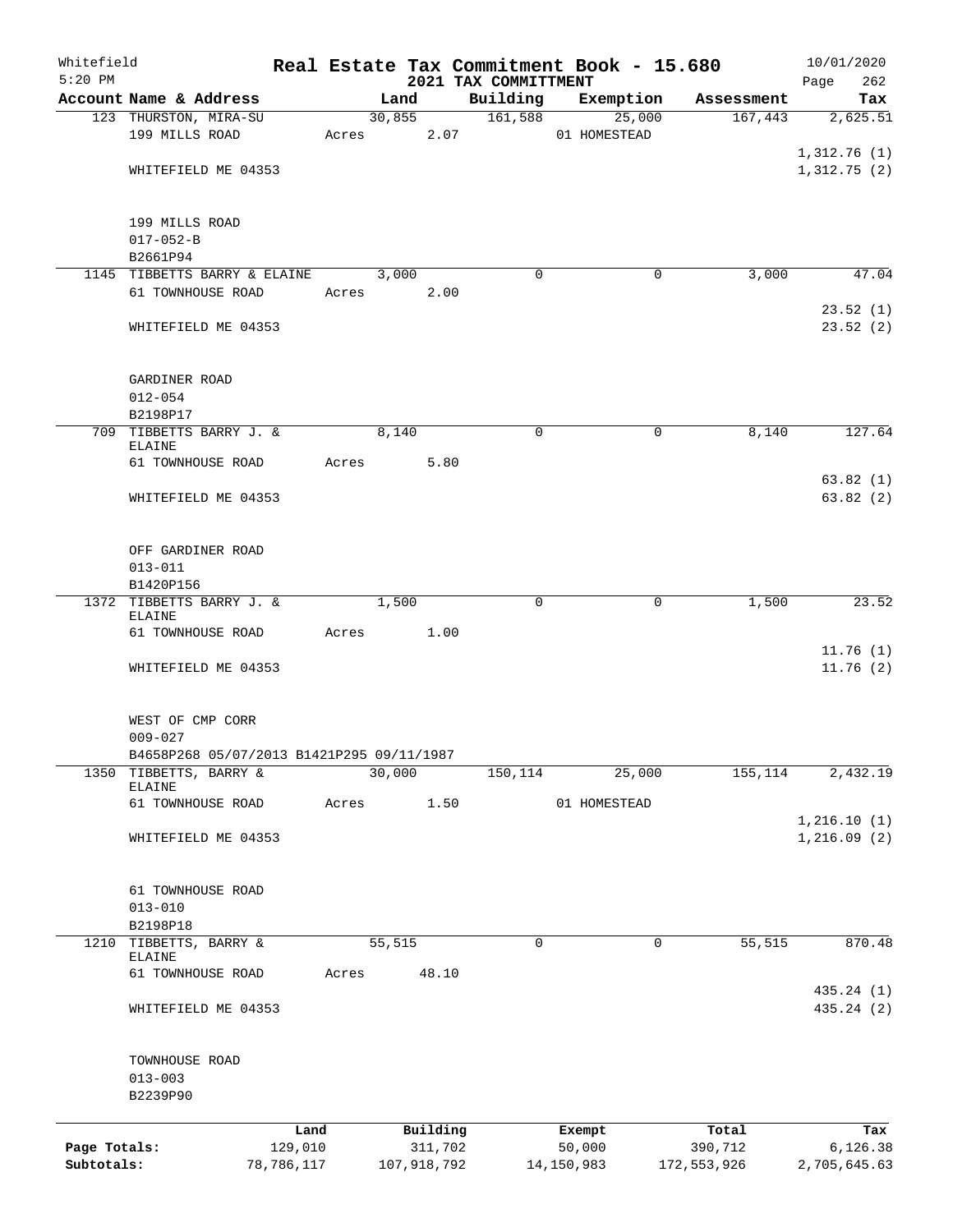Whitefield
5:20 PM

# Real Estate Tax Commitment Book - 15.680

## 2021 TAX COMMITTMENT

10/01/2020

| Account | Name & Address | Land | Building | Exemption | Assessment | Tax |
|---|---|---|---|---|---|---|
| 123 | THURSTON, MIRA-SU | 30,855 | 161,588 | 25,000 | 167,443 | 2,625.51 |
| | 199 MILLS ROAD | Acres 2.07 | | 01 HOMESTEAD | | |
| | | | | | | 1,312.76 (1) |
| | WHITEFIELD ME 04353 | | | | | 1,312.75 (2) |
| | 199 MILLS ROAD | | | | | |
| | 017-052-B | | | | | |
| | B2661P94 | | | | | |
| 1145 | TIBBETTS BARRY & ELAINE | 3,000 | 0 | 0 | 3,000 | 47.04 |
| | 61 TOWNHOUSE ROAD | Acres 2.00 | | | | |
| | | | | | | 23.52 (1) |
| | WHITEFIELD ME 04353 | | | | | 23.52 (2) |
| | GARDINER ROAD | | | | | |
| | 012-054 | | | | | |
| | B2198P17 | | | | | |
| 709 | TIBBETTS BARRY J. & ELAINE | 8,140 | 0 | 0 | 8,140 | 127.64 |
| | 61 TOWNHOUSE ROAD | Acres 5.80 | | | | |
| | | | | | | 63.82 (1) |
| | WHITEFIELD ME 04353 | | | | | 63.82 (2) |
| | OFF GARDINER ROAD | | | | | |
| | 013-011 | | | | | |
| | B1420P156 | | | | | |
| 1372 | TIBBETTS BARRY J. & ELAINE | 1,500 | 0 | 0 | 1,500 | 23.52 |
| | 61 TOWNHOUSE ROAD | Acres 1.00 | | | | |
| | | | | | | 11.76 (1) |
| | WHITEFIELD ME 04353 | | | | | 11.76 (2) |
| | WEST OF CMP CORR | | | | | |
| | 009-027 | | | | | |
| | B4658P268 05/07/2013 B1421P295 09/11/1987 | | | | | |
| 1350 | TIBBETTS, BARRY & ELAINE | 30,000 | 150,114 | 25,000 | 155,114 | 2,432.19 |
| | 61 TOWNHOUSE ROAD | Acres 1.50 | | 01 HOMESTEAD | | |
| | | | | | | 1,216.10 (1) |
| | WHITEFIELD ME 04353 | | | | | 1,216.09 (2) |
| | 61 TOWNHOUSE ROAD | | | | | |
| | 013-010 | | | | | |
| | B2198P18 | | | | | |
| 1210 | TIBBETTS, BARRY & ELAINE | 55,515 | 0 | 0 | 55,515 | 870.48 |
| | 61 TOWNHOUSE ROAD | Acres 48.10 | | | | |
| | | | | | | 435.24 (1) |
| | WHITEFIELD ME 04353 | | | | | 435.24 (2) |
| | TOWNHOUSE ROAD | | | | | |
| | 013-003 | | | | | |
| | B2239P90 | | | | | |

| | Land | Building | Exempt | Total | Tax |
|---|---|---|---|---|---|
| Page Totals: | 129,010 | 311,702 | 50,000 | 390,712 | 6,126.38 |
| Subtotals: | 78,786,117 | 107,918,792 | 14,150,983 | 172,553,926 | 2,705,645.63 |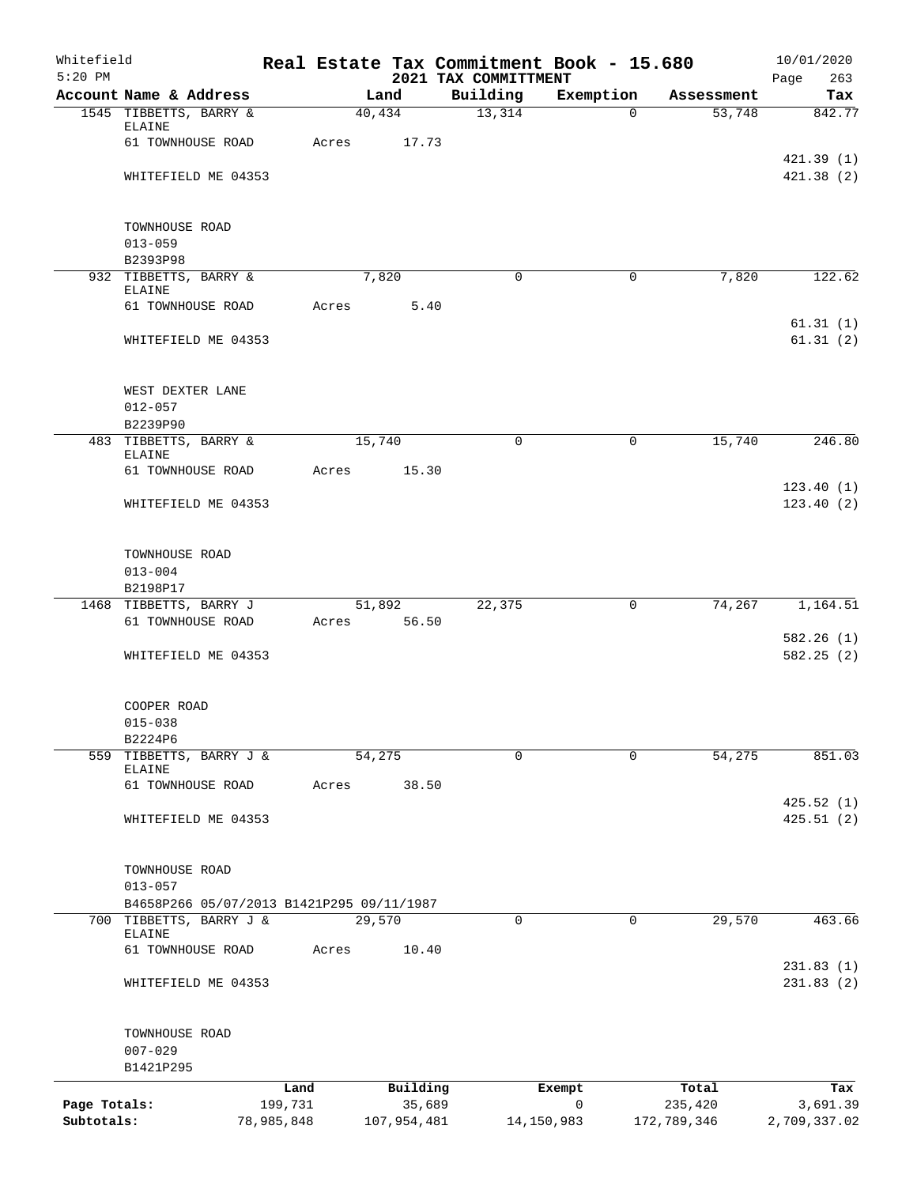Whitefield 5:20 PM

# Real Estate Tax Commitment Book - 15.680

## 2021 TAX COMMITTMENT

10/01/2020

| Account | Name & Address | Land | Building | Exemption | Assessment | Tax |
|---|---|---|---|---|---|---|
| 1545 | TIBBETTS, BARRY & ELAINE<br>61 TOWNHOUSE ROAD<br>WHITEFIELD ME 04353<br><br>TOWNHOUSE ROAD<br>013-059<br>B2393P98 | 40,434<br>Acres 17.73 | 13,314 | 0 | 53,748 | 842.77<br>421.39 (1)<br>421.38 (2) |
| 932 | TIBBETTS, BARRY & ELAINE<br>61 TOWNHOUSE ROAD<br>WHITEFIELD ME 04353<br><br>WEST DEXTER LANE<br>012-057<br>B2239P90 | 7,820<br>Acres 5.40 | 0 | 0 | 7,820 | 122.62<br>61.31 (1)<br>61.31 (2) |
| 483 | TIBBETTS, BARRY & ELAINE<br>61 TOWNHOUSE ROAD<br>WHITEFIELD ME 04353<br><br>TOWNHOUSE ROAD<br>013-004<br>B2198P17 | 15,740<br>Acres 15.30 | 0 | 0 | 15,740 | 246.80<br>123.40 (1)<br>123.40 (2) |
| 1468 | TIBBETTS, BARRY J<br>61 TOWNHOUSE ROAD<br>WHITEFIELD ME 04353<br><br>COOPER ROAD<br>015-038<br>B2224P6 | 51,892<br>Acres 56.50 | 22,375 | 0 | 74,267 | 1,164.51<br>582.26 (1)<br>582.25 (2) |
| 559 | TIBBETTS, BARRY J & ELAINE<br>61 TOWNHOUSE ROAD<br>WHITEFIELD ME 04353<br><br>TOWNHOUSE ROAD<br>013-057<br>B4658P266 05/07/2013 B1421P295 09/11/1987 | 54,275<br>Acres 38.50 | 0 | 0 | 54,275 | 851.03<br>425.52 (1)<br>425.51 (2) |
| 700 | TIBBETTS, BARRY J & ELAINE<br>61 TOWNHOUSE ROAD<br>WHITEFIELD ME 04353<br><br>TOWNHOUSE ROAD<br>007-029<br>B1421P295 | 29,570<br>Acres 10.40 | 0 | 0 | 29,570 | 463.66<br>231.83 (1)<br>231.83 (2) |

| | Land | Building | Exempt | Total | Tax |
|---|---|---|---|---|---|
| Page Totals: | 199,731 | 35,689 | 0 | 235,420 | 3,691.39 |
| Subtotals: | 78,985,848 | 107,954,481 | 14,150,983 | 172,789,346 | 2,709,337.02 |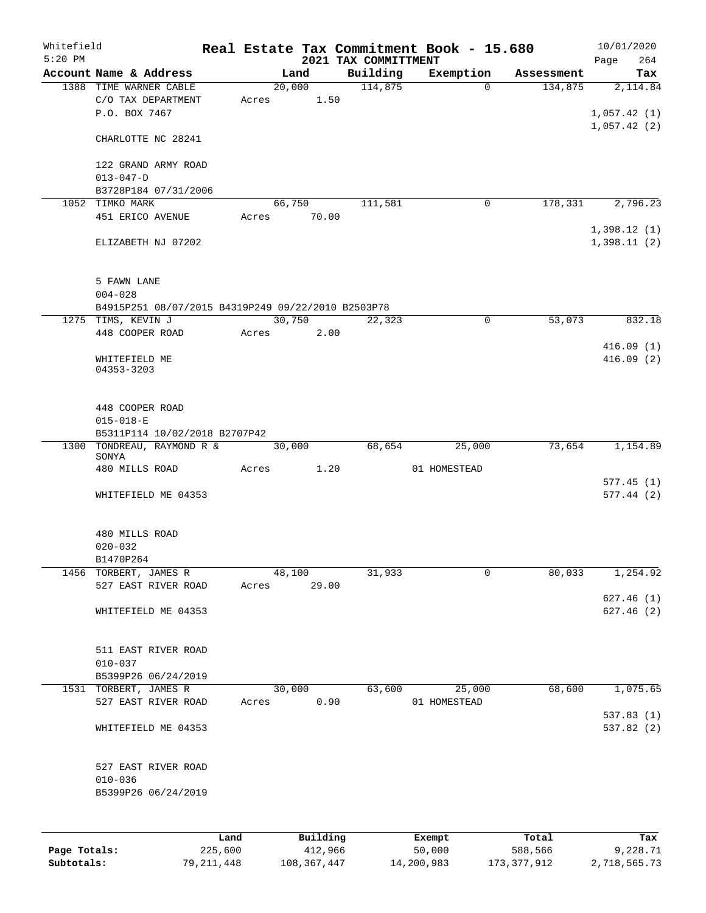Whitefield
5:20 PM

# Real Estate Tax Commitment Book - 15.680
## 2021 TAX COMMITTMENT

10/01/2020

| Account Name & Address | Land | Building | Exemption | Assessment | Tax |
|---|---|---|---|---|---|
| 1388 TIME WARNER CABLE | 20,000 | 114,875 | 0 | 134,875 | 2,114.84 |
| C/O TAX DEPARTMENT | Acres 1.50 | | | | |
| P.O. BOX 7467 | | | | | 1,057.42 (1) |
| | | | | | 1,057.42 (2) |
| CHARLOTTE NC 28241 | | | | | |
| 122 GRAND ARMY ROAD | | | | | |
| 013-047-D | | | | | |
| B3728P184 07/31/2006 | | | | | |
| 1052 TIMKO MARK | 66,750 | 111,581 | 0 | 178,331 | 2,796.23 |
| 451 ERICO AVENUE | Acres 70.00 | | | | |
| | | | | | 1,398.12 (1) |
| ELIZABETH NJ 07202 | | | | | 1,398.11 (2) |
| 5 FAWN LANE | | | | | |
| 004-028 | | | | | |
| B4915P251 08/07/2015 B4319P249 09/22/2010 B2503P78 | | | | | |
| 1275 TIMS, KEVIN J | 30,750 | 22,323 | 0 | 53,073 | 832.18 |
| 448 COOPER ROAD | Acres 2.00 | | | | |
| | | | | | 416.09 (1) |
| WHITEFIELD ME 04353-3203 | | | | | 416.09 (2) |
| 448 COOPER ROAD | | | | | |
| 015-018-E | | | | | |
| B5311P114 10/02/2018 B2707P42 | | | | | |
| 1300 TONDREAU, RAYMOND R & SONYA | 30,000 | 68,654 | 25,000 | 73,654 | 1,154.89 |
| 480 MILLS ROAD | Acres 1.20 | | 01 HOMESTEAD | | |
| | | | | | 577.45 (1) |
| WHITEFIELD ME 04353 | | | | | 577.44 (2) |
| 480 MILLS ROAD | | | | | |
| 020-032 | | | | | |
| B1470P264 | | | | | |
| 1456 TORBERT, JAMES R | 48,100 | 31,933 | 0 | 80,033 | 1,254.92 |
| 527 EAST RIVER ROAD | Acres 29.00 | | | | |
| | | | | | 627.46 (1) |
| WHITEFIELD ME 04353 | | | | | 627.46 (2) |
| 511 EAST RIVER ROAD | | | | | |
| 010-037 | | | | | |
| B5399P26 06/24/2019 | | | | | |
| 1531 TORBERT, JAMES R | 30,000 | 63,600 | 25,000 | 68,600 | 1,075.65 |
| 527 EAST RIVER ROAD | Acres 0.90 | | 01 HOMESTEAD | | |
| | | | | | 537.83 (1) |
| WHITEFIELD ME 04353 | | | | | 537.82 (2) |
| 527 EAST RIVER ROAD | | | | | |
| 010-036 | | | | | |
| B5399P26 06/24/2019 | | | | | |

| | Land | Building | Exempt | Total | Tax |
|---|---|---|---|---|---|
| Page Totals: | 225,600 | 412,966 | 50,000 | 588,566 | 9,228.71 |
| Subtotals: | 79,211,448 | 108,367,447 | 14,200,983 | 173,377,912 | 2,718,565.73 |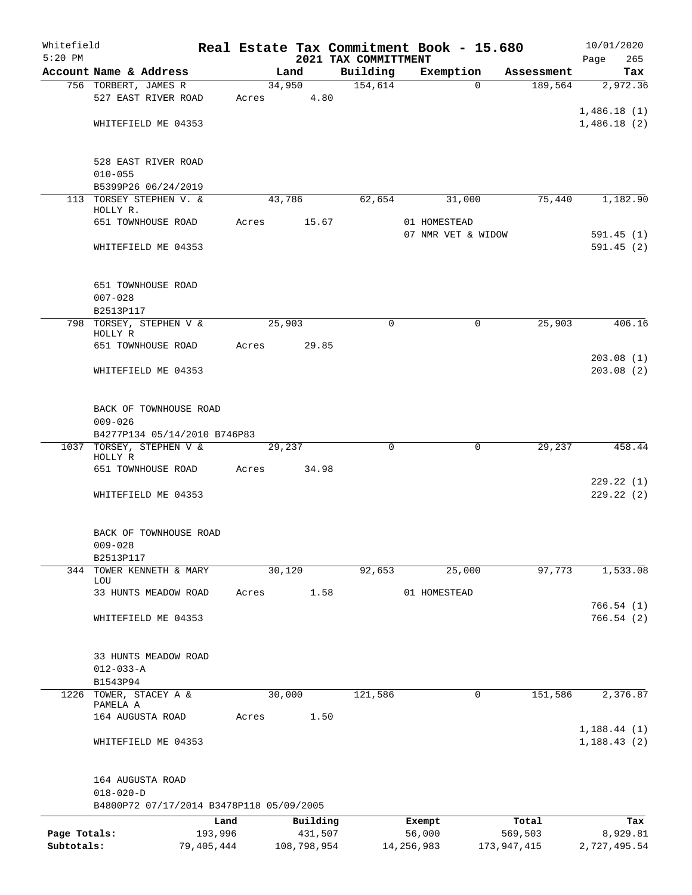# Real Estate Tax Commitment Book - 15.680

Whitefield 5:20 PM — 2021 TAX COMMITTMENT — 10/01/2020

| Account Name & Address | Land | Building | Exemption | Assessment | Tax |
|---|---|---|---|---|---|
| 756 TORBERT, JAMES R | 34,950 | 154,614 | 0 | 189,564 | 2,972.36 |
| 527 EAST RIVER ROAD | Acres 4.80 | | | | |
| | | | | | 1,486.18 (1) |
| WHITEFIELD ME 04353 | | | | | 1,486.18 (2) |
| 528 EAST RIVER ROAD | | | | | |
| 010-055 | | | | | |
| B5399P26 06/24/2019 | | | | | |
| 113 TORSEY STEPHEN V. & HOLLY R. | 43,786 | 62,654 | 31,000 | 75,440 | 1,182.90 |
| 651 TOWNHOUSE ROAD | Acres 15.67 | | 01 HOMESTEAD | | |
| | | | 07 NMR VET & WIDOW | | 591.45 (1) |
| WHITEFIELD ME 04353 | | | | | 591.45 (2) |
| 651 TOWNHOUSE ROAD | | | | | |
| 007-028 | | | | | |
| B2513P117 | | | | | |
| 798 TORSEY, STEPHEN V & HOLLY R | 25,903 | 0 | 0 | 25,903 | 406.16 |
| 651 TOWNHOUSE ROAD | Acres 29.85 | | | | |
| | | | | | 203.08 (1) |
| WHITEFIELD ME 04353 | | | | | 203.08 (2) |
| BACK OF TOWNHOUSE ROAD | | | | | |
| 009-026 | | | | | |
| B4277P134 05/14/2010 B746P83 | | | | | |
| 1037 TORSEY, STEPHEN V & HOLLY R | 29,237 | 0 | 0 | 29,237 | 458.44 |
| 651 TOWNHOUSE ROAD | Acres 34.98 | | | | |
| | | | | | 229.22 (1) |
| WHITEFIELD ME 04353 | | | | | 229.22 (2) |
| BACK OF TOWNHOUSE ROAD | | | | | |
| 009-028 | | | | | |
| B2513P117 | | | | | |
| 344 TOWER KENNETH & MARY LOU | 30,120 | 92,653 | 25,000 | 97,773 | 1,533.08 |
| 33 HUNTS MEADOW ROAD | Acres 1.58 | | 01 HOMESTEAD | | |
| | | | | | 766.54 (1) |
| WHITEFIELD ME 04353 | | | | | 766.54 (2) |
| 33 HUNTS MEADOW ROAD | | | | | |
| 012-033-A | | | | | |
| B1543P94 | | | | | |
| 1226 TOWER, STACEY A & PAMELA A | 30,000 | 121,586 | 0 | 151,586 | 2,376.87 |
| 164 AUGUSTA ROAD | Acres 1.50 | | | | |
| | | | | | 1,188.44 (1) |
| WHITEFIELD ME 04353 | | | | | 1,188.43 (2) |
| 164 AUGUSTA ROAD | | | | | |
| 018-020-D | | | | | |
| B4800P72 07/17/2014 B3478P118 05/09/2005 | | | | | |

| | Land | Building | Exempt | Total | Tax |
|---|---|---|---|---|---|
| Page Totals: | 193,996 | 431,507 | 56,000 | 569,503 | 8,929.81 |
| Subtotals: | 79,405,444 | 108,798,954 | 14,256,983 | 173,947,415 | 2,727,495.54 |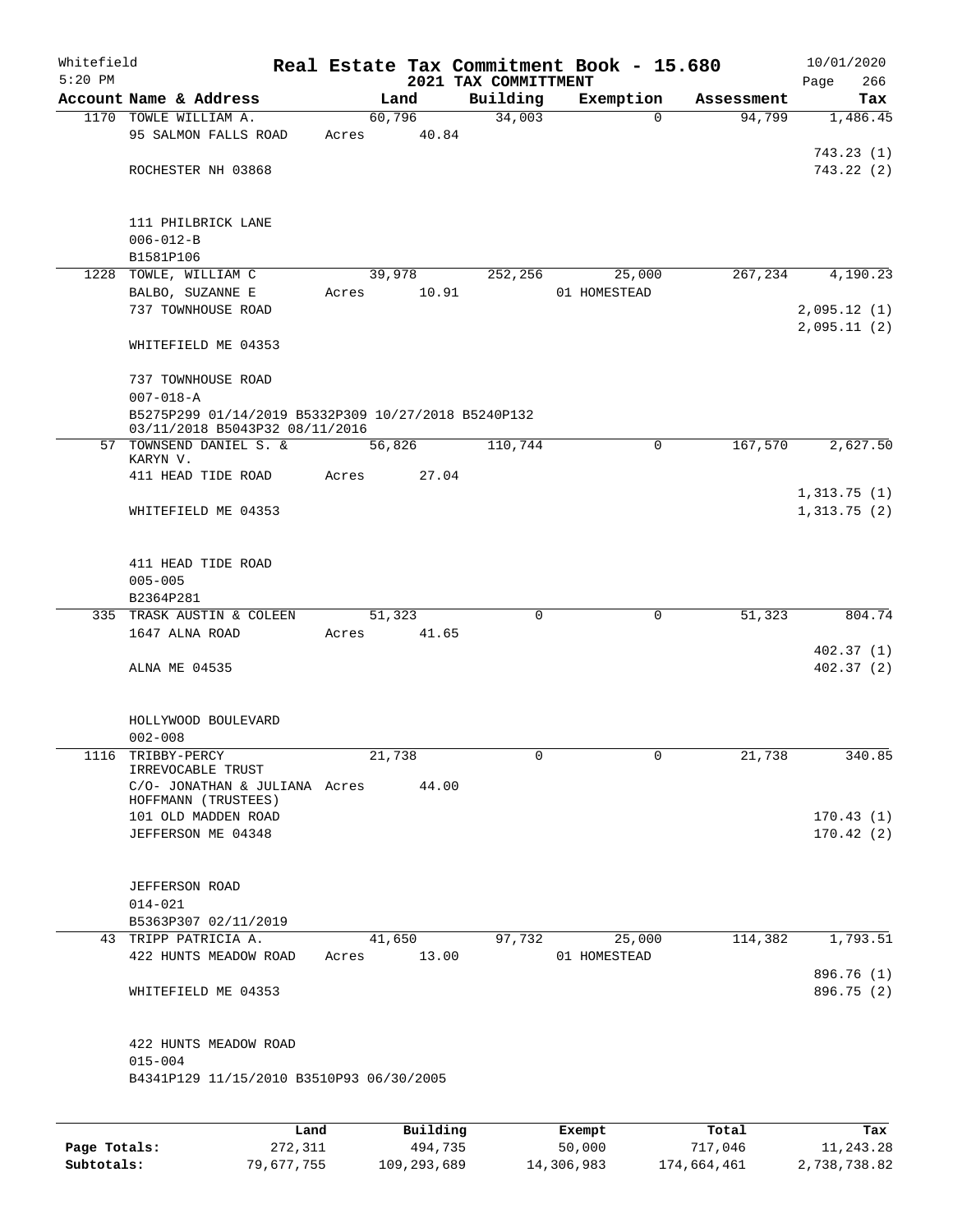Whitefield 5:20 PM

# Real Estate Tax Commitment Book - 15.680

## 2021 TAX COMMITTMENT

10/01/2020

| Account Name & Address | Land | Building | Exemption | Assessment | Tax |
|---|---|---|---|---|---|
| 1170 TOWLE WILLIAM A. | 60,796 | 34,003 | 0 | 94,799 | 1,486.45 |
| 95 SALMON FALLS ROAD | Acres 40.84 | | | | |
| | | | | | 743.23 (1) |
| ROCHESTER NH 03868 | | | | | 743.22 (2) |
| 111 PHILBRICK LANE | | | | | |
| 006-012-B | | | | | |
| B1581P106 | | | | | |
| 1228 TOWLE, WILLIAM C | 39,978 | 252,256 | 25,000 | 267,234 | 4,190.23 |
| BALBO, SUZANNE E | Acres 10.91 | | 01 HOMESTEAD | | |
| 737 TOWNHOUSE ROAD | | | | | 2,095.12 (1) |
| | | | | | 2,095.11 (2) |
| WHITEFIELD ME 04353 | | | | | |
| 737 TOWNHOUSE ROAD | | | | | |
| 007-018-A | | | | | |
| B5275P299 01/14/2019 B5332P309 10/27/2018 B5240P132 03/11/2018 B5043P32 08/11/2016 | | | | | |
| 57 TOWNSEND DANIEL S. & KARYN V. | 56,826 | 110,744 | 0 | 167,570 | 2,627.50 |
| 411 HEAD TIDE ROAD | Acres 27.04 | | | | |
| | | | | | 1,313.75 (1) |
| WHITEFIELD ME 04353 | | | | | 1,313.75 (2) |
| 411 HEAD TIDE ROAD | | | | | |
| 005-005 | | | | | |
| B2364P281 | | | | | |
| 335 TRASK AUSTIN & COLEEN | 51,323 | 0 | 0 | 51,323 | 804.74 |
| 1647 ALNA ROAD | Acres 41.65 | | | | |
| | | | | | 402.37 (1) |
| ALNA ME 04535 | | | | | 402.37 (2) |
| HOLLYWOOD BOULEVARD | | | | | |
| 002-008 | | | | | |
| 1116 TRIBBY-PERCY IRREVOCABLE TRUST | 21,738 | 0 | 0 | 21,738 | 340.85 |
| C/O- JONATHAN & JULIANA HOFFMANN (TRUSTEES) | Acres 44.00 | | | | |
| 101 OLD MADDEN ROAD | | | | | 170.43 (1) |
| JEFFERSON ME 04348 | | | | | 170.42 (2) |
| JEFFERSON ROAD | | | | | |
| 014-021 | | | | | |
| B5363P307 02/11/2019 | | | | | |
| 43 TRIPP PATRICIA A. | 41,650 | 97,732 | 25,000 | 114,382 | 1,793.51 |
| 422 HUNTS MEADOW ROAD | Acres 13.00 | | 01 HOMESTEAD | | |
| | | | | | 896.76 (1) |
| WHITEFIELD ME 04353 | | | | | 896.75 (2) |
| 422 HUNTS MEADOW ROAD | | | | | |
| 015-004 | | | | | |
| B4341P129 11/15/2010 B3510P93 06/30/2005 | | | | | |

| | Land | Building | Exempt | Total | Tax |
|---|---|---|---|---|---|
| Page Totals: | 272,311 | 494,735 | 50,000 | 717,046 | 11,243.28 |
| Subtotals: | 79,677,755 | 109,293,689 | 14,306,983 | 174,664,461 | 2,738,738.82 |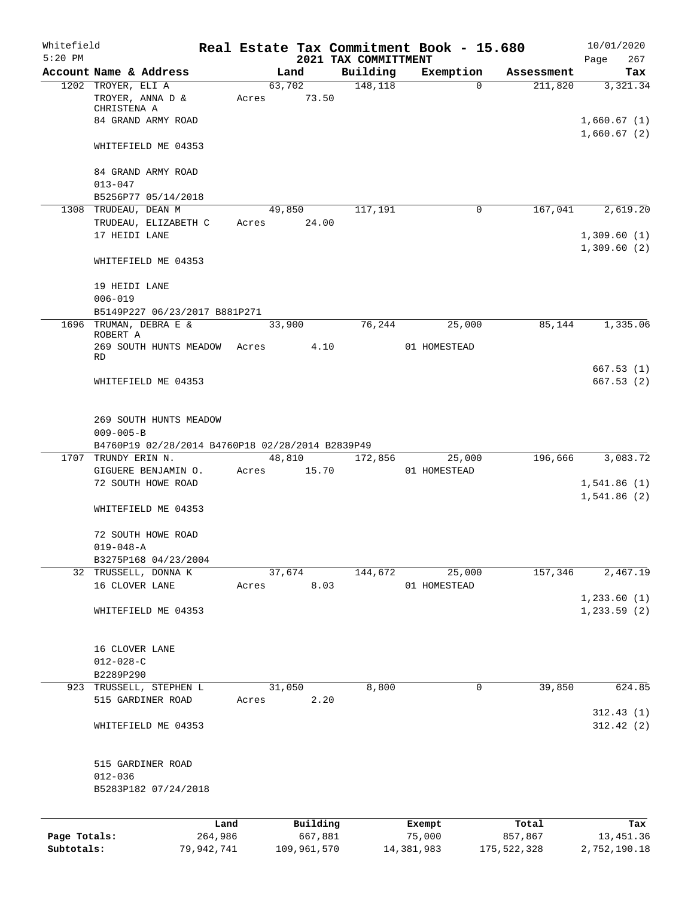Whitefield 5:20 PM

# Real Estate Tax Commitment Book - 15.680

## 2021 TAX COMMITTMENT

10/01/2020 Page 267

| Account Name & Address | Land | Building | Exemption | Assessment | Tax |
|---|---|---|---|---|---|
| 1202 TROYER, ELI A | 63,702 | 148,118 | 0 | 211,820 | 3,321.34 |
| TROYER, ANNA D & CHRISTENA A | Acres 73.50 | | | | |
| 84 GRAND ARMY ROAD | | | | | 1,660.67 (1) |
| | | | | | 1,660.67 (2) |
| WHITEFIELD ME 04353 | | | | | |
| 84 GRAND ARMY ROAD | | | | | |
| 013-047 | | | | | |
| B5256P77 05/14/2018 | | | | | |
| 1308 TRUDEAU, DEAN M | 49,850 | 117,191 | 0 | 167,041 | 2,619.20 |
| TRUDEAU, ELIZABETH C | Acres 24.00 | | | | |
| 17 HEIDI LANE | | | | | 1,309.60 (1) |
| | | | | | 1,309.60 (2) |
| WHITEFIELD ME 04353 | | | | | |
| 19 HEIDI LANE | | | | | |
| 006-019 | | | | | |
| B5149P227 06/23/2017 B881P271 | | | | | |
| 1696 TRUMAN, DEBRA E & ROBERT A | 33,900 | 76,244 | 25,000 | 85,144 | 1,335.06 |
| 269 SOUTH HUNTS MEADOW RD | Acres 4.10 | | 01 HOMESTEAD | | |
| | | | | | 667.53 (1) |
| WHITEFIELD ME 04353 | | | | | 667.53 (2) |
| 269 SOUTH HUNTS MEADOW | | | | | |
| 009-005-B | | | | | |
| B4760P19 02/28/2014 B4760P18 02/28/2014 B2839P49 | | | | | |
| 1707 TRUNDY ERIN N. | 48,810 | 172,856 | 25,000 | 196,666 | 3,083.72 |
| GIGUERE BENJAMIN O. | Acres 15.70 | | 01 HOMESTEAD | | |
| 72 SOUTH HOWE ROAD | | | | | 1,541.86 (1) |
| | | | | | 1,541.86 (2) |
| WHITEFIELD ME 04353 | | | | | |
| 72 SOUTH HOWE ROAD | | | | | |
| 019-048-A | | | | | |
| B3275P168 04/23/2004 | | | | | |
| 32 TRUSSELL, DONNA K | 37,674 | 144,672 | 25,000 | 157,346 | 2,467.19 |
| 16 CLOVER LANE | Acres 8.03 | | 01 HOMESTEAD | | |
| | | | | | 1,233.60 (1) |
| WHITEFIELD ME 04353 | | | | | 1,233.59 (2) |
| 16 CLOVER LANE | | | | | |
| 012-028-C | | | | | |
| B2289P290 | | | | | |
| 923 TRUSSELL, STEPHEN L | 31,050 | 8,800 | 0 | 39,850 | 624.85 |
| 515 GARDINER ROAD | Acres 2.20 | | | | |
| | | | | | 312.43 (1) |
| WHITEFIELD ME 04353 | | | | | 312.42 (2) |
| 515 GARDINER ROAD | | | | | |
| 012-036 | | | | | |
| B5283P182 07/24/2018 | | | | | |

| | Land | Building | Exempt | Total | Tax |
|---|---|---|---|---|---|
| Page Totals: | 264,986 | 667,881 | 75,000 | 857,867 | 13,451.36 |
| Subtotals: | 79,942,741 | 109,961,570 | 14,381,983 | 175,522,328 | 2,752,190.18 |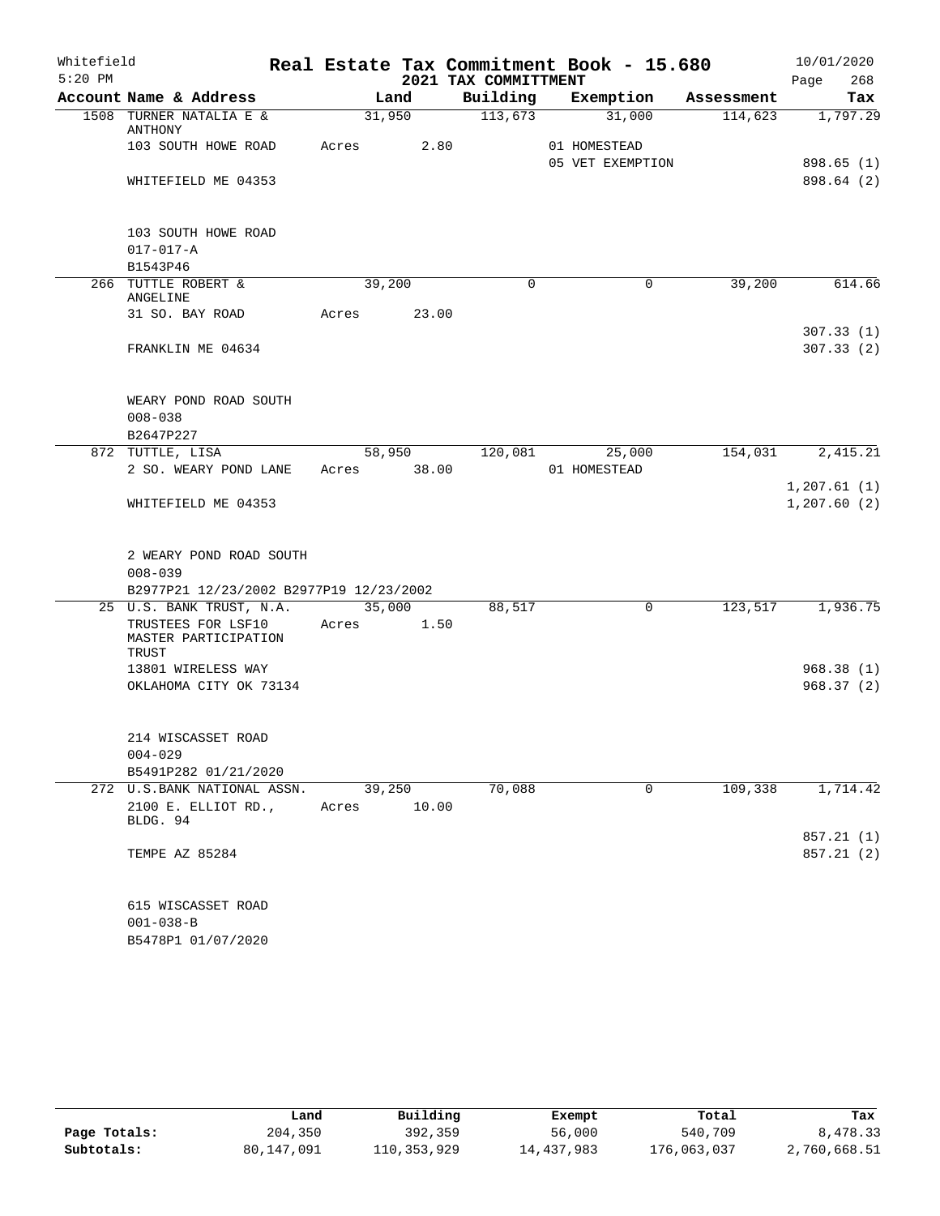Whitefield 5:20 PM

# Real Estate Tax Commitment Book - 15.680

## 2021 TAX COMMITTMENT

10/01/2020 Page 268

| Account Name & Address | Land | Building | Exemption | Assessment | Tax |
|---|---|---|---|---|---|
| 1508 TURNER NATALIA E & ANTHONY | 31,950 | 113,673 | 31,000 | 114,623 | 1,797.29 |
| 103 SOUTH HOWE ROAD | Acres 2.80 | | 01 HOMESTEAD | | |
| | | | 05 VET EXEMPTION | | 898.65 (1) |
| WHITEFIELD ME 04353 | | | | | 898.64 (2) |
| 103 SOUTH HOWE ROAD | | | | | |
| 017-017-A | | | | | |
| B1543P46 | | | | | |
| 266 TUTTLE ROBERT & ANGELINE | 39,200 | 0 | 0 | 39,200 | 614.66 |
| 31 SO. BAY ROAD | Acres 23.00 | | | | |
| | | | | | 307.33 (1) |
| FRANKLIN ME 04634 | | | | | 307.33 (2) |
| WEARY POND ROAD SOUTH | | | | | |
| 008-038 | | | | | |
| B2647P227 | | | | | |
| 872 TUTTLE, LISA | 58,950 | 120,081 | 25,000 | 154,031 | 2,415.21 |
| 2 SO. WEARY POND LANE | Acres 38.00 | | 01 HOMESTEAD | | |
| | | | | | 1,207.61 (1) |
| WHITEFIELD ME 04353 | | | | | 1,207.60 (2) |
| 2 WEARY POND ROAD SOUTH | | | | | |
| 008-039 | | | | | |
| B2977P21 12/23/2002 B2977P19 12/23/2002 | | | | | |
| 25 U.S. BANK TRUST, N.A. | 35,000 | 88,517 | 0 | 123,517 | 1,936.75 |
| TRUSTEES FOR LSF10 MASTER PARTICIPATION TRUST | Acres 1.50 | | | | |
| 13801 WIRELESS WAY | | | | | 968.38 (1) |
| OKLAHOMA CITY OK 73134 | | | | | 968.37 (2) |
| 214 WISCASSET ROAD | | | | | |
| 004-029 | | | | | |
| B5491P282 01/21/2020 | | | | | |
| 272 U.S.BANK NATIONAL ASSN. | 39,250 | 70,088 | 0 | 109,338 | 1,714.42 |
| 2100 E. ELLIOT RD., BLDG. 94 | Acres 10.00 | | | | |
| | | | | | 857.21 (1) |
| TEMPE AZ 85284 | | | | | 857.21 (2) |
| 615 WISCASSET ROAD | | | | | |
| 001-038-B | | | | | |
| B5478P1 01/07/2020 | | | | | |

| | Land | Building | Exempt | Total | Tax |
|---|---|---|---|---|---|
| Page Totals: | 204,350 | 392,359 | 56,000 | 540,709 | 8,478.33 |
| Subtotals: | 80,147,091 | 110,353,929 | 14,437,983 | 176,063,037 | 2,760,668.51 |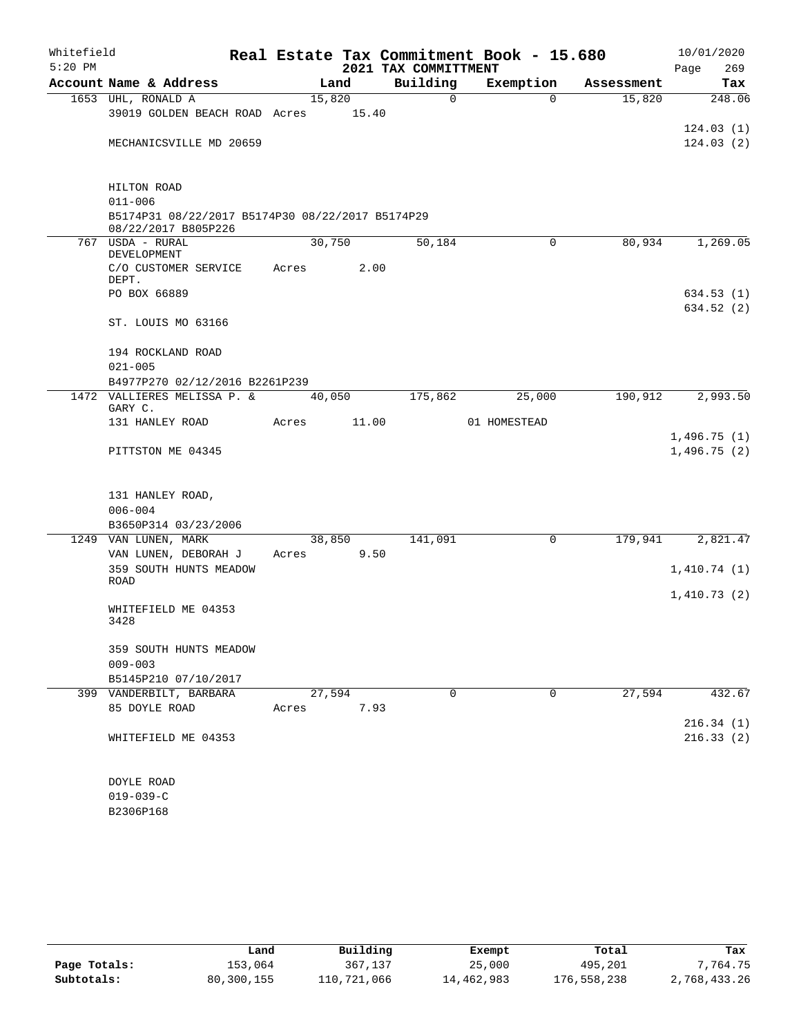Whitefield  
5:20 PM

# Real Estate Tax Commitment Book - 15.680
## 2021 TAX COMMITTMENT

10/01/2020  
Page 269

| Account Name & Address | Land | Building | Exemption | Assessment | Tax |
|---|---|---|---|---|---|
| 1653 UHL, RONALD A | 15,820 | 0 | 0 | 15,820 | 248.06 |
| 39019 GOLDEN BEACH ROAD Acres 15.40 | | | | | |
| | | | | | 124.03 (1) |
| MECHANICSVILLE MD 20659 | | | | | 124.03 (2) |
| HILTON ROAD | | | | | |
| 011-006 | | | | | |
| B5174P31 08/22/2017 B5174P30 08/22/2017 B5174P29 08/22/2017 B805P226 | | | | | |
| 767 USDA - RURAL DEVELOPMENT | 30,750 | 50,184 | 0 | 80,934 | 1,269.05 |
| C/O CUSTOMER SERVICE DEPT. Acres 2.00 | | | | | |
| PO BOX 66889 | | | | | 634.53 (1) |
| | | | | | 634.52 (2) |
| ST. LOUIS MO 63166 | | | | | |
| 194 ROCKLAND ROAD | | | | | |
| 021-005 | | | | | |
| B4977P270 02/12/2016 B2261P239 | | | | | |
| 1472 VALLIERES MELISSA P. & GARY C. | 40,050 | 175,862 | 25,000 | 190,912 | 2,993.50 |
| 131 HANLEY ROAD Acres 11.00 | | | 01 HOMESTEAD | | |
| | | | | | 1,496.75 (1) |
| PITTSTON ME 04345 | | | | | 1,496.75 (2) |
| 131 HANLEY ROAD, | | | | | |
| 006-004 | | | | | |
| B3650P314 03/23/2006 | | | | | |
| 1249 VAN LUNEN, MARK | 38,850 | 141,091 | 0 | 179,941 | 2,821.47 |
| VAN LUNEN, DEBORAH J Acres 9.50 | | | | | |
| 359 SOUTH HUNTS MEADOW ROAD | | | | | 1,410.74 (1) |
| | | | | | 1,410.73 (2) |
| WHITEFIELD ME 04353 3428 | | | | | |
| 359 SOUTH HUNTS MEADOW | | | | | |
| 009-003 | | | | | |
| B5145P210 07/10/2017 | | | | | |
| 399 VANDERBILT, BARBARA | 27,594 | 0 | 0 | 27,594 | 432.67 |
| 85 DOYLE ROAD Acres 7.93 | | | | | |
| | | | | | 216.34 (1) |
| WHITEFIELD ME 04353 | | | | | 216.33 (2) |
| DOYLE ROAD | | | | | |
| 019-039-C | | | | | |
| B2306P168 | | | | | |

| | Land | Building | Exempt | Total | Tax |
|---|---|---|---|---|---|
| Page Totals: | 153,064 | 367,137 | 25,000 | 495,201 | 7,764.75 |
| Subtotals: | 80,300,155 | 110,721,066 | 14,462,983 | 176,558,238 | 2,768,433.26 |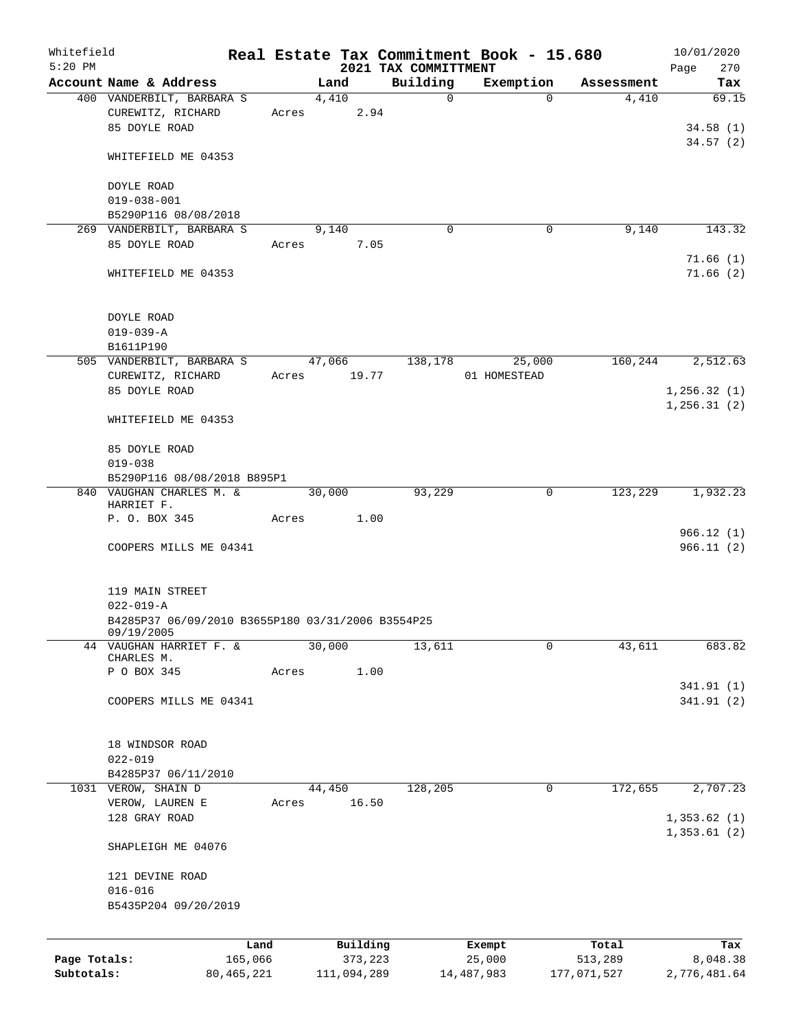Whitefield 5:20 PM

# Real Estate Tax Commitment Book - 15.680

## 2021 TAX COMMITTMENT

10/01/2020

| Account Name & Address | Land | Building | Exemption | Assessment | Tax |
|---|---|---|---|---|---|
| 400 VANDERBILT, BARBARA S | 4,410 | 0 | 0 | 4,410 | 69.15 |
| CUREWITZ, RICHARD | Acres 2.94 | | | | |
| 85 DOYLE ROAD | | | | | 34.58 (1) |
| | | | | | 34.57 (2) |
| WHITEFIELD ME 04353 | | | | | |
| DOYLE ROAD | | | | | |
| 019-038-001 | | | | | |
| B5290P116 08/08/2018 | | | | | |
| 269 VANDERBILT, BARBARA S | 9,140 | 0 | 0 | 9,140 | 143.32 |
| 85 DOYLE ROAD | Acres 7.05 | | | | |
| | | | | | 71.66 (1) |
| WHITEFIELD ME 04353 | | | | | 71.66 (2) |
| DOYLE ROAD | | | | | |
| 019-039-A | | | | | |
| B1611P190 | | | | | |
| 505 VANDERBILT, BARBARA S | 47,066 | 138,178 | 25,000 | 160,244 | 2,512.63 |
| CUREWITZ, RICHARD | Acres 19.77 | | 01 HOMESTEAD | | |
| 85 DOYLE ROAD | | | | | 1,256.32 (1) |
| | | | | | 1,256.31 (2) |
| WHITEFIELD ME 04353 | | | | | |
| 85 DOYLE ROAD | | | | | |
| 019-038 | | | | | |
| B5290P116 08/08/2018 B895P1 | | | | | |
| 840 VAUGHAN CHARLES M. & HARRIET F. | 30,000 | 93,229 | 0 | 123,229 | 1,932.23 |
| P. O. BOX 345 | Acres 1.00 | | | | |
| | | | | | 966.12 (1) |
| COOPERS MILLS ME 04341 | | | | | 966.11 (2) |
| 119 MAIN STREET | | | | | |
| 022-019-A | | | | | |
| B4285P37 06/09/2010 B3655P180 03/31/2006 B3554P25 09/19/2005 | | | | | |
| 44 VAUGHAN HARRIET F. & CHARLES M. | 30,000 | 13,611 | 0 | 43,611 | 683.82 |
| P O BOX 345 | Acres 1.00 | | | | |
| | | | | | 341.91 (1) |
| COOPERS MILLS ME 04341 | | | | | 341.91 (2) |
| 18 WINDSOR ROAD | | | | | |
| 022-019 | | | | | |
| B4285P37 06/11/2010 | | | | | |
| 1031 VEROW, SHAIN D | 44,450 | 128,205 | 0 | 172,655 | 2,707.23 |
| VEROW, LAUREN E | Acres 16.50 | | | | |
| 128 GRAY ROAD | | | | | 1,353.62 (1) |
| | | | | | 1,353.61 (2) |
| SHAPLEIGH ME 04076 | | | | | |
| 121 DEVINE ROAD | | | | | |
| 016-016 | | | | | |
| B5435P204 09/20/2019 | | | | | |

| | Land | Building | Exempt | Total | Tax |
|---|---|---|---|---|---|
| Page Totals: | 165,066 | 373,223 | 25,000 | 513,289 | 8,048.38 |
| Subtotals: | 80,465,221 | 111,094,289 | 14,487,983 | 177,071,527 | 2,776,481.64 |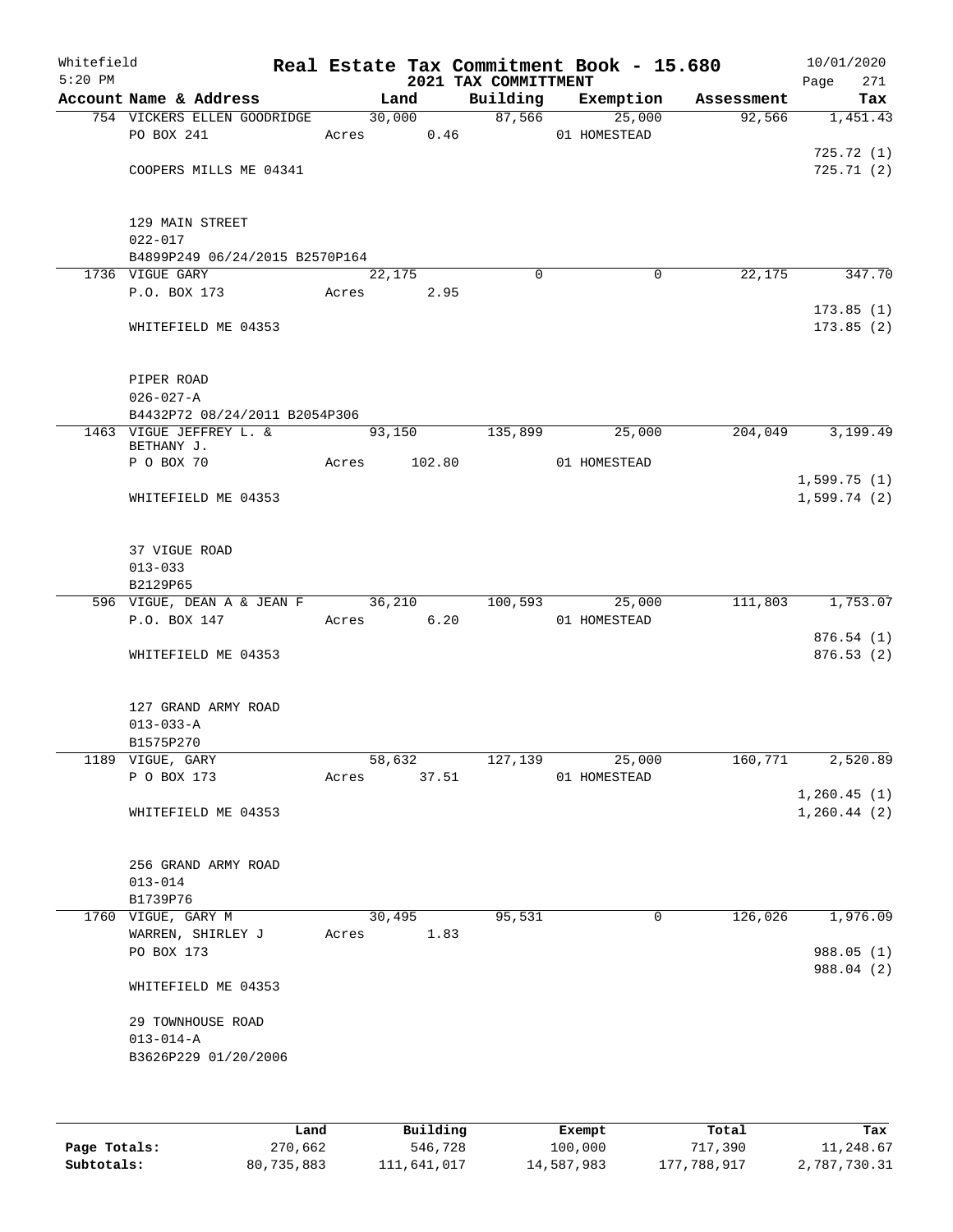Whitefield 5:20 PM

# Real Estate Tax Commitment Book - 15.680

2021 TAX COMMITTMENT

10/01/2020

| Account Name & Address | Land | Building | Exemption | Assessment | Tax |
|---|---|---|---|---|---|
| 754 VICKERS ELLEN GOODRIDGE | 30,000 | 87,566 | 25,000 | 92,566 | 1,451.43 |
| PO BOX 241 | Acres 0.46 | | 01 HOMESTEAD | | |
| | | | | | 725.72 (1) |
| COOPERS MILLS ME 04341 | | | | | 725.71 (2) |
| 129 MAIN STREET | | | | | |
| 022-017 | | | | | |
| B4899P249 06/24/2015 B2570P164 | | | | | |
| 1736 VIGUE GARY | 22,175 | 0 | 0 | 22,175 | 347.70 |
| P.O. BOX 173 | Acres 2.95 | | | | |
| | | | | | 173.85 (1) |
| WHITEFIELD ME 04353 | | | | | 173.85 (2) |
| PIPER ROAD | | | | | |
| 026-027-A | | | | | |
| B4432P72 08/24/2011 B2054P306 | | | | | |
| 1463 VIGUE JEFFREY L. & BETHANY J. | 93,150 | 135,899 | 25,000 | 204,049 | 3,199.49 |
| P O BOX 70 | Acres 102.80 | | 01 HOMESTEAD | | |
| | | | | | 1,599.75 (1) |
| WHITEFIELD ME 04353 | | | | | 1,599.74 (2) |
| 37 VIGUE ROAD | | | | | |
| 013-033 | | | | | |
| B2129P65 | | | | | |
| 596 VIGUE, DEAN A & JEAN F | 36,210 | 100,593 | 25,000 | 111,803 | 1,753.07 |
| P.O. BOX 147 | Acres 6.20 | | 01 HOMESTEAD | | |
| | | | | | 876.54 (1) |
| WHITEFIELD ME 04353 | | | | | 876.53 (2) |
| 127 GRAND ARMY ROAD | | | | | |
| 013-033-A | | | | | |
| B1575P270 | | | | | |
| 1189 VIGUE, GARY | 58,632 | 127,139 | 25,000 | 160,771 | 2,520.89 |
| P O BOX 173 | Acres 37.51 | | 01 HOMESTEAD | | |
| | | | | | 1,260.45 (1) |
| WHITEFIELD ME 04353 | | | | | 1,260.44 (2) |
| 256 GRAND ARMY ROAD | | | | | |
| 013-014 | | | | | |
| B1739P76 | | | | | |
| 1760 VIGUE, GARY M | 30,495 | 95,531 | 0 | 126,026 | 1,976.09 |
| WARREN, SHIRLEY J | Acres 1.83 | | | | |
| PO BOX 173 | | | | | 988.05 (1) |
| | | | | | 988.04 (2) |
| WHITEFIELD ME 04353 | | | | | |
| 29 TOWNHOUSE ROAD | | | | | |
| 013-014-A | | | | | |
| B3626P229 01/20/2006 | | | | | |

| | Land | Building | Exempt | Total | Tax |
|---|---|---|---|---|---|
| Page Totals: | 270,662 | 546,728 | 100,000 | 717,390 | 11,248.67 |
| Subtotals: | 80,735,883 | 111,641,017 | 14,587,983 | 177,788,917 | 2,787,730.31 |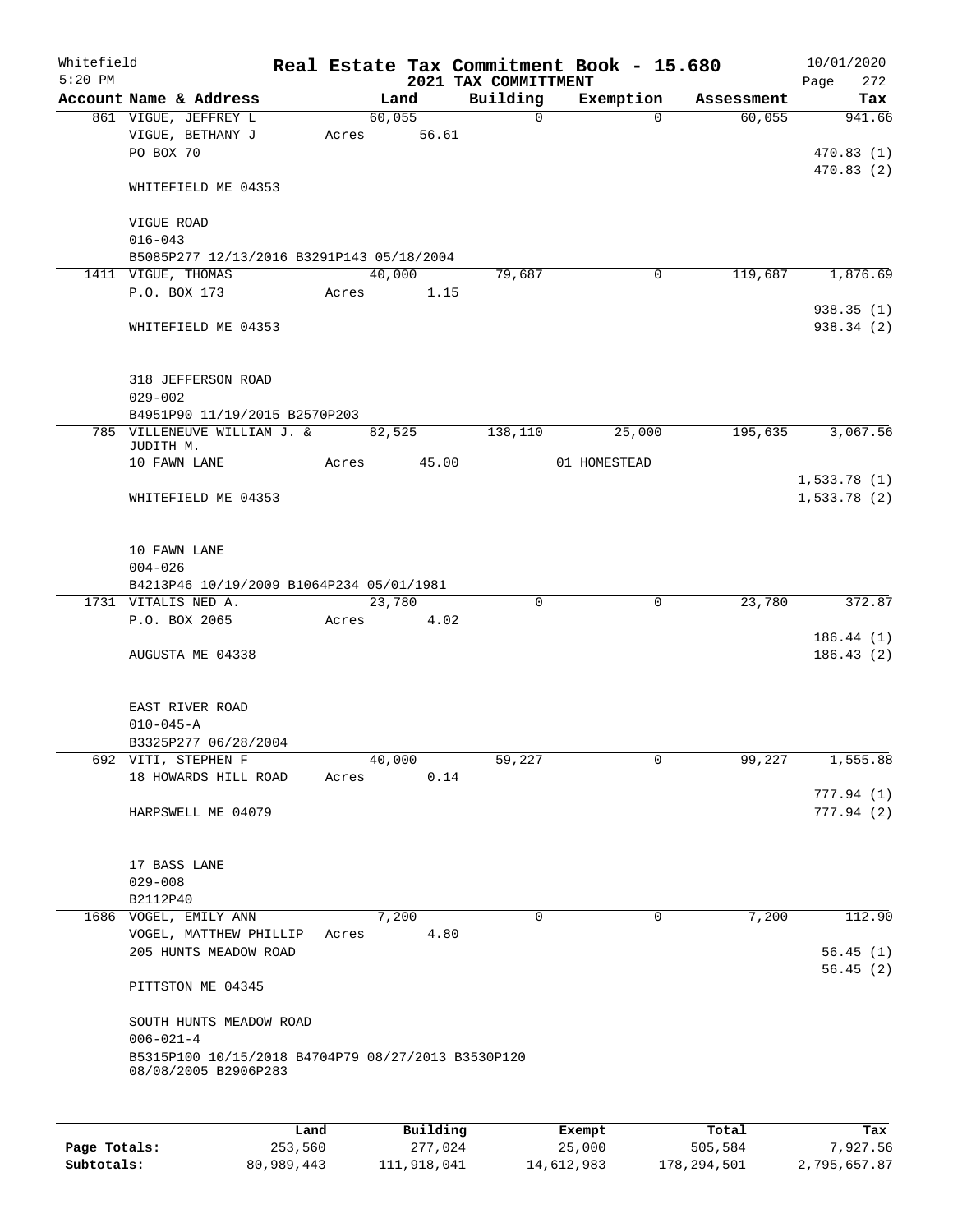Whitefield
5:20 PM

# Real Estate Tax Commitment Book - 15.680
## 2021 TAX COMMITTMENT

10/01/2020
Page 272

| Account Name & Address | Land | Building | Exemption | Assessment | Tax |
|---|---|---|---|---|---|
| 861 VIGUE, JEFFREY L | 60,055 | 0 | 0 | 60,055 | 941.66 |
| VIGUE, BETHANY J | Acres 56.61 | | | | |
| PO BOX 70 | | | | | 470.83 (1) |
| | | | | | 470.83 (2) |
| WHITEFIELD ME 04353 | | | | | |
| VIGUE ROAD | | | | | |
| 016-043 | | | | | |
| B5085P277 12/13/2016 B3291P143 05/18/2004 | | | | | |
| 1411 VIGUE, THOMAS | 40,000 | 79,687 | 0 | 119,687 | 1,876.69 |
| P.O. BOX 173 | Acres 1.15 | | | | |
| | | | | | 938.35 (1) |
| WHITEFIELD ME 04353 | | | | | 938.34 (2) |
| 318 JEFFERSON ROAD | | | | | |
| 029-002 | | | | | |
| B4951P90 11/19/2015 B2570P203 | | | | | |
| 785 VILLENEUVE WILLIAM J. & JUDITH M. | 82,525 | 138,110 | 25,000 | 195,635 | 3,067.56 |
| 10 FAWN LANE | Acres 45.00 | | 01 HOMESTEAD | | |
| | | | | | 1,533.78 (1) |
| WHITEFIELD ME 04353 | | | | | 1,533.78 (2) |
| 10 FAWN LANE | | | | | |
| 004-026 | | | | | |
| B4213P46 10/19/2009 B1064P234 05/01/1981 | | | | | |
| 1731 VITALIS NED A. | 23,780 | 0 | 0 | 23,780 | 372.87 |
| P.O. BOX 2065 | Acres 4.02 | | | | |
| | | | | | 186.44 (1) |
| AUGUSTA ME 04338 | | | | | 186.43 (2) |
| EAST RIVER ROAD | | | | | |
| 010-045-A | | | | | |
| B3325P277 06/28/2004 | | | | | |
| 692 VITI, STEPHEN F | 40,000 | 59,227 | 0 | 99,227 | 1,555.88 |
| 18 HOWARDS HILL ROAD | Acres 0.14 | | | | |
| | | | | | 777.94 (1) |
| HARPSWELL ME 04079 | | | | | 777.94 (2) |
| 17 BASS LANE | | | | | |
| 029-008 | | | | | |
| B2112P40 | | | | | |
| 1686 VOGEL, EMILY ANN | 7,200 | 0 | 0 | 7,200 | 112.90 |
| VOGEL, MATTHEW PHILLIP | Acres 4.80 | | | | |
| 205 HUNTS MEADOW ROAD | | | | | 56.45 (1) |
| | | | | | 56.45 (2) |
| PITTSTON ME 04345 | | | | | |
| SOUTH HUNTS MEADOW ROAD | | | | | |
| 006-021-4 | | | | | |
| B5315P100 10/15/2018 B4704P79 08/27/2013 B3530P120 08/08/2005 B2906P283 | | | | | |

| | Land | Building | Exempt | Total | Tax |
|---|---|---|---|---|---|
| Page Totals: | 253,560 | 277,024 | 25,000 | 505,584 | 7,927.56 |
| Subtotals: | 80,989,443 | 111,918,041 | 14,612,983 | 178,294,501 | 2,795,657.87 |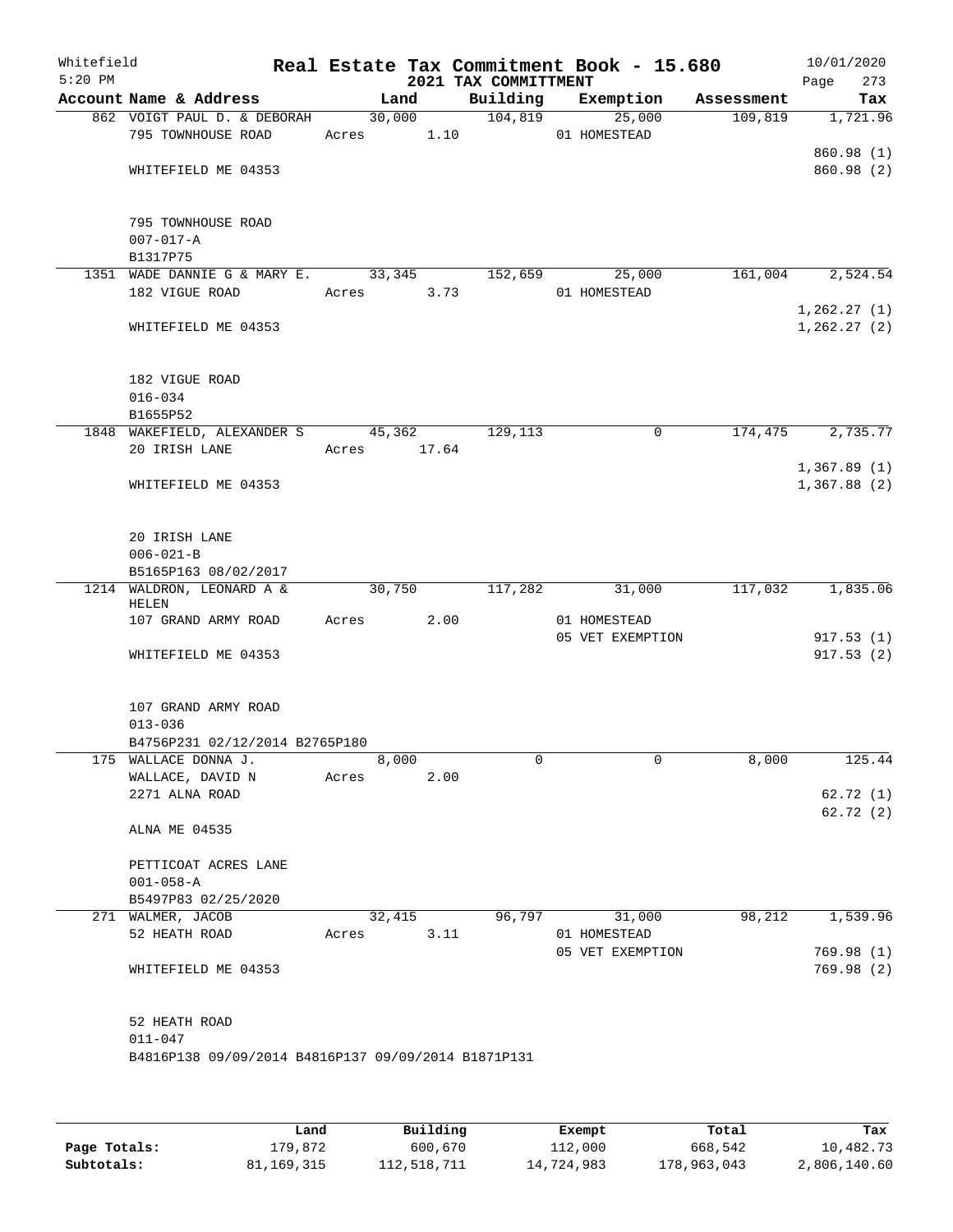Whitefield 5:20 PM

# Real Estate Tax Commitment Book - 15.680

## 2021 TAX COMMITTMENT

10/01/2020

| Account | Name & Address | Land | Building | Exemption | Assessment | Tax |
|---|---|---|---|---|---|---|
| 862 | VOIGT PAUL D. & DEBORAH<br>795 TOWNHOUSE ROAD<br><br>WHITEFIELD ME 04353<br><br>795 TOWNHOUSE ROAD<br>007-017-A<br>B1317P75 | 30,000<br>Acres 1.10 | 104,819 | 25,000<br>01 HOMESTEAD | 109,819 | 1,721.96<br><br>860.98 (1)<br>860.98 (2) |
| 1351 | WADE DANNIE G & MARY E.<br>182 VIGUE ROAD<br><br>WHITEFIELD ME 04353<br><br>182 VIGUE ROAD<br>016-034<br>B1655P52 | 33,345<br>Acres 3.73 | 152,659 | 25,000<br>01 HOMESTEAD | 161,004 | 2,524.54<br><br>1,262.27 (1)<br>1,262.27 (2) |
| 1848 | WAKEFIELD, ALEXANDER S<br>20 IRISH LANE<br><br>WHITEFIELD ME 04353<br><br>20 IRISH LANE<br>006-021-B<br>B5165P163 08/02/2017 | 45,362<br>Acres 17.64 | 129,113 | 0 | 174,475 | 2,735.77<br><br>1,367.89 (1)<br>1,367.88 (2) |
| 1214 | WALDRON, LEONARD A & HELEN<br>107 GRAND ARMY ROAD<br><br>WHITEFIELD ME 04353<br><br>107 GRAND ARMY ROAD<br>013-036<br>B4756P231 02/12/2014 B2765P180 | 30,750<br>Acres 2.00 | 117,282 | 31,000<br>01 HOMESTEAD<br>05 VET EXEMPTION | 117,032 | 1,835.06<br><br>917.53 (1)<br>917.53 (2) |
| 175 | WALLACE DONNA J.<br>WALLACE, DAVID N<br>2271 ALNA ROAD<br><br>ALNA ME 04535<br><br>PETTICOAT ACRES LANE<br>001-058-A<br>B5497P83 02/25/2020 | 8,000<br>Acres 2.00 | 0 | 0 | 8,000 | 125.44<br><br>62.72 (1)<br>62.72 (2) |
| 271 | WALMER, JACOB<br>52 HEATH ROAD<br><br>WHITEFIELD ME 04353<br><br>52 HEATH ROAD<br>011-047<br>B4816P138 09/09/2014 B4816P137 09/09/2014 B1871P131 | 32,415<br>Acres 3.11 | 96,797 | 31,000<br>01 HOMESTEAD<br>05 VET EXEMPTION | 98,212 | 1,539.96<br><br>769.98 (1)<br>769.98 (2) |

| | Land | Building | Exempt | Total | Tax |
|---|---|---|---|---|---|
| **Page Totals:** | 179,872 | 600,670 | 112,000 | 668,542 | 10,482.73 |
| **Subtotals:** | 81,169,315 | 112,518,711 | 14,724,983 | 178,963,043 | 2,806,140.60 |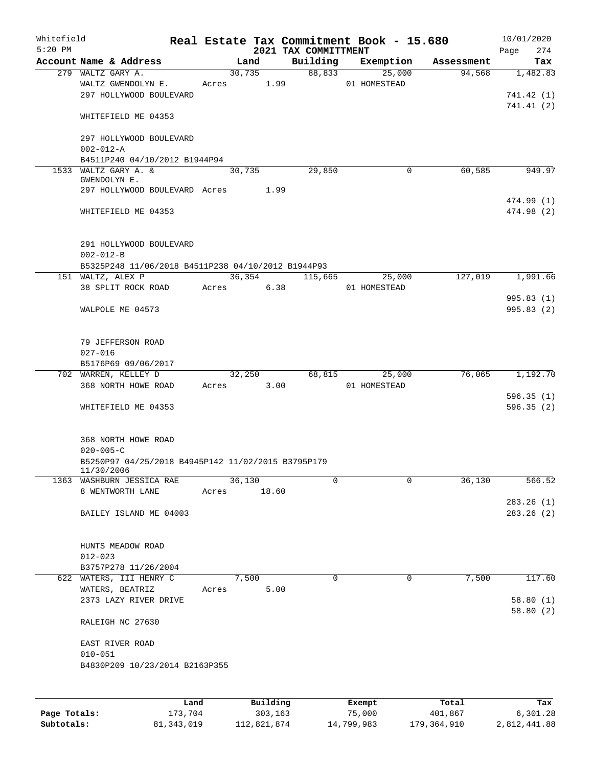Whitefield 5:20 PM

# Real Estate Tax Commitment Book - 15.680

## 2021 TAX COMMITTMENT

10/01/2020

| Account Name & Address | Land | Building | Exemption | Assessment | Tax |
|---|---|---|---|---|---|
| 279 WALTZ GARY A. | 30,735 | 88,833 | 25,000 | 94,568 | 1,482.83 |
| WALTZ GWENDOLYN E. | Acres 1.99 | | 01 HOMESTEAD | | |
| 297 HOLLYWOOD BOULEVARD | | | | | 741.42 (1) |
| | | | | | 741.41 (2) |
| WHITEFIELD ME 04353 | | | | | |
| 297 HOLLYWOOD BOULEVARD | | | | | |
| 002-012-A | | | | | |
| B4511P240 04/10/2012 B1944P94 | | | | | |
| 1533 WALTZ GARY A. & GWENDOLYN E. | 30,735 | 29,850 | 0 | 60,585 | 949.97 |
| 297 HOLLYWOOD BOULEVARD | Acres 1.99 | | | | |
| | | | | | 474.99 (1) |
| WHITEFIELD ME 04353 | | | | | 474.98 (2) |
| 291 HOLLYWOOD BOULEVARD | | | | | |
| 002-012-B | | | | | |
| B5325P248 11/06/2018 B4511P238 04/10/2012 B1944P93 | | | | | |
| 151 WALTZ, ALEX P | 36,354 | 115,665 | 25,000 | 127,019 | 1,991.66 |
| 38 SPLIT ROCK ROAD | Acres 6.38 | | 01 HOMESTEAD | | |
| | | | | | 995.83 (1) |
| WALPOLE ME 04573 | | | | | 995.83 (2) |
| 79 JEFFERSON ROAD | | | | | |
| 027-016 | | | | | |
| B5176P69 09/06/2017 | | | | | |
| 702 WARREN, KELLEY D | 32,250 | 68,815 | 25,000 | 76,065 | 1,192.70 |
| 368 NORTH HOWE ROAD | Acres 3.00 | | 01 HOMESTEAD | | |
| | | | | | 596.35 (1) |
| WHITEFIELD ME 04353 | | | | | 596.35 (2) |
| 368 NORTH HOWE ROAD | | | | | |
| 020-005-C | | | | | |
| B5250P97 04/25/2018 B4945P142 11/02/2015 B3795P179 11/30/2006 | | | | | |
| 1363 WASHBURN JESSICA RAE | 36,130 | 0 | 0 | 36,130 | 566.52 |
| 8 WENTWORTH LANE | Acres 18.60 | | | | |
| | | | | | 283.26 (1) |
| BAILEY ISLAND ME 04003 | | | | | 283.26 (2) |
| HUNTS MEADOW ROAD | | | | | |
| 012-023 | | | | | |
| B3757P278 11/26/2004 | | | | | |
| 622 WATERS, III HENRY C | 7,500 | 0 | 0 | 7,500 | 117.60 |
| WATERS, BEATRIZ | Acres 5.00 | | | | |
| 2373 LAZY RIVER DRIVE | | | | | 58.80 (1) |
| | | | | | 58.80 (2) |
| RALEIGH NC 27630 | | | | | |
| EAST RIVER ROAD | | | | | |
| 010-051 | | | | | |
| B4830P209 10/23/2014 B2163P355 | | | | | |

| | Land | Building | Exempt | Total | Tax |
|---|---|---|---|---|---|
| Page Totals: | 173,704 | 303,163 | 75,000 | 401,867 | 6,301.28 |
| Subtotals: | 81,343,019 | 112,821,874 | 14,799,983 | 179,364,910 | 2,812,441.88 |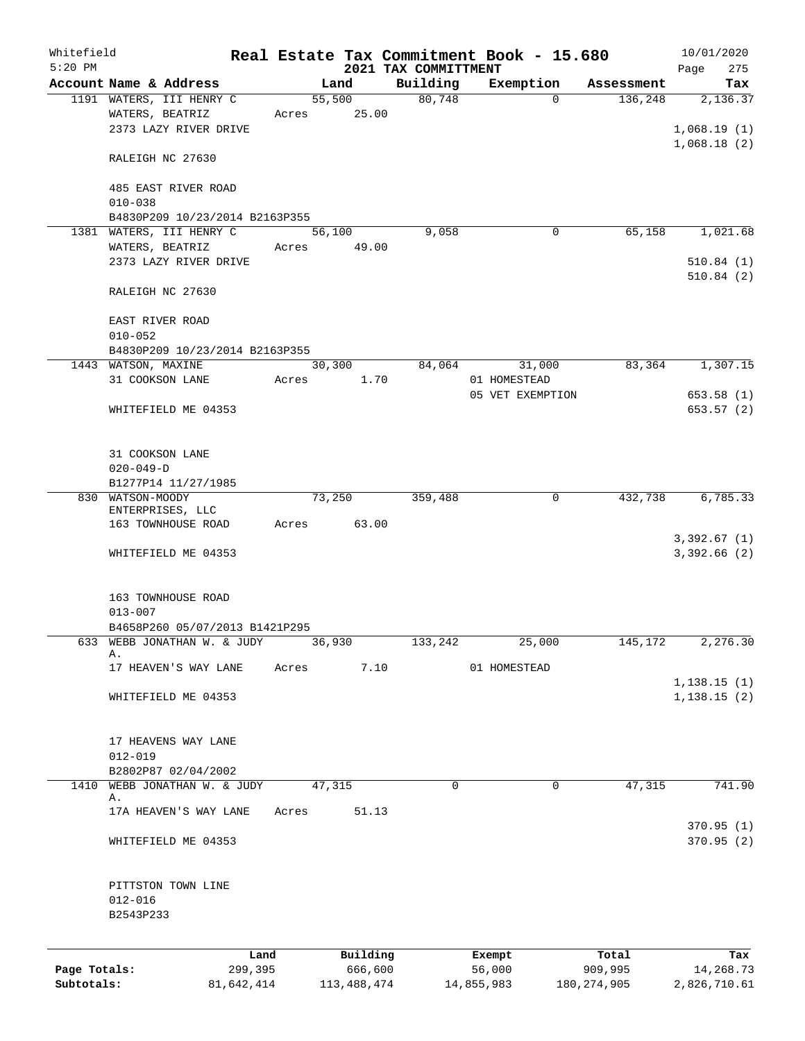Whitefield
5:20 PM

# Real Estate Tax Commitment Book - 15.680

## 2021 TAX COMMITTMENT

10/01/2020

| Account Name & Address | Land | Building | Exemption | Assessment | Tax |
|---|---|---|---|---|---|
| 1191 WATERS, III HENRY C | 55,500 | 80,748 | 0 | 136,248 | 2,136.37 |
| WATERS, BEATRIZ | Acres 25.00 | | | | |
| 2373 LAZY RIVER DRIVE | | | | | 1,068.19 (1) |
| | | | | | 1,068.18 (2) |
| RALEIGH NC 27630 | | | | | |
| 485 EAST RIVER ROAD | | | | | |
| 010-038 | | | | | |
| B4830P209 10/23/2014 B2163P355 | | | | | |
| 1381 WATERS, III HENRY C | 56,100 | 9,058 | 0 | 65,158 | 1,021.68 |
| WATERS, BEATRIZ | Acres 49.00 | | | | |
| 2373 LAZY RIVER DRIVE | | | | | 510.84 (1) |
| | | | | | 510.84 (2) |
| RALEIGH NC 27630 | | | | | |
| EAST RIVER ROAD | | | | | |
| 010-052 | | | | | |
| B4830P209 10/23/2014 B2163P355 | | | | | |
| 1443 WATSON, MAXINE | 30,300 | 84,064 | 31,000 | 83,364 | 1,307.15 |
| 31 COOKSON LANE | Acres 1.70 | | 01 HOMESTEAD | | |
| | | | 05 VET EXEMPTION | | 653.58 (1) |
| WHITEFIELD ME 04353 | | | | | 653.57 (2) |
| 31 COOKSON LANE | | | | | |
| 020-049-D | | | | | |
| B1277P14 11/27/1985 | | | | | |
| 830 WATSON-MOODY ENTERPRISES, LLC | 73,250 | 359,488 | 0 | 432,738 | 6,785.33 |
| 163 TOWNHOUSE ROAD | Acres 63.00 | | | | |
| | | | | | 3,392.67 (1) |
| WHITEFIELD ME 04353 | | | | | 3,392.66 (2) |
| 163 TOWNHOUSE ROAD | | | | | |
| 013-007 | | | | | |
| B4658P260 05/07/2013 B1421P295 | | | | | |
| 633 WEBB JONATHAN W. & JUDY A. | 36,930 | 133,242 | 25,000 | 145,172 | 2,276.30 |
| 17 HEAVEN'S WAY LANE | Acres 7.10 | | 01 HOMESTEAD | | |
| | | | | | 1,138.15 (1) |
| WHITEFIELD ME 04353 | | | | | 1,138.15 (2) |
| 17 HEAVENS WAY LANE | | | | | |
| 012-019 | | | | | |
| B2802P87 02/04/2002 | | | | | |
| 1410 WEBB JONATHAN W. & JUDY A. | 47,315 | 0 | 0 | 47,315 | 741.90 |
| 17A HEAVEN'S WAY LANE | Acres 51.13 | | | | |
| | | | | | 370.95 (1) |
| WHITEFIELD ME 04353 | | | | | 370.95 (2) |
| PITTSTON TOWN LINE | | | | | |
| 012-016 | | | | | |
| B2543P233 | | | | | |

| | Land | Building | Exempt | Total | Tax |
|---|---|---|---|---|---|
| Page Totals: | 299,395 | 666,600 | 56,000 | 909,995 | 14,268.73 |
| Subtotals: | 81,642,414 | 113,488,474 | 14,855,983 | 180,274,905 | 2,826,710.61 |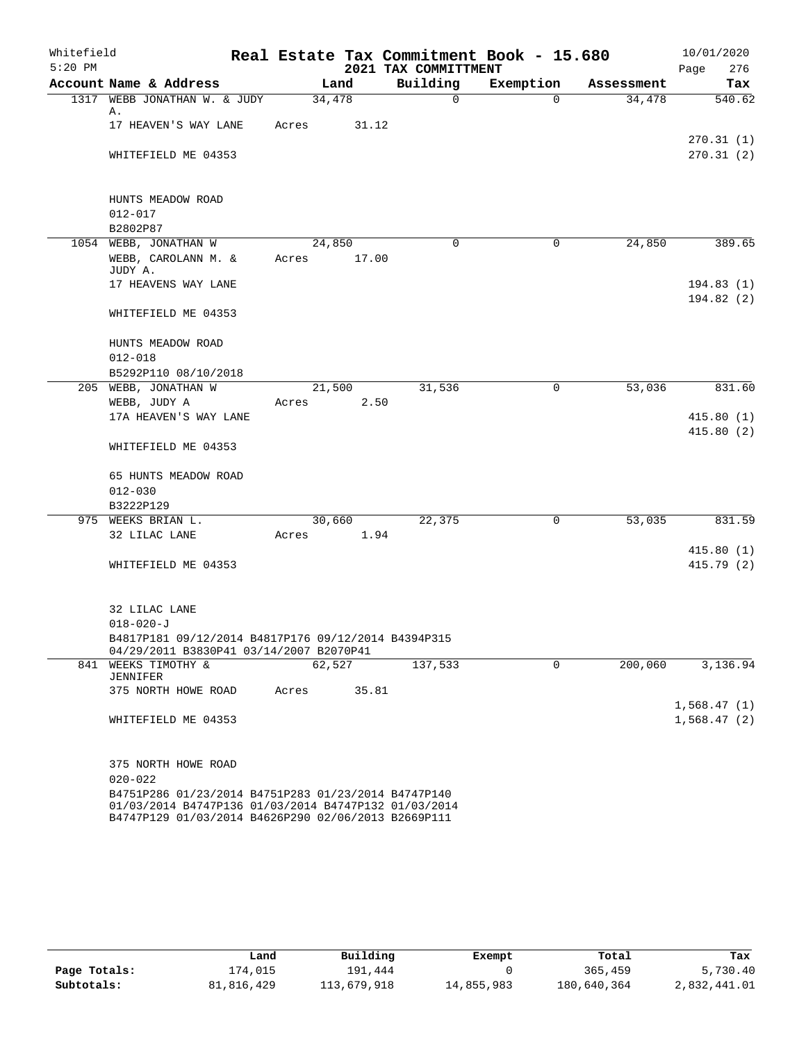Whitefield 5:20 PM

# Real Estate Tax Commitment Book - 15.680
## 2021 TAX COMMITTMENT

10/01/2020

| Account Name & Address | Land | Building | Exemption | Assessment | Tax |
|---|---|---|---|---|---|
| 1317 WEBB JONATHAN W. & JUDY A. | 34,478 | 0 | 0 | 34,478 | 540.62 |
| 17 HEAVEN'S WAY LANE | Acres 31.12 | | | | 270.31 (1) |
| WHITEFIELD ME 04353 | | | | | 270.31 (2) |
| HUNTS MEADOW ROAD | | | | | |
| 012-017 | | | | | |
| B2802P87 | | | | | |
| 1054 WEBB, JONATHAN W | 24,850 | 0 | 0 | 24,850 | 389.65 |
| WEBB, CAROLANN M. & JUDY A. | Acres 17.00 | | | | |
| 17 HEAVENS WAY LANE | | | | | 194.83 (1) |
| WHITEFIELD ME 04353 | | | | | 194.82 (2) |
| HUNTS MEADOW ROAD | | | | | |
| 012-018 | | | | | |
| B5292P110 08/10/2018 | | | | | |
| 205 WEBB, JONATHAN W | 21,500 | 31,536 | 0 | 53,036 | 831.60 |
| WEBB, JUDY A | Acres 2.50 | | | | |
| 17A HEAVEN'S WAY LANE | | | | | 415.80 (1) |
| WHITEFIELD ME 04353 | | | | | 415.80 (2) |
| 65 HUNTS MEADOW ROAD | | | | | |
| 012-030 | | | | | |
| B3222P129 | | | | | |
| 975 WEEKS BRIAN L. | 30,660 | 22,375 | 0 | 53,035 | 831.59 |
| 32 LILAC LANE | Acres 1.94 | | | | 415.80 (1) |
| WHITEFIELD ME 04353 | | | | | 415.79 (2) |
| 32 LILAC LANE | | | | | |
| 018-020-J | | | | | |
| B4817P181 09/12/2014 B4817P176 09/12/2014 B4394P315 04/29/2011 B3830P41 03/14/2007 B2070P41 | | | | | |
| 841 WEEKS TIMOTHY & JENNIFER | 62,527 | 137,533 | 0 | 200,060 | 3,136.94 |
| 375 NORTH HOWE ROAD | Acres 35.81 | | | | 1,568.47 (1) |
| WHITEFIELD ME 04353 | | | | | 1,568.47 (2) |
| 375 NORTH HOWE ROAD | | | | | |
| 020-022 | | | | | |
| B4751P286 01/23/2014 B4751P283 01/23/2014 B4747P140 01/03/2014 B4747P136 01/03/2014 B4747P132 01/03/2014 B4747P129 01/03/2014 B4626P290 02/06/2013 B2669P111 | | | | | |

| | Land | Building | Exempt | Total | Tax |
|---|---|---|---|---|---|
| Page Totals: | 174,015 | 191,444 | 0 | 365,459 | 5,730.40 |
| Subtotals: | 81,816,429 | 113,679,918 | 14,855,983 | 180,640,364 | 2,832,441.01 |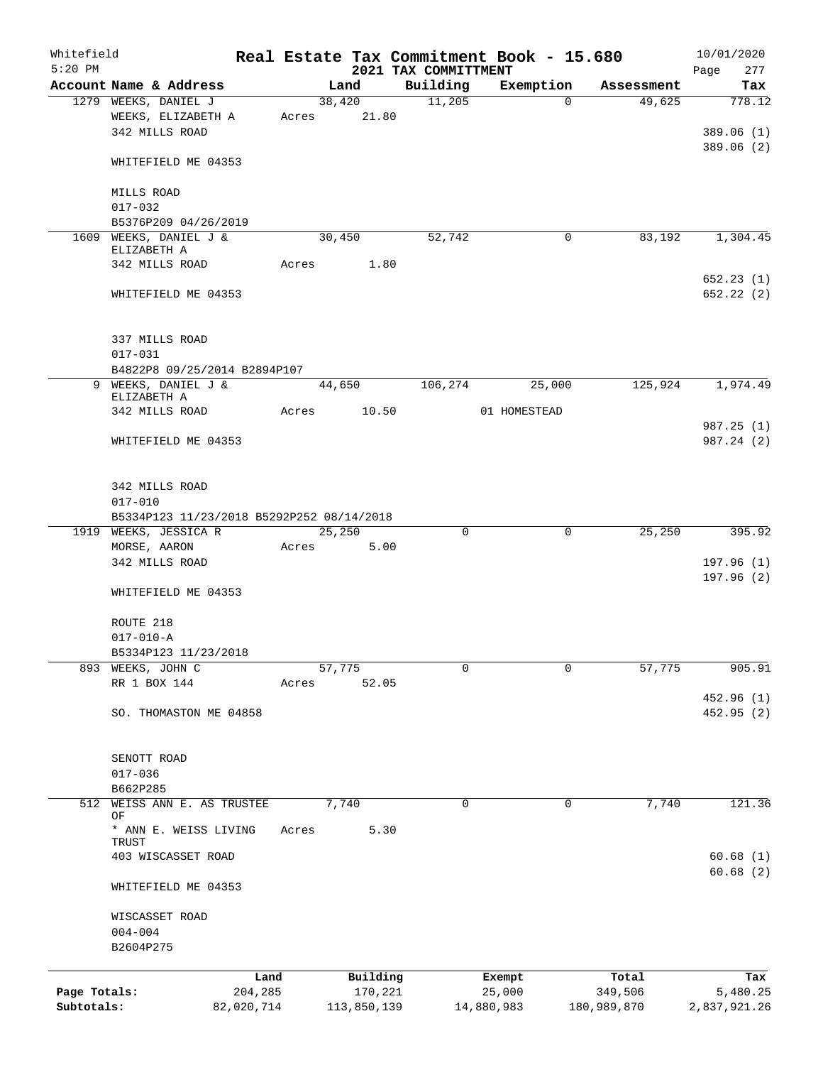Whitefield 5:20 PM

# Real Estate Tax Commitment Book - 15.680

## 2021 TAX COMMITTMENT

10/01/2020

| Account | Name & Address | Land | Building | Exemption | Assessment | Tax |
|---|---|---|---|---|---|---|
| 1279 | WEEKS, DANIEL J<br>WEEKS, ELIZABETH A<br>342 MILLS ROAD<br><br>WHITEFIELD ME 04353<br><br>MILLS ROAD<br>017-032<br>B5376P209 04/26/2019 | 38,420<br>Acres 21.80 | 11,205 | 0 | 49,625 | 778.12<br><br>389.06 (1)<br>389.06 (2) |
| 1609 | WEEKS, DANIEL J &<br>ELIZABETH A<br>342 MILLS ROAD<br><br>WHITEFIELD ME 04353<br><br>337 MILLS ROAD<br>017-031<br>B4822P8 09/25/2014 B2894P107 | 30,450<br>Acres 1.80 | 52,742 | 0 | 83,192 | 1,304.45<br><br>652.23 (1)<br>652.22 (2) |
| 9 | WEEKS, DANIEL J &<br>ELIZABETH A<br>342 MILLS ROAD<br><br>WHITEFIELD ME 04353<br><br>342 MILLS ROAD<br>017-010<br>B5334P123 11/23/2018 B5292P252 08/14/2018 | 44,650<br>Acres 10.50 | 106,274 | 25,000<br>01 HOMESTEAD | 125,924 | 1,974.49<br><br>987.25 (1)<br>987.24 (2) |
| 1919 | WEEKS, JESSICA R<br>MORSE, AARON<br>342 MILLS ROAD<br><br>WHITEFIELD ME 04353<br><br>ROUTE 218<br>017-010-A<br>B5334P123 11/23/2018 | 25,250<br>Acres 5.00 | 0 | 0 | 25,250 | 395.92<br><br>197.96 (1)<br>197.96 (2) |
| 893 | WEEKS, JOHN C<br>RR 1 BOX 144<br><br>SO. THOMASTON ME 04858<br><br>SENOTT ROAD<br>017-036<br>B662P285 | 57,775<br>Acres 52.05 | 0 | 0 | 57,775 | 905.91<br><br>452.96 (1)<br>452.95 (2) |
| 512 | WEISS ANN E. AS TRUSTEE OF<br>* ANN E. WEISS LIVING TRUST<br>403 WISCASSET ROAD<br><br>WHITEFIELD ME 04353<br><br>WISCASSET ROAD<br>004-004<br>B2604P275 | 7,740<br>Acres 5.30 | 0 | 0 | 7,740 | 121.36<br><br>60.68 (1)<br>60.68 (2) |

| | Land | Building | Exempt | Total | Tax |
|---|---|---|---|---|---|
| Page Totals: | 204,285 | 170,221 | 25,000 | 349,506 | 5,480.25 |
| Subtotals: | 82,020,714 | 113,850,139 | 14,880,983 | 180,989,870 | 2,837,921.26 |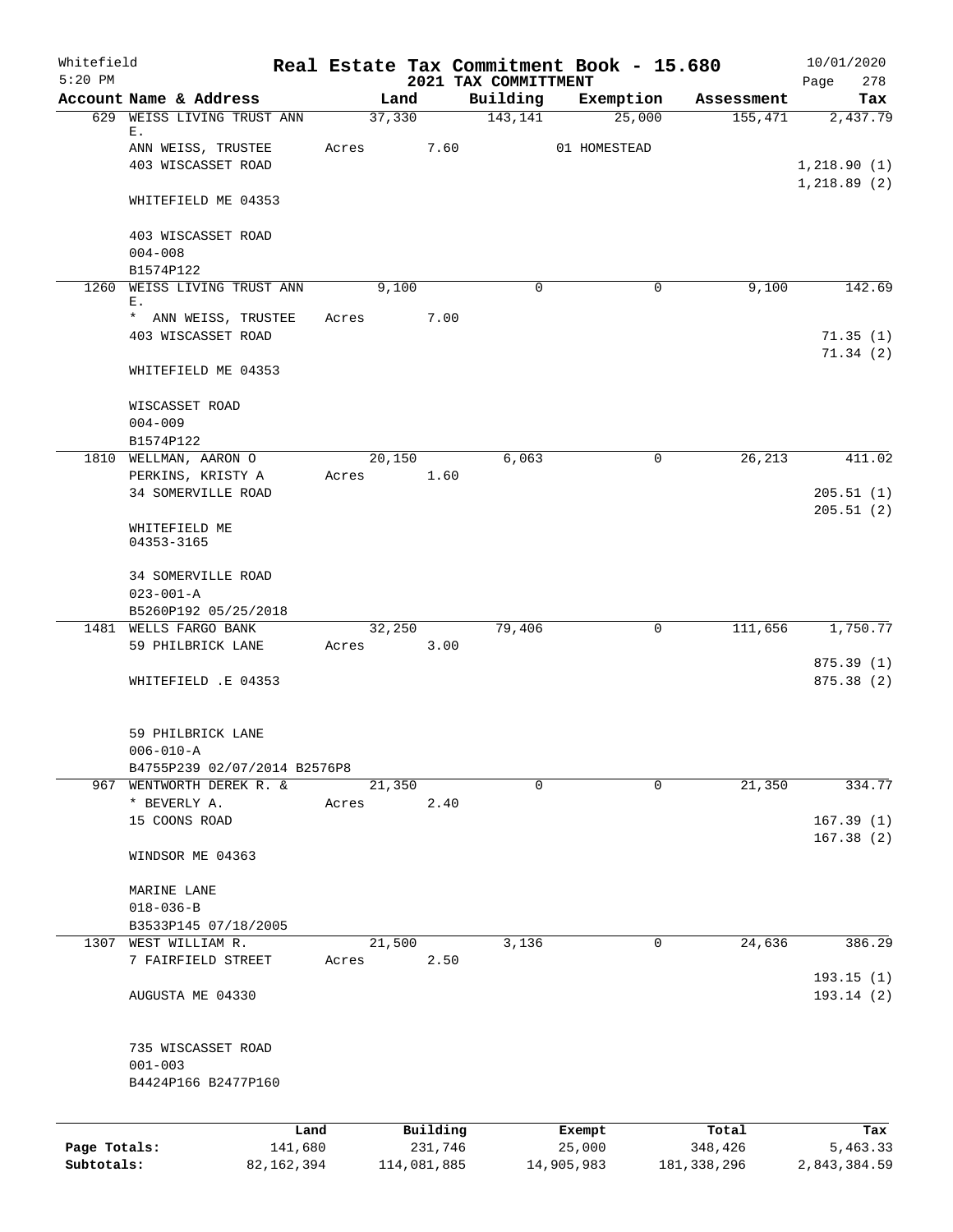Whitefield
5:20 PM

# Real Estate Tax Commitment Book - 15.680
## 2021 TAX COMMITTMENT

10/01/2020
Page 278

| Account Name & Address | Land | Building | Exemption | Assessment | Tax |
|---|---|---|---|---|---|
| 629 WEISS LIVING TRUST ANN E. | 37,330 | 143,141 | 25,000 | 155,471 | 2,437.79 |
| ANN WEISS, TRUSTEE | Acres 7.60 | | 01 HOMESTEAD | | |
| 403 WISCASSET ROAD | | | | | 1,218.90 (1) |
| | | | | | 1,218.89 (2) |
| WHITEFIELD ME 04353 | | | | | |
| 403 WISCASSET ROAD | | | | | |
| 004-008 | | | | | |
| B1574P122 | | | | | |
| 1260 WEISS LIVING TRUST ANN E. | 9,100 | 0 | 0 | 9,100 | 142.69 |
| * ANN WEISS, TRUSTEE | Acres 7.00 | | | | |
| 403 WISCASSET ROAD | | | | | 71.35 (1) |
| | | | | | 71.34 (2) |
| WHITEFIELD ME 04353 | | | | | |
| WISCASSET ROAD | | | | | |
| 004-009 | | | | | |
| B1574P122 | | | | | |
| 1810 WELLMAN, AARON O | 20,150 | 6,063 | 0 | 26,213 | 411.02 |
| PERKINS, KRISTY A | Acres 1.60 | | | | |
| 34 SOMERVILLE ROAD | | | | | 205.51 (1) |
| | | | | | 205.51 (2) |
| WHITEFIELD ME 04353-3165 | | | | | |
| 34 SOMERVILLE ROAD | | | | | |
| 023-001-A | | | | | |
| B5260P192 05/25/2018 | | | | | |
| 1481 WELLS FARGO BANK | 32,250 | 79,406 | 0 | 111,656 | 1,750.77 |
| 59 PHILBRICK LANE | Acres 3.00 | | | | |
| | | | | | 875.39 (1) |
| WHITEFIELD .E 04353 | | | | | 875.38 (2) |
| 59 PHILBRICK LANE | | | | | |
| 006-010-A | | | | | |
| B4755P239 02/07/2014 B2576P8 | | | | | |
| 967 WENTWORTH DEREK R. & | 21,350 | 0 | 0 | 21,350 | 334.77 |
| * BEVERLY A. | Acres 2.40 | | | | |
| 15 COONS ROAD | | | | | 167.39 (1) |
| | | | | | 167.38 (2) |
| WINDSOR ME 04363 | | | | | |
| MARINE LANE | | | | | |
| 018-036-B | | | | | |
| B3533P145 07/18/2005 | | | | | |
| 1307 WEST WILLIAM R. | 21,500 | 3,136 | 0 | 24,636 | 386.29 |
| 7 FAIRFIELD STREET | Acres 2.50 | | | | |
| | | | | | 193.15 (1) |
| AUGUSTA ME 04330 | | | | | 193.14 (2) |
| 735 WISCASSET ROAD | | | | | |
| 001-003 | | | | | |
| B4424P166 B2477P160 | | | | | |

| | Land | Building | Exempt | Total | Tax |
|---|---|---|---|---|---|
| Page Totals: | 141,680 | 231,746 | 25,000 | 348,426 | 5,463.33 |
| Subtotals: | 82,162,394 | 114,081,885 | 14,905,983 | 181,338,296 | 2,843,384.59 |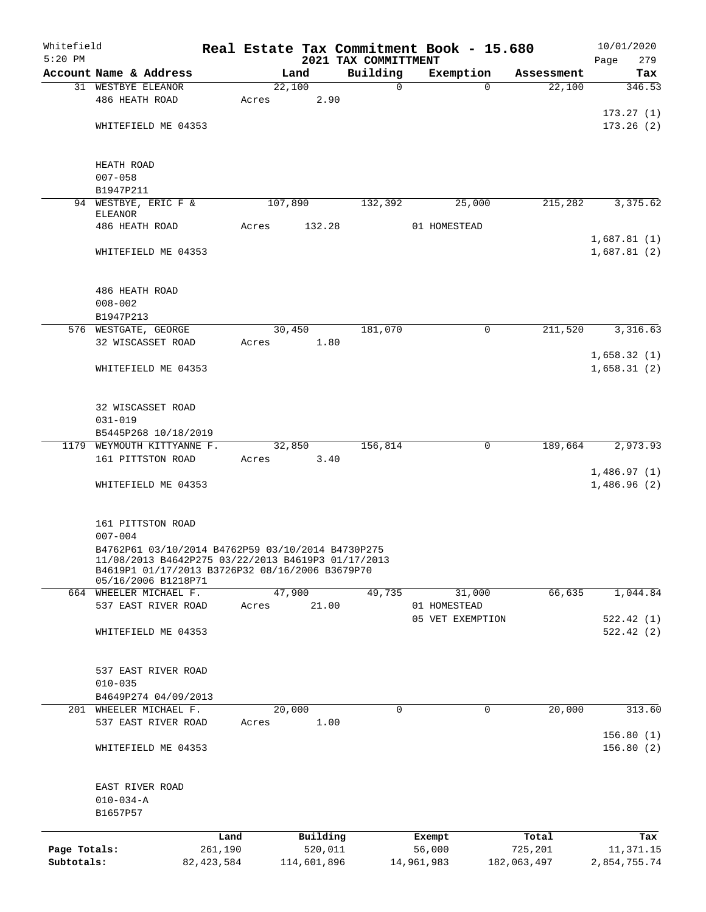Whitefield 5:20 PM

# Real Estate Tax Commitment Book - 15.680
## 2021 TAX COMMITTMENT

10/01/2020 Page 279

| Account Name & Address | Land | Building | Exemption | Assessment | Tax |
|---|---|---|---|---|---|
| 31 WESTBYE ELEANOR | 22,100 | 0 | 0 | 22,100 | 346.53 |
| 486 HEATH ROAD | Acres 2.90 | | | | |
| | | | | | 173.27 (1) |
| WHITEFIELD ME 04353 | | | | | 173.26 (2) |
| HEATH ROAD | | | | | |
| 007-058 | | | | | |
| B1947P211 | | | | | |
| 94 WESTBYE, ERIC F & ELEANOR | 107,890 | 132,392 | 25,000 | 215,282 | 3,375.62 |
| 486 HEATH ROAD | Acres 132.28 | | 01 HOMESTEAD | | |
| | | | | | 1,687.81 (1) |
| WHITEFIELD ME 04353 | | | | | 1,687.81 (2) |
| 486 HEATH ROAD | | | | | |
| 008-002 | | | | | |
| B1947P213 | | | | | |
| 576 WESTGATE, GEORGE | 30,450 | 181,070 | 0 | 211,520 | 3,316.63 |
| 32 WISCASSET ROAD | Acres 1.80 | | | | |
| | | | | | 1,658.32 (1) |
| WHITEFIELD ME 04353 | | | | | 1,658.31 (2) |
| 32 WISCASSET ROAD | | | | | |
| 031-019 | | | | | |
| B5445P268 10/18/2019 | | | | | |
| 1179 WEYMOUTH KITTYANNE F. | 32,850 | 156,814 | 0 | 189,664 | 2,973.93 |
| 161 PITTSTON ROAD | Acres 3.40 | | | | |
| | | | | | 1,486.97 (1) |
| WHITEFIELD ME 04353 | | | | | 1,486.96 (2) |
| 161 PITTSTON ROAD | | | | | |
| 007-004 | | | | | |
| B4762P61 03/10/2014 B4762P59 03/10/2014 B4730P275 11/08/2013 B4642P275 03/22/2013 B4619P3 01/17/2013 B4619P1 01/17/2013 B3726P32 08/16/2006 B3679P70 05/16/2006 B1218P71 | | | | | |
| 664 WHEELER MICHAEL F. | 47,900 | 49,735 | 31,000 | 66,635 | 1,044.84 |
| 537 EAST RIVER ROAD | Acres 21.00 | | 01 HOMESTEAD | | |
| | | | 05 VET EXEMPTION | | 522.42 (1) |
| WHITEFIELD ME 04353 | | | | | 522.42 (2) |
| 537 EAST RIVER ROAD | | | | | |
| 010-035 | | | | | |
| B4649P274 04/09/2013 | | | | | |
| 201 WHEELER MICHAEL F. | 20,000 | 0 | 0 | 20,000 | 313.60 |
| 537 EAST RIVER ROAD | Acres 1.00 | | | | |
| | | | | | 156.80 (1) |
| WHITEFIELD ME 04353 | | | | | 156.80 (2) |
| EAST RIVER ROAD | | | | | |
| 010-034-A | | | | | |
| B1657P57 | | | | | |

| | Land | Building | Exempt | Total | Tax |
|---|---|---|---|---|---|
| Page Totals: | 261,190 | 520,011 | 56,000 | 725,201 | 11,371.15 |
| Subtotals: | 82,423,584 | 114,601,896 | 14,961,983 | 182,063,497 | 2,854,755.74 |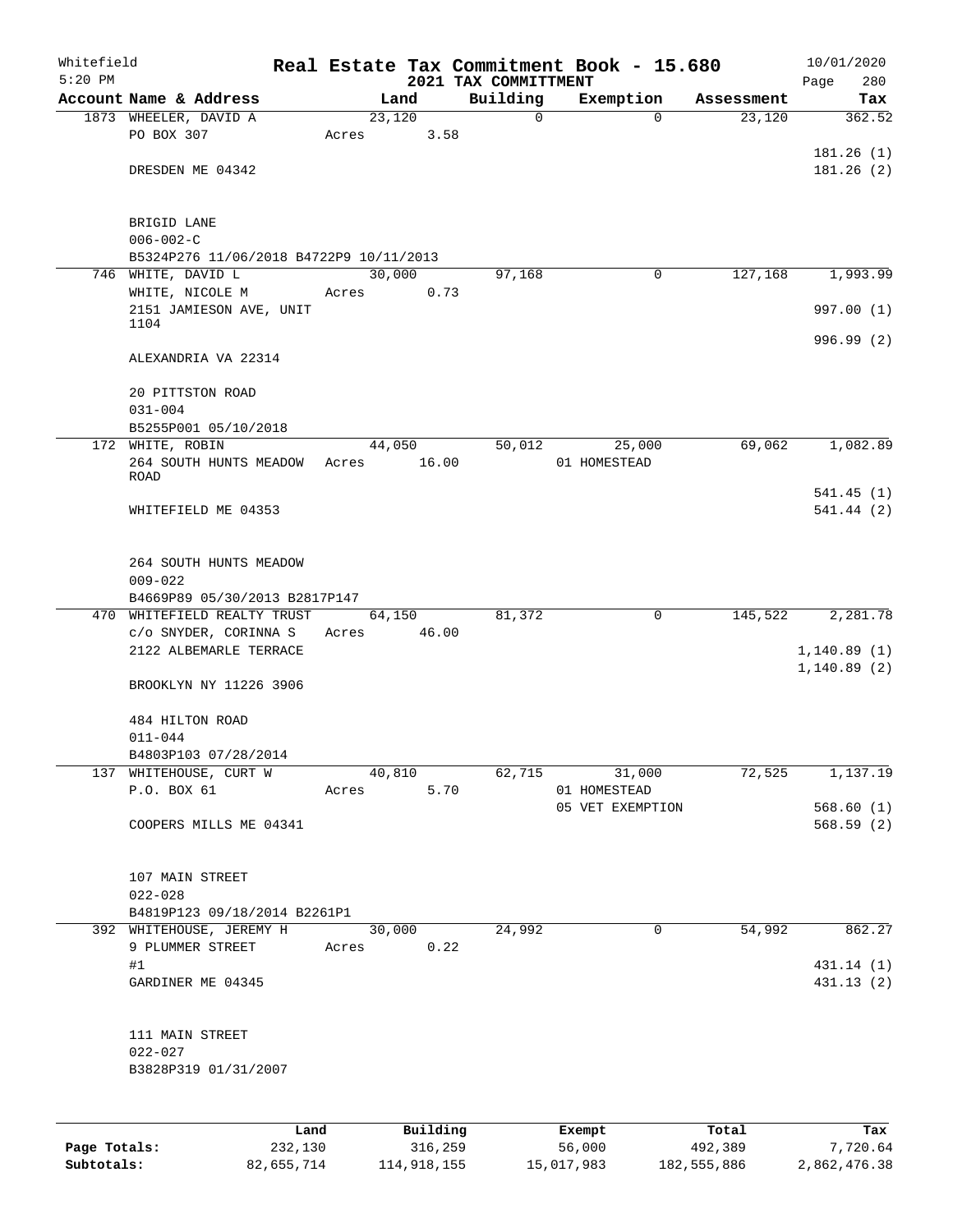Whitefield
5:20 PM

# Real Estate Tax Commitment Book - 15.680
## 2021 TAX COMMITTMENT

10/01/2020
Page 280

| Account Name & Address | Land | Building | Exemption | Assessment | Tax |
|---|---|---|---|---|---|
| 1873 WHEELER, DAVID A | 23,120 | 0 | 0 | 23,120 | 362.52 |
| PO BOX 307 | Acres 3.58 | | | | |
| | | | | | 181.26 (1) |
| DRESDEN ME 04342 | | | | | 181.26 (2) |
| BRIGID LANE | | | | | |
| 006-002-C | | | | | |
| B5324P276 11/06/2018 B4722P9 10/11/2013 | | | | | |
| 746 WHITE, DAVID L | 30,000 | 97,168 | 0 | 127,168 | 1,993.99 |
| WHITE, NICOLE M | Acres 0.73 | | | | |
| 2151 JAMIESON AVE, UNIT 1104 | | | | | 997.00 (1) |
| | | | | | 996.99 (2) |
| ALEXANDRIA VA 22314 | | | | | |
| 20 PITTSTON ROAD | | | | | |
| 031-004 | | | | | |
| B5255P001 05/10/2018 | | | | | |
| 172 WHITE, ROBIN | 44,050 | 50,012 | 25,000 | 69,062 | 1,082.89 |
| 264 SOUTH HUNTS MEADOW ROAD | Acres 16.00 | | 01 HOMESTEAD | | |
| | | | | | 541.45 (1) |
| WHITEFIELD ME 04353 | | | | | 541.44 (2) |
| 264 SOUTH HUNTS MEADOW | | | | | |
| 009-022 | | | | | |
| B4669P89 05/30/2013 B2817P147 | | | | | |
| 470 WHITEFIELD REALTY TRUST | 64,150 | 81,372 | 0 | 145,522 | 2,281.78 |
| c/o SNYDER, CORINNA S | Acres 46.00 | | | | |
| 2122 ALBEMARLE TERRACE | | | | | 1,140.89 (1) |
| | | | | | 1,140.89 (2) |
| BROOKLYN NY 11226 3906 | | | | | |
| 484 HILTON ROAD | | | | | |
| 011-044 | | | | | |
| B4803P103 07/28/2014 | | | | | |
| 137 WHITEHOUSE, CURT W | 40,810 | 62,715 | 31,000 | 72,525 | 1,137.19 |
| P.O. BOX 61 | Acres 5.70 | | 01 HOMESTEAD | | |
| | | | 05 VET EXEMPTION | | 568.60 (1) |
| COOPERS MILLS ME 04341 | | | | | 568.59 (2) |
| 107 MAIN STREET | | | | | |
| 022-028 | | | | | |
| B4819P123 09/18/2014 B2261P1 | | | | | |
| 392 WHITEHOUSE, JEREMY H | 30,000 | 24,992 | 0 | 54,992 | 862.27 |
| 9 PLUMMER STREET | Acres 0.22 | | | | |
| #1 | | | | | 431.14 (1) |
| GARDINER ME 04345 | | | | | 431.13 (2) |
| 111 MAIN STREET | | | | | |
| 022-027 | | | | | |
| B3828P319 01/31/2007 | | | | | |

| | Land | Building | Exempt | Total | Tax |
|---|---|---|---|---|---|
| Page Totals: | 232,130 | 316,259 | 56,000 | 492,389 | 7,720.64 |
| Subtotals: | 82,655,714 | 114,918,155 | 15,017,983 | 182,555,886 | 2,862,476.38 |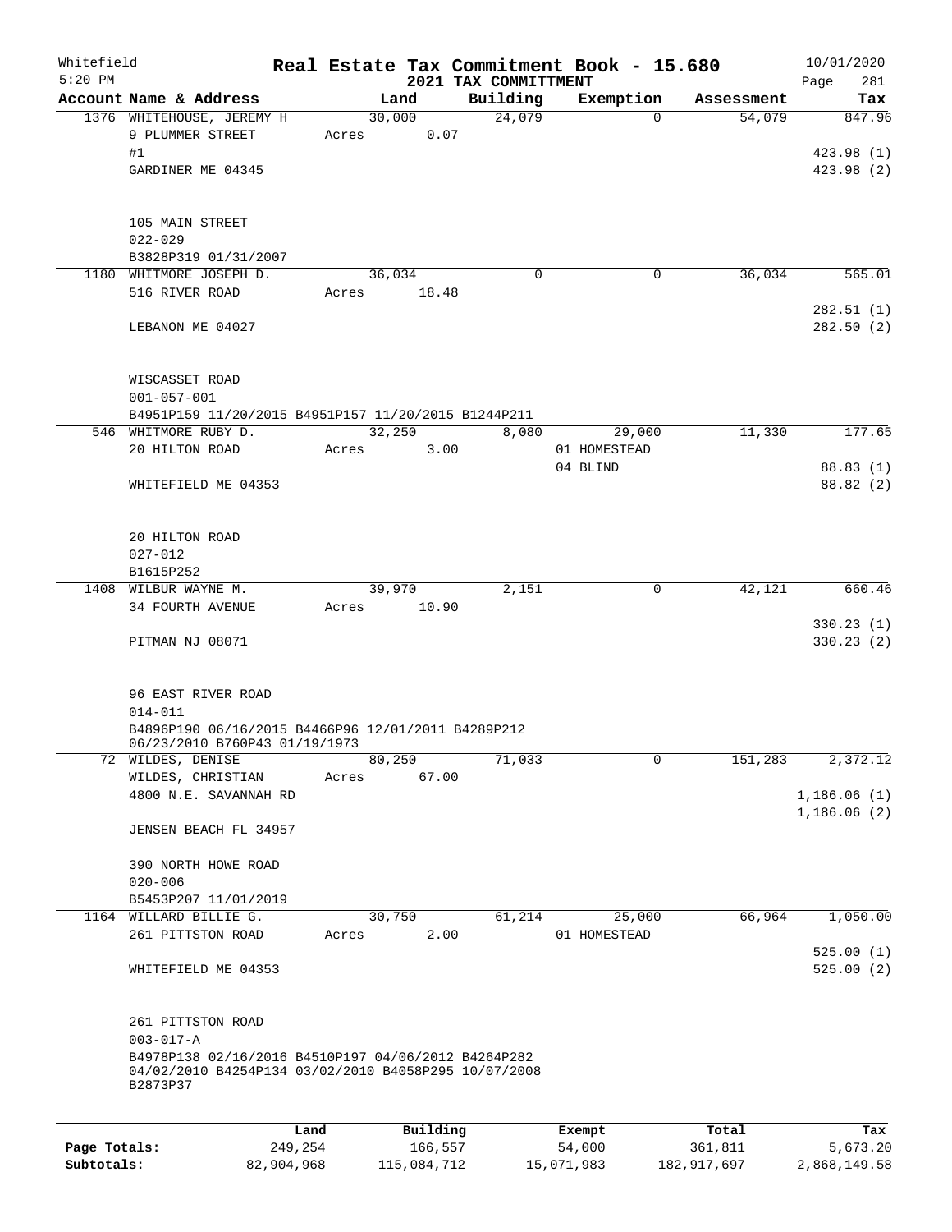Whitefield 5:20 PM

# Real Estate Tax Commitment Book - 15.680

## 2021 TAX COMMITTMENT

10/01/2020 Page 281

| Account Name & Address | Land | Building | Exemption | Assessment | Tax |
|---|---|---|---|---|---|
| 1376 WHITEHOUSE, JEREMY H | 30,000 | 24,079 | 0 | 54,079 | 847.96 |
| 9 PLUMMER STREET | Acres 0.07 | | | | |
| #1 | | | | | 423.98 (1) |
| GARDINER ME 04345 | | | | | 423.98 (2) |
| 105 MAIN STREET | | | | | |
| 022-029 | | | | | |
| B3828P319 01/31/2007 | | | | | |
| 1180 WHITMORE JOSEPH D. | 36,034 | 0 | 0 | 36,034 | 565.01 |
| 516 RIVER ROAD | Acres 18.48 | | | | |
| | | | | | 282.51 (1) |
| LEBANON ME 04027 | | | | | 282.50 (2) |
| WISCASSET ROAD | | | | | |
| 001-057-001 | | | | | |
| B4951P159 11/20/2015 B4951P157 11/20/2015 B1244P211 | | | | | |
| 546 WHITMORE RUBY D. | 32,250 | 8,080 | 29,000 | 11,330 | 177.65 |
| 20 HILTON ROAD | Acres 3.00 | | 01 HOMESTEAD | | |
| | | | 04 BLIND | | 88.83 (1) |
| WHITEFIELD ME 04353 | | | | | 88.82 (2) |
| 20 HILTON ROAD | | | | | |
| 027-012 | | | | | |
| B1615P252 | | | | | |
| 1408 WILBUR WAYNE M. | 39,970 | 2,151 | 0 | 42,121 | 660.46 |
| 34 FOURTH AVENUE | Acres 10.90 | | | | |
| | | | | | 330.23 (1) |
| PITMAN NJ 08071 | | | | | 330.23 (2) |
| 96 EAST RIVER ROAD | | | | | |
| 014-011 | | | | | |
| B4896P190 06/16/2015 B4466P96 12/01/2011 B4289P212 06/23/2010 B760P43 01/19/1973 | | | | | |
| 72 WILDES, DENISE | 80,250 | 71,033 | 0 | 151,283 | 2,372.12 |
| WILDES, CHRISTIAN | Acres 67.00 | | | | |
| 4800 N.E. SAVANNAH RD | | | | | 1,186.06 (1) |
| | | | | | 1,186.06 (2) |
| JENSEN BEACH FL 34957 | | | | | |
| 390 NORTH HOWE ROAD | | | | | |
| 020-006 | | | | | |
| B5453P207 11/01/2019 | | | | | |
| 1164 WILLARD BILLIE G. | 30,750 | 61,214 | 25,000 | 66,964 | 1,050.00 |
| 261 PITTSTON ROAD | Acres 2.00 | | 01 HOMESTEAD | | |
| | | | | | 525.00 (1) |
| WHITEFIELD ME 04353 | | | | | 525.00 (2) |
| 261 PITTSTON ROAD | | | | | |
| 003-017-A | | | | | |
| B4978P138 02/16/2016 B4510P197 04/06/2012 B4264P282 04/02/2010 B4254P134 03/02/2010 B4058P295 10/07/2008 B2873P37 | | | | | |

| | Land | Building | Exempt | Total | Tax |
|---|---|---|---|---|---|
| Page Totals: | 249,254 | 166,557 | 54,000 | 361,811 | 5,673.20 |
| Subtotals: | 82,904,968 | 115,084,712 | 15,071,983 | 182,917,697 | 2,868,149.58 |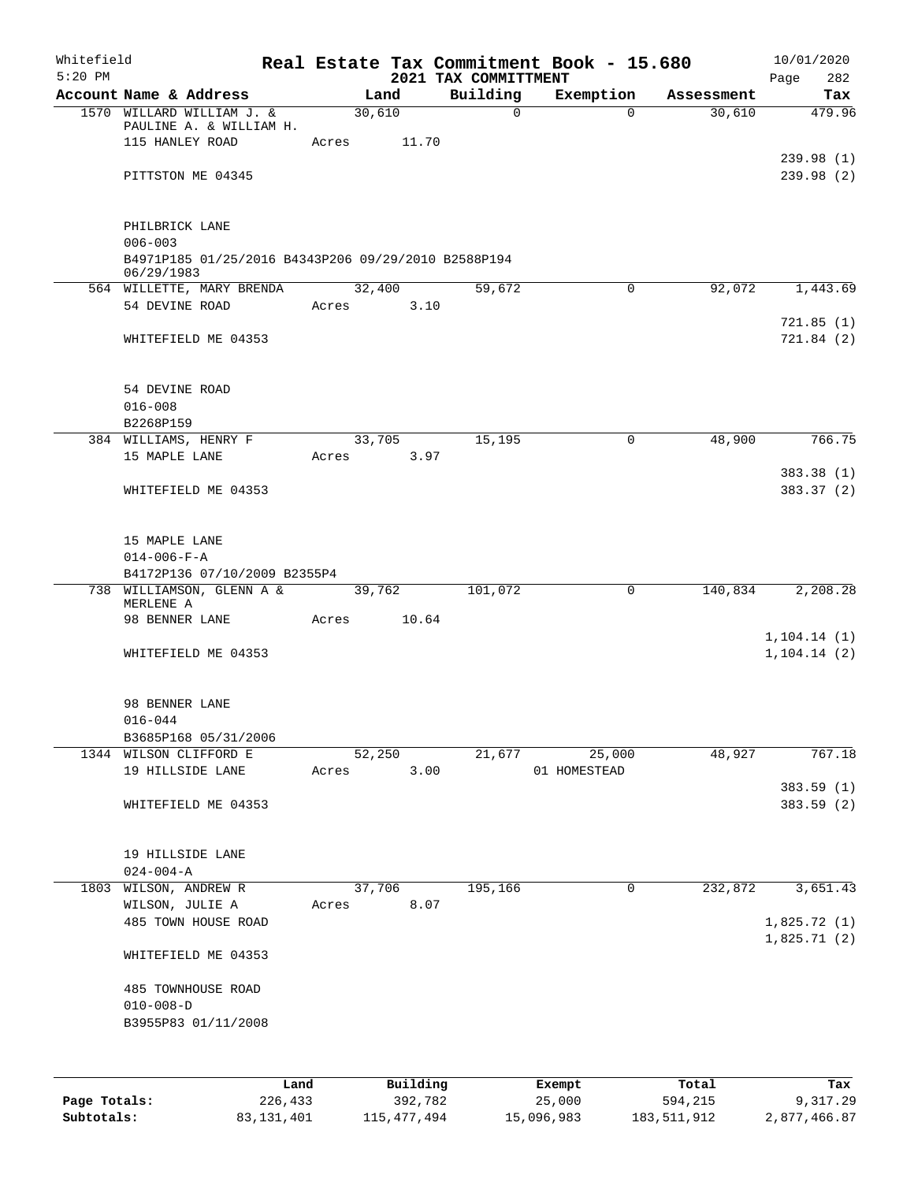Whitefield 5:20 PM

# Real Estate Tax Commitment Book - 15.680

## 2021 TAX COMMITTMENT

10/01/2020

| Account Name & Address | Land | Building | Exemption | Assessment | Tax |
|---|---|---|---|---|---|
| 1570 WILLARD WILLIAM J. & PAULINE A. & WILLIAM H. | 30,610 | 0 | 0 | 30,610 | 479.96 |
| 115 HANLEY ROAD | Acres 11.70 | | | | |
| | | | | | 239.98 (1) |
| PITTSTON ME 04345 | | | | | 239.98 (2) |
| PHILBRICK LANE | | | | | |
| 006-003 | | | | | |
| B4971P185 01/25/2016 B4343P206 09/29/2010 B2588P194 06/29/1983 | | | | | |
| 564 WILLETTE, MARY BRENDA | 32,400 | 59,672 | 0 | 92,072 | 1,443.69 |
| 54 DEVINE ROAD | Acres 3.10 | | | | |
| | | | | | 721.85 (1) |
| WHITEFIELD ME 04353 | | | | | 721.84 (2) |
| 54 DEVINE ROAD | | | | | |
| 016-008 | | | | | |
| B2268P159 | | | | | |
| 384 WILLIAMS, HENRY F | 33,705 | 15,195 | 0 | 48,900 | 766.75 |
| 15 MAPLE LANE | Acres 3.97 | | | | |
| | | | | | 383.38 (1) |
| WHITEFIELD ME 04353 | | | | | 383.37 (2) |
| 15 MAPLE LANE | | | | | |
| 014-006-F-A | | | | | |
| B4172P136 07/10/2009 B2355P4 | | | | | |
| 738 WILLIAMSON, GLENN A & MERLENE A | 39,762 | 101,072 | 0 | 140,834 | 2,208.28 |
| 98 BENNER LANE | Acres 10.64 | | | | |
| | | | | | 1,104.14 (1) |
| WHITEFIELD ME 04353 | | | | | 1,104.14 (2) |
| 98 BENNER LANE | | | | | |
| 016-044 | | | | | |
| B3685P168 05/31/2006 | | | | | |
| 1344 WILSON CLIFFORD E | 52,250 | 21,677 | 25,000 | 48,927 | 767.18 |
| 19 HILLSIDE LANE | Acres 3.00 | | 01 HOMESTEAD | | |
| | | | | | 383.59 (1) |
| WHITEFIELD ME 04353 | | | | | 383.59 (2) |
| 19 HILLSIDE LANE | | | | | |
| 024-004-A | | | | | |
| 1803 WILSON, ANDREW R | 37,706 | 195,166 | 0 | 232,872 | 3,651.43 |
| WILSON, JULIE A | Acres 8.07 | | | | |
| 485 TOWN HOUSE ROAD | | | | | 1,825.72 (1) |
| | | | | | 1,825.71 (2) |
| WHITEFIELD ME 04353 | | | | | |
| 485 TOWNHOUSE ROAD | | | | | |
| 010-008-D | | | | | |
| B3955P83 01/11/2008 | | | | | |

| | Land | Building | Exempt | Total | Tax |
|---|---|---|---|---|---|
| Page Totals: | 226,433 | 392,782 | 25,000 | 594,215 | 9,317.29 |
| Subtotals: | 83,131,401 | 115,477,494 | 15,096,983 | 183,511,912 | 2,877,466.87 |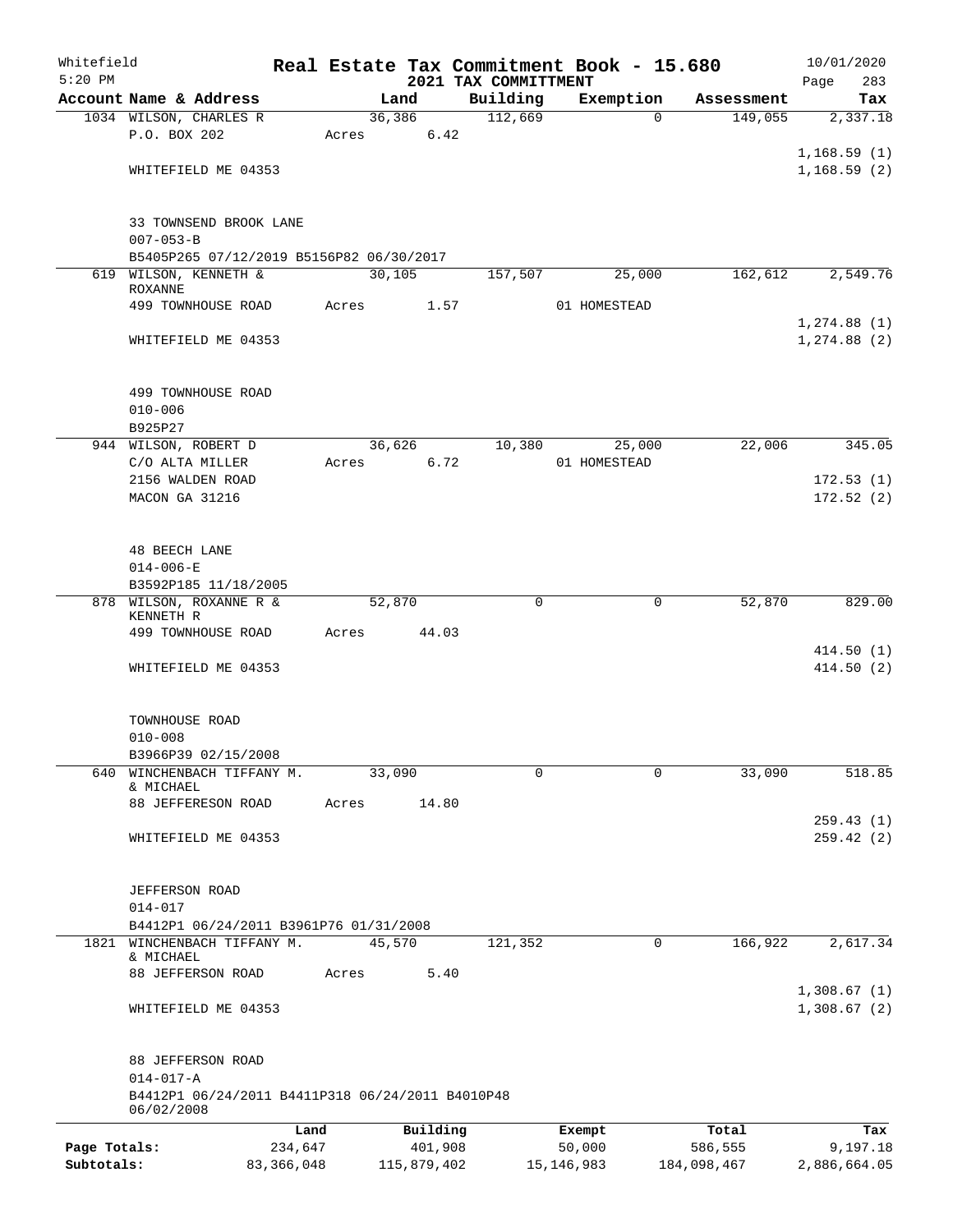Whitefield 5:20 PM

# Real Estate Tax Commitment Book - 15.680
## 2021 TAX COMMITTMENT

10/01/2020 Page 283

| Account Name & Address | Land | Building | Exemption | Assessment | Tax |
|---|---|---|---|---|---|
| 1034 WILSON, CHARLES R | 36,386 | 112,669 | 0 | 149,055 | 2,337.18 |
| P.O. BOX 202 | Acres 6.42 | | | | |
| | | | | | 1,168.59 (1) |
| WHITEFIELD ME 04353 | | | | | 1,168.59 (2) |
| 33 TOWNSEND BROOK LANE | | | | | |
| 007-053-B | | | | | |
| B5405P265 07/12/2019 B5156P82 06/30/2017 | | | | | |
| 619 WILSON, KENNETH & ROXANNE | 30,105 | 157,507 | 25,000 | 162,612 | 2,549.76 |
| 499 TOWNHOUSE ROAD | Acres 1.57 | | 01 HOMESTEAD | | |
| | | | | | 1,274.88 (1) |
| WHITEFIELD ME 04353 | | | | | 1,274.88 (2) |
| 499 TOWNHOUSE ROAD | | | | | |
| 010-006 | | | | | |
| B925P27 | | | | | |
| 944 WILSON, ROBERT D | 36,626 | 10,380 | 25,000 | 22,006 | 345.05 |
| C/O ALTA MILLER | Acres 6.72 | | 01 HOMESTEAD | | |
| 2156 WALDEN ROAD | | | | | 172.53 (1) |
| MACON GA 31216 | | | | | 172.52 (2) |
| 48 BEECH LANE | | | | | |
| 014-006-E | | | | | |
| B3592P185 11/18/2005 | | | | | |
| 878 WILSON, ROXANNE R & KENNETH R | 52,870 | 0 | 0 | 52,870 | 829.00 |
| 499 TOWNHOUSE ROAD | Acres 44.03 | | | | |
| | | | | | 414.50 (1) |
| WHITEFIELD ME 04353 | | | | | 414.50 (2) |
| TOWNHOUSE ROAD | | | | | |
| 010-008 | | | | | |
| B3966P39 02/15/2008 | | | | | |
| 640 WINCHENBACH TIFFANY M. & MICHAEL | 33,090 | 0 | 0 | 33,090 | 518.85 |
| 88 JEFFERESON ROAD | Acres 14.80 | | | | |
| | | | | | 259.43 (1) |
| WHITEFIELD ME 04353 | | | | | 259.42 (2) |
| JEFFERSON ROAD | | | | | |
| 014-017 | | | | | |
| B4412P1 06/24/2011 B3961P76 01/31/2008 | | | | | |
| 1821 WINCHENBACH TIFFANY M. & MICHAEL | 45,570 | 121,352 | 0 | 166,922 | 2,617.34 |
| 88 JEFFERSON ROAD | Acres 5.40 | | | | |
| | | | | | 1,308.67 (1) |
| WHITEFIELD ME 04353 | | | | | 1,308.67 (2) |
| 88 JEFFERSON ROAD | | | | | |
| 014-017-A | | | | | |
| B4412P1 06/24/2011 B4411P318 06/24/2011 B4010P48 06/02/2008 | | | | | |

| | Land | Building | Exempt | Total | Tax |
|---|---|---|---|---|---|
| Page Totals: | 234,647 | 401,908 | 50,000 | 586,555 | 9,197.18 |
| Subtotals: | 83,366,048 | 115,879,402 | 15,146,983 | 184,098,467 | 2,886,664.05 |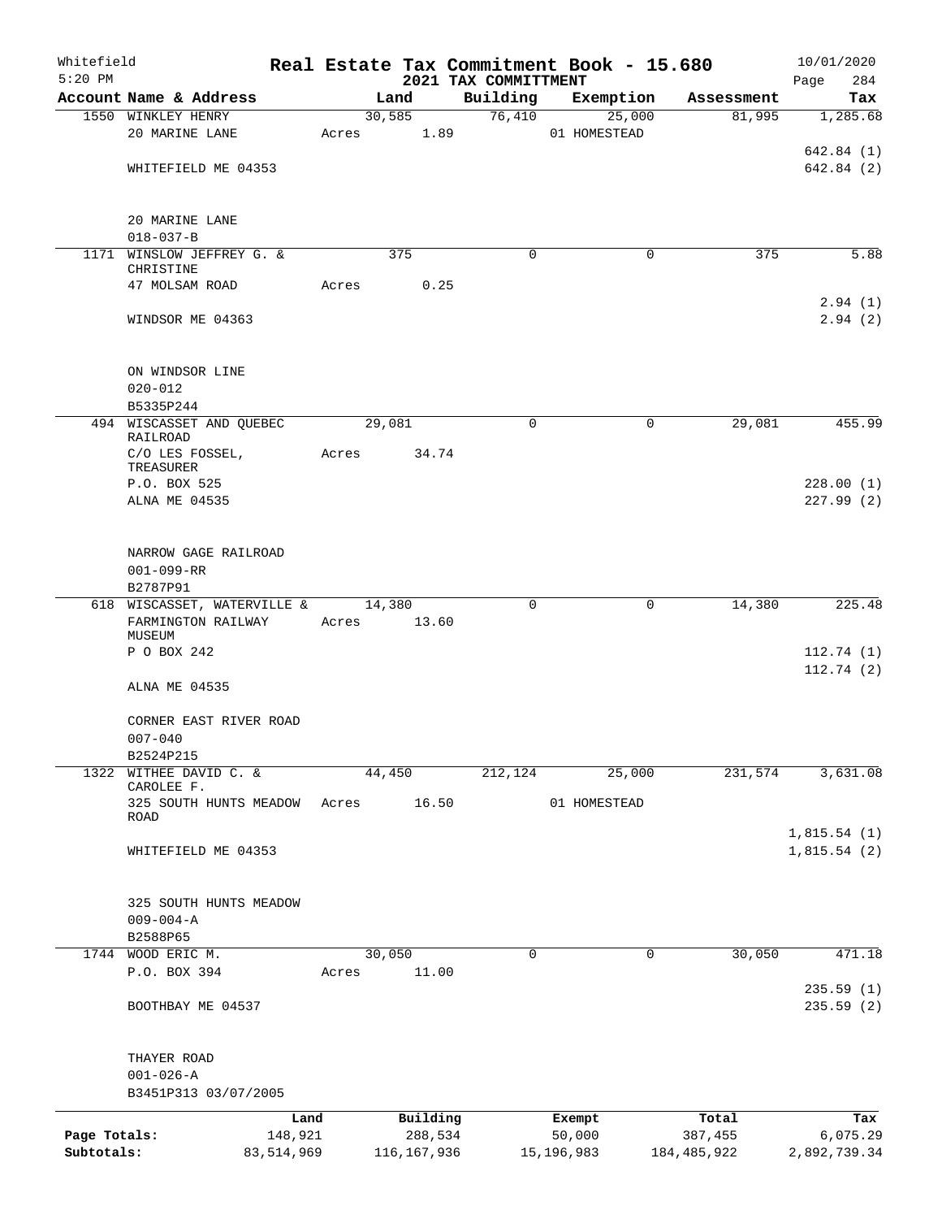Whitefield
5:20 PM

# Real Estate Tax Commitment Book - 15.680

## 2021 TAX COMMITTMENT

10/01/2020

| Account | Name & Address | Land | Building | Exemption | Assessment | Tax |
|---|---|---|---|---|---|---|
| 1550 | WINKLEY HENRY<br>20 MARINE LANE<br><br>WHITEFIELD ME 04353<br><br>20 MARINE LANE<br>018-037-B | 30,585<br>Acres 1.89 | 76,410 | 25,000<br>01 HOMESTEAD | 81,995 | 1,285.68<br><br>642.84 (1)<br>642.84 (2) |
| 1171 | WINSLOW JEFFREY G. & CHRISTINE<br>47 MOLSAM ROAD<br><br>WINDSOR ME 04363<br><br>ON WINDSOR LINE<br>020-012<br>B5335P244 | 375<br>Acres 0.25 | 0 | 0 | 375 | 5.88<br><br>2.94 (1)<br>2.94 (2) |
| 494 | WISCASSET AND QUEBEC RAILROAD<br>C/O LES FOSSEL, TREASURER<br>P.O. BOX 525<br>ALNA ME 04535<br><br>NARROW GAGE RAILROAD<br>001-099-RR<br>B2787P91 | 29,081<br>Acres 34.74 | 0 | 0 | 29,081 | 455.99<br><br>228.00 (1)<br>227.99 (2) |
| 618 | WISCASSET, WATERVILLE & FARMINGTON RAILWAY MUSEUM<br>P O BOX 242<br><br>ALNA ME 04535<br><br>CORNER EAST RIVER ROAD<br>007-040<br>B2524P215 | 14,380<br>Acres 13.60 | 0 | 0 | 14,380 | 225.48<br><br>112.74 (1)<br>112.74 (2) |
| 1322 | WITHEE DAVID C. & CAROLEE F.<br>325 SOUTH HUNTS MEADOW ROAD<br><br>WHITEFIELD ME 04353<br><br>325 SOUTH HUNTS MEADOW<br>009-004-A<br>B2588P65 | 44,450<br>Acres 16.50 | 212,124 | 25,000<br>01 HOMESTEAD | 231,574 | 3,631.08<br><br>1,815.54 (1)<br>1,815.54 (2) |
| 1744 | WOOD ERIC M.<br>P.O. BOX 394<br><br>BOOTHBAY ME 04537<br><br>THAYER ROAD<br>001-026-A<br>B3451P313 03/07/2005 | 30,050<br>Acres 11.00 | 0 | 0 | 30,050 | 471.18<br><br>235.59 (1)<br>235.59 (2) |

| | Land | Building | Exempt | Total | Tax |
|---|---|---|---|---|---|
| Page Totals: | 148,921 | 288,534 | 50,000 | 387,455 | 6,075.29 |
| Subtotals: | 83,514,969 | 116,167,936 | 15,196,983 | 184,485,922 | 2,892,739.34 |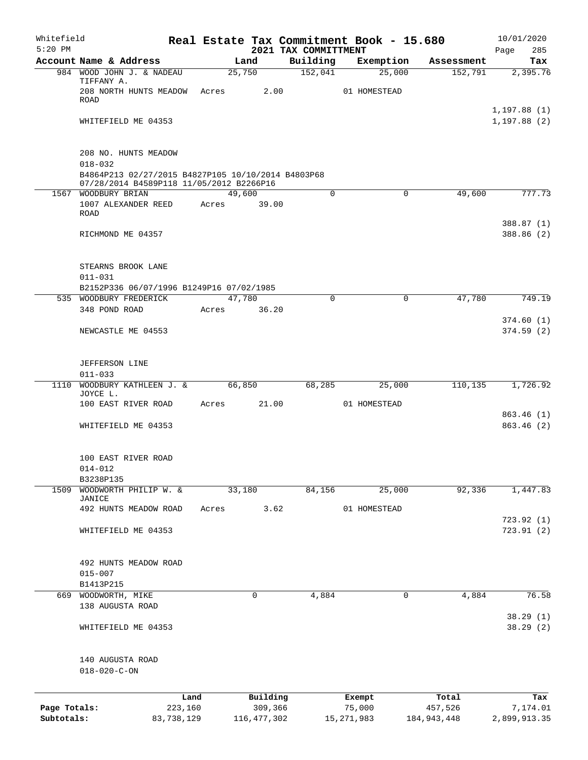Whitefield
5:20 PM

# Real Estate Tax Commitment Book - 15.680

## 2021 TAX COMMITTMENT

10/01/2020

| Account Name & Address | Land | Building | Exemption | Assessment | Tax |
|---|---|---|---|---|---|
| 984 WOOD JOHN J. & NADEAU TIFFANY A. | 25,750 | 152,041 | 25,000 | 152,791 | 2,395.76 |
| 208 NORTH HUNTS MEADOW ROAD | Acres 2.00 | | 01 HOMESTEAD | | |
| | | | | | 1,197.88 (1) |
| WHITEFIELD ME 04353 | | | | | 1,197.88 (2) |
| 208 NO. HUNTS MEADOW | | | | | |
| 018-032 | | | | | |
| B4864P213 02/27/2015 B4827P105 10/10/2014 B4803P68 07/28/2014 B4589P118 11/05/2012 B2266P16 | | | | | |
| 1567 WOODBURY BRIAN | 49,600 | 0 | 0 | 49,600 | 777.73 |
| 1007 ALEXANDER REED ROAD | Acres 39.00 | | | | |
| | | | | | 388.87 (1) |
| RICHMOND ME 04357 | | | | | 388.86 (2) |
| STEARNS BROOK LANE | | | | | |
| 011-031 | | | | | |
| B2152P336 06/07/1996 B1249P16 07/02/1985 | | | | | |
| 535 WOODBURY FREDERICK | 47,780 | 0 | 0 | 47,780 | 749.19 |
| 348 POND ROAD | Acres 36.20 | | | | |
| | | | | | 374.60 (1) |
| NEWCASTLE ME 04553 | | | | | 374.59 (2) |
| JEFFERSON LINE | | | | | |
| 011-033 | | | | | |
| 1110 WOODBURY KATHLEEN J. & JOYCE L. | 66,850 | 68,285 | 25,000 | 110,135 | 1,726.92 |
| 100 EAST RIVER ROAD | Acres 21.00 | | 01 HOMESTEAD | | |
| | | | | | 863.46 (1) |
| WHITEFIELD ME 04353 | | | | | 863.46 (2) |
| 100 EAST RIVER ROAD | | | | | |
| 014-012 | | | | | |
| B3238P135 | | | | | |
| 1509 WOODWORTH PHILIP W. & JANICE | 33,180 | 84,156 | 25,000 | 92,336 | 1,447.83 |
| 492 HUNTS MEADOW ROAD | Acres 3.62 | | 01 HOMESTEAD | | |
| | | | | | 723.92 (1) |
| WHITEFIELD ME 04353 | | | | | 723.91 (2) |
| 492 HUNTS MEADOW ROAD | | | | | |
| 015-007 | | | | | |
| B1413P215 | | | | | |
| 669 WOODWORTH, MIKE | 0 | 4,884 | 0 | 4,884 | 76.58 |
| 138 AUGUSTA ROAD | | | | | |
| | | | | | 38.29 (1) |
| WHITEFIELD ME 04353 | | | | | 38.29 (2) |
| 140 AUGUSTA ROAD | | | | | |
| 018-020-C-ON | | | | | |

| | Land | Building | Exempt | Total | Tax |
|---|---|---|---|---|---|
| Page Totals: | 223,160 | 309,366 | 75,000 | 457,526 | 7,174.01 |
| Subtotals: | 83,738,129 | 116,477,302 | 15,271,983 | 184,943,448 | 2,899,913.35 |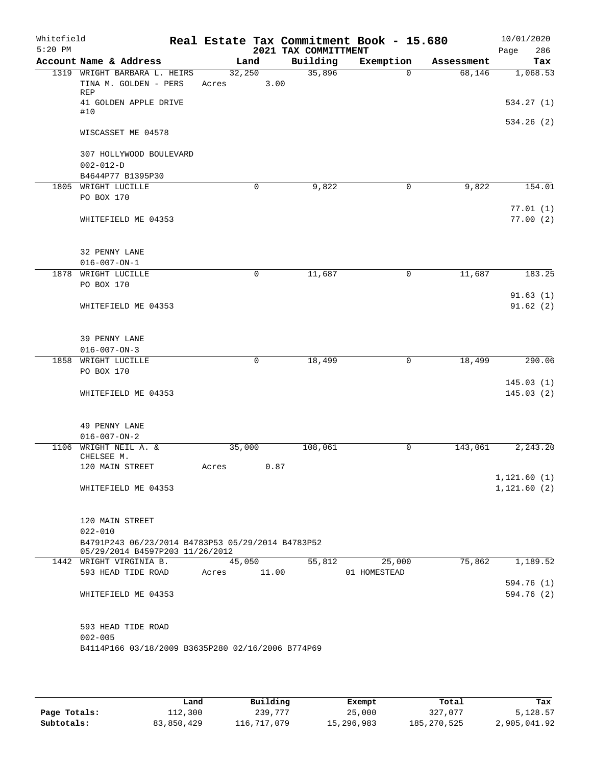Whitefield 5:20 PM

# Real Estate Tax Commitment Book - 15.680

## 2021 TAX COMMITTMENT

10/01/2020 Page 286

| Account | Name & Address | Land | Building | Exemption | Assessment | Tax |
|---|---|---|---|---|---|---|
| 1319 | WRIGHT BARBARA L. HEIRS | 32,250 | 35,896 | 0 | 68,146 | 1,068.53 |
| | TINA M. GOLDEN - PERS REP | Acres 3.00 | | | | |
| | 41 GOLDEN APPLE DRIVE #10 | | | | | 534.27 (1) |
| | | | | | | 534.26 (2) |
| | WISCASSET ME 04578 | | | | | |
| | 307 HOLLYWOOD BOULEVARD | | | | | |
| | 002-012-D | | | | | |
| | B4644P77 B1395P30 | | | | | |
| 1805 | WRIGHT LUCILLE | 0 | 9,822 | 0 | 9,822 | 154.01 |
| | PO BOX 170 | | | | | 77.01 (1) |
| | WHITEFIELD ME 04353 | | | | | 77.00 (2) |
| | 32 PENNY LANE | | | | | |
| | 016-007-ON-1 | | | | | |
| 1878 | WRIGHT LUCILLE | 0 | 11,687 | 0 | 11,687 | 183.25 |
| | PO BOX 170 | | | | | 91.63 (1) |
| | WHITEFIELD ME 04353 | | | | | 91.62 (2) |
| | 39 PENNY LANE | | | | | |
| | 016-007-ON-3 | | | | | |
| 1858 | WRIGHT LUCILLE | 0 | 18,499 | 0 | 18,499 | 290.06 |
| | PO BOX 170 | | | | | 145.03 (1) |
| | WHITEFIELD ME 04353 | | | | | 145.03 (2) |
| | 49 PENNY LANE | | | | | |
| | 016-007-ON-2 | | | | | |
| 1106 | WRIGHT NEIL A. & CHELSEE M. | 35,000 | 108,061 | 0 | 143,061 | 2,243.20 |
| | 120 MAIN STREET | Acres 0.87 | | | | 1,121.60 (1) |
| | WHITEFIELD ME 04353 | | | | | 1,121.60 (2) |
| | 120 MAIN STREET | | | | | |
| | 022-010 | | | | | |
| | B4791P243 06/23/2014 B4783P53 05/29/2014 B4783P52 05/29/2014 B4597P203 11/26/2012 | | | | | |
| 1442 | WRIGHT VIRGINIA B. | 45,050 | 55,812 | 25,000 | 75,862 | 1,189.52 |
| | 593 HEAD TIDE ROAD | Acres 11.00 | | 01 HOMESTEAD | | 594.76 (1) |
| | WHITEFIELD ME 04353 | | | | | 594.76 (2) |
| | 593 HEAD TIDE ROAD | | | | | |
| | 002-005 | | | | | |
| | B4114P166 03/18/2009 B3635P280 02/16/2006 B774P69 | | | | | |

| | Land | Building | Exempt | Total | Tax |
|---|---|---|---|---|---|
| Page Totals: | 112,300 | 239,777 | 25,000 | 327,077 | 5,128.57 |
| Subtotals: | 83,850,429 | 116,717,079 | 15,296,983 | 185,270,525 | 2,905,041.92 |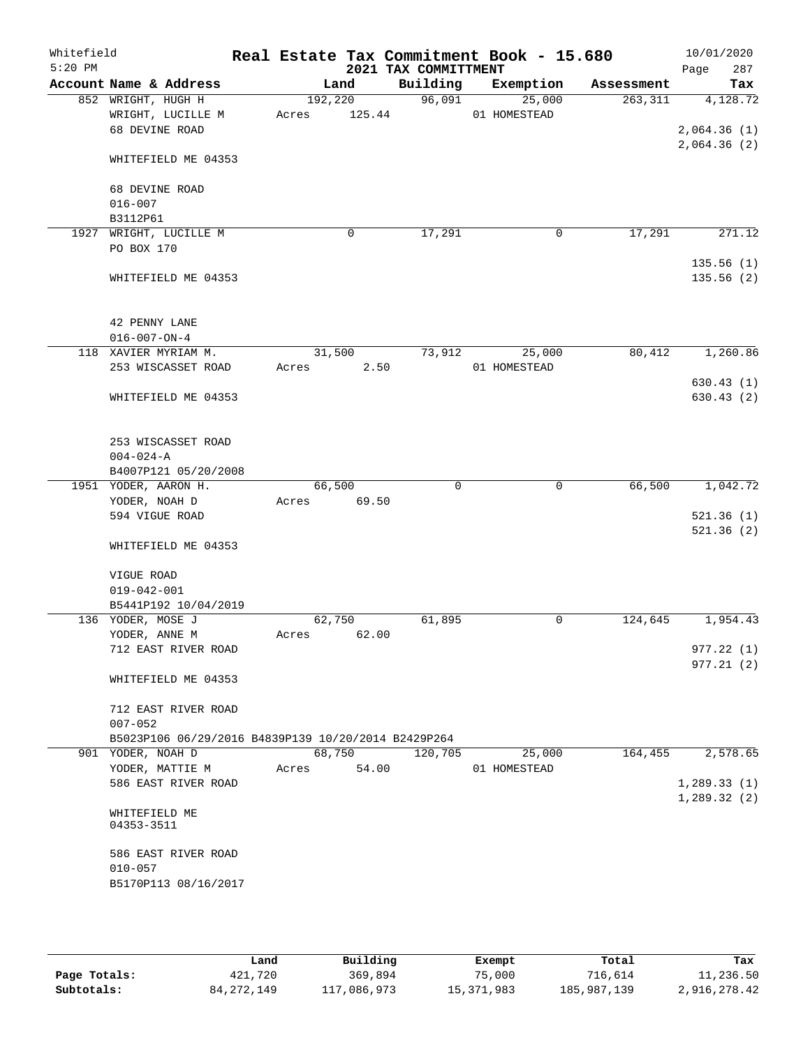Whitefield 5:20 PM

# Real Estate Tax Commitment Book - 15.680

## 2021 TAX COMMITTMENT

10/01/2020

| Account Name & Address | Land | Building | Exemption | Assessment | Tax |
|---|---|---|---|---|---|
| 852 WRIGHT, HUGH H<br>WRIGHT, LUCILLE M<br>68 DEVINE ROAD<br><br>WHITEFIELD ME 04353<br><br>68 DEVINE ROAD<br>016-007<br>B3112P61 | 192,220<br>Acres 125.44 | 96,091 | 25,000<br>01 HOMESTEAD | 263,311 | 4,128.72<br><br>2,064.36 (1)<br>2,064.36 (2) |
| 1927 WRIGHT, LUCILLE M<br>PO BOX 170<br><br>WHITEFIELD ME 04353<br><br>42 PENNY LANE<br>016-007-ON-4 | 0 | 17,291 | 0 | 17,291 | 271.12<br><br>135.56 (1)<br>135.56 (2) |
| 118 XAVIER MYRIAM M.<br>253 WISCASSET ROAD<br><br>WHITEFIELD ME 04353<br><br>253 WISCASSET ROAD<br>004-024-A<br>B4007P121 05/20/2008 | 31,500<br>Acres 2.50 | 73,912 | 25,000<br>01 HOMESTEAD | 80,412 | 1,260.86<br><br>630.43 (1)<br>630.43 (2) |
| 1951 YODER, AARON H.<br>YODER, NOAH D<br>594 VIGUE ROAD<br><br>WHITEFIELD ME 04353<br><br>VIGUE ROAD<br>019-042-001<br>B5441P192 10/04/2019 | 66,500<br>Acres 69.50 | 0 | 0 | 66,500 | 1,042.72<br><br>521.36 (1)<br>521.36 (2) |
| 136 YODER, MOSE J<br>YODER, ANNE M<br>712 EAST RIVER ROAD<br><br>WHITEFIELD ME 04353<br><br>712 EAST RIVER ROAD<br>007-052<br>B5023P106 06/29/2016 B4839P139 10/20/2014 B2429P264 | 62,750<br>Acres 62.00 | 61,895 | 0 | 124,645 | 1,954.43<br><br>977.22 (1)<br>977.21 (2) |
| 901 YODER, NOAH D<br>YODER, MATTIE M<br>586 EAST RIVER ROAD<br><br>WHITEFIELD ME<br>04353-3511<br><br>586 EAST RIVER ROAD<br>010-057<br>B5170P113 08/16/2017 | 68,750<br>Acres 54.00 | 120,705 | 25,000<br>01 HOMESTEAD | 164,455 | 2,578.65<br><br>1,289.33 (1)<br>1,289.32 (2) |

| | Land | Building | Exempt | Total | Tax |
|---|---|---|---|---|---|
| Page Totals: | 421,720 | 369,894 | 75,000 | 716,614 | 11,236.50 |
| Subtotals: | 84,272,149 | 117,086,973 | 15,371,983 | 185,987,139 | 2,916,278.42 |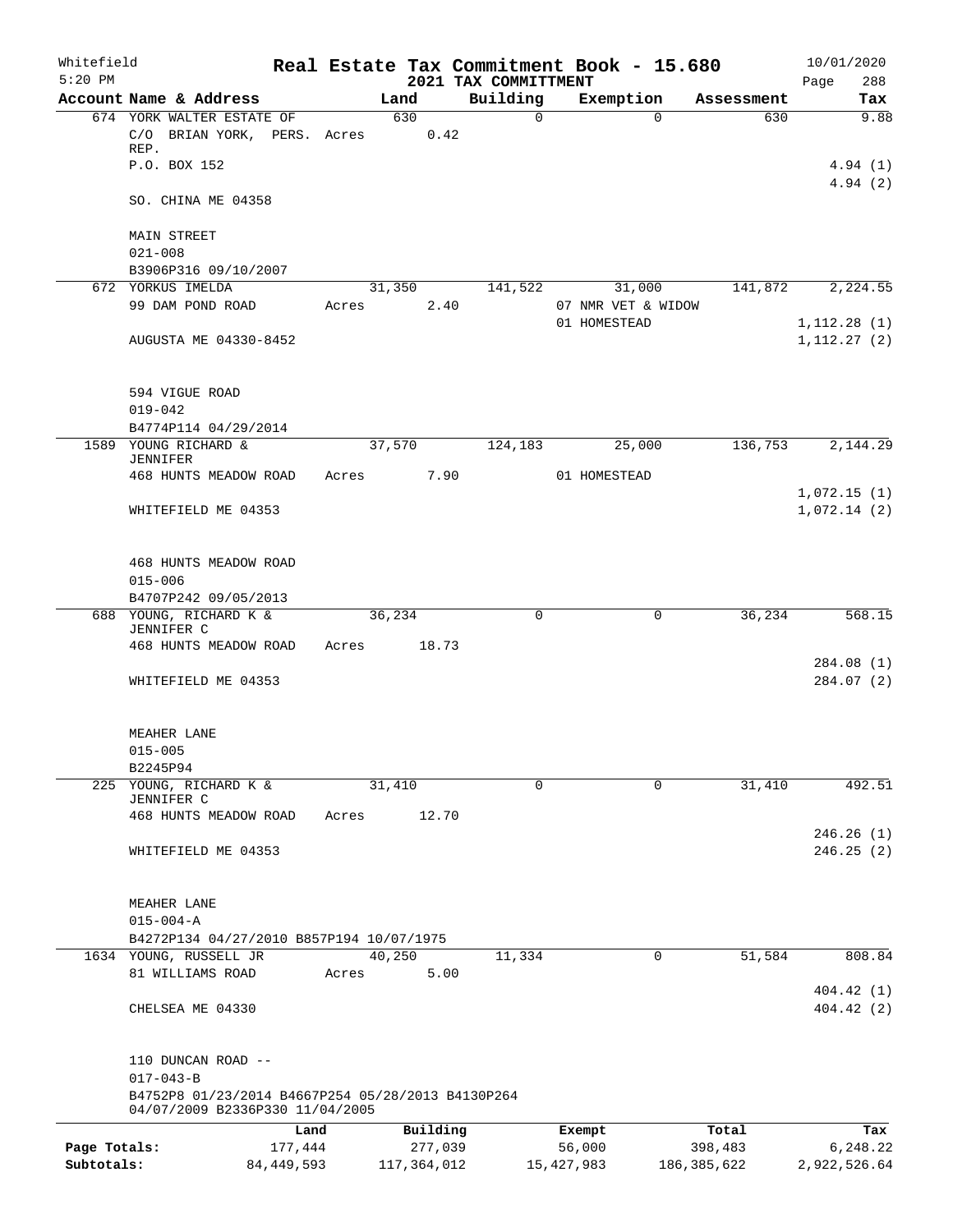Whitefield 5:20 PM

# Real Estate Tax Commitment Book - 15.680
## 2021 TAX COMMITTMENT

10/01/2020 Page 288

| Account Name & Address | Land | Building | Exemption | Assessment | Tax |
|---|---|---|---|---|---|
| 674 YORK WALTER ESTATE OF | 630 | 0 | 0 | 630 | 9.88 |
| C/O BRIAN YORK, PERS. REP. | Acres 0.42 | | | | |
| P.O. BOX 152 | | | | | 4.94 (1) |
| SO. CHINA ME 04358 | | | | | 4.94 (2) |
| MAIN STREET | | | | | |
| 021-008 | | | | | |
| B3906P316 09/10/2007 | | | | | |
| 672 YORKUS IMELDA | 31,350 | 141,522 | 31,000 | 141,872 | 2,224.55 |
| 99 DAM POND ROAD | Acres 2.40 | | 07 NMR VET & WIDOW | | |
| | | | 01 HOMESTEAD | | 1,112.28 (1) |
| AUGUSTA ME 04330-8452 | | | | | 1,112.27 (2) |
| 594 VIGUE ROAD | | | | | |
| 019-042 | | | | | |
| B4774P114 04/29/2014 | | | | | |
| 1589 YOUNG RICHARD & JENNIFER | 37,570 | 124,183 | 25,000 | 136,753 | 2,144.29 |
| 468 HUNTS MEADOW ROAD | Acres 7.90 | | 01 HOMESTEAD | | |
| | | | | | 1,072.15 (1) |
| WHITEFIELD ME 04353 | | | | | 1,072.14 (2) |
| 468 HUNTS MEADOW ROAD | | | | | |
| 015-006 | | | | | |
| B4707P242 09/05/2013 | | | | | |
| 688 YOUNG, RICHARD K & JENNIFER C | 36,234 | 0 | 0 | 36,234 | 568.15 |
| 468 HUNTS MEADOW ROAD | Acres 18.73 | | | | |
| | | | | | 284.08 (1) |
| WHITEFIELD ME 04353 | | | | | 284.07 (2) |
| MEAHER LANE | | | | | |
| 015-005 | | | | | |
| B2245P94 | | | | | |
| 225 YOUNG, RICHARD K & JENNIFER C | 31,410 | 0 | 0 | 31,410 | 492.51 |
| 468 HUNTS MEADOW ROAD | Acres 12.70 | | | | |
| | | | | | 246.26 (1) |
| WHITEFIELD ME 04353 | | | | | 246.25 (2) |
| MEAHER LANE | | | | | |
| 015-004-A | | | | | |
| B4272P134 04/27/2010 B857P194 10/07/1975 | | | | | |
| 1634 YOUNG, RUSSELL JR | 40,250 | 11,334 | 0 | 51,584 | 808.84 |
| 81 WILLIAMS ROAD | Acres 5.00 | | | | |
| | | | | | 404.42 (1) |
| CHELSEA ME 04330 | | | | | 404.42 (2) |
| 110 DUNCAN ROAD -- | | | | | |
| 017-043-B | | | | | |
| B4752P8 01/23/2014 B4667P254 05/28/2013 B4130P264 04/07/2009 B2336P330 11/04/2005 | | | | | |

| | Land | Building | Exempt | Total | Tax |
|---|---|---|---|---|---|
| Page Totals: | 177,444 | 277,039 | 56,000 | 398,483 | 6,248.22 |
| Subtotals: | 84,449,593 | 117,364,012 | 15,427,983 | 186,385,622 | 2,922,526.64 |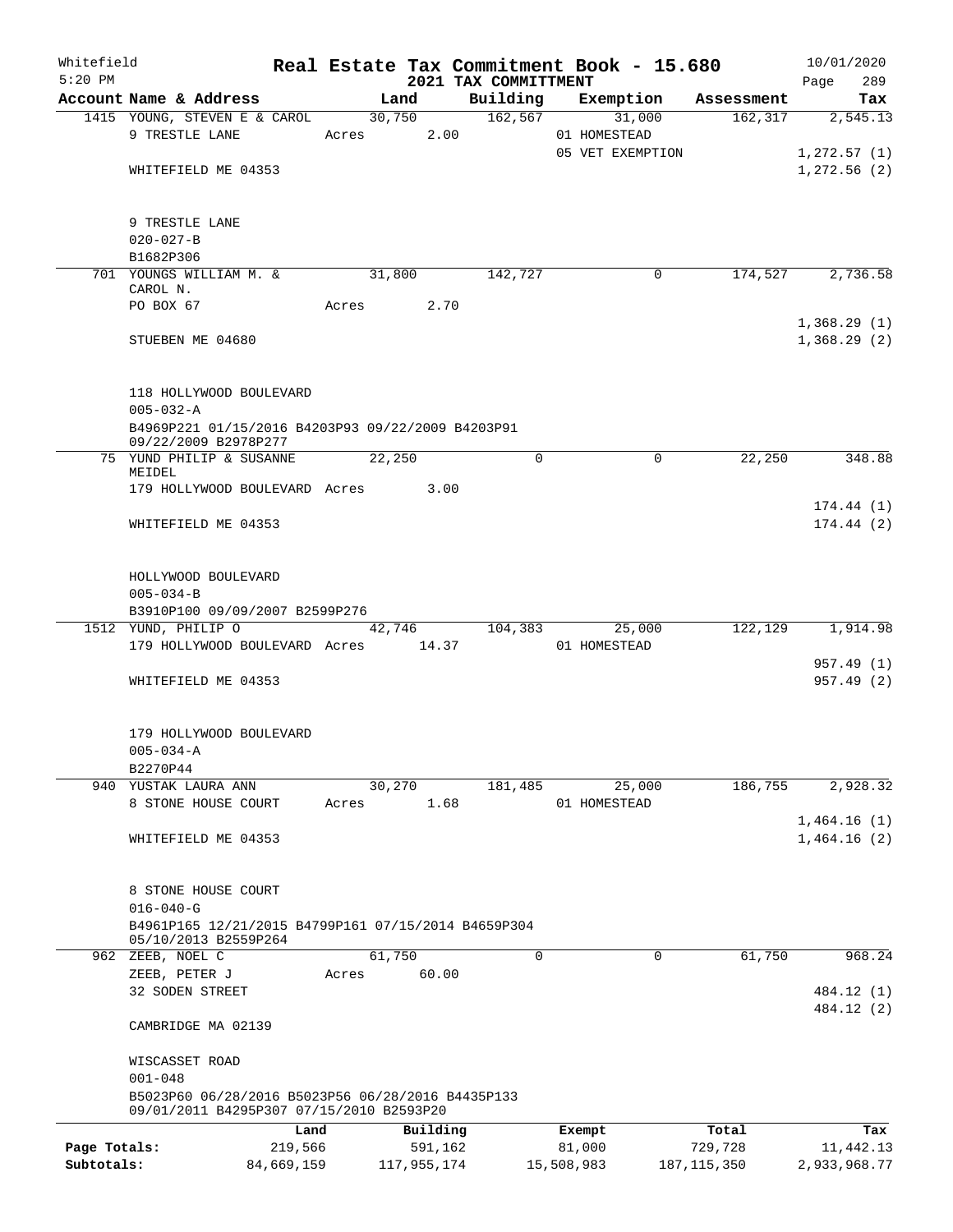Whitefield 5:20 PM

# Real Estate Tax Commitment Book - 15.680

## 2021 TAX COMMITTMENT

10/01/2020 Page 289

| Account Name & Address | Land | Building | Exemption | Assessment | Tax |
|---|---|---|---|---|---|
| 1415 YOUNG, STEVEN E & CAROL | 30,750 | 162,567 | 31,000 | 162,317 | 2,545.13 |
| 9 TRESTLE LANE | Acres 2.00 | | 01 HOMESTEAD | | |
| | | | 05 VET EXEMPTION | | 1,272.57 (1) |
| WHITEFIELD ME 04353 | | | | | 1,272.56 (2) |
| 9 TRESTLE LANE | | | | | |
| 020-027-B | | | | | |
| B1682P306 | | | | | |
| 701 YOUNGS WILLIAM M. & CAROL N. | 31,800 | 142,727 | 0 | 174,527 | 2,736.58 |
| PO BOX 67 | Acres 2.70 | | | | |
| | | | | | 1,368.29 (1) |
| STUEBEN ME 04680 | | | | | 1,368.29 (2) |
| 118 HOLLYWOOD BOULEVARD | | | | | |
| 005-032-A | | | | | |
| B4969P221 01/15/2016 B4203P93 09/22/2009 B4203P91 09/22/2009 B2978P277 | | | | | |
| 75 YUND PHILIP & SUSANNE MEIDEL | 22,250 | 0 | 0 | 22,250 | 348.88 |
| 179 HOLLYWOOD BOULEVARD | Acres 3.00 | | | | |
| | | | | | 174.44 (1) |
| WHITEFIELD ME 04353 | | | | | 174.44 (2) |
| HOLLYWOOD BOULEVARD | | | | | |
| 005-034-B | | | | | |
| B3910P100 09/09/2007 B2599P276 | | | | | |
| 1512 YUND, PHILIP O | 42,746 | 104,383 | 25,000 | 122,129 | 1,914.98 |
| 179 HOLLYWOOD BOULEVARD | Acres 14.37 | | 01 HOMESTEAD | | |
| | | | | | 957.49 (1) |
| WHITEFIELD ME 04353 | | | | | 957.49 (2) |
| 179 HOLLYWOOD BOULEVARD | | | | | |
| 005-034-A | | | | | |
| B2270P44 | | | | | |
| 940 YUSTAK LAURA ANN | 30,270 | 181,485 | 25,000 | 186,755 | 2,928.32 |
| 8 STONE HOUSE COURT | Acres 1.68 | | 01 HOMESTEAD | | |
| | | | | | 1,464.16 (1) |
| WHITEFIELD ME 04353 | | | | | 1,464.16 (2) |
| 8 STONE HOUSE COURT | | | | | |
| 016-040-G | | | | | |
| B4961P165 12/21/2015 B4799P161 07/15/2014 B4659P304 05/10/2013 B2559P264 | | | | | |
| 962 ZEEB, NOEL C | 61,750 | 0 | 0 | 61,750 | 968.24 |
| ZEEB, PETER J | Acres 60.00 | | | | |
| 32 SODEN STREET | | | | | 484.12 (1) |
| | | | | | 484.12 (2) |
| CAMBRIDGE MA 02139 | | | | | |
| WISCASSET ROAD | | | | | |
| 001-048 | | | | | |
| B5023P60 06/28/2016 B5023P56 06/28/2016 B4435P133 09/01/2011 B4295P307 07/15/2010 B2593P20 | | | | | |

| | Land | Building | Exempt | Total | Tax |
|---|---|---|---|---|---|
| Page Totals: | 219,566 | 591,162 | 81,000 | 729,728 | 11,442.13 |
| Subtotals: | 84,669,159 | 117,955,174 | 15,508,983 | 187,115,350 | 2,933,968.77 |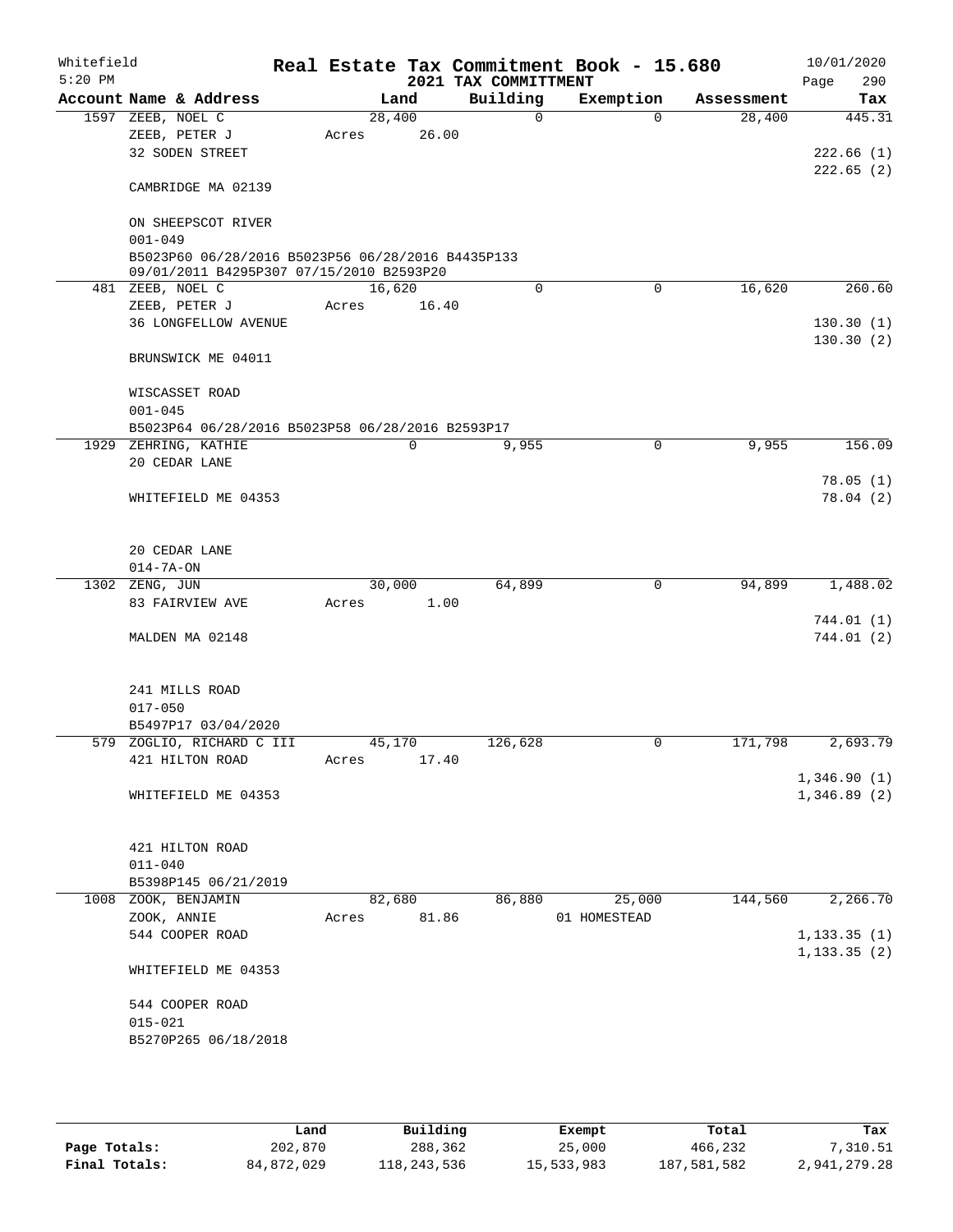Whitefield 5:20 PM

# Real Estate Tax Commitment Book - 15.680

## 2021 TAX COMMITTMENT

10/01/2020

| Account Name & Address | Land | Building | Exemption | Assessment | Tax |
|---|---|---|---|---|---|
| 1597 ZEEB, NOEL C | 28,400 | 0 | 0 | 28,400 | 445.31 |
| ZEEB, PETER J | Acres 26.00 | | | | |
| 32 SODEN STREET | | | | | 222.66 (1) |
| | | | | | 222.65 (2) |
| CAMBRIDGE MA 02139 | | | | | |
| ON SHEEPSCOT RIVER | | | | | |
| 001-049 | | | | | |
| B5023P60 06/28/2016 B5023P56 06/28/2016 B4435P133 09/01/2011 B4295P307 07/15/2010 B2593P20 | | | | | |
| 481 ZEEB, NOEL C | 16,620 | 0 | 0 | 16,620 | 260.60 |
| ZEEB, PETER J | Acres 16.40 | | | | |
| 36 LONGFELLOW AVENUE | | | | | 130.30 (1) |
| | | | | | 130.30 (2) |
| BRUNSWICK ME 04011 | | | | | |
| WISCASSET ROAD | | | | | |
| 001-045 | | | | | |
| B5023P64 06/28/2016 B5023P58 06/28/2016 B2593P17 | | | | | |
| 1929 ZEHRING, KATHIE | 0 | 9,955 | 0 | 9,955 | 156.09 |
| 20 CEDAR LANE | | | | | |
| | | | | | 78.05 (1) |
| WHITEFIELD ME 04353 | | | | | 78.04 (2) |
| 20 CEDAR LANE | | | | | |
| 014-7A-ON | | | | | |
| 1302 ZENG, JUN | 30,000 | 64,899 | 0 | 94,899 | 1,488.02 |
| 83 FAIRVIEW AVE | Acres 1.00 | | | | |
| | | | | | 744.01 (1) |
| MALDEN MA 02148 | | | | | 744.01 (2) |
| 241 MILLS ROAD | | | | | |
| 017-050 | | | | | |
| B5497P17 03/04/2020 | | | | | |
| 579 ZOGLIO, RICHARD C III | 45,170 | 126,628 | 0 | 171,798 | 2,693.79 |
| 421 HILTON ROAD | Acres 17.40 | | | | |
| | | | | | 1,346.90 (1) |
| WHITEFIELD ME 04353 | | | | | 1,346.89 (2) |
| 421 HILTON ROAD | | | | | |
| 011-040 | | | | | |
| B5398P145 06/21/2019 | | | | | |
| 1008 ZOOK, BENJAMIN | 82,680 | 86,880 | 25,000 | 144,560 | 2,266.70 |
| ZOOK, ANNIE | Acres 81.86 | | 01 HOMESTEAD | | |
| 544 COOPER ROAD | | | | | 1,133.35 (1) |
| | | | | | 1,133.35 (2) |
| WHITEFIELD ME 04353 | | | | | |
| 544 COOPER ROAD | | | | | |
| 015-021 | | | | | |
| B5270P265 06/18/2018 | | | | | |

| | Land | Building | Exempt | Total | Tax |
|---|---|---|---|---|---|
| Page Totals: | 202,870 | 288,362 | 25,000 | 466,232 | 7,310.51 |
| Final Totals: | 84,872,029 | 118,243,536 | 15,533,983 | 187,581,582 | 2,941,279.28 |